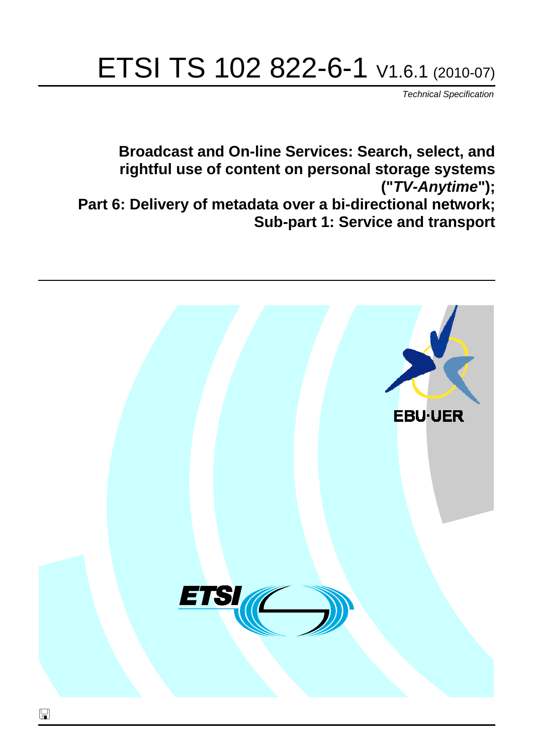# ETSI TS 102 822-6-1 V1.6.1 (2010-07)

*Technical Specification*

**Broadcast and On-line Services: Search, select, and rightful use of content on personal storage systems ("*TV-Anytime*"); Part 6: Delivery of metadata over a bi-directional network; Sub-part 1: Service and transport**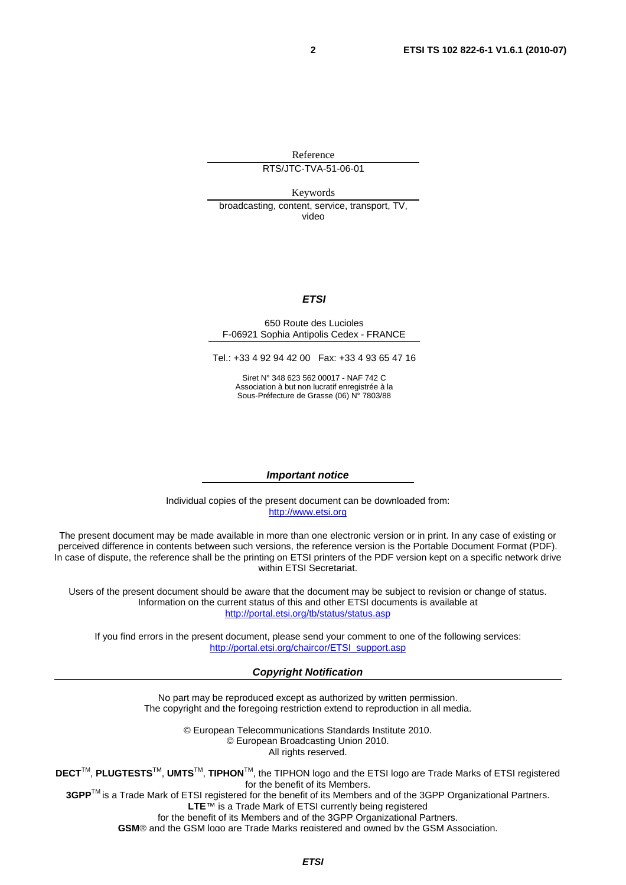Reference

RTS/JTC-TVA-51-06-01

Keywords

broadcasting, content, service, transport, TV, video

***ETSI***

650 Route des Lucioles
F-06921 Sophia Antipolis Cedex - FRANCE

Tel.: +33 4 92 94 42 00 Fax: +33 4 93 65 47 16

Siret N° 348 623 562 00017 - NAF 742 C
Association à but non lucratif enregistrée à la
Sous-Préfecture de Grasse (06) N° 7803/88

***Important notice***

Individual copies of the present document can be downloaded from:
http://www.etsi.org

The present document may be made available in more than one electronic version or in print. In any case of existing or perceived difference in contents between such versions, the reference version is the Portable Document Format (PDF). In case of dispute, the reference shall be the printing on ETSI printers of the PDF version kept on a specific network drive within ETSI Secretariat.

Users of the present document should be aware that the document may be subject to revision or change of status. Information on the current status of this and other ETSI documents is available at
http://portal.etsi.org/tb/status/status.asp

If you find errors in the present document, please send your comment to one of the following services:
http://portal.etsi.org/chaircor/ETSI_support.asp

***Copyright Notification***

No part may be reproduced except as authorized by written permission.
The copyright and the foregoing restriction extend to reproduction in all media.

© European Telecommunications Standards Institute 2010.
© European Broadcasting Union 2010.
All rights reserved.

**DECT**™, **PLUGTESTS**™, **UMTS**™, **TIPHON**™, the TIPHON logo and the ETSI logo are Trade Marks of ETSI registered for the benefit of its Members.
**3GPP**™ is a Trade Mark of ETSI registered for the benefit of its Members and of the 3GPP Organizational Partners.
**LTE**™ is a Trade Mark of ETSI currently being registered for the benefit of its Members and of the 3GPP Organizational Partners.
**GSM**® and the GSM logo are Trade Marks registered and owned by the GSM Association.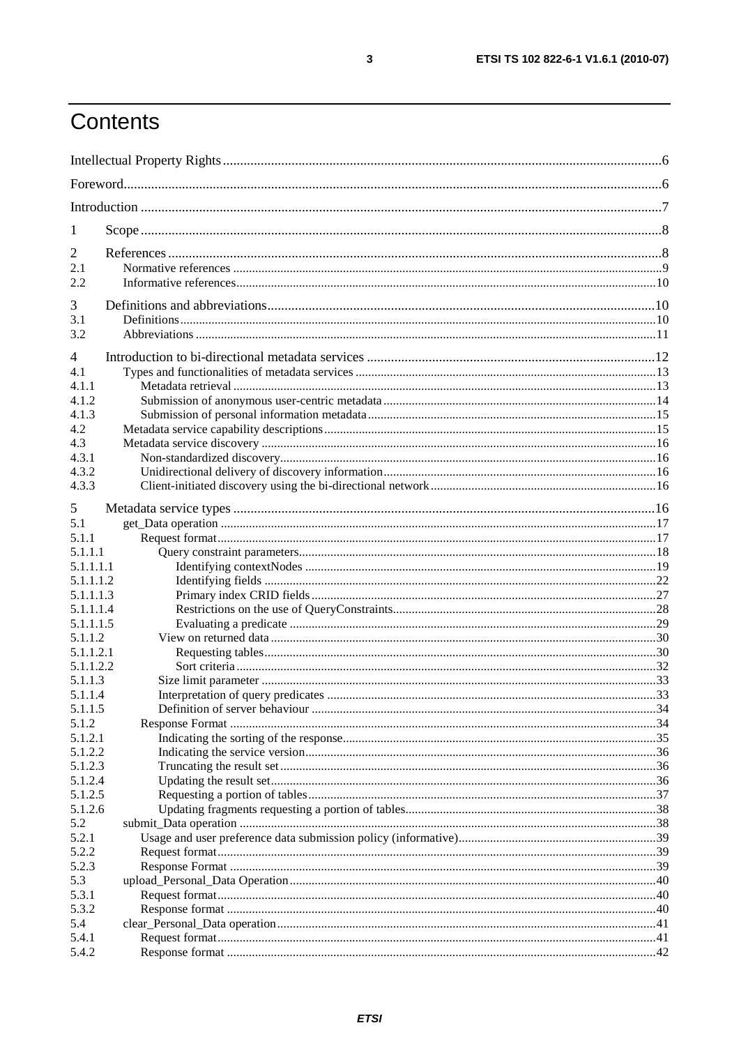# Contents

Intellectual Property Rights .......... 6

Foreword .......... 6

Introduction .......... 7

1 Scope .......... 8

2 References .......... 8
- 2.1 Normative references .......... 9
- 2.2 Informative references .......... 10

3 Definitions and abbreviations .......... 10
- 3.1 Definitions .......... 10
- 3.2 Abbreviations .......... 11

4 Introduction to bi-directional metadata services .......... 12
- 4.1 Types and functionalities of metadata services .......... 13
- 4.1.1 Metadata retrieval .......... 13
- 4.1.2 Submission of anonymous user-centric metadata .......... 14
- 4.1.3 Submission of personal information metadata .......... 15
- 4.2 Metadata service capability descriptions .......... 15
- 4.3 Metadata service discovery .......... 16
- 4.3.1 Non-standardized discovery .......... 16
- 4.3.2 Unidirectional delivery of discovery information .......... 16
- 4.3.3 Client-initiated discovery using the bi-directional network .......... 16

5 Metadata service types .......... 16
- 5.1 get_Data operation .......... 17
- 5.1.1 Request format .......... 17
- 5.1.1.1 Query constraint parameters .......... 18
- 5.1.1.1.1 Identifying contextNodes .......... 19
- 5.1.1.1.2 Identifying fields .......... 22
- 5.1.1.1.3 Primary index CRID fields .......... 27
- 5.1.1.1.4 Restrictions on the use of QueryConstraints .......... 28
- 5.1.1.1.5 Evaluating a predicate .......... 29
- 5.1.1.2 View on returned data .......... 30
- 5.1.1.2.1 Requesting tables .......... 30
- 5.1.1.2.2 Sort criteria .......... 32
- 5.1.1.3 Size limit parameter .......... 33
- 5.1.1.4 Interpretation of query predicates .......... 33
- 5.1.1.5 Definition of server behaviour .......... 34
- 5.1.2 Response Format .......... 34
- 5.1.2.1 Indicating the sorting of the response .......... 35
- 5.1.2.2 Indicating the service version .......... 36
- 5.1.2.3 Truncating the result set .......... 36
- 5.1.2.4 Updating the result set .......... 36
- 5.1.2.5 Requesting a portion of tables .......... 37
- 5.1.2.6 Updating fragments requesting a portion of tables .......... 38
- 5.2 submit_Data operation .......... 38
- 5.2.1 Usage and user preference data submission policy (informative) .......... 39
- 5.2.2 Request format .......... 39
- 5.2.3 Response Format .......... 39
- 5.3 upload_Personal_Data Operation .......... 40
- 5.3.1 Request format .......... 40
- 5.3.2 Response format .......... 40
- 5.4 clear_Personal_Data operation .......... 41
- 5.4.1 Request format .......... 41
- 5.4.2 Response format .......... 42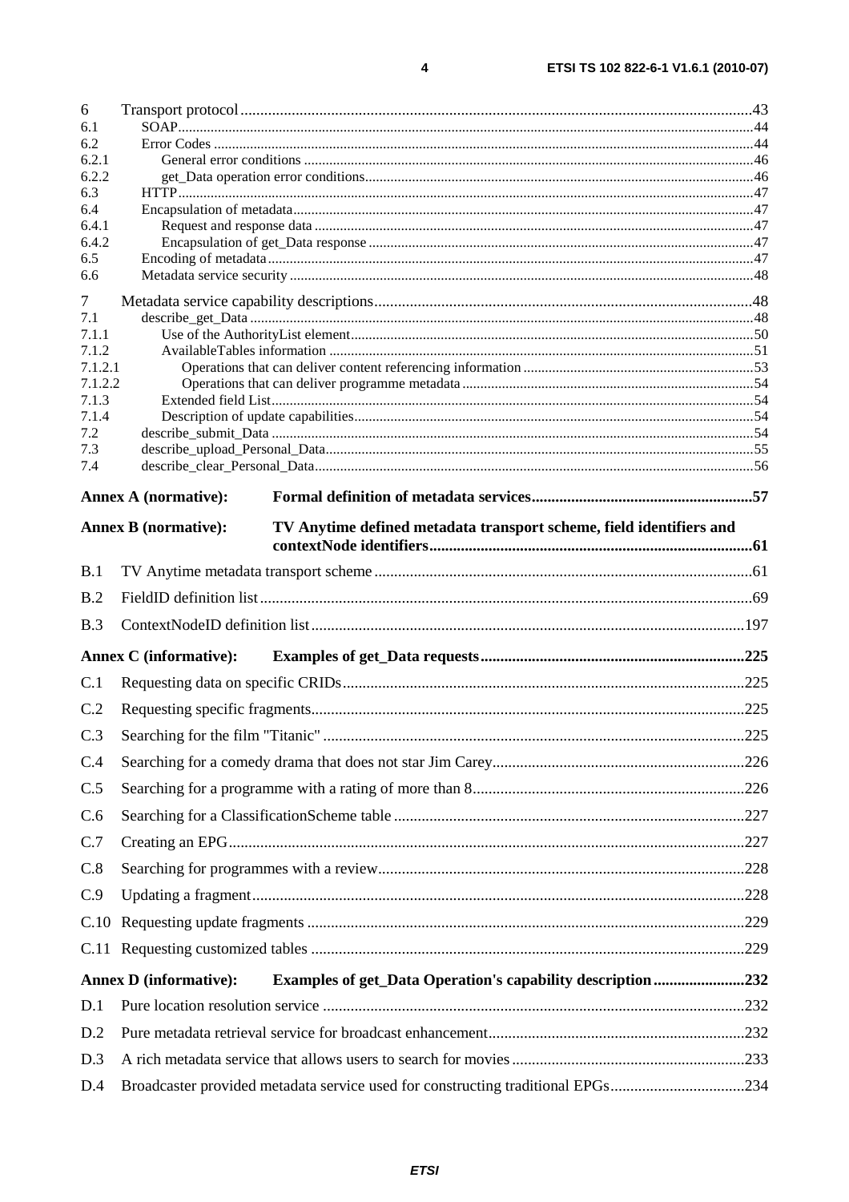6 Transport protocol ....................................................................................................................................43
6.1 SOAP...........................................................................................................................................................44
6.2 Error Codes .................................................................................................................................................44
6.2.1 General error conditions ........................................................................................................................46
6.2.2 get_Data operation error conditions.......................................................................................................46
6.3 HTTP...........................................................................................................................................................47
6.4 Encapsulation of metadata...........................................................................................................................47
6.4.1 Request and response data .....................................................................................................................47
6.4.2 Encapsulation of get_Data response .......................................................................................................47
6.5 Encoding of metadata...................................................................................................................................47
6.6 Metadata service security .............................................................................................................................48

7 Metadata service capability descriptions..................................................................................................48
7.1 describe_get_Data .......................................................................................................................................48
7.1.1 Use of the AuthorityList element...........................................................................................................50
7.1.2 AvailableTables information .................................................................................................................51
7.1.2.1 Operations that can deliver content referencing information ............................................................53
7.1.2.2 Operations that can deliver programme metadata .............................................................................54
7.1.3 Extended field List.................................................................................................................................54
7.1.4 Description of update capabilities..........................................................................................................54
7.2 describe_submit_Data .................................................................................................................................54
7.3 describe_upload_Personal_Data..................................................................................................................55
7.4 describe_clear_Personal_Data.....................................................................................................................56

**Annex A (normative): Formal definition of metadata services.......................................................57**

**Annex B (normative): TV Anytime defined metadata transport scheme, field identifiers and contextNode identifiers.................................................................................61**

B.1 TV Anytime metadata transport scheme ..................................................................................................61

B.2 FieldID definition list...............................................................................................................................69

B.3 ContextNodeID definition list.................................................................................................................197

**Annex C (informative): Examples of get_Data requests..................................................................225**

C.1 Requesting data on specific CRIDs.........................................................................................................225

C.2 Requesting specific fragments.................................................................................................................225

C.3 Searching for the film "Titanic" ..............................................................................................................225

C.4 Searching for a comedy drama that does not star Jim Carey...................................................................226

C.5 Searching for a programme with a rating of more than 8........................................................................226

C.6 Searching for a ClassificationScheme table ............................................................................................227

C.7 Creating an EPG......................................................................................................................................227

C.8 Searching for programmes with a review................................................................................................228

C.9 Updating a fragment................................................................................................................................228

C.10 Requesting update fragments ..................................................................................................................229

C.11 Requesting customized tables .................................................................................................................229

**Annex D (informative): Examples of get_Data Operation's capability description.......................232**

D.1 Pure location resolution service ..............................................................................................................232

D.2 Pure metadata retrieval service for broadcast enhancement....................................................................232

D.3 A rich metadata service that allows users to search for movies...............................................................233

D.4 Broadcaster provided metadata service used for constructing traditional EPGs.....................................234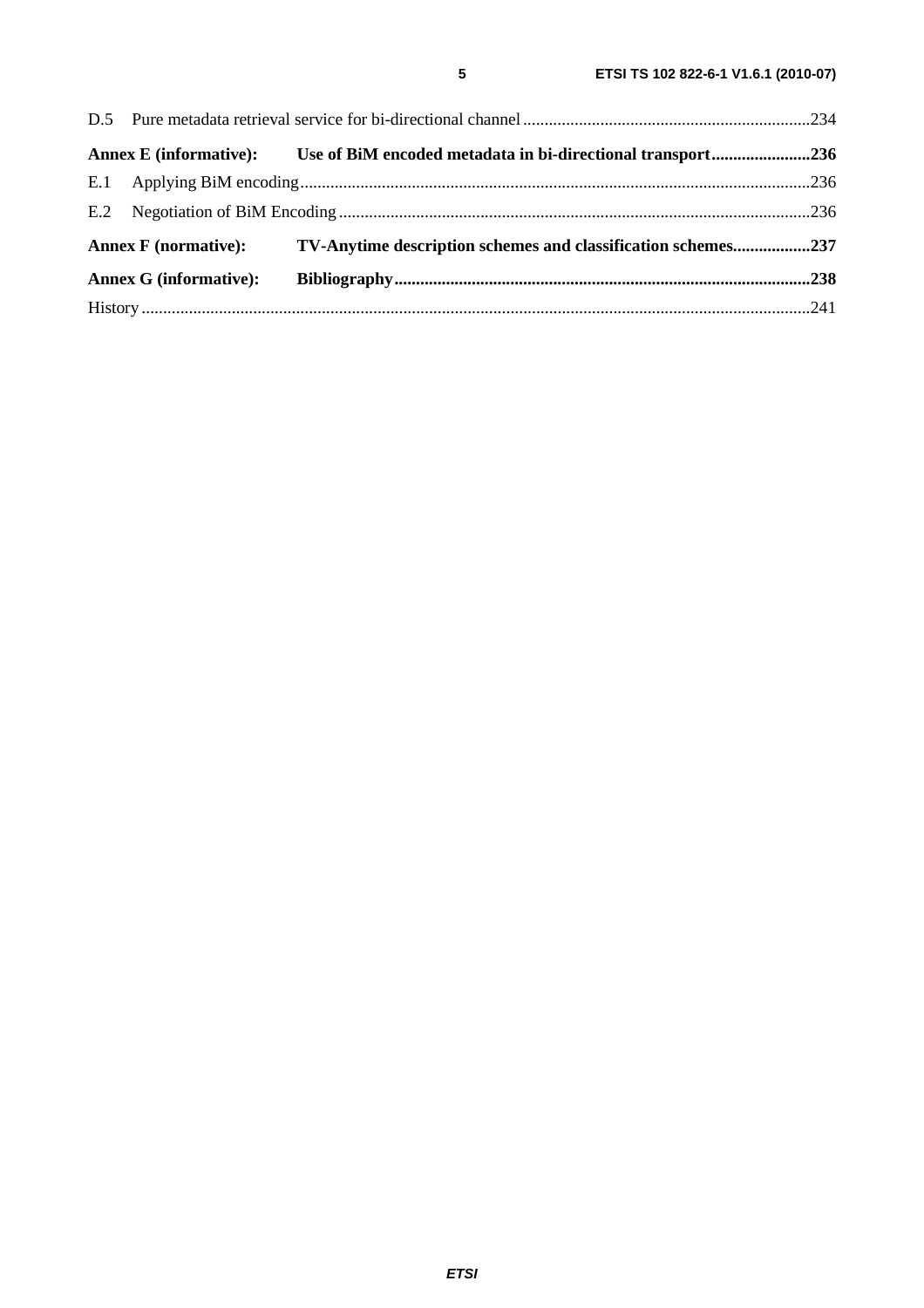D.5 Pure metadata retrieval service for bi-directional channel ..................................................................234

**Annex E (informative): Use of BiM encoded metadata in bi-directional transport.......................236**

E.1 Applying BiM encoding......................................................................................................................236

E.2 Negotiation of BiM Encoding .............................................................................................................236

**Annex F (normative): TV-Anytime description schemes and classification schemes..................237**

**Annex G (informative): Bibliography................................................................................................238**

History ..........................................................................................................................................................241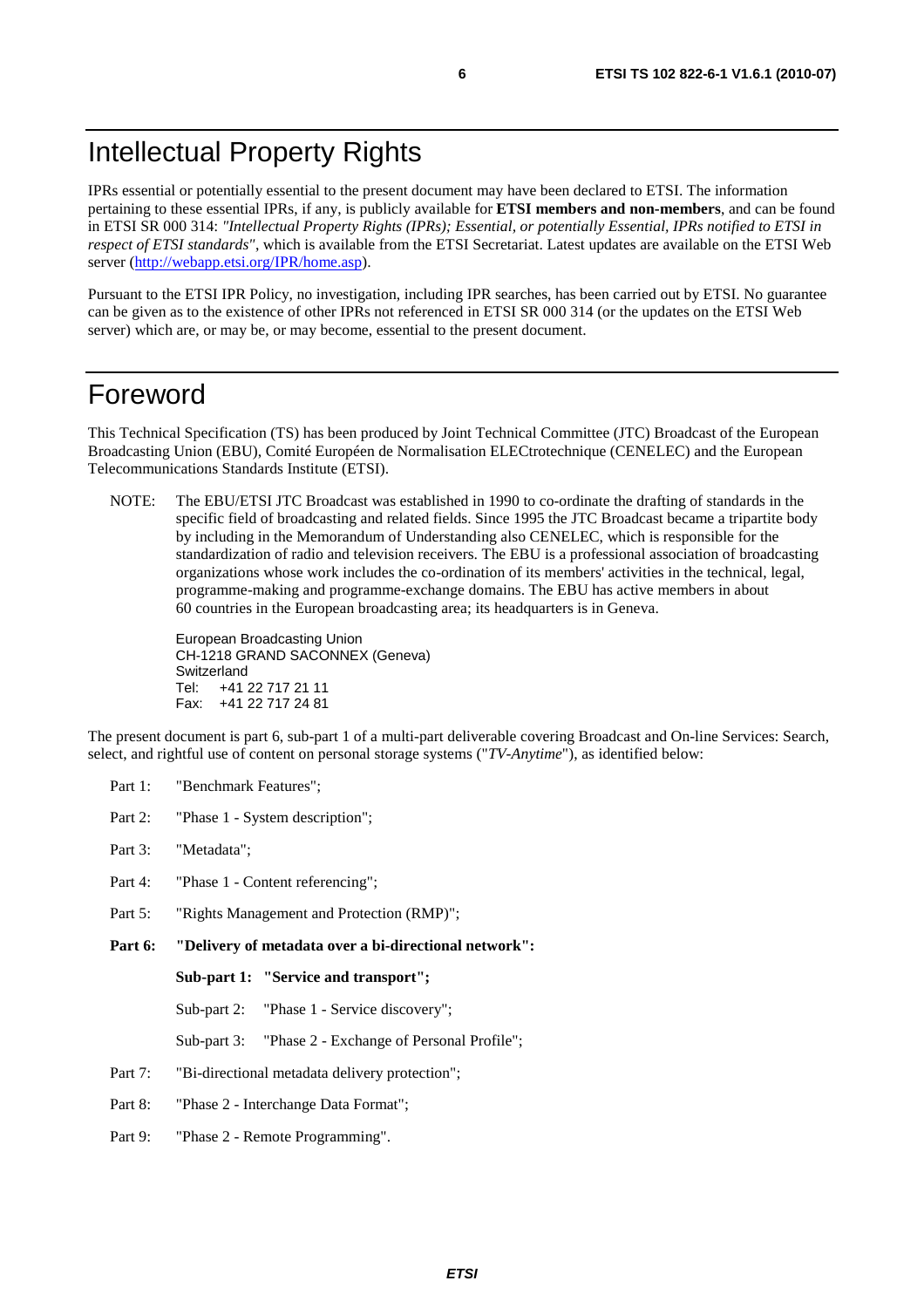# Intellectual Property Rights

IPRs essential or potentially essential to the present document may have been declared to ETSI. The information pertaining to these essential IPRs, if any, is publicly available for **ETSI members and non-members**, and can be found in ETSI SR 000 314: *"Intellectual Property Rights (IPRs); Essential, or potentially Essential, IPRs notified to ETSI in respect of ETSI standards"*, which is available from the ETSI Secretariat. Latest updates are available on the ETSI Web server (http://webapp.etsi.org/IPR/home.asp).

Pursuant to the ETSI IPR Policy, no investigation, including IPR searches, has been carried out by ETSI. No guarantee can be given as to the existence of other IPRs not referenced in ETSI SR 000 314 (or the updates on the ETSI Web server) which are, or may be, or may become, essential to the present document.

# Foreword

This Technical Specification (TS) has been produced by Joint Technical Committee (JTC) Broadcast of the European Broadcasting Union (EBU), Comité Européen de Normalisation ELECtrotechnique (CENELEC) and the European Telecommunications Standards Institute (ETSI).

NOTE: The EBU/ETSI JTC Broadcast was established in 1990 to co-ordinate the drafting of standards in the specific field of broadcasting and related fields. Since 1995 the JTC Broadcast became a tripartite body by including in the Memorandum of Understanding also CENELEC, which is responsible for the standardization of radio and television receivers. The EBU is a professional association of broadcasting organizations whose work includes the co-ordination of its members' activities in the technical, legal, programme-making and programme-exchange domains. The EBU has active members in about 60 countries in the European broadcasting area; its headquarters is in Geneva.

European Broadcasting Union
CH-1218 GRAND SACONNEX (Geneva)
Switzerland
Tel: +41 22 717 21 11
Fax: +41 22 717 24 81

The present document is part 6, sub-part 1 of a multi-part deliverable covering Broadcast and On-line Services: Search, select, and rightful use of content on personal storage systems ("*TV-Anytime*"), as identified below:

Part 1: "Benchmark Features";

Part 2: "Phase 1 - System description";

Part 3: "Metadata";

Part 4: "Phase 1 - Content referencing";

Part 5: "Rights Management and Protection (RMP)";

**Part 6: "Delivery of metadata over a bi-directional network":**

- **Sub-part 1: "Service and transport";**
- Sub-part 2: "Phase 1 - Service discovery";
- Sub-part 3: "Phase 2 - Exchange of Personal Profile";

Part 7: "Bi-directional metadata delivery protection";

Part 8: "Phase 2 - Interchange Data Format";

Part 9: "Phase 2 - Remote Programming".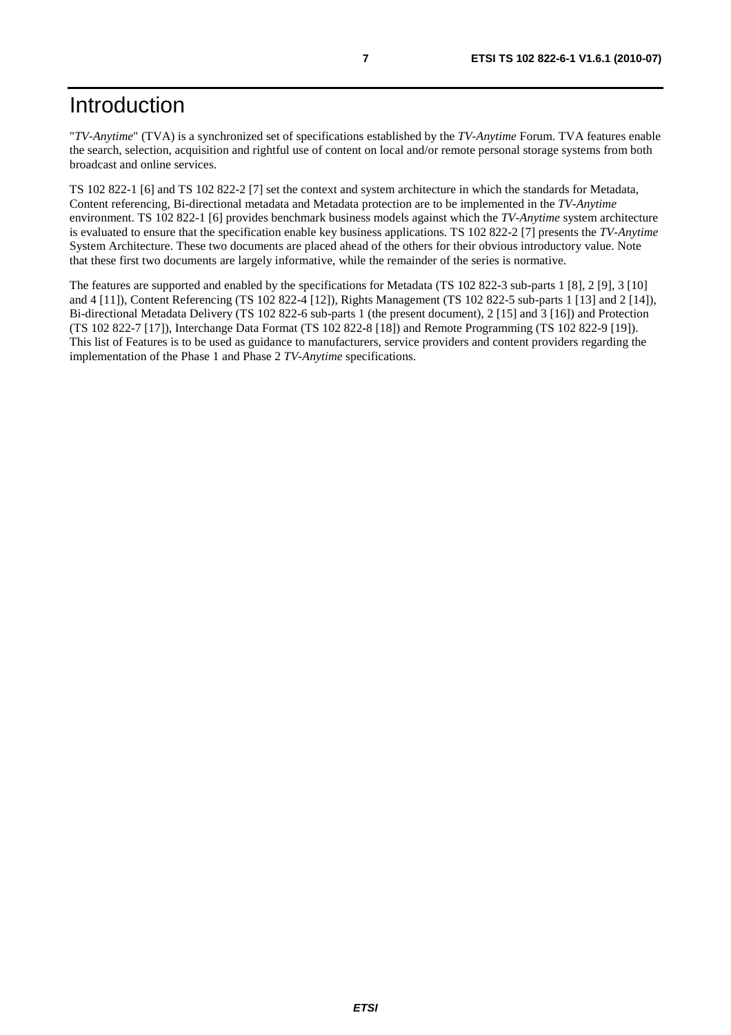# Introduction

"*TV-Anytime*" (TVA) is a synchronized set of specifications established by the *TV-Anytime* Forum. TVA features enable the search, selection, acquisition and rightful use of content on local and/or remote personal storage systems from both broadcast and online services.

TS 102 822-1 [6] and TS 102 822-2 [7] set the context and system architecture in which the standards for Metadata, Content referencing, Bi-directional metadata and Metadata protection are to be implemented in the *TV-Anytime* environment. TS 102 822-1 [6] provides benchmark business models against which the *TV-Anytime* system architecture is evaluated to ensure that the specification enable key business applications. TS 102 822-2 [7] presents the *TV-Anytime* System Architecture. These two documents are placed ahead of the others for their obvious introductory value. Note that these first two documents are largely informative, while the remainder of the series is normative.

The features are supported and enabled by the specifications for Metadata (TS 102 822-3 sub-parts 1 [8], 2 [9], 3 [10] and 4 [11]), Content Referencing (TS 102 822-4 [12]), Rights Management (TS 102 822-5 sub-parts 1 [13] and 2 [14]), Bi-directional Metadata Delivery (TS 102 822-6 sub-parts 1 (the present document), 2 [15] and 3 [16]) and Protection (TS 102 822-7 [17]), Interchange Data Format (TS 102 822-8 [18]) and Remote Programming (TS 102 822-9 [19]). This list of Features is to be used as guidance to manufacturers, service providers and content providers regarding the implementation of the Phase 1 and Phase 2 *TV-Anytime* specifications.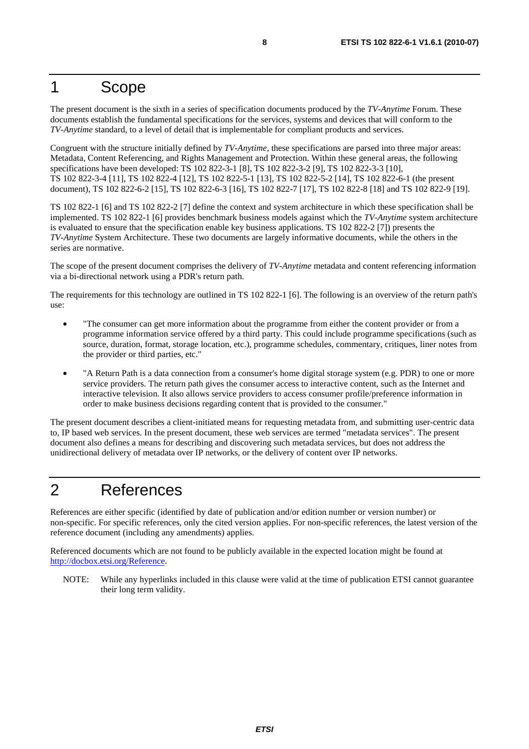# 1 Scope

The present document is the sixth in a series of specification documents produced by the *TV-Anytime* Forum. These documents establish the fundamental specifications for the services, systems and devices that will conform to the *TV-Anytime* standard, to a level of detail that is implementable for compliant products and services.

Congruent with the structure initially defined by *TV-Anytime*, these specifications are parsed into three major areas: Metadata, Content Referencing, and Rights Management and Protection. Within these general areas, the following specifications have been developed: TS 102 822-3-1 [8], TS 102 822-3-2 [9], TS 102 822-3-3 [10], TS 102 822-3-4 [11], TS 102 822-4 [12], TS 102 822-5-1 [13], TS 102 822-5-2 [14], TS 102 822-6-1 (the present document), TS 102 822-6-2 [15], TS 102 822-6-3 [16], TS 102 822-7 [17], TS 102 822-8 [18] and TS 102 822-9 [19].

TS 102 822-1 [6] and TS 102 822-2 [7] define the context and system architecture in which these specification shall be implemented. TS 102 822-1 [6] provides benchmark business models against which the *TV-Anytime* system architecture is evaluated to ensure that the specification enable key business applications. TS 102 822-2 [7]) presents the *TV-Anytime* System Architecture. These two documents are largely informative documents, while the others in the series are normative.

The scope of the present document comprises the delivery of *TV-Anytime* metadata and content referencing information via a bi-directional network using a PDR's return path.

The requirements for this technology are outlined in TS 102 822-1 [6]. The following is an overview of the return path's use:

- "The consumer can get more information about the programme from either the content provider or from a programme information service offered by a third party. This could include programme specifications (such as source, duration, format, storage location, etc.), programme schedules, commentary, critiques, liner notes from the provider or third parties, etc."
- "A Return Path is a data connection from a consumer's home digital storage system (e.g. PDR) to one or more service providers. The return path gives the consumer access to interactive content, such as the Internet and interactive television. It also allows service providers to access consumer profile/preference information in order to make business decisions regarding content that is provided to the consumer."

The present document describes a client-initiated means for requesting metadata from, and submitting user-centric data to, IP based web services. In the present document, these web services are termed "metadata services". The present document also defines a means for describing and discovering such metadata services, but does not address the unidirectional delivery of metadata over IP networks, or the delivery of content over IP networks.

# 2 References

References are either specific (identified by date of publication and/or edition number or version number) or non-specific. For specific references, only the cited version applies. For non-specific references, the latest version of the reference document (including any amendments) applies.

Referenced documents which are not found to be publicly available in the expected location might be found at http://docbox.etsi.org/Reference.

NOTE: While any hyperlinks included in this clause were valid at the time of publication ETSI cannot guarantee their long term validity.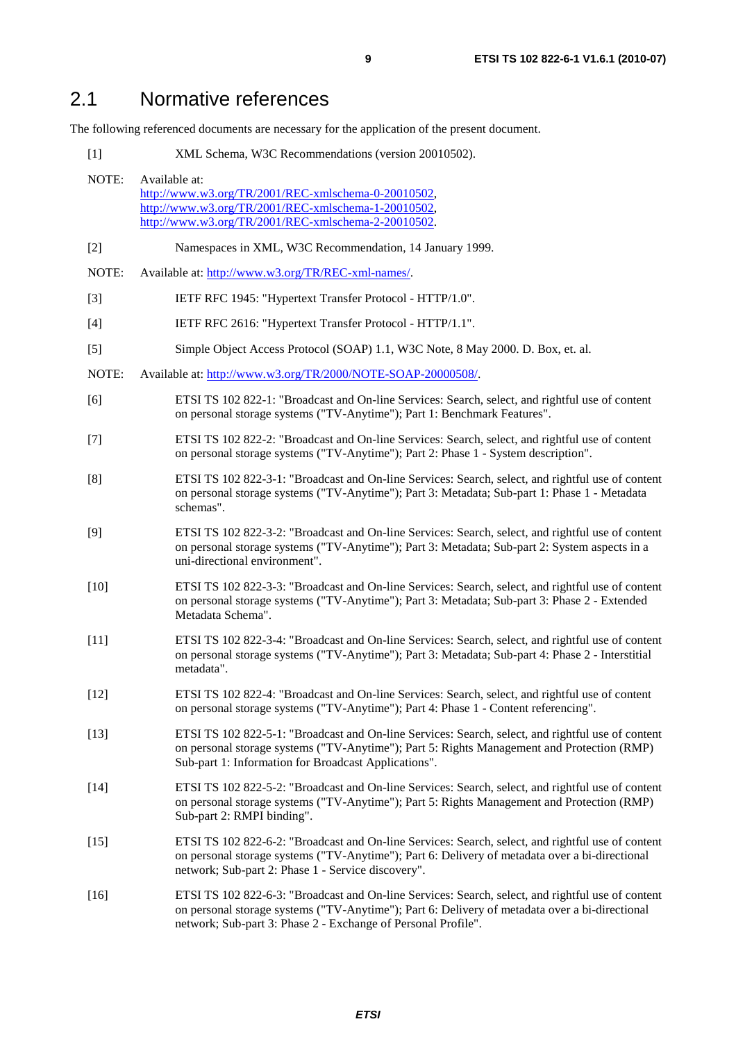## 2.1 Normative references

The following referenced documents are necessary for the application of the present document.

[1] XML Schema, W3C Recommendations (version 20010502).

NOTE: Available at:
http://www.w3.org/TR/2001/REC-xmlschema-0-20010502,
http://www.w3.org/TR/2001/REC-xmlschema-1-20010502,
http://www.w3.org/TR/2001/REC-xmlschema-2-20010502.

[2] Namespaces in XML, W3C Recommendation, 14 January 1999.

NOTE: Available at: http://www.w3.org/TR/REC-xml-names/.

[3] IETF RFC 1945: "Hypertext Transfer Protocol - HTTP/1.0".

[4] IETF RFC 2616: "Hypertext Transfer Protocol - HTTP/1.1".

[5] Simple Object Access Protocol (SOAP) 1.1, W3C Note, 8 May 2000. D. Box, et. al.

NOTE: Available at: http://www.w3.org/TR/2000/NOTE-SOAP-20000508/.

[6] ETSI TS 102 822-1: "Broadcast and On-line Services: Search, select, and rightful use of content on personal storage systems ("TV-Anytime"); Part 1: Benchmark Features".

[7] ETSI TS 102 822-2: "Broadcast and On-line Services: Search, select, and rightful use of content on personal storage systems ("TV-Anytime"); Part 2: Phase 1 - System description".

[8] ETSI TS 102 822-3-1: "Broadcast and On-line Services: Search, select, and rightful use of content on personal storage systems ("TV-Anytime"); Part 3: Metadata; Sub-part 1: Phase 1 - Metadata schemas".

[9] ETSI TS 102 822-3-2: "Broadcast and On-line Services: Search, select, and rightful use of content on personal storage systems ("TV-Anytime"); Part 3: Metadata; Sub-part 2: System aspects in a uni-directional environment".

[10] ETSI TS 102 822-3-3: "Broadcast and On-line Services: Search, select, and rightful use of content on personal storage systems ("TV-Anytime"); Part 3: Metadata; Sub-part 3: Phase 2 - Extended Metadata Schema".

[11] ETSI TS 102 822-3-4: "Broadcast and On-line Services: Search, select, and rightful use of content on personal storage systems ("TV-Anytime"); Part 3: Metadata; Sub-part 4: Phase 2 - Interstitial metadata".

[12] ETSI TS 102 822-4: "Broadcast and On-line Services: Search, select, and rightful use of content on personal storage systems ("TV-Anytime"); Part 4: Phase 1 - Content referencing".

[13] ETSI TS 102 822-5-1: "Broadcast and On-line Services: Search, select, and rightful use of content on personal storage systems ("TV-Anytime"); Part 5: Rights Management and Protection (RMP) Sub-part 1: Information for Broadcast Applications".

[14] ETSI TS 102 822-5-2: "Broadcast and On-line Services: Search, select, and rightful use of content on personal storage systems ("TV-Anytime"); Part 5: Rights Management and Protection (RMP) Sub-part 2: RMPI binding".

[15] ETSI TS 102 822-6-2: "Broadcast and On-line Services: Search, select, and rightful use of content on personal storage systems ("TV-Anytime"); Part 6: Delivery of metadata over a bi-directional network; Sub-part 2: Phase 1 - Service discovery".

[16] ETSI TS 102 822-6-3: "Broadcast and On-line Services: Search, select, and rightful use of content on personal storage systems ("TV-Anytime"); Part 6: Delivery of metadata over a bi-directional network; Sub-part 3: Phase 2 - Exchange of Personal Profile".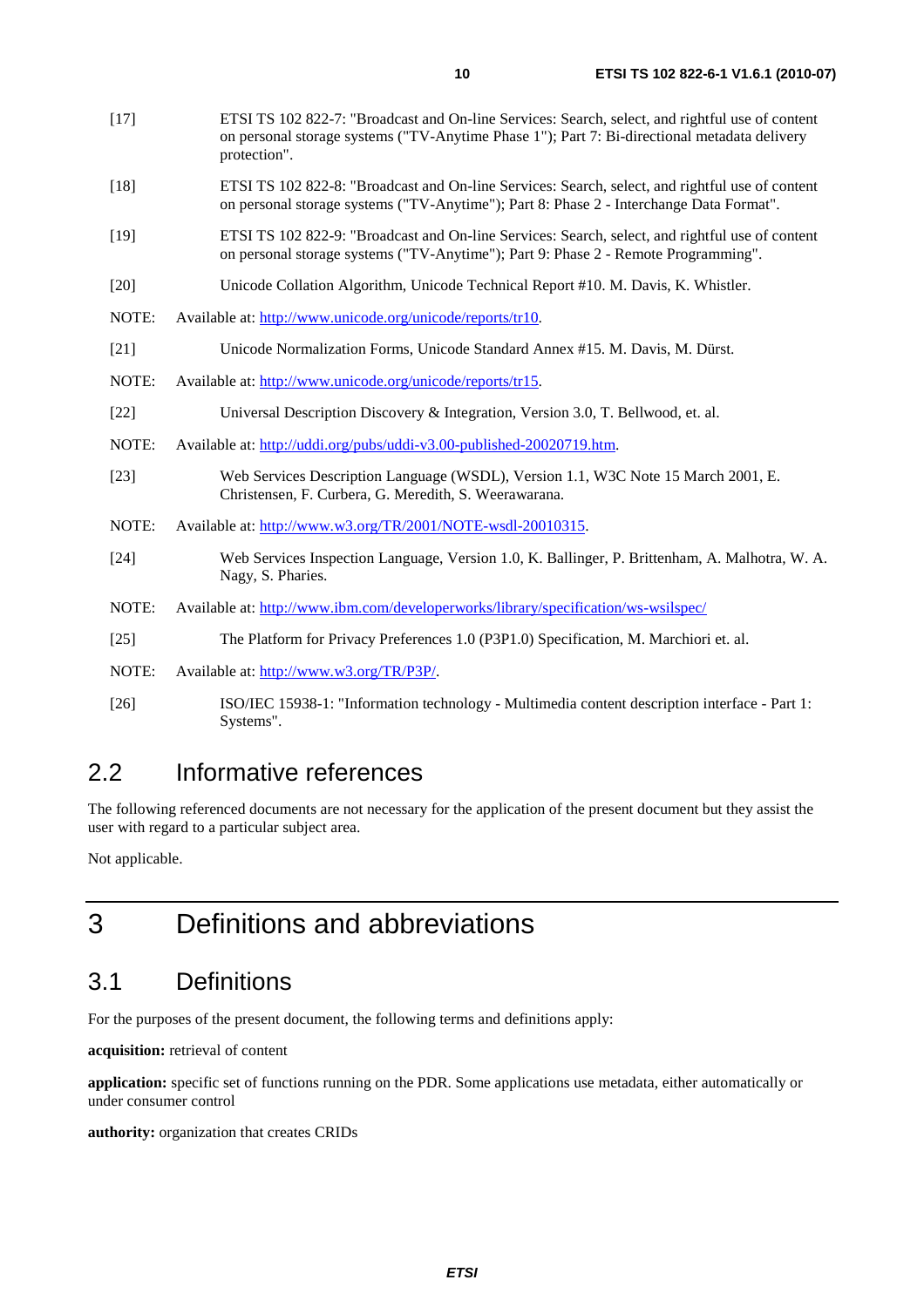[17] ETSI TS 102 822-7: "Broadcast and On-line Services: Search, select, and rightful use of content on personal storage systems ("TV-Anytime Phase 1"); Part 7: Bi-directional metadata delivery protection".

[18] ETSI TS 102 822-8: "Broadcast and On-line Services: Search, select, and rightful use of content on personal storage systems ("TV-Anytime"); Part 8: Phase 2 - Interchange Data Format".

[19] ETSI TS 102 822-9: "Broadcast and On-line Services: Search, select, and rightful use of content on personal storage systems ("TV-Anytime"); Part 9: Phase 2 - Remote Programming".

[20] Unicode Collation Algorithm, Unicode Technical Report #10. M. Davis, K. Whistler.

NOTE: Available at: http://www.unicode.org/unicode/reports/tr10.

[21] Unicode Normalization Forms, Unicode Standard Annex #15. M. Davis, M. Dürst.

NOTE: Available at: http://www.unicode.org/unicode/reports/tr15.

[22] Universal Description Discovery & Integration, Version 3.0, T. Bellwood, et. al.

NOTE: Available at: http://uddi.org/pubs/uddi-v3.00-published-20020719.htm.

[23] Web Services Description Language (WSDL), Version 1.1, W3C Note 15 March 2001, E. Christensen, F. Curbera, G. Meredith, S. Weerawarana.

NOTE: Available at: http://www.w3.org/TR/2001/NOTE-wsdl-20010315.

[24] Web Services Inspection Language, Version 1.0, K. Ballinger, P. Brittenham, A. Malhotra, W. A. Nagy, S. Pharies.

NOTE: Available at: http://www.ibm.com/developerworks/library/specification/ws-wsilspec/

[25] The Platform for Privacy Preferences 1.0 (P3P1.0) Specification, M. Marchiori et. al.

NOTE: Available at: http://www.w3.org/TR/P3P/.

[26] ISO/IEC 15938-1: "Information technology - Multimedia content description interface - Part 1: Systems".

## 2.2 Informative references

The following referenced documents are not necessary for the application of the present document but they assist the user with regard to a particular subject area.

Not applicable.

# 3 Definitions and abbreviations

## 3.1 Definitions

For the purposes of the present document, the following terms and definitions apply:

**acquisition:** retrieval of content

**application:** specific set of functions running on the PDR. Some applications use metadata, either automatically or under consumer control

**authority:** organization that creates CRIDs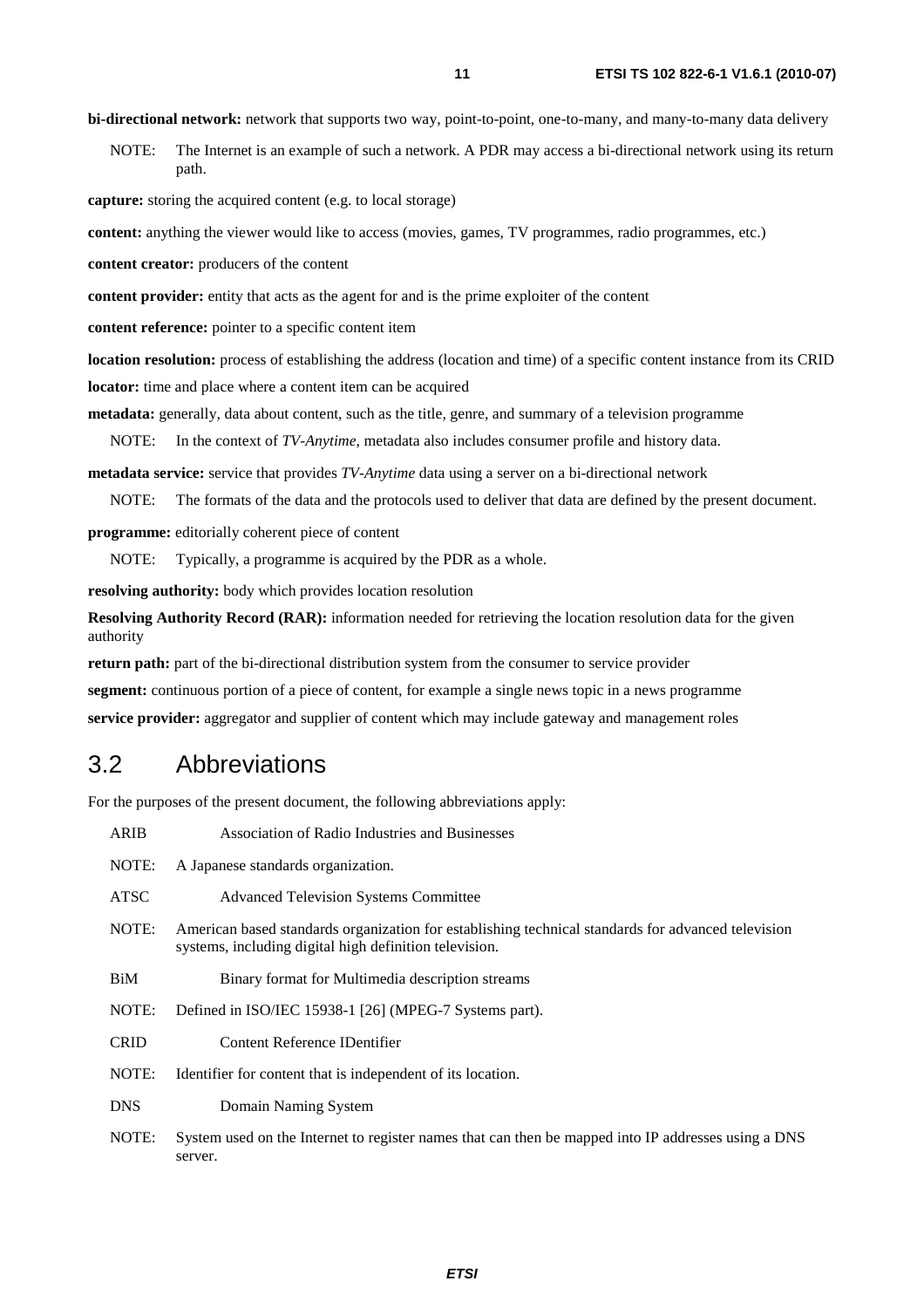**bi-directional network:** network that supports two way, point-to-point, one-to-many, and many-to-many data delivery

NOTE: The Internet is an example of such a network. A PDR may access a bi-directional network using its return path.

**capture:** storing the acquired content (e.g. to local storage)

**content:** anything the viewer would like to access (movies, games, TV programmes, radio programmes, etc.)

**content creator:** producers of the content

**content provider:** entity that acts as the agent for and is the prime exploiter of the content

**content reference:** pointer to a specific content item

**location resolution:** process of establishing the address (location and time) of a specific content instance from its CRID

**locator:** time and place where a content item can be acquired

**metadata:** generally, data about content, such as the title, genre, and summary of a television programme

NOTE: In the context of *TV-Anytime*, metadata also includes consumer profile and history data.

**metadata service:** service that provides *TV-Anytime* data using a server on a bi-directional network

NOTE: The formats of the data and the protocols used to deliver that data are defined by the present document.

**programme:** editorially coherent piece of content

NOTE: Typically, a programme is acquired by the PDR as a whole.

**resolving authority:** body which provides location resolution

**Resolving Authority Record (RAR):** information needed for retrieving the location resolution data for the given authority

**return path:** part of the bi-directional distribution system from the consumer to service provider

**segment:** continuous portion of a piece of content, for example a single news topic in a news programme

**service provider:** aggregator and supplier of content which may include gateway and management roles

## 3.2 Abbreviations

For the purposes of the present document, the following abbreviations apply:

ARIB Association of Radio Industries and Businesses

NOTE: A Japanese standards organization.

ATSC Advanced Television Systems Committee

NOTE: American based standards organization for establishing technical standards for advanced television systems, including digital high definition television.

BiM Binary format for Multimedia description streams

NOTE: Defined in ISO/IEC 15938-1 [26] (MPEG-7 Systems part).

CRID Content Reference IDentifier

NOTE: Identifier for content that is independent of its location.

DNS Domain Naming System

NOTE: System used on the Internet to register names that can then be mapped into IP addresses using a DNS server.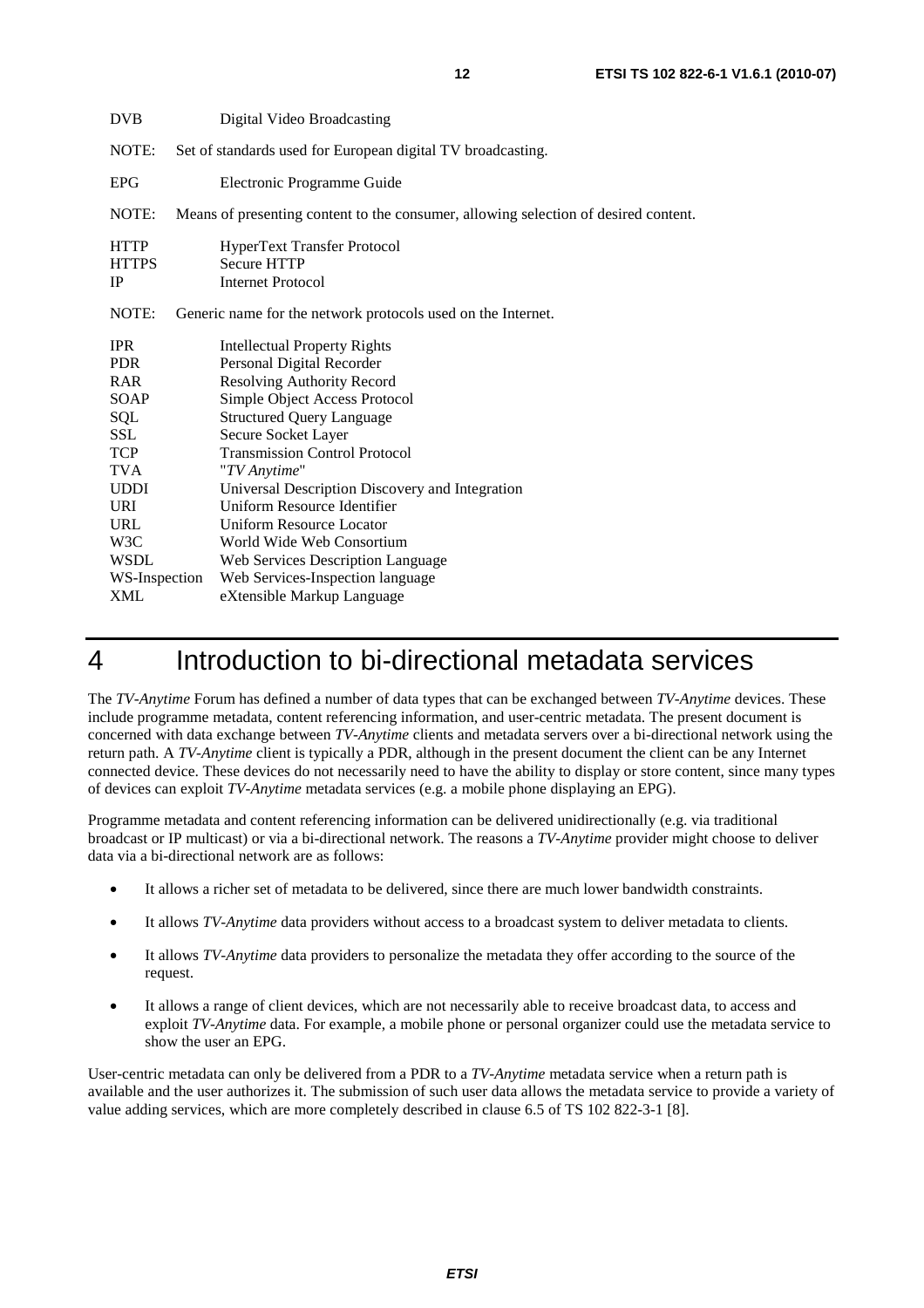DVB Digital Video Broadcasting

NOTE: Set of standards used for European digital TV broadcasting.

EPG Electronic Programme Guide

NOTE: Means of presenting content to the consumer, allowing selection of desired content.

HTTP HyperText Transfer Protocol
HTTPS Secure HTTP
IP Internet Protocol

NOTE: Generic name for the network protocols used on the Internet.

IPR Intellectual Property Rights
PDR Personal Digital Recorder
RAR Resolving Authority Record
SOAP Simple Object Access Protocol
SQL Structured Query Language
SSL Secure Socket Layer
TCP Transmission Control Protocol
TVA "*TV Anytime*"
UDDI Universal Description Discovery and Integration
URI Uniform Resource Identifier
URL Uniform Resource Locator
W3C World Wide Web Consortium
WSDL Web Services Description Language
WS-Inspection Web Services-Inspection language
XML eXtensible Markup Language

# 4 Introduction to bi-directional metadata services

The *TV-Anytime* Forum has defined a number of data types that can be exchanged between *TV-Anytime* devices. These include programme metadata, content referencing information, and user-centric metadata. The present document is concerned with data exchange between *TV-Anytime* clients and metadata servers over a bi-directional network using the return path. A *TV-Anytime* client is typically a PDR, although in the present document the client can be any Internet connected device. These devices do not necessarily need to have the ability to display or store content, since many types of devices can exploit *TV-Anytime* metadata services (e.g. a mobile phone displaying an EPG).

Programme metadata and content referencing information can be delivered unidirectionally (e.g. via traditional broadcast or IP multicast) or via a bi-directional network. The reasons a *TV-Anytime* provider might choose to deliver data via a bi-directional network are as follows:

- It allows a richer set of metadata to be delivered, since there are much lower bandwidth constraints.
- It allows *TV-Anytime* data providers without access to a broadcast system to deliver metadata to clients.
- It allows *TV-Anytime* data providers to personalize the metadata they offer according to the source of the request.
- It allows a range of client devices, which are not necessarily able to receive broadcast data, to access and exploit *TV-Anytime* data. For example, a mobile phone or personal organizer could use the metadata service to show the user an EPG.

User-centric metadata can only be delivered from a PDR to a *TV-Anytime* metadata service when a return path is available and the user authorizes it. The submission of such user data allows the metadata service to provide a variety of value adding services, which are more completely described in clause 6.5 of TS 102 822-3-1 [8].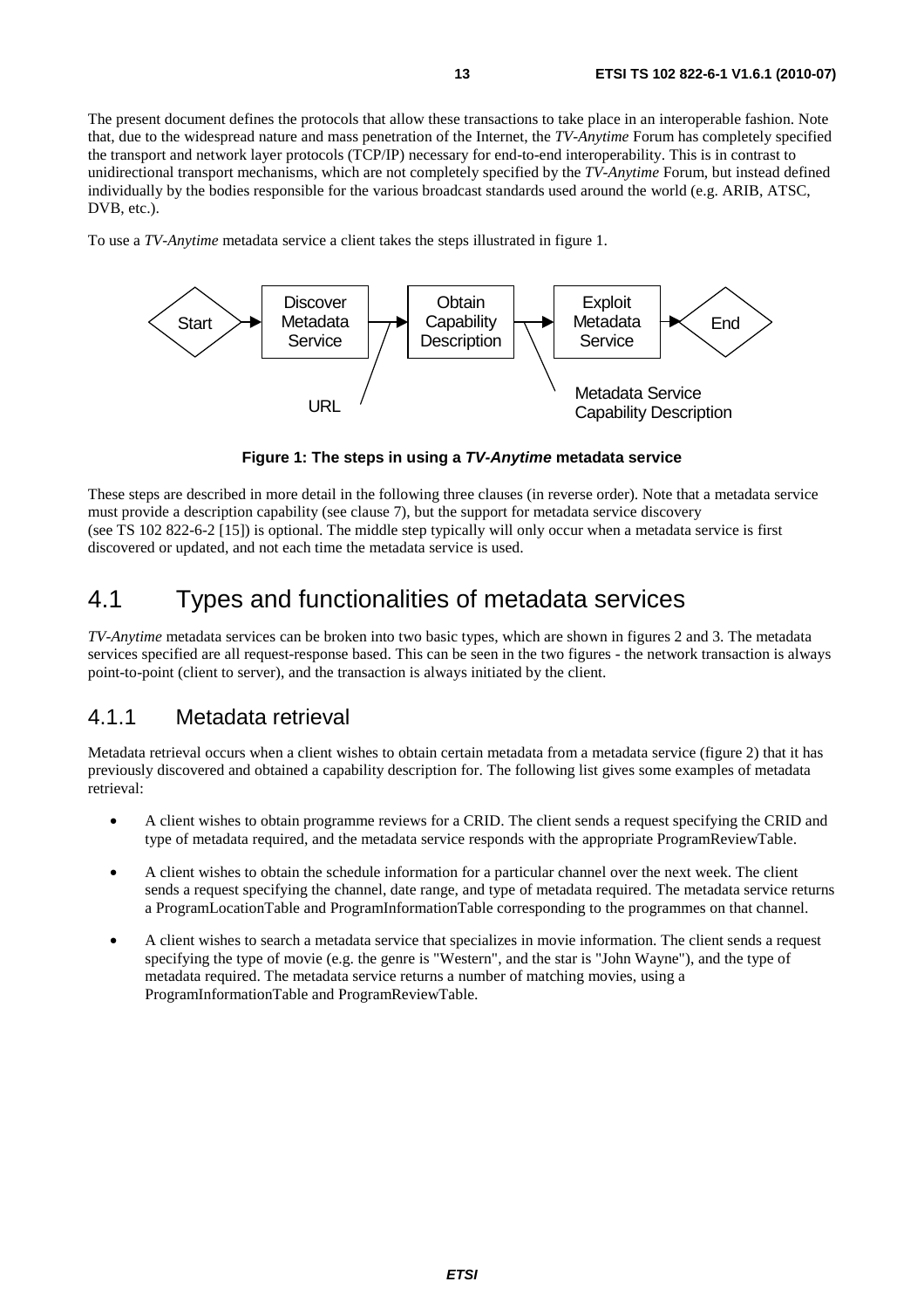The present document defines the protocols that allow these transactions to take place in an interoperable fashion. Note that, due to the widespread nature and mass penetration of the Internet, the *TV-Anytime* Forum has completely specified the transport and network layer protocols (TCP/IP) necessary for end-to-end interoperability. This is in contrast to unidirectional transport mechanisms, which are not completely specified by the *TV-Anytime* Forum, but instead defined individually by the bodies responsible for the various broadcast standards used around the world (e.g. ARIB, ATSC, DVB, etc.).

To use a *TV-Anytime* metadata service a client takes the steps illustrated in figure 1.

Start → Discover Metadata Service → Obtain Capability Description → Exploit Metadata Service → End

URL

Metadata Service Capability Description

**Figure 1: The steps in using a *TV-Anytime* metadata service**

These steps are described in more detail in the following three clauses (in reverse order). Note that a metadata service must provide a description capability (see clause 7), but the support for metadata service discovery (see TS 102 822-6-2 [15]) is optional. The middle step typically will only occur when a metadata service is first discovered or updated, and not each time the metadata service is used.

# 4.1 Types and functionalities of metadata services

*TV-Anytime* metadata services can be broken into two basic types, which are shown in figures 2 and 3. The metadata services specified are all request-response based. This can be seen in the two figures - the network transaction is always point-to-point (client to server), and the transaction is always initiated by the client.

## 4.1.1 Metadata retrieval

Metadata retrieval occurs when a client wishes to obtain certain metadata from a metadata service (figure 2) that it has previously discovered and obtained a capability description for. The following list gives some examples of metadata retrieval:

- A client wishes to obtain programme reviews for a CRID. The client sends a request specifying the CRID and type of metadata required, and the metadata service responds with the appropriate ProgramReviewTable.
- A client wishes to obtain the schedule information for a particular channel over the next week. The client sends a request specifying the channel, date range, and type of metadata required. The metadata service returns a ProgramLocationTable and ProgramInformationTable corresponding to the programmes on that channel.
- A client wishes to search a metadata service that specializes in movie information. The client sends a request specifying the type of movie (e.g. the genre is "Western", and the star is "John Wayne"), and the type of metadata required. The metadata service returns a number of matching movies, using a ProgramInformationTable and ProgramReviewTable.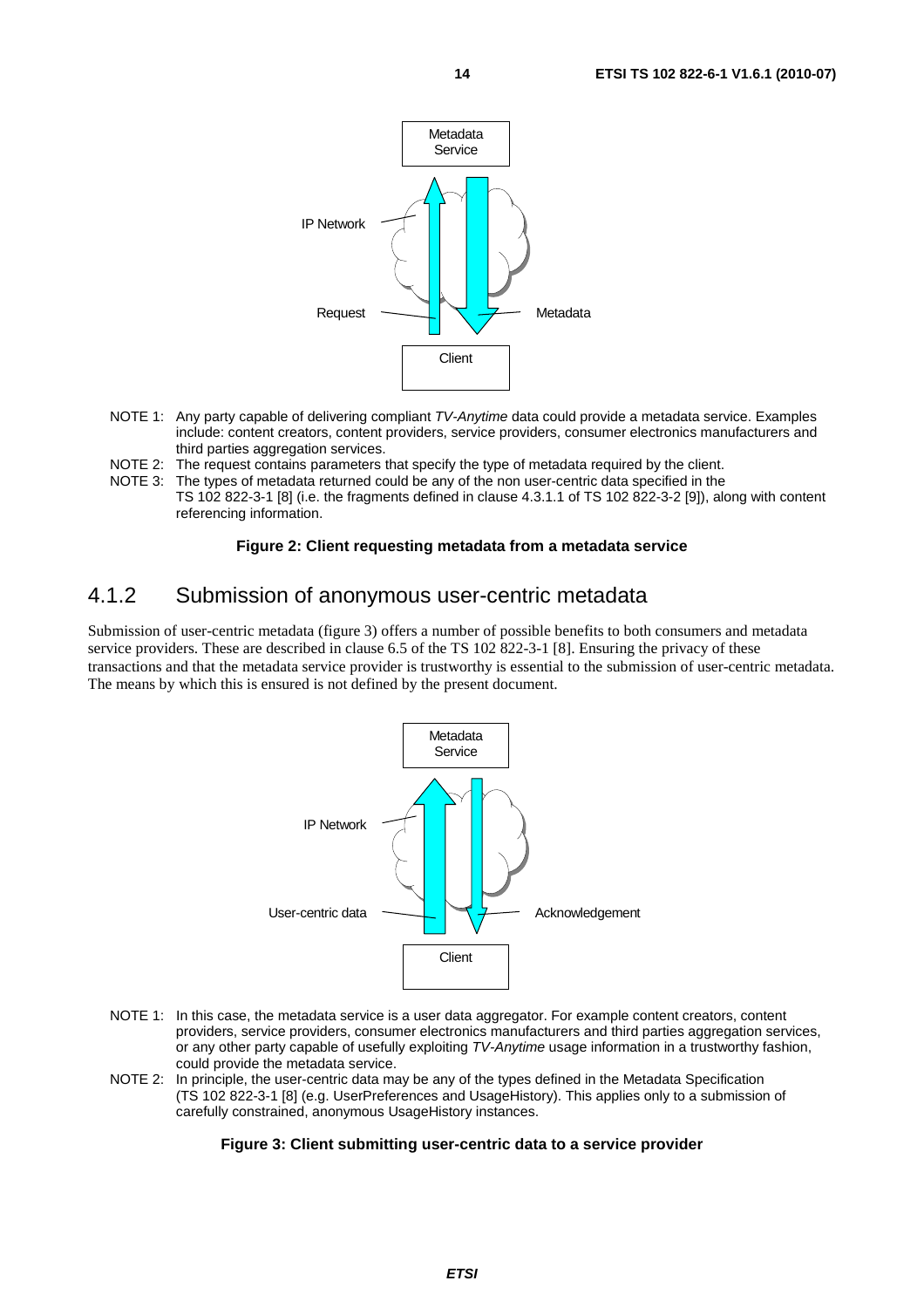NOTE 1: Any party capable of delivering compliant *TV-Anytime* data could provide a metadata service. Examples include: content creators, content providers, service providers, consumer electronics manufacturers and third parties aggregation services.

NOTE 2: The request contains parameters that specify the type of metadata required by the client.

NOTE 3: The types of metadata returned could be any of the non user-centric data specified in the TS 102 822-3-1 [8] (i.e. the fragments defined in clause 4.3.1.1 of TS 102 822-3-2 [9]), along with content referencing information.

**Figure 2: Client requesting metadata from a metadata service**

### 4.1.2 Submission of anonymous user-centric metadata

Submission of user-centric metadata (figure 3) offers a number of possible benefits to both consumers and metadata service providers. These are described in clause 6.5 of the TS 102 822-3-1 [8]. Ensuring the privacy of these transactions and that the metadata service provider is trustworthy is essential to the submission of user-centric metadata. The means by which this is ensured is not defined by the present document.

NOTE 1: In this case, the metadata service is a user data aggregator. For example content creators, content providers, service providers, consumer electronics manufacturers and third parties aggregation services, or any other party capable of usefully exploiting *TV-Anytime* usage information in a trustworthy fashion, could provide the metadata service.

NOTE 2: In principle, the user-centric data may be any of the types defined in the Metadata Specification (TS 102 822-3-1 [8] (e.g. UserPreferences and UsageHistory). This applies only to a submission of carefully constrained, anonymous UsageHistory instances.

**Figure 3: Client submitting user-centric data to a service provider**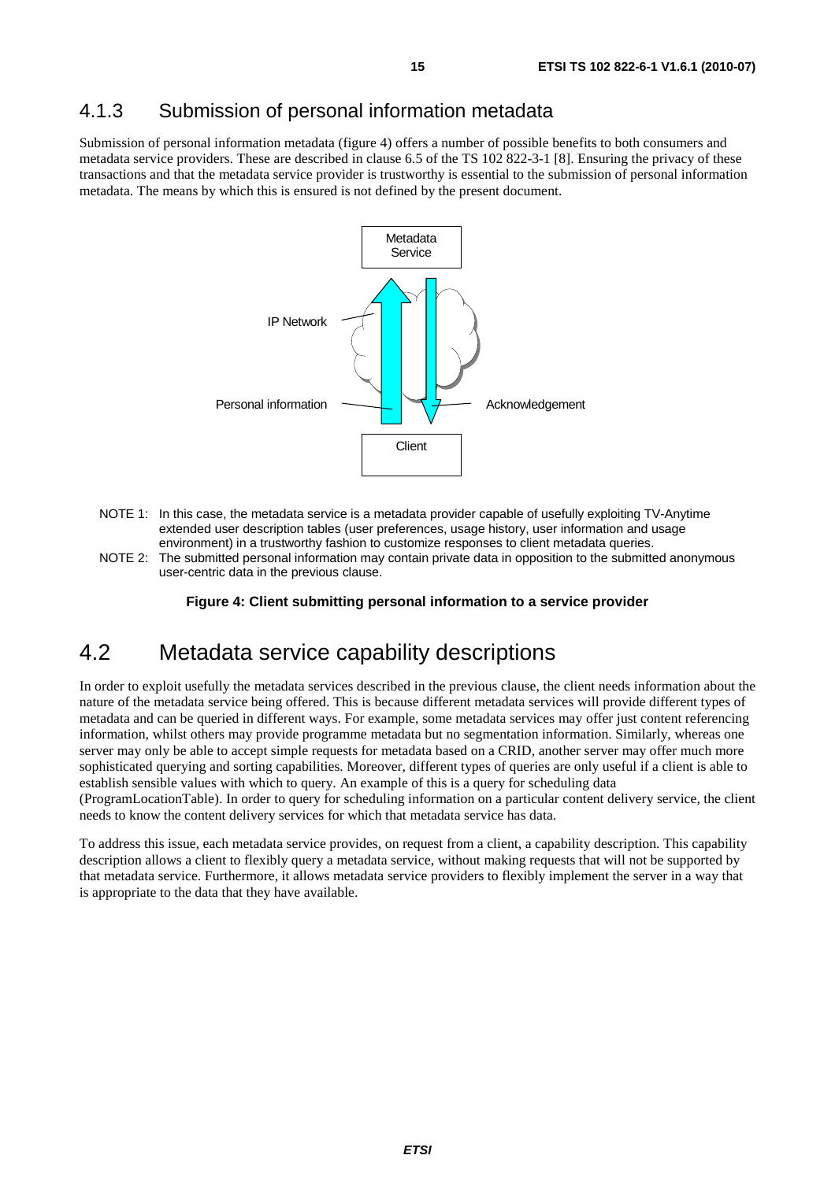### 4.1.3 Submission of personal information metadata

Submission of personal information metadata (figure 4) offers a number of possible benefits to both consumers and metadata service providers. These are described in clause 6.5 of the TS 102 822-3-1 [8]. Ensuring the privacy of these transactions and that the metadata service provider is trustworthy is essential to the submission of personal information metadata. The means by which this is ensured is not defined by the present document.

Metadata Service

IP Network

Personal information

Acknowledgement

Client

NOTE 1: In this case, the metadata service is a metadata provider capable of usefully exploiting TV-Anytime extended user description tables (user preferences, usage history, user information and usage environment) in a trustworthy fashion to customize responses to client metadata queries.

NOTE 2: The submitted personal information may contain private data in opposition to the submitted anonymous user-centric data in the previous clause.

**Figure 4: Client submitting personal information to a service provider**

## 4.2 Metadata service capability descriptions

In order to exploit usefully the metadata services described in the previous clause, the client needs information about the nature of the metadata service being offered. This is because different metadata services will provide different types of metadata and can be queried in different ways. For example, some metadata services may offer just content referencing information, whilst others may provide programme metadata but no segmentation information. Similarly, whereas one server may only be able to accept simple requests for metadata based on a CRID, another server may offer much more sophisticated querying and sorting capabilities. Moreover, different types of queries are only useful if a client is able to establish sensible values with which to query. An example of this is a query for scheduling data (ProgramLocationTable). In order to query for scheduling information on a particular content delivery service, the client needs to know the content delivery services for which that metadata service has data.

To address this issue, each metadata service provides, on request from a client, a capability description. This capability description allows a client to flexibly query a metadata service, without making requests that will not be supported by that metadata service. Furthermore, it allows metadata service providers to flexibly implement the server in a way that is appropriate to the data that they have available.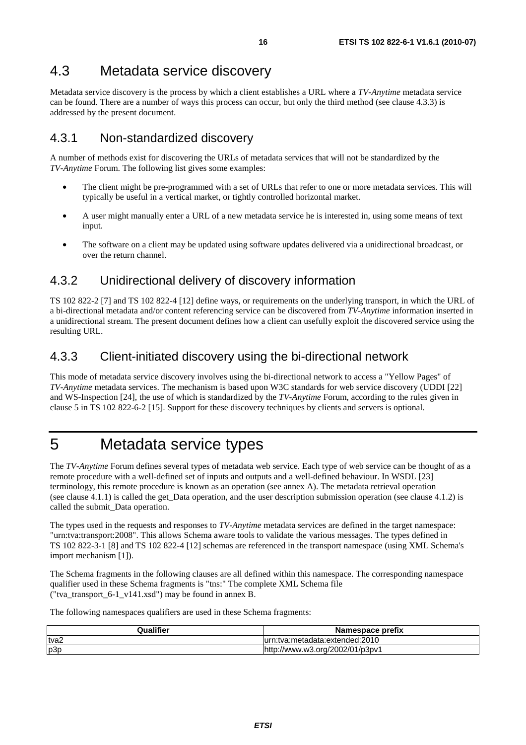## 4.3 Metadata service discovery

Metadata service discovery is the process by which a client establishes a URL where a *TV-Anytime* metadata service can be found. There are a number of ways this process can occur, but only the third method (see clause 4.3.3) is addressed by the present document.

### 4.3.1 Non-standardized discovery

A number of methods exist for discovering the URLs of metadata services that will not be standardized by the *TV-Anytime* Forum. The following list gives some examples:

- The client might be pre-programmed with a set of URLs that refer to one or more metadata services. This will typically be useful in a vertical market, or tightly controlled horizontal market.
- A user might manually enter a URL of a new metadata service he is interested in, using some means of text input.
- The software on a client may be updated using software updates delivered via a unidirectional broadcast, or over the return channel.

### 4.3.2 Unidirectional delivery of discovery information

TS 102 822-2 [7] and TS 102 822-4 [12] define ways, or requirements on the underlying transport, in which the URL of a bi-directional metadata and/or content referencing service can be discovered from *TV-Anytime* information inserted in a unidirectional stream. The present document defines how a client can usefully exploit the discovered service using the resulting URL.

### 4.3.3 Client-initiated discovery using the bi-directional network

This mode of metadata service discovery involves using the bi-directional network to access a "Yellow Pages" of *TV-Anytime* metadata services. The mechanism is based upon W3C standards for web service discovery (UDDI [22] and WS-Inspection [24], the use of which is standardized by the *TV-Anytime* Forum, according to the rules given in clause 5 in TS 102 822-6-2 [15]. Support for these discovery techniques by clients and servers is optional.

# 5 Metadata service types

The *TV-Anytime* Forum defines several types of metadata web service. Each type of web service can be thought of as a remote procedure with a well-defined set of inputs and outputs and a well-defined behaviour. In WSDL [23] terminology, this remote procedure is known as an operation (see annex A). The metadata retrieval operation (see clause 4.1.1) is called the get_Data operation, and the user description submission operation (see clause 4.1.2) is called the submit_Data operation.

The types used in the requests and responses to *TV-Anytime* metadata services are defined in the target namespace: "urn:tva:transport:2008". This allows Schema aware tools to validate the various messages. The types defined in TS 102 822-3-1 [8] and TS 102 822-4 [12] schemas are referenced in the transport namespace (using XML Schema's import mechanism [1]).

The Schema fragments in the following clauses are all defined within this namespace. The corresponding namespace qualifier used in these Schema fragments is "tns:" The complete XML Schema file ("tva_transport_6-1_v141.xsd") may be found in annex B.

The following namespaces qualifiers are used in these Schema fragments:

| Qualifier | Namespace prefix |
|---|---|
| tva2 | urn:tva:metadata:extended:2010 |
| p3p | http://www.w3.org/2002/01/p3pv1 |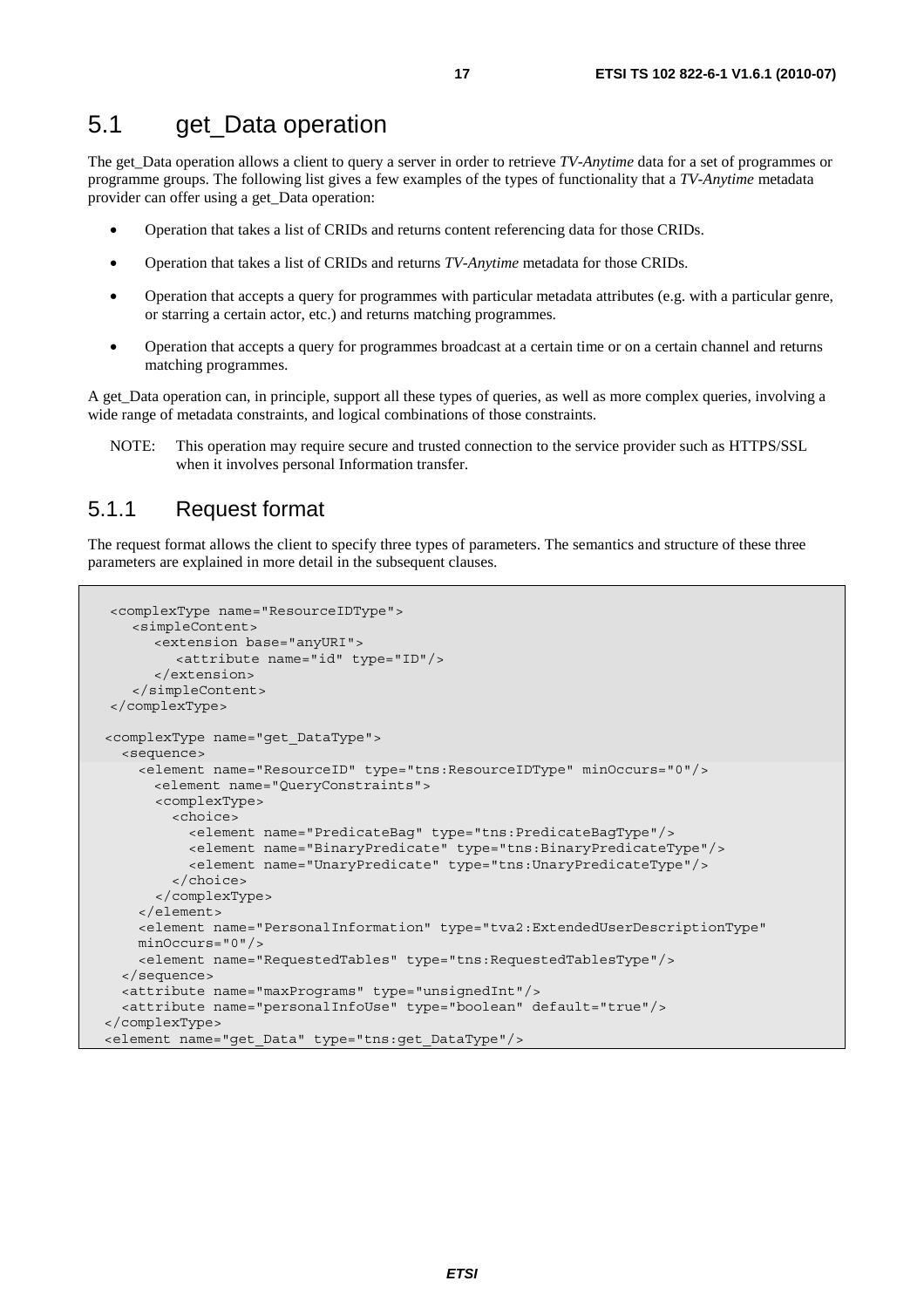## 5.1 get_Data operation

The get_Data operation allows a client to query a server in order to retrieve *TV-Anytime* data for a set of programmes or programme groups. The following list gives a few examples of the types of functionality that a *TV-Anytime* metadata provider can offer using a get_Data operation:

- Operation that takes a list of CRIDs and returns content referencing data for those CRIDs.
- Operation that takes a list of CRIDs and returns *TV-Anytime* metadata for those CRIDs.
- Operation that accepts a query for programmes with particular metadata attributes (e.g. with a particular genre, or starring a certain actor, etc.) and returns matching programmes.
- Operation that accepts a query for programmes broadcast at a certain time or on a certain channel and returns matching programmes.

A get_Data operation can, in principle, support all these types of queries, as well as more complex queries, involving a wide range of metadata constraints, and logical combinations of those constraints.

NOTE: This operation may require secure and trusted connection to the service provider such as HTTPS/SSL when it involves personal Information transfer.

### 5.1.1 Request format

The request format allows the client to specify three types of parameters. The semantics and structure of these three parameters are explained in more detail in the subsequent clauses.

```
 <complexType name="ResourceIDType">
    <simpleContent>
       <extension base="anyURI">
          <attribute name="id" type="ID"/>
       </extension>
    </simpleContent>
 </complexType>

<complexType name="get_DataType">
  <sequence>
    <element name="ResourceID" type="tns:ResourceIDType" minOccurs="0"/>
      <element name="QueryConstraints">
      <complexType>
        <choice>
          <element name="PredicateBag" type="tns:PredicateBagType"/>
          <element name="BinaryPredicate" type="tns:BinaryPredicateType"/>
          <element name="UnaryPredicate" type="tns:UnaryPredicateType"/>
        </choice>
      </complexType>
    </element>
    <element name="PersonalInformation" type="tva2:ExtendedUserDescriptionType"
    minOccurs="0"/>
    <element name="RequestedTables" type="tns:RequestedTablesType"/>
  </sequence>
  <attribute name="maxPrograms" type="unsignedInt"/>
  <attribute name="personalInfoUse" type="boolean" default="true"/>
</complexType>
<element name="get_Data" type="tns:get_DataType"/>
```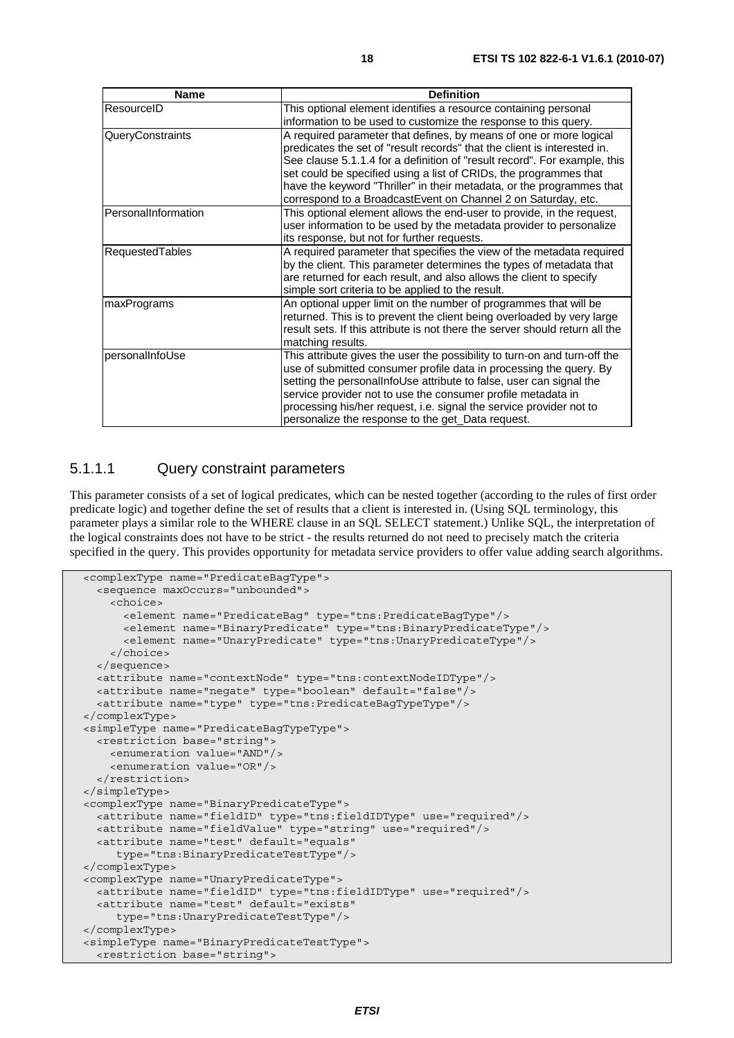| Name | Definition |
| --- | --- |
| ResourceID | This optional element identifies a resource containing personal information to be used to customize the response to this query. |
| QueryConstraints | A required parameter that defines, by means of one or more logical predicates the set of "result records" that the client is interested in. See clause 5.1.1.4 for a definition of "result record". For example, this set could be specified using a list of CRIDs, the programmes that have the keyword "Thriller" in their metadata, or the programmes that correspond to a BroadcastEvent on Channel 2 on Saturday, etc. |
| PersonalInformation | This optional element allows the end-user to provide, in the request, user information to be used by the metadata provider to personalize its response, but not for further requests. |
| RequestedTables | A required parameter that specifies the view of the metadata required by the client. This parameter determines the types of metadata that are returned for each result, and also allows the client to specify simple sort criteria to be applied to the result. |
| maxPrograms | An optional upper limit on the number of programmes that will be returned. This is to prevent the client being overloaded by very large result sets. If this attribute is not there the server should return all the matching results. |
| personalInfoUse | This attribute gives the user the possibility to turn-on and turn-off the use of submitted consumer profile data in processing the query. By setting the personalInfoUse attribute to false, user can signal the service provider not to use the consumer profile metadata in processing his/her request, i.e. signal the service provider not to personalize the response to the get_Data request. |

### 5.1.1.1 Query constraint parameters

This parameter consists of a set of logical predicates, which can be nested together (according to the rules of first order predicate logic) and together define the set of results that a client is interested in. (Using SQL terminology, this parameter plays a similar role to the WHERE clause in an SQL SELECT statement.) Unlike SQL, the interpretation of the logical constraints does not have to be strict - the results returned do not need to precisely match the criteria specified in the query. This provides opportunity for metadata service providers to offer value adding search algorithms.

```
<complexType name="PredicateBagType">
  <sequence maxOccurs="unbounded">
    <choice>
      <element name="PredicateBag" type="tns:PredicateBagType"/>
      <element name="BinaryPredicate" type="tns:BinaryPredicateType"/>
      <element name="UnaryPredicate" type="tns:UnaryPredicateType"/>
    </choice>
  </sequence>
  <attribute name="contextNode" type="tns:contextNodeIDType"/>
  <attribute name="negate" type="boolean" default="false"/>
  <attribute name="type" type="tns:PredicateBagTypeType"/>
</complexType>
<simpleType name="PredicateBagTypeType">
  <restriction base="string">
    <enumeration value="AND"/>
    <enumeration value="OR"/>
  </restriction>
</simpleType>
<complexType name="BinaryPredicateType">
  <attribute name="fieldID" type="tns:fieldIDType" use="required"/>
  <attribute name="fieldValue" type="string" use="required"/>
  <attribute name="test" default="equals"
     type="tns:BinaryPredicateTestType"/>
</complexType>
<complexType name="UnaryPredicateType">
  <attribute name="fieldID" type="tns:fieldIDType" use="required"/>
  <attribute name="test" default="exists"
     type="tns:UnaryPredicateTestType"/>
</complexType>
<simpleType name="BinaryPredicateTestType">
  <restriction base="string">
```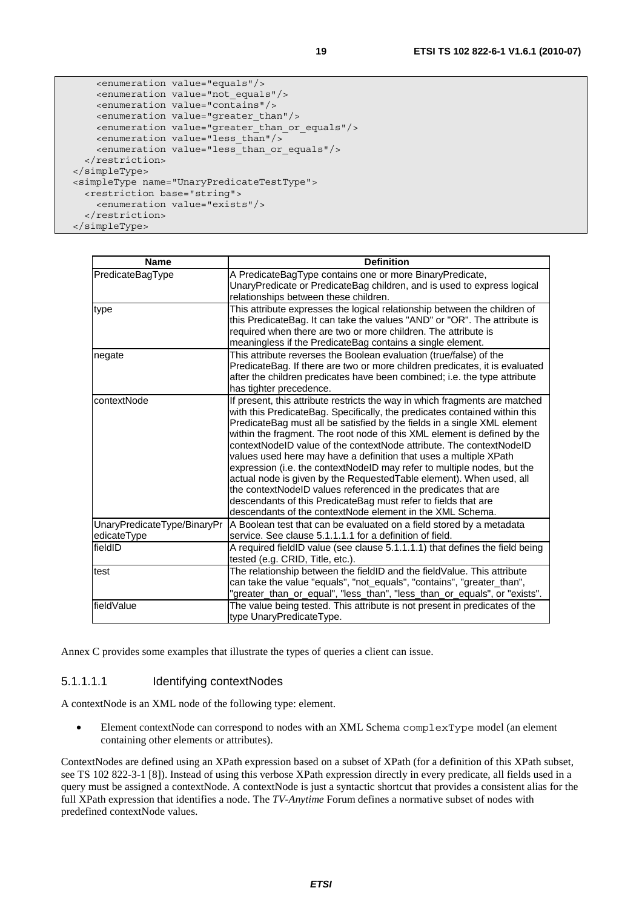```
      <enumeration value="equals"/>
      <enumeration value="not_equals"/>
      <enumeration value="contains"/>
      <enumeration value="greater_than"/>
      <enumeration value="greater_than_or_equals"/>
      <enumeration value="less_than"/>
      <enumeration value="less_than_or_equals"/>
    </restriction>
  </simpleType>
  <simpleType name="UnaryPredicateTestType">
    <restriction base="string">
      <enumeration value="exists"/>
    </restriction>
  </simpleType>
```

| Name | Definition |
|---|---|
| PredicateBagType | A PredicateBagType contains one or more BinaryPredicate, UnaryPredicate or PredicateBag children, and is used to express logical relationships between these children. |
| type | This attribute expresses the logical relationship between the children of this PredicateBag. It can take the values "AND" or "OR". The attribute is required when there are two or more children. The attribute is meaningless if the PredicateBag contains a single element. |
| negate | This attribute reverses the Boolean evaluation (true/false) of the PredicateBag. If there are two or more children predicates, it is evaluated after the children predicates have been combined; i.e. the type attribute has tighter precedence. |
| contextNode | If present, this attribute restricts the way in which fragments are matched with this PredicateBag. Specifically, the predicates contained within this PredicateBag must all be satisfied by the fields in a single XML element within the fragment. The root node of this XML element is defined by the contextNodeID value of the contextNode attribute. The contextNodeID values used here may have a definition that uses a multiple XPath expression (i.e. the contextNodeID may refer to multiple nodes, but the actual node is given by the RequestedTable element). When used, all the contextNodeID values referenced in the predicates that are descendants of this PredicateBag must refer to fields that are descendants of the contextNode element in the XML Schema. |
| UnaryPredicateType/BinaryPredicateType | A Boolean test that can be evaluated on a field stored by a metadata service. See clause 5.1.1.1.1 for a definition of field. |
| fieldID | A required fieldID value (see clause 5.1.1.1.1) that defines the field being tested (e.g. CRID, Title, etc.). |
| test | The relationship between the fieldID and the fieldValue. This attribute can take the value "equals", "not_equals", "contains", "greater_than", "greater_than_or_equal", "less_than", "less_than_or_equals", or "exists". |
| fieldValue | The value being tested. This attribute is not present in predicates of the type UnaryPredicateType. |

Annex C provides some examples that illustrate the types of queries a client can issue.

#### 5.1.1.1.1 Identifying contextNodes

A contextNode is an XML node of the following type: element.

- Element contextNode can correspond to nodes with an XML Schema `complexType` model (an element containing other elements or attributes).

ContextNodes are defined using an XPath expression based on a subset of XPath (for a definition of this XPath subset, see TS 102 822-3-1 [8]). Instead of using this verbose XPath expression directly in every predicate, all fields used in a query must be assigned a contextNode. A contextNode is just a syntactic shortcut that provides a consistent alias for the full XPath expression that identifies a node. The *TV-Anytime* Forum defines a normative subset of nodes with predefined contextNode values.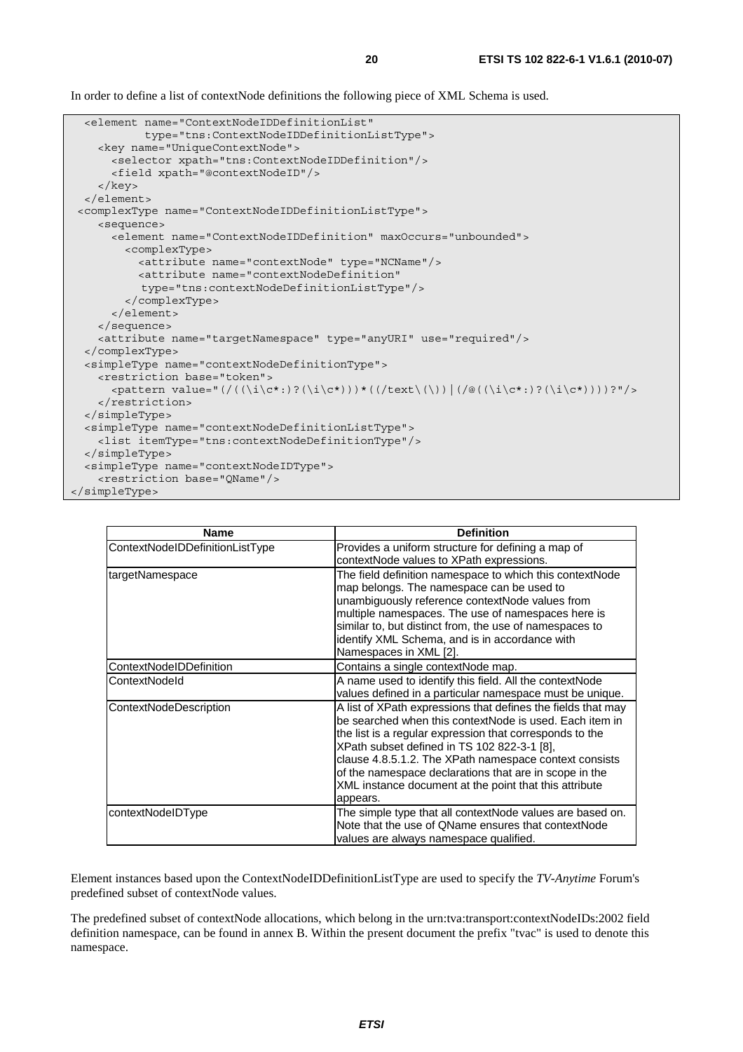In order to define a list of contextNode definitions the following piece of XML Schema is used.

```
  <element name="ContextNodeIDDefinitionList"
           type="tns:ContextNodeIDDefinitionListType">
    <key name="UniqueContextNode">
      <selector xpath="tns:ContextNodeIDDefinition"/>
      <field xpath="@contextNodeID"/>
    </key>
  </element>
 <complexType name="ContextNodeIDDefinitionListType">
    <sequence>
      <element name="ContextNodeIDDefinition" maxOccurs="unbounded">
        <complexType>
          <attribute name="contextNode" type="NCName"/>
          <attribute name="contextNodeDefinition"
           type="tns:contextNodeDefinitionListType"/>
        </complexType>
      </element>
    </sequence>
    <attribute name="targetNamespace" type="anyURI" use="required"/>
  </complexType>
  <simpleType name="contextNodeDefinitionType">
    <restriction base="token">
      <pattern value="(/((\i\c*:)?(\i\c*)))*((/text\(\))|(/@((\i\c*:)?(\i\c*))))?"/>
    </restriction>
  </simpleType>
  <simpleType name="contextNodeDefinitionListType">
    <list itemType="tns:contextNodeDefinitionType"/>
  </simpleType>
  <simpleType name="contextNodeIDType">
    <restriction base="QName"/>
</simpleType>
```

| Name | Definition |
|---|---|
| ContextNodeIDDefinitionListType | Provides a uniform structure for defining a map of contextNode values to XPath expressions. |
| targetNamespace | The field definition namespace to which this contextNode map belongs. The namespace can be used to unambiguously reference contextNode values from multiple namespaces. The use of namespaces here is similar to, but distinct from, the use of namespaces to identify XML Schema, and is in accordance with Namespaces in XML [2]. |
| ContextNodeIDDefinition | Contains a single contextNode map. |
| ContextNodeId | A name used to identify this field. All the contextNode values defined in a particular namespace must be unique. |
| ContextNodeDescription | A list of XPath expressions that defines the fields that may be searched when this contextNode is used. Each item in the list is a regular expression that corresponds to the XPath subset defined in TS 102 822-3-1 [8], clause 4.8.5.1.2. The XPath namespace context consists of the namespace declarations that are in scope in the XML instance document at the point that this attribute appears. |
| contextNodeIDType | The simple type that all contextNode values are based on. Note that the use of QName ensures that contextNode values are always namespace qualified. |

Element instances based upon the ContextNodeIDDefinitionListType are used to specify the *TV-Anytime* Forum's predefined subset of contextNode values.

The predefined subset of contextNode allocations, which belong in the urn:tva:transport:contextNodeIDs:2002 field definition namespace, can be found in annex B. Within the present document the prefix "tvac" is used to denote this namespace.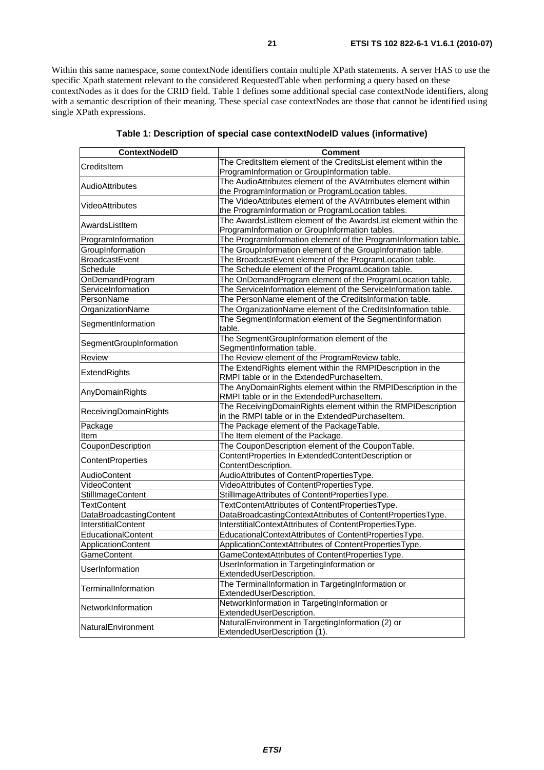Within this same namespace, some contextNode identifiers contain multiple XPath statements. A server HAS to use the specific Xpath statement relevant to the considered RequestedTable when performing a query based on these contextNodes as it does for the CRID field. Table 1 defines some additional special case contextNode identifiers, along with a semantic description of their meaning. These special case contextNodes are those that cannot be identified using single XPath expressions.

**Table 1: Description of special case contextNodeID values (informative)**

| ContextNodeID | Comment |
|---|---|
| CreditsItem | The CreditsItem element of the CreditsList element within the ProgramInformation or GroupInformation table. |
| AudioAttributes | The AudioAttributes element of the AVAtrributes element within the ProgramInformation or ProgramLocation tables. |
| VideoAttributes | The VideoAttributes element of the AVAtrributes element within the ProgramInformation or ProgramLocation tables. |
| AwardsListItem | The AwardsListItem element of the AwardsList element within the ProgramInformation or GroupInformation tables. |
| ProgramInformation | The ProgramInformation element of the ProgramInformation table. |
| GroupInformation | The GroupInformation element of the GroupInformation table. |
| BroadcastEvent | The BroadcastEvent element of the ProgramLocation table. |
| Schedule | The Schedule element of the ProgramLocation table. |
| OnDemandProgram | The OnDemandProgram element of the ProgramLocation table. |
| ServiceInformation | The ServiceInformation element of the ServiceInformation table. |
| PersonName | The PersonName element of the CreditsInformation table. |
| OrganizationName | The OrganizationName element of the CreditsInformation table. |
| SegmentInformation | The SegmentInformation element of the SegmentInformation table. |
| SegmentGroupInformation | The SegmentGroupInformation element of the SegmentInformation table. |
| Review | The Review element of the ProgramReview table. |
| ExtendRights | The ExtendRights element within the RMPIDescription in the RMPI table or in the ExtendedPurchaseItem. |
| AnyDomainRights | The AnyDomainRights element within the RMPIDescription in the RMPI table or in the ExtendedPurchaseItem. |
| ReceivingDomainRights | The ReceivingDomainRights element within the RMPIDescription in the RMPI table or in the ExtendedPurchaseItem. |
| Package | The Package element of the PackageTable. |
| Item | The Item element of the Package. |
| CouponDescription | The CouponDescription element of the CouponTable. |
| ContentProperties | ContentProperties In ExtendedContentDescription or ContentDescription. |
| AudioContent | AudioAttributes of ContentPropertiesType. |
| VideoContent | VideoAttributes of ContentPropertiesType. |
| StillImageContent | StillImageAttributes of ContentPropertiesType. |
| TextContent | TextContentAttributes of ContentPropertiesType. |
| DataBroadcastingContent | DataBroadcastingContextAttributes of ContentPropertiesType. |
| InterstitialContent | InterstitialContextAttributes of ContentPropertiesType. |
| EducationalContent | EducationalContextAttributes of ContentPropertiesType. |
| ApplicationContent | ApplicationContextAttributes of ContentPropertiesType. |
| GameContent | GameContextAttributes of ContentPropertiesType. |
| UserInformation | UserInformation in TargetingInformation or ExtendedUserDescription. |
| TerminalInformation | The TerminalInformation in TargetingInformation or ExtendedUserDescription. |
| NetworkInformation | NetworkInformation in TargetingInformation or ExtendedUserDescription. |
| NaturalEnvironment | NaturalEnvironment in TargetingInformation (2) or ExtendedUserDescription (1). |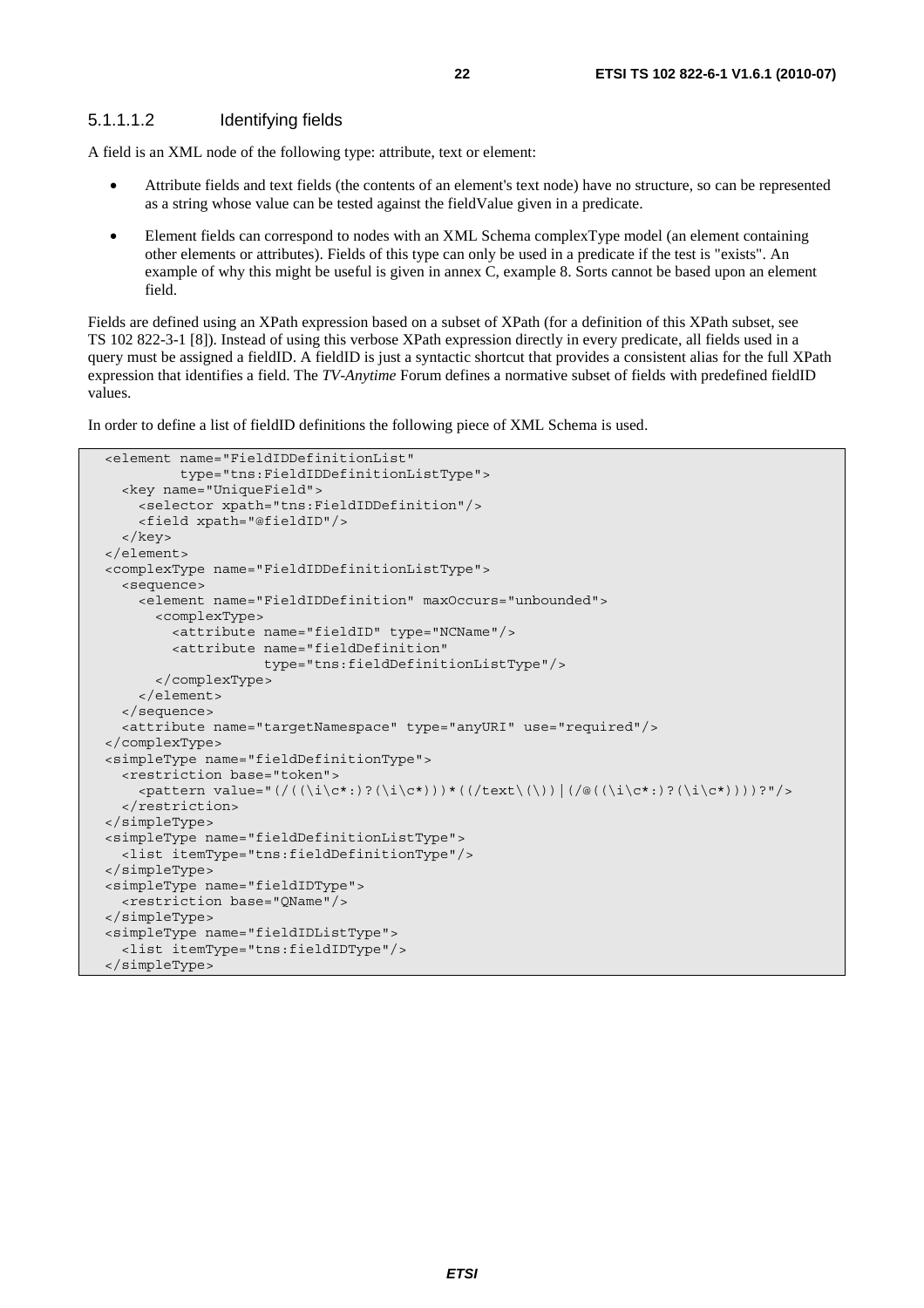#### 5.1.1.1.2 Identifying fields

A field is an XML node of the following type: attribute, text or element:

- Attribute fields and text fields (the contents of an element's text node) have no structure, so can be represented as a string whose value can be tested against the fieldValue given in a predicate.
- Element fields can correspond to nodes with an XML Schema complexType model (an element containing other elements or attributes). Fields of this type can only be used in a predicate if the test is "exists". An example of why this might be useful is given in annex C, example 8. Sorts cannot be based upon an element field.

Fields are defined using an XPath expression based on a subset of XPath (for a definition of this XPath subset, see TS 102 822-3-1 [8]). Instead of using this verbose XPath expression directly in every predicate, all fields used in a query must be assigned a fieldID. A fieldID is just a syntactic shortcut that provides a consistent alias for the full XPath expression that identifies a field. The *TV-Anytime* Forum defines a normative subset of fields with predefined fieldID values.

In order to define a list of fieldID definitions the following piece of XML Schema is used.

```
<element name="FieldIDDefinitionList"
         type="tns:FieldIDDefinitionListType">
  <key name="UniqueField">
    <selector xpath="tns:FieldIDDefinition"/>
    <field xpath="@fieldID"/>
  </key>
</element>
<complexType name="FieldIDDefinitionListType">
  <sequence>
    <element name="FieldIDDefinition" maxOccurs="unbounded">
      <complexType>
        <attribute name="fieldID" type="NCName"/>
        <attribute name="fieldDefinition"
                   type="tns:fieldDefinitionListType"/>
      </complexType>
    </element>
  </sequence>
  <attribute name="targetNamespace" type="anyURI" use="required"/>
</complexType>
<simpleType name="fieldDefinitionType">
  <restriction base="token">
    <pattern value="(/((\i\c*:)?(\i\c*)))*((/text\(\))|(/@((\i\c*:)?(\i\c*))))?"/>
  </restriction>
</simpleType>
<simpleType name="fieldDefinitionListType">
  <list itemType="tns:fieldDefinitionType"/>
</simpleType>
<simpleType name="fieldIDType">
  <restriction base="QName"/>
</simpleType>
<simpleType name="fieldIDListType">
  <list itemType="tns:fieldIDType"/>
</simpleType>
```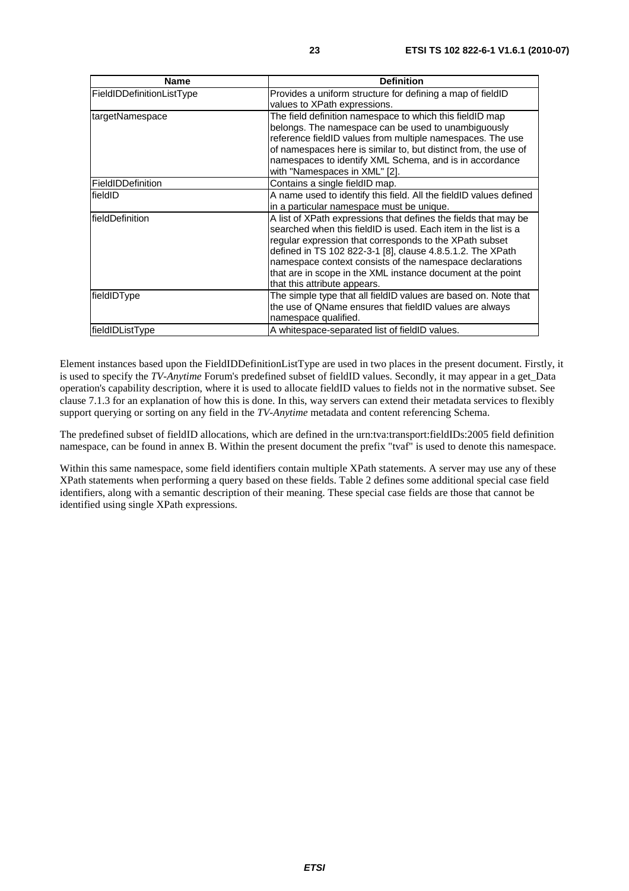| Name | Definition |
| --- | --- |
| FieldIDDefinitionListType | Provides a uniform structure for defining a map of fieldID values to XPath expressions. |
| targetNamespace | The field definition namespace to which this fieldID map belongs. The namespace can be used to unambiguously reference fieldID values from multiple namespaces. The use of namespaces here is similar to, but distinct from, the use of namespaces to identify XML Schema, and is in accordance with "Namespaces in XML" [2]. |
| FieldIDDefinition | Contains a single fieldID map. |
| fieldID | A name used to identify this field. All the fieldID values defined in a particular namespace must be unique. |
| fieldDefinition | A list of XPath expressions that defines the fields that may be searched when this fieldID is used. Each item in the list is a regular expression that corresponds to the XPath subset defined in TS 102 822-3-1 [8], clause 4.8.5.1.2. The XPath namespace context consists of the namespace declarations that are in scope in the XML instance document at the point that this attribute appears. |
| fieldIDType | The simple type that all fieldID values are based on. Note that the use of QName ensures that fieldID values are always namespace qualified. |
| fieldIDListType | A whitespace-separated list of fieldID values. |

Element instances based upon the FieldIDDefinitionListType are used in two places in the present document. Firstly, it is used to specify the *TV-Anytime* Forum's predefined subset of fieldID values. Secondly, it may appear in a get_Data operation's capability description, where it is used to allocate fieldID values to fields not in the normative subset. See clause 7.1.3 for an explanation of how this is done. In this, way servers can extend their metadata services to flexibly support querying or sorting on any field in the *TV-Anytime* metadata and content referencing Schema.

The predefined subset of fieldID allocations, which are defined in the urn:tva:transport:fieldIDs:2005 field definition namespace, can be found in annex B. Within the present document the prefix "tvaf" is used to denote this namespace.

Within this same namespace, some field identifiers contain multiple XPath statements. A server may use any of these XPath statements when performing a query based on these fields. Table 2 defines some additional special case field identifiers, along with a semantic description of their meaning. These special case fields are those that cannot be identified using single XPath expressions.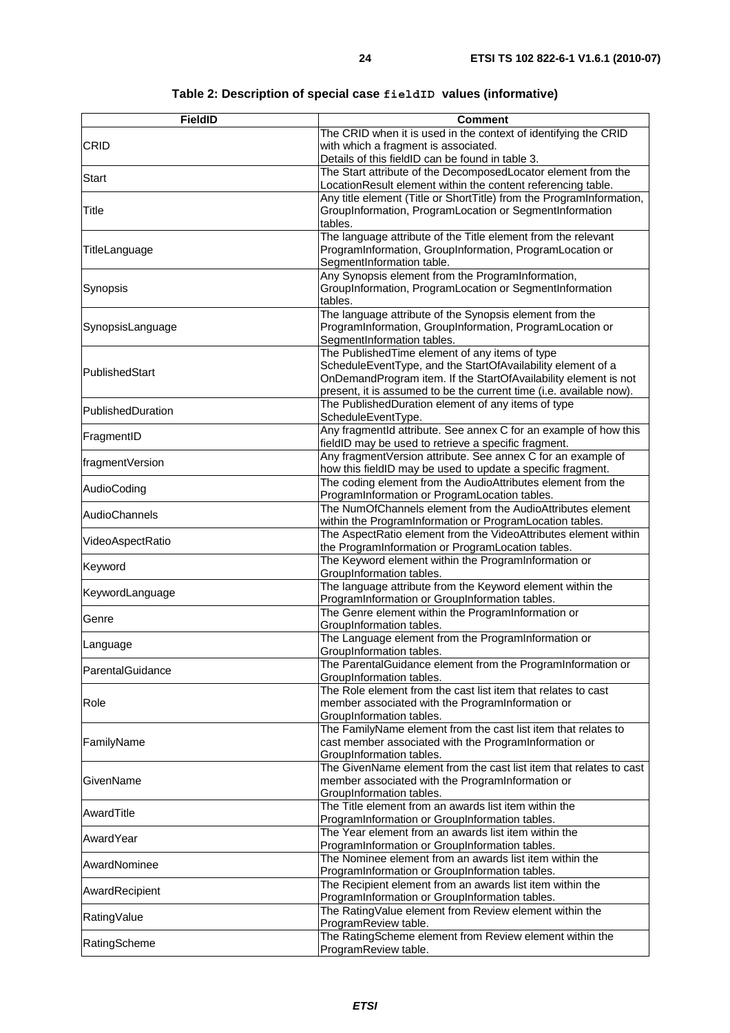**Table 2: Description of special case `fieldID` values (informative)**

| FieldID | Comment |
|---|---|
| CRID | The CRID when it is used in the context of identifying the CRID with which a fragment is associated. Details of this fieldID can be found in table 3. |
| Start | The Start attribute of the DecomposedLocator element from the LocationResult element within the content referencing table. |
| Title | Any title element (Title or ShortTitle) from the ProgramInformation, GroupInformation, ProgramLocation or SegmentInformation tables. |
| TitleLanguage | The language attribute of the Title element from the relevant ProgramInformation, GroupInformation, ProgramLocation or SegmentInformation table. |
| Synopsis | Any Synopsis element from the ProgramInformation, GroupInformation, ProgramLocation or SegmentInformation tables. |
| SynopsisLanguage | The language attribute of the Synopsis element from the ProgramInformation, GroupInformation, ProgramLocation or SegmentInformation tables. |
| PublishedStart | The PublishedTime element of any items of type ScheduleEventType, and the StartOfAvailability element of a OnDemandProgram item. If the StartOfAvailability element is not present, it is assumed to be the current time (i.e. available now). |
| PublishedDuration | The PublishedDuration element of any items of type ScheduleEventType. |
| FragmentID | Any fragmentId attribute. See annex C for an example of how this fieldID may be used to retrieve a specific fragment. |
| fragmentVersion | Any fragmentVersion attribute. See annex C for an example of how this fieldID may be used to update a specific fragment. |
| AudioCoding | The coding element from the AudioAttributes element from the ProgramInformation or ProgramLocation tables. |
| AudioChannels | The NumOfChannels element from the AudioAttributes element within the ProgramInformation or ProgramLocation tables. |
| VideoAspectRatio | The AspectRatio element from the VideoAttributes element within the ProgramInformation or ProgramLocation tables. |
| Keyword | The Keyword element within the ProgramInformation or GroupInformation tables. |
| KeywordLanguage | The language attribute from the Keyword element within the ProgramInformation or GroupInformation tables. |
| Genre | The Genre element within the ProgramInformation or GroupInformation tables. |
| Language | The Language element from the ProgramInformation or GroupInformation tables. |
| ParentalGuidance | The ParentalGuidance element from the ProgramInformation or GroupInformation tables. |
| Role | The Role element from the cast list item that relates to cast member associated with the ProgramInformation or GroupInformation tables. |
| FamilyName | The FamilyName element from the cast list item that relates to cast member associated with the ProgramInformation or GroupInformation tables. |
| GivenName | The GivenName element from the cast list item that relates to cast member associated with the ProgramInformation or GroupInformation tables. |
| AwardTitle | The Title element from an awards list item within the ProgramInformation or GroupInformation tables. |
| AwardYear | The Year element from an awards list item within the ProgramInformation or GroupInformation tables. |
| AwardNominee | The Nominee element from an awards list item within the ProgramInformation or GroupInformation tables. |
| AwardRecipient | The Recipient element from an awards list item within the ProgramInformation or GroupInformation tables. |
| RatingValue | The RatingValue element from Review element within the ProgramReview table. |
| RatingScheme | The RatingScheme element from Review element within the ProgramReview table. |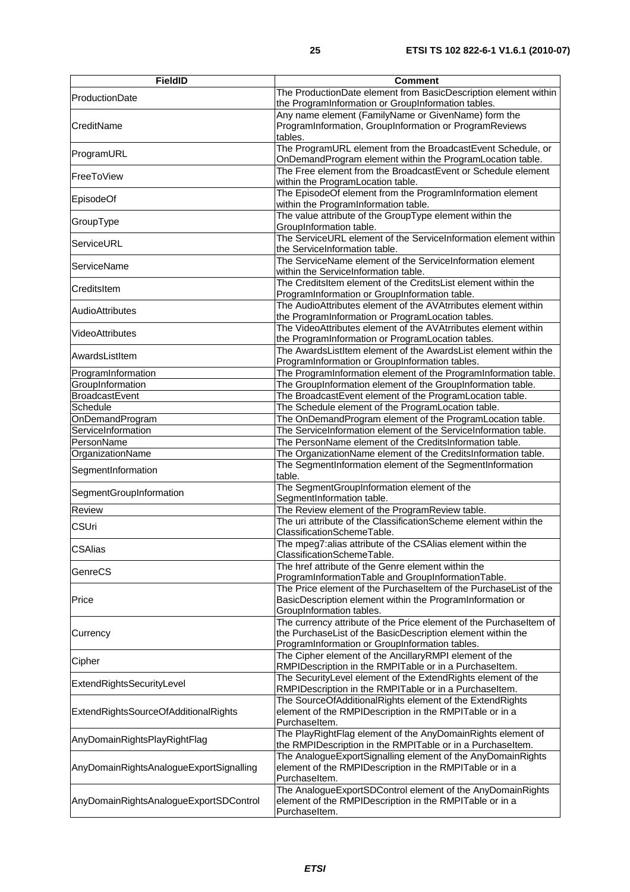| FieldID | Comment |
| --- | --- |
| ProductionDate | The ProductionDate element from BasicDescription element within the ProgramInformation or GroupInformation tables. |
| CreditName | Any name element (FamilyName or GivenName) form the ProgramInformation, GroupInformation or ProgramReviews tables. |
| ProgramURL | The ProgramURL element from the BroadcastEvent Schedule, or OnDemandProgram element within the ProgramLocation table. |
| FreeToView | The Free element from the BroadcastEvent or Schedule element within the ProgramLocation table. |
| EpisodeOf | The EpisodeOf element from the ProgramInformation element within the ProgramInformation table. |
| GroupType | The value attribute of the GroupType element within the GroupInformation table. |
| ServiceURL | The ServiceURL element of the ServiceInformation element within the ServiceInformation table. |
| ServiceName | The ServiceName element of the ServiceInformation element within the ServiceInformation table. |
| CreditsItem | The CreditsItem element of the CreditsList element within the ProgramInformation or GroupInformation table. |
| AudioAttributes | The AudioAttributes element of the AVAtrributes element within the ProgramInformation or ProgramLocation tables. |
| VideoAttributes | The VideoAttributes element of the AVAtrributes element within the ProgramInformation or ProgramLocation tables. |
| AwardsListItem | The AwardsListItem element of the AwardsList element within the ProgramInformation or GroupInformation tables. |
| ProgramInformation | The ProgramInformation element of the ProgramInformation table. |
| GroupInformation | The GroupInformation element of the GroupInformation table. |
| BroadcastEvent | The BroadcastEvent element of the ProgramLocation table. |
| Schedule | The Schedule element of the ProgramLocation table. |
| OnDemandProgram | The OnDemandProgram element of the ProgramLocation table. |
| ServiceInformation | The ServiceInformation element of the ServiceInformation table. |
| PersonName | The PersonName element of the CreditsInformation table. |
| OrganizationName | The OrganizationName element of the CreditsInformation table. |
| SegmentInformation | The SegmentInformation element of the SegmentInformation table. |
| SegmentGroupInformation | The SegmentGroupInformation element of the SegmentInformation table. |
| Review | The Review element of the ProgramReview table. |
| CSUri | The uri attribute of the ClassificationScheme element within the ClassificationSchemeTable. |
| CSAlias | The mpeg7:alias attribute of the CSAlias element within the ClassificationSchemeTable. |
| GenreCS | The href attribute of the Genre element within the ProgramInformationTable and GroupInformationTable. |
| Price | The Price element of the PurchaseItem of the PurchaseList of the BasicDescription element within the ProgramInformation or GroupInformation tables. |
| Currency | The currency attribute of the Price element of the PurchaseItem of the PurchaseList of the BasicDescription element within the ProgramInformation or GroupInformation tables. |
| Cipher | The Cipher element of the AncillaryRMPI element of the RMPIDescription in the RMPITable or in a PurchaseItem. |
| ExtendRightsSecurityLevel | The SecurityLevel element of the ExtendRights element of the RMPIDescription in the RMPITable or in a PurchaseItem. |
| ExtendRightsSourceOfAdditionalRights | The SourceOfAdditionalRights element of the ExtendRights element of the RMPIDescription in the RMPITable or in a PurchaseItem. |
| AnyDomainRightsPlayRightFlag | The PlayRightFlag element of the AnyDomainRights element of the RMPIDescription in the RMPITable or in a PurchaseItem. |
| AnyDomainRightsAnalogueExportSignalling | The AnalogueExportSignalling element of the AnyDomainRights element of the RMPIDescription in the RMPITable or in a PurchaseItem. |
| AnyDomainRightsAnalogueExportSDControl | The AnalogueExportSDControl element of the AnyDomainRights element of the RMPIDescription in the RMPITable or in a PurchaseItem. |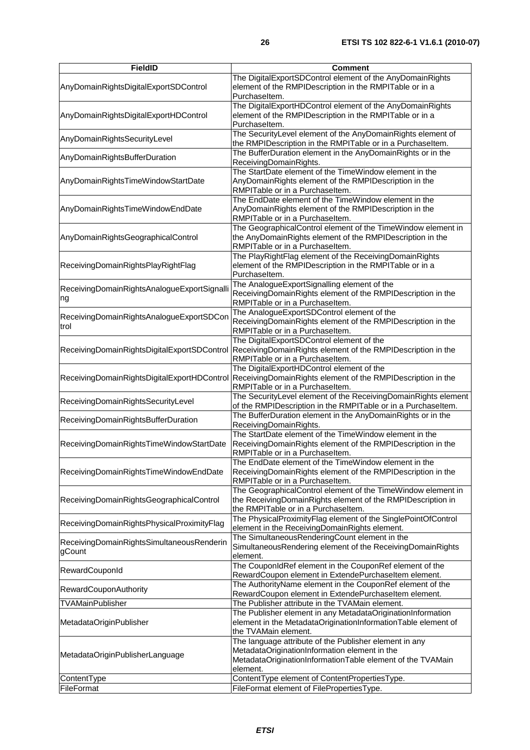| FieldID | Comment |
|---|---|
| AnyDomainRightsDigitalExportSDControl | The DigitalExportSDControl element of the AnyDomainRights element of the RMPIDescription in the RMPITable or in a PurchaseItem. |
| AnyDomainRightsDigitalExportHDControl | The DigitalExportHDControl element of the AnyDomainRights element of the RMPIDescription in the RMPITable or in a PurchaseItem. |
| AnyDomainRightsSecurityLevel | The SecurityLevel element of the AnyDomainRights element of the RMPIDescription in the RMPITable or in a PurchaseItem. |
| AnyDomainRightsBufferDuration | The BufferDuration element in the AnyDomainRights or in the ReceivingDomainRights. |
| AnyDomainRightsTimeWindowStartDate | The StartDate element of the TimeWindow element in the AnyDomainRights element of the RMPIDescription in the RMPITable or in a PurchaseItem. |
| AnyDomainRightsTimeWindowEndDate | The EndDate element of the TimeWindow element in the AnyDomainRights element of the RMPIDescription in the RMPITable or in a PurchaseItem. |
| AnyDomainRightsGeographicalControl | The GeographicalControl element of the TimeWindow element in the AnyDomainRights element of the RMPIDescription in the RMPITable or in a PurchaseItem. |
| ReceivingDomainRightsPlayRightFlag | The PlayRightFlag element of the ReceivingDomainRights element of the RMPIDescription in the RMPITable or in a PurchaseItem. |
| ReceivingDomainRightsAnalogueExportSignalling | The AnalogueExportSignalling element of the ReceivingDomainRights element of the RMPIDescription in the RMPITable or in a PurchaseItem. |
| ReceivingDomainRightsAnalogueExportSDControl | The AnalogueExportSDControl element of the ReceivingDomainRights element of the RMPIDescription in the RMPITable or in a PurchaseItem. |
| ReceivingDomainRightsDigitalExportSDControl | The DigitalExportSDControl element of the ReceivingDomainRights element of the RMPIDescription in the RMPITable or in a PurchaseItem. |
| ReceivingDomainRightsDigitalExportHDControl | The DigitalExportHDControl element of the ReceivingDomainRights element of the RMPIDescription in the RMPITable or in a PurchaseItem. |
| ReceivingDomainRightsSecurityLevel | The SecurityLevel element of the ReceivingDomainRights element of the RMPIDescription in the RMPITable or in a PurchaseItem. |
| ReceivingDomainRightsBufferDuration | The BufferDuration element in the AnyDomainRights or in the ReceivingDomainRights. |
| ReceivingDomainRightsTimeWindowStartDate | The StartDate element of the TimeWindow element in the ReceivingDomainRights element of the RMPIDescription in the RMPITable or in a PurchaseItem. |
| ReceivingDomainRightsTimeWindowEndDate | The EndDate element of the TimeWindow element in the ReceivingDomainRights element of the RMPIDescription in the RMPITable or in a PurchaseItem. |
| ReceivingDomainRightsGeographicalControl | The GeographicalControl element of the TimeWindow element in the ReceivingDomainRights element of the RMPIDescription in the RMPITable or in a PurchaseItem. |
| ReceivingDomainRightsPhysicalProximityFlag | The PhysicalProximityFlag element of the SinglePointOfControl element in the ReceivingDomainRights element. |
| ReceivingDomainRightsSimultaneousRenderingCount | The SimultaneousRenderingCount element in the SimultaneousRendering element of the ReceivingDomainRights element. |
| RewardCouponId | The CouponIdRef element in the CouponRef element of the RewardCoupon element in ExtendePurchaseItem element. |
| RewardCouponAuthority | The AuthorityName element in the CouponRef element of the RewardCoupon element in ExtendePurchaseItem element. |
| TVAMainPublisher | The Publisher attribute in the TVAMain element. |
| MetadataOriginPublisher | The Publisher element in any MetadataOriginationInformation element in the MetadataOriginationInformationTable element of the TVAMain element. |
| MetadataOriginPublisherLanguage | The language attribute of the Publisher element in any MetadataOriginationInformation element in the MetadataOriginationInformationTable element of the TVAMain element. |
| ContentType | ContentType element of ContentPropertiesType. |
| FileFormat | FileFormat element of FilePropertiesType. |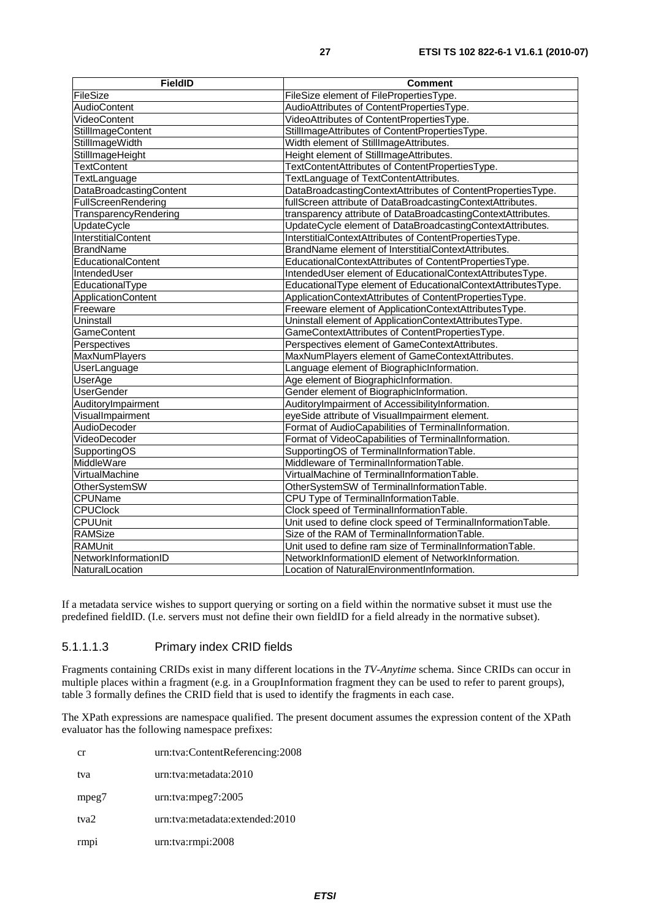| FieldID | Comment |
|---|---|
| FileSize | FileSize element of FilePropertiesType. |
| AudioContent | AudioAttributes of ContentPropertiesType. |
| VideoContent | VideoAttributes of ContentPropertiesType. |
| StillImageContent | StillImageAttributes of ContentPropertiesType. |
| StillImageWidth | Width element of StillImageAttributes. |
| StillImageHeight | Height element of StillImageAttributes. |
| TextContent | TextContentAttributes of ContentPropertiesType. |
| TextLanguage | TextLanguage of TextContentAttributes. |
| DataBroadcastingContent | DataBroadcastingContextAttributes of ContentPropertiesType. |
| FullScreenRendering | fullScreen attribute of DataBroadcastingContextAttributes. |
| TransparencyRendering | transparency attribute of DataBroadcastingContextAttributes. |
| UpdateCycle | UpdateCycle element of DataBroadcastingContextAttributes. |
| InterstitialContent | InterstitialContextAttributes of ContentPropertiesType. |
| BrandName | BrandName element of InterstitialContextAttributes. |
| EducationalContent | EducationalContextAttributes of ContentPropertiesType. |
| IntendedUser | IntendedUser element of EducationalContextAttributesType. |
| EducationalType | EducationalType element of EducationalContextAttributesType. |
| ApplicationContent | ApplicationContextAttributes of ContentPropertiesType. |
| Freeware | Freeware element of ApplicationContextAttributesType. |
| Uninstall | Uninstall element of ApplicationContextAttributesType. |
| GameContent | GameContextAttributes of ContentPropertiesType. |
| Perspectives | Perspectives element of GameContextAttributes. |
| MaxNumPlayers | MaxNumPlayers element of GameContextAttributes. |
| UserLanguage | Language element of BiographicInformation. |
| UserAge | Age element of BiographicInformation. |
| UserGender | Gender element of BiographicInformation. |
| AuditoryImpairment | AuditoryImpairment of AccessibilityInformation. |
| VisualImpairment | eyeSide attribute of VisualImpairment element. |
| AudioDecoder | Format of AudioCapabilities of TerminalInformation. |
| VideoDecoder | Format of VideoCapabilities of TerminalInformation. |
| SupportingOS | SupportingOS of TerminalInformationTable. |
| MiddleWare | Middleware of TerminalInformationTable. |
| VirtualMachine | VirtualMachine of TerminalInformationTable. |
| OtherSystemSW | OtherSystemSW of TerminalInformationTable. |
| CPUName | CPU Type of TerminalInformationTable. |
| CPUClock | Clock speed of TerminalInformationTable. |
| CPUUnit | Unit used to define clock speed of TerminalInformationTable. |
| RAMSize | Size of the RAM of TerminalInformationTable. |
| RAMUnit | Unit used to define ram size of TerminalInformationTable. |
| NetworkInformationID | NetworkInformationID element of NetworkInformation. |
| NaturalLocation | Location of NaturalEnvironmentInformation. |

If a metadata service wishes to support querying or sorting on a field within the normative subset it must use the predefined fieldID. (I.e. servers must not define their own fieldID for a field already in the normative subset).

#### 5.1.1.1.3 Primary index CRID fields

Fragments containing CRIDs exist in many different locations in the *TV-Anytime* schema. Since CRIDs can occur in multiple places within a fragment (e.g. in a GroupInformation fragment they can be used to refer to parent groups), table 3 formally defines the CRID field that is used to identify the fragments in each case.

The XPath expressions are namespace qualified. The present document assumes the expression content of the XPath evaluator has the following namespace prefixes:

| | |
|---|---|
| cr | urn:tva:ContentReferencing:2008 |
| tva | urn:tva:metadata:2010 |
| mpeg7 | urn:tva:mpeg7:2005 |
| tva2 | urn:tva:metadata:extended:2010 |
| rmpi | urn:tva:rmpi:2008 |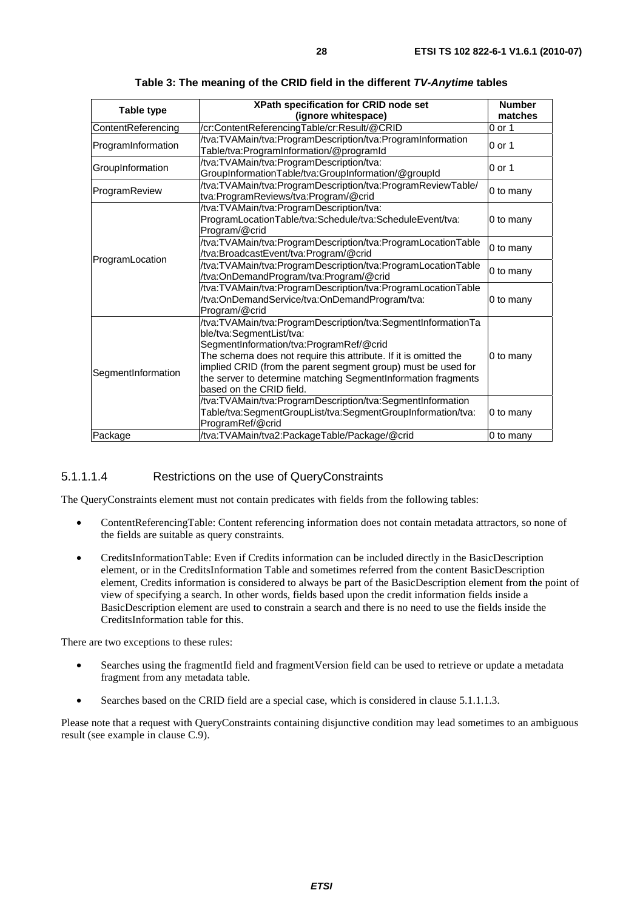**Table 3: The meaning of the CRID field in the different *TV-Anytime* tables**

| Table type | XPath specification for CRID node set (ignore whitespace) | Number matches |
|---|---|---|
| ContentReferencing | /cr:ContentReferencingTable/cr:Result/@CRID | 0 or 1 |
| ProgramInformation | /tva:TVAMain/tva:ProgramDescription/tva:ProgramInformation Table/tva:ProgramInformation/@programId | 0 or 1 |
| GroupInformation | /tva:TVAMain/tva:ProgramDescription/tva: GroupInformationTable/tva:GroupInformation/@groupId | 0 or 1 |
| ProgramReview | /tva:TVAMain/tva:ProgramDescription/tva:ProgramReviewTable/ tva:ProgramReviews/tva:Program/@crid | 0 to many |
| ProgramLocation | /tva:TVAMain/tva:ProgramDescription/tva: ProgramLocationTable/tva:Schedule/tva:ScheduleEvent/tva: Program/@crid | 0 to many |
| | /tva:TVAMain/tva:ProgramDescription/tva:ProgramLocationTable /tva:BroadcastEvent/tva:Program/@crid | 0 to many |
| | /tva:TVAMain/tva:ProgramDescription/tva:ProgramLocationTable /tva:OnDemandProgram/tva:Program/@crid | 0 to many |
| | /tva:TVAMain/tva:ProgramDescription/tva:ProgramLocationTable /tva:OnDemandService/tva:OnDemandProgram/tva: Program/@crid | 0 to many |
| SegmentInformation | /tva:TVAMain/tva:ProgramDescription/tva:SegmentInformationTable/tva:SegmentList/tva: SegmentInformation/tva:ProgramRef/@crid<br>The schema does not require this attribute. If it is omitted the implied CRID (from the parent segment group) must be used for the server to determine matching SegmentInformation fragments based on the CRID field. | 0 to many |
| | /tva:TVAMain/tva:ProgramDescription/tva:SegmentInformation Table/tva:SegmentGroupList/tva:SegmentGroupInformation/tva: ProgramRef/@crid | 0 to many |
| Package | /tva:TVAMain/tva2:PackageTable/Package/@crid | 0 to many |

#### 5.1.1.1.4 Restrictions on the use of QueryConstraints

The QueryConstraints element must not contain predicates with fields from the following tables:

- ContentReferencingTable: Content referencing information does not contain metadata attractors, so none of the fields are suitable as query constraints.
- CreditsInformationTable: Even if Credits information can be included directly in the BasicDescription element, or in the CreditsInformation Table and sometimes referred from the content BasicDescription element, Credits information is considered to always be part of the BasicDescription element from the point of view of specifying a search. In other words, fields based upon the credit information fields inside a BasicDescription element are used to constrain a search and there is no need to use the fields inside the CreditsInformation table for this.

There are two exceptions to these rules:

- Searches using the fragmentId field and fragmentVersion field can be used to retrieve or update a metadata fragment from any metadata table.
- Searches based on the CRID field are a special case, which is considered in clause 5.1.1.1.3.

Please note that a request with QueryConstraints containing disjunctive condition may lead sometimes to an ambiguous result (see example in clause C.9).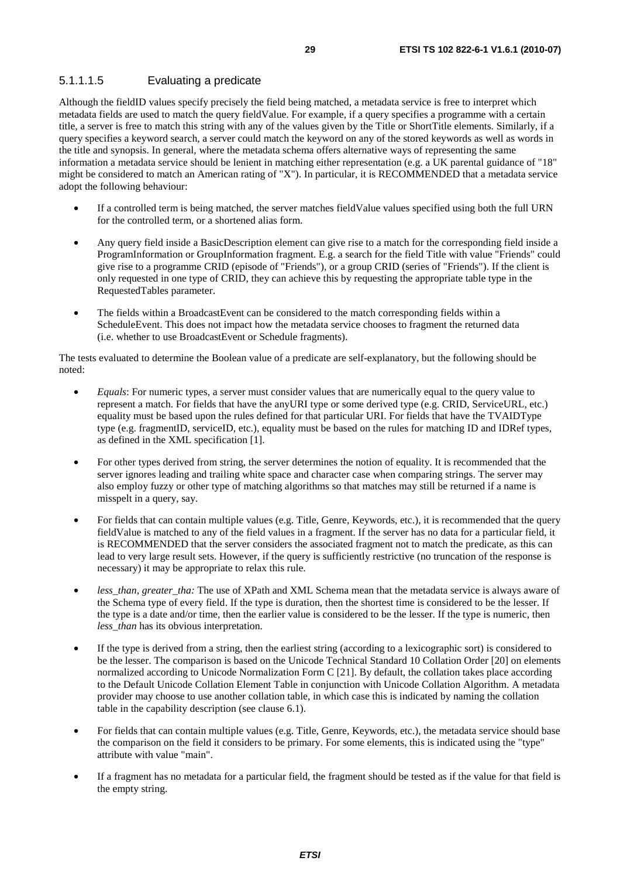#### 5.1.1.1.5 Evaluating a predicate

Although the fieldID values specify precisely the field being matched, a metadata service is free to interpret which metadata fields are used to match the query fieldValue. For example, if a query specifies a programme with a certain title, a server is free to match this string with any of the values given by the Title or ShortTitle elements. Similarly, if a query specifies a keyword search, a server could match the keyword on any of the stored keywords as well as words in the title and synopsis. In general, where the metadata schema offers alternative ways of representing the same information a metadata service should be lenient in matching either representation (e.g. a UK parental guidance of "18" might be considered to match an American rating of "X"). In particular, it is RECOMMENDED that a metadata service adopt the following behaviour:

- If a controlled term is being matched, the server matches fieldValue values specified using both the full URN for the controlled term, or a shortened alias form.
- Any query field inside a BasicDescription element can give rise to a match for the corresponding field inside a ProgramInformation or GroupInformation fragment. E.g. a search for the field Title with value "Friends" could give rise to a programme CRID (episode of "Friends"), or a group CRID (series of "Friends"). If the client is only requested in one type of CRID, they can achieve this by requesting the appropriate table type in the RequestedTables parameter.
- The fields within a BroadcastEvent can be considered to the match corresponding fields within a ScheduleEvent. This does not impact how the metadata service chooses to fragment the returned data (i.e. whether to use BroadcastEvent or Schedule fragments).

The tests evaluated to determine the Boolean value of a predicate are self-explanatory, but the following should be noted:

- *Equals*: For numeric types, a server must consider values that are numerically equal to the query value to represent a match. For fields that have the anyURI type or some derived type (e.g. CRID, ServiceURL, etc.) equality must be based upon the rules defined for that particular URI. For fields that have the TVAIDType type (e.g. fragmentID, serviceID, etc.), equality must be based on the rules for matching ID and IDRef types, as defined in the XML specification [1].
- For other types derived from string, the server determines the notion of equality. It is recommended that the server ignores leading and trailing white space and character case when comparing strings. The server may also employ fuzzy or other type of matching algorithms so that matches may still be returned if a name is misspelt in a query, say.
- For fields that can contain multiple values (e.g. Title, Genre, Keywords, etc.), it is recommended that the query fieldValue is matched to any of the field values in a fragment. If the server has no data for a particular field, it is RECOMMENDED that the server considers the associated fragment not to match the predicate, as this can lead to very large result sets. However, if the query is sufficiently restrictive (no truncation of the response is necessary) it may be appropriate to relax this rule.
- *less_than, greater_tha:* The use of XPath and XML Schema mean that the metadata service is always aware of the Schema type of every field. If the type is duration, then the shortest time is considered to be the lesser. If the type is a date and/or time, then the earlier value is considered to be the lesser. If the type is numeric, then *less_than* has its obvious interpretation.
- If the type is derived from a string, then the earliest string (according to a lexicographic sort) is considered to be the lesser. The comparison is based on the Unicode Technical Standard 10 Collation Order [20] on elements normalized according to Unicode Normalization Form C [21]. By default, the collation takes place according to the Default Unicode Collation Element Table in conjunction with Unicode Collation Algorithm. A metadata provider may choose to use another collation table, in which case this is indicated by naming the collation table in the capability description (see clause 6.1).
- For fields that can contain multiple values (e.g. Title, Genre, Keywords, etc.), the metadata service should base the comparison on the field it considers to be primary. For some elements, this is indicated using the "type" attribute with value "main".
- If a fragment has no metadata for a particular field, the fragment should be tested as if the value for that field is the empty string.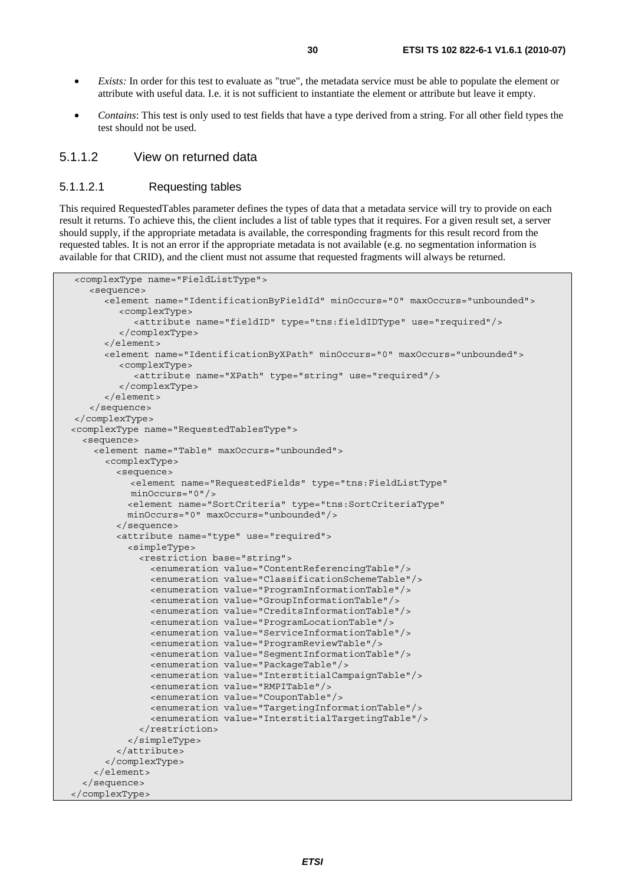- *Exists:* In order for this test to evaluate as "true", the metadata service must be able to populate the element or attribute with useful data. I.e. it is not sufficient to instantiate the element or attribute but leave it empty.
- *Contains*: This test is only used to test fields that have a type derived from a string. For all other field types the test should not be used.

### 5.1.1.2 View on returned data

#### 5.1.1.2.1 Requesting tables

This required RequestedTables parameter defines the types of data that a metadata service will try to provide on each result it returns. To achieve this, the client includes a list of table types that it requires. For a given result set, a server should supply, if the appropriate metadata is available, the corresponding fragments for this result record from the requested tables. It is not an error if the appropriate metadata is not available (e.g. no segmentation information is available for that CRID), and the client must not assume that requested fragments will always be returned.

```
 <complexType name="FieldListType">
    <sequence>
       <element name="IdentificationByFieldId" minOccurs="0" maxOccurs="unbounded">
          <complexType>
             <attribute name="fieldID" type="tns:fieldIDType" use="required"/>
          </complexType>
       </element>
       <element name="IdentificationByXPath" minOccurs="0" maxOccurs="unbounded">
          <complexType>
             <attribute name="XPath" type="string" use="required"/>
          </complexType>
       </element>
    </sequence>
 </complexType>
<complexType name="RequestedTablesType">
  <sequence>
    <element name="Table" maxOccurs="unbounded">
      <complexType>
        <sequence>
           <element name="RequestedFields" type="tns:FieldListType"
           minOccurs="0"/>
          <element name="SortCriteria" type="tns:SortCriteriaType"
          minOccurs="0" maxOccurs="unbounded"/>
        </sequence>
        <attribute name="type" use="required">
          <simpleType>
            <restriction base="string">
              <enumeration value="ContentReferencingTable"/>
              <enumeration value="ClassificationSchemeTable"/>
              <enumeration value="ProgramInformationTable"/>
              <enumeration value="GroupInformationTable"/>
              <enumeration value="CreditsInformationTable"/>
              <enumeration value="ProgramLocationTable"/>
              <enumeration value="ServiceInformationTable"/>
              <enumeration value="ProgramReviewTable"/>
              <enumeration value="SegmentInformationTable"/>
              <enumeration value="PackageTable"/>
              <enumeration value="InterstitialCampaignTable"/>
              <enumeration value="RMPITable"/>
              <enumeration value="CouponTable"/>
              <enumeration value="TargetingInformationTable"/>
              <enumeration value="InterstitialTargetingTable"/>
            </restriction>
          </simpleType>
        </attribute>
      </complexType>
    </element>
  </sequence>
</complexType>
```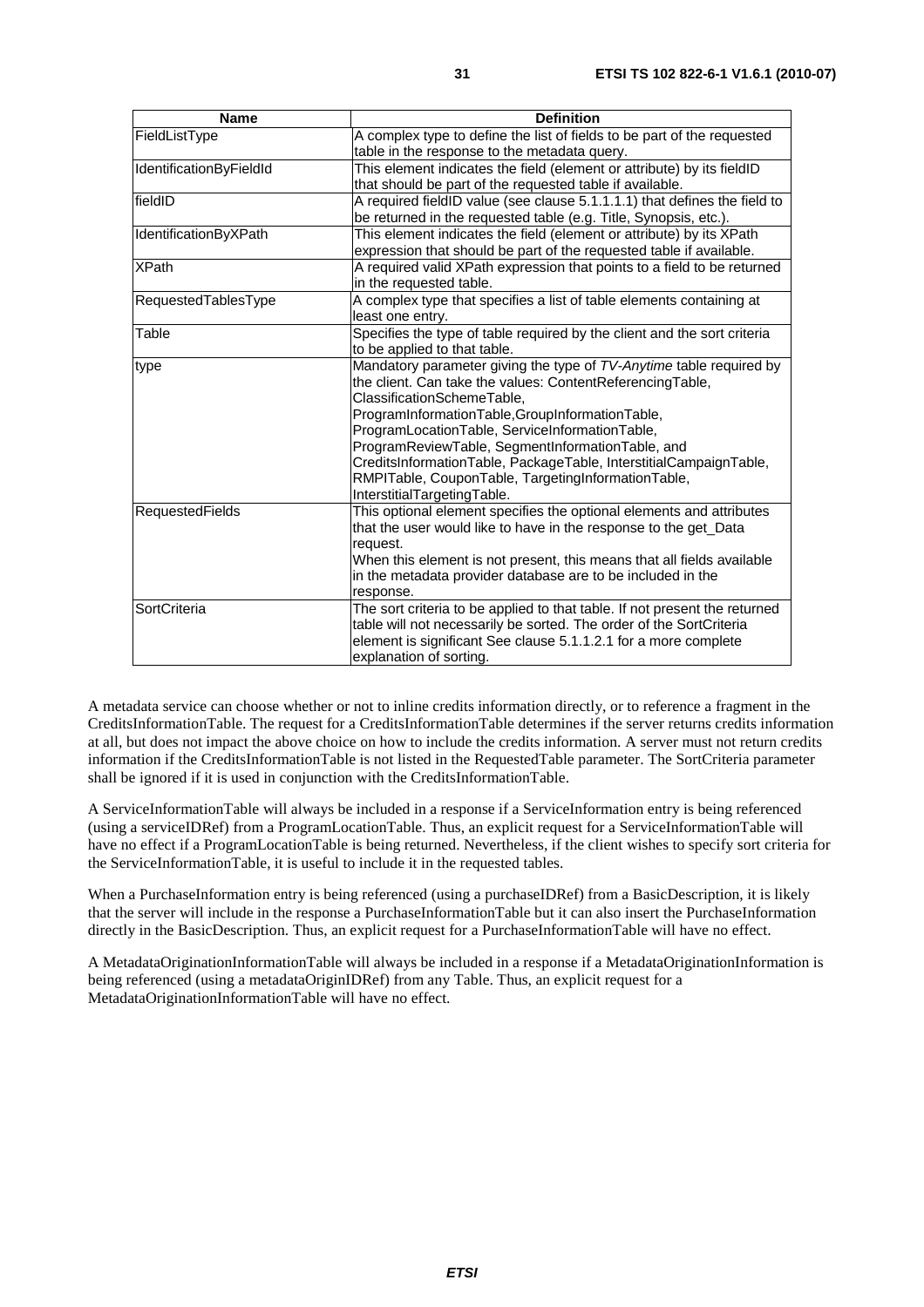| Name | Definition |
|---|---|
| FieldListType | A complex type to define the list of fields to be part of the requested table in the response to the metadata query. |
| IdentificationByFieldId | This element indicates the field (element or attribute) by its fieldID that should be part of the requested table if available. |
| fieldID | A required fieldID value (see clause 5.1.1.1.1) that defines the field to be returned in the requested table (e.g. Title, Synopsis, etc.). |
| IdentificationByXPath | This element indicates the field (element or attribute) by its XPath expression that should be part of the requested table if available. |
| XPath | A required valid XPath expression that points to a field to be returned in the requested table. |
| RequestedTablesType | A complex type that specifies a list of table elements containing at least one entry. |
| Table | Specifies the type of table required by the client and the sort criteria to be applied to that table. |
| type | Mandatory parameter giving the type of *TV-Anytime* table required by the client. Can take the values: ContentReferencingTable, ClassificationSchemeTable, ProgramInformationTable,GroupInformationTable, ProgramLocationTable, ServiceInformationTable, ProgramReviewTable, SegmentInformationTable, and CreditsInformationTable, PackageTable, InterstitialCampaignTable, RMPITable, CouponTable, TargetingInformationTable, InterstitialTargetingTable. |
| RequestedFields | This optional element specifies the optional elements and attributes that the user would like to have in the response to the get_Data request.<br>When this element is not present, this means that all fields available in the metadata provider database are to be included in the response. |
| SortCriteria | The sort criteria to be applied to that table. If not present the returned table will not necessarily be sorted. The order of the SortCriteria element is significant See clause 5.1.1.2.1 for a more complete explanation of sorting. |

A metadata service can choose whether or not to inline credits information directly, or to reference a fragment in the CreditsInformationTable. The request for a CreditsInformationTable determines if the server returns credits information at all, but does not impact the above choice on how to include the credits information. A server must not return credits information if the CreditsInformationTable is not listed in the RequestedTable parameter. The SortCriteria parameter shall be ignored if it is used in conjunction with the CreditsInformationTable.

A ServiceInformationTable will always be included in a response if a ServiceInformation entry is being referenced (using a serviceIDRef) from a ProgramLocationTable. Thus, an explicit request for a ServiceInformationTable will have no effect if a ProgramLocationTable is being returned. Nevertheless, if the client wishes to specify sort criteria for the ServiceInformationTable, it is useful to include it in the requested tables.

When a PurchaseInformation entry is being referenced (using a purchaseIDRef) from a BasicDescription, it is likely that the server will include in the response a PurchaseInformationTable but it can also insert the PurchaseInformation directly in the BasicDescription. Thus, an explicit request for a PurchaseInformationTable will have no effect.

A MetadataOriginationInformationTable will always be included in a response if a MetadataOriginationInformation is being referenced (using a metadataOriginIDRef) from any Table. Thus, an explicit request for a MetadataOriginationInformationTable will have no effect.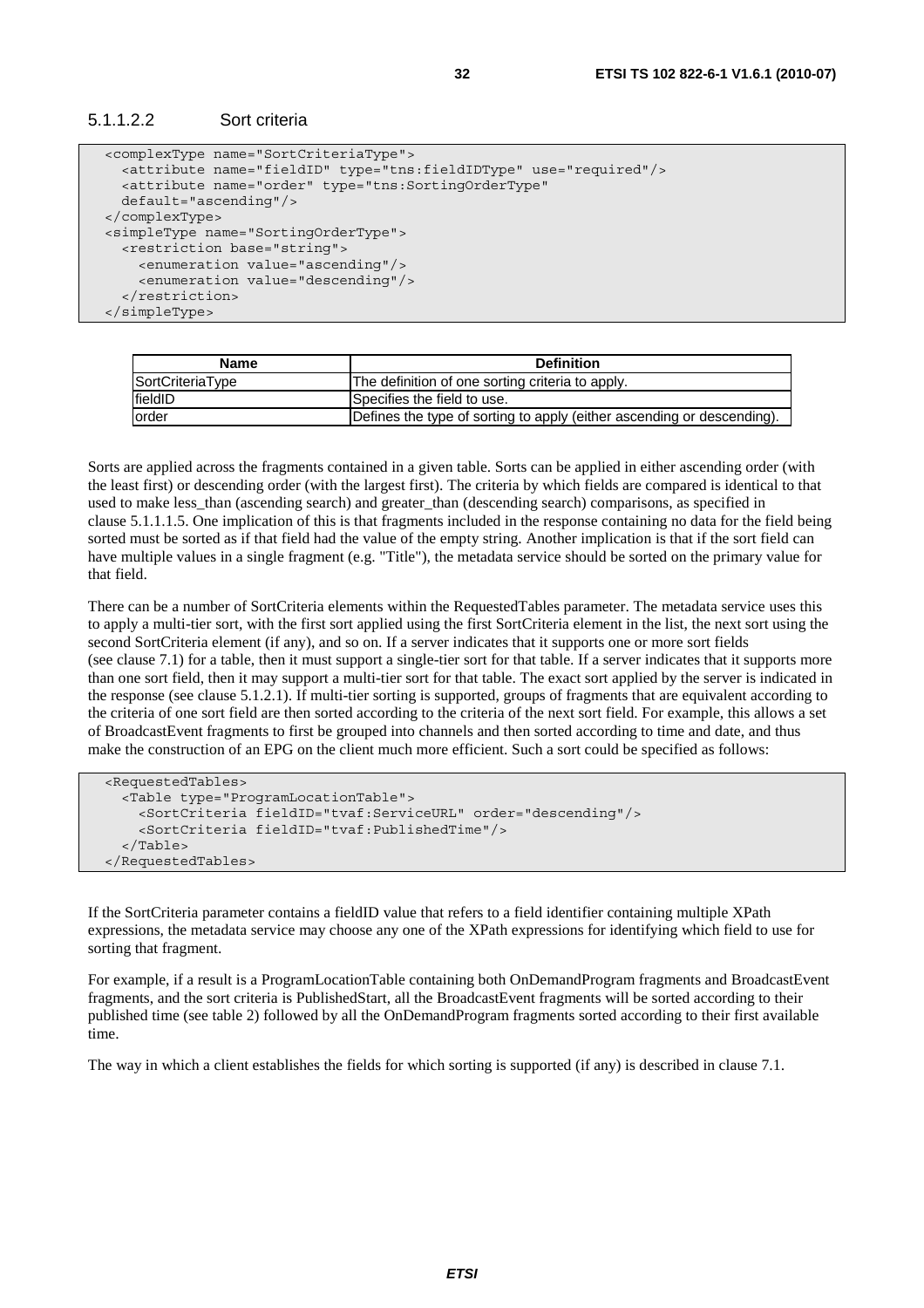#### 5.1.1.2.2 Sort criteria

```
<complexType name="SortCriteriaType">
  <attribute name="fieldID" type="tns:fieldIDType" use="required"/>
  <attribute name="order" type="tns:SortingOrderType"
  default="ascending"/>
</complexType>
<simpleType name="SortingOrderType">
  <restriction base="string">
    <enumeration value="ascending"/>
    <enumeration value="descending"/>
  </restriction>
</simpleType>
```

| Name | Definition |
| --- | --- |
| SortCriteriaType | The definition of one sorting criteria to apply. |
| fieldID | Specifies the field to use. |
| order | Defines the type of sorting to apply (either ascending or descending). |

Sorts are applied across the fragments contained in a given table. Sorts can be applied in either ascending order (with the least first) or descending order (with the largest first). The criteria by which fields are compared is identical to that used to make less_than (ascending search) and greater_than (descending search) comparisons, as specified in clause 5.1.1.1.5. One implication of this is that fragments included in the response containing no data for the field being sorted must be sorted as if that field had the value of the empty string. Another implication is that if the sort field can have multiple values in a single fragment (e.g. "Title"), the metadata service should be sorted on the primary value for that field.

There can be a number of SortCriteria elements within the RequestedTables parameter. The metadata service uses this to apply a multi-tier sort, with the first sort applied using the first SortCriteria element in the list, the next sort using the second SortCriteria element (if any), and so on. If a server indicates that it supports one or more sort fields (see clause 7.1) for a table, then it must support a single-tier sort for that table. If a server indicates that it supports more than one sort field, then it may support a multi-tier sort for that table. The exact sort applied by the server is indicated in the response (see clause 5.1.2.1). If multi-tier sorting is supported, groups of fragments that are equivalent according to the criteria of one sort field are then sorted according to the criteria of the next sort field. For example, this allows a set of BroadcastEvent fragments to first be grouped into channels and then sorted according to time and date, and thus make the construction of an EPG on the client much more efficient. Such a sort could be specified as follows:

```
<RequestedTables>
  <Table type="ProgramLocationTable">
    <SortCriteria fieldID="tvaf:ServiceURL" order="descending"/>
    <SortCriteria fieldID="tvaf:PublishedTime"/>
  </Table>
</RequestedTables>
```

If the SortCriteria parameter contains a fieldID value that refers to a field identifier containing multiple XPath expressions, the metadata service may choose any one of the XPath expressions for identifying which field to use for sorting that fragment.

For example, if a result is a ProgramLocationTable containing both OnDemandProgram fragments and BroadcastEvent fragments, and the sort criteria is PublishedStart, all the BroadcastEvent fragments will be sorted according to their published time (see table 2) followed by all the OnDemandProgram fragments sorted according to their first available time.

The way in which a client establishes the fields for which sorting is supported (if any) is described in clause 7.1.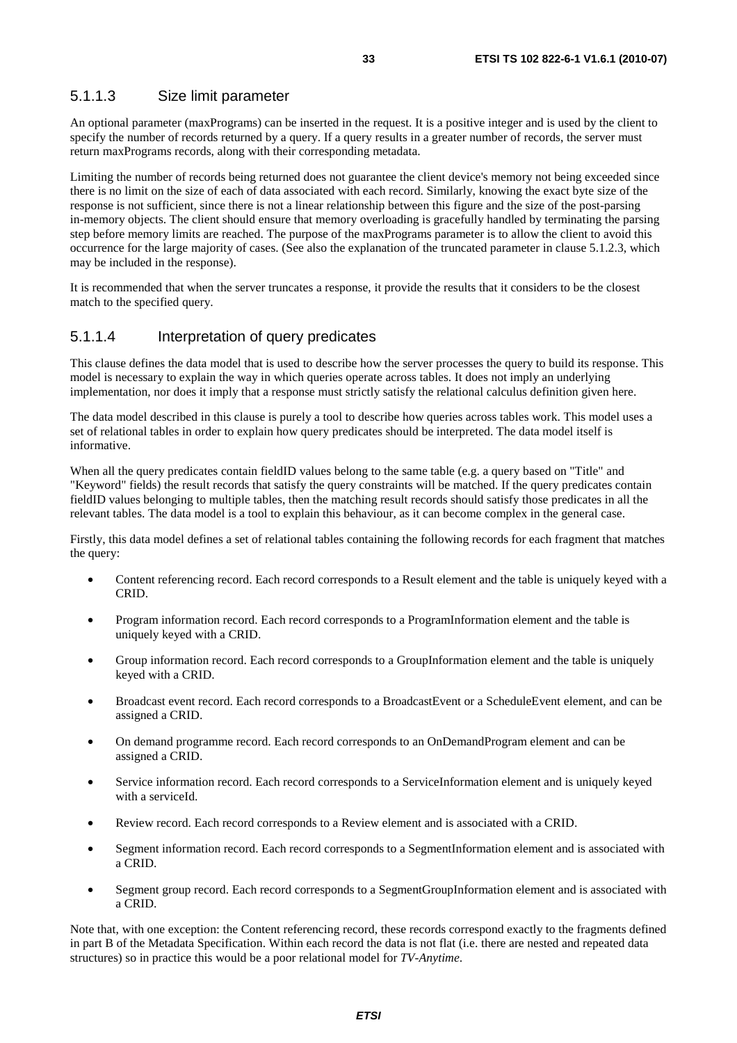#### 5.1.1.3 Size limit parameter

An optional parameter (maxPrograms) can be inserted in the request. It is a positive integer and is used by the client to specify the number of records returned by a query. If a query results in a greater number of records, the server must return maxPrograms records, along with their corresponding metadata.

Limiting the number of records being returned does not guarantee the client device's memory not being exceeded since there is no limit on the size of each of data associated with each record. Similarly, knowing the exact byte size of the response is not sufficient, since there is not a linear relationship between this figure and the size of the post-parsing in-memory objects. The client should ensure that memory overloading is gracefully handled by terminating the parsing step before memory limits are reached. The purpose of the maxPrograms parameter is to allow the client to avoid this occurrence for the large majority of cases. (See also the explanation of the truncated parameter in clause 5.1.2.3, which may be included in the response).

It is recommended that when the server truncates a response, it provide the results that it considers to be the closest match to the specified query.

#### 5.1.1.4 Interpretation of query predicates

This clause defines the data model that is used to describe how the server processes the query to build its response. This model is necessary to explain the way in which queries operate across tables. It does not imply an underlying implementation, nor does it imply that a response must strictly satisfy the relational calculus definition given here.

The data model described in this clause is purely a tool to describe how queries across tables work. This model uses a set of relational tables in order to explain how query predicates should be interpreted. The data model itself is informative.

When all the query predicates contain fieldID values belong to the same table (e.g. a query based on "Title" and "Keyword" fields) the result records that satisfy the query constraints will be matched. If the query predicates contain fieldID values belonging to multiple tables, then the matching result records should satisfy those predicates in all the relevant tables. The data model is a tool to explain this behaviour, as it can become complex in the general case.

Firstly, this data model defines a set of relational tables containing the following records for each fragment that matches the query:

- Content referencing record. Each record corresponds to a Result element and the table is uniquely keyed with a CRID.
- Program information record. Each record corresponds to a ProgramInformation element and the table is uniquely keyed with a CRID.
- Group information record. Each record corresponds to a GroupInformation element and the table is uniquely keyed with a CRID.
- Broadcast event record. Each record corresponds to a BroadcastEvent or a ScheduleEvent element, and can be assigned a CRID.
- On demand programme record. Each record corresponds to an OnDemandProgram element and can be assigned a CRID.
- Service information record. Each record corresponds to a ServiceInformation element and is uniquely keyed with a serviceId.
- Review record. Each record corresponds to a Review element and is associated with a CRID.
- Segment information record. Each record corresponds to a SegmentInformation element and is associated with a CRID.
- Segment group record. Each record corresponds to a SegmentGroupInformation element and is associated with a CRID.

Note that, with one exception: the Content referencing record, these records correspond exactly to the fragments defined in part B of the Metadata Specification. Within each record the data is not flat (i.e. there are nested and repeated data structures) so in practice this would be a poor relational model for *TV-Anytime*.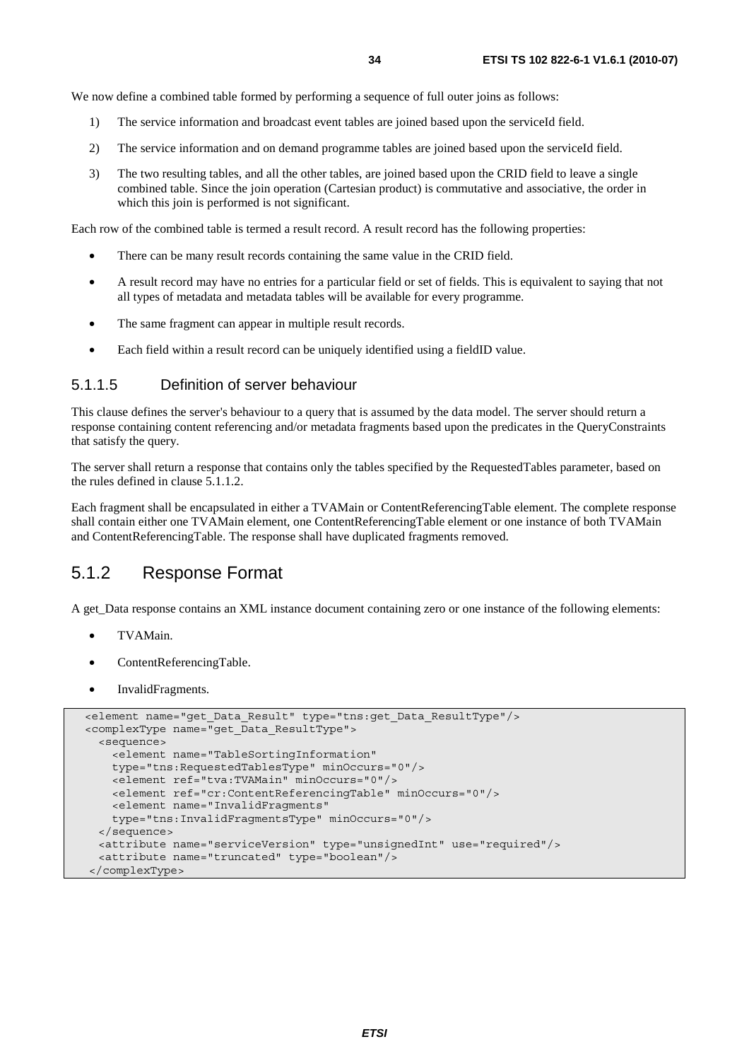We now define a combined table formed by performing a sequence of full outer joins as follows:

1) The service information and broadcast event tables are joined based upon the serviceId field.

2) The service information and on demand programme tables are joined based upon the serviceId field.

3) The two resulting tables, and all the other tables, are joined based upon the CRID field to leave a single combined table. Since the join operation (Cartesian product) is commutative and associative, the order in which this join is performed is not significant.

Each row of the combined table is termed a result record. A result record has the following properties:

- There can be many result records containing the same value in the CRID field.
- A result record may have no entries for a particular field or set of fields. This is equivalent to saying that not all types of metadata and metadata tables will be available for every programme.
- The same fragment can appear in multiple result records.
- Each field within a result record can be uniquely identified using a fieldID value.

#### 5.1.1.5 Definition of server behaviour

This clause defines the server's behaviour to a query that is assumed by the data model. The server should return a response containing content referencing and/or metadata fragments based upon the predicates in the QueryConstraints that satisfy the query.

The server shall return a response that contains only the tables specified by the RequestedTables parameter, based on the rules defined in clause 5.1.1.2.

Each fragment shall be encapsulated in either a TVAMain or ContentReferencingTable element. The complete response shall contain either one TVAMain element, one ContentReferencingTable element or one instance of both TVAMain and ContentReferencingTable. The response shall have duplicated fragments removed.

### 5.1.2 Response Format

A get_Data response contains an XML instance document containing zero or one instance of the following elements:

- TVAMain.
- ContentReferencingTable.
- InvalidFragments.

```
<element name="get_Data_Result" type="tns:get_Data_ResultType"/>
<complexType name="get_Data_ResultType">
  <sequence>
    <element name="TableSortingInformation"
    type="tns:RequestedTablesType" minOccurs="0"/>
    <element ref="tva:TVAMain" minOccurs="0"/>
    <element ref="cr:ContentReferencingTable" minOccurs="0"/>
    <element name="InvalidFragments"
    type="tns:InvalidFragmentsType" minOccurs="0"/>
  </sequence>
  <attribute name="serviceVersion" type="unsignedInt" use="required"/>
  <attribute name="truncated" type="boolean"/>
</complexType>
```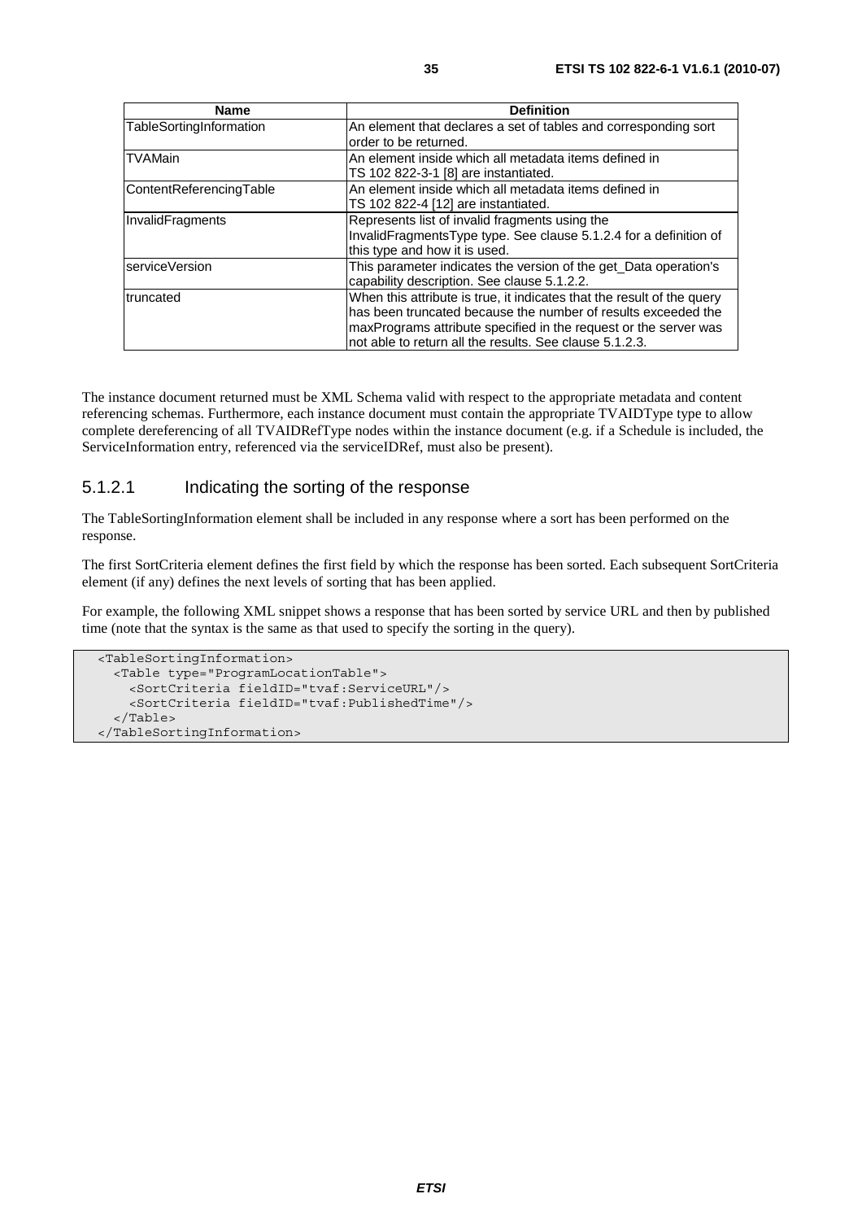| Name | Definition |
|---|---|
| TableSortingInformation | An element that declares a set of tables and corresponding sort order to be returned. |
| TVAMain | An element inside which all metadata items defined in TS 102 822-3-1 [8] are instantiated. |
| ContentReferencingTable | An element inside which all metadata items defined in TS 102 822-4 [12] are instantiated. |
| InvalidFragments | Represents list of invalid fragments using the InvalidFragmentsType type. See clause 5.1.2.4 for a definition of this type and how it is used. |
| serviceVersion | This parameter indicates the version of the get_Data operation's capability description. See clause 5.1.2.2. |
| truncated | When this attribute is true, it indicates that the result of the query has been truncated because the number of results exceeded the maxPrograms attribute specified in the request or the server was not able to return all the results. See clause 5.1.2.3. |

The instance document returned must be XML Schema valid with respect to the appropriate metadata and content referencing schemas. Furthermore, each instance document must contain the appropriate TVAIDType type to allow complete dereferencing of all TVAIDRefType nodes within the instance document (e.g. if a Schedule is included, the ServiceInformation entry, referenced via the serviceIDRef, must also be present).

### 5.1.2.1 Indicating the sorting of the response

The TableSortingInformation element shall be included in any response where a sort has been performed on the response.

The first SortCriteria element defines the first field by which the response has been sorted. Each subsequent SortCriteria element (if any) defines the next levels of sorting that has been applied.

For example, the following XML snippet shows a response that has been sorted by service URL and then by published time (note that the syntax is the same as that used to specify the sorting in the query).

```
<TableSortingInformation>
  <Table type="ProgramLocationTable">
    <SortCriteria fieldID="tvaf:ServiceURL"/>
    <SortCriteria fieldID="tvaf:PublishedTime"/>
  </Table>
</TableSortingInformation>
```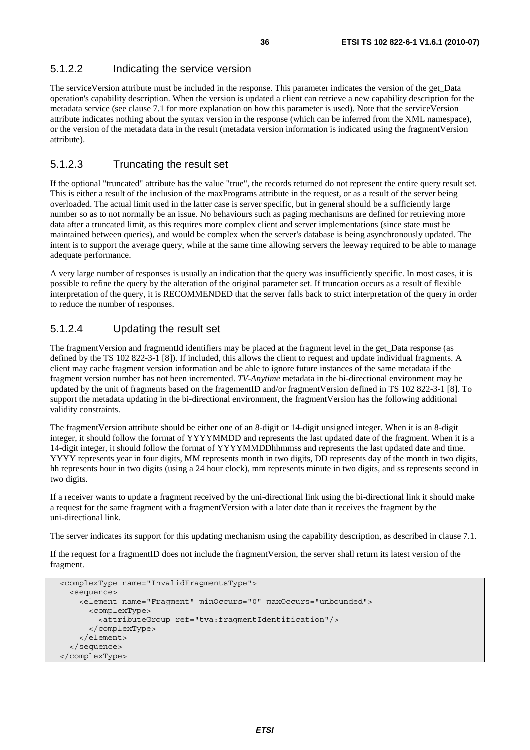#### 5.1.2.2 Indicating the service version

The serviceVersion attribute must be included in the response. This parameter indicates the version of the get_Data operation's capability description. When the version is updated a client can retrieve a new capability description for the metadata service (see clause 7.1 for more explanation on how this parameter is used). Note that the serviceVersion attribute indicates nothing about the syntax version in the response (which can be inferred from the XML namespace), or the version of the metadata data in the result (metadata version information is indicated using the fragmentVersion attribute).

#### 5.1.2.3 Truncating the result set

If the optional "truncated" attribute has the value "true", the records returned do not represent the entire query result set. This is either a result of the inclusion of the maxPrograms attribute in the request, or as a result of the server being overloaded. The actual limit used in the latter case is server specific, but in general should be a sufficiently large number so as to not normally be an issue. No behaviours such as paging mechanisms are defined for retrieving more data after a truncated limit, as this requires more complex client and server implementations (since state must be maintained between queries), and would be complex when the server's database is being asynchronously updated. The intent is to support the average query, while at the same time allowing servers the leeway required to be able to manage adequate performance.

A very large number of responses is usually an indication that the query was insufficiently specific. In most cases, it is possible to refine the query by the alteration of the original parameter set. If truncation occurs as a result of flexible interpretation of the query, it is RECOMMENDED that the server falls back to strict interpretation of the query in order to reduce the number of responses.

#### 5.1.2.4 Updating the result set

The fragmentVersion and fragmentId identifiers may be placed at the fragment level in the get_Data response (as defined by the TS 102 822-3-1 [8]). If included, this allows the client to request and update individual fragments. A client may cache fragment version information and be able to ignore future instances of the same metadata if the fragment version number has not been incremented. *TV-Anytime* metadata in the bi-directional environment may be updated by the unit of fragments based on the fragementID and/or fragmentVersion defined in TS 102 822-3-1 [8]. To support the metadata updating in the bi-directional environment, the fragmentVersion has the following additional validity constraints.

The fragmentVersion attribute should be either one of an 8-digit or 14-digit unsigned integer. When it is an 8-digit integer, it should follow the format of YYYYMMDD and represents the last updated date of the fragment. When it is a 14-digit integer, it should follow the format of YYYYMMDDhhmmss and represents the last updated date and time. YYYY represents year in four digits, MM represents month in two digits, DD represents day of the month in two digits, hh represents hour in two digits (using a 24 hour clock), mm represents minute in two digits, and ss represents second in two digits.

If a receiver wants to update a fragment received by the uni-directional link using the bi-directional link it should make a request for the same fragment with a fragmentVersion with a later date than it receives the fragment by the uni-directional link.

The server indicates its support for this updating mechanism using the capability description, as described in clause 7.1.

If the request for a fragmentID does not include the fragmentVersion, the server shall return its latest version of the fragment.

```
<complexType name="InvalidFragmentsType">
  <sequence>
    <element name="Fragment" minOccurs="0" maxOccurs="unbounded">
      <complexType>
        <attributeGroup ref="tva:fragmentIdentification"/>
      </complexType>
    </element>
  </sequence>
</complexType>
```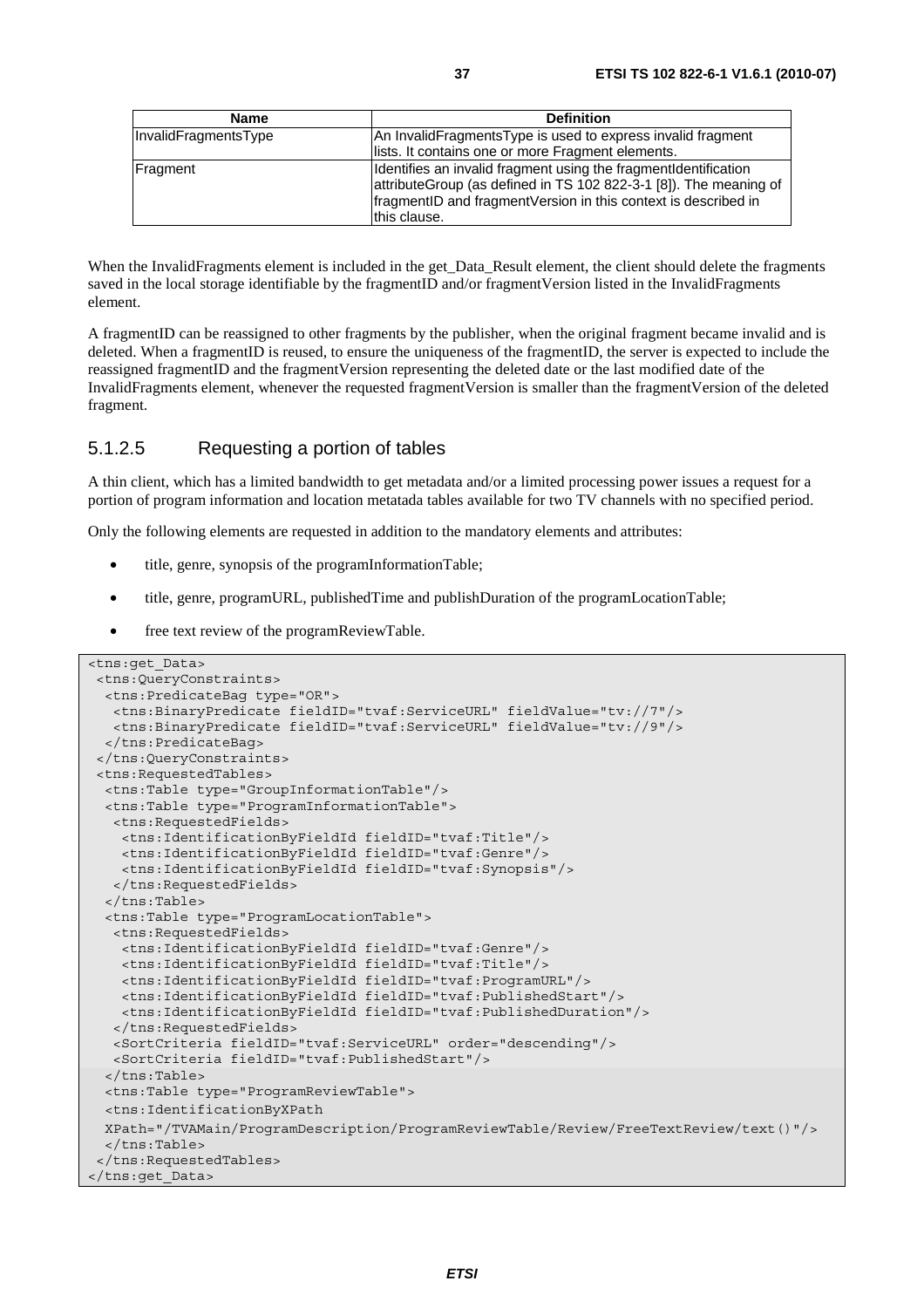| Name | Definition |
| --- | --- |
| InvalidFragmentsType | An InvalidFragmentsType is used to express invalid fragment lists. It contains one or more Fragment elements. |
| Fragment | Identifies an invalid fragment using the fragmentIdentification attributeGroup (as defined in TS 102 822-3-1 [8]). The meaning of fragmentID and fragmentVersion in this context is described in this clause. |

When the InvalidFragments element is included in the get_Data_Result element, the client should delete the fragments saved in the local storage identifiable by the fragmentID and/or fragmentVersion listed in the InvalidFragments element.

A fragmentID can be reassigned to other fragments by the publisher, when the original fragment became invalid and is deleted. When a fragmentID is reused, to ensure the uniqueness of the fragmentID, the server is expected to include the reassigned fragmentID and the fragmentVersion representing the deleted date or the last modified date of the InvalidFragments element, whenever the requested fragmentVersion is smaller than the fragmentVersion of the deleted fragment.

### 5.1.2.5 Requesting a portion of tables

A thin client, which has a limited bandwidth to get metadata and/or a limited processing power issues a request for a portion of program information and location metatada tables available for two TV channels with no specified period.

Only the following elements are requested in addition to the mandatory elements and attributes:

- title, genre, synopsis of the programInformationTable;
- title, genre, programURL, publishedTime and publishDuration of the programLocationTable;
- free text review of the programReviewTable.

```
<tns:get_Data>
 <tns:QueryConstraints>
  <tns:PredicateBag type="OR">
   <tns:BinaryPredicate fieldID="tvaf:ServiceURL" fieldValue="tv://7"/>
   <tns:BinaryPredicate fieldID="tvaf:ServiceURL" fieldValue="tv://9"/>
  </tns:PredicateBag>
 </tns:QueryConstraints>
 <tns:RequestedTables>
  <tns:Table type="GroupInformationTable"/>
  <tns:Table type="ProgramInformationTable">
   <tns:RequestedFields>
    <tns:IdentificationByFieldId fieldID="tvaf:Title"/>
    <tns:IdentificationByFieldId fieldID="tvaf:Genre"/>
    <tns:IdentificationByFieldId fieldID="tvaf:Synopsis"/>
   </tns:RequestedFields>
  </tns:Table>
  <tns:Table type="ProgramLocationTable">
   <tns:RequestedFields>
    <tns:IdentificationByFieldId fieldID="tvaf:Genre"/>
    <tns:IdentificationByFieldId fieldID="tvaf:Title"/>
    <tns:IdentificationByFieldId fieldID="tvaf:ProgramURL"/>
    <tns:IdentificationByFieldId fieldID="tvaf:PublishedStart"/>
    <tns:IdentificationByFieldId fieldID="tvaf:PublishedDuration"/>
   </tns:RequestedFields>
   <SortCriteria fieldID="tvaf:ServiceURL" order="descending"/>
   <SortCriteria fieldID="tvaf:PublishedStart"/>
  </tns:Table>
  <tns:Table type="ProgramReviewTable">
  <tns:IdentificationByXPath
  XPath="/TVAMain/ProgramDescription/ProgramReviewTable/Review/FreeTextReview/text()"/>
  </tns:Table>
 </tns:RequestedTables>
</tns:get_Data>
```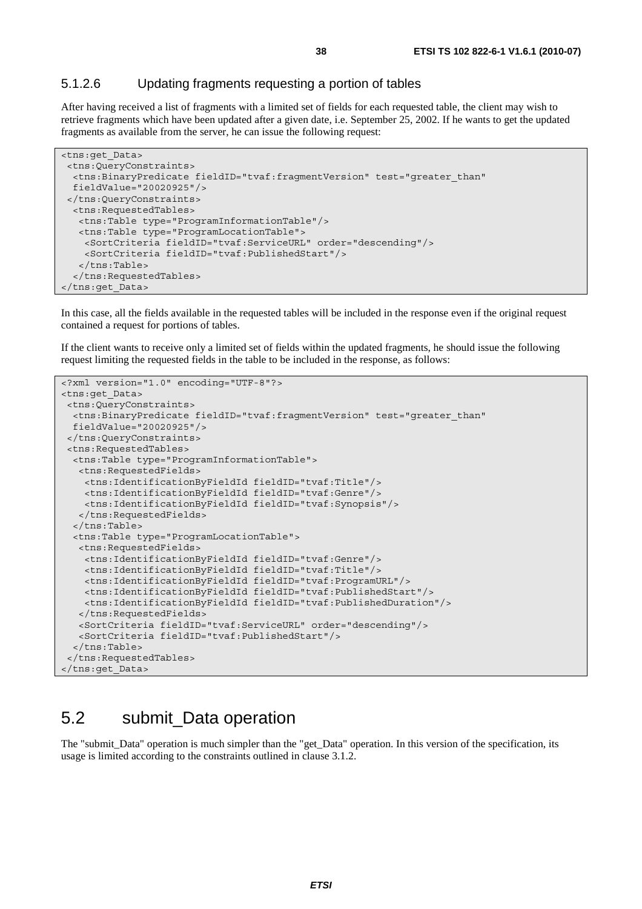#### 5.1.2.6 Updating fragments requesting a portion of tables

After having received a list of fragments with a limited set of fields for each requested table, the client may wish to retrieve fragments which have been updated after a given date, i.e. September 25, 2002. If he wants to get the updated fragments as available from the server, he can issue the following request:

```
<tns:get_Data>
 <tns:QueryConstraints>
  <tns:BinaryPredicate fieldID="tvaf:fragmentVersion" test="greater_than"
  fieldValue="20020925"/>
 </tns:QueryConstraints>
  <tns:RequestedTables>
   <tns:Table type="ProgramInformationTable"/>
   <tns:Table type="ProgramLocationTable">
    <SortCriteria fieldID="tvaf:ServiceURL" order="descending"/>
    <SortCriteria fieldID="tvaf:PublishedStart"/>
   </tns:Table>
  </tns:RequestedTables>
</tns:get_Data>
```

In this case, all the fields available in the requested tables will be included in the response even if the original request contained a request for portions of tables.

If the client wants to receive only a limited set of fields within the updated fragments, he should issue the following request limiting the requested fields in the table to be included in the response, as follows:

```
<?xml version="1.0" encoding="UTF-8"?>
<tns:get_Data>
 <tns:QueryConstraints>
  <tns:BinaryPredicate fieldID="tvaf:fragmentVersion" test="greater_than"
  fieldValue="20020925"/>
 </tns:QueryConstraints>
 <tns:RequestedTables>
  <tns:Table type="ProgramInformationTable">
   <tns:RequestedFields>
    <tns:IdentificationByFieldId fieldID="tvaf:Title"/>
    <tns:IdentificationByFieldId fieldID="tvaf:Genre"/>
    <tns:IdentificationByFieldId fieldID="tvaf:Synopsis"/>
   </tns:RequestedFields>
  </tns:Table>
  <tns:Table type="ProgramLocationTable">
   <tns:RequestedFields>
    <tns:IdentificationByFieldId fieldID="tvaf:Genre"/>
    <tns:IdentificationByFieldId fieldID="tvaf:Title"/>
    <tns:IdentificationByFieldId fieldID="tvaf:ProgramURL"/>
    <tns:IdentificationByFieldId fieldID="tvaf:PublishedStart"/>
    <tns:IdentificationByFieldId fieldID="tvaf:PublishedDuration"/>
   </tns:RequestedFields>
   <SortCriteria fieldID="tvaf:ServiceURL" order="descending"/>
   <SortCriteria fieldID="tvaf:PublishedStart"/>
  </tns:Table>
 </tns:RequestedTables>
</tns:get_Data>
```

## 5.2 submit_Data operation

The "submit_Data" operation is much simpler than the "get_Data" operation. In this version of the specification, its usage is limited according to the constraints outlined in clause 3.1.2.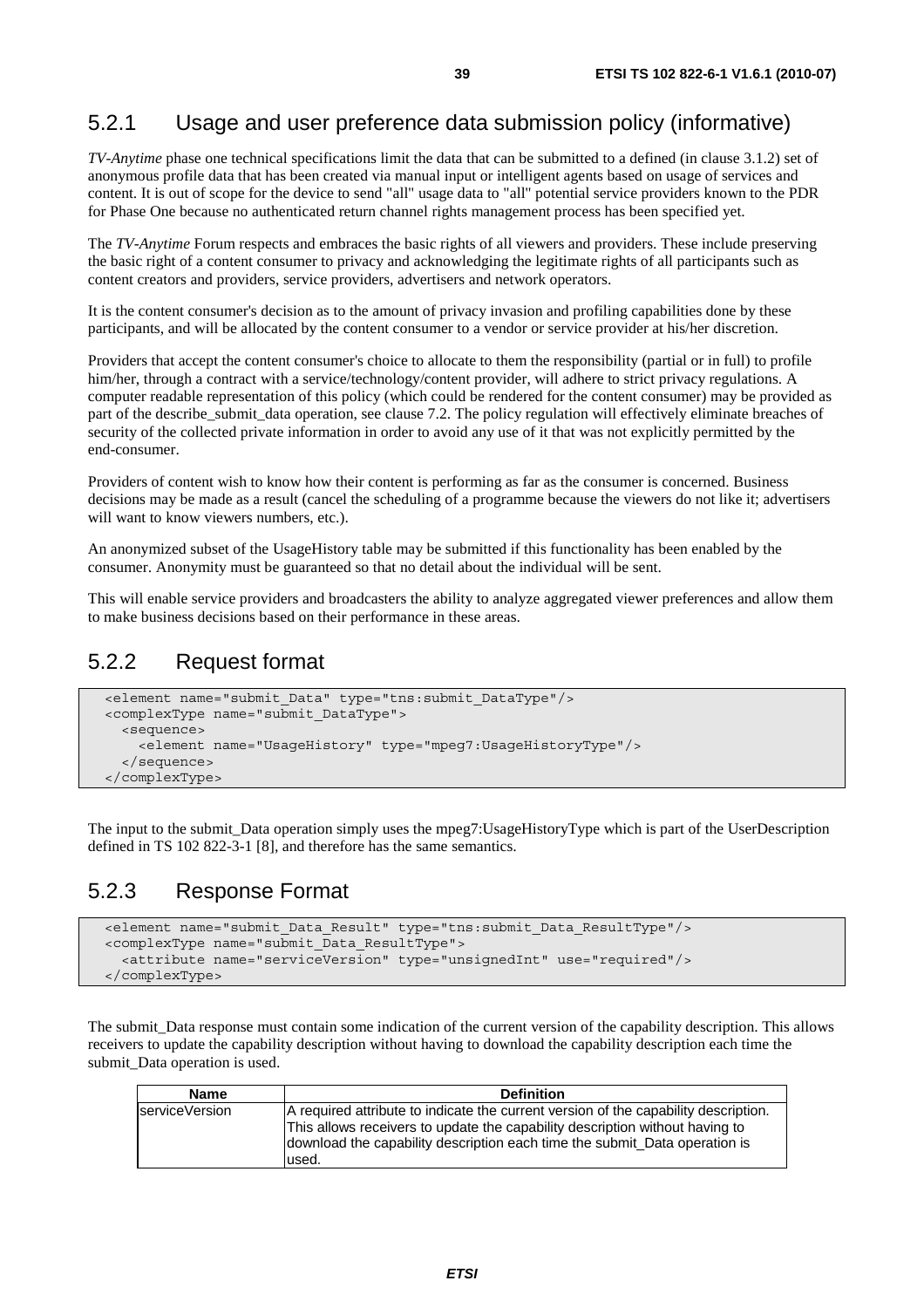### 5.2.1 Usage and user preference data submission policy (informative)

*TV-Anytime* phase one technical specifications limit the data that can be submitted to a defined (in clause 3.1.2) set of anonymous profile data that has been created via manual input or intelligent agents based on usage of services and content. It is out of scope for the device to send "all" usage data to "all" potential service providers known to the PDR for Phase One because no authenticated return channel rights management process has been specified yet.

The *TV-Anytime* Forum respects and embraces the basic rights of all viewers and providers. These include preserving the basic right of a content consumer to privacy and acknowledging the legitimate rights of all participants such as content creators and providers, service providers, advertisers and network operators.

It is the content consumer's decision as to the amount of privacy invasion and profiling capabilities done by these participants, and will be allocated by the content consumer to a vendor or service provider at his/her discretion.

Providers that accept the content consumer's choice to allocate to them the responsibility (partial or in full) to profile him/her, through a contract with a service/technology/content provider, will adhere to strict privacy regulations. A computer readable representation of this policy (which could be rendered for the content consumer) may be provided as part of the describe_submit_data operation, see clause 7.2. The policy regulation will effectively eliminate breaches of security of the collected private information in order to avoid any use of it that was not explicitly permitted by the end-consumer.

Providers of content wish to know how their content is performing as far as the consumer is concerned. Business decisions may be made as a result (cancel the scheduling of a programme because the viewers do not like it; advertisers will want to know viewers numbers, etc.).

An anonymized subset of the UsageHistory table may be submitted if this functionality has been enabled by the consumer. Anonymity must be guaranteed so that no detail about the individual will be sent.

This will enable service providers and broadcasters the ability to analyze aggregated viewer preferences and allow them to make business decisions based on their performance in these areas.

### 5.2.2 Request format

```
<element name="submit_Data" type="tns:submit_DataType"/>
<complexType name="submit_DataType">
  <sequence>
    <element name="UsageHistory" type="mpeg7:UsageHistoryType"/>
  </sequence>
</complexType>
```

The input to the submit_Data operation simply uses the mpeg7:UsageHistoryType which is part of the UserDescription defined in TS 102 822-3-1 [8], and therefore has the same semantics.

### 5.2.3 Response Format

```
<element name="submit_Data_Result" type="tns:submit_Data_ResultType"/>
<complexType name="submit_Data_ResultType">
  <attribute name="serviceVersion" type="unsignedInt" use="required"/>
</complexType>
```

The submit_Data response must contain some indication of the current version of the capability description. This allows receivers to update the capability description without having to download the capability description each time the submit_Data operation is used.

| Name | Definition |
| --- | --- |
| serviceVersion | A required attribute to indicate the current version of the capability description. This allows receivers to update the capability description without having to download the capability description each time the submit_Data operation is used. |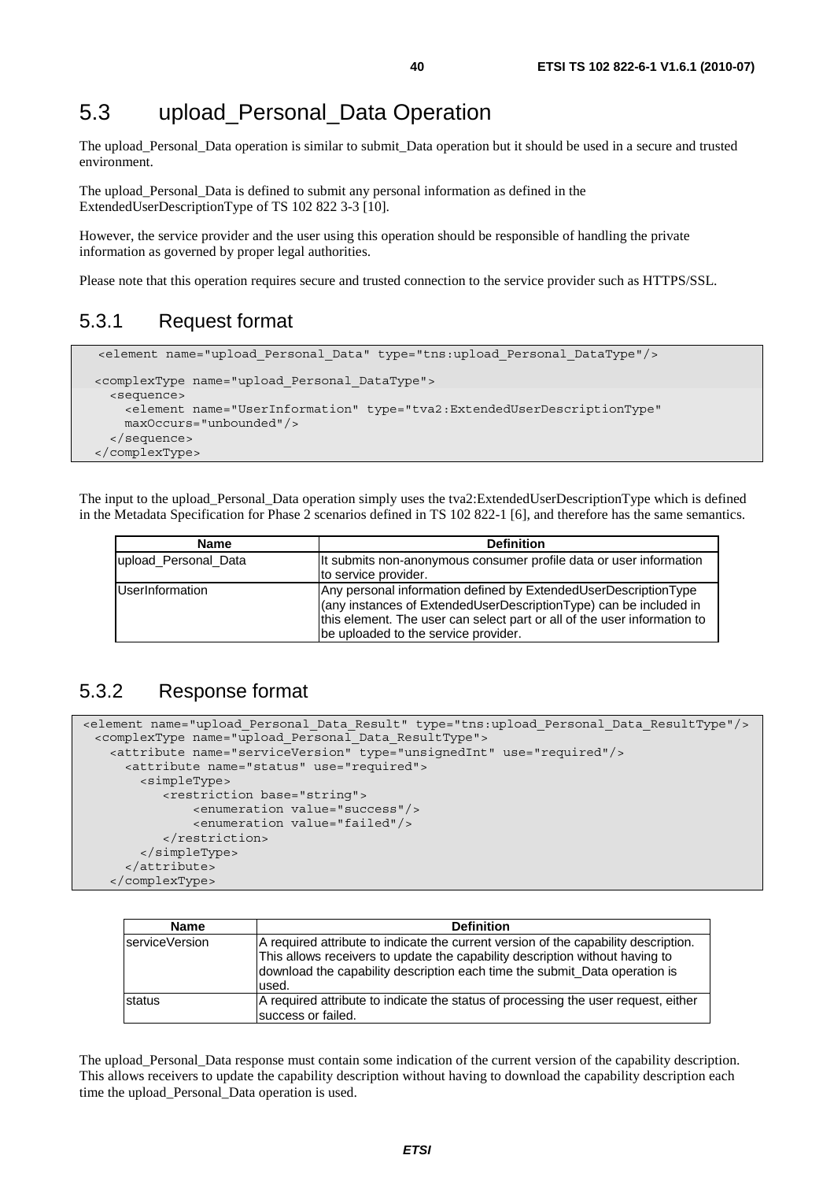## 5.3 upload_Personal_Data Operation

The upload_Personal_Data operation is similar to submit_Data operation but it should be used in a secure and trusted environment.

The upload_Personal_Data is defined to submit any personal information as defined in the ExtendedUserDescriptionType of TS 102 822 3-3 [10].

However, the service provider and the user using this operation should be responsible of handling the private information as governed by proper legal authorities.

Please note that this operation requires secure and trusted connection to the service provider such as HTTPS/SSL.

### 5.3.1 Request format

```
 <element name="upload_Personal_Data" type="tns:upload_Personal_DataType"/>

<complexType name="upload_Personal_DataType">
  <sequence>
    <element name="UserInformation" type="tva2:ExtendedUserDescriptionType"
    maxOccurs="unbounded"/>
  </sequence>
</complexType>
```

The input to the upload_Personal_Data operation simply uses the tva2:ExtendedUserDescriptionType which is defined in the Metadata Specification for Phase 2 scenarios defined in TS 102 822-1 [6], and therefore has the same semantics.

| Name | Definition |
|---|---|
| upload_Personal_Data | It submits non-anonymous consumer profile data or user information to service provider. |
| UserInformation | Any personal information defined by ExtendedUserDescriptionType (any instances of ExtendedUserDescriptionType) can be included in this element. The user can select part or all of the user information to be uploaded to the service provider. |

### 5.3.2 Response format

```
<element name="upload_Personal_Data_Result" type="tns:upload_Personal_Data_ResultType"/>
 <complexType name="upload_Personal_Data_ResultType">
   <attribute name="serviceVersion" type="unsignedInt" use="required"/>
     <attribute name="status" use="required">
       <simpleType>
          <restriction base="string">
              <enumeration value="success"/>
              <enumeration value="failed"/>
          </restriction>
       </simpleType>
     </attribute>
   </complexType>
```

| Name | Definition |
|---|---|
| serviceVersion | A required attribute to indicate the current version of the capability description. This allows receivers to update the capability description without having to download the capability description each time the submit_Data operation is used. |
| status | A required attribute to indicate the status of processing the user request, either success or failed. |

The upload_Personal_Data response must contain some indication of the current version of the capability description. This allows receivers to update the capability description without having to download the capability description each time the upload_Personal_Data operation is used.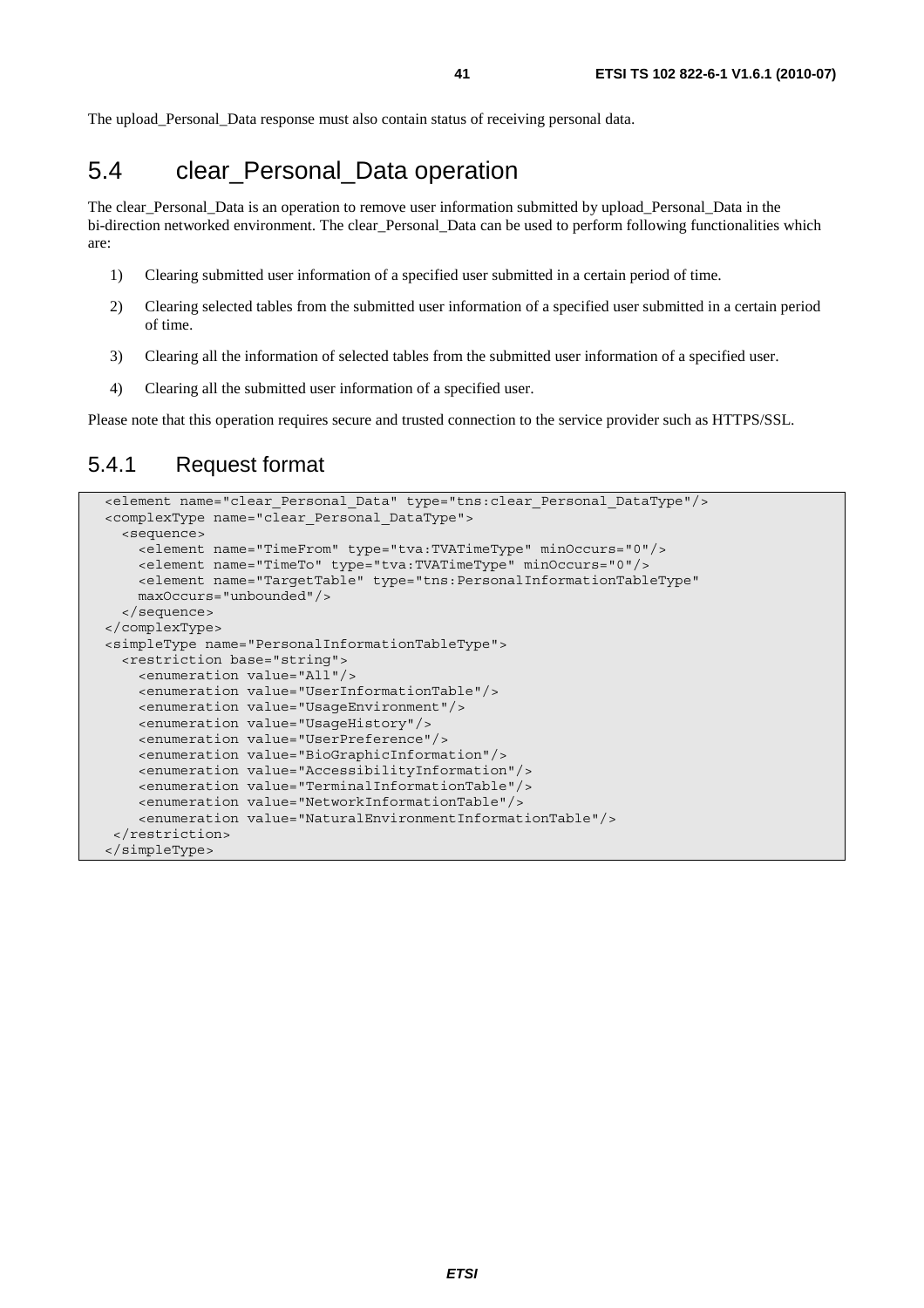The upload_Personal_Data response must also contain status of receiving personal data.

## 5.4 clear_Personal_Data operation

The clear_Personal_Data is an operation to remove user information submitted by upload_Personal_Data in the bi-direction networked environment. The clear_Personal_Data can be used to perform following functionalities which are:

1) Clearing submitted user information of a specified user submitted in a certain period of time.
2) Clearing selected tables from the submitted user information of a specified user submitted in a certain period of time.
3) Clearing all the information of selected tables from the submitted user information of a specified user.
4) Clearing all the submitted user information of a specified user.

Please note that this operation requires secure and trusted connection to the service provider such as HTTPS/SSL.

### 5.4.1 Request format

```
<element name="clear_Personal_Data" type="tns:clear_Personal_DataType"/>
<complexType name="clear_Personal_DataType">
  <sequence>
    <element name="TimeFrom" type="tva:TVATimeType" minOccurs="0"/>
    <element name="TimeTo" type="tva:TVATimeType" minOccurs="0"/>
    <element name="TargetTable" type="tns:PersonalInformationTableType"
    maxOccurs="unbounded"/>
  </sequence>
</complexType>
<simpleType name="PersonalInformationTableType">
  <restriction base="string">
    <enumeration value="All"/>
    <enumeration value="UserInformationTable"/>
    <enumeration value="UsageEnvironment"/>
    <enumeration value="UsageHistory"/>
    <enumeration value="UserPreference"/>
    <enumeration value="BioGraphicInformation"/>
    <enumeration value="AccessibilityInformation"/>
    <enumeration value="TerminalInformationTable"/>
    <enumeration value="NetworkInformationTable"/>
    <enumeration value="NaturalEnvironmentInformationTable"/>
 </restriction>
</simpleType>
```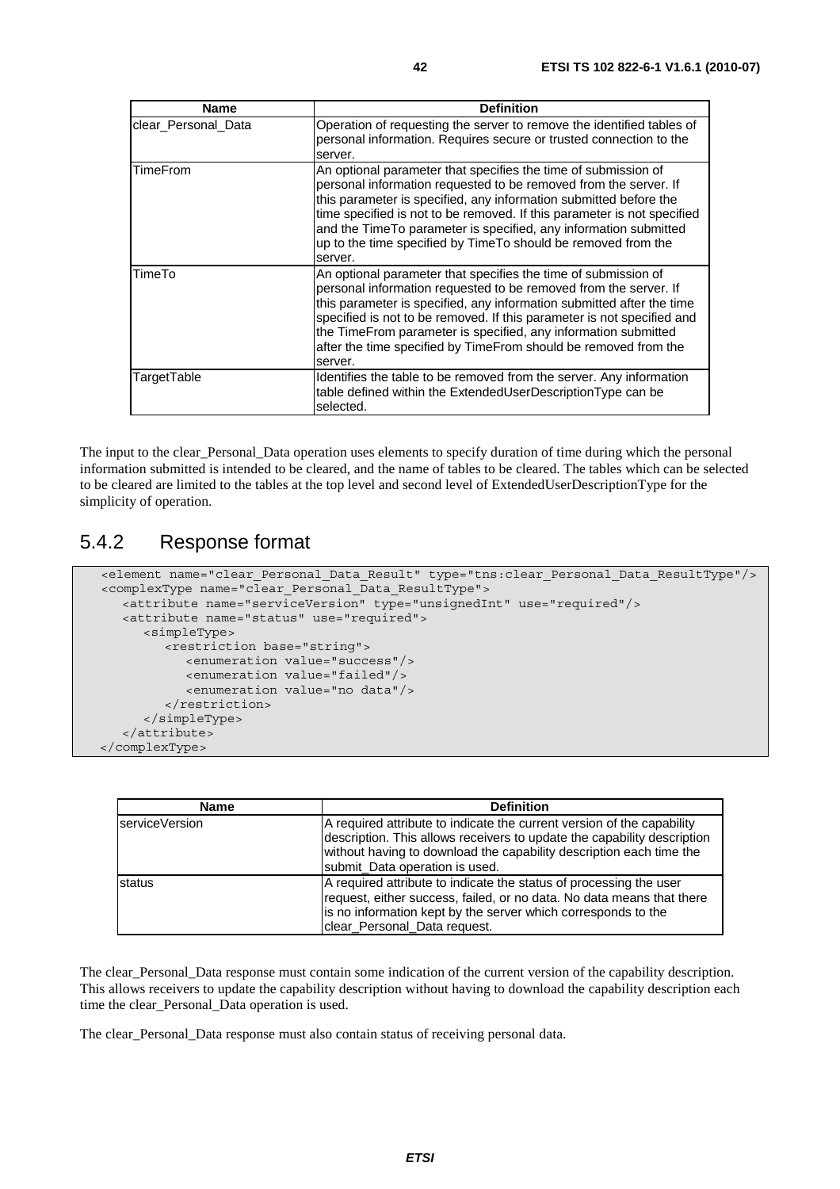| Name | Definition |
| --- | --- |
| clear_Personal_Data | Operation of requesting the server to remove the identified tables of personal information. Requires secure or trusted connection to the server. |
| TimeFrom | An optional parameter that specifies the time of submission of personal information requested to be removed from the server. If this parameter is specified, any information submitted before the time specified is not to be removed. If this parameter is not specified and the TimeTo parameter is specified, any information submitted up to the time specified by TimeTo should be removed from the server. |
| TimeTo | An optional parameter that specifies the time of submission of personal information requested to be removed from the server. If this parameter is specified, any information submitted after the time specified is not to be removed. If this parameter is not specified and the TimeFrom parameter is specified, any information submitted after the time specified by TimeFrom should be removed from the server. |
| TargetTable | Identifies the table to be removed from the server. Any information table defined within the ExtendedUserDescriptionType can be selected. |

The input to the clear_Personal_Data operation uses elements to specify duration of time during which the personal information submitted is intended to be cleared, and the name of tables to be cleared. The tables which can be selected to be cleared are limited to the tables at the top level and second level of ExtendedUserDescriptionType for the simplicity of operation.

### 5.4.2 Response format

```
<element name="clear_Personal_Data_Result" type="tns:clear_Personal_Data_ResultType"/>
<complexType name="clear_Personal_Data_ResultType">
   <attribute name="serviceVersion" type="unsignedInt" use="required"/>
   <attribute name="status" use="required">
      <simpleType>
         <restriction base="string">
            <enumeration value="success"/>
            <enumeration value="failed"/>
            <enumeration value="no data"/>
         </restriction>
      </simpleType>
   </attribute>
</complexType>
```

| Name | Definition |
| --- | --- |
| serviceVersion | A required attribute to indicate the current version of the capability description. This allows receivers to update the capability description without having to download the capability description each time the submit_Data operation is used. |
| status | A required attribute to indicate the status of processing the user request, either success, failed, or no data. No data means that there is no information kept by the server which corresponds to the clear_Personal_Data request. |

The clear_Personal_Data response must contain some indication of the current version of the capability description. This allows receivers to update the capability description without having to download the capability description each time the clear_Personal_Data operation is used.

The clear_Personal_Data response must also contain status of receiving personal data.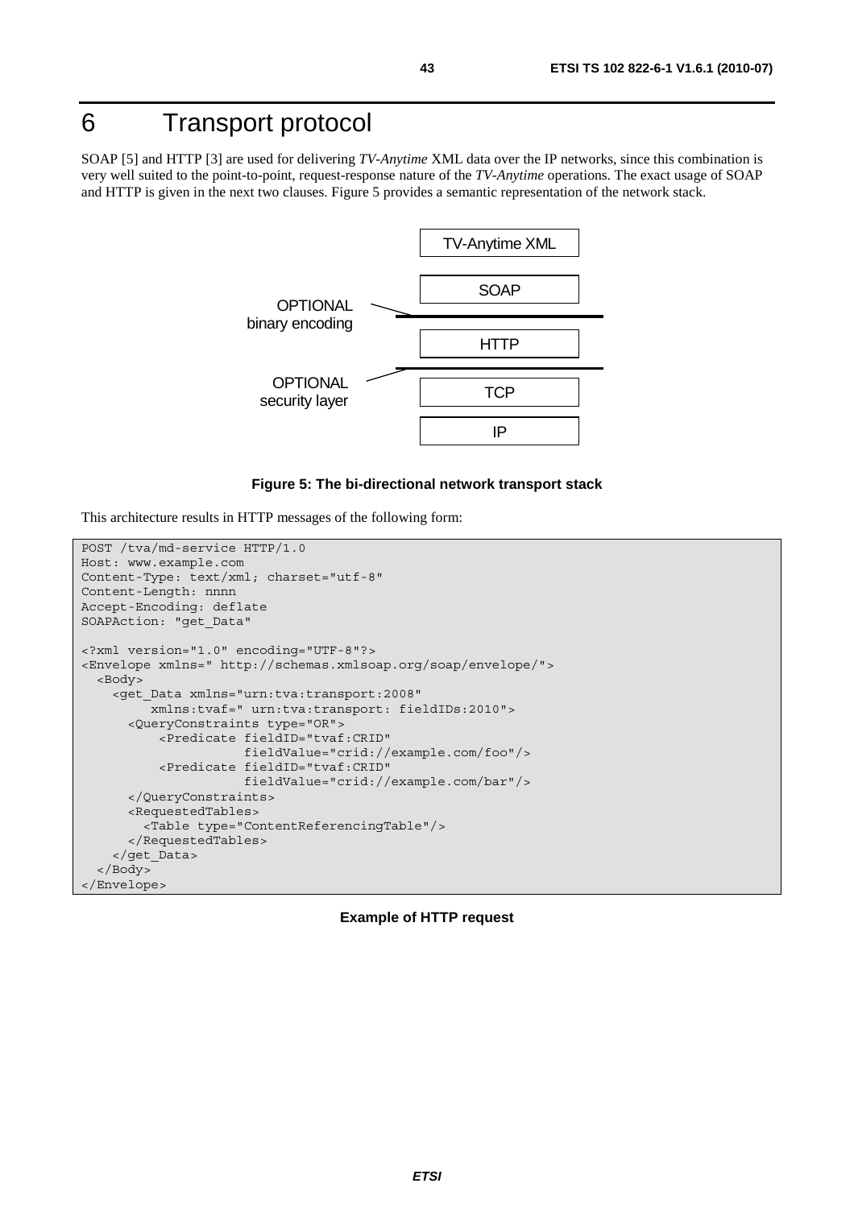# 6 Transport protocol

SOAP [5] and HTTP [3] are used for delivering *TV-Anytime* XML data over the IP networks, since this combination is very well suited to the point-to-point, request-response nature of the *TV-Anytime* operations. The exact usage of SOAP and HTTP is given in the next two clauses. Figure 5 provides a semantic representation of the network stack.

TV-Anytime XML

SOAP

OPTIONAL binary encoding

HTTP

OPTIONAL security layer

TCP

IP

**Figure 5: The bi-directional network transport stack**

This architecture results in HTTP messages of the following form:

```
POST /tva/md-service HTTP/1.0
Host: www.example.com
Content-Type: text/xml; charset="utf-8"
Content-Length: nnnn
Accept-Encoding: deflate
SOAPAction: "get_Data"

<?xml version="1.0" encoding="UTF-8"?>
<Envelope xmlns=" http://schemas.xmlsoap.org/soap/envelope/">
  <Body>
    <get_Data xmlns="urn:tva:transport:2008"
         xmlns:tvaf=" urn:tva:transport: fieldIDs:2010">
      <QueryConstraints type="OR">
          <Predicate fieldID="tvaf:CRID"
                     fieldValue="crid://example.com/foo"/>
          <Predicate fieldID="tvaf:CRID"
                     fieldValue="crid://example.com/bar"/>
      </QueryConstraints>
      <RequestedTables>
        <Table type="ContentReferencingTable"/>
      </RequestedTables>
    </get_Data>
  </Body>
</Envelope>
```

**Example of HTTP request**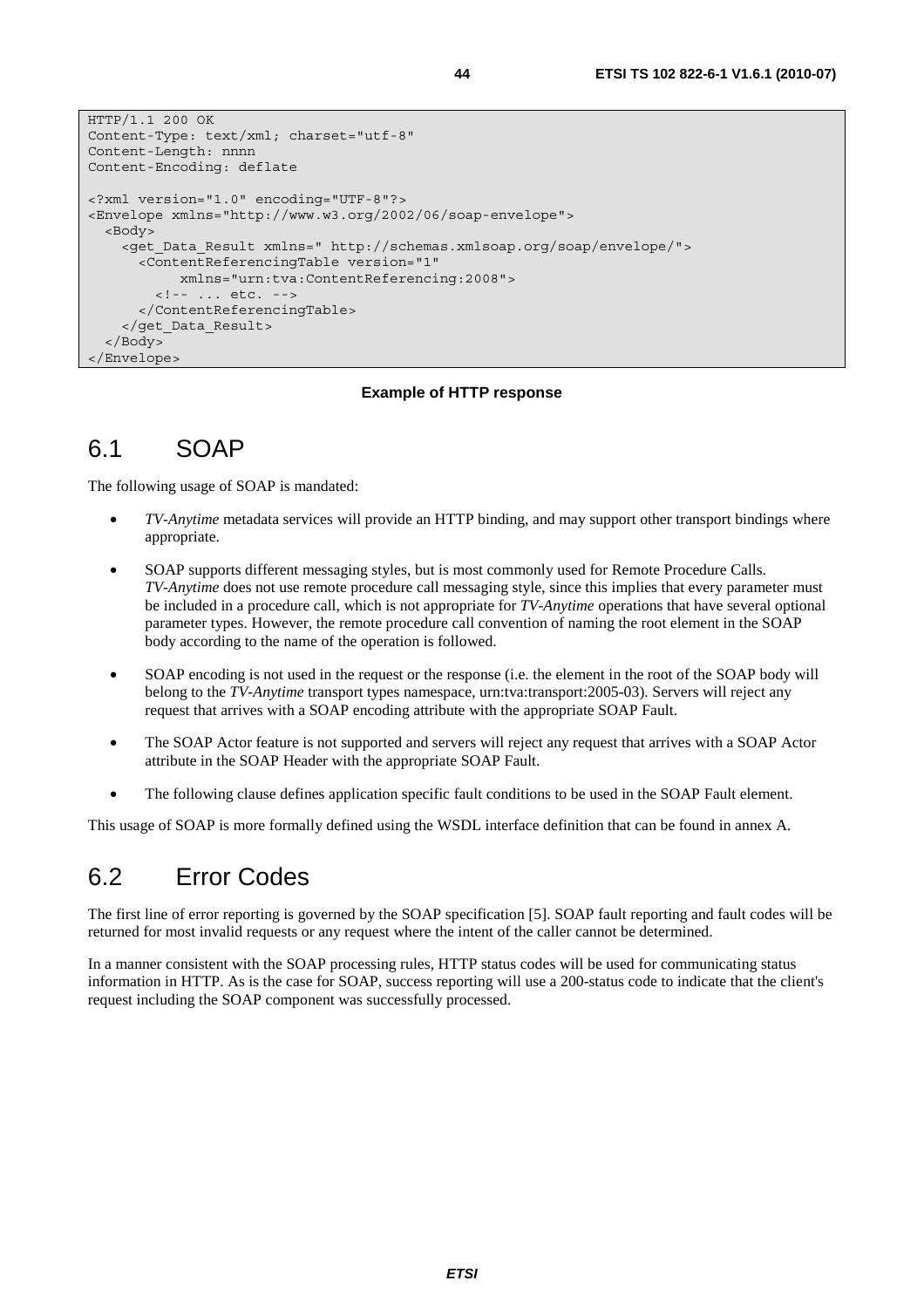```
HTTP/1.1 200 OK
Content-Type: text/xml; charset="utf-8"
Content-Length: nnnn
Content-Encoding: deflate

<?xml version="1.0" encoding="UTF-8"?>
<Envelope xmlns="http://www.w3.org/2002/06/soap-envelope">
  <Body>
    <get_Data_Result xmlns=" http://schemas.xmlsoap.org/soap/envelope/">
      <ContentReferencingTable version="1"
           xmlns="urn:tva:ContentReferencing:2008">
        <!-- ... etc. -->
      </ContentReferencingTable>
    </get_Data_Result>
  </Body>
</Envelope>
```

**Example of HTTP response**

## 6.1 SOAP

The following usage of SOAP is mandated:

- *TV-Anytime* metadata services will provide an HTTP binding, and may support other transport bindings where appropriate.
- SOAP supports different messaging styles, but is most commonly used for Remote Procedure Calls. *TV-Anytime* does not use remote procedure call messaging style, since this implies that every parameter must be included in a procedure call, which is not appropriate for *TV-Anytime* operations that have several optional parameter types. However, the remote procedure call convention of naming the root element in the SOAP body according to the name of the operation is followed.
- SOAP encoding is not used in the request or the response (i.e. the element in the root of the SOAP body will belong to the *TV-Anytime* transport types namespace, urn:tva:transport:2005-03). Servers will reject any request that arrives with a SOAP encoding attribute with the appropriate SOAP Fault.
- The SOAP Actor feature is not supported and servers will reject any request that arrives with a SOAP Actor attribute in the SOAP Header with the appropriate SOAP Fault.
- The following clause defines application specific fault conditions to be used in the SOAP Fault element.

This usage of SOAP is more formally defined using the WSDL interface definition that can be found in annex A.

## 6.2 Error Codes

The first line of error reporting is governed by the SOAP specification [5]. SOAP fault reporting and fault codes will be returned for most invalid requests or any request where the intent of the caller cannot be determined.

In a manner consistent with the SOAP processing rules, HTTP status codes will be used for communicating status information in HTTP. As is the case for SOAP, success reporting will use a 200-status code to indicate that the client's request including the SOAP component was successfully processed.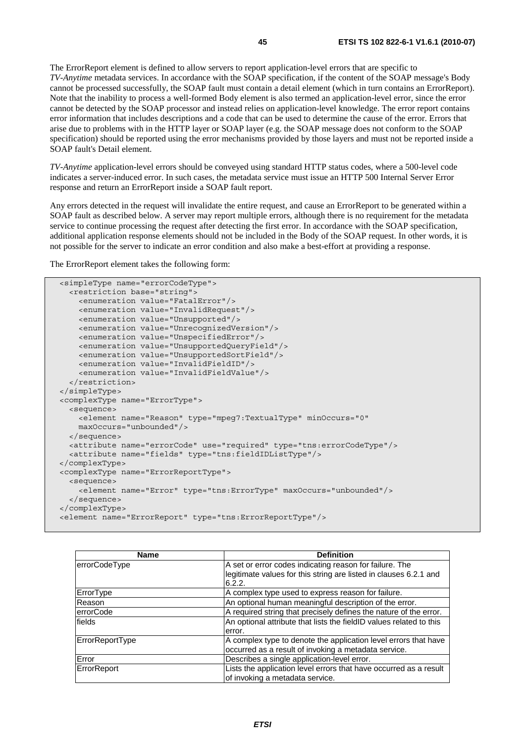The ErrorReport element is defined to allow servers to report application-level errors that are specific to *TV-Anytime* metadata services. In accordance with the SOAP specification, if the content of the SOAP message's Body cannot be processed successfully, the SOAP fault must contain a detail element (which in turn contains an ErrorReport). Note that the inability to process a well-formed Body element is also termed an application-level error, since the error cannot be detected by the SOAP processor and instead relies on application-level knowledge. The error report contains error information that includes descriptions and a code that can be used to determine the cause of the error. Errors that arise due to problems with in the HTTP layer or SOAP layer (e.g. the SOAP message does not conform to the SOAP specification) should be reported using the error mechanisms provided by those layers and must not be reported inside a SOAP fault's Detail element.

*TV-Anytime* application-level errors should be conveyed using standard HTTP status codes, where a 500-level code indicates a server-induced error. In such cases, the metadata service must issue an HTTP 500 Internal Server Error response and return an ErrorReport inside a SOAP fault report.

Any errors detected in the request will invalidate the entire request, and cause an ErrorReport to be generated within a SOAP fault as described below. A server may report multiple errors, although there is no requirement for the metadata service to continue processing the request after detecting the first error. In accordance with the SOAP specification, additional application response elements should not be included in the Body of the SOAP request. In other words, it is not possible for the server to indicate an error condition and also make a best-effort at providing a response.

The ErrorReport element takes the following form:

```
<simpleType name="errorCodeType">
  <restriction base="string">
    <enumeration value="FatalError"/>
    <enumeration value="InvalidRequest"/>
    <enumeration value="Unsupported"/>
    <enumeration value="UnrecognizedVersion"/>
    <enumeration value="UnspecifiedError"/>
    <enumeration value="UnsupportedQueryField"/>
    <enumeration value="UnsupportedSortField"/>
    <enumeration value="InvalidFieldID"/>
    <enumeration value="InvalidFieldValue"/>
  </restriction>
</simpleType>
<complexType name="ErrorType">
  <sequence>
    <element name="Reason" type="mpeg7:TextualType" minOccurs="0"
    maxOccurs="unbounded"/>
  </sequence>
  <attribute name="errorCode" use="required" type="tns:errorCodeType"/>
  <attribute name="fields" type="tns:fieldIDListType"/>
</complexType>
<complexType name="ErrorReportType">
  <sequence>
    <element name="Error" type="tns:ErrorType" maxOccurs="unbounded"/>
  </sequence>
</complexType>
<element name="ErrorReport" type="tns:ErrorReportType"/>
```

| Name | Definition |
|---|---|
| errorCodeType | A set or error codes indicating reason for failure. The legitimate values for this string are listed in clauses 6.2.1 and 6.2.2. |
| ErrorType | A complex type used to express reason for failure. |
| Reason | An optional human meaningful description of the error. |
| errorCode | A required string that precisely defines the nature of the error. |
| fields | An optional attribute that lists the fieldID values related to this error. |
| ErrorReportType | A complex type to denote the application level errors that have occurred as a result of invoking a metadata service. |
| Error | Describes a single application-level error. |
| ErrorReport | Lists the application level errors that have occurred as a result of invoking a metadata service. |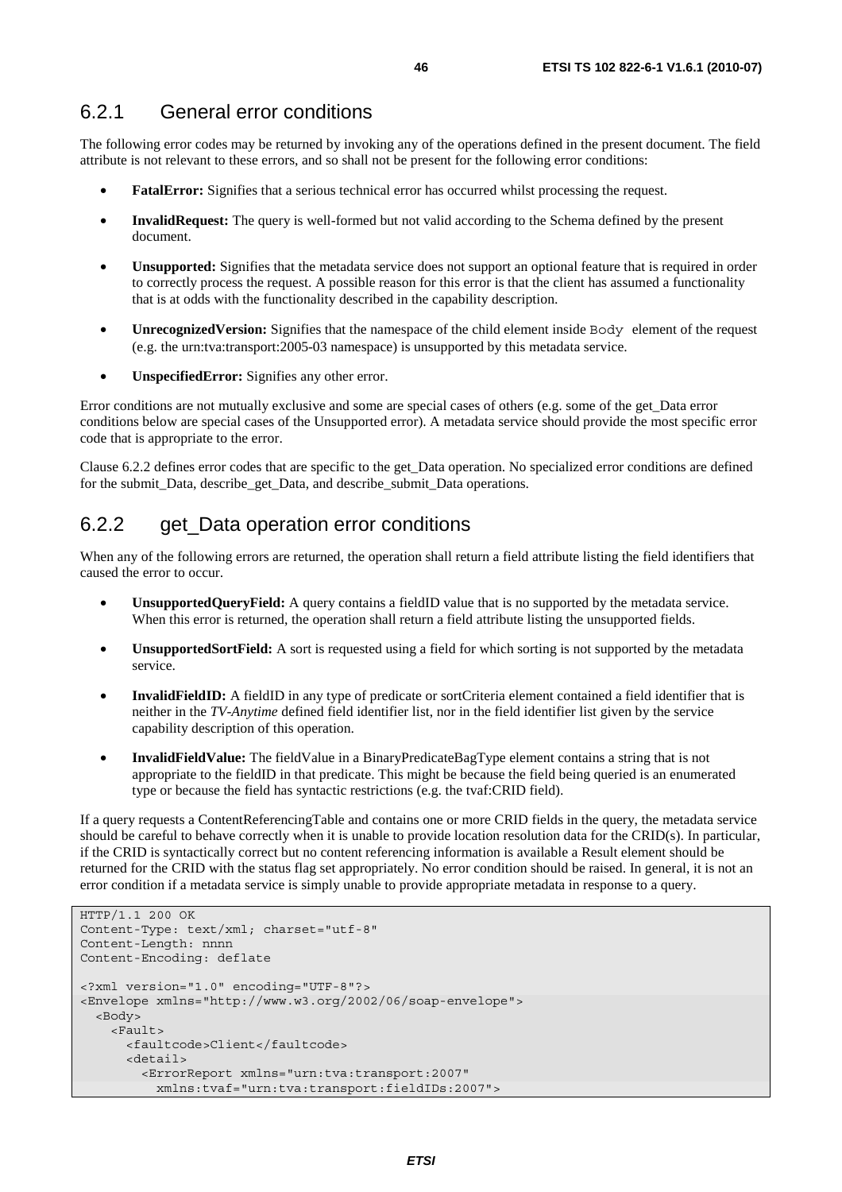### 6.2.1 General error conditions

The following error codes may be returned by invoking any of the operations defined in the present document. The field attribute is not relevant to these errors, and so shall not be present for the following error conditions:

- **FatalError:** Signifies that a serious technical error has occurred whilst processing the request.
- **InvalidRequest:** The query is well-formed but not valid according to the Schema defined by the present document.
- **Unsupported:** Signifies that the metadata service does not support an optional feature that is required in order to correctly process the request. A possible reason for this error is that the client has assumed a functionality that is at odds with the functionality described in the capability description.
- **UnrecognizedVersion:** Signifies that the namespace of the child element inside `Body` element of the request (e.g. the urn:tva:transport:2005-03 namespace) is unsupported by this metadata service.
- **UnspecifiedError:** Signifies any other error.

Error conditions are not mutually exclusive and some are special cases of others (e.g. some of the get_Data error conditions below are special cases of the Unsupported error). A metadata service should provide the most specific error code that is appropriate to the error.

Clause 6.2.2 defines error codes that are specific to the get_Data operation. No specialized error conditions are defined for the submit_Data, describe_get_Data, and describe_submit_Data operations.

### 6.2.2 get_Data operation error conditions

When any of the following errors are returned, the operation shall return a field attribute listing the field identifiers that caused the error to occur.

- **UnsupportedQueryField:** A query contains a fieldID value that is no supported by the metadata service. When this error is returned, the operation shall return a field attribute listing the unsupported fields.
- **UnsupportedSortField:** A sort is requested using a field for which sorting is not supported by the metadata service.
- **InvalidFieldID:** A fieldID in any type of predicate or sortCriteria element contained a field identifier that is neither in the *TV-Anytime* defined field identifier list, nor in the field identifier list given by the service capability description of this operation.
- **InvalidFieldValue:** The fieldValue in a BinaryPredicateBagType element contains a string that is not appropriate to the fieldID in that predicate. This might be because the field being queried is an enumerated type or because the field has syntactic restrictions (e.g. the tvaf:CRID field).

If a query requests a ContentReferencingTable and contains one or more CRID fields in the query, the metadata service should be careful to behave correctly when it is unable to provide location resolution data for the CRID(s). In particular, if the CRID is syntactically correct but no content referencing information is available a Result element should be returned for the CRID with the status flag set appropriately. No error condition should be raised. In general, it is not an error condition if a metadata service is simply unable to provide appropriate metadata in response to a query.

```
HTTP/1.1 200 OK
Content-Type: text/xml; charset="utf-8"
Content-Length: nnnn
Content-Encoding: deflate

<?xml version="1.0" encoding="UTF-8"?>
<Envelope xmlns="http://www.w3.org/2002/06/soap-envelope">
  <Body>
    <Fault>
      <faultcode>Client</faultcode>
      <detail>
        <ErrorReport xmlns="urn:tva:transport:2007"
          xmlns:tvaf="urn:tva:transport:fieldIDs:2007">
```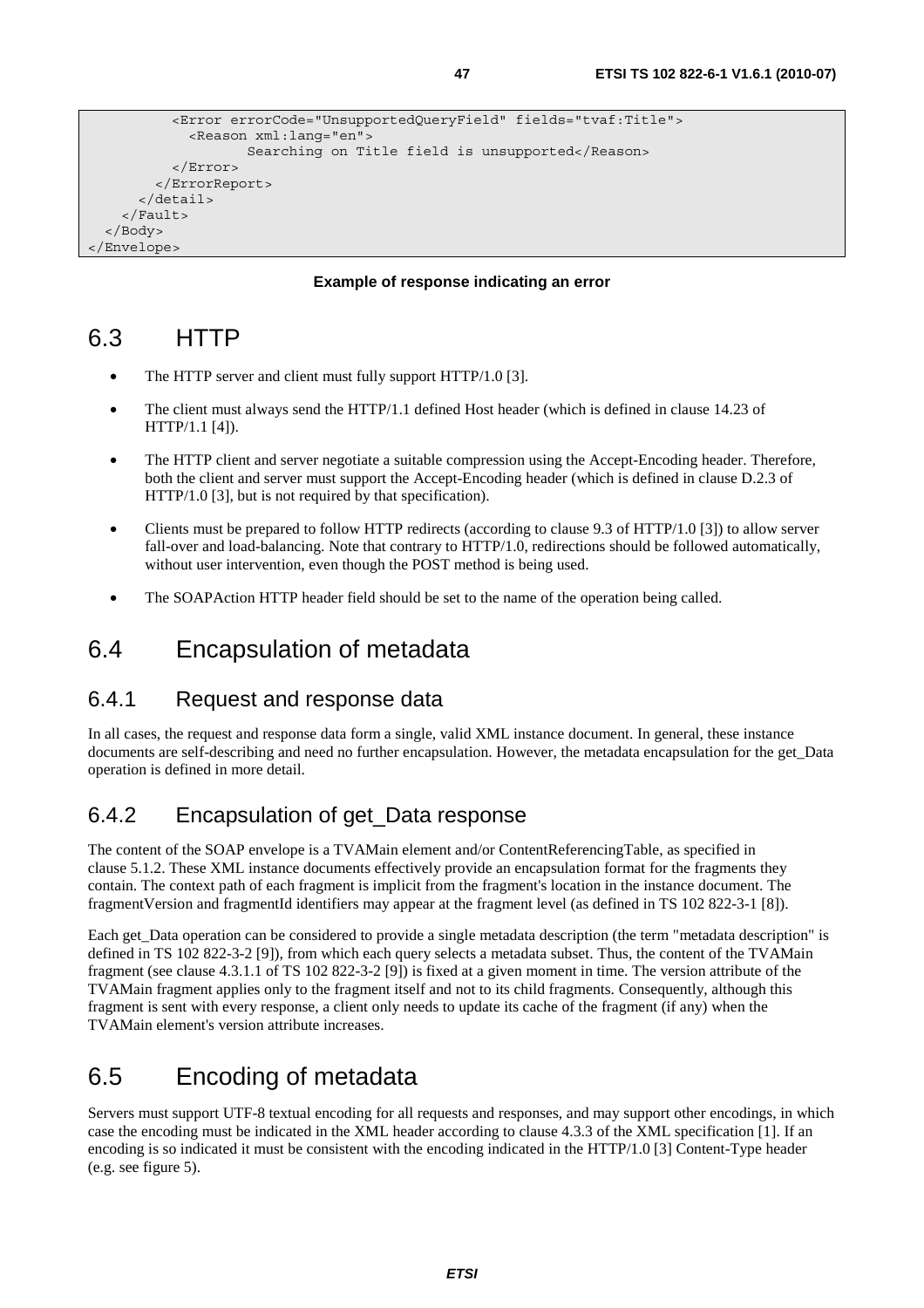```
          <Error errorCode="UnsupportedQueryField" fields="tvaf:Title">
            <Reason xml:lang="en">
                    Searching on Title field is unsupported</Reason>
          </Error>
        </ErrorReport>
      </detail>
    </Fault>
  </Body>
</Envelope>
```

**Example of response indicating an error**

## 6.3 HTTP

- The HTTP server and client must fully support HTTP/1.0 [3].
- The client must always send the HTTP/1.1 defined Host header (which is defined in clause 14.23 of HTTP/1.1 [4]).
- The HTTP client and server negotiate a suitable compression using the Accept-Encoding header. Therefore, both the client and server must support the Accept-Encoding header (which is defined in clause D.2.3 of HTTP/1.0 [3], but is not required by that specification).
- Clients must be prepared to follow HTTP redirects (according to clause 9.3 of HTTP/1.0 [3]) to allow server fall-over and load-balancing. Note that contrary to HTTP/1.0, redirections should be followed automatically, without user intervention, even though the POST method is being used.
- The SOAPAction HTTP header field should be set to the name of the operation being called.

## 6.4 Encapsulation of metadata

### 6.4.1 Request and response data

In all cases, the request and response data form a single, valid XML instance document. In general, these instance documents are self-describing and need no further encapsulation. However, the metadata encapsulation for the get_Data operation is defined in more detail.

### 6.4.2 Encapsulation of get_Data response

The content of the SOAP envelope is a TVAMain element and/or ContentReferencingTable, as specified in clause 5.1.2. These XML instance documents effectively provide an encapsulation format for the fragments they contain. The context path of each fragment is implicit from the fragment's location in the instance document. The fragmentVersion and fragmentId identifiers may appear at the fragment level (as defined in TS 102 822-3-1 [8]).

Each get_Data operation can be considered to provide a single metadata description (the term "metadata description" is defined in TS 102 822-3-2 [9]), from which each query selects a metadata subset. Thus, the content of the TVAMain fragment (see clause 4.3.1.1 of TS 102 822-3-2 [9]) is fixed at a given moment in time. The version attribute of the TVAMain fragment applies only to the fragment itself and not to its child fragments. Consequently, although this fragment is sent with every response, a client only needs to update its cache of the fragment (if any) when the TVAMain element's version attribute increases.

## 6.5 Encoding of metadata

Servers must support UTF-8 textual encoding for all requests and responses, and may support other encodings, in which case the encoding must be indicated in the XML header according to clause 4.3.3 of the XML specification [1]. If an encoding is so indicated it must be consistent with the encoding indicated in the HTTP/1.0 [3] Content-Type header (e.g. see figure 5).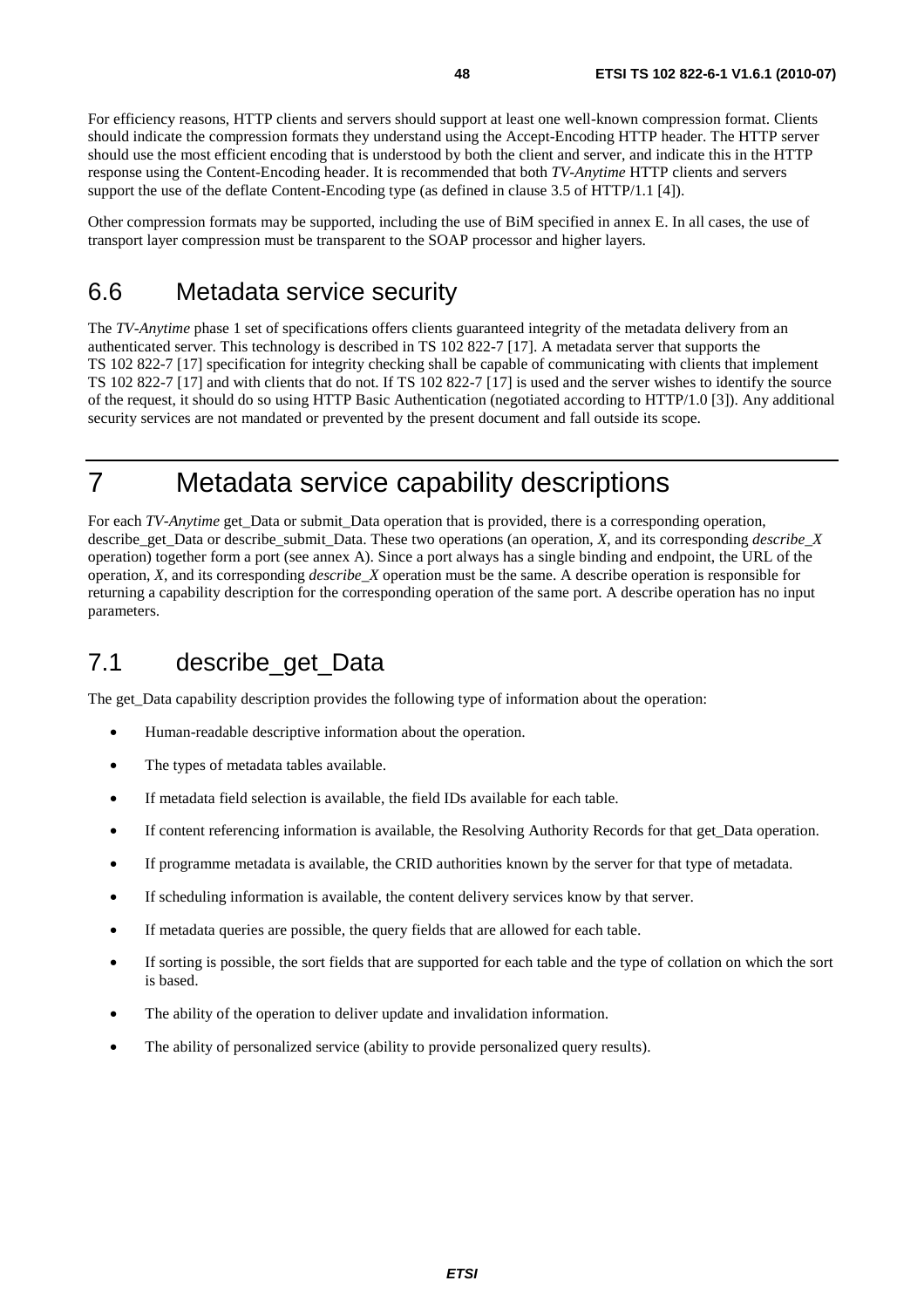For efficiency reasons, HTTP clients and servers should support at least one well-known compression format. Clients should indicate the compression formats they understand using the Accept-Encoding HTTP header. The HTTP server should use the most efficient encoding that is understood by both the client and server, and indicate this in the HTTP response using the Content-Encoding header. It is recommended that both *TV-Anytime* HTTP clients and servers support the use of the deflate Content-Encoding type (as defined in clause 3.5 of HTTP/1.1 [4]).

Other compression formats may be supported, including the use of BiM specified in annex E. In all cases, the use of transport layer compression must be transparent to the SOAP processor and higher layers.

## 6.6 Metadata service security

The *TV-Anytime* phase 1 set of specifications offers clients guaranteed integrity of the metadata delivery from an authenticated server. This technology is described in TS 102 822-7 [17]. A metadata server that supports the TS 102 822-7 [17] specification for integrity checking shall be capable of communicating with clients that implement TS 102 822-7 [17] and with clients that do not. If TS 102 822-7 [17] is used and the server wishes to identify the source of the request, it should do so using HTTP Basic Authentication (negotiated according to HTTP/1.0 [3]). Any additional security services are not mandated or prevented by the present document and fall outside its scope.

# 7 Metadata service capability descriptions

For each *TV-Anytime* get_Data or submit_Data operation that is provided, there is a corresponding operation, describe_get_Data or describe_submit_Data. These two operations (an operation, *X*, and its corresponding *describe_X* operation) together form a port (see annex A). Since a port always has a single binding and endpoint, the URL of the operation, *X*, and its corresponding *describe_X* operation must be the same. A describe operation is responsible for returning a capability description for the corresponding operation of the same port. A describe operation has no input parameters.

## 7.1 describe_get_Data

The get_Data capability description provides the following type of information about the operation:

- Human-readable descriptive information about the operation.
- The types of metadata tables available.
- If metadata field selection is available, the field IDs available for each table.
- If content referencing information is available, the Resolving Authority Records for that get_Data operation.
- If programme metadata is available, the CRID authorities known by the server for that type of metadata.
- If scheduling information is available, the content delivery services know by that server.
- If metadata queries are possible, the query fields that are allowed for each table.
- If sorting is possible, the sort fields that are supported for each table and the type of collation on which the sort is based.
- The ability of the operation to deliver update and invalidation information.
- The ability of personalized service (ability to provide personalized query results).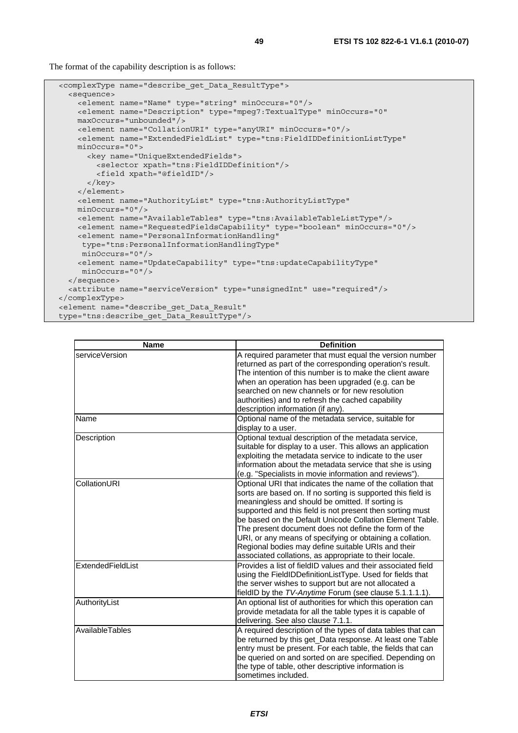The format of the capability description is as follows:

```
<complexType name="describe_get_Data_ResultType">
  <sequence>
    <element name="Name" type="string" minOccurs="0"/>
    <element name="Description" type="mpeg7:TextualType" minOccurs="0"
    maxOccurs="unbounded"/>
    <element name="CollationURI" type="anyURI" minOccurs="0"/>
    <element name="ExtendedFieldList" type="tns:FieldIDDefinitionListType"
    minOccurs="0">
      <key name="UniqueExtendedFields">
        <selector xpath="tns:FieldIDDefinition"/>
        <field xpath="@fieldID"/>
      </key>
    </element>
    <element name="AuthorityList" type="tns:AuthorityListType"
    minOccurs="0"/>
    <element name="AvailableTables" type="tns:AvailableTableListType"/>
    <element name="RequestedFieldsCapability" type="boolean" minOccurs="0"/>
    <element name="PersonalInformationHandling"
     type="tns:PersonalInformationHandlingType"
     minOccurs="0"/>
    <element name="UpdateCapability" type="tns:updateCapabilityType"
     minOccurs="0"/>
  </sequence>
  <attribute name="serviceVersion" type="unsignedInt" use="required"/>
</complexType>
<element name="describe_get_Data_Result"
type="tns:describe_get_Data_ResultType"/>
```

| Name | Definition |
|---|---|
| serviceVersion | A required parameter that must equal the version number returned as part of the corresponding operation's result. The intention of this number is to make the client aware when an operation has been upgraded (e.g. can be searched on new channels or for new resolution authorities) and to refresh the cached capability description information (if any). |
| Name | Optional name of the metadata service, suitable for display to a user. |
| Description | Optional textual description of the metadata service, suitable for display to a user. This allows an application exploiting the metadata service to indicate to the user information about the metadata service that she is using (e.g. "Specialists in movie information and reviews"). |
| CollationURI | Optional URI that indicates the name of the collation that sorts are based on. If no sorting is supported this field is meaningless and should be omitted. If sorting is supported and this field is not present then sorting must be based on the Default Unicode Collation Element Table. The present document does not define the form of the URI, or any means of specifying or obtaining a collation. Regional bodies may define suitable URIs and their associated collations, as appropriate to their locale. |
| ExtendedFieldList | Provides a list of fieldID values and their associated field using the FieldIDDefinitionListType. Used for fields that the server wishes to support but are not allocated a fieldID by the *TV-Anytime* Forum (see clause 5.1.1.1.1). |
| AuthorityList | An optional list of authorities for which this operation can provide metadata for all the table types it is capable of delivering. See also clause 7.1.1. |
| AvailableTables | A required description of the types of data tables that can be returned by this get_Data response. At least one Table entry must be present. For each table, the fields that can be queried on and sorted on are specified. Depending on the type of table, other descriptive information is sometimes included. |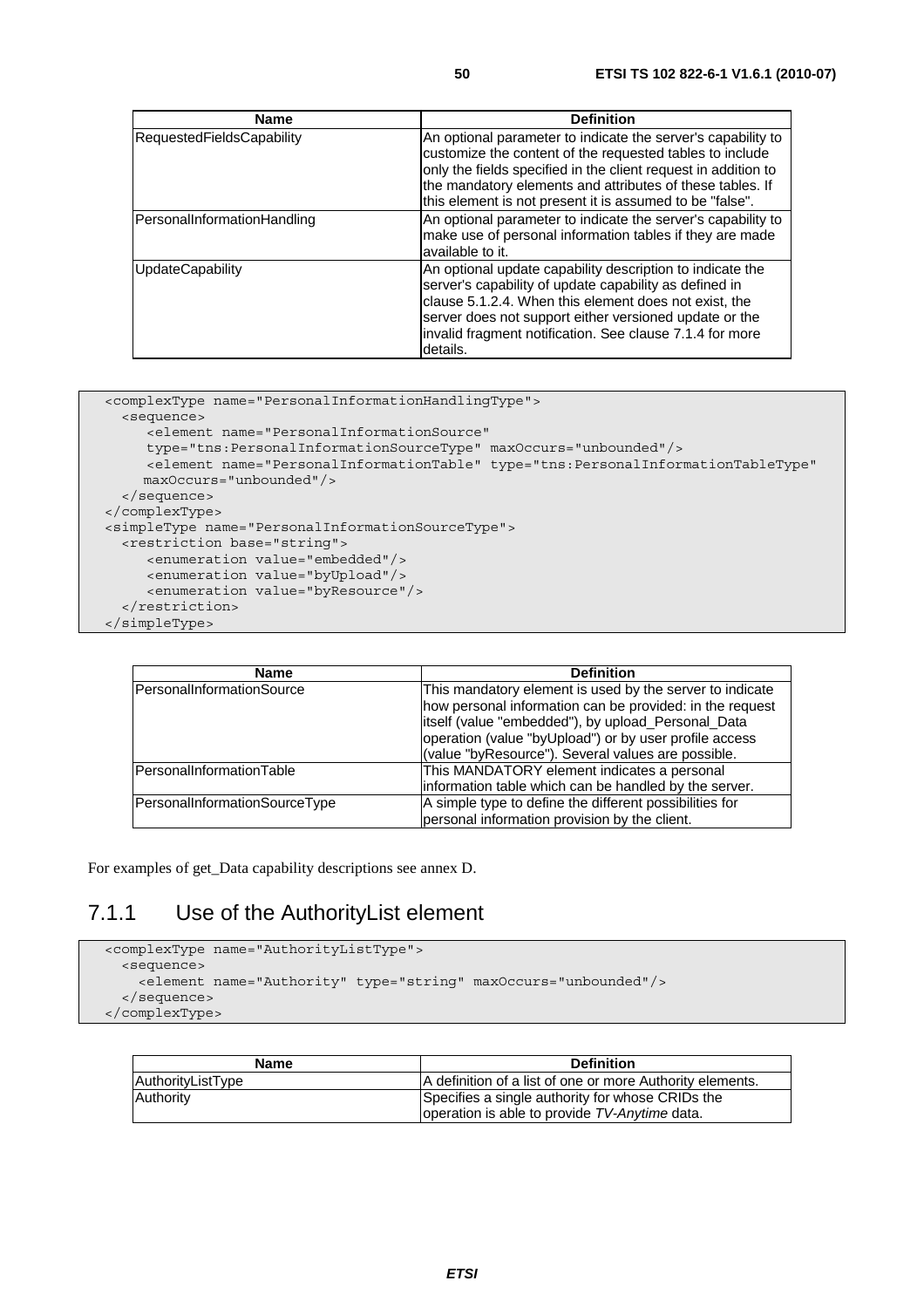| Name | Definition |
| --- | --- |
| RequestedFieldsCapability | An optional parameter to indicate the server's capability to customize the content of the requested tables to include only the fields specified in the client request in addition to the mandatory elements and attributes of these tables. If this element is not present it is assumed to be "false". |
| PersonalInformationHandling | An optional parameter to indicate the server's capability to make use of personal information tables if they are made available to it. |
| UpdateCapability | An optional update capability description to indicate the server's capability of update capability as defined in clause 5.1.2.4. When this element does not exist, the server does not support either versioned update or the invalid fragment notification. See clause 7.1.4 for more details. |

```
<complexType name="PersonalInformationHandlingType">
  <sequence>
     <element name="PersonalInformationSource"
     type="tns:PersonalInformationSourceType" maxOccurs="unbounded"/>
     <element name="PersonalInformationTable" type="tns:PersonalInformationTableType"
    maxOccurs="unbounded"/>
  </sequence>
</complexType>
<simpleType name="PersonalInformationSourceType">
  <restriction base="string">
     <enumeration value="embedded"/>
     <enumeration value="byUpload"/>
     <enumeration value="byResource"/>
  </restriction>
</simpleType>
```

| Name | Definition |
| --- | --- |
| PersonalInformationSource | This mandatory element is used by the server to indicate how personal information can be provided: in the request itself (value "embedded"), by upload_Personal_Data operation (value "byUpload") or by user profile access (value "byResource"). Several values are possible. |
| PersonalInformationTable | This MANDATORY element indicates a personal information table which can be handled by the server. |
| PersonalInformationSourceType | A simple type to define the different possibilities for personal information provision by the client. |

For examples of get_Data capability descriptions see annex D.

### 7.1.1 Use of the AuthorityList element

```
<complexType name="AuthorityListType">
  <sequence>
    <element name="Authority" type="string" maxOccurs="unbounded"/>
  </sequence>
</complexType>
```

| Name | Definition |
| --- | --- |
| AuthorityListType | A definition of a list of one or more Authority elements. |
| Authority | Specifies a single authority for whose CRIDs the operation is able to provide *TV-Anytime* data. |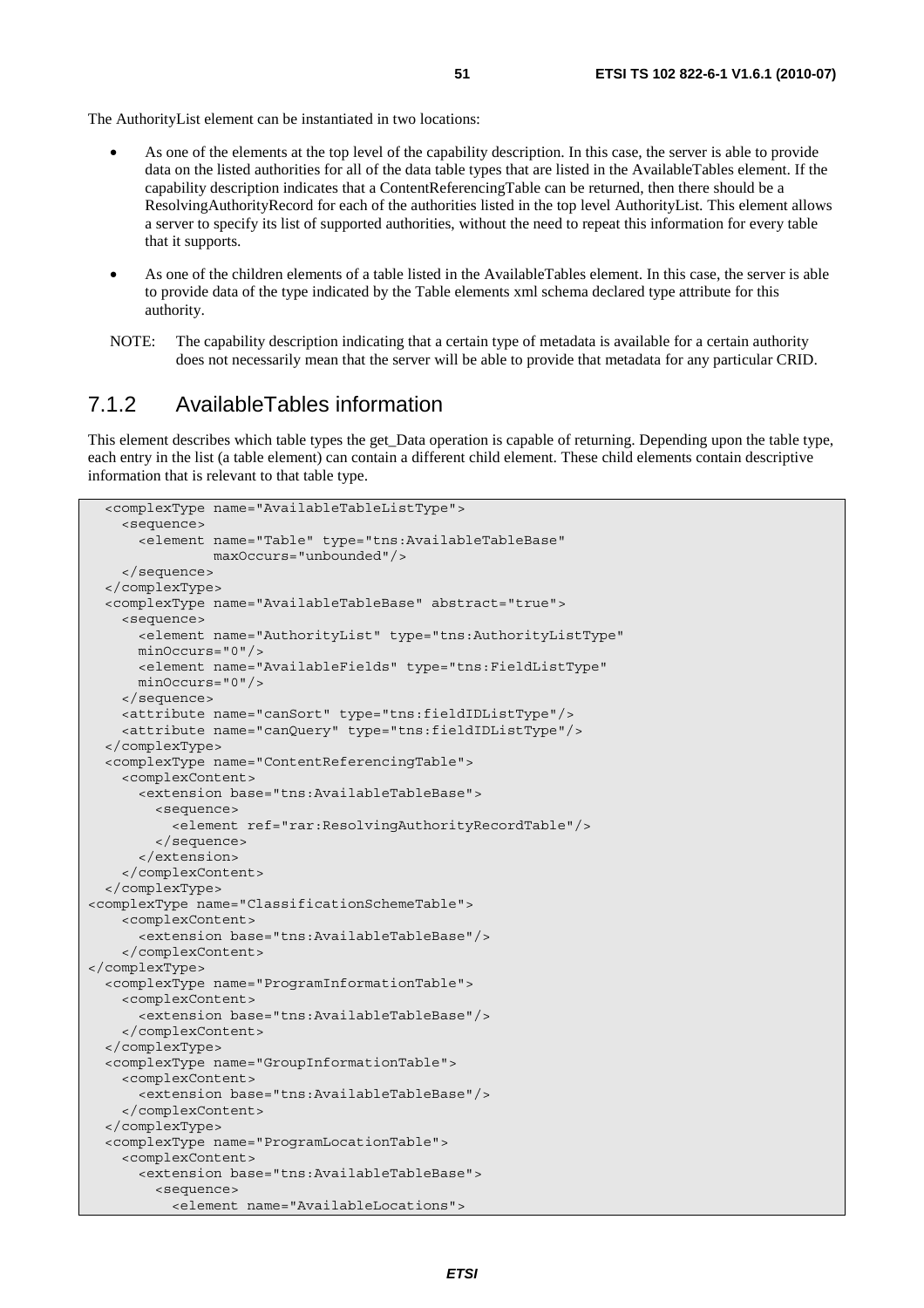The AuthorityList element can be instantiated in two locations:

- As one of the elements at the top level of the capability description. In this case, the server is able to provide data on the listed authorities for all of the data table types that are listed in the AvailableTables element. If the capability description indicates that a ContentReferencingTable can be returned, then there should be a ResolvingAuthorityRecord for each of the authorities listed in the top level AuthorityList. This element allows a server to specify its list of supported authorities, without the need to repeat this information for every table that it supports.
- As one of the children elements of a table listed in the AvailableTables element. In this case, the server is able to provide data of the type indicated by the Table elements xml schema declared type attribute for this authority.

NOTE: The capability description indicating that a certain type of metadata is available for a certain authority does not necessarily mean that the server will be able to provide that metadata for any particular CRID.

## 7.1.2 AvailableTables information

This element describes which table types the get_Data operation is capable of returning. Depending upon the table type, each entry in the list (a table element) can contain a different child element. These child elements contain descriptive information that is relevant to that table type.

```
  <complexType name="AvailableTableListType">
    <sequence>
      <element name="Table" type="tns:AvailableTableBase"
               maxOccurs="unbounded"/>
    </sequence>
  </complexType>
  <complexType name="AvailableTableBase" abstract="true">
    <sequence>
      <element name="AuthorityList" type="tns:AuthorityListType"
      minOccurs="0"/>
      <element name="AvailableFields" type="tns:FieldListType"
      minOccurs="0"/>
    </sequence>
    <attribute name="canSort" type="tns:fieldIDListType"/>
    <attribute name="canQuery" type="tns:fieldIDListType"/>
  </complexType>
  <complexType name="ContentReferencingTable">
    <complexContent>
      <extension base="tns:AvailableTableBase">
        <sequence>
          <element ref="rar:ResolvingAuthorityRecordTable"/>
        </sequence>
      </extension>
    </complexContent>
  </complexType>
<complexType name="ClassificationSchemeTable">
    <complexContent>
      <extension base="tns:AvailableTableBase"/>
    </complexContent>
</complexType>
  <complexType name="ProgramInformationTable">
    <complexContent>
      <extension base="tns:AvailableTableBase"/>
    </complexContent>
  </complexType>
  <complexType name="GroupInformationTable">
    <complexContent>
      <extension base="tns:AvailableTableBase"/>
    </complexContent>
  </complexType>
  <complexType name="ProgramLocationTable">
    <complexContent>
      <extension base="tns:AvailableTableBase">
        <sequence>
          <element name="AvailableLocations">
```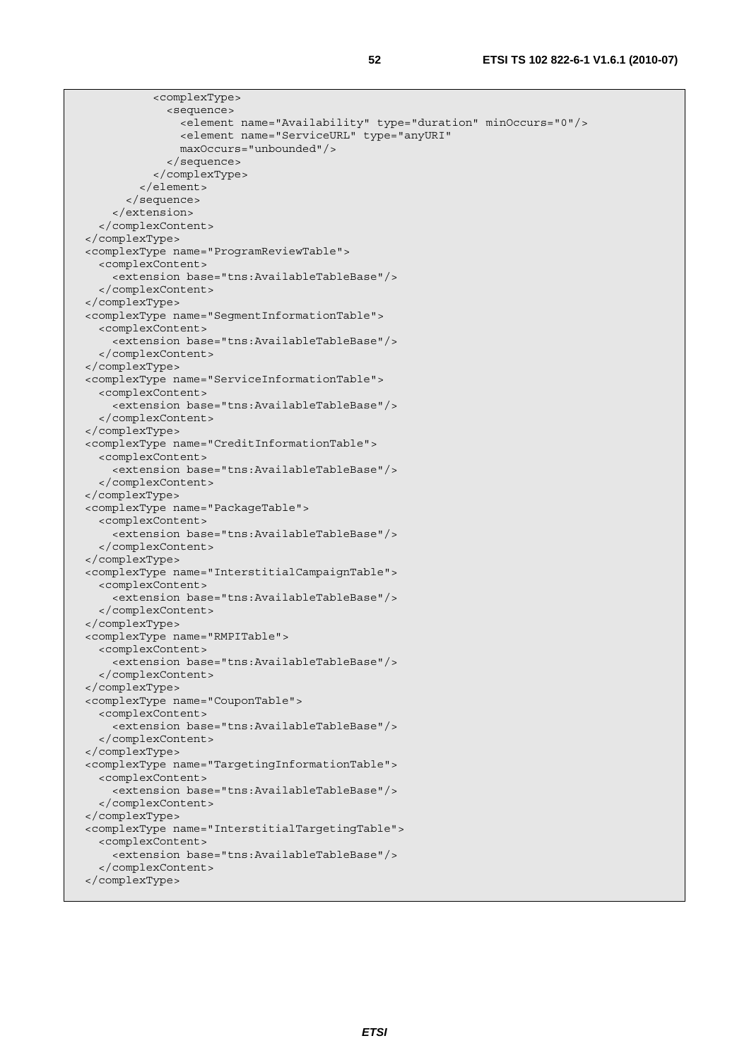```
          <complexType>
            <sequence>
              <element name="Availability" type="duration" minOccurs="0"/>
              <element name="ServiceURL" type="anyURI"
              maxOccurs="unbounded"/>
            </sequence>
          </complexType>
        </element>
      </sequence>
    </extension>
  </complexContent>
</complexType>
<complexType name="ProgramReviewTable">
  <complexContent>
    <extension base="tns:AvailableTableBase"/>
  </complexContent>
</complexType>
<complexType name="SegmentInformationTable">
  <complexContent>
    <extension base="tns:AvailableTableBase"/>
  </complexContent>
</complexType>
<complexType name="ServiceInformationTable">
  <complexContent>
    <extension base="tns:AvailableTableBase"/>
  </complexContent>
</complexType>
<complexType name="CreditInformationTable">
  <complexContent>
    <extension base="tns:AvailableTableBase"/>
  </complexContent>
</complexType>
<complexType name="PackageTable">
  <complexContent>
    <extension base="tns:AvailableTableBase"/>
  </complexContent>
</complexType>
<complexType name="InterstitialCampaignTable">
  <complexContent>
    <extension base="tns:AvailableTableBase"/>
  </complexContent>
</complexType>
<complexType name="RMPITable">
  <complexContent>
    <extension base="tns:AvailableTableBase"/>
  </complexContent>
</complexType>
<complexType name="CouponTable">
  <complexContent>
    <extension base="tns:AvailableTableBase"/>
  </complexContent>
</complexType>
<complexType name="TargetingInformationTable">
  <complexContent>
    <extension base="tns:AvailableTableBase"/>
  </complexContent>
</complexType>
<complexType name="InterstitialTargetingTable">
  <complexContent>
    <extension base="tns:AvailableTableBase"/>
  </complexContent>
</complexType>
```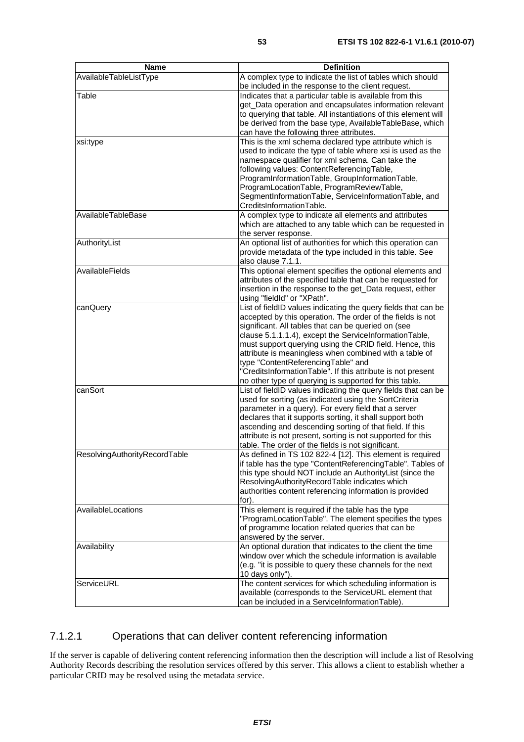| Name | Definition |
| --- | --- |
| AvailableTableListType | A complex type to indicate the list of tables which should be included in the response to the client request. |
| Table | Indicates that a particular table is available from this get_Data operation and encapsulates information relevant to querying that table. All instantiations of this element will be derived from the base type, AvailableTableBase, which can have the following three attributes. |
| xsi:type | This is the xml schema declared type attribute which is used to indicate the type of table where xsi is used as the namespace qualifier for xml schema. Can take the following values: ContentReferencingTable, ProgramInformationTable, GroupInformationTable, ProgramLocationTable, ProgramReviewTable, SegmentInformationTable, ServiceInformationTable, and CreditsInformationTable. |
| AvailableTableBase | A complex type to indicate all elements and attributes which are attached to any table which can be requested in the server response. |
| AuthorityList | An optional list of authorities for which this operation can provide metadata of the type included in this table. See also clause 7.1.1. |
| AvailableFields | This optional element specifies the optional elements and attributes of the specified table that can be requested for insertion in the response to the get_Data request, either using "fieldId" or "XPath". |
| canQuery | List of fieldID values indicating the query fields that can be accepted by this operation. The order of the fields is not significant. All tables that can be queried on (see clause 5.1.1.1.4), except the ServiceInformationTable, must support querying using the CRID field. Hence, this attribute is meaningless when combined with a table of type "ContentReferencingTable" and "CreditsInformationTable". If this attribute is not present no other type of querying is supported for this table. |
| canSort | List of fieldID values indicating the query fields that can be used for sorting (as indicated using the SortCriteria parameter in a query). For every field that a server declares that it supports sorting, it shall support both ascending and descending sorting of that field. If this attribute is not present, sorting is not supported for this table. The order of the fields is not significant. |
| ResolvingAuthorityRecordTable | As defined in TS 102 822-4 [12]. This element is required if table has the type "ContentReferencingTable". Tables of this type should NOT include an AuthorityList (since the ResolvingAuthorityRecordTable indicates which authorities content referencing information is provided for). |
| AvailableLocations | This element is required if the table has the type "ProgramLocationTable". The element specifies the types of programme location related queries that can be answered by the server. |
| Availability | An optional duration that indicates to the client the time window over which the schedule information is available (e.g. "it is possible to query these channels for the next 10 days only"). |
| ServiceURL | The content services for which scheduling information is available (corresponds to the ServiceURL element that can be included in a ServiceInformationTable). |

### 7.1.2.1 Operations that can deliver content referencing information

If the server is capable of delivering content referencing information then the description will include a list of Resolving Authority Records describing the resolution services offered by this server. This allows a client to establish whether a particular CRID may be resolved using the metadata service.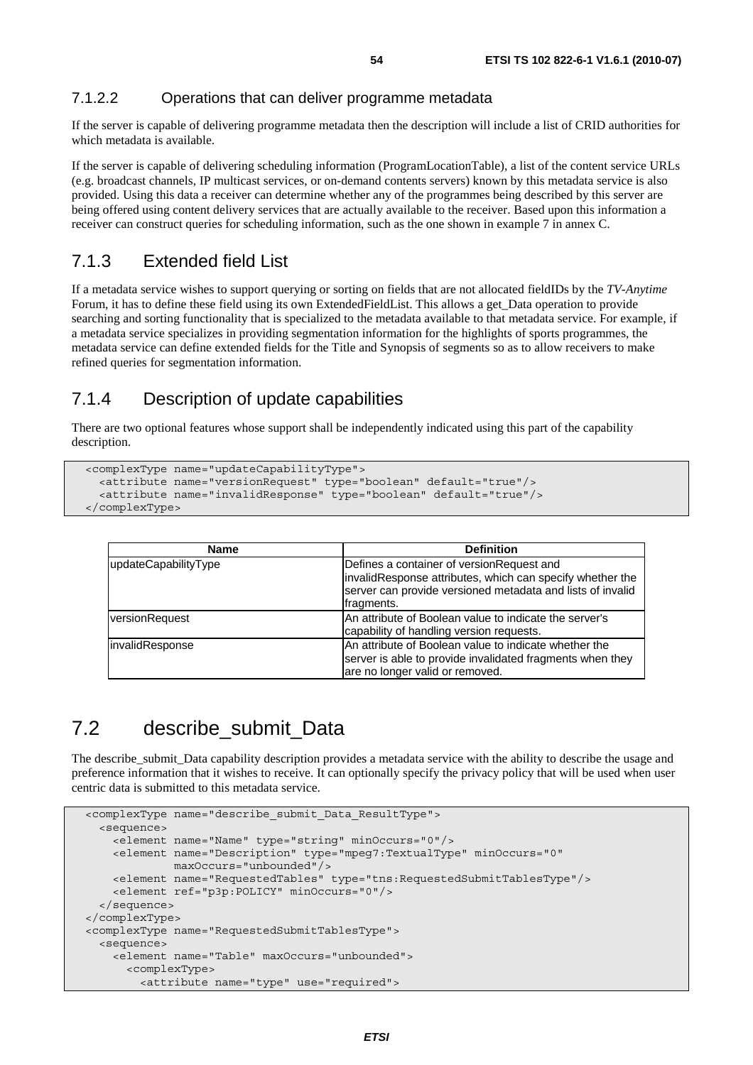#### 7.1.2.2 Operations that can deliver programme metadata

If the server is capable of delivering programme metadata then the description will include a list of CRID authorities for which metadata is available.

If the server is capable of delivering scheduling information (ProgramLocationTable), a list of the content service URLs (e.g. broadcast channels, IP multicast services, or on-demand contents servers) known by this metadata service is also provided. Using this data a receiver can determine whether any of the programmes being described by this server are being offered using content delivery services that are actually available to the receiver. Based upon this information a receiver can construct queries for scheduling information, such as the one shown in example 7 in annex C.

### 7.1.3 Extended field List

If a metadata service wishes to support querying or sorting on fields that are not allocated fieldIDs by the *TV-Anytime* Forum, it has to define these field using its own ExtendedFieldList. This allows a get_Data operation to provide searching and sorting functionality that is specialized to the metadata available to that metadata service. For example, if a metadata service specializes in providing segmentation information for the highlights of sports programmes, the metadata service can define extended fields for the Title and Synopsis of segments so as to allow receivers to make refined queries for segmentation information.

### 7.1.4 Description of update capabilities

There are two optional features whose support shall be independently indicated using this part of the capability description.

```
<complexType name="updateCapabilityType">
  <attribute name="versionRequest" type="boolean" default="true"/>
  <attribute name="invalidResponse" type="boolean" default="true"/>
</complexType>
```

| Name | Definition |
| --- | --- |
| updateCapabilityType | Defines a container of versionRequest and invalidResponse attributes, which can specify whether the server can provide versioned metadata and lists of invalid fragments. |
| versionRequest | An attribute of Boolean value to indicate the server's capability of handling version requests. |
| invalidResponse | An attribute of Boolean value to indicate whether the server is able to provide invalidated fragments when they are no longer valid or removed. |

## 7.2 describe_submit_Data

The describe_submit_Data capability description provides a metadata service with the ability to describe the usage and preference information that it wishes to receive. It can optionally specify the privacy policy that will be used when user centric data is submitted to this metadata service.

```
<complexType name="describe_submit_Data_ResultType">
  <sequence>
    <element name="Name" type="string" minOccurs="0"/>
    <element name="Description" type="mpeg7:TextualType" minOccurs="0"
             maxOccurs="unbounded"/>
    <element name="RequestedTables" type="tns:RequestedSubmitTablesType"/>
    <element ref="p3p:POLICY" minOccurs="0"/>
  </sequence>
</complexType>
<complexType name="RequestedSubmitTablesType">
  <sequence>
    <element name="Table" maxOccurs="unbounded">
      <complexType>
        <attribute name="type" use="required">
```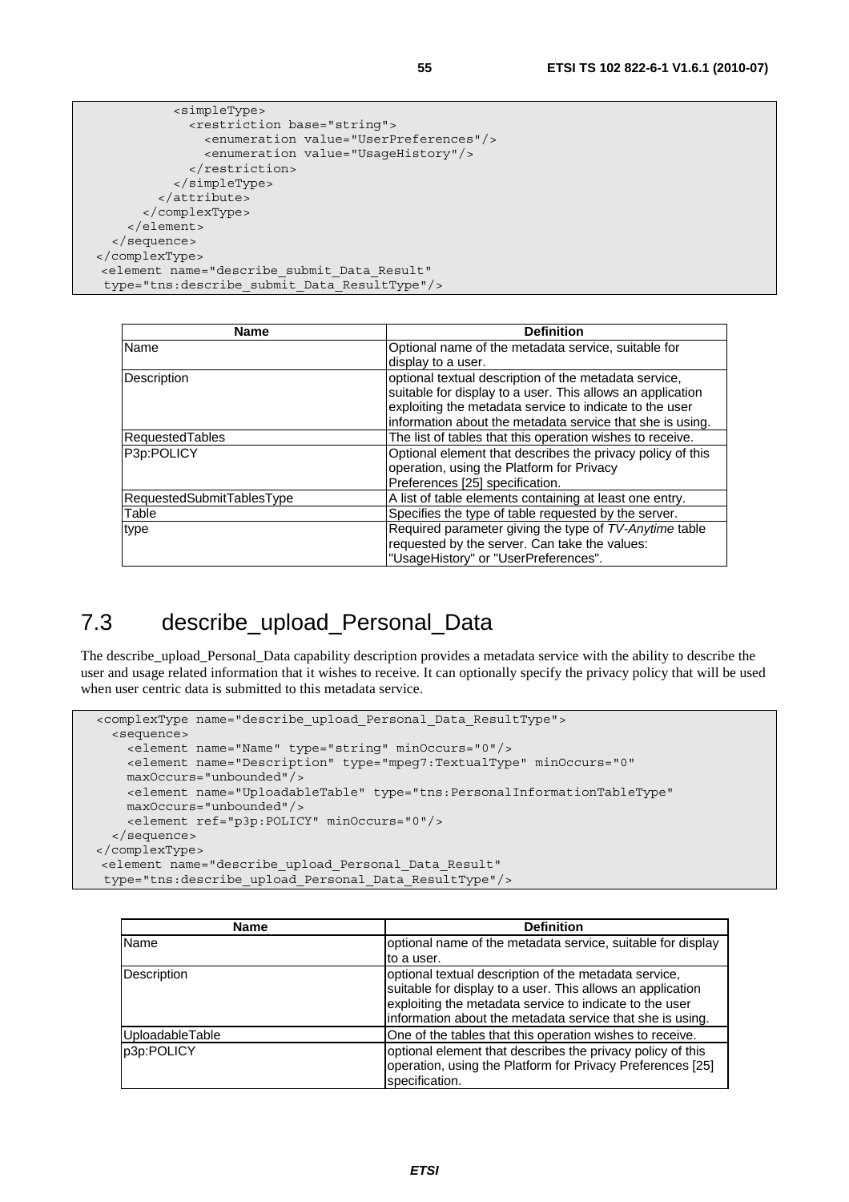```
          <simpleType>
            <restriction base="string">
              <enumeration value="UserPreferences"/>
              <enumeration value="UsageHistory"/>
            </restriction>
          </simpleType>
        </attribute>
      </complexType>
    </element>
  </sequence>
</complexType>
 <element name="describe_submit_Data_Result"
  type="tns:describe_submit_Data_ResultType"/>
```

| Name | Definition |
| --- | --- |
| Name | Optional name of the metadata service, suitable for display to a user. |
| Description | optional textual description of the metadata service, suitable for display to a user. This allows an application exploiting the metadata service to indicate to the user information about the metadata service that she is using. |
| RequestedTables | The list of tables that this operation wishes to receive. |
| P3p:POLICY | Optional element that describes the privacy policy of this operation, using the Platform for Privacy Preferences [25] specification. |
| RequestedSubmitTablesType | A list of table elements containing at least one entry. |
| Table | Specifies the type of table requested by the server. |
| type | Required parameter giving the type of *TV-Anytime* table requested by the server. Can take the values: "UsageHistory" or "UserPreferences". |

## 7.3 describe_upload_Personal_Data

The describe_upload_Personal_Data capability description provides a metadata service with the ability to describe the user and usage related information that it wishes to receive. It can optionally specify the privacy policy that will be used when user centric data is submitted to this metadata service.

```
<complexType name="describe_upload_Personal_Data_ResultType">
  <sequence>
    <element name="Name" type="string" minOccurs="0"/>
    <element name="Description" type="mpeg7:TextualType" minOccurs="0"
    maxOccurs="unbounded"/>
    <element name="UploadableTable" type="tns:PersonalInformationTableType"
    maxOccurs="unbounded"/>
    <element ref="p3p:POLICY" minOccurs="0"/>
  </sequence>
</complexType>
 <element name="describe_upload_Personal_Data_Result"
  type="tns:describe_upload_Personal_Data_ResultType"/>
```

| Name | Definition |
| --- | --- |
| Name | optional name of the metadata service, suitable for display to a user. |
| Description | optional textual description of the metadata service, suitable for display to a user. This allows an application exploiting the metadata service to indicate to the user information about the metadata service that she is using. |
| UploadableTable | One of the tables that this operation wishes to receive. |
| p3p:POLICY | optional element that describes the privacy policy of this operation, using the Platform for Privacy Preferences [25] specification. |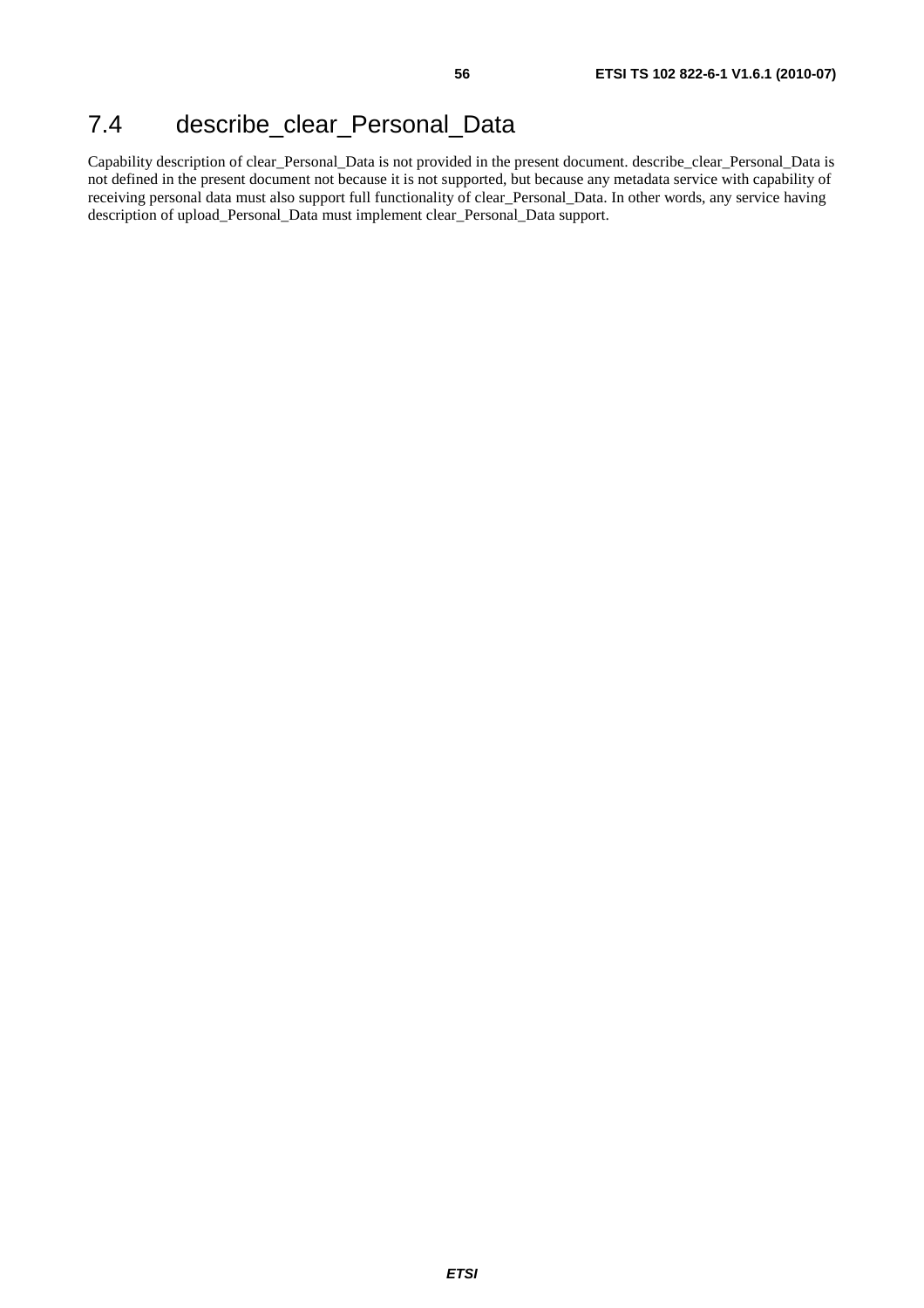## 7.4 describe_clear_Personal_Data

Capability description of clear_Personal_Data is not provided in the present document. describe_clear_Personal_Data is not defined in the present document not because it is not supported, but because any metadata service with capability of receiving personal data must also support full functionality of clear_Personal_Data. In other words, any service having description of upload_Personal_Data must implement clear_Personal_Data support.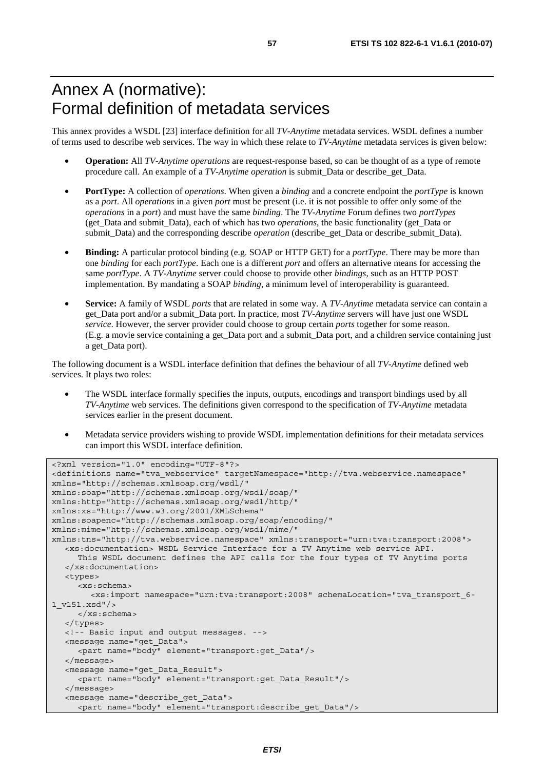# Annex A (normative): Formal definition of metadata services

This annex provides a WSDL [23] interface definition for all *TV-Anytime* metadata services. WSDL defines a number of terms used to describe web services. The way in which these relate to *TV-Anytime* metadata services is given below:

- **Operation:** All *TV-Anytime operations* are request-response based, so can be thought of as a type of remote procedure call. An example of a *TV-Anytime operation* is submit_Data or describe_get_Data.
- **PortType:** A collection of *operations*. When given a *binding* and a concrete endpoint the *portType* is known as a *port*. All *operations* in a given *port* must be present (i.e. it is not possible to offer only some of the *operations* in a *port*) and must have the same *binding*. The *TV-Anytime* Forum defines two *portTypes* (get_Data and submit_Data), each of which has two *operations*, the basic functionality (get_Data or submit_Data) and the corresponding describe *operation* (describe_get_Data or describe_submit_Data).
- **Binding:** A particular protocol binding (e.g. SOAP or HTTP GET) for a *portType*. There may be more than one *binding* for each *portType*. Each one is a different *port* and offers an alternative means for accessing the same *portType*. A *TV-Anytime* server could choose to provide other *bindings*, such as an HTTP POST implementation. By mandating a SOAP *binding*, a minimum level of interoperability is guaranteed.
- **Service:** A family of WSDL *ports* that are related in some way. A *TV-Anytime* metadata service can contain a get_Data port and/or a submit_Data port. In practice, most *TV-Anytime* servers will have just one WSDL *service*. However, the server provider could choose to group certain *ports* together for some reason. (E.g. a movie service containing a get_Data port and a submit_Data port, and a children service containing just a get_Data port).

The following document is a WSDL interface definition that defines the behaviour of all *TV-Anytime* defined web services. It plays two roles:

- The WSDL interface formally specifies the inputs, outputs, encodings and transport bindings used by all *TV-Anytime* web services. The definitions given correspond to the specification of *TV-Anytime* metadata services earlier in the present document.
- Metadata service providers wishing to provide WSDL implementation definitions for their metadata services can import this WSDL interface definition.

```
<?xml version="1.0" encoding="UTF-8"?>
<definitions name="tva_webservice" targetNamespace="http://tva.webservice.namespace"
xmlns="http://schemas.xmlsoap.org/wsdl/"
xmlns:soap="http://schemas.xmlsoap.org/wsdl/soap/"
xmlns:http="http://schemas.xmlsoap.org/wsdl/http/"
xmlns:xs="http://www.w3.org/2001/XMLSchema"
xmlns:soapenc="http://schemas.xmlsoap.org/soap/encoding/"
xmlns:mime="http://schemas.xmlsoap.org/wsdl/mime/"
xmlns:tns="http://tva.webservice.namespace" xmlns:transport="urn:tva:transport:2008">
   <xs:documentation> WSDL Service Interface for a TV Anytime web service API.
      This WSDL document defines the API calls for the four types of TV Anytime ports
   </xs:documentation>
   <types>
      <xs:schema>
         <xs:import namespace="urn:tva:transport:2008" schemaLocation="tva_transport_6-
1_v151.xsd"/>
      </xs:schema>
   </types>
   <!-- Basic input and output messages. -->
   <message name="get_Data">
      <part name="body" element="transport:get_Data"/>
   </message>
   <message name="get_Data_Result">
      <part name="body" element="transport:get_Data_Result"/>
   </message>
   <message name="describe_get_Data">
      <part name="body" element="transport:describe_get_Data"/>
```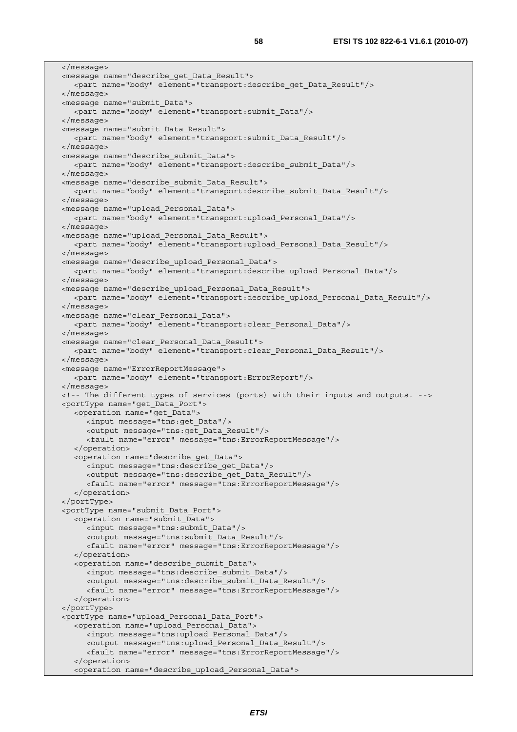```
   </message>
   <message name="describe_get_Data_Result">
      <part name="body" element="transport:describe_get_Data_Result"/>
   </message>
   <message name="submit_Data">
      <part name="body" element="transport:submit_Data"/>
   </message>
   <message name="submit_Data_Result">
      <part name="body" element="transport:submit_Data_Result"/>
   </message>
   <message name="describe_submit_Data">
      <part name="body" element="transport:describe_submit_Data"/>
   </message>
   <message name="describe_submit_Data_Result">
      <part name="body" element="transport:describe_submit_Data_Result"/>
   </message>
   <message name="upload_Personal_Data">
      <part name="body" element="transport:upload_Personal_Data"/>
   </message>
   <message name="upload_Personal_Data_Result">
      <part name="body" element="transport:upload_Personal_Data_Result"/>
   </message>
   <message name="describe_upload_Personal_Data">
      <part name="body" element="transport:describe_upload_Personal_Data"/>
   </message>
   <message name="describe_upload_Personal_Data_Result">
      <part name="body" element="transport:describe_upload_Personal_Data_Result"/>
   </message>
   <message name="clear_Personal_Data">
      <part name="body" element="transport:clear_Personal_Data"/>
   </message>
   <message name="clear_Personal_Data_Result">
      <part name="body" element="transport:clear_Personal_Data_Result"/>
   </message>
   <message name="ErrorReportMessage">
      <part name="body" element="transport:ErrorReport"/>
   </message>
   <!-- The different types of services (ports) with their inputs and outputs. -->
   <portType name="get_Data_Port">
      <operation name="get_Data">
         <input message="tns:get_Data"/>
         <output message="tns:get_Data_Result"/>
         <fault name="error" message="tns:ErrorReportMessage"/>
      </operation>
      <operation name="describe_get_Data">
         <input message="tns:describe_get_Data"/>
         <output message="tns:describe_get_Data_Result"/>
         <fault name="error" message="tns:ErrorReportMessage"/>
      </operation>
   </portType>
   <portType name="submit_Data_Port">
      <operation name="submit_Data">
         <input message="tns:submit_Data"/>
         <output message="tns:submit_Data_Result"/>
         <fault name="error" message="tns:ErrorReportMessage"/>
      </operation>
      <operation name="describe_submit_Data">
         <input message="tns:describe_submit_Data"/>
         <output message="tns:describe_submit_Data_Result"/>
         <fault name="error" message="tns:ErrorReportMessage"/>
      </operation>
   </portType>
   <portType name="upload_Personal_Data_Port">
      <operation name="upload_Personal_Data">
         <input message="tns:upload_Personal_Data"/>
         <output message="tns:upload_Personal_Data_Result"/>
         <fault name="error" message="tns:ErrorReportMessage"/>
      </operation>
      <operation name="describe_upload_Personal_Data">
```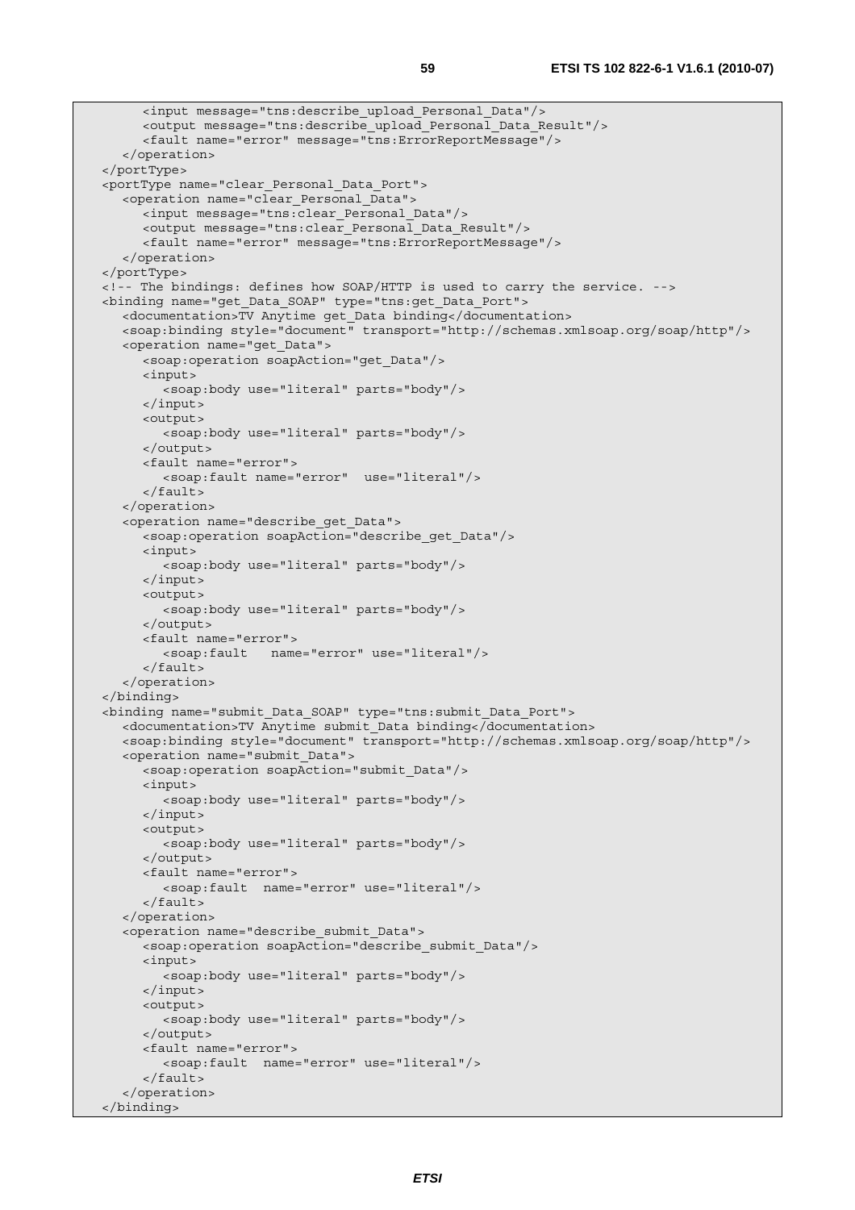```
      <input message="tns:describe_upload_Personal_Data"/>
      <output message="tns:describe_upload_Personal_Data_Result"/>
      <fault name="error" message="tns:ErrorReportMessage"/>
    </operation>
  </portType>
  <portType name="clear_Personal_Data_Port">
    <operation name="clear_Personal_Data">
      <input message="tns:clear_Personal_Data"/>
      <output message="tns:clear_Personal_Data_Result"/>
      <fault name="error" message="tns:ErrorReportMessage"/>
    </operation>
  </portType>
  <!-- The bindings: defines how SOAP/HTTP is used to carry the service. -->
  <binding name="get_Data_SOAP" type="tns:get_Data_Port">
    <documentation>TV Anytime get_Data binding</documentation>
    <soap:binding style="document" transport="http://schemas.xmlsoap.org/soap/http"/>
    <operation name="get_Data">
      <soap:operation soapAction="get_Data"/>
      <input>
        <soap:body use="literal" parts="body"/>
      </input>
      <output>
        <soap:body use="literal" parts="body"/>
      </output>
      <fault name="error">
        <soap:fault name="error"  use="literal"/>
      </fault>
    </operation>
    <operation name="describe_get_Data">
      <soap:operation soapAction="describe_get_Data"/>
      <input>
        <soap:body use="literal" parts="body"/>
      </input>
      <output>
        <soap:body use="literal" parts="body"/>
      </output>
      <fault name="error">
        <soap:fault   name="error" use="literal"/>
      </fault>
    </operation>
  </binding>
  <binding name="submit_Data_SOAP" type="tns:submit_Data_Port">
    <documentation>TV Anytime submit_Data binding</documentation>
    <soap:binding style="document" transport="http://schemas.xmlsoap.org/soap/http"/>
    <operation name="submit_Data">
      <soap:operation soapAction="submit_Data"/>
      <input>
        <soap:body use="literal" parts="body"/>
      </input>
      <output>
        <soap:body use="literal" parts="body"/>
      </output>
      <fault name="error">
        <soap:fault  name="error" use="literal"/>
      </fault>
    </operation>
    <operation name="describe_submit_Data">
      <soap:operation soapAction="describe_submit_Data"/>
      <input>
        <soap:body use="literal" parts="body"/>
      </input>
      <output>
        <soap:body use="literal" parts="body"/>
      </output>
      <fault name="error">
        <soap:fault  name="error" use="literal"/>
      </fault>
    </operation>
  </binding>
```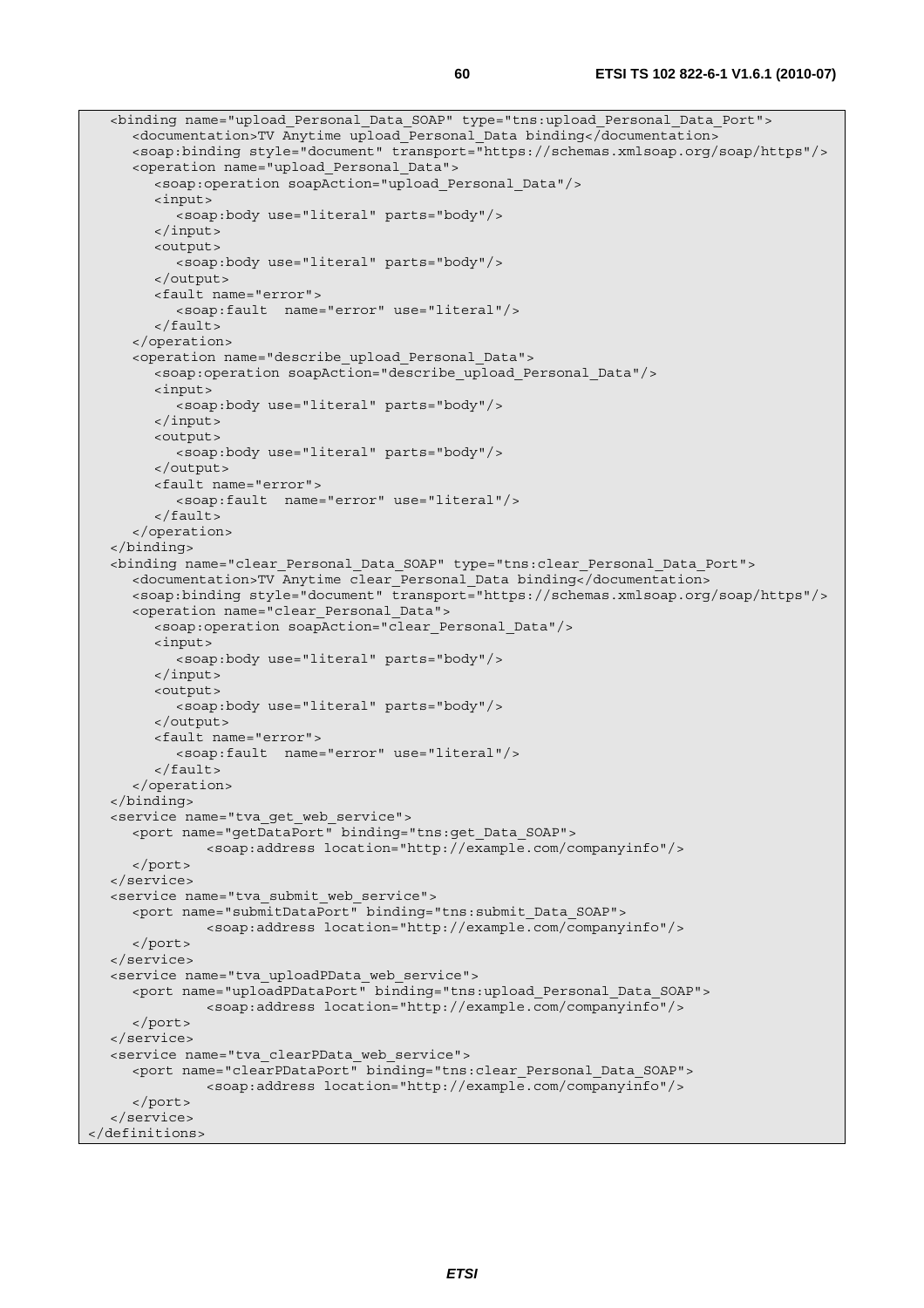```
   <binding name="upload_Personal_Data_SOAP" type="tns:upload_Personal_Data_Port">
      <documentation>TV Anytime upload_Personal_Data binding</documentation>
      <soap:binding style="document" transport="https://schemas.xmlsoap.org/soap/https"/>
      <operation name="upload_Personal_Data">
         <soap:operation soapAction="upload_Personal_Data"/>
         <input>
            <soap:body use="literal" parts="body"/>
         </input>
         <output>
            <soap:body use="literal" parts="body"/>
         </output>
         <fault name="error">
            <soap:fault  name="error" use="literal"/>
         </fault>
      </operation>
      <operation name="describe_upload_Personal_Data">
         <soap:operation soapAction="describe_upload_Personal_Data"/>
         <input>
            <soap:body use="literal" parts="body"/>
         </input>
         <output>
            <soap:body use="literal" parts="body"/>
         </output>
         <fault name="error">
            <soap:fault  name="error" use="literal"/>
         </fault>
      </operation>
   </binding>
   <binding name="clear_Personal_Data_SOAP" type="tns:clear_Personal_Data_Port">
      <documentation>TV Anytime clear_Personal_Data binding</documentation>
      <soap:binding style="document" transport="https://schemas.xmlsoap.org/soap/https"/>
      <operation name="clear_Personal_Data">
         <soap:operation soapAction="clear_Personal_Data"/>
         <input>
            <soap:body use="literal" parts="body"/>
         </input>
         <output>
            <soap:body use="literal" parts="body"/>
         </output>
         <fault name="error">
            <soap:fault  name="error" use="literal"/>
         </fault>
      </operation>
   </binding>
   <service name="tva_get_web_service">
      <port name="getDataPort" binding="tns:get_Data_SOAP">
            <soap:address location="http://example.com/companyinfo"/>
      </port>
   </service>
   <service name="tva_submit_web_service">
      <port name="submitDataPort" binding="tns:submit_Data_SOAP">
            <soap:address location="http://example.com/companyinfo"/>
      </port>
   </service>
   <service name="tva_uploadPData_web_service">
      <port name="uploadPDataPort" binding="tns:upload_Personal_Data_SOAP">
            <soap:address location="http://example.com/companyinfo"/>
      </port>
   </service>
   <service name="tva_clearPData_web_service">
      <port name="clearPDataPort" binding="tns:clear_Personal_Data_SOAP">
            <soap:address location="http://example.com/companyinfo"/>
      </port>
   </service>
</definitions>
```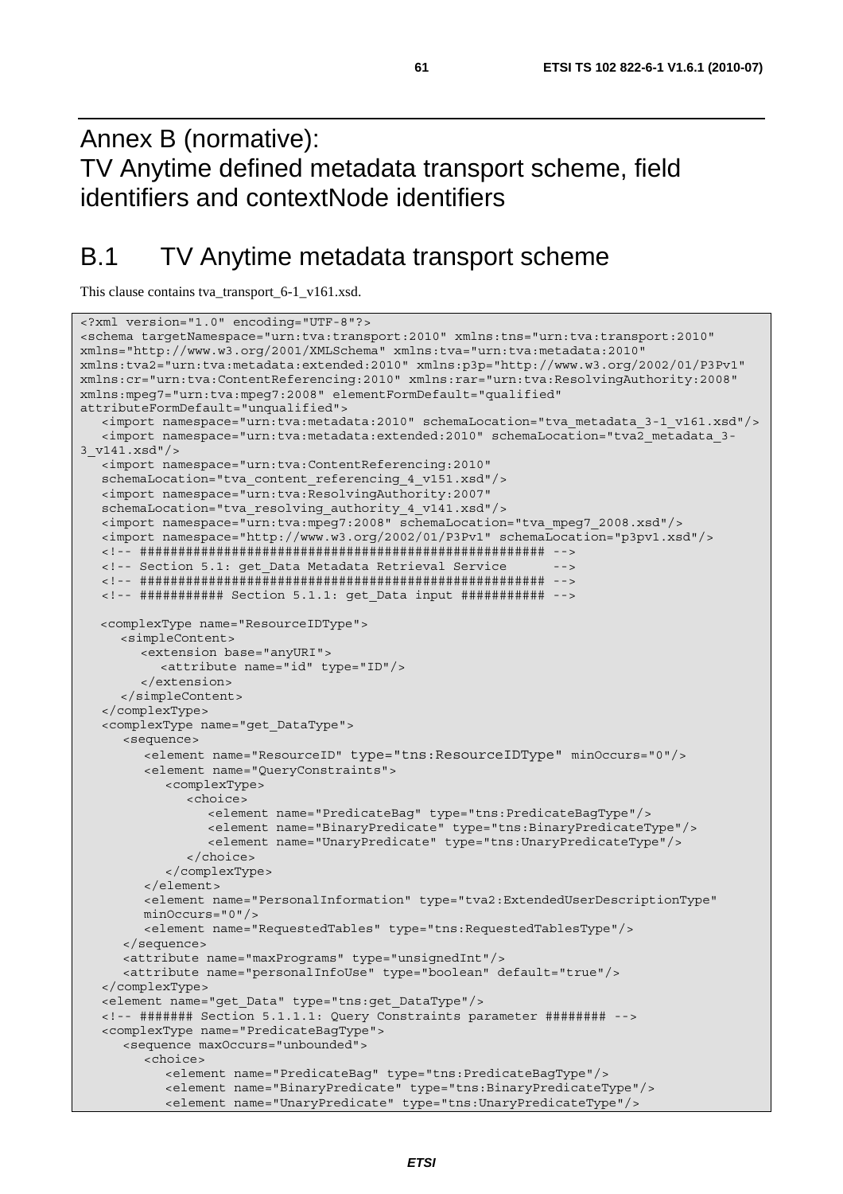# Annex B (normative): TV Anytime defined metadata transport scheme, field identifiers and contextNode identifiers

## B.1 TV Anytime metadata transport scheme

This clause contains tva_transport_6-1_v161.xsd.

```
<?xml version="1.0" encoding="UTF-8"?>
<schema targetNamespace="urn:tva:transport:2010" xmlns:tns="urn:tva:transport:2010"
xmlns="http://www.w3.org/2001/XMLSchema" xmlns:tva="urn:tva:metadata:2010"
xmlns:tva2="urn:tva:metadata:extended:2010" xmlns:p3p="http://www.w3.org/2002/01/P3Pv1"
xmlns:cr="urn:tva:ContentReferencing:2010" xmlns:rar="urn:tva:ResolvingAuthority:2008"
xmlns:mpeg7="urn:tva:mpeg7:2008" elementFormDefault="qualified"
attributeFormDefault="unqualified">
   <import namespace="urn:tva:metadata:2010" schemaLocation="tva_metadata_3-1_v161.xsd"/>
   <import namespace="urn:tva:metadata:extended:2010" schemaLocation="tva2_metadata_3-
3_v141.xsd"/>
   <import namespace="urn:tva:ContentReferencing:2010"
   schemaLocation="tva_content_referencing_4_v151.xsd"/>
   <import namespace="urn:tva:ResolvingAuthority:2007"
   schemaLocation="tva_resolving_authority_4_v141.xsd"/>
   <import namespace="urn:tva:mpeg7:2008" schemaLocation="tva_mpeg7_2008.xsd"/>
   <import namespace="http://www.w3.org/2002/01/P3Pv1" schemaLocation="p3pv1.xsd"/>
   <!-- ##################################################### -->
   <!-- Section 5.1: get_Data Metadata Retrieval Service      -->
   <!-- ##################################################### -->
   <!-- ########### Section 5.1.1: get_Data input ########### -->

   <complexType name="ResourceIDType">
      <simpleContent>
         <extension base="anyURI">
            <attribute name="id" type="ID"/>
         </extension>
      </simpleContent>
   </complexType>
   <complexType name="get_DataType">
      <sequence>
         <element name="ResourceID" type="tns:ResourceIDType" minOccurs="0"/>
         <element name="QueryConstraints">
            <complexType>
               <choice>
                  <element name="PredicateBag" type="tns:PredicateBagType"/>
                  <element name="BinaryPredicate" type="tns:BinaryPredicateType"/>
                  <element name="UnaryPredicate" type="tns:UnaryPredicateType"/>
               </choice>
            </complexType>
         </element>
         <element name="PersonalInformation" type="tva2:ExtendedUserDescriptionType"
         minOccurs="0"/>
         <element name="RequestedTables" type="tns:RequestedTablesType"/>
      </sequence>
      <attribute name="maxPrograms" type="unsignedInt"/>
      <attribute name="personalInfoUse" type="boolean" default="true"/>
   </complexType>
   <element name="get_Data" type="tns:get_DataType"/>
   <!-- ####### Section 5.1.1.1: Query Constraints parameter ######## -->
   <complexType name="PredicateBagType">
      <sequence maxOccurs="unbounded">
         <choice>
            <element name="PredicateBag" type="tns:PredicateBagType"/>
            <element name="BinaryPredicate" type="tns:BinaryPredicateType"/>
            <element name="UnaryPredicate" type="tns:UnaryPredicateType"/>
```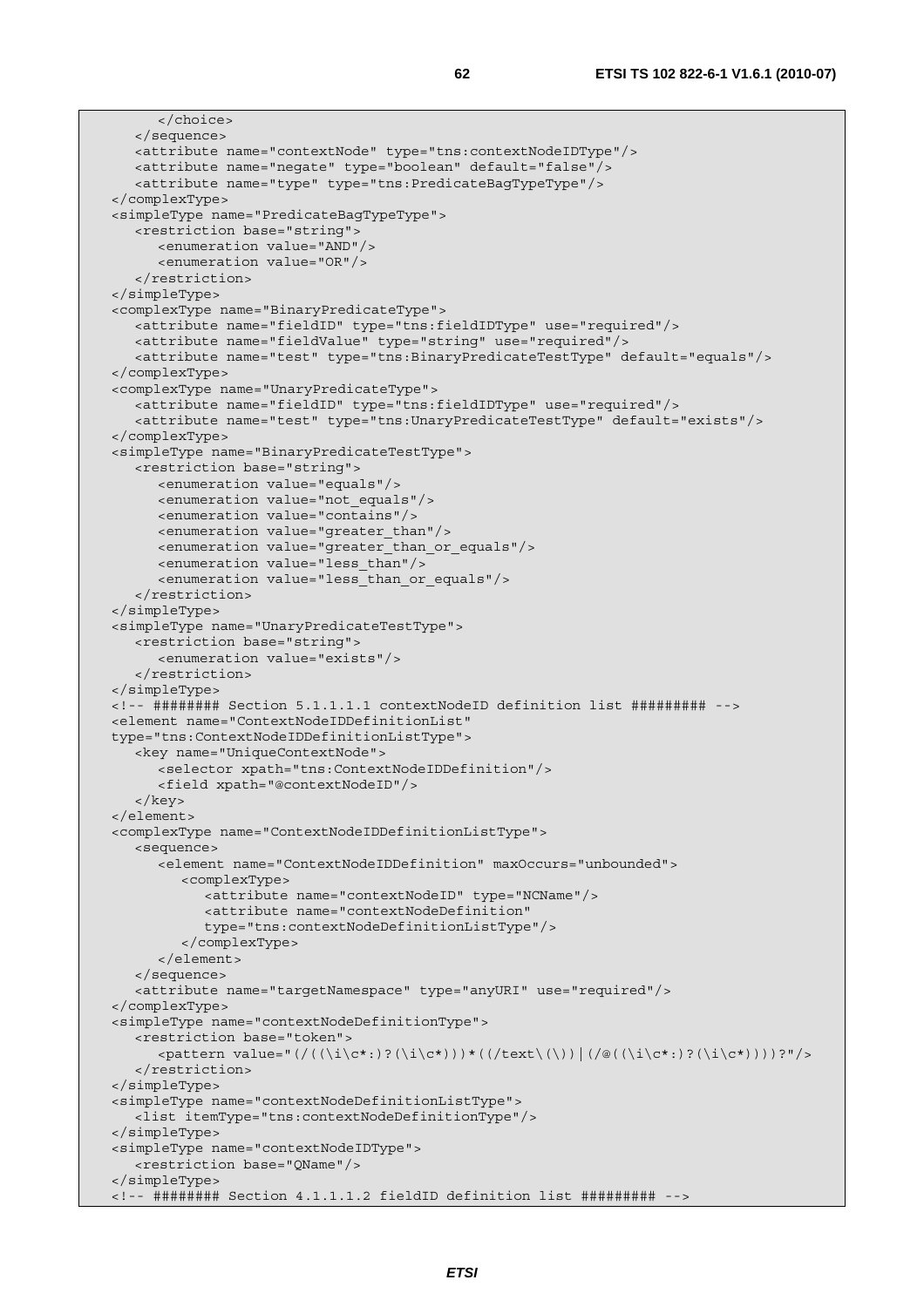```
      </choice>
    </sequence>
    <attribute name="contextNode" type="tns:contextNodeIDType"/>
    <attribute name="negate" type="boolean" default="false"/>
    <attribute name="type" type="tns:PredicateBagTypeType"/>
  </complexType>
  <simpleType name="PredicateBagTypeType">
    <restriction base="string">
      <enumeration value="AND"/>
      <enumeration value="OR"/>
    </restriction>
  </simpleType>
  <complexType name="BinaryPredicateType">
    <attribute name="fieldID" type="tns:fieldIDType" use="required"/>
    <attribute name="fieldValue" type="string" use="required"/>
    <attribute name="test" type="tns:BinaryPredicateTestType" default="equals"/>
  </complexType>
  <complexType name="UnaryPredicateType">
    <attribute name="fieldID" type="tns:fieldIDType" use="required"/>
    <attribute name="test" type="tns:UnaryPredicateTestType" default="exists"/>
  </complexType>
  <simpleType name="BinaryPredicateTestType">
    <restriction base="string">
      <enumeration value="equals"/>
      <enumeration value="not_equals"/>
      <enumeration value="contains"/>
      <enumeration value="greater_than"/>
      <enumeration value="greater_than_or_equals"/>
      <enumeration value="less_than"/>
      <enumeration value="less_than_or_equals"/>
    </restriction>
  </simpleType>
  <simpleType name="UnaryPredicateTestType">
    <restriction base="string">
      <enumeration value="exists"/>
    </restriction>
  </simpleType>
  <!-- ######## Section 5.1.1.1.1 contextNodeID definition list ######### -->
  <element name="ContextNodeIDDefinitionList"
  type="tns:ContextNodeIDDefinitionListType">
    <key name="UniqueContextNode">
      <selector xpath="tns:ContextNodeIDDefinition"/>
      <field xpath="@contextNodeID"/>
    </key>
  </element>
  <complexType name="ContextNodeIDDefinitionListType">
    <sequence>
      <element name="ContextNodeIDDefinition" maxOccurs="unbounded">
        <complexType>
          <attribute name="contextNodeID" type="NCName"/>
          <attribute name="contextNodeDefinition"
          type="tns:contextNodeDefinitionListType"/>
        </complexType>
      </element>
    </sequence>
    <attribute name="targetNamespace" type="anyURI" use="required"/>
  </complexType>
  <simpleType name="contextNodeDefinitionType">
    <restriction base="token">
      <pattern value="(/((\i\c*:)?(\i\c*)))*((/text\(\))|(/@((\i\c*:)?(\i\c*))))?"/>
    </restriction>
  </simpleType>
  <simpleType name="contextNodeDefinitionListType">
    <list itemType="tns:contextNodeDefinitionType"/>
  </simpleType>
  <simpleType name="contextNodeIDType">
    <restriction base="QName"/>
  </simpleType>
  <!-- ######## Section 4.1.1.1.2 fieldID definition list ######### -->
```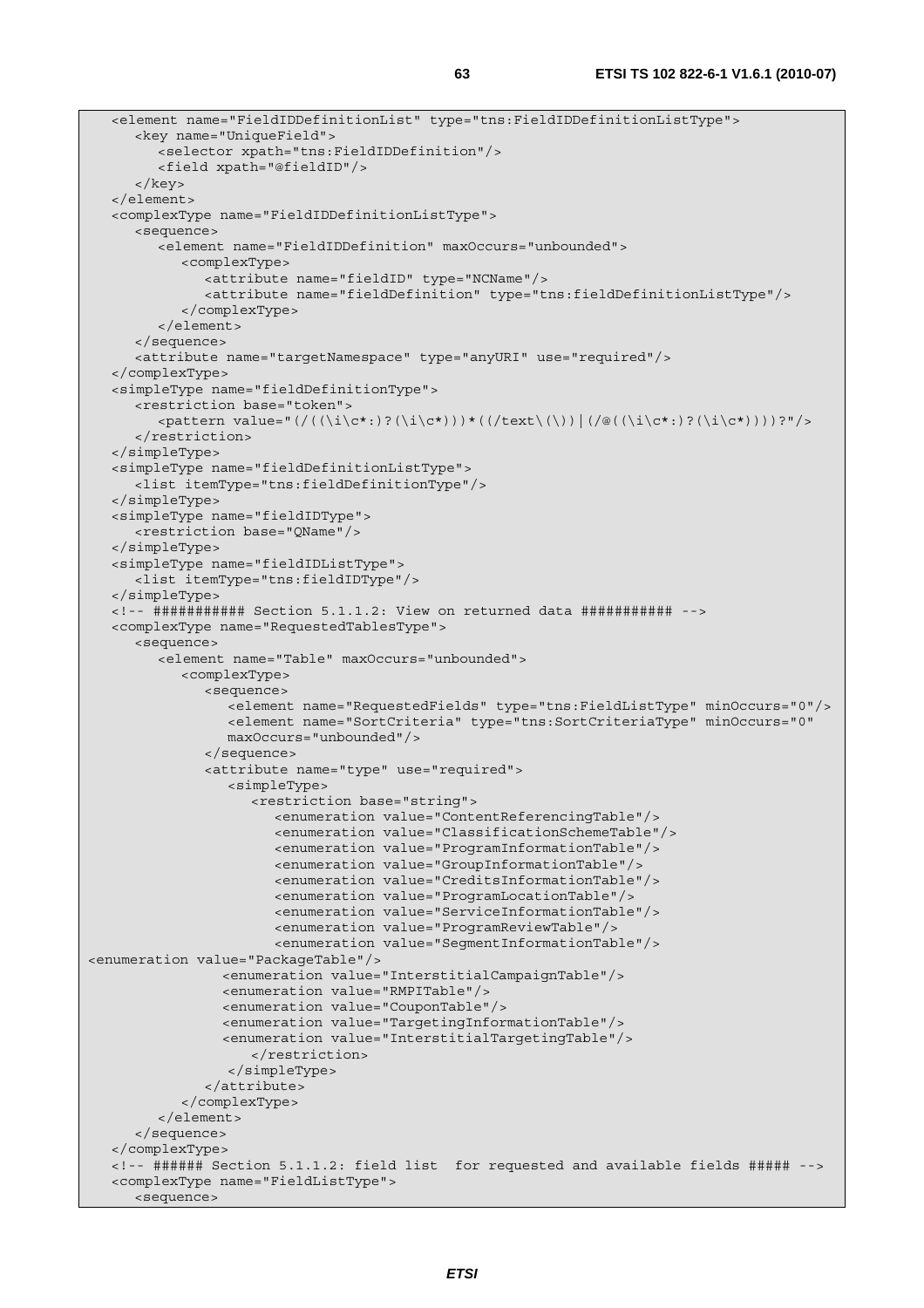```
   <element name="FieldIDDefinitionList" type="tns:FieldIDDefinitionListType">
      <key name="UniqueField">
         <selector xpath="tns:FieldIDDefinition"/>
         <field xpath="@fieldID"/>
      </key>
   </element>
   <complexType name="FieldIDDefinitionListType">
      <sequence>
         <element name="FieldIDDefinition" maxOccurs="unbounded">
            <complexType>
               <attribute name="fieldID" type="NCName"/>
               <attribute name="fieldDefinition" type="tns:fieldDefinitionListType"/>
            </complexType>
         </element>
      </sequence>
      <attribute name="targetNamespace" type="anyURI" use="required"/>
   </complexType>
   <simpleType name="fieldDefinitionType">
      <restriction base="token">
         <pattern value="(/((\i\c*:)?(\i\c*)))*((/text\(\))|(/@((\i\c*:)?(\i\c*))))?"/>
      </restriction>
   </simpleType>
   <simpleType name="fieldDefinitionListType">
      <list itemType="tns:fieldDefinitionType"/>
   </simpleType>
   <simpleType name="fieldIDType">
      <restriction base="QName"/>
   </simpleType>
   <simpleType name="fieldIDListType">
      <list itemType="tns:fieldIDType"/>
   </simpleType>
   <!-- ########### Section 5.1.1.2: View on returned data ########### -->
   <complexType name="RequestedTablesType">
      <sequence>
         <element name="Table" maxOccurs="unbounded">
            <complexType>
               <sequence>
                  <element name="RequestedFields" type="tns:FieldListType" minOccurs="0"/>
                  <element name="SortCriteria" type="tns:SortCriteriaType" minOccurs="0"
                  maxOccurs="unbounded"/>
               </sequence>
               <attribute name="type" use="required">
                  <simpleType>
                     <restriction base="string">
                        <enumeration value="ContentReferencingTable"/>
                        <enumeration value="ClassificationSchemeTable"/>
                        <enumeration value="ProgramInformationTable"/>
                        <enumeration value="GroupInformationTable"/>
                        <enumeration value="CreditsInformationTable"/>
                        <enumeration value="ProgramLocationTable"/>
                        <enumeration value="ServiceInformationTable"/>
                        <enumeration value="ProgramReviewTable"/>
                        <enumeration value="SegmentInformationTable"/>
<enumeration value="PackageTable"/>
                  <enumeration value="InterstitialCampaignTable"/>
                  <enumeration value="RMPITable"/>
                  <enumeration value="CouponTable"/>
                  <enumeration value="TargetingInformationTable"/>
                  <enumeration value="InterstitialTargetingTable"/>
                     </restriction>
                  </simpleType>
               </attribute>
            </complexType>
         </element>
      </sequence>
   </complexType>
   <!-- ###### Section 5.1.1.2: field list  for requested and available fields ##### -->
   <complexType name="FieldListType">
      <sequence>
```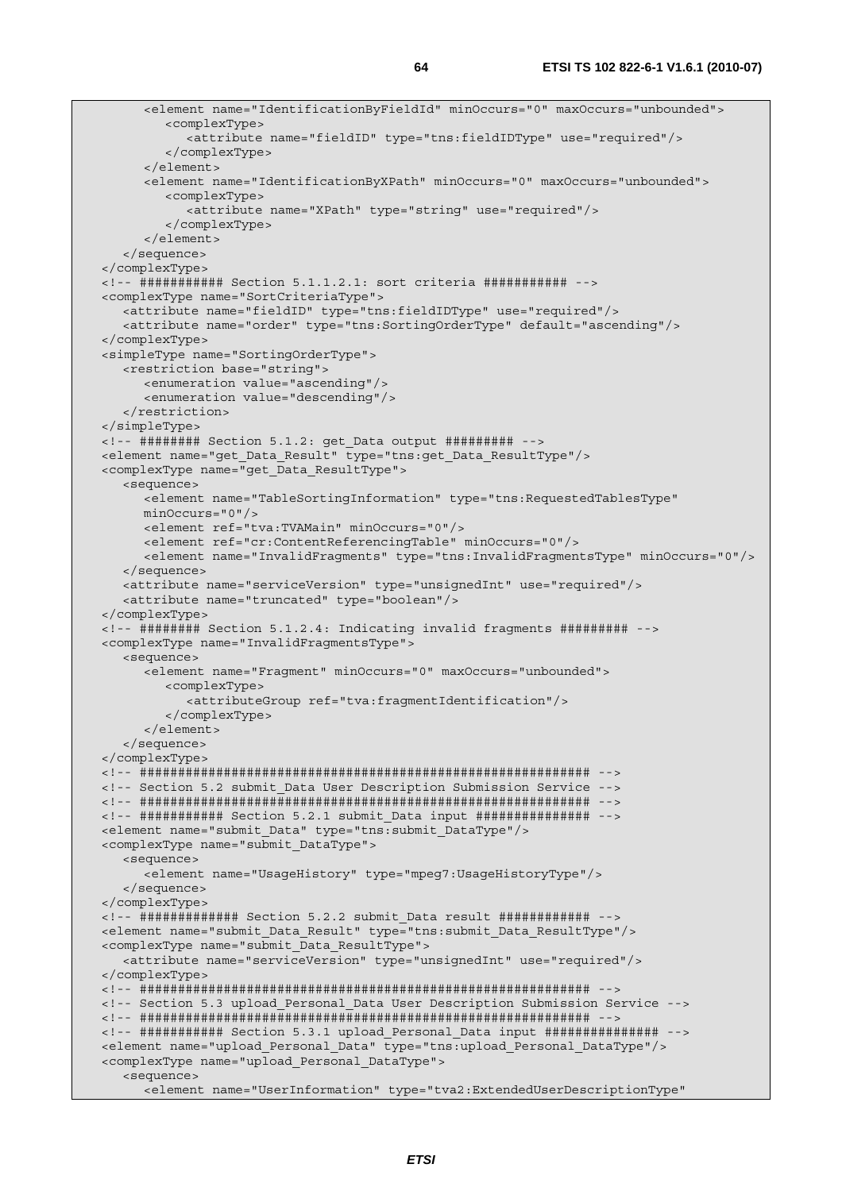```
      <element name="IdentificationByFieldId" minOccurs="0" maxOccurs="unbounded">
         <complexType>
            <attribute name="fieldID" type="tns:fieldIDType" use="required"/>
         </complexType>
      </element>
      <element name="IdentificationByXPath" minOccurs="0" maxOccurs="unbounded">
         <complexType>
            <attribute name="XPath" type="string" use="required"/>
         </complexType>
      </element>
   </sequence>
</complexType>
<!-- ########### Section 5.1.1.2.1: sort criteria ########### -->
<complexType name="SortCriteriaType">
   <attribute name="fieldID" type="tns:fieldIDType" use="required"/>
   <attribute name="order" type="tns:SortingOrderType" default="ascending"/>
</complexType>
<simpleType name="SortingOrderType">
   <restriction base="string">
      <enumeration value="ascending"/>
      <enumeration value="descending"/>
   </restriction>
</simpleType>
<!-- ######## Section 5.1.2: get_Data output ######### -->
<element name="get_Data_Result" type="tns:get_Data_ResultType"/>
<complexType name="get_Data_ResultType">
   <sequence>
      <element name="TableSortingInformation" type="tns:RequestedTablesType"
      minOccurs="0"/>
      <element ref="tva:TVAMain" minOccurs="0"/>
      <element ref="cr:ContentReferencingTable" minOccurs="0"/>
      <element name="InvalidFragments" type="tns:InvalidFragmentsType" minOccurs="0"/>
   </sequence>
   <attribute name="serviceVersion" type="unsignedInt" use="required"/>
   <attribute name="truncated" type="boolean"/>
</complexType>
<!-- ######## Section 5.1.2.4: Indicating invalid fragments ######### -->
<complexType name="InvalidFragmentsType">
   <sequence>
      <element name="Fragment" minOccurs="0" maxOccurs="unbounded">
         <complexType>
            <attributeGroup ref="tva:fragmentIdentification"/>
         </complexType>
      </element>
   </sequence>
</complexType>
<!-- ########################################################## -->
<!-- Section 5.2 submit_Data User Description Submission Service -->
<!-- ########################################################## -->
<!-- ########### Section 5.2.1 submit_Data input ############### -->
<element name="submit_Data" type="tns:submit_DataType"/>
<complexType name="submit_DataType">
   <sequence>
      <element name="UsageHistory" type="mpeg7:UsageHistoryType"/>
   </sequence>
</complexType>
<!-- ############# Section 5.2.2 submit_Data result ############ -->
<element name="submit_Data_Result" type="tns:submit_Data_ResultType"/>
<complexType name="submit_Data_ResultType">
   <attribute name="serviceVersion" type="unsignedInt" use="required"/>
</complexType>
<!-- ########################################################## -->
<!-- Section 5.3 upload_Personal_Data User Description Submission Service -->
<!-- ########################################################## -->
<!-- ########### Section 5.3.1 upload_Personal_Data input ############### -->
<element name="upload_Personal_Data" type="tns:upload_Personal_DataType"/>
<complexType name="upload_Personal_DataType">
   <sequence>
      <element name="UserInformation" type="tva2:ExtendedUserDescriptionType"
```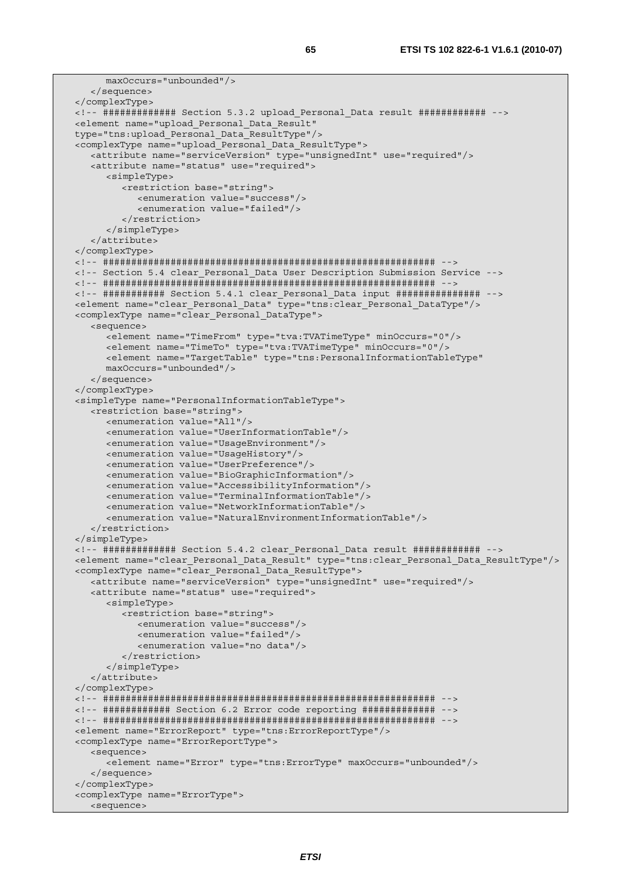```
            maxOccurs="unbounded"/>
      </sequence>
   </complexType>
   <!-- ############ Section 5.3.2 upload_Personal_Data result ############ -->
   <element name="upload_Personal_Data_Result"
   type="tns:upload_Personal_Data_ResultType"/>
   <complexType name="upload_Personal_Data_ResultType">
      <attribute name="serviceVersion" type="unsignedInt" use="required"/>
      <attribute name="status" use="required">
         <simpleType>
            <restriction base="string">
               <enumeration value="success"/>
               <enumeration value="failed"/>
            </restriction>
         </simpleType>
      </attribute>
   </complexType>
   <!-- ########################################################## -->
   <!-- Section 5.4 clear_Personal_Data User Description Submission Service -->
   <!-- ########################################################## -->
   <!-- ########### Section 5.4.1 clear_Personal_Data input ############## -->
   <element name="clear_Personal_Data" type="tns:clear_Personal_DataType"/>
   <complexType name="clear_Personal_DataType">
      <sequence>
         <element name="TimeFrom" type="tva:TVATimeType" minOccurs="0"/>
         <element name="TimeTo" type="tva:TVATimeType" minOccurs="0"/>
         <element name="TargetTable" type="tns:PersonalInformationTableType"
         maxOccurs="unbounded"/>
      </sequence>
   </complexType>
   <simpleType name="PersonalInformationTableType">
      <restriction base="string">
         <enumeration value="All"/>
         <enumeration value="UserInformationTable"/>
         <enumeration value="UsageEnvironment"/>
         <enumeration value="UsageHistory"/>
         <enumeration value="UserPreference"/>
         <enumeration value="BioGraphicInformation"/>
         <enumeration value="AccessibilityInformation"/>
         <enumeration value="TerminalInformationTable"/>
         <enumeration value="NetworkInformationTable"/>
         <enumeration value="NaturalEnvironmentInformationTable"/>
      </restriction>
   </simpleType>
   <!-- ############ Section 5.4.2 clear_Personal_Data result ############ -->
   <element name="clear_Personal_Data_Result" type="tns:clear_Personal_Data_ResultType"/>
   <complexType name="clear_Personal_Data_ResultType">
      <attribute name="serviceVersion" type="unsignedInt" use="required"/>
      <attribute name="status" use="required">
         <simpleType>
            <restriction base="string">
               <enumeration value="success"/>
               <enumeration value="failed"/>
               <enumeration value="no data"/>
            </restriction>
         </simpleType>
      </attribute>
   </complexType>
   <!-- ########################################################## -->
   <!-- ############ Section 6.2 Error code reporting ############# -->
   <!-- ########################################################## -->
   <element name="ErrorReport" type="tns:ErrorReportType"/>
   <complexType name="ErrorReportType">
      <sequence>
         <element name="Error" type="tns:ErrorType" maxOccurs="unbounded"/>
      </sequence>
   </complexType>
   <complexType name="ErrorType">
      <sequence>
```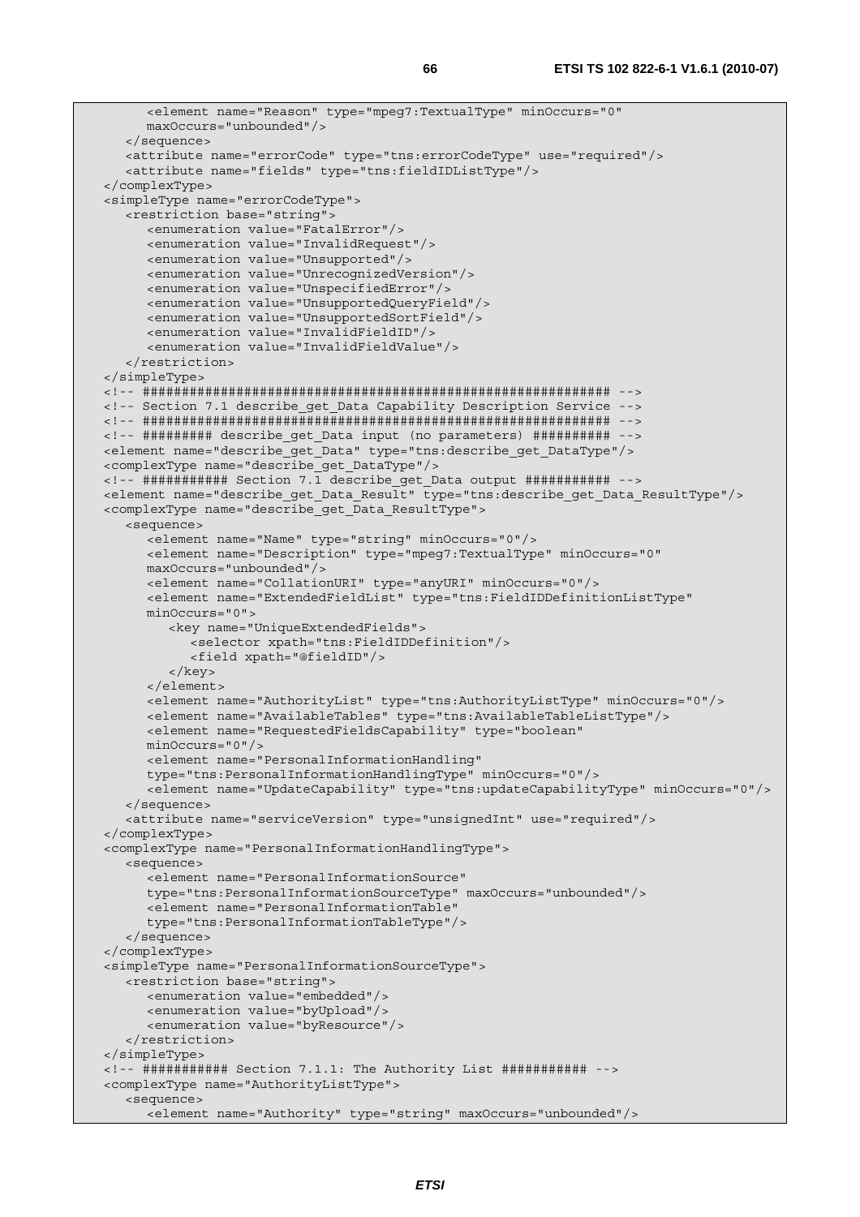```
      <element name="Reason" type="mpeg7:TextualType" minOccurs="0"
      maxOccurs="unbounded"/>
    </sequence>
    <attribute name="errorCode" type="tns:errorCodeType" use="required"/>
    <attribute name="fields" type="tns:fieldIDListType"/>
  </complexType>
  <simpleType name="errorCodeType">
    <restriction base="string">
      <enumeration value="FatalError"/>
      <enumeration value="InvalidRequest"/>
      <enumeration value="Unsupported"/>
      <enumeration value="UnrecognizedVersion"/>
      <enumeration value="UnspecifiedError"/>
      <enumeration value="UnsupportedQueryField"/>
      <enumeration value="UnsupportedSortField"/>
      <enumeration value="InvalidFieldID"/>
      <enumeration value="InvalidFieldValue"/>
    </restriction>
  </simpleType>
  <!-- ########################################################### -->
  <!-- Section 7.1 describe_get_Data Capability Description Service -->
  <!-- ########################################################### -->
  <!-- ######### describe_get_Data input (no parameters) ########## -->
  <element name="describe_get_Data" type="tns:describe_get_DataType"/>
  <complexType name="describe_get_DataType"/>
  <!-- ########### Section 7.1 describe_get_Data output ########### -->
  <element name="describe_get_Data_Result" type="tns:describe_get_Data_ResultType"/>
  <complexType name="describe_get_Data_ResultType">
    <sequence>
      <element name="Name" type="string" minOccurs="0"/>
      <element name="Description" type="mpeg7:TextualType" minOccurs="0"
      maxOccurs="unbounded"/>
      <element name="CollationURI" type="anyURI" minOccurs="0"/>
      <element name="ExtendedFieldList" type="tns:FieldIDDefinitionListType"
      minOccurs="0">
        <key name="UniqueExtendedFields">
          <selector xpath="tns:FieldIDDefinition"/>
          <field xpath="@fieldID"/>
        </key>
      </element>
      <element name="AuthorityList" type="tns:AuthorityListType" minOccurs="0"/>
      <element name="AvailableTables" type="tns:AvailableTableListType"/>
      <element name="RequestedFieldsCapability" type="boolean"
      minOccurs="0"/>
      <element name="PersonalInformationHandling"
      type="tns:PersonalInformationHandlingType" minOccurs="0"/>
      <element name="UpdateCapability" type="tns:updateCapabilityType" minOccurs="0"/>
    </sequence>
    <attribute name="serviceVersion" type="unsignedInt" use="required"/>
  </complexType>
  <complexType name="PersonalInformationHandlingType">
    <sequence>
      <element name="PersonalInformationSource"
      type="tns:PersonalInformationSourceType" maxOccurs="unbounded"/>
      <element name="PersonalInformationTable"
      type="tns:PersonalInformationTableType"/>
    </sequence>
  </complexType>
  <simpleType name="PersonalInformationSourceType">
    <restriction base="string">
      <enumeration value="embedded"/>
      <enumeration value="byUpload"/>
      <enumeration value="byResource"/>
    </restriction>
  </simpleType>
  <!-- ########### Section 7.1.1: The Authority List ########### -->
  <complexType name="AuthorityListType">
    <sequence>
      <element name="Authority" type="string" maxOccurs="unbounded"/>
```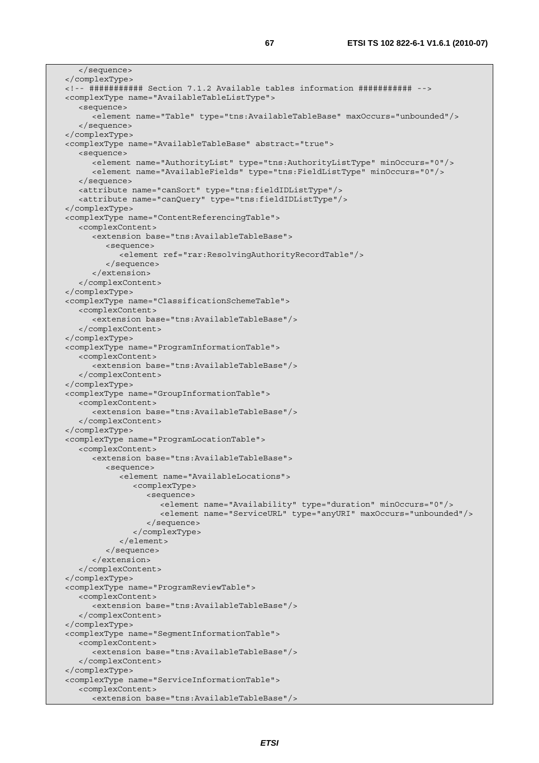```
      </sequence>
   </complexType>
   <!-- ########### Section 7.1.2 Available tables information ########### -->
   <complexType name="AvailableTableListType">
      <sequence>
         <element name="Table" type="tns:AvailableTableBase" maxOccurs="unbounded"/>
      </sequence>
   </complexType>
   <complexType name="AvailableTableBase" abstract="true">
      <sequence>
         <element name="AuthorityList" type="tns:AuthorityListType" minOccurs="0"/>
         <element name="AvailableFields" type="tns:FieldListType" minOccurs="0"/>
      </sequence>
      <attribute name="canSort" type="tns:fieldIDListType"/>
      <attribute name="canQuery" type="tns:fieldIDListType"/>
   </complexType>
   <complexType name="ContentReferencingTable">
      <complexContent>
         <extension base="tns:AvailableTableBase">
            <sequence>
               <element ref="rar:ResolvingAuthorityRecordTable"/>
            </sequence>
         </extension>
      </complexContent>
   </complexType>
   <complexType name="ClassificationSchemeTable">
      <complexContent>
         <extension base="tns:AvailableTableBase"/>
      </complexContent>
   </complexType>
   <complexType name="ProgramInformationTable">
      <complexContent>
         <extension base="tns:AvailableTableBase"/>
      </complexContent>
   </complexType>
   <complexType name="GroupInformationTable">
      <complexContent>
         <extension base="tns:AvailableTableBase"/>
      </complexContent>
   </complexType>
   <complexType name="ProgramLocationTable">
      <complexContent>
         <extension base="tns:AvailableTableBase">
            <sequence>
               <element name="AvailableLocations">
                  <complexType>
                     <sequence>
                        <element name="Availability" type="duration" minOccurs="0"/>
                        <element name="ServiceURL" type="anyURI" maxOccurs="unbounded"/>
                     </sequence>
                  </complexType>
               </element>
            </sequence>
         </extension>
      </complexContent>
   </complexType>
   <complexType name="ProgramReviewTable">
      <complexContent>
         <extension base="tns:AvailableTableBase"/>
      </complexContent>
   </complexType>
   <complexType name="SegmentInformationTable">
      <complexContent>
         <extension base="tns:AvailableTableBase"/>
      </complexContent>
   </complexType>
   <complexType name="ServiceInformationTable">
      <complexContent>
         <extension base="tns:AvailableTableBase"/>
```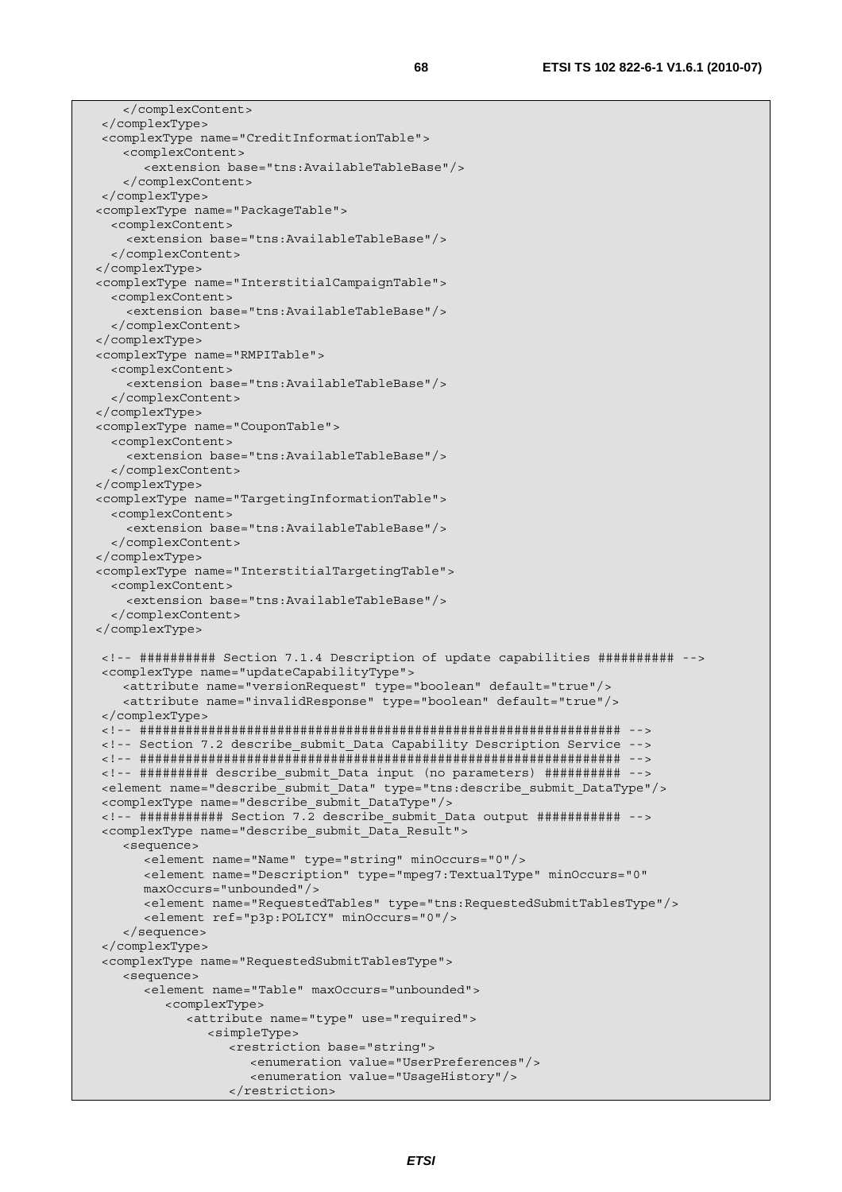```
      </complexContent>
   </complexType>
   <complexType name="CreditInformationTable">
      <complexContent>
         <extension base="tns:AvailableTableBase"/>
      </complexContent>
   </complexType>
  <complexType name="PackageTable">
    <complexContent>
      <extension base="tns:AvailableTableBase"/>
    </complexContent>
  </complexType>
  <complexType name="InterstitialCampaignTable">
    <complexContent>
      <extension base="tns:AvailableTableBase"/>
    </complexContent>
  </complexType>
  <complexType name="RMPITable">
    <complexContent>
      <extension base="tns:AvailableTableBase"/>
    </complexContent>
  </complexType>
  <complexType name="CouponTable">
    <complexContent>
      <extension base="tns:AvailableTableBase"/>
    </complexContent>
  </complexType>
  <complexType name="TargetingInformationTable">
    <complexContent>
      <extension base="tns:AvailableTableBase"/>
    </complexContent>
  </complexType>
  <complexType name="InterstitialTargetingTable">
    <complexContent>
      <extension base="tns:AvailableTableBase"/>
    </complexContent>
  </complexType>

   <!-- ########## Section 7.1.4 Description of update capabilities ########## -->
   <complexType name="updateCapabilityType">
      <attribute name="versionRequest" type="boolean" default="true"/>
      <attribute name="invalidResponse" type="boolean" default="true"/>
   </complexType>
   <!-- ################################################################ -->
   <!-- Section 7.2 describe_submit_Data Capability Description Service -->
   <!-- ################################################################ -->
   <!-- ######### describe_submit_Data input (no parameters) ########## -->
   <element name="describe_submit_Data" type="tns:describe_submit_DataType"/>
   <complexType name="describe_submit_DataType"/>
   <!-- ########### Section 7.2 describe_submit_Data output ########### -->
   <complexType name="describe_submit_Data_Result">
      <sequence>
         <element name="Name" type="string" minOccurs="0"/>
         <element name="Description" type="mpeg7:TextualType" minOccurs="0"
         maxOccurs="unbounded"/>
         <element name="RequestedTables" type="tns:RequestedSubmitTablesType"/>
         <element ref="p3p:POLICY" minOccurs="0"/>
      </sequence>
   </complexType>
   <complexType name="RequestedSubmitTablesType">
      <sequence>
         <element name="Table" maxOccurs="unbounded">
            <complexType>
               <attribute name="type" use="required">
                  <simpleType>
                     <restriction base="string">
                        <enumeration value="UserPreferences"/>
                        <enumeration value="UsageHistory"/>
                     </restriction>
```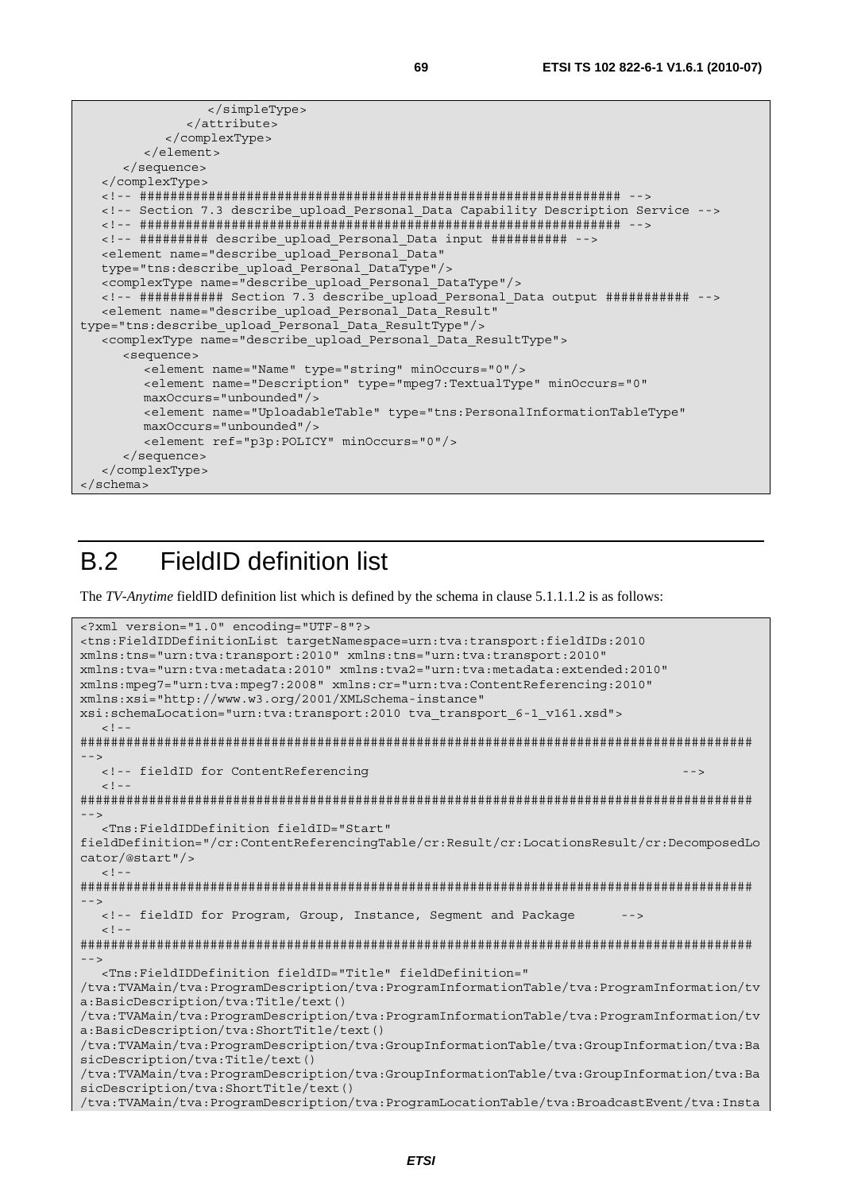```
                </simpleType>
              </attribute>
            </complexType>
         </element>
      </sequence>
   </complexType>
   <!-- ################################################################ -->
   <!-- Section 7.3 describe_upload_Personal_Data Capability Description Service -->
   <!-- ################################################################ -->
   <!-- ######### describe_upload_Personal_Data input ########## -->
   <element name="describe_upload_Personal_Data"
   type="tns:describe_upload_Personal_DataType"/>
   <complexType name="describe_upload_Personal_DataType"/>
   <!-- ########### Section 7.3 describe_upload_Personal_Data output ########### -->
   <element name="describe_upload_Personal_Data_Result"
type="tns:describe_upload_Personal_Data_ResultType"/>
   <complexType name="describe_upload_Personal_Data_ResultType">
      <sequence>
         <element name="Name" type="string" minOccurs="0"/>
         <element name="Description" type="mpeg7:TextualType" minOccurs="0"
         maxOccurs="unbounded"/>
         <element name="UploadableTable" type="tns:PersonalInformationTableType"
         maxOccurs="unbounded"/>
         <element ref="p3p:POLICY" minOccurs="0"/>
      </sequence>
   </complexType>
</schema>
```

# B.2 FieldID definition list

The *TV-Anytime* fieldID definition list which is defined by the schema in clause 5.1.1.1.2 is as follows:

```
<?xml version="1.0" encoding="UTF-8"?>
<tns:FieldIDDefinitionList targetNamespace=urn:tva:transport:fieldIDs:2010
xmlns:tns="urn:tva:transport:2010" xmlns:tns="urn:tva:transport:2010"
xmlns:tva="urn:tva:metadata:2010" xmlns:tva2="urn:tva:metadata:extended:2010"
xmlns:mpeg7="urn:tva:mpeg7:2008" xmlns:cr="urn:tva:ContentReferencing:2010"
xmlns:xsi="http://www.w3.org/2001/XMLSchema-instance"
xsi:schemaLocation="urn:tva:transport:2010 tva_transport_6-1_v161.xsd">
   <!--
########################################################################################
-->
   <!-- fieldID for ContentReferencing                                              -->
   <!--
########################################################################################
-->
   <Tns:FieldIDDefinition fieldID="Start"
fieldDefinition="/cr:ContentReferencingTable/cr:Result/cr:LocationsResult/cr:DecomposedLo
cator/@start"/>
   <!--
########################################################################################
-->
   <!-- fieldID for Program, Group, Instance, Segment and Package      -->
   <!--
########################################################################################
-->
   <Tns:FieldIDDefinition fieldID="Title" fieldDefinition="
/tva:TVAMain/tva:ProgramDescription/tva:ProgramInformationTable/tva:ProgramInformation/tv
a:BasicDescription/tva:Title/text()
/tva:TVAMain/tva:ProgramDescription/tva:ProgramInformationTable/tva:ProgramInformation/tv
a:BasicDescription/tva:ShortTitle/text()
/tva:TVAMain/tva:ProgramDescription/tva:GroupInformationTable/tva:GroupInformation/tva:Ba
sicDescription/tva:Title/text()
/tva:TVAMain/tva:ProgramDescription/tva:GroupInformationTable/tva:GroupInformation/tva:Ba
sicDescription/tva:ShortTitle/text()
/tva:TVAMain/tva:ProgramDescription/tva:ProgramLocationTable/tva:BroadcastEvent/tva:Insta
```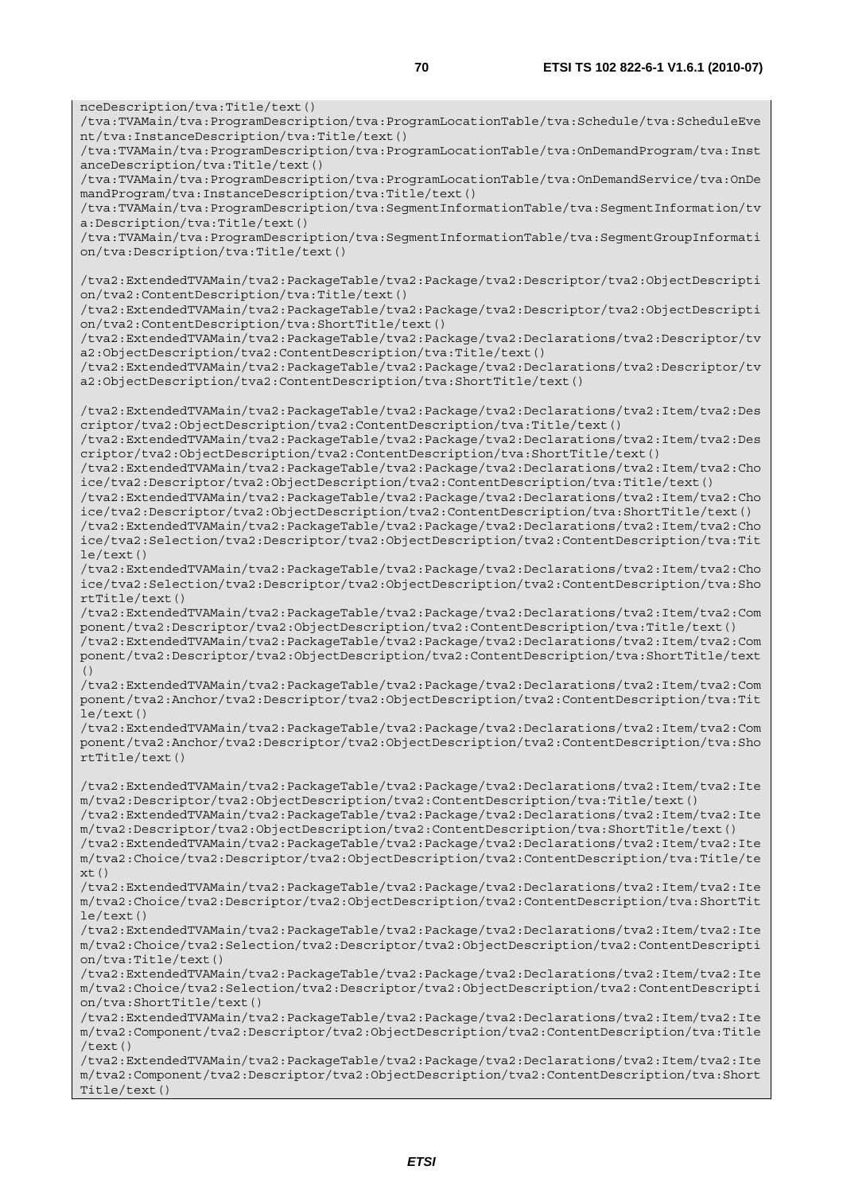```
nceDescription/tva:Title/text()
/tva:TVAMain/tva:ProgramDescription/tva:ProgramLocationTable/tva:Schedule/tva:ScheduleEvent/tva:InstanceDescription/tva:Title/text()
/tva:TVAMain/tva:ProgramDescription/tva:ProgramLocationTable/tva:OnDemandProgram/tva:InstanceDescription/tva:Title/text()
/tva:TVAMain/tva:ProgramDescription/tva:ProgramLocationTable/tva:OnDemandService/tva:OnDemandProgram/tva:InstanceDescription/tva:Title/text()
/tva:TVAMain/tva:ProgramDescription/tva:SegmentInformationTable/tva:SegmentInformation/tva:Description/tva:Title/text()
/tva:TVAMain/tva:ProgramDescription/tva:SegmentInformationTable/tva:SegmentGroupInformation/tva:Description/tva:Title/text()

/tva2:ExtendedTVAMain/tva2:PackageTable/tva2:Package/tva2:Descriptor/tva2:ObjectDescription/tva2:ContentDescription/tva:Title/text()
/tva2:ExtendedTVAMain/tva2:PackageTable/tva2:Package/tva2:Descriptor/tva2:ObjectDescription/tva2:ContentDescription/tva:ShortTitle/text()
/tva2:ExtendedTVAMain/tva2:PackageTable/tva2:Package/tva2:Declarations/tva2:Descriptor/tva2:ObjectDescription/tva2:ContentDescription/tva:Title/text()
/tva2:ExtendedTVAMain/tva2:PackageTable/tva2:Package/tva2:Declarations/tva2:Descriptor/tva2:ObjectDescription/tva2:ContentDescription/tva:ShortTitle/text()

/tva2:ExtendedTVAMain/tva2:PackageTable/tva2:Package/tva2:Declarations/tva2:Item/tva2:Descriptor/tva2:ObjectDescription/tva2:ContentDescription/tva:Title/text()
/tva2:ExtendedTVAMain/tva2:PackageTable/tva2:Package/tva2:Declarations/tva2:Item/tva2:Descriptor/tva2:ObjectDescription/tva2:ContentDescription/tva:ShortTitle/text()
/tva2:ExtendedTVAMain/tva2:PackageTable/tva2:Package/tva2:Declarations/tva2:Item/tva2:Choice/tva2:Descriptor/tva2:ObjectDescription/tva2:ContentDescription/tva:Title/text()
/tva2:ExtendedTVAMain/tva2:PackageTable/tva2:Package/tva2:Declarations/tva2:Item/tva2:Choice/tva2:Descriptor/tva2:ObjectDescription/tva2:ContentDescription/tva:ShortTitle/text()
/tva2:ExtendedTVAMain/tva2:PackageTable/tva2:Package/tva2:Declarations/tva2:Item/tva2:Choice/tva2:Selection/tva2:Descriptor/tva2:ObjectDescription/tva2:ContentDescription/tva:Title/text()
/tva2:ExtendedTVAMain/tva2:PackageTable/tva2:Package/tva2:Declarations/tva2:Item/tva2:Choice/tva2:Selection/tva2:Descriptor/tva2:ObjectDescription/tva2:ContentDescription/tva:ShortTitle/text()
/tva2:ExtendedTVAMain/tva2:PackageTable/tva2:Package/tva2:Declarations/tva2:Item/tva2:Component/tva2:Descriptor/tva2:ObjectDescription/tva2:ContentDescription/tva:Title/text()
/tva2:ExtendedTVAMain/tva2:PackageTable/tva2:Package/tva2:Declarations/tva2:Item/tva2:Component/tva2:Descriptor/tva2:ObjectDescription/tva2:ContentDescription/tva:ShortTitle/text()
/tva2:ExtendedTVAMain/tva2:PackageTable/tva2:Package/tva2:Declarations/tva2:Item/tva2:Component/tva2:Anchor/tva2:Descriptor/tva2:ObjectDescription/tva2:ContentDescription/tva:Title/text()
/tva2:ExtendedTVAMain/tva2:PackageTable/tva2:Package/tva2:Declarations/tva2:Item/tva2:Component/tva2:Anchor/tva2:Descriptor/tva2:ObjectDescription/tva2:ContentDescription/tva:ShortTitle/text()

/tva2:ExtendedTVAMain/tva2:PackageTable/tva2:Package/tva2:Declarations/tva2:Item/tva2:Item/tva2:Descriptor/tva2:ObjectDescription/tva2:ContentDescription/tva:Title/text()
/tva2:ExtendedTVAMain/tva2:PackageTable/tva2:Package/tva2:Declarations/tva2:Item/tva2:Item/tva2:Descriptor/tva2:ObjectDescription/tva2:ContentDescription/tva:ShortTitle/text()
/tva2:ExtendedTVAMain/tva2:PackageTable/tva2:Package/tva2:Declarations/tva2:Item/tva2:Item/tva2:Choice/tva2:Descriptor/tva2:ObjectDescription/tva2:ContentDescription/tva:Title/text()
/tva2:ExtendedTVAMain/tva2:PackageTable/tva2:Package/tva2:Declarations/tva2:Item/tva2:Item/tva2:Choice/tva2:Descriptor/tva2:ObjectDescription/tva2:ContentDescription/tva:ShortTitle/text()
/tva2:ExtendedTVAMain/tva2:PackageTable/tva2:Package/tva2:Declarations/tva2:Item/tva2:Item/tva2:Choice/tva2:Selection/tva2:Descriptor/tva2:ObjectDescription/tva2:ContentDescription/tva:Title/text()
/tva2:ExtendedTVAMain/tva2:PackageTable/tva2:Package/tva2:Declarations/tva2:Item/tva2:Item/tva2:Choice/tva2:Selection/tva2:Descriptor/tva2:ObjectDescription/tva2:ContentDescription/tva:ShortTitle/text()
/tva2:ExtendedTVAMain/tva2:PackageTable/tva2:Package/tva2:Declarations/tva2:Item/tva2:Item/tva2:Component/tva2:Descriptor/tva2:ObjectDescription/tva2:ContentDescription/tva:Title/text()
/tva2:ExtendedTVAMain/tva2:PackageTable/tva2:Package/tva2:Declarations/tva2:Item/tva2:Item/tva2:Component/tva2:Descriptor/tva2:ObjectDescription/tva2:ContentDescription/tva:ShortTitle/text()
```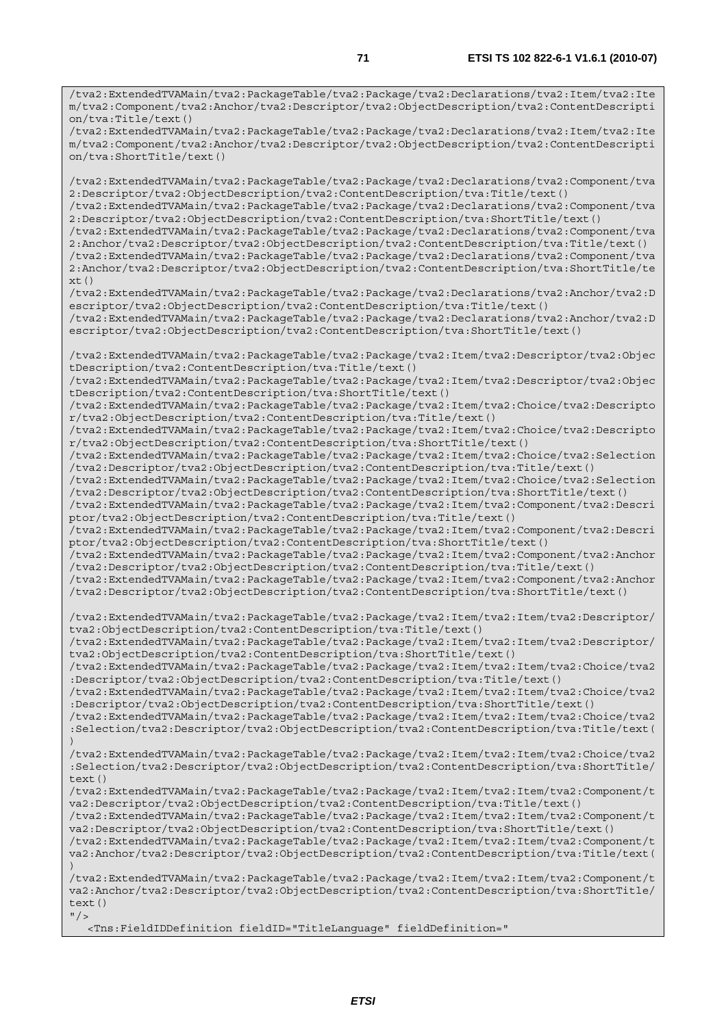```
/tva2:ExtendedTVAMain/tva2:PackageTable/tva2:Package/tva2:Declarations/tva2:Item/tva2:Item/tva2:Component/tva2:Anchor/tva2:Descriptor/tva2:ObjectDescription/tva2:ContentDescription/tva:Title/text()
/tva2:ExtendedTVAMain/tva2:PackageTable/tva2:Package/tva2:Declarations/tva2:Item/tva2:Item/tva2:Component/tva2:Anchor/tva2:Descriptor/tva2:ObjectDescription/tva2:ContentDescription/tva:ShortTitle/text()

/tva2:ExtendedTVAMain/tva2:PackageTable/tva2:Package/tva2:Declarations/tva2:Component/tva2:Descriptor/tva2:ObjectDescription/tva2:ContentDescription/tva:Title/text()
/tva2:ExtendedTVAMain/tva2:PackageTable/tva2:Package/tva2:Declarations/tva2:Component/tva2:Descriptor/tva2:ObjectDescription/tva2:ContentDescription/tva:ShortTitle/text()
/tva2:ExtendedTVAMain/tva2:PackageTable/tva2:Package/tva2:Declarations/tva2:Component/tva2:Anchor/tva2:Descriptor/tva2:ObjectDescription/tva2:ContentDescription/tva:Title/text()
/tva2:ExtendedTVAMain/tva2:PackageTable/tva2:Package/tva2:Declarations/tva2:Component/tva2:Anchor/tva2:Descriptor/tva2:ObjectDescription/tva2:ContentDescription/tva:ShortTitle/text()
/tva2:ExtendedTVAMain/tva2:PackageTable/tva2:Package/tva2:Declarations/tva2:Anchor/tva2:Descriptor/tva2:ObjectDescription/tva2:ContentDescription/tva:Title/text()
/tva2:ExtendedTVAMain/tva2:PackageTable/tva2:Package/tva2:Declarations/tva2:Anchor/tva2:Descriptor/tva2:ObjectDescription/tva2:ContentDescription/tva:ShortTitle/text()

/tva2:ExtendedTVAMain/tva2:PackageTable/tva2:Package/tva2:Item/tva2:Descriptor/tva2:ObjectDescription/tva2:ContentDescription/tva:Title/text()
/tva2:ExtendedTVAMain/tva2:PackageTable/tva2:Package/tva2:Item/tva2:Descriptor/tva2:ObjectDescription/tva2:ContentDescription/tva:ShortTitle/text()
/tva2:ExtendedTVAMain/tva2:PackageTable/tva2:Package/tva2:Item/tva2:Choice/tva2:Descriptor/tva2:ObjectDescription/tva2:ContentDescription/tva:Title/text()
/tva2:ExtendedTVAMain/tva2:PackageTable/tva2:Package/tva2:Item/tva2:Choice/tva2:Descriptor/tva2:ObjectDescription/tva2:ContentDescription/tva:ShortTitle/text()
/tva2:ExtendedTVAMain/tva2:PackageTable/tva2:Package/tva2:Item/tva2:Choice/tva2:Selection/tva2:Descriptor/tva2:ObjectDescription/tva2:ContentDescription/tva:Title/text()
/tva2:ExtendedTVAMain/tva2:PackageTable/tva2:Package/tva2:Item/tva2:Choice/tva2:Selection/tva2:Descriptor/tva2:ObjectDescription/tva2:ContentDescription/tva:ShortTitle/text()
/tva2:ExtendedTVAMain/tva2:PackageTable/tva2:Package/tva2:Item/tva2:Component/tva2:Descriptor/tva2:ObjectDescription/tva2:ContentDescription/tva:Title/text()
/tva2:ExtendedTVAMain/tva2:PackageTable/tva2:Package/tva2:Item/tva2:Component/tva2:Descriptor/tva2:ObjectDescription/tva2:ContentDescription/tva:ShortTitle/text()
/tva2:ExtendedTVAMain/tva2:PackageTable/tva2:Package/tva2:Item/tva2:Component/tva2:Anchor/tva2:Descriptor/tva2:ObjectDescription/tva2:ContentDescription/tva:Title/text()
/tva2:ExtendedTVAMain/tva2:PackageTable/tva2:Package/tva2:Item/tva2:Component/tva2:Anchor/tva2:Descriptor/tva2:ObjectDescription/tva2:ContentDescription/tva:ShortTitle/text()

/tva2:ExtendedTVAMain/tva2:PackageTable/tva2:Package/tva2:Item/tva2:Item/tva2:Descriptor/tva2:ObjectDescription/tva2:ContentDescription/tva:Title/text()
/tva2:ExtendedTVAMain/tva2:PackageTable/tva2:Package/tva2:Item/tva2:Item/tva2:Descriptor/tva2:ObjectDescription/tva2:ContentDescription/tva:ShortTitle/text()
/tva2:ExtendedTVAMain/tva2:PackageTable/tva2:Package/tva2:Item/tva2:Item/tva2:Choice/tva2:Descriptor/tva2:ObjectDescription/tva2:ContentDescription/tva:Title/text()
/tva2:ExtendedTVAMain/tva2:PackageTable/tva2:Package/tva2:Item/tva2:Item/tva2:Choice/tva2:Descriptor/tva2:ObjectDescription/tva2:ContentDescription/tva:ShortTitle/text()
/tva2:ExtendedTVAMain/tva2:PackageTable/tva2:Package/tva2:Item/tva2:Item/tva2:Choice/tva2:Selection/tva2:Descriptor/tva2:ObjectDescription/tva2:ContentDescription/tva:Title/text()
/tva2:ExtendedTVAMain/tva2:PackageTable/tva2:Package/tva2:Item/tva2:Item/tva2:Choice/tva2:Selection/tva2:Descriptor/tva2:ObjectDescription/tva2:ContentDescription/tva:ShortTitle/text()
/tva2:ExtendedTVAMain/tva2:PackageTable/tva2:Package/tva2:Item/tva2:Item/tva2:Component/tva2:Descriptor/tva2:ObjectDescription/tva2:ContentDescription/tva:Title/text()
/tva2:ExtendedTVAMain/tva2:PackageTable/tva2:Package/tva2:Item/tva2:Item/tva2:Component/tva2:Descriptor/tva2:ObjectDescription/tva2:ContentDescription/tva:ShortTitle/text()
/tva2:ExtendedTVAMain/tva2:PackageTable/tva2:Package/tva2:Item/tva2:Item/tva2:Component/tva2:Anchor/tva2:Descriptor/tva2:ObjectDescription/tva2:ContentDescription/tva:Title/text()
/tva2:ExtendedTVAMain/tva2:PackageTable/tva2:Package/tva2:Item/tva2:Item/tva2:Component/tva2:Anchor/tva2:Descriptor/tva2:ObjectDescription/tva2:ContentDescription/tva:ShortTitle/text()
"/>
   <Tns:FieldIDDefinition fieldID="TitleLanguage" fieldDefinition="
```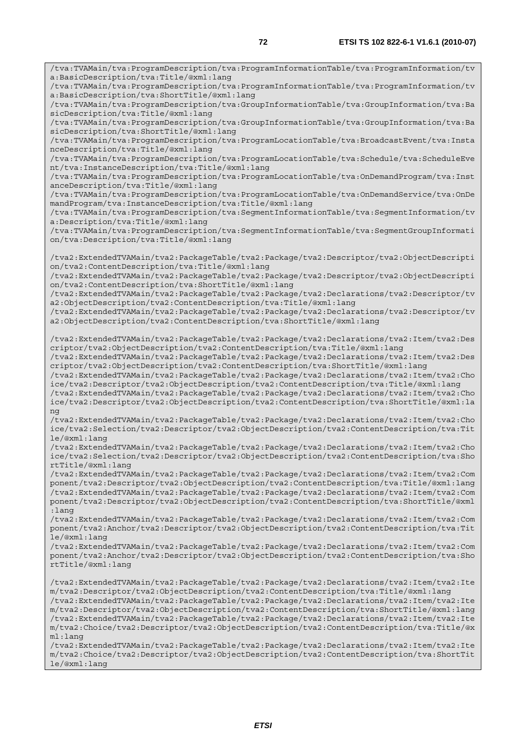```
/tva:TVAMain/tva:ProgramDescription/tva:ProgramInformationTable/tva:ProgramInformation/tva:BasicDescription/tva:Title/@xml:lang
/tva:TVAMain/tva:ProgramDescription/tva:ProgramInformationTable/tva:ProgramInformation/tva:BasicDescription/tva:ShortTitle/@xml:lang
/tva:TVAMain/tva:ProgramDescription/tva:GroupInformationTable/tva:GroupInformation/tva:BasicDescription/tva:Title/@xml:lang
/tva:TVAMain/tva:ProgramDescription/tva:GroupInformationTable/tva:GroupInformation/tva:BasicDescription/tva:ShortTitle/@xml:lang
/tva:TVAMain/tva:ProgramDescription/tva:ProgramLocationTable/tva:BroadcastEvent/tva:InstanceDescription/tva:Title/@xml:lang
/tva:TVAMain/tva:ProgramDescription/tva:ProgramLocationTable/tva:Schedule/tva:ScheduleEvent/tva:InstanceDescription/tva:Title/@xml:lang
/tva:TVAMain/tva:ProgramDescription/tva:ProgramLocationTable/tva:OnDemandProgram/tva:InstanceDescription/tva:Title/@xml:lang
/tva:TVAMain/tva:ProgramDescription/tva:ProgramLocationTable/tva:OnDemandService/tva:OnDemandProgram/tva:InstanceDescription/tva:Title/@xml:lang
/tva:TVAMain/tva:ProgramDescription/tva:SegmentInformationTable/tva:SegmentInformation/tva:Description/tva:Title/@xml:lang
/tva:TVAMain/tva:ProgramDescription/tva:SegmentInformationTable/tva:SegmentGroupInformation/tva:Description/tva:Title/@xml:lang

/tva2:ExtendedTVAMain/tva2:PackageTable/tva2:Package/tva2:Descriptor/tva2:ObjectDescription/tva2:ContentDescription/tva:Title/@xml:lang
/tva2:ExtendedTVAMain/tva2:PackageTable/tva2:Package/tva2:Descriptor/tva2:ObjectDescription/tva2:ContentDescription/tva:ShortTitle/@xml:lang
/tva2:ExtendedTVAMain/tva2:PackageTable/tva2:Package/tva2:Declarations/tva2:Descriptor/tva2:ObjectDescription/tva2:ContentDescription/tva:Title/@xml:lang
/tva2:ExtendedTVAMain/tva2:PackageTable/tva2:Package/tva2:Declarations/tva2:Descriptor/tva2:ObjectDescription/tva2:ContentDescription/tva:ShortTitle/@xml:lang

/tva2:ExtendedTVAMain/tva2:PackageTable/tva2:Package/tva2:Declarations/tva2:Item/tva2:Descriptor/tva2:ObjectDescription/tva2:ContentDescription/tva:Title/@xml:lang
/tva2:ExtendedTVAMain/tva2:PackageTable/tva2:Package/tva2:Declarations/tva2:Item/tva2:Descriptor/tva2:ObjectDescription/tva2:ContentDescription/tva:ShortTitle/@xml:lang
/tva2:ExtendedTVAMain/tva2:PackageTable/tva2:Package/tva2:Declarations/tva2:Item/tva2:Choice/tva2:Descriptor/tva2:ObjectDescription/tva2:ContentDescription/tva:Title/@xml:lang
/tva2:ExtendedTVAMain/tva2:PackageTable/tva2:Package/tva2:Declarations/tva2:Item/tva2:Choice/tva2:Descriptor/tva2:ObjectDescription/tva2:ContentDescription/tva:ShortTitle/@xml:lang
/tva2:ExtendedTVAMain/tva2:PackageTable/tva2:Package/tva2:Declarations/tva2:Item/tva2:Choice/tva2:Selection/tva2:Descriptor/tva2:ObjectDescription/tva2:ContentDescription/tva:Title/@xml:lang
/tva2:ExtendedTVAMain/tva2:PackageTable/tva2:Package/tva2:Declarations/tva2:Item/tva2:Choice/tva2:Selection/tva2:Descriptor/tva2:ObjectDescription/tva2:ContentDescription/tva:ShortTitle/@xml:lang
/tva2:ExtendedTVAMain/tva2:PackageTable/tva2:Package/tva2:Declarations/tva2:Item/tva2:Component/tva2:Descriptor/tva2:ObjectDescription/tva2:ContentDescription/tva:Title/@xml:lang
/tva2:ExtendedTVAMain/tva2:PackageTable/tva2:Package/tva2:Declarations/tva2:Item/tva2:Component/tva2:Descriptor/tva2:ObjectDescription/tva2:ContentDescription/tva:ShortTitle/@xml:lang
/tva2:ExtendedTVAMain/tva2:PackageTable/tva2:Package/tva2:Declarations/tva2:Item/tva2:Component/tva2:Anchor/tva2:Descriptor/tva2:ObjectDescription/tva2:ContentDescription/tva:Title/@xml:lang
/tva2:ExtendedTVAMain/tva2:PackageTable/tva2:Package/tva2:Declarations/tva2:Item/tva2:Component/tva2:Anchor/tva2:Descriptor/tva2:ObjectDescription/tva2:ContentDescription/tva:ShortTitle/@xml:lang

/tva2:ExtendedTVAMain/tva2:PackageTable/tva2:Package/tva2:Declarations/tva2:Item/tva2:Item/tva2:Descriptor/tva2:ObjectDescription/tva2:ContentDescription/tva:Title/@xml:lang
/tva2:ExtendedTVAMain/tva2:PackageTable/tva2:Package/tva2:Declarations/tva2:Item/tva2:Item/tva2:Descriptor/tva2:ObjectDescription/tva2:ContentDescription/tva:ShortTitle/@xml:lang
/tva2:ExtendedTVAMain/tva2:PackageTable/tva2:Package/tva2:Declarations/tva2:Item/tva2:Item/tva2:Choice/tva2:Descriptor/tva2:ObjectDescription/tva2:ContentDescription/tva:Title/@xml:lang
/tva2:ExtendedTVAMain/tva2:PackageTable/tva2:Package/tva2:Declarations/tva2:Item/tva2:Item/tva2:Choice/tva2:Descriptor/tva2:ObjectDescription/tva2:ContentDescription/tva:ShortTitle/@xml:lang
```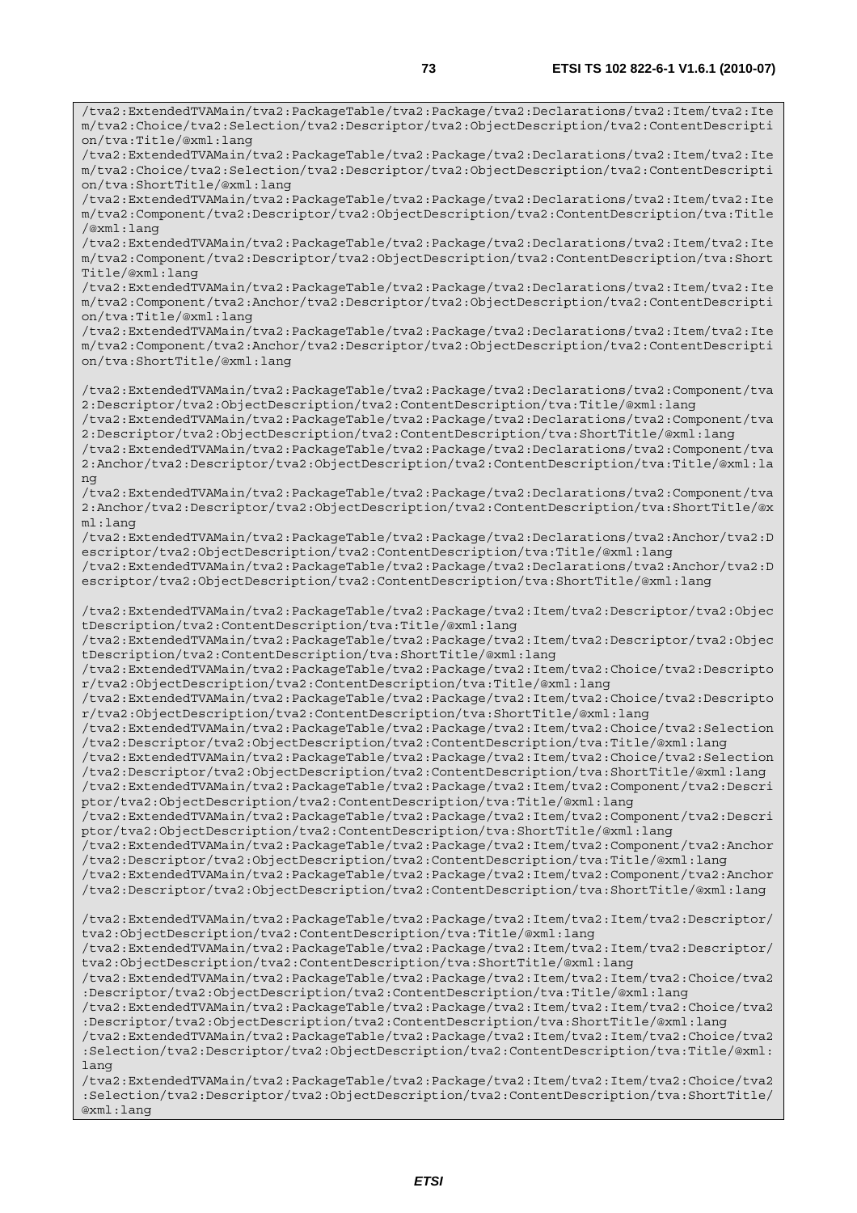```
/tva2:ExtendedTVAMain/tva2:PackageTable/tva2:Package/tva2:Declarations/tva2:Item/tva2:Item/tva2:Choice/tva2:Selection/tva2:Descriptor/tva2:ObjectDescription/tva2:ContentDescription/tva:Title/@xml:lang
/tva2:ExtendedTVAMain/tva2:PackageTable/tva2:Package/tva2:Declarations/tva2:Item/tva2:Item/tva2:Choice/tva2:Selection/tva2:Descriptor/tva2:ObjectDescription/tva2:ContentDescription/tva:ShortTitle/@xml:lang
/tva2:ExtendedTVAMain/tva2:PackageTable/tva2:Package/tva2:Declarations/tva2:Item/tva2:Item/tva2:Component/tva2:Descriptor/tva2:ObjectDescription/tva2:ContentDescription/tva:Title/@xml:lang
/tva2:ExtendedTVAMain/tva2:PackageTable/tva2:Package/tva2:Declarations/tva2:Item/tva2:Item/tva2:Component/tva2:Descriptor/tva2:ObjectDescription/tva2:ContentDescription/tva:ShortTitle/@xml:lang
/tva2:ExtendedTVAMain/tva2:PackageTable/tva2:Package/tva2:Declarations/tva2:Item/tva2:Item/tva2:Component/tva2:Anchor/tva2:Descriptor/tva2:ObjectDescription/tva2:ContentDescription/tva:Title/@xml:lang
/tva2:ExtendedTVAMain/tva2:PackageTable/tva2:Package/tva2:Declarations/tva2:Item/tva2:Item/tva2:Component/tva2:Anchor/tva2:Descriptor/tva2:ObjectDescription/tva2:ContentDescription/tva:ShortTitle/@xml:lang

/tva2:ExtendedTVAMain/tva2:PackageTable/tva2:Package/tva2:Declarations/tva2:Component/tva2:Descriptor/tva2:ObjectDescription/tva2:ContentDescription/tva:Title/@xml:lang
/tva2:ExtendedTVAMain/tva2:PackageTable/tva2:Package/tva2:Declarations/tva2:Component/tva2:Descriptor/tva2:ObjectDescription/tva2:ContentDescription/tva:ShortTitle/@xml:lang
/tva2:ExtendedTVAMain/tva2:PackageTable/tva2:Package/tva2:Declarations/tva2:Component/tva2:Anchor/tva2:Descriptor/tva2:ObjectDescription/tva2:ContentDescription/tva:Title/@xml:lang
/tva2:ExtendedTVAMain/tva2:PackageTable/tva2:Package/tva2:Declarations/tva2:Component/tva2:Anchor/tva2:Descriptor/tva2:ObjectDescription/tva2:ContentDescription/tva:ShortTitle/@xml:lang
/tva2:ExtendedTVAMain/tva2:PackageTable/tva2:Package/tva2:Declarations/tva2:Anchor/tva2:Descriptor/tva2:ObjectDescription/tva2:ContentDescription/tva:Title/@xml:lang
/tva2:ExtendedTVAMain/tva2:PackageTable/tva2:Package/tva2:Declarations/tva2:Anchor/tva2:Descriptor/tva2:ObjectDescription/tva2:ContentDescription/tva:ShortTitle/@xml:lang

/tva2:ExtendedTVAMain/tva2:PackageTable/tva2:Package/tva2:Item/tva2:Descriptor/tva2:ObjectDescription/tva2:ContentDescription/tva:Title/@xml:lang
/tva2:ExtendedTVAMain/tva2:PackageTable/tva2:Package/tva2:Item/tva2:Descriptor/tva2:ObjectDescription/tva2:ContentDescription/tva:ShortTitle/@xml:lang
/tva2:ExtendedTVAMain/tva2:PackageTable/tva2:Package/tva2:Item/tva2:Choice/tva2:Descriptor/tva2:ObjectDescription/tva2:ContentDescription/tva:Title/@xml:lang
/tva2:ExtendedTVAMain/tva2:PackageTable/tva2:Package/tva2:Item/tva2:Choice/tva2:Descriptor/tva2:ObjectDescription/tva2:ContentDescription/tva:ShortTitle/@xml:lang
/tva2:ExtendedTVAMain/tva2:PackageTable/tva2:Package/tva2:Item/tva2:Choice/tva2:Selection/tva2:Descriptor/tva2:ObjectDescription/tva2:ContentDescription/tva:Title/@xml:lang
/tva2:ExtendedTVAMain/tva2:PackageTable/tva2:Package/tva2:Item/tva2:Choice/tva2:Selection/tva2:Descriptor/tva2:ObjectDescription/tva2:ContentDescription/tva:ShortTitle/@xml:lang
/tva2:ExtendedTVAMain/tva2:PackageTable/tva2:Package/tva2:Item/tva2:Component/tva2:Descriptor/tva2:ObjectDescription/tva2:ContentDescription/tva:Title/@xml:lang
/tva2:ExtendedTVAMain/tva2:PackageTable/tva2:Package/tva2:Item/tva2:Component/tva2:Descriptor/tva2:ObjectDescription/tva2:ContentDescription/tva:ShortTitle/@xml:lang
/tva2:ExtendedTVAMain/tva2:PackageTable/tva2:Package/tva2:Item/tva2:Component/tva2:Anchor/tva2:Descriptor/tva2:ObjectDescription/tva2:ContentDescription/tva:Title/@xml:lang
/tva2:ExtendedTVAMain/tva2:PackageTable/tva2:Package/tva2:Item/tva2:Component/tva2:Anchor/tva2:Descriptor/tva2:ObjectDescription/tva2:ContentDescription/tva:ShortTitle/@xml:lang

/tva2:ExtendedTVAMain/tva2:PackageTable/tva2:Package/tva2:Item/tva2:Item/tva2:Descriptor/tva2:ObjectDescription/tva2:ContentDescription/tva:Title/@xml:lang
/tva2:ExtendedTVAMain/tva2:PackageTable/tva2:Package/tva2:Item/tva2:Item/tva2:Descriptor/tva2:ObjectDescription/tva2:ContentDescription/tva:ShortTitle/@xml:lang
/tva2:ExtendedTVAMain/tva2:PackageTable/tva2:Package/tva2:Item/tva2:Item/tva2:Choice/tva2:Descriptor/tva2:ObjectDescription/tva2:ContentDescription/tva:Title/@xml:lang
/tva2:ExtendedTVAMain/tva2:PackageTable/tva2:Package/tva2:Item/tva2:Item/tva2:Choice/tva2:Descriptor/tva2:ObjectDescription/tva2:ContentDescription/tva:ShortTitle/@xml:lang
/tva2:ExtendedTVAMain/tva2:PackageTable/tva2:Package/tva2:Item/tva2:Item/tva2:Choice/tva2:Selection/tva2:Descriptor/tva2:ObjectDescription/tva2:ContentDescription/tva:Title/@xml:lang
/tva2:ExtendedTVAMain/tva2:PackageTable/tva2:Package/tva2:Item/tva2:Item/tva2:Choice/tva2:Selection/tva2:Descriptor/tva2:ObjectDescription/tva2:ContentDescription/tva:ShortTitle/@xml:lang
```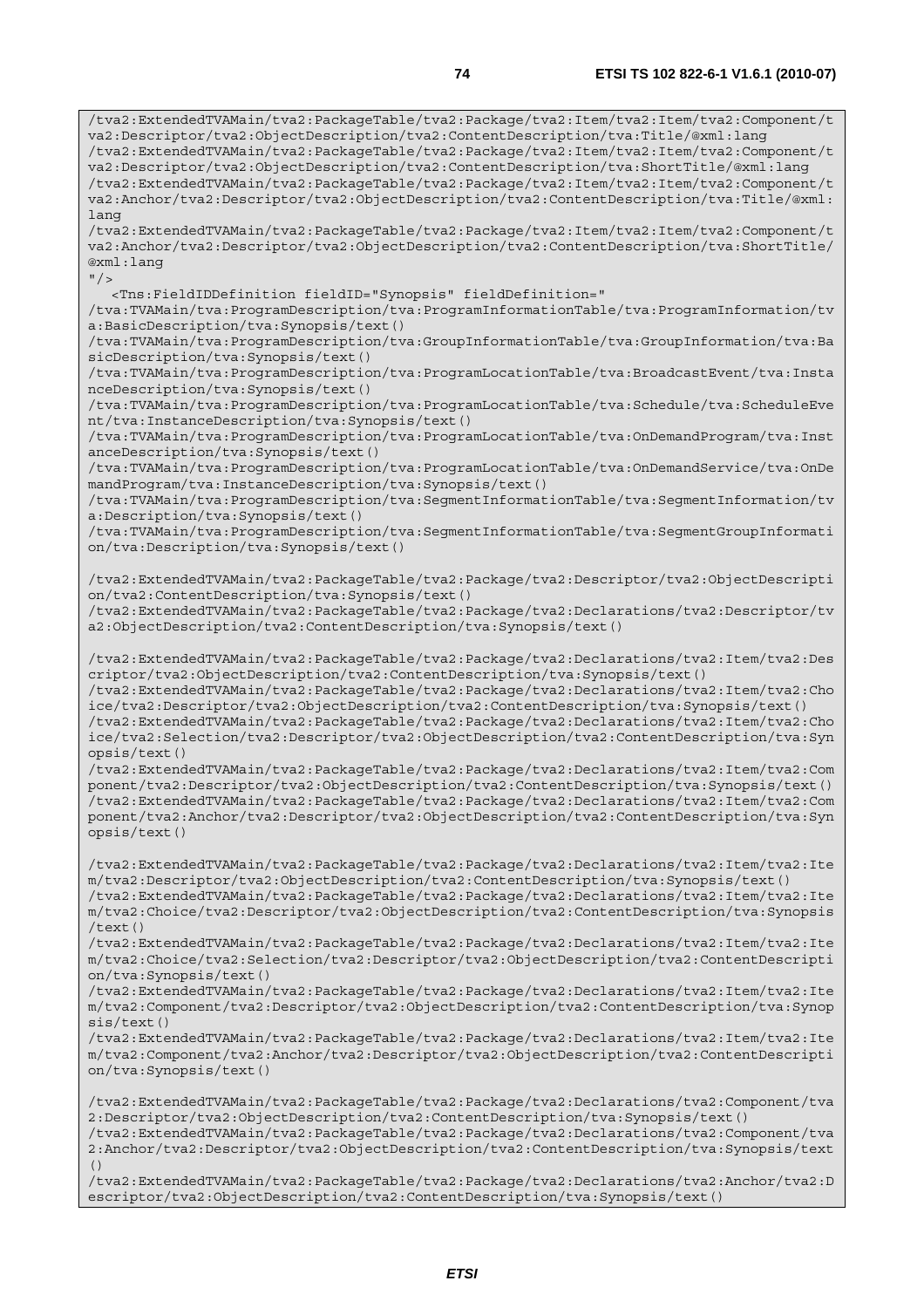```
/tva2:ExtendedTVAMain/tva2:PackageTable/tva2:Package/tva2:Item/tva2:Item/tva2:Component/t
va2:Descriptor/tva2:ObjectDescription/tva2:ContentDescription/tva:Title/@xml:lang
/tva2:ExtendedTVAMain/tva2:PackageTable/tva2:Package/tva2:Item/tva2:Item/tva2:Component/t
va2:Descriptor/tva2:ObjectDescription/tva2:ContentDescription/tva:ShortTitle/@xml:lang
/tva2:ExtendedTVAMain/tva2:PackageTable/tva2:Package/tva2:Item/tva2:Item/tva2:Component/t
va2:Anchor/tva2:Descriptor/tva2:ObjectDescription/tva2:ContentDescription/tva:Title/@xml:
lang
/tva2:ExtendedTVAMain/tva2:PackageTable/tva2:Package/tva2:Item/tva2:Item/tva2:Component/t
va2:Anchor/tva2:Descriptor/tva2:ObjectDescription/tva2:ContentDescription/tva:ShortTitle/
@xml:lang
"/>
   <Tns:FieldIDDefinition fieldID="Synopsis" fieldDefinition="
/tva:TVAMain/tva:ProgramDescription/tva:ProgramInformationTable/tva:ProgramInformation/tv
a:BasicDescription/tva:Synopsis/text()
/tva:TVAMain/tva:ProgramDescription/tva:GroupInformationTable/tva:GroupInformation/tva:Ba
sicDescription/tva:Synopsis/text()
/tva:TVAMain/tva:ProgramDescription/tva:ProgramLocationTable/tva:BroadcastEvent/tva:Insta
nceDescription/tva:Synopsis/text()
/tva:TVAMain/tva:ProgramDescription/tva:ProgramLocationTable/tva:Schedule/tva:ScheduleEve
nt/tva:InstanceDescription/tva:Synopsis/text()
/tva:TVAMain/tva:ProgramDescription/tva:ProgramLocationTable/tva:OnDemandProgram/tva:Inst
anceDescription/tva:Synopsis/text()
/tva:TVAMain/tva:ProgramDescription/tva:ProgramLocationTable/tva:OnDemandService/tva:OnDe
mandProgram/tva:InstanceDescription/tva:Synopsis/text()
/tva:TVAMain/tva:ProgramDescription/tva:SegmentInformationTable/tva:SegmentInformation/tv
a:Description/tva:Synopsis/text()
/tva:TVAMain/tva:ProgramDescription/tva:SegmentInformationTable/tva:SegmentGroupInformati
on/tva:Description/tva:Synopsis/text()

/tva2:ExtendedTVAMain/tva2:PackageTable/tva2:Package/tva2:Descriptor/tva2:ObjectDescripti
on/tva2:ContentDescription/tva:Synopsis/text()
/tva2:ExtendedTVAMain/tva2:PackageTable/tva2:Package/tva2:Declarations/tva2:Descriptor/tv
a2:ObjectDescription/tva2:ContentDescription/tva:Synopsis/text()

/tva2:ExtendedTVAMain/tva2:PackageTable/tva2:Package/tva2:Declarations/tva2:Item/tva2:Des
criptor/tva2:ObjectDescription/tva2:ContentDescription/tva:Synopsis/text()
/tva2:ExtendedTVAMain/tva2:PackageTable/tva2:Package/tva2:Declarations/tva2:Item/tva2:Cho
ice/tva2:Descriptor/tva2:ObjectDescription/tva2:ContentDescription/tva:Synopsis/text()
/tva2:ExtendedTVAMain/tva2:PackageTable/tva2:Package/tva2:Declarations/tva2:Item/tva2:Cho
ice/tva2:Selection/tva2:Descriptor/tva2:ObjectDescription/tva2:ContentDescription/tva:Syn
opsis/text()
/tva2:ExtendedTVAMain/tva2:PackageTable/tva2:Package/tva2:Declarations/tva2:Item/tva2:Com
ponent/tva2:Descriptor/tva2:ObjectDescription/tva2:ContentDescription/tva:Synopsis/text()
/tva2:ExtendedTVAMain/tva2:PackageTable/tva2:Package/tva2:Declarations/tva2:Item/tva2:Com
ponent/tva2:Anchor/tva2:Descriptor/tva2:ObjectDescription/tva2:ContentDescription/tva:Syn
opsis/text()

/tva2:ExtendedTVAMain/tva2:PackageTable/tva2:Package/tva2:Declarations/tva2:Item/tva2:Ite
m/tva2:Descriptor/tva2:ObjectDescription/tva2:ContentDescription/tva:Synopsis/text()
/tva2:ExtendedTVAMain/tva2:PackageTable/tva2:Package/tva2:Declarations/tva2:Item/tva2:Ite
m/tva2:Choice/tva2:Descriptor/tva2:ObjectDescription/tva2:ContentDescription/tva:Synopsis
/text()
/tva2:ExtendedTVAMain/tva2:PackageTable/tva2:Package/tva2:Declarations/tva2:Item/tva2:Ite
m/tva2:Choice/tva2:Selection/tva2:Descriptor/tva2:ObjectDescription/tva2:ContentDescripti
on/tva:Synopsis/text()
/tva2:ExtendedTVAMain/tva2:PackageTable/tva2:Package/tva2:Declarations/tva2:Item/tva2:Ite
m/tva2:Component/tva2:Descriptor/tva2:ObjectDescription/tva2:ContentDescription/tva:Synop
sis/text()
/tva2:ExtendedTVAMain/tva2:PackageTable/tva2:Package/tva2:Declarations/tva2:Item/tva2:Ite
m/tva2:Component/tva2:Anchor/tva2:Descriptor/tva2:ObjectDescription/tva2:ContentDescripti
on/tva:Synopsis/text()

/tva2:ExtendedTVAMain/tva2:PackageTable/tva2:Package/tva2:Declarations/tva2:Component/tva
2:Descriptor/tva2:ObjectDescription/tva2:ContentDescription/tva:Synopsis/text()
/tva2:ExtendedTVAMain/tva2:PackageTable/tva2:Package/tva2:Declarations/tva2:Component/tva
2:Anchor/tva2:Descriptor/tva2:ObjectDescription/tva2:ContentDescription/tva:Synopsis/text
()
/tva2:ExtendedTVAMain/tva2:PackageTable/tva2:Package/tva2:Declarations/tva2:Anchor/tva2:D
escriptor/tva2:ObjectDescription/tva2:ContentDescription/tva:Synopsis/text()
```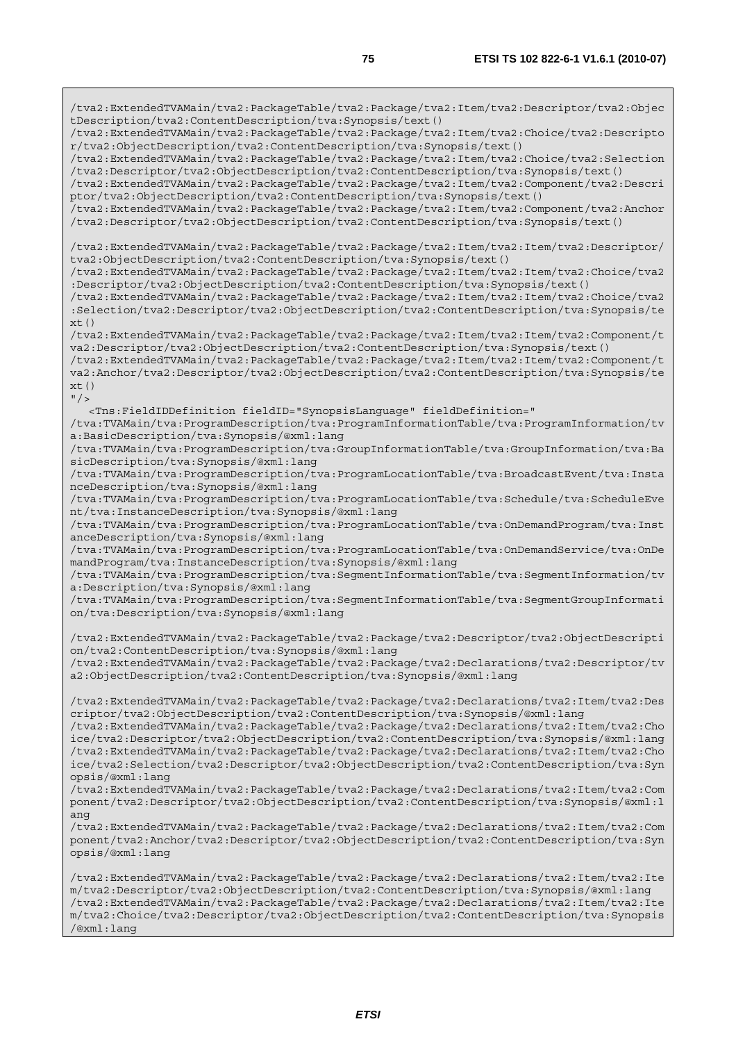```
/tva2:ExtendedTVAMain/tva2:PackageTable/tva2:Package/tva2:Item/tva2:Descriptor/tva2:ObjectDescription/tva2:ContentDescription/tva:Synopsis/text()
/tva2:ExtendedTVAMain/tva2:PackageTable/tva2:Package/tva2:Item/tva2:Choice/tva2:Descriptor/tva2:ObjectDescription/tva2:ContentDescription/tva:Synopsis/text()
/tva2:ExtendedTVAMain/tva2:PackageTable/tva2:Package/tva2:Item/tva2:Choice/tva2:Selection/tva2:Descriptor/tva2:ObjectDescription/tva2:ContentDescription/tva:Synopsis/text()
/tva2:ExtendedTVAMain/tva2:PackageTable/tva2:Package/tva2:Item/tva2:Component/tva2:Descriptor/tva2:ObjectDescription/tva2:ContentDescription/tva:Synopsis/text()
/tva2:ExtendedTVAMain/tva2:PackageTable/tva2:Package/tva2:Item/tva2:Component/tva2:Anchor/tva2:Descriptor/tva2:ObjectDescription/tva2:ContentDescription/tva:Synopsis/text()

/tva2:ExtendedTVAMain/tva2:PackageTable/tva2:Package/tva2:Item/tva2:Item/tva2:Descriptor/tva2:ObjectDescription/tva2:ContentDescription/tva:Synopsis/text()
/tva2:ExtendedTVAMain/tva2:PackageTable/tva2:Package/tva2:Item/tva2:Item/tva2:Choice/tva2:Descriptor/tva2:ObjectDescription/tva2:ContentDescription/tva:Synopsis/text()
/tva2:ExtendedTVAMain/tva2:PackageTable/tva2:Package/tva2:Item/tva2:Item/tva2:Choice/tva2:Selection/tva2:Descriptor/tva2:ObjectDescription/tva2:ContentDescription/tva:Synopsis/text()
/tva2:ExtendedTVAMain/tva2:PackageTable/tva2:Package/tva2:Item/tva2:Item/tva2:Component/tva2:Descriptor/tva2:ObjectDescription/tva2:ContentDescription/tva:Synopsis/text()
/tva2:ExtendedTVAMain/tva2:PackageTable/tva2:Package/tva2:Item/tva2:Item/tva2:Component/tva2:Anchor/tva2:Descriptor/tva2:ObjectDescription/tva2:ContentDescription/tva:Synopsis/text()
"/>
   <Tns:FieldIDDefinition fieldID="SynopsisLanguage" fieldDefinition="
/tva:TVAMain/tva:ProgramDescription/tva:ProgramInformationTable/tva:ProgramInformation/tva:BasicDescription/tva:Synopsis/@xml:lang
/tva:TVAMain/tva:ProgramDescription/tva:GroupInformationTable/tva:GroupInformation/tva:BasicDescription/tva:Synopsis/@xml:lang
/tva:TVAMain/tva:ProgramDescription/tva:ProgramLocationTable/tva:BroadcastEvent/tva:InstanceDescription/tva:Synopsis/@xml:lang
/tva:TVAMain/tva:ProgramDescription/tva:ProgramLocationTable/tva:Schedule/tva:ScheduleEvent/tva:InstanceDescription/tva:Synopsis/@xml:lang
/tva:TVAMain/tva:ProgramDescription/tva:ProgramLocationTable/tva:OnDemandProgram/tva:InstanceDescription/tva:Synopsis/@xml:lang
/tva:TVAMain/tva:ProgramDescription/tva:ProgramLocationTable/tva:OnDemandService/tva:OnDemandProgram/tva:InstanceDescription/tva:Synopsis/@xml:lang
/tva:TVAMain/tva:ProgramDescription/tva:SegmentInformationTable/tva:SegmentInformation/tva:Description/tva:Synopsis/@xml:lang
/tva:TVAMain/tva:ProgramDescription/tva:SegmentInformationTable/tva:SegmentGroupInformation/tva:Description/tva:Synopsis/@xml:lang

/tva2:ExtendedTVAMain/tva2:PackageTable/tva2:Package/tva2:Descriptor/tva2:ObjectDescription/tva2:ContentDescription/tva:Synopsis/@xml:lang
/tva2:ExtendedTVAMain/tva2:PackageTable/tva2:Package/tva2:Declarations/tva2:Descriptor/tva2:ObjectDescription/tva2:ContentDescription/tva:Synopsis/@xml:lang

/tva2:ExtendedTVAMain/tva2:PackageTable/tva2:Package/tva2:Declarations/tva2:Item/tva2:Descriptor/tva2:ObjectDescription/tva2:ContentDescription/tva:Synopsis/@xml:lang
/tva2:ExtendedTVAMain/tva2:PackageTable/tva2:Package/tva2:Declarations/tva2:Item/tva2:Choice/tva2:Descriptor/tva2:ObjectDescription/tva2:ContentDescription/tva:Synopsis/@xml:lang
/tva2:ExtendedTVAMain/tva2:PackageTable/tva2:Package/tva2:Declarations/tva2:Item/tva2:Choice/tva2:Selection/tva2:Descriptor/tva2:ObjectDescription/tva2:ContentDescription/tva:Synopsis/@xml:lang
/tva2:ExtendedTVAMain/tva2:PackageTable/tva2:Package/tva2:Declarations/tva2:Item/tva2:Component/tva2:Descriptor/tva2:ObjectDescription/tva2:ContentDescription/tva:Synopsis/@xml:lang
/tva2:ExtendedTVAMain/tva2:PackageTable/tva2:Package/tva2:Declarations/tva2:Item/tva2:Component/tva2:Anchor/tva2:Descriptor/tva2:ObjectDescription/tva2:ContentDescription/tva:Synopsis/@xml:lang

/tva2:ExtendedTVAMain/tva2:PackageTable/tva2:Package/tva2:Declarations/tva2:Item/tva2:Item/tva2:Descriptor/tva2:ObjectDescription/tva2:ContentDescription/tva:Synopsis/@xml:lang
/tva2:ExtendedTVAMain/tva2:PackageTable/tva2:Package/tva2:Declarations/tva2:Item/tva2:Item/tva2:Choice/tva2:Descriptor/tva2:ObjectDescription/tva2:ContentDescription/tva:Synopsis/@xml:lang
```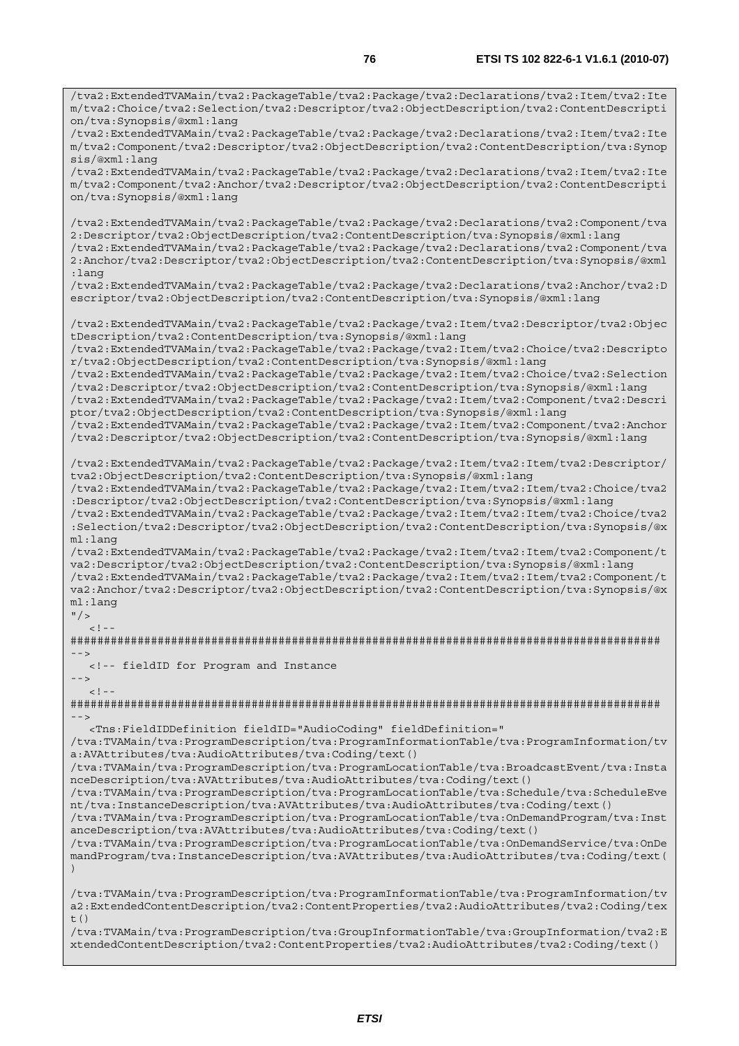```
/tva2:ExtendedTVAMain/tva2:PackageTable/tva2:Package/tva2:Declarations/tva2:Item/tva2:Ite
m/tva2:Choice/tva2:Selection/tva2:Descriptor/tva2:ObjectDescription/tva2:ContentDescripti
on/tva:Synopsis/@xml:lang
/tva2:ExtendedTVAMain/tva2:PackageTable/tva2:Package/tva2:Declarations/tva2:Item/tva2:Ite
m/tva2:Component/tva2:Descriptor/tva2:ObjectDescription/tva2:ContentDescription/tva:Synop
sis/@xml:lang
/tva2:ExtendedTVAMain/tva2:PackageTable/tva2:Package/tva2:Declarations/tva2:Item/tva2:Ite
m/tva2:Component/tva2:Anchor/tva2:Descriptor/tva2:ObjectDescription/tva2:ContentDescripti
on/tva:Synopsis/@xml:lang

/tva2:ExtendedTVAMain/tva2:PackageTable/tva2:Package/tva2:Declarations/tva2:Component/tva
2:Descriptor/tva2:ObjectDescription/tva2:ContentDescription/tva:Synopsis/@xml:lang
/tva2:ExtendedTVAMain/tva2:PackageTable/tva2:Package/tva2:Declarations/tva2:Component/tva
2:Anchor/tva2:Descriptor/tva2:ObjectDescription/tva2:ContentDescription/tva:Synopsis/@xml
:lang
/tva2:ExtendedTVAMain/tva2:PackageTable/tva2:Package/tva2:Declarations/tva2:Anchor/tva2:D
escriptor/tva2:ObjectDescription/tva2:ContentDescription/tva:Synopsis/@xml:lang

/tva2:ExtendedTVAMain/tva2:PackageTable/tva2:Package/tva2:Item/tva2:Descriptor/tva2:Objec
tDescription/tva2:ContentDescription/tva:Synopsis/@xml:lang
/tva2:ExtendedTVAMain/tva2:PackageTable/tva2:Package/tva2:Item/tva2:Choice/tva2:Descripto
r/tva2:ObjectDescription/tva2:ContentDescription/tva:Synopsis/@xml:lang
/tva2:ExtendedTVAMain/tva2:PackageTable/tva2:Package/tva2:Item/tva2:Choice/tva2:Selection
/tva2:Descriptor/tva2:ObjectDescription/tva2:ContentDescription/tva:Synopsis/@xml:lang
/tva2:ExtendedTVAMain/tva2:PackageTable/tva2:Package/tva2:Item/tva2:Component/tva2:Descri
ptor/tva2:ObjectDescription/tva2:ContentDescription/tva:Synopsis/@xml:lang
/tva2:ExtendedTVAMain/tva2:PackageTable/tva2:Package/tva2:Item/tva2:Component/tva2:Anchor
/tva2:Descriptor/tva2:ObjectDescription/tva2:ContentDescription/tva:Synopsis/@xml:lang

/tva2:ExtendedTVAMain/tva2:PackageTable/tva2:Package/tva2:Item/tva2:Item/tva2:Descriptor/
tva2:ObjectDescription/tva2:ContentDescription/tva:Synopsis/@xml:lang
/tva2:ExtendedTVAMain/tva2:PackageTable/tva2:Package/tva2:Item/tva2:Item/tva2:Choice/tva2
:Descriptor/tva2:ObjectDescription/tva2:ContentDescription/tva:Synopsis/@xml:lang
/tva2:ExtendedTVAMain/tva2:PackageTable/tva2:Package/tva2:Item/tva2:Item/tva2:Choice/tva2
:Selection/tva2:Descriptor/tva2:ObjectDescription/tva2:ContentDescription/tva:Synopsis/@x
ml:lang
/tva2:ExtendedTVAMain/tva2:PackageTable/tva2:Package/tva2:Item/tva2:Item/tva2:Component/t
va2:Descriptor/tva2:ObjectDescription/tva2:ContentDescription/tva:Synopsis/@xml:lang
/tva2:ExtendedTVAMain/tva2:PackageTable/tva2:Package/tva2:Item/tva2:Item/tva2:Component/t
va2:Anchor/tva2:Descriptor/tva2:ObjectDescription/tva2:ContentDescription/tva:Synopsis/@x
ml:lang
"/>
   <!--
########################################################################################
-->
   <!-- fieldID for Program and Instance
-->
   <!--
########################################################################################
-->
   <Tns:FieldIDDefinition fieldID="AudioCoding" fieldDefinition="
/tva:TVAMain/tva:ProgramDescription/tva:ProgramInformationTable/tva:ProgramInformation/tv
a:AVAttributes/tva:AudioAttributes/tva:Coding/text()
/tva:TVAMain/tva:ProgramDescription/tva:ProgramLocationTable/tva:BroadcastEvent/tva:Insta
nceDescription/tva:AVAttributes/tva:AudioAttributes/tva:Coding/text()
/tva:TVAMain/tva:ProgramDescription/tva:ProgramLocationTable/tva:Schedule/tva:ScheduleEve
nt/tva:InstanceDescription/tva:AVAttributes/tva:AudioAttributes/tva:Coding/text()
/tva:TVAMain/tva:ProgramDescription/tva:ProgramLocationTable/tva:OnDemandProgram/tva:Inst
anceDescription/tva:AVAttributes/tva:AudioAttributes/tva:Coding/text()
/tva:TVAMain/tva:ProgramDescription/tva:ProgramLocationTable/tva:OnDemandService/tva:OnDe
mandProgram/tva:InstanceDescription/tva:AVAttributes/tva:AudioAttributes/tva:Coding/text(
)

/tva:TVAMain/tva:ProgramDescription/tva:ProgramInformationTable/tva:ProgramInformation/tv
a2:ExtendedContentDescription/tva2:ContentProperties/tva2:AudioAttributes/tva2:Coding/tex
t()
/tva:TVAMain/tva:ProgramDescription/tva:GroupInformationTable/tva:GroupInformation/tva2:E
xtendedContentDescription/tva2:ContentProperties/tva2:AudioAttributes/tva2:Coding/text()
```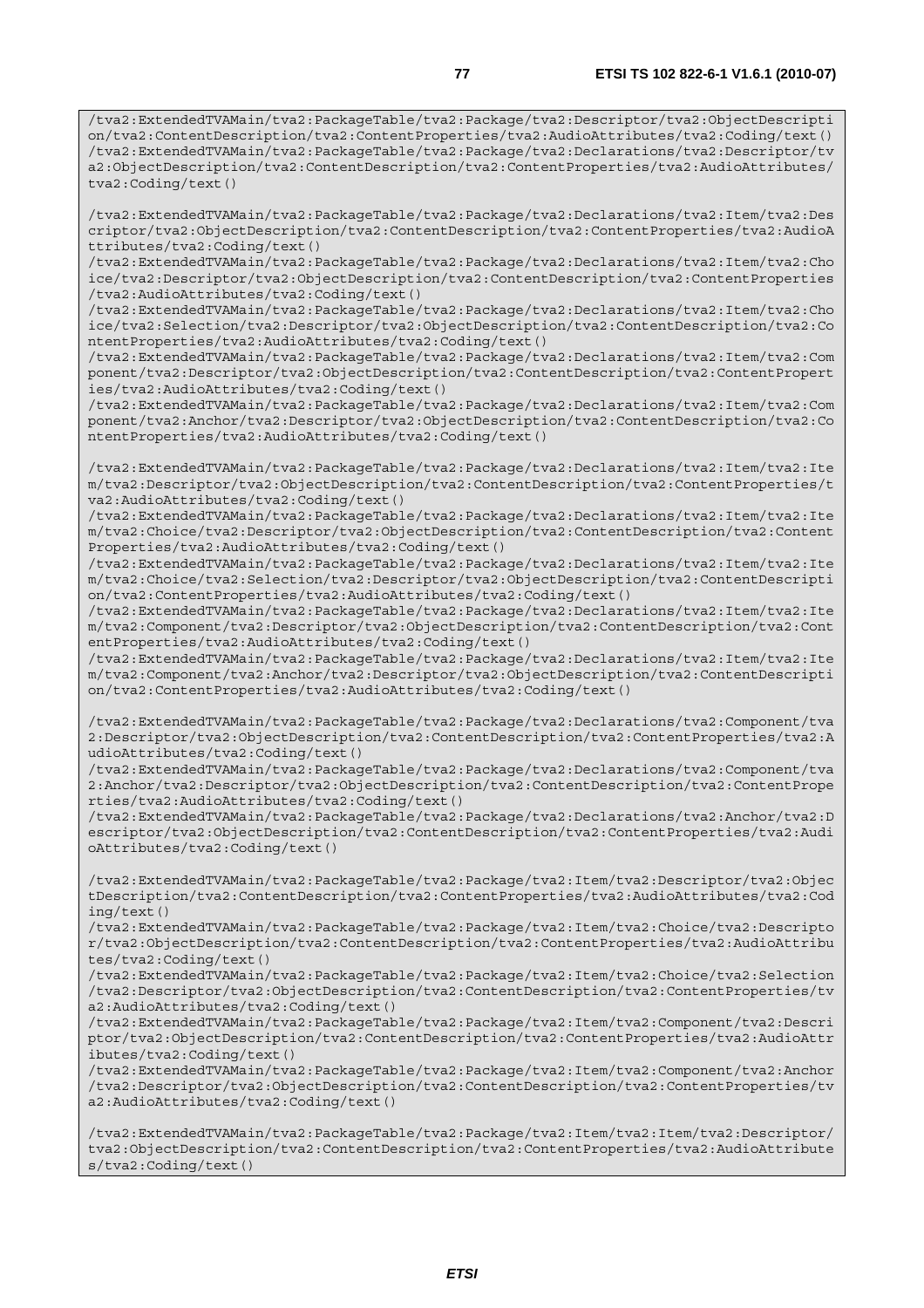```
/tva2:ExtendedTVAMain/tva2:PackageTable/tva2:Package/tva2:Descriptor/tva2:ObjectDescription/tva2:ContentDescription/tva2:ContentProperties/tva2:AudioAttributes/tva2:Coding/text()
/tva2:ExtendedTVAMain/tva2:PackageTable/tva2:Package/tva2:Declarations/tva2:Descriptor/tva2:ObjectDescription/tva2:ContentDescription/tva2:ContentProperties/tva2:AudioAttributes/tva2:Coding/text()

/tva2:ExtendedTVAMain/tva2:PackageTable/tva2:Package/tva2:Declarations/tva2:Item/tva2:Descriptor/tva2:ObjectDescription/tva2:ContentDescription/tva2:ContentProperties/tva2:AudioAttributes/tva2:Coding/text()
/tva2:ExtendedTVAMain/tva2:PackageTable/tva2:Package/tva2:Declarations/tva2:Item/tva2:Choice/tva2:Descriptor/tva2:ObjectDescription/tva2:ContentDescription/tva2:ContentProperties/tva2:AudioAttributes/tva2:Coding/text()
/tva2:ExtendedTVAMain/tva2:PackageTable/tva2:Package/tva2:Declarations/tva2:Item/tva2:Choice/tva2:Selection/tva2:Descriptor/tva2:ObjectDescription/tva2:ContentDescription/tva2:ContentProperties/tva2:AudioAttributes/tva2:Coding/text()
/tva2:ExtendedTVAMain/tva2:PackageTable/tva2:Package/tva2:Declarations/tva2:Item/tva2:Component/tva2:Descriptor/tva2:ObjectDescription/tva2:ContentDescription/tva2:ContentProperties/tva2:AudioAttributes/tva2:Coding/text()
/tva2:ExtendedTVAMain/tva2:PackageTable/tva2:Package/tva2:Declarations/tva2:Item/tva2:Component/tva2:Anchor/tva2:Descriptor/tva2:ObjectDescription/tva2:ContentDescription/tva2:ContentProperties/tva2:AudioAttributes/tva2:Coding/text()

/tva2:ExtendedTVAMain/tva2:PackageTable/tva2:Package/tva2:Declarations/tva2:Item/tva2:Item/tva2:Descriptor/tva2:ObjectDescription/tva2:ContentDescription/tva2:ContentProperties/tva2:AudioAttributes/tva2:Coding/text()
/tva2:ExtendedTVAMain/tva2:PackageTable/tva2:Package/tva2:Declarations/tva2:Item/tva2:Item/tva2:Choice/tva2:Descriptor/tva2:ObjectDescription/tva2:ContentDescription/tva2:ContentProperties/tva2:AudioAttributes/tva2:Coding/text()
/tva2:ExtendedTVAMain/tva2:PackageTable/tva2:Package/tva2:Declarations/tva2:Item/tva2:Item/tva2:Choice/tva2:Selection/tva2:Descriptor/tva2:ObjectDescription/tva2:ContentDescription/tva2:ContentProperties/tva2:AudioAttributes/tva2:Coding/text()
/tva2:ExtendedTVAMain/tva2:PackageTable/tva2:Package/tva2:Declarations/tva2:Item/tva2:Item/tva2:Component/tva2:Descriptor/tva2:ObjectDescription/tva2:ContentDescription/tva2:ContentProperties/tva2:AudioAttributes/tva2:Coding/text()
/tva2:ExtendedTVAMain/tva2:PackageTable/tva2:Package/tva2:Declarations/tva2:Item/tva2:Item/tva2:Component/tva2:Anchor/tva2:Descriptor/tva2:ObjectDescription/tva2:ContentDescription/tva2:ContentProperties/tva2:AudioAttributes/tva2:Coding/text()

/tva2:ExtendedTVAMain/tva2:PackageTable/tva2:Package/tva2:Declarations/tva2:Component/tva2:Descriptor/tva2:ObjectDescription/tva2:ContentDescription/tva2:ContentProperties/tva2:AudioAttributes/tva2:Coding/text()
/tva2:ExtendedTVAMain/tva2:PackageTable/tva2:Package/tva2:Declarations/tva2:Component/tva2:Anchor/tva2:Descriptor/tva2:ObjectDescription/tva2:ContentDescription/tva2:ContentProperties/tva2:AudioAttributes/tva2:Coding/text()
/tva2:ExtendedTVAMain/tva2:PackageTable/tva2:Package/tva2:Declarations/tva2:Anchor/tva2:Descriptor/tva2:ObjectDescription/tva2:ContentDescription/tva2:ContentProperties/tva2:AudioAttributes/tva2:Coding/text()

/tva2:ExtendedTVAMain/tva2:PackageTable/tva2:Package/tva2:Item/tva2:Descriptor/tva2:ObjectDescription/tva2:ContentDescription/tva2:ContentProperties/tva2:AudioAttributes/tva2:Coding/text()
/tva2:ExtendedTVAMain/tva2:PackageTable/tva2:Package/tva2:Item/tva2:Choice/tva2:Descriptor/tva2:ObjectDescription/tva2:ContentDescription/tva2:ContentProperties/tva2:AudioAttributes/tva2:Coding/text()
/tva2:ExtendedTVAMain/tva2:PackageTable/tva2:Package/tva2:Item/tva2:Choice/tva2:Selection/tva2:Descriptor/tva2:ObjectDescription/tva2:ContentDescription/tva2:ContentProperties/tva2:AudioAttributes/tva2:Coding/text()
/tva2:ExtendedTVAMain/tva2:PackageTable/tva2:Package/tva2:Item/tva2:Component/tva2:Descriptor/tva2:ObjectDescription/tva2:ContentDescription/tva2:ContentProperties/tva2:AudioAttributes/tva2:Coding/text()
/tva2:ExtendedTVAMain/tva2:PackageTable/tva2:Package/tva2:Item/tva2:Component/tva2:Anchor/tva2:Descriptor/tva2:ObjectDescription/tva2:ContentDescription/tva2:ContentProperties/tva2:AudioAttributes/tva2:Coding/text()

/tva2:ExtendedTVAMain/tva2:PackageTable/tva2:Package/tva2:Item/tva2:Item/tva2:Descriptor/tva2:ObjectDescription/tva2:ContentDescription/tva2:ContentProperties/tva2:AudioAttributes/tva2:Coding/text()
```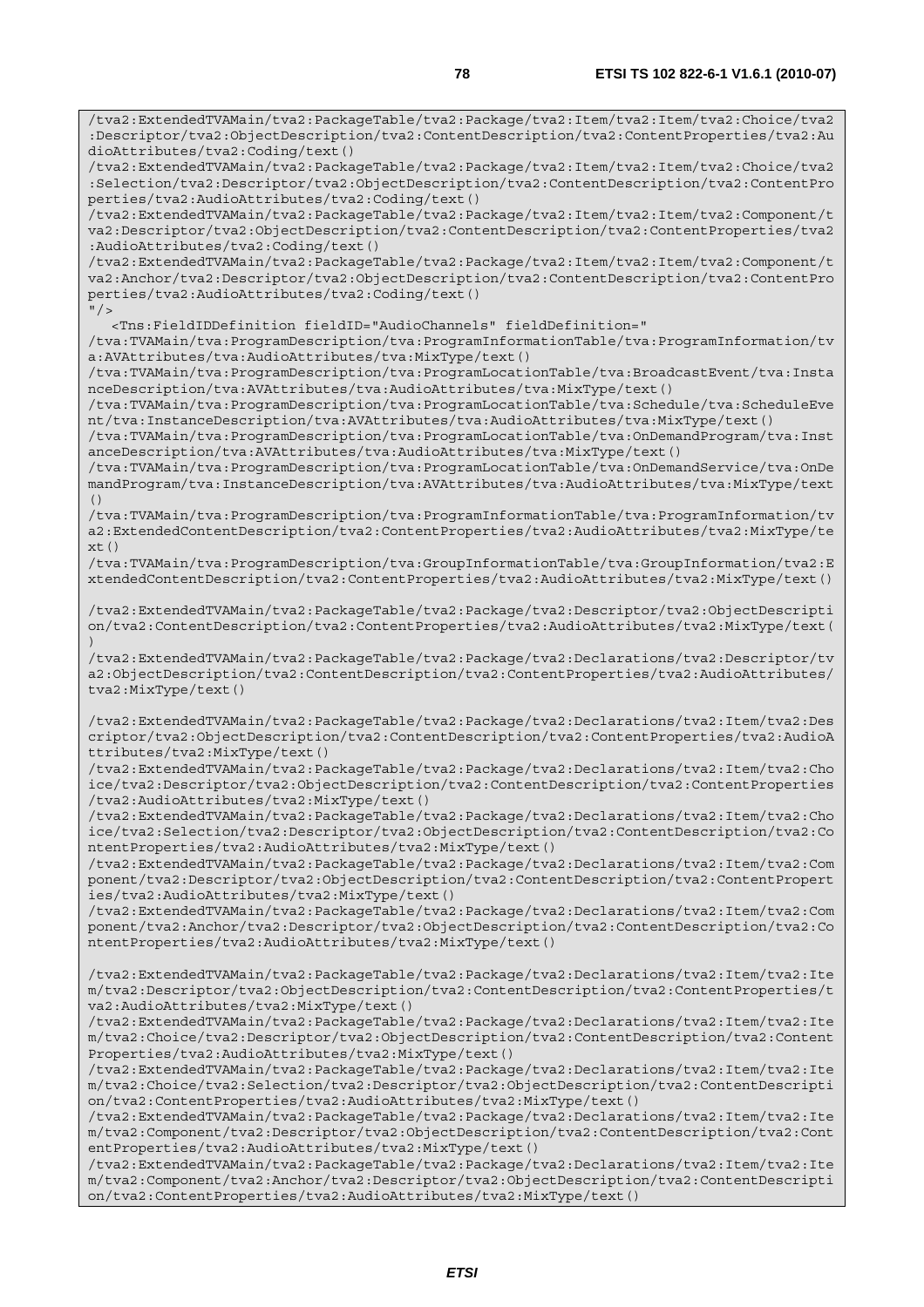```
/tva2:ExtendedTVAMain/tva2:PackageTable/tva2:Package/tva2:Item/tva2:Item/tva2:Choice/tva2
:Descriptor/tva2:ObjectDescription/tva2:ContentDescription/tva2:ContentProperties/tva2:Au
dioAttributes/tva2:Coding/text()
/tva2:ExtendedTVAMain/tva2:PackageTable/tva2:Package/tva2:Item/tva2:Item/tva2:Choice/tva2
:Selection/tva2:Descriptor/tva2:ObjectDescription/tva2:ContentDescription/tva2:ContentPro
perties/tva2:AudioAttributes/tva2:Coding/text()
/tva2:ExtendedTVAMain/tva2:PackageTable/tva2:Package/tva2:Item/tva2:Item/tva2:Component/t
va2:Descriptor/tva2:ObjectDescription/tva2:ContentDescription/tva2:ContentProperties/tva2
:AudioAttributes/tva2:Coding/text()
/tva2:ExtendedTVAMain/tva2:PackageTable/tva2:Package/tva2:Item/tva2:Item/tva2:Component/t
va2:Anchor/tva2:Descriptor/tva2:ObjectDescription/tva2:ContentDescription/tva2:ContentPro
perties/tva2:AudioAttributes/tva2:Coding/text()
"/>
   <Tns:FieldIDDefinition fieldID="AudioChannels" fieldDefinition="
/tva:TVAMain/tva:ProgramDescription/tva:ProgramInformationTable/tva:ProgramInformation/tv
a:AVAttributes/tva:AudioAttributes/tva:MixType/text()
/tva:TVAMain/tva:ProgramDescription/tva:ProgramLocationTable/tva:BroadcastEvent/tva:Insta
nceDescription/tva:AVAttributes/tva:AudioAttributes/tva:MixType/text()
/tva:TVAMain/tva:ProgramDescription/tva:ProgramLocationTable/tva:Schedule/tva:ScheduleEve
nt/tva:InstanceDescription/tva:AVAttributes/tva:AudioAttributes/tva:MixType/text()
/tva:TVAMain/tva:ProgramDescription/tva:ProgramLocationTable/tva:OnDemandProgram/tva:Inst
anceDescription/tva:AVAttributes/tva:AudioAttributes/tva:MixType/text()
/tva:TVAMain/tva:ProgramDescription/tva:ProgramLocationTable/tva:OnDemandService/tva:OnDe
mandProgram/tva:InstanceDescription/tva:AVAttributes/tva:AudioAttributes/tva:MixType/text
()
/tva:TVAMain/tva:ProgramDescription/tva:ProgramInformationTable/tva:ProgramInformation/tv
a2:ExtendedContentDescription/tva2:ContentProperties/tva2:AudioAttributes/tva2:MixType/te
xt()
/tva:TVAMain/tva:ProgramDescription/tva:GroupInformationTable/tva:GroupInformation/tva2:E
xtendedContentDescription/tva2:ContentProperties/tva2:AudioAttributes/tva2:MixType/text()

/tva2:ExtendedTVAMain/tva2:PackageTable/tva2:Package/tva2:Descriptor/tva2:ObjectDescripti
on/tva2:ContentDescription/tva2:ContentProperties/tva2:AudioAttributes/tva2:MixType/text(
)
/tva2:ExtendedTVAMain/tva2:PackageTable/tva2:Package/tva2:Declarations/tva2:Descriptor/tv
a2:ObjectDescription/tva2:ContentDescription/tva2:ContentProperties/tva2:AudioAttributes/
tva2:MixType/text()

/tva2:ExtendedTVAMain/tva2:PackageTable/tva2:Package/tva2:Declarations/tva2:Item/tva2:Des
criptor/tva2:ObjectDescription/tva2:ContentDescription/tva2:ContentProperties/tva2:AudioA
ttributes/tva2:MixType/text()
/tva2:ExtendedTVAMain/tva2:PackageTable/tva2:Package/tva2:Declarations/tva2:Item/tva2:Cho
ice/tva2:Descriptor/tva2:ObjectDescription/tva2:ContentDescription/tva2:ContentProperties
/tva2:AudioAttributes/tva2:MixType/text()
/tva2:ExtendedTVAMain/tva2:PackageTable/tva2:Package/tva2:Declarations/tva2:Item/tva2:Cho
ice/tva2:Selection/tva2:Descriptor/tva2:ObjectDescription/tva2:ContentDescription/tva2:Co
ntentProperties/tva2:AudioAttributes/tva2:MixType/text()
/tva2:ExtendedTVAMain/tva2:PackageTable/tva2:Package/tva2:Declarations/tva2:Item/tva2:Com
ponent/tva2:Descriptor/tva2:ObjectDescription/tva2:ContentDescription/tva2:ContentPropert
ies/tva2:AudioAttributes/tva2:MixType/text()
/tva2:ExtendedTVAMain/tva2:PackageTable/tva2:Package/tva2:Declarations/tva2:Item/tva2:Com
ponent/tva2:Anchor/tva2:Descriptor/tva2:ObjectDescription/tva2:ContentDescription/tva2:Co
ntentProperties/tva2:AudioAttributes/tva2:MixType/text()

/tva2:ExtendedTVAMain/tva2:PackageTable/tva2:Package/tva2:Declarations/tva2:Item/tva2:Ite
m/tva2:Descriptor/tva2:ObjectDescription/tva2:ContentDescription/tva2:ContentProperties/t
va2:AudioAttributes/tva2:MixType/text()
/tva2:ExtendedTVAMain/tva2:PackageTable/tva2:Package/tva2:Declarations/tva2:Item/tva2:Ite
m/tva2:Choice/tva2:Descriptor/tva2:ObjectDescription/tva2:ContentDescription/tva2:Content
Properties/tva2:AudioAttributes/tva2:MixType/text()
/tva2:ExtendedTVAMain/tva2:PackageTable/tva2:Package/tva2:Declarations/tva2:Item/tva2:Ite
m/tva2:Choice/tva2:Selection/tva2:Descriptor/tva2:ObjectDescription/tva2:ContentDescripti
on/tva2:ContentProperties/tva2:AudioAttributes/tva2:MixType/text()
/tva2:ExtendedTVAMain/tva2:PackageTable/tva2:Package/tva2:Declarations/tva2:Item/tva2:Ite
m/tva2:Component/tva2:Descriptor/tva2:ObjectDescription/tva2:ContentDescription/tva2:Cont
entProperties/tva2:AudioAttributes/tva2:MixType/text()
/tva2:ExtendedTVAMain/tva2:PackageTable/tva2:Package/tva2:Declarations/tva2:Item/tva2:Ite
m/tva2:Component/tva2:Anchor/tva2:Descriptor/tva2:ObjectDescription/tva2:ContentDescripti
on/tva2:ContentProperties/tva2:AudioAttributes/tva2:MixType/text()
```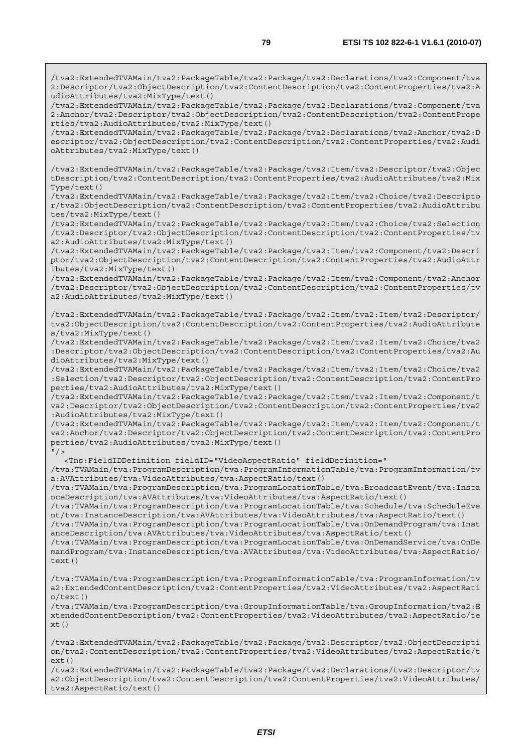```
/tva2:ExtendedTVAMain/tva2:PackageTable/tva2:Package/tva2:Declarations/tva2:Component/tva2:Descriptor/tva2:ObjectDescription/tva2:ContentDescription/tva2:ContentProperties/tva2:AudioAttributes/tva2:MixType/text()
/tva2:ExtendedTVAMain/tva2:PackageTable/tva2:Package/tva2:Declarations/tva2:Component/tva2:Anchor/tva2:Descriptor/tva2:ObjectDescription/tva2:ContentDescription/tva2:ContentProperties/tva2:AudioAttributes/tva2:MixType/text()
/tva2:ExtendedTVAMain/tva2:PackageTable/tva2:Package/tva2:Declarations/tva2:Anchor/tva2:Descriptor/tva2:ObjectDescription/tva2:ContentDescription/tva2:ContentProperties/tva2:AudioAttributes/tva2:MixType/text()

/tva2:ExtendedTVAMain/tva2:PackageTable/tva2:Package/tva2:Item/tva2:Descriptor/tva2:ObjectDescription/tva2:ContentDescription/tva2:ContentProperties/tva2:AudioAttributes/tva2:MixType/text()
/tva2:ExtendedTVAMain/tva2:PackageTable/tva2:Package/tva2:Item/tva2:Choice/tva2:Descriptor/tva2:ObjectDescription/tva2:ContentDescription/tva2:ContentProperties/tva2:AudioAttributes/tva2:MixType/text()
/tva2:ExtendedTVAMain/tva2:PackageTable/tva2:Package/tva2:Item/tva2:Choice/tva2:Selection/tva2:Descriptor/tva2:ObjectDescription/tva2:ContentDescription/tva2:ContentProperties/tva2:AudioAttributes/tva2:MixType/text()
/tva2:ExtendedTVAMain/tva2:PackageTable/tva2:Package/tva2:Item/tva2:Component/tva2:Descriptor/tva2:ObjectDescription/tva2:ContentDescription/tva2:ContentProperties/tva2:AudioAttributes/tva2:MixType/text()
/tva2:ExtendedTVAMain/tva2:PackageTable/tva2:Package/tva2:Item/tva2:Component/tva2:Anchor/tva2:Descriptor/tva2:ObjectDescription/tva2:ContentDescription/tva2:ContentProperties/tva2:AudioAttributes/tva2:MixType/text()

/tva2:ExtendedTVAMain/tva2:PackageTable/tva2:Package/tva2:Item/tva2:Item/tva2:Descriptor/tva2:ObjectDescription/tva2:ContentDescription/tva2:ContentProperties/tva2:AudioAttributes/tva2:MixType/text()
/tva2:ExtendedTVAMain/tva2:PackageTable/tva2:Package/tva2:Item/tva2:Item/tva2:Choice/tva2:Descriptor/tva2:ObjectDescription/tva2:ContentDescription/tva2:ContentProperties/tva2:AudioAttributes/tva2:MixType/text()
/tva2:ExtendedTVAMain/tva2:PackageTable/tva2:Package/tva2:Item/tva2:Item/tva2:Choice/tva2:Selection/tva2:Descriptor/tva2:ObjectDescription/tva2:ContentDescription/tva2:ContentProperties/tva2:AudioAttributes/tva2:MixType/text()
/tva2:ExtendedTVAMain/tva2:PackageTable/tva2:Package/tva2:Item/tva2:Item/tva2:Component/tva2:Descriptor/tva2:ObjectDescription/tva2:ContentDescription/tva2:ContentProperties/tva2:AudioAttributes/tva2:MixType/text()
/tva2:ExtendedTVAMain/tva2:PackageTable/tva2:Package/tva2:Item/tva2:Item/tva2:Component/tva2:Anchor/tva2:Descriptor/tva2:ObjectDescription/tva2:ContentDescription/tva2:ContentProperties/tva2:AudioAttributes/tva2:MixType/text()
"/>
   <Tns:FieldIDDefinition fieldID="VideoAspectRatio" fieldDefinition="
/tva:TVAMain/tva:ProgramDescription/tva:ProgramInformationTable/tva:ProgramInformation/tva:AVAttributes/tva:VideoAttributes/tva:AspectRatio/text()
/tva:TVAMain/tva:ProgramDescription/tva:ProgramLocationTable/tva:BroadcastEvent/tva:InstanceDescription/tva:AVAttributes/tva:VideoAttributes/tva:AspectRatio/text()
/tva:TVAMain/tva:ProgramDescription/tva:ProgramLocationTable/tva:Schedule/tva:ScheduleEvent/tva:InstanceDescription/tva:AVAttributes/tva:VideoAttributes/tva:AspectRatio/text()
/tva:TVAMain/tva:ProgramDescription/tva:ProgramLocationTable/tva:OnDemandProgram/tva:InstanceDescription/tva:AVAttributes/tva:VideoAttributes/tva:AspectRatio/text()
/tva:TVAMain/tva:ProgramDescription/tva:ProgramLocationTable/tva:OnDemandService/tva:OnDemandProgram/tva:InstanceDescription/tva:AVAttributes/tva:VideoAttributes/tva:AspectRatio/text()

/tva:TVAMain/tva:ProgramDescription/tva:ProgramInformationTable/tva:ProgramInformation/tva2:ExtendedContentDescription/tva2:ContentProperties/tva2:VideoAttributes/tva2:AspectRatio/text()
/tva:TVAMain/tva:ProgramDescription/tva:GroupInformationTable/tva:GroupInformation/tva2:ExtendedContentDescription/tva2:ContentProperties/tva2:VideoAttributes/tva2:AspectRatio/text()

/tva2:ExtendedTVAMain/tva2:PackageTable/tva2:Package/tva2:Descriptor/tva2:ObjectDescription/tva2:ContentDescription/tva2:ContentProperties/tva2:VideoAttributes/tva2:AspectRatio/text()
/tva2:ExtendedTVAMain/tva2:PackageTable/tva2:Package/tva2:Declarations/tva2:Descriptor/tva2:ObjectDescription/tva2:ContentDescription/tva2:ContentProperties/tva2:VideoAttributes/tva2:AspectRatio/text()
```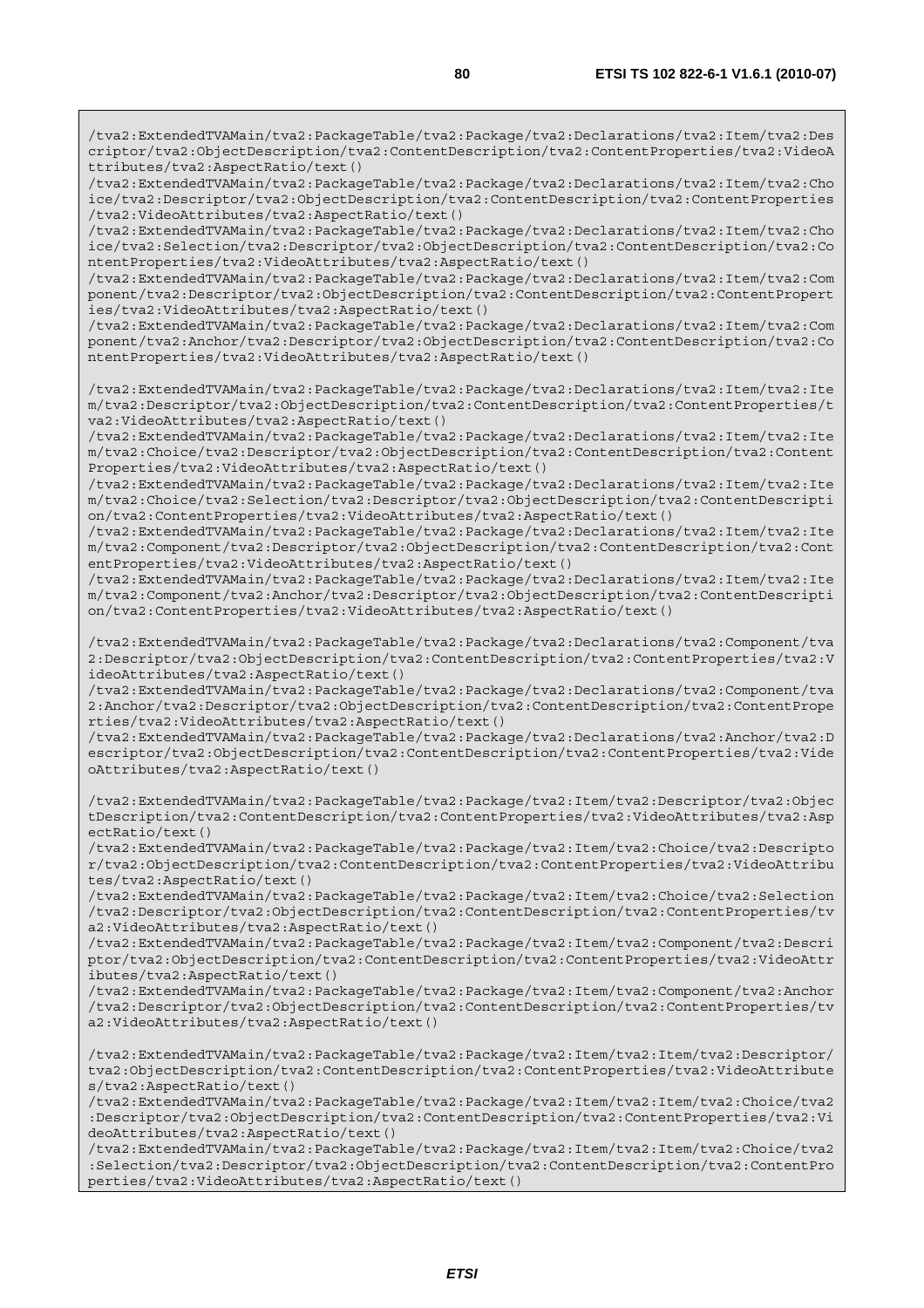```
/tva2:ExtendedTVAMain/tva2:PackageTable/tva2:Package/tva2:Declarations/tva2:Item/tva2:Descriptor/tva2:ObjectDescription/tva2:ContentDescription/tva2:ContentProperties/tva2:VideoAttributes/tva2:AspectRatio/text()
/tva2:ExtendedTVAMain/tva2:PackageTable/tva2:Package/tva2:Declarations/tva2:Item/tva2:Choice/tva2:Descriptor/tva2:ObjectDescription/tva2:ContentDescription/tva2:ContentProperties/tva2:VideoAttributes/tva2:AspectRatio/text()
/tva2:ExtendedTVAMain/tva2:PackageTable/tva2:Package/tva2:Declarations/tva2:Item/tva2:Choice/tva2:Selection/tva2:Descriptor/tva2:ObjectDescription/tva2:ContentDescription/tva2:ContentProperties/tva2:VideoAttributes/tva2:AspectRatio/text()
/tva2:ExtendedTVAMain/tva2:PackageTable/tva2:Package/tva2:Declarations/tva2:Item/tva2:Component/tva2:Descriptor/tva2:ObjectDescription/tva2:ContentDescription/tva2:ContentProperties/tva2:VideoAttributes/tva2:AspectRatio/text()
/tva2:ExtendedTVAMain/tva2:PackageTable/tva2:Package/tva2:Declarations/tva2:Item/tva2:Component/tva2:Anchor/tva2:Descriptor/tva2:ObjectDescription/tva2:ContentDescription/tva2:ContentProperties/tva2:VideoAttributes/tva2:AspectRatio/text()

/tva2:ExtendedTVAMain/tva2:PackageTable/tva2:Package/tva2:Declarations/tva2:Item/tva2:Item/tva2:Descriptor/tva2:ObjectDescription/tva2:ContentDescription/tva2:ContentProperties/tva2:VideoAttributes/tva2:AspectRatio/text()
/tva2:ExtendedTVAMain/tva2:PackageTable/tva2:Package/tva2:Declarations/tva2:Item/tva2:Item/tva2:Choice/tva2:Descriptor/tva2:ObjectDescription/tva2:ContentDescription/tva2:ContentProperties/tva2:VideoAttributes/tva2:AspectRatio/text()
/tva2:ExtendedTVAMain/tva2:PackageTable/tva2:Package/tva2:Declarations/tva2:Item/tva2:Item/tva2:Choice/tva2:Selection/tva2:Descriptor/tva2:ObjectDescription/tva2:ContentDescription/tva2:ContentProperties/tva2:VideoAttributes/tva2:AspectRatio/text()
/tva2:ExtendedTVAMain/tva2:PackageTable/tva2:Package/tva2:Declarations/tva2:Item/tva2:Item/tva2:Component/tva2:Descriptor/tva2:ObjectDescription/tva2:ContentDescription/tva2:ContentProperties/tva2:VideoAttributes/tva2:AspectRatio/text()
/tva2:ExtendedTVAMain/tva2:PackageTable/tva2:Package/tva2:Declarations/tva2:Item/tva2:Item/tva2:Component/tva2:Anchor/tva2:Descriptor/tva2:ObjectDescription/tva2:ContentDescription/tva2:ContentProperties/tva2:VideoAttributes/tva2:AspectRatio/text()

/tva2:ExtendedTVAMain/tva2:PackageTable/tva2:Package/tva2:Declarations/tva2:Component/tva2:Descriptor/tva2:ObjectDescription/tva2:ContentDescription/tva2:ContentProperties/tva2:VideoAttributes/tva2:AspectRatio/text()
/tva2:ExtendedTVAMain/tva2:PackageTable/tva2:Package/tva2:Declarations/tva2:Component/tva2:Anchor/tva2:Descriptor/tva2:ObjectDescription/tva2:ContentDescription/tva2:ContentProperties/tva2:VideoAttributes/tva2:AspectRatio/text()
/tva2:ExtendedTVAMain/tva2:PackageTable/tva2:Package/tva2:Declarations/tva2:Anchor/tva2:Descriptor/tva2:ObjectDescription/tva2:ContentDescription/tva2:ContentProperties/tva2:VideoAttributes/tva2:AspectRatio/text()

/tva2:ExtendedTVAMain/tva2:PackageTable/tva2:Package/tva2:Item/tva2:Descriptor/tva2:ObjectDescription/tva2:ContentDescription/tva2:ContentProperties/tva2:VideoAttributes/tva2:AspectRatio/text()
/tva2:ExtendedTVAMain/tva2:PackageTable/tva2:Package/tva2:Item/tva2:Choice/tva2:Descriptor/tva2:ObjectDescription/tva2:ContentDescription/tva2:ContentProperties/tva2:VideoAttributes/tva2:AspectRatio/text()
/tva2:ExtendedTVAMain/tva2:PackageTable/tva2:Package/tva2:Item/tva2:Choice/tva2:Selection/tva2:Descriptor/tva2:ObjectDescription/tva2:ContentDescription/tva2:ContentProperties/tva2:VideoAttributes/tva2:AspectRatio/text()
/tva2:ExtendedTVAMain/tva2:PackageTable/tva2:Package/tva2:Item/tva2:Component/tva2:Descriptor/tva2:ObjectDescription/tva2:ContentDescription/tva2:ContentProperties/tva2:VideoAttributes/tva2:AspectRatio/text()
/tva2:ExtendedTVAMain/tva2:PackageTable/tva2:Package/tva2:Item/tva2:Component/tva2:Anchor/tva2:Descriptor/tva2:ObjectDescription/tva2:ContentDescription/tva2:ContentProperties/tva2:VideoAttributes/tva2:AspectRatio/text()

/tva2:ExtendedTVAMain/tva2:PackageTable/tva2:Package/tva2:Item/tva2:Item/tva2:Descriptor/tva2:ObjectDescription/tva2:ContentDescription/tva2:ContentProperties/tva2:VideoAttributes/tva2:AspectRatio/text()
/tva2:ExtendedTVAMain/tva2:PackageTable/tva2:Package/tva2:Item/tva2:Item/tva2:Choice/tva2:Descriptor/tva2:ObjectDescription/tva2:ContentDescription/tva2:ContentProperties/tva2:VideoAttributes/tva2:AspectRatio/text()
/tva2:ExtendedTVAMain/tva2:PackageTable/tva2:Package/tva2:Item/tva2:Item/tva2:Choice/tva2:Selection/tva2:Descriptor/tva2:ObjectDescription/tva2:ContentDescription/tva2:ContentProperties/tva2:VideoAttributes/tva2:AspectRatio/text()
```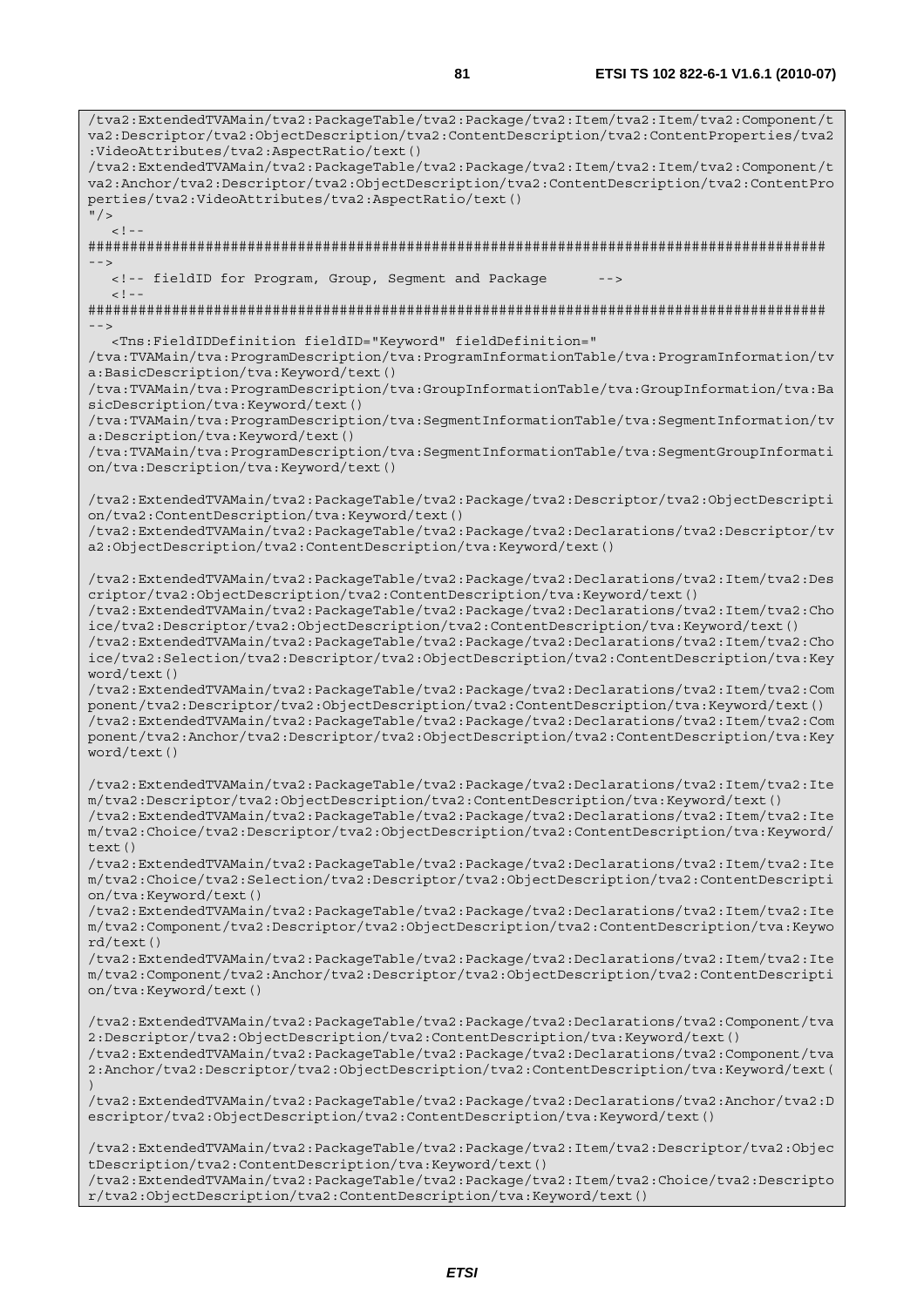```
/tva2:ExtendedTVAMain/tva2:PackageTable/tva2:Package/tva2:Item/tva2:Item/tva2:Component/t
va2:Descriptor/tva2:ObjectDescription/tva2:ContentDescription/tva2:ContentProperties/tva2
:VideoAttributes/tva2:AspectRatio/text()
/tva2:ExtendedTVAMain/tva2:PackageTable/tva2:Package/tva2:Item/tva2:Item/tva2:Component/t
va2:Anchor/tva2:Descriptor/tva2:ObjectDescription/tva2:ContentDescription/tva2:ContentPro
perties/tva2:VideoAttributes/tva2:AspectRatio/text()
"/>
   <!--
########################################################################################
-->
   <!-- fieldID for Program, Group, Segment and Package      -->
   <!--
########################################################################################
-->
   <Tns:FieldIDDefinition fieldID="Keyword" fieldDefinition="
/tva:TVAMain/tva:ProgramDescription/tva:ProgramInformationTable/tva:ProgramInformation/tv
a:BasicDescription/tva:Keyword/text()
/tva:TVAMain/tva:ProgramDescription/tva:GroupInformationTable/tva:GroupInformation/tva:Ba
sicDescription/tva:Keyword/text()
/tva:TVAMain/tva:ProgramDescription/tva:SegmentInformationTable/tva:SegmentInformation/tv
a:Description/tva:Keyword/text()
/tva:TVAMain/tva:ProgramDescription/tva:SegmentInformationTable/tva:SegmentGroupInformati
on/tva:Description/tva:Keyword/text()

/tva2:ExtendedTVAMain/tva2:PackageTable/tva2:Package/tva2:Descriptor/tva2:ObjectDescripti
on/tva2:ContentDescription/tva:Keyword/text()
/tva2:ExtendedTVAMain/tva2:PackageTable/tva2:Package/tva2:Declarations/tva2:Descriptor/tv
a2:ObjectDescription/tva2:ContentDescription/tva:Keyword/text()

/tva2:ExtendedTVAMain/tva2:PackageTable/tva2:Package/tva2:Declarations/tva2:Item/tva2:Des
criptor/tva2:ObjectDescription/tva2:ContentDescription/tva:Keyword/text()
/tva2:ExtendedTVAMain/tva2:PackageTable/tva2:Package/tva2:Declarations/tva2:Item/tva2:Cho
ice/tva2:Descriptor/tva2:ObjectDescription/tva2:ContentDescription/tva:Keyword/text()
/tva2:ExtendedTVAMain/tva2:PackageTable/tva2:Package/tva2:Declarations/tva2:Item/tva2:Cho
ice/tva2:Selection/tva2:Descriptor/tva2:ObjectDescription/tva2:ContentDescription/tva:Key
word/text()
/tva2:ExtendedTVAMain/tva2:PackageTable/tva2:Package/tva2:Declarations/tva2:Item/tva2:Com
ponent/tva2:Descriptor/tva2:ObjectDescription/tva2:ContentDescription/tva:Keyword/text()
/tva2:ExtendedTVAMain/tva2:PackageTable/tva2:Package/tva2:Declarations/tva2:Item/tva2:Com
ponent/tva2:Anchor/tva2:Descriptor/tva2:ObjectDescription/tva2:ContentDescription/tva:Key
word/text()

/tva2:ExtendedTVAMain/tva2:PackageTable/tva2:Package/tva2:Declarations/tva2:Item/tva2:Ite
m/tva2:Descriptor/tva2:ObjectDescription/tva2:ContentDescription/tva:Keyword/text()
/tva2:ExtendedTVAMain/tva2:PackageTable/tva2:Package/tva2:Declarations/tva2:Item/tva2:Ite
m/tva2:Choice/tva2:Descriptor/tva2:ObjectDescription/tva2:ContentDescription/tva:Keyword/
text()
/tva2:ExtendedTVAMain/tva2:PackageTable/tva2:Package/tva2:Declarations/tva2:Item/tva2:Ite
m/tva2:Choice/tva2:Selection/tva2:Descriptor/tva2:ObjectDescription/tva2:ContentDescripti
on/tva:Keyword/text()
/tva2:ExtendedTVAMain/tva2:PackageTable/tva2:Package/tva2:Declarations/tva2:Item/tva2:Ite
m/tva2:Component/tva2:Descriptor/tva2:ObjectDescription/tva2:ContentDescription/tva:Keywo
rd/text()
/tva2:ExtendedTVAMain/tva2:PackageTable/tva2:Package/tva2:Declarations/tva2:Item/tva2:Ite
m/tva2:Component/tva2:Anchor/tva2:Descriptor/tva2:ObjectDescription/tva2:ContentDescripti
on/tva:Keyword/text()

/tva2:ExtendedTVAMain/tva2:PackageTable/tva2:Package/tva2:Declarations/tva2:Component/tva
2:Descriptor/tva2:ObjectDescription/tva2:ContentDescription/tva:Keyword/text()
/tva2:ExtendedTVAMain/tva2:PackageTable/tva2:Package/tva2:Declarations/tva2:Component/tva
2:Anchor/tva2:Descriptor/tva2:ObjectDescription/tva2:ContentDescription/tva:Keyword/text(
)
/tva2:ExtendedTVAMain/tva2:PackageTable/tva2:Package/tva2:Declarations/tva2:Anchor/tva2:D
escriptor/tva2:ObjectDescription/tva2:ContentDescription/tva:Keyword/text()

/tva2:ExtendedTVAMain/tva2:PackageTable/tva2:Package/tva2:Item/tva2:Descriptor/tva2:Objec
tDescription/tva2:ContentDescription/tva:Keyword/text()
/tva2:ExtendedTVAMain/tva2:PackageTable/tva2:Package/tva2:Item/tva2:Choice/tva2:Descripto
r/tva2:ObjectDescription/tva2:ContentDescription/tva:Keyword/text()
```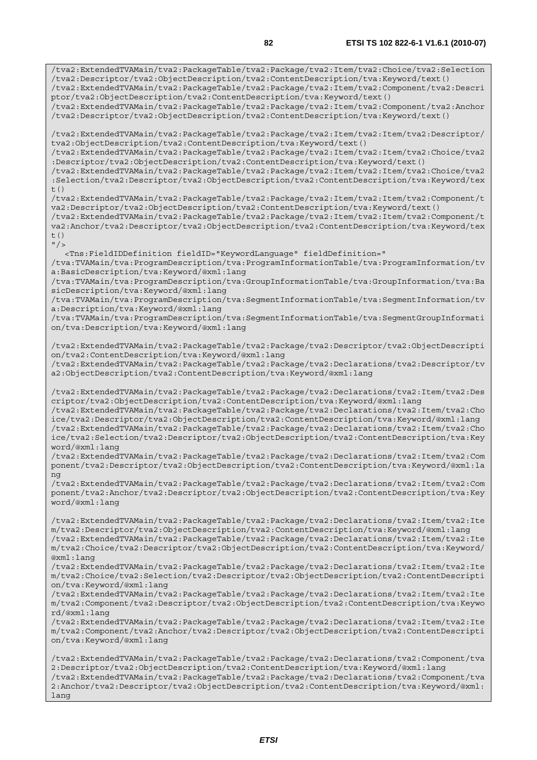```
/tva2:ExtendedTVAMain/tva2:PackageTable/tva2:Package/tva2:Item/tva2:Choice/tva2:Selection
/tva2:Descriptor/tva2:ObjectDescription/tva2:ContentDescription/tva:Keyword/text()
/tva2:ExtendedTVAMain/tva2:PackageTable/tva2:Package/tva2:Item/tva2:Component/tva2:Descri
ptor/tva2:ObjectDescription/tva2:ContentDescription/tva:Keyword/text()
/tva2:ExtendedTVAMain/tva2:PackageTable/tva2:Package/tva2:Item/tva2:Component/tva2:Anchor
/tva2:Descriptor/tva2:ObjectDescription/tva2:ContentDescription/tva:Keyword/text()

/tva2:ExtendedTVAMain/tva2:PackageTable/tva2:Package/tva2:Item/tva2:Item/tva2:Descriptor/
tva2:ObjectDescription/tva2:ContentDescription/tva:Keyword/text()
/tva2:ExtendedTVAMain/tva2:PackageTable/tva2:Package/tva2:Item/tva2:Item/tva2:Choice/tva2
:Descriptor/tva2:ObjectDescription/tva2:ContentDescription/tva:Keyword/text()
/tva2:ExtendedTVAMain/tva2:PackageTable/tva2:Package/tva2:Item/tva2:Item/tva2:Choice/tva2
:Selection/tva2:Descriptor/tva2:ObjectDescription/tva2:ContentDescription/tva:Keyword/tex
t()
/tva2:ExtendedTVAMain/tva2:PackageTable/tva2:Package/tva2:Item/tva2:Item/tva2:Component/t
va2:Descriptor/tva2:ObjectDescription/tva2:ContentDescription/tva:Keyword/text()
/tva2:ExtendedTVAMain/tva2:PackageTable/tva2:Package/tva2:Item/tva2:Item/tva2:Component/t
va2:Anchor/tva2:Descriptor/tva2:ObjectDescription/tva2:ContentDescription/tva:Keyword/tex
t()
"/>
   <Tns:FieldIDDefinition fieldID="KeywordLanguage" fieldDefinition="
/tva:TVAMain/tva:ProgramDescription/tva:ProgramInformationTable/tva:ProgramInformation/tv
a:BasicDescription/tva:Keyword/@xml:lang
/tva:TVAMain/tva:ProgramDescription/tva:GroupInformationTable/tva:GroupInformation/tva:Ba
sicDescription/tva:Keyword/@xml:lang
/tva:TVAMain/tva:ProgramDescription/tva:SegmentInformationTable/tva:SegmentInformation/tv
a:Description/tva:Keyword/@xml:lang
/tva:TVAMain/tva:ProgramDescription/tva:SegmentInformationTable/tva:SegmentGroupInformati
on/tva:Description/tva:Keyword/@xml:lang

/tva2:ExtendedTVAMain/tva2:PackageTable/tva2:Package/tva2:Descriptor/tva2:ObjectDescripti
on/tva2:ContentDescription/tva:Keyword/@xml:lang
/tva2:ExtendedTVAMain/tva2:PackageTable/tva2:Package/tva2:Declarations/tva2:Descriptor/tv
a2:ObjectDescription/tva2:ContentDescription/tva:Keyword/@xml:lang

/tva2:ExtendedTVAMain/tva2:PackageTable/tva2:Package/tva2:Declarations/tva2:Item/tva2:Des
criptor/tva2:ObjectDescription/tva2:ContentDescription/tva:Keyword/@xml:lang
/tva2:ExtendedTVAMain/tva2:PackageTable/tva2:Package/tva2:Declarations/tva2:Item/tva2:Cho
ice/tva2:Descriptor/tva2:ObjectDescription/tva2:ContentDescription/tva:Keyword/@xml:lang
/tva2:ExtendedTVAMain/tva2:PackageTable/tva2:Package/tva2:Declarations/tva2:Item/tva2:Cho
ice/tva2:Selection/tva2:Descriptor/tva2:ObjectDescription/tva2:ContentDescription/tva:Key
word/@xml:lang
/tva2:ExtendedTVAMain/tva2:PackageTable/tva2:Package/tva2:Declarations/tva2:Item/tva2:Com
ponent/tva2:Descriptor/tva2:ObjectDescription/tva2:ContentDescription/tva:Keyword/@xml:la
ng
/tva2:ExtendedTVAMain/tva2:PackageTable/tva2:Package/tva2:Declarations/tva2:Item/tva2:Com
ponent/tva2:Anchor/tva2:Descriptor/tva2:ObjectDescription/tva2:ContentDescription/tva:Key
word/@xml:lang

/tva2:ExtendedTVAMain/tva2:PackageTable/tva2:Package/tva2:Declarations/tva2:Item/tva2:Ite
m/tva2:Descriptor/tva2:ObjectDescription/tva2:ContentDescription/tva:Keyword/@xml:lang
/tva2:ExtendedTVAMain/tva2:PackageTable/tva2:Package/tva2:Declarations/tva2:Item/tva2:Ite
m/tva2:Choice/tva2:Descriptor/tva2:ObjectDescription/tva2:ContentDescription/tva:Keyword/
@xml:lang
/tva2:ExtendedTVAMain/tva2:PackageTable/tva2:Package/tva2:Declarations/tva2:Item/tva2:Ite
m/tva2:Choice/tva2:Selection/tva2:Descriptor/tva2:ObjectDescription/tva2:ContentDescripti
on/tva:Keyword/@xml:lang
/tva2:ExtendedTVAMain/tva2:PackageTable/tva2:Package/tva2:Declarations/tva2:Item/tva2:Ite
m/tva2:Component/tva2:Descriptor/tva2:ObjectDescription/tva2:ContentDescription/tva:Keywo
rd/@xml:lang
/tva2:ExtendedTVAMain/tva2:PackageTable/tva2:Package/tva2:Declarations/tva2:Item/tva2:Ite
m/tva2:Component/tva2:Anchor/tva2:Descriptor/tva2:ObjectDescription/tva2:ContentDescripti
on/tva:Keyword/@xml:lang

/tva2:ExtendedTVAMain/tva2:PackageTable/tva2:Package/tva2:Declarations/tva2:Component/tva
2:Descriptor/tva2:ObjectDescription/tva2:ContentDescription/tva:Keyword/@xml:lang
/tva2:ExtendedTVAMain/tva2:PackageTable/tva2:Package/tva2:Declarations/tva2:Component/tva
2:Anchor/tva2:Descriptor/tva2:ObjectDescription/tva2:ContentDescription/tva:Keyword/@xml:
lang
```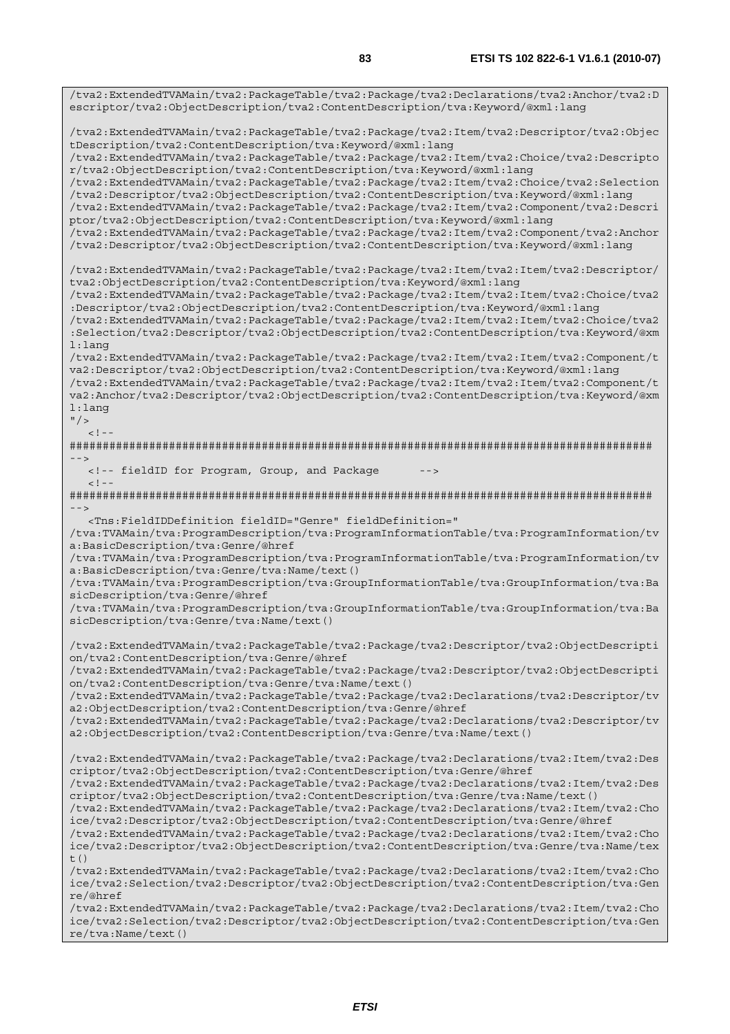```
/tva2:ExtendedTVAMain/tva2:PackageTable/tva2:Package/tva2:Declarations/tva2:Anchor/tva2:D
escriptor/tva2:ObjectDescription/tva2:ContentDescription/tva:Keyword/@xml:lang

/tva2:ExtendedTVAMain/tva2:PackageTable/tva2:Package/tva2:Item/tva2:Descriptor/tva2:Objec
tDescription/tva2:ContentDescription/tva:Keyword/@xml:lang
/tva2:ExtendedTVAMain/tva2:PackageTable/tva2:Package/tva2:Item/tva2:Choice/tva2:Descripto
r/tva2:ObjectDescription/tva2:ContentDescription/tva:Keyword/@xml:lang
/tva2:ExtendedTVAMain/tva2:PackageTable/tva2:Package/tva2:Item/tva2:Choice/tva2:Selection
/tva2:Descriptor/tva2:ObjectDescription/tva2:ContentDescription/tva:Keyword/@xml:lang
/tva2:ExtendedTVAMain/tva2:PackageTable/tva2:Package/tva2:Item/tva2:Component/tva2:Descri
ptor/tva2:ObjectDescription/tva2:ContentDescription/tva:Keyword/@xml:lang
/tva2:ExtendedTVAMain/tva2:PackageTable/tva2:Package/tva2:Item/tva2:Component/tva2:Anchor
/tva2:Descriptor/tva2:ObjectDescription/tva2:ContentDescription/tva:Keyword/@xml:lang

/tva2:ExtendedTVAMain/tva2:PackageTable/tva2:Package/tva2:Item/tva2:Item/tva2:Descriptor/
tva2:ObjectDescription/tva2:ContentDescription/tva:Keyword/@xml:lang
/tva2:ExtendedTVAMain/tva2:PackageTable/tva2:Package/tva2:Item/tva2:Item/tva2:Choice/tva2
:Descriptor/tva2:ObjectDescription/tva2:ContentDescription/tva:Keyword/@xml:lang
/tva2:ExtendedTVAMain/tva2:PackageTable/tva2:Package/tva2:Item/tva2:Item/tva2:Choice/tva2
:Selection/tva2:Descriptor/tva2:ObjectDescription/tva2:ContentDescription/tva:Keyword/@xm
l:lang
/tva2:ExtendedTVAMain/tva2:PackageTable/tva2:Package/tva2:Item/tva2:Item/tva2:Component/t
va2:Descriptor/tva2:ObjectDescription/tva2:ContentDescription/tva:Keyword/@xml:lang
/tva2:ExtendedTVAMain/tva2:PackageTable/tva2:Package/tva2:Item/tva2:Item/tva2:Component/t
va2:Anchor/tva2:Descriptor/tva2:ObjectDescription/tva2:ContentDescription/tva:Keyword/@xm
l:lang
"/>
   <!--
########################################################################################
-->
   <!-- fieldID for Program, Group, and Package      -->
   <!--
########################################################################################
-->
   <Tns:FieldIDDefinition fieldID="Genre" fieldDefinition="
/tva:TVAMain/tva:ProgramDescription/tva:ProgramInformationTable/tva:ProgramInformation/tv
a:BasicDescription/tva:Genre/@href
/tva:TVAMain/tva:ProgramDescription/tva:ProgramInformationTable/tva:ProgramInformation/tv
a:BasicDescription/tva:Genre/tva:Name/text()
/tva:TVAMain/tva:ProgramDescription/tva:GroupInformationTable/tva:GroupInformation/tva:Ba
sicDescription/tva:Genre/@href
/tva:TVAMain/tva:ProgramDescription/tva:GroupInformationTable/tva:GroupInformation/tva:Ba
sicDescription/tva:Genre/tva:Name/text()

/tva2:ExtendedTVAMain/tva2:PackageTable/tva2:Package/tva2:Descriptor/tva2:ObjectDescripti
on/tva2:ContentDescription/tva:Genre/@href
/tva2:ExtendedTVAMain/tva2:PackageTable/tva2:Package/tva2:Descriptor/tva2:ObjectDescripti
on/tva2:ContentDescription/tva:Genre/tva:Name/text()
/tva2:ExtendedTVAMain/tva2:PackageTable/tva2:Package/tva2:Declarations/tva2:Descriptor/tv
a2:ObjectDescription/tva2:ContentDescription/tva:Genre/@href
/tva2:ExtendedTVAMain/tva2:PackageTable/tva2:Package/tva2:Declarations/tva2:Descriptor/tv
a2:ObjectDescription/tva2:ContentDescription/tva:Genre/tva:Name/text()

/tva2:ExtendedTVAMain/tva2:PackageTable/tva2:Package/tva2:Declarations/tva2:Item/tva2:Des
criptor/tva2:ObjectDescription/tva2:ContentDescription/tva:Genre/@href
/tva2:ExtendedTVAMain/tva2:PackageTable/tva2:Package/tva2:Declarations/tva2:Item/tva2:Des
criptor/tva2:ObjectDescription/tva2:ContentDescription/tva:Genre/tva:Name/text()
/tva2:ExtendedTVAMain/tva2:PackageTable/tva2:Package/tva2:Declarations/tva2:Item/tva2:Cho
ice/tva2:Descriptor/tva2:ObjectDescription/tva2:ContentDescription/tva:Genre/@href
/tva2:ExtendedTVAMain/tva2:PackageTable/tva2:Package/tva2:Declarations/tva2:Item/tva2:Cho
ice/tva2:Descriptor/tva2:ObjectDescription/tva2:ContentDescription/tva:Genre/tva:Name/tex
t()
/tva2:ExtendedTVAMain/tva2:PackageTable/tva2:Package/tva2:Declarations/tva2:Item/tva2:Cho
ice/tva2:Selection/tva2:Descriptor/tva2:ObjectDescription/tva2:ContentDescription/tva:Gen
re/@href
/tva2:ExtendedTVAMain/tva2:PackageTable/tva2:Package/tva2:Declarations/tva2:Item/tva2:Cho
ice/tva2:Selection/tva2:Descriptor/tva2:ObjectDescription/tva2:ContentDescription/tva:Gen
re/tva:Name/text()
```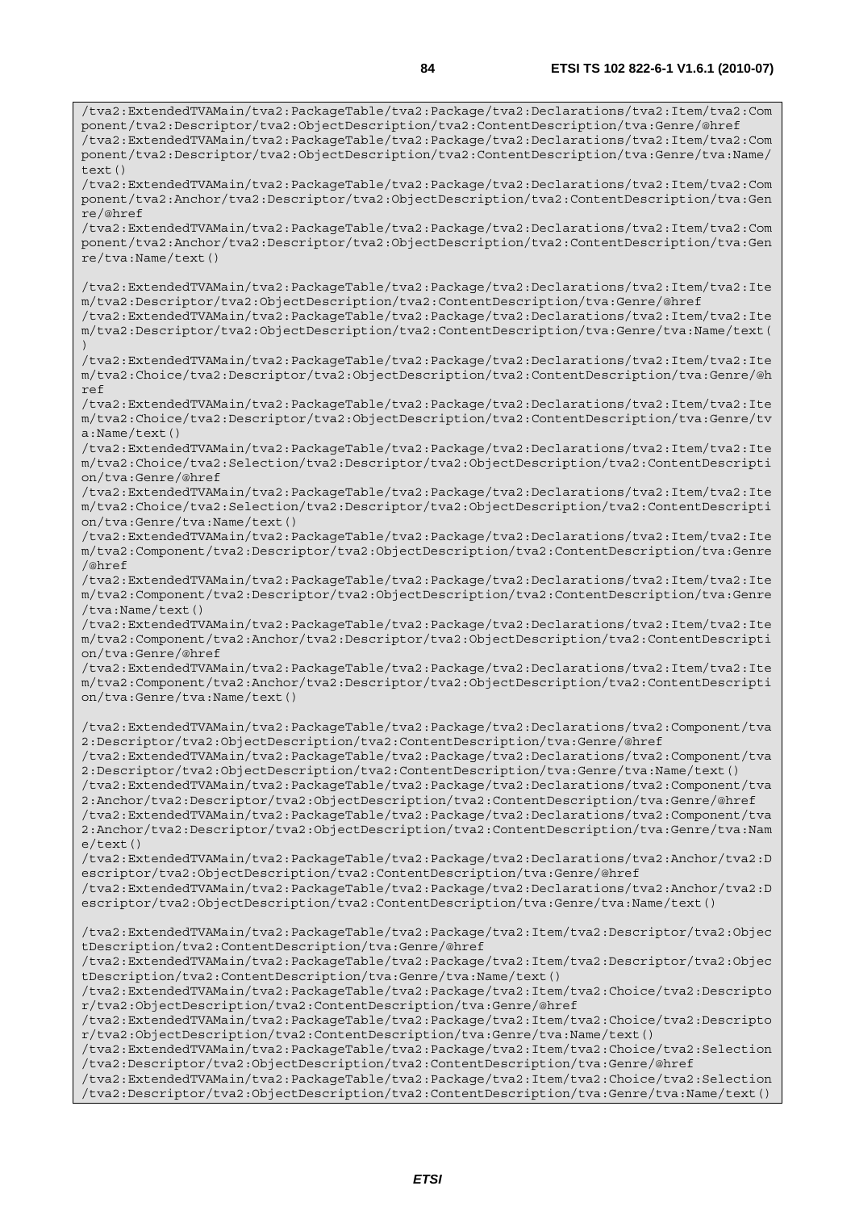```
/tva2:ExtendedTVAMain/tva2:PackageTable/tva2:Package/tva2:Declarations/tva2:Item/tva2:Component/tva2:Descriptor/tva2:ObjectDescription/tva2:ContentDescription/tva:Genre/@href
/tva2:ExtendedTVAMain/tva2:PackageTable/tva2:Package/tva2:Declarations/tva2:Item/tva2:Component/tva2:Descriptor/tva2:ObjectDescription/tva2:ContentDescription/tva:Genre/tva:Name/text()
/tva2:ExtendedTVAMain/tva2:PackageTable/tva2:Package/tva2:Declarations/tva2:Item/tva2:Component/tva2:Anchor/tva2:Descriptor/tva2:ObjectDescription/tva2:ContentDescription/tva:Genre/@href
/tva2:ExtendedTVAMain/tva2:PackageTable/tva2:Package/tva2:Declarations/tva2:Item/tva2:Component/tva2:Anchor/tva2:Descriptor/tva2:ObjectDescription/tva2:ContentDescription/tva:Genre/tva:Name/text()

/tva2:ExtendedTVAMain/tva2:PackageTable/tva2:Package/tva2:Declarations/tva2:Item/tva2:Item/tva2:Descriptor/tva2:ObjectDescription/tva2:ContentDescription/tva:Genre/@href
/tva2:ExtendedTVAMain/tva2:PackageTable/tva2:Package/tva2:Declarations/tva2:Item/tva2:Item/tva2:Descriptor/tva2:ObjectDescription/tva2:ContentDescription/tva:Genre/tva:Name/text()
/tva2:ExtendedTVAMain/tva2:PackageTable/tva2:Package/tva2:Declarations/tva2:Item/tva2:Item/tva2:Choice/tva2:Descriptor/tva2:ObjectDescription/tva2:ContentDescription/tva:Genre/@href
/tva2:ExtendedTVAMain/tva2:PackageTable/tva2:Package/tva2:Declarations/tva2:Item/tva2:Item/tva2:Choice/tva2:Descriptor/tva2:ObjectDescription/tva2:ContentDescription/tva:Genre/tva:Name/text()
/tva2:ExtendedTVAMain/tva2:PackageTable/tva2:Package/tva2:Declarations/tva2:Item/tva2:Item/tva2:Choice/tva2:Selection/tva2:Descriptor/tva2:ObjectDescription/tva2:ContentDescription/tva:Genre/@href
/tva2:ExtendedTVAMain/tva2:PackageTable/tva2:Package/tva2:Declarations/tva2:Item/tva2:Item/tva2:Choice/tva2:Selection/tva2:Descriptor/tva2:ObjectDescription/tva2:ContentDescription/tva:Genre/tva:Name/text()
/tva2:ExtendedTVAMain/tva2:PackageTable/tva2:Package/tva2:Declarations/tva2:Item/tva2:Item/tva2:Component/tva2:Descriptor/tva2:ObjectDescription/tva2:ContentDescription/tva:Genre/@href
/tva2:ExtendedTVAMain/tva2:PackageTable/tva2:Package/tva2:Declarations/tva2:Item/tva2:Item/tva2:Component/tva2:Descriptor/tva2:ObjectDescription/tva2:ContentDescription/tva:Genre/tva:Name/text()
/tva2:ExtendedTVAMain/tva2:PackageTable/tva2:Package/tva2:Declarations/tva2:Item/tva2:Item/tva2:Component/tva2:Anchor/tva2:Descriptor/tva2:ObjectDescription/tva2:ContentDescription/tva:Genre/@href
/tva2:ExtendedTVAMain/tva2:PackageTable/tva2:Package/tva2:Declarations/tva2:Item/tva2:Item/tva2:Component/tva2:Anchor/tva2:Descriptor/tva2:ObjectDescription/tva2:ContentDescription/tva:Genre/tva:Name/text()

/tva2:ExtendedTVAMain/tva2:PackageTable/tva2:Package/tva2:Declarations/tva2:Component/tva2:Descriptor/tva2:ObjectDescription/tva2:ContentDescription/tva:Genre/@href
/tva2:ExtendedTVAMain/tva2:PackageTable/tva2:Package/tva2:Declarations/tva2:Component/tva2:Descriptor/tva2:ObjectDescription/tva2:ContentDescription/tva:Genre/tva:Name/text()
/tva2:ExtendedTVAMain/tva2:PackageTable/tva2:Package/tva2:Declarations/tva2:Component/tva2:Anchor/tva2:Descriptor/tva2:ObjectDescription/tva2:ContentDescription/tva:Genre/@href
/tva2:ExtendedTVAMain/tva2:PackageTable/tva2:Package/tva2:Declarations/tva2:Component/tva2:Anchor/tva2:Descriptor/tva2:ObjectDescription/tva2:ContentDescription/tva:Genre/tva:Name/text()
/tva2:ExtendedTVAMain/tva2:PackageTable/tva2:Package/tva2:Declarations/tva2:Anchor/tva2:Descriptor/tva2:ObjectDescription/tva2:ContentDescription/tva:Genre/@href
/tva2:ExtendedTVAMain/tva2:PackageTable/tva2:Package/tva2:Declarations/tva2:Anchor/tva2:Descriptor/tva2:ObjectDescription/tva2:ContentDescription/tva:Genre/tva:Name/text()

/tva2:ExtendedTVAMain/tva2:PackageTable/tva2:Package/tva2:Item/tva2:Descriptor/tva2:ObjectDescription/tva2:ContentDescription/tva:Genre/@href
/tva2:ExtendedTVAMain/tva2:PackageTable/tva2:Package/tva2:Item/tva2:Descriptor/tva2:ObjectDescription/tva2:ContentDescription/tva:Genre/tva:Name/text()
/tva2:ExtendedTVAMain/tva2:PackageTable/tva2:Package/tva2:Item/tva2:Choice/tva2:Descriptor/tva2:ObjectDescription/tva2:ContentDescription/tva:Genre/@href
/tva2:ExtendedTVAMain/tva2:PackageTable/tva2:Package/tva2:Item/tva2:Choice/tva2:Descriptor/tva2:ObjectDescription/tva2:ContentDescription/tva:Genre/tva:Name/text()
/tva2:ExtendedTVAMain/tva2:PackageTable/tva2:Package/tva2:Item/tva2:Choice/tva2:Selection/tva2:Descriptor/tva2:ObjectDescription/tva2:ContentDescription/tva:Genre/@href
/tva2:ExtendedTVAMain/tva2:PackageTable/tva2:Package/tva2:Item/tva2:Choice/tva2:Selection/tva2:Descriptor/tva2:ObjectDescription/tva2:ContentDescription/tva:Genre/tva:Name/text()
```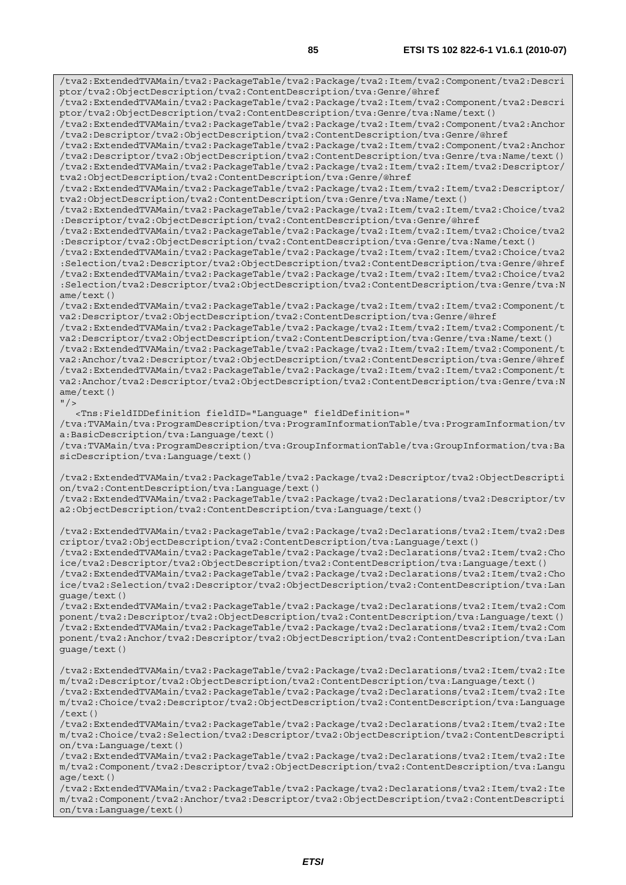```
/tva2:ExtendedTVAMain/tva2:PackageTable/tva2:Package/tva2:Item/tva2:Component/tva2:Descri
ptor/tva2:ObjectDescription/tva2:ContentDescription/tva:Genre/@href
/tva2:ExtendedTVAMain/tva2:PackageTable/tva2:Package/tva2:Item/tva2:Component/tva2:Descri
ptor/tva2:ObjectDescription/tva2:ContentDescription/tva:Genre/tva:Name/text()
/tva2:ExtendedTVAMain/tva2:PackageTable/tva2:Package/tva2:Item/tva2:Component/tva2:Anchor
/tva2:Descriptor/tva2:ObjectDescription/tva2:ContentDescription/tva:Genre/@href
/tva2:ExtendedTVAMain/tva2:PackageTable/tva2:Package/tva2:Item/tva2:Component/tva2:Anchor
/tva2:Descriptor/tva2:ObjectDescription/tva2:ContentDescription/tva:Genre/tva:Name/text()
/tva2:ExtendedTVAMain/tva2:PackageTable/tva2:Package/tva2:Item/tva2:Item/tva2:Descriptor/
tva2:ObjectDescription/tva2:ContentDescription/tva:Genre/@href
/tva2:ExtendedTVAMain/tva2:PackageTable/tva2:Package/tva2:Item/tva2:Item/tva2:Descriptor/
tva2:ObjectDescription/tva2:ContentDescription/tva:Genre/tva:Name/text()
/tva2:ExtendedTVAMain/tva2:PackageTable/tva2:Package/tva2:Item/tva2:Item/tva2:Choice/tva2
:Descriptor/tva2:ObjectDescription/tva2:ContentDescription/tva:Genre/@href
/tva2:ExtendedTVAMain/tva2:PackageTable/tva2:Package/tva2:Item/tva2:Item/tva2:Choice/tva2
:Descriptor/tva2:ObjectDescription/tva2:ContentDescription/tva:Genre/tva:Name/text()
/tva2:ExtendedTVAMain/tva2:PackageTable/tva2:Package/tva2:Item/tva2:Item/tva2:Choice/tva2
:Selection/tva2:Descriptor/tva2:ObjectDescription/tva2:ContentDescription/tva:Genre/@href
/tva2:ExtendedTVAMain/tva2:PackageTable/tva2:Package/tva2:Item/tva2:Item/tva2:Choice/tva2
:Selection/tva2:Descriptor/tva2:ObjectDescription/tva2:ContentDescription/tva:Genre/tva:N
ame/text()
/tva2:ExtendedTVAMain/tva2:PackageTable/tva2:Package/tva2:Item/tva2:Item/tva2:Component/t
va2:Descriptor/tva2:ObjectDescription/tva2:ContentDescription/tva:Genre/@href
/tva2:ExtendedTVAMain/tva2:PackageTable/tva2:Package/tva2:Item/tva2:Item/tva2:Component/t
va2:Descriptor/tva2:ObjectDescription/tva2:ContentDescription/tva:Genre/tva:Name/text()
/tva2:ExtendedTVAMain/tva2:PackageTable/tva2:Package/tva2:Item/tva2:Item/tva2:Component/t
va2:Anchor/tva2:Descriptor/tva2:ObjectDescription/tva2:ContentDescription/tva:Genre/@href
/tva2:ExtendedTVAMain/tva2:PackageTable/tva2:Package/tva2:Item/tva2:Item/tva2:Component/t
va2:Anchor/tva2:Descriptor/tva2:ObjectDescription/tva2:ContentDescription/tva:Genre/tva:N
ame/text()
"/>
   <Tns:FieldIDDefinition fieldID="Language" fieldDefinition="
/tva:TVAMain/tva:ProgramDescription/tva:ProgramInformationTable/tva:ProgramInformation/tv
a:BasicDescription/tva:Language/text()
/tva:TVAMain/tva:ProgramDescription/tva:GroupInformationTable/tva:GroupInformation/tva:Ba
sicDescription/tva:Language/text()

/tva2:ExtendedTVAMain/tva2:PackageTable/tva2:Package/tva2:Descriptor/tva2:ObjectDescripti
on/tva2:ContentDescription/tva:Language/text()
/tva2:ExtendedTVAMain/tva2:PackageTable/tva2:Package/tva2:Declarations/tva2:Descriptor/tv
a2:ObjectDescription/tva2:ContentDescription/tva:Language/text()

/tva2:ExtendedTVAMain/tva2:PackageTable/tva2:Package/tva2:Declarations/tva2:Item/tva2:Des
criptor/tva2:ObjectDescription/tva2:ContentDescription/tva:Language/text()
/tva2:ExtendedTVAMain/tva2:PackageTable/tva2:Package/tva2:Declarations/tva2:Item/tva2:Cho
ice/tva2:Descriptor/tva2:ObjectDescription/tva2:ContentDescription/tva:Language/text()
/tva2:ExtendedTVAMain/tva2:PackageTable/tva2:Package/tva2:Declarations/tva2:Item/tva2:Cho
ice/tva2:Selection/tva2:Descriptor/tva2:ObjectDescription/tva2:ContentDescription/tva:Lan
guage/text()
/tva2:ExtendedTVAMain/tva2:PackageTable/tva2:Package/tva2:Declarations/tva2:Item/tva2:Com
ponent/tva2:Descriptor/tva2:ObjectDescription/tva2:ContentDescription/tva:Language/text()
/tva2:ExtendedTVAMain/tva2:PackageTable/tva2:Package/tva2:Declarations/tva2:Item/tva2:Com
ponent/tva2:Anchor/tva2:Descriptor/tva2:ObjectDescription/tva2:ContentDescription/tva:Lan
guage/text()

/tva2:ExtendedTVAMain/tva2:PackageTable/tva2:Package/tva2:Declarations/tva2:Item/tva2:Ite
m/tva2:Descriptor/tva2:ObjectDescription/tva2:ContentDescription/tva:Language/text()
/tva2:ExtendedTVAMain/tva2:PackageTable/tva2:Package/tva2:Declarations/tva2:Item/tva2:Ite
m/tva2:Choice/tva2:Descriptor/tva2:ObjectDescription/tva2:ContentDescription/tva:Language
/text()
/tva2:ExtendedTVAMain/tva2:PackageTable/tva2:Package/tva2:Declarations/tva2:Item/tva2:Ite
m/tva2:Choice/tva2:Selection/tva2:Descriptor/tva2:ObjectDescription/tva2:ContentDescripti
on/tva:Language/text()
/tva2:ExtendedTVAMain/tva2:PackageTable/tva2:Package/tva2:Declarations/tva2:Item/tva2:Ite
m/tva2:Component/tva2:Descriptor/tva2:ObjectDescription/tva2:ContentDescription/tva:Langu
age/text()
/tva2:ExtendedTVAMain/tva2:PackageTable/tva2:Package/tva2:Declarations/tva2:Item/tva2:Ite
m/tva2:Component/tva2:Anchor/tva2:Descriptor/tva2:ObjectDescription/tva2:ContentDescripti
on/tva:Language/text()
```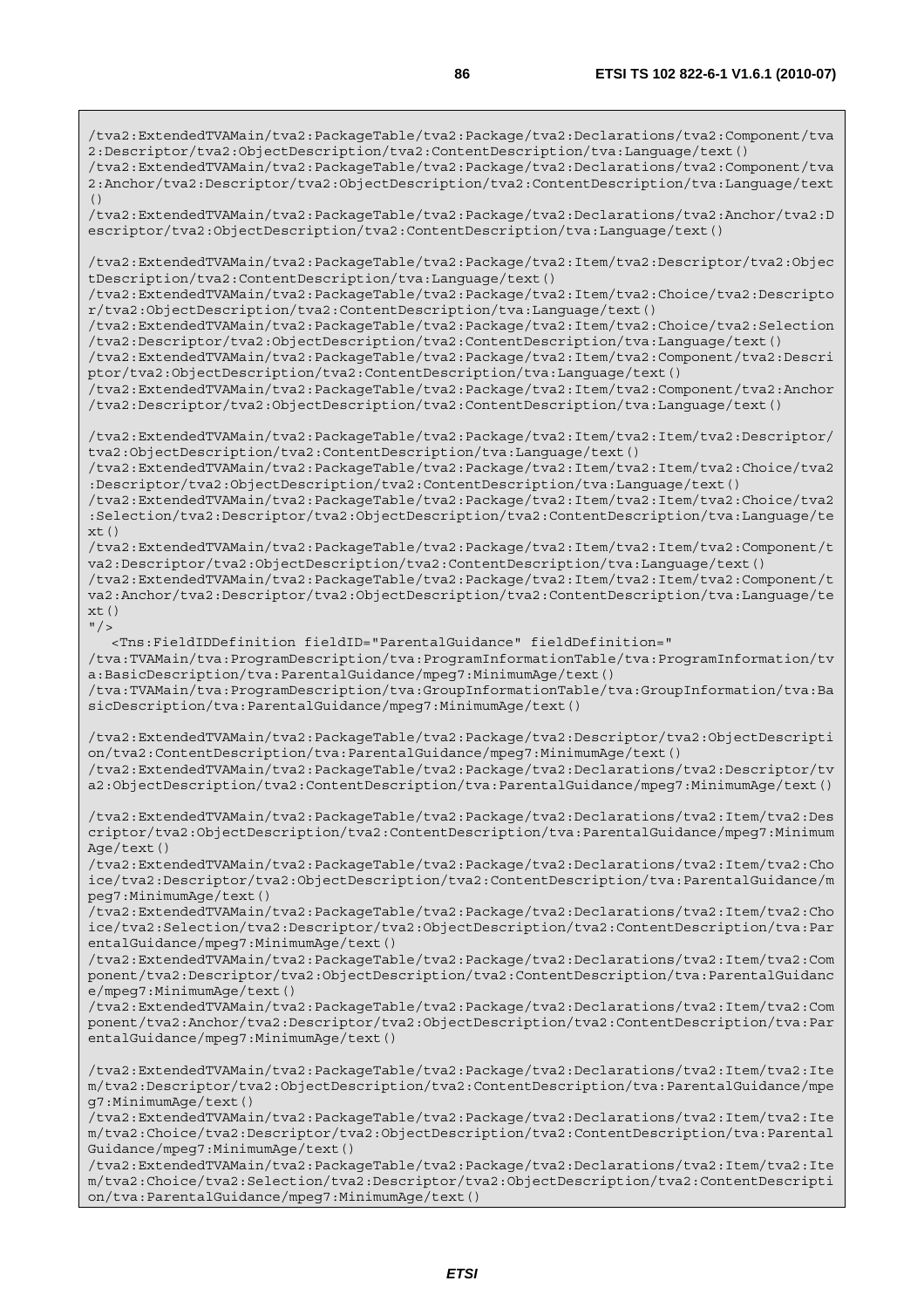```
/tva2:ExtendedTVAMain/tva2:PackageTable/tva2:Package/tva2:Declarations/tva2:Component/tva2:Descriptor/tva2:ObjectDescription/tva2:ContentDescription/tva:Language/text()
/tva2:ExtendedTVAMain/tva2:PackageTable/tva2:Package/tva2:Declarations/tva2:Component/tva2:Anchor/tva2:Descriptor/tva2:ObjectDescription/tva2:ContentDescription/tva:Language/text()
/tva2:ExtendedTVAMain/tva2:PackageTable/tva2:Package/tva2:Declarations/tva2:Anchor/tva2:Descriptor/tva2:ObjectDescription/tva2:ContentDescription/tva:Language/text()

/tva2:ExtendedTVAMain/tva2:PackageTable/tva2:Package/tva2:Item/tva2:Descriptor/tva2:ObjectDescription/tva2:ContentDescription/tva:Language/text()
/tva2:ExtendedTVAMain/tva2:PackageTable/tva2:Package/tva2:Item/tva2:Choice/tva2:Descriptor/tva2:ObjectDescription/tva2:ContentDescription/tva:Language/text()
/tva2:ExtendedTVAMain/tva2:PackageTable/tva2:Package/tva2:Item/tva2:Choice/tva2:Selection/tva2:Descriptor/tva2:ObjectDescription/tva2:ContentDescription/tva:Language/text()
/tva2:ExtendedTVAMain/tva2:PackageTable/tva2:Package/tva2:Item/tva2:Component/tva2:Descriptor/tva2:ObjectDescription/tva2:ContentDescription/tva:Language/text()
/tva2:ExtendedTVAMain/tva2:PackageTable/tva2:Package/tva2:Item/tva2:Component/tva2:Anchor/tva2:Descriptor/tva2:ObjectDescription/tva2:ContentDescription/tva:Language/text()

/tva2:ExtendedTVAMain/tva2:PackageTable/tva2:Package/tva2:Item/tva2:Item/tva2:Descriptor/tva2:ObjectDescription/tva2:ContentDescription/tva:Language/text()
/tva2:ExtendedTVAMain/tva2:PackageTable/tva2:Package/tva2:Item/tva2:Item/tva2:Choice/tva2:Descriptor/tva2:ObjectDescription/tva2:ContentDescription/tva:Language/text()
/tva2:ExtendedTVAMain/tva2:PackageTable/tva2:Package/tva2:Item/tva2:Item/tva2:Choice/tva2:Selection/tva2:Descriptor/tva2:ObjectDescription/tva2:ContentDescription/tva:Language/text()
/tva2:ExtendedTVAMain/tva2:PackageTable/tva2:Package/tva2:Item/tva2:Item/tva2:Component/tva2:Descriptor/tva2:ObjectDescription/tva2:ContentDescription/tva:Language/text()
/tva2:ExtendedTVAMain/tva2:PackageTable/tva2:Package/tva2:Item/tva2:Item/tva2:Component/tva2:Anchor/tva2:Descriptor/tva2:ObjectDescription/tva2:ContentDescription/tva:Language/text()
"/>
   <Tns:FieldIDDefinition fieldID="ParentalGuidance" fieldDefinition="
/tva:TVAMain/tva:ProgramDescription/tva:ProgramInformationTable/tva:ProgramInformation/tva:BasicDescription/tva:ParentalGuidance/mpeg7:MinimumAge/text()
/tva:TVAMain/tva:ProgramDescription/tva:GroupInformationTable/tva:GroupInformation/tva:BasicDescription/tva:ParentalGuidance/mpeg7:MinimumAge/text()

/tva2:ExtendedTVAMain/tva2:PackageTable/tva2:Package/tva2:Descriptor/tva2:ObjectDescription/tva2:ContentDescription/tva:ParentalGuidance/mpeg7:MinimumAge/text()
/tva2:ExtendedTVAMain/tva2:PackageTable/tva2:Package/tva2:Declarations/tva2:Descriptor/tva2:ObjectDescription/tva2:ContentDescription/tva:ParentalGuidance/mpeg7:MinimumAge/text()

/tva2:ExtendedTVAMain/tva2:PackageTable/tva2:Package/tva2:Declarations/tva2:Item/tva2:Descriptor/tva2:ObjectDescription/tva2:ContentDescription/tva:ParentalGuidance/mpeg7:MinimumAge/text()
/tva2:ExtendedTVAMain/tva2:PackageTable/tva2:Package/tva2:Declarations/tva2:Item/tva2:Choice/tva2:Descriptor/tva2:ObjectDescription/tva2:ContentDescription/tva:ParentalGuidance/mpeg7:MinimumAge/text()
/tva2:ExtendedTVAMain/tva2:PackageTable/tva2:Package/tva2:Declarations/tva2:Item/tva2:Choice/tva2:Selection/tva2:Descriptor/tva2:ObjectDescription/tva2:ContentDescription/tva:ParentalGuidance/mpeg7:MinimumAge/text()
/tva2:ExtendedTVAMain/tva2:PackageTable/tva2:Package/tva2:Declarations/tva2:Item/tva2:Component/tva2:Descriptor/tva2:ObjectDescription/tva2:ContentDescription/tva:ParentalGuidance/mpeg7:MinimumAge/text()
/tva2:ExtendedTVAMain/tva2:PackageTable/tva2:Package/tva2:Declarations/tva2:Item/tva2:Component/tva2:Anchor/tva2:Descriptor/tva2:ObjectDescription/tva2:ContentDescription/tva:ParentalGuidance/mpeg7:MinimumAge/text()

/tva2:ExtendedTVAMain/tva2:PackageTable/tva2:Package/tva2:Declarations/tva2:Item/tva2:Item/tva2:Descriptor/tva2:ObjectDescription/tva2:ContentDescription/tva:ParentalGuidance/mpeg7:MinimumAge/text()
/tva2:ExtendedTVAMain/tva2:PackageTable/tva2:Package/tva2:Declarations/tva2:Item/tva2:Item/tva2:Choice/tva2:Descriptor/tva2:ObjectDescription/tva2:ContentDescription/tva:ParentalGuidance/mpeg7:MinimumAge/text()
/tva2:ExtendedTVAMain/tva2:PackageTable/tva2:Package/tva2:Declarations/tva2:Item/tva2:Item/tva2:Choice/tva2:Selection/tva2:Descriptor/tva2:ObjectDescription/tva2:ContentDescription/tva:ParentalGuidance/mpeg7:MinimumAge/text()
```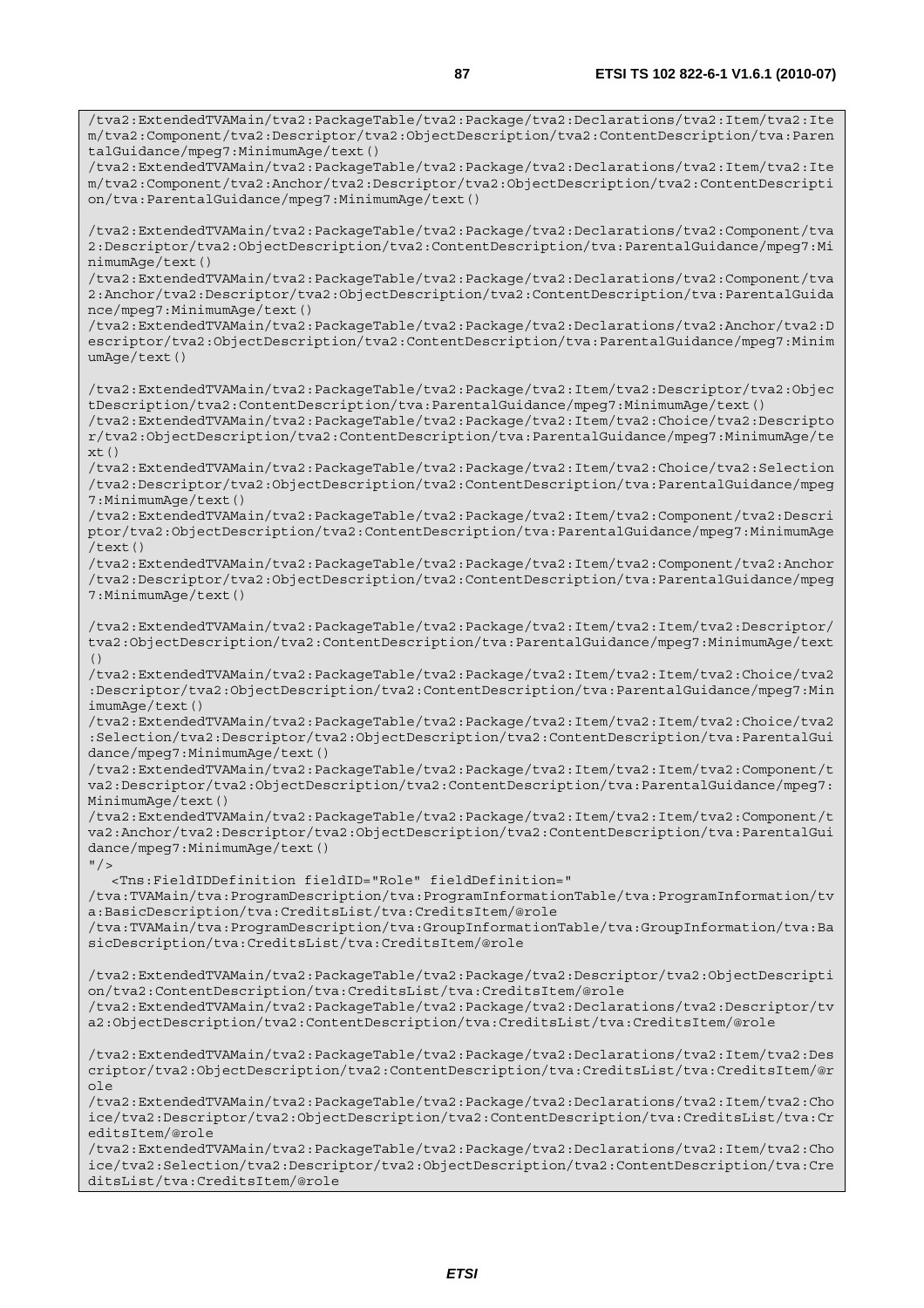```
/tva2:ExtendedTVAMain/tva2:PackageTable/tva2:Package/tva2:Declarations/tva2:Item/tva2:Item/tva2:Component/tva2:Descriptor/tva2:ObjectDescription/tva2:ContentDescription/tva:ParentalGuidance/mpeg7:MinimumAge/text()
/tva2:ExtendedTVAMain/tva2:PackageTable/tva2:Package/tva2:Declarations/tva2:Item/tva2:Item/tva2:Component/tva2:Anchor/tva2:Descriptor/tva2:ObjectDescription/tva2:ContentDescription/tva:ParentalGuidance/mpeg7:MinimumAge/text()

/tva2:ExtendedTVAMain/tva2:PackageTable/tva2:Package/tva2:Declarations/tva2:Component/tva2:Descriptor/tva2:ObjectDescription/tva2:ContentDescription/tva:ParentalGuidance/mpeg7:MinimumAge/text()
/tva2:ExtendedTVAMain/tva2:PackageTable/tva2:Package/tva2:Declarations/tva2:Component/tva2:Anchor/tva2:Descriptor/tva2:ObjectDescription/tva2:ContentDescription/tva:ParentalGuidance/mpeg7:MinimumAge/text()
/tva2:ExtendedTVAMain/tva2:PackageTable/tva2:Package/tva2:Declarations/tva2:Anchor/tva2:Descriptor/tva2:ObjectDescription/tva2:ContentDescription/tva:ParentalGuidance/mpeg7:MinimumAge/text()

/tva2:ExtendedTVAMain/tva2:PackageTable/tva2:Package/tva2:Item/tva2:Descriptor/tva2:ObjectDescription/tva2:ContentDescription/tva:ParentalGuidance/mpeg7:MinimumAge/text()
/tva2:ExtendedTVAMain/tva2:PackageTable/tva2:Package/tva2:Item/tva2:Choice/tva2:Descriptor/tva2:ObjectDescription/tva2:ContentDescription/tva:ParentalGuidance/mpeg7:MinimumAge/text()
/tva2:ExtendedTVAMain/tva2:PackageTable/tva2:Package/tva2:Item/tva2:Choice/tva2:Selection/tva2:Descriptor/tva2:ObjectDescription/tva2:ContentDescription/tva:ParentalGuidance/mpeg7:MinimumAge/text()
/tva2:ExtendedTVAMain/tva2:PackageTable/tva2:Package/tva2:Item/tva2:Component/tva2:Descriptor/tva2:ObjectDescription/tva2:ContentDescription/tva:ParentalGuidance/mpeg7:MinimumAge/text()
/tva2:ExtendedTVAMain/tva2:PackageTable/tva2:Package/tva2:Item/tva2:Component/tva2:Anchor/tva2:Descriptor/tva2:ObjectDescription/tva2:ContentDescription/tva:ParentalGuidance/mpeg7:MinimumAge/text()

/tva2:ExtendedTVAMain/tva2:PackageTable/tva2:Package/tva2:Item/tva2:Item/tva2:Descriptor/tva2:ObjectDescription/tva2:ContentDescription/tva:ParentalGuidance/mpeg7:MinimumAge/text()
/tva2:ExtendedTVAMain/tva2:PackageTable/tva2:Package/tva2:Item/tva2:Item/tva2:Choice/tva2:Descriptor/tva2:ObjectDescription/tva2:ContentDescription/tva:ParentalGuidance/mpeg7:MinimumAge/text()
/tva2:ExtendedTVAMain/tva2:PackageTable/tva2:Package/tva2:Item/tva2:Item/tva2:Choice/tva2:Selection/tva2:Descriptor/tva2:ObjectDescription/tva2:ContentDescription/tva:ParentalGuidance/mpeg7:MinimumAge/text()
/tva2:ExtendedTVAMain/tva2:PackageTable/tva2:Package/tva2:Item/tva2:Item/tva2:Component/tva2:Descriptor/tva2:ObjectDescription/tva2:ContentDescription/tva:ParentalGuidance/mpeg7:MinimumAge/text()
/tva2:ExtendedTVAMain/tva2:PackageTable/tva2:Package/tva2:Item/tva2:Item/tva2:Component/tva2:Anchor/tva2:Descriptor/tva2:ObjectDescription/tva2:ContentDescription/tva:ParentalGuidance/mpeg7:MinimumAge/text()
"/>
   <Tns:FieldIDDefinition fieldID="Role" fieldDefinition="
/tva:TVAMain/tva:ProgramDescription/tva:ProgramInformationTable/tva:ProgramInformation/tva:BasicDescription/tva:CreditsList/tva:CreditsItem/@role
/tva:TVAMain/tva:ProgramDescription/tva:GroupInformationTable/tva:GroupInformation/tva:BasicDescription/tva:CreditsList/tva:CreditsItem/@role

/tva2:ExtendedTVAMain/tva2:PackageTable/tva2:Package/tva2:Descriptor/tva2:ObjectDescription/tva2:ContentDescription/tva:CreditsList/tva:CreditsItem/@role
/tva2:ExtendedTVAMain/tva2:PackageTable/tva2:Package/tva2:Declarations/tva2:Descriptor/tva2:ObjectDescription/tva2:ContentDescription/tva:CreditsList/tva:CreditsItem/@role

/tva2:ExtendedTVAMain/tva2:PackageTable/tva2:Package/tva2:Declarations/tva2:Item/tva2:Descriptor/tva2:ObjectDescription/tva2:ContentDescription/tva:CreditsList/tva:CreditsItem/@role
/tva2:ExtendedTVAMain/tva2:PackageTable/tva2:Package/tva2:Declarations/tva2:Item/tva2:Choice/tva2:Descriptor/tva2:ObjectDescription/tva2:ContentDescription/tva:CreditsList/tva:CreditsItem/@role
/tva2:ExtendedTVAMain/tva2:PackageTable/tva2:Package/tva2:Declarations/tva2:Item/tva2:Choice/tva2:Selection/tva2:Descriptor/tva2:ObjectDescription/tva2:ContentDescription/tva:CreditsList/tva:CreditsItem/@role
```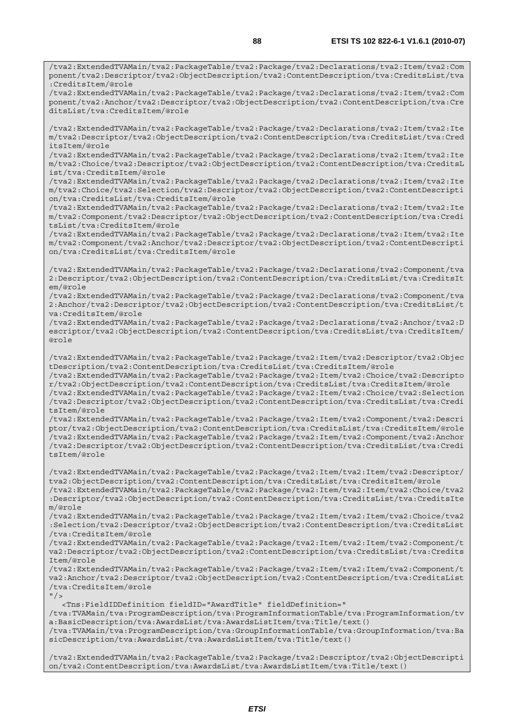```
/tva2:ExtendedTVAMain/tva2:PackageTable/tva2:Package/tva2:Declarations/tva2:Item/tva2:Component/tva2:Descriptor/tva2:ObjectDescription/tva2:ContentDescription/tva:CreditsList/tva:CreditsItem/@role
/tva2:ExtendedTVAMain/tva2:PackageTable/tva2:Package/tva2:Declarations/tva2:Item/tva2:Component/tva2:Anchor/tva2:Descriptor/tva2:ObjectDescription/tva2:ContentDescription/tva:CreditsList/tva:CreditsItem/@role

/tva2:ExtendedTVAMain/tva2:PackageTable/tva2:Package/tva2:Declarations/tva2:Item/tva2:Item/tva2:Descriptor/tva2:ObjectDescription/tva2:ContentDescription/tva:CreditsList/tva:CreditsItem/@role
/tva2:ExtendedTVAMain/tva2:PackageTable/tva2:Package/tva2:Declarations/tva2:Item/tva2:Item/tva2:Choice/tva2:Descriptor/tva2:ObjectDescription/tva2:ContentDescription/tva:CreditsList/tva:CreditsItem/@role
/tva2:ExtendedTVAMain/tva2:PackageTable/tva2:Package/tva2:Declarations/tva2:Item/tva2:Item/tva2:Choice/tva2:Selection/tva2:Descriptor/tva2:ObjectDescription/tva2:ContentDescription/tva:CreditsList/tva:CreditsItem/@role
/tva2:ExtendedTVAMain/tva2:PackageTable/tva2:Package/tva2:Declarations/tva2:Item/tva2:Item/tva2:Component/tva2:Descriptor/tva2:ObjectDescription/tva2:ContentDescription/tva:CreditsList/tva:CreditsItem/@role
/tva2:ExtendedTVAMain/tva2:PackageTable/tva2:Package/tva2:Declarations/tva2:Item/tva2:Item/tva2:Component/tva2:Anchor/tva2:Descriptor/tva2:ObjectDescription/tva2:ContentDescription/tva:CreditsList/tva:CreditsItem/@role

/tva2:ExtendedTVAMain/tva2:PackageTable/tva2:Package/tva2:Declarations/tva2:Component/tva2:Descriptor/tva2:ObjectDescription/tva2:ContentDescription/tva:CreditsList/tva:CreditsItem/@role
/tva2:ExtendedTVAMain/tva2:PackageTable/tva2:Package/tva2:Declarations/tva2:Component/tva2:Anchor/tva2:Descriptor/tva2:ObjectDescription/tva2:ContentDescription/tva:CreditsList/tva:CreditsItem/@role
/tva2:ExtendedTVAMain/tva2:PackageTable/tva2:Package/tva2:Declarations/tva2:Anchor/tva2:Descriptor/tva2:ObjectDescription/tva2:ContentDescription/tva:CreditsList/tva:CreditsItem/@role

/tva2:ExtendedTVAMain/tva2:PackageTable/tva2:Package/tva2:Item/tva2:Descriptor/tva2:ObjectDescription/tva2:ContentDescription/tva:CreditsList/tva:CreditsItem/@role
/tva2:ExtendedTVAMain/tva2:PackageTable/tva2:Package/tva2:Item/tva2:Choice/tva2:Descriptor/tva2:ObjectDescription/tva2:ContentDescription/tva:CreditsList/tva:CreditsItem/@role
/tva2:ExtendedTVAMain/tva2:PackageTable/tva2:Package/tva2:Item/tva2:Choice/tva2:Selection/tva2:Descriptor/tva2:ObjectDescription/tva2:ContentDescription/tva:CreditsList/tva:CreditsItem/@role
/tva2:ExtendedTVAMain/tva2:PackageTable/tva2:Package/tva2:Item/tva2:Component/tva2:Descriptor/tva2:ObjectDescription/tva2:ContentDescription/tva:CreditsList/tva:CreditsItem/@role
/tva2:ExtendedTVAMain/tva2:PackageTable/tva2:Package/tva2:Item/tva2:Component/tva2:Anchor/tva2:Descriptor/tva2:ObjectDescription/tva2:ContentDescription/tva:CreditsList/tva:CreditsItem/@role

/tva2:ExtendedTVAMain/tva2:PackageTable/tva2:Package/tva2:Item/tva2:Item/tva2:Descriptor/tva2:ObjectDescription/tva2:ContentDescription/tva:CreditsList/tva:CreditsItem/@role
/tva2:ExtendedTVAMain/tva2:PackageTable/tva2:Package/tva2:Item/tva2:Item/tva2:Choice/tva2:Descriptor/tva2:ObjectDescription/tva2:ContentDescription/tva:CreditsList/tva:CreditsItem/@role
/tva2:ExtendedTVAMain/tva2:PackageTable/tva2:Package/tva2:Item/tva2:Item/tva2:Choice/tva2:Selection/tva2:Descriptor/tva2:ObjectDescription/tva2:ContentDescription/tva:CreditsList/tva:CreditsItem/@role
/tva2:ExtendedTVAMain/tva2:PackageTable/tva2:Package/tva2:Item/tva2:Item/tva2:Component/tva2:Descriptor/tva2:ObjectDescription/tva2:ContentDescription/tva:CreditsList/tva:CreditsItem/@role
/tva2:ExtendedTVAMain/tva2:PackageTable/tva2:Package/tva2:Item/tva2:Item/tva2:Component/tva2:Anchor/tva2:Descriptor/tva2:ObjectDescription/tva2:ContentDescription/tva:CreditsList/tva:CreditsItem/@role
"/>
   <Tns:FieldIDDefinition fieldID="AwardTitle" fieldDefinition="
/tva:TVAMain/tva:ProgramDescription/tva:ProgramInformationTable/tva:ProgramInformation/tva:BasicDescription/tva:AwardsList/tva:AwardsListItem/tva:Title/text()
/tva:TVAMain/tva:ProgramDescription/tva:GroupInformationTable/tva:GroupInformation/tva:BasicDescription/tva:AwardsList/tva:AwardsListItem/tva:Title/text()

/tva2:ExtendedTVAMain/tva2:PackageTable/tva2:Package/tva2:Descriptor/tva2:ObjectDescription/tva2:ContentDescription/tva:AwardsList/tva:AwardsListItem/tva:Title/text()
```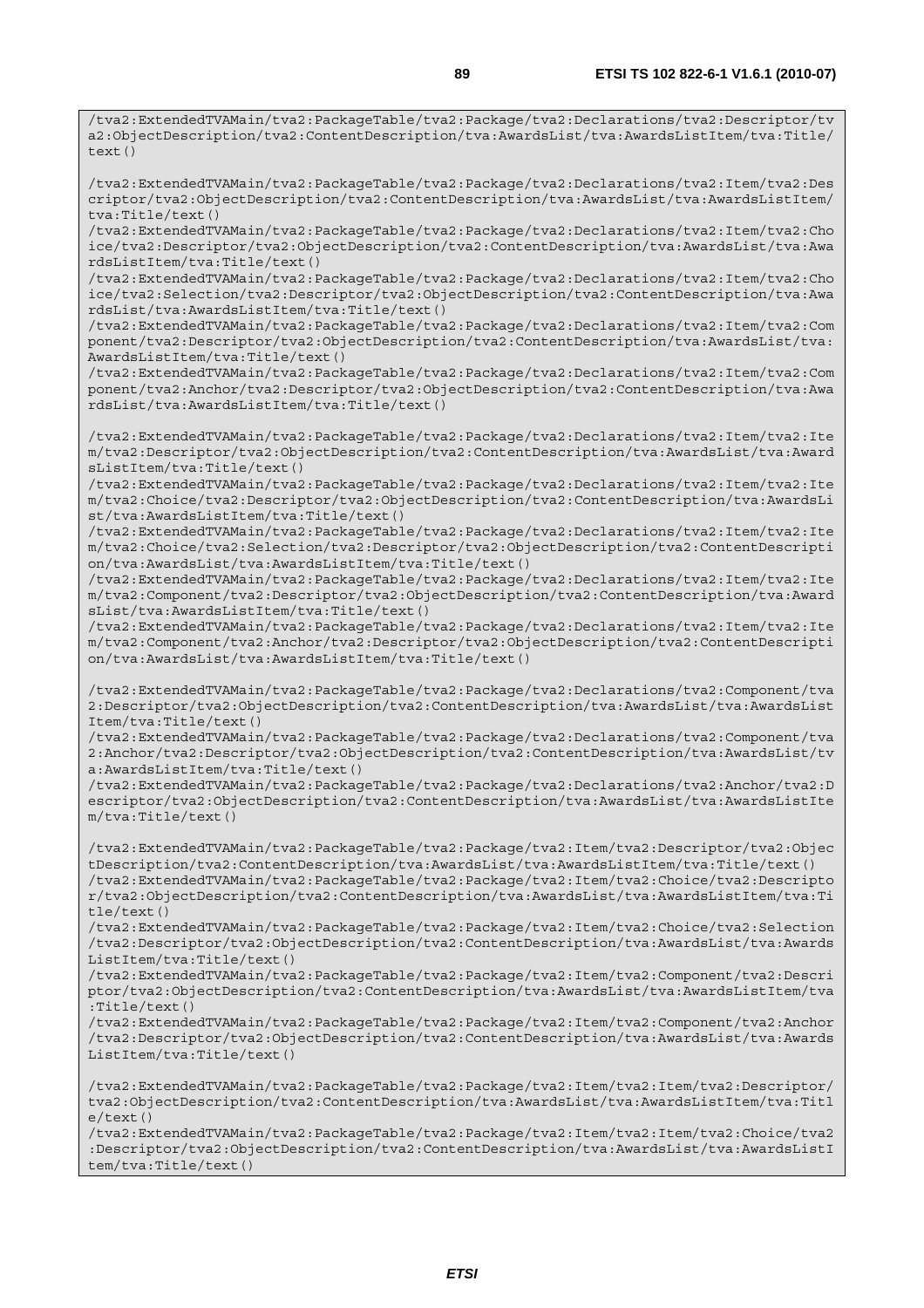```
/tva2:ExtendedTVAMain/tva2:PackageTable/tva2:Package/tva2:Declarations/tva2:Descriptor/tva2:ObjectDescription/tva2:ContentDescription/tva:AwardsList/tva:AwardsListItem/tva:Title/text()

/tva2:ExtendedTVAMain/tva2:PackageTable/tva2:Package/tva2:Declarations/tva2:Item/tva2:Descriptor/tva2:ObjectDescription/tva2:ContentDescription/tva:AwardsList/tva:AwardsListItem/tva:Title/text()
/tva2:ExtendedTVAMain/tva2:PackageTable/tva2:Package/tva2:Declarations/tva2:Item/tva2:Choice/tva2:Descriptor/tva2:ObjectDescription/tva2:ContentDescription/tva:AwardsList/tva:AwardsListItem/tva:Title/text()
/tva2:ExtendedTVAMain/tva2:PackageTable/tva2:Package/tva2:Declarations/tva2:Item/tva2:Choice/tva2:Selection/tva2:Descriptor/tva2:ObjectDescription/tva2:ContentDescription/tva:AwardsList/tva:AwardsListItem/tva:Title/text()
/tva2:ExtendedTVAMain/tva2:PackageTable/tva2:Package/tva2:Declarations/tva2:Item/tva2:Component/tva2:Descriptor/tva2:ObjectDescription/tva2:ContentDescription/tva:AwardsList/tva:AwardsListItem/tva:Title/text()
/tva2:ExtendedTVAMain/tva2:PackageTable/tva2:Package/tva2:Declarations/tva2:Item/tva2:Component/tva2:Anchor/tva2:Descriptor/tva2:ObjectDescription/tva2:ContentDescription/tva:AwardsList/tva:AwardsListItem/tva:Title/text()

/tva2:ExtendedTVAMain/tva2:PackageTable/tva2:Package/tva2:Declarations/tva2:Item/tva2:Item/tva2:Descriptor/tva2:ObjectDescription/tva2:ContentDescription/tva:AwardsList/tva:AwardsListItem/tva:Title/text()
/tva2:ExtendedTVAMain/tva2:PackageTable/tva2:Package/tva2:Declarations/tva2:Item/tva2:Item/tva2:Choice/tva2:Descriptor/tva2:ObjectDescription/tva2:ContentDescription/tva:AwardsList/tva:AwardsListItem/tva:Title/text()
/tva2:ExtendedTVAMain/tva2:PackageTable/tva2:Package/tva2:Declarations/tva2:Item/tva2:Item/tva2:Choice/tva2:Selection/tva2:Descriptor/tva2:ObjectDescription/tva2:ContentDescription/tva:AwardsList/tva:AwardsListItem/tva:Title/text()
/tva2:ExtendedTVAMain/tva2:PackageTable/tva2:Package/tva2:Declarations/tva2:Item/tva2:Item/tva2:Component/tva2:Descriptor/tva2:ObjectDescription/tva2:ContentDescription/tva:AwardsList/tva:AwardsListItem/tva:Title/text()
/tva2:ExtendedTVAMain/tva2:PackageTable/tva2:Package/tva2:Declarations/tva2:Item/tva2:Item/tva2:Component/tva2:Anchor/tva2:Descriptor/tva2:ObjectDescription/tva2:ContentDescription/tva:AwardsList/tva:AwardsListItem/tva:Title/text()

/tva2:ExtendedTVAMain/tva2:PackageTable/tva2:Package/tva2:Declarations/tva2:Component/tva2:Descriptor/tva2:ObjectDescription/tva2:ContentDescription/tva:AwardsList/tva:AwardsListItem/tva:Title/text()
/tva2:ExtendedTVAMain/tva2:PackageTable/tva2:Package/tva2:Declarations/tva2:Component/tva2:Anchor/tva2:Descriptor/tva2:ObjectDescription/tva2:ContentDescription/tva:AwardsList/tva:AwardsListItem/tva:Title/text()
/tva2:ExtendedTVAMain/tva2:PackageTable/tva2:Package/tva2:Declarations/tva2:Anchor/tva2:Descriptor/tva2:ObjectDescription/tva2:ContentDescription/tva:AwardsList/tva:AwardsListItem/tva:Title/text()

/tva2:ExtendedTVAMain/tva2:PackageTable/tva2:Package/tva2:Item/tva2:Descriptor/tva2:ObjectDescription/tva2:ContentDescription/tva:AwardsList/tva:AwardsListItem/tva:Title/text()
/tva2:ExtendedTVAMain/tva2:PackageTable/tva2:Package/tva2:Item/tva2:Choice/tva2:Descriptor/tva2:ObjectDescription/tva2:ContentDescription/tva:AwardsList/tva:AwardsListItem/tva:Title/text()
/tva2:ExtendedTVAMain/tva2:PackageTable/tva2:Package/tva2:Item/tva2:Choice/tva2:Selection/tva2:Descriptor/tva2:ObjectDescription/tva2:ContentDescription/tva:AwardsList/tva:AwardsListItem/tva:Title/text()
/tva2:ExtendedTVAMain/tva2:PackageTable/tva2:Package/tva2:Item/tva2:Component/tva2:Descriptor/tva2:ObjectDescription/tva2:ContentDescription/tva:AwardsList/tva:AwardsListItem/tva:Title/text()
/tva2:ExtendedTVAMain/tva2:PackageTable/tva2:Package/tva2:Item/tva2:Component/tva2:Anchor/tva2:Descriptor/tva2:ObjectDescription/tva2:ContentDescription/tva:AwardsList/tva:AwardsListItem/tva:Title/text()

/tva2:ExtendedTVAMain/tva2:PackageTable/tva2:Package/tva2:Item/tva2:Item/tva2:Descriptor/tva2:ObjectDescription/tva2:ContentDescription/tva:AwardsList/tva:AwardsListItem/tva:Title/text()
/tva2:ExtendedTVAMain/tva2:PackageTable/tva2:Package/tva2:Item/tva2:Item/tva2:Choice/tva2:Descriptor/tva2:ObjectDescription/tva2:ContentDescription/tva:AwardsList/tva:AwardsListItem/tva:Title/text()
```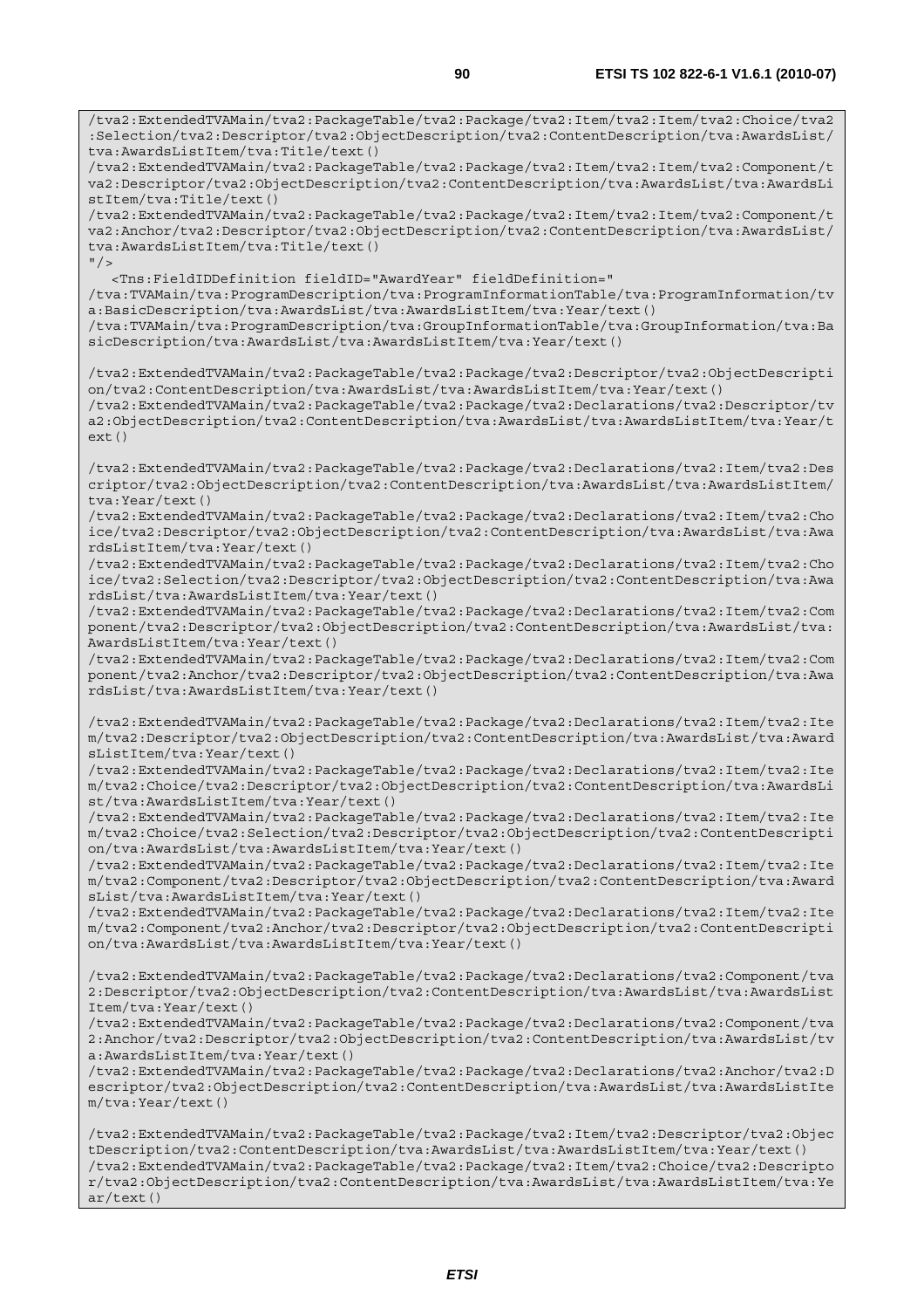```
/tva2:ExtendedTVAMain/tva2:PackageTable/tva2:Package/tva2:Item/tva2:Item/tva2:Choice/tva2:Selection/tva2:Descriptor/tva2:ObjectDescription/tva2:ContentDescription/tva:AwardsList/tva:AwardsListItem/tva:Title/text()
/tva2:ExtendedTVAMain/tva2:PackageTable/tva2:Package/tva2:Item/tva2:Item/tva2:Component/tva2:Descriptor/tva2:ObjectDescription/tva2:ContentDescription/tva:AwardsList/tva:AwardsListItem/tva:Title/text()
/tva2:ExtendedTVAMain/tva2:PackageTable/tva2:Package/tva2:Item/tva2:Item/tva2:Component/tva2:Anchor/tva2:Descriptor/tva2:ObjectDescription/tva2:ContentDescription/tva:AwardsList/tva:AwardsListItem/tva:Title/text()
"/>
   <Tns:FieldIDDefinition fieldID="AwardYear" fieldDefinition="
/tva:TVAMain/tva:ProgramDescription/tva:ProgramInformationTable/tva:ProgramInformation/tva:BasicDescription/tva:AwardsList/tva:AwardsListItem/tva:Year/text()
/tva:TVAMain/tva:ProgramDescription/tva:GroupInformationTable/tva:GroupInformation/tva:BasicDescription/tva:AwardsList/tva:AwardsListItem/tva:Year/text()

/tva2:ExtendedTVAMain/tva2:PackageTable/tva2:Package/tva2:Descriptor/tva2:ObjectDescription/tva2:ContentDescription/tva:AwardsList/tva:AwardsListItem/tva:Year/text()
/tva2:ExtendedTVAMain/tva2:PackageTable/tva2:Package/tva2:Declarations/tva2:Descriptor/tva2:ObjectDescription/tva2:ContentDescription/tva:AwardsList/tva:AwardsListItem/tva:Year/text()

/tva2:ExtendedTVAMain/tva2:PackageTable/tva2:Package/tva2:Declarations/tva2:Item/tva2:Descriptor/tva2:ObjectDescription/tva2:ContentDescription/tva:AwardsList/tva:AwardsListItem/tva:Year/text()
/tva2:ExtendedTVAMain/tva2:PackageTable/tva2:Package/tva2:Declarations/tva2:Item/tva2:Choice/tva2:Descriptor/tva2:ObjectDescription/tva2:ContentDescription/tva:AwardsList/tva:AwardsListItem/tva:Year/text()
/tva2:ExtendedTVAMain/tva2:PackageTable/tva2:Package/tva2:Declarations/tva2:Item/tva2:Choice/tva2:Selection/tva2:Descriptor/tva2:ObjectDescription/tva2:ContentDescription/tva:AwardsList/tva:AwardsListItem/tva:Year/text()
/tva2:ExtendedTVAMain/tva2:PackageTable/tva2:Package/tva2:Declarations/tva2:Item/tva2:Component/tva2:Descriptor/tva2:ObjectDescription/tva2:ContentDescription/tva:AwardsList/tva:AwardsListItem/tva:Year/text()
/tva2:ExtendedTVAMain/tva2:PackageTable/tva2:Package/tva2:Declarations/tva2:Item/tva2:Component/tva2:Anchor/tva2:Descriptor/tva2:ObjectDescription/tva2:ContentDescription/tva:AwardsList/tva:AwardsListItem/tva:Year/text()

/tva2:ExtendedTVAMain/tva2:PackageTable/tva2:Package/tva2:Declarations/tva2:Item/tva2:Item/tva2:Descriptor/tva2:ObjectDescription/tva2:ContentDescription/tva:AwardsList/tva:AwardsListItem/tva:Year/text()
/tva2:ExtendedTVAMain/tva2:PackageTable/tva2:Package/tva2:Declarations/tva2:Item/tva2:Item/tva2:Choice/tva2:Descriptor/tva2:ObjectDescription/tva2:ContentDescription/tva:AwardsList/tva:AwardsListItem/tva:Year/text()
/tva2:ExtendedTVAMain/tva2:PackageTable/tva2:Package/tva2:Declarations/tva2:Item/tva2:Item/tva2:Choice/tva2:Selection/tva2:Descriptor/tva2:ObjectDescription/tva2:ContentDescription/tva:AwardsList/tva:AwardsListItem/tva:Year/text()
/tva2:ExtendedTVAMain/tva2:PackageTable/tva2:Package/tva2:Declarations/tva2:Item/tva2:Item/tva2:Component/tva2:Descriptor/tva2:ObjectDescription/tva2:ContentDescription/tva:AwardsList/tva:AwardsListItem/tva:Year/text()
/tva2:ExtendedTVAMain/tva2:PackageTable/tva2:Package/tva2:Declarations/tva2:Item/tva2:Item/tva2:Component/tva2:Anchor/tva2:Descriptor/tva2:ObjectDescription/tva2:ContentDescription/tva:AwardsList/tva:AwardsListItem/tva:Year/text()

/tva2:ExtendedTVAMain/tva2:PackageTable/tva2:Package/tva2:Declarations/tva2:Component/tva2:Descriptor/tva2:ObjectDescription/tva2:ContentDescription/tva:AwardsList/tva:AwardsListItem/tva:Year/text()
/tva2:ExtendedTVAMain/tva2:PackageTable/tva2:Package/tva2:Declarations/tva2:Component/tva2:Anchor/tva2:Descriptor/tva2:ObjectDescription/tva2:ContentDescription/tva:AwardsList/tva:AwardsListItem/tva:Year/text()
/tva2:ExtendedTVAMain/tva2:PackageTable/tva2:Package/tva2:Declarations/tva2:Anchor/tva2:Descriptor/tva2:ObjectDescription/tva2:ContentDescription/tva:AwardsList/tva:AwardsListItem/tva:Year/text()

/tva2:ExtendedTVAMain/tva2:PackageTable/tva2:Package/tva2:Item/tva2:Descriptor/tva2:ObjectDescription/tva2:ContentDescription/tva:AwardsList/tva:AwardsListItem/tva:Year/text()
/tva2:ExtendedTVAMain/tva2:PackageTable/tva2:Package/tva2:Item/tva2:Choice/tva2:Descriptor/tva2:ObjectDescription/tva2:ContentDescription/tva:AwardsList/tva:AwardsListItem/tva:Year/text()
```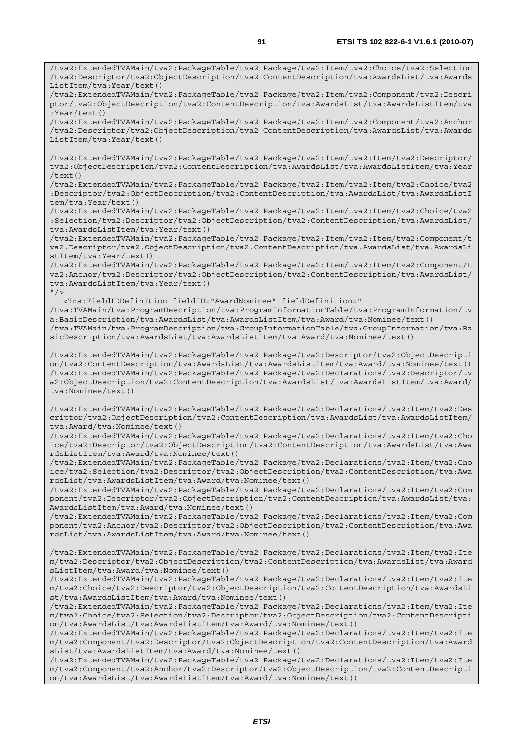```
/tva2:ExtendedTVAMain/tva2:PackageTable/tva2:Package/tva2:Item/tva2:Choice/tva2:Selection
/tva2:Descriptor/tva2:ObjectDescription/tva2:ContentDescription/tva:AwardsList/tva:Awards
ListItem/tva:Year/text()
/tva2:ExtendedTVAMain/tva2:PackageTable/tva2:Package/tva2:Item/tva2:Component/tva2:Descri
ptor/tva2:ObjectDescription/tva2:ContentDescription/tva:AwardsList/tva:AwardsListItem/tva
:Year/text()
/tva2:ExtendedTVAMain/tva2:PackageTable/tva2:Package/tva2:Item/tva2:Component/tva2:Anchor
/tva2:Descriptor/tva2:ObjectDescription/tva2:ContentDescription/tva:AwardsList/tva:Awards
ListItem/tva:Year/text()

/tva2:ExtendedTVAMain/tva2:PackageTable/tva2:Package/tva2:Item/tva2:Item/tva2:Descriptor/
tva2:ObjectDescription/tva2:ContentDescription/tva:AwardsList/tva:AwardsListItem/tva:Year
/text()
/tva2:ExtendedTVAMain/tva2:PackageTable/tva2:Package/tva2:Item/tva2:Item/tva2:Choice/tva2
:Descriptor/tva2:ObjectDescription/tva2:ContentDescription/tva:AwardsList/tva:AwardsListI
tem/tva:Year/text()
/tva2:ExtendedTVAMain/tva2:PackageTable/tva2:Package/tva2:Item/tva2:Item/tva2:Choice/tva2
:Selection/tva2:Descriptor/tva2:ObjectDescription/tva2:ContentDescription/tva:AwardsList/
tva:AwardsListItem/tva:Year/text()
/tva2:ExtendedTVAMain/tva2:PackageTable/tva2:Package/tva2:Item/tva2:Item/tva2:Component/t
va2:Descriptor/tva2:ObjectDescription/tva2:ContentDescription/tva:AwardsList/tva:AwardsLi
stItem/tva:Year/text()
/tva2:ExtendedTVAMain/tva2:PackageTable/tva2:Package/tva2:Item/tva2:Item/tva2:Component/t
va2:Anchor/tva2:Descriptor/tva2:ObjectDescription/tva2:ContentDescription/tva:AwardsList/
tva:AwardsListItem/tva:Year/text()
"/>
   <Tns:FieldIDDefinition fieldID="AwardNominee" fieldDefinition="
/tva:TVAMain/tva:ProgramDescription/tva:ProgramInformationTable/tva:ProgramInformation/tv
a:BasicDescription/tva:AwardsList/tva:AwardsListItem/tva:Award/tva:Nominee/text()
/tva:TVAMain/tva:ProgramDescription/tva:GroupInformationTable/tva:GroupInformation/tva:Ba
sicDescription/tva:AwardsList/tva:AwardsListItem/tva:Award/tva:Nominee/text()

/tva2:ExtendedTVAMain/tva2:PackageTable/tva2:Package/tva2:Descriptor/tva2:ObjectDescripti
on/tva2:ContentDescription/tva:AwardsList/tva:AwardsListItem/tva:Award/tva:Nominee/text()
/tva2:ExtendedTVAMain/tva2:PackageTable/tva2:Package/tva2:Declarations/tva2:Descriptor/tv
a2:ObjectDescription/tva2:ContentDescription/tva:AwardsList/tva:AwardsListItem/tva:Award/
tva:Nominee/text()

/tva2:ExtendedTVAMain/tva2:PackageTable/tva2:Package/tva2:Declarations/tva2:Item/tva2:Des
criptor/tva2:ObjectDescription/tva2:ContentDescription/tva:AwardsList/tva:AwardsListItem/
tva:Award/tva:Nominee/text()
/tva2:ExtendedTVAMain/tva2:PackageTable/tva2:Package/tva2:Declarations/tva2:Item/tva2:Cho
ice/tva2:Descriptor/tva2:ObjectDescription/tva2:ContentDescription/tva:AwardsList/tva:Awa
rdsListItem/tva:Award/tva:Nominee/text()
/tva2:ExtendedTVAMain/tva2:PackageTable/tva2:Package/tva2:Declarations/tva2:Item/tva2:Cho
ice/tva2:Selection/tva2:Descriptor/tva2:ObjectDescription/tva2:ContentDescription/tva:Awa
rdsList/tva:AwardsListItem/tva:Award/tva:Nominee/text()
/tva2:ExtendedTVAMain/tva2:PackageTable/tva2:Package/tva2:Declarations/tva2:Item/tva2:Com
ponent/tva2:Descriptor/tva2:ObjectDescription/tva2:ContentDescription/tva:AwardsList/tva:
AwardsListItem/tva:Award/tva:Nominee/text()
/tva2:ExtendedTVAMain/tva2:PackageTable/tva2:Package/tva2:Declarations/tva2:Item/tva2:Com
ponent/tva2:Anchor/tva2:Descriptor/tva2:ObjectDescription/tva2:ContentDescription/tva:Awa
rdsList/tva:AwardsListItem/tva:Award/tva:Nominee/text()

/tva2:ExtendedTVAMain/tva2:PackageTable/tva2:Package/tva2:Declarations/tva2:Item/tva2:Ite
m/tva2:Descriptor/tva2:ObjectDescription/tva2:ContentDescription/tva:AwardsList/tva:Award
sListItem/tva:Award/tva:Nominee/text()
/tva2:ExtendedTVAMain/tva2:PackageTable/tva2:Package/tva2:Declarations/tva2:Item/tva2:Ite
m/tva2:Choice/tva2:Descriptor/tva2:ObjectDescription/tva2:ContentDescription/tva:AwardsLi
st/tva:AwardsListItem/tva:Award/tva:Nominee/text()
/tva2:ExtendedTVAMain/tva2:PackageTable/tva2:Package/tva2:Declarations/tva2:Item/tva2:Ite
m/tva2:Choice/tva2:Selection/tva2:Descriptor/tva2:ObjectDescription/tva2:ContentDescripti
on/tva:AwardsList/tva:AwardsListItem/tva:Award/tva:Nominee/text()
/tva2:ExtendedTVAMain/tva2:PackageTable/tva2:Package/tva2:Declarations/tva2:Item/tva2:Ite
m/tva2:Component/tva2:Descriptor/tva2:ObjectDescription/tva2:ContentDescription/tva:Award
sList/tva:AwardsListItem/tva:Award/tva:Nominee/text()
/tva2:ExtendedTVAMain/tva2:PackageTable/tva2:Package/tva2:Declarations/tva2:Item/tva2:Ite
m/tva2:Component/tva2:Anchor/tva2:Descriptor/tva2:ObjectDescription/tva2:ContentDescripti
on/tva:AwardsList/tva:AwardsListItem/tva:Award/tva:Nominee/text()
```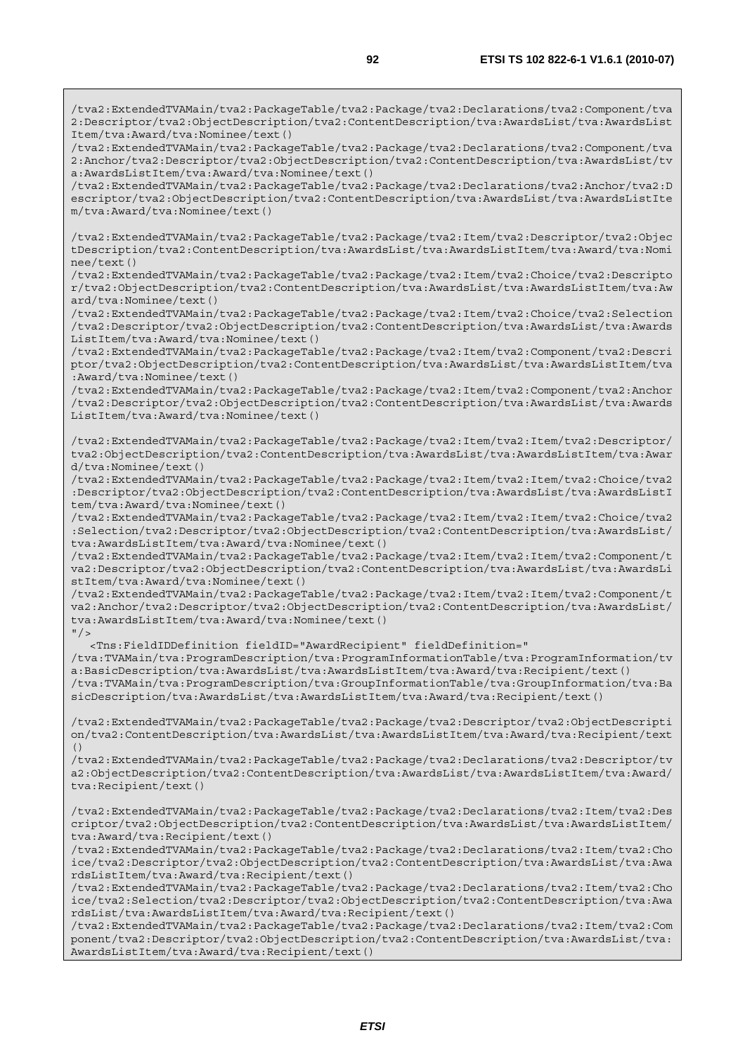```
/tva2:ExtendedTVAMain/tva2:PackageTable/tva2:Package/tva2:Declarations/tva2:Component/tva2:Descriptor/tva2:ObjectDescription/tva2:ContentDescription/tva:AwardsList/tva:AwardsListItem/tva:Award/tva:Nominee/text()
/tva2:ExtendedTVAMain/tva2:PackageTable/tva2:Package/tva2:Declarations/tva2:Component/tva2:Anchor/tva2:Descriptor/tva2:ObjectDescription/tva2:ContentDescription/tva:AwardsList/tva:AwardsListItem/tva:Award/tva:Nominee/text()
/tva2:ExtendedTVAMain/tva2:PackageTable/tva2:Package/tva2:Declarations/tva2:Anchor/tva2:Descriptor/tva2:ObjectDescription/tva2:ContentDescription/tva:AwardsList/tva:AwardsListItem/tva:Award/tva:Nominee/text()

/tva2:ExtendedTVAMain/tva2:PackageTable/tva2:Package/tva2:Item/tva2:Descriptor/tva2:ObjectDescription/tva2:ContentDescription/tva:AwardsList/tva:AwardsListItem/tva:Award/tva:Nominee/text()
/tva2:ExtendedTVAMain/tva2:PackageTable/tva2:Package/tva2:Item/tva2:Choice/tva2:Descriptor/tva2:ObjectDescription/tva2:ContentDescription/tva:AwardsList/tva:AwardsListItem/tva:Award/tva:Nominee/text()
/tva2:ExtendedTVAMain/tva2:PackageTable/tva2:Package/tva2:Item/tva2:Choice/tva2:Selection/tva2:Descriptor/tva2:ObjectDescription/tva2:ContentDescription/tva:AwardsList/tva:AwardsListItem/tva:Award/tva:Nominee/text()
/tva2:ExtendedTVAMain/tva2:PackageTable/tva2:Package/tva2:Item/tva2:Component/tva2:Descriptor/tva2:ObjectDescription/tva2:ContentDescription/tva:AwardsList/tva:AwardsListItem/tva:Award/tva:Nominee/text()
/tva2:ExtendedTVAMain/tva2:PackageTable/tva2:Package/tva2:Item/tva2:Component/tva2:Anchor/tva2:Descriptor/tva2:ObjectDescription/tva2:ContentDescription/tva:AwardsList/tva:AwardsListItem/tva:Award/tva:Nominee/text()

/tva2:ExtendedTVAMain/tva2:PackageTable/tva2:Package/tva2:Item/tva2:Item/tva2:Descriptor/tva2:ObjectDescription/tva2:ContentDescription/tva:AwardsList/tva:AwardsListItem/tva:Award/tva:Nominee/text()
/tva2:ExtendedTVAMain/tva2:PackageTable/tva2:Package/tva2:Item/tva2:Item/tva2:Choice/tva2:Descriptor/tva2:ObjectDescription/tva2:ContentDescription/tva:AwardsList/tva:AwardsListItem/tva:Award/tva:Nominee/text()
/tva2:ExtendedTVAMain/tva2:PackageTable/tva2:Package/tva2:Item/tva2:Item/tva2:Choice/tva2:Selection/tva2:Descriptor/tva2:ObjectDescription/tva2:ContentDescription/tva:AwardsList/tva:AwardsListItem/tva:Award/tva:Nominee/text()
/tva2:ExtendedTVAMain/tva2:PackageTable/tva2:Package/tva2:Item/tva2:Item/tva2:Component/tva2:Descriptor/tva2:ObjectDescription/tva2:ContentDescription/tva:AwardsList/tva:AwardsListItem/tva:Award/tva:Nominee/text()
/tva2:ExtendedTVAMain/tva2:PackageTable/tva2:Package/tva2:Item/tva2:Item/tva2:Component/tva2:Anchor/tva2:Descriptor/tva2:ObjectDescription/tva2:ContentDescription/tva:AwardsList/tva:AwardsListItem/tva:Award/tva:Nominee/text()
"/>
   <Tns:FieldIDDefinition fieldID="AwardRecipient" fieldDefinition="
/tva:TVAMain/tva:ProgramDescription/tva:ProgramInformationTable/tva:ProgramInformation/tva:BasicDescription/tva:AwardsList/tva:AwardsListItem/tva:Award/tva:Recipient/text()
/tva:TVAMain/tva:ProgramDescription/tva:GroupInformationTable/tva:GroupInformation/tva:BasicDescription/tva:AwardsList/tva:AwardsListItem/tva:Award/tva:Recipient/text()

/tva2:ExtendedTVAMain/tva2:PackageTable/tva2:Package/tva2:Descriptor/tva2:ObjectDescription/tva2:ContentDescription/tva:AwardsList/tva:AwardsListItem/tva:Award/tva:Recipient/text()
/tva2:ExtendedTVAMain/tva2:PackageTable/tva2:Package/tva2:Declarations/tva2:Descriptor/tva2:ObjectDescription/tva2:ContentDescription/tva:AwardsList/tva:AwardsListItem/tva:Award/tva:Recipient/text()

/tva2:ExtendedTVAMain/tva2:PackageTable/tva2:Package/tva2:Declarations/tva2:Item/tva2:Descriptor/tva2:ObjectDescription/tva2:ContentDescription/tva:AwardsList/tva:AwardsListItem/tva:Award/tva:Recipient/text()
/tva2:ExtendedTVAMain/tva2:PackageTable/tva2:Package/tva2:Declarations/tva2:Item/tva2:Choice/tva2:Descriptor/tva2:ObjectDescription/tva2:ContentDescription/tva:AwardsList/tva:AwardsListItem/tva:Award/tva:Recipient/text()
/tva2:ExtendedTVAMain/tva2:PackageTable/tva2:Package/tva2:Declarations/tva2:Item/tva2:Choice/tva2:Selection/tva2:Descriptor/tva2:ObjectDescription/tva2:ContentDescription/tva:AwardsList/tva:AwardsListItem/tva:Award/tva:Recipient/text()
/tva2:ExtendedTVAMain/tva2:PackageTable/tva2:Package/tva2:Declarations/tva2:Item/tva2:Component/tva2:Descriptor/tva2:ObjectDescription/tva2:ContentDescription/tva:AwardsList/tva:AwardsListItem/tva:Award/tva:Recipient/text()
```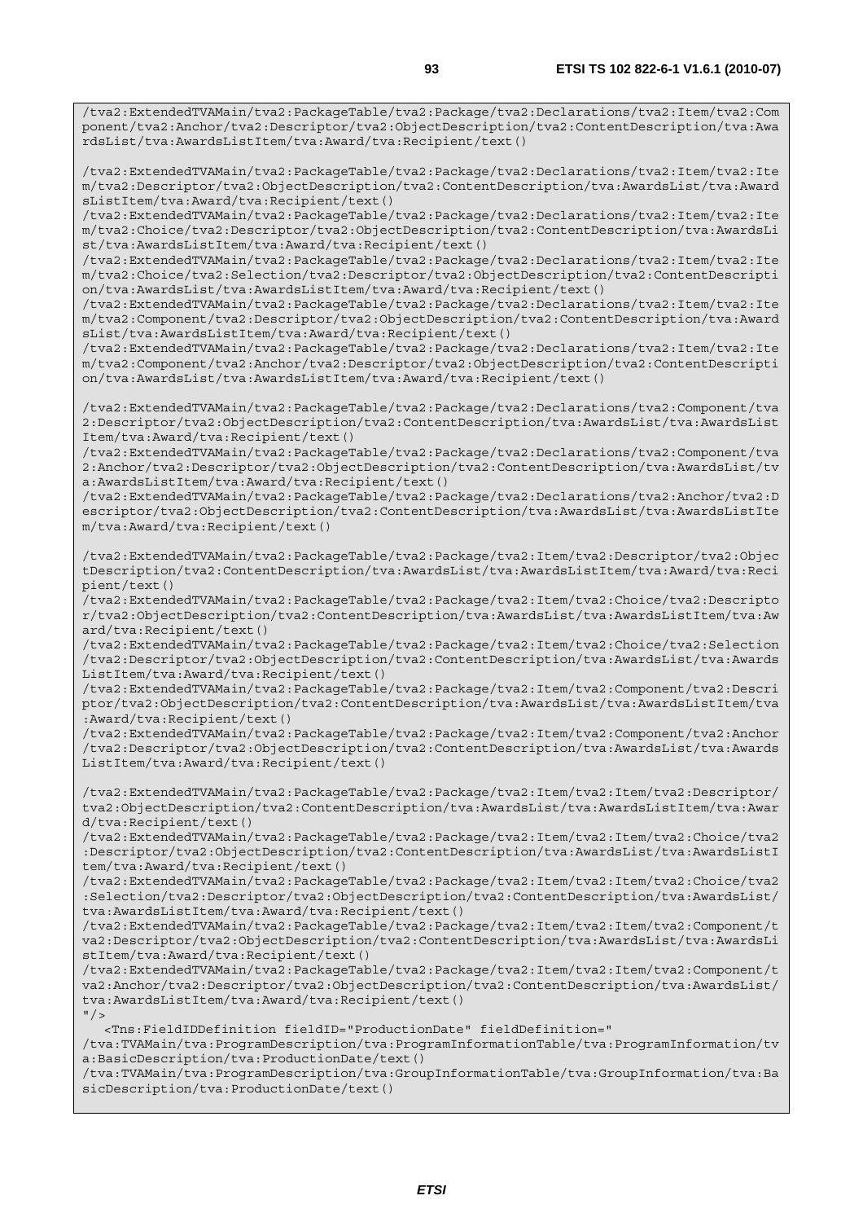```
/tva2:ExtendedTVAMain/tva2:PackageTable/tva2:Package/tva2:Declarations/tva2:Item/tva2:Component/tva2:Anchor/tva2:Descriptor/tva2:ObjectDescription/tva2:ContentDescription/tva:AwardsList/tva:AwardsListItem/tva:Award/tva:Recipient/text()

/tva2:ExtendedTVAMain/tva2:PackageTable/tva2:Package/tva2:Declarations/tva2:Item/tva2:Item/tva2:Descriptor/tva2:ObjectDescription/tva2:ContentDescription/tva:AwardsList/tva:AwardsListItem/tva:Award/tva:Recipient/text()
/tva2:ExtendedTVAMain/tva2:PackageTable/tva2:Package/tva2:Declarations/tva2:Item/tva2:Item/tva2:Choice/tva2:Descriptor/tva2:ObjectDescription/tva2:ContentDescription/tva:AwardsList/tva:AwardsListItem/tva:Award/tva:Recipient/text()
/tva2:ExtendedTVAMain/tva2:PackageTable/tva2:Package/tva2:Declarations/tva2:Item/tva2:Item/tva2:Choice/tva2:Selection/tva2:Descriptor/tva2:ObjectDescription/tva2:ContentDescription/tva:AwardsList/tva:AwardsListItem/tva:Award/tva:Recipient/text()
/tva2:ExtendedTVAMain/tva2:PackageTable/tva2:Package/tva2:Declarations/tva2:Item/tva2:Item/tva2:Component/tva2:Descriptor/tva2:ObjectDescription/tva2:ContentDescription/tva:AwardsList/tva:AwardsListItem/tva:Award/tva:Recipient/text()
/tva2:ExtendedTVAMain/tva2:PackageTable/tva2:Package/tva2:Declarations/tva2:Item/tva2:Item/tva2:Component/tva2:Anchor/tva2:Descriptor/tva2:ObjectDescription/tva2:ContentDescription/tva:AwardsList/tva:AwardsListItem/tva:Award/tva:Recipient/text()

/tva2:ExtendedTVAMain/tva2:PackageTable/tva2:Package/tva2:Declarations/tva2:Component/tva2:Descriptor/tva2:ObjectDescription/tva2:ContentDescription/tva:AwardsList/tva:AwardsListItem/tva:Award/tva:Recipient/text()
/tva2:ExtendedTVAMain/tva2:PackageTable/tva2:Package/tva2:Declarations/tva2:Component/tva2:Anchor/tva2:Descriptor/tva2:ObjectDescription/tva2:ContentDescription/tva:AwardsList/tva:AwardsListItem/tva:Award/tva:Recipient/text()
/tva2:ExtendedTVAMain/tva2:PackageTable/tva2:Package/tva2:Declarations/tva2:Anchor/tva2:Descriptor/tva2:ObjectDescription/tva2:ContentDescription/tva:AwardsList/tva:AwardsListItem/tva:Award/tva:Recipient/text()

/tva2:ExtendedTVAMain/tva2:PackageTable/tva2:Package/tva2:Item/tva2:Descriptor/tva2:ObjectDescription/tva2:ContentDescription/tva:AwardsList/tva:AwardsListItem/tva:Award/tva:Recipient/text()
/tva2:ExtendedTVAMain/tva2:PackageTable/tva2:Package/tva2:Item/tva2:Choice/tva2:Descriptor/tva2:ObjectDescription/tva2:ContentDescription/tva:AwardsList/tva:AwardsListItem/tva:Award/tva:Recipient/text()
/tva2:ExtendedTVAMain/tva2:PackageTable/tva2:Package/tva2:Item/tva2:Choice/tva2:Selection/tva2:Descriptor/tva2:ObjectDescription/tva2:ContentDescription/tva:AwardsList/tva:AwardsListItem/tva:Award/tva:Recipient/text()
/tva2:ExtendedTVAMain/tva2:PackageTable/tva2:Package/tva2:Item/tva2:Component/tva2:Descriptor/tva2:ObjectDescription/tva2:ContentDescription/tva:AwardsList/tva:AwardsListItem/tva:Award/tva:Recipient/text()
/tva2:ExtendedTVAMain/tva2:PackageTable/tva2:Package/tva2:Item/tva2:Component/tva2:Anchor/tva2:Descriptor/tva2:ObjectDescription/tva2:ContentDescription/tva:AwardsList/tva:AwardsListItem/tva:Award/tva:Recipient/text()

/tva2:ExtendedTVAMain/tva2:PackageTable/tva2:Package/tva2:Item/tva2:Item/tva2:Descriptor/tva2:ObjectDescription/tva2:ContentDescription/tva:AwardsList/tva:AwardsListItem/tva:Award/tva:Recipient/text()
/tva2:ExtendedTVAMain/tva2:PackageTable/tva2:Package/tva2:Item/tva2:Item/tva2:Choice/tva2:Descriptor/tva2:ObjectDescription/tva2:ContentDescription/tva:AwardsList/tva:AwardsListItem/tva:Award/tva:Recipient/text()
/tva2:ExtendedTVAMain/tva2:PackageTable/tva2:Package/tva2:Item/tva2:Item/tva2:Choice/tva2:Selection/tva2:Descriptor/tva2:ObjectDescription/tva2:ContentDescription/tva:AwardsList/tva:AwardsListItem/tva:Award/tva:Recipient/text()
/tva2:ExtendedTVAMain/tva2:PackageTable/tva2:Package/tva2:Item/tva2:Item/tva2:Component/tva2:Descriptor/tva2:ObjectDescription/tva2:ContentDescription/tva:AwardsList/tva:AwardsListItem/tva:Award/tva:Recipient/text()
/tva2:ExtendedTVAMain/tva2:PackageTable/tva2:Package/tva2:Item/tva2:Item/tva2:Component/tva2:Anchor/tva2:Descriptor/tva2:ObjectDescription/tva2:ContentDescription/tva:AwardsList/tva:AwardsListItem/tva:Award/tva:Recipient/text()
"/>
   <Tns:FieldIDDefinition fieldID="ProductionDate" fieldDefinition="
/tva:TVAMain/tva:ProgramDescription/tva:ProgramInformationTable/tva:ProgramInformation/tva:BasicDescription/tva:ProductionDate/text()
/tva:TVAMain/tva:ProgramDescription/tva:GroupInformationTable/tva:GroupInformation/tva:BasicDescription/tva:ProductionDate/text()
```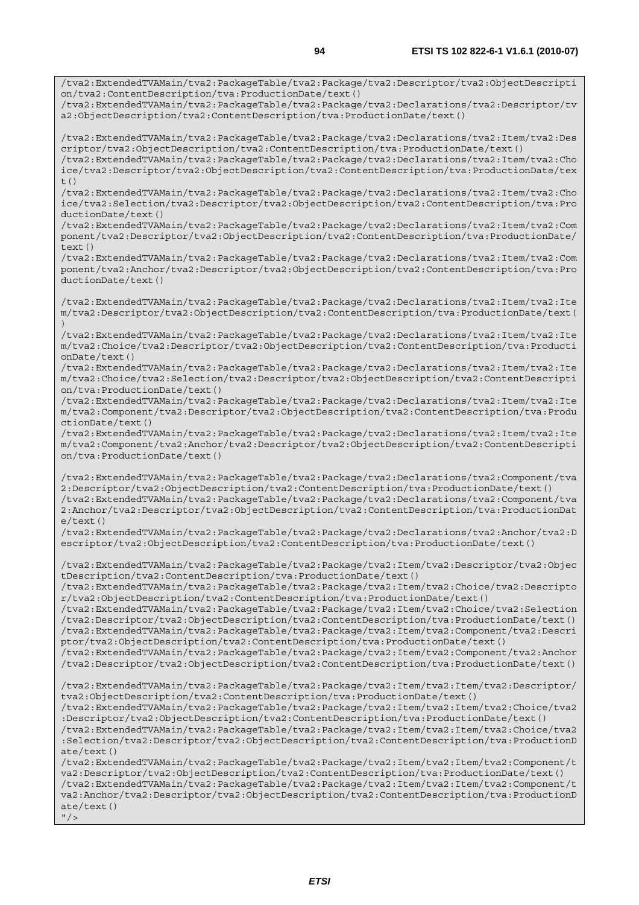```
/tva2:ExtendedTVAMain/tva2:PackageTable/tva2:Package/tva2:Descriptor/tva2:ObjectDescription/tva2:ContentDescription/tva:ProductionDate/text()
/tva2:ExtendedTVAMain/tva2:PackageTable/tva2:Package/tva2:Declarations/tva2:Descriptor/tva2:ObjectDescription/tva2:ContentDescription/tva:ProductionDate/text()

/tva2:ExtendedTVAMain/tva2:PackageTable/tva2:Package/tva2:Declarations/tva2:Item/tva2:Descriptor/tva2:ObjectDescription/tva2:ContentDescription/tva:ProductionDate/text()
/tva2:ExtendedTVAMain/tva2:PackageTable/tva2:Package/tva2:Declarations/tva2:Item/tva2:Choice/tva2:Descriptor/tva2:ObjectDescription/tva2:ContentDescription/tva:ProductionDate/text()
/tva2:ExtendedTVAMain/tva2:PackageTable/tva2:Package/tva2:Declarations/tva2:Item/tva2:Choice/tva2:Selection/tva2:Descriptor/tva2:ObjectDescription/tva2:ContentDescription/tva:ProductionDate/text()
/tva2:ExtendedTVAMain/tva2:PackageTable/tva2:Package/tva2:Declarations/tva2:Item/tva2:Component/tva2:Descriptor/tva2:ObjectDescription/tva2:ContentDescription/tva:ProductionDate/text()
/tva2:ExtendedTVAMain/tva2:PackageTable/tva2:Package/tva2:Declarations/tva2:Item/tva2:Component/tva2:Anchor/tva2:Descriptor/tva2:ObjectDescription/tva2:ContentDescription/tva:ProductionDate/text()

/tva2:ExtendedTVAMain/tva2:PackageTable/tva2:Package/tva2:Declarations/tva2:Item/tva2:Item/tva2:Descriptor/tva2:ObjectDescription/tva2:ContentDescription/tva:ProductionDate/text()
/tva2:ExtendedTVAMain/tva2:PackageTable/tva2:Package/tva2:Declarations/tva2:Item/tva2:Item/tva2:Choice/tva2:Descriptor/tva2:ObjectDescription/tva2:ContentDescription/tva:ProductionDate/text()
/tva2:ExtendedTVAMain/tva2:PackageTable/tva2:Package/tva2:Declarations/tva2:Item/tva2:Item/tva2:Choice/tva2:Selection/tva2:Descriptor/tva2:ObjectDescription/tva2:ContentDescription/tva:ProductionDate/text()
/tva2:ExtendedTVAMain/tva2:PackageTable/tva2:Package/tva2:Declarations/tva2:Item/tva2:Item/tva2:Component/tva2:Descriptor/tva2:ObjectDescription/tva2:ContentDescription/tva:ProductionDate/text()
/tva2:ExtendedTVAMain/tva2:PackageTable/tva2:Package/tva2:Declarations/tva2:Item/tva2:Item/tva2:Component/tva2:Anchor/tva2:Descriptor/tva2:ObjectDescription/tva2:ContentDescription/tva:ProductionDate/text()

/tva2:ExtendedTVAMain/tva2:PackageTable/tva2:Package/tva2:Declarations/tva2:Component/tva2:Descriptor/tva2:ObjectDescription/tva2:ContentDescription/tva:ProductionDate/text()
/tva2:ExtendedTVAMain/tva2:PackageTable/tva2:Package/tva2:Declarations/tva2:Component/tva2:Anchor/tva2:Descriptor/tva2:ObjectDescription/tva2:ContentDescription/tva:ProductionDate/text()
/tva2:ExtendedTVAMain/tva2:PackageTable/tva2:Package/tva2:Declarations/tva2:Anchor/tva2:Descriptor/tva2:ObjectDescription/tva2:ContentDescription/tva:ProductionDate/text()

/tva2:ExtendedTVAMain/tva2:PackageTable/tva2:Package/tva2:Item/tva2:Descriptor/tva2:ObjectDescription/tva2:ContentDescription/tva:ProductionDate/text()
/tva2:ExtendedTVAMain/tva2:PackageTable/tva2:Package/tva2:Item/tva2:Choice/tva2:Descriptor/tva2:ObjectDescription/tva2:ContentDescription/tva:ProductionDate/text()
/tva2:ExtendedTVAMain/tva2:PackageTable/tva2:Package/tva2:Item/tva2:Choice/tva2:Selection/tva2:Descriptor/tva2:ObjectDescription/tva2:ContentDescription/tva:ProductionDate/text()
/tva2:ExtendedTVAMain/tva2:PackageTable/tva2:Package/tva2:Item/tva2:Component/tva2:Descriptor/tva2:ObjectDescription/tva2:ContentDescription/tva:ProductionDate/text()
/tva2:ExtendedTVAMain/tva2:PackageTable/tva2:Package/tva2:Item/tva2:Component/tva2:Anchor/tva2:Descriptor/tva2:ObjectDescription/tva2:ContentDescription/tva:ProductionDate/text()

/tva2:ExtendedTVAMain/tva2:PackageTable/tva2:Package/tva2:Item/tva2:Item/tva2:Descriptor/tva2:ObjectDescription/tva2:ContentDescription/tva:ProductionDate/text()
/tva2:ExtendedTVAMain/tva2:PackageTable/tva2:Package/tva2:Item/tva2:Item/tva2:Choice/tva2:Descriptor/tva2:ObjectDescription/tva2:ContentDescription/tva:ProductionDate/text()
/tva2:ExtendedTVAMain/tva2:PackageTable/tva2:Package/tva2:Item/tva2:Item/tva2:Choice/tva2:Selection/tva2:Descriptor/tva2:ObjectDescription/tva2:ContentDescription/tva:ProductionDate/text()
/tva2:ExtendedTVAMain/tva2:PackageTable/tva2:Package/tva2:Item/tva2:Item/tva2:Component/tva2:Descriptor/tva2:ObjectDescription/tva2:ContentDescription/tva:ProductionDate/text()
/tva2:ExtendedTVAMain/tva2:PackageTable/tva2:Package/tva2:Item/tva2:Item/tva2:Component/tva2:Anchor/tva2:Descriptor/tva2:ObjectDescription/tva2:ContentDescription/tva:ProductionDate/text()
"/>
```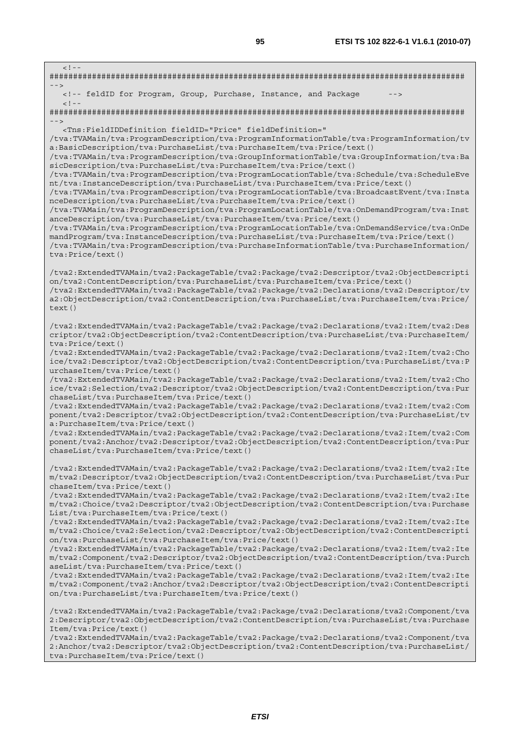```
   <!--
########################################################################################
-->
   <!-- feldID for Program, Group, Purchase, Instance, and Package      -->
   <!--
########################################################################################
-->
   <Tns:FieldIDDefinition fieldID="Price" fieldDefinition="
/tva:TVAMain/tva:ProgramDescription/tva:ProgramInformationTable/tva:ProgramInformation/tva:BasicDescription/tva:PurchaseList/tva:PurchaseItem/tva:Price/text()
/tva:TVAMain/tva:ProgramDescription/tva:GroupInformationTable/tva:GroupInformation/tva:BasicDescription/tva:PurchaseList/tva:PurchaseItem/tva:Price/text()
/tva:TVAMain/tva:ProgramDescription/tva:ProgramLocationTable/tva:Schedule/tva:ScheduleEvent/tva:InstanceDescription/tva:PurchaseList/tva:PurchaseItem/tva:Price/text()
/tva:TVAMain/tva:ProgramDescription/tva:ProgramLocationTable/tva:BroadcastEvent/tva:InstanceDescription/tva:PurchaseList/tva:PurchaseItem/tva:Price/text()
/tva:TVAMain/tva:ProgramDescription/tva:ProgramLocationTable/tva:OnDemandProgram/tva:InstanceDescription/tva:PurchaseList/tva:PurchaseItem/tva:Price/text()
/tva:TVAMain/tva:ProgramDescription/tva:ProgramLocationTable/tva:OnDemandService/tva:OnDemandProgram/tva:InstanceDescription/tva:PurchaseList/tva:PurchaseItem/tva:Price/text()
/tva:TVAMain/tva:ProgramDescription/tva:PurchaseInformationTable/tva:PurchaseInformation/tva:Price/text()

/tva2:ExtendedTVAMain/tva2:PackageTable/tva2:Package/tva2:Descriptor/tva2:ObjectDescription/tva2:ContentDescription/tva:PurchaseList/tva:PurchaseItem/tva:Price/text()
/tva2:ExtendedTVAMain/tva2:PackageTable/tva2:Package/tva2:Declarations/tva2:Descriptor/tva2:ObjectDescription/tva2:ContentDescription/tva:PurchaseList/tva:PurchaseItem/tva:Price/text()

/tva2:ExtendedTVAMain/tva2:PackageTable/tva2:Package/tva2:Declarations/tva2:Item/tva2:Descriptor/tva2:ObjectDescription/tva2:ContentDescription/tva:PurchaseList/tva:PurchaseItem/tva:Price/text()
/tva2:ExtendedTVAMain/tva2:PackageTable/tva2:Package/tva2:Declarations/tva2:Item/tva2:Choice/tva2:Descriptor/tva2:ObjectDescription/tva2:ContentDescription/tva:PurchaseList/tva:PurchaseItem/tva:Price/text()
/tva2:ExtendedTVAMain/tva2:PackageTable/tva2:Package/tva2:Declarations/tva2:Item/tva2:Choice/tva2:Selection/tva2:Descriptor/tva2:ObjectDescription/tva2:ContentDescription/tva:PurchaseList/tva:PurchaseItem/tva:Price/text()
/tva2:ExtendedTVAMain/tva2:PackageTable/tva2:Package/tva2:Declarations/tva2:Item/tva2:Component/tva2:Descriptor/tva2:ObjectDescription/tva2:ContentDescription/tva:PurchaseList/tva:PurchaseItem/tva:Price/text()
/tva2:ExtendedTVAMain/tva2:PackageTable/tva2:Package/tva2:Declarations/tva2:Item/tva2:Component/tva2:Anchor/tva2:Descriptor/tva2:ObjectDescription/tva2:ContentDescription/tva:PurchaseList/tva:PurchaseItem/tva:Price/text()

/tva2:ExtendedTVAMain/tva2:PackageTable/tva2:Package/tva2:Declarations/tva2:Item/tva2:Item/tva2:Descriptor/tva2:ObjectDescription/tva2:ContentDescription/tva:PurchaseList/tva:PurchaseItem/tva:Price/text()
/tva2:ExtendedTVAMain/tva2:PackageTable/tva2:Package/tva2:Declarations/tva2:Item/tva2:Item/tva2:Choice/tva2:Descriptor/tva2:ObjectDescription/tva2:ContentDescription/tva:PurchaseList/tva:PurchaseItem/tva:Price/text()
/tva2:ExtendedTVAMain/tva2:PackageTable/tva2:Package/tva2:Declarations/tva2:Item/tva2:Item/tva2:Choice/tva2:Selection/tva2:Descriptor/tva2:ObjectDescription/tva2:ContentDescription/tva:PurchaseList/tva:PurchaseItem/tva:Price/text()
/tva2:ExtendedTVAMain/tva2:PackageTable/tva2:Package/tva2:Declarations/tva2:Item/tva2:Item/tva2:Component/tva2:Descriptor/tva2:ObjectDescription/tva2:ContentDescription/tva:PurchaseList/tva:PurchaseItem/tva:Price/text()
/tva2:ExtendedTVAMain/tva2:PackageTable/tva2:Package/tva2:Declarations/tva2:Item/tva2:Item/tva2:Component/tva2:Anchor/tva2:Descriptor/tva2:ObjectDescription/tva2:ContentDescription/tva:PurchaseList/tva:PurchaseItem/tva:Price/text()

/tva2:ExtendedTVAMain/tva2:PackageTable/tva2:Package/tva2:Declarations/tva2:Component/tva2:Descriptor/tva2:ObjectDescription/tva2:ContentDescription/tva:PurchaseList/tva:PurchaseItem/tva:Price/text()
/tva2:ExtendedTVAMain/tva2:PackageTable/tva2:Package/tva2:Declarations/tva2:Component/tva2:Anchor/tva2:Descriptor/tva2:ObjectDescription/tva2:ContentDescription/tva:PurchaseList/tva:PurchaseItem/tva:Price/text()
```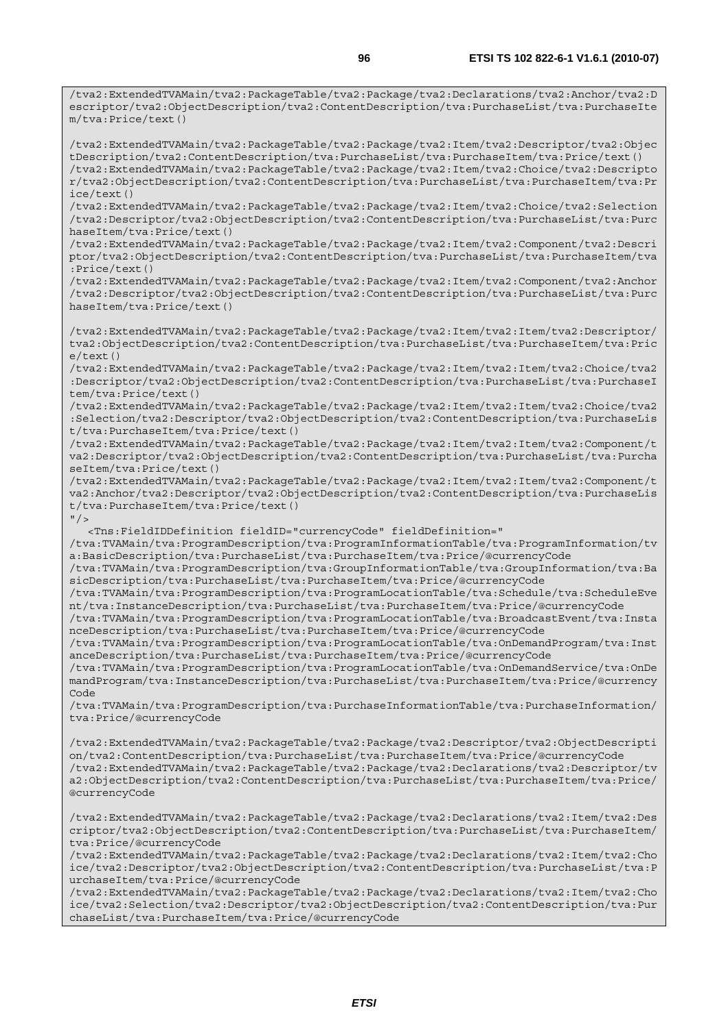```
/tva2:ExtendedTVAMain/tva2:PackageTable/tva2:Package/tva2:Declarations/tva2:Anchor/tva2:Descriptor/tva2:ObjectDescription/tva2:ContentDescription/tva:PurchaseList/tva:PurchaseItem/tva:Price/text()

/tva2:ExtendedTVAMain/tva2:PackageTable/tva2:Package/tva2:Item/tva2:Descriptor/tva2:ObjectDescription/tva2:ContentDescription/tva:PurchaseList/tva:PurchaseItem/tva:Price/text()
/tva2:ExtendedTVAMain/tva2:PackageTable/tva2:Package/tva2:Item/tva2:Choice/tva2:Descriptor/tva2:ObjectDescription/tva2:ContentDescription/tva:PurchaseList/tva:PurchaseItem/tva:Price/text()
/tva2:ExtendedTVAMain/tva2:PackageTable/tva2:Package/tva2:Item/tva2:Choice/tva2:Selection/tva2:Descriptor/tva2:ObjectDescription/tva2:ContentDescription/tva:PurchaseList/tva:PurchaseItem/tva:Price/text()
/tva2:ExtendedTVAMain/tva2:PackageTable/tva2:Package/tva2:Item/tva2:Component/tva2:Descriptor/tva2:ObjectDescription/tva2:ContentDescription/tva:PurchaseList/tva:PurchaseItem/tva:Price/text()
/tva2:ExtendedTVAMain/tva2:PackageTable/tva2:Package/tva2:Item/tva2:Component/tva2:Anchor/tva2:Descriptor/tva2:ObjectDescription/tva2:ContentDescription/tva:PurchaseList/tva:PurchaseItem/tva:Price/text()

/tva2:ExtendedTVAMain/tva2:PackageTable/tva2:Package/tva2:Item/tva2:Item/tva2:Descriptor/tva2:ObjectDescription/tva2:ContentDescription/tva:PurchaseList/tva:PurchaseItem/tva:Price/text()
/tva2:ExtendedTVAMain/tva2:PackageTable/tva2:Package/tva2:Item/tva2:Item/tva2:Choice/tva2:Descriptor/tva2:ObjectDescription/tva2:ContentDescription/tva:PurchaseList/tva:PurchaseItem/tva:Price/text()
/tva2:ExtendedTVAMain/tva2:PackageTable/tva2:Package/tva2:Item/tva2:Item/tva2:Choice/tva2:Selection/tva2:Descriptor/tva2:ObjectDescription/tva2:ContentDescription/tva:PurchaseList/tva:PurchaseItem/tva:Price/text()
/tva2:ExtendedTVAMain/tva2:PackageTable/tva2:Package/tva2:Item/tva2:Item/tva2:Component/tva2:Descriptor/tva2:ObjectDescription/tva2:ContentDescription/tva:PurchaseList/tva:PurchaseItem/tva:Price/text()
/tva2:ExtendedTVAMain/tva2:PackageTable/tva2:Package/tva2:Item/tva2:Item/tva2:Component/tva2:Anchor/tva2:Descriptor/tva2:ObjectDescription/tva2:ContentDescription/tva:PurchaseList/tva:PurchaseItem/tva:Price/text()
"/>
   <Tns:FieldIDDefinition fieldID="currencyCode" fieldDefinition="
/tva:TVAMain/tva:ProgramDescription/tva:ProgramInformationTable/tva:ProgramInformation/tva:BasicDescription/tva:PurchaseList/tva:PurchaseItem/tva:Price/@currencyCode
/tva:TVAMain/tva:ProgramDescription/tva:GroupInformationTable/tva:GroupInformation/tva:BasicDescription/tva:PurchaseList/tva:PurchaseItem/tva:Price/@currencyCode
/tva:TVAMain/tva:ProgramDescription/tva:ProgramLocationTable/tva:Schedule/tva:ScheduleEvent/tva:InstanceDescription/tva:PurchaseList/tva:PurchaseItem/tva:Price/@currencyCode
/tva:TVAMain/tva:ProgramDescription/tva:ProgramLocationTable/tva:BroadcastEvent/tva:InstanceDescription/tva:PurchaseList/tva:PurchaseItem/tva:Price/@currencyCode
/tva:TVAMain/tva:ProgramDescription/tva:ProgramLocationTable/tva:OnDemandProgram/tva:InstanceDescription/tva:PurchaseList/tva:PurchaseItem/tva:Price/@currencyCode
/tva:TVAMain/tva:ProgramDescription/tva:ProgramLocationTable/tva:OnDemandService/tva:OnDemandProgram/tva:InstanceDescription/tva:PurchaseList/tva:PurchaseItem/tva:Price/@currencyCode
/tva:TVAMain/tva:ProgramDescription/tva:PurchaseInformationTable/tva:PurchaseInformation/tva:Price/@currencyCode

/tva2:ExtendedTVAMain/tva2:PackageTable/tva2:Package/tva2:Descriptor/tva2:ObjectDescription/tva2:ContentDescription/tva:PurchaseList/tva:PurchaseItem/tva:Price/@currencyCode
/tva2:ExtendedTVAMain/tva2:PackageTable/tva2:Package/tva2:Declarations/tva2:Descriptor/tva2:ObjectDescription/tva2:ContentDescription/tva:PurchaseList/tva:PurchaseItem/tva:Price/@currencyCode

/tva2:ExtendedTVAMain/tva2:PackageTable/tva2:Package/tva2:Declarations/tva2:Item/tva2:Descriptor/tva2:ObjectDescription/tva2:ContentDescription/tva:PurchaseList/tva:PurchaseItem/tva:Price/@currencyCode
/tva2:ExtendedTVAMain/tva2:PackageTable/tva2:Package/tva2:Declarations/tva2:Item/tva2:Choice/tva2:Descriptor/tva2:ObjectDescription/tva2:ContentDescription/tva:PurchaseList/tva:PurchaseItem/tva:Price/@currencyCode
/tva2:ExtendedTVAMain/tva2:PackageTable/tva2:Package/tva2:Declarations/tva2:Item/tva2:Choice/tva2:Selection/tva2:Descriptor/tva2:ObjectDescription/tva2:ContentDescription/tva:PurchaseList/tva:PurchaseItem/tva:Price/@currencyCode
```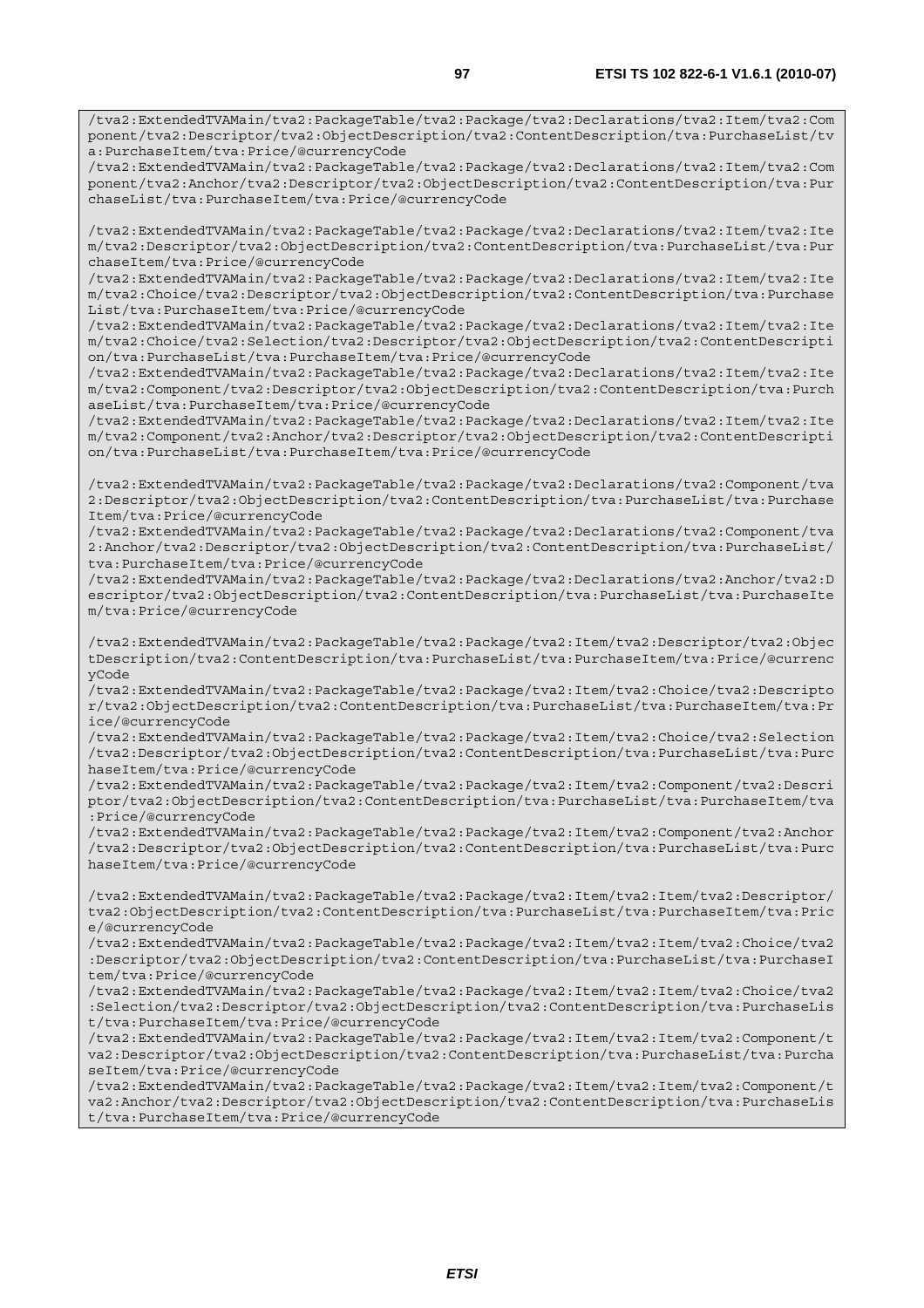```
/tva2:ExtendedTVAMain/tva2:PackageTable/tva2:Package/tva2:Declarations/tva2:Item/tva2:Component/tva2:Descriptor/tva2:ObjectDescription/tva2:ContentDescription/tva:PurchaseList/tva:PurchaseItem/tva:Price/@currencyCode
/tva2:ExtendedTVAMain/tva2:PackageTable/tva2:Package/tva2:Declarations/tva2:Item/tva2:Component/tva2:Anchor/tva2:Descriptor/tva2:ObjectDescription/tva2:ContentDescription/tva:PurchaseList/tva:PurchaseItem/tva:Price/@currencyCode

/tva2:ExtendedTVAMain/tva2:PackageTable/tva2:Package/tva2:Declarations/tva2:Item/tva2:Item/tva2:Descriptor/tva2:ObjectDescription/tva2:ContentDescription/tva:PurchaseList/tva:PurchaseItem/tva:Price/@currencyCode
/tva2:ExtendedTVAMain/tva2:PackageTable/tva2:Package/tva2:Declarations/tva2:Item/tva2:Item/tva2:Choice/tva2:Descriptor/tva2:ObjectDescription/tva2:ContentDescription/tva:PurchaseList/tva:PurchaseItem/tva:Price/@currencyCode
/tva2:ExtendedTVAMain/tva2:PackageTable/tva2:Package/tva2:Declarations/tva2:Item/tva2:Item/tva2:Choice/tva2:Selection/tva2:Descriptor/tva2:ObjectDescription/tva2:ContentDescription/tva:PurchaseList/tva:PurchaseItem/tva:Price/@currencyCode
/tva2:ExtendedTVAMain/tva2:PackageTable/tva2:Package/tva2:Declarations/tva2:Item/tva2:Item/tva2:Component/tva2:Descriptor/tva2:ObjectDescription/tva2:ContentDescription/tva:PurchaseList/tva:PurchaseItem/tva:Price/@currencyCode
/tva2:ExtendedTVAMain/tva2:PackageTable/tva2:Package/tva2:Declarations/tva2:Item/tva2:Item/tva2:Component/tva2:Anchor/tva2:Descriptor/tva2:ObjectDescription/tva2:ContentDescription/tva:PurchaseList/tva:PurchaseItem/tva:Price/@currencyCode

/tva2:ExtendedTVAMain/tva2:PackageTable/tva2:Package/tva2:Declarations/tva2:Component/tva2:Descriptor/tva2:ObjectDescription/tva2:ContentDescription/tva:PurchaseList/tva:PurchaseItem/tva:Price/@currencyCode
/tva2:ExtendedTVAMain/tva2:PackageTable/tva2:Package/tva2:Declarations/tva2:Component/tva2:Anchor/tva2:Descriptor/tva2:ObjectDescription/tva2:ContentDescription/tva:PurchaseList/tva:PurchaseItem/tva:Price/@currencyCode
/tva2:ExtendedTVAMain/tva2:PackageTable/tva2:Package/tva2:Declarations/tva2:Anchor/tva2:Descriptor/tva2:ObjectDescription/tva2:ContentDescription/tva:PurchaseList/tva:PurchaseItem/tva:Price/@currencyCode

/tva2:ExtendedTVAMain/tva2:PackageTable/tva2:Package/tva2:Item/tva2:Descriptor/tva2:ObjectDescription/tva2:ContentDescription/tva:PurchaseList/tva:PurchaseItem/tva:Price/@currencyCode
/tva2:ExtendedTVAMain/tva2:PackageTable/tva2:Package/tva2:Item/tva2:Choice/tva2:Descriptor/tva2:ObjectDescription/tva2:ContentDescription/tva:PurchaseList/tva:PurchaseItem/tva:Price/@currencyCode
/tva2:ExtendedTVAMain/tva2:PackageTable/tva2:Package/tva2:Item/tva2:Choice/tva2:Selection/tva2:Descriptor/tva2:ObjectDescription/tva2:ContentDescription/tva:PurchaseList/tva:PurchaseItem/tva:Price/@currencyCode
/tva2:ExtendedTVAMain/tva2:PackageTable/tva2:Package/tva2:Item/tva2:Component/tva2:Descriptor/tva2:ObjectDescription/tva2:ContentDescription/tva:PurchaseList/tva:PurchaseItem/tva:Price/@currencyCode
/tva2:ExtendedTVAMain/tva2:PackageTable/tva2:Package/tva2:Item/tva2:Component/tva2:Anchor/tva2:Descriptor/tva2:ObjectDescription/tva2:ContentDescription/tva:PurchaseList/tva:PurchaseItem/tva:Price/@currencyCode

/tva2:ExtendedTVAMain/tva2:PackageTable/tva2:Package/tva2:Item/tva2:Item/tva2:Descriptor/tva2:ObjectDescription/tva2:ContentDescription/tva:PurchaseList/tva:PurchaseItem/tva:Price/@currencyCode
/tva2:ExtendedTVAMain/tva2:PackageTable/tva2:Package/tva2:Item/tva2:Item/tva2:Choice/tva2:Descriptor/tva2:ObjectDescription/tva2:ContentDescription/tva:PurchaseList/tva:PurchaseItem/tva:Price/@currencyCode
/tva2:ExtendedTVAMain/tva2:PackageTable/tva2:Package/tva2:Item/tva2:Item/tva2:Choice/tva2:Selection/tva2:Descriptor/tva2:ObjectDescription/tva2:ContentDescription/tva:PurchaseList/tva:PurchaseItem/tva:Price/@currencyCode
/tva2:ExtendedTVAMain/tva2:PackageTable/tva2:Package/tva2:Item/tva2:Item/tva2:Component/tva2:Descriptor/tva2:ObjectDescription/tva2:ContentDescription/tva:PurchaseList/tva:PurchaseItem/tva:Price/@currencyCode
/tva2:ExtendedTVAMain/tva2:PackageTable/tva2:Package/tva2:Item/tva2:Item/tva2:Component/tva2:Anchor/tva2:Descriptor/tva2:ObjectDescription/tva2:ContentDescription/tva:PurchaseList/tva:PurchaseItem/tva:Price/@currencyCode
```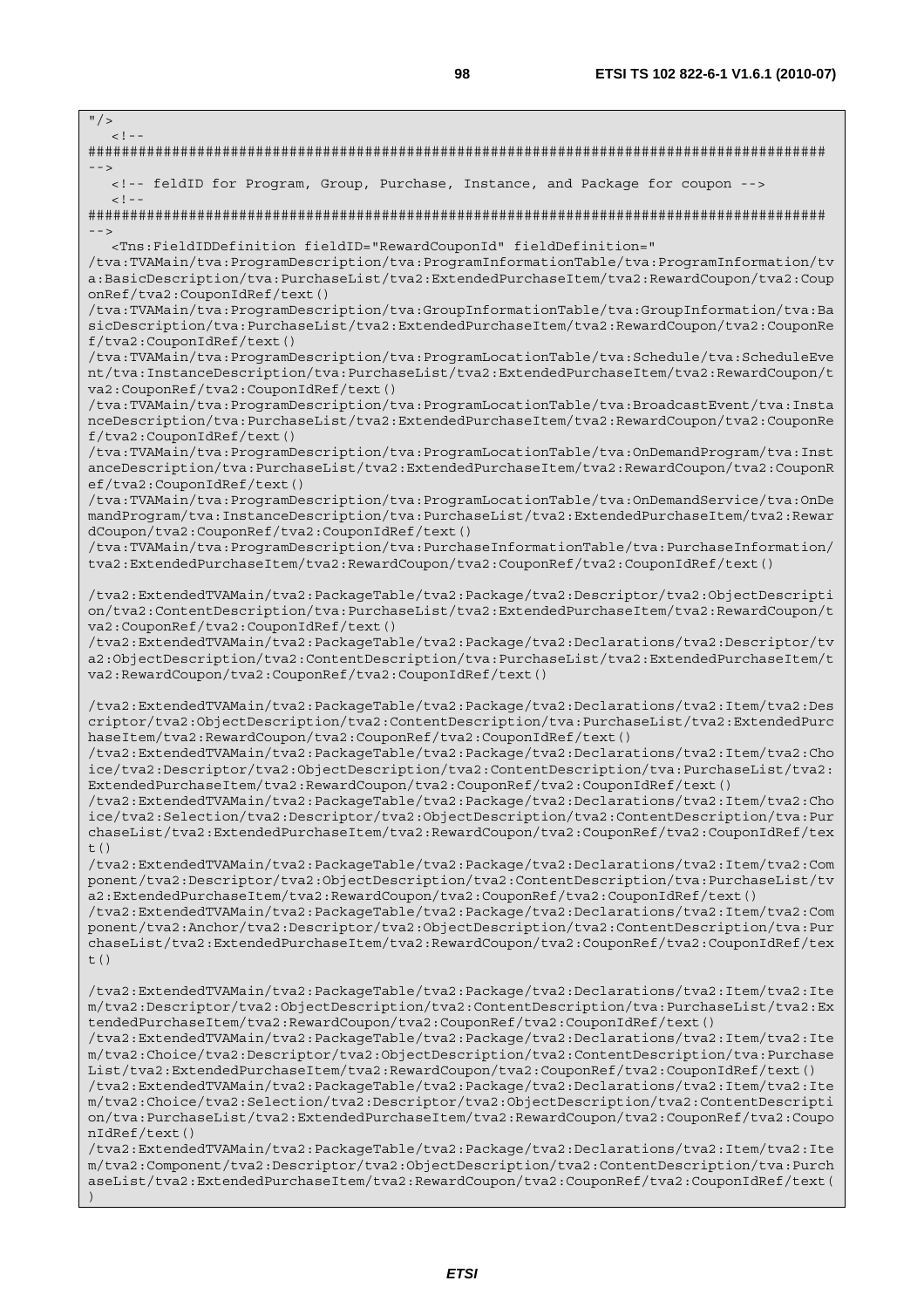```
"/>
   <!--
########################################################################################
-->
   <!-- feldID for Program, Group, Purchase, Instance, and Package for coupon -->
   <!--
########################################################################################
-->
   <Tns:FieldIDDefinition fieldID="RewardCouponId" fieldDefinition="
/tva:TVAMain/tva:ProgramDescription/tva:ProgramInformationTable/tva:ProgramInformation/tva:BasicDescription/tva:PurchaseList/tva2:ExtendedPurchaseItem/tva2:RewardCoupon/tva2:CouponRef/tva2:CouponIdRef/text()
/tva:TVAMain/tva:ProgramDescription/tva:GroupInformationTable/tva:GroupInformation/tva:BasicDescription/tva:PurchaseList/tva2:ExtendedPurchaseItem/tva2:RewardCoupon/tva2:CouponRef/tva2:CouponIdRef/text()
/tva:TVAMain/tva:ProgramDescription/tva:ProgramLocationTable/tva:Schedule/tva:ScheduleEvent/tva:InstanceDescription/tva:PurchaseList/tva2:ExtendedPurchaseItem/tva2:RewardCoupon/tva2:CouponRef/tva2:CouponIdRef/text()
/tva:TVAMain/tva:ProgramDescription/tva:ProgramLocationTable/tva:BroadcastEvent/tva:InstanceDescription/tva:PurchaseList/tva2:ExtendedPurchaseItem/tva2:RewardCoupon/tva2:CouponRef/tva2:CouponIdRef/text()
/tva:TVAMain/tva:ProgramDescription/tva:ProgramLocationTable/tva:OnDemandProgram/tva:InstanceDescription/tva:PurchaseList/tva2:ExtendedPurchaseItem/tva2:RewardCoupon/tva2:CouponRef/tva2:CouponIdRef/text()
/tva:TVAMain/tva:ProgramDescription/tva:ProgramLocationTable/tva:OnDemandService/tva:OnDemandProgram/tva:InstanceDescription/tva:PurchaseList/tva2:ExtendedPurchaseItem/tva2:RewardCoupon/tva2:CouponRef/tva2:CouponIdRef/text()
/tva:TVAMain/tva:ProgramDescription/tva:PurchaseInformationTable/tva:PurchaseInformation/tva2:ExtendedPurchaseItem/tva2:RewardCoupon/tva2:CouponRef/tva2:CouponIdRef/text()

/tva2:ExtendedTVAMain/tva2:PackageTable/tva2:Package/tva2:Descriptor/tva2:ObjectDescription/tva2:ContentDescription/tva:PurchaseList/tva2:ExtendedPurchaseItem/tva2:RewardCoupon/tva2:CouponRef/tva2:CouponIdRef/text()
/tva2:ExtendedTVAMain/tva2:PackageTable/tva2:Package/tva2:Declarations/tva2:Descriptor/tva2:ObjectDescription/tva2:ContentDescription/tva:PurchaseList/tva2:ExtendedPurchaseItem/tva2:RewardCoupon/tva2:CouponRef/tva2:CouponIdRef/text()

/tva2:ExtendedTVAMain/tva2:PackageTable/tva2:Package/tva2:Declarations/tva2:Item/tva2:Descriptor/tva2:ObjectDescription/tva2:ContentDescription/tva:PurchaseList/tva2:ExtendedPurchaseItem/tva2:RewardCoupon/tva2:CouponRef/tva2:CouponIdRef/text()
/tva2:ExtendedTVAMain/tva2:PackageTable/tva2:Package/tva2:Declarations/tva2:Item/tva2:Choice/tva2:Descriptor/tva2:ObjectDescription/tva2:ContentDescription/tva:PurchaseList/tva2:ExtendedPurchaseItem/tva2:RewardCoupon/tva2:CouponRef/tva2:CouponIdRef/text()
/tva2:ExtendedTVAMain/tva2:PackageTable/tva2:Package/tva2:Declarations/tva2:Item/tva2:Choice/tva2:Selection/tva2:Descriptor/tva2:ObjectDescription/tva2:ContentDescription/tva:PurchaseList/tva2:ExtendedPurchaseItem/tva2:RewardCoupon/tva2:CouponRef/tva2:CouponIdRef/text()
/tva2:ExtendedTVAMain/tva2:PackageTable/tva2:Package/tva2:Declarations/tva2:Item/tva2:Component/tva2:Descriptor/tva2:ObjectDescription/tva2:ContentDescription/tva:PurchaseList/tva2:ExtendedPurchaseItem/tva2:RewardCoupon/tva2:CouponRef/tva2:CouponIdRef/text()
/tva2:ExtendedTVAMain/tva2:PackageTable/tva2:Package/tva2:Declarations/tva2:Item/tva2:Component/tva2:Anchor/tva2:Descriptor/tva2:ObjectDescription/tva2:ContentDescription/tva:PurchaseList/tva2:ExtendedPurchaseItem/tva2:RewardCoupon/tva2:CouponRef/tva2:CouponIdRef/text()

/tva2:ExtendedTVAMain/tva2:PackageTable/tva2:Package/tva2:Declarations/tva2:Item/tva2:Item/tva2:Descriptor/tva2:ObjectDescription/tva2:ContentDescription/tva:PurchaseList/tva2:ExtendedPurchaseItem/tva2:RewardCoupon/tva2:CouponRef/tva2:CouponIdRef/text()
/tva2:ExtendedTVAMain/tva2:PackageTable/tva2:Package/tva2:Declarations/tva2:Item/tva2:Item/tva2:Choice/tva2:Descriptor/tva2:ObjectDescription/tva2:ContentDescription/tva:PurchaseList/tva2:ExtendedPurchaseItem/tva2:RewardCoupon/tva2:CouponRef/tva2:CouponIdRef/text()
/tva2:ExtendedTVAMain/tva2:PackageTable/tva2:Package/tva2:Declarations/tva2:Item/tva2:Item/tva2:Choice/tva2:Selection/tva2:Descriptor/tva2:ObjectDescription/tva2:ContentDescription/tva:PurchaseList/tva2:ExtendedPurchaseItem/tva2:RewardCoupon/tva2:CouponRef/tva2:CouponIdRef/text()
/tva2:ExtendedTVAMain/tva2:PackageTable/tva2:Package/tva2:Declarations/tva2:Item/tva2:Item/tva2:Component/tva2:Descriptor/tva2:ObjectDescription/tva2:ContentDescription/tva:PurchaseList/tva2:ExtendedPurchaseItem/tva2:RewardCoupon/tva2:CouponRef/tva2:CouponIdRef/text()
```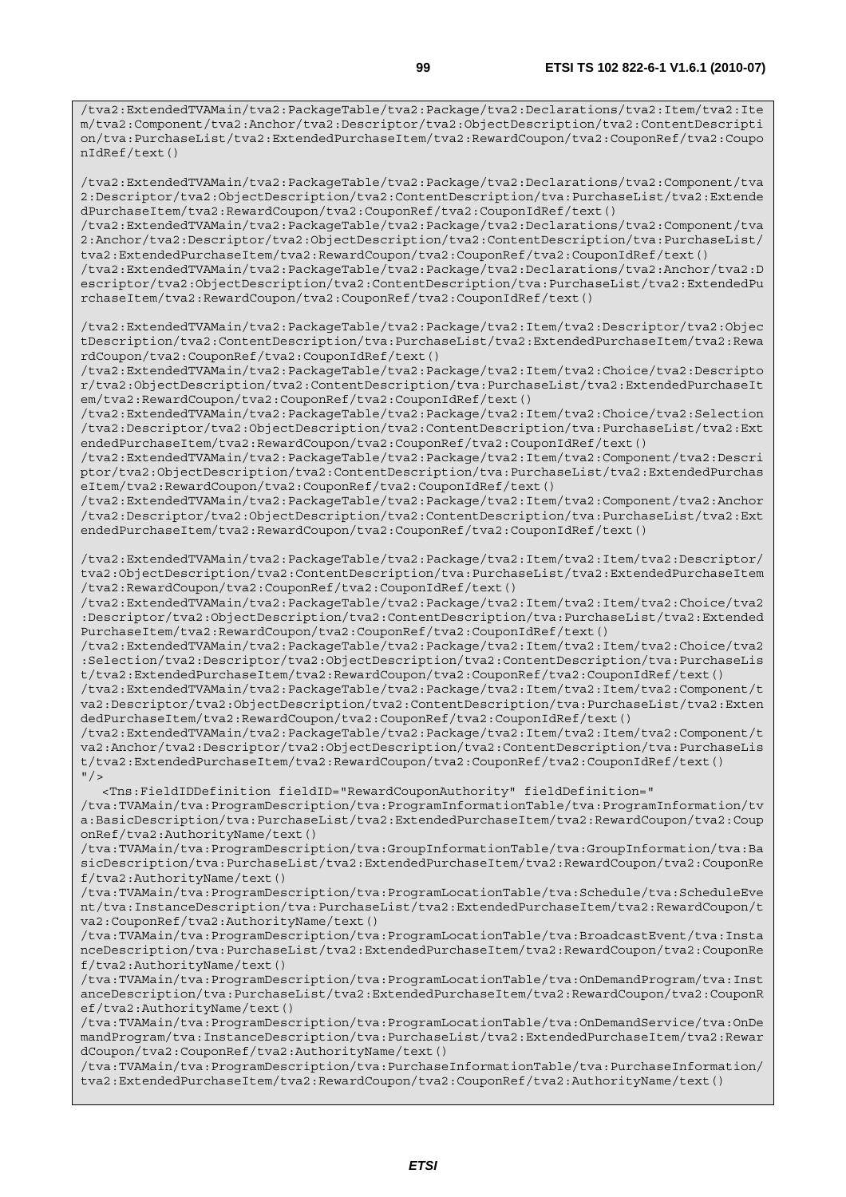```
/tva2:ExtendedTVAMain/tva2:PackageTable/tva2:Package/tva2:Declarations/tva2:Item/tva2:Item/tva2:Component/tva2:Anchor/tva2:Descriptor/tva2:ObjectDescription/tva2:ContentDescription/tva:PurchaseList/tva2:ExtendedPurchaseItem/tva2:RewardCoupon/tva2:CouponRef/tva2:CouponIdRef/text()

/tva2:ExtendedTVAMain/tva2:PackageTable/tva2:Package/tva2:Declarations/tva2:Component/tva2:Descriptor/tva2:ObjectDescription/tva2:ContentDescription/tva:PurchaseList/tva2:ExtendedPurchaseItem/tva2:RewardCoupon/tva2:CouponRef/tva2:CouponIdRef/text()
/tva2:ExtendedTVAMain/tva2:PackageTable/tva2:Package/tva2:Declarations/tva2:Component/tva2:Anchor/tva2:Descriptor/tva2:ObjectDescription/tva2:ContentDescription/tva:PurchaseList/tva2:ExtendedPurchaseItem/tva2:RewardCoupon/tva2:CouponRef/tva2:CouponIdRef/text()
/tva2:ExtendedTVAMain/tva2:PackageTable/tva2:Package/tva2:Declarations/tva2:Anchor/tva2:Descriptor/tva2:ObjectDescription/tva2:ContentDescription/tva:PurchaseList/tva2:ExtendedPurchaseItem/tva2:RewardCoupon/tva2:CouponRef/tva2:CouponIdRef/text()

/tva2:ExtendedTVAMain/tva2:PackageTable/tva2:Package/tva2:Item/tva2:Descriptor/tva2:ObjectDescription/tva2:ContentDescription/tva:PurchaseList/tva2:ExtendedPurchaseItem/tva2:RewardCoupon/tva2:CouponRef/tva2:CouponIdRef/text()
/tva2:ExtendedTVAMain/tva2:PackageTable/tva2:Package/tva2:Item/tva2:Choice/tva2:Descriptor/tva2:ObjectDescription/tva2:ContentDescription/tva:PurchaseList/tva2:ExtendedPurchaseItem/tva2:RewardCoupon/tva2:CouponRef/tva2:CouponIdRef/text()
/tva2:ExtendedTVAMain/tva2:PackageTable/tva2:Package/tva2:Item/tva2:Choice/tva2:Selection/tva2:Descriptor/tva2:ObjectDescription/tva2:ContentDescription/tva:PurchaseList/tva2:ExtendedPurchaseItem/tva2:RewardCoupon/tva2:CouponRef/tva2:CouponIdRef/text()
/tva2:ExtendedTVAMain/tva2:PackageTable/tva2:Package/tva2:Item/tva2:Component/tva2:Descriptor/tva2:ObjectDescription/tva2:ContentDescription/tva:PurchaseList/tva2:ExtendedPurchaseItem/tva2:RewardCoupon/tva2:CouponRef/tva2:CouponIdRef/text()
/tva2:ExtendedTVAMain/tva2:PackageTable/tva2:Package/tva2:Item/tva2:Component/tva2:Anchor/tva2:Descriptor/tva2:ObjectDescription/tva2:ContentDescription/tva:PurchaseList/tva2:ExtendedPurchaseItem/tva2:RewardCoupon/tva2:CouponRef/tva2:CouponIdRef/text()

/tva2:ExtendedTVAMain/tva2:PackageTable/tva2:Package/tva2:Item/tva2:Item/tva2:Descriptor/tva2:ObjectDescription/tva2:ContentDescription/tva:PurchaseList/tva2:ExtendedPurchaseItem/tva2:RewardCoupon/tva2:CouponRef/tva2:CouponIdRef/text()
/tva2:ExtendedTVAMain/tva2:PackageTable/tva2:Package/tva2:Item/tva2:Item/tva2:Choice/tva2:Descriptor/tva2:ObjectDescription/tva2:ContentDescription/tva:PurchaseList/tva2:ExtendedPurchaseItem/tva2:RewardCoupon/tva2:CouponRef/tva2:CouponIdRef/text()
/tva2:ExtendedTVAMain/tva2:PackageTable/tva2:Package/tva2:Item/tva2:Item/tva2:Choice/tva2:Selection/tva2:Descriptor/tva2:ObjectDescription/tva2:ContentDescription/tva:PurchaseList/tva2:ExtendedPurchaseItem/tva2:RewardCoupon/tva2:CouponRef/tva2:CouponIdRef/text()
/tva2:ExtendedTVAMain/tva2:PackageTable/tva2:Package/tva2:Item/tva2:Item/tva2:Component/tva2:Descriptor/tva2:ObjectDescription/tva2:ContentDescription/tva:PurchaseList/tva2:ExtendedPurchaseItem/tva2:RewardCoupon/tva2:CouponRef/tva2:CouponIdRef/text()
/tva2:ExtendedTVAMain/tva2:PackageTable/tva2:Package/tva2:Item/tva2:Item/tva2:Component/tva2:Anchor/tva2:Descriptor/tva2:ObjectDescription/tva2:ContentDescription/tva:PurchaseList/tva2:ExtendedPurchaseItem/tva2:RewardCoupon/tva2:CouponRef/tva2:CouponIdRef/text()
"/>
   <Tns:FieldIDDefinition fieldID="RewardCouponAuthority" fieldDefinition="
/tva:TVAMain/tva:ProgramDescription/tva:ProgramInformationTable/tva:ProgramInformation/tva:BasicDescription/tva:PurchaseList/tva2:ExtendedPurchaseItem/tva2:RewardCoupon/tva2:CouponRef/tva2:AuthorityName/text()
/tva:TVAMain/tva:ProgramDescription/tva:GroupInformationTable/tva:GroupInformation/tva:BasicDescription/tva:PurchaseList/tva2:ExtendedPurchaseItem/tva2:RewardCoupon/tva2:CouponRef/tva2:AuthorityName/text()
/tva:TVAMain/tva:ProgramDescription/tva:ProgramLocationTable/tva:Schedule/tva:ScheduleEvent/tva:InstanceDescription/tva:PurchaseList/tva2:ExtendedPurchaseItem/tva2:RewardCoupon/tva2:CouponRef/tva2:AuthorityName/text()
/tva:TVAMain/tva:ProgramDescription/tva:ProgramLocationTable/tva:BroadcastEvent/tva:InstanceDescription/tva:PurchaseList/tva2:ExtendedPurchaseItem/tva2:RewardCoupon/tva2:CouponRef/tva2:AuthorityName/text()
/tva:TVAMain/tva:ProgramDescription/tva:ProgramLocationTable/tva:OnDemandProgram/tva:InstanceDescription/tva:PurchaseList/tva2:ExtendedPurchaseItem/tva2:RewardCoupon/tva2:CouponRef/tva2:AuthorityName/text()
/tva:TVAMain/tva:ProgramDescription/tva:ProgramLocationTable/tva:OnDemandService/tva:OnDemandProgram/tva:InstanceDescription/tva:PurchaseList/tva2:ExtendedPurchaseItem/tva2:RewardCoupon/tva2:CouponRef/tva2:AuthorityName/text()
/tva:TVAMain/tva:ProgramDescription/tva:PurchaseInformationTable/tva:PurchaseInformation/tva2:ExtendedPurchaseItem/tva2:RewardCoupon/tva2:CouponRef/tva2:AuthorityName/text()
```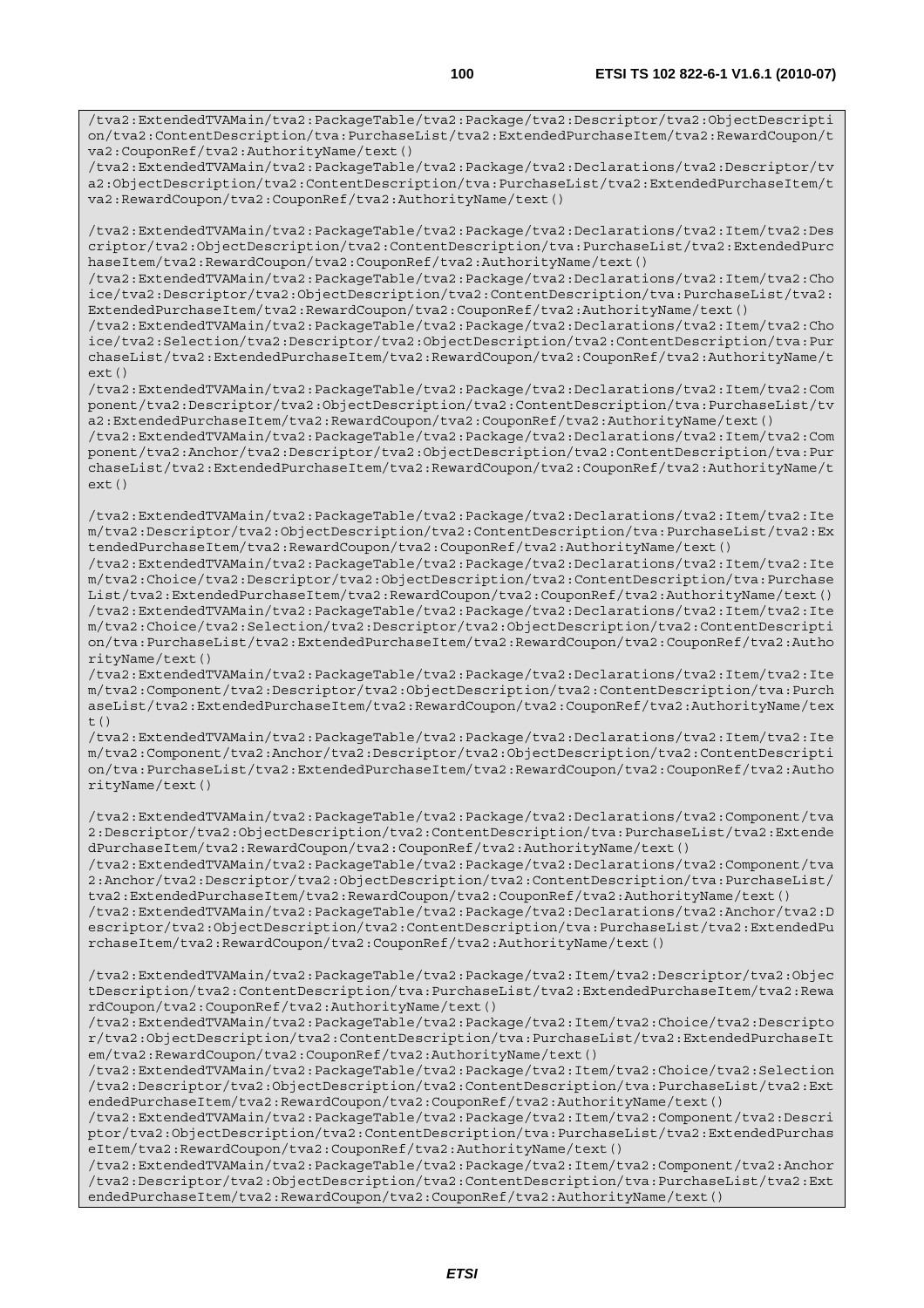```
/tva2:ExtendedTVAMain/tva2:PackageTable/tva2:Package/tva2:Descriptor/tva2:ObjectDescription/tva2:ContentDescription/tva:PurchaseList/tva2:ExtendedPurchaseItem/tva2:RewardCoupon/tva2:CouponRef/tva2:AuthorityName/text()
/tva2:ExtendedTVAMain/tva2:PackageTable/tva2:Package/tva2:Declarations/tva2:Descriptor/tva2:ObjectDescription/tva2:ContentDescription/tva:PurchaseList/tva2:ExtendedPurchaseItem/tva2:RewardCoupon/tva2:CouponRef/tva2:AuthorityName/text()

/tva2:ExtendedTVAMain/tva2:PackageTable/tva2:Package/tva2:Declarations/tva2:Item/tva2:Descriptor/tva2:ObjectDescription/tva2:ContentDescription/tva:PurchaseList/tva2:ExtendedPurchaseItem/tva2:RewardCoupon/tva2:CouponRef/tva2:AuthorityName/text()
/tva2:ExtendedTVAMain/tva2:PackageTable/tva2:Package/tva2:Declarations/tva2:Item/tva2:Choice/tva2:Descriptor/tva2:ObjectDescription/tva2:ContentDescription/tva:PurchaseList/tva2:ExtendedPurchaseItem/tva2:RewardCoupon/tva2:CouponRef/tva2:AuthorityName/text()
/tva2:ExtendedTVAMain/tva2:PackageTable/tva2:Package/tva2:Declarations/tva2:Item/tva2:Choice/tva2:Selection/tva2:Descriptor/tva2:ObjectDescription/tva2:ContentDescription/tva:PurchaseList/tva2:ExtendedPurchaseItem/tva2:RewardCoupon/tva2:CouponRef/tva2:AuthorityName/text()
/tva2:ExtendedTVAMain/tva2:PackageTable/tva2:Package/tva2:Declarations/tva2:Item/tva2:Component/tva2:Descriptor/tva2:ObjectDescription/tva2:ContentDescription/tva:PurchaseList/tva2:ExtendedPurchaseItem/tva2:RewardCoupon/tva2:CouponRef/tva2:AuthorityName/text()
/tva2:ExtendedTVAMain/tva2:PackageTable/tva2:Package/tva2:Declarations/tva2:Item/tva2:Component/tva2:Anchor/tva2:Descriptor/tva2:ObjectDescription/tva2:ContentDescription/tva:PurchaseList/tva2:ExtendedPurchaseItem/tva2:RewardCoupon/tva2:CouponRef/tva2:AuthorityName/text()

/tva2:ExtendedTVAMain/tva2:PackageTable/tva2:Package/tva2:Declarations/tva2:Item/tva2:Item/tva2:Descriptor/tva2:ObjectDescription/tva2:ContentDescription/tva:PurchaseList/tva2:ExtendedPurchaseItem/tva2:RewardCoupon/tva2:CouponRef/tva2:AuthorityName/text()
/tva2:ExtendedTVAMain/tva2:PackageTable/tva2:Package/tva2:Declarations/tva2:Item/tva2:Item/tva2:Choice/tva2:Descriptor/tva2:ObjectDescription/tva2:ContentDescription/tva:PurchaseList/tva2:ExtendedPurchaseItem/tva2:RewardCoupon/tva2:CouponRef/tva2:AuthorityName/text()
/tva2:ExtendedTVAMain/tva2:PackageTable/tva2:Package/tva2:Declarations/tva2:Item/tva2:Item/tva2:Choice/tva2:Selection/tva2:Descriptor/tva2:ObjectDescription/tva2:ContentDescription/tva:PurchaseList/tva2:ExtendedPurchaseItem/tva2:RewardCoupon/tva2:CouponRef/tva2:AuthorityName/text()
/tva2:ExtendedTVAMain/tva2:PackageTable/tva2:Package/tva2:Declarations/tva2:Item/tva2:Item/tva2:Component/tva2:Descriptor/tva2:ObjectDescription/tva2:ContentDescription/tva:PurchaseList/tva2:ExtendedPurchaseItem/tva2:RewardCoupon/tva2:CouponRef/tva2:AuthorityName/text()
/tva2:ExtendedTVAMain/tva2:PackageTable/tva2:Package/tva2:Declarations/tva2:Item/tva2:Item/tva2:Component/tva2:Anchor/tva2:Descriptor/tva2:ObjectDescription/tva2:ContentDescription/tva:PurchaseList/tva2:ExtendedPurchaseItem/tva2:RewardCoupon/tva2:CouponRef/tva2:AuthorityName/text()

/tva2:ExtendedTVAMain/tva2:PackageTable/tva2:Package/tva2:Declarations/tva2:Component/tva2:Descriptor/tva2:ObjectDescription/tva2:ContentDescription/tva:PurchaseList/tva2:ExtendedPurchaseItem/tva2:RewardCoupon/tva2:CouponRef/tva2:AuthorityName/text()
/tva2:ExtendedTVAMain/tva2:PackageTable/tva2:Package/tva2:Declarations/tva2:Component/tva2:Anchor/tva2:Descriptor/tva2:ObjectDescription/tva2:ContentDescription/tva:PurchaseList/tva2:ExtendedPurchaseItem/tva2:RewardCoupon/tva2:CouponRef/tva2:AuthorityName/text()
/tva2:ExtendedTVAMain/tva2:PackageTable/tva2:Package/tva2:Declarations/tva2:Anchor/tva2:Descriptor/tva2:ObjectDescription/tva2:ContentDescription/tva:PurchaseList/tva2:ExtendedPurchaseItem/tva2:RewardCoupon/tva2:CouponRef/tva2:AuthorityName/text()

/tva2:ExtendedTVAMain/tva2:PackageTable/tva2:Package/tva2:Item/tva2:Descriptor/tva2:ObjectDescription/tva2:ContentDescription/tva:PurchaseList/tva2:ExtendedPurchaseItem/tva2:RewardCoupon/tva2:CouponRef/tva2:AuthorityName/text()
/tva2:ExtendedTVAMain/tva2:PackageTable/tva2:Package/tva2:Item/tva2:Choice/tva2:Descriptor/tva2:ObjectDescription/tva2:ContentDescription/tva:PurchaseList/tva2:ExtendedPurchaseItem/tva2:RewardCoupon/tva2:CouponRef/tva2:AuthorityName/text()
/tva2:ExtendedTVAMain/tva2:PackageTable/tva2:Package/tva2:Item/tva2:Choice/tva2:Selection/tva2:Descriptor/tva2:ObjectDescription/tva2:ContentDescription/tva:PurchaseList/tva2:ExtendedPurchaseItem/tva2:RewardCoupon/tva2:CouponRef/tva2:AuthorityName/text()
/tva2:ExtendedTVAMain/tva2:PackageTable/tva2:Package/tva2:Item/tva2:Component/tva2:Descriptor/tva2:ObjectDescription/tva2:ContentDescription/tva:PurchaseList/tva2:ExtendedPurchaseItem/tva2:RewardCoupon/tva2:CouponRef/tva2:AuthorityName/text()
/tva2:ExtendedTVAMain/tva2:PackageTable/tva2:Package/tva2:Item/tva2:Component/tva2:Anchor/tva2:Descriptor/tva2:ObjectDescription/tva2:ContentDescription/tva:PurchaseList/tva2:ExtendedPurchaseItem/tva2:RewardCoupon/tva2:CouponRef/tva2:AuthorityName/text()
```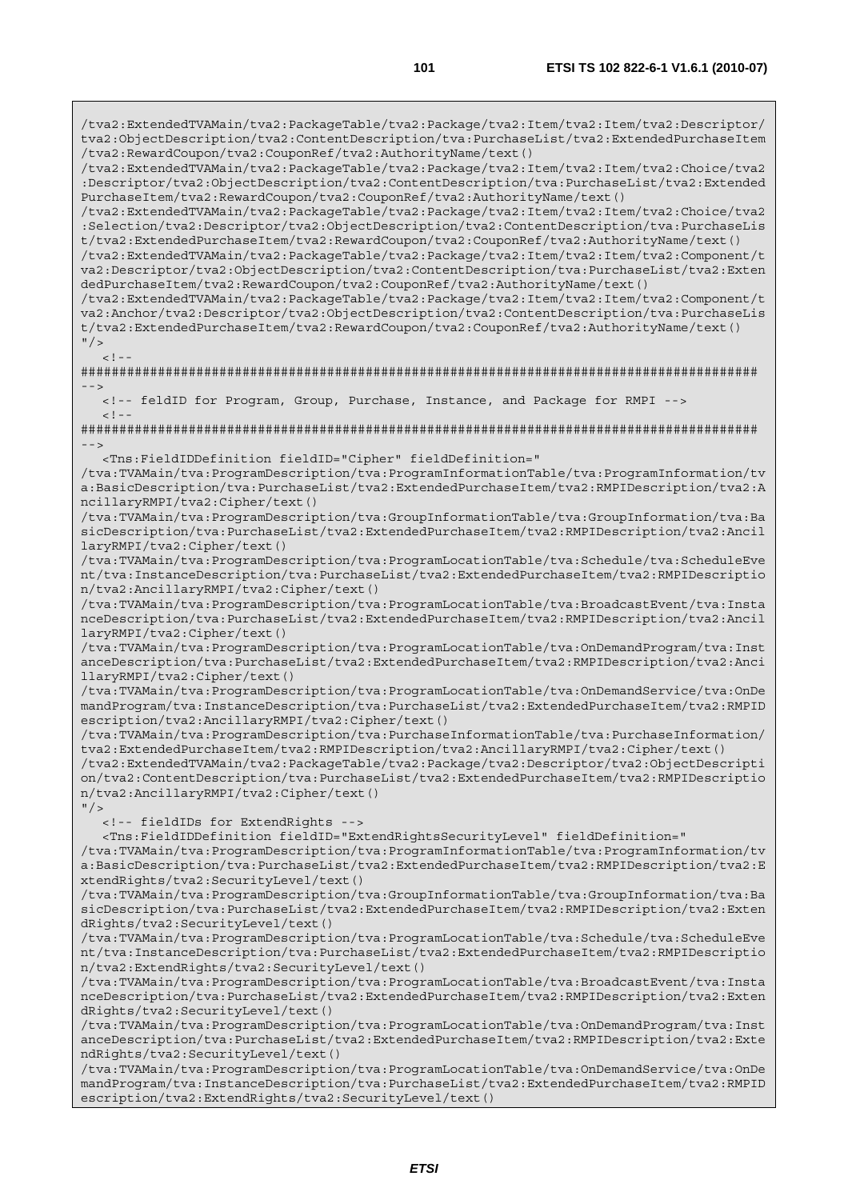```
/tva2:ExtendedTVAMain/tva2:PackageTable/tva2:Package/tva2:Item/tva2:Item/tva2:Descriptor/
tva2:ObjectDescription/tva2:ContentDescription/tva:PurchaseList/tva2:ExtendedPurchaseItem
/tva2:RewardCoupon/tva2:CouponRef/tva2:AuthorityName/text()
/tva2:ExtendedTVAMain/tva2:PackageTable/tva2:Package/tva2:Item/tva2:Item/tva2:Choice/tva2
:Descriptor/tva2:ObjectDescription/tva2:ContentDescription/tva:PurchaseList/tva2:Extended
PurchaseItem/tva2:RewardCoupon/tva2:CouponRef/tva2:AuthorityName/text()
/tva2:ExtendedTVAMain/tva2:PackageTable/tva2:Package/tva2:Item/tva2:Item/tva2:Choice/tva2
:Selection/tva2:Descriptor/tva2:ObjectDescription/tva2:ContentDescription/tva:PurchaseLis
t/tva2:ExtendedPurchaseItem/tva2:RewardCoupon/tva2:CouponRef/tva2:AuthorityName/text()
/tva2:ExtendedTVAMain/tva2:PackageTable/tva2:Package/tva2:Item/tva2:Item/tva2:Component/t
va2:Descriptor/tva2:ObjectDescription/tva2:ContentDescription/tva:PurchaseList/tva2:Exten
dedPurchaseItem/tva2:RewardCoupon/tva2:CouponRef/tva2:AuthorityName/text()
/tva2:ExtendedTVAMain/tva2:PackageTable/tva2:Package/tva2:Item/tva2:Item/tva2:Component/t
va2:Anchor/tva2:Descriptor/tva2:ObjectDescription/tva2:ContentDescription/tva:PurchaseLis
t/tva2:ExtendedPurchaseItem/tva2:RewardCoupon/tva2:CouponRef/tva2:AuthorityName/text()
"/>
   <!--
######################################################################################
-->
   <!-- feldID for Program, Group, Purchase, Instance, and Package for RMPI -->
   <!--
######################################################################################
-->
   <Tns:FieldIDDefinition fieldID="Cipher" fieldDefinition="
/tva:TVAMain/tva:ProgramDescription/tva:ProgramInformationTable/tva:ProgramInformation/tv
a:BasicDescription/tva:PurchaseList/tva2:ExtendedPurchaseItem/tva2:RMPIDescription/tva2:A
ncillaryRMPI/tva2:Cipher/text()
/tva:TVAMain/tva:ProgramDescription/tva:GroupInformationTable/tva:GroupInformation/tva:Ba
sicDescription/tva:PurchaseList/tva2:ExtendedPurchaseItem/tva2:RMPIDescription/tva2:Ancil
laryRMPI/tva2:Cipher/text()
/tva:TVAMain/tva:ProgramDescription/tva:ProgramLocationTable/tva:Schedule/tva:ScheduleEve
nt/tva:InstanceDescription/tva:PurchaseList/tva2:ExtendedPurchaseItem/tva2:RMPIDescriptio
n/tva2:AncillaryRMPI/tva2:Cipher/text()
/tva:TVAMain/tva:ProgramDescription/tva:ProgramLocationTable/tva:BroadcastEvent/tva:Insta
nceDescription/tva:PurchaseList/tva2:ExtendedPurchaseItem/tva2:RMPIDescription/tva2:Ancil
laryRMPI/tva2:Cipher/text()
/tva:TVAMain/tva:ProgramDescription/tva:ProgramLocationTable/tva:OnDemandProgram/tva:Inst
anceDescription/tva:PurchaseList/tva2:ExtendedPurchaseItem/tva2:RMPIDescription/tva2:Anci
llaryRMPI/tva2:Cipher/text()
/tva:TVAMain/tva:ProgramDescription/tva:ProgramLocationTable/tva:OnDemandService/tva:OnDe
mandProgram/tva:InstanceDescription/tva:PurchaseList/tva2:ExtendedPurchaseItem/tva2:RMPID
escription/tva2:AncillaryRMPI/tva2:Cipher/text()
/tva:TVAMain/tva:ProgramDescription/tva:PurchaseInformationTable/tva:PurchaseInformation/
tva2:ExtendedPurchaseItem/tva2:RMPIDescription/tva2:AncillaryRMPI/tva2:Cipher/text()
/tva2:ExtendedTVAMain/tva2:PackageTable/tva2:Package/tva2:Descriptor/tva2:ObjectDescripti
on/tva2:ContentDescription/tva:PurchaseList/tva2:ExtendedPurchaseItem/tva2:RMPIDescriptio
n/tva2:AncillaryRMPI/tva2:Cipher/text()
"/>
   <!-- fieldIDs for ExtendRights -->
   <Tns:FieldIDDefinition fieldID="ExtendRightsSecurityLevel" fieldDefinition="
/tva:TVAMain/tva:ProgramDescription/tva:ProgramInformationTable/tva:ProgramInformation/tv
a:BasicDescription/tva:PurchaseList/tva2:ExtendedPurchaseItem/tva2:RMPIDescription/tva2:E
xtendRights/tva2:SecurityLevel/text()
/tva:TVAMain/tva:ProgramDescription/tva:GroupInformationTable/tva:GroupInformation/tva:Ba
sicDescription/tva:PurchaseList/tva2:ExtendedPurchaseItem/tva2:RMPIDescription/tva2:Exten
dRights/tva2:SecurityLevel/text()
/tva:TVAMain/tva:ProgramDescription/tva:ProgramLocationTable/tva:Schedule/tva:ScheduleEve
nt/tva:InstanceDescription/tva:PurchaseList/tva2:ExtendedPurchaseItem/tva2:RMPIDescriptio
n/tva2:ExtendRights/tva2:SecurityLevel/text()
/tva:TVAMain/tva:ProgramDescription/tva:ProgramLocationTable/tva:BroadcastEvent/tva:Insta
nceDescription/tva:PurchaseList/tva2:ExtendedPurchaseItem/tva2:RMPIDescription/tva2:Exten
dRights/tva2:SecurityLevel/text()
/tva:TVAMain/tva:ProgramDescription/tva:ProgramLocationTable/tva:OnDemandProgram/tva:Inst
anceDescription/tva:PurchaseList/tva2:ExtendedPurchaseItem/tva2:RMPIDescription/tva2:Exte
ndRights/tva2:SecurityLevel/text()
/tva:TVAMain/tva:ProgramDescription/tva:ProgramLocationTable/tva:OnDemandService/tva:OnDe
mandProgram/tva:InstanceDescription/tva:PurchaseList/tva2:ExtendedPurchaseItem/tva2:RMPID
escription/tva2:ExtendRights/tva2:SecurityLevel/text()
```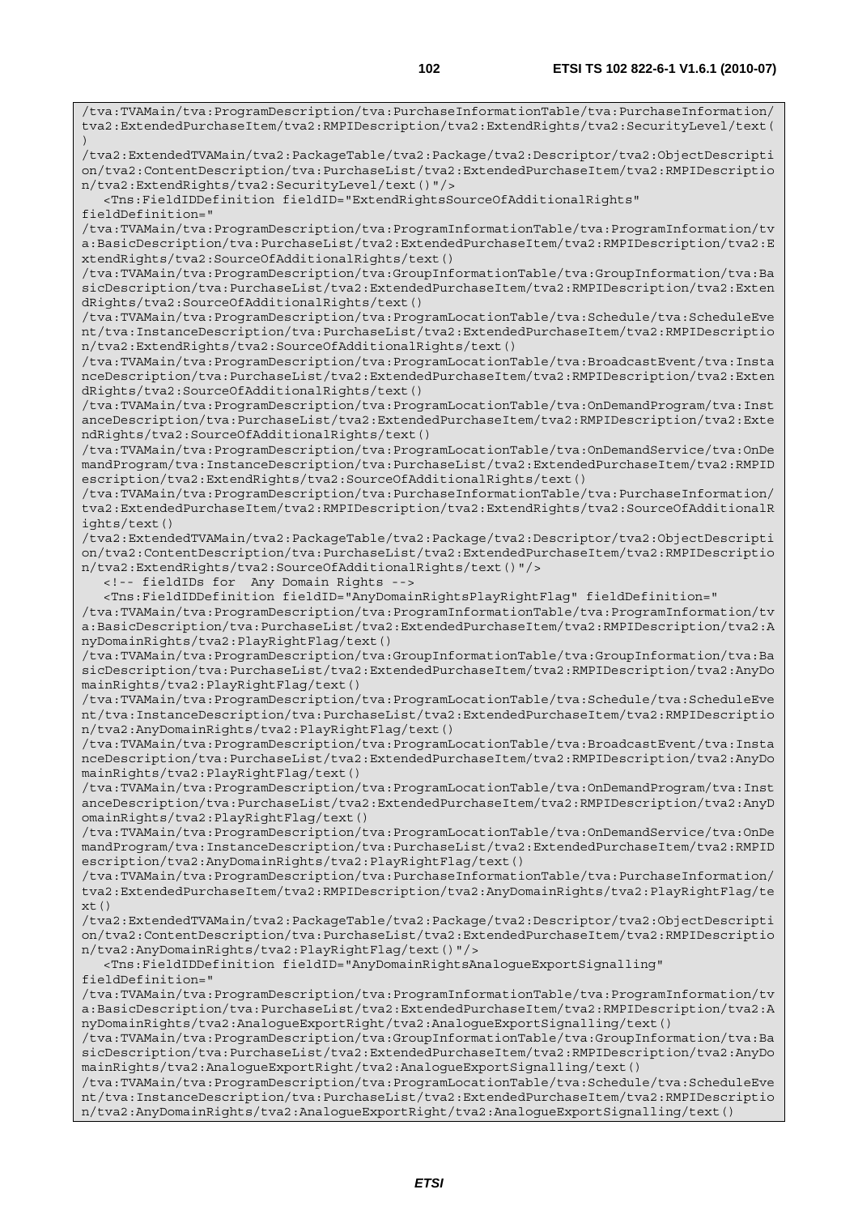```
/tva:TVAMain/tva:ProgramDescription/tva:PurchaseInformationTable/tva:PurchaseInformation/tva2:ExtendedPurchaseItem/tva2:RMPIDescription/tva2:ExtendRights/tva2:SecurityLevel/text()
/tva2:ExtendedTVAMain/tva2:PackageTable/tva2:Package/tva2:Descriptor/tva2:ObjectDescription/tva2:ContentDescription/tva:PurchaseList/tva2:ExtendedPurchaseItem/tva2:RMPIDescription/tva2:ExtendRights/tva2:SecurityLevel/text()"/>
   <Tns:FieldIDDefinition fieldID="ExtendRightsSourceOfAdditionalRights" fieldDefinition="
/tva:TVAMain/tva:ProgramDescription/tva:ProgramInformationTable/tva:ProgramInformation/tva:BasicDescription/tva:PurchaseList/tva2:ExtendedPurchaseItem/tva2:RMPIDescription/tva2:ExtendRights/tva2:SourceOfAdditionalRights/text()
/tva:TVAMain/tva:ProgramDescription/tva:GroupInformationTable/tva:GroupInformation/tva:BasicDescription/tva:PurchaseList/tva2:ExtendedPurchaseItem/tva2:RMPIDescription/tva2:ExtendRights/tva2:SourceOfAdditionalRights/text()
/tva:TVAMain/tva:ProgramDescription/tva:ProgramLocationTable/tva:Schedule/tva:ScheduleEvent/tva:InstanceDescription/tva:PurchaseList/tva2:ExtendedPurchaseItem/tva2:RMPIDescription/tva2:ExtendRights/tva2:SourceOfAdditionalRights/text()
/tva:TVAMain/tva:ProgramDescription/tva:ProgramLocationTable/tva:BroadcastEvent/tva:InstanceDescription/tva:PurchaseList/tva2:ExtendedPurchaseItem/tva2:RMPIDescription/tva2:ExtendRights/tva2:SourceOfAdditionalRights/text()
/tva:TVAMain/tva:ProgramDescription/tva:ProgramLocationTable/tva:OnDemandProgram/tva:InstanceDescription/tva:PurchaseList/tva2:ExtendedPurchaseItem/tva2:RMPIDescription/tva2:ExtendRights/tva2:SourceOfAdditionalRights/text()
/tva:TVAMain/tva:ProgramDescription/tva:ProgramLocationTable/tva:OnDemandService/tva:OnDemandProgram/tva:InstanceDescription/tva:PurchaseList/tva2:ExtendedPurchaseItem/tva2:RMPIDescription/tva2:ExtendRights/tva2:SourceOfAdditionalRights/text()
/tva:TVAMain/tva:ProgramDescription/tva:PurchaseInformationTable/tva:PurchaseInformation/tva2:ExtendedPurchaseItem/tva2:RMPIDescription/tva2:ExtendRights/tva2:SourceOfAdditionalRights/text()
/tva2:ExtendedTVAMain/tva2:PackageTable/tva2:Package/tva2:Descriptor/tva2:ObjectDescription/tva2:ContentDescription/tva:PurchaseList/tva2:ExtendedPurchaseItem/tva2:RMPIDescription/tva2:ExtendRights/tva2:SourceOfAdditionalRights/text()"/>
   <!-- fieldIDs for  Any Domain Rights -->
   <Tns:FieldIDDefinition fieldID="AnyDomainRightsPlayRightFlag" fieldDefinition="
/tva:TVAMain/tva:ProgramDescription/tva:ProgramInformationTable/tva:ProgramInformation/tva:BasicDescription/tva:PurchaseList/tva2:ExtendedPurchaseItem/tva2:RMPIDescription/tva2:AnyDomainRights/tva2:PlayRightFlag/text()
/tva:TVAMain/tva:ProgramDescription/tva:GroupInformationTable/tva:GroupInformation/tva:BasicDescription/tva:PurchaseList/tva2:ExtendedPurchaseItem/tva2:RMPIDescription/tva2:AnyDomainRights/tva2:PlayRightFlag/text()
/tva:TVAMain/tva:ProgramDescription/tva:ProgramLocationTable/tva:Schedule/tva:ScheduleEvent/tva:InstanceDescription/tva:PurchaseList/tva2:ExtendedPurchaseItem/tva2:RMPIDescription/tva2:AnyDomainRights/tva2:PlayRightFlag/text()
/tva:TVAMain/tva:ProgramDescription/tva:ProgramLocationTable/tva:BroadcastEvent/tva:InstanceDescription/tva:PurchaseList/tva2:ExtendedPurchaseItem/tva2:RMPIDescription/tva2:AnyDomainRights/tva2:PlayRightFlag/text()
/tva:TVAMain/tva:ProgramDescription/tva:ProgramLocationTable/tva:OnDemandProgram/tva:InstanceDescription/tva:PurchaseList/tva2:ExtendedPurchaseItem/tva2:RMPIDescription/tva2:AnyDomainRights/tva2:PlayRightFlag/text()
/tva:TVAMain/tva:ProgramDescription/tva:ProgramLocationTable/tva:OnDemandService/tva:OnDemandProgram/tva:InstanceDescription/tva:PurchaseList/tva2:ExtendedPurchaseItem/tva2:RMPIDescription/tva2:AnyDomainRights/tva2:PlayRightFlag/text()
/tva:TVAMain/tva:ProgramDescription/tva:PurchaseInformationTable/tva:PurchaseInformation/tva2:ExtendedPurchaseItem/tva2:RMPIDescription/tva2:AnyDomainRights/tva2:PlayRightFlag/text()
/tva2:ExtendedTVAMain/tva2:PackageTable/tva2:Package/tva2:Descriptor/tva2:ObjectDescription/tva2:ContentDescription/tva:PurchaseList/tva2:ExtendedPurchaseItem/tva2:RMPIDescription/tva2:AnyDomainRights/tva2:PlayRightFlag/text()"/>
   <Tns:FieldIDDefinition fieldID="AnyDomainRightsAnalogueExportSignalling" fieldDefinition="
/tva:TVAMain/tva:ProgramDescription/tva:ProgramInformationTable/tva:ProgramInformation/tva:BasicDescription/tva:PurchaseList/tva2:ExtendedPurchaseItem/tva2:RMPIDescription/tva2:AnyDomainRights/tva2:AnalogueExportRight/tva2:AnalogueExportSignalling/text()
/tva:TVAMain/tva:ProgramDescription/tva:GroupInformationTable/tva:GroupInformation/tva:BasicDescription/tva:PurchaseList/tva2:ExtendedPurchaseItem/tva2:RMPIDescription/tva2:AnyDomainRights/tva2:AnalogueExportRight/tva2:AnalogueExportSignalling/text()
/tva:TVAMain/tva:ProgramDescription/tva:ProgramLocationTable/tva:Schedule/tva:ScheduleEvent/tva:InstanceDescription/tva:PurchaseList/tva2:ExtendedPurchaseItem/tva2:RMPIDescription/tva2:AnyDomainRights/tva2:AnalogueExportRight/tva2:AnalogueExportSignalling/text()
```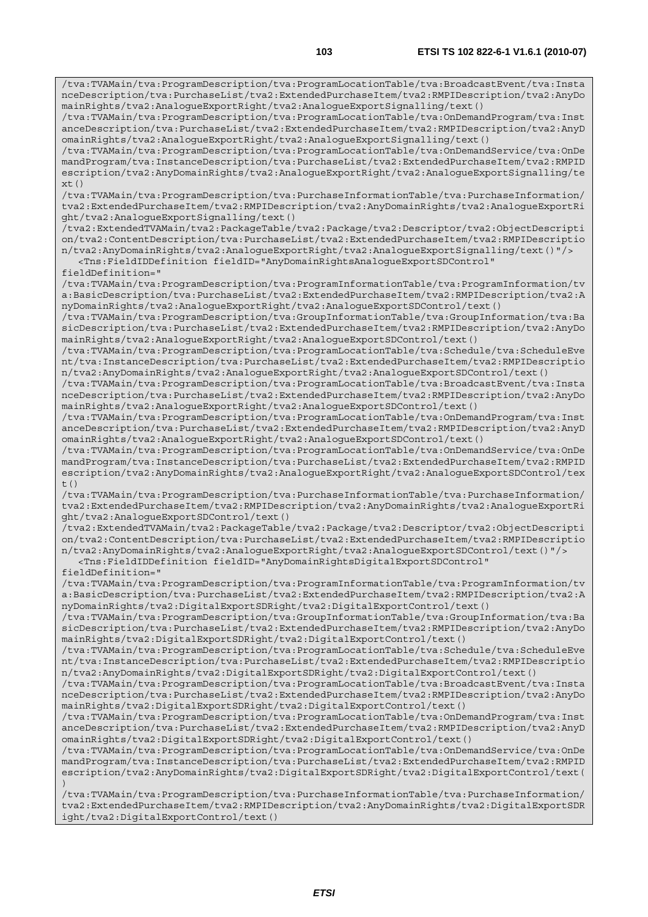```
/tva:TVAMain/tva:ProgramDescription/tva:ProgramLocationTable/tva:BroadcastEvent/tva:InstanceDescription/tva:PurchaseList/tva2:ExtendedPurchaseItem/tva2:RMPIDescription/tva2:AnyDomainRights/tva2:AnalogueExportRight/tva2:AnalogueExportSignalling/text()
/tva:TVAMain/tva:ProgramDescription/tva:ProgramLocationTable/tva:OnDemandProgram/tva:InstanceDescription/tva:PurchaseList/tva2:ExtendedPurchaseItem/tva2:RMPIDescription/tva2:AnyDomainRights/tva2:AnalogueExportRight/tva2:AnalogueExportSignalling/text()
/tva:TVAMain/tva:ProgramDescription/tva:ProgramLocationTable/tva:OnDemandService/tva:OnDemandProgram/tva:InstanceDescription/tva:PurchaseList/tva2:ExtendedPurchaseItem/tva2:RMPIDescription/tva2:AnyDomainRights/tva2:AnalogueExportRight/tva2:AnalogueExportSignalling/text()
/tva:TVAMain/tva:ProgramDescription/tva:PurchaseInformationTable/tva:PurchaseInformation/tva2:ExtendedPurchaseItem/tva2:RMPIDescription/tva2:AnyDomainRights/tva2:AnalogueExportRight/tva2:AnalogueExportSignalling/text()
/tva2:ExtendedTVAMain/tva2:PackageTable/tva2:Package/tva2:Descriptor/tva2:ObjectDescription/tva2:ContentDescription/tva:PurchaseList/tva2:ExtendedPurchaseItem/tva2:RMPIDescription/tva2:AnyDomainRights/tva2:AnalogueExportRight/tva2:AnalogueExportSignalling/text()"/>
   <Tns:FieldIDDefinition fieldID="AnyDomainRightsAnalogueExportSDControl"
fieldDefinition="
/tva:TVAMain/tva:ProgramDescription/tva:ProgramInformationTable/tva:ProgramInformation/tva:BasicDescription/tva:PurchaseList/tva2:ExtendedPurchaseItem/tva2:RMPIDescription/tva2:AnyDomainRights/tva2:AnalogueExportRight/tva2:AnalogueExportSDControl/text()
/tva:TVAMain/tva:ProgramDescription/tva:GroupInformationTable/tva:GroupInformation/tva:BasicDescription/tva:PurchaseList/tva2:ExtendedPurchaseItem/tva2:RMPIDescription/tva2:AnyDomainRights/tva2:AnalogueExportRight/tva2:AnalogueExportSDControl/text()
/tva:TVAMain/tva:ProgramDescription/tva:ProgramLocationTable/tva:Schedule/tva:ScheduleEvent/tva:InstanceDescription/tva:PurchaseList/tva2:ExtendedPurchaseItem/tva2:RMPIDescription/tva2:AnyDomainRights/tva2:AnalogueExportRight/tva2:AnalogueExportSDControl/text()
/tva:TVAMain/tva:ProgramDescription/tva:ProgramLocationTable/tva:BroadcastEvent/tva:InstanceDescription/tva:PurchaseList/tva2:ExtendedPurchaseItem/tva2:RMPIDescription/tva2:AnyDomainRights/tva2:AnalogueExportRight/tva2:AnalogueExportSDControl/text()
/tva:TVAMain/tva:ProgramDescription/tva:ProgramLocationTable/tva:OnDemandProgram/tva:InstanceDescription/tva:PurchaseList/tva2:ExtendedPurchaseItem/tva2:RMPIDescription/tva2:AnyDomainRights/tva2:AnalogueExportRight/tva2:AnalogueExportSDControl/text()
/tva:TVAMain/tva:ProgramDescription/tva:ProgramLocationTable/tva:OnDemandService/tva:OnDemandProgram/tva:InstanceDescription/tva:PurchaseList/tva2:ExtendedPurchaseItem/tva2:RMPIDescription/tva2:AnyDomainRights/tva2:AnalogueExportRight/tva2:AnalogueExportSDControl/text()
/tva:TVAMain/tva:ProgramDescription/tva:PurchaseInformationTable/tva:PurchaseInformation/tva2:ExtendedPurchaseItem/tva2:RMPIDescription/tva2:AnyDomainRights/tva2:AnalogueExportRight/tva2:AnalogueExportSDControl/text()
/tva2:ExtendedTVAMain/tva2:PackageTable/tva2:Package/tva2:Descriptor/tva2:ObjectDescription/tva2:ContentDescription/tva:PurchaseList/tva2:ExtendedPurchaseItem/tva2:RMPIDescription/tva2:AnyDomainRights/tva2:AnalogueExportRight/tva2:AnalogueExportSDControl/text()"/>
   <Tns:FieldIDDefinition fieldID="AnyDomainRightsDigitalExportSDControl"
fieldDefinition="
/tva:TVAMain/tva:ProgramDescription/tva:ProgramInformationTable/tva:ProgramInformation/tva:BasicDescription/tva:PurchaseList/tva2:ExtendedPurchaseItem/tva2:RMPIDescription/tva2:AnyDomainRights/tva2:DigitalExportSDRight/tva2:DigitalExportControl/text()
/tva:TVAMain/tva:ProgramDescription/tva:GroupInformationTable/tva:GroupInformation/tva:BasicDescription/tva:PurchaseList/tva2:ExtendedPurchaseItem/tva2:RMPIDescription/tva2:AnyDomainRights/tva2:DigitalExportSDRight/tva2:DigitalExportControl/text()
/tva:TVAMain/tva:ProgramDescription/tva:ProgramLocationTable/tva:Schedule/tva:ScheduleEvent/tva:InstanceDescription/tva:PurchaseList/tva2:ExtendedPurchaseItem/tva2:RMPIDescription/tva2:AnyDomainRights/tva2:DigitalExportSDRight/tva2:DigitalExportControl/text()
/tva:TVAMain/tva:ProgramDescription/tva:ProgramLocationTable/tva:BroadcastEvent/tva:InstanceDescription/tva:PurchaseList/tva2:ExtendedPurchaseItem/tva2:RMPIDescription/tva2:AnyDomainRights/tva2:DigitalExportSDRight/tva2:DigitalExportControl/text()
/tva:TVAMain/tva:ProgramDescription/tva:ProgramLocationTable/tva:OnDemandProgram/tva:InstanceDescription/tva:PurchaseList/tva2:ExtendedPurchaseItem/tva2:RMPIDescription/tva2:AnyDomainRights/tva2:DigitalExportSDRight/tva2:DigitalExportControl/text()
/tva:TVAMain/tva:ProgramDescription/tva:ProgramLocationTable/tva:OnDemandService/tva:OnDemandProgram/tva:InstanceDescription/tva:PurchaseList/tva2:ExtendedPurchaseItem/tva2:RMPIDescription/tva2:AnyDomainRights/tva2:DigitalExportSDRight/tva2:DigitalExportControl/text()
/tva:TVAMain/tva:ProgramDescription/tva:PurchaseInformationTable/tva:PurchaseInformation/tva2:ExtendedPurchaseItem/tva2:RMPIDescription/tva2:AnyDomainRights/tva2:DigitalExportSDRight/tva2:DigitalExportControl/text()
```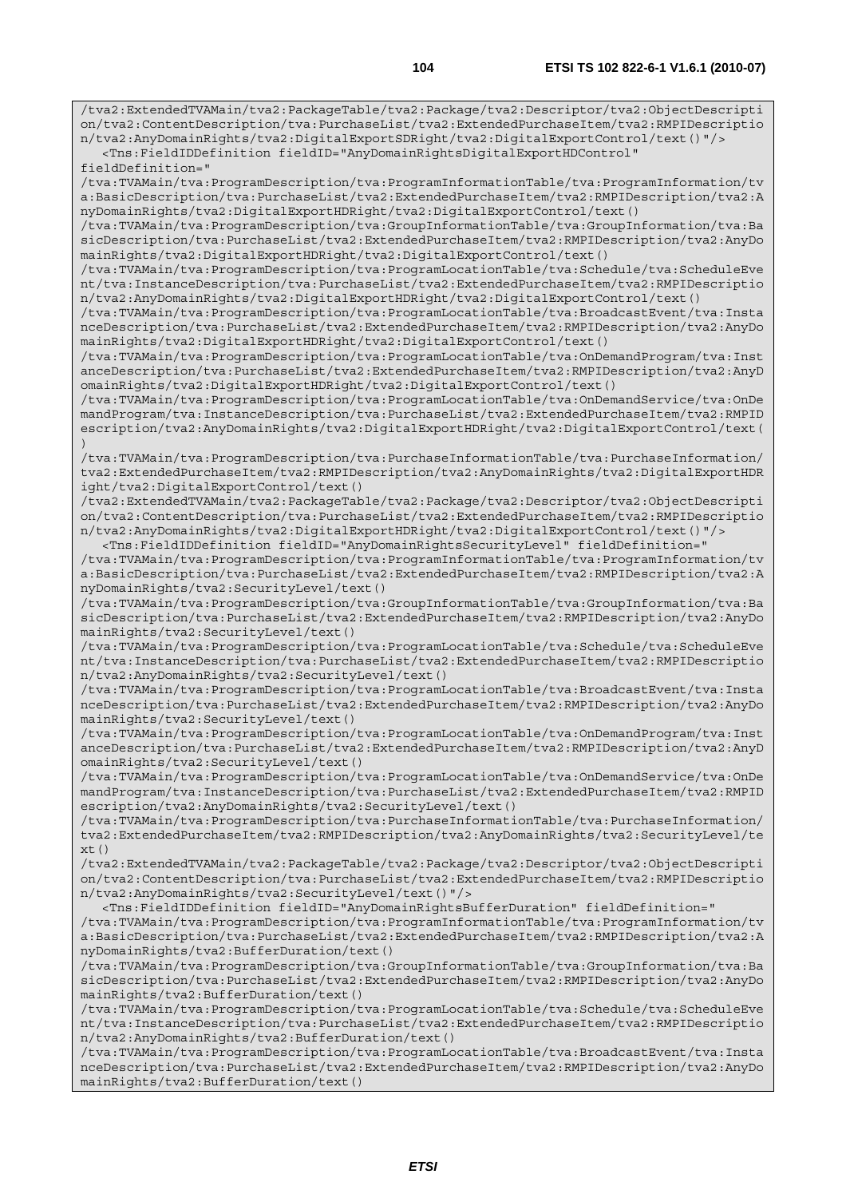```
/tva2:ExtendedTVAMain/tva2:PackageTable/tva2:Package/tva2:Descriptor/tva2:ObjectDescripti
on/tva2:ContentDescription/tva:PurchaseList/tva2:ExtendedPurchaseItem/tva2:RMPIDescriptio
n/tva2:AnyDomainRights/tva2:DigitalExportSDRight/tva2:DigitalExportControl/text()"/>
   <Tns:FieldIDDefinition fieldID="AnyDomainRightsDigitalExportHDControl"
fieldDefinition="
/tva:TVAMain/tva:ProgramDescription/tva:ProgramInformationTable/tva:ProgramInformation/tv
a:BasicDescription/tva:PurchaseList/tva2:ExtendedPurchaseItem/tva2:RMPIDescription/tva2:A
nyDomainRights/tva2:DigitalExportHDRight/tva2:DigitalExportControl/text()
/tva:TVAMain/tva:ProgramDescription/tva:GroupInformationTable/tva:GroupInformation/tva:Ba
sicDescription/tva:PurchaseList/tva2:ExtendedPurchaseItem/tva2:RMPIDescription/tva2:AnyDo
mainRights/tva2:DigitalExportHDRight/tva2:DigitalExportControl/text()
/tva:TVAMain/tva:ProgramDescription/tva:ProgramLocationTable/tva:Schedule/tva:ScheduleEve
nt/tva:InstanceDescription/tva:PurchaseList/tva2:ExtendedPurchaseItem/tva2:RMPIDescriptio
n/tva2:AnyDomainRights/tva2:DigitalExportHDRight/tva2:DigitalExportControl/text()
/tva:TVAMain/tva:ProgramDescription/tva:ProgramLocationTable/tva:BroadcastEvent/tva:Insta
nceDescription/tva:PurchaseList/tva2:ExtendedPurchaseItem/tva2:RMPIDescription/tva2:AnyDo
mainRights/tva2:DigitalExportHDRight/tva2:DigitalExportControl/text()
/tva:TVAMain/tva:ProgramDescription/tva:ProgramLocationTable/tva:OnDemandProgram/tva:Inst
anceDescription/tva:PurchaseList/tva2:ExtendedPurchaseItem/tva2:RMPIDescription/tva2:AnyD
omainRights/tva2:DigitalExportHDRight/tva2:DigitalExportControl/text()
/tva:TVAMain/tva:ProgramDescription/tva:ProgramLocationTable/tva:OnDemandService/tva:OnDe
mandProgram/tva:InstanceDescription/tva:PurchaseList/tva2:ExtendedPurchaseItem/tva2:RMPID
escription/tva2:AnyDomainRights/tva2:DigitalExportHDRight/tva2:DigitalExportControl/text(
)
/tva:TVAMain/tva:ProgramDescription/tva:PurchaseInformationTable/tva:PurchaseInformation/
tva2:ExtendedPurchaseItem/tva2:RMPIDescription/tva2:AnyDomainRights/tva2:DigitalExportHDR
ight/tva2:DigitalExportControl/text()
/tva2:ExtendedTVAMain/tva2:PackageTable/tva2:Package/tva2:Descriptor/tva2:ObjectDescripti
on/tva2:ContentDescription/tva:PurchaseList/tva2:ExtendedPurchaseItem/tva2:RMPIDescriptio
n/tva2:AnyDomainRights/tva2:DigitalExportHDRight/tva2:DigitalExportControl/text()"/>
   <Tns:FieldIDDefinition fieldID="AnyDomainRightsSecurityLevel" fieldDefinition="
/tva:TVAMain/tva:ProgramDescription/tva:ProgramInformationTable/tva:ProgramInformation/tv
a:BasicDescription/tva:PurchaseList/tva2:ExtendedPurchaseItem/tva2:RMPIDescription/tva2:A
nyDomainRights/tva2:SecurityLevel/text()
/tva:TVAMain/tva:ProgramDescription/tva:GroupInformationTable/tva:GroupInformation/tva:Ba
sicDescription/tva:PurchaseList/tva2:ExtendedPurchaseItem/tva2:RMPIDescription/tva2:AnyDo
mainRights/tva2:SecurityLevel/text()
/tva:TVAMain/tva:ProgramDescription/tva:ProgramLocationTable/tva:Schedule/tva:ScheduleEve
nt/tva:InstanceDescription/tva:PurchaseList/tva2:ExtendedPurchaseItem/tva2:RMPIDescriptio
n/tva2:AnyDomainRights/tva2:SecurityLevel/text()
/tva:TVAMain/tva:ProgramDescription/tva:ProgramLocationTable/tva:BroadcastEvent/tva:Insta
nceDescription/tva:PurchaseList/tva2:ExtendedPurchaseItem/tva2:RMPIDescription/tva2:AnyDo
mainRights/tva2:SecurityLevel/text()
/tva:TVAMain/tva:ProgramDescription/tva:ProgramLocationTable/tva:OnDemandProgram/tva:Inst
anceDescription/tva:PurchaseList/tva2:ExtendedPurchaseItem/tva2:RMPIDescription/tva2:AnyD
omainRights/tva2:SecurityLevel/text()
/tva:TVAMain/tva:ProgramDescription/tva:ProgramLocationTable/tva:OnDemandService/tva:OnDe
mandProgram/tva:InstanceDescription/tva:PurchaseList/tva2:ExtendedPurchaseItem/tva2:RMPID
escription/tva2:AnyDomainRights/tva2:SecurityLevel/text()
/tva:TVAMain/tva:ProgramDescription/tva:PurchaseInformationTable/tva:PurchaseInformation/
tva2:ExtendedPurchaseItem/tva2:RMPIDescription/tva2:AnyDomainRights/tva2:SecurityLevel/te
xt()
/tva2:ExtendedTVAMain/tva2:PackageTable/tva2:Package/tva2:Descriptor/tva2:ObjectDescripti
on/tva2:ContentDescription/tva:PurchaseList/tva2:ExtendedPurchaseItem/tva2:RMPIDescriptio
n/tva2:AnyDomainRights/tva2:SecurityLevel/text()"/>
   <Tns:FieldIDDefinition fieldID="AnyDomainRightsBufferDuration" fieldDefinition="
/tva:TVAMain/tva:ProgramDescription/tva:ProgramInformationTable/tva:ProgramInformation/tv
a:BasicDescription/tva:PurchaseList/tva2:ExtendedPurchaseItem/tva2:RMPIDescription/tva2:A
nyDomainRights/tva2:BufferDuration/text()
/tva:TVAMain/tva:ProgramDescription/tva:GroupInformationTable/tva:GroupInformation/tva:Ba
sicDescription/tva:PurchaseList/tva2:ExtendedPurchaseItem/tva2:RMPIDescription/tva2:AnyDo
mainRights/tva2:BufferDuration/text()
/tva:TVAMain/tva:ProgramDescription/tva:ProgramLocationTable/tva:Schedule/tva:ScheduleEve
nt/tva:InstanceDescription/tva:PurchaseList/tva2:ExtendedPurchaseItem/tva2:RMPIDescriptio
n/tva2:AnyDomainRights/tva2:BufferDuration/text()
/tva:TVAMain/tva:ProgramDescription/tva:ProgramLocationTable/tva:BroadcastEvent/tva:Insta
nceDescription/tva:PurchaseList/tva2:ExtendedPurchaseItem/tva2:RMPIDescription/tva2:AnyDo
mainRights/tva2:BufferDuration/text()
```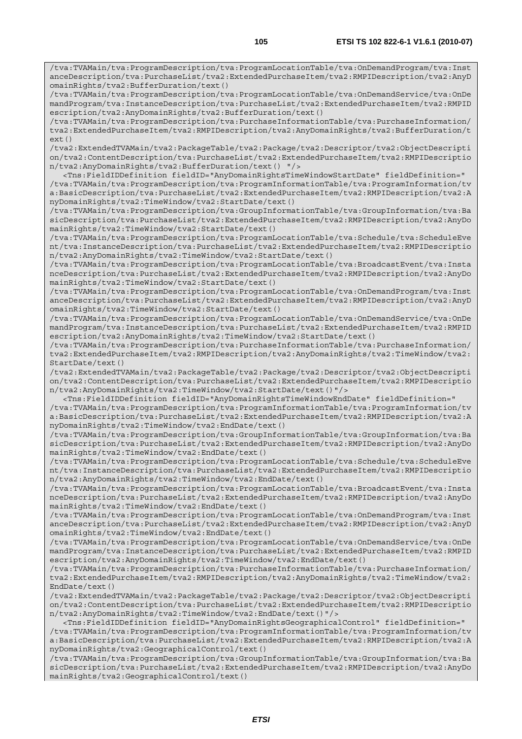```
/tva:TVAMain/tva:ProgramDescription/tva:ProgramLocationTable/tva:OnDemandProgram/tva:InstanceDescription/tva:PurchaseList/tva2:ExtendedPurchaseItem/tva2:RMPIDescription/tva2:AnyDomainRights/tva2:BufferDuration/text()
/tva:TVAMain/tva:ProgramDescription/tva:ProgramLocationTable/tva:OnDemandService/tva:OnDemandProgram/tva:InstanceDescription/tva:PurchaseList/tva2:ExtendedPurchaseItem/tva2:RMPIDescription/tva2:AnyDomainRights/tva2:BufferDuration/text()
/tva:TVAMain/tva:ProgramDescription/tva:PurchaseInformationTable/tva:PurchaseInformation/tva2:ExtendedPurchaseItem/tva2:RMPIDescription/tva2:AnyDomainRights/tva2:BufferDuration/text()
/tva2:ExtendedTVAMain/tva2:PackageTable/tva2:Package/tva2:Descriptor/tva2:ObjectDescription/tva2:ContentDescription/tva:PurchaseList/tva2:ExtendedPurchaseItem/tva2:RMPIDescription/tva2:AnyDomainRights/tva2:BufferDuration/text() "/>
   <Tns:FieldIDDefinition fieldID="AnyDomainRightsTimeWindowStartDate" fieldDefinition="
/tva:TVAMain/tva:ProgramDescription/tva:ProgramInformationTable/tva:ProgramInformation/tva:BasicDescription/tva:PurchaseList/tva2:ExtendedPurchaseItem/tva2:RMPIDescription/tva2:AnyDomainRights/tva2:TimeWindow/tva2:StartDate/text()
/tva:TVAMain/tva:ProgramDescription/tva:GroupInformationTable/tva:GroupInformation/tva:BasicDescription/tva:PurchaseList/tva2:ExtendedPurchaseItem/tva2:RMPIDescription/tva2:AnyDomainRights/tva2:TimeWindow/tva2:StartDate/text()
/tva:TVAMain/tva:ProgramDescription/tva:ProgramLocationTable/tva:Schedule/tva:ScheduleEvent/tva:InstanceDescription/tva:PurchaseList/tva2:ExtendedPurchaseItem/tva2:RMPIDescription/tva2:AnyDomainRights/tva2:TimeWindow/tva2:StartDate/text()
/tva:TVAMain/tva:ProgramDescription/tva:ProgramLocationTable/tva:BroadcastEvent/tva:InstanceDescription/tva:PurchaseList/tva2:ExtendedPurchaseItem/tva2:RMPIDescription/tva2:AnyDomainRights/tva2:TimeWindow/tva2:StartDate/text()
/tva:TVAMain/tva:ProgramDescription/tva:ProgramLocationTable/tva:OnDemandProgram/tva:InstanceDescription/tva:PurchaseList/tva2:ExtendedPurchaseItem/tva2:RMPIDescription/tva2:AnyDomainRights/tva2:TimeWindow/tva2:StartDate/text()
/tva:TVAMain/tva:ProgramDescription/tva:ProgramLocationTable/tva:OnDemandService/tva:OnDemandProgram/tva:InstanceDescription/tva:PurchaseList/tva2:ExtendedPurchaseItem/tva2:RMPIDescription/tva2:AnyDomainRights/tva2:TimeWindow/tva2:StartDate/text()
/tva:TVAMain/tva:ProgramDescription/tva:PurchaseInformationTable/tva:PurchaseInformation/tva2:ExtendedPurchaseItem/tva2:RMPIDescription/tva2:AnyDomainRights/tva2:TimeWindow/tva2:StartDate/text()
/tva2:ExtendedTVAMain/tva2:PackageTable/tva2:Package/tva2:Descriptor/tva2:ObjectDescription/tva2:ContentDescription/tva:PurchaseList/tva2:ExtendedPurchaseItem/tva2:RMPIDescription/tva2:AnyDomainRights/tva2:TimeWindow/tva2:StartDate/text()"/>
   <Tns:FieldIDDefinition fieldID="AnyDomainRightsTimeWindowEndDate" fieldDefinition="
/tva:TVAMain/tva:ProgramDescription/tva:ProgramInformationTable/tva:ProgramInformation/tva:BasicDescription/tva:PurchaseList/tva2:ExtendedPurchaseItem/tva2:RMPIDescription/tva2:AnyDomainRights/tva2:TimeWindow/tva2:EndDate/text()
/tva:TVAMain/tva:ProgramDescription/tva:GroupInformationTable/tva:GroupInformation/tva:BasicDescription/tva:PurchaseList/tva2:ExtendedPurchaseItem/tva2:RMPIDescription/tva2:AnyDomainRights/tva2:TimeWindow/tva2:EndDate/text()
/tva:TVAMain/tva:ProgramDescription/tva:ProgramLocationTable/tva:Schedule/tva:ScheduleEvent/tva:InstanceDescription/tva:PurchaseList/tva2:ExtendedPurchaseItem/tva2:RMPIDescription/tva2:AnyDomainRights/tva2:TimeWindow/tva2:EndDate/text()
/tva:TVAMain/tva:ProgramDescription/tva:ProgramLocationTable/tva:BroadcastEvent/tva:InstanceDescription/tva:PurchaseList/tva2:ExtendedPurchaseItem/tva2:RMPIDescription/tva2:AnyDomainRights/tva2:TimeWindow/tva2:EndDate/text()
/tva:TVAMain/tva:ProgramDescription/tva:ProgramLocationTable/tva:OnDemandProgram/tva:InstanceDescription/tva:PurchaseList/tva2:ExtendedPurchaseItem/tva2:RMPIDescription/tva2:AnyDomainRights/tva2:TimeWindow/tva2:EndDate/text()
/tva:TVAMain/tva:ProgramDescription/tva:ProgramLocationTable/tva:OnDemandService/tva:OnDemandProgram/tva:InstanceDescription/tva:PurchaseList/tva2:ExtendedPurchaseItem/tva2:RMPIDescription/tva2:AnyDomainRights/tva2:TimeWindow/tva2:EndDate/text()
/tva:TVAMain/tva:ProgramDescription/tva:PurchaseInformationTable/tva:PurchaseInformation/tva2:ExtendedPurchaseItem/tva2:RMPIDescription/tva2:AnyDomainRights/tva2:TimeWindow/tva2:EndDate/text()
/tva2:ExtendedTVAMain/tva2:PackageTable/tva2:Package/tva2:Descriptor/tva2:ObjectDescription/tva2:ContentDescription/tva:PurchaseList/tva2:ExtendedPurchaseItem/tva2:RMPIDescription/tva2:AnyDomainRights/tva2:TimeWindow/tva2:EndDate/text()"/>
   <Tns:FieldIDDefinition fieldID="AnyDomainRightsGeographicalControl" fieldDefinition="
/tva:TVAMain/tva:ProgramDescription/tva:ProgramInformationTable/tva:ProgramInformation/tva:BasicDescription/tva:PurchaseList/tva2:ExtendedPurchaseItem/tva2:RMPIDescription/tva2:AnyDomainRights/tva2:GeographicalControl/text()
/tva:TVAMain/tva:ProgramDescription/tva:GroupInformationTable/tva:GroupInformation/tva:BasicDescription/tva:PurchaseList/tva2:ExtendedPurchaseItem/tva2:RMPIDescription/tva2:AnyDomainRights/tva2:GeographicalControl/text()
```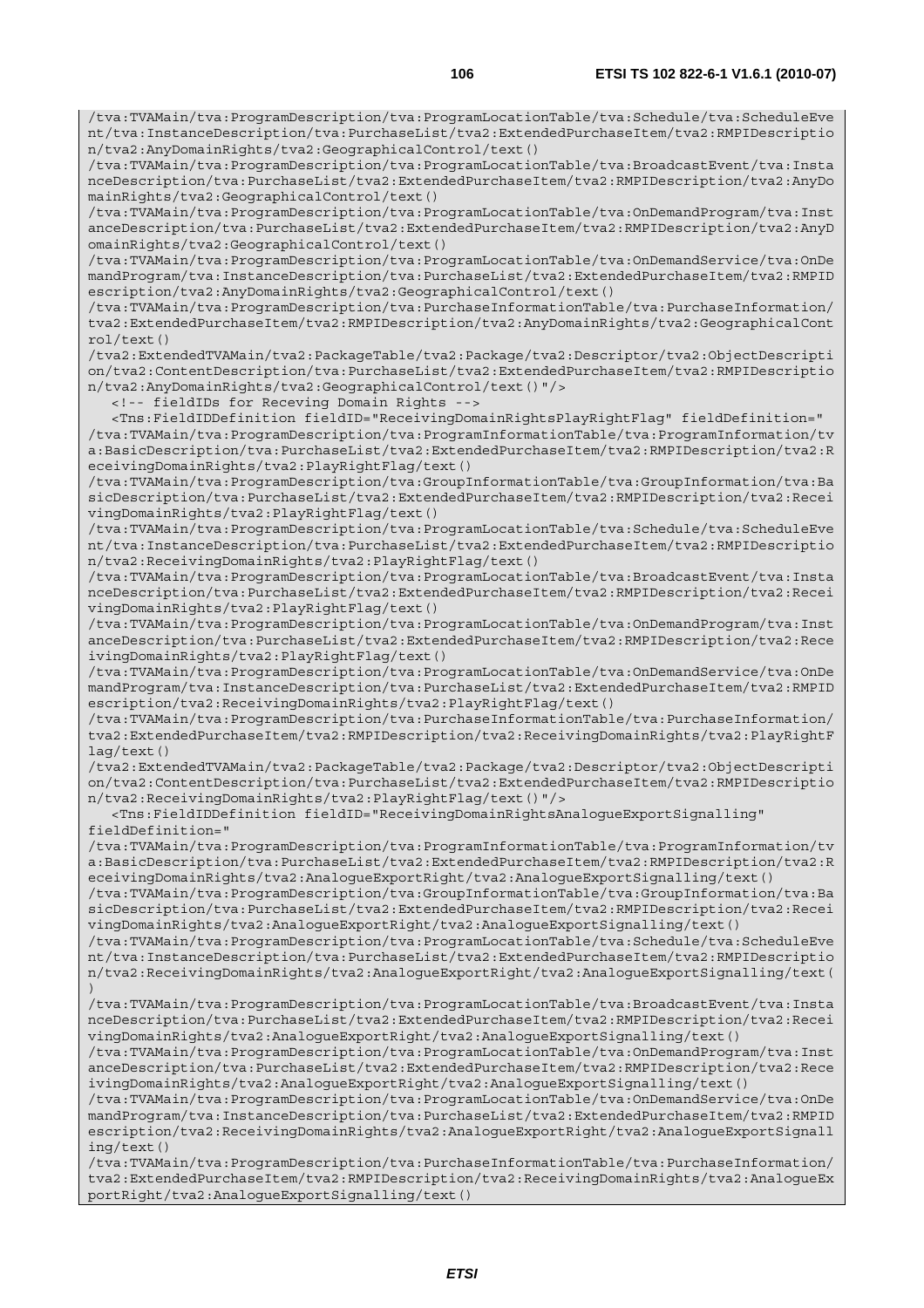```
/tva:TVAMain/tva:ProgramDescription/tva:ProgramLocationTable/tva:Schedule/tva:ScheduleEve
nt/tva:InstanceDescription/tva:PurchaseList/tva2:ExtendedPurchaseItem/tva2:RMPIDescriptio
n/tva2:AnyDomainRights/tva2:GeographicalControl/text()
/tva:TVAMain/tva:ProgramDescription/tva:ProgramLocationTable/tva:BroadcastEvent/tva:Insta
nceDescription/tva:PurchaseList/tva2:ExtendedPurchaseItem/tva2:RMPIDescription/tva2:AnyDo
mainRights/tva2:GeographicalControl/text()
/tva:TVAMain/tva:ProgramDescription/tva:ProgramLocationTable/tva:OnDemandProgram/tva:Inst
anceDescription/tva:PurchaseList/tva2:ExtendedPurchaseItem/tva2:RMPIDescription/tva2:AnyD
omainRights/tva2:GeographicalControl/text()
/tva:TVAMain/tva:ProgramDescription/tva:ProgramLocationTable/tva:OnDemandService/tva:OnDe
mandProgram/tva:InstanceDescription/tva:PurchaseList/tva2:ExtendedPurchaseItem/tva2:RMPID
escription/tva2:AnyDomainRights/tva2:GeographicalControl/text()
/tva:TVAMain/tva:ProgramDescription/tva:PurchaseInformationTable/tva:PurchaseInformation/
tva2:ExtendedPurchaseItem/tva2:RMPIDescription/tva2:AnyDomainRights/tva2:GeographicalCont
rol/text()
/tva2:ExtendedTVAMain/tva2:PackageTable/tva2:Package/tva2:Descriptor/tva2:ObjectDescripti
on/tva2:ContentDescription/tva:PurchaseList/tva2:ExtendedPurchaseItem/tva2:RMPIDescriptio
n/tva2:AnyDomainRights/tva2:GeographicalControl/text()"/>
   <!-- fieldIDs for Receving Domain Rights -->
   <Tns:FieldIDDefinition fieldID="ReceivingDomainRightsPlayRightFlag" fieldDefinition="
/tva:TVAMain/tva:ProgramDescription/tva:ProgramInformationTable/tva:ProgramInformation/tv
a:BasicDescription/tva:PurchaseList/tva2:ExtendedPurchaseItem/tva2:RMPIDescription/tva2:R
eceivingDomainRights/tva2:PlayRightFlag/text()
/tva:TVAMain/tva:ProgramDescription/tva:GroupInformationTable/tva:GroupInformation/tva:Ba
sicDescription/tva:PurchaseList/tva2:ExtendedPurchaseItem/tva2:RMPIDescription/tva2:Recei
vingDomainRights/tva2:PlayRightFlag/text()
/tva:TVAMain/tva:ProgramDescription/tva:ProgramLocationTable/tva:Schedule/tva:ScheduleEve
nt/tva:InstanceDescription/tva:PurchaseList/tva2:ExtendedPurchaseItem/tva2:RMPIDescriptio
n/tva2:ReceivingDomainRights/tva2:PlayRightFlag/text()
/tva:TVAMain/tva:ProgramDescription/tva:ProgramLocationTable/tva:BroadcastEvent/tva:Insta
nceDescription/tva:PurchaseList/tva2:ExtendedPurchaseItem/tva2:RMPIDescription/tva2:Recei
vingDomainRights/tva2:PlayRightFlag/text()
/tva:TVAMain/tva:ProgramDescription/tva:ProgramLocationTable/tva:OnDemandProgram/tva:Inst
anceDescription/tva:PurchaseList/tva2:ExtendedPurchaseItem/tva2:RMPIDescription/tva2:Rece
ivingDomainRights/tva2:PlayRightFlag/text()
/tva:TVAMain/tva:ProgramDescription/tva:ProgramLocationTable/tva:OnDemandService/tva:OnDe
mandProgram/tva:InstanceDescription/tva:PurchaseList/tva2:ExtendedPurchaseItem/tva2:RMPID
escription/tva2:ReceivingDomainRights/tva2:PlayRightFlag/text()
/tva:TVAMain/tva:ProgramDescription/tva:PurchaseInformationTable/tva:PurchaseInformation/
tva2:ExtendedPurchaseItem/tva2:RMPIDescription/tva2:ReceivingDomainRights/tva2:PlayRightF
lag/text()
/tva2:ExtendedTVAMain/tva2:PackageTable/tva2:Package/tva2:Descriptor/tva2:ObjectDescripti
on/tva2:ContentDescription/tva:PurchaseList/tva2:ExtendedPurchaseItem/tva2:RMPIDescriptio
n/tva2:ReceivingDomainRights/tva2:PlayRightFlag/text()"/>
   <Tns:FieldIDDefinition fieldID="ReceivingDomainRightsAnalogueExportSignalling"
fieldDefinition="
/tva:TVAMain/tva:ProgramDescription/tva:ProgramInformationTable/tva:ProgramInformation/tv
a:BasicDescription/tva:PurchaseList/tva2:ExtendedPurchaseItem/tva2:RMPIDescription/tva2:R
eceivingDomainRights/tva2:AnalogueExportRight/tva2:AnalogueExportSignalling/text()
/tva:TVAMain/tva:ProgramDescription/tva:GroupInformationTable/tva:GroupInformation/tva:Ba
sicDescription/tva:PurchaseList/tva2:ExtendedPurchaseItem/tva2:RMPIDescription/tva2:Recei
vingDomainRights/tva2:AnalogueExportRight/tva2:AnalogueExportSignalling/text()
/tva:TVAMain/tva:ProgramDescription/tva:ProgramLocationTable/tva:Schedule/tva:ScheduleEve
nt/tva:InstanceDescription/tva:PurchaseList/tva2:ExtendedPurchaseItem/tva2:RMPIDescriptio
n/tva2:ReceivingDomainRights/tva2:AnalogueExportRight/tva2:AnalogueExportSignalling/text(
)
/tva:TVAMain/tva:ProgramDescription/tva:ProgramLocationTable/tva:BroadcastEvent/tva:Insta
nceDescription/tva:PurchaseList/tva2:ExtendedPurchaseItem/tva2:RMPIDescription/tva2:Recei
vingDomainRights/tva2:AnalogueExportRight/tva2:AnalogueExportSignalling/text()
/tva:TVAMain/tva:ProgramDescription/tva:ProgramLocationTable/tva:OnDemandProgram/tva:Inst
anceDescription/tva:PurchaseList/tva2:ExtendedPurchaseItem/tva2:RMPIDescription/tva2:Rece
ivingDomainRights/tva2:AnalogueExportRight/tva2:AnalogueExportSignalling/text()
/tva:TVAMain/tva:ProgramDescription/tva:ProgramLocationTable/tva:OnDemandService/tva:OnDe
mandProgram/tva:InstanceDescription/tva:PurchaseList/tva2:ExtendedPurchaseItem/tva2:RMPID
escription/tva2:ReceivingDomainRights/tva2:AnalogueExportRight/tva2:AnalogueExportSignall
ing/text()
/tva:TVAMain/tva:ProgramDescription/tva:PurchaseInformationTable/tva:PurchaseInformation/
tva2:ExtendedPurchaseItem/tva2:RMPIDescription/tva2:ReceivingDomainRights/tva2:AnalogueEx
portRight/tva2:AnalogueExportSignalling/text()
```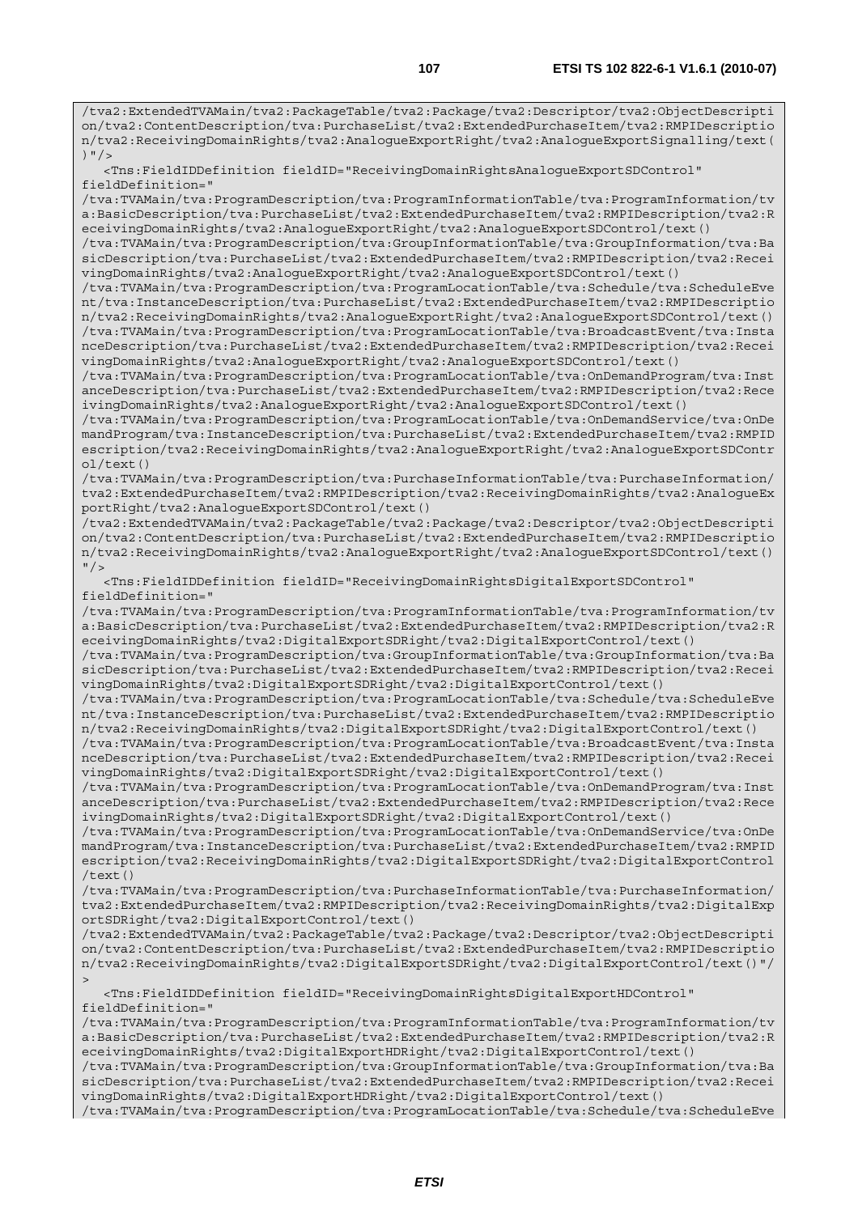```
/tva2:ExtendedTVAMain/tva2:PackageTable/tva2:Package/tva2:Descriptor/tva2:ObjectDescripti
on/tva2:ContentDescription/tva:PurchaseList/tva2:ExtendedPurchaseItem/tva2:RMPIDescriptio
n/tva2:ReceivingDomainRights/tva2:AnalogueExportRight/tva2:AnalogueExportSignalling/text(
)"/>
   <Tns:FieldIDDefinition fieldID="ReceivingDomainRightsAnalogueExportSDControl"
fieldDefinition="
/tva:TVAMain/tva:ProgramDescription/tva:ProgramInformationTable/tva:ProgramInformation/tv
a:BasicDescription/tva:PurchaseList/tva2:ExtendedPurchaseItem/tva2:RMPIDescription/tva2:R
eceivingDomainRights/tva2:AnalogueExportRight/tva2:AnalogueExportSDControl/text()
/tva:TVAMain/tva:ProgramDescription/tva:GroupInformationTable/tva:GroupInformation/tva:Ba
sicDescription/tva:PurchaseList/tva2:ExtendedPurchaseItem/tva2:RMPIDescription/tva2:Recei
vingDomainRights/tva2:AnalogueExportRight/tva2:AnalogueExportSDControl/text()
/tva:TVAMain/tva:ProgramDescription/tva:ProgramLocationTable/tva:Schedule/tva:ScheduleEve
nt/tva:InstanceDescription/tva:PurchaseList/tva2:ExtendedPurchaseItem/tva2:RMPIDescriptio
n/tva2:ReceivingDomainRights/tva2:AnalogueExportRight/tva2:AnalogueExportSDControl/text()
/tva:TVAMain/tva:ProgramDescription/tva:ProgramLocationTable/tva:BroadcastEvent/tva:Insta
nceDescription/tva:PurchaseList/tva2:ExtendedPurchaseItem/tva2:RMPIDescription/tva2:Recei
vingDomainRights/tva2:AnalogueExportRight/tva2:AnalogueExportSDControl/text()
/tva:TVAMain/tva:ProgramDescription/tva:ProgramLocationTable/tva:OnDemandProgram/tva:Inst
anceDescription/tva:PurchaseList/tva2:ExtendedPurchaseItem/tva2:RMPIDescription/tva2:Rece
ivingDomainRights/tva2:AnalogueExportRight/tva2:AnalogueExportSDControl/text()
/tva:TVAMain/tva:ProgramDescription/tva:ProgramLocationTable/tva:OnDemandService/tva:OnDe
mandProgram/tva:InstanceDescription/tva:PurchaseList/tva2:ExtendedPurchaseItem/tva2:RMPID
escription/tva2:ReceivingDomainRights/tva2:AnalogueExportRight/tva2:AnalogueExportSDContr
ol/text()
/tva:TVAMain/tva:ProgramDescription/tva:PurchaseInformationTable/tva:PurchaseInformation/
tva2:ExtendedPurchaseItem/tva2:RMPIDescription/tva2:ReceivingDomainRights/tva2:AnalogueEx
portRight/tva2:AnalogueExportSDControl/text()
/tva2:ExtendedTVAMain/tva2:PackageTable/tva2:Package/tva2:Descriptor/tva2:ObjectDescripti
on/tva2:ContentDescription/tva:PurchaseList/tva2:ExtendedPurchaseItem/tva2:RMPIDescriptio
n/tva2:ReceivingDomainRights/tva2:AnalogueExportRight/tva2:AnalogueExportSDControl/text()
"/>
   <Tns:FieldIDDefinition fieldID="ReceivingDomainRightsDigitalExportSDControl"
fieldDefinition="
/tva:TVAMain/tva:ProgramDescription/tva:ProgramInformationTable/tva:ProgramInformation/tv
a:BasicDescription/tva:PurchaseList/tva2:ExtendedPurchaseItem/tva2:RMPIDescription/tva2:R
eceivingDomainRights/tva2:DigitalExportSDRight/tva2:DigitalExportControl/text()
/tva:TVAMain/tva:ProgramDescription/tva:GroupInformationTable/tva:GroupInformation/tva:Ba
sicDescription/tva:PurchaseList/tva2:ExtendedPurchaseItem/tva2:RMPIDescription/tva2:Recei
vingDomainRights/tva2:DigitalExportSDRight/tva2:DigitalExportControl/text()
/tva:TVAMain/tva:ProgramDescription/tva:ProgramLocationTable/tva:Schedule/tva:ScheduleEve
nt/tva:InstanceDescription/tva:PurchaseList/tva2:ExtendedPurchaseItem/tva2:RMPIDescriptio
n/tva2:ReceivingDomainRights/tva2:DigitalExportSDRight/tva2:DigitalExportControl/text()
/tva:TVAMain/tva:ProgramDescription/tva:ProgramLocationTable/tva:BroadcastEvent/tva:Insta
nceDescription/tva:PurchaseList/tva2:ExtendedPurchaseItem/tva2:RMPIDescription/tva2:Recei
vingDomainRights/tva2:DigitalExportSDRight/tva2:DigitalExportControl/text()
/tva:TVAMain/tva:ProgramDescription/tva:ProgramLocationTable/tva:OnDemandProgram/tva:Inst
anceDescription/tva:PurchaseList/tva2:ExtendedPurchaseItem/tva2:RMPIDescription/tva2:Rece
ivingDomainRights/tva2:DigitalExportSDRight/tva2:DigitalExportControl/text()
/tva:TVAMain/tva:ProgramDescription/tva:ProgramLocationTable/tva:OnDemandService/tva:OnDe
mandProgram/tva:InstanceDescription/tva:PurchaseList/tva2:ExtendedPurchaseItem/tva2:RMPID
escription/tva2:ReceivingDomainRights/tva2:DigitalExportSDRight/tva2:DigitalExportControl
/text()
/tva:TVAMain/tva:ProgramDescription/tva:PurchaseInformationTable/tva:PurchaseInformation/
tva2:ExtendedPurchaseItem/tva2:RMPIDescription/tva2:ReceivingDomainRights/tva2:DigitalExp
ortSDRight/tva2:DigitalExportControl/text()
/tva2:ExtendedTVAMain/tva2:PackageTable/tva2:Package/tva2:Descriptor/tva2:ObjectDescripti
on/tva2:ContentDescription/tva:PurchaseList/tva2:ExtendedPurchaseItem/tva2:RMPIDescriptio
n/tva2:ReceivingDomainRights/tva2:DigitalExportSDRight/tva2:DigitalExportControl/text()"/
>
   <Tns:FieldIDDefinition fieldID="ReceivingDomainRightsDigitalExportHDControl"
fieldDefinition="
/tva:TVAMain/tva:ProgramDescription/tva:ProgramInformationTable/tva:ProgramInformation/tv
a:BasicDescription/tva:PurchaseList/tva2:ExtendedPurchaseItem/tva2:RMPIDescription/tva2:R
eceivingDomainRights/tva2:DigitalExportHDRight/tva2:DigitalExportControl/text()
/tva:TVAMain/tva:ProgramDescription/tva:GroupInformationTable/tva:GroupInformation/tva:Ba
sicDescription/tva:PurchaseList/tva2:ExtendedPurchaseItem/tva2:RMPIDescription/tva2:Recei
vingDomainRights/tva2:DigitalExportHDRight/tva2:DigitalExportControl/text()
/tva:TVAMain/tva:ProgramDescription/tva:ProgramLocationTable/tva:Schedule/tva:ScheduleEve
```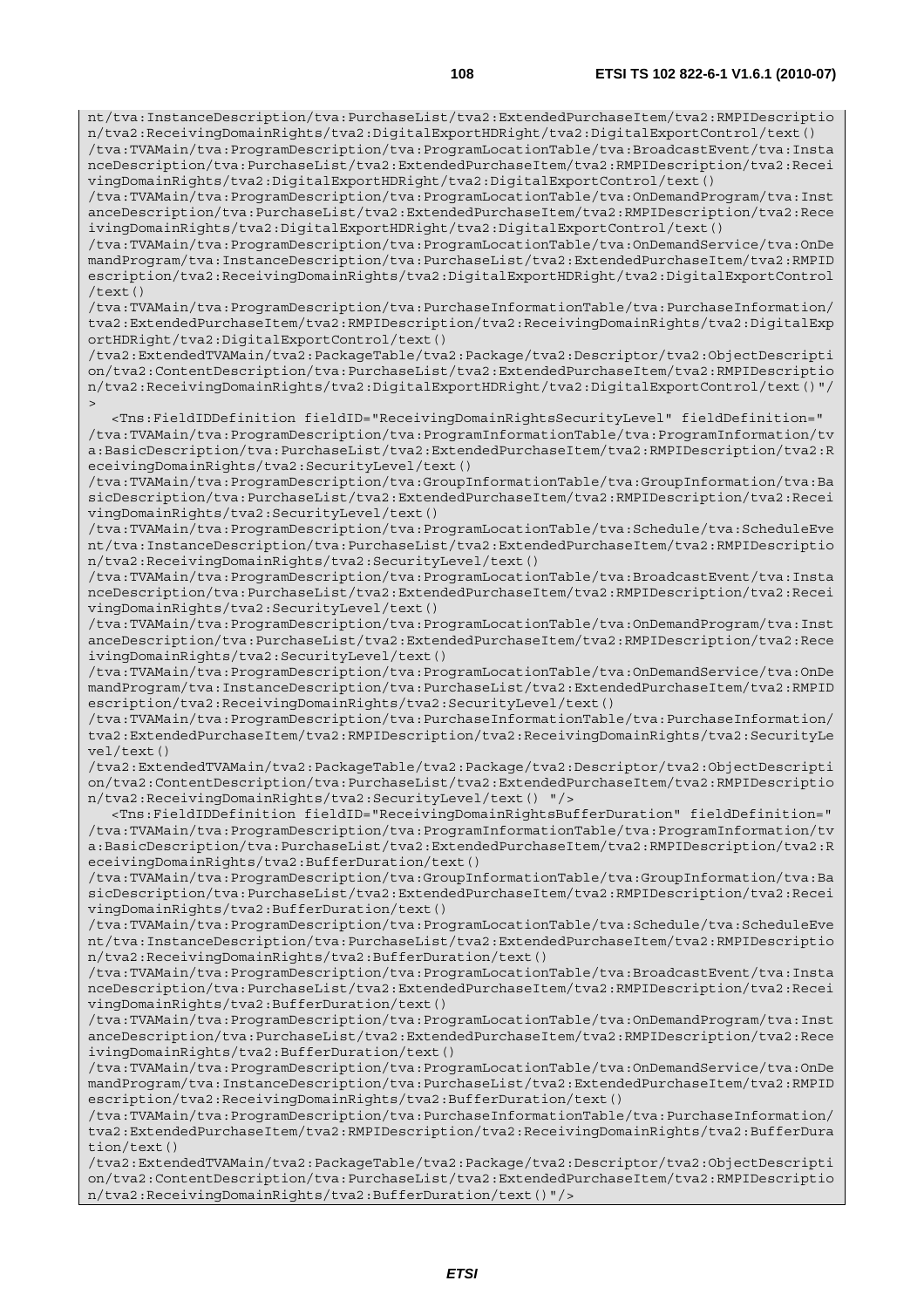```
nt/tva:InstanceDescription/tva:PurchaseList/tva2:ExtendedPurchaseItem/tva2:RMPIDescriptio
n/tva2:ReceivingDomainRights/tva2:DigitalExportHDRight/tva2:DigitalExportControl/text()
/tva:TVAMain/tva:ProgramDescription/tva:ProgramLocationTable/tva:BroadcastEvent/tva:Insta
nceDescription/tva:PurchaseList/tva2:ExtendedPurchaseItem/tva2:RMPIDescription/tva2:Recei
vingDomainRights/tva2:DigitalExportHDRight/tva2:DigitalExportControl/text()
/tva:TVAMain/tva:ProgramDescription/tva:ProgramLocationTable/tva:OnDemandProgram/tva:Inst
anceDescription/tva:PurchaseList/tva2:ExtendedPurchaseItem/tva2:RMPIDescription/tva2:Rece
ivingDomainRights/tva2:DigitalExportHDRight/tva2:DigitalExportControl/text()
/tva:TVAMain/tva:ProgramDescription/tva:ProgramLocationTable/tva:OnDemandService/tva:OnDe
mandProgram/tva:InstanceDescription/tva:PurchaseList/tva2:ExtendedPurchaseItem/tva2:RMPID
escription/tva2:ReceivingDomainRights/tva2:DigitalExportHDRight/tva2:DigitalExportControl
/text()
/tva:TVAMain/tva:ProgramDescription/tva:PurchaseInformationTable/tva:PurchaseInformation/
tva2:ExtendedPurchaseItem/tva2:RMPIDescription/tva2:ReceivingDomainRights/tva2:DigitalExp
ortHDRight/tva2:DigitalExportControl/text()
/tva2:ExtendedTVAMain/tva2:PackageTable/tva2:Package/tva2:Descriptor/tva2:ObjectDescripti
on/tva2:ContentDescription/tva:PurchaseList/tva2:ExtendedPurchaseItem/tva2:RMPIDescriptio
n/tva2:ReceivingDomainRights/tva2:DigitalExportHDRight/tva2:DigitalExportControl/text()"/
>
   <Tns:FieldIDDefinition fieldID="ReceivingDomainRightsSecurityLevel" fieldDefinition="
/tva:TVAMain/tva:ProgramDescription/tva:ProgramInformationTable/tva:ProgramInformation/tv
a:BasicDescription/tva:PurchaseList/tva2:ExtendedPurchaseItem/tva2:RMPIDescription/tva2:R
eceivingDomainRights/tva2:SecurityLevel/text()
/tva:TVAMain/tva:ProgramDescription/tva:GroupInformationTable/tva:GroupInformation/tva:Ba
sicDescription/tva:PurchaseList/tva2:ExtendedPurchaseItem/tva2:RMPIDescription/tva2:Recei
vingDomainRights/tva2:SecurityLevel/text()
/tva:TVAMain/tva:ProgramDescription/tva:ProgramLocationTable/tva:Schedule/tva:ScheduleEve
nt/tva:InstanceDescription/tva:PurchaseList/tva2:ExtendedPurchaseItem/tva2:RMPIDescriptio
n/tva2:ReceivingDomainRights/tva2:SecurityLevel/text()
/tva:TVAMain/tva:ProgramDescription/tva:ProgramLocationTable/tva:BroadcastEvent/tva:Insta
nceDescription/tva:PurchaseList/tva2:ExtendedPurchaseItem/tva2:RMPIDescription/tva2:Recei
vingDomainRights/tva2:SecurityLevel/text()
/tva:TVAMain/tva:ProgramDescription/tva:ProgramLocationTable/tva:OnDemandProgram/tva:Inst
anceDescription/tva:PurchaseList/tva2:ExtendedPurchaseItem/tva2:RMPIDescription/tva2:Rece
ivingDomainRights/tva2:SecurityLevel/text()
/tva:TVAMain/tva:ProgramDescription/tva:ProgramLocationTable/tva:OnDemandService/tva:OnDe
mandProgram/tva:InstanceDescription/tva:PurchaseList/tva2:ExtendedPurchaseItem/tva2:RMPID
escription/tva2:ReceivingDomainRights/tva2:SecurityLevel/text()
/tva:TVAMain/tva:ProgramDescription/tva:PurchaseInformationTable/tva:PurchaseInformation/
tva2:ExtendedPurchaseItem/tva2:RMPIDescription/tva2:ReceivingDomainRights/tva2:SecurityLe
vel/text()
/tva2:ExtendedTVAMain/tva2:PackageTable/tva2:Package/tva2:Descriptor/tva2:ObjectDescripti
on/tva2:ContentDescription/tva:PurchaseList/tva2:ExtendedPurchaseItem/tva2:RMPIDescriptio
n/tva2:ReceivingDomainRights/tva2:SecurityLevel/text() "/>
   <Tns:FieldIDDefinition fieldID="ReceivingDomainRightsBufferDuration" fieldDefinition="
/tva:TVAMain/tva:ProgramDescription/tva:ProgramInformationTable/tva:ProgramInformation/tv
a:BasicDescription/tva:PurchaseList/tva2:ExtendedPurchaseItem/tva2:RMPIDescription/tva2:R
eceivingDomainRights/tva2:BufferDuration/text()
/tva:TVAMain/tva:ProgramDescription/tva:GroupInformationTable/tva:GroupInformation/tva:Ba
sicDescription/tva:PurchaseList/tva2:ExtendedPurchaseItem/tva2:RMPIDescription/tva2:Recei
vingDomainRights/tva2:BufferDuration/text()
/tva:TVAMain/tva:ProgramDescription/tva:ProgramLocationTable/tva:Schedule/tva:ScheduleEve
nt/tva:InstanceDescription/tva:PurchaseList/tva2:ExtendedPurchaseItem/tva2:RMPIDescriptio
n/tva2:ReceivingDomainRights/tva2:BufferDuration/text()
/tva:TVAMain/tva:ProgramDescription/tva:ProgramLocationTable/tva:BroadcastEvent/tva:Insta
nceDescription/tva:PurchaseList/tva2:ExtendedPurchaseItem/tva2:RMPIDescription/tva2:Recei
vingDomainRights/tva2:BufferDuration/text()
/tva:TVAMain/tva:ProgramDescription/tva:ProgramLocationTable/tva:OnDemandProgram/tva:Inst
anceDescription/tva:PurchaseList/tva2:ExtendedPurchaseItem/tva2:RMPIDescription/tva2:Rece
ivingDomainRights/tva2:BufferDuration/text()
/tva:TVAMain/tva:ProgramDescription/tva:ProgramLocationTable/tva:OnDemandService/tva:OnDe
mandProgram/tva:InstanceDescription/tva:PurchaseList/tva2:ExtendedPurchaseItem/tva2:RMPID
escription/tva2:ReceivingDomainRights/tva2:BufferDuration/text()
/tva:TVAMain/tva:ProgramDescription/tva:PurchaseInformationTable/tva:PurchaseInformation/
tva2:ExtendedPurchaseItem/tva2:RMPIDescription/tva2:ReceivingDomainRights/tva2:BufferDura
tion/text()
/tva2:ExtendedTVAMain/tva2:PackageTable/tva2:Package/tva2:Descriptor/tva2:ObjectDescripti
on/tva2:ContentDescription/tva:PurchaseList/tva2:ExtendedPurchaseItem/tva2:RMPIDescriptio
n/tva2:ReceivingDomainRights/tva2:BufferDuration/text()"/>
```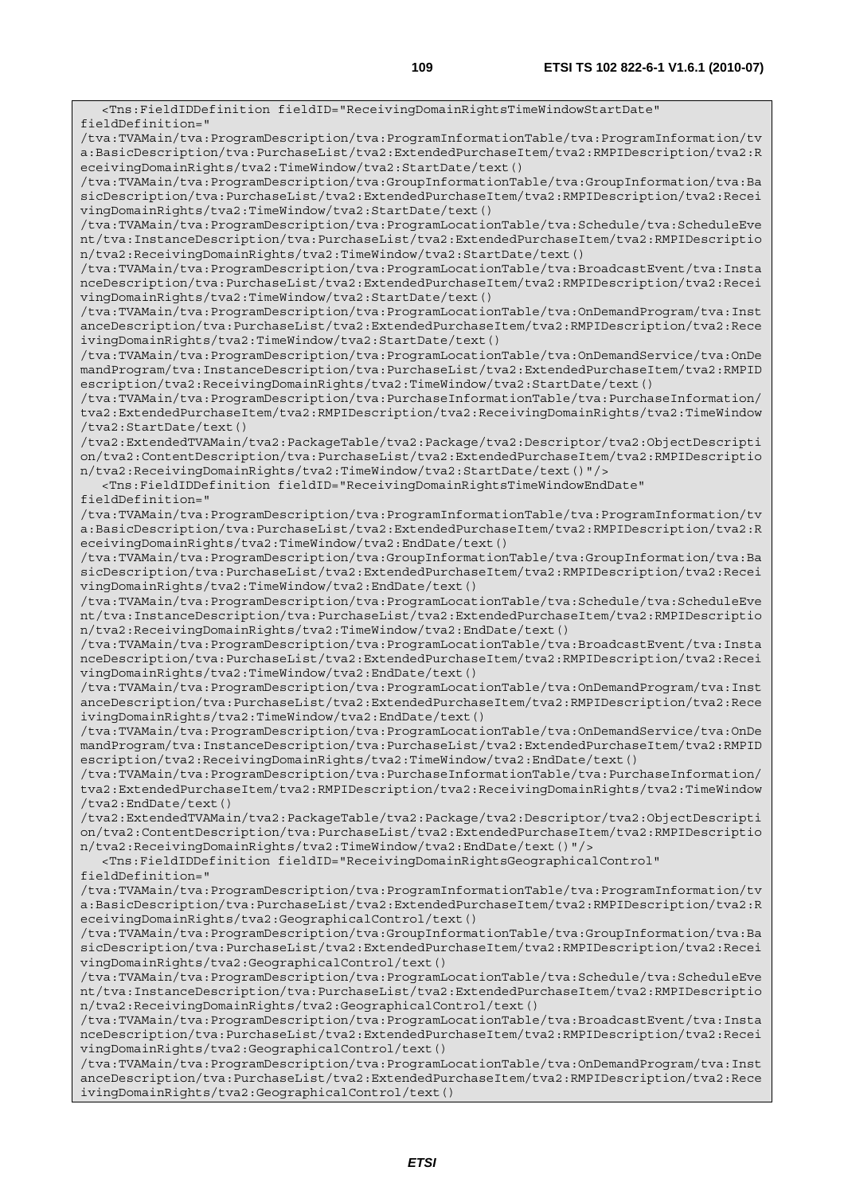```
   <Tns:FieldIDDefinition fieldID="ReceivingDomainRightsTimeWindowStartDate"
fieldDefinition="
/tva:TVAMain/tva:ProgramDescription/tva:ProgramInformationTable/tva:ProgramInformation/tv
a:BasicDescription/tva:PurchaseList/tva2:ExtendedPurchaseItem/tva2:RMPIDescription/tva2:R
eceivingDomainRights/tva2:TimeWindow/tva2:StartDate/text()
/tva:TVAMain/tva:ProgramDescription/tva:GroupInformationTable/tva:GroupInformation/tva:Ba
sicDescription/tva:PurchaseList/tva2:ExtendedPurchaseItem/tva2:RMPIDescription/tva2:Recei
vingDomainRights/tva2:TimeWindow/tva2:StartDate/text()
/tva:TVAMain/tva:ProgramDescription/tva:ProgramLocationTable/tva:Schedule/tva:ScheduleEve
nt/tva:InstanceDescription/tva:PurchaseList/tva2:ExtendedPurchaseItem/tva2:RMPIDescriptio
n/tva2:ReceivingDomainRights/tva2:TimeWindow/tva2:StartDate/text()
/tva:TVAMain/tva:ProgramDescription/tva:ProgramLocationTable/tva:BroadcastEvent/tva:Insta
nceDescription/tva:PurchaseList/tva2:ExtendedPurchaseItem/tva2:RMPIDescription/tva2:Recei
vingDomainRights/tva2:TimeWindow/tva2:StartDate/text()
/tva:TVAMain/tva:ProgramDescription/tva:ProgramLocationTable/tva:OnDemandProgram/tva:Inst
anceDescription/tva:PurchaseList/tva2:ExtendedPurchaseItem/tva2:RMPIDescription/tva2:Rece
ivingDomainRights/tva2:TimeWindow/tva2:StartDate/text()
/tva:TVAMain/tva:ProgramDescription/tva:ProgramLocationTable/tva:OnDemandService/tva:OnDe
mandProgram/tva:InstanceDescription/tva:PurchaseList/tva2:ExtendedPurchaseItem/tva2:RMPID
escription/tva2:ReceivingDomainRights/tva2:TimeWindow/tva2:StartDate/text()
/tva:TVAMain/tva:ProgramDescription/tva:PurchaseInformationTable/tva:PurchaseInformation/
tva2:ExtendedPurchaseItem/tva2:RMPIDescription/tva2:ReceivingDomainRights/tva2:TimeWindow
/tva2:StartDate/text()
/tva2:ExtendedTVAMain/tva2:PackageTable/tva2:Package/tva2:Descriptor/tva2:ObjectDescripti
on/tva2:ContentDescription/tva:PurchaseList/tva2:ExtendedPurchaseItem/tva2:RMPIDescriptio
n/tva2:ReceivingDomainRights/tva2:TimeWindow/tva2:StartDate/text()"/>
   <Tns:FieldIDDefinition fieldID="ReceivingDomainRightsTimeWindowEndDate"
fieldDefinition="
/tva:TVAMain/tva:ProgramDescription/tva:ProgramInformationTable/tva:ProgramInformation/tv
a:BasicDescription/tva:PurchaseList/tva2:ExtendedPurchaseItem/tva2:RMPIDescription/tva2:R
eceivingDomainRights/tva2:TimeWindow/tva2:EndDate/text()
/tva:TVAMain/tva:ProgramDescription/tva:GroupInformationTable/tva:GroupInformation/tva:Ba
sicDescription/tva:PurchaseList/tva2:ExtendedPurchaseItem/tva2:RMPIDescription/tva2:Recei
vingDomainRights/tva2:TimeWindow/tva2:EndDate/text()
/tva:TVAMain/tva:ProgramDescription/tva:ProgramLocationTable/tva:Schedule/tva:ScheduleEve
nt/tva:InstanceDescription/tva:PurchaseList/tva2:ExtendedPurchaseItem/tva2:RMPIDescriptio
n/tva2:ReceivingDomainRights/tva2:TimeWindow/tva2:EndDate/text()
/tva:TVAMain/tva:ProgramDescription/tva:ProgramLocationTable/tva:BroadcastEvent/tva:Insta
nceDescription/tva:PurchaseList/tva2:ExtendedPurchaseItem/tva2:RMPIDescription/tva2:Recei
vingDomainRights/tva2:TimeWindow/tva2:EndDate/text()
/tva:TVAMain/tva:ProgramDescription/tva:ProgramLocationTable/tva:OnDemandProgram/tva:Inst
anceDescription/tva:PurchaseList/tva2:ExtendedPurchaseItem/tva2:RMPIDescription/tva2:Rece
ivingDomainRights/tva2:TimeWindow/tva2:EndDate/text()
/tva:TVAMain/tva:ProgramDescription/tva:ProgramLocationTable/tva:OnDemandService/tva:OnDe
mandProgram/tva:InstanceDescription/tva:PurchaseList/tva2:ExtendedPurchaseItem/tva2:RMPID
escription/tva2:ReceivingDomainRights/tva2:TimeWindow/tva2:EndDate/text()
/tva:TVAMain/tva:ProgramDescription/tva:PurchaseInformationTable/tva:PurchaseInformation/
tva2:ExtendedPurchaseItem/tva2:RMPIDescription/tva2:ReceivingDomainRights/tva2:TimeWindow
/tva2:EndDate/text()
/tva2:ExtendedTVAMain/tva2:PackageTable/tva2:Package/tva2:Descriptor/tva2:ObjectDescripti
on/tva2:ContentDescription/tva:PurchaseList/tva2:ExtendedPurchaseItem/tva2:RMPIDescriptio
n/tva2:ReceivingDomainRights/tva2:TimeWindow/tva2:EndDate/text()"/>
   <Tns:FieldIDDefinition fieldID="ReceivingDomainRightsGeographicalControl"
fieldDefinition="
/tva:TVAMain/tva:ProgramDescription/tva:ProgramInformationTable/tva:ProgramInformation/tv
a:BasicDescription/tva:PurchaseList/tva2:ExtendedPurchaseItem/tva2:RMPIDescription/tva2:R
eceivingDomainRights/tva2:GeographicalControl/text()
/tva:TVAMain/tva:ProgramDescription/tva:GroupInformationTable/tva:GroupInformation/tva:Ba
sicDescription/tva:PurchaseList/tva2:ExtendedPurchaseItem/tva2:RMPIDescription/tva2:Recei
vingDomainRights/tva2:GeographicalControl/text()
/tva:TVAMain/tva:ProgramDescription/tva:ProgramLocationTable/tva:Schedule/tva:ScheduleEve
nt/tva:InstanceDescription/tva:PurchaseList/tva2:ExtendedPurchaseItem/tva2:RMPIDescriptio
n/tva2:ReceivingDomainRights/tva2:GeographicalControl/text()
/tva:TVAMain/tva:ProgramDescription/tva:ProgramLocationTable/tva:BroadcastEvent/tva:Insta
nceDescription/tva:PurchaseList/tva2:ExtendedPurchaseItem/tva2:RMPIDescription/tva2:Recei
vingDomainRights/tva2:GeographicalControl/text()
/tva:TVAMain/tva:ProgramDescription/tva:ProgramLocationTable/tva:OnDemandProgram/tva:Inst
anceDescription/tva:PurchaseList/tva2:ExtendedPurchaseItem/tva2:RMPIDescription/tva2:Rece
ivingDomainRights/tva2:GeographicalControl/text()
```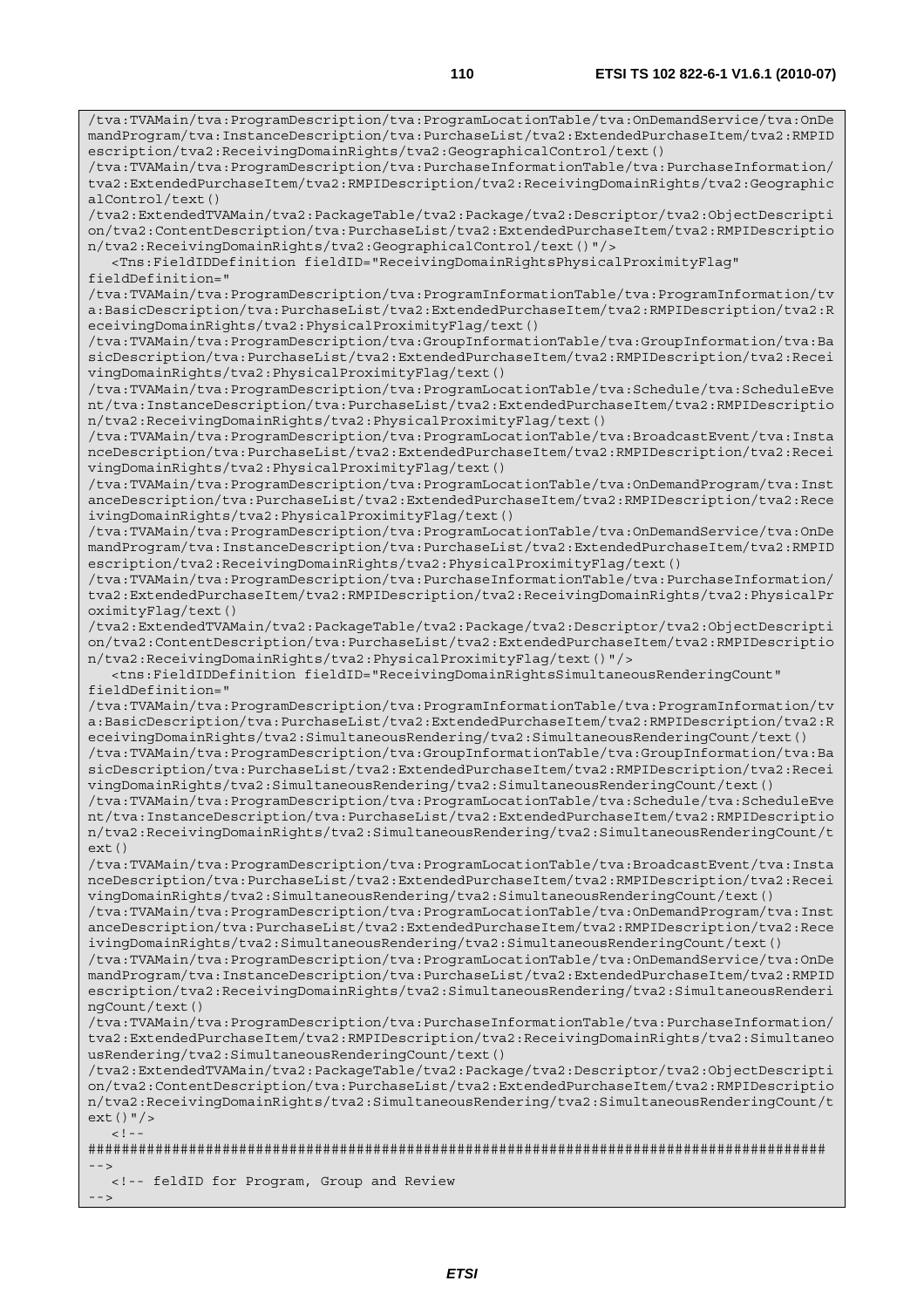```
/tva:TVAMain/tva:ProgramDescription/tva:ProgramLocationTable/tva:OnDemandService/tva:OnDe
mandProgram/tva:InstanceDescription/tva:PurchaseList/tva2:ExtendedPurchaseItem/tva2:RMPID
escription/tva2:ReceivingDomainRights/tva2:GeographicalControl/text()
/tva:TVAMain/tva:ProgramDescription/tva:PurchaseInformationTable/tva:PurchaseInformation/
tva2:ExtendedPurchaseItem/tva2:RMPIDescription/tva2:ReceivingDomainRights/tva2:Geographic
alControl/text()
/tva2:ExtendedTVAMain/tva2:PackageTable/tva2:Package/tva2:Descriptor/tva2:ObjectDescripti
on/tva2:ContentDescription/tva:PurchaseList/tva2:ExtendedPurchaseItem/tva2:RMPIDescriptio
n/tva2:ReceivingDomainRights/tva2:GeographicalControl/text()"/>
   <Tns:FieldIDDefinition fieldID="ReceivingDomainRightsPhysicalProximityFlag"
fieldDefinition="
/tva:TVAMain/tva:ProgramDescription/tva:ProgramInformationTable/tva:ProgramInformation/tv
a:BasicDescription/tva:PurchaseList/tva2:ExtendedPurchaseItem/tva2:RMPIDescription/tva2:R
eceivingDomainRights/tva2:PhysicalProximityFlag/text()
/tva:TVAMain/tva:ProgramDescription/tva:GroupInformationTable/tva:GroupInformation/tva:Ba
sicDescription/tva:PurchaseList/tva2:ExtendedPurchaseItem/tva2:RMPIDescription/tva2:Recei
vingDomainRights/tva2:PhysicalProximityFlag/text()
/tva:TVAMain/tva:ProgramDescription/tva:ProgramLocationTable/tva:Schedule/tva:ScheduleEve
nt/tva:InstanceDescription/tva:PurchaseList/tva2:ExtendedPurchaseItem/tva2:RMPIDescriptio
n/tva2:ReceivingDomainRights/tva2:PhysicalProximityFlag/text()
/tva:TVAMain/tva:ProgramDescription/tva:ProgramLocationTable/tva:BroadcastEvent/tva:Insta
nceDescription/tva:PurchaseList/tva2:ExtendedPurchaseItem/tva2:RMPIDescription/tva2:Recei
vingDomainRights/tva2:PhysicalProximityFlag/text()
/tva:TVAMain/tva:ProgramDescription/tva:ProgramLocationTable/tva:OnDemandProgram/tva:Inst
anceDescription/tva:PurchaseList/tva2:ExtendedPurchaseItem/tva2:RMPIDescription/tva2:Rece
ivingDomainRights/tva2:PhysicalProximityFlag/text()
/tva:TVAMain/tva:ProgramDescription/tva:ProgramLocationTable/tva:OnDemandService/tva:OnDe
mandProgram/tva:InstanceDescription/tva:PurchaseList/tva2:ExtendedPurchaseItem/tva2:RMPID
escription/tva2:ReceivingDomainRights/tva2:PhysicalProximityFlag/text()
/tva:TVAMain/tva:ProgramDescription/tva:PurchaseInformationTable/tva:PurchaseInformation/
tva2:ExtendedPurchaseItem/tva2:RMPIDescription/tva2:ReceivingDomainRights/tva2:PhysicalPr
oximityFlag/text()
/tva2:ExtendedTVAMain/tva2:PackageTable/tva2:Package/tva2:Descriptor/tva2:ObjectDescripti
on/tva2:ContentDescription/tva:PurchaseList/tva2:ExtendedPurchaseItem/tva2:RMPIDescriptio
n/tva2:ReceivingDomainRights/tva2:PhysicalProximityFlag/text()"/>
   <tns:FieldIDDefinition fieldID="ReceivingDomainRightsSimultaneousRenderingCount"
fieldDefinition="
/tva:TVAMain/tva:ProgramDescription/tva:ProgramInformationTable/tva:ProgramInformation/tv
a:BasicDescription/tva:PurchaseList/tva2:ExtendedPurchaseItem/tva2:RMPIDescription/tva2:R
eceivingDomainRights/tva2:SimultaneousRendering/tva2:SimultaneousRenderingCount/text()
/tva:TVAMain/tva:ProgramDescription/tva:GroupInformationTable/tva:GroupInformation/tva:Ba
sicDescription/tva:PurchaseList/tva2:ExtendedPurchaseItem/tva2:RMPIDescription/tva2:Recei
vingDomainRights/tva2:SimultaneousRendering/tva2:SimultaneousRenderingCount/text()
/tva:TVAMain/tva:ProgramDescription/tva:ProgramLocationTable/tva:Schedule/tva:ScheduleEve
nt/tva:InstanceDescription/tva:PurchaseList/tva2:ExtendedPurchaseItem/tva2:RMPIDescriptio
n/tva2:ReceivingDomainRights/tva2:SimultaneousRendering/tva2:SimultaneousRenderingCount/t
ext()
/tva:TVAMain/tva:ProgramDescription/tva:ProgramLocationTable/tva:BroadcastEvent/tva:Insta
nceDescription/tva:PurchaseList/tva2:ExtendedPurchaseItem/tva2:RMPIDescription/tva2:Recei
vingDomainRights/tva2:SimultaneousRendering/tva2:SimultaneousRenderingCount/text()
/tva:TVAMain/tva:ProgramDescription/tva:ProgramLocationTable/tva:OnDemandProgram/tva:Inst
anceDescription/tva:PurchaseList/tva2:ExtendedPurchaseItem/tva2:RMPIDescription/tva2:Rece
ivingDomainRights/tva2:SimultaneousRendering/tva2:SimultaneousRenderingCount/text()
/tva:TVAMain/tva:ProgramDescription/tva:ProgramLocationTable/tva:OnDemandService/tva:OnDe
mandProgram/tva:InstanceDescription/tva:PurchaseList/tva2:ExtendedPurchaseItem/tva2:RMPID
escription/tva2:ReceivingDomainRights/tva2:SimultaneousRendering/tva2:SimultaneousRenderi
ngCount/text()
/tva:TVAMain/tva:ProgramDescription/tva:PurchaseInformationTable/tva:PurchaseInformation/
tva2:ExtendedPurchaseItem/tva2:RMPIDescription/tva2:ReceivingDomainRights/tva2:Simultaneo
usRendering/tva2:SimultaneousRenderingCount/text()
/tva2:ExtendedTVAMain/tva2:PackageTable/tva2:Package/tva2:Descriptor/tva2:ObjectDescripti
on/tva2:ContentDescription/tva:PurchaseList/tva2:ExtendedPurchaseItem/tva2:RMPIDescriptio
n/tva2:ReceivingDomainRights/tva2:SimultaneousRendering/tva2:SimultaneousRenderingCount/t
ext()"/>
   <!--
########################################################################################
-->
   <!-- feldID for Program, Group and Review
-->
```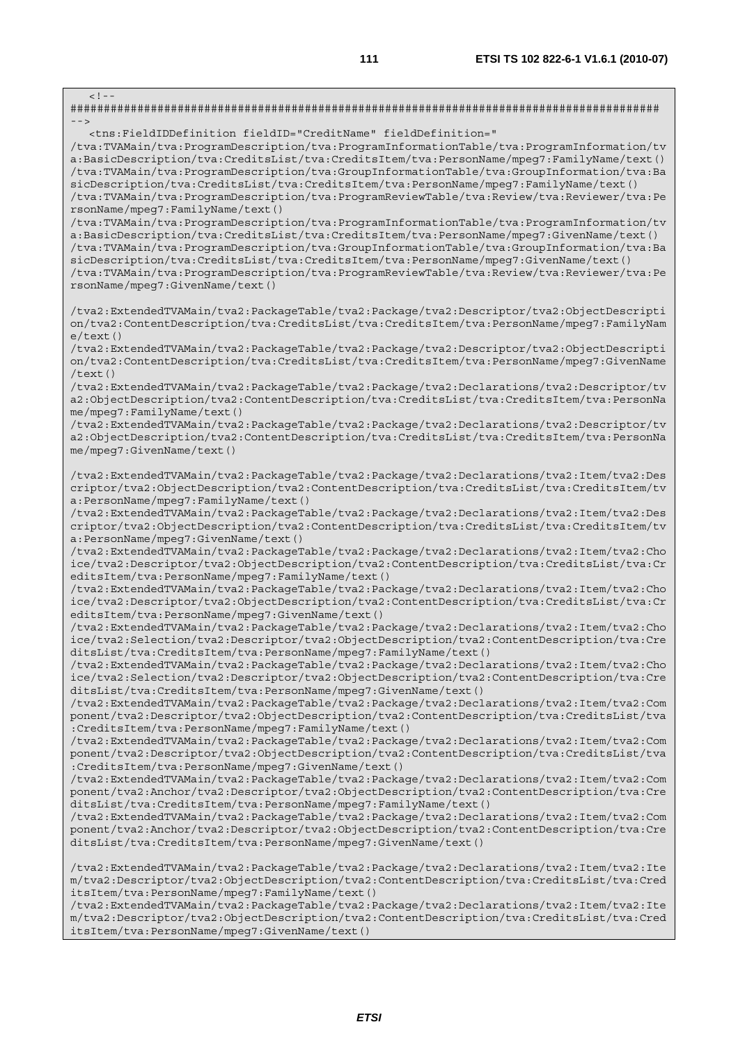```
<!--
########################################################################################
-->
    <tns:FieldIDDefinition fieldID="CreditName" fieldDefinition="
/tva:TVAMain/tva:ProgramDescription/tva:ProgramInformationTable/tva:ProgramInformation/tva:BasicDescription/tva:CreditsList/tva:CreditsItem/tva:PersonName/mpeg7:FamilyName/text()
/tva:TVAMain/tva:ProgramDescription/tva:GroupInformationTable/tva:GroupInformation/tva:BasicDescription/tva:CreditsList/tva:CreditsItem/tva:PersonName/mpeg7:FamilyName/text()
/tva:TVAMain/tva:ProgramDescription/tva:ProgramReviewTable/tva:Review/tva:Reviewer/tva:PersonName/mpeg7:FamilyName/text()
/tva:TVAMain/tva:ProgramDescription/tva:ProgramInformationTable/tva:ProgramInformation/tva:BasicDescription/tva:CreditsList/tva:CreditsItem/tva:PersonName/mpeg7:GivenName/text()
/tva:TVAMain/tva:ProgramDescription/tva:GroupInformationTable/tva:GroupInformation/tva:BasicDescription/tva:CreditsList/tva:CreditsItem/tva:PersonName/mpeg7:GivenName/text()
/tva:TVAMain/tva:ProgramDescription/tva:ProgramReviewTable/tva:Review/tva:Reviewer/tva:PersonName/mpeg7:GivenName/text()

/tva2:ExtendedTVAMain/tva2:PackageTable/tva2:Package/tva2:Descriptor/tva2:ObjectDescription/tva2:ContentDescription/tva:CreditsList/tva:CreditsItem/tva:PersonName/mpeg7:FamilyName/text()
/tva2:ExtendedTVAMain/tva2:PackageTable/tva2:Package/tva2:Descriptor/tva2:ObjectDescription/tva2:ContentDescription/tva:CreditsList/tva:CreditsItem/tva:PersonName/mpeg7:GivenName/text()
/tva2:ExtendedTVAMain/tva2:PackageTable/tva2:Package/tva2:Declarations/tva2:Descriptor/tva2:ObjectDescription/tva2:ContentDescription/tva:CreditsList/tva:CreditsItem/tva:PersonName/mpeg7:FamilyName/text()
/tva2:ExtendedTVAMain/tva2:PackageTable/tva2:Package/tva2:Declarations/tva2:Descriptor/tva2:ObjectDescription/tva2:ContentDescription/tva:CreditsList/tva:CreditsItem/tva:PersonName/mpeg7:GivenName/text()

/tva2:ExtendedTVAMain/tva2:PackageTable/tva2:Package/tva2:Declarations/tva2:Item/tva2:Descriptor/tva2:ObjectDescription/tva2:ContentDescription/tva:CreditsList/tva:CreditsItem/tva:PersonName/mpeg7:FamilyName/text()
/tva2:ExtendedTVAMain/tva2:PackageTable/tva2:Package/tva2:Declarations/tva2:Item/tva2:Descriptor/tva2:ObjectDescription/tva2:ContentDescription/tva:CreditsList/tva:CreditsItem/tva:PersonName/mpeg7:GivenName/text()
/tva2:ExtendedTVAMain/tva2:PackageTable/tva2:Package/tva2:Declarations/tva2:Item/tva2:Choice/tva2:Descriptor/tva2:ObjectDescription/tva2:ContentDescription/tva:CreditsList/tva:CreditsItem/tva:PersonName/mpeg7:FamilyName/text()
/tva2:ExtendedTVAMain/tva2:PackageTable/tva2:Package/tva2:Declarations/tva2:Item/tva2:Choice/tva2:Descriptor/tva2:ObjectDescription/tva2:ContentDescription/tva:CreditsList/tva:CreditsItem/tva:PersonName/mpeg7:GivenName/text()
/tva2:ExtendedTVAMain/tva2:PackageTable/tva2:Package/tva2:Declarations/tva2:Item/tva2:Choice/tva2:Selection/tva2:Descriptor/tva2:ObjectDescription/tva2:ContentDescription/tva:CreditsList/tva:CreditsItem/tva:PersonName/mpeg7:FamilyName/text()
/tva2:ExtendedTVAMain/tva2:PackageTable/tva2:Package/tva2:Declarations/tva2:Item/tva2:Choice/tva2:Selection/tva2:Descriptor/tva2:ObjectDescription/tva2:ContentDescription/tva:CreditsList/tva:CreditsItem/tva:PersonName/mpeg7:GivenName/text()
/tva2:ExtendedTVAMain/tva2:PackageTable/tva2:Package/tva2:Declarations/tva2:Item/tva2:Component/tva2:Descriptor/tva2:ObjectDescription/tva2:ContentDescription/tva:CreditsList/tva:CreditsItem/tva:PersonName/mpeg7:FamilyName/text()
/tva2:ExtendedTVAMain/tva2:PackageTable/tva2:Package/tva2:Declarations/tva2:Item/tva2:Component/tva2:Descriptor/tva2:ObjectDescription/tva2:ContentDescription/tva:CreditsList/tva:CreditsItem/tva:PersonName/mpeg7:GivenName/text()
/tva2:ExtendedTVAMain/tva2:PackageTable/tva2:Package/tva2:Declarations/tva2:Item/tva2:Component/tva2:Anchor/tva2:Descriptor/tva2:ObjectDescription/tva2:ContentDescription/tva:CreditsList/tva:CreditsItem/tva:PersonName/mpeg7:FamilyName/text()
/tva2:ExtendedTVAMain/tva2:PackageTable/tva2:Package/tva2:Declarations/tva2:Item/tva2:Component/tva2:Anchor/tva2:Descriptor/tva2:ObjectDescription/tva2:ContentDescription/tva:CreditsList/tva:CreditsItem/tva:PersonName/mpeg7:GivenName/text()

/tva2:ExtendedTVAMain/tva2:PackageTable/tva2:Package/tva2:Declarations/tva2:Item/tva2:Item/tva2:Descriptor/tva2:ObjectDescription/tva2:ContentDescription/tva:CreditsList/tva:CreditsItem/tva:PersonName/mpeg7:FamilyName/text()
/tva2:ExtendedTVAMain/tva2:PackageTable/tva2:Package/tva2:Declarations/tva2:Item/tva2:Item/tva2:Descriptor/tva2:ObjectDescription/tva2:ContentDescription/tva:CreditsList/tva:CreditsItem/tva:PersonName/mpeg7:GivenName/text()
```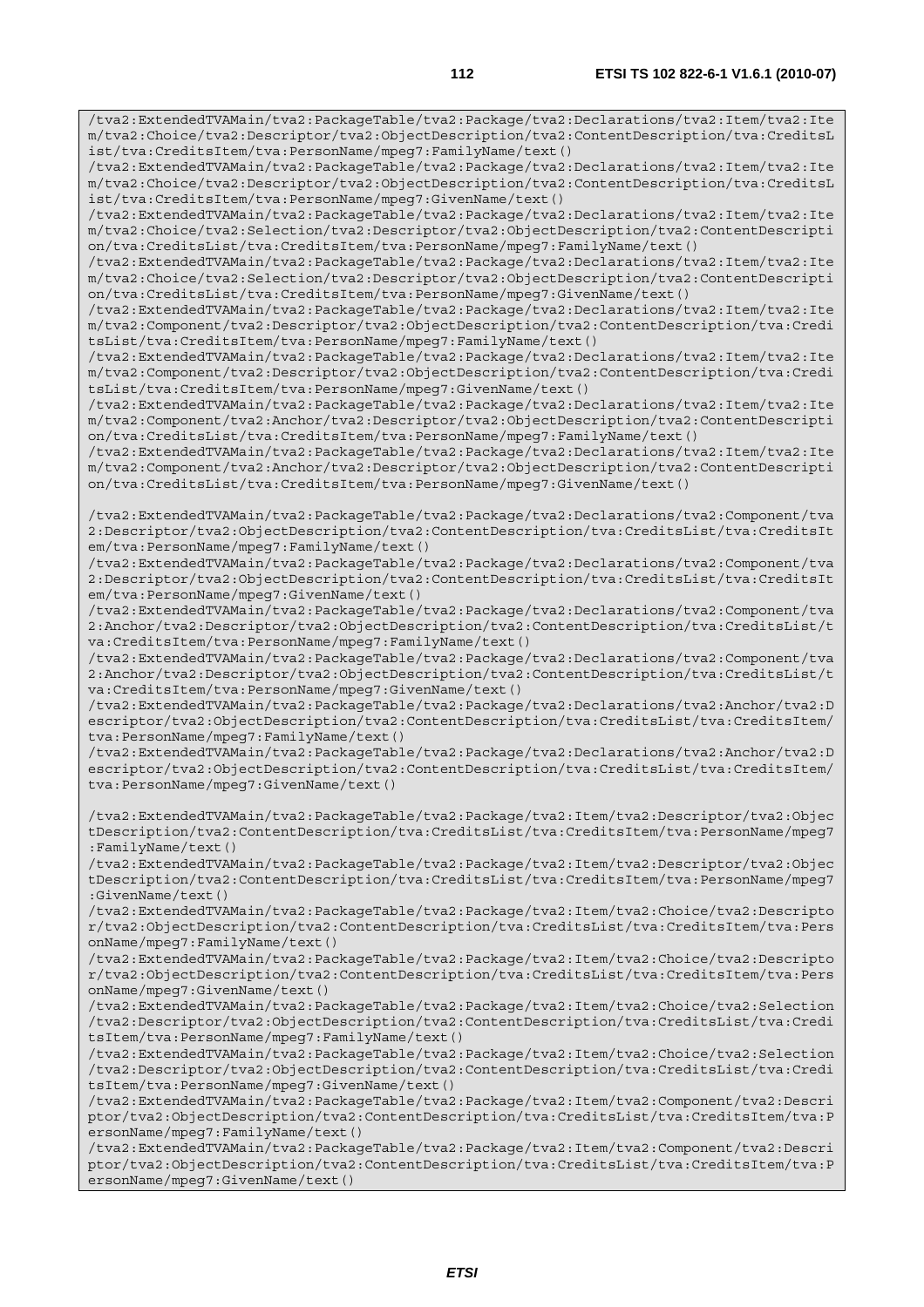```
/tva2:ExtendedTVAMain/tva2:PackageTable/tva2:Package/tva2:Declarations/tva2:Item/tva2:Item/tva2:Choice/tva2:Descriptor/tva2:ObjectDescription/tva2:ContentDescription/tva:CreditsList/tva:CreditsItem/tva:PersonName/mpeg7:FamilyName/text()
/tva2:ExtendedTVAMain/tva2:PackageTable/tva2:Package/tva2:Declarations/tva2:Item/tva2:Item/tva2:Choice/tva2:Descriptor/tva2:ObjectDescription/tva2:ContentDescription/tva:CreditsList/tva:CreditsItem/tva:PersonName/mpeg7:GivenName/text()
/tva2:ExtendedTVAMain/tva2:PackageTable/tva2:Package/tva2:Declarations/tva2:Item/tva2:Item/tva2:Choice/tva2:Selection/tva2:Descriptor/tva2:ObjectDescription/tva2:ContentDescription/tva:CreditsList/tva:CreditsItem/tva:PersonName/mpeg7:FamilyName/text()
/tva2:ExtendedTVAMain/tva2:PackageTable/tva2:Package/tva2:Declarations/tva2:Item/tva2:Item/tva2:Choice/tva2:Selection/tva2:Descriptor/tva2:ObjectDescription/tva2:ContentDescription/tva:CreditsList/tva:CreditsItem/tva:PersonName/mpeg7:GivenName/text()
/tva2:ExtendedTVAMain/tva2:PackageTable/tva2:Package/tva2:Declarations/tva2:Item/tva2:Item/tva2:Component/tva2:Descriptor/tva2:ObjectDescription/tva2:ContentDescription/tva:CreditsList/tva:CreditsItem/tva:PersonName/mpeg7:FamilyName/text()
/tva2:ExtendedTVAMain/tva2:PackageTable/tva2:Package/tva2:Declarations/tva2:Item/tva2:Item/tva2:Component/tva2:Descriptor/tva2:ObjectDescription/tva2:ContentDescription/tva:CreditsList/tva:CreditsItem/tva:PersonName/mpeg7:GivenName/text()
/tva2:ExtendedTVAMain/tva2:PackageTable/tva2:Package/tva2:Declarations/tva2:Item/tva2:Item/tva2:Component/tva2:Anchor/tva2:Descriptor/tva2:ObjectDescription/tva2:ContentDescription/tva:CreditsList/tva:CreditsItem/tva:PersonName/mpeg7:FamilyName/text()
/tva2:ExtendedTVAMain/tva2:PackageTable/tva2:Package/tva2:Declarations/tva2:Item/tva2:Item/tva2:Component/tva2:Anchor/tva2:Descriptor/tva2:ObjectDescription/tva2:ContentDescription/tva:CreditsList/tva:CreditsItem/tva:PersonName/mpeg7:GivenName/text()

/tva2:ExtendedTVAMain/tva2:PackageTable/tva2:Package/tva2:Declarations/tva2:Component/tva2:Descriptor/tva2:ObjectDescription/tva2:ContentDescription/tva:CreditsList/tva:CreditsItem/tva:PersonName/mpeg7:FamilyName/text()
/tva2:ExtendedTVAMain/tva2:PackageTable/tva2:Package/tva2:Declarations/tva2:Component/tva2:Descriptor/tva2:ObjectDescription/tva2:ContentDescription/tva:CreditsList/tva:CreditsItem/tva:PersonName/mpeg7:GivenName/text()
/tva2:ExtendedTVAMain/tva2:PackageTable/tva2:Package/tva2:Declarations/tva2:Component/tva2:Anchor/tva2:Descriptor/tva2:ObjectDescription/tva2:ContentDescription/tva:CreditsList/tva:CreditsItem/tva:PersonName/mpeg7:FamilyName/text()
/tva2:ExtendedTVAMain/tva2:PackageTable/tva2:Package/tva2:Declarations/tva2:Component/tva2:Anchor/tva2:Descriptor/tva2:ObjectDescription/tva2:ContentDescription/tva:CreditsList/tva:CreditsItem/tva:PersonName/mpeg7:GivenName/text()
/tva2:ExtendedTVAMain/tva2:PackageTable/tva2:Package/tva2:Declarations/tva2:Anchor/tva2:Descriptor/tva2:ObjectDescription/tva2:ContentDescription/tva:CreditsList/tva:CreditsItem/tva:PersonName/mpeg7:FamilyName/text()
/tva2:ExtendedTVAMain/tva2:PackageTable/tva2:Package/tva2:Declarations/tva2:Anchor/tva2:Descriptor/tva2:ObjectDescription/tva2:ContentDescription/tva:CreditsList/tva:CreditsItem/tva:PersonName/mpeg7:GivenName/text()

/tva2:ExtendedTVAMain/tva2:PackageTable/tva2:Package/tva2:Item/tva2:Descriptor/tva2:ObjectDescription/tva2:ContentDescription/tva:CreditsList/tva:CreditsItem/tva:PersonName/mpeg7:FamilyName/text()
/tva2:ExtendedTVAMain/tva2:PackageTable/tva2:Package/tva2:Item/tva2:Descriptor/tva2:ObjectDescription/tva2:ContentDescription/tva:CreditsList/tva:CreditsItem/tva:PersonName/mpeg7:GivenName/text()
/tva2:ExtendedTVAMain/tva2:PackageTable/tva2:Package/tva2:Item/tva2:Choice/tva2:Descriptor/tva2:ObjectDescription/tva2:ContentDescription/tva:CreditsList/tva:CreditsItem/tva:PersonName/mpeg7:FamilyName/text()
/tva2:ExtendedTVAMain/tva2:PackageTable/tva2:Package/tva2:Item/tva2:Choice/tva2:Descriptor/tva2:ObjectDescription/tva2:ContentDescription/tva:CreditsList/tva:CreditsItem/tva:PersonName/mpeg7:GivenName/text()
/tva2:ExtendedTVAMain/tva2:PackageTable/tva2:Package/tva2:Item/tva2:Choice/tva2:Selection/tva2:Descriptor/tva2:ObjectDescription/tva2:ContentDescription/tva:CreditsList/tva:CreditsItem/tva:PersonName/mpeg7:FamilyName/text()
/tva2:ExtendedTVAMain/tva2:PackageTable/tva2:Package/tva2:Item/tva2:Choice/tva2:Selection/tva2:Descriptor/tva2:ObjectDescription/tva2:ContentDescription/tva:CreditsList/tva:CreditsItem/tva:PersonName/mpeg7:GivenName/text()
/tva2:ExtendedTVAMain/tva2:PackageTable/tva2:Package/tva2:Item/tva2:Component/tva2:Descriptor/tva2:ObjectDescription/tva2:ContentDescription/tva:CreditsList/tva:CreditsItem/tva:PersonName/mpeg7:FamilyName/text()
/tva2:ExtendedTVAMain/tva2:PackageTable/tva2:Package/tva2:Item/tva2:Component/tva2:Descriptor/tva2:ObjectDescription/tva2:ContentDescription/tva:CreditsList/tva:CreditsItem/tva:PersonName/mpeg7:GivenName/text()
```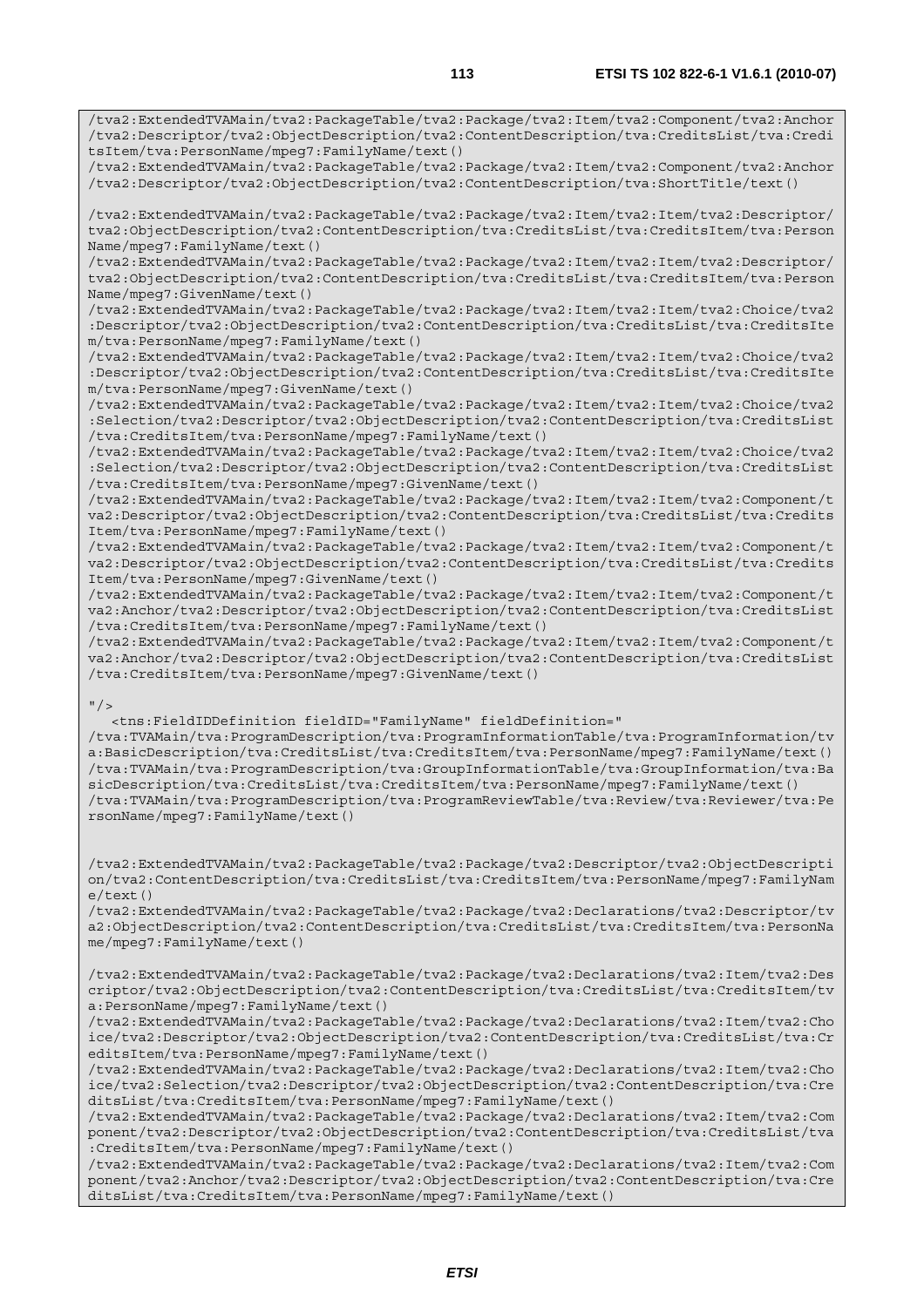```
/tva2:ExtendedTVAMain/tva2:PackageTable/tva2:Package/tva2:Item/tva2:Component/tva2:Anchor
/tva2:Descriptor/tva2:ObjectDescription/tva2:ContentDescription/tva:CreditsList/tva:Credi
tsItem/tva:PersonName/mpeg7:FamilyName/text()
/tva2:ExtendedTVAMain/tva2:PackageTable/tva2:Package/tva2:Item/tva2:Component/tva2:Anchor
/tva2:Descriptor/tva2:ObjectDescription/tva2:ContentDescription/tva:ShortTitle/text()

/tva2:ExtendedTVAMain/tva2:PackageTable/tva2:Package/tva2:Item/tva2:Item/tva2:Descriptor/
tva2:ObjectDescription/tva2:ContentDescription/tva:CreditsList/tva:CreditsItem/tva:Person
Name/mpeg7:FamilyName/text()
/tva2:ExtendedTVAMain/tva2:PackageTable/tva2:Package/tva2:Item/tva2:Item/tva2:Descriptor/
tva2:ObjectDescription/tva2:ContentDescription/tva:CreditsList/tva:CreditsItem/tva:Person
Name/mpeg7:GivenName/text()
/tva2:ExtendedTVAMain/tva2:PackageTable/tva2:Package/tva2:Item/tva2:Item/tva2:Choice/tva2
:Descriptor/tva2:ObjectDescription/tva2:ContentDescription/tva:CreditsList/tva:CreditsIte
m/tva:PersonName/mpeg7:FamilyName/text()
/tva2:ExtendedTVAMain/tva2:PackageTable/tva2:Package/tva2:Item/tva2:Item/tva2:Choice/tva2
:Descriptor/tva2:ObjectDescription/tva2:ContentDescription/tva:CreditsList/tva:CreditsIte
m/tva:PersonName/mpeg7:GivenName/text()
/tva2:ExtendedTVAMain/tva2:PackageTable/tva2:Package/tva2:Item/tva2:Item/tva2:Choice/tva2
:Selection/tva2:Descriptor/tva2:ObjectDescription/tva2:ContentDescription/tva:CreditsList
/tva:CreditsItem/tva:PersonName/mpeg7:FamilyName/text()
/tva2:ExtendedTVAMain/tva2:PackageTable/tva2:Package/tva2:Item/tva2:Item/tva2:Choice/tva2
:Selection/tva2:Descriptor/tva2:ObjectDescription/tva2:ContentDescription/tva:CreditsList
/tva:CreditsItem/tva:PersonName/mpeg7:GivenName/text()
/tva2:ExtendedTVAMain/tva2:PackageTable/tva2:Package/tva2:Item/tva2:Item/tva2:Component/t
va2:Descriptor/tva2:ObjectDescription/tva2:ContentDescription/tva:CreditsList/tva:Credits
Item/tva:PersonName/mpeg7:FamilyName/text()
/tva2:ExtendedTVAMain/tva2:PackageTable/tva2:Package/tva2:Item/tva2:Item/tva2:Component/t
va2:Descriptor/tva2:ObjectDescription/tva2:ContentDescription/tva:CreditsList/tva:Credits
Item/tva:PersonName/mpeg7:GivenName/text()
/tva2:ExtendedTVAMain/tva2:PackageTable/tva2:Package/tva2:Item/tva2:Item/tva2:Component/t
va2:Anchor/tva2:Descriptor/tva2:ObjectDescription/tva2:ContentDescription/tva:CreditsList
/tva:CreditsItem/tva:PersonName/mpeg7:FamilyName/text()
/tva2:ExtendedTVAMain/tva2:PackageTable/tva2:Package/tva2:Item/tva2:Item/tva2:Component/t
va2:Anchor/tva2:Descriptor/tva2:ObjectDescription/tva2:ContentDescription/tva:CreditsList
/tva:CreditsItem/tva:PersonName/mpeg7:GivenName/text()

"/>
   <tns:FieldIDDefinition fieldID="FamilyName" fieldDefinition="
/tva:TVAMain/tva:ProgramDescription/tva:ProgramInformationTable/tva:ProgramInformation/tv
a:BasicDescription/tva:CreditsList/tva:CreditsItem/tva:PersonName/mpeg7:FamilyName/text()
/tva:TVAMain/tva:ProgramDescription/tva:GroupInformationTable/tva:GroupInformation/tva:Ba
sicDescription/tva:CreditsList/tva:CreditsItem/tva:PersonName/mpeg7:FamilyName/text()
/tva:TVAMain/tva:ProgramDescription/tva:ProgramReviewTable/tva:Review/tva:Reviewer/tva:Pe
rsonName/mpeg7:FamilyName/text()


/tva2:ExtendedTVAMain/tva2:PackageTable/tva2:Package/tva2:Descriptor/tva2:ObjectDescripti
on/tva2:ContentDescription/tva:CreditsList/tva:CreditsItem/tva:PersonName/mpeg7:FamilyNam
e/text()
/tva2:ExtendedTVAMain/tva2:PackageTable/tva2:Package/tva2:Declarations/tva2:Descriptor/tv
a2:ObjectDescription/tva2:ContentDescription/tva:CreditsList/tva:CreditsItem/tva:PersonNa
me/mpeg7:FamilyName/text()

/tva2:ExtendedTVAMain/tva2:PackageTable/tva2:Package/tva2:Declarations/tva2:Item/tva2:Des
criptor/tva2:ObjectDescription/tva2:ContentDescription/tva:CreditsList/tva:CreditsItem/tv
a:PersonName/mpeg7:FamilyName/text()
/tva2:ExtendedTVAMain/tva2:PackageTable/tva2:Package/tva2:Declarations/tva2:Item/tva2:Cho
ice/tva2:Descriptor/tva2:ObjectDescription/tva2:ContentDescription/tva:CreditsList/tva:Cr
editsItem/tva:PersonName/mpeg7:FamilyName/text()
/tva2:ExtendedTVAMain/tva2:PackageTable/tva2:Package/tva2:Declarations/tva2:Item/tva2:Cho
ice/tva2:Selection/tva2:Descriptor/tva2:ObjectDescription/tva2:ContentDescription/tva:Cre
ditsList/tva:CreditsItem/tva:PersonName/mpeg7:FamilyName/text()
/tva2:ExtendedTVAMain/tva2:PackageTable/tva2:Package/tva2:Declarations/tva2:Item/tva2:Com
ponent/tva2:Descriptor/tva2:ObjectDescription/tva2:ContentDescription/tva:CreditsList/tva
:CreditsItem/tva:PersonName/mpeg7:FamilyName/text()
/tva2:ExtendedTVAMain/tva2:PackageTable/tva2:Package/tva2:Declarations/tva2:Item/tva2:Com
ponent/tva2:Anchor/tva2:Descriptor/tva2:ObjectDescription/tva2:ContentDescription/tva:Cre
ditsList/tva:CreditsItem/tva:PersonName/mpeg7:FamilyName/text()
```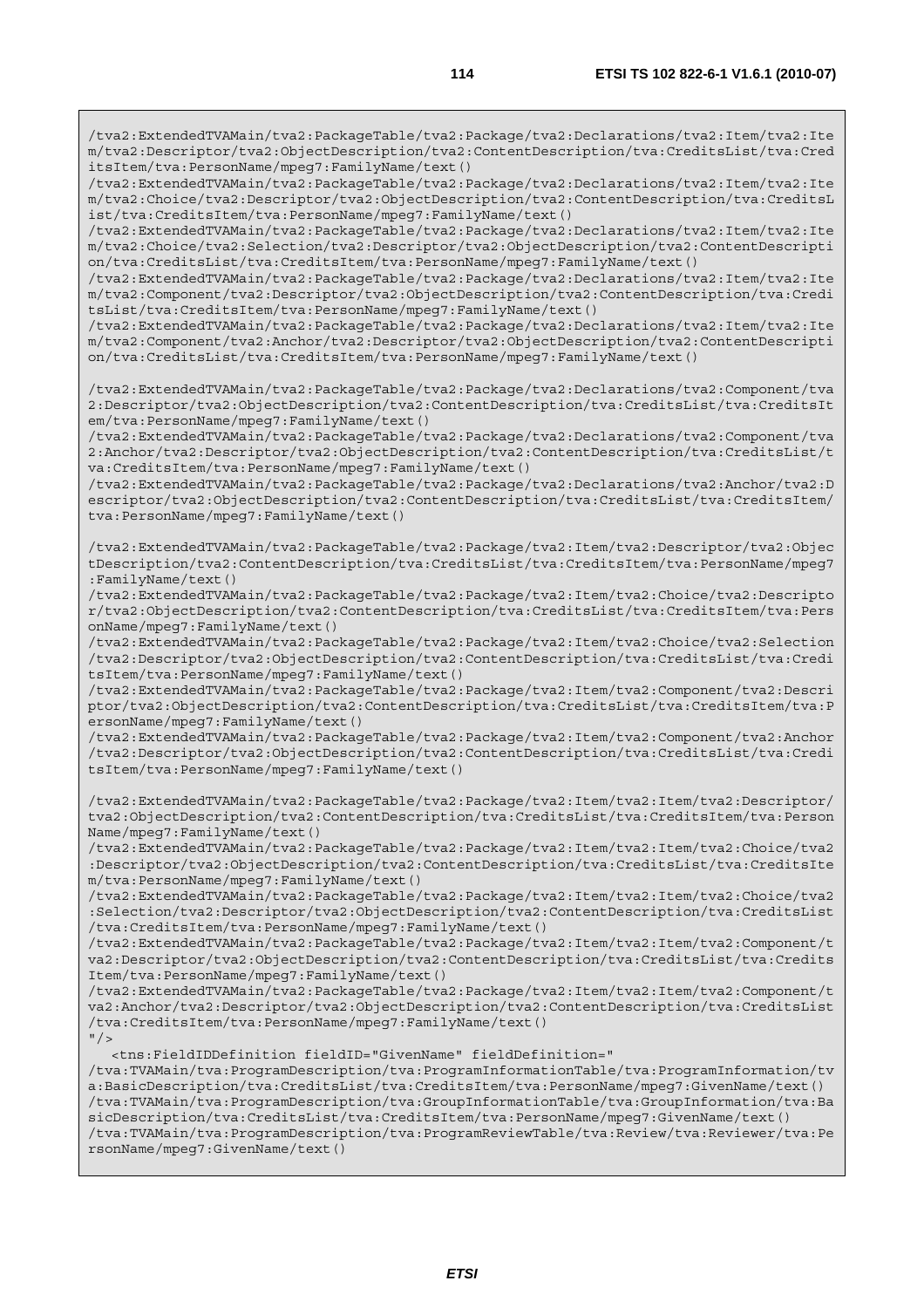```
/tva2:ExtendedTVAMain/tva2:PackageTable/tva2:Package/tva2:Declarations/tva2:Item/tva2:Item/tva2:Descriptor/tva2:ObjectDescription/tva2:ContentDescription/tva:CreditsList/tva:CreditsItem/tva:PersonName/mpeg7:FamilyName/text()
/tva2:ExtendedTVAMain/tva2:PackageTable/tva2:Package/tva2:Declarations/tva2:Item/tva2:Item/tva2:Choice/tva2:Descriptor/tva2:ObjectDescription/tva2:ContentDescription/tva:CreditsList/tva:CreditsItem/tva:PersonName/mpeg7:FamilyName/text()
/tva2:ExtendedTVAMain/tva2:PackageTable/tva2:Package/tva2:Declarations/tva2:Item/tva2:Item/tva2:Choice/tva2:Selection/tva2:Descriptor/tva2:ObjectDescription/tva2:ContentDescription/tva:CreditsList/tva:CreditsItem/tva:PersonName/mpeg7:FamilyName/text()
/tva2:ExtendedTVAMain/tva2:PackageTable/tva2:Package/tva2:Declarations/tva2:Item/tva2:Item/tva2:Component/tva2:Descriptor/tva2:ObjectDescription/tva2:ContentDescription/tva:CreditsList/tva:CreditsItem/tva:PersonName/mpeg7:FamilyName/text()
/tva2:ExtendedTVAMain/tva2:PackageTable/tva2:Package/tva2:Declarations/tva2:Item/tva2:Item/tva2:Component/tva2:Anchor/tva2:Descriptor/tva2:ObjectDescription/tva2:ContentDescription/tva:CreditsList/tva:CreditsItem/tva:PersonName/mpeg7:FamilyName/text()

/tva2:ExtendedTVAMain/tva2:PackageTable/tva2:Package/tva2:Declarations/tva2:Component/tva2:Descriptor/tva2:ObjectDescription/tva2:ContentDescription/tva:CreditsList/tva:CreditsItem/tva:PersonName/mpeg7:FamilyName/text()
/tva2:ExtendedTVAMain/tva2:PackageTable/tva2:Package/tva2:Declarations/tva2:Component/tva2:Anchor/tva2:Descriptor/tva2:ObjectDescription/tva2:ContentDescription/tva:CreditsList/tva:CreditsItem/tva:PersonName/mpeg7:FamilyName/text()
/tva2:ExtendedTVAMain/tva2:PackageTable/tva2:Package/tva2:Declarations/tva2:Anchor/tva2:Descriptor/tva2:ObjectDescription/tva2:ContentDescription/tva:CreditsList/tva:CreditsItem/tva:PersonName/mpeg7:FamilyName/text()

/tva2:ExtendedTVAMain/tva2:PackageTable/tva2:Package/tva2:Item/tva2:Descriptor/tva2:ObjectDescription/tva2:ContentDescription/tva:CreditsList/tva:CreditsItem/tva:PersonName/mpeg7:FamilyName/text()
/tva2:ExtendedTVAMain/tva2:PackageTable/tva2:Package/tva2:Item/tva2:Choice/tva2:Descriptor/tva2:ObjectDescription/tva2:ContentDescription/tva:CreditsList/tva:CreditsItem/tva:PersonName/mpeg7:FamilyName/text()
/tva2:ExtendedTVAMain/tva2:PackageTable/tva2:Package/tva2:Item/tva2:Choice/tva2:Selection/tva2:Descriptor/tva2:ObjectDescription/tva2:ContentDescription/tva:CreditsList/tva:CreditsItem/tva:PersonName/mpeg7:FamilyName/text()
/tva2:ExtendedTVAMain/tva2:PackageTable/tva2:Package/tva2:Item/tva2:Component/tva2:Descriptor/tva2:ObjectDescription/tva2:ContentDescription/tva:CreditsList/tva:CreditsItem/tva:PersonName/mpeg7:FamilyName/text()
/tva2:ExtendedTVAMain/tva2:PackageTable/tva2:Package/tva2:Item/tva2:Component/tva2:Anchor/tva2:Descriptor/tva2:ObjectDescription/tva2:ContentDescription/tva:CreditsList/tva:CreditsItem/tva:PersonName/mpeg7:FamilyName/text()

/tva2:ExtendedTVAMain/tva2:PackageTable/tva2:Package/tva2:Item/tva2:Item/tva2:Descriptor/tva2:ObjectDescription/tva2:ContentDescription/tva:CreditsList/tva:CreditsItem/tva:PersonName/mpeg7:FamilyName/text()
/tva2:ExtendedTVAMain/tva2:PackageTable/tva2:Package/tva2:Item/tva2:Item/tva2:Choice/tva2:Descriptor/tva2:ObjectDescription/tva2:ContentDescription/tva:CreditsList/tva:CreditsItem/tva:PersonName/mpeg7:FamilyName/text()
/tva2:ExtendedTVAMain/tva2:PackageTable/tva2:Package/tva2:Item/tva2:Item/tva2:Choice/tva2:Selection/tva2:Descriptor/tva2:ObjectDescription/tva2:ContentDescription/tva:CreditsList/tva:CreditsItem/tva:PersonName/mpeg7:FamilyName/text()
/tva2:ExtendedTVAMain/tva2:PackageTable/tva2:Package/tva2:Item/tva2:Item/tva2:Component/tva2:Descriptor/tva2:ObjectDescription/tva2:ContentDescription/tva:CreditsList/tva:CreditsItem/tva:PersonName/mpeg7:FamilyName/text()
/tva2:ExtendedTVAMain/tva2:PackageTable/tva2:Package/tva2:Item/tva2:Item/tva2:Component/tva2:Anchor/tva2:Descriptor/tva2:ObjectDescription/tva2:ContentDescription/tva:CreditsList/tva:CreditsItem/tva:PersonName/mpeg7:FamilyName/text()
"/>
   <tns:FieldIDDefinition fieldID="GivenName" fieldDefinition="
/tva:TVAMain/tva:ProgramDescription/tva:ProgramInformationTable/tva:ProgramInformation/tva:BasicDescription/tva:CreditsList/tva:CreditsItem/tva:PersonName/mpeg7:GivenName/text()
/tva:TVAMain/tva:ProgramDescription/tva:GroupInformationTable/tva:GroupInformation/tva:BasicDescription/tva:CreditsList/tva:CreditsItem/tva:PersonName/mpeg7:GivenName/text()
/tva:TVAMain/tva:ProgramDescription/tva:ProgramReviewTable/tva:Review/tva:Reviewer/tva:PersonName/mpeg7:GivenName/text()
```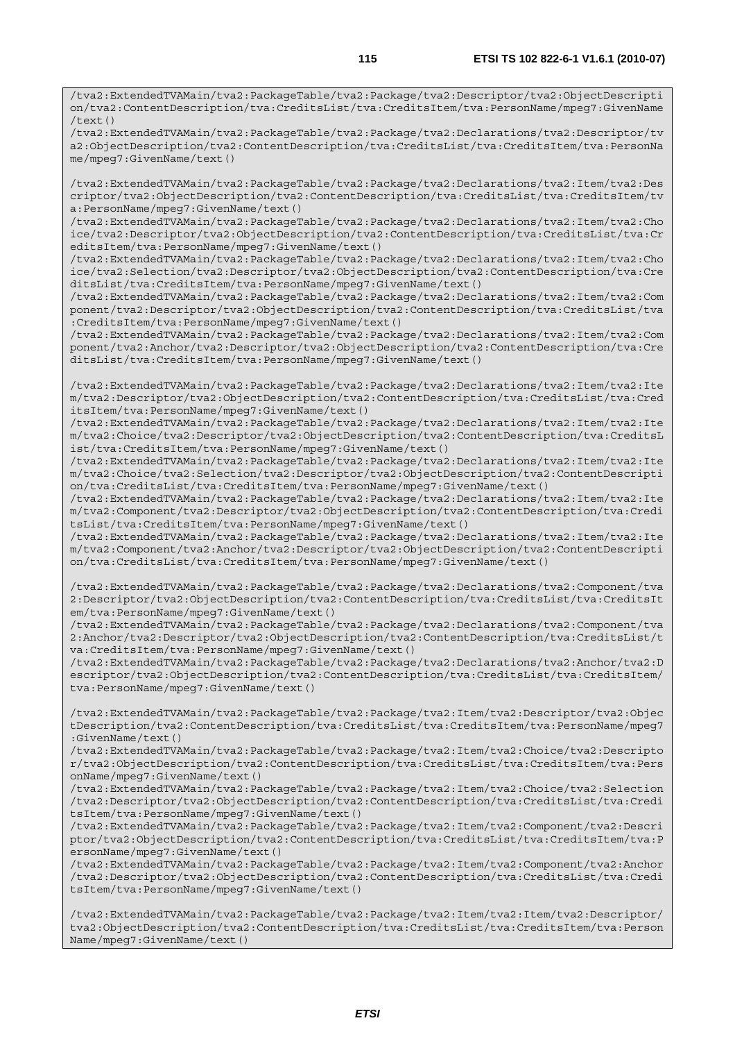```
/tva2:ExtendedTVAMain/tva2:PackageTable/tva2:Package/tva2:Descriptor/tva2:ObjectDescription/tva2:ContentDescription/tva:CreditsList/tva:CreditsItem/tva:PersonName/mpeg7:GivenName/text()
/tva2:ExtendedTVAMain/tva2:PackageTable/tva2:Package/tva2:Declarations/tva2:Descriptor/tva2:ObjectDescription/tva2:ContentDescription/tva:CreditsList/tva:CreditsItem/tva:PersonName/mpeg7:GivenName/text()

/tva2:ExtendedTVAMain/tva2:PackageTable/tva2:Package/tva2:Declarations/tva2:Item/tva2:Descriptor/tva2:ObjectDescription/tva2:ContentDescription/tva:CreditsList/tva:CreditsItem/tva:PersonName/mpeg7:GivenName/text()
/tva2:ExtendedTVAMain/tva2:PackageTable/tva2:Package/tva2:Declarations/tva2:Item/tva2:Choice/tva2:Descriptor/tva2:ObjectDescription/tva2:ContentDescription/tva:CreditsList/tva:CreditsItem/tva:PersonName/mpeg7:GivenName/text()
/tva2:ExtendedTVAMain/tva2:PackageTable/tva2:Package/tva2:Declarations/tva2:Item/tva2:Choice/tva2:Selection/tva2:Descriptor/tva2:ObjectDescription/tva2:ContentDescription/tva:CreditsList/tva:CreditsItem/tva:PersonName/mpeg7:GivenName/text()
/tva2:ExtendedTVAMain/tva2:PackageTable/tva2:Package/tva2:Declarations/tva2:Item/tva2:Component/tva2:Descriptor/tva2:ObjectDescription/tva2:ContentDescription/tva:CreditsList/tva:CreditsItem/tva:PersonName/mpeg7:GivenName/text()
/tva2:ExtendedTVAMain/tva2:PackageTable/tva2:Package/tva2:Declarations/tva2:Item/tva2:Component/tva2:Anchor/tva2:Descriptor/tva2:ObjectDescription/tva2:ContentDescription/tva:CreditsList/tva:CreditsItem/tva:PersonName/mpeg7:GivenName/text()

/tva2:ExtendedTVAMain/tva2:PackageTable/tva2:Package/tva2:Declarations/tva2:Item/tva2:Item/tva2:Descriptor/tva2:ObjectDescription/tva2:ContentDescription/tva:CreditsList/tva:CreditsItem/tva:PersonName/mpeg7:GivenName/text()
/tva2:ExtendedTVAMain/tva2:PackageTable/tva2:Package/tva2:Declarations/tva2:Item/tva2:Item/tva2:Choice/tva2:Descriptor/tva2:ObjectDescription/tva2:ContentDescription/tva:CreditsList/tva:CreditsItem/tva:PersonName/mpeg7:GivenName/text()
/tva2:ExtendedTVAMain/tva2:PackageTable/tva2:Package/tva2:Declarations/tva2:Item/tva2:Item/tva2:Choice/tva2:Selection/tva2:Descriptor/tva2:ObjectDescription/tva2:ContentDescription/tva:CreditsList/tva:CreditsItem/tva:PersonName/mpeg7:GivenName/text()
/tva2:ExtendedTVAMain/tva2:PackageTable/tva2:Package/tva2:Declarations/tva2:Item/tva2:Item/tva2:Component/tva2:Descriptor/tva2:ObjectDescription/tva2:ContentDescription/tva:CreditsList/tva:CreditsItem/tva:PersonName/mpeg7:GivenName/text()
/tva2:ExtendedTVAMain/tva2:PackageTable/tva2:Package/tva2:Declarations/tva2:Item/tva2:Item/tva2:Component/tva2:Anchor/tva2:Descriptor/tva2:ObjectDescription/tva2:ContentDescription/tva:CreditsList/tva:CreditsItem/tva:PersonName/mpeg7:GivenName/text()

/tva2:ExtendedTVAMain/tva2:PackageTable/tva2:Package/tva2:Declarations/tva2:Component/tva2:Descriptor/tva2:ObjectDescription/tva2:ContentDescription/tva:CreditsList/tva:CreditsItem/tva:PersonName/mpeg7:GivenName/text()
/tva2:ExtendedTVAMain/tva2:PackageTable/tva2:Package/tva2:Declarations/tva2:Component/tva2:Anchor/tva2:Descriptor/tva2:ObjectDescription/tva2:ContentDescription/tva:CreditsList/tva:CreditsItem/tva:PersonName/mpeg7:GivenName/text()
/tva2:ExtendedTVAMain/tva2:PackageTable/tva2:Package/tva2:Declarations/tva2:Anchor/tva2:Descriptor/tva2:ObjectDescription/tva2:ContentDescription/tva:CreditsList/tva:CreditsItem/tva:PersonName/mpeg7:GivenName/text()

/tva2:ExtendedTVAMain/tva2:PackageTable/tva2:Package/tva2:Item/tva2:Descriptor/tva2:ObjectDescription/tva2:ContentDescription/tva:CreditsList/tva:CreditsItem/tva:PersonName/mpeg7:GivenName/text()
/tva2:ExtendedTVAMain/tva2:PackageTable/tva2:Package/tva2:Item/tva2:Choice/tva2:Descriptor/tva2:ObjectDescription/tva2:ContentDescription/tva:CreditsList/tva:CreditsItem/tva:PersonName/mpeg7:GivenName/text()
/tva2:ExtendedTVAMain/tva2:PackageTable/tva2:Package/tva2:Item/tva2:Choice/tva2:Selection/tva2:Descriptor/tva2:ObjectDescription/tva2:ContentDescription/tva:CreditsList/tva:CreditsItem/tva:PersonName/mpeg7:GivenName/text()
/tva2:ExtendedTVAMain/tva2:PackageTable/tva2:Package/tva2:Item/tva2:Component/tva2:Descriptor/tva2:ObjectDescription/tva2:ContentDescription/tva:CreditsList/tva:CreditsItem/tva:PersonName/mpeg7:GivenName/text()
/tva2:ExtendedTVAMain/tva2:PackageTable/tva2:Package/tva2:Item/tva2:Component/tva2:Anchor/tva2:Descriptor/tva2:ObjectDescription/tva2:ContentDescription/tva:CreditsList/tva:CreditsItem/tva:PersonName/mpeg7:GivenName/text()

/tva2:ExtendedTVAMain/tva2:PackageTable/tva2:Package/tva2:Item/tva2:Item/tva2:Descriptor/tva2:ObjectDescription/tva2:ContentDescription/tva:CreditsList/tva:CreditsItem/tva:PersonName/mpeg7:GivenName/text()
```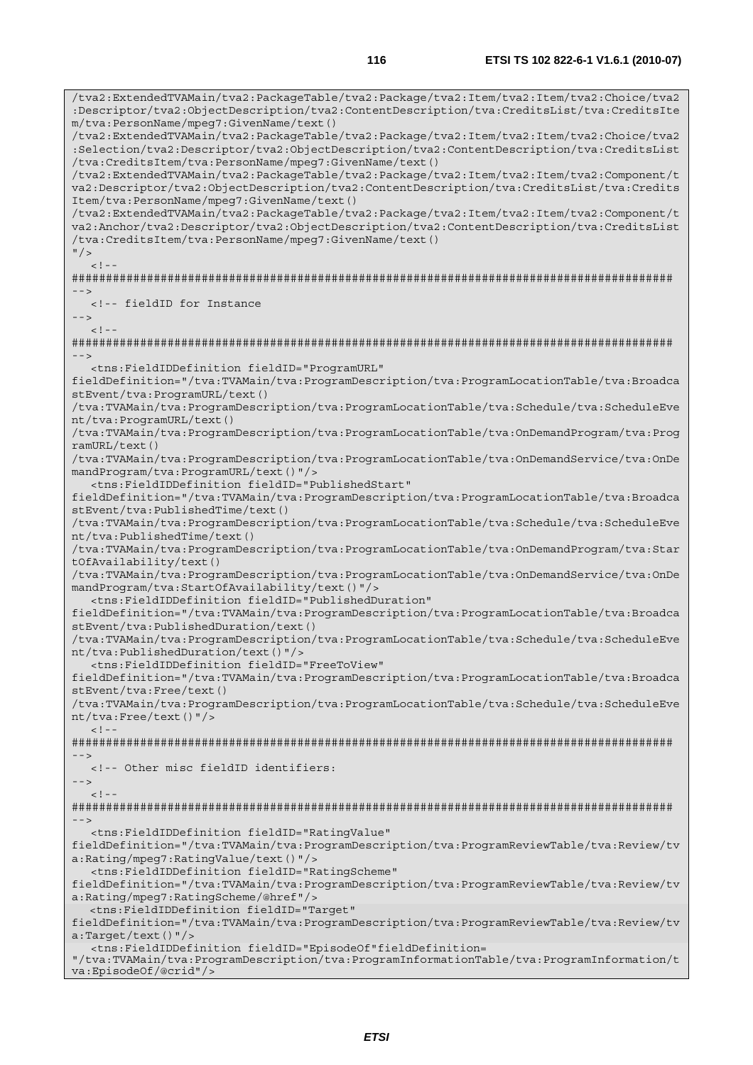```
/tva2:ExtendedTVAMain/tva2:PackageTable/tva2:Package/tva2:Item/tva2:Item/tva2:Choice/tva2:Descriptor/tva2:ObjectDescription/tva2:ContentDescription/tva:CreditsList/tva:CreditsItem/tva:PersonName/mpeg7:GivenName/text()
/tva2:ExtendedTVAMain/tva2:PackageTable/tva2:Package/tva2:Item/tva2:Item/tva2:Choice/tva2:Selection/tva2:Descriptor/tva2:ObjectDescription/tva2:ContentDescription/tva:CreditsList/tva:CreditsItem/tva:PersonName/mpeg7:GivenName/text()
/tva2:ExtendedTVAMain/tva2:PackageTable/tva2:Package/tva2:Item/tva2:Item/tva2:Component/tva2:Descriptor/tva2:ObjectDescription/tva2:ContentDescription/tva:CreditsList/tva:CreditsItem/tva:PersonName/mpeg7:GivenName/text()
/tva2:ExtendedTVAMain/tva2:PackageTable/tva2:Package/tva2:Item/tva2:Item/tva2:Component/tva2:Anchor/tva2:Descriptor/tva2:ObjectDescription/tva2:ContentDescription/tva:CreditsList/tva:CreditsItem/tva:PersonName/mpeg7:GivenName/text()
"/>
   <!--
########################################################################################
-->
   <!-- fieldID for Instance
-->
   <!--
########################################################################################
-->
   <tns:FieldIDDefinition fieldID="ProgramURL"
fieldDefinition="/tva:TVAMain/tva:ProgramDescription/tva:ProgramLocationTable/tva:BroadcastEvent/tva:ProgramURL/text()
/tva:TVAMain/tva:ProgramDescription/tva:ProgramLocationTable/tva:Schedule/tva:ScheduleEvent/tva:ProgramURL/text()
/tva:TVAMain/tva:ProgramDescription/tva:ProgramLocationTable/tva:OnDemandProgram/tva:ProgramURL/text()
/tva:TVAMain/tva:ProgramDescription/tva:ProgramLocationTable/tva:OnDemandService/tva:OnDemandProgram/tva:ProgramURL/text()"/>
   <tns:FieldIDDefinition fieldID="PublishedStart"
fieldDefinition="/tva:TVAMain/tva:ProgramDescription/tva:ProgramLocationTable/tva:BroadcastEvent/tva:PublishedTime/text()
/tva:TVAMain/tva:ProgramDescription/tva:ProgramLocationTable/tva:Schedule/tva:ScheduleEvent/tva:PublishedTime/text()
/tva:TVAMain/tva:ProgramDescription/tva:ProgramLocationTable/tva:OnDemandProgram/tva:StartOfAvailability/text()
/tva:TVAMain/tva:ProgramDescription/tva:ProgramLocationTable/tva:OnDemandService/tva:OnDemandProgram/tva:StartOfAvailability/text()"/>
   <tns:FieldIDDefinition fieldID="PublishedDuration"
fieldDefinition="/tva:TVAMain/tva:ProgramDescription/tva:ProgramLocationTable/tva:BroadcastEvent/tva:PublishedDuration/text()
/tva:TVAMain/tva:ProgramDescription/tva:ProgramLocationTable/tva:Schedule/tva:ScheduleEvent/tva:PublishedDuration/text()"/>
   <tns:FieldIDDefinition fieldID="FreeToView"
fieldDefinition="/tva:TVAMain/tva:ProgramDescription/tva:ProgramLocationTable/tva:BroadcastEvent/tva:Free/text()
/tva:TVAMain/tva:ProgramDescription/tva:ProgramLocationTable/tva:Schedule/tva:ScheduleEvent/tva:Free/text()"/>
   <!--
########################################################################################
-->
   <!-- Other misc fieldID identifiers:
-->
   <!--
########################################################################################
-->
   <tns:FieldIDDefinition fieldID="RatingValue"
fieldDefinition="/tva:TVAMain/tva:ProgramDescription/tva:ProgramReviewTable/tva:Review/tva:Rating/mpeg7:RatingValue/text()"/>
   <tns:FieldIDDefinition fieldID="RatingScheme"
fieldDefinition="/tva:TVAMain/tva:ProgramDescription/tva:ProgramReviewTable/tva:Review/tva:Rating/mpeg7:RatingScheme/@href"/>
   <tns:FieldIDDefinition fieldID="Target"
fieldDefinition="/tva:TVAMain/tva:ProgramDescription/tva:ProgramReviewTable/tva:Review/tva:Target/text()"/>
   <tns:FieldIDDefinition fieldID="EpisodeOf"fieldDefinition=
"/tva:TVAMain/tva:ProgramDescription/tva:ProgramInformationTable/tva:ProgramInformation/tva:EpisodeOf/@crid"/>
```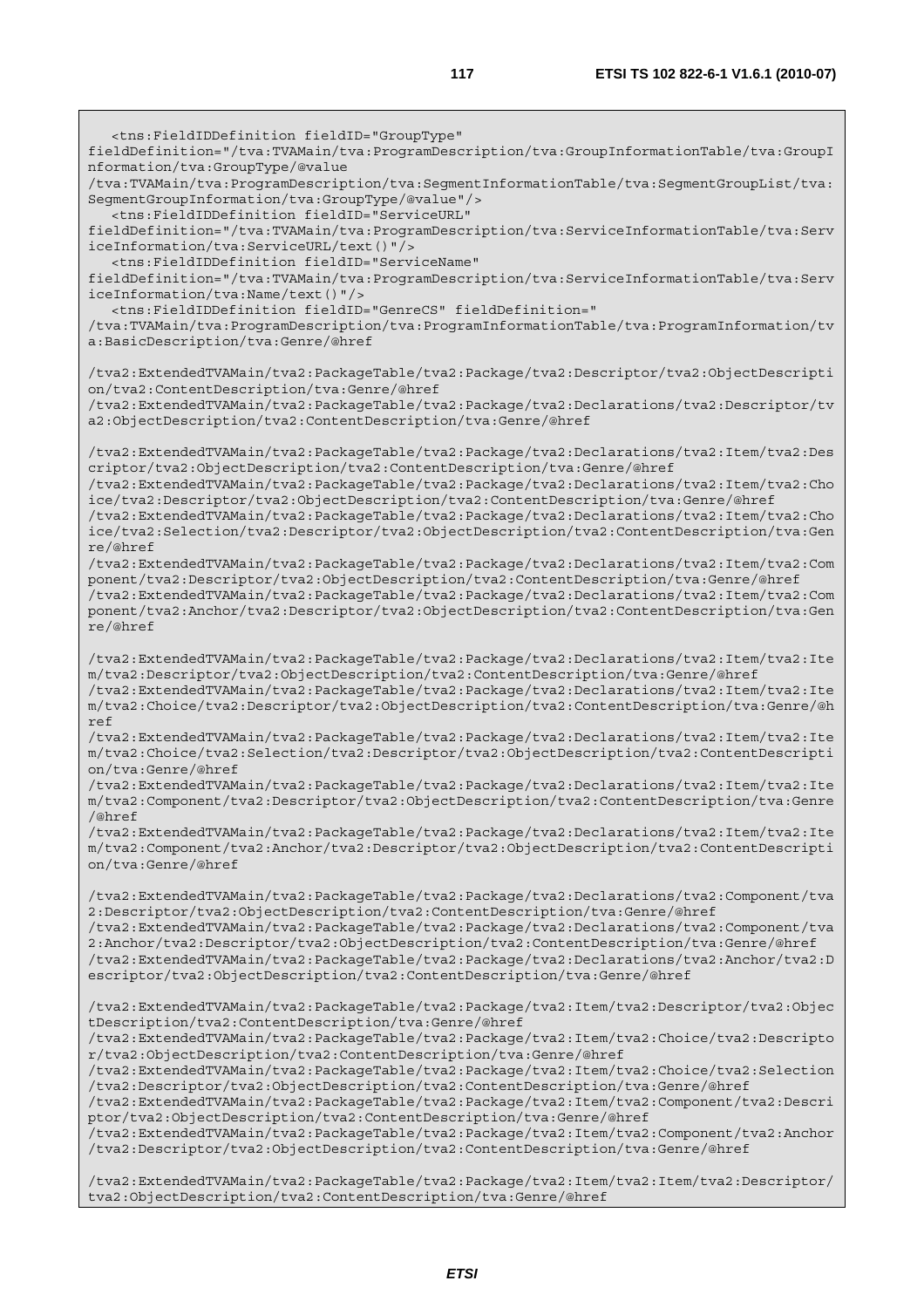```
   <tns:FieldIDDefinition fieldID="GroupType"
fieldDefinition="/tva:TVAMain/tva:ProgramDescription/tva:GroupInformationTable/tva:GroupI
nformation/tva:GroupType/@value
/tva:TVAMain/tva:ProgramDescription/tva:SegmentInformationTable/tva:SegmentGroupList/tva:
SegmentGroupInformation/tva:GroupType/@value"/>
   <tns:FieldIDDefinition fieldID="ServiceURL"
fieldDefinition="/tva:TVAMain/tva:ProgramDescription/tva:ServiceInformationTable/tva:Serv
iceInformation/tva:ServiceURL/text()"/>
   <tns:FieldIDDefinition fieldID="ServiceName"
fieldDefinition="/tva:TVAMain/tva:ProgramDescription/tva:ServiceInformationTable/tva:Serv
iceInformation/tva:Name/text()"/>
   <tns:FieldIDDefinition fieldID="GenreCS" fieldDefinition="
/tva:TVAMain/tva:ProgramDescription/tva:ProgramInformationTable/tva:ProgramInformation/tv
a:BasicDescription/tva:Genre/@href

/tva2:ExtendedTVAMain/tva2:PackageTable/tva2:Package/tva2:Descriptor/tva2:ObjectDescripti
on/tva2:ContentDescription/tva:Genre/@href
/tva2:ExtendedTVAMain/tva2:PackageTable/tva2:Package/tva2:Declarations/tva2:Descriptor/tv
a2:ObjectDescription/tva2:ContentDescription/tva:Genre/@href

/tva2:ExtendedTVAMain/tva2:PackageTable/tva2:Package/tva2:Declarations/tva2:Item/tva2:Des
criptor/tva2:ObjectDescription/tva2:ContentDescription/tva:Genre/@href
/tva2:ExtendedTVAMain/tva2:PackageTable/tva2:Package/tva2:Declarations/tva2:Item/tva2:Cho
ice/tva2:Descriptor/tva2:ObjectDescription/tva2:ContentDescription/tva:Genre/@href
/tva2:ExtendedTVAMain/tva2:PackageTable/tva2:Package/tva2:Declarations/tva2:Item/tva2:Cho
ice/tva2:Selection/tva2:Descriptor/tva2:ObjectDescription/tva2:ContentDescription/tva:Gen
re/@href
/tva2:ExtendedTVAMain/tva2:PackageTable/tva2:Package/tva2:Declarations/tva2:Item/tva2:Com
ponent/tva2:Descriptor/tva2:ObjectDescription/tva2:ContentDescription/tva:Genre/@href
/tva2:ExtendedTVAMain/tva2:PackageTable/tva2:Package/tva2:Declarations/tva2:Item/tva2:Com
ponent/tva2:Anchor/tva2:Descriptor/tva2:ObjectDescription/tva2:ContentDescription/tva:Gen
re/@href

/tva2:ExtendedTVAMain/tva2:PackageTable/tva2:Package/tva2:Declarations/tva2:Item/tva2:Ite
m/tva2:Descriptor/tva2:ObjectDescription/tva2:ContentDescription/tva:Genre/@href
/tva2:ExtendedTVAMain/tva2:PackageTable/tva2:Package/tva2:Declarations/tva2:Item/tva2:Ite
m/tva2:Choice/tva2:Descriptor/tva2:ObjectDescription/tva2:ContentDescription/tva:Genre/@h
ref
/tva2:ExtendedTVAMain/tva2:PackageTable/tva2:Package/tva2:Declarations/tva2:Item/tva2:Ite
m/tva2:Choice/tva2:Selection/tva2:Descriptor/tva2:ObjectDescription/tva2:ContentDescripti
on/tva:Genre/@href
/tva2:ExtendedTVAMain/tva2:PackageTable/tva2:Package/tva2:Declarations/tva2:Item/tva2:Ite
m/tva2:Component/tva2:Descriptor/tva2:ObjectDescription/tva2:ContentDescription/tva:Genre
/@href
/tva2:ExtendedTVAMain/tva2:PackageTable/tva2:Package/tva2:Declarations/tva2:Item/tva2:Ite
m/tva2:Component/tva2:Anchor/tva2:Descriptor/tva2:ObjectDescription/tva2:ContentDescripti
on/tva:Genre/@href

/tva2:ExtendedTVAMain/tva2:PackageTable/tva2:Package/tva2:Declarations/tva2:Component/tva
2:Descriptor/tva2:ObjectDescription/tva2:ContentDescription/tva:Genre/@href
/tva2:ExtendedTVAMain/tva2:PackageTable/tva2:Package/tva2:Declarations/tva2:Component/tva
2:Anchor/tva2:Descriptor/tva2:ObjectDescription/tva2:ContentDescription/tva:Genre/@href
/tva2:ExtendedTVAMain/tva2:PackageTable/tva2:Package/tva2:Declarations/tva2:Anchor/tva2:D
escriptor/tva2:ObjectDescription/tva2:ContentDescription/tva:Genre/@href

/tva2:ExtendedTVAMain/tva2:PackageTable/tva2:Package/tva2:Item/tva2:Descriptor/tva2:Objec
tDescription/tva2:ContentDescription/tva:Genre/@href
/tva2:ExtendedTVAMain/tva2:PackageTable/tva2:Package/tva2:Item/tva2:Choice/tva2:Descripto
r/tva2:ObjectDescription/tva2:ContentDescription/tva:Genre/@href
/tva2:ExtendedTVAMain/tva2:PackageTable/tva2:Package/tva2:Item/tva2:Choice/tva2:Selection
/tva2:Descriptor/tva2:ObjectDescription/tva2:ContentDescription/tva:Genre/@href
/tva2:ExtendedTVAMain/tva2:PackageTable/tva2:Package/tva2:Item/tva2:Component/tva2:Descri
ptor/tva2:ObjectDescription/tva2:ContentDescription/tva:Genre/@href
/tva2:ExtendedTVAMain/tva2:PackageTable/tva2:Package/tva2:Item/tva2:Component/tva2:Anchor
/tva2:Descriptor/tva2:ObjectDescription/tva2:ContentDescription/tva:Genre/@href

/tva2:ExtendedTVAMain/tva2:PackageTable/tva2:Package/tva2:Item/tva2:Item/tva2:Descriptor/
tva2:ObjectDescription/tva2:ContentDescription/tva:Genre/@href
```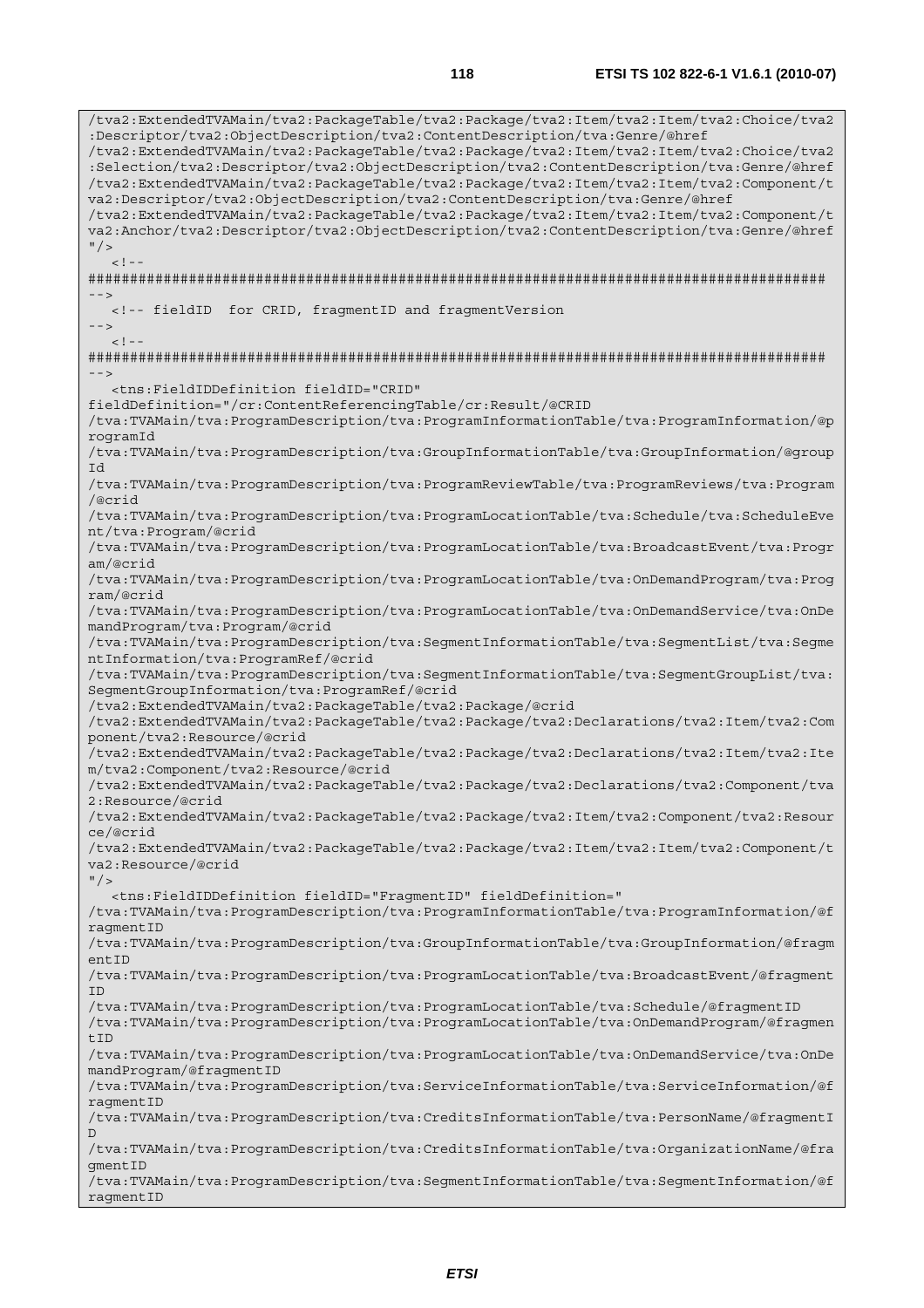```
/tva2:ExtendedTVAMain/tva2:PackageTable/tva2:Package/tva2:Item/tva2:Item/tva2:Choice/tva2
:Descriptor/tva2:ObjectDescription/tva2:ContentDescription/tva:Genre/@href
/tva2:ExtendedTVAMain/tva2:PackageTable/tva2:Package/tva2:Item/tva2:Item/tva2:Choice/tva2
:Selection/tva2:Descriptor/tva2:ObjectDescription/tva2:ContentDescription/tva:Genre/@href
/tva2:ExtendedTVAMain/tva2:PackageTable/tva2:Package/tva2:Item/tva2:Item/tva2:Component/t
va2:Descriptor/tva2:ObjectDescription/tva2:ContentDescription/tva:Genre/@href
/tva2:ExtendedTVAMain/tva2:PackageTable/tva2:Package/tva2:Item/tva2:Item/tva2:Component/t
va2:Anchor/tva2:Descriptor/tva2:ObjectDescription/tva2:ContentDescription/tva:Genre/@href
"/>
   <!--
########################################################################################
-->
   <!-- fieldID  for CRID, fragmentID and fragmentVersion
-->
   <!--
########################################################################################
-->
   <tns:FieldIDDefinition fieldID="CRID"
fieldDefinition="/cr:ContentReferencingTable/cr:Result/@CRID
/tva:TVAMain/tva:ProgramDescription/tva:ProgramInformationTable/tva:ProgramInformation/@p
rogramId
/tva:TVAMain/tva:ProgramDescription/tva:GroupInformationTable/tva:GroupInformation/@group
Id
/tva:TVAMain/tva:ProgramDescription/tva:ProgramReviewTable/tva:ProgramReviews/tva:Program
/@crid
/tva:TVAMain/tva:ProgramDescription/tva:ProgramLocationTable/tva:Schedule/tva:ScheduleEve
nt/tva:Program/@crid
/tva:TVAMain/tva:ProgramDescription/tva:ProgramLocationTable/tva:BroadcastEvent/tva:Progr
am/@crid
/tva:TVAMain/tva:ProgramDescription/tva:ProgramLocationTable/tva:OnDemandProgram/tva:Prog
ram/@crid
/tva:TVAMain/tva:ProgramDescription/tva:ProgramLocationTable/tva:OnDemandService/tva:OnDe
mandProgram/tva:Program/@crid
/tva:TVAMain/tva:ProgramDescription/tva:SegmentInformationTable/tva:SegmentList/tva:Segme
ntInformation/tva:ProgramRef/@crid
/tva:TVAMain/tva:ProgramDescription/tva:SegmentInformationTable/tva:SegmentGroupList/tva:
SegmentGroupInformation/tva:ProgramRef/@crid
/tva2:ExtendedTVAMain/tva2:PackageTable/tva2:Package/@crid
/tva2:ExtendedTVAMain/tva2:PackageTable/tva2:Package/tva2:Declarations/tva2:Item/tva2:Com
ponent/tva2:Resource/@crid
/tva2:ExtendedTVAMain/tva2:PackageTable/tva2:Package/tva2:Declarations/tva2:Item/tva2:Ite
m/tva2:Component/tva2:Resource/@crid
/tva2:ExtendedTVAMain/tva2:PackageTable/tva2:Package/tva2:Declarations/tva2:Component/tva
2:Resource/@crid
/tva2:ExtendedTVAMain/tva2:PackageTable/tva2:Package/tva2:Item/tva2:Component/tva2:Resour
ce/@crid
/tva2:ExtendedTVAMain/tva2:PackageTable/tva2:Package/tva2:Item/tva2:Item/tva2:Component/t
va2:Resource/@crid
"/>
   <tns:FieldIDDefinition fieldID="FragmentID" fieldDefinition="
/tva:TVAMain/tva:ProgramDescription/tva:ProgramInformationTable/tva:ProgramInformation/@f
ragmentID
/tva:TVAMain/tva:ProgramDescription/tva:GroupInformationTable/tva:GroupInformation/@fragm
entID
/tva:TVAMain/tva:ProgramDescription/tva:ProgramLocationTable/tva:BroadcastEvent/@fragment
ID
/tva:TVAMain/tva:ProgramDescription/tva:ProgramLocationTable/tva:Schedule/@fragmentID
/tva:TVAMain/tva:ProgramDescription/tva:ProgramLocationTable/tva:OnDemandProgram/@fragmen
tID
/tva:TVAMain/tva:ProgramDescription/tva:ProgramLocationTable/tva:OnDemandService/tva:OnDe
mandProgram/@fragmentID
/tva:TVAMain/tva:ProgramDescription/tva:ServiceInformationTable/tva:ServiceInformation/@f
ragmentID
/tva:TVAMain/tva:ProgramDescription/tva:CreditsInformationTable/tva:PersonName/@fragmentI
D
/tva:TVAMain/tva:ProgramDescription/tva:CreditsInformationTable/tva:OrganizationName/@fra
gmentID
/tva:TVAMain/tva:ProgramDescription/tva:SegmentInformationTable/tva:SegmentInformation/@f
ragmentID
```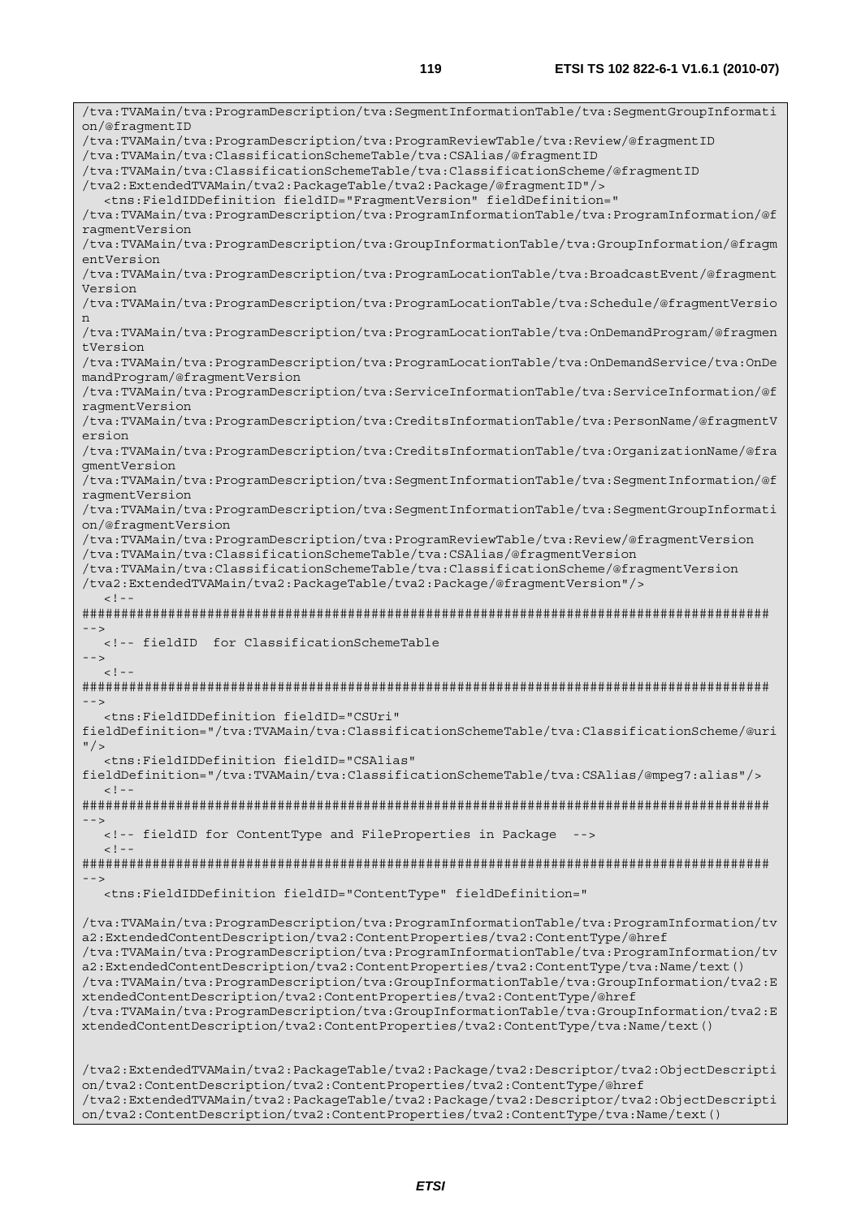```
/tva:TVAMain/tva:ProgramDescription/tva:SegmentInformationTable/tva:SegmentGroupInformati
on/@fragmentID
/tva:TVAMain/tva:ProgramDescription/tva:ProgramReviewTable/tva:Review/@fragmentID
/tva:TVAMain/tva:ClassificationSchemeTable/tva:CSAlias/@fragmentID
/tva:TVAMain/tva:ClassificationSchemeTable/tva:ClassificationScheme/@fragmentID
/tva2:ExtendedTVAMain/tva2:PackageTable/tva2:Package/@fragmentID"/>
   <tns:FieldIDDefinition fieldID="FragmentVersion" fieldDefinition="
/tva:TVAMain/tva:ProgramDescription/tva:ProgramInformationTable/tva:ProgramInformation/@f
ragmentVersion
/tva:TVAMain/tva:ProgramDescription/tva:GroupInformationTable/tva:GroupInformation/@fragm
entVersion
/tva:TVAMain/tva:ProgramDescription/tva:ProgramLocationTable/tva:BroadcastEvent/@fragment
Version
/tva:TVAMain/tva:ProgramDescription/tva:ProgramLocationTable/tva:Schedule/@fragmentVersio
n
/tva:TVAMain/tva:ProgramDescription/tva:ProgramLocationTable/tva:OnDemandProgram/@fragmen
tVersion
/tva:TVAMain/tva:ProgramDescription/tva:ProgramLocationTable/tva:OnDemandService/tva:OnDe
mandProgram/@fragmentVersion
/tva:TVAMain/tva:ProgramDescription/tva:ServiceInformationTable/tva:ServiceInformation/@f
ragmentVersion
/tva:TVAMain/tva:ProgramDescription/tva:CreditsInformationTable/tva:PersonName/@fragmentV
ersion
/tva:TVAMain/tva:ProgramDescription/tva:CreditsInformationTable/tva:OrganizationName/@fra
gmentVersion
/tva:TVAMain/tva:ProgramDescription/tva:SegmentInformationTable/tva:SegmentInformation/@f
ragmentVersion
/tva:TVAMain/tva:ProgramDescription/tva:SegmentInformationTable/tva:SegmentGroupInformati
on/@fragmentVersion
/tva:TVAMain/tva:ProgramDescription/tva:ProgramReviewTable/tva:Review/@fragmentVersion
/tva:TVAMain/tva:ClassificationSchemeTable/tva:CSAlias/@fragmentVersion
/tva:TVAMain/tva:ClassificationSchemeTable/tva:ClassificationScheme/@fragmentVersion
/tva2:ExtendedTVAMain/tva2:PackageTable/tva2:Package/@fragmentVersion"/>
   <!--
########################################################################################
-->
   <!-- fieldID  for ClassificationSchemeTable
-->
   <!--
########################################################################################
-->
   <tns:FieldIDDefinition fieldID="CSUri"
fieldDefinition="/tva:TVAMain/tva:ClassificationSchemeTable/tva:ClassificationScheme/@uri
"/>
   <tns:FieldIDDefinition fieldID="CSAlias"
fieldDefinition="/tva:TVAMain/tva:ClassificationSchemeTable/tva:CSAlias/@mpeg7:alias"/>
   <!--
########################################################################################
-->
   <!-- fieldID for ContentType and FileProperties in Package  -->
   <!--
########################################################################################
-->
   <tns:FieldIDDefinition fieldID="ContentType" fieldDefinition="

/tva:TVAMain/tva:ProgramDescription/tva:ProgramInformationTable/tva:ProgramInformation/tv
a2:ExtendedContentDescription/tva2:ContentProperties/tva2:ContentType/@href
/tva:TVAMain/tva:ProgramDescription/tva:ProgramInformationTable/tva:ProgramInformation/tv
a2:ExtendedContentDescription/tva2:ContentProperties/tva2:ContentType/tva:Name/text()
/tva:TVAMain/tva:ProgramDescription/tva:GroupInformationTable/tva:GroupInformation/tva2:E
xtendedContentDescription/tva2:ContentProperties/tva2:ContentType/@href
/tva:TVAMain/tva:ProgramDescription/tva:GroupInformationTable/tva:GroupInformation/tva2:E
xtendedContentDescription/tva2:ContentProperties/tva2:ContentType/tva:Name/text()


/tva2:ExtendedTVAMain/tva2:PackageTable/tva2:Package/tva2:Descriptor/tva2:ObjectDescripti
on/tva2:ContentDescription/tva2:ContentProperties/tva2:ContentType/@href
/tva2:ExtendedTVAMain/tva2:PackageTable/tva2:Package/tva2:Descriptor/tva2:ObjectDescripti
on/tva2:ContentDescription/tva2:ContentProperties/tva2:ContentType/tva:Name/text()
```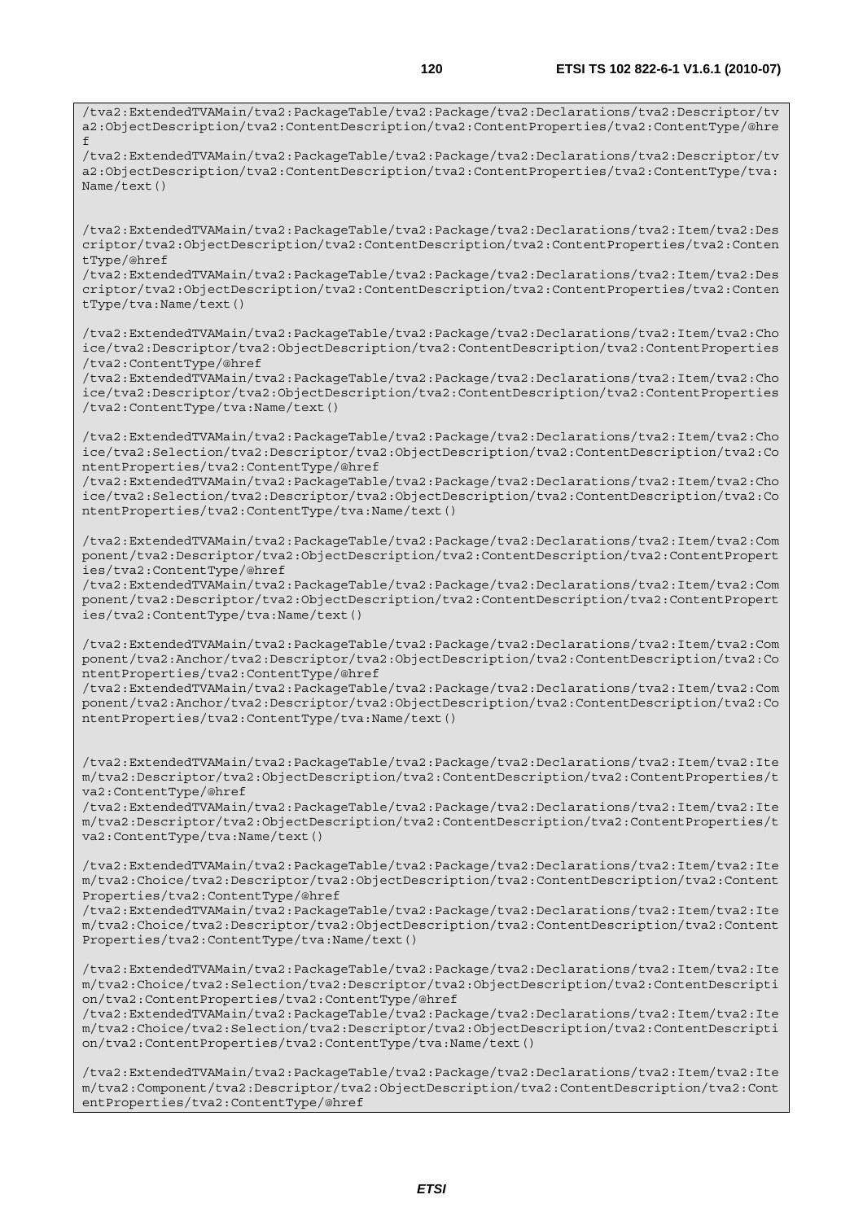```
/tva2:ExtendedTVAMain/tva2:PackageTable/tva2:Package/tva2:Declarations/tva2:Descriptor/tva2:ObjectDescription/tva2:ContentDescription/tva2:ContentProperties/tva2:ContentType/@href
/tva2:ExtendedTVAMain/tva2:PackageTable/tva2:Package/tva2:Declarations/tva2:Descriptor/tva2:ObjectDescription/tva2:ContentDescription/tva2:ContentProperties/tva2:ContentType/tva:Name/text()


/tva2:ExtendedTVAMain/tva2:PackageTable/tva2:Package/tva2:Declarations/tva2:Item/tva2:Descriptor/tva2:ObjectDescription/tva2:ContentDescription/tva2:ContentProperties/tva2:ContentType/@href
/tva2:ExtendedTVAMain/tva2:PackageTable/tva2:Package/tva2:Declarations/tva2:Item/tva2:Descriptor/tva2:ObjectDescription/tva2:ContentDescription/tva2:ContentProperties/tva2:ContentType/tva:Name/text()

/tva2:ExtendedTVAMain/tva2:PackageTable/tva2:Package/tva2:Declarations/tva2:Item/tva2:Choice/tva2:Descriptor/tva2:ObjectDescription/tva2:ContentDescription/tva2:ContentProperties/tva2:ContentType/@href
/tva2:ExtendedTVAMain/tva2:PackageTable/tva2:Package/tva2:Declarations/tva2:Item/tva2:Choice/tva2:Descriptor/tva2:ObjectDescription/tva2:ContentDescription/tva2:ContentProperties/tva2:ContentType/tva:Name/text()

/tva2:ExtendedTVAMain/tva2:PackageTable/tva2:Package/tva2:Declarations/tva2:Item/tva2:Choice/tva2:Selection/tva2:Descriptor/tva2:ObjectDescription/tva2:ContentDescription/tva2:ContentProperties/tva2:ContentType/@href
/tva2:ExtendedTVAMain/tva2:PackageTable/tva2:Package/tva2:Declarations/tva2:Item/tva2:Choice/tva2:Selection/tva2:Descriptor/tva2:ObjectDescription/tva2:ContentDescription/tva2:ContentProperties/tva2:ContentType/tva:Name/text()

/tva2:ExtendedTVAMain/tva2:PackageTable/tva2:Package/tva2:Declarations/tva2:Item/tva2:Component/tva2:Descriptor/tva2:ObjectDescription/tva2:ContentDescription/tva2:ContentProperties/tva2:ContentType/@href
/tva2:ExtendedTVAMain/tva2:PackageTable/tva2:Package/tva2:Declarations/tva2:Item/tva2:Component/tva2:Descriptor/tva2:ObjectDescription/tva2:ContentDescription/tva2:ContentProperties/tva2:ContentType/tva:Name/text()

/tva2:ExtendedTVAMain/tva2:PackageTable/tva2:Package/tva2:Declarations/tva2:Item/tva2:Component/tva2:Anchor/tva2:Descriptor/tva2:ObjectDescription/tva2:ContentDescription/tva2:ContentProperties/tva2:ContentType/@href
/tva2:ExtendedTVAMain/tva2:PackageTable/tva2:Package/tva2:Declarations/tva2:Item/tva2:Component/tva2:Anchor/tva2:Descriptor/tva2:ObjectDescription/tva2:ContentDescription/tva2:ContentProperties/tva2:ContentType/tva:Name/text()


/tva2:ExtendedTVAMain/tva2:PackageTable/tva2:Package/tva2:Declarations/tva2:Item/tva2:Item/tva2:Descriptor/tva2:ObjectDescription/tva2:ContentDescription/tva2:ContentProperties/tva2:ContentType/@href
/tva2:ExtendedTVAMain/tva2:PackageTable/tva2:Package/tva2:Declarations/tva2:Item/tva2:Item/tva2:Descriptor/tva2:ObjectDescription/tva2:ContentDescription/tva2:ContentProperties/tva2:ContentType/tva:Name/text()

/tva2:ExtendedTVAMain/tva2:PackageTable/tva2:Package/tva2:Declarations/tva2:Item/tva2:Item/tva2:Choice/tva2:Descriptor/tva2:ObjectDescription/tva2:ContentDescription/tva2:ContentProperties/tva2:ContentType/@href
/tva2:ExtendedTVAMain/tva2:PackageTable/tva2:Package/tva2:Declarations/tva2:Item/tva2:Item/tva2:Choice/tva2:Descriptor/tva2:ObjectDescription/tva2:ContentDescription/tva2:ContentProperties/tva2:ContentType/tva:Name/text()

/tva2:ExtendedTVAMain/tva2:PackageTable/tva2:Package/tva2:Declarations/tva2:Item/tva2:Item/tva2:Choice/tva2:Selection/tva2:Descriptor/tva2:ObjectDescription/tva2:ContentDescription/tva2:ContentProperties/tva2:ContentType/@href
/tva2:ExtendedTVAMain/tva2:PackageTable/tva2:Package/tva2:Declarations/tva2:Item/tva2:Item/tva2:Choice/tva2:Selection/tva2:Descriptor/tva2:ObjectDescription/tva2:ContentDescription/tva2:ContentProperties/tva2:ContentType/tva:Name/text()

/tva2:ExtendedTVAMain/tva2:PackageTable/tva2:Package/tva2:Declarations/tva2:Item/tva2:Item/tva2:Component/tva2:Descriptor/tva2:ObjectDescription/tva2:ContentDescription/tva2:ContentProperties/tva2:ContentType/@href
```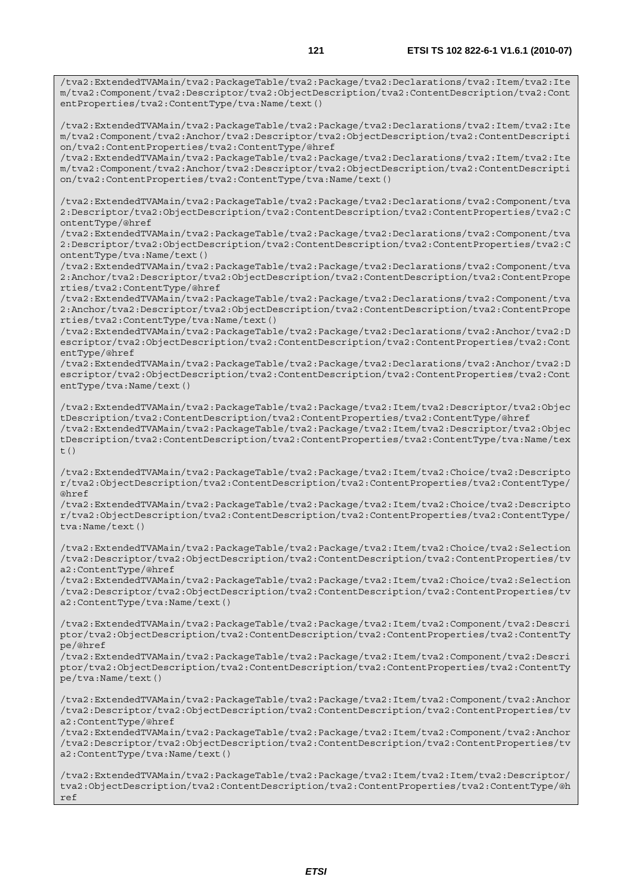```
/tva2:ExtendedTVAMain/tva2:PackageTable/tva2:Package/tva2:Declarations/tva2:Item/tva2:Item/tva2:Component/tva2:Descriptor/tva2:ObjectDescription/tva2:ContentDescription/tva2:ContentProperties/tva2:ContentType/tva:Name/text()

/tva2:ExtendedTVAMain/tva2:PackageTable/tva2:Package/tva2:Declarations/tva2:Item/tva2:Item/tva2:Component/tva2:Anchor/tva2:Descriptor/tva2:ObjectDescription/tva2:ContentDescription/tva2:ContentProperties/tva2:ContentType/@href
/tva2:ExtendedTVAMain/tva2:PackageTable/tva2:Package/tva2:Declarations/tva2:Item/tva2:Item/tva2:Component/tva2:Anchor/tva2:Descriptor/tva2:ObjectDescription/tva2:ContentDescription/tva2:ContentProperties/tva2:ContentType/tva:Name/text()

/tva2:ExtendedTVAMain/tva2:PackageTable/tva2:Package/tva2:Declarations/tva2:Component/tva2:Descriptor/tva2:ObjectDescription/tva2:ContentDescription/tva2:ContentProperties/tva2:ContentType/@href
/tva2:ExtendedTVAMain/tva2:PackageTable/tva2:Package/tva2:Declarations/tva2:Component/tva2:Descriptor/tva2:ObjectDescription/tva2:ContentDescription/tva2:ContentProperties/tva2:ContentType/tva:Name/text()
/tva2:ExtendedTVAMain/tva2:PackageTable/tva2:Package/tva2:Declarations/tva2:Component/tva2:Anchor/tva2:Descriptor/tva2:ObjectDescription/tva2:ContentDescription/tva2:ContentProperties/tva2:ContentType/@href
/tva2:ExtendedTVAMain/tva2:PackageTable/tva2:Package/tva2:Declarations/tva2:Component/tva2:Anchor/tva2:Descriptor/tva2:ObjectDescription/tva2:ContentDescription/tva2:ContentProperties/tva2:ContentType/tva:Name/text()
/tva2:ExtendedTVAMain/tva2:PackageTable/tva2:Package/tva2:Declarations/tva2:Anchor/tva2:Descriptor/tva2:ObjectDescription/tva2:ContentDescription/tva2:ContentProperties/tva2:ContentType/@href
/tva2:ExtendedTVAMain/tva2:PackageTable/tva2:Package/tva2:Declarations/tva2:Anchor/tva2:Descriptor/tva2:ObjectDescription/tva2:ContentDescription/tva2:ContentProperties/tva2:ContentType/tva:Name/text()

/tva2:ExtendedTVAMain/tva2:PackageTable/tva2:Package/tva2:Item/tva2:Descriptor/tva2:ObjectDescription/tva2:ContentDescription/tva2:ContentProperties/tva2:ContentType/@href
/tva2:ExtendedTVAMain/tva2:PackageTable/tva2:Package/tva2:Item/tva2:Descriptor/tva2:ObjectDescription/tva2:ContentDescription/tva2:ContentProperties/tva2:ContentType/tva:Name/text()

/tva2:ExtendedTVAMain/tva2:PackageTable/tva2:Package/tva2:Item/tva2:Choice/tva2:Descriptor/tva2:ObjectDescription/tva2:ContentDescription/tva2:ContentProperties/tva2:ContentType/@href
/tva2:ExtendedTVAMain/tva2:PackageTable/tva2:Package/tva2:Item/tva2:Choice/tva2:Descriptor/tva2:ObjectDescription/tva2:ContentDescription/tva2:ContentProperties/tva2:ContentType/tva:Name/text()

/tva2:ExtendedTVAMain/tva2:PackageTable/tva2:Package/tva2:Item/tva2:Choice/tva2:Selection/tva2:Descriptor/tva2:ObjectDescription/tva2:ContentDescription/tva2:ContentProperties/tva2:ContentType/@href
/tva2:ExtendedTVAMain/tva2:PackageTable/tva2:Package/tva2:Item/tva2:Choice/tva2:Selection/tva2:Descriptor/tva2:ObjectDescription/tva2:ContentDescription/tva2:ContentProperties/tva2:ContentType/tva:Name/text()

/tva2:ExtendedTVAMain/tva2:PackageTable/tva2:Package/tva2:Item/tva2:Component/tva2:Descriptor/tva2:ObjectDescription/tva2:ContentDescription/tva2:ContentProperties/tva2:ContentType/@href
/tva2:ExtendedTVAMain/tva2:PackageTable/tva2:Package/tva2:Item/tva2:Component/tva2:Descriptor/tva2:ObjectDescription/tva2:ContentDescription/tva2:ContentProperties/tva2:ContentType/tva:Name/text()

/tva2:ExtendedTVAMain/tva2:PackageTable/tva2:Package/tva2:Item/tva2:Component/tva2:Anchor/tva2:Descriptor/tva2:ObjectDescription/tva2:ContentDescription/tva2:ContentProperties/tva2:ContentType/@href
/tva2:ExtendedTVAMain/tva2:PackageTable/tva2:Package/tva2:Item/tva2:Component/tva2:Anchor/tva2:Descriptor/tva2:ObjectDescription/tva2:ContentDescription/tva2:ContentProperties/tva2:ContentType/tva:Name/text()

/tva2:ExtendedTVAMain/tva2:PackageTable/tva2:Package/tva2:Item/tva2:Item/tva2:Descriptor/tva2:ObjectDescription/tva2:ContentDescription/tva2:ContentProperties/tva2:ContentType/@href
```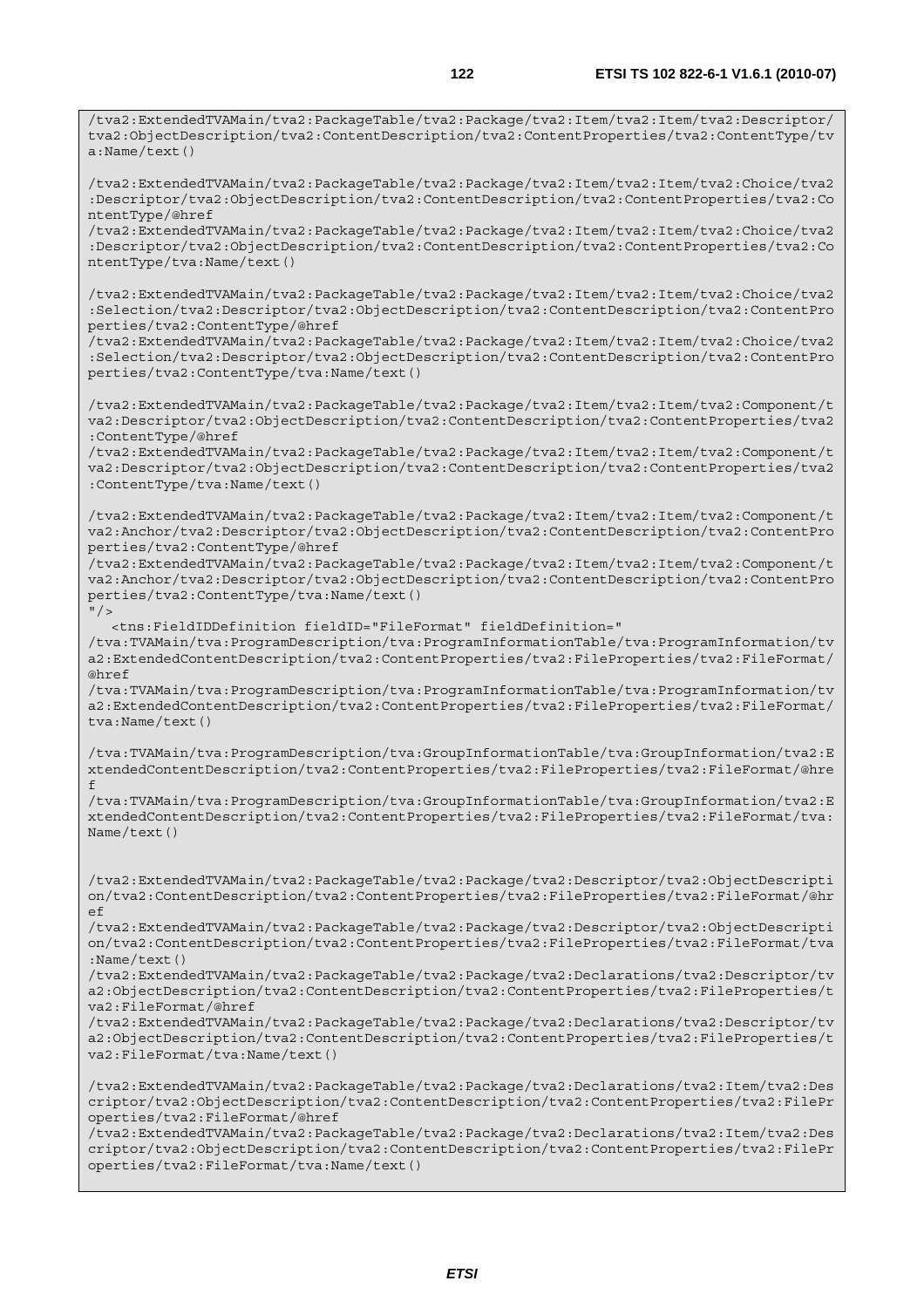```
/tva2:ExtendedTVAMain/tva2:PackageTable/tva2:Package/tva2:Item/tva2:Item/tva2:Descriptor/tva2:ObjectDescription/tva2:ContentDescription/tva2:ContentProperties/tva2:ContentType/tva:Name/text()

/tva2:ExtendedTVAMain/tva2:PackageTable/tva2:Package/tva2:Item/tva2:Item/tva2:Choice/tva2:Descriptor/tva2:ObjectDescription/tva2:ContentDescription/tva2:ContentProperties/tva2:ContentType/@href
/tva2:ExtendedTVAMain/tva2:PackageTable/tva2:Package/tva2:Item/tva2:Item/tva2:Choice/tva2:Descriptor/tva2:ObjectDescription/tva2:ContentDescription/tva2:ContentProperties/tva2:ContentType/tva:Name/text()

/tva2:ExtendedTVAMain/tva2:PackageTable/tva2:Package/tva2:Item/tva2:Item/tva2:Choice/tva2:Selection/tva2:Descriptor/tva2:ObjectDescription/tva2:ContentDescription/tva2:ContentProperties/tva2:ContentType/@href
/tva2:ExtendedTVAMain/tva2:PackageTable/tva2:Package/tva2:Item/tva2:Item/tva2:Choice/tva2:Selection/tva2:Descriptor/tva2:ObjectDescription/tva2:ContentDescription/tva2:ContentProperties/tva2:ContentType/tva:Name/text()

/tva2:ExtendedTVAMain/tva2:PackageTable/tva2:Package/tva2:Item/tva2:Item/tva2:Component/tva2:Descriptor/tva2:ObjectDescription/tva2:ContentDescription/tva2:ContentProperties/tva2:ContentType/@href
/tva2:ExtendedTVAMain/tva2:PackageTable/tva2:Package/tva2:Item/tva2:Item/tva2:Component/tva2:Descriptor/tva2:ObjectDescription/tva2:ContentDescription/tva2:ContentProperties/tva2:ContentType/tva:Name/text()

/tva2:ExtendedTVAMain/tva2:PackageTable/tva2:Package/tva2:Item/tva2:Item/tva2:Component/tva2:Anchor/tva2:Descriptor/tva2:ObjectDescription/tva2:ContentDescription/tva2:ContentProperties/tva2:ContentType/@href
/tva2:ExtendedTVAMain/tva2:PackageTable/tva2:Package/tva2:Item/tva2:Item/tva2:Component/tva2:Anchor/tva2:Descriptor/tva2:ObjectDescription/tva2:ContentDescription/tva2:ContentProperties/tva2:ContentType/tva:Name/text()
"/>
   <tns:FieldIDDefinition fieldID="FileFormat" fieldDefinition="
/tva:TVAMain/tva:ProgramDescription/tva:ProgramInformationTable/tva:ProgramInformation/tva2:ExtendedContentDescription/tva2:ContentProperties/tva2:FileProperties/tva2:FileFormat/@href
/tva:TVAMain/tva:ProgramDescription/tva:ProgramInformationTable/tva:ProgramInformation/tva2:ExtendedContentDescription/tva2:ContentProperties/tva2:FileProperties/tva2:FileFormat/tva:Name/text()

/tva:TVAMain/tva:ProgramDescription/tva:GroupInformationTable/tva:GroupInformation/tva2:ExtendedContentDescription/tva2:ContentProperties/tva2:FileProperties/tva2:FileFormat/@href
/tva:TVAMain/tva:ProgramDescription/tva:GroupInformationTable/tva:GroupInformation/tva2:ExtendedContentDescription/tva2:ContentProperties/tva2:FileProperties/tva2:FileFormat/tva:Name/text()


/tva2:ExtendedTVAMain/tva2:PackageTable/tva2:Package/tva2:Descriptor/tva2:ObjectDescription/tva2:ContentDescription/tva2:ContentProperties/tva2:FileProperties/tva2:FileFormat/@href
/tva2:ExtendedTVAMain/tva2:PackageTable/tva2:Package/tva2:Descriptor/tva2:ObjectDescription/tva2:ContentDescription/tva2:ContentProperties/tva2:FileProperties/tva2:FileFormat/tva:Name/text()
/tva2:ExtendedTVAMain/tva2:PackageTable/tva2:Package/tva2:Declarations/tva2:Descriptor/tva2:ObjectDescription/tva2:ContentDescription/tva2:ContentProperties/tva2:FileProperties/tva2:FileFormat/@href
/tva2:ExtendedTVAMain/tva2:PackageTable/tva2:Package/tva2:Declarations/tva2:Descriptor/tva2:ObjectDescription/tva2:ContentDescription/tva2:ContentProperties/tva2:FileProperties/tva2:FileFormat/tva:Name/text()

/tva2:ExtendedTVAMain/tva2:PackageTable/tva2:Package/tva2:Declarations/tva2:Item/tva2:Descriptor/tva2:ObjectDescription/tva2:ContentDescription/tva2:ContentProperties/tva2:FileProperties/tva2:FileFormat/@href
/tva2:ExtendedTVAMain/tva2:PackageTable/tva2:Package/tva2:Declarations/tva2:Item/tva2:Descriptor/tva2:ObjectDescription/tva2:ContentDescription/tva2:ContentProperties/tva2:FileProperties/tva2:FileFormat/tva:Name/text()
```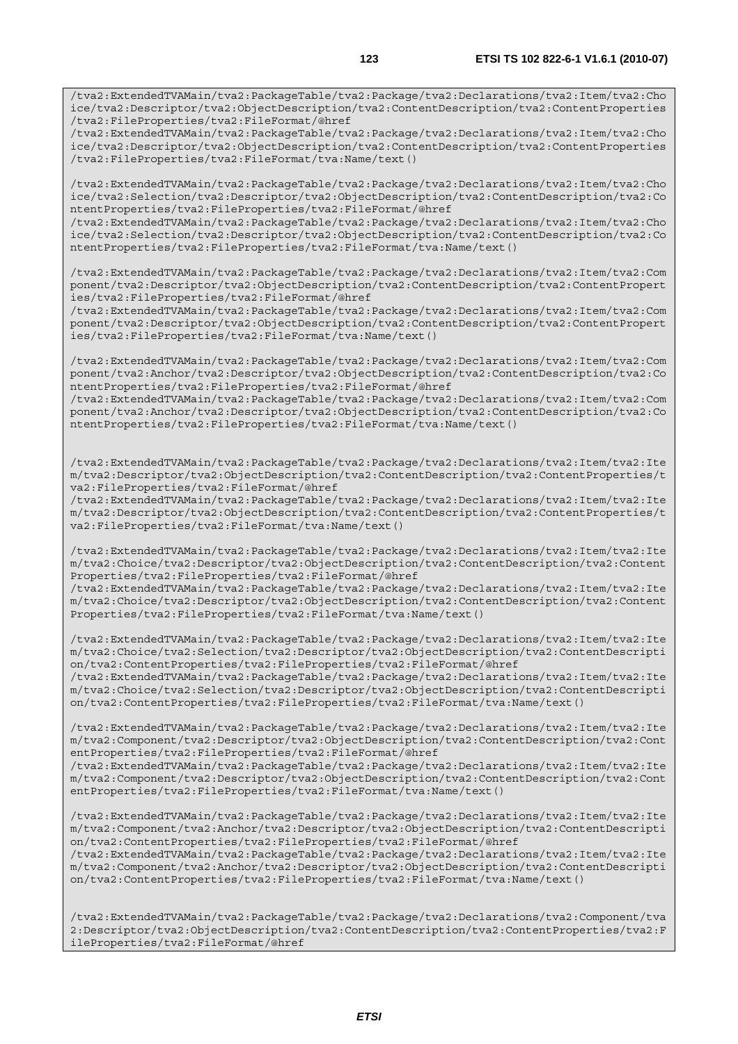```
/tva2:ExtendedTVAMain/tva2:PackageTable/tva2:Package/tva2:Declarations/tva2:Item/tva2:Choice/tva2:Descriptor/tva2:ObjectDescription/tva2:ContentDescription/tva2:ContentProperties/tva2:FileProperties/tva2:FileFormat/@href
/tva2:ExtendedTVAMain/tva2:PackageTable/tva2:Package/tva2:Declarations/tva2:Item/tva2:Choice/tva2:Descriptor/tva2:ObjectDescription/tva2:ContentDescription/tva2:ContentProperties/tva2:FileProperties/tva2:FileFormat/tva:Name/text()

/tva2:ExtendedTVAMain/tva2:PackageTable/tva2:Package/tva2:Declarations/tva2:Item/tva2:Choice/tva2:Selection/tva2:Descriptor/tva2:ObjectDescription/tva2:ContentDescription/tva2:ContentProperties/tva2:FileProperties/tva2:FileFormat/@href
/tva2:ExtendedTVAMain/tva2:PackageTable/tva2:Package/tva2:Declarations/tva2:Item/tva2:Choice/tva2:Selection/tva2:Descriptor/tva2:ObjectDescription/tva2:ContentDescription/tva2:ContentProperties/tva2:FileProperties/tva2:FileFormat/tva:Name/text()

/tva2:ExtendedTVAMain/tva2:PackageTable/tva2:Package/tva2:Declarations/tva2:Item/tva2:Component/tva2:Descriptor/tva2:ObjectDescription/tva2:ContentDescription/tva2:ContentProperties/tva2:FileProperties/tva2:FileFormat/@href
/tva2:ExtendedTVAMain/tva2:PackageTable/tva2:Package/tva2:Declarations/tva2:Item/tva2:Component/tva2:Descriptor/tva2:ObjectDescription/tva2:ContentDescription/tva2:ContentProperties/tva2:FileProperties/tva2:FileFormat/tva:Name/text()

/tva2:ExtendedTVAMain/tva2:PackageTable/tva2:Package/tva2:Declarations/tva2:Item/tva2:Component/tva2:Anchor/tva2:Descriptor/tva2:ObjectDescription/tva2:ContentDescription/tva2:ContentProperties/tva2:FileProperties/tva2:FileFormat/@href
/tva2:ExtendedTVAMain/tva2:PackageTable/tva2:Package/tva2:Declarations/tva2:Item/tva2:Component/tva2:Anchor/tva2:Descriptor/tva2:ObjectDescription/tva2:ContentDescription/tva2:ContentProperties/tva2:FileProperties/tva2:FileFormat/tva:Name/text()


/tva2:ExtendedTVAMain/tva2:PackageTable/tva2:Package/tva2:Declarations/tva2:Item/tva2:Item/tva2:Descriptor/tva2:ObjectDescription/tva2:ContentDescription/tva2:ContentProperties/tva2:FileProperties/tva2:FileFormat/@href
/tva2:ExtendedTVAMain/tva2:PackageTable/tva2:Package/tva2:Declarations/tva2:Item/tva2:Item/tva2:Descriptor/tva2:ObjectDescription/tva2:ContentDescription/tva2:ContentProperties/tva2:FileProperties/tva2:FileFormat/tva:Name/text()

/tva2:ExtendedTVAMain/tva2:PackageTable/tva2:Package/tva2:Declarations/tva2:Item/tva2:Item/tva2:Choice/tva2:Descriptor/tva2:ObjectDescription/tva2:ContentDescription/tva2:ContentProperties/tva2:FileProperties/tva2:FileFormat/@href
/tva2:ExtendedTVAMain/tva2:PackageTable/tva2:Package/tva2:Declarations/tva2:Item/tva2:Item/tva2:Choice/tva2:Descriptor/tva2:ObjectDescription/tva2:ContentDescription/tva2:ContentProperties/tva2:FileProperties/tva2:FileFormat/tva:Name/text()

/tva2:ExtendedTVAMain/tva2:PackageTable/tva2:Package/tva2:Declarations/tva2:Item/tva2:Item/tva2:Choice/tva2:Selection/tva2:Descriptor/tva2:ObjectDescription/tva2:ContentDescription/tva2:ContentProperties/tva2:FileProperties/tva2:FileFormat/@href
/tva2:ExtendedTVAMain/tva2:PackageTable/tva2:Package/tva2:Declarations/tva2:Item/tva2:Item/tva2:Choice/tva2:Selection/tva2:Descriptor/tva2:ObjectDescription/tva2:ContentDescription/tva2:ContentProperties/tva2:FileProperties/tva2:FileFormat/tva:Name/text()

/tva2:ExtendedTVAMain/tva2:PackageTable/tva2:Package/tva2:Declarations/tva2:Item/tva2:Item/tva2:Component/tva2:Descriptor/tva2:ObjectDescription/tva2:ContentDescription/tva2:ContentProperties/tva2:FileProperties/tva2:FileFormat/@href
/tva2:ExtendedTVAMain/tva2:PackageTable/tva2:Package/tva2:Declarations/tva2:Item/tva2:Item/tva2:Component/tva2:Descriptor/tva2:ObjectDescription/tva2:ContentDescription/tva2:ContentProperties/tva2:FileProperties/tva2:FileFormat/tva:Name/text()

/tva2:ExtendedTVAMain/tva2:PackageTable/tva2:Package/tva2:Declarations/tva2:Item/tva2:Item/tva2:Component/tva2:Anchor/tva2:Descriptor/tva2:ObjectDescription/tva2:ContentDescription/tva2:ContentProperties/tva2:FileProperties/tva2:FileFormat/@href
/tva2:ExtendedTVAMain/tva2:PackageTable/tva2:Package/tva2:Declarations/tva2:Item/tva2:Item/tva2:Component/tva2:Anchor/tva2:Descriptor/tva2:ObjectDescription/tva2:ContentDescription/tva2:ContentProperties/tva2:FileProperties/tva2:FileFormat/tva:Name/text()


/tva2:ExtendedTVAMain/tva2:PackageTable/tva2:Package/tva2:Declarations/tva2:Component/tva2:Descriptor/tva2:ObjectDescription/tva2:ContentDescription/tva2:ContentProperties/tva2:FileProperties/tva2:FileFormat/@href
```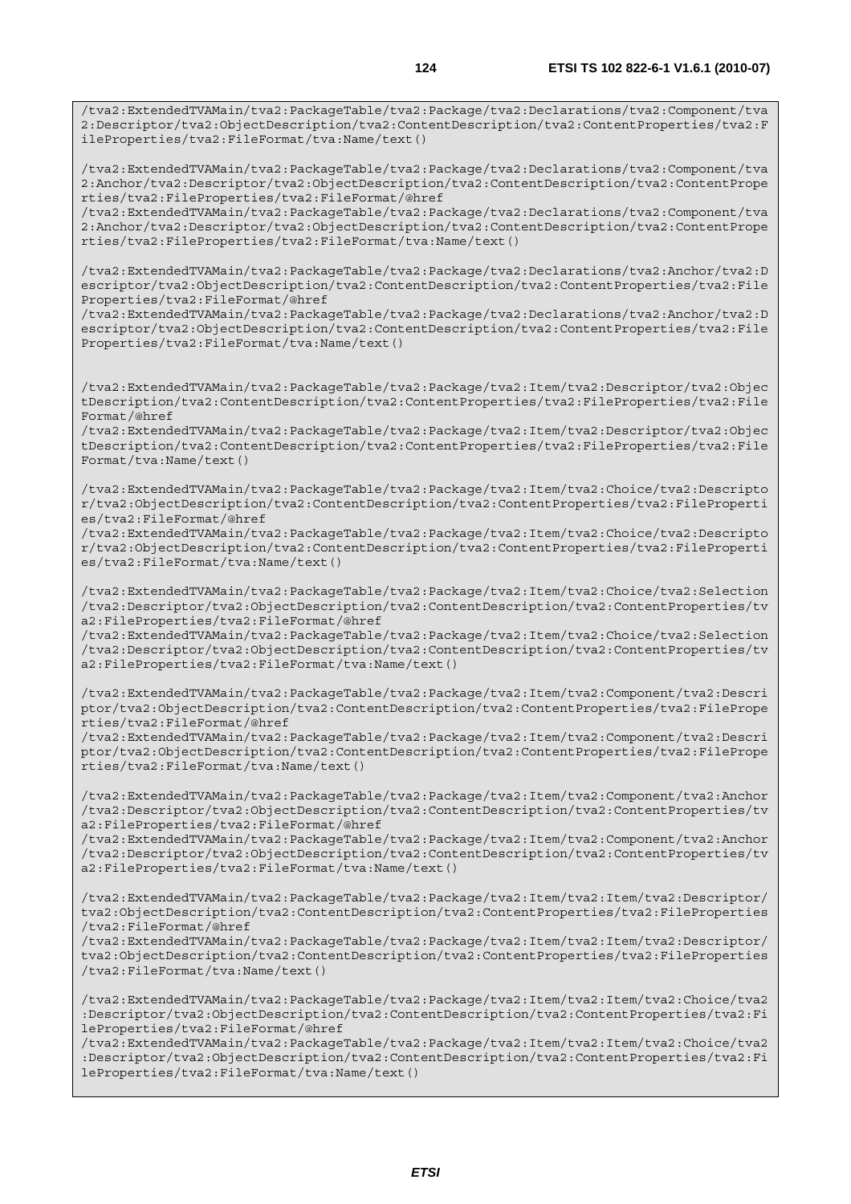```
/tva2:ExtendedTVAMain/tva2:PackageTable/tva2:Package/tva2:Declarations/tva2:Component/tva2:Descriptor/tva2:ObjectDescription/tva2:ContentDescription/tva2:ContentProperties/tva2:FileProperties/tva2:FileFormat/tva:Name/text()

/tva2:ExtendedTVAMain/tva2:PackageTable/tva2:Package/tva2:Declarations/tva2:Component/tva2:Anchor/tva2:Descriptor/tva2:ObjectDescription/tva2:ContentDescription/tva2:ContentProperties/tva2:FileProperties/tva2:FileFormat/@href
/tva2:ExtendedTVAMain/tva2:PackageTable/tva2:Package/tva2:Declarations/tva2:Component/tva2:Anchor/tva2:Descriptor/tva2:ObjectDescription/tva2:ContentDescription/tva2:ContentProperties/tva2:FileProperties/tva2:FileFormat/tva:Name/text()

/tva2:ExtendedTVAMain/tva2:PackageTable/tva2:Package/tva2:Declarations/tva2:Anchor/tva2:Descriptor/tva2:ObjectDescription/tva2:ContentDescription/tva2:ContentProperties/tva2:FileProperties/tva2:FileFormat/@href
/tva2:ExtendedTVAMain/tva2:PackageTable/tva2:Package/tva2:Declarations/tva2:Anchor/tva2:Descriptor/tva2:ObjectDescription/tva2:ContentDescription/tva2:ContentProperties/tva2:FileProperties/tva2:FileFormat/tva:Name/text()


/tva2:ExtendedTVAMain/tva2:PackageTable/tva2:Package/tva2:Item/tva2:Descriptor/tva2:ObjectDescription/tva2:ContentDescription/tva2:ContentProperties/tva2:FileProperties/tva2:FileFormat/@href
/tva2:ExtendedTVAMain/tva2:PackageTable/tva2:Package/tva2:Item/tva2:Descriptor/tva2:ObjectDescription/tva2:ContentDescription/tva2:ContentProperties/tva2:FileProperties/tva2:FileFormat/tva:Name/text()

/tva2:ExtendedTVAMain/tva2:PackageTable/tva2:Package/tva2:Item/tva2:Choice/tva2:Descriptor/tva2:ObjectDescription/tva2:ContentDescription/tva2:ContentProperties/tva2:FileProperties/tva2:FileFormat/@href
/tva2:ExtendedTVAMain/tva2:PackageTable/tva2:Package/tva2:Item/tva2:Choice/tva2:Descriptor/tva2:ObjectDescription/tva2:ContentDescription/tva2:ContentProperties/tva2:FileProperties/tva2:FileFormat/tva:Name/text()

/tva2:ExtendedTVAMain/tva2:PackageTable/tva2:Package/tva2:Item/tva2:Choice/tva2:Selection/tva2:Descriptor/tva2:ObjectDescription/tva2:ContentDescription/tva2:ContentProperties/tva2:FileProperties/tva2:FileFormat/@href
/tva2:ExtendedTVAMain/tva2:PackageTable/tva2:Package/tva2:Item/tva2:Choice/tva2:Selection/tva2:Descriptor/tva2:ObjectDescription/tva2:ContentDescription/tva2:ContentProperties/tva2:FileProperties/tva2:FileFormat/tva:Name/text()

/tva2:ExtendedTVAMain/tva2:PackageTable/tva2:Package/tva2:Item/tva2:Component/tva2:Descriptor/tva2:ObjectDescription/tva2:ContentDescription/tva2:ContentProperties/tva2:FileProperties/tva2:FileFormat/@href
/tva2:ExtendedTVAMain/tva2:PackageTable/tva2:Package/tva2:Item/tva2:Component/tva2:Descriptor/tva2:ObjectDescription/tva2:ContentDescription/tva2:ContentProperties/tva2:FileProperties/tva2:FileFormat/tva:Name/text()

/tva2:ExtendedTVAMain/tva2:PackageTable/tva2:Package/tva2:Item/tva2:Component/tva2:Anchor/tva2:Descriptor/tva2:ObjectDescription/tva2:ContentDescription/tva2:ContentProperties/tva2:FileProperties/tva2:FileFormat/@href
/tva2:ExtendedTVAMain/tva2:PackageTable/tva2:Package/tva2:Item/tva2:Component/tva2:Anchor/tva2:Descriptor/tva2:ObjectDescription/tva2:ContentDescription/tva2:ContentProperties/tva2:FileProperties/tva2:FileFormat/tva:Name/text()

/tva2:ExtendedTVAMain/tva2:PackageTable/tva2:Package/tva2:Item/tva2:Item/tva2:Descriptor/tva2:ObjectDescription/tva2:ContentDescription/tva2:ContentProperties/tva2:FileProperties/tva2:FileFormat/@href
/tva2:ExtendedTVAMain/tva2:PackageTable/tva2:Package/tva2:Item/tva2:Item/tva2:Descriptor/tva2:ObjectDescription/tva2:ContentDescription/tva2:ContentProperties/tva2:FileProperties/tva2:FileFormat/tva:Name/text()

/tva2:ExtendedTVAMain/tva2:PackageTable/tva2:Package/tva2:Item/tva2:Item/tva2:Choice/tva2:Descriptor/tva2:ObjectDescription/tva2:ContentDescription/tva2:ContentProperties/tva2:FileProperties/tva2:FileFormat/@href
/tva2:ExtendedTVAMain/tva2:PackageTable/tva2:Package/tva2:Item/tva2:Item/tva2:Choice/tva2:Descriptor/tva2:ObjectDescription/tva2:ContentDescription/tva2:ContentProperties/tva2:FileProperties/tva2:FileFormat/tva:Name/text()
```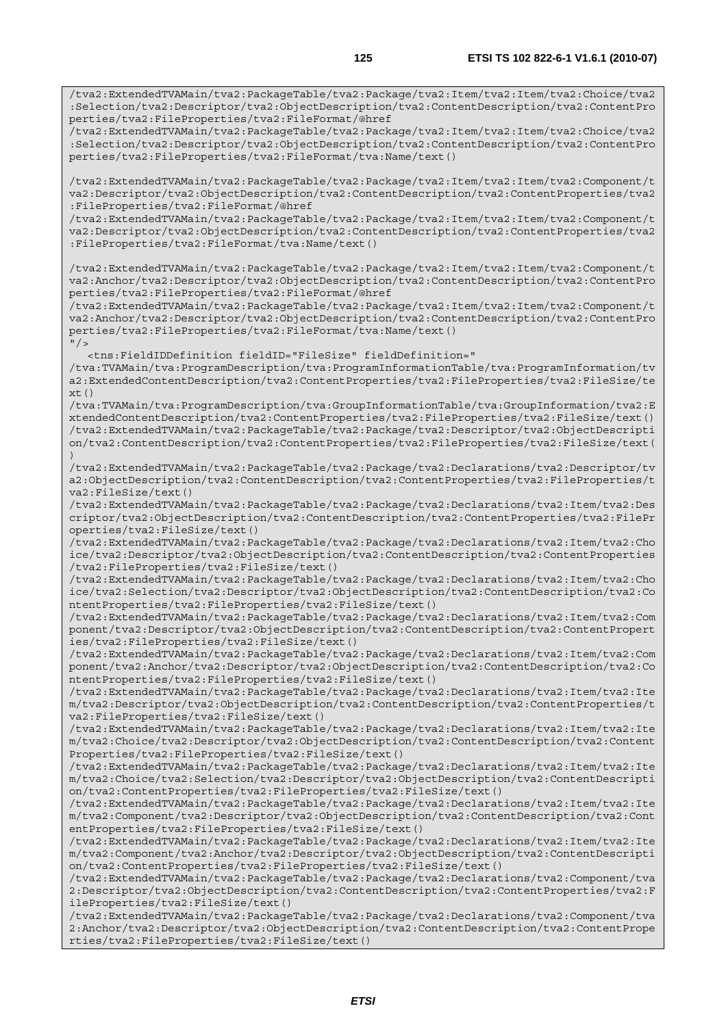```
/tva2:ExtendedTVAMain/tva2:PackageTable/tva2:Package/tva2:Item/tva2:Item/tva2:Choice/tva2:Selection/tva2:Descriptor/tva2:ObjectDescription/tva2:ContentDescription/tva2:ContentProperties/tva2:FileProperties/tva2:FileFormat/@href
/tva2:ExtendedTVAMain/tva2:PackageTable/tva2:Package/tva2:Item/tva2:Item/tva2:Choice/tva2:Selection/tva2:Descriptor/tva2:ObjectDescription/tva2:ContentDescription/tva2:ContentProperties/tva2:FileProperties/tva2:FileFormat/tva:Name/text()

/tva2:ExtendedTVAMain/tva2:PackageTable/tva2:Package/tva2:Item/tva2:Item/tva2:Component/tva2:Descriptor/tva2:ObjectDescription/tva2:ContentDescription/tva2:ContentProperties/tva2:FileProperties/tva2:FileFormat/@href
/tva2:ExtendedTVAMain/tva2:PackageTable/tva2:Package/tva2:Item/tva2:Item/tva2:Component/tva2:Descriptor/tva2:ObjectDescription/tva2:ContentDescription/tva2:ContentProperties/tva2:FileProperties/tva2:FileFormat/tva:Name/text()

/tva2:ExtendedTVAMain/tva2:PackageTable/tva2:Package/tva2:Item/tva2:Item/tva2:Component/tva2:Anchor/tva2:Descriptor/tva2:ObjectDescription/tva2:ContentDescription/tva2:ContentProperties/tva2:FileProperties/tva2:FileFormat/@href
/tva2:ExtendedTVAMain/tva2:PackageTable/tva2:Package/tva2:Item/tva2:Item/tva2:Component/tva2:Anchor/tva2:Descriptor/tva2:ObjectDescription/tva2:ContentDescription/tva2:ContentProperties/tva2:FileProperties/tva2:FileFormat/tva:Name/text()
"/>
   <tns:FieldIDDefinition fieldID="FileSize" fieldDefinition="
/tva:TVAMain/tva:ProgramDescription/tva:ProgramInformationTable/tva:ProgramInformation/tva2:ExtendedContentDescription/tva2:ContentProperties/tva2:FileProperties/tva2:FileSize/text()
/tva:TVAMain/tva:ProgramDescription/tva:GroupInformationTable/tva:GroupInformation/tva2:ExtendedContentDescription/tva2:ContentProperties/tva2:FileProperties/tva2:FileSize/text()
/tva2:ExtendedTVAMain/tva2:PackageTable/tva2:Package/tva2:Descriptor/tva2:ObjectDescription/tva2:ContentDescription/tva2:ContentProperties/tva2:FileProperties/tva2:FileSize/text()
/tva2:ExtendedTVAMain/tva2:PackageTable/tva2:Package/tva2:Declarations/tva2:Descriptor/tva2:ObjectDescription/tva2:ContentDescription/tva2:ContentProperties/tva2:FileProperties/tva2:FileSize/text()
/tva2:ExtendedTVAMain/tva2:PackageTable/tva2:Package/tva2:Declarations/tva2:Item/tva2:Descriptor/tva2:ObjectDescription/tva2:ContentDescription/tva2:ContentProperties/tva2:FileProperties/tva2:FileSize/text()
/tva2:ExtendedTVAMain/tva2:PackageTable/tva2:Package/tva2:Declarations/tva2:Item/tva2:Choice/tva2:Descriptor/tva2:ObjectDescription/tva2:ContentDescription/tva2:ContentProperties/tva2:FileProperties/tva2:FileSize/text()
/tva2:ExtendedTVAMain/tva2:PackageTable/tva2:Package/tva2:Declarations/tva2:Item/tva2:Choice/tva2:Selection/tva2:Descriptor/tva2:ObjectDescription/tva2:ContentDescription/tva2:ContentProperties/tva2:FileProperties/tva2:FileSize/text()
/tva2:ExtendedTVAMain/tva2:PackageTable/tva2:Package/tva2:Declarations/tva2:Item/tva2:Component/tva2:Descriptor/tva2:ObjectDescription/tva2:ContentDescription/tva2:ContentProperties/tva2:FileProperties/tva2:FileSize/text()
/tva2:ExtendedTVAMain/tva2:PackageTable/tva2:Package/tva2:Declarations/tva2:Item/tva2:Component/tva2:Anchor/tva2:Descriptor/tva2:ObjectDescription/tva2:ContentDescription/tva2:ContentProperties/tva2:FileProperties/tva2:FileSize/text()
/tva2:ExtendedTVAMain/tva2:PackageTable/tva2:Package/tva2:Declarations/tva2:Item/tva2:Item/tva2:Descriptor/tva2:ObjectDescription/tva2:ContentDescription/tva2:ContentProperties/tva2:FileProperties/tva2:FileSize/text()
/tva2:ExtendedTVAMain/tva2:PackageTable/tva2:Package/tva2:Declarations/tva2:Item/tva2:Item/tva2:Choice/tva2:Descriptor/tva2:ObjectDescription/tva2:ContentDescription/tva2:ContentProperties/tva2:FileProperties/tva2:FileSize/text()
/tva2:ExtendedTVAMain/tva2:PackageTable/tva2:Package/tva2:Declarations/tva2:Item/tva2:Item/tva2:Choice/tva2:Selection/tva2:Descriptor/tva2:ObjectDescription/tva2:ContentDescription/tva2:ContentProperties/tva2:FileProperties/tva2:FileSize/text()
/tva2:ExtendedTVAMain/tva2:PackageTable/tva2:Package/tva2:Declarations/tva2:Item/tva2:Item/tva2:Component/tva2:Descriptor/tva2:ObjectDescription/tva2:ContentDescription/tva2:ContentProperties/tva2:FileProperties/tva2:FileSize/text()
/tva2:ExtendedTVAMain/tva2:PackageTable/tva2:Package/tva2:Declarations/tva2:Item/tva2:Item/tva2:Component/tva2:Anchor/tva2:Descriptor/tva2:ObjectDescription/tva2:ContentDescription/tva2:ContentProperties/tva2:FileProperties/tva2:FileSize/text()
/tva2:ExtendedTVAMain/tva2:PackageTable/tva2:Package/tva2:Declarations/tva2:Component/tva2:Descriptor/tva2:ObjectDescription/tva2:ContentDescription/tva2:ContentProperties/tva2:FileProperties/tva2:FileSize/text()
/tva2:ExtendedTVAMain/tva2:PackageTable/tva2:Package/tva2:Declarations/tva2:Component/tva2:Anchor/tva2:Descriptor/tva2:ObjectDescription/tva2:ContentDescription/tva2:ContentProperties/tva2:FileProperties/tva2:FileSize/text()
```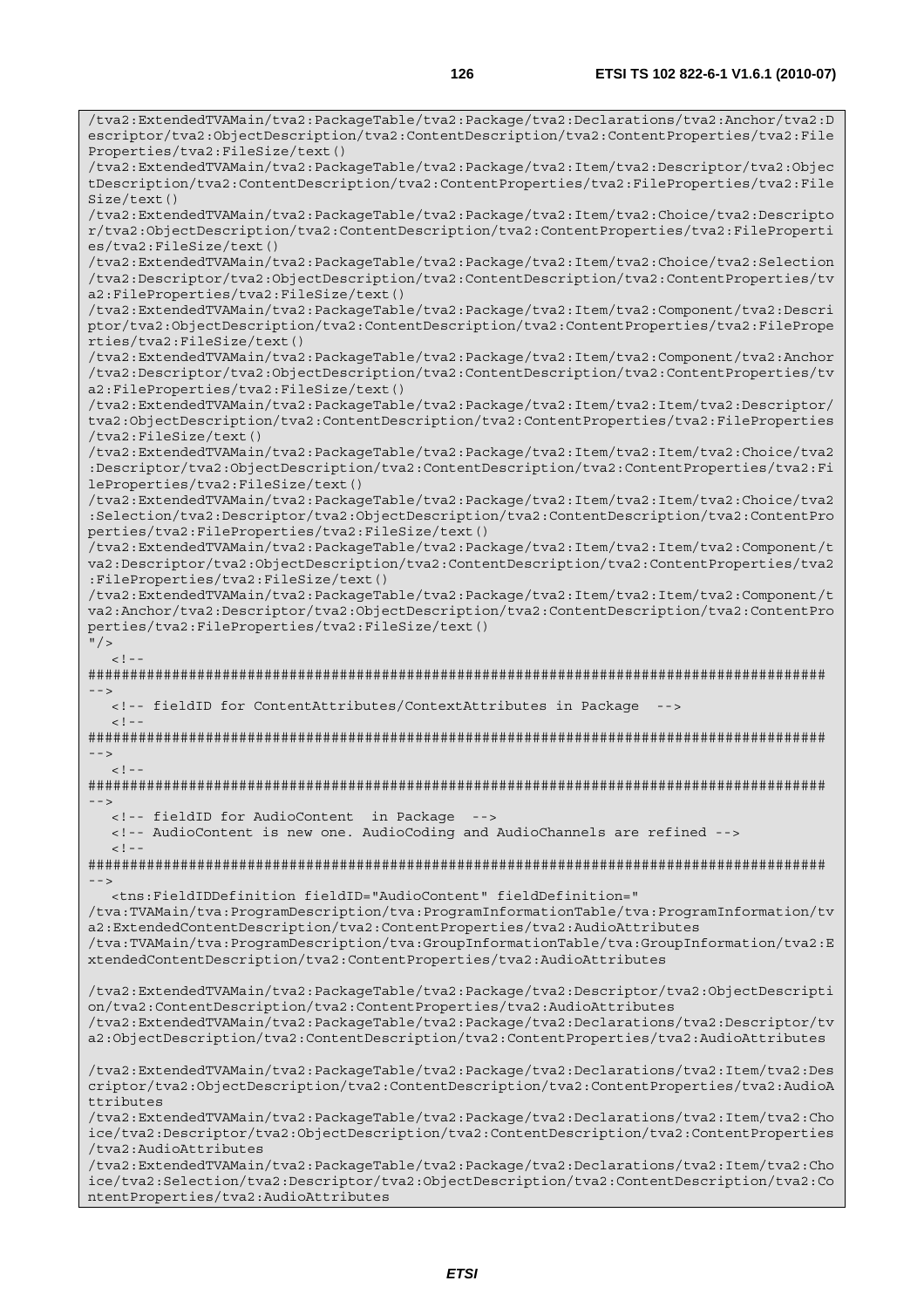```
/tva2:ExtendedTVAMain/tva2:PackageTable/tva2:Package/tva2:Declarations/tva2:Anchor/tva2:D
escriptor/tva2:ObjectDescription/tva2:ContentDescription/tva2:ContentProperties/tva2:File
Properties/tva2:FileSize/text()
/tva2:ExtendedTVAMain/tva2:PackageTable/tva2:Package/tva2:Item/tva2:Descriptor/tva2:Objec
tDescription/tva2:ContentDescription/tva2:ContentProperties/tva2:FileProperties/tva2:File
Size/text()
/tva2:ExtendedTVAMain/tva2:PackageTable/tva2:Package/tva2:Item/tva2:Choice/tva2:Descripto
r/tva2:ObjectDescription/tva2:ContentDescription/tva2:ContentProperties/tva2:FileProperti
es/tva2:FileSize/text()
/tva2:ExtendedTVAMain/tva2:PackageTable/tva2:Package/tva2:Item/tva2:Choice/tva2:Selection
/tva2:Descriptor/tva2:ObjectDescription/tva2:ContentDescription/tva2:ContentProperties/tv
a2:FileProperties/tva2:FileSize/text()
/tva2:ExtendedTVAMain/tva2:PackageTable/tva2:Package/tva2:Item/tva2:Component/tva2:Descri
ptor/tva2:ObjectDescription/tva2:ContentDescription/tva2:ContentProperties/tva2:FilePrope
rties/tva2:FileSize/text()
/tva2:ExtendedTVAMain/tva2:PackageTable/tva2:Package/tva2:Item/tva2:Component/tva2:Anchor
/tva2:Descriptor/tva2:ObjectDescription/tva2:ContentDescription/tva2:ContentProperties/tv
a2:FileProperties/tva2:FileSize/text()
/tva2:ExtendedTVAMain/tva2:PackageTable/tva2:Package/tva2:Item/tva2:Item/tva2:Descriptor/
tva2:ObjectDescription/tva2:ContentDescription/tva2:ContentProperties/tva2:FileProperties
/tva2:FileSize/text()
/tva2:ExtendedTVAMain/tva2:PackageTable/tva2:Package/tva2:Item/tva2:Item/tva2:Choice/tva2
:Descriptor/tva2:ObjectDescription/tva2:ContentDescription/tva2:ContentProperties/tva2:Fi
leProperties/tva2:FileSize/text()
/tva2:ExtendedTVAMain/tva2:PackageTable/tva2:Package/tva2:Item/tva2:Item/tva2:Choice/tva2
:Selection/tva2:Descriptor/tva2:ObjectDescription/tva2:ContentDescription/tva2:ContentPro
perties/tva2:FileProperties/tva2:FileSize/text()
/tva2:ExtendedTVAMain/tva2:PackageTable/tva2:Package/tva2:Item/tva2:Item/tva2:Component/t
va2:Descriptor/tva2:ObjectDescription/tva2:ContentDescription/tva2:ContentProperties/tva2
:FileProperties/tva2:FileSize/text()
/tva2:ExtendedTVAMain/tva2:PackageTable/tva2:Package/tva2:Item/tva2:Item/tva2:Component/t
va2:Anchor/tva2:Descriptor/tva2:ObjectDescription/tva2:ContentDescription/tva2:ContentPro
perties/tva2:FileProperties/tva2:FileSize/text()
"/>
   <!--
########################################################################################
-->
   <!-- fieldID for ContentAttributes/ContextAttributes in Package  -->
   <!--
########################################################################################
-->
   <!--
########################################################################################
-->
   <!-- fieldID for AudioContent  in Package  -->
   <!-- AudioContent is new one. AudioCoding and AudioChannels are refined -->
   <!--
########################################################################################
-->
   <tns:FieldIDDefinition fieldID="AudioContent" fieldDefinition="
/tva:TVAMain/tva:ProgramDescription/tva:ProgramInformationTable/tva:ProgramInformation/tv
a2:ExtendedContentDescription/tva2:ContentProperties/tva2:AudioAttributes
/tva:TVAMain/tva:ProgramDescription/tva:GroupInformationTable/tva:GroupInformation/tva2:E
xtendedContentDescription/tva2:ContentProperties/tva2:AudioAttributes

/tva2:ExtendedTVAMain/tva2:PackageTable/tva2:Package/tva2:Descriptor/tva2:ObjectDescripti
on/tva2:ContentDescription/tva2:ContentProperties/tva2:AudioAttributes
/tva2:ExtendedTVAMain/tva2:PackageTable/tva2:Package/tva2:Declarations/tva2:Descriptor/tv
a2:ObjectDescription/tva2:ContentDescription/tva2:ContentProperties/tva2:AudioAttributes

/tva2:ExtendedTVAMain/tva2:PackageTable/tva2:Package/tva2:Declarations/tva2:Item/tva2:Des
criptor/tva2:ObjectDescription/tva2:ContentDescription/tva2:ContentProperties/tva2:AudioA
ttributes
/tva2:ExtendedTVAMain/tva2:PackageTable/tva2:Package/tva2:Declarations/tva2:Item/tva2:Cho
ice/tva2:Descriptor/tva2:ObjectDescription/tva2:ContentDescription/tva2:ContentProperties
/tva2:AudioAttributes
/tva2:ExtendedTVAMain/tva2:PackageTable/tva2:Package/tva2:Declarations/tva2:Item/tva2:Cho
ice/tva2:Selection/tva2:Descriptor/tva2:ObjectDescription/tva2:ContentDescription/tva2:Co
ntentProperties/tva2:AudioAttributes
```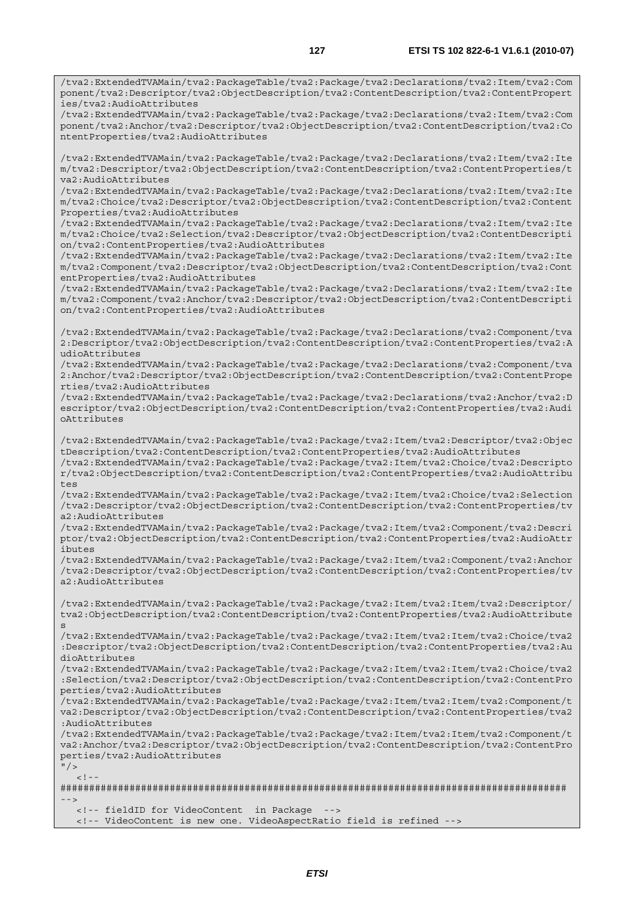```
/tva2:ExtendedTVAMain/tva2:PackageTable/tva2:Package/tva2:Declarations/tva2:Item/tva2:Component/tva2:Descriptor/tva2:ObjectDescription/tva2:ContentDescription/tva2:ContentProperties/tva2:AudioAttributes
/tva2:ExtendedTVAMain/tva2:PackageTable/tva2:Package/tva2:Declarations/tva2:Item/tva2:Component/tva2:Anchor/tva2:Descriptor/tva2:ObjectDescription/tva2:ContentDescription/tva2:ContentProperties/tva2:AudioAttributes

/tva2:ExtendedTVAMain/tva2:PackageTable/tva2:Package/tva2:Declarations/tva2:Item/tva2:Item/tva2:Descriptor/tva2:ObjectDescription/tva2:ContentDescription/tva2:ContentProperties/tva2:AudioAttributes
/tva2:ExtendedTVAMain/tva2:PackageTable/tva2:Package/tva2:Declarations/tva2:Item/tva2:Item/tva2:Choice/tva2:Descriptor/tva2:ObjectDescription/tva2:ContentDescription/tva2:ContentProperties/tva2:AudioAttributes
/tva2:ExtendedTVAMain/tva2:PackageTable/tva2:Package/tva2:Declarations/tva2:Item/tva2:Item/tva2:Choice/tva2:Selection/tva2:Descriptor/tva2:ObjectDescription/tva2:ContentDescription/tva2:ContentProperties/tva2:AudioAttributes
/tva2:ExtendedTVAMain/tva2:PackageTable/tva2:Package/tva2:Declarations/tva2:Item/tva2:Item/tva2:Component/tva2:Descriptor/tva2:ObjectDescription/tva2:ContentDescription/tva2:ContentProperties/tva2:AudioAttributes
/tva2:ExtendedTVAMain/tva2:PackageTable/tva2:Package/tva2:Declarations/tva2:Item/tva2:Item/tva2:Component/tva2:Anchor/tva2:Descriptor/tva2:ObjectDescription/tva2:ContentDescription/tva2:ContentProperties/tva2:AudioAttributes

/tva2:ExtendedTVAMain/tva2:PackageTable/tva2:Package/tva2:Declarations/tva2:Component/tva2:Descriptor/tva2:ObjectDescription/tva2:ContentDescription/tva2:ContentProperties/tva2:AudioAttributes
/tva2:ExtendedTVAMain/tva2:PackageTable/tva2:Package/tva2:Declarations/tva2:Component/tva2:Anchor/tva2:Descriptor/tva2:ObjectDescription/tva2:ContentDescription/tva2:ContentProperties/tva2:AudioAttributes
/tva2:ExtendedTVAMain/tva2:PackageTable/tva2:Package/tva2:Declarations/tva2:Anchor/tva2:Descriptor/tva2:ObjectDescription/tva2:ContentDescription/tva2:ContentProperties/tva2:AudioAttributes

/tva2:ExtendedTVAMain/tva2:PackageTable/tva2:Package/tva2:Item/tva2:Descriptor/tva2:ObjectDescription/tva2:ContentDescription/tva2:ContentProperties/tva2:AudioAttributes
/tva2:ExtendedTVAMain/tva2:PackageTable/tva2:Package/tva2:Item/tva2:Choice/tva2:Descriptor/tva2:ObjectDescription/tva2:ContentDescription/tva2:ContentProperties/tva2:AudioAttributes
/tva2:ExtendedTVAMain/tva2:PackageTable/tva2:Package/tva2:Item/tva2:Choice/tva2:Selection/tva2:Descriptor/tva2:ObjectDescription/tva2:ContentDescription/tva2:ContentProperties/tva2:AudioAttributes
/tva2:ExtendedTVAMain/tva2:PackageTable/tva2:Package/tva2:Item/tva2:Component/tva2:Descriptor/tva2:ObjectDescription/tva2:ContentDescription/tva2:ContentProperties/tva2:AudioAttributes
/tva2:ExtendedTVAMain/tva2:PackageTable/tva2:Package/tva2:Item/tva2:Component/tva2:Anchor/tva2:Descriptor/tva2:ObjectDescription/tva2:ContentDescription/tva2:ContentProperties/tva2:AudioAttributes

/tva2:ExtendedTVAMain/tva2:PackageTable/tva2:Package/tva2:Item/tva2:Item/tva2:Descriptor/tva2:ObjectDescription/tva2:ContentDescription/tva2:ContentProperties/tva2:AudioAttributes
/tva2:ExtendedTVAMain/tva2:PackageTable/tva2:Package/tva2:Item/tva2:Item/tva2:Choice/tva2:Descriptor/tva2:ObjectDescription/tva2:ContentDescription/tva2:ContentProperties/tva2:AudioAttributes
/tva2:ExtendedTVAMain/tva2:PackageTable/tva2:Package/tva2:Item/tva2:Item/tva2:Choice/tva2:Selection/tva2:Descriptor/tva2:ObjectDescription/tva2:ContentDescription/tva2:ContentProperties/tva2:AudioAttributes
/tva2:ExtendedTVAMain/tva2:PackageTable/tva2:Package/tva2:Item/tva2:Item/tva2:Component/tva2:Descriptor/tva2:ObjectDescription/tva2:ContentDescription/tva2:ContentProperties/tva2:AudioAttributes
/tva2:ExtendedTVAMain/tva2:PackageTable/tva2:Package/tva2:Item/tva2:Item/tva2:Component/tva2:Anchor/tva2:Descriptor/tva2:ObjectDescription/tva2:ContentDescription/tva2:ContentProperties/tva2:AudioAttributes
"/>
   <!--
#######################################################################################
-->
   <!-- fieldID for VideoContent  in Package  -->
   <!-- VideoContent is new one. VideoAspectRatio field is refined -->
```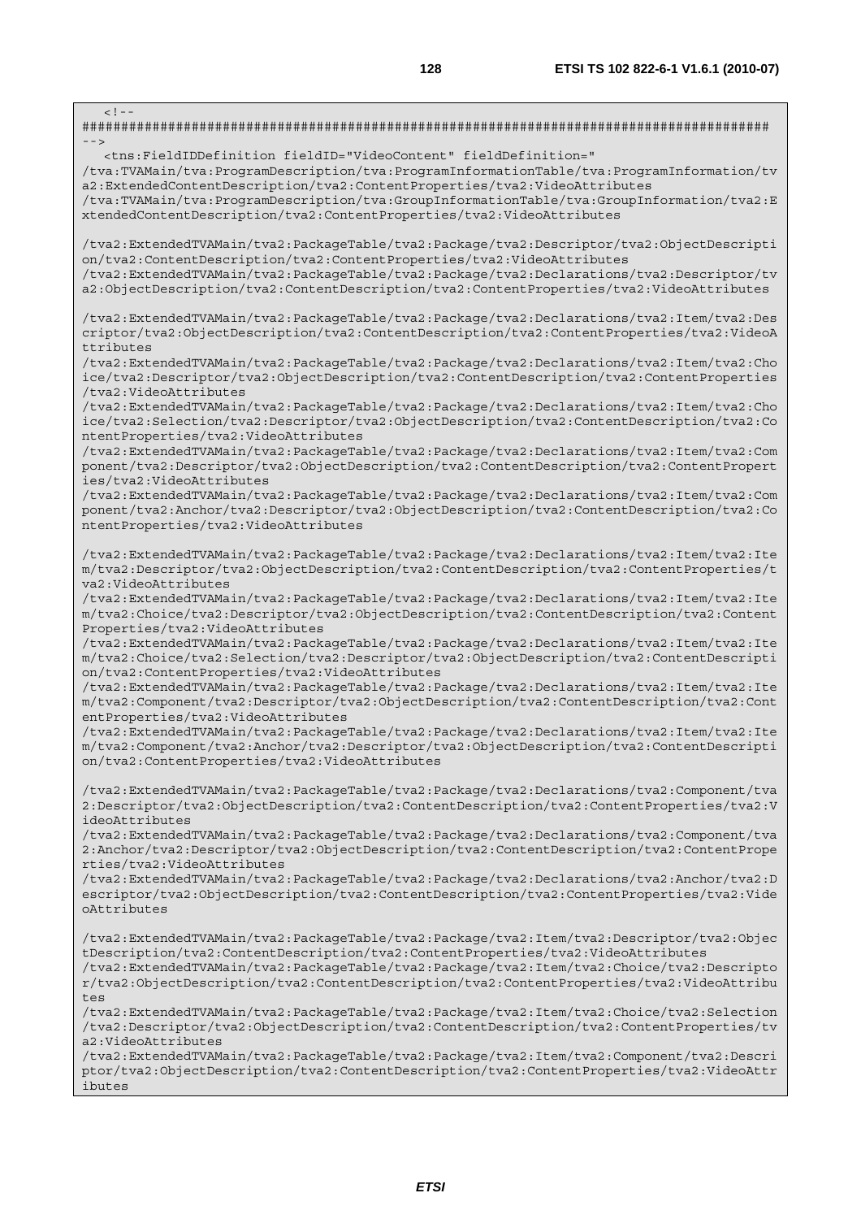```
  <!--
########################################################################################
-->
   <tns:FieldIDDefinition fieldID="VideoContent" fieldDefinition="
/tva:TVAMain/tva:ProgramDescription/tva:ProgramInformationTable/tva:ProgramInformation/tva2:ExtendedContentDescription/tva2:ContentProperties/tva2:VideoAttributes
/tva:TVAMain/tva:ProgramDescription/tva:GroupInformationTable/tva:GroupInformation/tva2:ExtendedContentDescription/tva2:ContentProperties/tva2:VideoAttributes

/tva2:ExtendedTVAMain/tva2:PackageTable/tva2:Package/tva2:Descriptor/tva2:ObjectDescription/tva2:ContentDescription/tva2:ContentProperties/tva2:VideoAttributes
/tva2:ExtendedTVAMain/tva2:PackageTable/tva2:Package/tva2:Declarations/tva2:Descriptor/tva2:ObjectDescription/tva2:ContentDescription/tva2:ContentProperties/tva2:VideoAttributes

/tva2:ExtendedTVAMain/tva2:PackageTable/tva2:Package/tva2:Declarations/tva2:Item/tva2:Descriptor/tva2:ObjectDescription/tva2:ContentDescription/tva2:ContentProperties/tva2:VideoAttributes
/tva2:ExtendedTVAMain/tva2:PackageTable/tva2:Package/tva2:Declarations/tva2:Item/tva2:Choice/tva2:Descriptor/tva2:ObjectDescription/tva2:ContentDescription/tva2:ContentProperties/tva2:VideoAttributes
/tva2:ExtendedTVAMain/tva2:PackageTable/tva2:Package/tva2:Declarations/tva2:Item/tva2:Choice/tva2:Selection/tva2:Descriptor/tva2:ObjectDescription/tva2:ContentDescription/tva2:ContentProperties/tva2:VideoAttributes
/tva2:ExtendedTVAMain/tva2:PackageTable/tva2:Package/tva2:Declarations/tva2:Item/tva2:Component/tva2:Descriptor/tva2:ObjectDescription/tva2:ContentDescription/tva2:ContentProperties/tva2:VideoAttributes
/tva2:ExtendedTVAMain/tva2:PackageTable/tva2:Package/tva2:Declarations/tva2:Item/tva2:Component/tva2:Anchor/tva2:Descriptor/tva2:ObjectDescription/tva2:ContentDescription/tva2:ContentProperties/tva2:VideoAttributes

/tva2:ExtendedTVAMain/tva2:PackageTable/tva2:Package/tva2:Declarations/tva2:Item/tva2:Item/tva2:Descriptor/tva2:ObjectDescription/tva2:ContentDescription/tva2:ContentProperties/tva2:VideoAttributes
/tva2:ExtendedTVAMain/tva2:PackageTable/tva2:Package/tva2:Declarations/tva2:Item/tva2:Item/tva2:Choice/tva2:Descriptor/tva2:ObjectDescription/tva2:ContentDescription/tva2:ContentProperties/tva2:VideoAttributes
/tva2:ExtendedTVAMain/tva2:PackageTable/tva2:Package/tva2:Declarations/tva2:Item/tva2:Item/tva2:Choice/tva2:Selection/tva2:Descriptor/tva2:ObjectDescription/tva2:ContentDescription/tva2:ContentProperties/tva2:VideoAttributes
/tva2:ExtendedTVAMain/tva2:PackageTable/tva2:Package/tva2:Declarations/tva2:Item/tva2:Item/tva2:Component/tva2:Descriptor/tva2:ObjectDescription/tva2:ContentDescription/tva2:ContentProperties/tva2:VideoAttributes
/tva2:ExtendedTVAMain/tva2:PackageTable/tva2:Package/tva2:Declarations/tva2:Item/tva2:Item/tva2:Component/tva2:Anchor/tva2:Descriptor/tva2:ObjectDescription/tva2:ContentDescription/tva2:ContentProperties/tva2:VideoAttributes

/tva2:ExtendedTVAMain/tva2:PackageTable/tva2:Package/tva2:Declarations/tva2:Component/tva2:Descriptor/tva2:ObjectDescription/tva2:ContentDescription/tva2:ContentProperties/tva2:VideoAttributes
/tva2:ExtendedTVAMain/tva2:PackageTable/tva2:Package/tva2:Declarations/tva2:Component/tva2:Anchor/tva2:Descriptor/tva2:ObjectDescription/tva2:ContentDescription/tva2:ContentProperties/tva2:VideoAttributes
/tva2:ExtendedTVAMain/tva2:PackageTable/tva2:Package/tva2:Declarations/tva2:Anchor/tva2:Descriptor/tva2:ObjectDescription/tva2:ContentDescription/tva2:ContentProperties/tva2:VideoAttributes

/tva2:ExtendedTVAMain/tva2:PackageTable/tva2:Package/tva2:Item/tva2:Descriptor/tva2:ObjectDescription/tva2:ContentDescription/tva2:ContentProperties/tva2:VideoAttributes
/tva2:ExtendedTVAMain/tva2:PackageTable/tva2:Package/tva2:Item/tva2:Choice/tva2:Descriptor/tva2:ObjectDescription/tva2:ContentDescription/tva2:ContentProperties/tva2:VideoAttributes
/tva2:ExtendedTVAMain/tva2:PackageTable/tva2:Package/tva2:Item/tva2:Choice/tva2:Selection/tva2:Descriptor/tva2:ObjectDescription/tva2:ContentDescription/tva2:ContentProperties/tva2:VideoAttributes
/tva2:ExtendedTVAMain/tva2:PackageTable/tva2:Package/tva2:Item/tva2:Component/tva2:Descriptor/tva2:ObjectDescription/tva2:ContentDescription/tva2:ContentProperties/tva2:VideoAttributes
```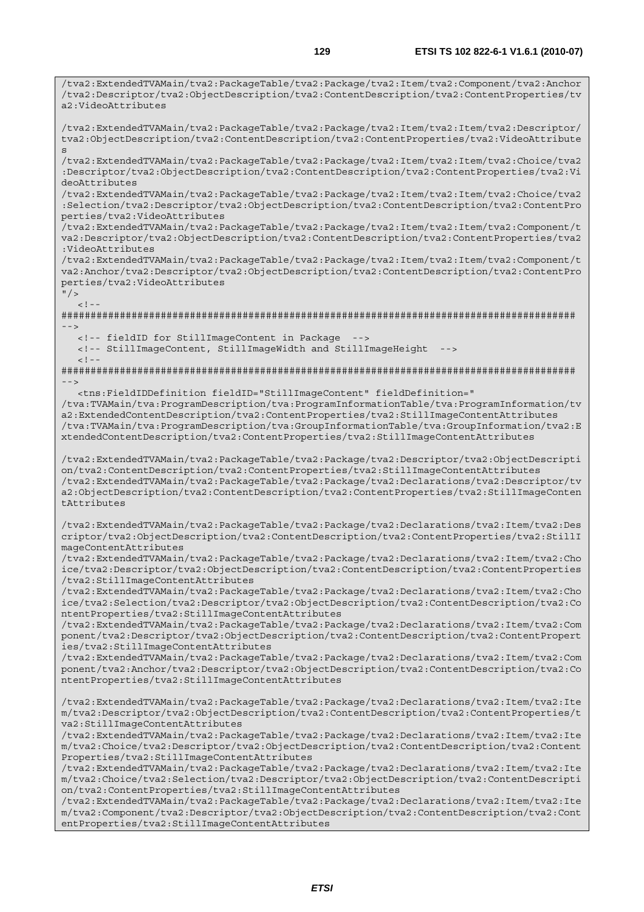```
/tva2:ExtendedTVAMain/tva2:PackageTable/tva2:Package/tva2:Item/tva2:Component/tva2:Anchor
/tva2:Descriptor/tva2:ObjectDescription/tva2:ContentDescription/tva2:ContentProperties/tv
a2:VideoAttributes

/tva2:ExtendedTVAMain/tva2:PackageTable/tva2:Package/tva2:Item/tva2:Item/tva2:Descriptor/
tva2:ObjectDescription/tva2:ContentDescription/tva2:ContentProperties/tva2:VideoAttribute
s
/tva2:ExtendedTVAMain/tva2:PackageTable/tva2:Package/tva2:Item/tva2:Item/tva2:Choice/tva2
:Descriptor/tva2:ObjectDescription/tva2:ContentDescription/tva2:ContentProperties/tva2:Vi
deoAttributes
/tva2:ExtendedTVAMain/tva2:PackageTable/tva2:Package/tva2:Item/tva2:Item/tva2:Choice/tva2
:Selection/tva2:Descriptor/tva2:ObjectDescription/tva2:ContentDescription/tva2:ContentPro
perties/tva2:VideoAttributes
/tva2:ExtendedTVAMain/tva2:PackageTable/tva2:Package/tva2:Item/tva2:Item/tva2:Component/t
va2:Descriptor/tva2:ObjectDescription/tva2:ContentDescription/tva2:ContentProperties/tva2
:VideoAttributes
/tva2:ExtendedTVAMain/tva2:PackageTable/tva2:Package/tva2:Item/tva2:Item/tva2:Component/t
va2:Anchor/tva2:Descriptor/tva2:ObjectDescription/tva2:ContentDescription/tva2:ContentPro
perties/tva2:VideoAttributes
"/>
   <!--
#####################################################################################
-->
   <!-- fieldID for StillImageContent in Package  -->
   <!-- StillImageContent, StillImageWidth and StillImageHeight  -->
   <!--
#####################################################################################
-->
   <tns:FieldIDDefinition fieldID="StillImageContent" fieldDefinition="
/tva:TVAMain/tva:ProgramDescription/tva:ProgramInformationTable/tva:ProgramInformation/tv
a2:ExtendedContentDescription/tva2:ContentProperties/tva2:StillImageContentAttributes
/tva:TVAMain/tva:ProgramDescription/tva:GroupInformationTable/tva:GroupInformation/tva2:E
xtendedContentDescription/tva2:ContentProperties/tva2:StillImageContentAttributes

/tva2:ExtendedTVAMain/tva2:PackageTable/tva2:Package/tva2:Descriptor/tva2:ObjectDescripti
on/tva2:ContentDescription/tva2:ContentProperties/tva2:StillImageContentAttributes
/tva2:ExtendedTVAMain/tva2:PackageTable/tva2:Package/tva2:Declarations/tva2:Descriptor/tv
a2:ObjectDescription/tva2:ContentDescription/tva2:ContentProperties/tva2:StillImageConten
tAttributes

/tva2:ExtendedTVAMain/tva2:PackageTable/tva2:Package/tva2:Declarations/tva2:Item/tva2:Des
criptor/tva2:ObjectDescription/tva2:ContentDescription/tva2:ContentProperties/tva2:StillI
mageContentAttributes
/tva2:ExtendedTVAMain/tva2:PackageTable/tva2:Package/tva2:Declarations/tva2:Item/tva2:Cho
ice/tva2:Descriptor/tva2:ObjectDescription/tva2:ContentDescription/tva2:ContentProperties
/tva2:StillImageContentAttributes
/tva2:ExtendedTVAMain/tva2:PackageTable/tva2:Package/tva2:Declarations/tva2:Item/tva2:Cho
ice/tva2:Selection/tva2:Descriptor/tva2:ObjectDescription/tva2:ContentDescription/tva2:Co
ntentProperties/tva2:StillImageContentAttributes
/tva2:ExtendedTVAMain/tva2:PackageTable/tva2:Package/tva2:Declarations/tva2:Item/tva2:Com
ponent/tva2:Descriptor/tva2:ObjectDescription/tva2:ContentDescription/tva2:ContentPropert
ies/tva2:StillImageContentAttributes
/tva2:ExtendedTVAMain/tva2:PackageTable/tva2:Package/tva2:Declarations/tva2:Item/tva2:Com
ponent/tva2:Anchor/tva2:Descriptor/tva2:ObjectDescription/tva2:ContentDescription/tva2:Co
ntentProperties/tva2:StillImageContentAttributes

/tva2:ExtendedTVAMain/tva2:PackageTable/tva2:Package/tva2:Declarations/tva2:Item/tva2:Ite
m/tva2:Descriptor/tva2:ObjectDescription/tva2:ContentDescription/tva2:ContentProperties/t
va2:StillImageContentAttributes
/tva2:ExtendedTVAMain/tva2:PackageTable/tva2:Package/tva2:Declarations/tva2:Item/tva2:Ite
m/tva2:Choice/tva2:Descriptor/tva2:ObjectDescription/tva2:ContentDescription/tva2:Content
Properties/tva2:StillImageContentAttributes
/tva2:ExtendedTVAMain/tva2:PackageTable/tva2:Package/tva2:Declarations/tva2:Item/tva2:Ite
m/tva2:Choice/tva2:Selection/tva2:Descriptor/tva2:ObjectDescription/tva2:ContentDescripti
on/tva2:ContentProperties/tva2:StillImageContentAttributes
/tva2:ExtendedTVAMain/tva2:PackageTable/tva2:Package/tva2:Declarations/tva2:Item/tva2:Ite
m/tva2:Component/tva2:Descriptor/tva2:ObjectDescription/tva2:ContentDescription/tva2:Cont
entProperties/tva2:StillImageContentAttributes
```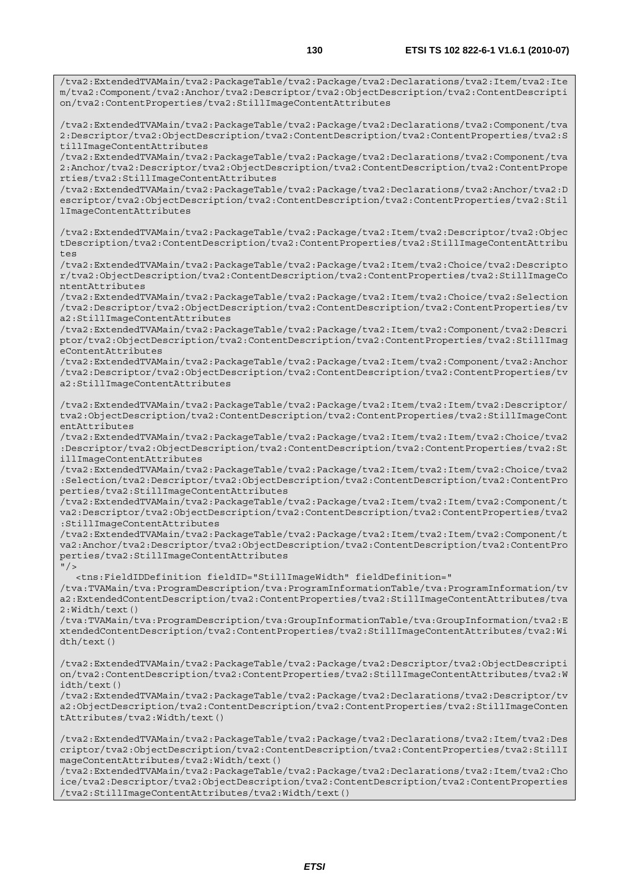```
/tva2:ExtendedTVAMain/tva2:PackageTable/tva2:Package/tva2:Declarations/tva2:Item/tva2:Item/tva2:Component/tva2:Anchor/tva2:Descriptor/tva2:ObjectDescription/tva2:ContentDescription/tva2:ContentProperties/tva2:StillImageContentAttributes

/tva2:ExtendedTVAMain/tva2:PackageTable/tva2:Package/tva2:Declarations/tva2:Component/tva2:Descriptor/tva2:ObjectDescription/tva2:ContentDescription/tva2:ContentProperties/tva2:StillImageContentAttributes
/tva2:ExtendedTVAMain/tva2:PackageTable/tva2:Package/tva2:Declarations/tva2:Component/tva2:Anchor/tva2:Descriptor/tva2:ObjectDescription/tva2:ContentDescription/tva2:ContentProperties/tva2:StillImageContentAttributes
/tva2:ExtendedTVAMain/tva2:PackageTable/tva2:Package/tva2:Declarations/tva2:Anchor/tva2:Descriptor/tva2:ObjectDescription/tva2:ContentDescription/tva2:ContentProperties/tva2:StillImageContentAttributes

/tva2:ExtendedTVAMain/tva2:PackageTable/tva2:Package/tva2:Item/tva2:Descriptor/tva2:ObjectDescription/tva2:ContentDescription/tva2:ContentProperties/tva2:StillImageContentAttributes
/tva2:ExtendedTVAMain/tva2:PackageTable/tva2:Package/tva2:Item/tva2:Choice/tva2:Descriptor/tva2:ObjectDescription/tva2:ContentDescription/tva2:ContentProperties/tva2:StillImageContentAttributes
/tva2:ExtendedTVAMain/tva2:PackageTable/tva2:Package/tva2:Item/tva2:Choice/tva2:Selection/tva2:Descriptor/tva2:ObjectDescription/tva2:ContentDescription/tva2:ContentProperties/tva2:StillImageContentAttributes
/tva2:ExtendedTVAMain/tva2:PackageTable/tva2:Package/tva2:Item/tva2:Component/tva2:Descriptor/tva2:ObjectDescription/tva2:ContentDescription/tva2:ContentProperties/tva2:StillImageContentAttributes
/tva2:ExtendedTVAMain/tva2:PackageTable/tva2:Package/tva2:Item/tva2:Component/tva2:Anchor/tva2:Descriptor/tva2:ObjectDescription/tva2:ContentDescription/tva2:ContentProperties/tva2:StillImageContentAttributes

/tva2:ExtendedTVAMain/tva2:PackageTable/tva2:Package/tva2:Item/tva2:Item/tva2:Descriptor/tva2:ObjectDescription/tva2:ContentDescription/tva2:ContentProperties/tva2:StillImageContentAttributes
/tva2:ExtendedTVAMain/tva2:PackageTable/tva2:Package/tva2:Item/tva2:Item/tva2:Choice/tva2:Descriptor/tva2:ObjectDescription/tva2:ContentDescription/tva2:ContentProperties/tva2:StillImageContentAttributes
/tva2:ExtendedTVAMain/tva2:PackageTable/tva2:Package/tva2:Item/tva2:Item/tva2:Choice/tva2:Selection/tva2:Descriptor/tva2:ObjectDescription/tva2:ContentDescription/tva2:ContentProperties/tva2:StillImageContentAttributes
/tva2:ExtendedTVAMain/tva2:PackageTable/tva2:Package/tva2:Item/tva2:Item/tva2:Component/tva2:Descriptor/tva2:ObjectDescription/tva2:ContentDescription/tva2:ContentProperties/tva2:StillImageContentAttributes
/tva2:ExtendedTVAMain/tva2:PackageTable/tva2:Package/tva2:Item/tva2:Item/tva2:Component/tva2:Anchor/tva2:Descriptor/tva2:ObjectDescription/tva2:ContentDescription/tva2:ContentProperties/tva2:StillImageContentAttributes
"/>
   <tns:FieldIDDefinition fieldID="StillImageWidth" fieldDefinition="
/tva:TVAMain/tva:ProgramDescription/tva:ProgramInformationTable/tva:ProgramInformation/tva2:ExtendedContentDescription/tva2:ContentProperties/tva2:StillImageContentAttributes/tva2:Width/text()
/tva:TVAMain/tva:ProgramDescription/tva:GroupInformationTable/tva:GroupInformation/tva2:ExtendedContentDescription/tva2:ContentProperties/tva2:StillImageContentAttributes/tva2:Width/text()

/tva2:ExtendedTVAMain/tva2:PackageTable/tva2:Package/tva2:Descriptor/tva2:ObjectDescription/tva2:ContentDescription/tva2:ContentProperties/tva2:StillImageContentAttributes/tva2:Width/text()
/tva2:ExtendedTVAMain/tva2:PackageTable/tva2:Package/tva2:Declarations/tva2:Descriptor/tva2:ObjectDescription/tva2:ContentDescription/tva2:ContentProperties/tva2:StillImageContentAttributes/tva2:Width/text()

/tva2:ExtendedTVAMain/tva2:PackageTable/tva2:Package/tva2:Declarations/tva2:Item/tva2:Descriptor/tva2:ObjectDescription/tva2:ContentDescription/tva2:ContentProperties/tva2:StillImageContentAttributes/tva2:Width/text()
/tva2:ExtendedTVAMain/tva2:PackageTable/tva2:Package/tva2:Declarations/tva2:Item/tva2:Choice/tva2:Descriptor/tva2:ObjectDescription/tva2:ContentDescription/tva2:ContentProperties/tva2:StillImageContentAttributes/tva2:Width/text()
```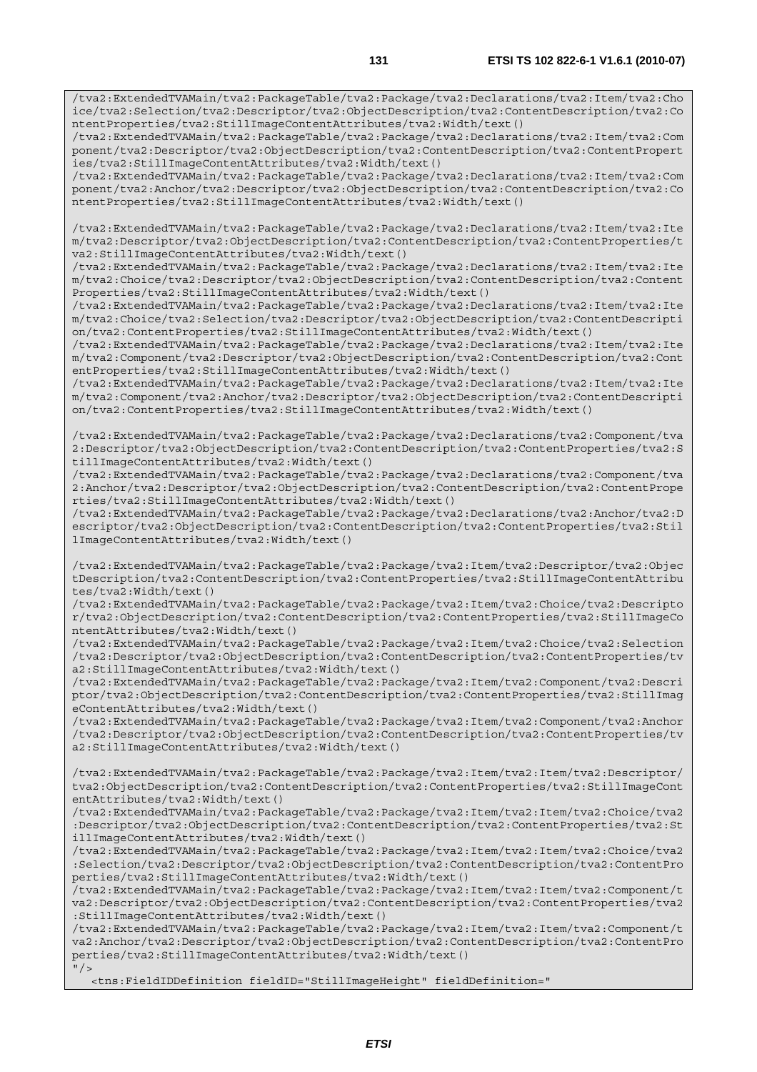```
/tva2:ExtendedTVAMain/tva2:PackageTable/tva2:Package/tva2:Declarations/tva2:Item/tva2:Choice/tva2:Selection/tva2:Descriptor/tva2:ObjectDescription/tva2:ContentDescription/tva2:ContentProperties/tva2:StillImageContentAttributes/tva2:Width/text()
/tva2:ExtendedTVAMain/tva2:PackageTable/tva2:Package/tva2:Declarations/tva2:Item/tva2:Component/tva2:Descriptor/tva2:ObjectDescription/tva2:ContentDescription/tva2:ContentProperties/tva2:StillImageContentAttributes/tva2:Width/text()
/tva2:ExtendedTVAMain/tva2:PackageTable/tva2:Package/tva2:Declarations/tva2:Item/tva2:Component/tva2:Anchor/tva2:Descriptor/tva2:ObjectDescription/tva2:ContentDescription/tva2:ContentProperties/tva2:StillImageContentAttributes/tva2:Width/text()

/tva2:ExtendedTVAMain/tva2:PackageTable/tva2:Package/tva2:Declarations/tva2:Item/tva2:Item/tva2:Descriptor/tva2:ObjectDescription/tva2:ContentDescription/tva2:ContentProperties/tva2:StillImageContentAttributes/tva2:Width/text()
/tva2:ExtendedTVAMain/tva2:PackageTable/tva2:Package/tva2:Declarations/tva2:Item/tva2:Item/tva2:Choice/tva2:Descriptor/tva2:ObjectDescription/tva2:ContentDescription/tva2:ContentProperties/tva2:StillImageContentAttributes/tva2:Width/text()
/tva2:ExtendedTVAMain/tva2:PackageTable/tva2:Package/tva2:Declarations/tva2:Item/tva2:Item/tva2:Choice/tva2:Selection/tva2:Descriptor/tva2:ObjectDescription/tva2:ContentDescription/tva2:ContentProperties/tva2:StillImageContentAttributes/tva2:Width/text()
/tva2:ExtendedTVAMain/tva2:PackageTable/tva2:Package/tva2:Declarations/tva2:Item/tva2:Item/tva2:Component/tva2:Descriptor/tva2:ObjectDescription/tva2:ContentDescription/tva2:ContentProperties/tva2:StillImageContentAttributes/tva2:Width/text()
/tva2:ExtendedTVAMain/tva2:PackageTable/tva2:Package/tva2:Declarations/tva2:Item/tva2:Item/tva2:Component/tva2:Anchor/tva2:Descriptor/tva2:ObjectDescription/tva2:ContentDescription/tva2:ContentProperties/tva2:StillImageContentAttributes/tva2:Width/text()

/tva2:ExtendedTVAMain/tva2:PackageTable/tva2:Package/tva2:Declarations/tva2:Component/tva2:Descriptor/tva2:ObjectDescription/tva2:ContentDescription/tva2:ContentProperties/tva2:StillImageContentAttributes/tva2:Width/text()
/tva2:ExtendedTVAMain/tva2:PackageTable/tva2:Package/tva2:Declarations/tva2:Component/tva2:Anchor/tva2:Descriptor/tva2:ObjectDescription/tva2:ContentDescription/tva2:ContentProperties/tva2:StillImageContentAttributes/tva2:Width/text()
/tva2:ExtendedTVAMain/tva2:PackageTable/tva2:Package/tva2:Declarations/tva2:Anchor/tva2:Descriptor/tva2:ObjectDescription/tva2:ContentDescription/tva2:ContentProperties/tva2:StillImageContentAttributes/tva2:Width/text()

/tva2:ExtendedTVAMain/tva2:PackageTable/tva2:Package/tva2:Item/tva2:Descriptor/tva2:ObjectDescription/tva2:ContentDescription/tva2:ContentProperties/tva2:StillImageContentAttributes/tva2:Width/text()
/tva2:ExtendedTVAMain/tva2:PackageTable/tva2:Package/tva2:Item/tva2:Choice/tva2:Descriptor/tva2:ObjectDescription/tva2:ContentDescription/tva2:ContentProperties/tva2:StillImageContentAttributes/tva2:Width/text()
/tva2:ExtendedTVAMain/tva2:PackageTable/tva2:Package/tva2:Item/tva2:Choice/tva2:Selection/tva2:Descriptor/tva2:ObjectDescription/tva2:ContentDescription/tva2:ContentProperties/tva2:StillImageContentAttributes/tva2:Width/text()
/tva2:ExtendedTVAMain/tva2:PackageTable/tva2:Package/tva2:Item/tva2:Component/tva2:Descriptor/tva2:ObjectDescription/tva2:ContentDescription/tva2:ContentProperties/tva2:StillImageContentAttributes/tva2:Width/text()
/tva2:ExtendedTVAMain/tva2:PackageTable/tva2:Package/tva2:Item/tva2:Component/tva2:Anchor/tva2:Descriptor/tva2:ObjectDescription/tva2:ContentDescription/tva2:ContentProperties/tva2:StillImageContentAttributes/tva2:Width/text()

/tva2:ExtendedTVAMain/tva2:PackageTable/tva2:Package/tva2:Item/tva2:Item/tva2:Descriptor/tva2:ObjectDescription/tva2:ContentDescription/tva2:ContentProperties/tva2:StillImageContentAttributes/tva2:Width/text()
/tva2:ExtendedTVAMain/tva2:PackageTable/tva2:Package/tva2:Item/tva2:Item/tva2:Choice/tva2:Descriptor/tva2:ObjectDescription/tva2:ContentDescription/tva2:ContentProperties/tva2:StillImageContentAttributes/tva2:Width/text()
/tva2:ExtendedTVAMain/tva2:PackageTable/tva2:Package/tva2:Item/tva2:Item/tva2:Choice/tva2:Selection/tva2:Descriptor/tva2:ObjectDescription/tva2:ContentDescription/tva2:ContentProperties/tva2:StillImageContentAttributes/tva2:Width/text()
/tva2:ExtendedTVAMain/tva2:PackageTable/tva2:Package/tva2:Item/tva2:Item/tva2:Component/tva2:Descriptor/tva2:ObjectDescription/tva2:ContentDescription/tva2:ContentProperties/tva2:StillImageContentAttributes/tva2:Width/text()
/tva2:ExtendedTVAMain/tva2:PackageTable/tva2:Package/tva2:Item/tva2:Item/tva2:Component/tva2:Anchor/tva2:Descriptor/tva2:ObjectDescription/tva2:ContentDescription/tva2:ContentProperties/tva2:StillImageContentAttributes/tva2:Width/text()
"/>
   <tns:FieldIDDefinition fieldID="StillImageHeight" fieldDefinition="
```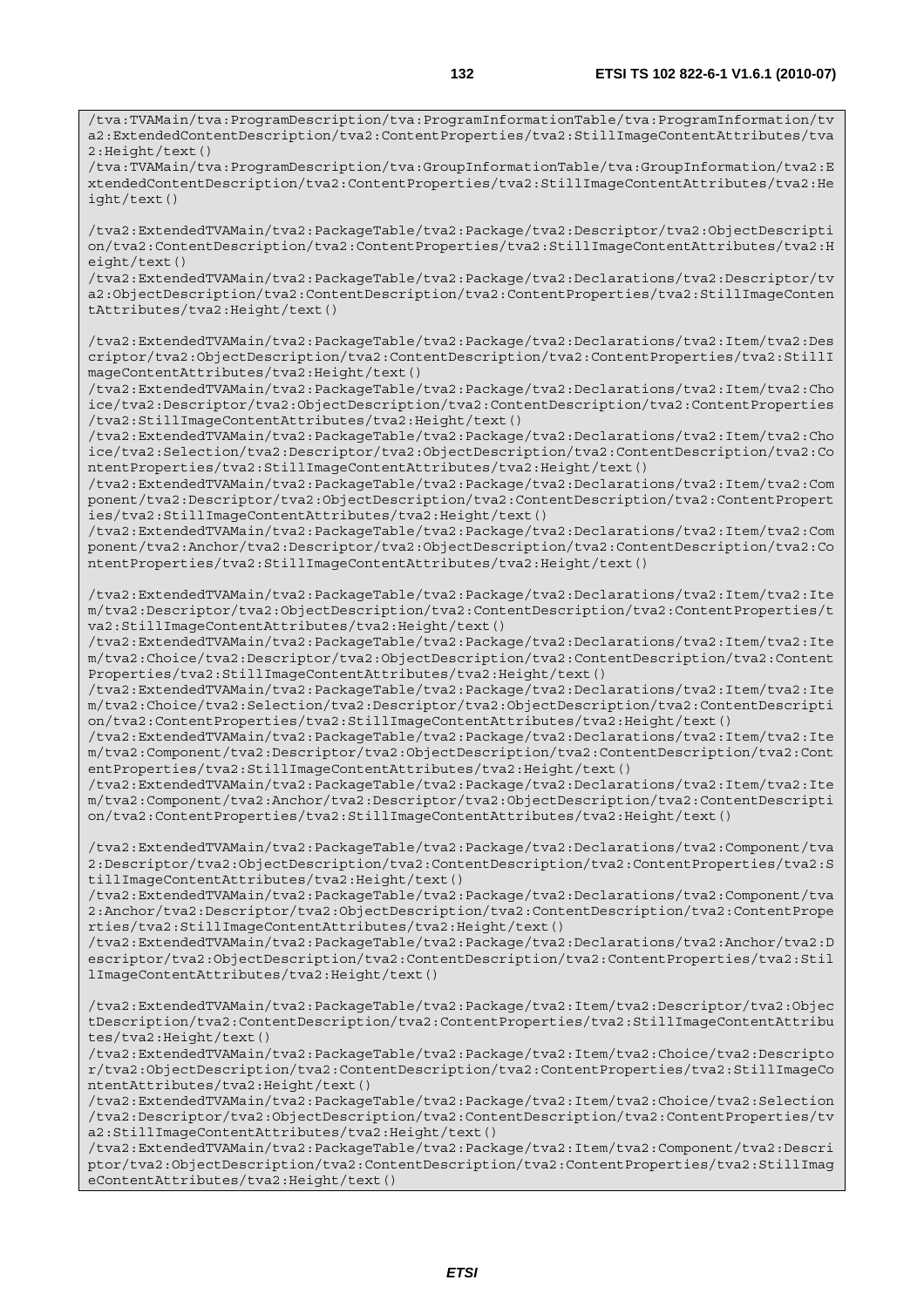```
/tva:TVAMain/tva:ProgramDescription/tva:ProgramInformationTable/tva:ProgramInformation/tva2:ExtendedContentDescription/tva2:ContentProperties/tva2:StillImageContentAttributes/tva2:Height/text()
/tva:TVAMain/tva:ProgramDescription/tva:GroupInformationTable/tva:GroupInformation/tva2:ExtendedContentDescription/tva2:ContentProperties/tva2:StillImageContentAttributes/tva2:Height/text()

/tva2:ExtendedTVAMain/tva2:PackageTable/tva2:Package/tva2:Descriptor/tva2:ObjectDescription/tva2:ContentDescription/tva2:ContentProperties/tva2:StillImageContentAttributes/tva2:Height/text()
/tva2:ExtendedTVAMain/tva2:PackageTable/tva2:Package/tva2:Declarations/tva2:Descriptor/tva2:ObjectDescription/tva2:ContentDescription/tva2:ContentProperties/tva2:StillImageContentAttributes/tva2:Height/text()

/tva2:ExtendedTVAMain/tva2:PackageTable/tva2:Package/tva2:Declarations/tva2:Item/tva2:Descriptor/tva2:ObjectDescription/tva2:ContentDescription/tva2:ContentProperties/tva2:StillImageContentAttributes/tva2:Height/text()
/tva2:ExtendedTVAMain/tva2:PackageTable/tva2:Package/tva2:Declarations/tva2:Item/tva2:Choice/tva2:Descriptor/tva2:ObjectDescription/tva2:ContentDescription/tva2:ContentProperties/tva2:StillImageContentAttributes/tva2:Height/text()
/tva2:ExtendedTVAMain/tva2:PackageTable/tva2:Package/tva2:Declarations/tva2:Item/tva2:Choice/tva2:Selection/tva2:Descriptor/tva2:ObjectDescription/tva2:ContentDescription/tva2:ContentProperties/tva2:StillImageContentAttributes/tva2:Height/text()
/tva2:ExtendedTVAMain/tva2:PackageTable/tva2:Package/tva2:Declarations/tva2:Item/tva2:Component/tva2:Descriptor/tva2:ObjectDescription/tva2:ContentDescription/tva2:ContentProperties/tva2:StillImageContentAttributes/tva2:Height/text()
/tva2:ExtendedTVAMain/tva2:PackageTable/tva2:Package/tva2:Declarations/tva2:Item/tva2:Component/tva2:Anchor/tva2:Descriptor/tva2:ObjectDescription/tva2:ContentDescription/tva2:ContentProperties/tva2:StillImageContentAttributes/tva2:Height/text()

/tva2:ExtendedTVAMain/tva2:PackageTable/tva2:Package/tva2:Declarations/tva2:Item/tva2:Item/tva2:Descriptor/tva2:ObjectDescription/tva2:ContentDescription/tva2:ContentProperties/tva2:StillImageContentAttributes/tva2:Height/text()
/tva2:ExtendedTVAMain/tva2:PackageTable/tva2:Package/tva2:Declarations/tva2:Item/tva2:Item/tva2:Choice/tva2:Descriptor/tva2:ObjectDescription/tva2:ContentDescription/tva2:ContentProperties/tva2:StillImageContentAttributes/tva2:Height/text()
/tva2:ExtendedTVAMain/tva2:PackageTable/tva2:Package/tva2:Declarations/tva2:Item/tva2:Item/tva2:Choice/tva2:Selection/tva2:Descriptor/tva2:ObjectDescription/tva2:ContentDescription/tva2:ContentProperties/tva2:StillImageContentAttributes/tva2:Height/text()
/tva2:ExtendedTVAMain/tva2:PackageTable/tva2:Package/tva2:Declarations/tva2:Item/tva2:Item/tva2:Component/tva2:Descriptor/tva2:ObjectDescription/tva2:ContentDescription/tva2:ContentProperties/tva2:StillImageContentAttributes/tva2:Height/text()
/tva2:ExtendedTVAMain/tva2:PackageTable/tva2:Package/tva2:Declarations/tva2:Item/tva2:Item/tva2:Component/tva2:Anchor/tva2:Descriptor/tva2:ObjectDescription/tva2:ContentDescription/tva2:ContentProperties/tva2:StillImageContentAttributes/tva2:Height/text()

/tva2:ExtendedTVAMain/tva2:PackageTable/tva2:Package/tva2:Declarations/tva2:Component/tva2:Descriptor/tva2:ObjectDescription/tva2:ContentDescription/tva2:ContentProperties/tva2:StillImageContentAttributes/tva2:Height/text()
/tva2:ExtendedTVAMain/tva2:PackageTable/tva2:Package/tva2:Declarations/tva2:Component/tva2:Anchor/tva2:Descriptor/tva2:ObjectDescription/tva2:ContentDescription/tva2:ContentProperties/tva2:StillImageContentAttributes/tva2:Height/text()
/tva2:ExtendedTVAMain/tva2:PackageTable/tva2:Package/tva2:Declarations/tva2:Anchor/tva2:Descriptor/tva2:ObjectDescription/tva2:ContentDescription/tva2:ContentProperties/tva2:StillImageContentAttributes/tva2:Height/text()

/tva2:ExtendedTVAMain/tva2:PackageTable/tva2:Package/tva2:Item/tva2:Descriptor/tva2:ObjectDescription/tva2:ContentDescription/tva2:ContentProperties/tva2:StillImageContentAttributes/tva2:Height/text()
/tva2:ExtendedTVAMain/tva2:PackageTable/tva2:Package/tva2:Item/tva2:Choice/tva2:Descriptor/tva2:ObjectDescription/tva2:ContentDescription/tva2:ContentProperties/tva2:StillImageContentAttributes/tva2:Height/text()
/tva2:ExtendedTVAMain/tva2:PackageTable/tva2:Package/tva2:Item/tva2:Choice/tva2:Selection/tva2:Descriptor/tva2:ObjectDescription/tva2:ContentDescription/tva2:ContentProperties/tva2:StillImageContentAttributes/tva2:Height/text()
/tva2:ExtendedTVAMain/tva2:PackageTable/tva2:Package/tva2:Item/tva2:Component/tva2:Descriptor/tva2:ObjectDescription/tva2:ContentDescription/tva2:ContentProperties/tva2:StillImageContentAttributes/tva2:Height/text()
```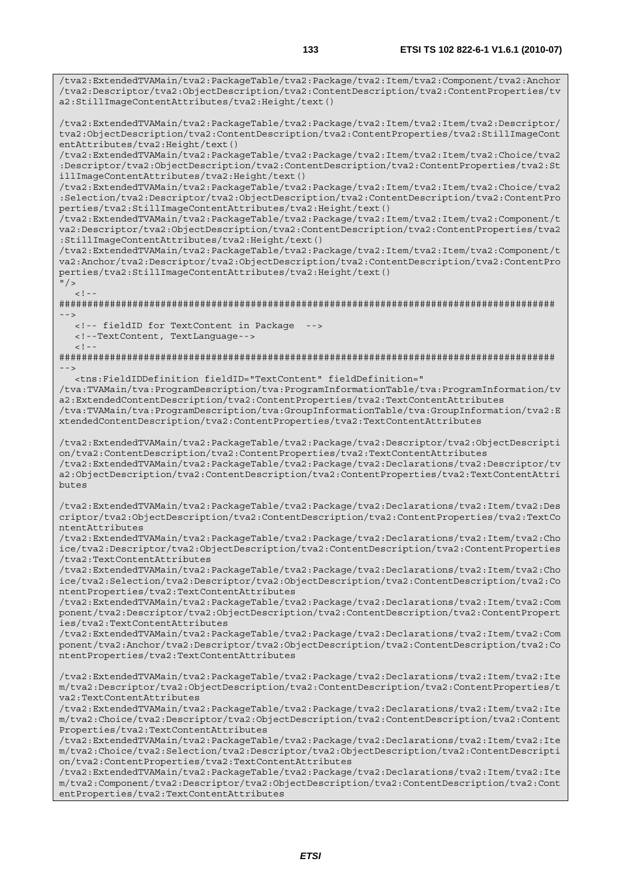```
/tva2:ExtendedTVAMain/tva2:PackageTable/tva2:Package/tva2:Item/tva2:Component/tva2:Anchor
/tva2:Descriptor/tva2:ObjectDescription/tva2:ContentDescription/tva2:ContentProperties/tv
a2:StillImageContentAttributes/tva2:Height/text()

/tva2:ExtendedTVAMain/tva2:PackageTable/tva2:Package/tva2:Item/tva2:Item/tva2:Descriptor/
tva2:ObjectDescription/tva2:ContentDescription/tva2:ContentProperties/tva2:StillImageCont
entAttributes/tva2:Height/text()
/tva2:ExtendedTVAMain/tva2:PackageTable/tva2:Package/tva2:Item/tva2:Item/tva2:Choice/tva2
:Descriptor/tva2:ObjectDescription/tva2:ContentDescription/tva2:ContentProperties/tva2:St
illImageContentAttributes/tva2:Height/text()
/tva2:ExtendedTVAMain/tva2:PackageTable/tva2:Package/tva2:Item/tva2:Item/tva2:Choice/tva2
:Selection/tva2:Descriptor/tva2:ObjectDescription/tva2:ContentDescription/tva2:ContentPro
perties/tva2:StillImageContentAttributes/tva2:Height/text()
/tva2:ExtendedTVAMain/tva2:PackageTable/tva2:Package/tva2:Item/tva2:Item/tva2:Component/t
va2:Descriptor/tva2:ObjectDescription/tva2:ContentDescription/tva2:ContentProperties/tva2
:StillImageContentAttributes/tva2:Height/text()
/tva2:ExtendedTVAMain/tva2:PackageTable/tva2:Package/tva2:Item/tva2:Item/tva2:Component/t
va2:Anchor/tva2:Descriptor/tva2:ObjectDescription/tva2:ContentDescription/tva2:ContentPro
perties/tva2:StillImageContentAttributes/tva2:Height/text()
"/>
   <!--
########################################################################################
-->
   <!-- fieldID for TextContent in Package  -->
   <!--TextContent, TextLanguage-->
   <!--
########################################################################################
-->
   <tns:FieldIDDefinition fieldID="TextContent" fieldDefinition="
/tva:TVAMain/tva:ProgramDescription/tva:ProgramInformationTable/tva:ProgramInformation/tv
a2:ExtendedContentDescription/tva2:ContentProperties/tva2:TextContentAttributes
/tva:TVAMain/tva:ProgramDescription/tva:GroupInformationTable/tva:GroupInformation/tva2:E
xtendedContentDescription/tva2:ContentProperties/tva2:TextContentAttributes

/tva2:ExtendedTVAMain/tva2:PackageTable/tva2:Package/tva2:Descriptor/tva2:ObjectDescripti
on/tva2:ContentDescription/tva2:ContentProperties/tva2:TextContentAttributes
/tva2:ExtendedTVAMain/tva2:PackageTable/tva2:Package/tva2:Declarations/tva2:Descriptor/tv
a2:ObjectDescription/tva2:ContentDescription/tva2:ContentProperties/tva2:TextContentAttri
butes

/tva2:ExtendedTVAMain/tva2:PackageTable/tva2:Package/tva2:Declarations/tva2:Item/tva2:Des
criptor/tva2:ObjectDescription/tva2:ContentDescription/tva2:ContentProperties/tva2:TextCo
ntentAttributes
/tva2:ExtendedTVAMain/tva2:PackageTable/tva2:Package/tva2:Declarations/tva2:Item/tva2:Cho
ice/tva2:Descriptor/tva2:ObjectDescription/tva2:ContentDescription/tva2:ContentProperties
/tva2:TextContentAttributes
/tva2:ExtendedTVAMain/tva2:PackageTable/tva2:Package/tva2:Declarations/tva2:Item/tva2:Cho
ice/tva2:Selection/tva2:Descriptor/tva2:ObjectDescription/tva2:ContentDescription/tva2:Co
ntentProperties/tva2:TextContentAttributes
/tva2:ExtendedTVAMain/tva2:PackageTable/tva2:Package/tva2:Declarations/tva2:Item/tva2:Com
ponent/tva2:Descriptor/tva2:ObjectDescription/tva2:ContentDescription/tva2:ContentPropert
ies/tva2:TextContentAttributes
/tva2:ExtendedTVAMain/tva2:PackageTable/tva2:Package/tva2:Declarations/tva2:Item/tva2:Com
ponent/tva2:Anchor/tva2:Descriptor/tva2:ObjectDescription/tva2:ContentDescription/tva2:Co
ntentProperties/tva2:TextContentAttributes

/tva2:ExtendedTVAMain/tva2:PackageTable/tva2:Package/tva2:Declarations/tva2:Item/tva2:Ite
m/tva2:Descriptor/tva2:ObjectDescription/tva2:ContentDescription/tva2:ContentProperties/t
va2:TextContentAttributes
/tva2:ExtendedTVAMain/tva2:PackageTable/tva2:Package/tva2:Declarations/tva2:Item/tva2:Ite
m/tva2:Choice/tva2:Descriptor/tva2:ObjectDescription/tva2:ContentDescription/tva2:Content
Properties/tva2:TextContentAttributes
/tva2:ExtendedTVAMain/tva2:PackageTable/tva2:Package/tva2:Declarations/tva2:Item/tva2:Ite
m/tva2:Choice/tva2:Selection/tva2:Descriptor/tva2:ObjectDescription/tva2:ContentDescripti
on/tva2:ContentProperties/tva2:TextContentAttributes
/tva2:ExtendedTVAMain/tva2:PackageTable/tva2:Package/tva2:Declarations/tva2:Item/tva2:Ite
m/tva2:Component/tva2:Descriptor/tva2:ObjectDescription/tva2:ContentDescription/tva2:Cont
entProperties/tva2:TextContentAttributes
```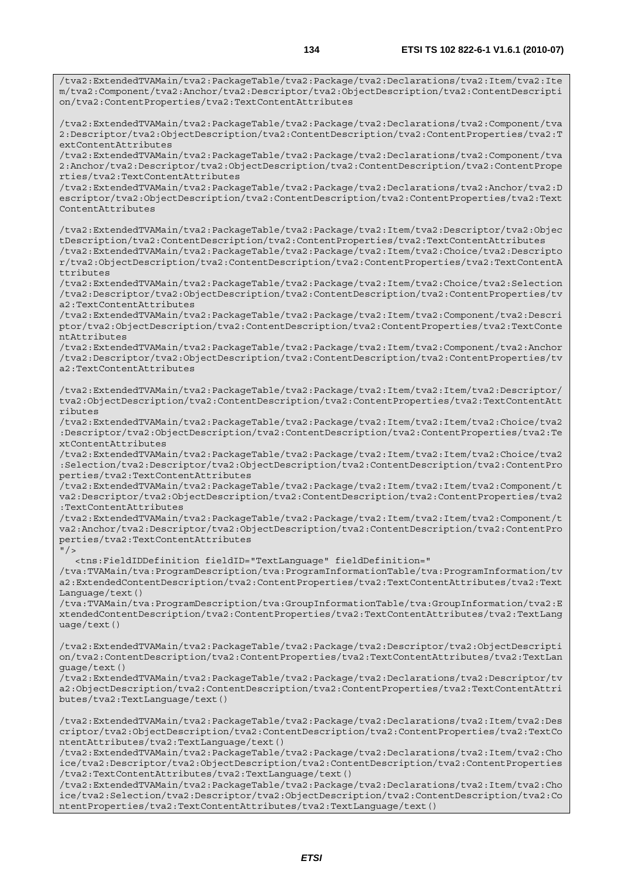```
/tva2:ExtendedTVAMain/tva2:PackageTable/tva2:Package/tva2:Declarations/tva2:Item/tva2:Item/tva2:Component/tva2:Anchor/tva2:Descriptor/tva2:ObjectDescription/tva2:ContentDescription/tva2:ContentProperties/tva2:TextContentAttributes

/tva2:ExtendedTVAMain/tva2:PackageTable/tva2:Package/tva2:Declarations/tva2:Component/tva2:Descriptor/tva2:ObjectDescription/tva2:ContentDescription/tva2:ContentProperties/tva2:TextContentAttributes
/tva2:ExtendedTVAMain/tva2:PackageTable/tva2:Package/tva2:Declarations/tva2:Component/tva2:Anchor/tva2:Descriptor/tva2:ObjectDescription/tva2:ContentDescription/tva2:ContentProperties/tva2:TextContentAttributes
/tva2:ExtendedTVAMain/tva2:PackageTable/tva2:Package/tva2:Declarations/tva2:Anchor/tva2:Descriptor/tva2:ObjectDescription/tva2:ContentDescription/tva2:ContentProperties/tva2:TextContentAttributes

/tva2:ExtendedTVAMain/tva2:PackageTable/tva2:Package/tva2:Item/tva2:Descriptor/tva2:ObjectDescription/tva2:ContentDescription/tva2:ContentProperties/tva2:TextContentAttributes
/tva2:ExtendedTVAMain/tva2:PackageTable/tva2:Package/tva2:Item/tva2:Choice/tva2:Descriptor/tva2:ObjectDescription/tva2:ContentDescription/tva2:ContentProperties/tva2:TextContentAttributes
/tva2:ExtendedTVAMain/tva2:PackageTable/tva2:Package/tva2:Item/tva2:Choice/tva2:Selection/tva2:Descriptor/tva2:ObjectDescription/tva2:ContentDescription/tva2:ContentProperties/tva2:TextContentAttributes
/tva2:ExtendedTVAMain/tva2:PackageTable/tva2:Package/tva2:Item/tva2:Component/tva2:Descriptor/tva2:ObjectDescription/tva2:ContentDescription/tva2:ContentProperties/tva2:TextContentAttributes
/tva2:ExtendedTVAMain/tva2:PackageTable/tva2:Package/tva2:Item/tva2:Component/tva2:Anchor/tva2:Descriptor/tva2:ObjectDescription/tva2:ContentDescription/tva2:ContentProperties/tva2:TextContentAttributes

/tva2:ExtendedTVAMain/tva2:PackageTable/tva2:Package/tva2:Item/tva2:Item/tva2:Descriptor/tva2:ObjectDescription/tva2:ContentDescription/tva2:ContentProperties/tva2:TextContentAttributes
/tva2:ExtendedTVAMain/tva2:PackageTable/tva2:Package/tva2:Item/tva2:Item/tva2:Choice/tva2:Descriptor/tva2:ObjectDescription/tva2:ContentDescription/tva2:ContentProperties/tva2:TextContentAttributes
/tva2:ExtendedTVAMain/tva2:PackageTable/tva2:Package/tva2:Item/tva2:Item/tva2:Choice/tva2:Selection/tva2:Descriptor/tva2:ObjectDescription/tva2:ContentDescription/tva2:ContentProperties/tva2:TextContentAttributes
/tva2:ExtendedTVAMain/tva2:PackageTable/tva2:Package/tva2:Item/tva2:Item/tva2:Component/tva2:Descriptor/tva2:ObjectDescription/tva2:ContentDescription/tva2:ContentProperties/tva2:TextContentAttributes
/tva2:ExtendedTVAMain/tva2:PackageTable/tva2:Package/tva2:Item/tva2:Item/tva2:Component/tva2:Anchor/tva2:Descriptor/tva2:ObjectDescription/tva2:ContentDescription/tva2:ContentProperties/tva2:TextContentAttributes
"/>
   <tns:FieldIDDefinition fieldID="TextLanguage" fieldDefinition="
/tva:TVAMain/tva:ProgramDescription/tva:ProgramInformationTable/tva:ProgramInformation/tva2:ExtendedContentDescription/tva2:ContentProperties/tva2:TextContentAttributes/tva2:TextLanguage/text()
/tva:TVAMain/tva:ProgramDescription/tva:GroupInformationTable/tva:GroupInformation/tva2:ExtendedContentDescription/tva2:ContentProperties/tva2:TextContentAttributes/tva2:TextLanguage/text()

/tva2:ExtendedTVAMain/tva2:PackageTable/tva2:Package/tva2:Descriptor/tva2:ObjectDescription/tva2:ContentDescription/tva2:ContentProperties/tva2:TextContentAttributes/tva2:TextLanguage/text()
/tva2:ExtendedTVAMain/tva2:PackageTable/tva2:Package/tva2:Declarations/tva2:Descriptor/tva2:ObjectDescription/tva2:ContentDescription/tva2:ContentProperties/tva2:TextContentAttributes/tva2:TextLanguage/text()

/tva2:ExtendedTVAMain/tva2:PackageTable/tva2:Package/tva2:Declarations/tva2:Item/tva2:Descriptor/tva2:ObjectDescription/tva2:ContentDescription/tva2:ContentProperties/tva2:TextContentAttributes/tva2:TextLanguage/text()
/tva2:ExtendedTVAMain/tva2:PackageTable/tva2:Package/tva2:Declarations/tva2:Item/tva2:Choice/tva2:Descriptor/tva2:ObjectDescription/tva2:ContentDescription/tva2:ContentProperties/tva2:TextContentAttributes/tva2:TextLanguage/text()
/tva2:ExtendedTVAMain/tva2:PackageTable/tva2:Package/tva2:Declarations/tva2:Item/tva2:Choice/tva2:Selection/tva2:Descriptor/tva2:ObjectDescription/tva2:ContentDescription/tva2:ContentProperties/tva2:TextContentAttributes/tva2:TextLanguage/text()
```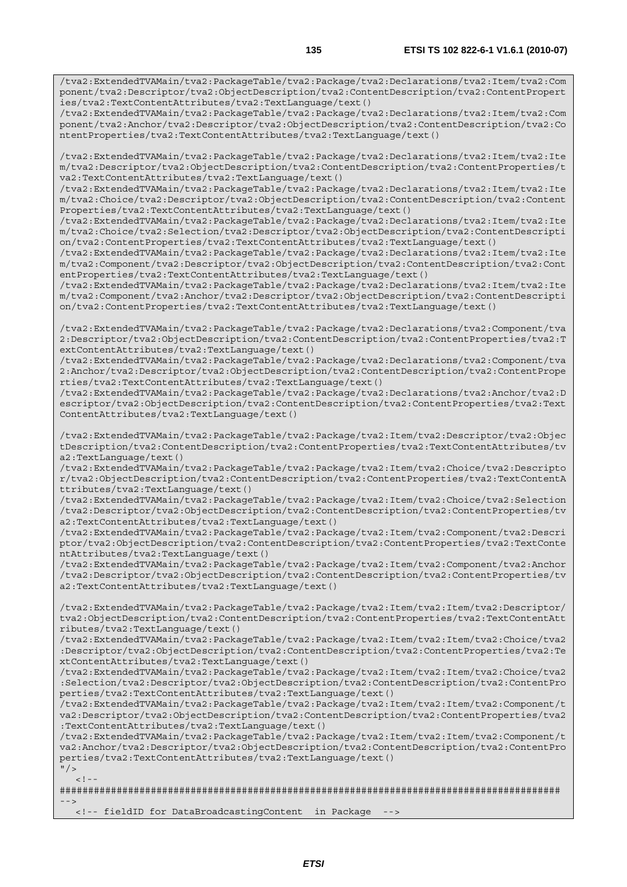```
/tva2:ExtendedTVAMain/tva2:PackageTable/tva2:Package/tva2:Declarations/tva2:Item/tva2:Component/tva2:Descriptor/tva2:ObjectDescription/tva2:ContentDescription/tva2:ContentProperties/tva2:TextContentAttributes/tva2:TextLanguage/text()
/tva2:ExtendedTVAMain/tva2:PackageTable/tva2:Package/tva2:Declarations/tva2:Item/tva2:Component/tva2:Anchor/tva2:Descriptor/tva2:ObjectDescription/tva2:ContentDescription/tva2:ContentProperties/tva2:TextContentAttributes/tva2:TextLanguage/text()

/tva2:ExtendedTVAMain/tva2:PackageTable/tva2:Package/tva2:Declarations/tva2:Item/tva2:Item/tva2:Descriptor/tva2:ObjectDescription/tva2:ContentDescription/tva2:ContentProperties/tva2:TextContentAttributes/tva2:TextLanguage/text()
/tva2:ExtendedTVAMain/tva2:PackageTable/tva2:Package/tva2:Declarations/tva2:Item/tva2:Item/tva2:Choice/tva2:Descriptor/tva2:ObjectDescription/tva2:ContentDescription/tva2:ContentProperties/tva2:TextContentAttributes/tva2:TextLanguage/text()
/tva2:ExtendedTVAMain/tva2:PackageTable/tva2:Package/tva2:Declarations/tva2:Item/tva2:Item/tva2:Choice/tva2:Selection/tva2:Descriptor/tva2:ObjectDescription/tva2:ContentDescription/tva2:ContentProperties/tva2:TextContentAttributes/tva2:TextLanguage/text()
/tva2:ExtendedTVAMain/tva2:PackageTable/tva2:Package/tva2:Declarations/tva2:Item/tva2:Item/tva2:Component/tva2:Descriptor/tva2:ObjectDescription/tva2:ContentDescription/tva2:ContentProperties/tva2:TextContentAttributes/tva2:TextLanguage/text()
/tva2:ExtendedTVAMain/tva2:PackageTable/tva2:Package/tva2:Declarations/tva2:Item/tva2:Item/tva2:Component/tva2:Anchor/tva2:Descriptor/tva2:ObjectDescription/tva2:ContentDescription/tva2:ContentProperties/tva2:TextContentAttributes/tva2:TextLanguage/text()

/tva2:ExtendedTVAMain/tva2:PackageTable/tva2:Package/tva2:Declarations/tva2:Component/tva2:Descriptor/tva2:ObjectDescription/tva2:ContentDescription/tva2:ContentProperties/tva2:TextContentAttributes/tva2:TextLanguage/text()
/tva2:ExtendedTVAMain/tva2:PackageTable/tva2:Package/tva2:Declarations/tva2:Component/tva2:Anchor/tva2:Descriptor/tva2:ObjectDescription/tva2:ContentDescription/tva2:ContentProperties/tva2:TextContentAttributes/tva2:TextLanguage/text()
/tva2:ExtendedTVAMain/tva2:PackageTable/tva2:Package/tva2:Declarations/tva2:Anchor/tva2:Descriptor/tva2:ObjectDescription/tva2:ContentDescription/tva2:ContentProperties/tva2:TextContentAttributes/tva2:TextLanguage/text()

/tva2:ExtendedTVAMain/tva2:PackageTable/tva2:Package/tva2:Item/tva2:Descriptor/tva2:ObjectDescription/tva2:ContentDescription/tva2:ContentProperties/tva2:TextContentAttributes/tva2:TextLanguage/text()
/tva2:ExtendedTVAMain/tva2:PackageTable/tva2:Package/tva2:Item/tva2:Choice/tva2:Descriptor/tva2:ObjectDescription/tva2:ContentDescription/tva2:ContentProperties/tva2:TextContentAttributes/tva2:TextLanguage/text()
/tva2:ExtendedTVAMain/tva2:PackageTable/tva2:Package/tva2:Item/tva2:Choice/tva2:Selection/tva2:Descriptor/tva2:ObjectDescription/tva2:ContentDescription/tva2:ContentProperties/tva2:TextContentAttributes/tva2:TextLanguage/text()
/tva2:ExtendedTVAMain/tva2:PackageTable/tva2:Package/tva2:Item/tva2:Component/tva2:Descriptor/tva2:ObjectDescription/tva2:ContentDescription/tva2:ContentProperties/tva2:TextContentAttributes/tva2:TextLanguage/text()
/tva2:ExtendedTVAMain/tva2:PackageTable/tva2:Package/tva2:Item/tva2:Component/tva2:Anchor/tva2:Descriptor/tva2:ObjectDescription/tva2:ContentDescription/tva2:ContentProperties/tva2:TextContentAttributes/tva2:TextLanguage/text()

/tva2:ExtendedTVAMain/tva2:PackageTable/tva2:Package/tva2:Item/tva2:Item/tva2:Descriptor/tva2:ObjectDescription/tva2:ContentDescription/tva2:ContentProperties/tva2:TextContentAttributes/tva2:TextLanguage/text()
/tva2:ExtendedTVAMain/tva2:PackageTable/tva2:Package/tva2:Item/tva2:Item/tva2:Choice/tva2:Descriptor/tva2:ObjectDescription/tva2:ContentDescription/tva2:ContentProperties/tva2:TextContentAttributes/tva2:TextLanguage/text()
/tva2:ExtendedTVAMain/tva2:PackageTable/tva2:Package/tva2:Item/tva2:Item/tva2:Choice/tva2:Selection/tva2:Descriptor/tva2:ObjectDescription/tva2:ContentDescription/tva2:ContentProperties/tva2:TextContentAttributes/tva2:TextLanguage/text()
/tva2:ExtendedTVAMain/tva2:PackageTable/tva2:Package/tva2:Item/tva2:Item/tva2:Component/tva2:Descriptor/tva2:ObjectDescription/tva2:ContentDescription/tva2:ContentProperties/tva2:TextContentAttributes/tva2:TextLanguage/text()
/tva2:ExtendedTVAMain/tva2:PackageTable/tva2:Package/tva2:Item/tva2:Item/tva2:Component/tva2:Anchor/tva2:Descriptor/tva2:ObjectDescription/tva2:ContentDescription/tva2:ContentProperties/tva2:TextContentAttributes/tva2:TextLanguage/text()
"/>
   <!--
########################################################################################
-->
   <!-- fieldID for DataBroadcastingContent  in Package  -->
```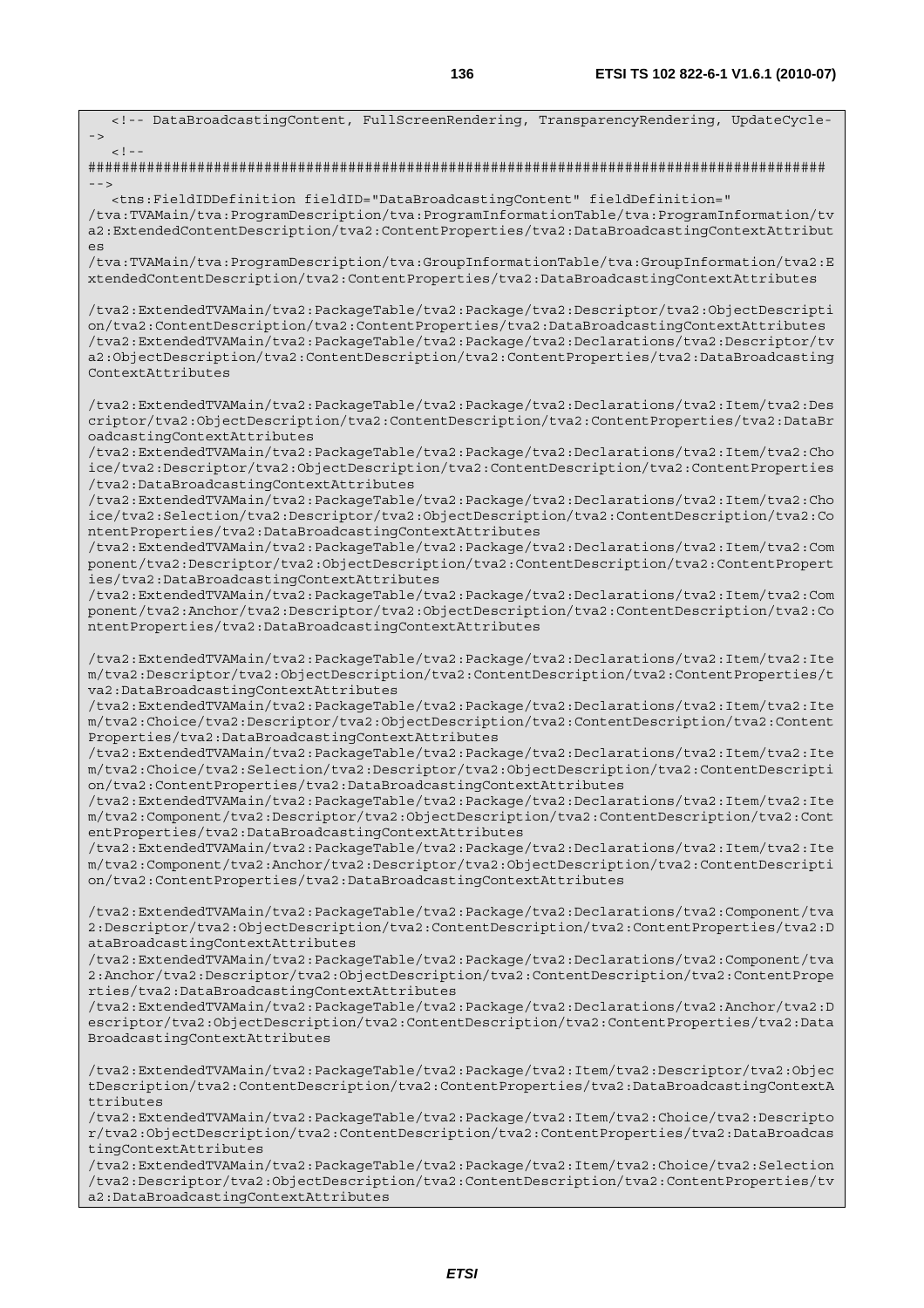```
   <!-- DataBroadcastingContent, FullScreenRendering, TransparencyRendering, UpdateCycle-->
   <!--
########################################################################################
-->
   <tns:FieldIDDefinition fieldID="DataBroadcastingContent" fieldDefinition="
/tva:TVAMain/tva:ProgramDescription/tva:ProgramInformationTable/tva:ProgramInformation/tva2:ExtendedContentDescription/tva2:ContentProperties/tva2:DataBroadcastingContextAttributes
/tva:TVAMain/tva:ProgramDescription/tva:GroupInformationTable/tva:GroupInformation/tva2:ExtendedContentDescription/tva2:ContentProperties/tva2:DataBroadcastingContextAttributes

/tva2:ExtendedTVAMain/tva2:PackageTable/tva2:Package/tva2:Descriptor/tva2:ObjectDescription/tva2:ContentDescription/tva2:ContentProperties/tva2:DataBroadcastingContextAttributes
/tva2:ExtendedTVAMain/tva2:PackageTable/tva2:Package/tva2:Declarations/tva2:Descriptor/tva2:ObjectDescription/tva2:ContentDescription/tva2:ContentProperties/tva2:DataBroadcastingContextAttributes

/tva2:ExtendedTVAMain/tva2:PackageTable/tva2:Package/tva2:Declarations/tva2:Item/tva2:Descriptor/tva2:ObjectDescription/tva2:ContentDescription/tva2:ContentProperties/tva2:DataBroadcastingContextAttributes
/tva2:ExtendedTVAMain/tva2:PackageTable/tva2:Package/tva2:Declarations/tva2:Item/tva2:Choice/tva2:Descriptor/tva2:ObjectDescription/tva2:ContentDescription/tva2:ContentProperties/tva2:DataBroadcastingContextAttributes
/tva2:ExtendedTVAMain/tva2:PackageTable/tva2:Package/tva2:Declarations/tva2:Item/tva2:Choice/tva2:Selection/tva2:Descriptor/tva2:ObjectDescription/tva2:ContentDescription/tva2:ContentProperties/tva2:DataBroadcastingContextAttributes
/tva2:ExtendedTVAMain/tva2:PackageTable/tva2:Package/tva2:Declarations/tva2:Item/tva2:Component/tva2:Descriptor/tva2:ObjectDescription/tva2:ContentDescription/tva2:ContentProperties/tva2:DataBroadcastingContextAttributes
/tva2:ExtendedTVAMain/tva2:PackageTable/tva2:Package/tva2:Declarations/tva2:Item/tva2:Component/tva2:Anchor/tva2:Descriptor/tva2:ObjectDescription/tva2:ContentDescription/tva2:ContentProperties/tva2:DataBroadcastingContextAttributes

/tva2:ExtendedTVAMain/tva2:PackageTable/tva2:Package/tva2:Declarations/tva2:Item/tva2:Item/tva2:Descriptor/tva2:ObjectDescription/tva2:ContentDescription/tva2:ContentProperties/tva2:DataBroadcastingContextAttributes
/tva2:ExtendedTVAMain/tva2:PackageTable/tva2:Package/tva2:Declarations/tva2:Item/tva2:Item/tva2:Choice/tva2:Descriptor/tva2:ObjectDescription/tva2:ContentDescription/tva2:ContentProperties/tva2:DataBroadcastingContextAttributes
/tva2:ExtendedTVAMain/tva2:PackageTable/tva2:Package/tva2:Declarations/tva2:Item/tva2:Item/tva2:Choice/tva2:Selection/tva2:Descriptor/tva2:ObjectDescription/tva2:ContentDescription/tva2:ContentProperties/tva2:DataBroadcastingContextAttributes
/tva2:ExtendedTVAMain/tva2:PackageTable/tva2:Package/tva2:Declarations/tva2:Item/tva2:Item/tva2:Component/tva2:Descriptor/tva2:ObjectDescription/tva2:ContentDescription/tva2:ContentProperties/tva2:DataBroadcastingContextAttributes
/tva2:ExtendedTVAMain/tva2:PackageTable/tva2:Package/tva2:Declarations/tva2:Item/tva2:Item/tva2:Component/tva2:Anchor/tva2:Descriptor/tva2:ObjectDescription/tva2:ContentDescription/tva2:ContentProperties/tva2:DataBroadcastingContextAttributes

/tva2:ExtendedTVAMain/tva2:PackageTable/tva2:Package/tva2:Declarations/tva2:Component/tva2:Descriptor/tva2:ObjectDescription/tva2:ContentDescription/tva2:ContentProperties/tva2:DataBroadcastingContextAttributes
/tva2:ExtendedTVAMain/tva2:PackageTable/tva2:Package/tva2:Declarations/tva2:Component/tva2:Anchor/tva2:Descriptor/tva2:ObjectDescription/tva2:ContentDescription/tva2:ContentProperties/tva2:DataBroadcastingContextAttributes
/tva2:ExtendedTVAMain/tva2:PackageTable/tva2:Package/tva2:Declarations/tva2:Anchor/tva2:Descriptor/tva2:ObjectDescription/tva2:ContentDescription/tva2:ContentProperties/tva2:DataBroadcastingContextAttributes

/tva2:ExtendedTVAMain/tva2:PackageTable/tva2:Package/tva2:Item/tva2:Descriptor/tva2:ObjectDescription/tva2:ContentDescription/tva2:ContentProperties/tva2:DataBroadcastingContextAttributes
/tva2:ExtendedTVAMain/tva2:PackageTable/tva2:Package/tva2:Item/tva2:Choice/tva2:Descriptor/tva2:ObjectDescription/tva2:ContentDescription/tva2:ContentProperties/tva2:DataBroadcastingContextAttributes
/tva2:ExtendedTVAMain/tva2:PackageTable/tva2:Package/tva2:Item/tva2:Choice/tva2:Selection/tva2:Descriptor/tva2:ObjectDescription/tva2:ContentDescription/tva2:ContentProperties/tva2:DataBroadcastingContextAttributes
```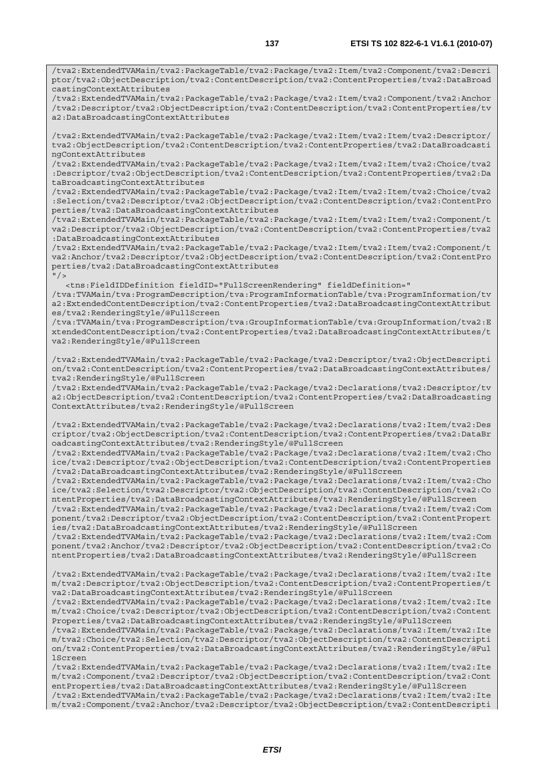```
/tva2:ExtendedTVAMain/tva2:PackageTable/tva2:Package/tva2:Item/tva2:Component/tva2:Descriptor/tva2:ObjectDescription/tva2:ContentDescription/tva2:ContentProperties/tva2:DataBroadcastingContextAttributes
/tva2:ExtendedTVAMain/tva2:PackageTable/tva2:Package/tva2:Item/tva2:Component/tva2:Anchor/tva2:Descriptor/tva2:ObjectDescription/tva2:ContentDescription/tva2:ContentProperties/tva2:DataBroadcastingContextAttributes

/tva2:ExtendedTVAMain/tva2:PackageTable/tva2:Package/tva2:Item/tva2:Item/tva2:Descriptor/tva2:ObjectDescription/tva2:ContentDescription/tva2:ContentProperties/tva2:DataBroadcastingContextAttributes
/tva2:ExtendedTVAMain/tva2:PackageTable/tva2:Package/tva2:Item/tva2:Item/tva2:Choice/tva2:Descriptor/tva2:ObjectDescription/tva2:ContentDescription/tva2:ContentProperties/tva2:DataBroadcastingContextAttributes
/tva2:ExtendedTVAMain/tva2:PackageTable/tva2:Package/tva2:Item/tva2:Item/tva2:Choice/tva2:Selection/tva2:Descriptor/tva2:ObjectDescription/tva2:ContentDescription/tva2:ContentProperties/tva2:DataBroadcastingContextAttributes
/tva2:ExtendedTVAMain/tva2:PackageTable/tva2:Package/tva2:Item/tva2:Item/tva2:Component/tva2:Descriptor/tva2:ObjectDescription/tva2:ContentDescription/tva2:ContentProperties/tva2:DataBroadcastingContextAttributes
/tva2:ExtendedTVAMain/tva2:PackageTable/tva2:Package/tva2:Item/tva2:Item/tva2:Component/tva2:Anchor/tva2:Descriptor/tva2:ObjectDescription/tva2:ContentDescription/tva2:ContentProperties/tva2:DataBroadcastingContextAttributes
"/>
   <tns:FieldIDDefinition fieldID="FullScreenRendering" fieldDefinition="
/tva:TVAMain/tva:ProgramDescription/tva:ProgramInformationTable/tva:ProgramInformation/tva2:ExtendedContentDescription/tva2:ContentProperties/tva2:DataBroadcastingContextAttributes/tva2:RenderingStyle/@FullScreen
/tva:TVAMain/tva:ProgramDescription/tva:GroupInformationTable/tva:GroupInformation/tva2:ExtendedContentDescription/tva2:ContentProperties/tva2:DataBroadcastingContextAttributes/tva2:RenderingStyle/@FullScreen

/tva2:ExtendedTVAMain/tva2:PackageTable/tva2:Package/tva2:Descriptor/tva2:ObjectDescription/tva2:ContentDescription/tva2:ContentProperties/tva2:DataBroadcastingContextAttributes/tva2:RenderingStyle/@FullScreen
/tva2:ExtendedTVAMain/tva2:PackageTable/tva2:Package/tva2:Declarations/tva2:Descriptor/tva2:ObjectDescription/tva2:ContentDescription/tva2:ContentProperties/tva2:DataBroadcastingContextAttributes/tva2:RenderingStyle/@FullScreen

/tva2:ExtendedTVAMain/tva2:PackageTable/tva2:Package/tva2:Declarations/tva2:Item/tva2:Descriptor/tva2:ObjectDescription/tva2:ContentDescription/tva2:ContentProperties/tva2:DataBroadcastingContextAttributes/tva2:RenderingStyle/@FullScreen
/tva2:ExtendedTVAMain/tva2:PackageTable/tva2:Package/tva2:Declarations/tva2:Item/tva2:Choice/tva2:Descriptor/tva2:ObjectDescription/tva2:ContentDescription/tva2:ContentProperties/tva2:DataBroadcastingContextAttributes/tva2:RenderingStyle/@FullScreen
/tva2:ExtendedTVAMain/tva2:PackageTable/tva2:Package/tva2:Declarations/tva2:Item/tva2:Choice/tva2:Selection/tva2:Descriptor/tva2:ObjectDescription/tva2:ContentDescription/tva2:ContentProperties/tva2:DataBroadcastingContextAttributes/tva2:RenderingStyle/@FullScreen
/tva2:ExtendedTVAMain/tva2:PackageTable/tva2:Package/tva2:Declarations/tva2:Item/tva2:Component/tva2:Descriptor/tva2:ObjectDescription/tva2:ContentDescription/tva2:ContentProperties/tva2:DataBroadcastingContextAttributes/tva2:RenderingStyle/@FullScreen
/tva2:ExtendedTVAMain/tva2:PackageTable/tva2:Package/tva2:Declarations/tva2:Item/tva2:Component/tva2:Anchor/tva2:Descriptor/tva2:ObjectDescription/tva2:ContentDescription/tva2:ContentProperties/tva2:DataBroadcastingContextAttributes/tva2:RenderingStyle/@FullScreen

/tva2:ExtendedTVAMain/tva2:PackageTable/tva2:Package/tva2:Declarations/tva2:Item/tva2:Item/tva2:Descriptor/tva2:ObjectDescription/tva2:ContentDescription/tva2:ContentProperties/tva2:DataBroadcastingContextAttributes/tva2:RenderingStyle/@FullScreen
/tva2:ExtendedTVAMain/tva2:PackageTable/tva2:Package/tva2:Declarations/tva2:Item/tva2:Item/tva2:Choice/tva2:Descriptor/tva2:ObjectDescription/tva2:ContentDescription/tva2:ContentProperties/tva2:DataBroadcastingContextAttributes/tva2:RenderingStyle/@FullScreen
/tva2:ExtendedTVAMain/tva2:PackageTable/tva2:Package/tva2:Declarations/tva2:Item/tva2:Item/tva2:Choice/tva2:Selection/tva2:Descriptor/tva2:ObjectDescription/tva2:ContentDescription/tva2:ContentProperties/tva2:DataBroadcastingContextAttributes/tva2:RenderingStyle/@FullScreen
/tva2:ExtendedTVAMain/tva2:PackageTable/tva2:Package/tva2:Declarations/tva2:Item/tva2:Item/tva2:Component/tva2:Descriptor/tva2:ObjectDescription/tva2:ContentDescription/tva2:ContentProperties/tva2:DataBroadcastingContextAttributes/tva2:RenderingStyle/@FullScreen
/tva2:ExtendedTVAMain/tva2:PackageTable/tva2:Package/tva2:Declarations/tva2:Item/tva2:Item/tva2:Component/tva2:Anchor/tva2:Descriptor/tva2:ObjectDescription/tva2:ContentDescripti
```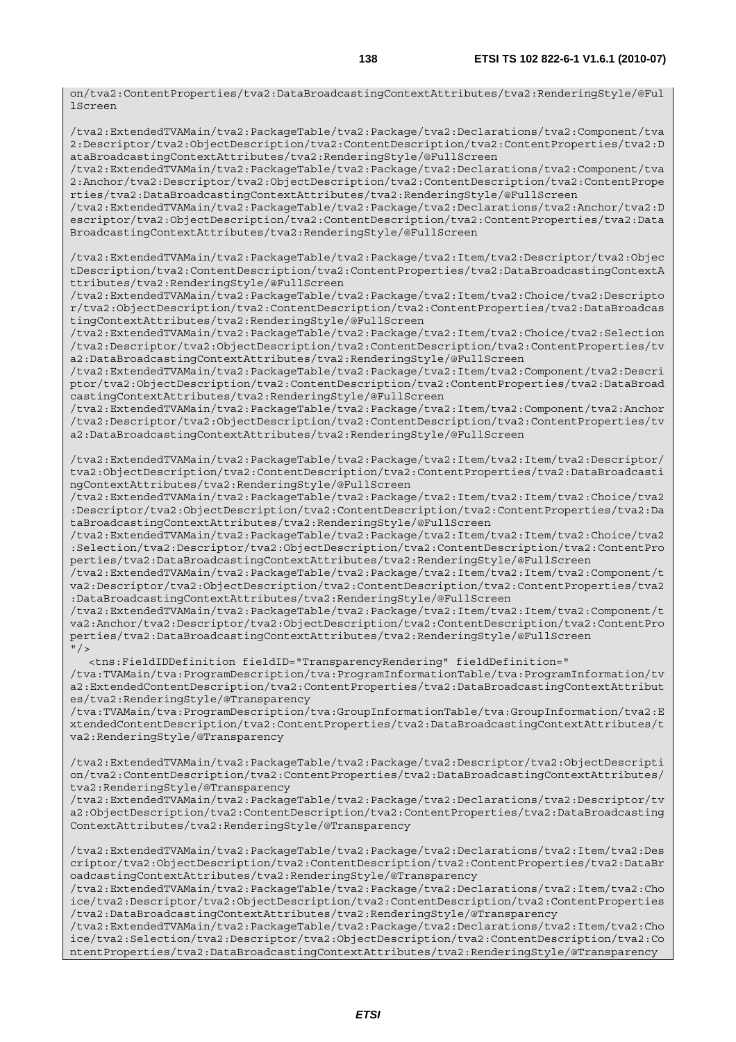```
on/tva2:ContentProperties/tva2:DataBroadcastingContextAttributes/tva2:RenderingStyle/@FullScreen

/tva2:ExtendedTVAMain/tva2:PackageTable/tva2:Package/tva2:Declarations/tva2:Component/tva2:Descriptor/tva2:ObjectDescription/tva2:ContentDescription/tva2:ContentProperties/tva2:DataBroadcastingContextAttributes/tva2:RenderingStyle/@FullScreen
/tva2:ExtendedTVAMain/tva2:PackageTable/tva2:Package/tva2:Declarations/tva2:Component/tva2:Anchor/tva2:Descriptor/tva2:ObjectDescription/tva2:ContentDescription/tva2:ContentProperties/tva2:DataBroadcastingContextAttributes/tva2:RenderingStyle/@FullScreen
/tva2:ExtendedTVAMain/tva2:PackageTable/tva2:Package/tva2:Declarations/tva2:Anchor/tva2:Descriptor/tva2:ObjectDescription/tva2:ContentDescription/tva2:ContentProperties/tva2:DataBroadcastingContextAttributes/tva2:RenderingStyle/@FullScreen

/tva2:ExtendedTVAMain/tva2:PackageTable/tva2:Package/tva2:Item/tva2:Descriptor/tva2:ObjectDescription/tva2:ContentDescription/tva2:ContentProperties/tva2:DataBroadcastingContextAttributes/tva2:RenderingStyle/@FullScreen
/tva2:ExtendedTVAMain/tva2:PackageTable/tva2:Package/tva2:Item/tva2:Choice/tva2:Descriptor/tva2:ObjectDescription/tva2:ContentDescription/tva2:ContentProperties/tva2:DataBroadcastingContextAttributes/tva2:RenderingStyle/@FullScreen
/tva2:ExtendedTVAMain/tva2:PackageTable/tva2:Package/tva2:Item/tva2:Choice/tva2:Selection/tva2:Descriptor/tva2:ObjectDescription/tva2:ContentDescription/tva2:ContentProperties/tva2:DataBroadcastingContextAttributes/tva2:RenderingStyle/@FullScreen
/tva2:ExtendedTVAMain/tva2:PackageTable/tva2:Package/tva2:Item/tva2:Component/tva2:Descriptor/tva2:ObjectDescription/tva2:ContentDescription/tva2:ContentProperties/tva2:DataBroadcastingContextAttributes/tva2:RenderingStyle/@FullScreen
/tva2:ExtendedTVAMain/tva2:PackageTable/tva2:Package/tva2:Item/tva2:Component/tva2:Anchor/tva2:Descriptor/tva2:ObjectDescription/tva2:ContentDescription/tva2:ContentProperties/tva2:DataBroadcastingContextAttributes/tva2:RenderingStyle/@FullScreen

/tva2:ExtendedTVAMain/tva2:PackageTable/tva2:Package/tva2:Item/tva2:Item/tva2:Descriptor/tva2:ObjectDescription/tva2:ContentDescription/tva2:ContentProperties/tva2:DataBroadcastingContextAttributes/tva2:RenderingStyle/@FullScreen
/tva2:ExtendedTVAMain/tva2:PackageTable/tva2:Package/tva2:Item/tva2:Item/tva2:Choice/tva2:Descriptor/tva2:ObjectDescription/tva2:ContentDescription/tva2:ContentProperties/tva2:DataBroadcastingContextAttributes/tva2:RenderingStyle/@FullScreen
/tva2:ExtendedTVAMain/tva2:PackageTable/tva2:Package/tva2:Item/tva2:Item/tva2:Choice/tva2:Selection/tva2:Descriptor/tva2:ObjectDescription/tva2:ContentDescription/tva2:ContentProperties/tva2:DataBroadcastingContextAttributes/tva2:RenderingStyle/@FullScreen
/tva2:ExtendedTVAMain/tva2:PackageTable/tva2:Package/tva2:Item/tva2:Item/tva2:Component/tva2:Descriptor/tva2:ObjectDescription/tva2:ContentDescription/tva2:ContentProperties/tva2:DataBroadcastingContextAttributes/tva2:RenderingStyle/@FullScreen
/tva2:ExtendedTVAMain/tva2:PackageTable/tva2:Package/tva2:Item/tva2:Item/tva2:Component/tva2:Anchor/tva2:Descriptor/tva2:ObjectDescription/tva2:ContentDescription/tva2:ContentProperties/tva2:DataBroadcastingContextAttributes/tva2:RenderingStyle/@FullScreen
"/>
   <tns:FieldIDDefinition fieldID="TransparencyRendering" fieldDefinition="
/tva:TVAMain/tva:ProgramDescription/tva:ProgramInformationTable/tva:ProgramInformation/tva2:ExtendedContentDescription/tva2:ContentProperties/tva2:DataBroadcastingContextAttributes/tva2:RenderingStyle/@Transparency
/tva:TVAMain/tva:ProgramDescription/tva:GroupInformationTable/tva:GroupInformation/tva2:ExtendedContentDescription/tva2:ContentProperties/tva2:DataBroadcastingContextAttributes/tva2:RenderingStyle/@Transparency

/tva2:ExtendedTVAMain/tva2:PackageTable/tva2:Package/tva2:Descriptor/tva2:ObjectDescription/tva2:ContentDescription/tva2:ContentProperties/tva2:DataBroadcastingContextAttributes/tva2:RenderingStyle/@Transparency
/tva2:ExtendedTVAMain/tva2:PackageTable/tva2:Package/tva2:Declarations/tva2:Descriptor/tva2:ObjectDescription/tva2:ContentDescription/tva2:ContentProperties/tva2:DataBroadcastingContextAttributes/tva2:RenderingStyle/@Transparency

/tva2:ExtendedTVAMain/tva2:PackageTable/tva2:Package/tva2:Declarations/tva2:Item/tva2:Descriptor/tva2:ObjectDescription/tva2:ContentDescription/tva2:ContentProperties/tva2:DataBroadcastingContextAttributes/tva2:RenderingStyle/@Transparency
/tva2:ExtendedTVAMain/tva2:PackageTable/tva2:Package/tva2:Declarations/tva2:Item/tva2:Choice/tva2:Descriptor/tva2:ObjectDescription/tva2:ContentDescription/tva2:ContentProperties/tva2:DataBroadcastingContextAttributes/tva2:RenderingStyle/@Transparency
/tva2:ExtendedTVAMain/tva2:PackageTable/tva2:Package/tva2:Declarations/tva2:Item/tva2:Choice/tva2:Selection/tva2:Descriptor/tva2:ObjectDescription/tva2:ContentDescription/tva2:ContentProperties/tva2:DataBroadcastingContextAttributes/tva2:RenderingStyle/@Transparency
```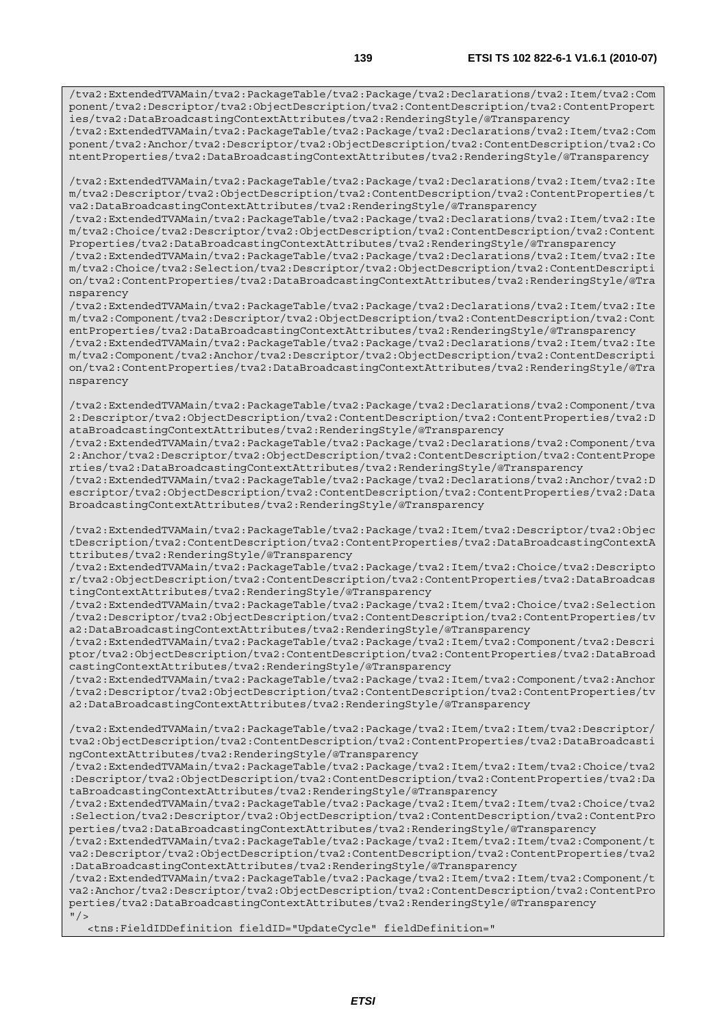```
/tva2:ExtendedTVAMain/tva2:PackageTable/tva2:Package/tva2:Declarations/tva2:Item/tva2:Component/tva2:Descriptor/tva2:ObjectDescription/tva2:ContentDescription/tva2:ContentProperties/tva2:DataBroadcastingContextAttributes/tva2:RenderingStyle/@Transparency
/tva2:ExtendedTVAMain/tva2:PackageTable/tva2:Package/tva2:Declarations/tva2:Item/tva2:Component/tva2:Anchor/tva2:Descriptor/tva2:ObjectDescription/tva2:ContentDescription/tva2:ContentProperties/tva2:DataBroadcastingContextAttributes/tva2:RenderingStyle/@Transparency

/tva2:ExtendedTVAMain/tva2:PackageTable/tva2:Package/tva2:Declarations/tva2:Item/tva2:Item/tva2:Descriptor/tva2:ObjectDescription/tva2:ContentDescription/tva2:ContentProperties/tva2:DataBroadcastingContextAttributes/tva2:RenderingStyle/@Transparency
/tva2:ExtendedTVAMain/tva2:PackageTable/tva2:Package/tva2:Declarations/tva2:Item/tva2:Item/tva2:Choice/tva2:Descriptor/tva2:ObjectDescription/tva2:ContentDescription/tva2:ContentProperties/tva2:DataBroadcastingContextAttributes/tva2:RenderingStyle/@Transparency
/tva2:ExtendedTVAMain/tva2:PackageTable/tva2:Package/tva2:Declarations/tva2:Item/tva2:Item/tva2:Choice/tva2:Selection/tva2:Descriptor/tva2:ObjectDescription/tva2:ContentDescription/tva2:ContentProperties/tva2:DataBroadcastingContextAttributes/tva2:RenderingStyle/@Transparency
/tva2:ExtendedTVAMain/tva2:PackageTable/tva2:Package/tva2:Declarations/tva2:Item/tva2:Item/tva2:Component/tva2:Descriptor/tva2:ObjectDescription/tva2:ContentDescription/tva2:ContentProperties/tva2:DataBroadcastingContextAttributes/tva2:RenderingStyle/@Transparency
/tva2:ExtendedTVAMain/tva2:PackageTable/tva2:Package/tva2:Declarations/tva2:Item/tva2:Item/tva2:Component/tva2:Anchor/tva2:Descriptor/tva2:ObjectDescription/tva2:ContentDescription/tva2:ContentProperties/tva2:DataBroadcastingContextAttributes/tva2:RenderingStyle/@Transparency

/tva2:ExtendedTVAMain/tva2:PackageTable/tva2:Package/tva2:Declarations/tva2:Component/tva2:Descriptor/tva2:ObjectDescription/tva2:ContentDescription/tva2:ContentProperties/tva2:DataBroadcastingContextAttributes/tva2:RenderingStyle/@Transparency
/tva2:ExtendedTVAMain/tva2:PackageTable/tva2:Package/tva2:Declarations/tva2:Component/tva2:Anchor/tva2:Descriptor/tva2:ObjectDescription/tva2:ContentDescription/tva2:ContentProperties/tva2:DataBroadcastingContextAttributes/tva2:RenderingStyle/@Transparency
/tva2:ExtendedTVAMain/tva2:PackageTable/tva2:Package/tva2:Declarations/tva2:Anchor/tva2:Descriptor/tva2:ObjectDescription/tva2:ContentDescription/tva2:ContentProperties/tva2:DataBroadcastingContextAttributes/tva2:RenderingStyle/@Transparency

/tva2:ExtendedTVAMain/tva2:PackageTable/tva2:Package/tva2:Item/tva2:Descriptor/tva2:ObjectDescription/tva2:ContentDescription/tva2:ContentProperties/tva2:DataBroadcastingContextAttributes/tva2:RenderingStyle/@Transparency
/tva2:ExtendedTVAMain/tva2:PackageTable/tva2:Package/tva2:Item/tva2:Choice/tva2:Descriptor/tva2:ObjectDescription/tva2:ContentDescription/tva2:ContentProperties/tva2:DataBroadcastingContextAttributes/tva2:RenderingStyle/@Transparency
/tva2:ExtendedTVAMain/tva2:PackageTable/tva2:Package/tva2:Item/tva2:Choice/tva2:Selection/tva2:Descriptor/tva2:ObjectDescription/tva2:ContentDescription/tva2:ContentProperties/tva2:DataBroadcastingContextAttributes/tva2:RenderingStyle/@Transparency
/tva2:ExtendedTVAMain/tva2:PackageTable/tva2:Package/tva2:Item/tva2:Component/tva2:Descriptor/tva2:ObjectDescription/tva2:ContentDescription/tva2:ContentProperties/tva2:DataBroadcastingContextAttributes/tva2:RenderingStyle/@Transparency
/tva2:ExtendedTVAMain/tva2:PackageTable/tva2:Package/tva2:Item/tva2:Component/tva2:Anchor/tva2:Descriptor/tva2:ObjectDescription/tva2:ContentDescription/tva2:ContentProperties/tva2:DataBroadcastingContextAttributes/tva2:RenderingStyle/@Transparency

/tva2:ExtendedTVAMain/tva2:PackageTable/tva2:Package/tva2:Item/tva2:Item/tva2:Descriptor/tva2:ObjectDescription/tva2:ContentDescription/tva2:ContentProperties/tva2:DataBroadcastingContextAttributes/tva2:RenderingStyle/@Transparency
/tva2:ExtendedTVAMain/tva2:PackageTable/tva2:Package/tva2:Item/tva2:Item/tva2:Choice/tva2:Descriptor/tva2:ObjectDescription/tva2:ContentDescription/tva2:ContentProperties/tva2:DataBroadcastingContextAttributes/tva2:RenderingStyle/@Transparency
/tva2:ExtendedTVAMain/tva2:PackageTable/tva2:Package/tva2:Item/tva2:Item/tva2:Choice/tva2:Selection/tva2:Descriptor/tva2:ObjectDescription/tva2:ContentDescription/tva2:ContentProperties/tva2:DataBroadcastingContextAttributes/tva2:RenderingStyle/@Transparency
/tva2:ExtendedTVAMain/tva2:PackageTable/tva2:Package/tva2:Item/tva2:Item/tva2:Component/tva2:Descriptor/tva2:ObjectDescription/tva2:ContentDescription/tva2:ContentProperties/tva2:DataBroadcastingContextAttributes/tva2:RenderingStyle/@Transparency
/tva2:ExtendedTVAMain/tva2:PackageTable/tva2:Package/tva2:Item/tva2:Item/tva2:Component/tva2:Anchor/tva2:Descriptor/tva2:ObjectDescription/tva2:ContentDescription/tva2:ContentProperties/tva2:DataBroadcastingContextAttributes/tva2:RenderingStyle/@Transparency
"/>
    <tns:FieldIDDefinition fieldID="UpdateCycle" fieldDefinition="
```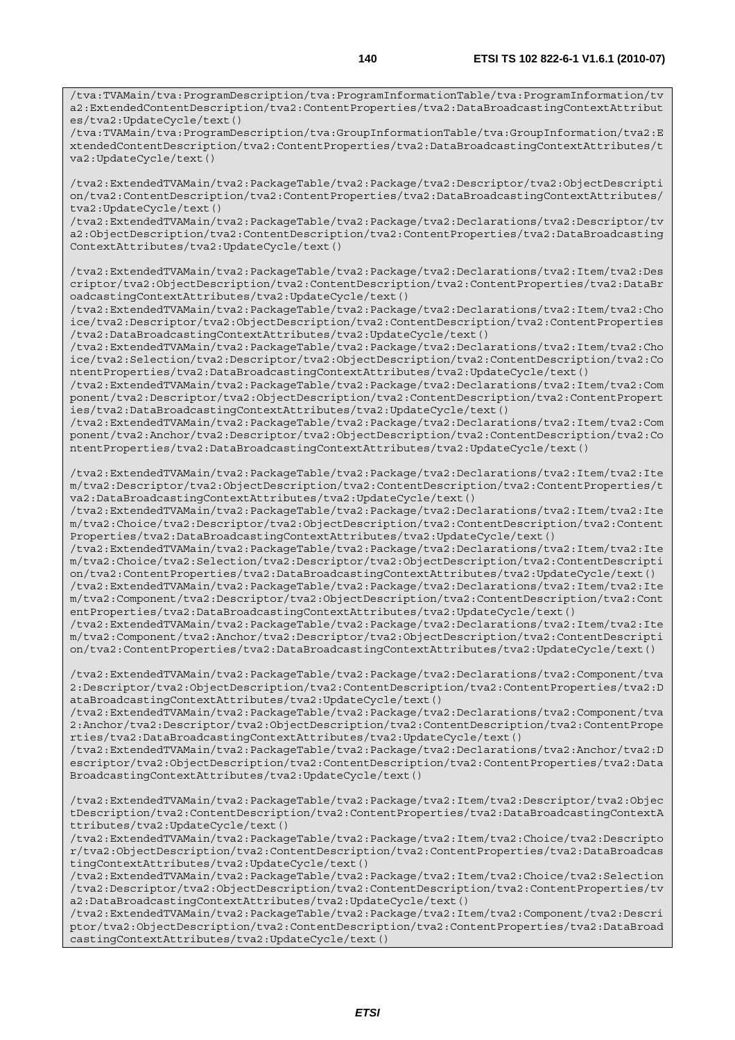```
/tva:TVAMain/tva:ProgramDescription/tva:ProgramInformationTable/tva:ProgramInformation/tva2:ExtendedContentDescription/tva2:ContentProperties/tva2:DataBroadcastingContextAttributes/tva2:UpdateCycle/text()
/tva:TVAMain/tva:ProgramDescription/tva:GroupInformationTable/tva:GroupInformation/tva2:ExtendedContentDescription/tva2:ContentProperties/tva2:DataBroadcastingContextAttributes/tva2:UpdateCycle/text()

/tva2:ExtendedTVAMain/tva2:PackageTable/tva2:Package/tva2:Descriptor/tva2:ObjectDescription/tva2:ContentDescription/tva2:ContentProperties/tva2:DataBroadcastingContextAttributes/tva2:UpdateCycle/text()
/tva2:ExtendedTVAMain/tva2:PackageTable/tva2:Package/tva2:Declarations/tva2:Descriptor/tva2:ObjectDescription/tva2:ContentDescription/tva2:ContentProperties/tva2:DataBroadcastingContextAttributes/tva2:UpdateCycle/text()

/tva2:ExtendedTVAMain/tva2:PackageTable/tva2:Package/tva2:Declarations/tva2:Item/tva2:Descriptor/tva2:ObjectDescription/tva2:ContentDescription/tva2:ContentProperties/tva2:DataBroadcastingContextAttributes/tva2:UpdateCycle/text()
/tva2:ExtendedTVAMain/tva2:PackageTable/tva2:Package/tva2:Declarations/tva2:Item/tva2:Choice/tva2:Descriptor/tva2:ObjectDescription/tva2:ContentDescription/tva2:ContentProperties/tva2:DataBroadcastingContextAttributes/tva2:UpdateCycle/text()
/tva2:ExtendedTVAMain/tva2:PackageTable/tva2:Package/tva2:Declarations/tva2:Item/tva2:Choice/tva2:Selection/tva2:Descriptor/tva2:ObjectDescription/tva2:ContentDescription/tva2:ContentProperties/tva2:DataBroadcastingContextAttributes/tva2:UpdateCycle/text()
/tva2:ExtendedTVAMain/tva2:PackageTable/tva2:Package/tva2:Declarations/tva2:Item/tva2:Component/tva2:Descriptor/tva2:ObjectDescription/tva2:ContentDescription/tva2:ContentProperties/tva2:DataBroadcastingContextAttributes/tva2:UpdateCycle/text()
/tva2:ExtendedTVAMain/tva2:PackageTable/tva2:Package/tva2:Declarations/tva2:Item/tva2:Component/tva2:Anchor/tva2:Descriptor/tva2:ObjectDescription/tva2:ContentDescription/tva2:ContentProperties/tva2:DataBroadcastingContextAttributes/tva2:UpdateCycle/text()

/tva2:ExtendedTVAMain/tva2:PackageTable/tva2:Package/tva2:Declarations/tva2:Item/tva2:Item/tva2:Descriptor/tva2:ObjectDescription/tva2:ContentDescription/tva2:ContentProperties/tva2:DataBroadcastingContextAttributes/tva2:UpdateCycle/text()
/tva2:ExtendedTVAMain/tva2:PackageTable/tva2:Package/tva2:Declarations/tva2:Item/tva2:Item/tva2:Choice/tva2:Descriptor/tva2:ObjectDescription/tva2:ContentDescription/tva2:ContentProperties/tva2:DataBroadcastingContextAttributes/tva2:UpdateCycle/text()
/tva2:ExtendedTVAMain/tva2:PackageTable/tva2:Package/tva2:Declarations/tva2:Item/tva2:Item/tva2:Choice/tva2:Selection/tva2:Descriptor/tva2:ObjectDescription/tva2:ContentDescription/tva2:ContentProperties/tva2:DataBroadcastingContextAttributes/tva2:UpdateCycle/text()
/tva2:ExtendedTVAMain/tva2:PackageTable/tva2:Package/tva2:Declarations/tva2:Item/tva2:Item/tva2:Component/tva2:Descriptor/tva2:ObjectDescription/tva2:ContentDescription/tva2:ContentProperties/tva2:DataBroadcastingContextAttributes/tva2:UpdateCycle/text()
/tva2:ExtendedTVAMain/tva2:PackageTable/tva2:Package/tva2:Declarations/tva2:Item/tva2:Item/tva2:Component/tva2:Anchor/tva2:Descriptor/tva2:ObjectDescription/tva2:ContentDescription/tva2:ContentProperties/tva2:DataBroadcastingContextAttributes/tva2:UpdateCycle/text()

/tva2:ExtendedTVAMain/tva2:PackageTable/tva2:Package/tva2:Declarations/tva2:Component/tva2:Descriptor/tva2:ObjectDescription/tva2:ContentDescription/tva2:ContentProperties/tva2:DataBroadcastingContextAttributes/tva2:UpdateCycle/text()
/tva2:ExtendedTVAMain/tva2:PackageTable/tva2:Package/tva2:Declarations/tva2:Component/tva2:Anchor/tva2:Descriptor/tva2:ObjectDescription/tva2:ContentDescription/tva2:ContentProperties/tva2:DataBroadcastingContextAttributes/tva2:UpdateCycle/text()
/tva2:ExtendedTVAMain/tva2:PackageTable/tva2:Package/tva2:Declarations/tva2:Anchor/tva2:Descriptor/tva2:ObjectDescription/tva2:ContentDescription/tva2:ContentProperties/tva2:DataBroadcastingContextAttributes/tva2:UpdateCycle/text()

/tva2:ExtendedTVAMain/tva2:PackageTable/tva2:Package/tva2:Item/tva2:Descriptor/tva2:ObjectDescription/tva2:ContentDescription/tva2:ContentProperties/tva2:DataBroadcastingContextAttributes/tva2:UpdateCycle/text()
/tva2:ExtendedTVAMain/tva2:PackageTable/tva2:Package/tva2:Item/tva2:Choice/tva2:Descriptor/tva2:ObjectDescription/tva2:ContentDescription/tva2:ContentProperties/tva2:DataBroadcastingContextAttributes/tva2:UpdateCycle/text()
/tva2:ExtendedTVAMain/tva2:PackageTable/tva2:Package/tva2:Item/tva2:Choice/tva2:Selection/tva2:Descriptor/tva2:ObjectDescription/tva2:ContentDescription/tva2:ContentProperties/tva2:DataBroadcastingContextAttributes/tva2:UpdateCycle/text()
/tva2:ExtendedTVAMain/tva2:PackageTable/tva2:Package/tva2:Item/tva2:Component/tva2:Descriptor/tva2:ObjectDescription/tva2:ContentDescription/tva2:ContentProperties/tva2:DataBroadcastingContextAttributes/tva2:UpdateCycle/text()
```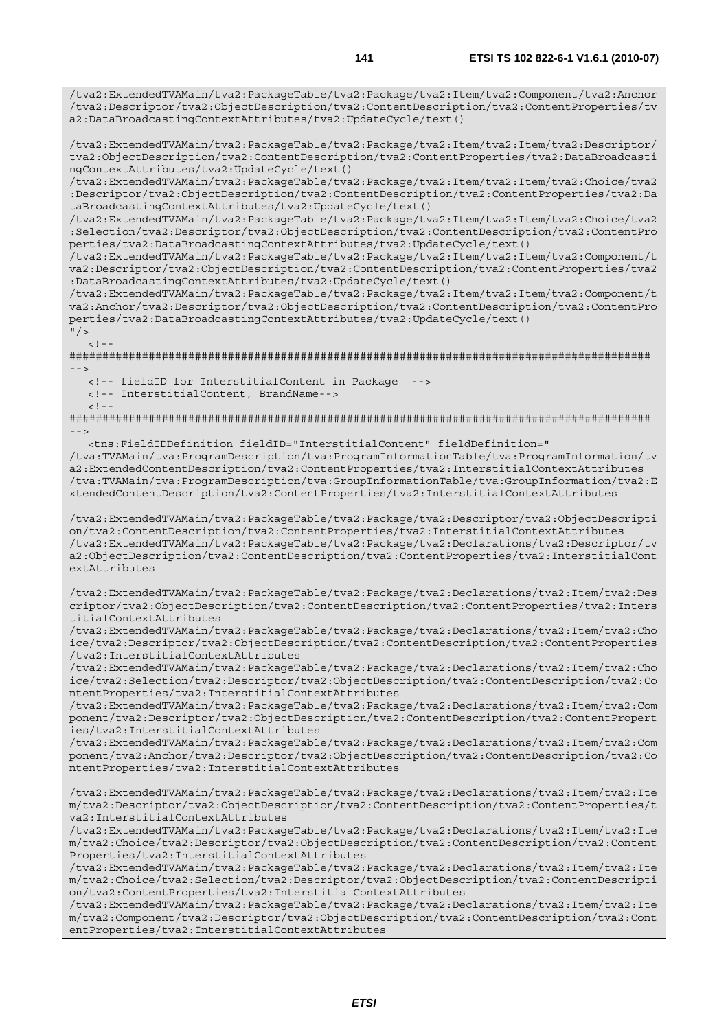```
/tva2:ExtendedTVAMain/tva2:PackageTable/tva2:Package/tva2:Item/tva2:Component/tva2:Anchor
/tva2:Descriptor/tva2:ObjectDescription/tva2:ContentDescription/tva2:ContentProperties/tv
a2:DataBroadcastingContextAttributes/tva2:UpdateCycle/text()

/tva2:ExtendedTVAMain/tva2:PackageTable/tva2:Package/tva2:Item/tva2:Item/tva2:Descriptor/
tva2:ObjectDescription/tva2:ContentDescription/tva2:ContentProperties/tva2:DataBroadcasti
ngContextAttributes/tva2:UpdateCycle/text()
/tva2:ExtendedTVAMain/tva2:PackageTable/tva2:Package/tva2:Item/tva2:Item/tva2:Choice/tva2
:Descriptor/tva2:ObjectDescription/tva2:ContentDescription/tva2:ContentProperties/tva2:Da
taBroadcastingContextAttributes/tva2:UpdateCycle/text()
/tva2:ExtendedTVAMain/tva2:PackageTable/tva2:Package/tva2:Item/tva2:Item/tva2:Choice/tva2
:Selection/tva2:Descriptor/tva2:ObjectDescription/tva2:ContentDescription/tva2:ContentPro
perties/tva2:DataBroadcastingContextAttributes/tva2:UpdateCycle/text()
/tva2:ExtendedTVAMain/tva2:PackageTable/tva2:Package/tva2:Item/tva2:Item/tva2:Component/t
va2:Descriptor/tva2:ObjectDescription/tva2:ContentDescription/tva2:ContentProperties/tva2
:DataBroadcastingContextAttributes/tva2:UpdateCycle/text()
/tva2:ExtendedTVAMain/tva2:PackageTable/tva2:Package/tva2:Item/tva2:Item/tva2:Component/t
va2:Anchor/tva2:Descriptor/tva2:ObjectDescription/tva2:ContentDescription/tva2:ContentPro
perties/tva2:DataBroadcastingContextAttributes/tva2:UpdateCycle/text()
"/>
   <!--
########################################################################################
-->
   <!-- fieldID for InterstitialContent in Package  -->
   <!-- InterstitialContent, BrandName-->
   <!--
########################################################################################
-->
   <tns:FieldIDDefinition fieldID="InterstitialContent" fieldDefinition="
/tva:TVAMain/tva:ProgramDescription/tva:ProgramInformationTable/tva:ProgramInformation/tv
a2:ExtendedContentDescription/tva2:ContentProperties/tva2:InterstitialContextAttributes
/tva:TVAMain/tva:ProgramDescription/tva:GroupInformationTable/tva:GroupInformation/tva2:E
xtendedContentDescription/tva2:ContentProperties/tva2:InterstitialContextAttributes

/tva2:ExtendedTVAMain/tva2:PackageTable/tva2:Package/tva2:Descriptor/tva2:ObjectDescripti
on/tva2:ContentDescription/tva2:ContentProperties/tva2:InterstitialContextAttributes
/tva2:ExtendedTVAMain/tva2:PackageTable/tva2:Package/tva2:Declarations/tva2:Descriptor/tv
a2:ObjectDescription/tva2:ContentDescription/tva2:ContentProperties/tva2:InterstitialCont
extAttributes

/tva2:ExtendedTVAMain/tva2:PackageTable/tva2:Package/tva2:Declarations/tva2:Item/tva2:Des
criptor/tva2:ObjectDescription/tva2:ContentDescription/tva2:ContentProperties/tva2:Inters
titialContextAttributes
/tva2:ExtendedTVAMain/tva2:PackageTable/tva2:Package/tva2:Declarations/tva2:Item/tva2:Cho
ice/tva2:Descriptor/tva2:ObjectDescription/tva2:ContentDescription/tva2:ContentProperties
/tva2:InterstitialContextAttributes
/tva2:ExtendedTVAMain/tva2:PackageTable/tva2:Package/tva2:Declarations/tva2:Item/tva2:Cho
ice/tva2:Selection/tva2:Descriptor/tva2:ObjectDescription/tva2:ContentDescription/tva2:Co
ntentProperties/tva2:InterstitialContextAttributes
/tva2:ExtendedTVAMain/tva2:PackageTable/tva2:Package/tva2:Declarations/tva2:Item/tva2:Com
ponent/tva2:Descriptor/tva2:ObjectDescription/tva2:ContentDescription/tva2:ContentPropert
ies/tva2:InterstitialContextAttributes
/tva2:ExtendedTVAMain/tva2:PackageTable/tva2:Package/tva2:Declarations/tva2:Item/tva2:Com
ponent/tva2:Anchor/tva2:Descriptor/tva2:ObjectDescription/tva2:ContentDescription/tva2:Co
ntentProperties/tva2:InterstitialContextAttributes

/tva2:ExtendedTVAMain/tva2:PackageTable/tva2:Package/tva2:Declarations/tva2:Item/tva2:Ite
m/tva2:Descriptor/tva2:ObjectDescription/tva2:ContentDescription/tva2:ContentProperties/t
va2:InterstitialContextAttributes
/tva2:ExtendedTVAMain/tva2:PackageTable/tva2:Package/tva2:Declarations/tva2:Item/tva2:Ite
m/tva2:Choice/tva2:Descriptor/tva2:ObjectDescription/tva2:ContentDescription/tva2:Content
Properties/tva2:InterstitialContextAttributes
/tva2:ExtendedTVAMain/tva2:PackageTable/tva2:Package/tva2:Declarations/tva2:Item/tva2:Ite
m/tva2:Choice/tva2:Selection/tva2:Descriptor/tva2:ObjectDescription/tva2:ContentDescripti
on/tva2:ContentProperties/tva2:InterstitialContextAttributes
/tva2:ExtendedTVAMain/tva2:PackageTable/tva2:Package/tva2:Declarations/tva2:Item/tva2:Ite
m/tva2:Component/tva2:Descriptor/tva2:ObjectDescription/tva2:ContentDescription/tva2:Cont
entProperties/tva2:InterstitialContextAttributes
```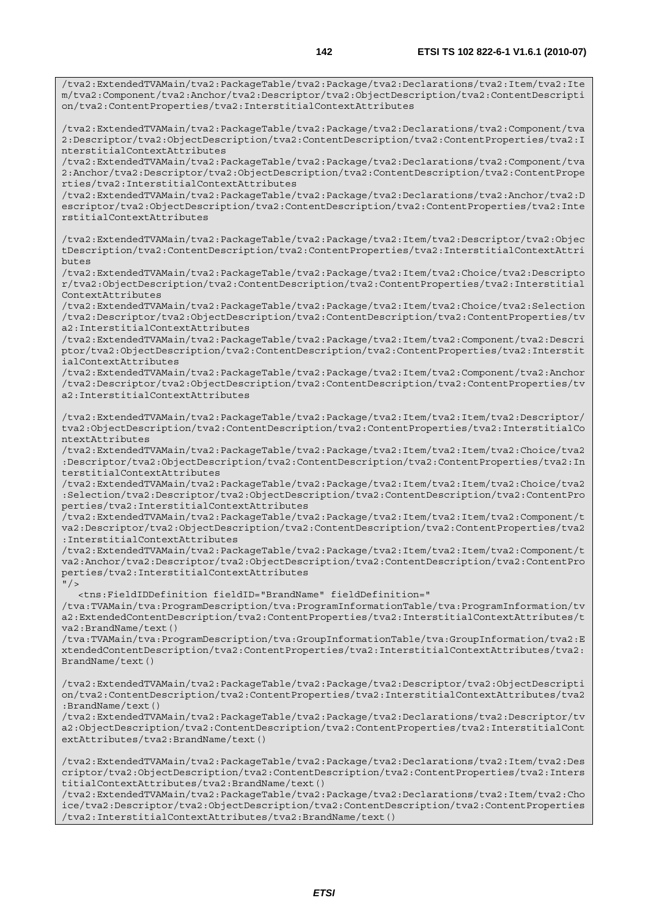```
/tva2:ExtendedTVAMain/tva2:PackageTable/tva2:Package/tva2:Declarations/tva2:Item/tva2:Item/tva2:Component/tva2:Anchor/tva2:Descriptor/tva2:ObjectDescription/tva2:ContentDescription/tva2:ContentProperties/tva2:InterstitialContextAttributes

/tva2:ExtendedTVAMain/tva2:PackageTable/tva2:Package/tva2:Declarations/tva2:Component/tva2:Descriptor/tva2:ObjectDescription/tva2:ContentDescription/tva2:ContentProperties/tva2:InterstitialContextAttributes
/tva2:ExtendedTVAMain/tva2:PackageTable/tva2:Package/tva2:Declarations/tva2:Component/tva2:Anchor/tva2:Descriptor/tva2:ObjectDescription/tva2:ContentDescription/tva2:ContentProperties/tva2:InterstitialContextAttributes
/tva2:ExtendedTVAMain/tva2:PackageTable/tva2:Package/tva2:Declarations/tva2:Anchor/tva2:Descriptor/tva2:ObjectDescription/tva2:ContentDescription/tva2:ContentProperties/tva2:InterstitialContextAttributes

/tva2:ExtendedTVAMain/tva2:PackageTable/tva2:Package/tva2:Item/tva2:Descriptor/tva2:ObjectDescription/tva2:ContentDescription/tva2:ContentProperties/tva2:InterstitialContextAttributes
/tva2:ExtendedTVAMain/tva2:PackageTable/tva2:Package/tva2:Item/tva2:Choice/tva2:Descriptor/tva2:ObjectDescription/tva2:ContentDescription/tva2:ContentProperties/tva2:InterstitialContextAttributes
/tva2:ExtendedTVAMain/tva2:PackageTable/tva2:Package/tva2:Item/tva2:Choice/tva2:Selection/tva2:Descriptor/tva2:ObjectDescription/tva2:ContentDescription/tva2:ContentProperties/tva2:InterstitialContextAttributes
/tva2:ExtendedTVAMain/tva2:PackageTable/tva2:Package/tva2:Item/tva2:Component/tva2:Descriptor/tva2:ObjectDescription/tva2:ContentDescription/tva2:ContentProperties/tva2:InterstitialContextAttributes
/tva2:ExtendedTVAMain/tva2:PackageTable/tva2:Package/tva2:Item/tva2:Component/tva2:Anchor/tva2:Descriptor/tva2:ObjectDescription/tva2:ContentDescription/tva2:ContentProperties/tva2:InterstitialContextAttributes

/tva2:ExtendedTVAMain/tva2:PackageTable/tva2:Package/tva2:Item/tva2:Item/tva2:Descriptor/tva2:ObjectDescription/tva2:ContentDescription/tva2:ContentProperties/tva2:InterstitialContextAttributes
/tva2:ExtendedTVAMain/tva2:PackageTable/tva2:Package/tva2:Item/tva2:Item/tva2:Choice/tva2:Descriptor/tva2:ObjectDescription/tva2:ContentDescription/tva2:ContentProperties/tva2:InterstitialContextAttributes
/tva2:ExtendedTVAMain/tva2:PackageTable/tva2:Package/tva2:Item/tva2:Item/tva2:Choice/tva2:Selection/tva2:Descriptor/tva2:ObjectDescription/tva2:ContentDescription/tva2:ContentProperties/tva2:InterstitialContextAttributes
/tva2:ExtendedTVAMain/tva2:PackageTable/tva2:Package/tva2:Item/tva2:Item/tva2:Component/tva2:Descriptor/tva2:ObjectDescription/tva2:ContentDescription/tva2:ContentProperties/tva2:InterstitialContextAttributes
/tva2:ExtendedTVAMain/tva2:PackageTable/tva2:Package/tva2:Item/tva2:Item/tva2:Component/tva2:Anchor/tva2:Descriptor/tva2:ObjectDescription/tva2:ContentDescription/tva2:ContentProperties/tva2:InterstitialContextAttributes
"/>
   <tns:FieldIDDefinition fieldID="BrandName" fieldDefinition="
/tva:TVAMain/tva:ProgramDescription/tva:ProgramInformationTable/tva:ProgramInformation/tva2:ExtendedContentDescription/tva2:ContentProperties/tva2:InterstitialContextAttributes/tva2:BrandName/text()
/tva:TVAMain/tva:ProgramDescription/tva:GroupInformationTable/tva:GroupInformation/tva2:ExtendedContentDescription/tva2:ContentProperties/tva2:InterstitialContextAttributes/tva2:BrandName/text()

/tva2:ExtendedTVAMain/tva2:PackageTable/tva2:Package/tva2:Descriptor/tva2:ObjectDescription/tva2:ContentDescription/tva2:ContentProperties/tva2:InterstitialContextAttributes/tva2:BrandName/text()
/tva2:ExtendedTVAMain/tva2:PackageTable/tva2:Package/tva2:Declarations/tva2:Descriptor/tva2:ObjectDescription/tva2:ContentDescription/tva2:ContentProperties/tva2:InterstitialContextAttributes/tva2:BrandName/text()

/tva2:ExtendedTVAMain/tva2:PackageTable/tva2:Package/tva2:Declarations/tva2:Item/tva2:Descriptor/tva2:ObjectDescription/tva2:ContentDescription/tva2:ContentProperties/tva2:InterstitialContextAttributes/tva2:BrandName/text()
/tva2:ExtendedTVAMain/tva2:PackageTable/tva2:Package/tva2:Declarations/tva2:Item/tva2:Choice/tva2:Descriptor/tva2:ObjectDescription/tva2:ContentDescription/tva2:ContentProperties/tva2:InterstitialContextAttributes/tva2:BrandName/text()
```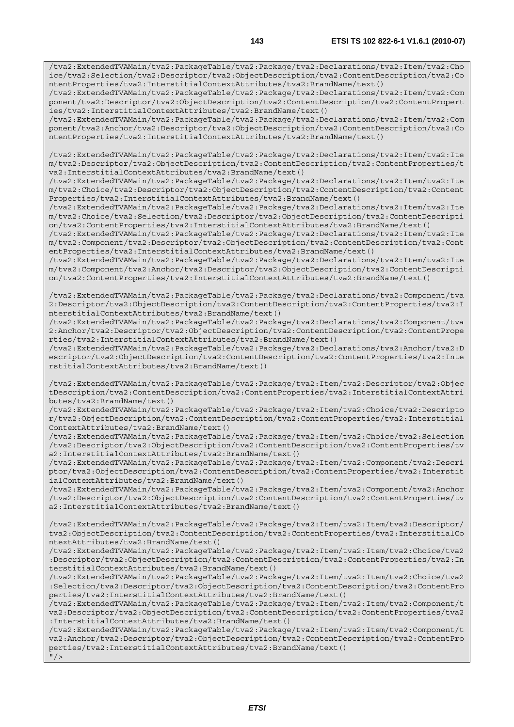```
/tva2:ExtendedTVAMain/tva2:PackageTable/tva2:Package/tva2:Declarations/tva2:Item/tva2:Choice/tva2:Selection/tva2:Descriptor/tva2:ObjectDescription/tva2:ContentDescription/tva2:ContentProperties/tva2:InterstitialContextAttributes/tva2:BrandName/text()
/tva2:ExtendedTVAMain/tva2:PackageTable/tva2:Package/tva2:Declarations/tva2:Item/tva2:Component/tva2:Descriptor/tva2:ObjectDescription/tva2:ContentDescription/tva2:ContentProperties/tva2:InterstitialContextAttributes/tva2:BrandName/text()
/tva2:ExtendedTVAMain/tva2:PackageTable/tva2:Package/tva2:Declarations/tva2:Item/tva2:Component/tva2:Anchor/tva2:Descriptor/tva2:ObjectDescription/tva2:ContentDescription/tva2:ContentProperties/tva2:InterstitialContextAttributes/tva2:BrandName/text()

/tva2:ExtendedTVAMain/tva2:PackageTable/tva2:Package/tva2:Declarations/tva2:Item/tva2:Item/tva2:Descriptor/tva2:ObjectDescription/tva2:ContentDescription/tva2:ContentProperties/tva2:InterstitialContextAttributes/tva2:BrandName/text()
/tva2:ExtendedTVAMain/tva2:PackageTable/tva2:Package/tva2:Declarations/tva2:Item/tva2:Item/tva2:Choice/tva2:Descriptor/tva2:ObjectDescription/tva2:ContentDescription/tva2:ContentProperties/tva2:InterstitialContextAttributes/tva2:BrandName/text()
/tva2:ExtendedTVAMain/tva2:PackageTable/tva2:Package/tva2:Declarations/tva2:Item/tva2:Item/tva2:Choice/tva2:Selection/tva2:Descriptor/tva2:ObjectDescription/tva2:ContentDescription/tva2:ContentProperties/tva2:InterstitialContextAttributes/tva2:BrandName/text()
/tva2:ExtendedTVAMain/tva2:PackageTable/tva2:Package/tva2:Declarations/tva2:Item/tva2:Item/tva2:Component/tva2:Descriptor/tva2:ObjectDescription/tva2:ContentDescription/tva2:ContentProperties/tva2:InterstitialContextAttributes/tva2:BrandName/text()
/tva2:ExtendedTVAMain/tva2:PackageTable/tva2:Package/tva2:Declarations/tva2:Item/tva2:Item/tva2:Component/tva2:Anchor/tva2:Descriptor/tva2:ObjectDescription/tva2:ContentDescription/tva2:ContentProperties/tva2:InterstitialContextAttributes/tva2:BrandName/text()

/tva2:ExtendedTVAMain/tva2:PackageTable/tva2:Package/tva2:Declarations/tva2:Component/tva2:Descriptor/tva2:ObjectDescription/tva2:ContentDescription/tva2:ContentProperties/tva2:InterstitialContextAttributes/tva2:BrandName/text()
/tva2:ExtendedTVAMain/tva2:PackageTable/tva2:Package/tva2:Declarations/tva2:Component/tva2:Anchor/tva2:Descriptor/tva2:ObjectDescription/tva2:ContentDescription/tva2:ContentProperties/tva2:InterstitialContextAttributes/tva2:BrandName/text()
/tva2:ExtendedTVAMain/tva2:PackageTable/tva2:Package/tva2:Declarations/tva2:Anchor/tva2:Descriptor/tva2:ObjectDescription/tva2:ContentDescription/tva2:ContentProperties/tva2:InterstitialContextAttributes/tva2:BrandName/text()

/tva2:ExtendedTVAMain/tva2:PackageTable/tva2:Package/tva2:Item/tva2:Descriptor/tva2:ObjectDescription/tva2:ContentDescription/tva2:ContentProperties/tva2:InterstitialContextAttributes/tva2:BrandName/text()
/tva2:ExtendedTVAMain/tva2:PackageTable/tva2:Package/tva2:Item/tva2:Choice/tva2:Descriptor/tva2:ObjectDescription/tva2:ContentDescription/tva2:ContentProperties/tva2:InterstitialContextAttributes/tva2:BrandName/text()
/tva2:ExtendedTVAMain/tva2:PackageTable/tva2:Package/tva2:Item/tva2:Choice/tva2:Selection/tva2:Descriptor/tva2:ObjectDescription/tva2:ContentDescription/tva2:ContentProperties/tva2:InterstitialContextAttributes/tva2:BrandName/text()
/tva2:ExtendedTVAMain/tva2:PackageTable/tva2:Package/tva2:Item/tva2:Component/tva2:Descriptor/tva2:ObjectDescription/tva2:ContentDescription/tva2:ContentProperties/tva2:InterstitialContextAttributes/tva2:BrandName/text()
/tva2:ExtendedTVAMain/tva2:PackageTable/tva2:Package/tva2:Item/tva2:Component/tva2:Anchor/tva2:Descriptor/tva2:ObjectDescription/tva2:ContentDescription/tva2:ContentProperties/tva2:InterstitialContextAttributes/tva2:BrandName/text()

/tva2:ExtendedTVAMain/tva2:PackageTable/tva2:Package/tva2:Item/tva2:Item/tva2:Descriptor/tva2:ObjectDescription/tva2:ContentDescription/tva2:ContentProperties/tva2:InterstitialContextAttributes/tva2:BrandName/text()
/tva2:ExtendedTVAMain/tva2:PackageTable/tva2:Package/tva2:Item/tva2:Item/tva2:Choice/tva2:Descriptor/tva2:ObjectDescription/tva2:ContentDescription/tva2:ContentProperties/tva2:InterstitialContextAttributes/tva2:BrandName/text()
/tva2:ExtendedTVAMain/tva2:PackageTable/tva2:Package/tva2:Item/tva2:Item/tva2:Choice/tva2:Selection/tva2:Descriptor/tva2:ObjectDescription/tva2:ContentDescription/tva2:ContentProperties/tva2:InterstitialContextAttributes/tva2:BrandName/text()
/tva2:ExtendedTVAMain/tva2:PackageTable/tva2:Package/tva2:Item/tva2:Item/tva2:Component/tva2:Descriptor/tva2:ObjectDescription/tva2:ContentDescription/tva2:ContentProperties/tva2:InterstitialContextAttributes/tva2:BrandName/text()
/tva2:ExtendedTVAMain/tva2:PackageTable/tva2:Package/tva2:Item/tva2:Item/tva2:Component/tva2:Anchor/tva2:Descriptor/tva2:ObjectDescription/tva2:ContentDescription/tva2:ContentProperties/tva2:InterstitialContextAttributes/tva2:BrandName/text()
"/>
```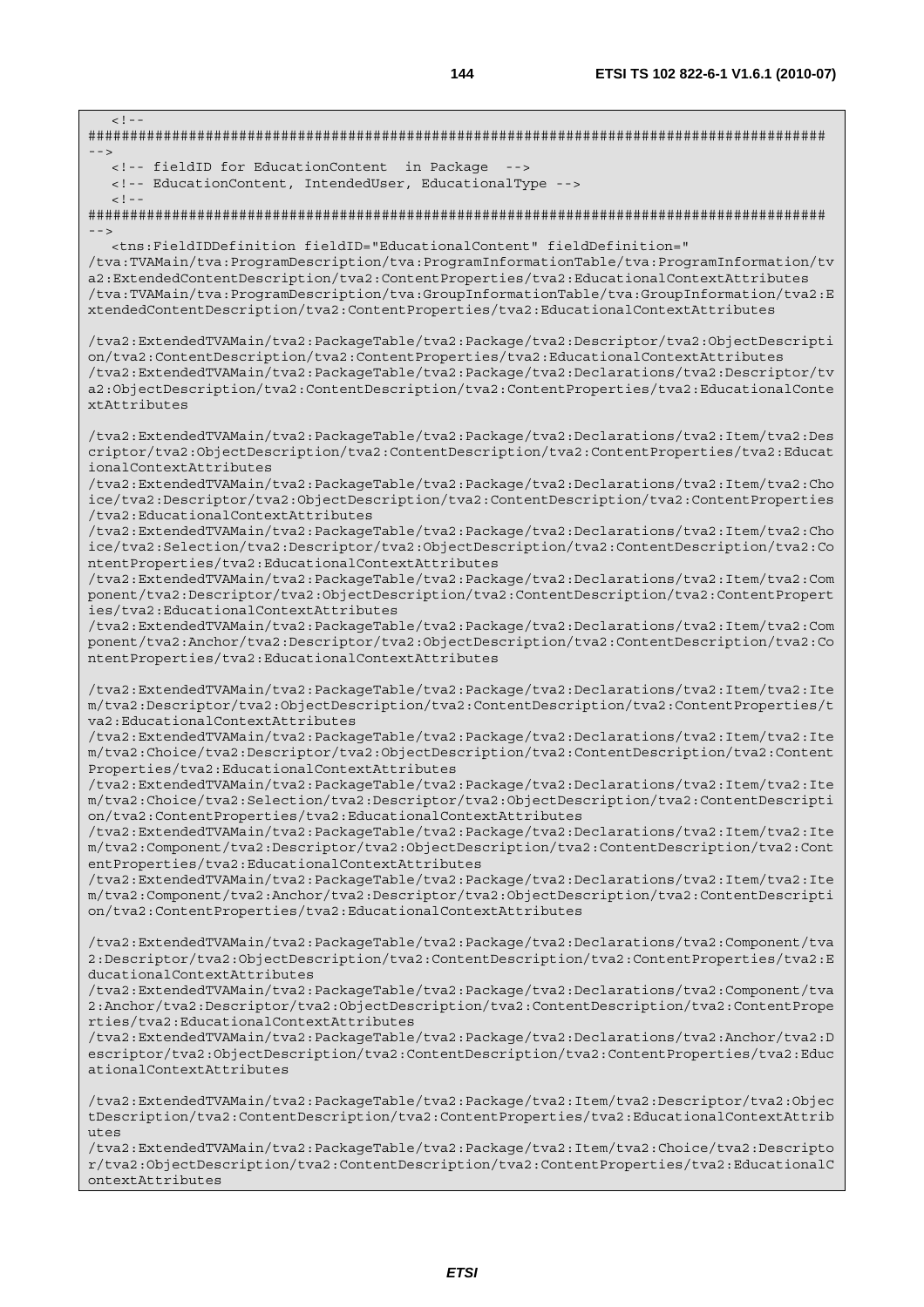```
   <!--
########################################################################################
-->
   <!-- fieldID for EducationContent  in Package  -->
   <!-- EducationContent, IntendedUser, EducationalType -->
   <!--
########################################################################################
-->
   <tns:FieldIDDefinition fieldID="EducationalContent" fieldDefinition="
/tva:TVAMain/tva:ProgramDescription/tva:ProgramInformationTable/tva:ProgramInformation/tv
a2:ExtendedContentDescription/tva2:ContentProperties/tva2:EducationalContextAttributes
/tva:TVAMain/tva:ProgramDescription/tva:GroupInformationTable/tva:GroupInformation/tva2:E
xtendedContentDescription/tva2:ContentProperties/tva2:EducationalContextAttributes

/tva2:ExtendedTVAMain/tva2:PackageTable/tva2:Package/tva2:Descriptor/tva2:ObjectDescripti
on/tva2:ContentDescription/tva2:ContentProperties/tva2:EducationalContextAttributes
/tva2:ExtendedTVAMain/tva2:PackageTable/tva2:Package/tva2:Declarations/tva2:Descriptor/tv
a2:ObjectDescription/tva2:ContentDescription/tva2:ContentProperties/tva2:EducationalConte
xtAttributes

/tva2:ExtendedTVAMain/tva2:PackageTable/tva2:Package/tva2:Declarations/tva2:Item/tva2:Des
criptor/tva2:ObjectDescription/tva2:ContentDescription/tva2:ContentProperties/tva2:Educat
ionalContextAttributes
/tva2:ExtendedTVAMain/tva2:PackageTable/tva2:Package/tva2:Declarations/tva2:Item/tva2:Cho
ice/tva2:Descriptor/tva2:ObjectDescription/tva2:ContentDescription/tva2:ContentProperties
/tva2:EducationalContextAttributes
/tva2:ExtendedTVAMain/tva2:PackageTable/tva2:Package/tva2:Declarations/tva2:Item/tva2:Cho
ice/tva2:Selection/tva2:Descriptor/tva2:ObjectDescription/tva2:ContentDescription/tva2:Co
ntentProperties/tva2:EducationalContextAttributes
/tva2:ExtendedTVAMain/tva2:PackageTable/tva2:Package/tva2:Declarations/tva2:Item/tva2:Com
ponent/tva2:Descriptor/tva2:ObjectDescription/tva2:ContentDescription/tva2:ContentPropert
ies/tva2:EducationalContextAttributes
/tva2:ExtendedTVAMain/tva2:PackageTable/tva2:Package/tva2:Declarations/tva2:Item/tva2:Com
ponent/tva2:Anchor/tva2:Descriptor/tva2:ObjectDescription/tva2:ContentDescription/tva2:Co
ntentProperties/tva2:EducationalContextAttributes

/tva2:ExtendedTVAMain/tva2:PackageTable/tva2:Package/tva2:Declarations/tva2:Item/tva2:Ite
m/tva2:Descriptor/tva2:ObjectDescription/tva2:ContentDescription/tva2:ContentProperties/t
va2:EducationalContextAttributes
/tva2:ExtendedTVAMain/tva2:PackageTable/tva2:Package/tva2:Declarations/tva2:Item/tva2:Ite
m/tva2:Choice/tva2:Descriptor/tva2:ObjectDescription/tva2:ContentDescription/tva2:Content
Properties/tva2:EducationalContextAttributes
/tva2:ExtendedTVAMain/tva2:PackageTable/tva2:Package/tva2:Declarations/tva2:Item/tva2:Ite
m/tva2:Choice/tva2:Selection/tva2:Descriptor/tva2:ObjectDescription/tva2:ContentDescripti
on/tva2:ContentProperties/tva2:EducationalContextAttributes
/tva2:ExtendedTVAMain/tva2:PackageTable/tva2:Package/tva2:Declarations/tva2:Item/tva2:Ite
m/tva2:Component/tva2:Descriptor/tva2:ObjectDescription/tva2:ContentDescription/tva2:Cont
entProperties/tva2:EducationalContextAttributes
/tva2:ExtendedTVAMain/tva2:PackageTable/tva2:Package/tva2:Declarations/tva2:Item/tva2:Ite
m/tva2:Component/tva2:Anchor/tva2:Descriptor/tva2:ObjectDescription/tva2:ContentDescripti
on/tva2:ContentProperties/tva2:EducationalContextAttributes

/tva2:ExtendedTVAMain/tva2:PackageTable/tva2:Package/tva2:Declarations/tva2:Component/tva
2:Descriptor/tva2:ObjectDescription/tva2:ContentDescription/tva2:ContentProperties/tva2:E
ducationalContextAttributes
/tva2:ExtendedTVAMain/tva2:PackageTable/tva2:Package/tva2:Declarations/tva2:Component/tva
2:Anchor/tva2:Descriptor/tva2:ObjectDescription/tva2:ContentDescription/tva2:ContentPrope
rties/tva2:EducationalContextAttributes
/tva2:ExtendedTVAMain/tva2:PackageTable/tva2:Package/tva2:Declarations/tva2:Anchor/tva2:D
escriptor/tva2:ObjectDescription/tva2:ContentDescription/tva2:ContentProperties/tva2:Educ
ationalContextAttributes

/tva2:ExtendedTVAMain/tva2:PackageTable/tva2:Package/tva2:Item/tva2:Descriptor/tva2:Objec
tDescription/tva2:ContentDescription/tva2:ContentProperties/tva2:EducationalContextAttrib
utes
/tva2:ExtendedTVAMain/tva2:PackageTable/tva2:Package/tva2:Item/tva2:Choice/tva2:Descripto
r/tva2:ObjectDescription/tva2:ContentDescription/tva2:ContentProperties/tva2:EducationalC
ontextAttributes
```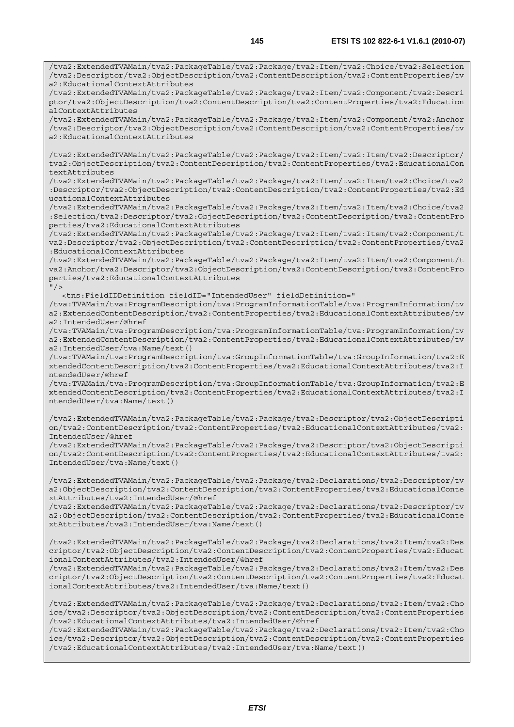```
/tva2:ExtendedTVAMain/tva2:PackageTable/tva2:Package/tva2:Item/tva2:Choice/tva2:Selection/tva2:Descriptor/tva2:ObjectDescription/tva2:ContentDescription/tva2:ContentProperties/tva2:EducationalContextAttributes
/tva2:ExtendedTVAMain/tva2:PackageTable/tva2:Package/tva2:Item/tva2:Component/tva2:Descriptor/tva2:ObjectDescription/tva2:ContentDescription/tva2:ContentProperties/tva2:EducationalContextAttributes
/tva2:ExtendedTVAMain/tva2:PackageTable/tva2:Package/tva2:Item/tva2:Component/tva2:Anchor/tva2:Descriptor/tva2:ObjectDescription/tva2:ContentDescription/tva2:ContentProperties/tva2:EducationalContextAttributes

/tva2:ExtendedTVAMain/tva2:PackageTable/tva2:Package/tva2:Item/tva2:Item/tva2:Descriptor/tva2:ObjectDescription/tva2:ContentDescription/tva2:ContentProperties/tva2:EducationalContextAttributes
/tva2:ExtendedTVAMain/tva2:PackageTable/tva2:Package/tva2:Item/tva2:Item/tva2:Choice/tva2:Descriptor/tva2:ObjectDescription/tva2:ContentDescription/tva2:ContentProperties/tva2:EducationalContextAttributes
/tva2:ExtendedTVAMain/tva2:PackageTable/tva2:Package/tva2:Item/tva2:Item/tva2:Choice/tva2:Selection/tva2:Descriptor/tva2:ObjectDescription/tva2:ContentDescription/tva2:ContentProperties/tva2:EducationalContextAttributes
/tva2:ExtendedTVAMain/tva2:PackageTable/tva2:Package/tva2:Item/tva2:Item/tva2:Component/tva2:Descriptor/tva2:ObjectDescription/tva2:ContentDescription/tva2:ContentProperties/tva2:EducationalContextAttributes
/tva2:ExtendedTVAMain/tva2:PackageTable/tva2:Package/tva2:Item/tva2:Item/tva2:Component/tva2:Anchor/tva2:Descriptor/tva2:ObjectDescription/tva2:ContentDescription/tva2:ContentProperties/tva2:EducationalContextAttributes
"/>
   <tns:FieldIDDefinition fieldID="IntendedUser" fieldDefinition="
/tva:TVAMain/tva:ProgramDescription/tva:ProgramInformationTable/tva:ProgramInformation/tva2:ExtendedContentDescription/tva2:ContentProperties/tva2:EducationalContextAttributes/tva2:IntendedUser/@href
/tva:TVAMain/tva:ProgramDescription/tva:ProgramInformationTable/tva:ProgramInformation/tva2:ExtendedContentDescription/tva2:ContentProperties/tva2:EducationalContextAttributes/tva2:IntendedUser/tva:Name/text()
/tva:TVAMain/tva:ProgramDescription/tva:GroupInformationTable/tva:GroupInformation/tva2:ExtendedContentDescription/tva2:ContentProperties/tva2:EducationalContextAttributes/tva2:IntendedUser/@href
/tva:TVAMain/tva:ProgramDescription/tva:GroupInformationTable/tva:GroupInformation/tva2:ExtendedContentDescription/tva2:ContentProperties/tva2:EducationalContextAttributes/tva2:IntendedUser/tva:Name/text()

/tva2:ExtendedTVAMain/tva2:PackageTable/tva2:Package/tva2:Descriptor/tva2:ObjectDescription/tva2:ContentDescription/tva2:ContentProperties/tva2:EducationalContextAttributes/tva2:IntendedUser/@href
/tva2:ExtendedTVAMain/tva2:PackageTable/tva2:Package/tva2:Descriptor/tva2:ObjectDescription/tva2:ContentDescription/tva2:ContentProperties/tva2:EducationalContextAttributes/tva2:IntendedUser/tva:Name/text()

/tva2:ExtendedTVAMain/tva2:PackageTable/tva2:Package/tva2:Declarations/tva2:Descriptor/tva2:ObjectDescription/tva2:ContentDescription/tva2:ContentProperties/tva2:EducationalContextAttributes/tva2:IntendedUser/@href
/tva2:ExtendedTVAMain/tva2:PackageTable/tva2:Package/tva2:Declarations/tva2:Descriptor/tva2:ObjectDescription/tva2:ContentDescription/tva2:ContentProperties/tva2:EducationalContextAttributes/tva2:IntendedUser/tva:Name/text()

/tva2:ExtendedTVAMain/tva2:PackageTable/tva2:Package/tva2:Declarations/tva2:Item/tva2:Descriptor/tva2:ObjectDescription/tva2:ContentDescription/tva2:ContentProperties/tva2:EducationalContextAttributes/tva2:IntendedUser/@href
/tva2:ExtendedTVAMain/tva2:PackageTable/tva2:Package/tva2:Declarations/tva2:Item/tva2:Descriptor/tva2:ObjectDescription/tva2:ContentDescription/tva2:ContentProperties/tva2:EducationalContextAttributes/tva2:IntendedUser/tva:Name/text()

/tva2:ExtendedTVAMain/tva2:PackageTable/tva2:Package/tva2:Declarations/tva2:Item/tva2:Choice/tva2:Descriptor/tva2:ObjectDescription/tva2:ContentDescription/tva2:ContentProperties/tva2:EducationalContextAttributes/tva2:IntendedUser/@href
/tva2:ExtendedTVAMain/tva2:PackageTable/tva2:Package/tva2:Declarations/tva2:Item/tva2:Choice/tva2:Descriptor/tva2:ObjectDescription/tva2:ContentDescription/tva2:ContentProperties/tva2:EducationalContextAttributes/tva2:IntendedUser/tva:Name/text()
```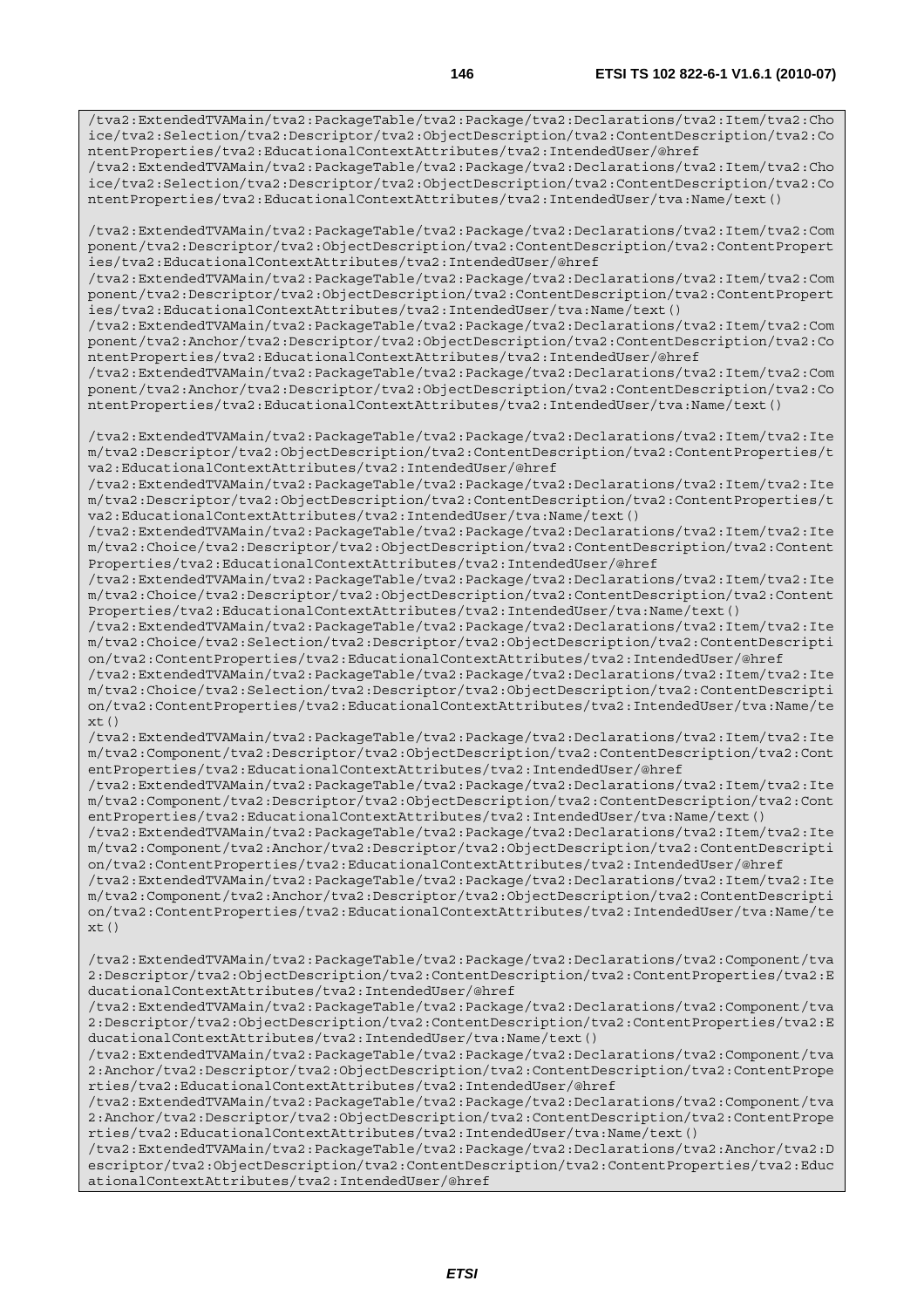```
/tva2:ExtendedTVAMain/tva2:PackageTable/tva2:Package/tva2:Declarations/tva2:Item/tva2:Choice/tva2:Selection/tva2:Descriptor/tva2:ObjectDescription/tva2:ContentDescription/tva2:ContentProperties/tva2:EducationalContextAttributes/tva2:IntendedUser/@href
/tva2:ExtendedTVAMain/tva2:PackageTable/tva2:Package/tva2:Declarations/tva2:Item/tva2:Choice/tva2:Selection/tva2:Descriptor/tva2:ObjectDescription/tva2:ContentDescription/tva2:ContentProperties/tva2:EducationalContextAttributes/tva2:IntendedUser/tva:Name/text()

/tva2:ExtendedTVAMain/tva2:PackageTable/tva2:Package/tva2:Declarations/tva2:Item/tva2:Component/tva2:Descriptor/tva2:ObjectDescription/tva2:ContentDescription/tva2:ContentProperties/tva2:EducationalContextAttributes/tva2:IntendedUser/@href
/tva2:ExtendedTVAMain/tva2:PackageTable/tva2:Package/tva2:Declarations/tva2:Item/tva2:Component/tva2:Descriptor/tva2:ObjectDescription/tva2:ContentDescription/tva2:ContentProperties/tva2:EducationalContextAttributes/tva2:IntendedUser/tva:Name/text()
/tva2:ExtendedTVAMain/tva2:PackageTable/tva2:Package/tva2:Declarations/tva2:Item/tva2:Component/tva2:Anchor/tva2:Descriptor/tva2:ObjectDescription/tva2:ContentDescription/tva2:ContentProperties/tva2:EducationalContextAttributes/tva2:IntendedUser/@href
/tva2:ExtendedTVAMain/tva2:PackageTable/tva2:Package/tva2:Declarations/tva2:Item/tva2:Component/tva2:Anchor/tva2:Descriptor/tva2:ObjectDescription/tva2:ContentDescription/tva2:ContentProperties/tva2:EducationalContextAttributes/tva2:IntendedUser/tva:Name/text()

/tva2:ExtendedTVAMain/tva2:PackageTable/tva2:Package/tva2:Declarations/tva2:Item/tva2:Item/tva2:Descriptor/tva2:ObjectDescription/tva2:ContentDescription/tva2:ContentProperties/tva2:EducationalContextAttributes/tva2:IntendedUser/@href
/tva2:ExtendedTVAMain/tva2:PackageTable/tva2:Package/tva2:Declarations/tva2:Item/tva2:Item/tva2:Descriptor/tva2:ObjectDescription/tva2:ContentDescription/tva2:ContentProperties/tva2:EducationalContextAttributes/tva2:IntendedUser/tva:Name/text()
/tva2:ExtendedTVAMain/tva2:PackageTable/tva2:Package/tva2:Declarations/tva2:Item/tva2:Item/tva2:Choice/tva2:Descriptor/tva2:ObjectDescription/tva2:ContentDescription/tva2:ContentProperties/tva2:EducationalContextAttributes/tva2:IntendedUser/@href
/tva2:ExtendedTVAMain/tva2:PackageTable/tva2:Package/tva2:Declarations/tva2:Item/tva2:Item/tva2:Choice/tva2:Descriptor/tva2:ObjectDescription/tva2:ContentDescription/tva2:ContentProperties/tva2:EducationalContextAttributes/tva2:IntendedUser/tva:Name/text()
/tva2:ExtendedTVAMain/tva2:PackageTable/tva2:Package/tva2:Declarations/tva2:Item/tva2:Item/tva2:Choice/tva2:Selection/tva2:Descriptor/tva2:ObjectDescription/tva2:ContentDescription/tva2:ContentProperties/tva2:EducationalContextAttributes/tva2:IntendedUser/@href
/tva2:ExtendedTVAMain/tva2:PackageTable/tva2:Package/tva2:Declarations/tva2:Item/tva2:Item/tva2:Choice/tva2:Selection/tva2:Descriptor/tva2:ObjectDescription/tva2:ContentDescription/tva2:ContentProperties/tva2:EducationalContextAttributes/tva2:IntendedUser/tva:Name/text()
/tva2:ExtendedTVAMain/tva2:PackageTable/tva2:Package/tva2:Declarations/tva2:Item/tva2:Item/tva2:Component/tva2:Descriptor/tva2:ObjectDescription/tva2:ContentDescription/tva2:ContentProperties/tva2:EducationalContextAttributes/tva2:IntendedUser/@href
/tva2:ExtendedTVAMain/tva2:PackageTable/tva2:Package/tva2:Declarations/tva2:Item/tva2:Item/tva2:Component/tva2:Descriptor/tva2:ObjectDescription/tva2:ContentDescription/tva2:ContentProperties/tva2:EducationalContextAttributes/tva2:IntendedUser/tva:Name/text()
/tva2:ExtendedTVAMain/tva2:PackageTable/tva2:Package/tva2:Declarations/tva2:Item/tva2:Item/tva2:Component/tva2:Anchor/tva2:Descriptor/tva2:ObjectDescription/tva2:ContentDescription/tva2:ContentProperties/tva2:EducationalContextAttributes/tva2:IntendedUser/@href
/tva2:ExtendedTVAMain/tva2:PackageTable/tva2:Package/tva2:Declarations/tva2:Item/tva2:Item/tva2:Component/tva2:Anchor/tva2:Descriptor/tva2:ObjectDescription/tva2:ContentDescription/tva2:ContentProperties/tva2:EducationalContextAttributes/tva2:IntendedUser/tva:Name/text()

/tva2:ExtendedTVAMain/tva2:PackageTable/tva2:Package/tva2:Declarations/tva2:Component/tva2:Descriptor/tva2:ObjectDescription/tva2:ContentDescription/tva2:ContentProperties/tva2:EducationalContextAttributes/tva2:IntendedUser/@href
/tva2:ExtendedTVAMain/tva2:PackageTable/tva2:Package/tva2:Declarations/tva2:Component/tva2:Descriptor/tva2:ObjectDescription/tva2:ContentDescription/tva2:ContentProperties/tva2:EducationalContextAttributes/tva2:IntendedUser/tva:Name/text()
/tva2:ExtendedTVAMain/tva2:PackageTable/tva2:Package/tva2:Declarations/tva2:Component/tva2:Anchor/tva2:Descriptor/tva2:ObjectDescription/tva2:ContentDescription/tva2:ContentProperties/tva2:EducationalContextAttributes/tva2:IntendedUser/@href
/tva2:ExtendedTVAMain/tva2:PackageTable/tva2:Package/tva2:Declarations/tva2:Component/tva2:Anchor/tva2:Descriptor/tva2:ObjectDescription/tva2:ContentDescription/tva2:ContentProperties/tva2:EducationalContextAttributes/tva2:IntendedUser/tva:Name/text()
/tva2:ExtendedTVAMain/tva2:PackageTable/tva2:Package/tva2:Declarations/tva2:Anchor/tva2:Descriptor/tva2:ObjectDescription/tva2:ContentDescription/tva2:ContentProperties/tva2:EducationalContextAttributes/tva2:IntendedUser/@href
```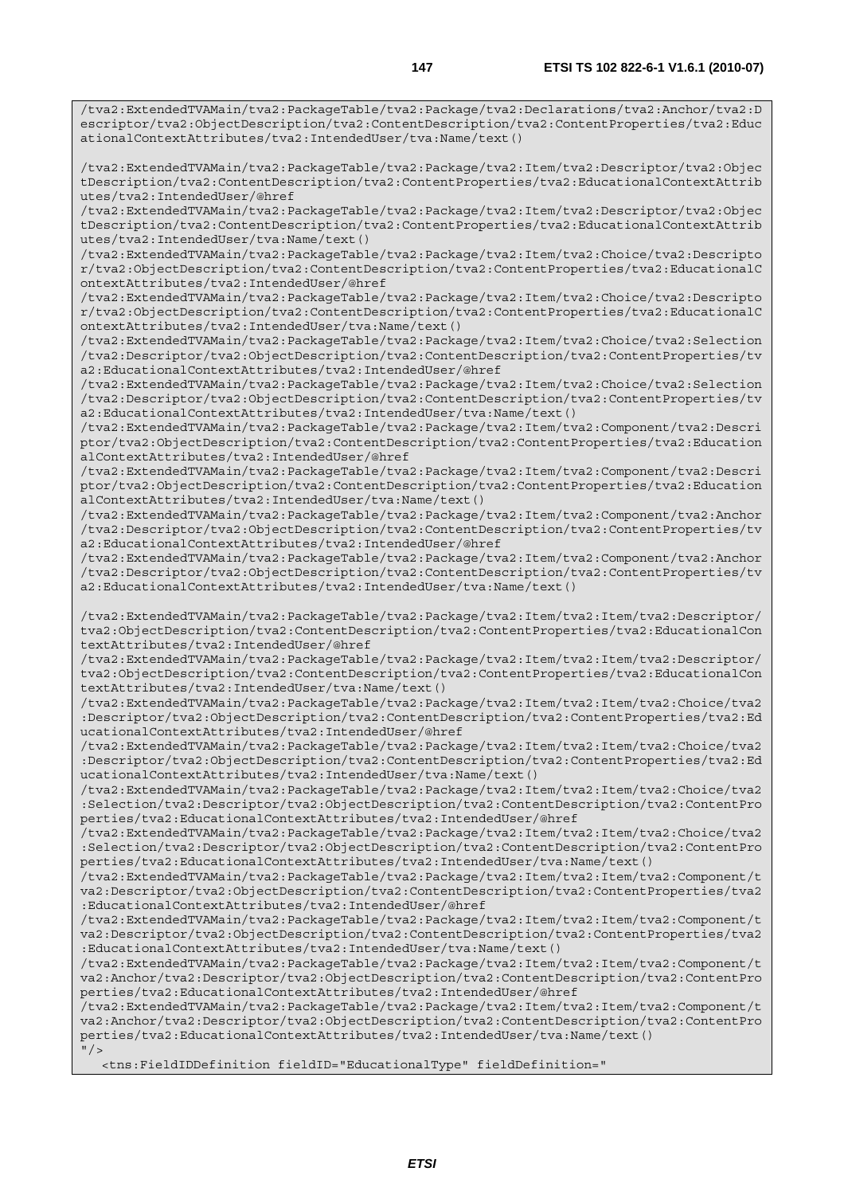```
/tva2:ExtendedTVAMain/tva2:PackageTable/tva2:Package/tva2:Declarations/tva2:Anchor/tva2:Descriptor/tva2:ObjectDescription/tva2:ContentDescription/tva2:ContentProperties/tva2:EducationalContextAttributes/tva2:IntendedUser/tva:Name/text()

/tva2:ExtendedTVAMain/tva2:PackageTable/tva2:Package/tva2:Item/tva2:Descriptor/tva2:ObjectDescription/tva2:ContentDescription/tva2:ContentProperties/tva2:EducationalContextAttributes/tva2:IntendedUser/@href
/tva2:ExtendedTVAMain/tva2:PackageTable/tva2:Package/tva2:Item/tva2:Descriptor/tva2:ObjectDescription/tva2:ContentDescription/tva2:ContentProperties/tva2:EducationalContextAttributes/tva2:IntendedUser/tva:Name/text()
/tva2:ExtendedTVAMain/tva2:PackageTable/tva2:Package/tva2:Item/tva2:Choice/tva2:Descriptor/tva2:ObjectDescription/tva2:ContentDescription/tva2:ContentProperties/tva2:EducationalContextAttributes/tva2:IntendedUser/@href
/tva2:ExtendedTVAMain/tva2:PackageTable/tva2:Package/tva2:Item/tva2:Choice/tva2:Descriptor/tva2:ObjectDescription/tva2:ContentDescription/tva2:ContentProperties/tva2:EducationalContextAttributes/tva2:IntendedUser/tva:Name/text()
/tva2:ExtendedTVAMain/tva2:PackageTable/tva2:Package/tva2:Item/tva2:Choice/tva2:Selection/tva2:Descriptor/tva2:ObjectDescription/tva2:ContentDescription/tva2:ContentProperties/tva2:EducationalContextAttributes/tva2:IntendedUser/@href
/tva2:ExtendedTVAMain/tva2:PackageTable/tva2:Package/tva2:Item/tva2:Choice/tva2:Selection/tva2:Descriptor/tva2:ObjectDescription/tva2:ContentDescription/tva2:ContentProperties/tva2:EducationalContextAttributes/tva2:IntendedUser/tva:Name/text()
/tva2:ExtendedTVAMain/tva2:PackageTable/tva2:Package/tva2:Item/tva2:Component/tva2:Descriptor/tva2:ObjectDescription/tva2:ContentDescription/tva2:ContentProperties/tva2:EducationalContextAttributes/tva2:IntendedUser/@href
/tva2:ExtendedTVAMain/tva2:PackageTable/tva2:Package/tva2:Item/tva2:Component/tva2:Descriptor/tva2:ObjectDescription/tva2:ContentDescription/tva2:ContentProperties/tva2:EducationalContextAttributes/tva2:IntendedUser/tva:Name/text()
/tva2:ExtendedTVAMain/tva2:PackageTable/tva2:Package/tva2:Item/tva2:Component/tva2:Anchor/tva2:Descriptor/tva2:ObjectDescription/tva2:ContentDescription/tva2:ContentProperties/tva2:EducationalContextAttributes/tva2:IntendedUser/@href
/tva2:ExtendedTVAMain/tva2:PackageTable/tva2:Package/tva2:Item/tva2:Component/tva2:Anchor/tva2:Descriptor/tva2:ObjectDescription/tva2:ContentDescription/tva2:ContentProperties/tva2:EducationalContextAttributes/tva2:IntendedUser/tva:Name/text()

/tva2:ExtendedTVAMain/tva2:PackageTable/tva2:Package/tva2:Item/tva2:Item/tva2:Descriptor/tva2:ObjectDescription/tva2:ContentDescription/tva2:ContentProperties/tva2:EducationalContextAttributes/tva2:IntendedUser/@href
/tva2:ExtendedTVAMain/tva2:PackageTable/tva2:Package/tva2:Item/tva2:Item/tva2:Descriptor/tva2:ObjectDescription/tva2:ContentDescription/tva2:ContentProperties/tva2:EducationalContextAttributes/tva2:IntendedUser/tva:Name/text()
/tva2:ExtendedTVAMain/tva2:PackageTable/tva2:Package/tva2:Item/tva2:Item/tva2:Choice/tva2:Descriptor/tva2:ObjectDescription/tva2:ContentDescription/tva2:ContentProperties/tva2:EducationalContextAttributes/tva2:IntendedUser/@href
/tva2:ExtendedTVAMain/tva2:PackageTable/tva2:Package/tva2:Item/tva2:Item/tva2:Choice/tva2:Descriptor/tva2:ObjectDescription/tva2:ContentDescription/tva2:ContentProperties/tva2:EducationalContextAttributes/tva2:IntendedUser/tva:Name/text()
/tva2:ExtendedTVAMain/tva2:PackageTable/tva2:Package/tva2:Item/tva2:Item/tva2:Choice/tva2:Selection/tva2:Descriptor/tva2:ObjectDescription/tva2:ContentDescription/tva2:ContentProperties/tva2:EducationalContextAttributes/tva2:IntendedUser/@href
/tva2:ExtendedTVAMain/tva2:PackageTable/tva2:Package/tva2:Item/tva2:Item/tva2:Choice/tva2:Selection/tva2:Descriptor/tva2:ObjectDescription/tva2:ContentDescription/tva2:ContentProperties/tva2:EducationalContextAttributes/tva2:IntendedUser/tva:Name/text()
/tva2:ExtendedTVAMain/tva2:PackageTable/tva2:Package/tva2:Item/tva2:Item/tva2:Component/tva2:Descriptor/tva2:ObjectDescription/tva2:ContentDescription/tva2:ContentProperties/tva2:EducationalContextAttributes/tva2:IntendedUser/@href
/tva2:ExtendedTVAMain/tva2:PackageTable/tva2:Package/tva2:Item/tva2:Item/tva2:Component/tva2:Descriptor/tva2:ObjectDescription/tva2:ContentDescription/tva2:ContentProperties/tva2:EducationalContextAttributes/tva2:IntendedUser/tva:Name/text()
/tva2:ExtendedTVAMain/tva2:PackageTable/tva2:Package/tva2:Item/tva2:Item/tva2:Component/tva2:Anchor/tva2:Descriptor/tva2:ObjectDescription/tva2:ContentDescription/tva2:ContentProperties/tva2:EducationalContextAttributes/tva2:IntendedUser/@href
/tva2:ExtendedTVAMain/tva2:PackageTable/tva2:Package/tva2:Item/tva2:Item/tva2:Component/tva2:Anchor/tva2:Descriptor/tva2:ObjectDescription/tva2:ContentDescription/tva2:ContentProperties/tva2:EducationalContextAttributes/tva2:IntendedUser/tva:Name/text()
"/>
   <tns:FieldIDDefinition fieldID="EducationalType" fieldDefinition="
```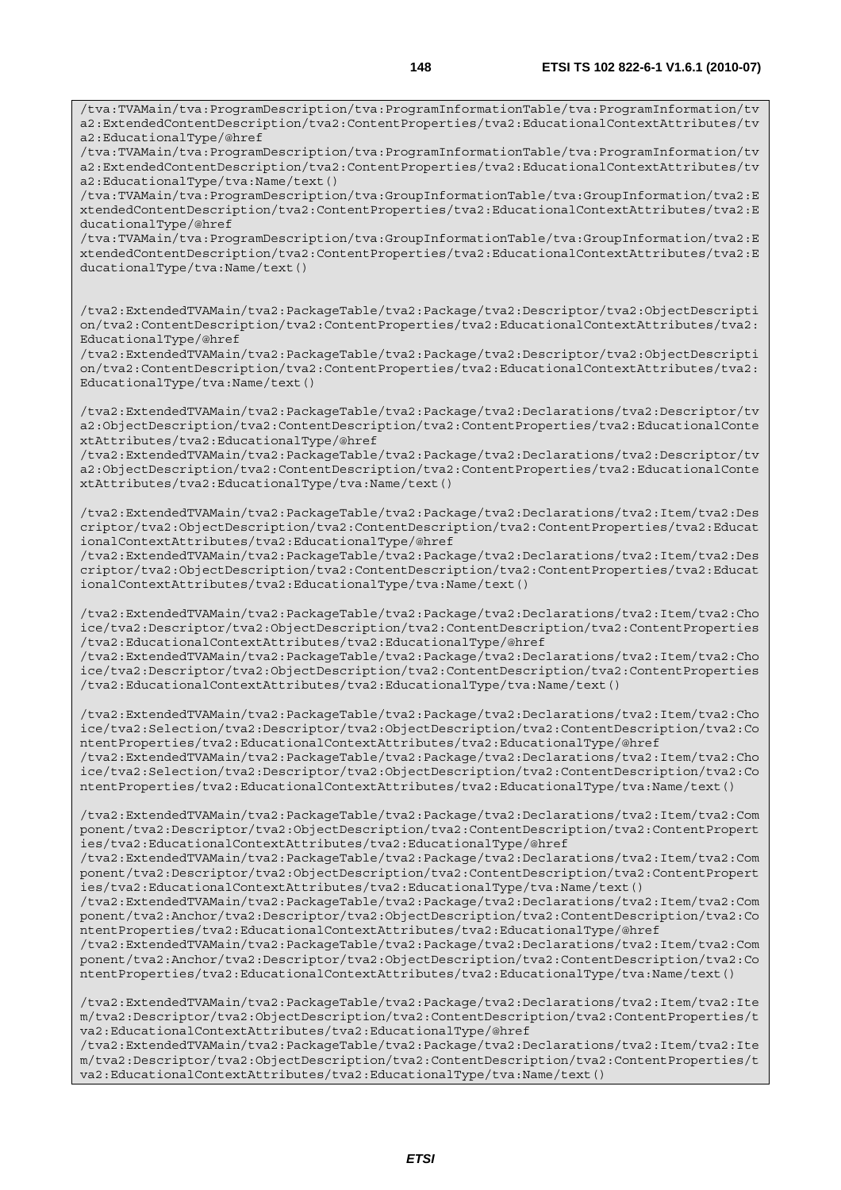```
/tva:TVAMain/tva:ProgramDescription/tva:ProgramInformationTable/tva:ProgramInformation/tva2:ExtendedContentDescription/tva2:ContentProperties/tva2:EducationalContextAttributes/tva2:EducationalType/@href
/tva:TVAMain/tva:ProgramDescription/tva:ProgramInformationTable/tva:ProgramInformation/tva2:ExtendedContentDescription/tva2:ContentProperties/tva2:EducationalContextAttributes/tva2:EducationalType/tva:Name/text()
/tva:TVAMain/tva:ProgramDescription/tva:GroupInformationTable/tva:GroupInformation/tva2:ExtendedContentDescription/tva2:ContentProperties/tva2:EducationalContextAttributes/tva2:EducationalType/@href
/tva:TVAMain/tva:ProgramDescription/tva:GroupInformationTable/tva:GroupInformation/tva2:ExtendedContentDescription/tva2:ContentProperties/tva2:EducationalContextAttributes/tva2:EducationalType/tva:Name/text()


/tva2:ExtendedTVAMain/tva2:PackageTable/tva2:Package/tva2:Descriptor/tva2:ObjectDescription/tva2:ContentDescription/tva2:ContentProperties/tva2:EducationalContextAttributes/tva2:EducationalType/@href
/tva2:ExtendedTVAMain/tva2:PackageTable/tva2:Package/tva2:Descriptor/tva2:ObjectDescription/tva2:ContentDescription/tva2:ContentProperties/tva2:EducationalContextAttributes/tva2:EducationalType/tva:Name/text()

/tva2:ExtendedTVAMain/tva2:PackageTable/tva2:Package/tva2:Declarations/tva2:Descriptor/tva2:ObjectDescription/tva2:ContentDescription/tva2:ContentProperties/tva2:EducationalContextAttributes/tva2:EducationalType/@href
/tva2:ExtendedTVAMain/tva2:PackageTable/tva2:Package/tva2:Declarations/tva2:Descriptor/tva2:ObjectDescription/tva2:ContentDescription/tva2:ContentProperties/tva2:EducationalContextAttributes/tva2:EducationalType/tva:Name/text()

/tva2:ExtendedTVAMain/tva2:PackageTable/tva2:Package/tva2:Declarations/tva2:Item/tva2:Descriptor/tva2:ObjectDescription/tva2:ContentDescription/tva2:ContentProperties/tva2:EducationalContextAttributes/tva2:EducationalType/@href
/tva2:ExtendedTVAMain/tva2:PackageTable/tva2:Package/tva2:Declarations/tva2:Item/tva2:Descriptor/tva2:ObjectDescription/tva2:ContentDescription/tva2:ContentProperties/tva2:EducationalContextAttributes/tva2:EducationalType/tva:Name/text()

/tva2:ExtendedTVAMain/tva2:PackageTable/tva2:Package/tva2:Declarations/tva2:Item/tva2:Choice/tva2:Descriptor/tva2:ObjectDescription/tva2:ContentDescription/tva2:ContentProperties/tva2:EducationalContextAttributes/tva2:EducationalType/@href
/tva2:ExtendedTVAMain/tva2:PackageTable/tva2:Package/tva2:Declarations/tva2:Item/tva2:Choice/tva2:Descriptor/tva2:ObjectDescription/tva2:ContentDescription/tva2:ContentProperties/tva2:EducationalContextAttributes/tva2:EducationalType/tva:Name/text()

/tva2:ExtendedTVAMain/tva2:PackageTable/tva2:Package/tva2:Declarations/tva2:Item/tva2:Choice/tva2:Selection/tva2:Descriptor/tva2:ObjectDescription/tva2:ContentDescription/tva2:ContentProperties/tva2:EducationalContextAttributes/tva2:EducationalType/@href
/tva2:ExtendedTVAMain/tva2:PackageTable/tva2:Package/tva2:Declarations/tva2:Item/tva2:Choice/tva2:Selection/tva2:Descriptor/tva2:ObjectDescription/tva2:ContentDescription/tva2:ContentProperties/tva2:EducationalContextAttributes/tva2:EducationalType/tva:Name/text()

/tva2:ExtendedTVAMain/tva2:PackageTable/tva2:Package/tva2:Declarations/tva2:Item/tva2:Component/tva2:Descriptor/tva2:ObjectDescription/tva2:ContentDescription/tva2:ContentProperties/tva2:EducationalContextAttributes/tva2:EducationalType/@href
/tva2:ExtendedTVAMain/tva2:PackageTable/tva2:Package/tva2:Declarations/tva2:Item/tva2:Component/tva2:Descriptor/tva2:ObjectDescription/tva2:ContentDescription/tva2:ContentProperties/tva2:EducationalContextAttributes/tva2:EducationalType/tva:Name/text()
/tva2:ExtendedTVAMain/tva2:PackageTable/tva2:Package/tva2:Declarations/tva2:Item/tva2:Component/tva2:Anchor/tva2:Descriptor/tva2:ObjectDescription/tva2:ContentDescription/tva2:ContentProperties/tva2:EducationalContextAttributes/tva2:EducationalType/@href
/tva2:ExtendedTVAMain/tva2:PackageTable/tva2:Package/tva2:Declarations/tva2:Item/tva2:Component/tva2:Anchor/tva2:Descriptor/tva2:ObjectDescription/tva2:ContentDescription/tva2:ContentProperties/tva2:EducationalContextAttributes/tva2:EducationalType/tva:Name/text()

/tva2:ExtendedTVAMain/tva2:PackageTable/tva2:Package/tva2:Declarations/tva2:Item/tva2:Item/tva2:Descriptor/tva2:ObjectDescription/tva2:ContentDescription/tva2:ContentProperties/tva2:EducationalContextAttributes/tva2:EducationalType/@href
/tva2:ExtendedTVAMain/tva2:PackageTable/tva2:Package/tva2:Declarations/tva2:Item/tva2:Item/tva2:Descriptor/tva2:ObjectDescription/tva2:ContentDescription/tva2:ContentProperties/tva2:EducationalContextAttributes/tva2:EducationalType/tva:Name/text()
```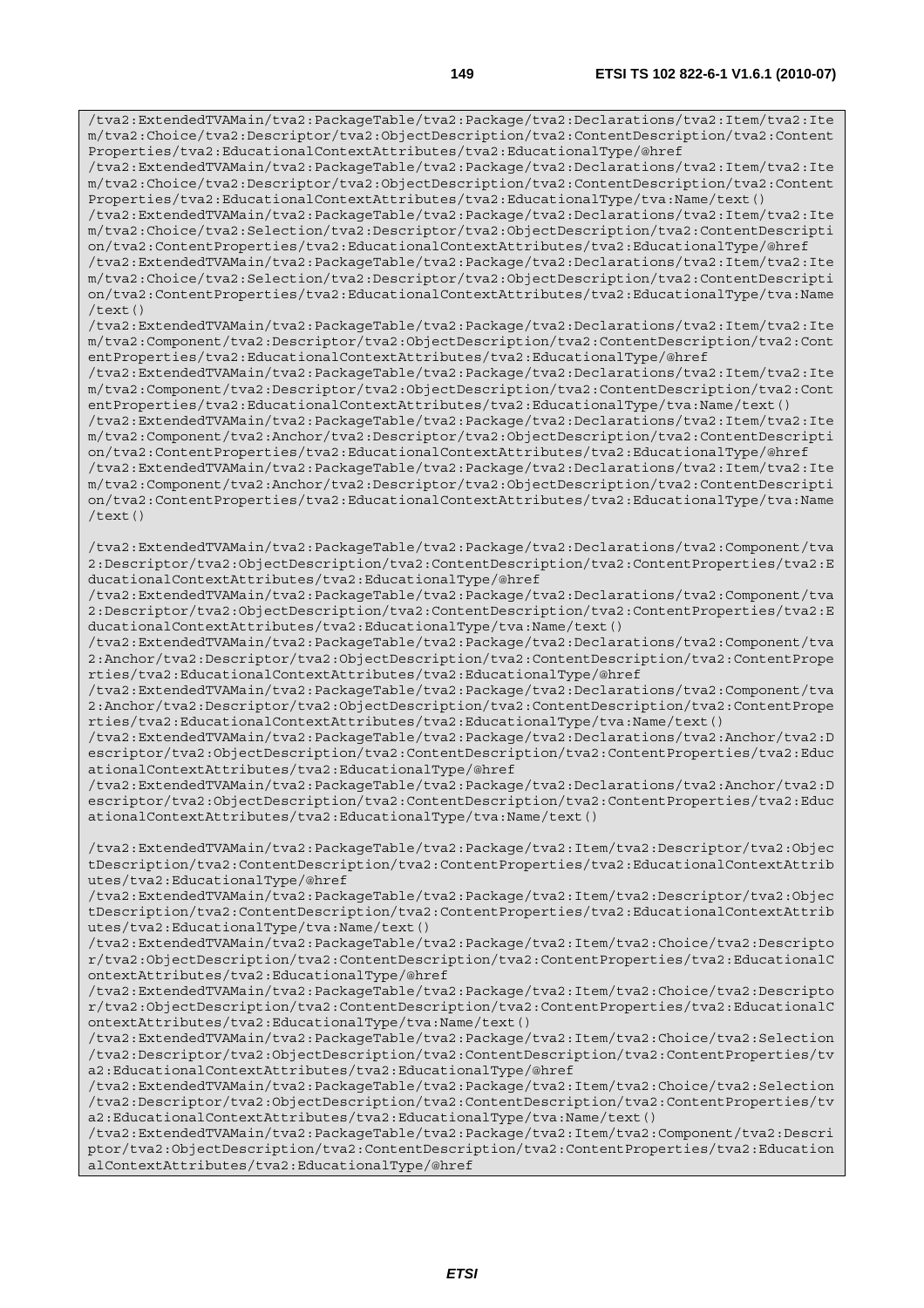```
/tva2:ExtendedTVAMain/tva2:PackageTable/tva2:Package/tva2:Declarations/tva2:Item/tva2:Item/tva2:Choice/tva2:Descriptor/tva2:ObjectDescription/tva2:ContentDescription/tva2:ContentProperties/tva2:EducationalContextAttributes/tva2:EducationalType/@href
/tva2:ExtendedTVAMain/tva2:PackageTable/tva2:Package/tva2:Declarations/tva2:Item/tva2:Item/tva2:Choice/tva2:Descriptor/tva2:ObjectDescription/tva2:ContentDescription/tva2:ContentProperties/tva2:EducationalContextAttributes/tva2:EducationalType/tva:Name/text()
/tva2:ExtendedTVAMain/tva2:PackageTable/tva2:Package/tva2:Declarations/tva2:Item/tva2:Item/tva2:Choice/tva2:Selection/tva2:Descriptor/tva2:ObjectDescription/tva2:ContentDescription/tva2:ContentProperties/tva2:EducationalContextAttributes/tva2:EducationalType/@href
/tva2:ExtendedTVAMain/tva2:PackageTable/tva2:Package/tva2:Declarations/tva2:Item/tva2:Item/tva2:Choice/tva2:Selection/tva2:Descriptor/tva2:ObjectDescription/tva2:ContentDescription/tva2:ContentProperties/tva2:EducationalContextAttributes/tva2:EducationalType/tva:Name/text()
/tva2:ExtendedTVAMain/tva2:PackageTable/tva2:Package/tva2:Declarations/tva2:Item/tva2:Item/tva2:Component/tva2:Descriptor/tva2:ObjectDescription/tva2:ContentDescription/tva2:ContentProperties/tva2:EducationalContextAttributes/tva2:EducationalType/@href
/tva2:ExtendedTVAMain/tva2:PackageTable/tva2:Package/tva2:Declarations/tva2:Item/tva2:Item/tva2:Component/tva2:Descriptor/tva2:ObjectDescription/tva2:ContentDescription/tva2:ContentProperties/tva2:EducationalContextAttributes/tva2:EducationalType/tva:Name/text()
/tva2:ExtendedTVAMain/tva2:PackageTable/tva2:Package/tva2:Declarations/tva2:Item/tva2:Item/tva2:Component/tva2:Anchor/tva2:Descriptor/tva2:ObjectDescription/tva2:ContentDescription/tva2:ContentProperties/tva2:EducationalContextAttributes/tva2:EducationalType/@href
/tva2:ExtendedTVAMain/tva2:PackageTable/tva2:Package/tva2:Declarations/tva2:Item/tva2:Item/tva2:Component/tva2:Anchor/tva2:Descriptor/tva2:ObjectDescription/tva2:ContentDescription/tva2:ContentProperties/tva2:EducationalContextAttributes/tva2:EducationalType/tva:Name/text()

/tva2:ExtendedTVAMain/tva2:PackageTable/tva2:Package/tva2:Declarations/tva2:Component/tva2:Descriptor/tva2:ObjectDescription/tva2:ContentDescription/tva2:ContentProperties/tva2:EducationalContextAttributes/tva2:EducationalType/@href
/tva2:ExtendedTVAMain/tva2:PackageTable/tva2:Package/tva2:Declarations/tva2:Component/tva2:Descriptor/tva2:ObjectDescription/tva2:ContentDescription/tva2:ContentProperties/tva2:EducationalContextAttributes/tva2:EducationalType/tva:Name/text()
/tva2:ExtendedTVAMain/tva2:PackageTable/tva2:Package/tva2:Declarations/tva2:Component/tva2:Anchor/tva2:Descriptor/tva2:ObjectDescription/tva2:ContentDescription/tva2:ContentProperties/tva2:EducationalContextAttributes/tva2:EducationalType/@href
/tva2:ExtendedTVAMain/tva2:PackageTable/tva2:Package/tva2:Declarations/tva2:Component/tva2:Anchor/tva2:Descriptor/tva2:ObjectDescription/tva2:ContentDescription/tva2:ContentProperties/tva2:EducationalContextAttributes/tva2:EducationalType/tva:Name/text()
/tva2:ExtendedTVAMain/tva2:PackageTable/tva2:Package/tva2:Declarations/tva2:Anchor/tva2:Descriptor/tva2:ObjectDescription/tva2:ContentDescription/tva2:ContentProperties/tva2:EducationalContextAttributes/tva2:EducationalType/@href
/tva2:ExtendedTVAMain/tva2:PackageTable/tva2:Package/tva2:Declarations/tva2:Anchor/tva2:Descriptor/tva2:ObjectDescription/tva2:ContentDescription/tva2:ContentProperties/tva2:EducationalContextAttributes/tva2:EducationalType/tva:Name/text()

/tva2:ExtendedTVAMain/tva2:PackageTable/tva2:Package/tva2:Item/tva2:Descriptor/tva2:ObjectDescription/tva2:ContentDescription/tva2:ContentProperties/tva2:EducationalContextAttributes/tva2:EducationalType/@href
/tva2:ExtendedTVAMain/tva2:PackageTable/tva2:Package/tva2:Item/tva2:Descriptor/tva2:ObjectDescription/tva2:ContentDescription/tva2:ContentProperties/tva2:EducationalContextAttributes/tva2:EducationalType/tva:Name/text()
/tva2:ExtendedTVAMain/tva2:PackageTable/tva2:Package/tva2:Item/tva2:Choice/tva2:Descriptor/tva2:ObjectDescription/tva2:ContentDescription/tva2:ContentProperties/tva2:EducationalContextAttributes/tva2:EducationalType/@href
/tva2:ExtendedTVAMain/tva2:PackageTable/tva2:Package/tva2:Item/tva2:Choice/tva2:Descriptor/tva2:ObjectDescription/tva2:ContentDescription/tva2:ContentProperties/tva2:EducationalContextAttributes/tva2:EducationalType/tva:Name/text()
/tva2:ExtendedTVAMain/tva2:PackageTable/tva2:Package/tva2:Item/tva2:Choice/tva2:Selection/tva2:Descriptor/tva2:ObjectDescription/tva2:ContentDescription/tva2:ContentProperties/tva2:EducationalContextAttributes/tva2:EducationalType/@href
/tva2:ExtendedTVAMain/tva2:PackageTable/tva2:Package/tva2:Item/tva2:Choice/tva2:Selection/tva2:Descriptor/tva2:ObjectDescription/tva2:ContentDescription/tva2:ContentProperties/tva2:EducationalContextAttributes/tva2:EducationalType/tva:Name/text()
/tva2:ExtendedTVAMain/tva2:PackageTable/tva2:Package/tva2:Item/tva2:Component/tva2:Descriptor/tva2:ObjectDescription/tva2:ContentDescription/tva2:ContentProperties/tva2:EducationalContextAttributes/tva2:EducationalType/@href
```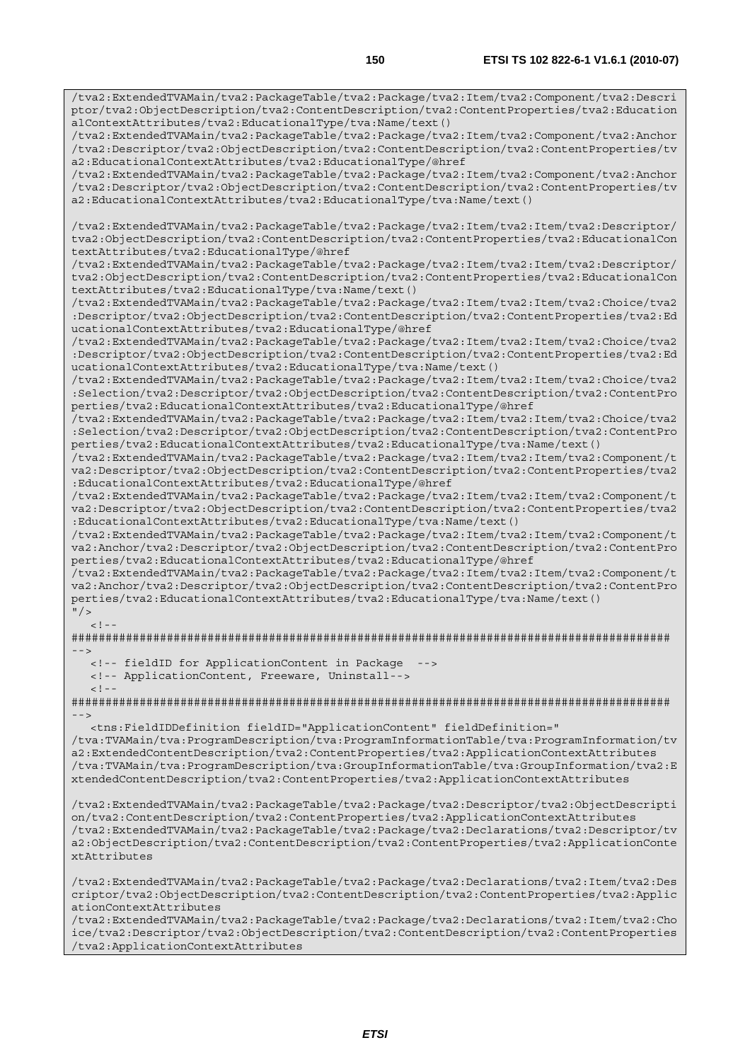```
/tva2:ExtendedTVAMain/tva2:PackageTable/tva2:Package/tva2:Item/tva2:Component/tva2:Descriptor/tva2:ObjectDescription/tva2:ContentDescription/tva2:ContentProperties/tva2:EducationalContextAttributes/tva2:EducationalType/tva:Name/text()
/tva2:ExtendedTVAMain/tva2:PackageTable/tva2:Package/tva2:Item/tva2:Component/tva2:Anchor/tva2:Descriptor/tva2:ObjectDescription/tva2:ContentDescription/tva2:ContentProperties/tva2:EducationalContextAttributes/tva2:EducationalType/@href
/tva2:ExtendedTVAMain/tva2:PackageTable/tva2:Package/tva2:Item/tva2:Component/tva2:Anchor/tva2:Descriptor/tva2:ObjectDescription/tva2:ContentDescription/tva2:ContentProperties/tva2:EducationalContextAttributes/tva2:EducationalType/tva:Name/text()

/tva2:ExtendedTVAMain/tva2:PackageTable/tva2:Package/tva2:Item/tva2:Item/tva2:Descriptor/tva2:ObjectDescription/tva2:ContentDescription/tva2:ContentProperties/tva2:EducationalContextAttributes/tva2:EducationalType/@href
/tva2:ExtendedTVAMain/tva2:PackageTable/tva2:Package/tva2:Item/tva2:Item/tva2:Descriptor/tva2:ObjectDescription/tva2:ContentDescription/tva2:ContentProperties/tva2:EducationalContextAttributes/tva2:EducationalType/tva:Name/text()
/tva2:ExtendedTVAMain/tva2:PackageTable/tva2:Package/tva2:Item/tva2:Item/tva2:Choice/tva2:Descriptor/tva2:ObjectDescription/tva2:ContentDescription/tva2:ContentProperties/tva2:EducationalContextAttributes/tva2:EducationalType/@href
/tva2:ExtendedTVAMain/tva2:PackageTable/tva2:Package/tva2:Item/tva2:Item/tva2:Choice/tva2:Descriptor/tva2:ObjectDescription/tva2:ContentDescription/tva2:ContentProperties/tva2:EducationalContextAttributes/tva2:EducationalType/tva:Name/text()
/tva2:ExtendedTVAMain/tva2:PackageTable/tva2:Package/tva2:Item/tva2:Item/tva2:Choice/tva2:Selection/tva2:Descriptor/tva2:ObjectDescription/tva2:ContentDescription/tva2:ContentProperties/tva2:EducationalContextAttributes/tva2:EducationalType/@href
/tva2:ExtendedTVAMain/tva2:PackageTable/tva2:Package/tva2:Item/tva2:Item/tva2:Choice/tva2:Selection/tva2:Descriptor/tva2:ObjectDescription/tva2:ContentDescription/tva2:ContentProperties/tva2:EducationalContextAttributes/tva2:EducationalType/tva:Name/text()
/tva2:ExtendedTVAMain/tva2:PackageTable/tva2:Package/tva2:Item/tva2:Item/tva2:Component/tva2:Descriptor/tva2:ObjectDescription/tva2:ContentDescription/tva2:ContentProperties/tva2:EducationalContextAttributes/tva2:EducationalType/@href
/tva2:ExtendedTVAMain/tva2:PackageTable/tva2:Package/tva2:Item/tva2:Item/tva2:Component/tva2:Descriptor/tva2:ObjectDescription/tva2:ContentDescription/tva2:ContentProperties/tva2:EducationalContextAttributes/tva2:EducationalType/tva:Name/text()
/tva2:ExtendedTVAMain/tva2:PackageTable/tva2:Package/tva2:Item/tva2:Item/tva2:Component/tva2:Anchor/tva2:Descriptor/tva2:ObjectDescription/tva2:ContentDescription/tva2:ContentProperties/tva2:EducationalContextAttributes/tva2:EducationalType/@href
/tva2:ExtendedTVAMain/tva2:PackageTable/tva2:Package/tva2:Item/tva2:Item/tva2:Component/tva2:Anchor/tva2:Descriptor/tva2:ObjectDescription/tva2:ContentDescription/tva2:ContentProperties/tva2:EducationalContextAttributes/tva2:EducationalType/tva:Name/text()
"/>
   <!--
########################################################################################
-->
   <!-- fieldID for ApplicationContent in Package  -->
   <!-- ApplicationContent, Freeware, Uninstall-->
   <!--
########################################################################################
-->
   <tns:FieldIDDefinition fieldID="ApplicationContent" fieldDefinition="
/tva:TVAMain/tva:ProgramDescription/tva:ProgramInformationTable/tva:ProgramInformation/tva2:ExtendedContentDescription/tva2:ContentProperties/tva2:ApplicationContextAttributes
/tva:TVAMain/tva:ProgramDescription/tva:GroupInformationTable/tva:GroupInformation/tva2:ExtendedContentDescription/tva2:ContentProperties/tva2:ApplicationContextAttributes

/tva2:ExtendedTVAMain/tva2:PackageTable/tva2:Package/tva2:Descriptor/tva2:ObjectDescription/tva2:ContentDescription/tva2:ContentProperties/tva2:ApplicationContextAttributes
/tva2:ExtendedTVAMain/tva2:PackageTable/tva2:Package/tva2:Declarations/tva2:Descriptor/tva2:ObjectDescription/tva2:ContentDescription/tva2:ContentProperties/tva2:ApplicationContextAttributes

/tva2:ExtendedTVAMain/tva2:PackageTable/tva2:Package/tva2:Declarations/tva2:Item/tva2:Descriptor/tva2:ObjectDescription/tva2:ContentDescription/tva2:ContentProperties/tva2:ApplicationContextAttributes
/tva2:ExtendedTVAMain/tva2:PackageTable/tva2:Package/tva2:Declarations/tva2:Item/tva2:Choice/tva2:Descriptor/tva2:ObjectDescription/tva2:ContentDescription/tva2:ContentProperties/tva2:ApplicationContextAttributes
```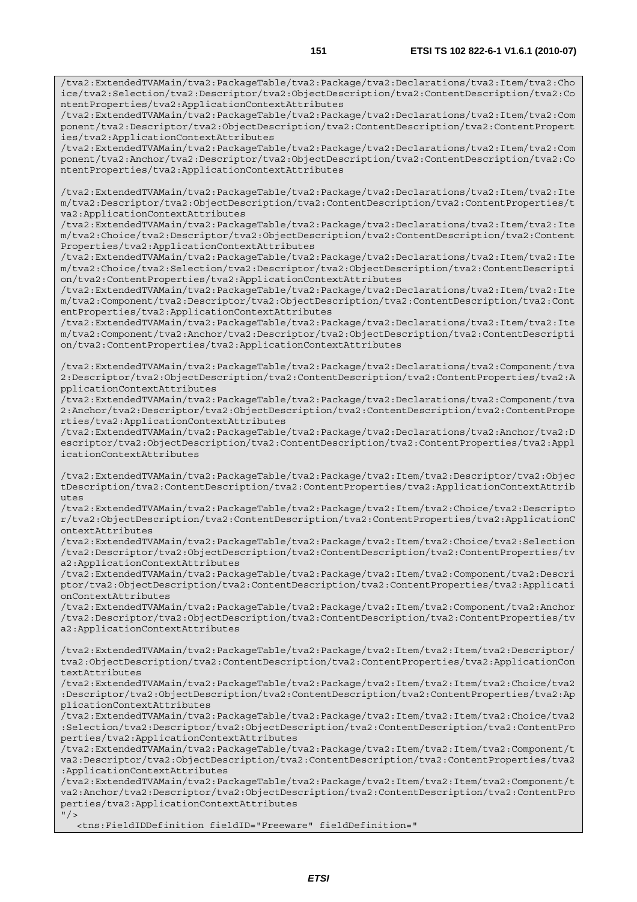```
/tva2:ExtendedTVAMain/tva2:PackageTable/tva2:Package/tva2:Declarations/tva2:Item/tva2:Choice/tva2:Selection/tva2:Descriptor/tva2:ObjectDescription/tva2:ContentDescription/tva2:ContentProperties/tva2:ApplicationContextAttributes
/tva2:ExtendedTVAMain/tva2:PackageTable/tva2:Package/tva2:Declarations/tva2:Item/tva2:Component/tva2:Descriptor/tva2:ObjectDescription/tva2:ContentDescription/tva2:ContentProperties/tva2:ApplicationContextAttributes
/tva2:ExtendedTVAMain/tva2:PackageTable/tva2:Package/tva2:Declarations/tva2:Item/tva2:Component/tva2:Anchor/tva2:Descriptor/tva2:ObjectDescription/tva2:ContentDescription/tva2:ContentProperties/tva2:ApplicationContextAttributes

/tva2:ExtendedTVAMain/tva2:PackageTable/tva2:Package/tva2:Declarations/tva2:Item/tva2:Item/tva2:Descriptor/tva2:ObjectDescription/tva2:ContentDescription/tva2:ContentProperties/tva2:ApplicationContextAttributes
/tva2:ExtendedTVAMain/tva2:PackageTable/tva2:Package/tva2:Declarations/tva2:Item/tva2:Item/tva2:Choice/tva2:Descriptor/tva2:ObjectDescription/tva2:ContentDescription/tva2:ContentProperties/tva2:ApplicationContextAttributes
/tva2:ExtendedTVAMain/tva2:PackageTable/tva2:Package/tva2:Declarations/tva2:Item/tva2:Item/tva2:Choice/tva2:Selection/tva2:Descriptor/tva2:ObjectDescription/tva2:ContentDescription/tva2:ContentProperties/tva2:ApplicationContextAttributes
/tva2:ExtendedTVAMain/tva2:PackageTable/tva2:Package/tva2:Declarations/tva2:Item/tva2:Item/tva2:Component/tva2:Descriptor/tva2:ObjectDescription/tva2:ContentDescription/tva2:ContentProperties/tva2:ApplicationContextAttributes
/tva2:ExtendedTVAMain/tva2:PackageTable/tva2:Package/tva2:Declarations/tva2:Item/tva2:Item/tva2:Component/tva2:Anchor/tva2:Descriptor/tva2:ObjectDescription/tva2:ContentDescription/tva2:ContentProperties/tva2:ApplicationContextAttributes

/tva2:ExtendedTVAMain/tva2:PackageTable/tva2:Package/tva2:Declarations/tva2:Component/tva2:Descriptor/tva2:ObjectDescription/tva2:ContentDescription/tva2:ContentProperties/tva2:ApplicationContextAttributes
/tva2:ExtendedTVAMain/tva2:PackageTable/tva2:Package/tva2:Declarations/tva2:Component/tva2:Anchor/tva2:Descriptor/tva2:ObjectDescription/tva2:ContentDescription/tva2:ContentProperties/tva2:ApplicationContextAttributes
/tva2:ExtendedTVAMain/tva2:PackageTable/tva2:Package/tva2:Declarations/tva2:Anchor/tva2:Descriptor/tva2:ObjectDescription/tva2:ContentDescription/tva2:ContentProperties/tva2:ApplicationContextAttributes

/tva2:ExtendedTVAMain/tva2:PackageTable/tva2:Package/tva2:Item/tva2:Descriptor/tva2:ObjectDescription/tva2:ContentDescription/tva2:ContentProperties/tva2:ApplicationContextAttributes
/tva2:ExtendedTVAMain/tva2:PackageTable/tva2:Package/tva2:Item/tva2:Choice/tva2:Descriptor/tva2:ObjectDescription/tva2:ContentDescription/tva2:ContentProperties/tva2:ApplicationContextAttributes
/tva2:ExtendedTVAMain/tva2:PackageTable/tva2:Package/tva2:Item/tva2:Choice/tva2:Selection/tva2:Descriptor/tva2:ObjectDescription/tva2:ContentDescription/tva2:ContentProperties/tva2:ApplicationContextAttributes
/tva2:ExtendedTVAMain/tva2:PackageTable/tva2:Package/tva2:Item/tva2:Component/tva2:Descriptor/tva2:ObjectDescription/tva2:ContentDescription/tva2:ContentProperties/tva2:ApplicationContextAttributes
/tva2:ExtendedTVAMain/tva2:PackageTable/tva2:Package/tva2:Item/tva2:Component/tva2:Anchor/tva2:Descriptor/tva2:ObjectDescription/tva2:ContentDescription/tva2:ContentProperties/tva2:ApplicationContextAttributes

/tva2:ExtendedTVAMain/tva2:PackageTable/tva2:Package/tva2:Item/tva2:Item/tva2:Descriptor/tva2:ObjectDescription/tva2:ContentDescription/tva2:ContentProperties/tva2:ApplicationContextAttributes
/tva2:ExtendedTVAMain/tva2:PackageTable/tva2:Package/tva2:Item/tva2:Item/tva2:Choice/tva2:Descriptor/tva2:ObjectDescription/tva2:ContentDescription/tva2:ContentProperties/tva2:ApplicationContextAttributes
/tva2:ExtendedTVAMain/tva2:PackageTable/tva2:Package/tva2:Item/tva2:Item/tva2:Choice/tva2:Selection/tva2:Descriptor/tva2:ObjectDescription/tva2:ContentDescription/tva2:ContentProperties/tva2:ApplicationContextAttributes
/tva2:ExtendedTVAMain/tva2:PackageTable/tva2:Package/tva2:Item/tva2:Item/tva2:Component/tva2:Descriptor/tva2:ObjectDescription/tva2:ContentDescription/tva2:ContentProperties/tva2:ApplicationContextAttributes
/tva2:ExtendedTVAMain/tva2:PackageTable/tva2:Package/tva2:Item/tva2:Item/tva2:Component/tva2:Anchor/tva2:Descriptor/tva2:ObjectDescription/tva2:ContentDescription/tva2:ContentProperties/tva2:ApplicationContextAttributes
"/>
   <tns:FieldIDDefinition fieldID="Freeware" fieldDefinition="
```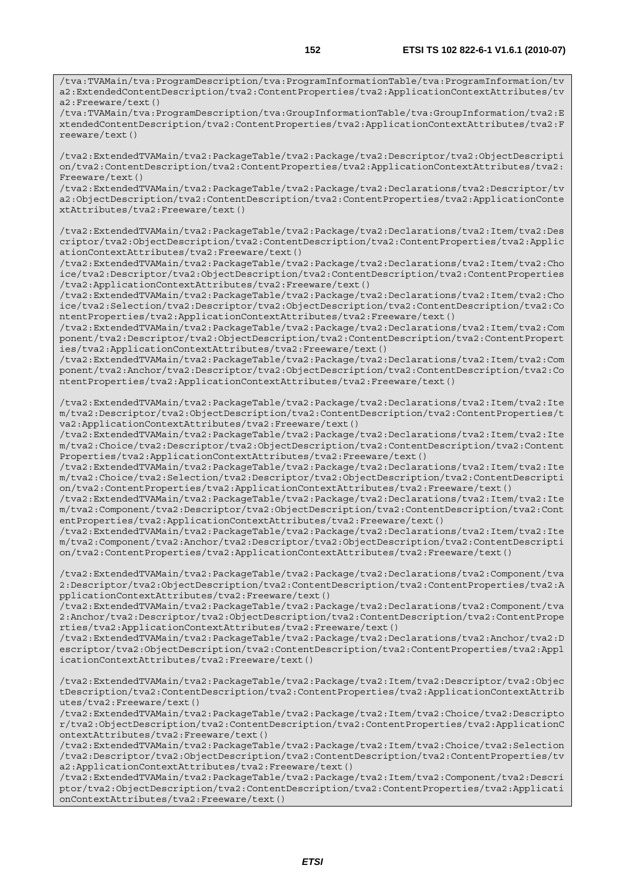```
/tva:TVAMain/tva:ProgramDescription/tva:ProgramInformationTable/tva:ProgramInformation/tva2:ExtendedContentDescription/tva2:ContentProperties/tva2:ApplicationContextAttributes/tva2:Freeware/text()
/tva:TVAMain/tva:ProgramDescription/tva:GroupInformationTable/tva:GroupInformation/tva2:ExtendedContentDescription/tva2:ContentProperties/tva2:ApplicationContextAttributes/tva2:Freeware/text()

/tva2:ExtendedTVAMain/tva2:PackageTable/tva2:Package/tva2:Descriptor/tva2:ObjectDescription/tva2:ContentDescription/tva2:ContentProperties/tva2:ApplicationContextAttributes/tva2:Freeware/text()
/tva2:ExtendedTVAMain/tva2:PackageTable/tva2:Package/tva2:Declarations/tva2:Descriptor/tva2:ObjectDescription/tva2:ContentDescription/tva2:ContentProperties/tva2:ApplicationContextAttributes/tva2:Freeware/text()

/tva2:ExtendedTVAMain/tva2:PackageTable/tva2:Package/tva2:Declarations/tva2:Item/tva2:Descriptor/tva2:ObjectDescription/tva2:ContentDescription/tva2:ContentProperties/tva2:ApplicationContextAttributes/tva2:Freeware/text()
/tva2:ExtendedTVAMain/tva2:PackageTable/tva2:Package/tva2:Declarations/tva2:Item/tva2:Choice/tva2:Descriptor/tva2:ObjectDescription/tva2:ContentDescription/tva2:ContentProperties/tva2:ApplicationContextAttributes/tva2:Freeware/text()
/tva2:ExtendedTVAMain/tva2:PackageTable/tva2:Package/tva2:Declarations/tva2:Item/tva2:Choice/tva2:Selection/tva2:Descriptor/tva2:ObjectDescription/tva2:ContentDescription/tva2:ContentProperties/tva2:ApplicationContextAttributes/tva2:Freeware/text()
/tva2:ExtendedTVAMain/tva2:PackageTable/tva2:Package/tva2:Declarations/tva2:Item/tva2:Component/tva2:Descriptor/tva2:ObjectDescription/tva2:ContentDescription/tva2:ContentProperties/tva2:ApplicationContextAttributes/tva2:Freeware/text()
/tva2:ExtendedTVAMain/tva2:PackageTable/tva2:Package/tva2:Declarations/tva2:Item/tva2:Component/tva2:Anchor/tva2:Descriptor/tva2:ObjectDescription/tva2:ContentDescription/tva2:ContentProperties/tva2:ApplicationContextAttributes/tva2:Freeware/text()

/tva2:ExtendedTVAMain/tva2:PackageTable/tva2:Package/tva2:Declarations/tva2:Item/tva2:Item/tva2:Descriptor/tva2:ObjectDescription/tva2:ContentDescription/tva2:ContentProperties/tva2:ApplicationContextAttributes/tva2:Freeware/text()
/tva2:ExtendedTVAMain/tva2:PackageTable/tva2:Package/tva2:Declarations/tva2:Item/tva2:Item/tva2:Choice/tva2:Descriptor/tva2:ObjectDescription/tva2:ContentDescription/tva2:ContentProperties/tva2:ApplicationContextAttributes/tva2:Freeware/text()
/tva2:ExtendedTVAMain/tva2:PackageTable/tva2:Package/tva2:Declarations/tva2:Item/tva2:Item/tva2:Choice/tva2:Selection/tva2:Descriptor/tva2:ObjectDescription/tva2:ContentDescription/tva2:ContentProperties/tva2:ApplicationContextAttributes/tva2:Freeware/text()
/tva2:ExtendedTVAMain/tva2:PackageTable/tva2:Package/tva2:Declarations/tva2:Item/tva2:Item/tva2:Component/tva2:Descriptor/tva2:ObjectDescription/tva2:ContentDescription/tva2:ContentProperties/tva2:ApplicationContextAttributes/tva2:Freeware/text()
/tva2:ExtendedTVAMain/tva2:PackageTable/tva2:Package/tva2:Declarations/tva2:Item/tva2:Item/tva2:Component/tva2:Anchor/tva2:Descriptor/tva2:ObjectDescription/tva2:ContentDescription/tva2:ContentProperties/tva2:ApplicationContextAttributes/tva2:Freeware/text()

/tva2:ExtendedTVAMain/tva2:PackageTable/tva2:Package/tva2:Declarations/tva2:Component/tva2:Descriptor/tva2:ObjectDescription/tva2:ContentDescription/tva2:ContentProperties/tva2:ApplicationContextAttributes/tva2:Freeware/text()
/tva2:ExtendedTVAMain/tva2:PackageTable/tva2:Package/tva2:Declarations/tva2:Component/tva2:Anchor/tva2:Descriptor/tva2:ObjectDescription/tva2:ContentDescription/tva2:ContentProperties/tva2:ApplicationContextAttributes/tva2:Freeware/text()
/tva2:ExtendedTVAMain/tva2:PackageTable/tva2:Package/tva2:Declarations/tva2:Anchor/tva2:Descriptor/tva2:ObjectDescription/tva2:ContentDescription/tva2:ContentProperties/tva2:ApplicationContextAttributes/tva2:Freeware/text()

/tva2:ExtendedTVAMain/tva2:PackageTable/tva2:Package/tva2:Item/tva2:Descriptor/tva2:ObjectDescription/tva2:ContentDescription/tva2:ContentProperties/tva2:ApplicationContextAttributes/tva2:Freeware/text()
/tva2:ExtendedTVAMain/tva2:PackageTable/tva2:Package/tva2:Item/tva2:Choice/tva2:Descriptor/tva2:ObjectDescription/tva2:ContentDescription/tva2:ContentProperties/tva2:ApplicationContextAttributes/tva2:Freeware/text()
/tva2:ExtendedTVAMain/tva2:PackageTable/tva2:Package/tva2:Item/tva2:Choice/tva2:Selection/tva2:Descriptor/tva2:ObjectDescription/tva2:ContentDescription/tva2:ContentProperties/tva2:ApplicationContextAttributes/tva2:Freeware/text()
/tva2:ExtendedTVAMain/tva2:PackageTable/tva2:Package/tva2:Item/tva2:Component/tva2:Descriptor/tva2:ObjectDescription/tva2:ContentDescription/tva2:ContentProperties/tva2:ApplicationContextAttributes/tva2:Freeware/text()
```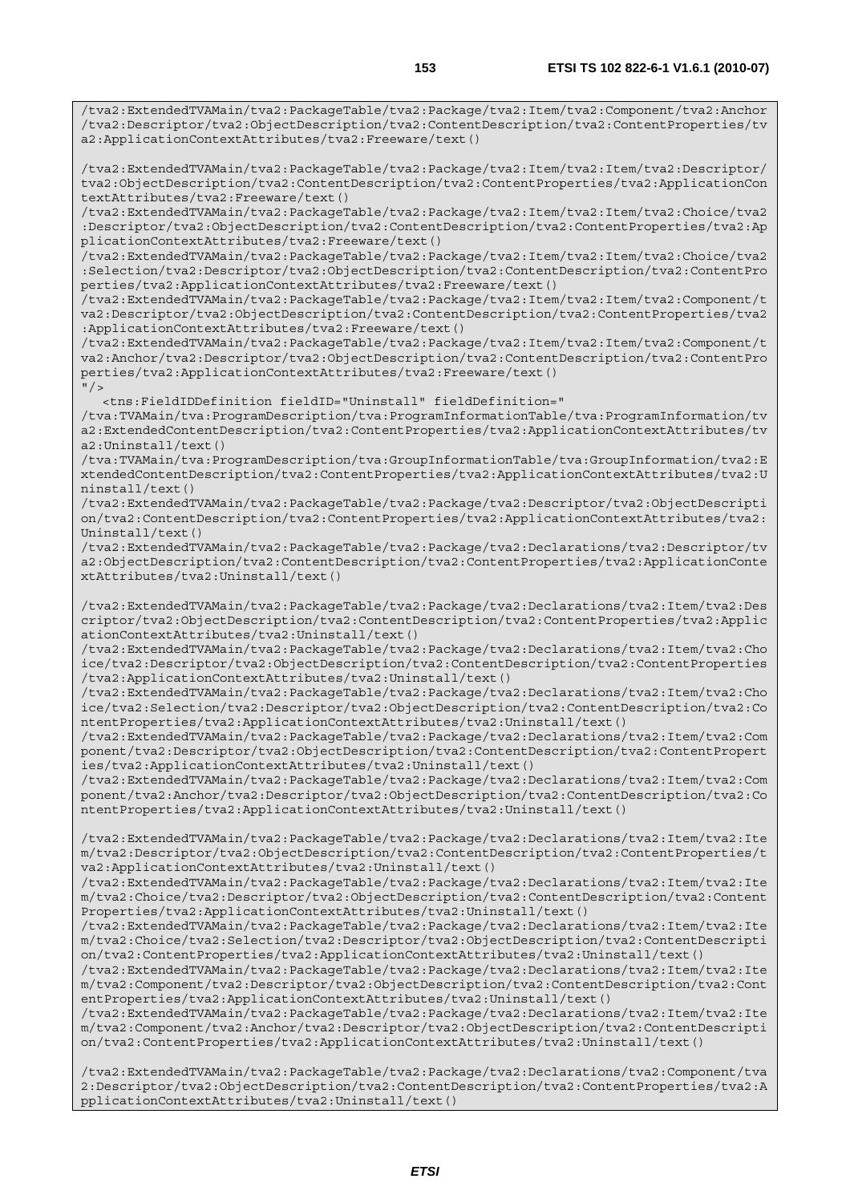```
/tva2:ExtendedTVAMain/tva2:PackageTable/tva2:Package/tva2:Item/tva2:Component/tva2:Anchor/tva2:Descriptor/tva2:ObjectDescription/tva2:ContentDescription/tva2:ContentProperties/tva2:ApplicationContextAttributes/tva2:Freeware/text()

/tva2:ExtendedTVAMain/tva2:PackageTable/tva2:Package/tva2:Item/tva2:Item/tva2:Descriptor/tva2:ObjectDescription/tva2:ContentDescription/tva2:ContentProperties/tva2:ApplicationContextAttributes/tva2:Freeware/text()
/tva2:ExtendedTVAMain/tva2:PackageTable/tva2:Package/tva2:Item/tva2:Item/tva2:Choice/tva2:Descriptor/tva2:ObjectDescription/tva2:ContentDescription/tva2:ContentProperties/tva2:ApplicationContextAttributes/tva2:Freeware/text()
/tva2:ExtendedTVAMain/tva2:PackageTable/tva2:Package/tva2:Item/tva2:Item/tva2:Choice/tva2:Selection/tva2:Descriptor/tva2:ObjectDescription/tva2:ContentDescription/tva2:ContentProperties/tva2:ApplicationContextAttributes/tva2:Freeware/text()
/tva2:ExtendedTVAMain/tva2:PackageTable/tva2:Package/tva2:Item/tva2:Item/tva2:Component/tva2:Descriptor/tva2:ObjectDescription/tva2:ContentDescription/tva2:ContentProperties/tva2:ApplicationContextAttributes/tva2:Freeware/text()
/tva2:ExtendedTVAMain/tva2:PackageTable/tva2:Package/tva2:Item/tva2:Item/tva2:Component/tva2:Anchor/tva2:Descriptor/tva2:ObjectDescription/tva2:ContentDescription/tva2:ContentProperties/tva2:ApplicationContextAttributes/tva2:Freeware/text()
"/>
   <tns:FieldIDDefinition fieldID="Uninstall" fieldDefinition="
/tva:TVAMain/tva:ProgramDescription/tva:ProgramInformationTable/tva:ProgramInformation/tva2:ExtendedContentDescription/tva2:ContentProperties/tva2:ApplicationContextAttributes/tva2:Uninstall/text()
/tva:TVAMain/tva:ProgramDescription/tva:GroupInformationTable/tva:GroupInformation/tva2:ExtendedContentDescription/tva2:ContentProperties/tva2:ApplicationContextAttributes/tva2:Uninstall/text()
/tva2:ExtendedTVAMain/tva2:PackageTable/tva2:Package/tva2:Descriptor/tva2:ObjectDescription/tva2:ContentDescription/tva2:ContentProperties/tva2:ApplicationContextAttributes/tva2:Uninstall/text()
/tva2:ExtendedTVAMain/tva2:PackageTable/tva2:Package/tva2:Declarations/tva2:Descriptor/tva2:ObjectDescription/tva2:ContentDescription/tva2:ContentProperties/tva2:ApplicationContextAttributes/tva2:Uninstall/text()

/tva2:ExtendedTVAMain/tva2:PackageTable/tva2:Package/tva2:Declarations/tva2:Item/tva2:Descriptor/tva2:ObjectDescription/tva2:ContentDescription/tva2:ContentProperties/tva2:ApplicationContextAttributes/tva2:Uninstall/text()
/tva2:ExtendedTVAMain/tva2:PackageTable/tva2:Package/tva2:Declarations/tva2:Item/tva2:Choice/tva2:Descriptor/tva2:ObjectDescription/tva2:ContentDescription/tva2:ContentProperties/tva2:ApplicationContextAttributes/tva2:Uninstall/text()
/tva2:ExtendedTVAMain/tva2:PackageTable/tva2:Package/tva2:Declarations/tva2:Item/tva2:Choice/tva2:Selection/tva2:Descriptor/tva2:ObjectDescription/tva2:ContentDescription/tva2:ContentProperties/tva2:ApplicationContextAttributes/tva2:Uninstall/text()
/tva2:ExtendedTVAMain/tva2:PackageTable/tva2:Package/tva2:Declarations/tva2:Item/tva2:Component/tva2:Descriptor/tva2:ObjectDescription/tva2:ContentDescription/tva2:ContentProperties/tva2:ApplicationContextAttributes/tva2:Uninstall/text()
/tva2:ExtendedTVAMain/tva2:PackageTable/tva2:Package/tva2:Declarations/tva2:Item/tva2:Component/tva2:Anchor/tva2:Descriptor/tva2:ObjectDescription/tva2:ContentDescription/tva2:ContentProperties/tva2:ApplicationContextAttributes/tva2:Uninstall/text()

/tva2:ExtendedTVAMain/tva2:PackageTable/tva2:Package/tva2:Declarations/tva2:Item/tva2:Item/tva2:Descriptor/tva2:ObjectDescription/tva2:ContentDescription/tva2:ContentProperties/tva2:ApplicationContextAttributes/tva2:Uninstall/text()
/tva2:ExtendedTVAMain/tva2:PackageTable/tva2:Package/tva2:Declarations/tva2:Item/tva2:Item/tva2:Choice/tva2:Descriptor/tva2:ObjectDescription/tva2:ContentDescription/tva2:ContentProperties/tva2:ApplicationContextAttributes/tva2:Uninstall/text()
/tva2:ExtendedTVAMain/tva2:PackageTable/tva2:Package/tva2:Declarations/tva2:Item/tva2:Item/tva2:Choice/tva2:Selection/tva2:Descriptor/tva2:ObjectDescription/tva2:ContentDescription/tva2:ContentProperties/tva2:ApplicationContextAttributes/tva2:Uninstall/text()
/tva2:ExtendedTVAMain/tva2:PackageTable/tva2:Package/tva2:Declarations/tva2:Item/tva2:Item/tva2:Component/tva2:Descriptor/tva2:ObjectDescription/tva2:ContentDescription/tva2:ContentProperties/tva2:ApplicationContextAttributes/tva2:Uninstall/text()
/tva2:ExtendedTVAMain/tva2:PackageTable/tva2:Package/tva2:Declarations/tva2:Item/tva2:Item/tva2:Component/tva2:Anchor/tva2:Descriptor/tva2:ObjectDescription/tva2:ContentDescription/tva2:ContentProperties/tva2:ApplicationContextAttributes/tva2:Uninstall/text()

/tva2:ExtendedTVAMain/tva2:PackageTable/tva2:Package/tva2:Declarations/tva2:Component/tva2:Descriptor/tva2:ObjectDescription/tva2:ContentDescription/tva2:ContentProperties/tva2:ApplicationContextAttributes/tva2:Uninstall/text()
```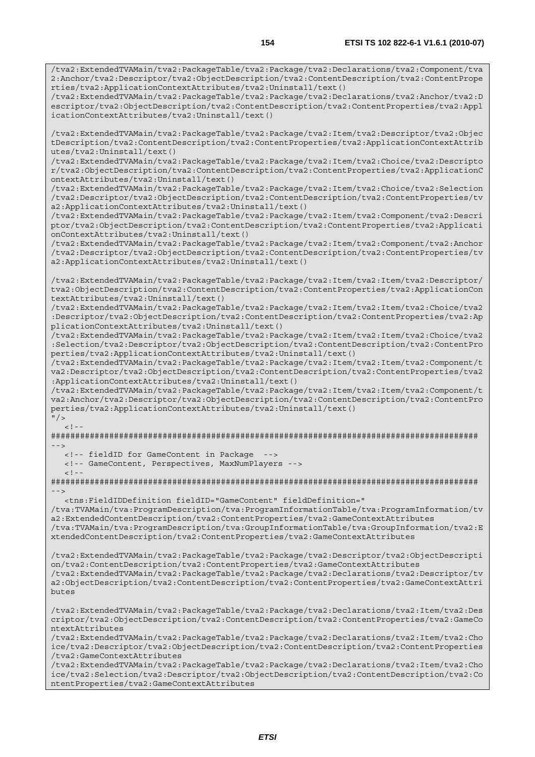```
/tva2:ExtendedTVAMain/tva2:PackageTable/tva2:Package/tva2:Declarations/tva2:Component/tva2:Anchor/tva2:Descriptor/tva2:ObjectDescription/tva2:ContentDescription/tva2:ContentProperties/tva2:ApplicationContextAttributes/tva2:Uninstall/text()
/tva2:ExtendedTVAMain/tva2:PackageTable/tva2:Package/tva2:Declarations/tva2:Anchor/tva2:Descriptor/tva2:ObjectDescription/tva2:ContentDescription/tva2:ContentProperties/tva2:ApplicationContextAttributes/tva2:Uninstall/text()

/tva2:ExtendedTVAMain/tva2:PackageTable/tva2:Package/tva2:Item/tva2:Descriptor/tva2:ObjectDescription/tva2:ContentDescription/tva2:ContentProperties/tva2:ApplicationContextAttributes/tva2:Uninstall/text()
/tva2:ExtendedTVAMain/tva2:PackageTable/tva2:Package/tva2:Item/tva2:Choice/tva2:Descriptor/tva2:ObjectDescription/tva2:ContentDescription/tva2:ContentProperties/tva2:ApplicationContextAttributes/tva2:Uninstall/text()
/tva2:ExtendedTVAMain/tva2:PackageTable/tva2:Package/tva2:Item/tva2:Choice/tva2:Selection/tva2:Descriptor/tva2:ObjectDescription/tva2:ContentDescription/tva2:ContentProperties/tva2:ApplicationContextAttributes/tva2:Uninstall/text()
/tva2:ExtendedTVAMain/tva2:PackageTable/tva2:Package/tva2:Item/tva2:Component/tva2:Descriptor/tva2:ObjectDescription/tva2:ContentDescription/tva2:ContentProperties/tva2:ApplicationContextAttributes/tva2:Uninstall/text()
/tva2:ExtendedTVAMain/tva2:PackageTable/tva2:Package/tva2:Item/tva2:Component/tva2:Anchor/tva2:Descriptor/tva2:ObjectDescription/tva2:ContentDescription/tva2:ContentProperties/tva2:ApplicationContextAttributes/tva2:Uninstall/text()

/tva2:ExtendedTVAMain/tva2:PackageTable/tva2:Package/tva2:Item/tva2:Item/tva2:Descriptor/tva2:ObjectDescription/tva2:ContentDescription/tva2:ContentProperties/tva2:ApplicationContextAttributes/tva2:Uninstall/text()
/tva2:ExtendedTVAMain/tva2:PackageTable/tva2:Package/tva2:Item/tva2:Item/tva2:Choice/tva2:Descriptor/tva2:ObjectDescription/tva2:ContentDescription/tva2:ContentProperties/tva2:ApplicationContextAttributes/tva2:Uninstall/text()
/tva2:ExtendedTVAMain/tva2:PackageTable/tva2:Package/tva2:Item/tva2:Item/tva2:Choice/tva2:Selection/tva2:Descriptor/tva2:ObjectDescription/tva2:ContentDescription/tva2:ContentProperties/tva2:ApplicationContextAttributes/tva2:Uninstall/text()
/tva2:ExtendedTVAMain/tva2:PackageTable/tva2:Package/tva2:Item/tva2:Item/tva2:Component/tva2:Descriptor/tva2:ObjectDescription/tva2:ContentDescription/tva2:ContentProperties/tva2:ApplicationContextAttributes/tva2:Uninstall/text()
/tva2:ExtendedTVAMain/tva2:PackageTable/tva2:Package/tva2:Item/tva2:Item/tva2:Component/tva2:Anchor/tva2:Descriptor/tva2:ObjectDescription/tva2:ContentDescription/tva2:ContentProperties/tva2:ApplicationContextAttributes/tva2:Uninstall/text()
"/>
   <!--
########################################################################################
-->
   <!-- fieldID for GameContent in Package  -->
   <!-- GameContent, Perspectives, MaxNumPlayers -->
   <!--
########################################################################################
-->
   <tns:FieldIDDefinition fieldID="GameContent" fieldDefinition="
/tva:TVAMain/tva:ProgramDescription/tva:ProgramInformationTable/tva:ProgramInformation/tva2:ExtendedContentDescription/tva2:ContentProperties/tva2:GameContextAttributes
/tva:TVAMain/tva:ProgramDescription/tva:GroupInformationTable/tva:GroupInformation/tva2:ExtendedContentDescription/tva2:ContentProperties/tva2:GameContextAttributes

/tva2:ExtendedTVAMain/tva2:PackageTable/tva2:Package/tva2:Descriptor/tva2:ObjectDescription/tva2:ContentDescription/tva2:ContentProperties/tva2:GameContextAttributes
/tva2:ExtendedTVAMain/tva2:PackageTable/tva2:Package/tva2:Declarations/tva2:Descriptor/tva2:ObjectDescription/tva2:ContentDescription/tva2:ContentProperties/tva2:GameContextAttributes

/tva2:ExtendedTVAMain/tva2:PackageTable/tva2:Package/tva2:Declarations/tva2:Item/tva2:Descriptor/tva2:ObjectDescription/tva2:ContentDescription/tva2:ContentProperties/tva2:GameContextAttributes
/tva2:ExtendedTVAMain/tva2:PackageTable/tva2:Package/tva2:Declarations/tva2:Item/tva2:Choice/tva2:Descriptor/tva2:ObjectDescription/tva2:ContentDescription/tva2:ContentProperties/tva2:GameContextAttributes
/tva2:ExtendedTVAMain/tva2:PackageTable/tva2:Package/tva2:Declarations/tva2:Item/tva2:Choice/tva2:Selection/tva2:Descriptor/tva2:ObjectDescription/tva2:ContentDescription/tva2:ContentProperties/tva2:GameContextAttributes
```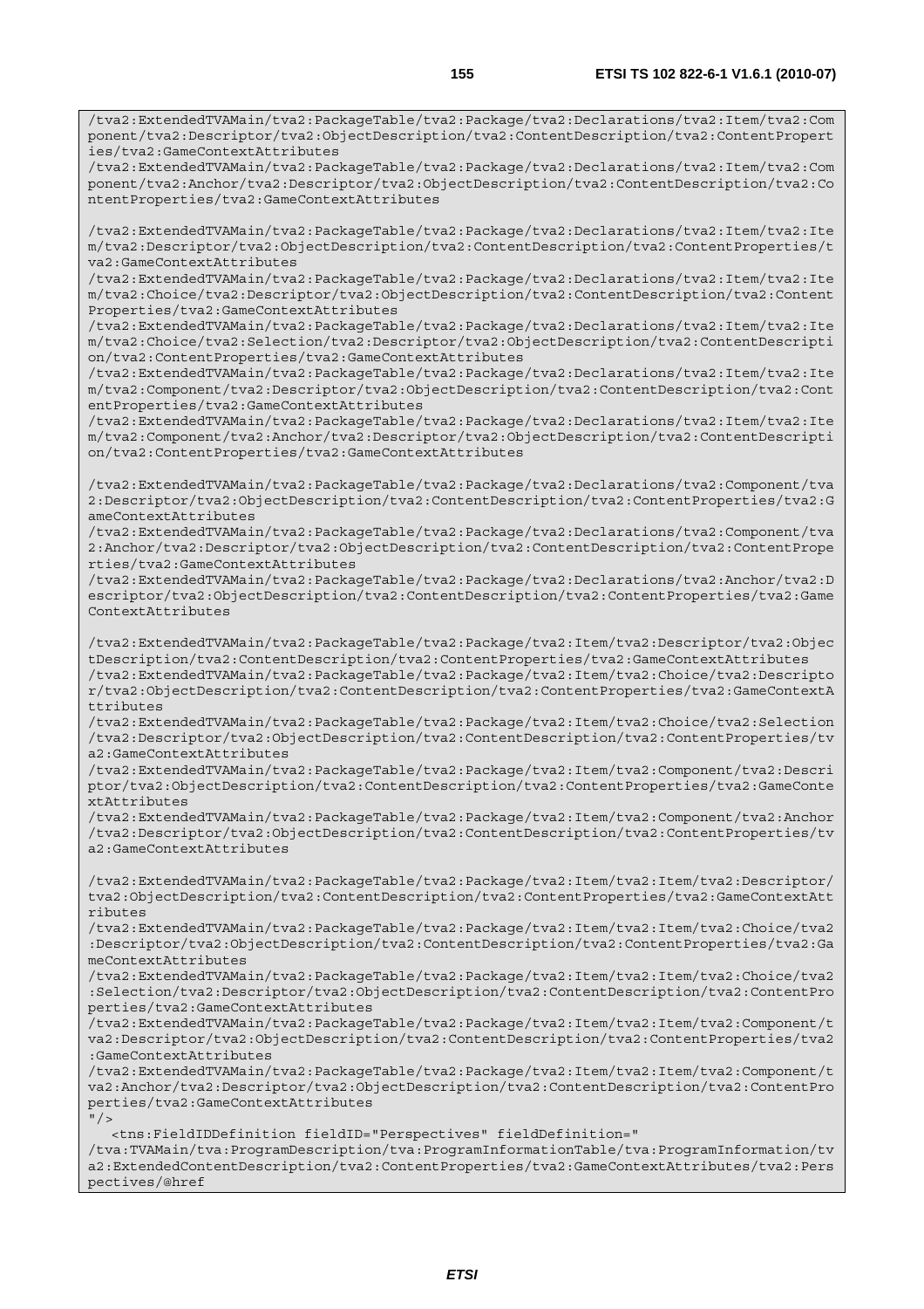```
/tva2:ExtendedTVAMain/tva2:PackageTable/tva2:Package/tva2:Declarations/tva2:Item/tva2:Component/tva2:Descriptor/tva2:ObjectDescription/tva2:ContentDescription/tva2:ContentProperties/tva2:GameContextAttributes
/tva2:ExtendedTVAMain/tva2:PackageTable/tva2:Package/tva2:Declarations/tva2:Item/tva2:Component/tva2:Anchor/tva2:Descriptor/tva2:ObjectDescription/tva2:ContentDescription/tva2:ContentProperties/tva2:GameContextAttributes

/tva2:ExtendedTVAMain/tva2:PackageTable/tva2:Package/tva2:Declarations/tva2:Item/tva2:Item/tva2:Descriptor/tva2:ObjectDescription/tva2:ContentDescription/tva2:ContentProperties/tva2:GameContextAttributes
/tva2:ExtendedTVAMain/tva2:PackageTable/tva2:Package/tva2:Declarations/tva2:Item/tva2:Item/tva2:Choice/tva2:Descriptor/tva2:ObjectDescription/tva2:ContentDescription/tva2:ContentProperties/tva2:GameContextAttributes
/tva2:ExtendedTVAMain/tva2:PackageTable/tva2:Package/tva2:Declarations/tva2:Item/tva2:Item/tva2:Choice/tva2:Selection/tva2:Descriptor/tva2:ObjectDescription/tva2:ContentDescription/tva2:ContentProperties/tva2:GameContextAttributes
/tva2:ExtendedTVAMain/tva2:PackageTable/tva2:Package/tva2:Declarations/tva2:Item/tva2:Item/tva2:Component/tva2:Descriptor/tva2:ObjectDescription/tva2:ContentDescription/tva2:ContentProperties/tva2:GameContextAttributes
/tva2:ExtendedTVAMain/tva2:PackageTable/tva2:Package/tva2:Declarations/tva2:Item/tva2:Item/tva2:Component/tva2:Anchor/tva2:Descriptor/tva2:ObjectDescription/tva2:ContentDescription/tva2:ContentProperties/tva2:GameContextAttributes

/tva2:ExtendedTVAMain/tva2:PackageTable/tva2:Package/tva2:Declarations/tva2:Component/tva2:Descriptor/tva2:ObjectDescription/tva2:ContentDescription/tva2:ContentProperties/tva2:GameContextAttributes
/tva2:ExtendedTVAMain/tva2:PackageTable/tva2:Package/tva2:Declarations/tva2:Component/tva2:Anchor/tva2:Descriptor/tva2:ObjectDescription/tva2:ContentDescription/tva2:ContentProperties/tva2:GameContextAttributes
/tva2:ExtendedTVAMain/tva2:PackageTable/tva2:Package/tva2:Declarations/tva2:Anchor/tva2:Descriptor/tva2:ObjectDescription/tva2:ContentDescription/tva2:ContentProperties/tva2:GameContextAttributes

/tva2:ExtendedTVAMain/tva2:PackageTable/tva2:Package/tva2:Item/tva2:Descriptor/tva2:ObjectDescription/tva2:ContentDescription/tva2:ContentProperties/tva2:GameContextAttributes
/tva2:ExtendedTVAMain/tva2:PackageTable/tva2:Package/tva2:Item/tva2:Choice/tva2:Descriptor/tva2:ObjectDescription/tva2:ContentDescription/tva2:ContentProperties/tva2:GameContextAttributes
/tva2:ExtendedTVAMain/tva2:PackageTable/tva2:Package/tva2:Item/tva2:Choice/tva2:Selection/tva2:Descriptor/tva2:ObjectDescription/tva2:ContentDescription/tva2:ContentProperties/tva2:GameContextAttributes
/tva2:ExtendedTVAMain/tva2:PackageTable/tva2:Package/tva2:Item/tva2:Component/tva2:Descriptor/tva2:ObjectDescription/tva2:ContentDescription/tva2:ContentProperties/tva2:GameContextAttributes
/tva2:ExtendedTVAMain/tva2:PackageTable/tva2:Package/tva2:Item/tva2:Component/tva2:Anchor/tva2:Descriptor/tva2:ObjectDescription/tva2:ContentDescription/tva2:ContentProperties/tva2:GameContextAttributes

/tva2:ExtendedTVAMain/tva2:PackageTable/tva2:Package/tva2:Item/tva2:Item/tva2:Descriptor/tva2:ObjectDescription/tva2:ContentDescription/tva2:ContentProperties/tva2:GameContextAttributes
/tva2:ExtendedTVAMain/tva2:PackageTable/tva2:Package/tva2:Item/tva2:Item/tva2:Choice/tva2:Descriptor/tva2:ObjectDescription/tva2:ContentDescription/tva2:ContentProperties/tva2:GameContextAttributes
/tva2:ExtendedTVAMain/tva2:PackageTable/tva2:Package/tva2:Item/tva2:Item/tva2:Choice/tva2:Selection/tva2:Descriptor/tva2:ObjectDescription/tva2:ContentDescription/tva2:ContentProperties/tva2:GameContextAttributes
/tva2:ExtendedTVAMain/tva2:PackageTable/tva2:Package/tva2:Item/tva2:Item/tva2:Component/tva2:Descriptor/tva2:ObjectDescription/tva2:ContentDescription/tva2:ContentProperties/tva2:GameContextAttributes
/tva2:ExtendedTVAMain/tva2:PackageTable/tva2:Package/tva2:Item/tva2:Item/tva2:Component/tva2:Anchor/tva2:Descriptor/tva2:ObjectDescription/tva2:ContentDescription/tva2:ContentProperties/tva2:GameContextAttributes
"/>
   <tns:FieldIDDefinition fieldID="Perspectives" fieldDefinition="
/tva:TVAMain/tva:ProgramDescription/tva:ProgramInformationTable/tva:ProgramInformation/tva2:ExtendedContentDescription/tva2:ContentProperties/tva2:GameContextAttributes/tva2:Perspectives/@href
```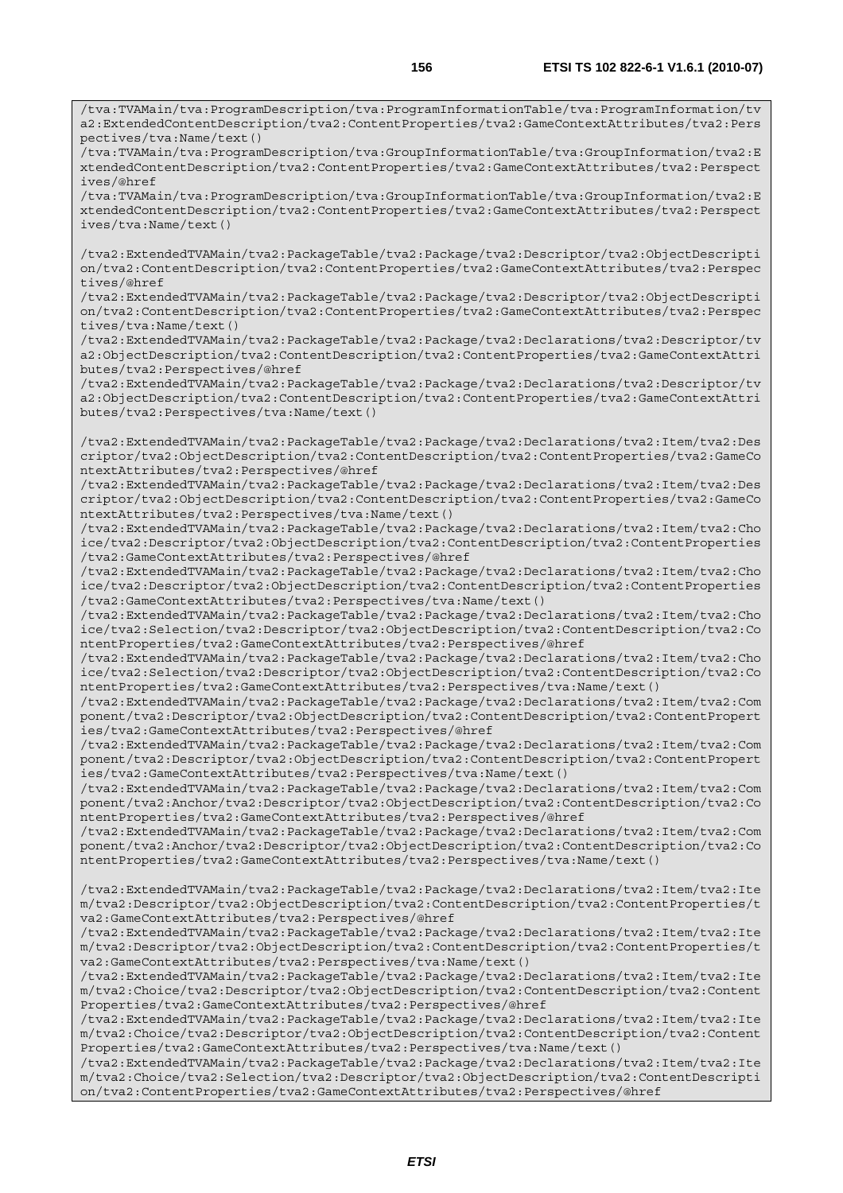```
/tva:TVAMain/tva:ProgramDescription/tva:ProgramInformationTable/tva:ProgramInformation/tva2:ExtendedContentDescription/tva2:ContentProperties/tva2:GameContextAttributes/tva2:Perspectives/tva:Name/text()
/tva:TVAMain/tva:ProgramDescription/tva:GroupInformationTable/tva:GroupInformation/tva2:ExtendedContentDescription/tva2:ContentProperties/tva2:GameContextAttributes/tva2:Perspectives/@href
/tva:TVAMain/tva:ProgramDescription/tva:GroupInformationTable/tva:GroupInformation/tva2:ExtendedContentDescription/tva2:ContentProperties/tva2:GameContextAttributes/tva2:Perspectives/tva:Name/text()

/tva2:ExtendedTVAMain/tva2:PackageTable/tva2:Package/tva2:Descriptor/tva2:ObjectDescription/tva2:ContentDescription/tva2:ContentProperties/tva2:GameContextAttributes/tva2:Perspectives/@href
/tva2:ExtendedTVAMain/tva2:PackageTable/tva2:Package/tva2:Descriptor/tva2:ObjectDescription/tva2:ContentDescription/tva2:ContentProperties/tva2:GameContextAttributes/tva2:Perspectives/tva:Name/text()
/tva2:ExtendedTVAMain/tva2:PackageTable/tva2:Package/tva2:Declarations/tva2:Descriptor/tva2:ObjectDescription/tva2:ContentDescription/tva2:ContentProperties/tva2:GameContextAttributes/tva2:Perspectives/@href
/tva2:ExtendedTVAMain/tva2:PackageTable/tva2:Package/tva2:Declarations/tva2:Descriptor/tva2:ObjectDescription/tva2:ContentDescription/tva2:ContentProperties/tva2:GameContextAttributes/tva2:Perspectives/tva:Name/text()

/tva2:ExtendedTVAMain/tva2:PackageTable/tva2:Package/tva2:Declarations/tva2:Item/tva2:Descriptor/tva2:ObjectDescription/tva2:ContentDescription/tva2:ContentProperties/tva2:GameContextAttributes/tva2:Perspectives/@href
/tva2:ExtendedTVAMain/tva2:PackageTable/tva2:Package/tva2:Declarations/tva2:Item/tva2:Descriptor/tva2:ObjectDescription/tva2:ContentDescription/tva2:ContentProperties/tva2:GameContextAttributes/tva2:Perspectives/tva:Name/text()
/tva2:ExtendedTVAMain/tva2:PackageTable/tva2:Package/tva2:Declarations/tva2:Item/tva2:Choice/tva2:Descriptor/tva2:ObjectDescription/tva2:ContentDescription/tva2:ContentProperties/tva2:GameContextAttributes/tva2:Perspectives/@href
/tva2:ExtendedTVAMain/tva2:PackageTable/tva2:Package/tva2:Declarations/tva2:Item/tva2:Choice/tva2:Descriptor/tva2:ObjectDescription/tva2:ContentDescription/tva2:ContentProperties/tva2:GameContextAttributes/tva2:Perspectives/tva:Name/text()
/tva2:ExtendedTVAMain/tva2:PackageTable/tva2:Package/tva2:Declarations/tva2:Item/tva2:Choice/tva2:Selection/tva2:Descriptor/tva2:ObjectDescription/tva2:ContentDescription/tva2:ContentProperties/tva2:GameContextAttributes/tva2:Perspectives/@href
/tva2:ExtendedTVAMain/tva2:PackageTable/tva2:Package/tva2:Declarations/tva2:Item/tva2:Choice/tva2:Selection/tva2:Descriptor/tva2:ObjectDescription/tva2:ContentDescription/tva2:ContentProperties/tva2:GameContextAttributes/tva2:Perspectives/tva:Name/text()
/tva2:ExtendedTVAMain/tva2:PackageTable/tva2:Package/tva2:Declarations/tva2:Item/tva2:Component/tva2:Descriptor/tva2:ObjectDescription/tva2:ContentDescription/tva2:ContentProperties/tva2:GameContextAttributes/tva2:Perspectives/@href
/tva2:ExtendedTVAMain/tva2:PackageTable/tva2:Package/tva2:Declarations/tva2:Item/tva2:Component/tva2:Descriptor/tva2:ObjectDescription/tva2:ContentDescription/tva2:ContentProperties/tva2:GameContextAttributes/tva2:Perspectives/tva:Name/text()
/tva2:ExtendedTVAMain/tva2:PackageTable/tva2:Package/tva2:Declarations/tva2:Item/tva2:Component/tva2:Anchor/tva2:Descriptor/tva2:ObjectDescription/tva2:ContentDescription/tva2:ContentProperties/tva2:GameContextAttributes/tva2:Perspectives/@href
/tva2:ExtendedTVAMain/tva2:PackageTable/tva2:Package/tva2:Declarations/tva2:Item/tva2:Component/tva2:Anchor/tva2:Descriptor/tva2:ObjectDescription/tva2:ContentDescription/tva2:ContentProperties/tva2:GameContextAttributes/tva2:Perspectives/tva:Name/text()

/tva2:ExtendedTVAMain/tva2:PackageTable/tva2:Package/tva2:Declarations/tva2:Item/tva2:Item/tva2:Descriptor/tva2:ObjectDescription/tva2:ContentDescription/tva2:ContentProperties/tva2:GameContextAttributes/tva2:Perspectives/@href
/tva2:ExtendedTVAMain/tva2:PackageTable/tva2:Package/tva2:Declarations/tva2:Item/tva2:Item/tva2:Descriptor/tva2:ObjectDescription/tva2:ContentDescription/tva2:ContentProperties/tva2:GameContextAttributes/tva2:Perspectives/tva:Name/text()
/tva2:ExtendedTVAMain/tva2:PackageTable/tva2:Package/tva2:Declarations/tva2:Item/tva2:Item/tva2:Choice/tva2:Descriptor/tva2:ObjectDescription/tva2:ContentDescription/tva2:ContentProperties/tva2:GameContextAttributes/tva2:Perspectives/@href
/tva2:ExtendedTVAMain/tva2:PackageTable/tva2:Package/tva2:Declarations/tva2:Item/tva2:Item/tva2:Choice/tva2:Descriptor/tva2:ObjectDescription/tva2:ContentDescription/tva2:ContentProperties/tva2:GameContextAttributes/tva2:Perspectives/tva:Name/text()
/tva2:ExtendedTVAMain/tva2:PackageTable/tva2:Package/tva2:Declarations/tva2:Item/tva2:Item/tva2:Choice/tva2:Selection/tva2:Descriptor/tva2:ObjectDescription/tva2:ContentDescription/tva2:ContentProperties/tva2:GameContextAttributes/tva2:Perspectives/@href
```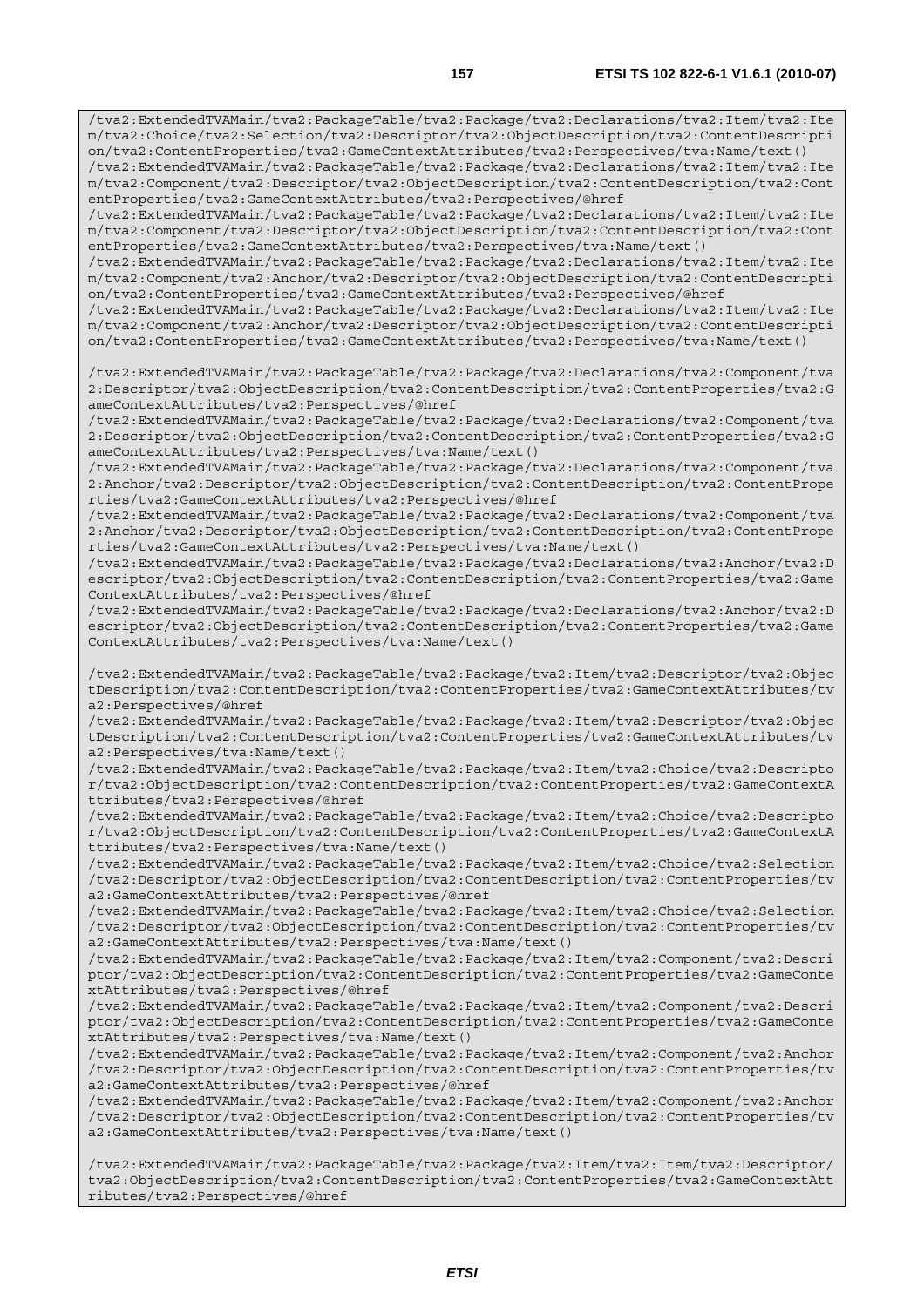```
/tva2:ExtendedTVAMain/tva2:PackageTable/tva2:Package/tva2:Declarations/tva2:Item/tva2:Item/tva2:Choice/tva2:Selection/tva2:Descriptor/tva2:ObjectDescription/tva2:ContentDescription/tva2:ContentProperties/tva2:GameContextAttributes/tva2:Perspectives/tva:Name/text()
/tva2:ExtendedTVAMain/tva2:PackageTable/tva2:Package/tva2:Declarations/tva2:Item/tva2:Item/tva2:Component/tva2:Descriptor/tva2:ObjectDescription/tva2:ContentDescription/tva2:ContentProperties/tva2:GameContextAttributes/tva2:Perspectives/@href
/tva2:ExtendedTVAMain/tva2:PackageTable/tva2:Package/tva2:Declarations/tva2:Item/tva2:Item/tva2:Component/tva2:Descriptor/tva2:ObjectDescription/tva2:ContentDescription/tva2:ContentProperties/tva2:GameContextAttributes/tva2:Perspectives/tva:Name/text()
/tva2:ExtendedTVAMain/tva2:PackageTable/tva2:Package/tva2:Declarations/tva2:Item/tva2:Item/tva2:Component/tva2:Anchor/tva2:Descriptor/tva2:ObjectDescription/tva2:ContentDescription/tva2:ContentProperties/tva2:GameContextAttributes/tva2:Perspectives/@href
/tva2:ExtendedTVAMain/tva2:PackageTable/tva2:Package/tva2:Declarations/tva2:Item/tva2:Item/tva2:Component/tva2:Anchor/tva2:Descriptor/tva2:ObjectDescription/tva2:ContentDescription/tva2:ContentProperties/tva2:GameContextAttributes/tva2:Perspectives/tva:Name/text()

/tva2:ExtendedTVAMain/tva2:PackageTable/tva2:Package/tva2:Declarations/tva2:Component/tva2:Descriptor/tva2:ObjectDescription/tva2:ContentDescription/tva2:ContentProperties/tva2:GameContextAttributes/tva2:Perspectives/@href
/tva2:ExtendedTVAMain/tva2:PackageTable/tva2:Package/tva2:Declarations/tva2:Component/tva2:Descriptor/tva2:ObjectDescription/tva2:ContentDescription/tva2:ContentProperties/tva2:GameContextAttributes/tva2:Perspectives/tva:Name/text()
/tva2:ExtendedTVAMain/tva2:PackageTable/tva2:Package/tva2:Declarations/tva2:Component/tva2:Anchor/tva2:Descriptor/tva2:ObjectDescription/tva2:ContentDescription/tva2:ContentProperties/tva2:GameContextAttributes/tva2:Perspectives/@href
/tva2:ExtendedTVAMain/tva2:PackageTable/tva2:Package/tva2:Declarations/tva2:Component/tva2:Anchor/tva2:Descriptor/tva2:ObjectDescription/tva2:ContentDescription/tva2:ContentProperties/tva2:GameContextAttributes/tva2:Perspectives/tva:Name/text()
/tva2:ExtendedTVAMain/tva2:PackageTable/tva2:Package/tva2:Declarations/tva2:Anchor/tva2:Descriptor/tva2:ObjectDescription/tva2:ContentDescription/tva2:ContentProperties/tva2:GameContextAttributes/tva2:Perspectives/@href
/tva2:ExtendedTVAMain/tva2:PackageTable/tva2:Package/tva2:Declarations/tva2:Anchor/tva2:Descriptor/tva2:ObjectDescription/tva2:ContentDescription/tva2:ContentProperties/tva2:GameContextAttributes/tva2:Perspectives/tva:Name/text()

/tva2:ExtendedTVAMain/tva2:PackageTable/tva2:Package/tva2:Item/tva2:Descriptor/tva2:ObjectDescription/tva2:ContentDescription/tva2:ContentProperties/tva2:GameContextAttributes/tva2:Perspectives/@href
/tva2:ExtendedTVAMain/tva2:PackageTable/tva2:Package/tva2:Item/tva2:Descriptor/tva2:ObjectDescription/tva2:ContentDescription/tva2:ContentProperties/tva2:GameContextAttributes/tva2:Perspectives/tva:Name/text()
/tva2:ExtendedTVAMain/tva2:PackageTable/tva2:Package/tva2:Item/tva2:Choice/tva2:Descriptor/tva2:ObjectDescription/tva2:ContentDescription/tva2:ContentProperties/tva2:GameContextAttributes/tva2:Perspectives/@href
/tva2:ExtendedTVAMain/tva2:PackageTable/tva2:Package/tva2:Item/tva2:Choice/tva2:Descriptor/tva2:ObjectDescription/tva2:ContentDescription/tva2:ContentProperties/tva2:GameContextAttributes/tva2:Perspectives/tva:Name/text()
/tva2:ExtendedTVAMain/tva2:PackageTable/tva2:Package/tva2:Item/tva2:Choice/tva2:Selection/tva2:Descriptor/tva2:ObjectDescription/tva2:ContentDescription/tva2:ContentProperties/tva2:GameContextAttributes/tva2:Perspectives/@href
/tva2:ExtendedTVAMain/tva2:PackageTable/tva2:Package/tva2:Item/tva2:Choice/tva2:Selection/tva2:Descriptor/tva2:ObjectDescription/tva2:ContentDescription/tva2:ContentProperties/tva2:GameContextAttributes/tva2:Perspectives/tva:Name/text()
/tva2:ExtendedTVAMain/tva2:PackageTable/tva2:Package/tva2:Item/tva2:Component/tva2:Descriptor/tva2:ObjectDescription/tva2:ContentDescription/tva2:ContentProperties/tva2:GameContextAttributes/tva2:Perspectives/@href
/tva2:ExtendedTVAMain/tva2:PackageTable/tva2:Package/tva2:Item/tva2:Component/tva2:Descriptor/tva2:ObjectDescription/tva2:ContentDescription/tva2:ContentProperties/tva2:GameContextAttributes/tva2:Perspectives/tva:Name/text()
/tva2:ExtendedTVAMain/tva2:PackageTable/tva2:Package/tva2:Item/tva2:Component/tva2:Anchor/tva2:Descriptor/tva2:ObjectDescription/tva2:ContentDescription/tva2:ContentProperties/tva2:GameContextAttributes/tva2:Perspectives/@href
/tva2:ExtendedTVAMain/tva2:PackageTable/tva2:Package/tva2:Item/tva2:Component/tva2:Anchor/tva2:Descriptor/tva2:ObjectDescription/tva2:ContentDescription/tva2:ContentProperties/tva2:GameContextAttributes/tva2:Perspectives/tva:Name/text()

/tva2:ExtendedTVAMain/tva2:PackageTable/tva2:Package/tva2:Item/tva2:Item/tva2:Descriptor/tva2:ObjectDescription/tva2:ContentDescription/tva2:ContentProperties/tva2:GameContextAttributes/tva2:Perspectives/@href
```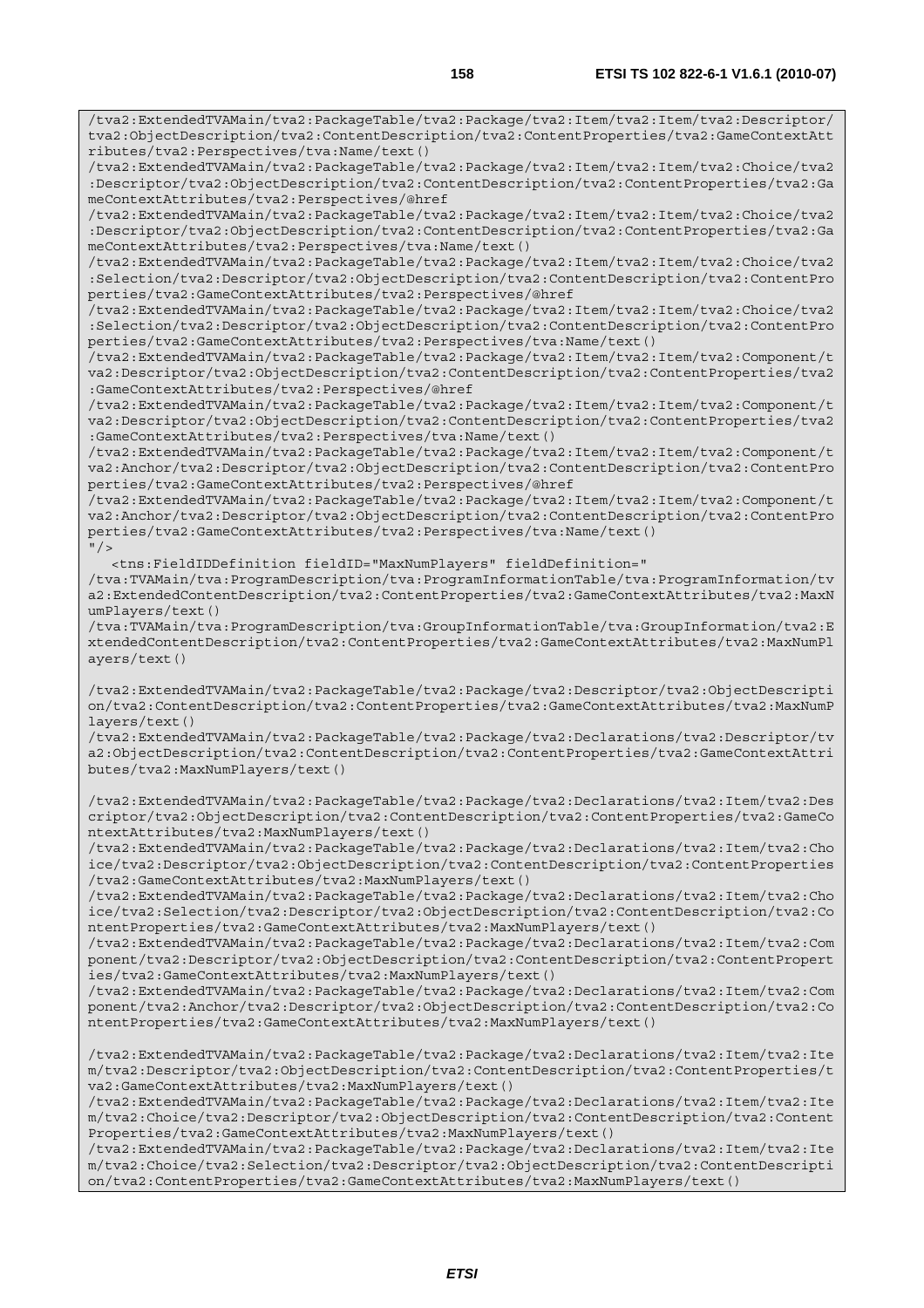```
/tva2:ExtendedTVAMain/tva2:PackageTable/tva2:Package/tva2:Item/tva2:Item/tva2:Descriptor/tva2:ObjectDescription/tva2:ContentDescription/tva2:ContentProperties/tva2:GameContextAttributes/tva2:Perspectives/tva:Name/text()
/tva2:ExtendedTVAMain/tva2:PackageTable/tva2:Package/tva2:Item/tva2:Item/tva2:Choice/tva2:Descriptor/tva2:ObjectDescription/tva2:ContentDescription/tva2:ContentProperties/tva2:GameContextAttributes/tva2:Perspectives/@href
/tva2:ExtendedTVAMain/tva2:PackageTable/tva2:Package/tva2:Item/tva2:Item/tva2:Choice/tva2:Descriptor/tva2:ObjectDescription/tva2:ContentDescription/tva2:ContentProperties/tva2:GameContextAttributes/tva2:Perspectives/tva:Name/text()
/tva2:ExtendedTVAMain/tva2:PackageTable/tva2:Package/tva2:Item/tva2:Item/tva2:Choice/tva2:Selection/tva2:Descriptor/tva2:ObjectDescription/tva2:ContentDescription/tva2:ContentProperties/tva2:GameContextAttributes/tva2:Perspectives/@href
/tva2:ExtendedTVAMain/tva2:PackageTable/tva2:Package/tva2:Item/tva2:Item/tva2:Choice/tva2:Selection/tva2:Descriptor/tva2:ObjectDescription/tva2:ContentDescription/tva2:ContentProperties/tva2:GameContextAttributes/tva2:Perspectives/tva:Name/text()
/tva2:ExtendedTVAMain/tva2:PackageTable/tva2:Package/tva2:Item/tva2:Item/tva2:Component/tva2:Descriptor/tva2:ObjectDescription/tva2:ContentDescription/tva2:ContentProperties/tva2:GameContextAttributes/tva2:Perspectives/@href
/tva2:ExtendedTVAMain/tva2:PackageTable/tva2:Package/tva2:Item/tva2:Item/tva2:Component/tva2:Descriptor/tva2:ObjectDescription/tva2:ContentDescription/tva2:ContentProperties/tva2:GameContextAttributes/tva2:Perspectives/tva:Name/text()
/tva2:ExtendedTVAMain/tva2:PackageTable/tva2:Package/tva2:Item/tva2:Item/tva2:Component/tva2:Anchor/tva2:Descriptor/tva2:ObjectDescription/tva2:ContentDescription/tva2:ContentProperties/tva2:GameContextAttributes/tva2:Perspectives/@href
/tva2:ExtendedTVAMain/tva2:PackageTable/tva2:Package/tva2:Item/tva2:Item/tva2:Component/tva2:Anchor/tva2:Descriptor/tva2:ObjectDescription/tva2:ContentDescription/tva2:ContentProperties/tva2:GameContextAttributes/tva2:Perspectives/tva:Name/text()
"/>
   <tns:FieldIDDefinition fieldID="MaxNumPlayers" fieldDefinition="
/tva:TVAMain/tva:ProgramDescription/tva:ProgramInformationTable/tva:ProgramInformation/tva2:ExtendedContentDescription/tva2:ContentProperties/tva2:GameContextAttributes/tva2:MaxNumPlayers/text()
/tva:TVAMain/tva:ProgramDescription/tva:GroupInformationTable/tva:GroupInformation/tva2:ExtendedContentDescription/tva2:ContentProperties/tva2:GameContextAttributes/tva2:MaxNumPlayers/text()

/tva2:ExtendedTVAMain/tva2:PackageTable/tva2:Package/tva2:Descriptor/tva2:ObjectDescription/tva2:ContentDescription/tva2:ContentProperties/tva2:GameContextAttributes/tva2:MaxNumPlayers/text()
/tva2:ExtendedTVAMain/tva2:PackageTable/tva2:Package/tva2:Declarations/tva2:Descriptor/tva2:ObjectDescription/tva2:ContentDescription/tva2:ContentProperties/tva2:GameContextAttributes/tva2:MaxNumPlayers/text()

/tva2:ExtendedTVAMain/tva2:PackageTable/tva2:Package/tva2:Declarations/tva2:Item/tva2:Descriptor/tva2:ObjectDescription/tva2:ContentDescription/tva2:ContentProperties/tva2:GameContextAttributes/tva2:MaxNumPlayers/text()
/tva2:ExtendedTVAMain/tva2:PackageTable/tva2:Package/tva2:Declarations/tva2:Item/tva2:Choice/tva2:Descriptor/tva2:ObjectDescription/tva2:ContentDescription/tva2:ContentProperties/tva2:GameContextAttributes/tva2:MaxNumPlayers/text()
/tva2:ExtendedTVAMain/tva2:PackageTable/tva2:Package/tva2:Declarations/tva2:Item/tva2:Choice/tva2:Selection/tva2:Descriptor/tva2:ObjectDescription/tva2:ContentDescription/tva2:ContentProperties/tva2:GameContextAttributes/tva2:MaxNumPlayers/text()
/tva2:ExtendedTVAMain/tva2:PackageTable/tva2:Package/tva2:Declarations/tva2:Item/tva2:Component/tva2:Descriptor/tva2:ObjectDescription/tva2:ContentDescription/tva2:ContentProperties/tva2:GameContextAttributes/tva2:MaxNumPlayers/text()
/tva2:ExtendedTVAMain/tva2:PackageTable/tva2:Package/tva2:Declarations/tva2:Item/tva2:Component/tva2:Anchor/tva2:Descriptor/tva2:ObjectDescription/tva2:ContentDescription/tva2:ContentProperties/tva2:GameContextAttributes/tva2:MaxNumPlayers/text()

/tva2:ExtendedTVAMain/tva2:PackageTable/tva2:Package/tva2:Declarations/tva2:Item/tva2:Item/tva2:Descriptor/tva2:ObjectDescription/tva2:ContentDescription/tva2:ContentProperties/tva2:GameContextAttributes/tva2:MaxNumPlayers/text()
/tva2:ExtendedTVAMain/tva2:PackageTable/tva2:Package/tva2:Declarations/tva2:Item/tva2:Item/tva2:Choice/tva2:Descriptor/tva2:ObjectDescription/tva2:ContentDescription/tva2:ContentProperties/tva2:GameContextAttributes/tva2:MaxNumPlayers/text()
/tva2:ExtendedTVAMain/tva2:PackageTable/tva2:Package/tva2:Declarations/tva2:Item/tva2:Item/tva2:Choice/tva2:Selection/tva2:Descriptor/tva2:ObjectDescription/tva2:ContentDescription/tva2:ContentProperties/tva2:GameContextAttributes/tva2:MaxNumPlayers/text()
```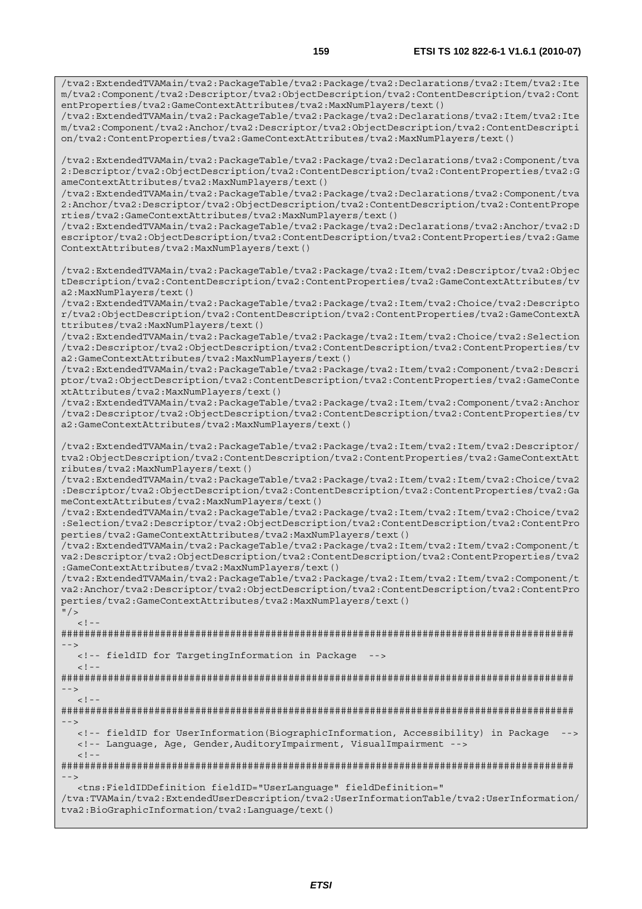```
/tva2:ExtendedTVAMain/tva2:PackageTable/tva2:Package/tva2:Declarations/tva2:Item/tva2:Item/tva2:Component/tva2:Descriptor/tva2:ObjectDescription/tva2:ContentDescription/tva2:ContentProperties/tva2:GameContextAttributes/tva2:MaxNumPlayers/text()
/tva2:ExtendedTVAMain/tva2:PackageTable/tva2:Package/tva2:Declarations/tva2:Item/tva2:Item/tva2:Component/tva2:Anchor/tva2:Descriptor/tva2:ObjectDescription/tva2:ContentDescription/tva2:ContentProperties/tva2:GameContextAttributes/tva2:MaxNumPlayers/text()

/tva2:ExtendedTVAMain/tva2:PackageTable/tva2:Package/tva2:Declarations/tva2:Component/tva2:Descriptor/tva2:ObjectDescription/tva2:ContentDescription/tva2:ContentProperties/tva2:GameContextAttributes/tva2:MaxNumPlayers/text()
/tva2:ExtendedTVAMain/tva2:PackageTable/tva2:Package/tva2:Declarations/tva2:Component/tva2:Anchor/tva2:Descriptor/tva2:ObjectDescription/tva2:ContentDescription/tva2:ContentProperties/tva2:GameContextAttributes/tva2:MaxNumPlayers/text()
/tva2:ExtendedTVAMain/tva2:PackageTable/tva2:Package/tva2:Declarations/tva2:Anchor/tva2:Descriptor/tva2:ObjectDescription/tva2:ContentDescription/tva2:ContentProperties/tva2:GameContextAttributes/tva2:MaxNumPlayers/text()

/tva2:ExtendedTVAMain/tva2:PackageTable/tva2:Package/tva2:Item/tva2:Descriptor/tva2:ObjectDescription/tva2:ContentDescription/tva2:ContentProperties/tva2:GameContextAttributes/tva2:MaxNumPlayers/text()
/tva2:ExtendedTVAMain/tva2:PackageTable/tva2:Package/tva2:Item/tva2:Choice/tva2:Descriptor/tva2:ObjectDescription/tva2:ContentDescription/tva2:ContentProperties/tva2:GameContextAttributes/tva2:MaxNumPlayers/text()
/tva2:ExtendedTVAMain/tva2:PackageTable/tva2:Package/tva2:Item/tva2:Choice/tva2:Selection/tva2:Descriptor/tva2:ObjectDescription/tva2:ContentDescription/tva2:ContentProperties/tva2:GameContextAttributes/tva2:MaxNumPlayers/text()
/tva2:ExtendedTVAMain/tva2:PackageTable/tva2:Package/tva2:Item/tva2:Component/tva2:Descriptor/tva2:ObjectDescription/tva2:ContentDescription/tva2:ContentProperties/tva2:GameContextAttributes/tva2:MaxNumPlayers/text()
/tva2:ExtendedTVAMain/tva2:PackageTable/tva2:Package/tva2:Item/tva2:Component/tva2:Anchor/tva2:Descriptor/tva2:ObjectDescription/tva2:ContentDescription/tva2:ContentProperties/tva2:GameContextAttributes/tva2:MaxNumPlayers/text()

/tva2:ExtendedTVAMain/tva2:PackageTable/tva2:Package/tva2:Item/tva2:Item/tva2:Descriptor/tva2:ObjectDescription/tva2:ContentDescription/tva2:ContentProperties/tva2:GameContextAttributes/tva2:MaxNumPlayers/text()
/tva2:ExtendedTVAMain/tva2:PackageTable/tva2:Package/tva2:Item/tva2:Item/tva2:Choice/tva2:Descriptor/tva2:ObjectDescription/tva2:ContentDescription/tva2:ContentProperties/tva2:GameContextAttributes/tva2:MaxNumPlayers/text()
/tva2:ExtendedTVAMain/tva2:PackageTable/tva2:Package/tva2:Item/tva2:Item/tva2:Choice/tva2:Selection/tva2:Descriptor/tva2:ObjectDescription/tva2:ContentDescription/tva2:ContentProperties/tva2:GameContextAttributes/tva2:MaxNumPlayers/text()
/tva2:ExtendedTVAMain/tva2:PackageTable/tva2:Package/tva2:Item/tva2:Item/tva2:Component/tva2:Descriptor/tva2:ObjectDescription/tva2:ContentDescription/tva2:ContentProperties/tva2:GameContextAttributes/tva2:MaxNumPlayers/text()
/tva2:ExtendedTVAMain/tva2:PackageTable/tva2:Package/tva2:Item/tva2:Item/tva2:Component/tva2:Anchor/tva2:Descriptor/tva2:ObjectDescription/tva2:ContentDescription/tva2:ContentProperties/tva2:GameContextAttributes/tva2:MaxNumPlayers/text()
"/>
   <!--
#######################################################################################
-->
   <!-- fieldID for TargetingInformation in Package  -->
   <!--
#######################################################################################
-->
   <!--
#######################################################################################
-->
   <!-- fieldID for UserInformation(BiographicInformation, Accessibility) in Package  -->
   <!-- Language, Age, Gender,AuditoryImpairment, VisualImpairment -->
   <!--
#######################################################################################
-->
   <tns:FieldIDDefinition fieldID="UserLanguage" fieldDefinition="
/tva:TVAMain/tva2:ExtendedUserDescription/tva2:UserInformationTable/tva2:UserInformation/tva2:BioGraphicInformation/tva2:Language/text()
```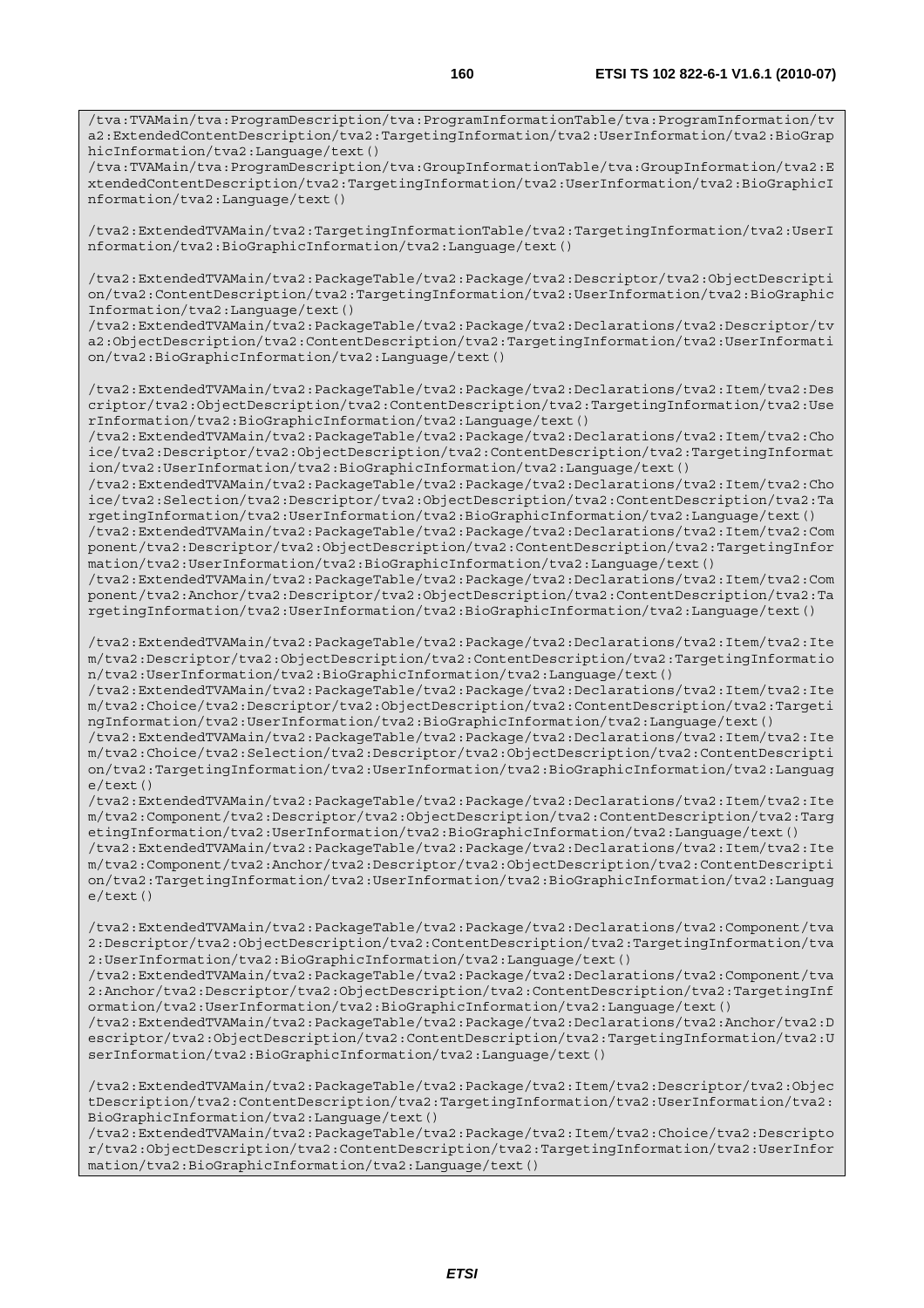```
/tva:TVAMain/tva:ProgramDescription/tva:ProgramInformationTable/tva:ProgramInformation/tva2:ExtendedContentDescription/tva2:TargetingInformation/tva2:UserInformation/tva2:BioGraphicInformation/tva2:Language/text()
/tva:TVAMain/tva:ProgramDescription/tva:GroupInformationTable/tva:GroupInformation/tva2:ExtendedContentDescription/tva2:TargetingInformation/tva2:UserInformation/tva2:BioGraphicInformation/tva2:Language/text()

/tva2:ExtendedTVAMain/tva2:TargetingInformationTable/tva2:TargetingInformation/tva2:UserInformation/tva2:BioGraphicInformation/tva2:Language/text()

/tva2:ExtendedTVAMain/tva2:PackageTable/tva2:Package/tva2:Descriptor/tva2:ObjectDescription/tva2:ContentDescription/tva2:TargetingInformation/tva2:UserInformation/tva2:BioGraphicInformation/tva2:Language/text()
/tva2:ExtendedTVAMain/tva2:PackageTable/tva2:Package/tva2:Declarations/tva2:Descriptor/tva2:ObjectDescription/tva2:ContentDescription/tva2:TargetingInformation/tva2:UserInformation/tva2:BioGraphicInformation/tva2:Language/text()

/tva2:ExtendedTVAMain/tva2:PackageTable/tva2:Package/tva2:Declarations/tva2:Item/tva2:Descriptor/tva2:ObjectDescription/tva2:ContentDescription/tva2:TargetingInformation/tva2:UserInformation/tva2:BioGraphicInformation/tva2:Language/text()
/tva2:ExtendedTVAMain/tva2:PackageTable/tva2:Package/tva2:Declarations/tva2:Item/tva2:Choice/tva2:Descriptor/tva2:ObjectDescription/tva2:ContentDescription/tva2:TargetingInformation/tva2:UserInformation/tva2:BioGraphicInformation/tva2:Language/text()
/tva2:ExtendedTVAMain/tva2:PackageTable/tva2:Package/tva2:Declarations/tva2:Item/tva2:Choice/tva2:Selection/tva2:Descriptor/tva2:ObjectDescription/tva2:ContentDescription/tva2:TargetingInformation/tva2:UserInformation/tva2:BioGraphicInformation/tva2:Language/text()
/tva2:ExtendedTVAMain/tva2:PackageTable/tva2:Package/tva2:Declarations/tva2:Item/tva2:Component/tva2:Descriptor/tva2:ObjectDescription/tva2:ContentDescription/tva2:TargetingInformation/tva2:UserInformation/tva2:BioGraphicInformation/tva2:Language/text()
/tva2:ExtendedTVAMain/tva2:PackageTable/tva2:Package/tva2:Declarations/tva2:Item/tva2:Component/tva2:Anchor/tva2:Descriptor/tva2:ObjectDescription/tva2:ContentDescription/tva2:TargetingInformation/tva2:UserInformation/tva2:BioGraphicInformation/tva2:Language/text()

/tva2:ExtendedTVAMain/tva2:PackageTable/tva2:Package/tva2:Declarations/tva2:Item/tva2:Item/tva2:Descriptor/tva2:ObjectDescription/tva2:ContentDescription/tva2:TargetingInformation/tva2:UserInformation/tva2:BioGraphicInformation/tva2:Language/text()
/tva2:ExtendedTVAMain/tva2:PackageTable/tva2:Package/tva2:Declarations/tva2:Item/tva2:Item/tva2:Choice/tva2:Descriptor/tva2:ObjectDescription/tva2:ContentDescription/tva2:TargetingInformation/tva2:UserInformation/tva2:BioGraphicInformation/tva2:Language/text()
/tva2:ExtendedTVAMain/tva2:PackageTable/tva2:Package/tva2:Declarations/tva2:Item/tva2:Item/tva2:Choice/tva2:Selection/tva2:Descriptor/tva2:ObjectDescription/tva2:ContentDescription/tva2:TargetingInformation/tva2:UserInformation/tva2:BioGraphicInformation/tva2:Language/text()
/tva2:ExtendedTVAMain/tva2:PackageTable/tva2:Package/tva2:Declarations/tva2:Item/tva2:Item/tva2:Component/tva2:Descriptor/tva2:ObjectDescription/tva2:ContentDescription/tva2:TargetingInformation/tva2:UserInformation/tva2:BioGraphicInformation/tva2:Language/text()
/tva2:ExtendedTVAMain/tva2:PackageTable/tva2:Package/tva2:Declarations/tva2:Item/tva2:Item/tva2:Component/tva2:Anchor/tva2:Descriptor/tva2:ObjectDescription/tva2:ContentDescription/tva2:TargetingInformation/tva2:UserInformation/tva2:BioGraphicInformation/tva2:Language/text()

/tva2:ExtendedTVAMain/tva2:PackageTable/tva2:Package/tva2:Declarations/tva2:Component/tva2:Descriptor/tva2:ObjectDescription/tva2:ContentDescription/tva2:TargetingInformation/tva2:UserInformation/tva2:BioGraphicInformation/tva2:Language/text()
/tva2:ExtendedTVAMain/tva2:PackageTable/tva2:Package/tva2:Declarations/tva2:Component/tva2:Anchor/tva2:Descriptor/tva2:ObjectDescription/tva2:ContentDescription/tva2:TargetingInformation/tva2:UserInformation/tva2:BioGraphicInformation/tva2:Language/text()
/tva2:ExtendedTVAMain/tva2:PackageTable/tva2:Package/tva2:Declarations/tva2:Anchor/tva2:Descriptor/tva2:ObjectDescription/tva2:ContentDescription/tva2:TargetingInformation/tva2:UserInformation/tva2:BioGraphicInformation/tva2:Language/text()

/tva2:ExtendedTVAMain/tva2:PackageTable/tva2:Package/tva2:Item/tva2:Descriptor/tva2:ObjectDescription/tva2:ContentDescription/tva2:TargetingInformation/tva2:UserInformation/tva2:BioGraphicInformation/tva2:Language/text()
/tva2:ExtendedTVAMain/tva2:PackageTable/tva2:Package/tva2:Item/tva2:Choice/tva2:Descriptor/tva2:ObjectDescription/tva2:ContentDescription/tva2:TargetingInformation/tva2:UserInformation/tva2:BioGraphicInformation/tva2:Language/text()
```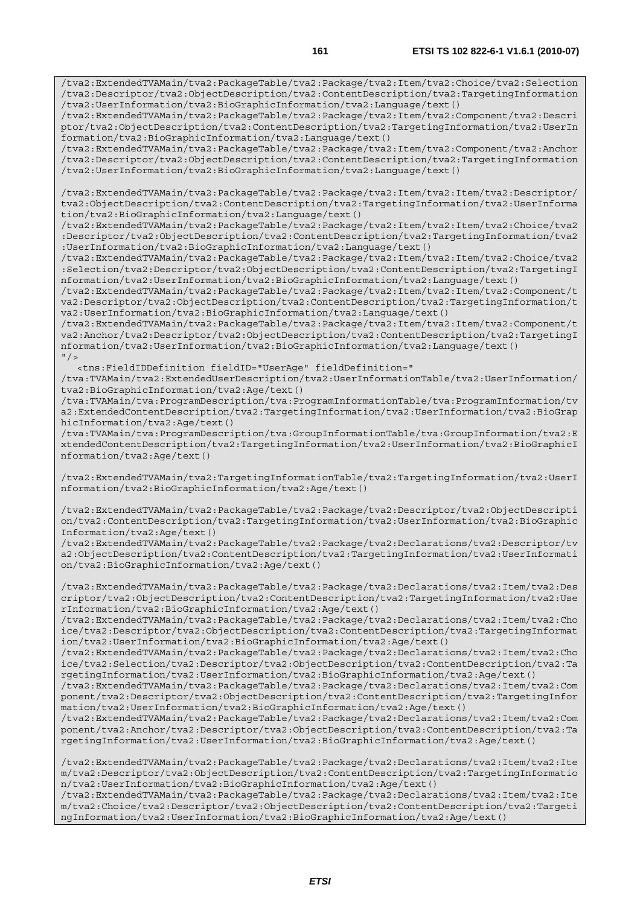```
/tva2:ExtendedTVAMain/tva2:PackageTable/tva2:Package/tva2:Item/tva2:Choice/tva2:Selection
/tva2:Descriptor/tva2:ObjectDescription/tva2:ContentDescription/tva2:TargetingInformation
/tva2:UserInformation/tva2:BioGraphicInformation/tva2:Language/text()
/tva2:ExtendedTVAMain/tva2:PackageTable/tva2:Package/tva2:Item/tva2:Component/tva2:Descri
ptor/tva2:ObjectDescription/tva2:ContentDescription/tva2:TargetingInformation/tva2:UserIn
formation/tva2:BioGraphicInformation/tva2:Language/text()
/tva2:ExtendedTVAMain/tva2:PackageTable/tva2:Package/tva2:Item/tva2:Component/tva2:Anchor
/tva2:Descriptor/tva2:ObjectDescription/tva2:ContentDescription/tva2:TargetingInformation
/tva2:UserInformation/tva2:BioGraphicInformation/tva2:Language/text()

/tva2:ExtendedTVAMain/tva2:PackageTable/tva2:Package/tva2:Item/tva2:Item/tva2:Descriptor/
tva2:ObjectDescription/tva2:ContentDescription/tva2:TargetingInformation/tva2:UserInforma
tion/tva2:BioGraphicInformation/tva2:Language/text()
/tva2:ExtendedTVAMain/tva2:PackageTable/tva2:Package/tva2:Item/tva2:Item/tva2:Choice/tva2
:Descriptor/tva2:ObjectDescription/tva2:ContentDescription/tva2:TargetingInformation/tva2
:UserInformation/tva2:BioGraphicInformation/tva2:Language/text()
/tva2:ExtendedTVAMain/tva2:PackageTable/tva2:Package/tva2:Item/tva2:Item/tva2:Choice/tva2
:Selection/tva2:Descriptor/tva2:ObjectDescription/tva2:ContentDescription/tva2:TargetingI
nformation/tva2:UserInformation/tva2:BioGraphicInformation/tva2:Language/text()
/tva2:ExtendedTVAMain/tva2:PackageTable/tva2:Package/tva2:Item/tva2:Item/tva2:Component/t
va2:Descriptor/tva2:ObjectDescription/tva2:ContentDescription/tva2:TargetingInformation/t
va2:UserInformation/tva2:BioGraphicInformation/tva2:Language/text()
/tva2:ExtendedTVAMain/tva2:PackageTable/tva2:Package/tva2:Item/tva2:Item/tva2:Component/t
va2:Anchor/tva2:Descriptor/tva2:ObjectDescription/tva2:ContentDescription/tva2:TargetingI
nformation/tva2:UserInformation/tva2:BioGraphicInformation/tva2:Language/text()
"/>
   <tns:FieldIDDefinition fieldID="UserAge" fieldDefinition="
/tva:TVAMain/tva2:ExtendedUserDescription/tva2:UserInformationTable/tva2:UserInformation/
tva2:BioGraphicInformation/tva2:Age/text()
/tva:TVAMain/tva:ProgramDescription/tva:ProgramInformationTable/tva:ProgramInformation/tv
a2:ExtendedContentDescription/tva2:TargetingInformation/tva2:UserInformation/tva2:BioGrap
hicInformation/tva2:Age/text()
/tva:TVAMain/tva:ProgramDescription/tva:GroupInformationTable/tva:GroupInformation/tva2:E
xtendedContentDescription/tva2:TargetingInformation/tva2:UserInformation/tva2:BioGraphicI
nformation/tva2:Age/text()

/tva2:ExtendedTVAMain/tva2:TargetingInformationTable/tva2:TargetingInformation/tva2:UserI
nformation/tva2:BioGraphicInformation/tva2:Age/text()

/tva2:ExtendedTVAMain/tva2:PackageTable/tva2:Package/tva2:Descriptor/tva2:ObjectDescripti
on/tva2:ContentDescription/tva2:TargetingInformation/tva2:UserInformation/tva2:BioGraphic
Information/tva2:Age/text()
/tva2:ExtendedTVAMain/tva2:PackageTable/tva2:Package/tva2:Declarations/tva2:Descriptor/tv
a2:ObjectDescription/tva2:ContentDescription/tva2:TargetingInformation/tva2:UserInformati
on/tva2:BioGraphicInformation/tva2:Age/text()

/tva2:ExtendedTVAMain/tva2:PackageTable/tva2:Package/tva2:Declarations/tva2:Item/tva2:Des
criptor/tva2:ObjectDescription/tva2:ContentDescription/tva2:TargetingInformation/tva2:Use
rInformation/tva2:BioGraphicInformation/tva2:Age/text()
/tva2:ExtendedTVAMain/tva2:PackageTable/tva2:Package/tva2:Declarations/tva2:Item/tva2:Cho
ice/tva2:Descriptor/tva2:ObjectDescription/tva2:ContentDescription/tva2:TargetingInformat
ion/tva2:UserInformation/tva2:BioGraphicInformation/tva2:Age/text()
/tva2:ExtendedTVAMain/tva2:PackageTable/tva2:Package/tva2:Declarations/tva2:Item/tva2:Cho
ice/tva2:Selection/tva2:Descriptor/tva2:ObjectDescription/tva2:ContentDescription/tva2:Ta
rgetingInformation/tva2:UserInformation/tva2:BioGraphicInformation/tva2:Age/text()
/tva2:ExtendedTVAMain/tva2:PackageTable/tva2:Package/tva2:Declarations/tva2:Item/tva2:Com
ponent/tva2:Descriptor/tva2:ObjectDescription/tva2:ContentDescription/tva2:TargetingInfor
mation/tva2:UserInformation/tva2:BioGraphicInformation/tva2:Age/text()
/tva2:ExtendedTVAMain/tva2:PackageTable/tva2:Package/tva2:Declarations/tva2:Item/tva2:Com
ponent/tva2:Anchor/tva2:Descriptor/tva2:ObjectDescription/tva2:ContentDescription/tva2:Ta
rgetingInformation/tva2:UserInformation/tva2:BioGraphicInformation/tva2:Age/text()

/tva2:ExtendedTVAMain/tva2:PackageTable/tva2:Package/tva2:Declarations/tva2:Item/tva2:Ite
m/tva2:Descriptor/tva2:ObjectDescription/tva2:ContentDescription/tva2:TargetingInformatio
n/tva2:UserInformation/tva2:BioGraphicInformation/tva2:Age/text()
/tva2:ExtendedTVAMain/tva2:PackageTable/tva2:Package/tva2:Declarations/tva2:Item/tva2:Ite
m/tva2:Choice/tva2:Descriptor/tva2:ObjectDescription/tva2:ContentDescription/tva2:Targeti
ngInformation/tva2:UserInformation/tva2:BioGraphicInformation/tva2:Age/text()
```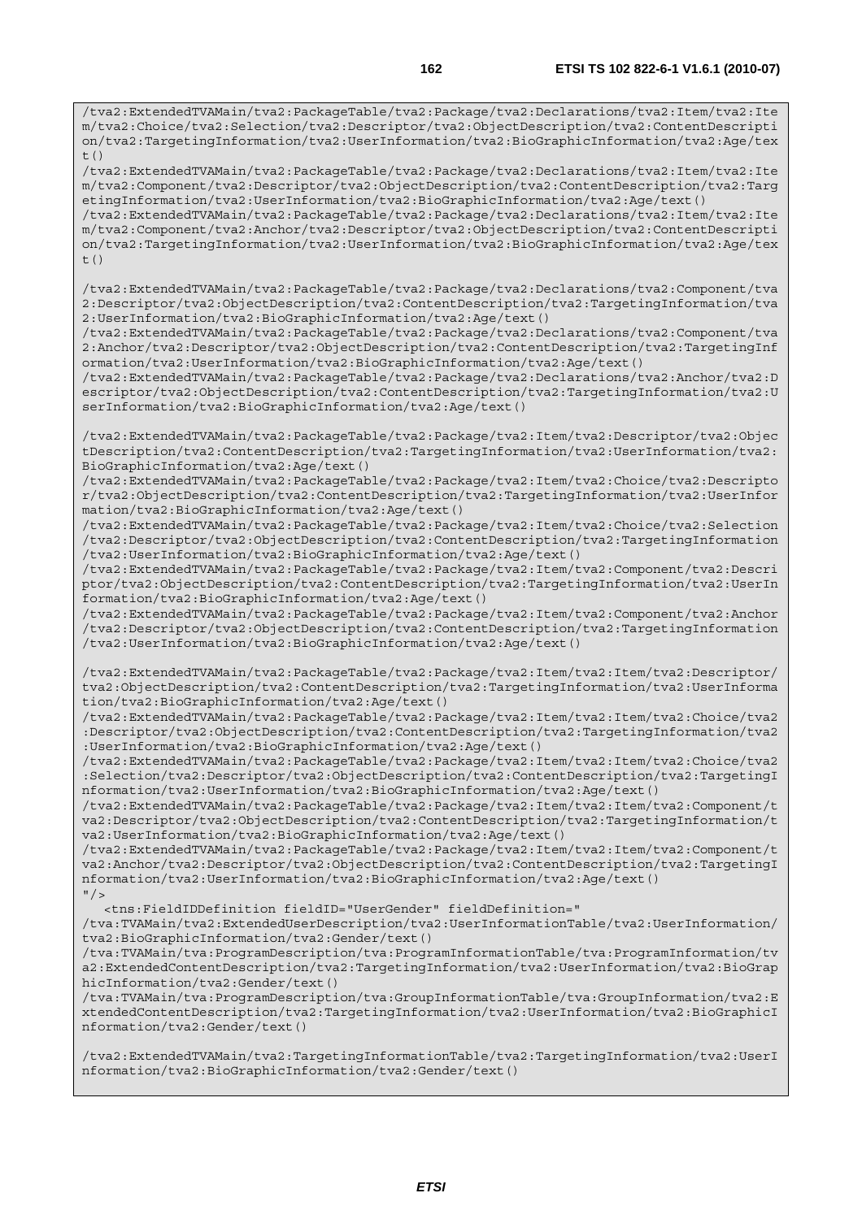```
/tva2:ExtendedTVAMain/tva2:PackageTable/tva2:Package/tva2:Declarations/tva2:Item/tva2:Item/tva2:Choice/tva2:Selection/tva2:Descriptor/tva2:ObjectDescription/tva2:ContentDescription/tva2:TargetingInformation/tva2:UserInformation/tva2:BioGraphicInformation/tva2:Age/text()
/tva2:ExtendedTVAMain/tva2:PackageTable/tva2:Package/tva2:Declarations/tva2:Item/tva2:Item/tva2:Component/tva2:Descriptor/tva2:ObjectDescription/tva2:ContentDescription/tva2:TargetingInformation/tva2:UserInformation/tva2:BioGraphicInformation/tva2:Age/text()
/tva2:ExtendedTVAMain/tva2:PackageTable/tva2:Package/tva2:Declarations/tva2:Item/tva2:Item/tva2:Component/tva2:Anchor/tva2:Descriptor/tva2:ObjectDescription/tva2:ContentDescription/tva2:TargetingInformation/tva2:UserInformation/tva2:BioGraphicInformation/tva2:Age/text()

/tva2:ExtendedTVAMain/tva2:PackageTable/tva2:Package/tva2:Declarations/tva2:Component/tva2:Descriptor/tva2:ObjectDescription/tva2:ContentDescription/tva2:TargetingInformation/tva2:UserInformation/tva2:BioGraphicInformation/tva2:Age/text()
/tva2:ExtendedTVAMain/tva2:PackageTable/tva2:Package/tva2:Declarations/tva2:Component/tva2:Anchor/tva2:Descriptor/tva2:ObjectDescription/tva2:ContentDescription/tva2:TargetingInformation/tva2:UserInformation/tva2:BioGraphicInformation/tva2:Age/text()
/tva2:ExtendedTVAMain/tva2:PackageTable/tva2:Package/tva2:Declarations/tva2:Anchor/tva2:Descriptor/tva2:ObjectDescription/tva2:ContentDescription/tva2:TargetingInformation/tva2:UserInformation/tva2:BioGraphicInformation/tva2:Age/text()

/tva2:ExtendedTVAMain/tva2:PackageTable/tva2:Package/tva2:Item/tva2:Descriptor/tva2:ObjectDescription/tva2:ContentDescription/tva2:TargetingInformation/tva2:UserInformation/tva2:BioGraphicInformation/tva2:Age/text()
/tva2:ExtendedTVAMain/tva2:PackageTable/tva2:Package/tva2:Item/tva2:Choice/tva2:Descriptor/tva2:ObjectDescription/tva2:ContentDescription/tva2:TargetingInformation/tva2:UserInformation/tva2:BioGraphicInformation/tva2:Age/text()
/tva2:ExtendedTVAMain/tva2:PackageTable/tva2:Package/tva2:Item/tva2:Choice/tva2:Selection/tva2:Descriptor/tva2:ObjectDescription/tva2:ContentDescription/tva2:TargetingInformation/tva2:UserInformation/tva2:BioGraphicInformation/tva2:Age/text()
/tva2:ExtendedTVAMain/tva2:PackageTable/tva2:Package/tva2:Item/tva2:Component/tva2:Descriptor/tva2:ObjectDescription/tva2:ContentDescription/tva2:TargetingInformation/tva2:UserInformation/tva2:BioGraphicInformation/tva2:Age/text()
/tva2:ExtendedTVAMain/tva2:PackageTable/tva2:Package/tva2:Item/tva2:Component/tva2:Anchor/tva2:Descriptor/tva2:ObjectDescription/tva2:ContentDescription/tva2:TargetingInformation/tva2:UserInformation/tva2:BioGraphicInformation/tva2:Age/text()

/tva2:ExtendedTVAMain/tva2:PackageTable/tva2:Package/tva2:Item/tva2:Item/tva2:Descriptor/tva2:ObjectDescription/tva2:ContentDescription/tva2:TargetingInformation/tva2:UserInformation/tva2:BioGraphicInformation/tva2:Age/text()
/tva2:ExtendedTVAMain/tva2:PackageTable/tva2:Package/tva2:Item/tva2:Item/tva2:Choice/tva2:Descriptor/tva2:ObjectDescription/tva2:ContentDescription/tva2:TargetingInformation/tva2:UserInformation/tva2:BioGraphicInformation/tva2:Age/text()
/tva2:ExtendedTVAMain/tva2:PackageTable/tva2:Package/tva2:Item/tva2:Item/tva2:Choice/tva2:Selection/tva2:Descriptor/tva2:ObjectDescription/tva2:ContentDescription/tva2:TargetingInformation/tva2:UserInformation/tva2:BioGraphicInformation/tva2:Age/text()
/tva2:ExtendedTVAMain/tva2:PackageTable/tva2:Package/tva2:Item/tva2:Item/tva2:Component/tva2:Descriptor/tva2:ObjectDescription/tva2:ContentDescription/tva2:TargetingInformation/tva2:UserInformation/tva2:BioGraphicInformation/tva2:Age/text()
/tva2:ExtendedTVAMain/tva2:PackageTable/tva2:Package/tva2:Item/tva2:Item/tva2:Component/tva2:Anchor/tva2:Descriptor/tva2:ObjectDescription/tva2:ContentDescription/tva2:TargetingInformation/tva2:UserInformation/tva2:BioGraphicInformation/tva2:Age/text()
"/>
   <tns:FieldIDDefinition fieldID="UserGender" fieldDefinition="
/tva:TVAMain/tva2:ExtendedUserDescription/tva2:UserInformationTable/tva2:UserInformation/tva2:BioGraphicInformation/tva2:Gender/text()
/tva:TVAMain/tva:ProgramDescription/tva:ProgramInformationTable/tva:ProgramInformation/tva2:ExtendedContentDescription/tva2:TargetingInformation/tva2:UserInformation/tva2:BioGraphicInformation/tva2:Gender/text()
/tva:TVAMain/tva:ProgramDescription/tva:GroupInformationTable/tva:GroupInformation/tva2:ExtendedContentDescription/tva2:TargetingInformation/tva2:UserInformation/tva2:BioGraphicInformation/tva2:Gender/text()

/tva2:ExtendedTVAMain/tva2:TargetingInformationTable/tva2:TargetingInformation/tva2:UserInformation/tva2:BioGraphicInformation/tva2:Gender/text()
```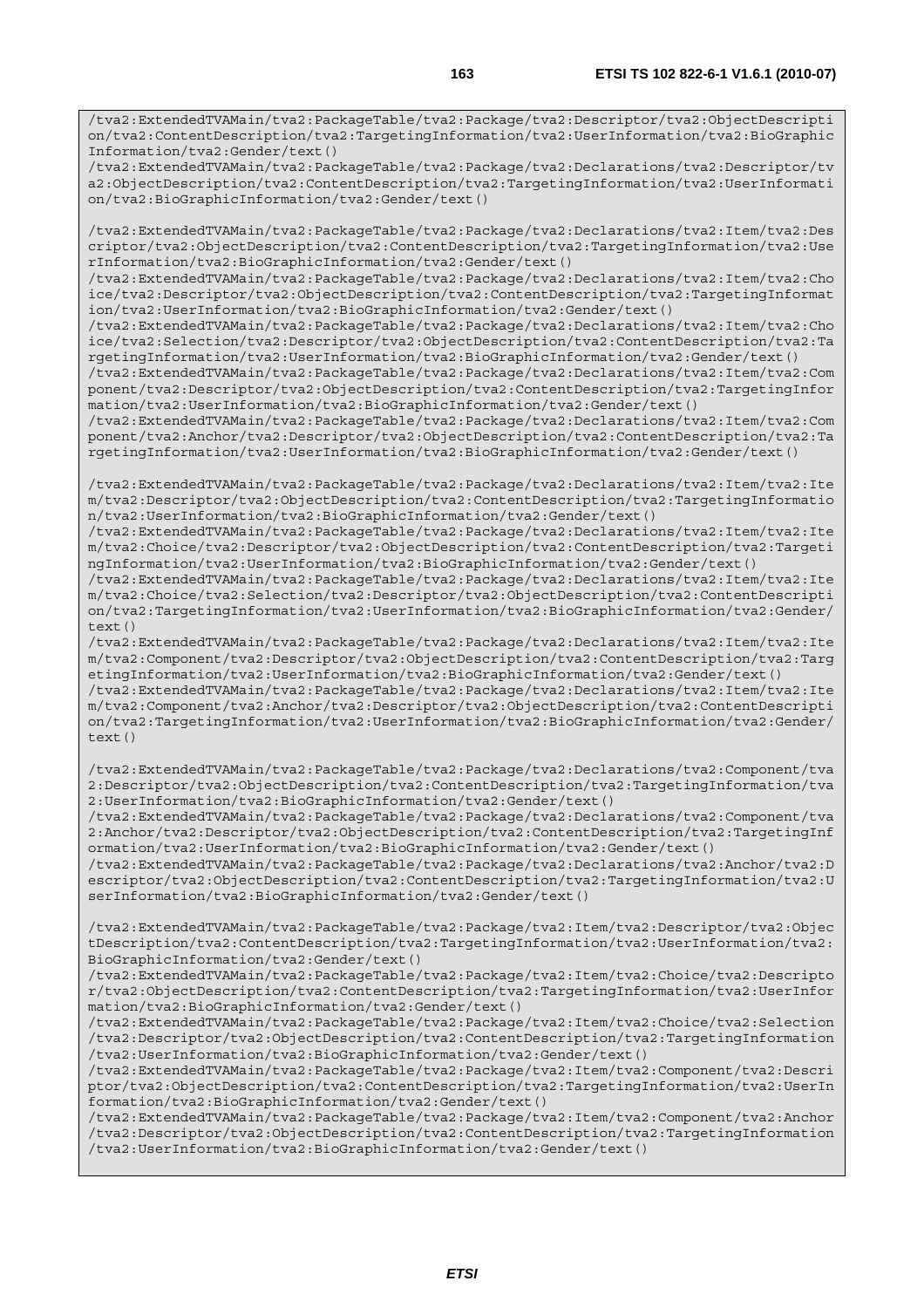```
/tva2:ExtendedTVAMain/tva2:PackageTable/tva2:Package/tva2:Descriptor/tva2:ObjectDescription/tva2:ContentDescription/tva2:TargetingInformation/tva2:UserInformation/tva2:BioGraphicInformation/tva2:Gender/text()
/tva2:ExtendedTVAMain/tva2:PackageTable/tva2:Package/tva2:Declarations/tva2:Descriptor/tva2:ObjectDescription/tva2:ContentDescription/tva2:TargetingInformation/tva2:UserInformation/tva2:BioGraphicInformation/tva2:Gender/text()

/tva2:ExtendedTVAMain/tva2:PackageTable/tva2:Package/tva2:Declarations/tva2:Item/tva2:Descriptor/tva2:ObjectDescription/tva2:ContentDescription/tva2:TargetingInformation/tva2:UserInformation/tva2:BioGraphicInformation/tva2:Gender/text()
/tva2:ExtendedTVAMain/tva2:PackageTable/tva2:Package/tva2:Declarations/tva2:Item/tva2:Choice/tva2:Descriptor/tva2:ObjectDescription/tva2:ContentDescription/tva2:TargetingInformation/tva2:UserInformation/tva2:BioGraphicInformation/tva2:Gender/text()
/tva2:ExtendedTVAMain/tva2:PackageTable/tva2:Package/tva2:Declarations/tva2:Item/tva2:Choice/tva2:Selection/tva2:Descriptor/tva2:ObjectDescription/tva2:ContentDescription/tva2:TargetingInformation/tva2:UserInformation/tva2:BioGraphicInformation/tva2:Gender/text()
/tva2:ExtendedTVAMain/tva2:PackageTable/tva2:Package/tva2:Declarations/tva2:Item/tva2:Component/tva2:Descriptor/tva2:ObjectDescription/tva2:ContentDescription/tva2:TargetingInformation/tva2:UserInformation/tva2:BioGraphicInformation/tva2:Gender/text()
/tva2:ExtendedTVAMain/tva2:PackageTable/tva2:Package/tva2:Declarations/tva2:Item/tva2:Component/tva2:Anchor/tva2:Descriptor/tva2:ObjectDescription/tva2:ContentDescription/tva2:TargetingInformation/tva2:UserInformation/tva2:BioGraphicInformation/tva2:Gender/text()

/tva2:ExtendedTVAMain/tva2:PackageTable/tva2:Package/tva2:Declarations/tva2:Item/tva2:Item/tva2:Descriptor/tva2:ObjectDescription/tva2:ContentDescription/tva2:TargetingInformation/tva2:UserInformation/tva2:BioGraphicInformation/tva2:Gender/text()
/tva2:ExtendedTVAMain/tva2:PackageTable/tva2:Package/tva2:Declarations/tva2:Item/tva2:Item/tva2:Choice/tva2:Descriptor/tva2:ObjectDescription/tva2:ContentDescription/tva2:TargetingInformation/tva2:UserInformation/tva2:BioGraphicInformation/tva2:Gender/text()
/tva2:ExtendedTVAMain/tva2:PackageTable/tva2:Package/tva2:Declarations/tva2:Item/tva2:Item/tva2:Choice/tva2:Selection/tva2:Descriptor/tva2:ObjectDescription/tva2:ContentDescription/tva2:TargetingInformation/tva2:UserInformation/tva2:BioGraphicInformation/tva2:Gender/text()
/tva2:ExtendedTVAMain/tva2:PackageTable/tva2:Package/tva2:Declarations/tva2:Item/tva2:Item/tva2:Component/tva2:Descriptor/tva2:ObjectDescription/tva2:ContentDescription/tva2:TargetingInformation/tva2:UserInformation/tva2:BioGraphicInformation/tva2:Gender/text()
/tva2:ExtendedTVAMain/tva2:PackageTable/tva2:Package/tva2:Declarations/tva2:Item/tva2:Item/tva2:Component/tva2:Anchor/tva2:Descriptor/tva2:ObjectDescription/tva2:ContentDescription/tva2:TargetingInformation/tva2:UserInformation/tva2:BioGraphicInformation/tva2:Gender/text()

/tva2:ExtendedTVAMain/tva2:PackageTable/tva2:Package/tva2:Declarations/tva2:Component/tva2:Descriptor/tva2:ObjectDescription/tva2:ContentDescription/tva2:TargetingInformation/tva2:UserInformation/tva2:BioGraphicInformation/tva2:Gender/text()
/tva2:ExtendedTVAMain/tva2:PackageTable/tva2:Package/tva2:Declarations/tva2:Component/tva2:Anchor/tva2:Descriptor/tva2:ObjectDescription/tva2:ContentDescription/tva2:TargetingInformation/tva2:UserInformation/tva2:BioGraphicInformation/tva2:Gender/text()
/tva2:ExtendedTVAMain/tva2:PackageTable/tva2:Package/tva2:Declarations/tva2:Anchor/tva2:Descriptor/tva2:ObjectDescription/tva2:ContentDescription/tva2:TargetingInformation/tva2:UserInformation/tva2:BioGraphicInformation/tva2:Gender/text()

/tva2:ExtendedTVAMain/tva2:PackageTable/tva2:Package/tva2:Item/tva2:Descriptor/tva2:ObjectDescription/tva2:ContentDescription/tva2:TargetingInformation/tva2:UserInformation/tva2:BioGraphicInformation/tva2:Gender/text()
/tva2:ExtendedTVAMain/tva2:PackageTable/tva2:Package/tva2:Item/tva2:Choice/tva2:Descriptor/tva2:ObjectDescription/tva2:ContentDescription/tva2:TargetingInformation/tva2:UserInformation/tva2:BioGraphicInformation/tva2:Gender/text()
/tva2:ExtendedTVAMain/tva2:PackageTable/tva2:Package/tva2:Item/tva2:Choice/tva2:Selection/tva2:Descriptor/tva2:ObjectDescription/tva2:ContentDescription/tva2:TargetingInformation/tva2:UserInformation/tva2:BioGraphicInformation/tva2:Gender/text()
/tva2:ExtendedTVAMain/tva2:PackageTable/tva2:Package/tva2:Item/tva2:Component/tva2:Descriptor/tva2:ObjectDescription/tva2:ContentDescription/tva2:TargetingInformation/tva2:UserInformation/tva2:BioGraphicInformation/tva2:Gender/text()
/tva2:ExtendedTVAMain/tva2:PackageTable/tva2:Package/tva2:Item/tva2:Component/tva2:Anchor/tva2:Descriptor/tva2:ObjectDescription/tva2:ContentDescription/tva2:TargetingInformation/tva2:UserInformation/tva2:BioGraphicInformation/tva2:Gender/text()
```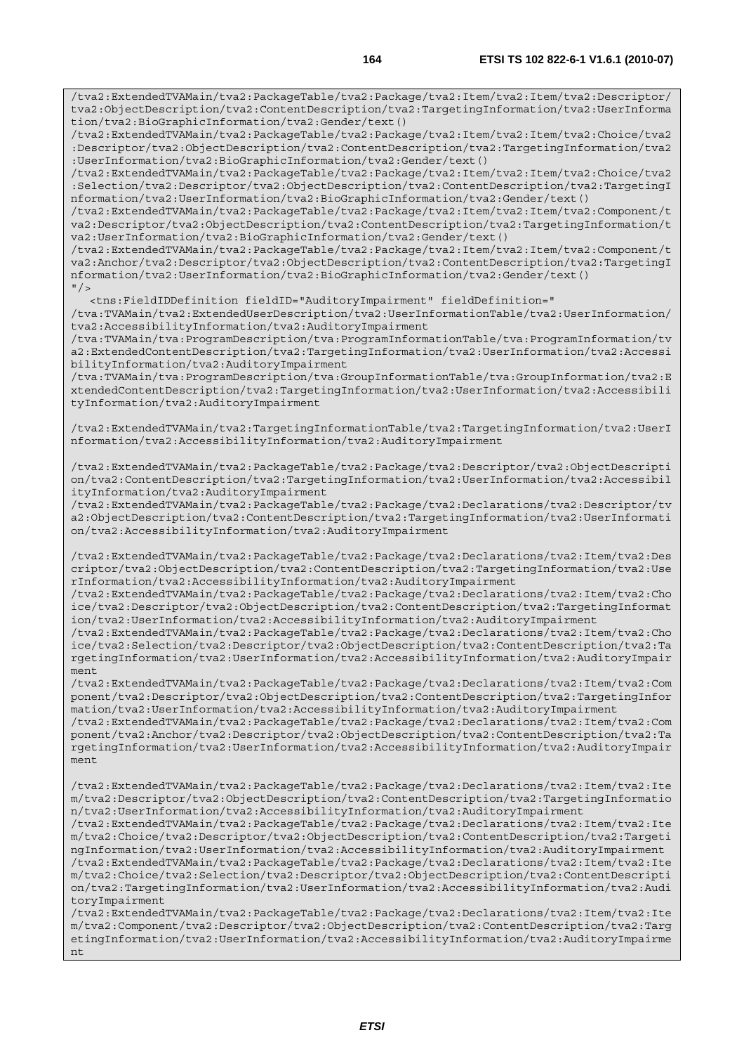```
/tva2:ExtendedTVAMain/tva2:PackageTable/tva2:Package/tva2:Item/tva2:Item/tva2:Descriptor/tva2:ObjectDescription/tva2:ContentDescription/tva2:TargetingInformation/tva2:UserInformation/tva2:BioGraphicInformation/tva2:Gender/text()
/tva2:ExtendedTVAMain/tva2:PackageTable/tva2:Package/tva2:Item/tva2:Item/tva2:Choice/tva2:Descriptor/tva2:ObjectDescription/tva2:ContentDescription/tva2:TargetingInformation/tva2:UserInformation/tva2:BioGraphicInformation/tva2:Gender/text()
/tva2:ExtendedTVAMain/tva2:PackageTable/tva2:Package/tva2:Item/tva2:Item/tva2:Choice/tva2:Selection/tva2:Descriptor/tva2:ObjectDescription/tva2:ContentDescription/tva2:TargetingInformation/tva2:UserInformation/tva2:BioGraphicInformation/tva2:Gender/text()
/tva2:ExtendedTVAMain/tva2:PackageTable/tva2:Package/tva2:Item/tva2:Item/tva2:Component/tva2:Descriptor/tva2:ObjectDescription/tva2:ContentDescription/tva2:TargetingInformation/tva2:UserInformation/tva2:BioGraphicInformation/tva2:Gender/text()
/tva2:ExtendedTVAMain/tva2:PackageTable/tva2:Package/tva2:Item/tva2:Item/tva2:Component/tva2:Anchor/tva2:Descriptor/tva2:ObjectDescription/tva2:ContentDescription/tva2:TargetingInformation/tva2:UserInformation/tva2:BioGraphicInformation/tva2:Gender/text()
"/>
   <tns:FieldIDDefinition fieldID="AuditoryImpairment" fieldDefinition="
/tva:TVAMain/tva2:ExtendedUserDescription/tva2:UserInformationTable/tva2:UserInformation/tva2:AccessibilityInformation/tva2:AuditoryImpairment
/tva:TVAMain/tva:ProgramDescription/tva:ProgramInformationTable/tva:ProgramInformation/tva2:ExtendedContentDescription/tva2:TargetingInformation/tva2:UserInformation/tva2:AccessibilityInformation/tva2:AuditoryImpairment
/tva:TVAMain/tva:ProgramDescription/tva:GroupInformationTable/tva:GroupInformation/tva2:ExtendedContentDescription/tva2:TargetingInformation/tva2:UserInformation/tva2:AccessibilityInformation/tva2:AuditoryImpairment

/tva2:ExtendedTVAMain/tva2:TargetingInformationTable/tva2:TargetingInformation/tva2:UserInformation/tva2:AccessibilityInformation/tva2:AuditoryImpairment

/tva2:ExtendedTVAMain/tva2:PackageTable/tva2:Package/tva2:Descriptor/tva2:ObjectDescription/tva2:ContentDescription/tva2:TargetingInformation/tva2:UserInformation/tva2:AccessibilityInformation/tva2:AuditoryImpairment
/tva2:ExtendedTVAMain/tva2:PackageTable/tva2:Package/tva2:Declarations/tva2:Descriptor/tva2:ObjectDescription/tva2:ContentDescription/tva2:TargetingInformation/tva2:UserInformation/tva2:AccessibilityInformation/tva2:AuditoryImpairment

/tva2:ExtendedTVAMain/tva2:PackageTable/tva2:Package/tva2:Declarations/tva2:Item/tva2:Descriptor/tva2:ObjectDescription/tva2:ContentDescription/tva2:TargetingInformation/tva2:UserInformation/tva2:AccessibilityInformation/tva2:AuditoryImpairment
/tva2:ExtendedTVAMain/tva2:PackageTable/tva2:Package/tva2:Declarations/tva2:Item/tva2:Choice/tva2:Descriptor/tva2:ObjectDescription/tva2:ContentDescription/tva2:TargetingInformation/tva2:UserInformation/tva2:AccessibilityInformation/tva2:AuditoryImpairment
/tva2:ExtendedTVAMain/tva2:PackageTable/tva2:Package/tva2:Declarations/tva2:Item/tva2:Choice/tva2:Selection/tva2:Descriptor/tva2:ObjectDescription/tva2:ContentDescription/tva2:TargetingInformation/tva2:UserInformation/tva2:AccessibilityInformation/tva2:AuditoryImpairment
/tva2:ExtendedTVAMain/tva2:PackageTable/tva2:Package/tva2:Declarations/tva2:Item/tva2:Component/tva2:Descriptor/tva2:ObjectDescription/tva2:ContentDescription/tva2:TargetingInformation/tva2:UserInformation/tva2:AccessibilityInformation/tva2:AuditoryImpairment
/tva2:ExtendedTVAMain/tva2:PackageTable/tva2:Package/tva2:Declarations/tva2:Item/tva2:Component/tva2:Anchor/tva2:Descriptor/tva2:ObjectDescription/tva2:ContentDescription/tva2:TargetingInformation/tva2:UserInformation/tva2:AccessibilityInformation/tva2:AuditoryImpairment

/tva2:ExtendedTVAMain/tva2:PackageTable/tva2:Package/tva2:Declarations/tva2:Item/tva2:Item/tva2:Descriptor/tva2:ObjectDescription/tva2:ContentDescription/tva2:TargetingInformation/tva2:UserInformation/tva2:AccessibilityInformation/tva2:AuditoryImpairment
/tva2:ExtendedTVAMain/tva2:PackageTable/tva2:Package/tva2:Declarations/tva2:Item/tva2:Item/tva2:Choice/tva2:Descriptor/tva2:ObjectDescription/tva2:ContentDescription/tva2:TargetingInformation/tva2:UserInformation/tva2:AccessibilityInformation/tva2:AuditoryImpairment
/tva2:ExtendedTVAMain/tva2:PackageTable/tva2:Package/tva2:Declarations/tva2:Item/tva2:Item/tva2:Choice/tva2:Selection/tva2:Descriptor/tva2:ObjectDescription/tva2:ContentDescription/tva2:TargetingInformation/tva2:UserInformation/tva2:AccessibilityInformation/tva2:AuditoryImpairment
/tva2:ExtendedTVAMain/tva2:PackageTable/tva2:Package/tva2:Declarations/tva2:Item/tva2:Item/tva2:Component/tva2:Descriptor/tva2:ObjectDescription/tva2:ContentDescription/tva2:TargetingInformation/tva2:UserInformation/tva2:AccessibilityInformation/tva2:AuditoryImpairment
```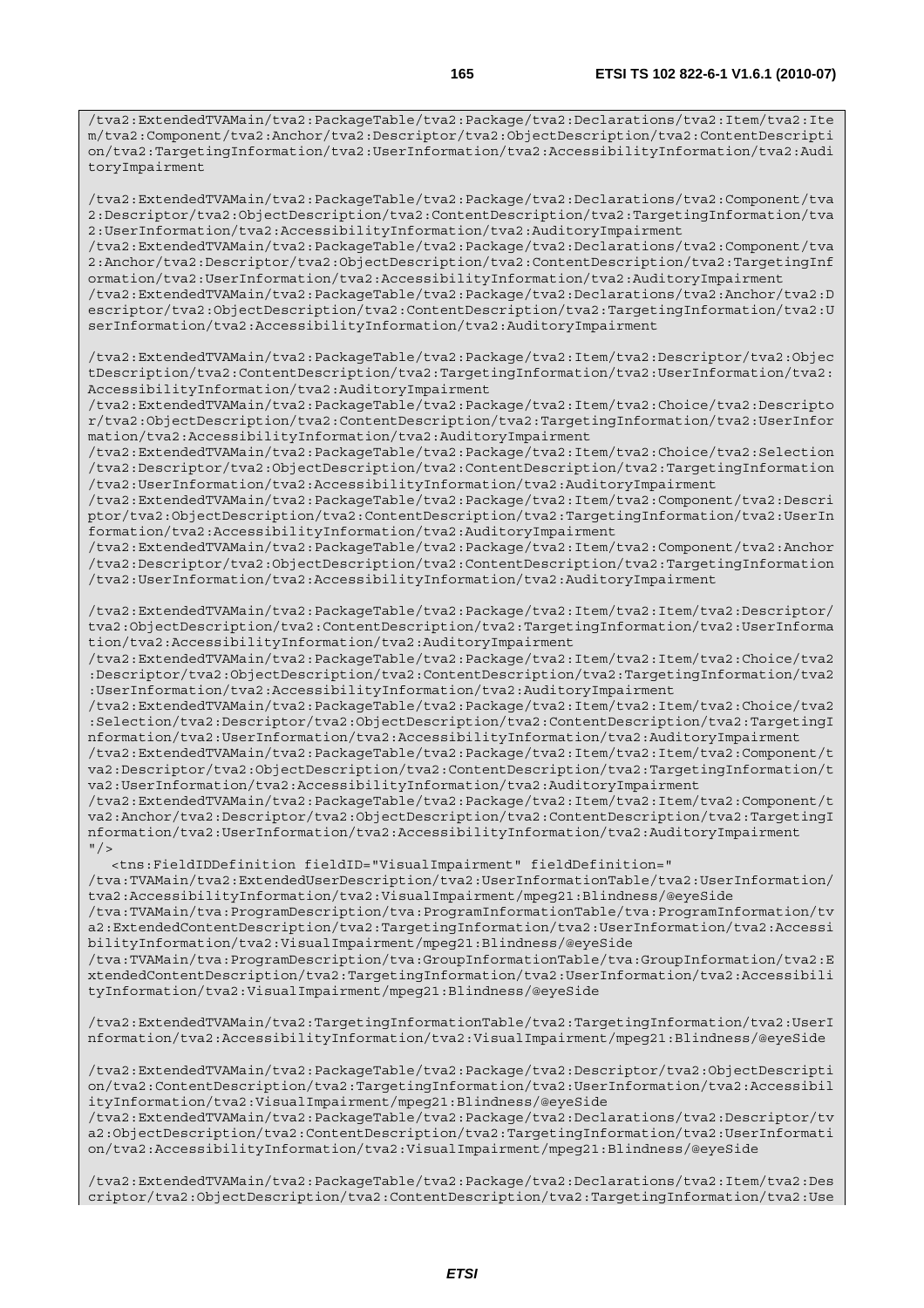```
/tva2:ExtendedTVAMain/tva2:PackageTable/tva2:Package/tva2:Declarations/tva2:Item/tva2:Item/tva2:Component/tva2:Anchor/tva2:Descriptor/tva2:ObjectDescription/tva2:ContentDescription/tva2:TargetingInformation/tva2:UserInformation/tva2:AccessibilityInformation/tva2:AuditoryImpairment

/tva2:ExtendedTVAMain/tva2:PackageTable/tva2:Package/tva2:Declarations/tva2:Component/tva2:Descriptor/tva2:ObjectDescription/tva2:ContentDescription/tva2:TargetingInformation/tva2:UserInformation/tva2:AccessibilityInformation/tva2:AuditoryImpairment
/tva2:ExtendedTVAMain/tva2:PackageTable/tva2:Package/tva2:Declarations/tva2:Component/tva2:Anchor/tva2:Descriptor/tva2:ObjectDescription/tva2:ContentDescription/tva2:TargetingInformation/tva2:UserInformation/tva2:AccessibilityInformation/tva2:AuditoryImpairment
/tva2:ExtendedTVAMain/tva2:PackageTable/tva2:Package/tva2:Declarations/tva2:Anchor/tva2:Descriptor/tva2:ObjectDescription/tva2:ContentDescription/tva2:TargetingInformation/tva2:UserInformation/tva2:AccessibilityInformation/tva2:AuditoryImpairment

/tva2:ExtendedTVAMain/tva2:PackageTable/tva2:Package/tva2:Item/tva2:Descriptor/tva2:ObjectDescription/tva2:ContentDescription/tva2:TargetingInformation/tva2:UserInformation/tva2:AccessibilityInformation/tva2:AuditoryImpairment
/tva2:ExtendedTVAMain/tva2:PackageTable/tva2:Package/tva2:Item/tva2:Choice/tva2:Descriptor/tva2:ObjectDescription/tva2:ContentDescription/tva2:TargetingInformation/tva2:UserInformation/tva2:AccessibilityInformation/tva2:AuditoryImpairment
/tva2:ExtendedTVAMain/tva2:PackageTable/tva2:Package/tva2:Item/tva2:Choice/tva2:Selection/tva2:Descriptor/tva2:ObjectDescription/tva2:ContentDescription/tva2:TargetingInformation/tva2:UserInformation/tva2:AccessibilityInformation/tva2:AuditoryImpairment
/tva2:ExtendedTVAMain/tva2:PackageTable/tva2:Package/tva2:Item/tva2:Component/tva2:Descriptor/tva2:ObjectDescription/tva2:ContentDescription/tva2:TargetingInformation/tva2:UserInformation/tva2:AccessibilityInformation/tva2:AuditoryImpairment
/tva2:ExtendedTVAMain/tva2:PackageTable/tva2:Package/tva2:Item/tva2:Component/tva2:Anchor/tva2:Descriptor/tva2:ObjectDescription/tva2:ContentDescription/tva2:TargetingInformation/tva2:UserInformation/tva2:AccessibilityInformation/tva2:AuditoryImpairment

/tva2:ExtendedTVAMain/tva2:PackageTable/tva2:Package/tva2:Item/tva2:Item/tva2:Descriptor/tva2:ObjectDescription/tva2:ContentDescription/tva2:TargetingInformation/tva2:UserInformation/tva2:AccessibilityInformation/tva2:AuditoryImpairment
/tva2:ExtendedTVAMain/tva2:PackageTable/tva2:Package/tva2:Item/tva2:Item/tva2:Choice/tva2:Descriptor/tva2:ObjectDescription/tva2:ContentDescription/tva2:TargetingInformation/tva2:UserInformation/tva2:AccessibilityInformation/tva2:AuditoryImpairment
/tva2:ExtendedTVAMain/tva2:PackageTable/tva2:Package/tva2:Item/tva2:Item/tva2:Choice/tva2:Selection/tva2:Descriptor/tva2:ObjectDescription/tva2:ContentDescription/tva2:TargetingInformation/tva2:UserInformation/tva2:AccessibilityInformation/tva2:AuditoryImpairment
/tva2:ExtendedTVAMain/tva2:PackageTable/tva2:Package/tva2:Item/tva2:Item/tva2:Component/tva2:Descriptor/tva2:ObjectDescription/tva2:ContentDescription/tva2:TargetingInformation/tva2:UserInformation/tva2:AccessibilityInformation/tva2:AuditoryImpairment
/tva2:ExtendedTVAMain/tva2:PackageTable/tva2:Package/tva2:Item/tva2:Item/tva2:Component/tva2:Anchor/tva2:Descriptor/tva2:ObjectDescription/tva2:ContentDescription/tva2:TargetingInformation/tva2:UserInformation/tva2:AccessibilityInformation/tva2:AuditoryImpairment
"/>
   <tns:FieldIDDefinition fieldID="VisualImpairment" fieldDefinition="
/tva:TVAMain/tva2:ExtendedUserDescription/tva2:UserInformationTable/tva2:UserInformation/tva2:AccessibilityInformation/tva2:VisualImpairment/mpeg21:Blindness/@eyeSide
/tva:TVAMain/tva:ProgramDescription/tva:ProgramInformationTable/tva:ProgramInformation/tva2:ExtendedContentDescription/tva2:TargetingInformation/tva2:UserInformation/tva2:AccessibilityInformation/tva2:VisualImpairment/mpeg21:Blindness/@eyeSide
/tva:TVAMain/tva:ProgramDescription/tva:GroupInformationTable/tva:GroupInformation/tva2:ExtendedContentDescription/tva2:TargetingInformation/tva2:UserInformation/tva2:AccessibilityInformation/tva2:VisualImpairment/mpeg21:Blindness/@eyeSide

/tva2:ExtendedTVAMain/tva2:TargetingInformationTable/tva2:TargetingInformation/tva2:UserInformation/tva2:AccessibilityInformation/tva2:VisualImpairment/mpeg21:Blindness/@eyeSide

/tva2:ExtendedTVAMain/tva2:PackageTable/tva2:Package/tva2:Descriptor/tva2:ObjectDescription/tva2:ContentDescription/tva2:TargetingInformation/tva2:UserInformation/tva2:AccessibilityInformation/tva2:VisualImpairment/mpeg21:Blindness/@eyeSide
/tva2:ExtendedTVAMain/tva2:PackageTable/tva2:Package/tva2:Declarations/tva2:Descriptor/tva2:ObjectDescription/tva2:ContentDescription/tva2:TargetingInformation/tva2:UserInformation/tva2:AccessibilityInformation/tva2:VisualImpairment/mpeg21:Blindness/@eyeSide

/tva2:ExtendedTVAMain/tva2:PackageTable/tva2:Package/tva2:Declarations/tva2:Item/tva2:Descriptor/tva2:ObjectDescription/tva2:ContentDescription/tva2:TargetingInformation/tva2:Use
```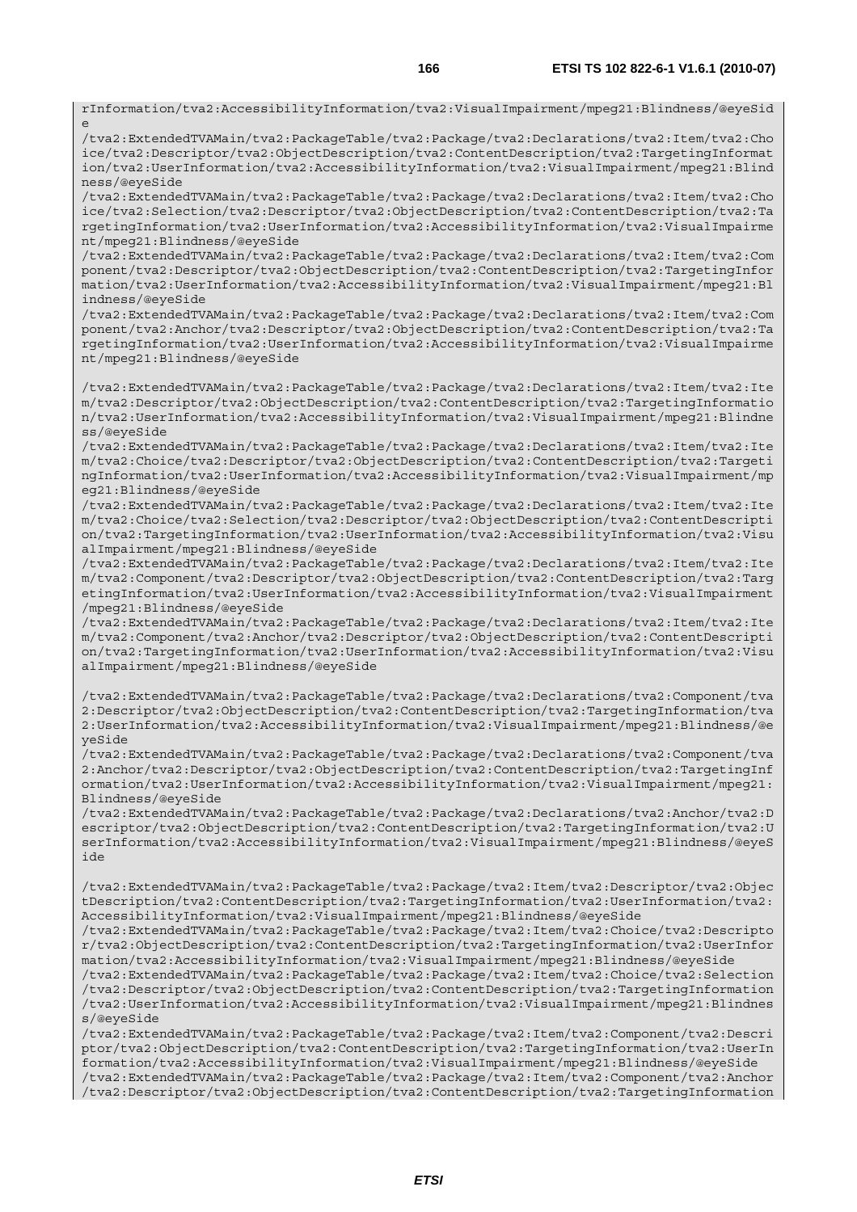```
rInformation/tva2:AccessibilityInformation/tva2:VisualImpairment/mpeg21:Blindness/@eyeSide
/tva2:ExtendedTVAMain/tva2:PackageTable/tva2:Package/tva2:Declarations/tva2:Item/tva2:Choice/tva2:Descriptor/tva2:ObjectDescription/tva2:ContentDescription/tva2:TargetingInformation/tva2:UserInformation/tva2:AccessibilityInformation/tva2:VisualImpairment/mpeg21:Blindness/@eyeSide
/tva2:ExtendedTVAMain/tva2:PackageTable/tva2:Package/tva2:Declarations/tva2:Item/tva2:Choice/tva2:Selection/tva2:Descriptor/tva2:ObjectDescription/tva2:ContentDescription/tva2:TargetingInformation/tva2:UserInformation/tva2:AccessibilityInformation/tva2:VisualImpairment/mpeg21:Blindness/@eyeSide
/tva2:ExtendedTVAMain/tva2:PackageTable/tva2:Package/tva2:Declarations/tva2:Item/tva2:Component/tva2:Descriptor/tva2:ObjectDescription/tva2:ContentDescription/tva2:TargetingInformation/tva2:UserInformation/tva2:AccessibilityInformation/tva2:VisualImpairment/mpeg21:Blindness/@eyeSide
/tva2:ExtendedTVAMain/tva2:PackageTable/tva2:Package/tva2:Declarations/tva2:Item/tva2:Component/tva2:Anchor/tva2:Descriptor/tva2:ObjectDescription/tva2:ContentDescription/tva2:TargetingInformation/tva2:UserInformation/tva2:AccessibilityInformation/tva2:VisualImpairment/mpeg21:Blindness/@eyeSide

/tva2:ExtendedTVAMain/tva2:PackageTable/tva2:Package/tva2:Declarations/tva2:Item/tva2:Item/tva2:Descriptor/tva2:ObjectDescription/tva2:ContentDescription/tva2:TargetingInformation/tva2:UserInformation/tva2:AccessibilityInformation/tva2:VisualImpairment/mpeg21:Blindness/@eyeSide
/tva2:ExtendedTVAMain/tva2:PackageTable/tva2:Package/tva2:Declarations/tva2:Item/tva2:Item/tva2:Choice/tva2:Descriptor/tva2:ObjectDescription/tva2:ContentDescription/tva2:TargetingInformation/tva2:UserInformation/tva2:AccessibilityInformation/tva2:VisualImpairment/mpeg21:Blindness/@eyeSide
/tva2:ExtendedTVAMain/tva2:PackageTable/tva2:Package/tva2:Declarations/tva2:Item/tva2:Item/tva2:Choice/tva2:Selection/tva2:Descriptor/tva2:ObjectDescription/tva2:ContentDescription/tva2:TargetingInformation/tva2:UserInformation/tva2:AccessibilityInformation/tva2:VisualImpairment/mpeg21:Blindness/@eyeSide
/tva2:ExtendedTVAMain/tva2:PackageTable/tva2:Package/tva2:Declarations/tva2:Item/tva2:Item/tva2:Component/tva2:Descriptor/tva2:ObjectDescription/tva2:ContentDescription/tva2:TargetingInformation/tva2:UserInformation/tva2:AccessibilityInformation/tva2:VisualImpairment/mpeg21:Blindness/@eyeSide
/tva2:ExtendedTVAMain/tva2:PackageTable/tva2:Package/tva2:Declarations/tva2:Item/tva2:Item/tva2:Component/tva2:Anchor/tva2:Descriptor/tva2:ObjectDescription/tva2:ContentDescription/tva2:TargetingInformation/tva2:UserInformation/tva2:AccessibilityInformation/tva2:VisualImpairment/mpeg21:Blindness/@eyeSide

/tva2:ExtendedTVAMain/tva2:PackageTable/tva2:Package/tva2:Declarations/tva2:Component/tva2:Descriptor/tva2:ObjectDescription/tva2:ContentDescription/tva2:TargetingInformation/tva2:UserInformation/tva2:AccessibilityInformation/tva2:VisualImpairment/mpeg21:Blindness/@eyeSide
/tva2:ExtendedTVAMain/tva2:PackageTable/tva2:Package/tva2:Declarations/tva2:Component/tva2:Anchor/tva2:Descriptor/tva2:ObjectDescription/tva2:ContentDescription/tva2:TargetingInformation/tva2:UserInformation/tva2:AccessibilityInformation/tva2:VisualImpairment/mpeg21:Blindness/@eyeSide
/tva2:ExtendedTVAMain/tva2:PackageTable/tva2:Package/tva2:Declarations/tva2:Anchor/tva2:Descriptor/tva2:ObjectDescription/tva2:ContentDescription/tva2:TargetingInformation/tva2:UserInformation/tva2:AccessibilityInformation/tva2:VisualImpairment/mpeg21:Blindness/@eyeSide

/tva2:ExtendedTVAMain/tva2:PackageTable/tva2:Package/tva2:Item/tva2:Descriptor/tva2:ObjectDescription/tva2:ContentDescription/tva2:TargetingInformation/tva2:UserInformation/tva2:AccessibilityInformation/tva2:VisualImpairment/mpeg21:Blindness/@eyeSide
/tva2:ExtendedTVAMain/tva2:PackageTable/tva2:Package/tva2:Item/tva2:Choice/tva2:Descriptor/tva2:ObjectDescription/tva2:ContentDescription/tva2:TargetingInformation/tva2:UserInformation/tva2:AccessibilityInformation/tva2:VisualImpairment/mpeg21:Blindness/@eyeSide
/tva2:ExtendedTVAMain/tva2:PackageTable/tva2:Package/tva2:Item/tva2:Choice/tva2:Selection/tva2:Descriptor/tva2:ObjectDescription/tva2:ContentDescription/tva2:TargetingInformation/tva2:UserInformation/tva2:AccessibilityInformation/tva2:VisualImpairment/mpeg21:Blindness/@eyeSide
/tva2:ExtendedTVAMain/tva2:PackageTable/tva2:Package/tva2:Item/tva2:Component/tva2:Descriptor/tva2:ObjectDescription/tva2:ContentDescription/tva2:TargetingInformation/tva2:UserInformation/tva2:AccessibilityInformation/tva2:VisualImpairment/mpeg21:Blindness/@eyeSide
/tva2:ExtendedTVAMain/tva2:PackageTable/tva2:Package/tva2:Item/tva2:Component/tva2:Anchor/tva2:Descriptor/tva2:ObjectDescription/tva2:ContentDescription/tva2:TargetingInformation
```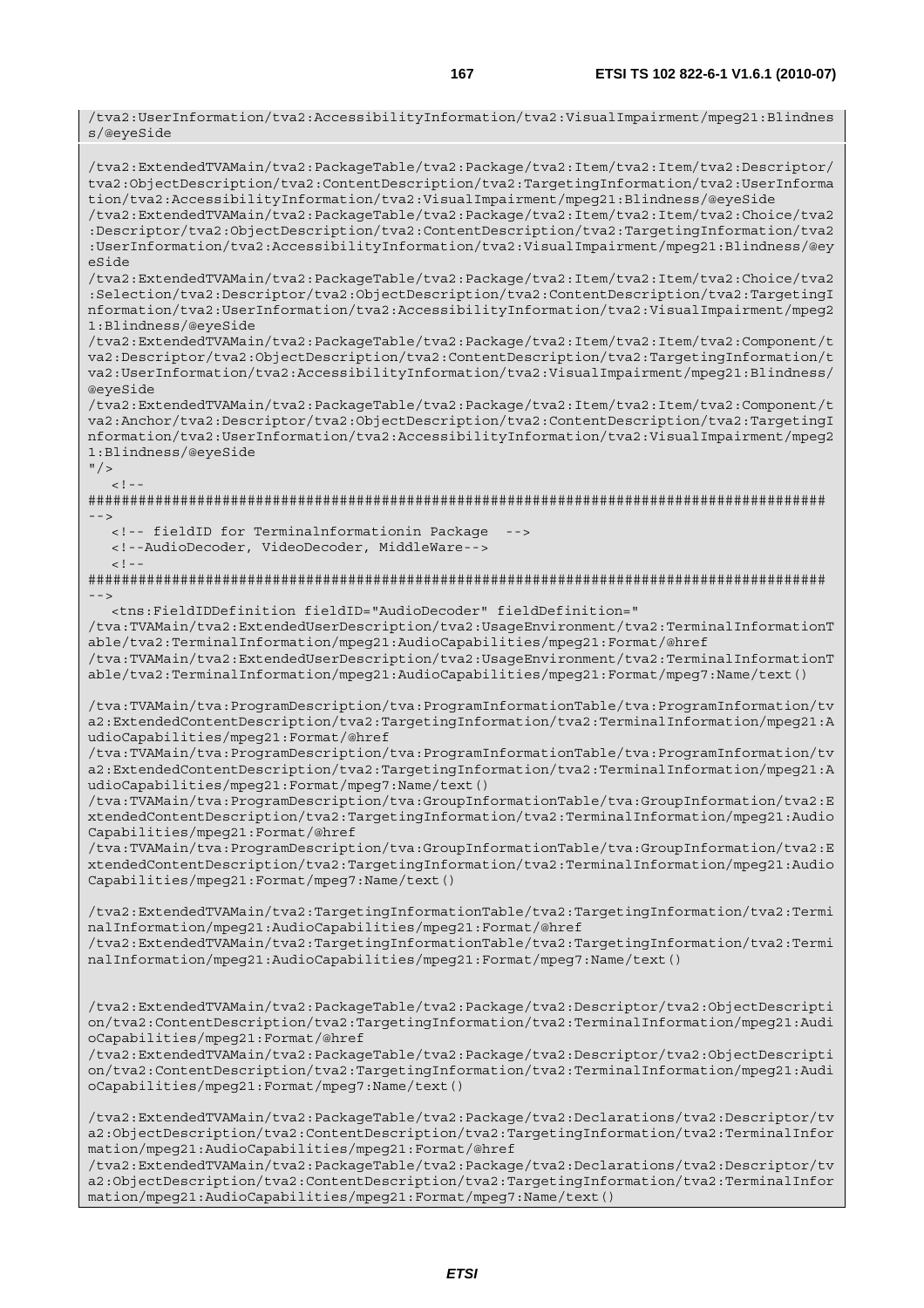```
/tva2:UserInformation/tva2:AccessibilityInformation/tva2:VisualImpairment/mpeg21:Blindnes
s/@eyeSide

/tva2:ExtendedTVAMain/tva2:PackageTable/tva2:Package/tva2:Item/tva2:Item/tva2:Descriptor/
tva2:ObjectDescription/tva2:ContentDescription/tva2:TargetingInformation/tva2:UserInforma
tion/tva2:AccessibilityInformation/tva2:VisualImpairment/mpeg21:Blindness/@eyeSide
/tva2:ExtendedTVAMain/tva2:PackageTable/tva2:Package/tva2:Item/tva2:Item/tva2:Choice/tva2
:Descriptor/tva2:ObjectDescription/tva2:ContentDescription/tva2:TargetingInformation/tva2
:UserInformation/tva2:AccessibilityInformation/tva2:VisualImpairment/mpeg21:Blindness/@ey
eSide
/tva2:ExtendedTVAMain/tva2:PackageTable/tva2:Package/tva2:Item/tva2:Item/tva2:Choice/tva2
:Selection/tva2:Descriptor/tva2:ObjectDescription/tva2:ContentDescription/tva2:TargetingI
nformation/tva2:UserInformation/tva2:AccessibilityInformation/tva2:VisualImpairment/mpeg2
1:Blindness/@eyeSide
/tva2:ExtendedTVAMain/tva2:PackageTable/tva2:Package/tva2:Item/tva2:Item/tva2:Component/t
va2:Descriptor/tva2:ObjectDescription/tva2:ContentDescription/tva2:TargetingInformation/t
va2:UserInformation/tva2:AccessibilityInformation/tva2:VisualImpairment/mpeg21:Blindness/
@eyeSide
/tva2:ExtendedTVAMain/tva2:PackageTable/tva2:Package/tva2:Item/tva2:Item/tva2:Component/t
va2:Anchor/tva2:Descriptor/tva2:ObjectDescription/tva2:ContentDescription/tva2:TargetingI
nformation/tva2:UserInformation/tva2:AccessibilityInformation/tva2:VisualImpairment/mpeg2
1:Blindness/@eyeSide
"/>
   <!--
########################################################################################
-->
   <!-- fieldID for Terminalinformationin Package  -->
   <!--AudioDecoder, VideoDecoder, MiddleWare-->
   <!--
########################################################################################
-->
   <tns:FieldIDDefinition fieldID="AudioDecoder" fieldDefinition="
/tva:TVAMain/tva2:ExtendedUserDescription/tva2:UsageEnvironment/tva2:TerminalInformationT
able/tva2:TerminalInformation/mpeg21:AudioCapabilities/mpeg21:Format/@href
/tva:TVAMain/tva2:ExtendedUserDescription/tva2:UsageEnvironment/tva2:TerminalInformationT
able/tva2:TerminalInformation/mpeg21:AudioCapabilities/mpeg21:Format/mpeg7:Name/text()

/tva:TVAMain/tva:ProgramDescription/tva:ProgramInformationTable/tva:ProgramInformation/tv
a2:ExtendedContentDescription/tva2:TargetingInformation/tva2:TerminalInformation/mpeg21:A
udioCapabilities/mpeg21:Format/@href
/tva:TVAMain/tva:ProgramDescription/tva:ProgramInformationTable/tva:ProgramInformation/tv
a2:ExtendedContentDescription/tva2:TargetingInformation/tva2:TerminalInformation/mpeg21:A
udioCapabilities/mpeg21:Format/mpeg7:Name/text()
/tva:TVAMain/tva:ProgramDescription/tva:GroupInformationTable/tva:GroupInformation/tva2:E
xtendedContentDescription/tva2:TargetingInformation/tva2:TerminalInformation/mpeg21:Audio
Capabilities/mpeg21:Format/@href
/tva:TVAMain/tva:ProgramDescription/tva:GroupInformationTable/tva:GroupInformation/tva2:E
xtendedContentDescription/tva2:TargetingInformation/tva2:TerminalInformation/mpeg21:Audio
Capabilities/mpeg21:Format/mpeg7:Name/text()

/tva2:ExtendedTVAMain/tva2:TargetingInformationTable/tva2:TargetingInformation/tva2:Termi
nalInformation/mpeg21:AudioCapabilities/mpeg21:Format/@href
/tva2:ExtendedTVAMain/tva2:TargetingInformationTable/tva2:TargetingInformation/tva2:Termi
nalInformation/mpeg21:AudioCapabilities/mpeg21:Format/mpeg7:Name/text()


/tva2:ExtendedTVAMain/tva2:PackageTable/tva2:Package/tva2:Descriptor/tva2:ObjectDescripti
on/tva2:ContentDescription/tva2:TargetingInformation/tva2:TerminalInformation/mpeg21:Audi
oCapabilities/mpeg21:Format/@href
/tva2:ExtendedTVAMain/tva2:PackageTable/tva2:Package/tva2:Descriptor/tva2:ObjectDescripti
on/tva2:ContentDescription/tva2:TargetingInformation/tva2:TerminalInformation/mpeg21:Audi
oCapabilities/mpeg21:Format/mpeg7:Name/text()

/tva2:ExtendedTVAMain/tva2:PackageTable/tva2:Package/tva2:Declarations/tva2:Descriptor/tv
a2:ObjectDescription/tva2:ContentDescription/tva2:TargetingInformation/tva2:TerminalInfor
mation/mpeg21:AudioCapabilities/mpeg21:Format/@href
/tva2:ExtendedTVAMain/tva2:PackageTable/tva2:Package/tva2:Declarations/tva2:Descriptor/tv
a2:ObjectDescription/tva2:ContentDescription/tva2:TargetingInformation/tva2:TerminalInfor
mation/mpeg21:AudioCapabilities/mpeg21:Format/mpeg7:Name/text()
```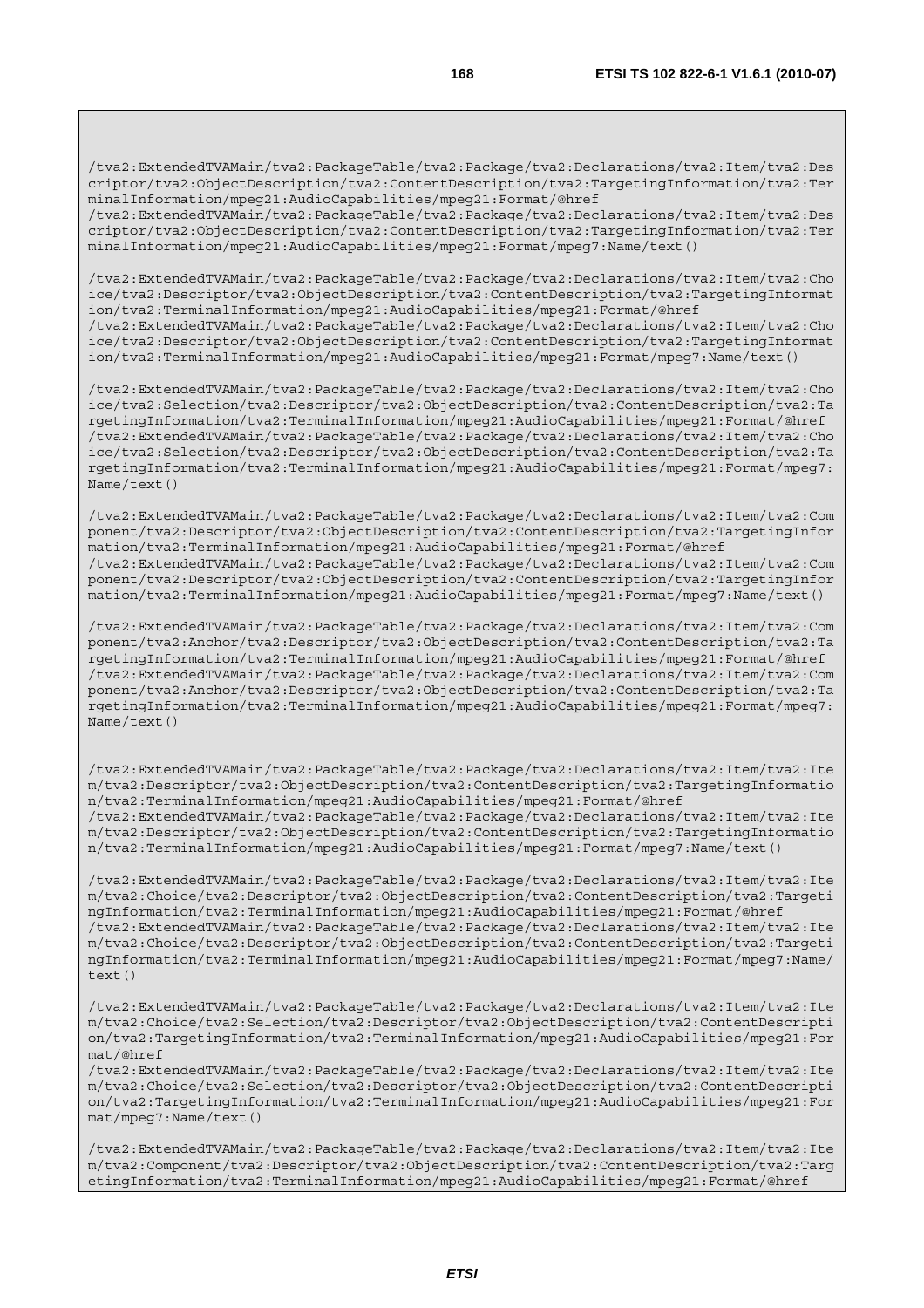```
/tva2:ExtendedTVAMain/tva2:PackageTable/tva2:Package/tva2:Declarations/tva2:Item/tva2:Descriptor/tva2:ObjectDescription/tva2:ContentDescription/tva2:TargetingInformation/tva2:TerminalInformation/mpeg21:AudioCapabilities/mpeg21:Format/@href
/tva2:ExtendedTVAMain/tva2:PackageTable/tva2:Package/tva2:Declarations/tva2:Item/tva2:Descriptor/tva2:ObjectDescription/tva2:ContentDescription/tva2:TargetingInformation/tva2:TerminalInformation/mpeg21:AudioCapabilities/mpeg21:Format/mpeg7:Name/text()

/tva2:ExtendedTVAMain/tva2:PackageTable/tva2:Package/tva2:Declarations/tva2:Item/tva2:Choice/tva2:Descriptor/tva2:ObjectDescription/tva2:ContentDescription/tva2:TargetingInformation/tva2:TerminalInformation/mpeg21:AudioCapabilities/mpeg21:Format/@href
/tva2:ExtendedTVAMain/tva2:PackageTable/tva2:Package/tva2:Declarations/tva2:Item/tva2:Choice/tva2:Descriptor/tva2:ObjectDescription/tva2:ContentDescription/tva2:TargetingInformation/tva2:TerminalInformation/mpeg21:AudioCapabilities/mpeg21:Format/mpeg7:Name/text()

/tva2:ExtendedTVAMain/tva2:PackageTable/tva2:Package/tva2:Declarations/tva2:Item/tva2:Choice/tva2:Selection/tva2:Descriptor/tva2:ObjectDescription/tva2:ContentDescription/tva2:TargetingInformation/tva2:TerminalInformation/mpeg21:AudioCapabilities/mpeg21:Format/@href
/tva2:ExtendedTVAMain/tva2:PackageTable/tva2:Package/tva2:Declarations/tva2:Item/tva2:Choice/tva2:Selection/tva2:Descriptor/tva2:ObjectDescription/tva2:ContentDescription/tva2:TargetingInformation/tva2:TerminalInformation/mpeg21:AudioCapabilities/mpeg21:Format/mpeg7:Name/text()

/tva2:ExtendedTVAMain/tva2:PackageTable/tva2:Package/tva2:Declarations/tva2:Item/tva2:Component/tva2:Descriptor/tva2:ObjectDescription/tva2:ContentDescription/tva2:TargetingInformation/tva2:TerminalInformation/mpeg21:AudioCapabilities/mpeg21:Format/@href
/tva2:ExtendedTVAMain/tva2:PackageTable/tva2:Package/tva2:Declarations/tva2:Item/tva2:Component/tva2:Descriptor/tva2:ObjectDescription/tva2:ContentDescription/tva2:TargetingInformation/tva2:TerminalInformation/mpeg21:AudioCapabilities/mpeg21:Format/mpeg7:Name/text()

/tva2:ExtendedTVAMain/tva2:PackageTable/tva2:Package/tva2:Declarations/tva2:Item/tva2:Component/tva2:Anchor/tva2:Descriptor/tva2:ObjectDescription/tva2:ContentDescription/tva2:TargetingInformation/tva2:TerminalInformation/mpeg21:AudioCapabilities/mpeg21:Format/@href
/tva2:ExtendedTVAMain/tva2:PackageTable/tva2:Package/tva2:Declarations/tva2:Item/tva2:Component/tva2:Anchor/tva2:Descriptor/tva2:ObjectDescription/tva2:ContentDescription/tva2:TargetingInformation/tva2:TerminalInformation/mpeg21:AudioCapabilities/mpeg21:Format/mpeg7:Name/text()


/tva2:ExtendedTVAMain/tva2:PackageTable/tva2:Package/tva2:Declarations/tva2:Item/tva2:Item/tva2:Descriptor/tva2:ObjectDescription/tva2:ContentDescription/tva2:TargetingInformation/tva2:TerminalInformation/mpeg21:AudioCapabilities/mpeg21:Format/@href
/tva2:ExtendedTVAMain/tva2:PackageTable/tva2:Package/tva2:Declarations/tva2:Item/tva2:Item/tva2:Descriptor/tva2:ObjectDescription/tva2:ContentDescription/tva2:TargetingInformation/tva2:TerminalInformation/mpeg21:AudioCapabilities/mpeg21:Format/mpeg7:Name/text()

/tva2:ExtendedTVAMain/tva2:PackageTable/tva2:Package/tva2:Declarations/tva2:Item/tva2:Item/tva2:Choice/tva2:Descriptor/tva2:ObjectDescription/tva2:ContentDescription/tva2:TargetingInformation/tva2:TerminalInformation/mpeg21:AudioCapabilities/mpeg21:Format/@href
/tva2:ExtendedTVAMain/tva2:PackageTable/tva2:Package/tva2:Declarations/tva2:Item/tva2:Item/tva2:Choice/tva2:Descriptor/tva2:ObjectDescription/tva2:ContentDescription/tva2:TargetingInformation/tva2:TerminalInformation/mpeg21:AudioCapabilities/mpeg21:Format/mpeg7:Name/text()

/tva2:ExtendedTVAMain/tva2:PackageTable/tva2:Package/tva2:Declarations/tva2:Item/tva2:Item/tva2:Choice/tva2:Selection/tva2:Descriptor/tva2:ObjectDescription/tva2:ContentDescription/tva2:TargetingInformation/tva2:TerminalInformation/mpeg21:AudioCapabilities/mpeg21:Format/@href
/tva2:ExtendedTVAMain/tva2:PackageTable/tva2:Package/tva2:Declarations/tva2:Item/tva2:Item/tva2:Choice/tva2:Selection/tva2:Descriptor/tva2:ObjectDescription/tva2:ContentDescription/tva2:TargetingInformation/tva2:TerminalInformation/mpeg21:AudioCapabilities/mpeg21:Format/mpeg7:Name/text()

/tva2:ExtendedTVAMain/tva2:PackageTable/tva2:Package/tva2:Declarations/tva2:Item/tva2:Item/tva2:Component/tva2:Descriptor/tva2:ObjectDescription/tva2:ContentDescription/tva2:TargetingInformation/tva2:TerminalInformation/mpeg21:AudioCapabilities/mpeg21:Format/@href
```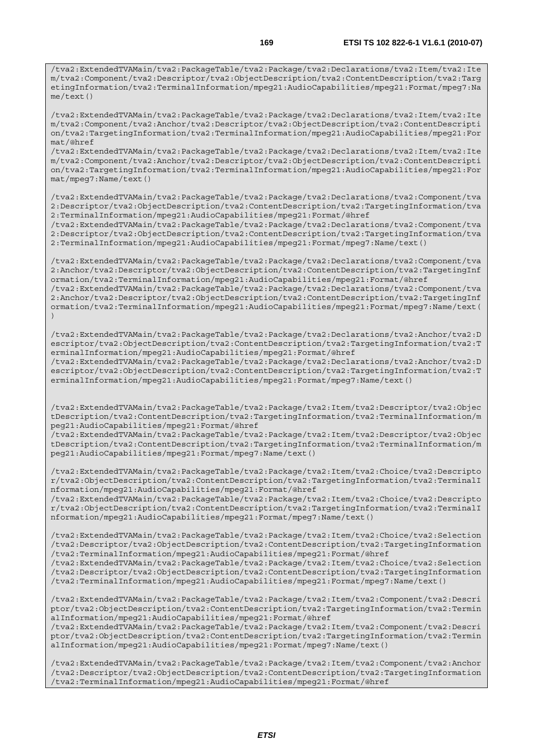```
/tva2:ExtendedTVAMain/tva2:PackageTable/tva2:Package/tva2:Declarations/tva2:Item/tva2:Item/tva2:Component/tva2:Descriptor/tva2:ObjectDescription/tva2:ContentDescription/tva2:TargetingInformation/tva2:TerminalInformation/mpeg21:AudioCapabilities/mpeg21:Format/mpeg7:Name/text()

/tva2:ExtendedTVAMain/tva2:PackageTable/tva2:Package/tva2:Declarations/tva2:Item/tva2:Item/tva2:Component/tva2:Anchor/tva2:Descriptor/tva2:ObjectDescription/tva2:ContentDescription/tva2:TargetingInformation/tva2:TerminalInformation/mpeg21:AudioCapabilities/mpeg21:Format/@href
/tva2:ExtendedTVAMain/tva2:PackageTable/tva2:Package/tva2:Declarations/tva2:Item/tva2:Item/tva2:Component/tva2:Anchor/tva2:Descriptor/tva2:ObjectDescription/tva2:ContentDescription/tva2:TargetingInformation/tva2:TerminalInformation/mpeg21:AudioCapabilities/mpeg21:Format/mpeg7:Name/text()

/tva2:ExtendedTVAMain/tva2:PackageTable/tva2:Package/tva2:Declarations/tva2:Component/tva2:Descriptor/tva2:ObjectDescription/tva2:ContentDescription/tva2:TargetingInformation/tva2:TerminalInformation/mpeg21:AudioCapabilities/mpeg21:Format/@href
/tva2:ExtendedTVAMain/tva2:PackageTable/tva2:Package/tva2:Declarations/tva2:Component/tva2:Descriptor/tva2:ObjectDescription/tva2:ContentDescription/tva2:TargetingInformation/tva2:TerminalInformation/mpeg21:AudioCapabilities/mpeg21:Format/mpeg7:Name/text()

/tva2:ExtendedTVAMain/tva2:PackageTable/tva2:Package/tva2:Declarations/tva2:Component/tva2:Anchor/tva2:Descriptor/tva2:ObjectDescription/tva2:ContentDescription/tva2:TargetingInformation/tva2:TerminalInformation/mpeg21:AudioCapabilities/mpeg21:Format/@href
/tva2:ExtendedTVAMain/tva2:PackageTable/tva2:Package/tva2:Declarations/tva2:Component/tva2:Anchor/tva2:Descriptor/tva2:ObjectDescription/tva2:ContentDescription/tva2:TargetingInformation/tva2:TerminalInformation/mpeg21:AudioCapabilities/mpeg21:Format/mpeg7:Name/text()

/tva2:ExtendedTVAMain/tva2:PackageTable/tva2:Package/tva2:Declarations/tva2:Anchor/tva2:Descriptor/tva2:ObjectDescription/tva2:ContentDescription/tva2:TargetingInformation/tva2:TerminalInformation/mpeg21:AudioCapabilities/mpeg21:Format/@href
/tva2:ExtendedTVAMain/tva2:PackageTable/tva2:Package/tva2:Declarations/tva2:Anchor/tva2:Descriptor/tva2:ObjectDescription/tva2:ContentDescription/tva2:TargetingInformation/tva2:TerminalInformation/mpeg21:AudioCapabilities/mpeg21:Format/mpeg7:Name/text()


/tva2:ExtendedTVAMain/tva2:PackageTable/tva2:Package/tva2:Item/tva2:Descriptor/tva2:ObjectDescription/tva2:ContentDescription/tva2:TargetingInformation/tva2:TerminalInformation/mpeg21:AudioCapabilities/mpeg21:Format/@href
/tva2:ExtendedTVAMain/tva2:PackageTable/tva2:Package/tva2:Item/tva2:Descriptor/tva2:ObjectDescription/tva2:ContentDescription/tva2:TargetingInformation/tva2:TerminalInformation/mpeg21:AudioCapabilities/mpeg21:Format/mpeg7:Name/text()

/tva2:ExtendedTVAMain/tva2:PackageTable/tva2:Package/tva2:Item/tva2:Choice/tva2:Descriptor/tva2:ObjectDescription/tva2:ContentDescription/tva2:TargetingInformation/tva2:TerminalInformation/mpeg21:AudioCapabilities/mpeg21:Format/@href
/tva2:ExtendedTVAMain/tva2:PackageTable/tva2:Package/tva2:Item/tva2:Choice/tva2:Descriptor/tva2:ObjectDescription/tva2:ContentDescription/tva2:TargetingInformation/tva2:TerminalInformation/mpeg21:AudioCapabilities/mpeg21:Format/mpeg7:Name/text()

/tva2:ExtendedTVAMain/tva2:PackageTable/tva2:Package/tva2:Item/tva2:Choice/tva2:Selection/tva2:Descriptor/tva2:ObjectDescription/tva2:ContentDescription/tva2:TargetingInformation/tva2:TerminalInformation/mpeg21:AudioCapabilities/mpeg21:Format/@href
/tva2:ExtendedTVAMain/tva2:PackageTable/tva2:Package/tva2:Item/tva2:Choice/tva2:Selection/tva2:Descriptor/tva2:ObjectDescription/tva2:ContentDescription/tva2:TargetingInformation/tva2:TerminalInformation/mpeg21:AudioCapabilities/mpeg21:Format/mpeg7:Name/text()

/tva2:ExtendedTVAMain/tva2:PackageTable/tva2:Package/tva2:Item/tva2:Component/tva2:Descriptor/tva2:ObjectDescription/tva2:ContentDescription/tva2:TargetingInformation/tva2:TerminalInformation/mpeg21:AudioCapabilities/mpeg21:Format/@href
/tva2:ExtendedTVAMain/tva2:PackageTable/tva2:Package/tva2:Item/tva2:Component/tva2:Descriptor/tva2:ObjectDescription/tva2:ContentDescription/tva2:TargetingInformation/tva2:TerminalInformation/mpeg21:AudioCapabilities/mpeg21:Format/mpeg7:Name/text()

/tva2:ExtendedTVAMain/tva2:PackageTable/tva2:Package/tva2:Item/tva2:Component/tva2:Anchor/tva2:Descriptor/tva2:ObjectDescription/tva2:ContentDescription/tva2:TargetingInformation/tva2:TerminalInformation/mpeg21:AudioCapabilities/mpeg21:Format/@href
```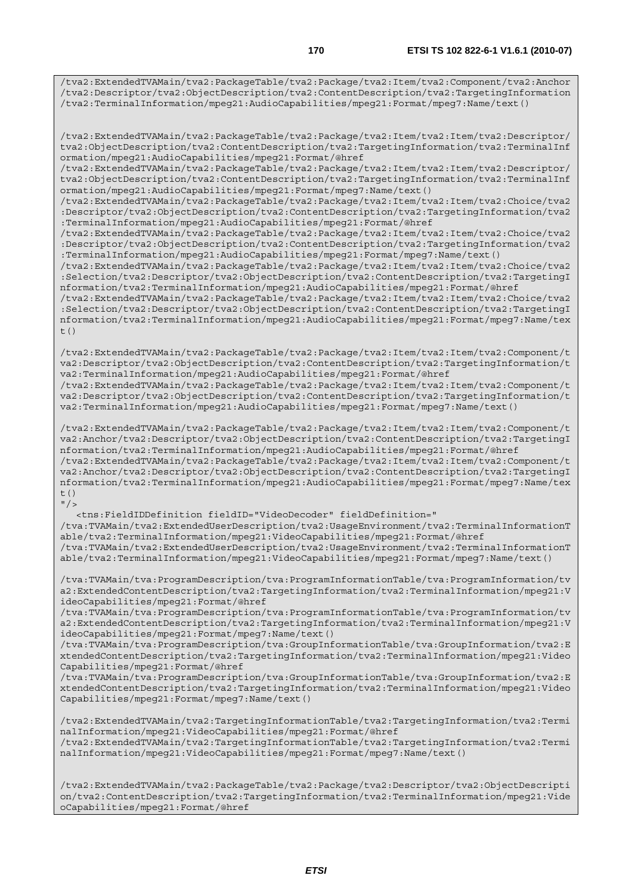```
/tva2:ExtendedTVAMain/tva2:PackageTable/tva2:Package/tva2:Item/tva2:Component/tva2:Anchor
/tva2:Descriptor/tva2:ObjectDescription/tva2:ContentDescription/tva2:TargetingInformation
/tva2:TerminalInformation/mpeg21:AudioCapabilities/mpeg21:Format/mpeg7:Name/text()


/tva2:ExtendedTVAMain/tva2:PackageTable/tva2:Package/tva2:Item/tva2:Item/tva2:Descriptor/
tva2:ObjectDescription/tva2:ContentDescription/tva2:TargetingInformation/tva2:TerminalInf
ormation/mpeg21:AudioCapabilities/mpeg21:Format/@href
/tva2:ExtendedTVAMain/tva2:PackageTable/tva2:Package/tva2:Item/tva2:Item/tva2:Descriptor/
tva2:ObjectDescription/tva2:ContentDescription/tva2:TargetingInformation/tva2:TerminalInf
ormation/mpeg21:AudioCapabilities/mpeg21:Format/mpeg7:Name/text()
/tva2:ExtendedTVAMain/tva2:PackageTable/tva2:Package/tva2:Item/tva2:Item/tva2:Choice/tva2
:Descriptor/tva2:ObjectDescription/tva2:ContentDescription/tva2:TargetingInformation/tva2
:TerminalInformation/mpeg21:AudioCapabilities/mpeg21:Format/@href
/tva2:ExtendedTVAMain/tva2:PackageTable/tva2:Package/tva2:Item/tva2:Item/tva2:Choice/tva2
:Descriptor/tva2:ObjectDescription/tva2:ContentDescription/tva2:TargetingInformation/tva2
:TerminalInformation/mpeg21:AudioCapabilities/mpeg21:Format/mpeg7:Name/text()
/tva2:ExtendedTVAMain/tva2:PackageTable/tva2:Package/tva2:Item/tva2:Item/tva2:Choice/tva2
:Selection/tva2:Descriptor/tva2:ObjectDescription/tva2:ContentDescription/tva2:TargetingI
nformation/tva2:TerminalInformation/mpeg21:AudioCapabilities/mpeg21:Format/@href
/tva2:ExtendedTVAMain/tva2:PackageTable/tva2:Package/tva2:Item/tva2:Item/tva2:Choice/tva2
:Selection/tva2:Descriptor/tva2:ObjectDescription/tva2:ContentDescription/tva2:TargetingI
nformation/tva2:TerminalInformation/mpeg21:AudioCapabilities/mpeg21:Format/mpeg7:Name/tex
t()

/tva2:ExtendedTVAMain/tva2:PackageTable/tva2:Package/tva2:Item/tva2:Item/tva2:Component/t
va2:Descriptor/tva2:ObjectDescription/tva2:ContentDescription/tva2:TargetingInformation/t
va2:TerminalInformation/mpeg21:AudioCapabilities/mpeg21:Format/@href
/tva2:ExtendedTVAMain/tva2:PackageTable/tva2:Package/tva2:Item/tva2:Item/tva2:Component/t
va2:Descriptor/tva2:ObjectDescription/tva2:ContentDescription/tva2:TargetingInformation/t
va2:TerminalInformation/mpeg21:AudioCapabilities/mpeg21:Format/mpeg7:Name/text()

/tva2:ExtendedTVAMain/tva2:PackageTable/tva2:Package/tva2:Item/tva2:Item/tva2:Component/t
va2:Anchor/tva2:Descriptor/tva2:ObjectDescription/tva2:ContentDescription/tva2:TargetingI
nformation/tva2:TerminalInformation/mpeg21:AudioCapabilities/mpeg21:Format/@href
/tva2:ExtendedTVAMain/tva2:PackageTable/tva2:Package/tva2:Item/tva2:Item/tva2:Component/t
va2:Anchor/tva2:Descriptor/tva2:ObjectDescription/tva2:ContentDescription/tva2:TargetingI
nformation/tva2:TerminalInformation/mpeg21:AudioCapabilities/mpeg21:Format/mpeg7:Name/tex
t()
"/>
   <tns:FieldIDDefinition fieldID="VideoDecoder" fieldDefinition="
/tva:TVAMain/tva2:ExtendedUserDescription/tva2:UsageEnvironment/tva2:TerminalInformationT
able/tva2:TerminalInformation/mpeg21:VideoCapabilities/mpeg21:Format/@href
/tva:TVAMain/tva2:ExtendedUserDescription/tva2:UsageEnvironment/tva2:TerminalInformationT
able/tva2:TerminalInformation/mpeg21:VideoCapabilities/mpeg21:Format/mpeg7:Name/text()

/tva:TVAMain/tva:ProgramDescription/tva:ProgramInformationTable/tva:ProgramInformation/tv
a2:ExtendedContentDescription/tva2:TargetingInformation/tva2:TerminalInformation/mpeg21:V
ideoCapabilities/mpeg21:Format/@href
/tva:TVAMain/tva:ProgramDescription/tva:ProgramInformationTable/tva:ProgramInformation/tv
a2:ExtendedContentDescription/tva2:TargetingInformation/tva2:TerminalInformation/mpeg21:V
ideoCapabilities/mpeg21:Format/mpeg7:Name/text()
/tva:TVAMain/tva:ProgramDescription/tva:GroupInformationTable/tva:GroupInformation/tva2:E
xtendedContentDescription/tva2:TargetingInformation/tva2:TerminalInformation/mpeg21:Video
Capabilities/mpeg21:Format/@href
/tva:TVAMain/tva:ProgramDescription/tva:GroupInformationTable/tva:GroupInformation/tva2:E
xtendedContentDescription/tva2:TargetingInformation/tva2:TerminalInformation/mpeg21:Video
Capabilities/mpeg21:Format/mpeg7:Name/text()

/tva2:ExtendedTVAMain/tva2:TargetingInformationTable/tva2:TargetingInformation/tva2:Termi
nalInformation/mpeg21:VideoCapabilities/mpeg21:Format/@href
/tva2:ExtendedTVAMain/tva2:TargetingInformationTable/tva2:TargetingInformation/tva2:Termi
nalInformation/mpeg21:VideoCapabilities/mpeg21:Format/mpeg7:Name/text()


/tva2:ExtendedTVAMain/tva2:PackageTable/tva2:Package/tva2:Descriptor/tva2:ObjectDescripti
on/tva2:ContentDescription/tva2:TargetingInformation/tva2:TerminalInformation/mpeg21:Vide
oCapabilities/mpeg21:Format/@href
```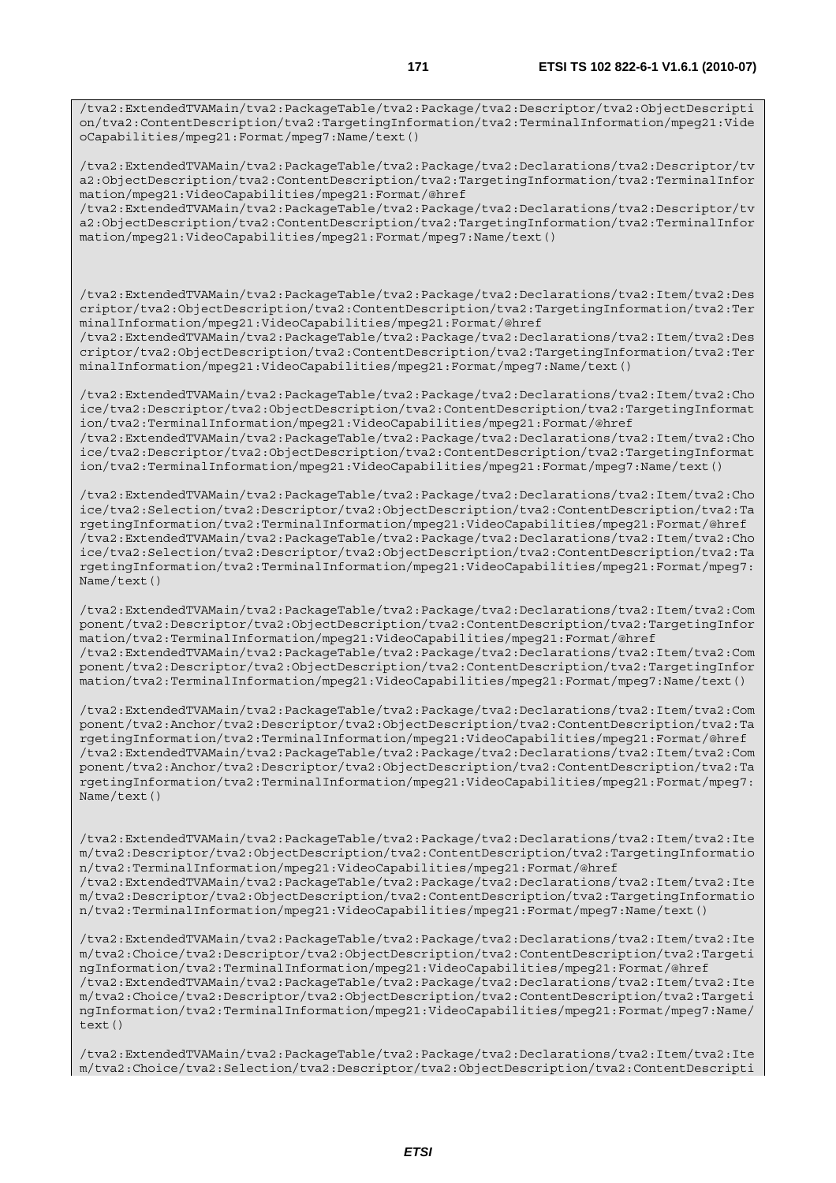```
/tva2:ExtendedTVAMain/tva2:PackageTable/tva2:Package/tva2:Descriptor/tva2:ObjectDescription/tva2:ContentDescription/tva2:TargetingInformation/tva2:TerminalInformation/mpeg21:VideoCapabilities/mpeg21:Format/mpeg7:Name/text()

/tva2:ExtendedTVAMain/tva2:PackageTable/tva2:Package/tva2:Declarations/tva2:Descriptor/tva2:ObjectDescription/tva2:ContentDescription/tva2:TargetingInformation/tva2:TerminalInformation/mpeg21:VideoCapabilities/mpeg21:Format/@href
/tva2:ExtendedTVAMain/tva2:PackageTable/tva2:Package/tva2:Declarations/tva2:Descriptor/tva2:ObjectDescription/tva2:ContentDescription/tva2:TargetingInformation/tva2:TerminalInformation/mpeg21:VideoCapabilities/mpeg21:Format/mpeg7:Name/text()



/tva2:ExtendedTVAMain/tva2:PackageTable/tva2:Package/tva2:Declarations/tva2:Item/tva2:Descriptor/tva2:ObjectDescription/tva2:ContentDescription/tva2:TargetingInformation/tva2:TerminalInformation/mpeg21:VideoCapabilities/mpeg21:Format/@href
/tva2:ExtendedTVAMain/tva2:PackageTable/tva2:Package/tva2:Declarations/tva2:Item/tva2:Descriptor/tva2:ObjectDescription/tva2:ContentDescription/tva2:TargetingInformation/tva2:TerminalInformation/mpeg21:VideoCapabilities/mpeg21:Format/mpeg7:Name/text()

/tva2:ExtendedTVAMain/tva2:PackageTable/tva2:Package/tva2:Declarations/tva2:Item/tva2:Choice/tva2:Descriptor/tva2:ObjectDescription/tva2:ContentDescription/tva2:TargetingInformation/tva2:TerminalInformation/mpeg21:VideoCapabilities/mpeg21:Format/@href
/tva2:ExtendedTVAMain/tva2:PackageTable/tva2:Package/tva2:Declarations/tva2:Item/tva2:Choice/tva2:Descriptor/tva2:ObjectDescription/tva2:ContentDescription/tva2:TargetingInformation/tva2:TerminalInformation/mpeg21:VideoCapabilities/mpeg21:Format/mpeg7:Name/text()

/tva2:ExtendedTVAMain/tva2:PackageTable/tva2:Package/tva2:Declarations/tva2:Item/tva2:Choice/tva2:Selection/tva2:Descriptor/tva2:ObjectDescription/tva2:ContentDescription/tva2:TargetingInformation/tva2:TerminalInformation/mpeg21:VideoCapabilities/mpeg21:Format/@href
/tva2:ExtendedTVAMain/tva2:PackageTable/tva2:Package/tva2:Declarations/tva2:Item/tva2:Choice/tva2:Selection/tva2:Descriptor/tva2:ObjectDescription/tva2:ContentDescription/tva2:TargetingInformation/tva2:TerminalInformation/mpeg21:VideoCapabilities/mpeg21:Format/mpeg7:Name/text()

/tva2:ExtendedTVAMain/tva2:PackageTable/tva2:Package/tva2:Declarations/tva2:Item/tva2:Component/tva2:Descriptor/tva2:ObjectDescription/tva2:ContentDescription/tva2:TargetingInformation/tva2:TerminalInformation/mpeg21:VideoCapabilities/mpeg21:Format/@href
/tva2:ExtendedTVAMain/tva2:PackageTable/tva2:Package/tva2:Declarations/tva2:Item/tva2:Component/tva2:Descriptor/tva2:ObjectDescription/tva2:ContentDescription/tva2:TargetingInformation/tva2:TerminalInformation/mpeg21:VideoCapabilities/mpeg21:Format/mpeg7:Name/text()

/tva2:ExtendedTVAMain/tva2:PackageTable/tva2:Package/tva2:Declarations/tva2:Item/tva2:Component/tva2:Anchor/tva2:Descriptor/tva2:ObjectDescription/tva2:ContentDescription/tva2:TargetingInformation/tva2:TerminalInformation/mpeg21:VideoCapabilities/mpeg21:Format/@href
/tva2:ExtendedTVAMain/tva2:PackageTable/tva2:Package/tva2:Declarations/tva2:Item/tva2:Component/tva2:Anchor/tva2:Descriptor/tva2:ObjectDescription/tva2:ContentDescription/tva2:TargetingInformation/tva2:TerminalInformation/mpeg21:VideoCapabilities/mpeg21:Format/mpeg7:Name/text()


/tva2:ExtendedTVAMain/tva2:PackageTable/tva2:Package/tva2:Declarations/tva2:Item/tva2:Item/tva2:Descriptor/tva2:ObjectDescription/tva2:ContentDescription/tva2:TargetingInformation/tva2:TerminalInformation/mpeg21:VideoCapabilities/mpeg21:Format/@href
/tva2:ExtendedTVAMain/tva2:PackageTable/tva2:Package/tva2:Declarations/tva2:Item/tva2:Item/tva2:Descriptor/tva2:ObjectDescription/tva2:ContentDescription/tva2:TargetingInformation/tva2:TerminalInformation/mpeg21:VideoCapabilities/mpeg21:Format/mpeg7:Name/text()

/tva2:ExtendedTVAMain/tva2:PackageTable/tva2:Package/tva2:Declarations/tva2:Item/tva2:Item/tva2:Choice/tva2:Descriptor/tva2:ObjectDescription/tva2:ContentDescription/tva2:TargetingInformation/tva2:TerminalInformation/mpeg21:VideoCapabilities/mpeg21:Format/@href
/tva2:ExtendedTVAMain/tva2:PackageTable/tva2:Package/tva2:Declarations/tva2:Item/tva2:Item/tva2:Choice/tva2:Descriptor/tva2:ObjectDescription/tva2:ContentDescription/tva2:TargetingInformation/tva2:TerminalInformation/mpeg21:VideoCapabilities/mpeg21:Format/mpeg7:Name/text()

/tva2:ExtendedTVAMain/tva2:PackageTable/tva2:Package/tva2:Declarations/tva2:Item/tva2:Item/tva2:Choice/tva2:Selection/tva2:Descriptor/tva2:ObjectDescription/tva2:ContentDescripti
```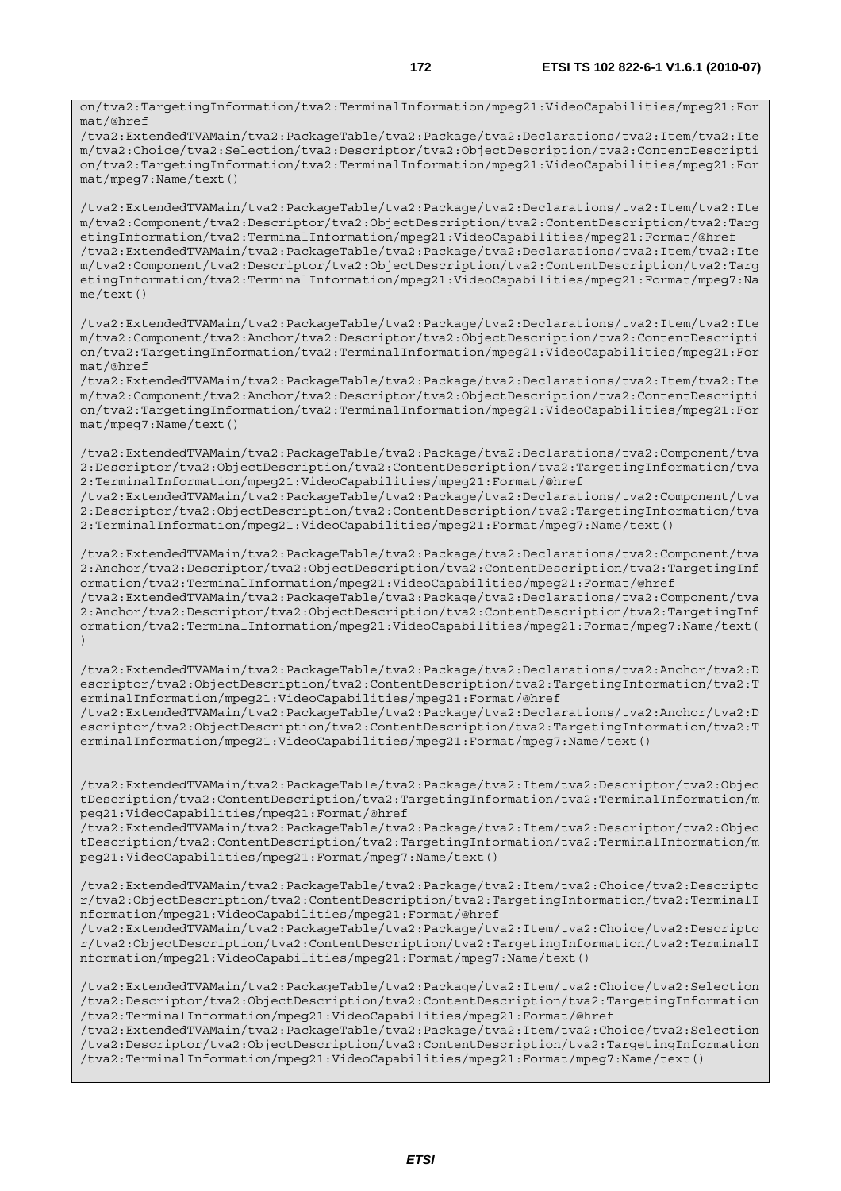```
on/tva2:TargetingInformation/tva2:TerminalInformation/mpeg21:VideoCapabilities/mpeg21:Format/@href
/tva2:ExtendedTVAMain/tva2:PackageTable/tva2:Package/tva2:Declarations/tva2:Item/tva2:Item/tva2:Choice/tva2:Selection/tva2:Descriptor/tva2:ObjectDescription/tva2:ContentDescription/tva2:TargetingInformation/tva2:TerminalInformation/mpeg21:VideoCapabilities/mpeg21:Format/mpeg7:Name/text()

/tva2:ExtendedTVAMain/tva2:PackageTable/tva2:Package/tva2:Declarations/tva2:Item/tva2:Item/tva2:Component/tva2:Descriptor/tva2:ObjectDescription/tva2:ContentDescription/tva2:TargetingInformation/tva2:TerminalInformation/mpeg21:VideoCapabilities/mpeg21:Format/@href
/tva2:ExtendedTVAMain/tva2:PackageTable/tva2:Package/tva2:Declarations/tva2:Item/tva2:Item/tva2:Component/tva2:Descriptor/tva2:ObjectDescription/tva2:ContentDescription/tva2:TargetingInformation/tva2:TerminalInformation/mpeg21:VideoCapabilities/mpeg21:Format/mpeg7:Name/text()

/tva2:ExtendedTVAMain/tva2:PackageTable/tva2:Package/tva2:Declarations/tva2:Item/tva2:Item/tva2:Component/tva2:Anchor/tva2:Descriptor/tva2:ObjectDescription/tva2:ContentDescription/tva2:TargetingInformation/tva2:TerminalInformation/mpeg21:VideoCapabilities/mpeg21:Format/@href
/tva2:ExtendedTVAMain/tva2:PackageTable/tva2:Package/tva2:Declarations/tva2:Item/tva2:Item/tva2:Component/tva2:Anchor/tva2:Descriptor/tva2:ObjectDescription/tva2:ContentDescription/tva2:TargetingInformation/tva2:TerminalInformation/mpeg21:VideoCapabilities/mpeg21:Format/mpeg7:Name/text()

/tva2:ExtendedTVAMain/tva2:PackageTable/tva2:Package/tva2:Declarations/tva2:Component/tva2:Descriptor/tva2:ObjectDescription/tva2:ContentDescription/tva2:TargetingInformation/tva2:TerminalInformation/mpeg21:VideoCapabilities/mpeg21:Format/@href
/tva2:ExtendedTVAMain/tva2:PackageTable/tva2:Package/tva2:Declarations/tva2:Component/tva2:Descriptor/tva2:ObjectDescription/tva2:ContentDescription/tva2:TargetingInformation/tva2:TerminalInformation/mpeg21:VideoCapabilities/mpeg21:Format/mpeg7:Name/text()

/tva2:ExtendedTVAMain/tva2:PackageTable/tva2:Package/tva2:Declarations/tva2:Component/tva2:Anchor/tva2:Descriptor/tva2:ObjectDescription/tva2:ContentDescription/tva2:TargetingInformation/tva2:TerminalInformation/mpeg21:VideoCapabilities/mpeg21:Format/@href
/tva2:ExtendedTVAMain/tva2:PackageTable/tva2:Package/tva2:Declarations/tva2:Component/tva2:Anchor/tva2:Descriptor/tva2:ObjectDescription/tva2:ContentDescription/tva2:TargetingInformation/tva2:TerminalInformation/mpeg21:VideoCapabilities/mpeg21:Format/mpeg7:Name/text()

/tva2:ExtendedTVAMain/tva2:PackageTable/tva2:Package/tva2:Declarations/tva2:Anchor/tva2:Descriptor/tva2:ObjectDescription/tva2:ContentDescription/tva2:TargetingInformation/tva2:TerminalInformation/mpeg21:VideoCapabilities/mpeg21:Format/@href
/tva2:ExtendedTVAMain/tva2:PackageTable/tva2:Package/tva2:Declarations/tva2:Anchor/tva2:Descriptor/tva2:ObjectDescription/tva2:ContentDescription/tva2:TargetingInformation/tva2:TerminalInformation/mpeg21:VideoCapabilities/mpeg21:Format/mpeg7:Name/text()


/tva2:ExtendedTVAMain/tva2:PackageTable/tva2:Package/tva2:Item/tva2:Descriptor/tva2:ObjectDescription/tva2:ContentDescription/tva2:TargetingInformation/tva2:TerminalInformation/mpeg21:VideoCapabilities/mpeg21:Format/@href
/tva2:ExtendedTVAMain/tva2:PackageTable/tva2:Package/tva2:Item/tva2:Descriptor/tva2:ObjectDescription/tva2:ContentDescription/tva2:TargetingInformation/tva2:TerminalInformation/mpeg21:VideoCapabilities/mpeg21:Format/mpeg7:Name/text()

/tva2:ExtendedTVAMain/tva2:PackageTable/tva2:Package/tva2:Item/tva2:Choice/tva2:Descriptor/tva2:ObjectDescription/tva2:ContentDescription/tva2:TargetingInformation/tva2:TerminalInformation/mpeg21:VideoCapabilities/mpeg21:Format/@href
/tva2:ExtendedTVAMain/tva2:PackageTable/tva2:Package/tva2:Item/tva2:Choice/tva2:Descriptor/tva2:ObjectDescription/tva2:ContentDescription/tva2:TargetingInformation/tva2:TerminalInformation/mpeg21:VideoCapabilities/mpeg21:Format/mpeg7:Name/text()

/tva2:ExtendedTVAMain/tva2:PackageTable/tva2:Package/tva2:Item/tva2:Choice/tva2:Selection/tva2:Descriptor/tva2:ObjectDescription/tva2:ContentDescription/tva2:TargetingInformation/tva2:TerminalInformation/mpeg21:VideoCapabilities/mpeg21:Format/@href
/tva2:ExtendedTVAMain/tva2:PackageTable/tva2:Package/tva2:Item/tva2:Choice/tva2:Selection/tva2:Descriptor/tva2:ObjectDescription/tva2:ContentDescription/tva2:TargetingInformation/tva2:TerminalInformation/mpeg21:VideoCapabilities/mpeg21:Format/mpeg7:Name/text()
```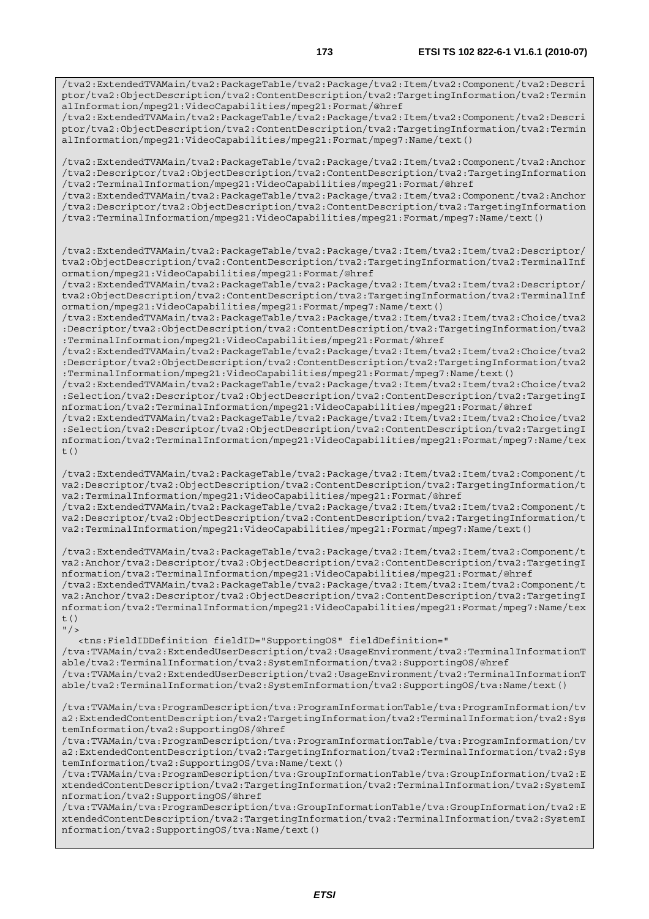```
/tva2:ExtendedTVAMain/tva2:PackageTable/tva2:Package/tva2:Item/tva2:Component/tva2:Descri
ptor/tva2:ObjectDescription/tva2:ContentDescription/tva2:TargetingInformation/tva2:Termin
alInformation/mpeg21:VideoCapabilities/mpeg21:Format/@href
/tva2:ExtendedTVAMain/tva2:PackageTable/tva2:Package/tva2:Item/tva2:Component/tva2:Descri
ptor/tva2:ObjectDescription/tva2:ContentDescription/tva2:TargetingInformation/tva2:Termin
alInformation/mpeg21:VideoCapabilities/mpeg21:Format/mpeg7:Name/text()

/tva2:ExtendedTVAMain/tva2:PackageTable/tva2:Package/tva2:Item/tva2:Component/tva2:Anchor
/tva2:Descriptor/tva2:ObjectDescription/tva2:ContentDescription/tva2:TargetingInformation
/tva2:TerminalInformation/mpeg21:VideoCapabilities/mpeg21:Format/@href
/tva2:ExtendedTVAMain/tva2:PackageTable/tva2:Package/tva2:Item/tva2:Component/tva2:Anchor
/tva2:Descriptor/tva2:ObjectDescription/tva2:ContentDescription/tva2:TargetingInformation
/tva2:TerminalInformation/mpeg21:VideoCapabilities/mpeg21:Format/mpeg7:Name/text()


/tva2:ExtendedTVAMain/tva2:PackageTable/tva2:Package/tva2:Item/tva2:Item/tva2:Descriptor/
tva2:ObjectDescription/tva2:ContentDescription/tva2:TargetingInformation/tva2:TerminalInf
ormation/mpeg21:VideoCapabilities/mpeg21:Format/@href
/tva2:ExtendedTVAMain/tva2:PackageTable/tva2:Package/tva2:Item/tva2:Item/tva2:Descriptor/
tva2:ObjectDescription/tva2:ContentDescription/tva2:TargetingInformation/tva2:TerminalInf
ormation/mpeg21:VideoCapabilities/mpeg21:Format/mpeg7:Name/text()
/tva2:ExtendedTVAMain/tva2:PackageTable/tva2:Package/tva2:Item/tva2:Item/tva2:Choice/tva2
:Descriptor/tva2:ObjectDescription/tva2:ContentDescription/tva2:TargetingInformation/tva2
:TerminalInformation/mpeg21:VideoCapabilities/mpeg21:Format/@href
/tva2:ExtendedTVAMain/tva2:PackageTable/tva2:Package/tva2:Item/tva2:Item/tva2:Choice/tva2
:Descriptor/tva2:ObjectDescription/tva2:ContentDescription/tva2:TargetingInformation/tva2
:TerminalInformation/mpeg21:VideoCapabilities/mpeg21:Format/mpeg7:Name/text()
/tva2:ExtendedTVAMain/tva2:PackageTable/tva2:Package/tva2:Item/tva2:Item/tva2:Choice/tva2
:Selection/tva2:Descriptor/tva2:ObjectDescription/tva2:ContentDescription/tva2:TargetingI
nformation/tva2:TerminalInformation/mpeg21:VideoCapabilities/mpeg21:Format/@href
/tva2:ExtendedTVAMain/tva2:PackageTable/tva2:Package/tva2:Item/tva2:Item/tva2:Choice/tva2
:Selection/tva2:Descriptor/tva2:ObjectDescription/tva2:ContentDescription/tva2:TargetingI
nformation/tva2:TerminalInformation/mpeg21:VideoCapabilities/mpeg21:Format/mpeg7:Name/tex
t()

/tva2:ExtendedTVAMain/tva2:PackageTable/tva2:Package/tva2:Item/tva2:Item/tva2:Component/t
va2:Descriptor/tva2:ObjectDescription/tva2:ContentDescription/tva2:TargetingInformation/t
va2:TerminalInformation/mpeg21:VideoCapabilities/mpeg21:Format/@href
/tva2:ExtendedTVAMain/tva2:PackageTable/tva2:Package/tva2:Item/tva2:Item/tva2:Component/t
va2:Descriptor/tva2:ObjectDescription/tva2:ContentDescription/tva2:TargetingInformation/t
va2:TerminalInformation/mpeg21:VideoCapabilities/mpeg21:Format/mpeg7:Name/text()

/tva2:ExtendedTVAMain/tva2:PackageTable/tva2:Package/tva2:Item/tva2:Item/tva2:Component/t
va2:Anchor/tva2:Descriptor/tva2:ObjectDescription/tva2:ContentDescription/tva2:TargetingI
nformation/tva2:TerminalInformation/mpeg21:VideoCapabilities/mpeg21:Format/@href
/tva2:ExtendedTVAMain/tva2:PackageTable/tva2:Package/tva2:Item/tva2:Item/tva2:Component/t
va2:Anchor/tva2:Descriptor/tva2:ObjectDescription/tva2:ContentDescription/tva2:TargetingI
nformation/tva2:TerminalInformation/mpeg21:VideoCapabilities/mpeg21:Format/mpeg7:Name/tex
t()
"/>
   <tns:FieldIDDefinition fieldID="SupportingOS" fieldDefinition="
/tva:TVAMain/tva2:ExtendedUserDescription/tva2:UsageEnvironment/tva2:TerminalInformationT
able/tva2:TerminalInformation/tva2:SystemInformation/tva2:SupportingOS/@href
/tva:TVAMain/tva2:ExtendedUserDescription/tva2:UsageEnvironment/tva2:TerminalInformationT
able/tva2:TerminalInformation/tva2:SystemInformation/tva2:SupportingOS/tva:Name/text()

/tva:TVAMain/tva:ProgramDescription/tva:ProgramInformationTable/tva:ProgramInformation/tv
a2:ExtendedContentDescription/tva2:TargetingInformation/tva2:TerminalInformation/tva2:Sys
temInformation/tva2:SupportingOS/@href
/tva:TVAMain/tva:ProgramDescription/tva:ProgramInformationTable/tva:ProgramInformation/tv
a2:ExtendedContentDescription/tva2:TargetingInformation/tva2:TerminalInformation/tva2:Sys
temInformation/tva2:SupportingOS/tva:Name/text()
/tva:TVAMain/tva:ProgramDescription/tva:GroupInformationTable/tva:GroupInformation/tva2:E
xtendedContentDescription/tva2:TargetingInformation/tva2:TerminalInformation/tva2:SystemI
nformation/tva2:SupportingOS/@href
/tva:TVAMain/tva:ProgramDescription/tva:GroupInformationTable/tva:GroupInformation/tva2:E
xtendedContentDescription/tva2:TargetingInformation/tva2:TerminalInformation/tva2:SystemI
nformation/tva2:SupportingOS/tva:Name/text()
```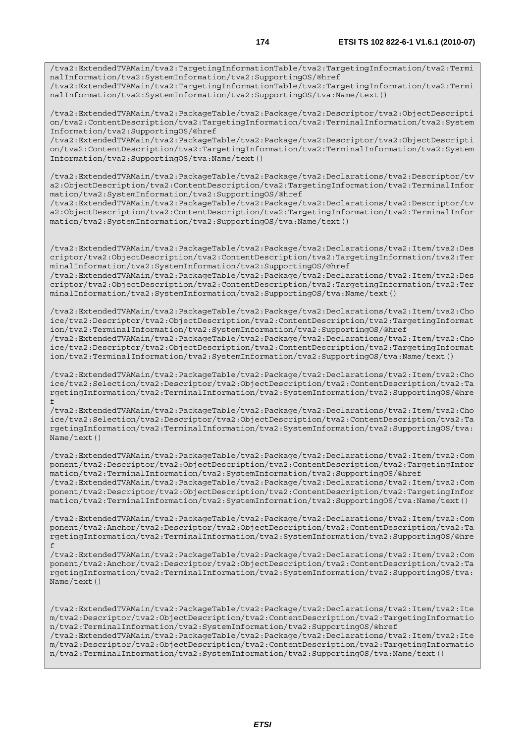```
/tva2:ExtendedTVAMain/tva2:TargetingInformationTable/tva2:TargetingInformation/tva2:TerminalInformation/tva2:SystemInformation/tva2:SupportingOS/@href
/tva2:ExtendedTVAMain/tva2:TargetingInformationTable/tva2:TargetingInformation/tva2:TerminalInformation/tva2:SystemInformation/tva2:SupportingOS/tva:Name/text()

/tva2:ExtendedTVAMain/tva2:PackageTable/tva2:Package/tva2:Descriptor/tva2:ObjectDescription/tva2:ContentDescription/tva2:TargetingInformation/tva2:TerminalInformation/tva2:SystemInformation/tva2:SupportingOS/@href
/tva2:ExtendedTVAMain/tva2:PackageTable/tva2:Package/tva2:Descriptor/tva2:ObjectDescription/tva2:ContentDescription/tva2:TargetingInformation/tva2:TerminalInformation/tva2:SystemInformation/tva2:SupportingOS/tva:Name/text()

/tva2:ExtendedTVAMain/tva2:PackageTable/tva2:Package/tva2:Declarations/tva2:Descriptor/tva2:ObjectDescription/tva2:ContentDescription/tva2:TargetingInformation/tva2:TerminalInformation/tva2:SystemInformation/tva2:SupportingOS/@href
/tva2:ExtendedTVAMain/tva2:PackageTable/tva2:Package/tva2:Declarations/tva2:Descriptor/tva2:ObjectDescription/tva2:ContentDescription/tva2:TargetingInformation/tva2:TerminalInformation/tva2:SystemInformation/tva2:SupportingOS/tva:Name/text()


/tva2:ExtendedTVAMain/tva2:PackageTable/tva2:Package/tva2:Declarations/tva2:Item/tva2:Descriptor/tva2:ObjectDescription/tva2:ContentDescription/tva2:TargetingInformation/tva2:TerminalInformation/tva2:SystemInformation/tva2:SupportingOS/@href
/tva2:ExtendedTVAMain/tva2:PackageTable/tva2:Package/tva2:Declarations/tva2:Item/tva2:Descriptor/tva2:ObjectDescription/tva2:ContentDescription/tva2:TargetingInformation/tva2:TerminalInformation/tva2:SystemInformation/tva2:SupportingOS/tva:Name/text()

/tva2:ExtendedTVAMain/tva2:PackageTable/tva2:Package/tva2:Declarations/tva2:Item/tva2:Choice/tva2:Descriptor/tva2:ObjectDescription/tva2:ContentDescription/tva2:TargetingInformation/tva2:TerminalInformation/tva2:SystemInformation/tva2:SupportingOS/@href
/tva2:ExtendedTVAMain/tva2:PackageTable/tva2:Package/tva2:Declarations/tva2:Item/tva2:Choice/tva2:Descriptor/tva2:ObjectDescription/tva2:ContentDescription/tva2:TargetingInformation/tva2:TerminalInformation/tva2:SystemInformation/tva2:SupportingOS/tva:Name/text()

/tva2:ExtendedTVAMain/tva2:PackageTable/tva2:Package/tva2:Declarations/tva2:Item/tva2:Choice/tva2:Selection/tva2:Descriptor/tva2:ObjectDescription/tva2:ContentDescription/tva2:TargetingInformation/tva2:TerminalInformation/tva2:SystemInformation/tva2:SupportingOS/@href
/tva2:ExtendedTVAMain/tva2:PackageTable/tva2:Package/tva2:Declarations/tva2:Item/tva2:Choice/tva2:Selection/tva2:Descriptor/tva2:ObjectDescription/tva2:ContentDescription/tva2:TargetingInformation/tva2:TerminalInformation/tva2:SystemInformation/tva2:SupportingOS/tva:Name/text()

/tva2:ExtendedTVAMain/tva2:PackageTable/tva2:Package/tva2:Declarations/tva2:Item/tva2:Component/tva2:Descriptor/tva2:ObjectDescription/tva2:ContentDescription/tva2:TargetingInformation/tva2:TerminalInformation/tva2:SystemInformation/tva2:SupportingOS/@href
/tva2:ExtendedTVAMain/tva2:PackageTable/tva2:Package/tva2:Declarations/tva2:Item/tva2:Component/tva2:Descriptor/tva2:ObjectDescription/tva2:ContentDescription/tva2:TargetingInformation/tva2:TerminalInformation/tva2:SystemInformation/tva2:SupportingOS/tva:Name/text()

/tva2:ExtendedTVAMain/tva2:PackageTable/tva2:Package/tva2:Declarations/tva2:Item/tva2:Component/tva2:Anchor/tva2:Descriptor/tva2:ObjectDescription/tva2:ContentDescription/tva2:TargetingInformation/tva2:TerminalInformation/tva2:SystemInformation/tva2:SupportingOS/@href
/tva2:ExtendedTVAMain/tva2:PackageTable/tva2:Package/tva2:Declarations/tva2:Item/tva2:Component/tva2:Anchor/tva2:Descriptor/tva2:ObjectDescription/tva2:ContentDescription/tva2:TargetingInformation/tva2:TerminalInformation/tva2:SystemInformation/tva2:SupportingOS/tva:Name/text()


/tva2:ExtendedTVAMain/tva2:PackageTable/tva2:Package/tva2:Declarations/tva2:Item/tva2:Item/tva2:Descriptor/tva2:ObjectDescription/tva2:ContentDescription/tva2:TargetingInformation/tva2:TerminalInformation/tva2:SystemInformation/tva2:SupportingOS/@href
/tva2:ExtendedTVAMain/tva2:PackageTable/tva2:Package/tva2:Declarations/tva2:Item/tva2:Item/tva2:Descriptor/tva2:ObjectDescription/tva2:ContentDescription/tva2:TargetingInformation/tva2:TerminalInformation/tva2:SystemInformation/tva2:SupportingOS/tva:Name/text()
```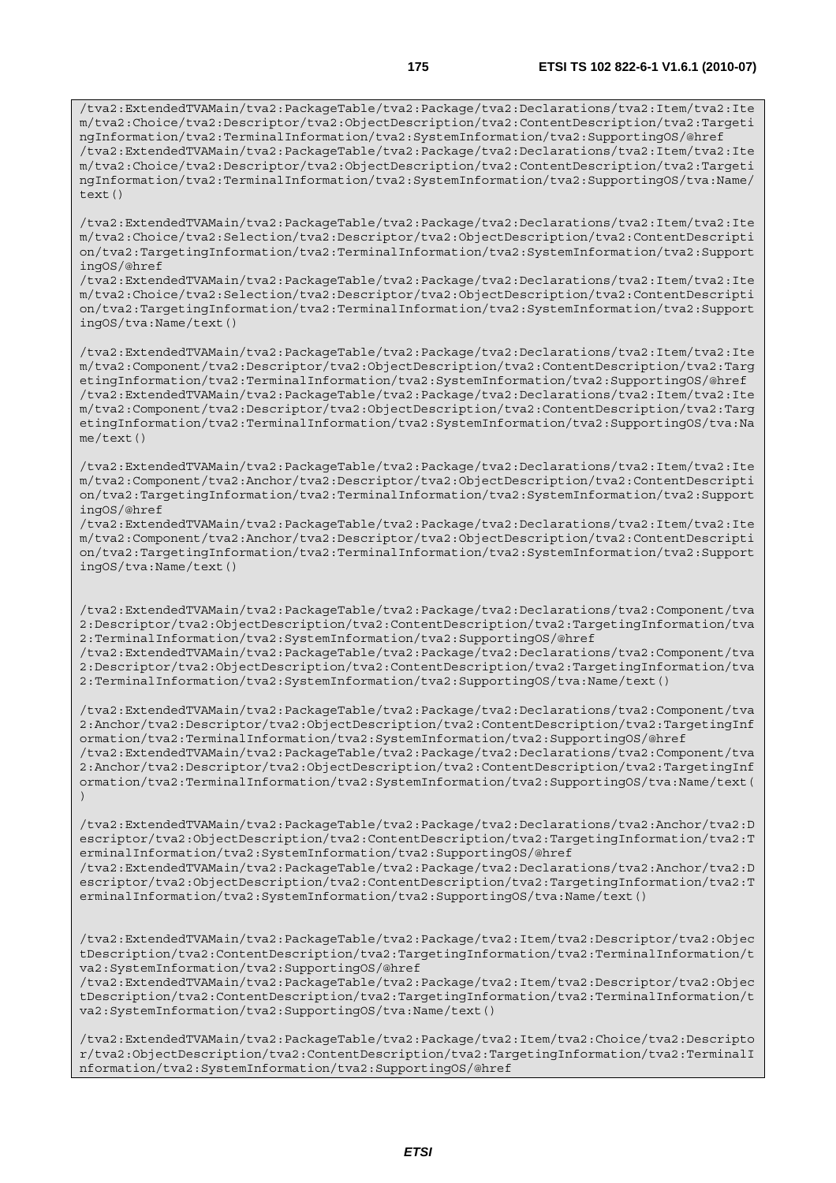```
/tva2:ExtendedTVAMain/tva2:PackageTable/tva2:Package/tva2:Declarations/tva2:Item/tva2:Item/tva2:Choice/tva2:Descriptor/tva2:ObjectDescription/tva2:ContentDescription/tva2:TargetingInformation/tva2:TerminalInformation/tva2:SystemInformation/tva2:SupportingOS/@href
/tva2:ExtendedTVAMain/tva2:PackageTable/tva2:Package/tva2:Declarations/tva2:Item/tva2:Item/tva2:Choice/tva2:Descriptor/tva2:ObjectDescription/tva2:ContentDescription/tva2:TargetingInformation/tva2:TerminalInformation/tva2:SystemInformation/tva2:SupportingOS/tva:Name/text()

/tva2:ExtendedTVAMain/tva2:PackageTable/tva2:Package/tva2:Declarations/tva2:Item/tva2:Item/tva2:Choice/tva2:Selection/tva2:Descriptor/tva2:ObjectDescription/tva2:ContentDescription/tva2:TargetingInformation/tva2:TerminalInformation/tva2:SystemInformation/tva2:SupportingOS/@href
/tva2:ExtendedTVAMain/tva2:PackageTable/tva2:Package/tva2:Declarations/tva2:Item/tva2:Item/tva2:Choice/tva2:Selection/tva2:Descriptor/tva2:ObjectDescription/tva2:ContentDescription/tva2:TargetingInformation/tva2:TerminalInformation/tva2:SystemInformation/tva2:SupportingOS/tva:Name/text()

/tva2:ExtendedTVAMain/tva2:PackageTable/tva2:Package/tva2:Declarations/tva2:Item/tva2:Item/tva2:Component/tva2:Descriptor/tva2:ObjectDescription/tva2:ContentDescription/tva2:TargetingInformation/tva2:TerminalInformation/tva2:SystemInformation/tva2:SupportingOS/@href
/tva2:ExtendedTVAMain/tva2:PackageTable/tva2:Package/tva2:Declarations/tva2:Item/tva2:Item/tva2:Component/tva2:Descriptor/tva2:ObjectDescription/tva2:ContentDescription/tva2:TargetingInformation/tva2:TerminalInformation/tva2:SystemInformation/tva2:SupportingOS/tva:Name/text()

/tva2:ExtendedTVAMain/tva2:PackageTable/tva2:Package/tva2:Declarations/tva2:Item/tva2:Item/tva2:Component/tva2:Anchor/tva2:Descriptor/tva2:ObjectDescription/tva2:ContentDescription/tva2:TargetingInformation/tva2:TerminalInformation/tva2:SystemInformation/tva2:SupportingOS/@href
/tva2:ExtendedTVAMain/tva2:PackageTable/tva2:Package/tva2:Declarations/tva2:Item/tva2:Item/tva2:Component/tva2:Anchor/tva2:Descriptor/tva2:ObjectDescription/tva2:ContentDescription/tva2:TargetingInformation/tva2:TerminalInformation/tva2:SystemInformation/tva2:SupportingOS/tva:Name/text()


/tva2:ExtendedTVAMain/tva2:PackageTable/tva2:Package/tva2:Declarations/tva2:Component/tva2:Descriptor/tva2:ObjectDescription/tva2:ContentDescription/tva2:TargetingInformation/tva2:TerminalInformation/tva2:SystemInformation/tva2:SupportingOS/@href
/tva2:ExtendedTVAMain/tva2:PackageTable/tva2:Package/tva2:Declarations/tva2:Component/tva2:Descriptor/tva2:ObjectDescription/tva2:ContentDescription/tva2:TargetingInformation/tva2:TerminalInformation/tva2:SystemInformation/tva2:SupportingOS/tva:Name/text()

/tva2:ExtendedTVAMain/tva2:PackageTable/tva2:Package/tva2:Declarations/tva2:Component/tva2:Anchor/tva2:Descriptor/tva2:ObjectDescription/tva2:ContentDescription/tva2:TargetingInformation/tva2:TerminalInformation/tva2:SystemInformation/tva2:SupportingOS/@href
/tva2:ExtendedTVAMain/tva2:PackageTable/tva2:Package/tva2:Declarations/tva2:Component/tva2:Anchor/tva2:Descriptor/tva2:ObjectDescription/tva2:ContentDescription/tva2:TargetingInformation/tva2:TerminalInformation/tva2:SystemInformation/tva2:SupportingOS/tva:Name/text()

/tva2:ExtendedTVAMain/tva2:PackageTable/tva2:Package/tva2:Declarations/tva2:Anchor/tva2:Descriptor/tva2:ObjectDescription/tva2:ContentDescription/tva2:TargetingInformation/tva2:TerminalInformation/tva2:SystemInformation/tva2:SupportingOS/@href
/tva2:ExtendedTVAMain/tva2:PackageTable/tva2:Package/tva2:Declarations/tva2:Anchor/tva2:Descriptor/tva2:ObjectDescription/tva2:ContentDescription/tva2:TargetingInformation/tva2:TerminalInformation/tva2:SystemInformation/tva2:SupportingOS/tva:Name/text()


/tva2:ExtendedTVAMain/tva2:PackageTable/tva2:Package/tva2:Item/tva2:Descriptor/tva2:ObjectDescription/tva2:ContentDescription/tva2:TargetingInformation/tva2:TerminalInformation/tva2:SystemInformation/tva2:SupportingOS/@href
/tva2:ExtendedTVAMain/tva2:PackageTable/tva2:Package/tva2:Item/tva2:Descriptor/tva2:ObjectDescription/tva2:ContentDescription/tva2:TargetingInformation/tva2:TerminalInformation/tva2:SystemInformation/tva2:SupportingOS/tva:Name/text()

/tva2:ExtendedTVAMain/tva2:PackageTable/tva2:Package/tva2:Item/tva2:Choice/tva2:Descriptor/tva2:ObjectDescription/tva2:ContentDescription/tva2:TargetingInformation/tva2:TerminalInformation/tva2:SystemInformation/tva2:SupportingOS/@href
```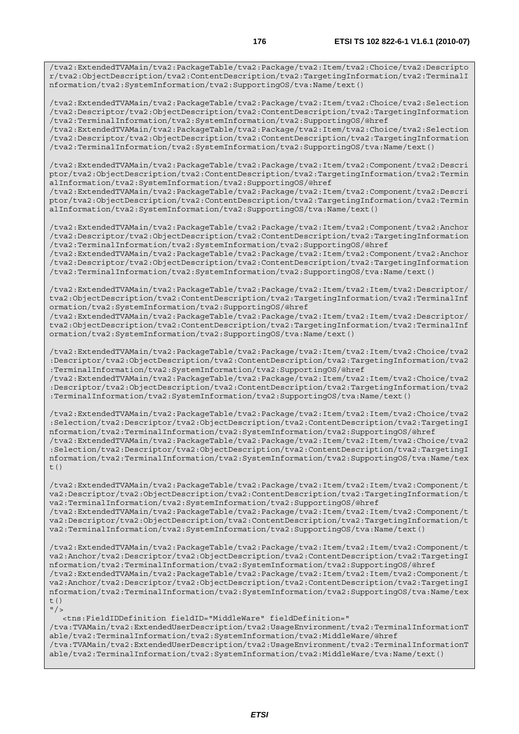```
/tva2:ExtendedTVAMain/tva2:PackageTable/tva2:Package/tva2:Item/tva2:Choice/tva2:Descripto
r/tva2:ObjectDescription/tva2:ContentDescription/tva2:TargetingInformation/tva2:TerminalI
nformation/tva2:SystemInformation/tva2:SupportingOS/tva:Name/text()

/tva2:ExtendedTVAMain/tva2:PackageTable/tva2:Package/tva2:Item/tva2:Choice/tva2:Selection
/tva2:Descriptor/tva2:ObjectDescription/tva2:ContentDescription/tva2:TargetingInformation
/tva2:TerminalInformation/tva2:SystemInformation/tva2:SupportingOS/@href
/tva2:ExtendedTVAMain/tva2:PackageTable/tva2:Package/tva2:Item/tva2:Choice/tva2:Selection
/tva2:Descriptor/tva2:ObjectDescription/tva2:ContentDescription/tva2:TargetingInformation
/tva2:TerminalInformation/tva2:SystemInformation/tva2:SupportingOS/tva:Name/text()

/tva2:ExtendedTVAMain/tva2:PackageTable/tva2:Package/tva2:Item/tva2:Component/tva2:Descri
ptor/tva2:ObjectDescription/tva2:ContentDescription/tva2:TargetingInformation/tva2:Termin
alInformation/tva2:SystemInformation/tva2:SupportingOS/@href
/tva2:ExtendedTVAMain/tva2:PackageTable/tva2:Package/tva2:Item/tva2:Component/tva2:Descri
ptor/tva2:ObjectDescription/tva2:ContentDescription/tva2:TargetingInformation/tva2:Termin
alInformation/tva2:SystemInformation/tva2:SupportingOS/tva:Name/text()

/tva2:ExtendedTVAMain/tva2:PackageTable/tva2:Package/tva2:Item/tva2:Component/tva2:Anchor
/tva2:Descriptor/tva2:ObjectDescription/tva2:ContentDescription/tva2:TargetingInformation
/tva2:TerminalInformation/tva2:SystemInformation/tva2:SupportingOS/@href
/tva2:ExtendedTVAMain/tva2:PackageTable/tva2:Package/tva2:Item/tva2:Component/tva2:Anchor
/tva2:Descriptor/tva2:ObjectDescription/tva2:ContentDescription/tva2:TargetingInformation
/tva2:TerminalInformation/tva2:SystemInformation/tva2:SupportingOS/tva:Name/text()

/tva2:ExtendedTVAMain/tva2:PackageTable/tva2:Package/tva2:Item/tva2:Item/tva2:Descriptor/
tva2:ObjectDescription/tva2:ContentDescription/tva2:TargetingInformation/tva2:TerminalInf
ormation/tva2:SystemInformation/tva2:SupportingOS/@href
/tva2:ExtendedTVAMain/tva2:PackageTable/tva2:Package/tva2:Item/tva2:Item/tva2:Descriptor/
tva2:ObjectDescription/tva2:ContentDescription/tva2:TargetingInformation/tva2:TerminalInf
ormation/tva2:SystemInformation/tva2:SupportingOS/tva:Name/text()

/tva2:ExtendedTVAMain/tva2:PackageTable/tva2:Package/tva2:Item/tva2:Item/tva2:Choice/tva2
:Descriptor/tva2:ObjectDescription/tva2:ContentDescription/tva2:TargetingInformation/tva2
:TerminalInformation/tva2:SystemInformation/tva2:SupportingOS/@href
/tva2:ExtendedTVAMain/tva2:PackageTable/tva2:Package/tva2:Item/tva2:Item/tva2:Choice/tva2
:Descriptor/tva2:ObjectDescription/tva2:ContentDescription/tva2:TargetingInformation/tva2
:TerminalInformation/tva2:SystemInformation/tva2:SupportingOS/tva:Name/text()

/tva2:ExtendedTVAMain/tva2:PackageTable/tva2:Package/tva2:Item/tva2:Item/tva2:Choice/tva2
:Selection/tva2:Descriptor/tva2:ObjectDescription/tva2:ContentDescription/tva2:TargetingI
nformation/tva2:TerminalInformation/tva2:SystemInformation/tva2:SupportingOS/@href
/tva2:ExtendedTVAMain/tva2:PackageTable/tva2:Package/tva2:Item/tva2:Item/tva2:Choice/tva2
:Selection/tva2:Descriptor/tva2:ObjectDescription/tva2:ContentDescription/tva2:TargetingI
nformation/tva2:TerminalInformation/tva2:SystemInformation/tva2:SupportingOS/tva:Name/tex
t()

/tva2:ExtendedTVAMain/tva2:PackageTable/tva2:Package/tva2:Item/tva2:Item/tva2:Component/t
va2:Descriptor/tva2:ObjectDescription/tva2:ContentDescription/tva2:TargetingInformation/t
va2:TerminalInformation/tva2:SystemInformation/tva2:SupportingOS/@href
/tva2:ExtendedTVAMain/tva2:PackageTable/tva2:Package/tva2:Item/tva2:Item/tva2:Component/t
va2:Descriptor/tva2:ObjectDescription/tva2:ContentDescription/tva2:TargetingInformation/t
va2:TerminalInformation/tva2:SystemInformation/tva2:SupportingOS/tva:Name/text()

/tva2:ExtendedTVAMain/tva2:PackageTable/tva2:Package/tva2:Item/tva2:Item/tva2:Component/t
va2:Anchor/tva2:Descriptor/tva2:ObjectDescription/tva2:ContentDescription/tva2:TargetingI
nformation/tva2:TerminalInformation/tva2:SystemInformation/tva2:SupportingOS/@href
/tva2:ExtendedTVAMain/tva2:PackageTable/tva2:Package/tva2:Item/tva2:Item/tva2:Component/t
va2:Anchor/tva2:Descriptor/tva2:ObjectDescription/tva2:ContentDescription/tva2:TargetingI
nformation/tva2:TerminalInformation/tva2:SystemInformation/tva2:SupportingOS/tva:Name/tex
t()
"/>
   <tns:FieldIDDefinition fieldID="MiddleWare" fieldDefinition="
/tva:TVAMain/tva2:ExtendedUserDescription/tva2:UsageEnvironment/tva2:TerminalInformationT
able/tva2:TerminalInformation/tva2:SystemInformation/tva2:MiddleWare/@href
/tva:TVAMain/tva2:ExtendedUserDescription/tva2:UsageEnvironment/tva2:TerminalInformationT
able/tva2:TerminalInformation/tva2:SystemInformation/tva2:MiddleWare/tva:Name/text()
```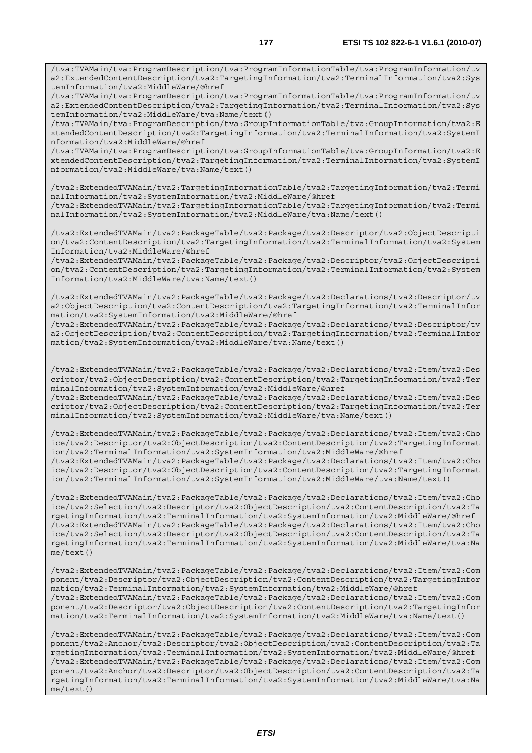```
/tva:TVAMain/tva:ProgramDescription/tva:ProgramInformationTable/tva:ProgramInformation/tva2:ExtendedContentDescription/tva2:TargetingInformation/tva2:TerminalInformation/tva2:SystemInformation/tva2:MiddleWare/@href
/tva:TVAMain/tva:ProgramDescription/tva:ProgramInformationTable/tva:ProgramInformation/tva2:ExtendedContentDescription/tva2:TargetingInformation/tva2:TerminalInformation/tva2:SystemInformation/tva2:MiddleWare/tva:Name/text()
/tva:TVAMain/tva:ProgramDescription/tva:GroupInformationTable/tva:GroupInformation/tva2:ExtendedContentDescription/tva2:TargetingInformation/tva2:TerminalInformation/tva2:SystemInformation/tva2:MiddleWare/@href
/tva:TVAMain/tva:ProgramDescription/tva:GroupInformationTable/tva:GroupInformation/tva2:ExtendedContentDescription/tva2:TargetingInformation/tva2:TerminalInformation/tva2:SystemInformation/tva2:MiddleWare/tva:Name/text()

/tva2:ExtendedTVAMain/tva2:TargetingInformationTable/tva2:TargetingInformation/tva2:TerminalInformation/tva2:SystemInformation/tva2:MiddleWare/@href
/tva2:ExtendedTVAMain/tva2:TargetingInformationTable/tva2:TargetingInformation/tva2:TerminalInformation/tva2:SystemInformation/tva2:MiddleWare/tva:Name/text()

/tva2:ExtendedTVAMain/tva2:PackageTable/tva2:Package/tva2:Descriptor/tva2:ObjectDescription/tva2:ContentDescription/tva2:TargetingInformation/tva2:TerminalInformation/tva2:SystemInformation/tva2:MiddleWare/@href
/tva2:ExtendedTVAMain/tva2:PackageTable/tva2:Package/tva2:Descriptor/tva2:ObjectDescription/tva2:ContentDescription/tva2:TargetingInformation/tva2:TerminalInformation/tva2:SystemInformation/tva2:MiddleWare/tva:Name/text()

/tva2:ExtendedTVAMain/tva2:PackageTable/tva2:Package/tva2:Declarations/tva2:Descriptor/tva2:ObjectDescription/tva2:ContentDescription/tva2:TargetingInformation/tva2:TerminalInformation/tva2:SystemInformation/tva2:MiddleWare/@href
/tva2:ExtendedTVAMain/tva2:PackageTable/tva2:Package/tva2:Declarations/tva2:Descriptor/tva2:ObjectDescription/tva2:ContentDescription/tva2:TargetingInformation/tva2:TerminalInformation/tva2:SystemInformation/tva2:MiddleWare/tva:Name/text()


/tva2:ExtendedTVAMain/tva2:PackageTable/tva2:Package/tva2:Declarations/tva2:Item/tva2:Descriptor/tva2:ObjectDescription/tva2:ContentDescription/tva2:TargetingInformation/tva2:TerminalInformation/tva2:SystemInformation/tva2:MiddleWare/@href
/tva2:ExtendedTVAMain/tva2:PackageTable/tva2:Package/tva2:Declarations/tva2:Item/tva2:Descriptor/tva2:ObjectDescription/tva2:ContentDescription/tva2:TargetingInformation/tva2:TerminalInformation/tva2:SystemInformation/tva2:MiddleWare/tva:Name/text()

/tva2:ExtendedTVAMain/tva2:PackageTable/tva2:Package/tva2:Declarations/tva2:Item/tva2:Choice/tva2:Descriptor/tva2:ObjectDescription/tva2:ContentDescription/tva2:TargetingInformation/tva2:TerminalInformation/tva2:SystemInformation/tva2:MiddleWare/@href
/tva2:ExtendedTVAMain/tva2:PackageTable/tva2:Package/tva2:Declarations/tva2:Item/tva2:Choice/tva2:Descriptor/tva2:ObjectDescription/tva2:ContentDescription/tva2:TargetingInformation/tva2:TerminalInformation/tva2:SystemInformation/tva2:MiddleWare/tva:Name/text()

/tva2:ExtendedTVAMain/tva2:PackageTable/tva2:Package/tva2:Declarations/tva2:Item/tva2:Choice/tva2:Selection/tva2:Descriptor/tva2:ObjectDescription/tva2:ContentDescription/tva2:TargetingInformation/tva2:TerminalInformation/tva2:SystemInformation/tva2:MiddleWare/@href
/tva2:ExtendedTVAMain/tva2:PackageTable/tva2:Package/tva2:Declarations/tva2:Item/tva2:Choice/tva2:Selection/tva2:Descriptor/tva2:ObjectDescription/tva2:ContentDescription/tva2:TargetingInformation/tva2:TerminalInformation/tva2:SystemInformation/tva2:MiddleWare/tva:Name/text()

/tva2:ExtendedTVAMain/tva2:PackageTable/tva2:Package/tva2:Declarations/tva2:Item/tva2:Component/tva2:Descriptor/tva2:ObjectDescription/tva2:ContentDescription/tva2:TargetingInformation/tva2:TerminalInformation/tva2:SystemInformation/tva2:MiddleWare/@href
/tva2:ExtendedTVAMain/tva2:PackageTable/tva2:Package/tva2:Declarations/tva2:Item/tva2:Component/tva2:Descriptor/tva2:ObjectDescription/tva2:ContentDescription/tva2:TargetingInformation/tva2:TerminalInformation/tva2:SystemInformation/tva2:MiddleWare/tva:Name/text()

/tva2:ExtendedTVAMain/tva2:PackageTable/tva2:Package/tva2:Declarations/tva2:Item/tva2:Component/tva2:Anchor/tva2:Descriptor/tva2:ObjectDescription/tva2:ContentDescription/tva2:TargetingInformation/tva2:TerminalInformation/tva2:SystemInformation/tva2:MiddleWare/@href
/tva2:ExtendedTVAMain/tva2:PackageTable/tva2:Package/tva2:Declarations/tva2:Item/tva2:Component/tva2:Anchor/tva2:Descriptor/tva2:ObjectDescription/tva2:ContentDescription/tva2:TargetingInformation/tva2:TerminalInformation/tva2:SystemInformation/tva2:MiddleWare/tva:Name/text()
```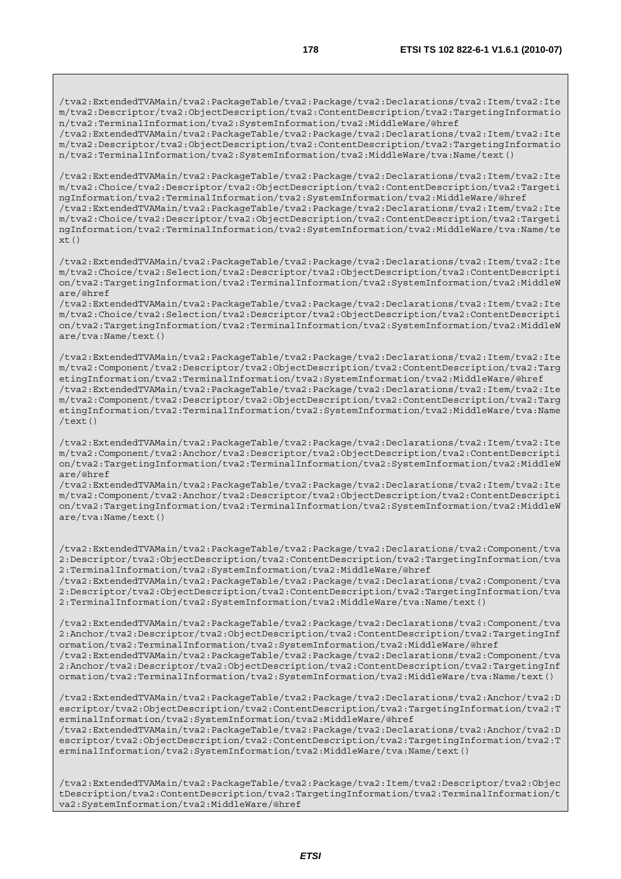```
/tva2:ExtendedTVAMain/tva2:PackageTable/tva2:Package/tva2:Declarations/tva2:Item/tva2:Item/tva2:Descriptor/tva2:ObjectDescription/tva2:ContentDescription/tva2:TargetingInformation/tva2:TerminalInformation/tva2:SystemInformation/tva2:MiddleWare/@href
/tva2:ExtendedTVAMain/tva2:PackageTable/tva2:Package/tva2:Declarations/tva2:Item/tva2:Item/tva2:Descriptor/tva2:ObjectDescription/tva2:ContentDescription/tva2:TargetingInformation/tva2:TerminalInformation/tva2:SystemInformation/tva2:MiddleWare/tva:Name/text()

/tva2:ExtendedTVAMain/tva2:PackageTable/tva2:Package/tva2:Declarations/tva2:Item/tva2:Item/tva2:Choice/tva2:Descriptor/tva2:ObjectDescription/tva2:ContentDescription/tva2:TargetingInformation/tva2:TerminalInformation/tva2:SystemInformation/tva2:MiddleWare/@href
/tva2:ExtendedTVAMain/tva2:PackageTable/tva2:Package/tva2:Declarations/tva2:Item/tva2:Item/tva2:Choice/tva2:Descriptor/tva2:ObjectDescription/tva2:ContentDescription/tva2:TargetingInformation/tva2:TerminalInformation/tva2:SystemInformation/tva2:MiddleWare/tva:Name/text()

/tva2:ExtendedTVAMain/tva2:PackageTable/tva2:Package/tva2:Declarations/tva2:Item/tva2:Item/tva2:Choice/tva2:Selection/tva2:Descriptor/tva2:ObjectDescription/tva2:ContentDescription/tva2:TargetingInformation/tva2:TerminalInformation/tva2:SystemInformation/tva2:MiddleWare/@href
/tva2:ExtendedTVAMain/tva2:PackageTable/tva2:Package/tva2:Declarations/tva2:Item/tva2:Item/tva2:Choice/tva2:Selection/tva2:Descriptor/tva2:ObjectDescription/tva2:ContentDescription/tva2:TargetingInformation/tva2:TerminalInformation/tva2:SystemInformation/tva2:MiddleWare/tva:Name/text()

/tva2:ExtendedTVAMain/tva2:PackageTable/tva2:Package/tva2:Declarations/tva2:Item/tva2:Item/tva2:Component/tva2:Descriptor/tva2:ObjectDescription/tva2:ContentDescription/tva2:TargetingInformation/tva2:TerminalInformation/tva2:SystemInformation/tva2:MiddleWare/@href
/tva2:ExtendedTVAMain/tva2:PackageTable/tva2:Package/tva2:Declarations/tva2:Item/tva2:Item/tva2:Component/tva2:Descriptor/tva2:ObjectDescription/tva2:ContentDescription/tva2:TargetingInformation/tva2:TerminalInformation/tva2:SystemInformation/tva2:MiddleWare/tva:Name/text()

/tva2:ExtendedTVAMain/tva2:PackageTable/tva2:Package/tva2:Declarations/tva2:Item/tva2:Item/tva2:Component/tva2:Anchor/tva2:Descriptor/tva2:ObjectDescription/tva2:ContentDescription/tva2:TargetingInformation/tva2:TerminalInformation/tva2:SystemInformation/tva2:MiddleWare/@href
/tva2:ExtendedTVAMain/tva2:PackageTable/tva2:Package/tva2:Declarations/tva2:Item/tva2:Item/tva2:Component/tva2:Anchor/tva2:Descriptor/tva2:ObjectDescription/tva2:ContentDescription/tva2:TargetingInformation/tva2:TerminalInformation/tva2:SystemInformation/tva2:MiddleWare/tva:Name/text()


/tva2:ExtendedTVAMain/tva2:PackageTable/tva2:Package/tva2:Declarations/tva2:Component/tva2:Descriptor/tva2:ObjectDescription/tva2:ContentDescription/tva2:TargetingInformation/tva2:TerminalInformation/tva2:SystemInformation/tva2:MiddleWare/@href
/tva2:ExtendedTVAMain/tva2:PackageTable/tva2:Package/tva2:Declarations/tva2:Component/tva2:Descriptor/tva2:ObjectDescription/tva2:ContentDescription/tva2:TargetingInformation/tva2:TerminalInformation/tva2:SystemInformation/tva2:MiddleWare/tva:Name/text()

/tva2:ExtendedTVAMain/tva2:PackageTable/tva2:Package/tva2:Declarations/tva2:Component/tva2:Anchor/tva2:Descriptor/tva2:ObjectDescription/tva2:ContentDescription/tva2:TargetingInformation/tva2:TerminalInformation/tva2:SystemInformation/tva2:MiddleWare/@href
/tva2:ExtendedTVAMain/tva2:PackageTable/tva2:Package/tva2:Declarations/tva2:Component/tva2:Anchor/tva2:Descriptor/tva2:ObjectDescription/tva2:ContentDescription/tva2:TargetingInformation/tva2:TerminalInformation/tva2:SystemInformation/tva2:MiddleWare/tva:Name/text()

/tva2:ExtendedTVAMain/tva2:PackageTable/tva2:Package/tva2:Declarations/tva2:Anchor/tva2:Descriptor/tva2:ObjectDescription/tva2:ContentDescription/tva2:TargetingInformation/tva2:TerminalInformation/tva2:SystemInformation/tva2:MiddleWare/@href
/tva2:ExtendedTVAMain/tva2:PackageTable/tva2:Package/tva2:Declarations/tva2:Anchor/tva2:Descriptor/tva2:ObjectDescription/tva2:ContentDescription/tva2:TargetingInformation/tva2:TerminalInformation/tva2:SystemInformation/tva2:MiddleWare/tva:Name/text()


/tva2:ExtendedTVAMain/tva2:PackageTable/tva2:Package/tva2:Item/tva2:Descriptor/tva2:ObjectDescription/tva2:ContentDescription/tva2:TargetingInformation/tva2:TerminalInformation/tva2:SystemInformation/tva2:MiddleWare/@href
```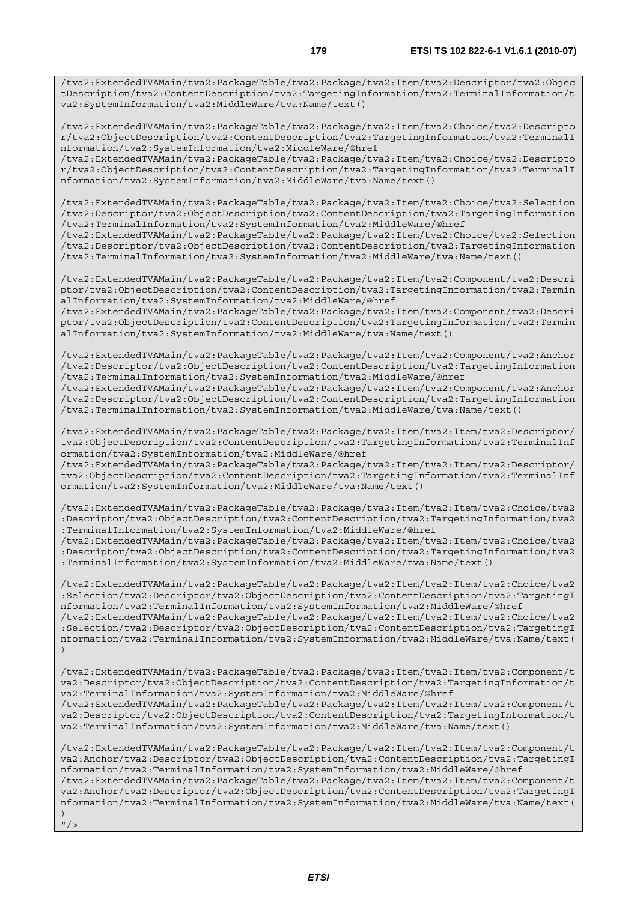```
/tva2:ExtendedTVAMain/tva2:PackageTable/tva2:Package/tva2:Item/tva2:Descriptor/tva2:ObjectDescription/tva2:ContentDescription/tva2:TargetingInformation/tva2:TerminalInformation/tva2:SystemInformation/tva2:MiddleWare/tva:Name/text()

/tva2:ExtendedTVAMain/tva2:PackageTable/tva2:Package/tva2:Item/tva2:Choice/tva2:Descriptor/tva2:ObjectDescription/tva2:ContentDescription/tva2:TargetingInformation/tva2:TerminalInformation/tva2:SystemInformation/tva2:MiddleWare/@href
/tva2:ExtendedTVAMain/tva2:PackageTable/tva2:Package/tva2:Item/tva2:Choice/tva2:Descriptor/tva2:ObjectDescription/tva2:ContentDescription/tva2:TargetingInformation/tva2:TerminalInformation/tva2:SystemInformation/tva2:MiddleWare/tva:Name/text()

/tva2:ExtendedTVAMain/tva2:PackageTable/tva2:Package/tva2:Item/tva2:Choice/tva2:Selection/tva2:Descriptor/tva2:ObjectDescription/tva2:ContentDescription/tva2:TargetingInformation/tva2:TerminalInformation/tva2:SystemInformation/tva2:MiddleWare/@href
/tva2:ExtendedTVAMain/tva2:PackageTable/tva2:Package/tva2:Item/tva2:Choice/tva2:Selection/tva2:Descriptor/tva2:ObjectDescription/tva2:ContentDescription/tva2:TargetingInformation/tva2:TerminalInformation/tva2:SystemInformation/tva2:MiddleWare/tva:Name/text()

/tva2:ExtendedTVAMain/tva2:PackageTable/tva2:Package/tva2:Item/tva2:Component/tva2:Descriptor/tva2:ObjectDescription/tva2:ContentDescription/tva2:TargetingInformation/tva2:TerminalInformation/tva2:SystemInformation/tva2:MiddleWare/@href
/tva2:ExtendedTVAMain/tva2:PackageTable/tva2:Package/tva2:Item/tva2:Component/tva2:Descriptor/tva2:ObjectDescription/tva2:ContentDescription/tva2:TargetingInformation/tva2:TerminalInformation/tva2:SystemInformation/tva2:MiddleWare/tva:Name/text()

/tva2:ExtendedTVAMain/tva2:PackageTable/tva2:Package/tva2:Item/tva2:Component/tva2:Anchor/tva2:Descriptor/tva2:ObjectDescription/tva2:ContentDescription/tva2:TargetingInformation/tva2:TerminalInformation/tva2:SystemInformation/tva2:MiddleWare/@href
/tva2:ExtendedTVAMain/tva2:PackageTable/tva2:Package/tva2:Item/tva2:Component/tva2:Anchor/tva2:Descriptor/tva2:ObjectDescription/tva2:ContentDescription/tva2:TargetingInformation/tva2:TerminalInformation/tva2:SystemInformation/tva2:MiddleWare/tva:Name/text()

/tva2:ExtendedTVAMain/tva2:PackageTable/tva2:Package/tva2:Item/tva2:Item/tva2:Descriptor/tva2:ObjectDescription/tva2:ContentDescription/tva2:TargetingInformation/tva2:TerminalInformation/tva2:SystemInformation/tva2:MiddleWare/@href
/tva2:ExtendedTVAMain/tva2:PackageTable/tva2:Package/tva2:Item/tva2:Item/tva2:Descriptor/tva2:ObjectDescription/tva2:ContentDescription/tva2:TargetingInformation/tva2:TerminalInformation/tva2:SystemInformation/tva2:MiddleWare/tva:Name/text()

/tva2:ExtendedTVAMain/tva2:PackageTable/tva2:Package/tva2:Item/tva2:Item/tva2:Choice/tva2:Descriptor/tva2:ObjectDescription/tva2:ContentDescription/tva2:TargetingInformation/tva2:TerminalInformation/tva2:SystemInformation/tva2:MiddleWare/@href
/tva2:ExtendedTVAMain/tva2:PackageTable/tva2:Package/tva2:Item/tva2:Item/tva2:Choice/tva2:Descriptor/tva2:ObjectDescription/tva2:ContentDescription/tva2:TargetingInformation/tva2:TerminalInformation/tva2:SystemInformation/tva2:MiddleWare/tva:Name/text()

/tva2:ExtendedTVAMain/tva2:PackageTable/tva2:Package/tva2:Item/tva2:Item/tva2:Choice/tva2:Selection/tva2:Descriptor/tva2:ObjectDescription/tva2:ContentDescription/tva2:TargetingInformation/tva2:TerminalInformation/tva2:SystemInformation/tva2:MiddleWare/@href
/tva2:ExtendedTVAMain/tva2:PackageTable/tva2:Package/tva2:Item/tva2:Item/tva2:Choice/tva2:Selection/tva2:Descriptor/tva2:ObjectDescription/tva2:ContentDescription/tva2:TargetingInformation/tva2:TerminalInformation/tva2:SystemInformation/tva2:MiddleWare/tva:Name/text()

/tva2:ExtendedTVAMain/tva2:PackageTable/tva2:Package/tva2:Item/tva2:Item/tva2:Component/tva2:Descriptor/tva2:ObjectDescription/tva2:ContentDescription/tva2:TargetingInformation/tva2:TerminalInformation/tva2:SystemInformation/tva2:MiddleWare/@href
/tva2:ExtendedTVAMain/tva2:PackageTable/tva2:Package/tva2:Item/tva2:Item/tva2:Component/tva2:Descriptor/tva2:ObjectDescription/tva2:ContentDescription/tva2:TargetingInformation/tva2:TerminalInformation/tva2:SystemInformation/tva2:MiddleWare/tva:Name/text()

/tva2:ExtendedTVAMain/tva2:PackageTable/tva2:Package/tva2:Item/tva2:Item/tva2:Component/tva2:Anchor/tva2:Descriptor/tva2:ObjectDescription/tva2:ContentDescription/tva2:TargetingInformation/tva2:TerminalInformation/tva2:SystemInformation/tva2:MiddleWare/@href
/tva2:ExtendedTVAMain/tva2:PackageTable/tva2:Package/tva2:Item/tva2:Item/tva2:Component/tva2:Anchor/tva2:Descriptor/tva2:ObjectDescription/tva2:ContentDescription/tva2:TargetingInformation/tva2:TerminalInformation/tva2:SystemInformation/tva2:MiddleWare/tva:Name/text()
"/>
```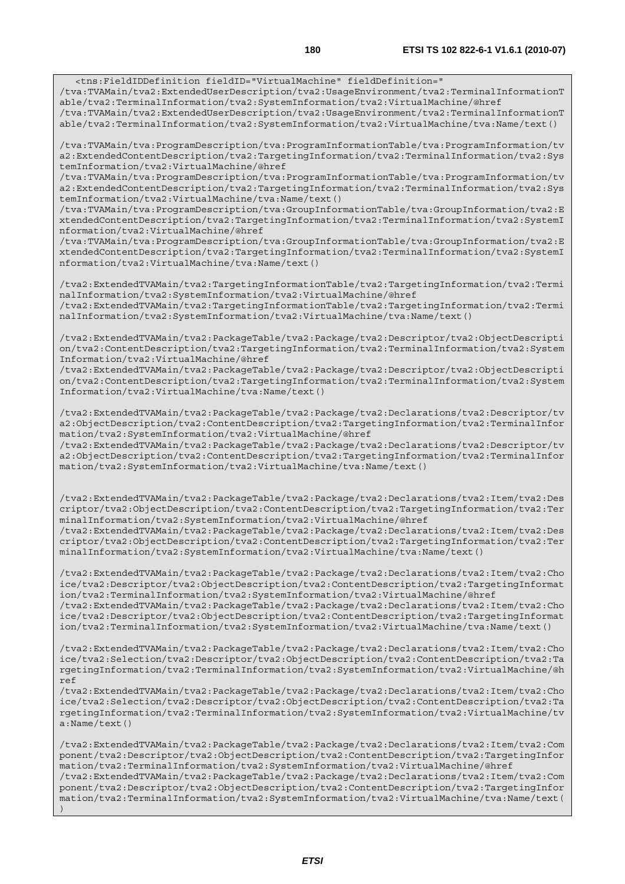```
   <tns:FieldIDDefinition fieldID="VirtualMachine" fieldDefinition="
/tva:TVAMain/tva2:ExtendedUserDescription/tva2:UsageEnvironment/tva2:TerminalInformationT
able/tva2:TerminalInformation/tva2:SystemInformation/tva2:VirtualMachine/@href
/tva:TVAMain/tva2:ExtendedUserDescription/tva2:UsageEnvironment/tva2:TerminalInformationT
able/tva2:TerminalInformation/tva2:SystemInformation/tva2:VirtualMachine/tva:Name/text()

/tva:TVAMain/tva:ProgramDescription/tva:ProgramInformationTable/tva:ProgramInformation/tv
a2:ExtendedContentDescription/tva2:TargetingInformation/tva2:TerminalInformation/tva2:Sys
temInformation/tva2:VirtualMachine/@href
/tva:TVAMain/tva:ProgramDescription/tva:ProgramInformationTable/tva:ProgramInformation/tv
a2:ExtendedContentDescription/tva2:TargetingInformation/tva2:TerminalInformation/tva2:Sys
temInformation/tva2:VirtualMachine/tva:Name/text()
/tva:TVAMain/tva:ProgramDescription/tva:GroupInformationTable/tva:GroupInformation/tva2:E
xtendedContentDescription/tva2:TargetingInformation/tva2:TerminalInformation/tva2:SystemI
nformation/tva2:VirtualMachine/@href
/tva:TVAMain/tva:ProgramDescription/tva:GroupInformationTable/tva:GroupInformation/tva2:E
xtendedContentDescription/tva2:TargetingInformation/tva2:TerminalInformation/tva2:SystemI
nformation/tva2:VirtualMachine/tva:Name/text()

/tva2:ExtendedTVAMain/tva2:TargetingInformationTable/tva2:TargetingInformation/tva2:Termi
nalInformation/tva2:SystemInformation/tva2:VirtualMachine/@href
/tva2:ExtendedTVAMain/tva2:TargetingInformationTable/tva2:TargetingInformation/tva2:Termi
nalInformation/tva2:SystemInformation/tva2:VirtualMachine/tva:Name/text()

/tva2:ExtendedTVAMain/tva2:PackageTable/tva2:Package/tva2:Descriptor/tva2:ObjectDescripti
on/tva2:ContentDescription/tva2:TargetingInformation/tva2:TerminalInformation/tva2:System
Information/tva2:VirtualMachine/@href
/tva2:ExtendedTVAMain/tva2:PackageTable/tva2:Package/tva2:Descriptor/tva2:ObjectDescripti
on/tva2:ContentDescription/tva2:TargetingInformation/tva2:TerminalInformation/tva2:System
Information/tva2:VirtualMachine/tva:Name/text()

/tva2:ExtendedTVAMain/tva2:PackageTable/tva2:Package/tva2:Declarations/tva2:Descriptor/tv
a2:ObjectDescription/tva2:ContentDescription/tva2:TargetingInformation/tva2:TerminalInfor
mation/tva2:SystemInformation/tva2:VirtualMachine/@href
/tva2:ExtendedTVAMain/tva2:PackageTable/tva2:Package/tva2:Declarations/tva2:Descriptor/tv
a2:ObjectDescription/tva2:ContentDescription/tva2:TargetingInformation/tva2:TerminalInfor
mation/tva2:SystemInformation/tva2:VirtualMachine/tva:Name/text()


/tva2:ExtendedTVAMain/tva2:PackageTable/tva2:Package/tva2:Declarations/tva2:Item/tva2:Des
criptor/tva2:ObjectDescription/tva2:ContentDescription/tva2:TargetingInformation/tva2:Ter
minalInformation/tva2:SystemInformation/tva2:VirtualMachine/@href
/tva2:ExtendedTVAMain/tva2:PackageTable/tva2:Package/tva2:Declarations/tva2:Item/tva2:Des
criptor/tva2:ObjectDescription/tva2:ContentDescription/tva2:TargetingInformation/tva2:Ter
minalInformation/tva2:SystemInformation/tva2:VirtualMachine/tva:Name/text()

/tva2:ExtendedTVAMain/tva2:PackageTable/tva2:Package/tva2:Declarations/tva2:Item/tva2:Cho
ice/tva2:Descriptor/tva2:ObjectDescription/tva2:ContentDescription/tva2:TargetingInformat
ion/tva2:TerminalInformation/tva2:SystemInformation/tva2:VirtualMachine/@href
/tva2:ExtendedTVAMain/tva2:PackageTable/tva2:Package/tva2:Declarations/tva2:Item/tva2:Cho
ice/tva2:Descriptor/tva2:ObjectDescription/tva2:ContentDescription/tva2:TargetingInformat
ion/tva2:TerminalInformation/tva2:SystemInformation/tva2:VirtualMachine/tva:Name/text()

/tva2:ExtendedTVAMain/tva2:PackageTable/tva2:Package/tva2:Declarations/tva2:Item/tva2:Cho
ice/tva2:Selection/tva2:Descriptor/tva2:ObjectDescription/tva2:ContentDescription/tva2:Ta
rgetingInformation/tva2:TerminalInformation/tva2:SystemInformation/tva2:VirtualMachine/@h
ref
/tva2:ExtendedTVAMain/tva2:PackageTable/tva2:Package/tva2:Declarations/tva2:Item/tva2:Cho
ice/tva2:Selection/tva2:Descriptor/tva2:ObjectDescription/tva2:ContentDescription/tva2:Ta
rgetingInformation/tva2:TerminalInformation/tva2:SystemInformation/tva2:VirtualMachine/tv
a:Name/text()

/tva2:ExtendedTVAMain/tva2:PackageTable/tva2:Package/tva2:Declarations/tva2:Item/tva2:Com
ponent/tva2:Descriptor/tva2:ObjectDescription/tva2:ContentDescription/tva2:TargetingInfor
mation/tva2:TerminalInformation/tva2:SystemInformation/tva2:VirtualMachine/@href
/tva2:ExtendedTVAMain/tva2:PackageTable/tva2:Package/tva2:Declarations/tva2:Item/tva2:Com
ponent/tva2:Descriptor/tva2:ObjectDescription/tva2:ContentDescription/tva2:TargetingInfor
mation/tva2:TerminalInformation/tva2:SystemInformation/tva2:VirtualMachine/tva:Name/text(
)
```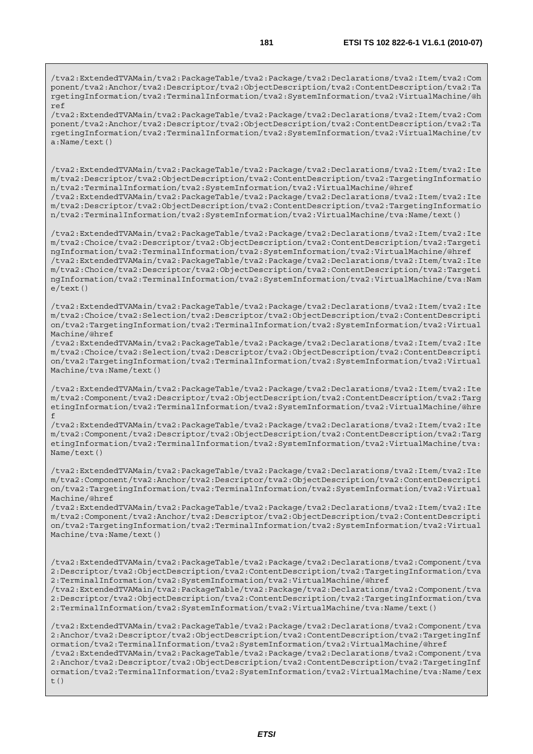```
/tva2:ExtendedTVAMain/tva2:PackageTable/tva2:Package/tva2:Declarations/tva2:Item/tva2:Component/tva2:Anchor/tva2:Descriptor/tva2:ObjectDescription/tva2:ContentDescription/tva2:TargetingInformation/tva2:TerminalInformation/tva2:SystemInformation/tva2:VirtualMachine/@href
/tva2:ExtendedTVAMain/tva2:PackageTable/tva2:Package/tva2:Declarations/tva2:Item/tva2:Component/tva2:Anchor/tva2:Descriptor/tva2:ObjectDescription/tva2:ContentDescription/tva2:TargetingInformation/tva2:TerminalInformation/tva2:SystemInformation/tva2:VirtualMachine/tva:Name/text()


/tva2:ExtendedTVAMain/tva2:PackageTable/tva2:Package/tva2:Declarations/tva2:Item/tva2:Item/tva2:Descriptor/tva2:ObjectDescription/tva2:ContentDescription/tva2:TargetingInformation/tva2:TerminalInformation/tva2:SystemInformation/tva2:VirtualMachine/@href
/tva2:ExtendedTVAMain/tva2:PackageTable/tva2:Package/tva2:Declarations/tva2:Item/tva2:Item/tva2:Descriptor/tva2:ObjectDescription/tva2:ContentDescription/tva2:TargetingInformation/tva2:TerminalInformation/tva2:SystemInformation/tva2:VirtualMachine/tva:Name/text()

/tva2:ExtendedTVAMain/tva2:PackageTable/tva2:Package/tva2:Declarations/tva2:Item/tva2:Item/tva2:Choice/tva2:Descriptor/tva2:ObjectDescription/tva2:ContentDescription/tva2:TargetingInformation/tva2:TerminalInformation/tva2:SystemInformation/tva2:VirtualMachine/@href
/tva2:ExtendedTVAMain/tva2:PackageTable/tva2:Package/tva2:Declarations/tva2:Item/tva2:Item/tva2:Choice/tva2:Descriptor/tva2:ObjectDescription/tva2:ContentDescription/tva2:TargetingInformation/tva2:TerminalInformation/tva2:SystemInformation/tva2:VirtualMachine/tva:Name/text()

/tva2:ExtendedTVAMain/tva2:PackageTable/tva2:Package/tva2:Declarations/tva2:Item/tva2:Item/tva2:Choice/tva2:Selection/tva2:Descriptor/tva2:ObjectDescription/tva2:ContentDescription/tva2:TargetingInformation/tva2:TerminalInformation/tva2:SystemInformation/tva2:VirtualMachine/@href
/tva2:ExtendedTVAMain/tva2:PackageTable/tva2:Package/tva2:Declarations/tva2:Item/tva2:Item/tva2:Choice/tva2:Selection/tva2:Descriptor/tva2:ObjectDescription/tva2:ContentDescription/tva2:TargetingInformation/tva2:TerminalInformation/tva2:SystemInformation/tva2:VirtualMachine/tva:Name/text()

/tva2:ExtendedTVAMain/tva2:PackageTable/tva2:Package/tva2:Declarations/tva2:Item/tva2:Item/tva2:Component/tva2:Descriptor/tva2:ObjectDescription/tva2:ContentDescription/tva2:TargetingInformation/tva2:TerminalInformation/tva2:SystemInformation/tva2:VirtualMachine/@href
/tva2:ExtendedTVAMain/tva2:PackageTable/tva2:Package/tva2:Declarations/tva2:Item/tva2:Item/tva2:Component/tva2:Descriptor/tva2:ObjectDescription/tva2:ContentDescription/tva2:TargetingInformation/tva2:TerminalInformation/tva2:SystemInformation/tva2:VirtualMachine/tva:Name/text()

/tva2:ExtendedTVAMain/tva2:PackageTable/tva2:Package/tva2:Declarations/tva2:Item/tva2:Item/tva2:Component/tva2:Anchor/tva2:Descriptor/tva2:ObjectDescription/tva2:ContentDescription/tva2:TargetingInformation/tva2:TerminalInformation/tva2:SystemInformation/tva2:VirtualMachine/@href
/tva2:ExtendedTVAMain/tva2:PackageTable/tva2:Package/tva2:Declarations/tva2:Item/tva2:Item/tva2:Component/tva2:Anchor/tva2:Descriptor/tva2:ObjectDescription/tva2:ContentDescription/tva2:TargetingInformation/tva2:TerminalInformation/tva2:SystemInformation/tva2:VirtualMachine/tva:Name/text()


/tva2:ExtendedTVAMain/tva2:PackageTable/tva2:Package/tva2:Declarations/tva2:Component/tva2:Descriptor/tva2:ObjectDescription/tva2:ContentDescription/tva2:TargetingInformation/tva2:TerminalInformation/tva2:SystemInformation/tva2:VirtualMachine/@href
/tva2:ExtendedTVAMain/tva2:PackageTable/tva2:Package/tva2:Declarations/tva2:Component/tva2:Descriptor/tva2:ObjectDescription/tva2:ContentDescription/tva2:TargetingInformation/tva2:TerminalInformation/tva2:SystemInformation/tva2:VirtualMachine/tva:Name/text()

/tva2:ExtendedTVAMain/tva2:PackageTable/tva2:Package/tva2:Declarations/tva2:Component/tva2:Anchor/tva2:Descriptor/tva2:ObjectDescription/tva2:ContentDescription/tva2:TargetingInformation/tva2:TerminalInformation/tva2:SystemInformation/tva2:VirtualMachine/@href
/tva2:ExtendedTVAMain/tva2:PackageTable/tva2:Package/tva2:Declarations/tva2:Component/tva2:Anchor/tva2:Descriptor/tva2:ObjectDescription/tva2:ContentDescription/tva2:TargetingInformation/tva2:TerminalInformation/tva2:SystemInformation/tva2:VirtualMachine/tva:Name/text()
```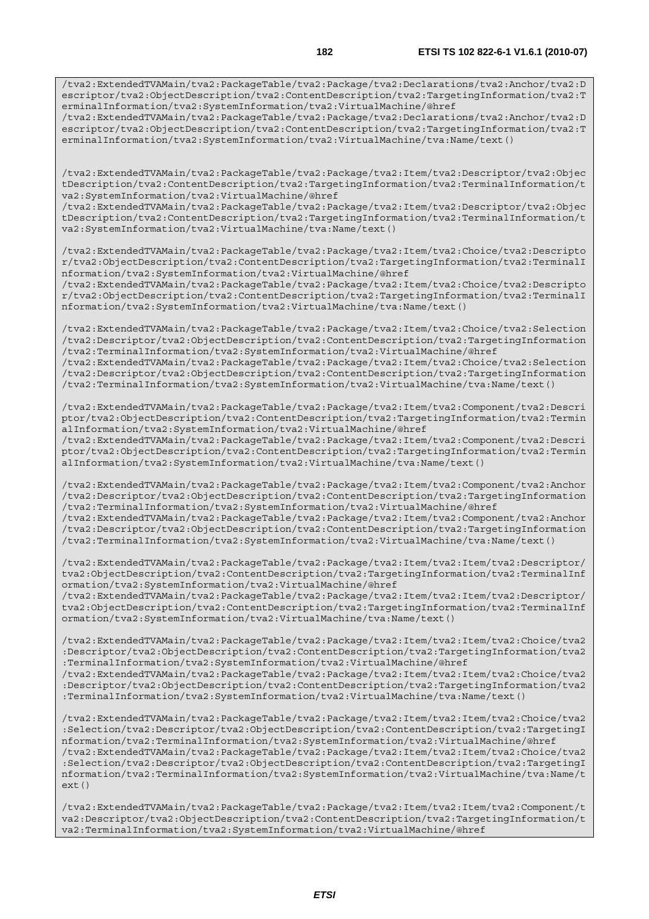```
/tva2:ExtendedTVAMain/tva2:PackageTable/tva2:Package/tva2:Declarations/tva2:Anchor/tva2:Descriptor/tva2:ObjectDescription/tva2:ContentDescription/tva2:TargetingInformation/tva2:TerminalInformation/tva2:SystemInformation/tva2:VirtualMachine/@href
/tva2:ExtendedTVAMain/tva2:PackageTable/tva2:Package/tva2:Declarations/tva2:Anchor/tva2:Descriptor/tva2:ObjectDescription/tva2:ContentDescription/tva2:TargetingInformation/tva2:TerminalInformation/tva2:SystemInformation/tva2:VirtualMachine/tva:Name/text()


/tva2:ExtendedTVAMain/tva2:PackageTable/tva2:Package/tva2:Item/tva2:Descriptor/tva2:ObjectDescription/tva2:ContentDescription/tva2:TargetingInformation/tva2:TerminalInformation/tva2:SystemInformation/tva2:VirtualMachine/@href
/tva2:ExtendedTVAMain/tva2:PackageTable/tva2:Package/tva2:Item/tva2:Descriptor/tva2:ObjectDescription/tva2:ContentDescription/tva2:TargetingInformation/tva2:TerminalInformation/tva2:SystemInformation/tva2:VirtualMachine/tva:Name/text()

/tva2:ExtendedTVAMain/tva2:PackageTable/tva2:Package/tva2:Item/tva2:Choice/tva2:Descriptor/tva2:ObjectDescription/tva2:ContentDescription/tva2:TargetingInformation/tva2:TerminalInformation/tva2:SystemInformation/tva2:VirtualMachine/@href
/tva2:ExtendedTVAMain/tva2:PackageTable/tva2:Package/tva2:Item/tva2:Choice/tva2:Descriptor/tva2:ObjectDescription/tva2:ContentDescription/tva2:TargetingInformation/tva2:TerminalInformation/tva2:SystemInformation/tva2:VirtualMachine/tva:Name/text()

/tva2:ExtendedTVAMain/tva2:PackageTable/tva2:Package/tva2:Item/tva2:Choice/tva2:Selection/tva2:Descriptor/tva2:ObjectDescription/tva2:ContentDescription/tva2:TargetingInformation/tva2:TerminalInformation/tva2:SystemInformation/tva2:VirtualMachine/@href
/tva2:ExtendedTVAMain/tva2:PackageTable/tva2:Package/tva2:Item/tva2:Choice/tva2:Selection/tva2:Descriptor/tva2:ObjectDescription/tva2:ContentDescription/tva2:TargetingInformation/tva2:TerminalInformation/tva2:SystemInformation/tva2:VirtualMachine/tva:Name/text()

/tva2:ExtendedTVAMain/tva2:PackageTable/tva2:Package/tva2:Item/tva2:Component/tva2:Descriptor/tva2:ObjectDescription/tva2:ContentDescription/tva2:TargetingInformation/tva2:TerminalInformation/tva2:SystemInformation/tva2:VirtualMachine/@href
/tva2:ExtendedTVAMain/tva2:PackageTable/tva2:Package/tva2:Item/tva2:Component/tva2:Descriptor/tva2:ObjectDescription/tva2:ContentDescription/tva2:TargetingInformation/tva2:TerminalInformation/tva2:SystemInformation/tva2:VirtualMachine/tva:Name/text()

/tva2:ExtendedTVAMain/tva2:PackageTable/tva2:Package/tva2:Item/tva2:Component/tva2:Anchor/tva2:Descriptor/tva2:ObjectDescription/tva2:ContentDescription/tva2:TargetingInformation/tva2:TerminalInformation/tva2:SystemInformation/tva2:VirtualMachine/@href
/tva2:ExtendedTVAMain/tva2:PackageTable/tva2:Package/tva2:Item/tva2:Component/tva2:Anchor/tva2:Descriptor/tva2:ObjectDescription/tva2:ContentDescription/tva2:TargetingInformation/tva2:TerminalInformation/tva2:SystemInformation/tva2:VirtualMachine/tva:Name/text()

/tva2:ExtendedTVAMain/tva2:PackageTable/tva2:Package/tva2:Item/tva2:Item/tva2:Descriptor/tva2:ObjectDescription/tva2:ContentDescription/tva2:TargetingInformation/tva2:TerminalInformation/tva2:SystemInformation/tva2:VirtualMachine/@href
/tva2:ExtendedTVAMain/tva2:PackageTable/tva2:Package/tva2:Item/tva2:Item/tva2:Descriptor/tva2:ObjectDescription/tva2:ContentDescription/tva2:TargetingInformation/tva2:TerminalInformation/tva2:SystemInformation/tva2:VirtualMachine/tva:Name/text()

/tva2:ExtendedTVAMain/tva2:PackageTable/tva2:Package/tva2:Item/tva2:Item/tva2:Choice/tva2:Descriptor/tva2:ObjectDescription/tva2:ContentDescription/tva2:TargetingInformation/tva2:TerminalInformation/tva2:SystemInformation/tva2:VirtualMachine/@href
/tva2:ExtendedTVAMain/tva2:PackageTable/tva2:Package/tva2:Item/tva2:Item/tva2:Choice/tva2:Descriptor/tva2:ObjectDescription/tva2:ContentDescription/tva2:TargetingInformation/tva2:TerminalInformation/tva2:SystemInformation/tva2:VirtualMachine/tva:Name/text()

/tva2:ExtendedTVAMain/tva2:PackageTable/tva2:Package/tva2:Item/tva2:Item/tva2:Choice/tva2:Selection/tva2:Descriptor/tva2:ObjectDescription/tva2:ContentDescription/tva2:TargetingInformation/tva2:TerminalInformation/tva2:SystemInformation/tva2:VirtualMachine/@href
/tva2:ExtendedTVAMain/tva2:PackageTable/tva2:Package/tva2:Item/tva2:Item/tva2:Choice/tva2:Selection/tva2:Descriptor/tva2:ObjectDescription/tva2:ContentDescription/tva2:TargetingInformation/tva2:TerminalInformation/tva2:SystemInformation/tva2:VirtualMachine/tva:Name/text()

/tva2:ExtendedTVAMain/tva2:PackageTable/tva2:Package/tva2:Item/tva2:Item/tva2:Component/tva2:Descriptor/tva2:ObjectDescription/tva2:ContentDescription/tva2:TargetingInformation/tva2:TerminalInformation/tva2:SystemInformation/tva2:VirtualMachine/@href
```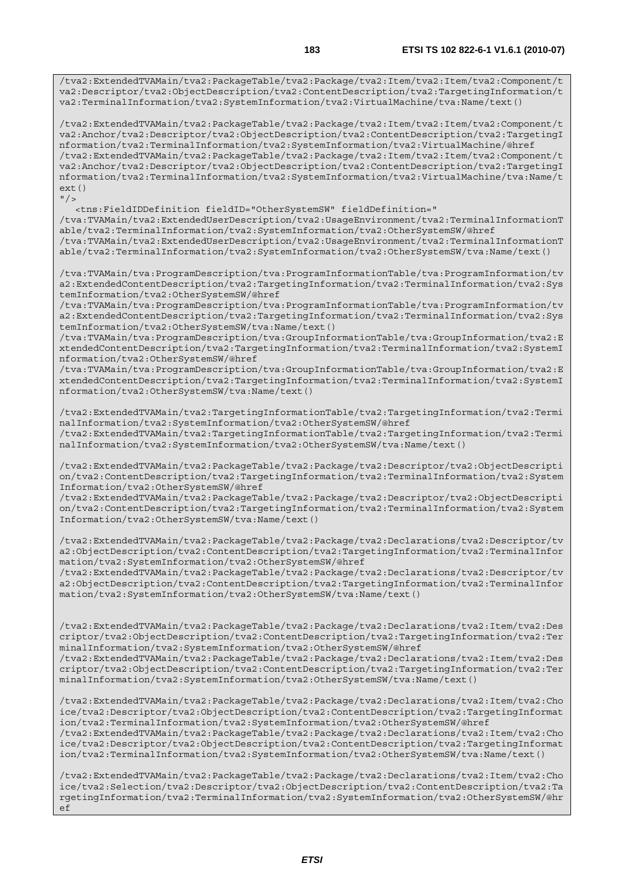```
/tva2:ExtendedTVAMain/tva2:PackageTable/tva2:Package/tva2:Item/tva2:Item/tva2:Component/t
va2:Descriptor/tva2:ObjectDescription/tva2:ContentDescription/tva2:TargetingInformation/t
va2:TerminalInformation/tva2:SystemInformation/tva2:VirtualMachine/tva:Name/text()

/tva2:ExtendedTVAMain/tva2:PackageTable/tva2:Package/tva2:Item/tva2:Item/tva2:Component/t
va2:Anchor/tva2:Descriptor/tva2:ObjectDescription/tva2:ContentDescription/tva2:TargetingI
nformation/tva2:TerminalInformation/tva2:SystemInformation/tva2:VirtualMachine/@href
/tva2:ExtendedTVAMain/tva2:PackageTable/tva2:Package/tva2:Item/tva2:Item/tva2:Component/t
va2:Anchor/tva2:Descriptor/tva2:ObjectDescription/tva2:ContentDescription/tva2:TargetingI
nformation/tva2:TerminalInformation/tva2:SystemInformation/tva2:VirtualMachine/tva:Name/t
ext()
"/>
   <tns:FieldIDDefinition fieldID="OtherSystemSW" fieldDefinition="
/tva:TVAMain/tva2:ExtendedUserDescription/tva2:UsageEnvironment/tva2:TerminalInformationT
able/tva2:TerminalInformation/tva2:SystemInformation/tva2:OtherSystemSW/@href
/tva:TVAMain/tva2:ExtendedUserDescription/tva2:UsageEnvironment/tva2:TerminalInformationT
able/tva2:TerminalInformation/tva2:SystemInformation/tva2:OtherSystemSW/tva:Name/text()

/tva:TVAMain/tva:ProgramDescription/tva:ProgramInformationTable/tva:ProgramInformation/tv
a2:ExtendedContentDescription/tva2:TargetingInformation/tva2:TerminalInformation/tva2:Sys
temInformation/tva2:OtherSystemSW/@href
/tva:TVAMain/tva:ProgramDescription/tva:ProgramInformationTable/tva:ProgramInformation/tv
a2:ExtendedContentDescription/tva2:TargetingInformation/tva2:TerminalInformation/tva2:Sys
temInformation/tva2:OtherSystemSW/tva:Name/text()
/tva:TVAMain/tva:ProgramDescription/tva:GroupInformationTable/tva:GroupInformation/tva2:E
xtendedContentDescription/tva2:TargetingInformation/tva2:TerminalInformation/tva2:SystemI
nformation/tva2:OtherSystemSW/@href
/tva:TVAMain/tva:ProgramDescription/tva:GroupInformationTable/tva:GroupInformation/tva2:E
xtendedContentDescription/tva2:TargetingInformation/tva2:TerminalInformation/tva2:SystemI
nformation/tva2:OtherSystemSW/tva:Name/text()

/tva2:ExtendedTVAMain/tva2:TargetingInformationTable/tva2:TargetingInformation/tva2:Termi
nalInformation/tva2:SystemInformation/tva2:OtherSystemSW/@href
/tva2:ExtendedTVAMain/tva2:TargetingInformationTable/tva2:TargetingInformation/tva2:Termi
nalInformation/tva2:SystemInformation/tva2:OtherSystemSW/tva:Name/text()

/tva2:ExtendedTVAMain/tva2:PackageTable/tva2:Package/tva2:Descriptor/tva2:ObjectDescripti
on/tva2:ContentDescription/tva2:TargetingInformation/tva2:TerminalInformation/tva2:System
Information/tva2:OtherSystemSW/@href
/tva2:ExtendedTVAMain/tva2:PackageTable/tva2:Package/tva2:Descriptor/tva2:ObjectDescripti
on/tva2:ContentDescription/tva2:TargetingInformation/tva2:TerminalInformation/tva2:System
Information/tva2:OtherSystemSW/tva:Name/text()

/tva2:ExtendedTVAMain/tva2:PackageTable/tva2:Package/tva2:Declarations/tva2:Descriptor/tv
a2:ObjectDescription/tva2:ContentDescription/tva2:TargetingInformation/tva2:TerminalInfor
mation/tva2:SystemInformation/tva2:OtherSystemSW/@href
/tva2:ExtendedTVAMain/tva2:PackageTable/tva2:Package/tva2:Declarations/tva2:Descriptor/tv
a2:ObjectDescription/tva2:ContentDescription/tva2:TargetingInformation/tva2:TerminalInfor
mation/tva2:SystemInformation/tva2:OtherSystemSW/tva:Name/text()


/tva2:ExtendedTVAMain/tva2:PackageTable/tva2:Package/tva2:Declarations/tva2:Item/tva2:Des
criptor/tva2:ObjectDescription/tva2:ContentDescription/tva2:TargetingInformation/tva2:Ter
minalInformation/tva2:SystemInformation/tva2:OtherSystemSW/@href
/tva2:ExtendedTVAMain/tva2:PackageTable/tva2:Package/tva2:Declarations/tva2:Item/tva2:Des
criptor/tva2:ObjectDescription/tva2:ContentDescription/tva2:TargetingInformation/tva2:Ter
minalInformation/tva2:SystemInformation/tva2:OtherSystemSW/tva:Name/text()

/tva2:ExtendedTVAMain/tva2:PackageTable/tva2:Package/tva2:Declarations/tva2:Item/tva2:Cho
ice/tva2:Descriptor/tva2:ObjectDescription/tva2:ContentDescription/tva2:TargetingInformat
ion/tva2:TerminalInformation/tva2:SystemInformation/tva2:OtherSystemSW/@href
/tva2:ExtendedTVAMain/tva2:PackageTable/tva2:Package/tva2:Declarations/tva2:Item/tva2:Cho
ice/tva2:Descriptor/tva2:ObjectDescription/tva2:ContentDescription/tva2:TargetingInformat
ion/tva2:TerminalInformation/tva2:SystemInformation/tva2:OtherSystemSW/tva:Name/text()

/tva2:ExtendedTVAMain/tva2:PackageTable/tva2:Package/tva2:Declarations/tva2:Item/tva2:Cho
ice/tva2:Selection/tva2:Descriptor/tva2:ObjectDescription/tva2:ContentDescription/tva2:Ta
rgetingInformation/tva2:TerminalInformation/tva2:SystemInformation/tva2:OtherSystemSW/@hr
ef
```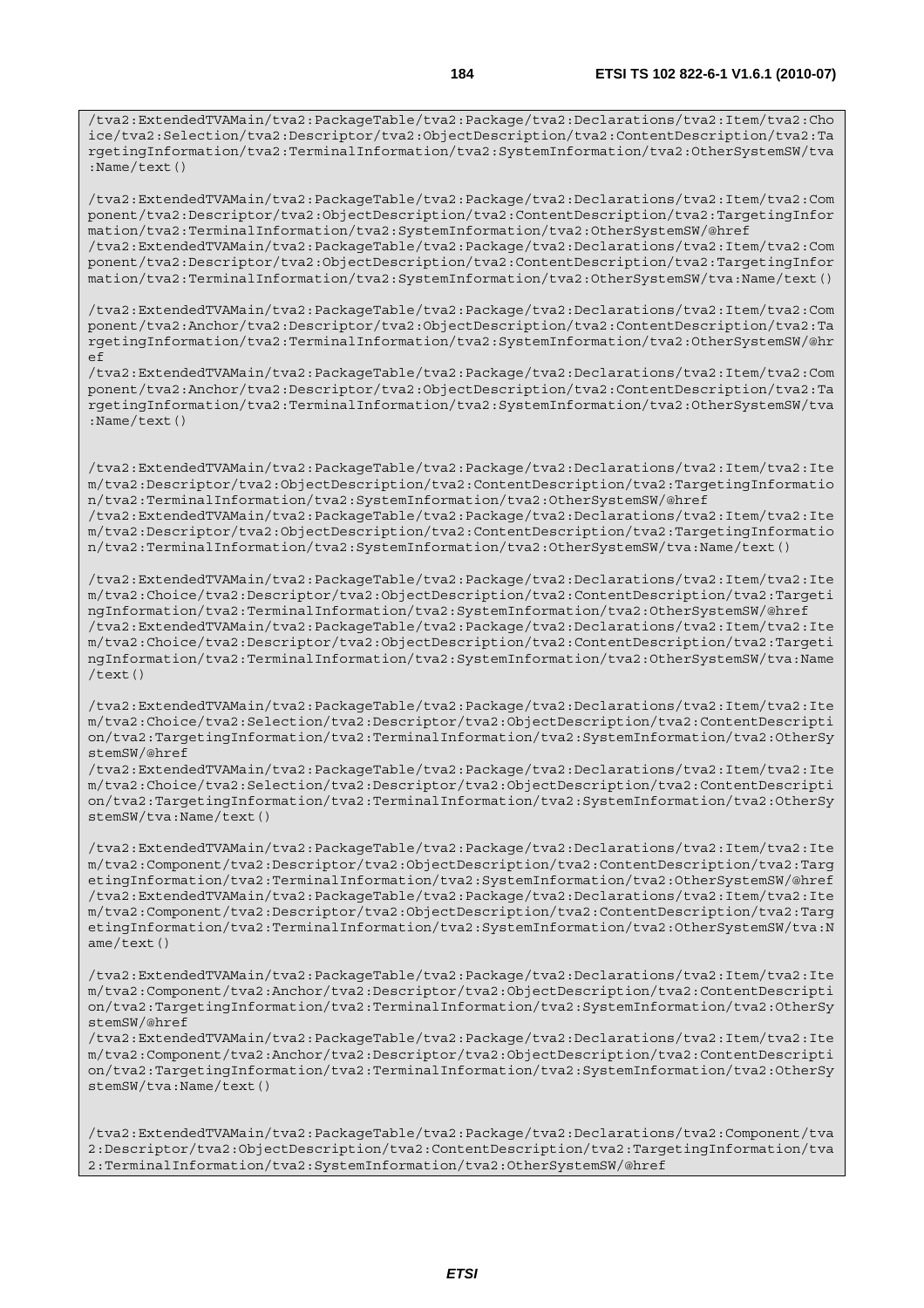```
/tva2:ExtendedTVAMain/tva2:PackageTable/tva2:Package/tva2:Declarations/tva2:Item/tva2:Choice/tva2:Selection/tva2:Descriptor/tva2:ObjectDescription/tva2:ContentDescription/tva2:TargetingInformation/tva2:TerminalInformation/tva2:SystemInformation/tva2:OtherSystemSW/tva:Name/text()

/tva2:ExtendedTVAMain/tva2:PackageTable/tva2:Package/tva2:Declarations/tva2:Item/tva2:Component/tva2:Descriptor/tva2:ObjectDescription/tva2:ContentDescription/tva2:TargetingInformation/tva2:TerminalInformation/tva2:SystemInformation/tva2:OtherSystemSW/@href
/tva2:ExtendedTVAMain/tva2:PackageTable/tva2:Package/tva2:Declarations/tva2:Item/tva2:Component/tva2:Descriptor/tva2:ObjectDescription/tva2:ContentDescription/tva2:TargetingInformation/tva2:TerminalInformation/tva2:SystemInformation/tva2:OtherSystemSW/tva:Name/text()

/tva2:ExtendedTVAMain/tva2:PackageTable/tva2:Package/tva2:Declarations/tva2:Item/tva2:Component/tva2:Anchor/tva2:Descriptor/tva2:ObjectDescription/tva2:ContentDescription/tva2:TargetingInformation/tva2:TerminalInformation/tva2:SystemInformation/tva2:OtherSystemSW/@href
/tva2:ExtendedTVAMain/tva2:PackageTable/tva2:Package/tva2:Declarations/tva2:Item/tva2:Component/tva2:Anchor/tva2:Descriptor/tva2:ObjectDescription/tva2:ContentDescription/tva2:TargetingInformation/tva2:TerminalInformation/tva2:SystemInformation/tva2:OtherSystemSW/tva:Name/text()


/tva2:ExtendedTVAMain/tva2:PackageTable/tva2:Package/tva2:Declarations/tva2:Item/tva2:Item/tva2:Descriptor/tva2:ObjectDescription/tva2:ContentDescription/tva2:TargetingInformation/tva2:TerminalInformation/tva2:SystemInformation/tva2:OtherSystemSW/@href
/tva2:ExtendedTVAMain/tva2:PackageTable/tva2:Package/tva2:Declarations/tva2:Item/tva2:Item/tva2:Descriptor/tva2:ObjectDescription/tva2:ContentDescription/tva2:TargetingInformation/tva2:TerminalInformation/tva2:SystemInformation/tva2:OtherSystemSW/tva:Name/text()

/tva2:ExtendedTVAMain/tva2:PackageTable/tva2:Package/tva2:Declarations/tva2:Item/tva2:Item/tva2:Choice/tva2:Descriptor/tva2:ObjectDescription/tva2:ContentDescription/tva2:TargetingInformation/tva2:TerminalInformation/tva2:SystemInformation/tva2:OtherSystemSW/@href
/tva2:ExtendedTVAMain/tva2:PackageTable/tva2:Package/tva2:Declarations/tva2:Item/tva2:Item/tva2:Choice/tva2:Descriptor/tva2:ObjectDescription/tva2:ContentDescription/tva2:TargetingInformation/tva2:TerminalInformation/tva2:SystemInformation/tva2:OtherSystemSW/tva:Name/text()

/tva2:ExtendedTVAMain/tva2:PackageTable/tva2:Package/tva2:Declarations/tva2:Item/tva2:Item/tva2:Choice/tva2:Selection/tva2:Descriptor/tva2:ObjectDescription/tva2:ContentDescription/tva2:TargetingInformation/tva2:TerminalInformation/tva2:SystemInformation/tva2:OtherSystemSW/@href
/tva2:ExtendedTVAMain/tva2:PackageTable/tva2:Package/tva2:Declarations/tva2:Item/tva2:Item/tva2:Choice/tva2:Selection/tva2:Descriptor/tva2:ObjectDescription/tva2:ContentDescription/tva2:TargetingInformation/tva2:TerminalInformation/tva2:SystemInformation/tva2:OtherSystemSW/tva:Name/text()

/tva2:ExtendedTVAMain/tva2:PackageTable/tva2:Package/tva2:Declarations/tva2:Item/tva2:Item/tva2:Component/tva2:Descriptor/tva2:ObjectDescription/tva2:ContentDescription/tva2:TargetingInformation/tva2:TerminalInformation/tva2:SystemInformation/tva2:OtherSystemSW/@href
/tva2:ExtendedTVAMain/tva2:PackageTable/tva2:Package/tva2:Declarations/tva2:Item/tva2:Item/tva2:Component/tva2:Descriptor/tva2:ObjectDescription/tva2:ContentDescription/tva2:TargetingInformation/tva2:TerminalInformation/tva2:SystemInformation/tva2:OtherSystemSW/tva:Name/text()

/tva2:ExtendedTVAMain/tva2:PackageTable/tva2:Package/tva2:Declarations/tva2:Item/tva2:Item/tva2:Component/tva2:Anchor/tva2:Descriptor/tva2:ObjectDescription/tva2:ContentDescription/tva2:TargetingInformation/tva2:TerminalInformation/tva2:SystemInformation/tva2:OtherSystemSW/@href
/tva2:ExtendedTVAMain/tva2:PackageTable/tva2:Package/tva2:Declarations/tva2:Item/tva2:Item/tva2:Component/tva2:Anchor/tva2:Descriptor/tva2:ObjectDescription/tva2:ContentDescription/tva2:TargetingInformation/tva2:TerminalInformation/tva2:SystemInformation/tva2:OtherSystemSW/tva:Name/text()


/tva2:ExtendedTVAMain/tva2:PackageTable/tva2:Package/tva2:Declarations/tva2:Component/tva2:Descriptor/tva2:ObjectDescription/tva2:ContentDescription/tva2:TargetingInformation/tva2:TerminalInformation/tva2:SystemInformation/tva2:OtherSystemSW/@href
```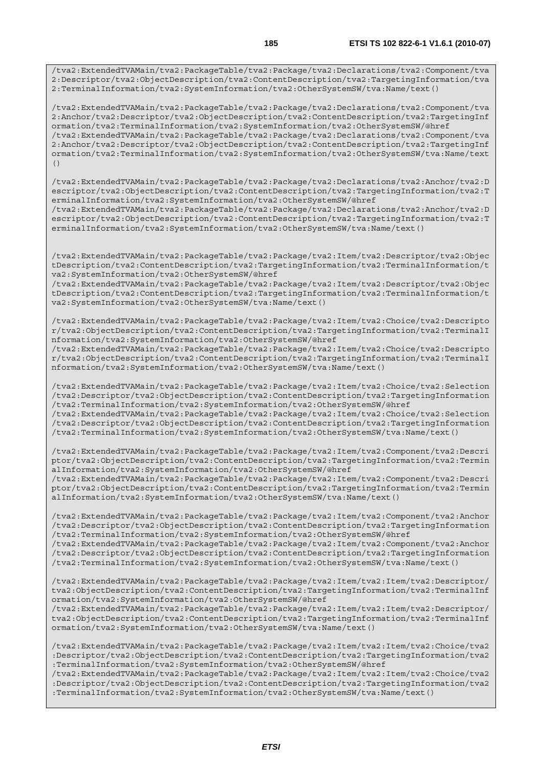```
/tva2:ExtendedTVAMain/tva2:PackageTable/tva2:Package/tva2:Declarations/tva2:Component/tva2:Descriptor/tva2:ObjectDescription/tva2:ContentDescription/tva2:TargetingInformation/tva2:TerminalInformation/tva2:SystemInformation/tva2:OtherSystemSW/tva:Name/text()

/tva2:ExtendedTVAMain/tva2:PackageTable/tva2:Package/tva2:Declarations/tva2:Component/tva2:Anchor/tva2:Descriptor/tva2:ObjectDescription/tva2:ContentDescription/tva2:TargetingInformation/tva2:TerminalInformation/tva2:SystemInformation/tva2:OtherSystemSW/@href
/tva2:ExtendedTVAMain/tva2:PackageTable/tva2:Package/tva2:Declarations/tva2:Component/tva2:Anchor/tva2:Descriptor/tva2:ObjectDescription/tva2:ContentDescription/tva2:TargetingInformation/tva2:TerminalInformation/tva2:SystemInformation/tva2:OtherSystemSW/tva:Name/text()

/tva2:ExtendedTVAMain/tva2:PackageTable/tva2:Package/tva2:Declarations/tva2:Anchor/tva2:Descriptor/tva2:ObjectDescription/tva2:ContentDescription/tva2:TargetingInformation/tva2:TerminalInformation/tva2:SystemInformation/tva2:OtherSystemSW/@href
/tva2:ExtendedTVAMain/tva2:PackageTable/tva2:Package/tva2:Declarations/tva2:Anchor/tva2:Descriptor/tva2:ObjectDescription/tva2:ContentDescription/tva2:TargetingInformation/tva2:TerminalInformation/tva2:SystemInformation/tva2:OtherSystemSW/tva:Name/text()


/tva2:ExtendedTVAMain/tva2:PackageTable/tva2:Package/tva2:Item/tva2:Descriptor/tva2:ObjectDescription/tva2:ContentDescription/tva2:TargetingInformation/tva2:TerminalInformation/tva2:SystemInformation/tva2:OtherSystemSW/@href
/tva2:ExtendedTVAMain/tva2:PackageTable/tva2:Package/tva2:Item/tva2:Descriptor/tva2:ObjectDescription/tva2:ContentDescription/tva2:TargetingInformation/tva2:TerminalInformation/tva2:SystemInformation/tva2:OtherSystemSW/tva:Name/text()

/tva2:ExtendedTVAMain/tva2:PackageTable/tva2:Package/tva2:Item/tva2:Choice/tva2:Descriptor/tva2:ObjectDescription/tva2:ContentDescription/tva2:TargetingInformation/tva2:TerminalInformation/tva2:SystemInformation/tva2:OtherSystemSW/@href
/tva2:ExtendedTVAMain/tva2:PackageTable/tva2:Package/tva2:Item/tva2:Choice/tva2:Descriptor/tva2:ObjectDescription/tva2:ContentDescription/tva2:TargetingInformation/tva2:TerminalInformation/tva2:SystemInformation/tva2:OtherSystemSW/tva:Name/text()

/tva2:ExtendedTVAMain/tva2:PackageTable/tva2:Package/tva2:Item/tva2:Choice/tva2:Selection/tva2:Descriptor/tva2:ObjectDescription/tva2:ContentDescription/tva2:TargetingInformation/tva2:TerminalInformation/tva2:SystemInformation/tva2:OtherSystemSW/@href
/tva2:ExtendedTVAMain/tva2:PackageTable/tva2:Package/tva2:Item/tva2:Choice/tva2:Selection/tva2:Descriptor/tva2:ObjectDescription/tva2:ContentDescription/tva2:TargetingInformation/tva2:TerminalInformation/tva2:SystemInformation/tva2:OtherSystemSW/tva:Name/text()

/tva2:ExtendedTVAMain/tva2:PackageTable/tva2:Package/tva2:Item/tva2:Component/tva2:Descriptor/tva2:ObjectDescription/tva2:ContentDescription/tva2:TargetingInformation/tva2:TerminalInformation/tva2:SystemInformation/tva2:OtherSystemSW/@href
/tva2:ExtendedTVAMain/tva2:PackageTable/tva2:Package/tva2:Item/tva2:Component/tva2:Descriptor/tva2:ObjectDescription/tva2:ContentDescription/tva2:TargetingInformation/tva2:TerminalInformation/tva2:SystemInformation/tva2:OtherSystemSW/tva:Name/text()

/tva2:ExtendedTVAMain/tva2:PackageTable/tva2:Package/tva2:Item/tva2:Component/tva2:Anchor/tva2:Descriptor/tva2:ObjectDescription/tva2:ContentDescription/tva2:TargetingInformation/tva2:TerminalInformation/tva2:SystemInformation/tva2:OtherSystemSW/@href
/tva2:ExtendedTVAMain/tva2:PackageTable/tva2:Package/tva2:Item/tva2:Component/tva2:Anchor/tva2:Descriptor/tva2:ObjectDescription/tva2:ContentDescription/tva2:TargetingInformation/tva2:TerminalInformation/tva2:SystemInformation/tva2:OtherSystemSW/tva:Name/text()

/tva2:ExtendedTVAMain/tva2:PackageTable/tva2:Package/tva2:Item/tva2:Item/tva2:Descriptor/tva2:ObjectDescription/tva2:ContentDescription/tva2:TargetingInformation/tva2:TerminalInformation/tva2:SystemInformation/tva2:OtherSystemSW/@href
/tva2:ExtendedTVAMain/tva2:PackageTable/tva2:Package/tva2:Item/tva2:Item/tva2:Descriptor/tva2:ObjectDescription/tva2:ContentDescription/tva2:TargetingInformation/tva2:TerminalInformation/tva2:SystemInformation/tva2:OtherSystemSW/tva:Name/text()

/tva2:ExtendedTVAMain/tva2:PackageTable/tva2:Package/tva2:Item/tva2:Item/tva2:Choice/tva2:Descriptor/tva2:ObjectDescription/tva2:ContentDescription/tva2:TargetingInformation/tva2:TerminalInformation/tva2:SystemInformation/tva2:OtherSystemSW/@href
/tva2:ExtendedTVAMain/tva2:PackageTable/tva2:Package/tva2:Item/tva2:Item/tva2:Choice/tva2:Descriptor/tva2:ObjectDescription/tva2:ContentDescription/tva2:TargetingInformation/tva2:TerminalInformation/tva2:SystemInformation/tva2:OtherSystemSW/tva:Name/text()
```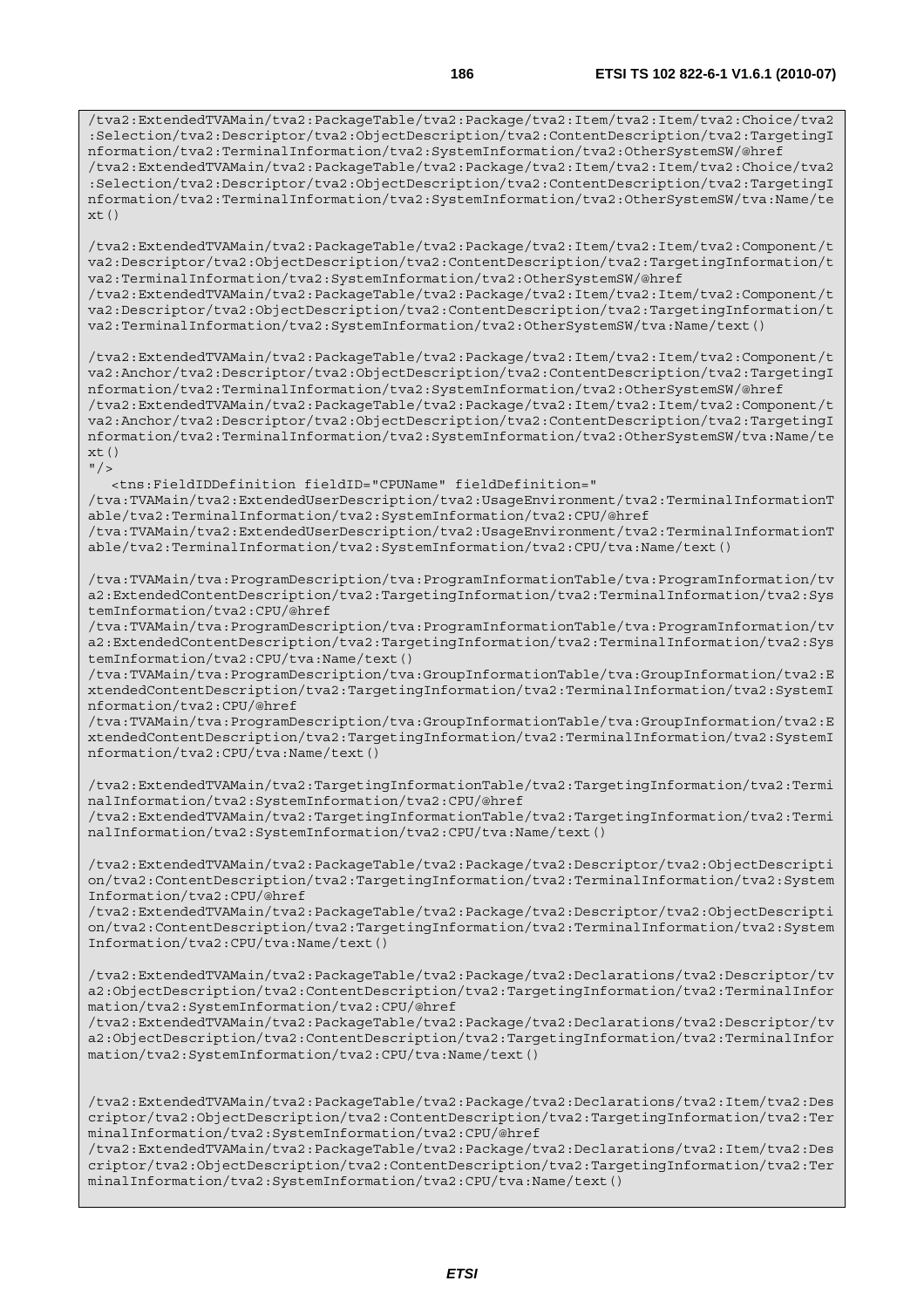```
/tva2:ExtendedTVAMain/tva2:PackageTable/tva2:Package/tva2:Item/tva2:Item/tva2:Choice/tva2
:Selection/tva2:Descriptor/tva2:ObjectDescription/tva2:ContentDescription/tva2:TargetingI
nformation/tva2:TerminalInformation/tva2:SystemInformation/tva2:OtherSystemSW/@href
/tva2:ExtendedTVAMain/tva2:PackageTable/tva2:Package/tva2:Item/tva2:Item/tva2:Choice/tva2
:Selection/tva2:Descriptor/tva2:ObjectDescription/tva2:ContentDescription/tva2:TargetingI
nformation/tva2:TerminalInformation/tva2:SystemInformation/tva2:OtherSystemSW/tva:Name/te
xt()

/tva2:ExtendedTVAMain/tva2:PackageTable/tva2:Package/tva2:Item/tva2:Item/tva2:Component/t
va2:Descriptor/tva2:ObjectDescription/tva2:ContentDescription/tva2:TargetingInformation/t
va2:TerminalInformation/tva2:SystemInformation/tva2:OtherSystemSW/@href
/tva2:ExtendedTVAMain/tva2:PackageTable/tva2:Package/tva2:Item/tva2:Item/tva2:Component/t
va2:Descriptor/tva2:ObjectDescription/tva2:ContentDescription/tva2:TargetingInformation/t
va2:TerminalInformation/tva2:SystemInformation/tva2:OtherSystemSW/tva:Name/text()

/tva2:ExtendedTVAMain/tva2:PackageTable/tva2:Package/tva2:Item/tva2:Item/tva2:Component/t
va2:Anchor/tva2:Descriptor/tva2:ObjectDescription/tva2:ContentDescription/tva2:TargetingI
nformation/tva2:TerminalInformation/tva2:SystemInformation/tva2:OtherSystemSW/@href
/tva2:ExtendedTVAMain/tva2:PackageTable/tva2:Package/tva2:Item/tva2:Item/tva2:Component/t
va2:Anchor/tva2:Descriptor/tva2:ObjectDescription/tva2:ContentDescription/tva2:TargetingI
nformation/tva2:TerminalInformation/tva2:SystemInformation/tva2:OtherSystemSW/tva:Name/te
xt()
"/>
   <tns:FieldIDDefinition fieldID="CPUName" fieldDefinition="
/tva:TVAMain/tva2:ExtendedUserDescription/tva2:UsageEnvironment/tva2:TerminalInformationT
able/tva2:TerminalInformation/tva2:SystemInformation/tva2:CPU/@href
/tva:TVAMain/tva2:ExtendedUserDescription/tva2:UsageEnvironment/tva2:TerminalInformationT
able/tva2:TerminalInformation/tva2:SystemInformation/tva2:CPU/tva:Name/text()

/tva:TVAMain/tva:ProgramDescription/tva:ProgramInformationTable/tva:ProgramInformation/tv
a2:ExtendedContentDescription/tva2:TargetingInformation/tva2:TerminalInformation/tva2:Sys
temInformation/tva2:CPU/@href
/tva:TVAMain/tva:ProgramDescription/tva:ProgramInformationTable/tva:ProgramInformation/tv
a2:ExtendedContentDescription/tva2:TargetingInformation/tva2:TerminalInformation/tva2:Sys
temInformation/tva2:CPU/tva:Name/text()
/tva:TVAMain/tva:ProgramDescription/tva:GroupInformationTable/tva:GroupInformation/tva2:E
xtendedContentDescription/tva2:TargetingInformation/tva2:TerminalInformation/tva2:SystemI
nformation/tva2:CPU/@href
/tva:TVAMain/tva:ProgramDescription/tva:GroupInformationTable/tva:GroupInformation/tva2:E
xtendedContentDescription/tva2:TargetingInformation/tva2:TerminalInformation/tva2:SystemI
nformation/tva2:CPU/tva:Name/text()

/tva2:ExtendedTVAMain/tva2:TargetingInformationTable/tva2:TargetingInformation/tva2:Termi
nalInformation/tva2:SystemInformation/tva2:CPU/@href
/tva2:ExtendedTVAMain/tva2:TargetingInformationTable/tva2:TargetingInformation/tva2:Termi
nalInformation/tva2:SystemInformation/tva2:CPU/tva:Name/text()

/tva2:ExtendedTVAMain/tva2:PackageTable/tva2:Package/tva2:Descriptor/tva2:ObjectDescripti
on/tva2:ContentDescription/tva2:TargetingInformation/tva2:TerminalInformation/tva2:System
Information/tva2:CPU/@href
/tva2:ExtendedTVAMain/tva2:PackageTable/tva2:Package/tva2:Descriptor/tva2:ObjectDescripti
on/tva2:ContentDescription/tva2:TargetingInformation/tva2:TerminalInformation/tva2:System
Information/tva2:CPU/tva:Name/text()

/tva2:ExtendedTVAMain/tva2:PackageTable/tva2:Package/tva2:Declarations/tva2:Descriptor/tv
a2:ObjectDescription/tva2:ContentDescription/tva2:TargetingInformation/tva2:TerminalInfor
mation/tva2:SystemInformation/tva2:CPU/@href
/tva2:ExtendedTVAMain/tva2:PackageTable/tva2:Package/tva2:Declarations/tva2:Descriptor/tv
a2:ObjectDescription/tva2:ContentDescription/tva2:TargetingInformation/tva2:TerminalInfor
mation/tva2:SystemInformation/tva2:CPU/tva:Name/text()


/tva2:ExtendedTVAMain/tva2:PackageTable/tva2:Package/tva2:Declarations/tva2:Item/tva2:Des
criptor/tva2:ObjectDescription/tva2:ContentDescription/tva2:TargetingInformation/tva2:Ter
minalInformation/tva2:SystemInformation/tva2:CPU/@href
/tva2:ExtendedTVAMain/tva2:PackageTable/tva2:Package/tva2:Declarations/tva2:Item/tva2:Des
criptor/tva2:ObjectDescription/tva2:ContentDescription/tva2:TargetingInformation/tva2:Ter
minalInformation/tva2:SystemInformation/tva2:CPU/tva:Name/text()
```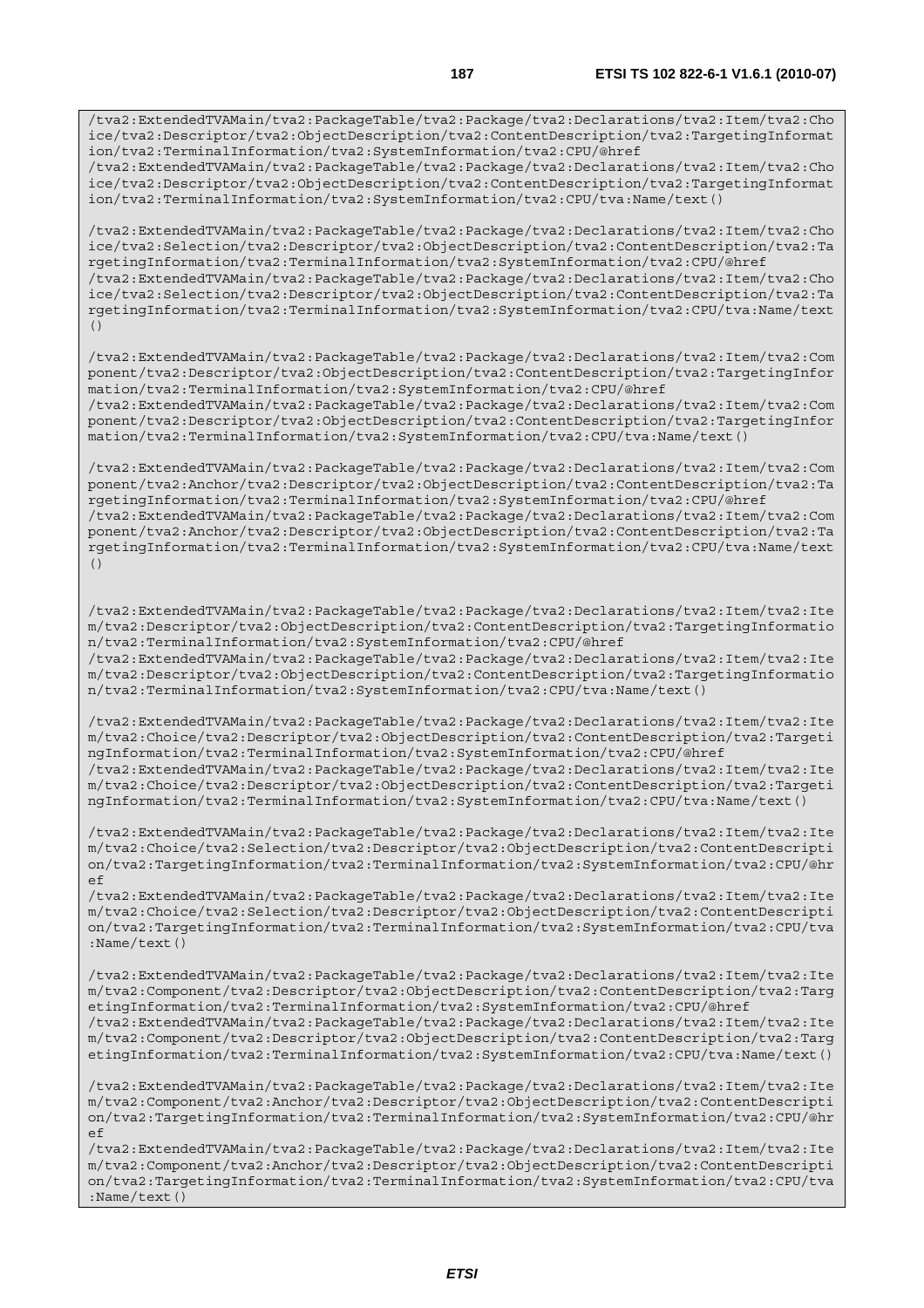```
/tva2:ExtendedTVAMain/tva2:PackageTable/tva2:Package/tva2:Declarations/tva2:Item/tva2:Choice/tva2:Descriptor/tva2:ObjectDescription/tva2:ContentDescription/tva2:TargetingInformation/tva2:TerminalInformation/tva2:SystemInformation/tva2:CPU/@href
/tva2:ExtendedTVAMain/tva2:PackageTable/tva2:Package/tva2:Declarations/tva2:Item/tva2:Choice/tva2:Descriptor/tva2:ObjectDescription/tva2:ContentDescription/tva2:TargetingInformation/tva2:TerminalInformation/tva2:SystemInformation/tva2:CPU/tva:Name/text()

/tva2:ExtendedTVAMain/tva2:PackageTable/tva2:Package/tva2:Declarations/tva2:Item/tva2:Choice/tva2:Selection/tva2:Descriptor/tva2:ObjectDescription/tva2:ContentDescription/tva2:TargetingInformation/tva2:TerminalInformation/tva2:SystemInformation/tva2:CPU/@href
/tva2:ExtendedTVAMain/tva2:PackageTable/tva2:Package/tva2:Declarations/tva2:Item/tva2:Choice/tva2:Selection/tva2:Descriptor/tva2:ObjectDescription/tva2:ContentDescription/tva2:TargetingInformation/tva2:TerminalInformation/tva2:SystemInformation/tva2:CPU/tva:Name/text()

/tva2:ExtendedTVAMain/tva2:PackageTable/tva2:Package/tva2:Declarations/tva2:Item/tva2:Component/tva2:Descriptor/tva2:ObjectDescription/tva2:ContentDescription/tva2:TargetingInformation/tva2:TerminalInformation/tva2:SystemInformation/tva2:CPU/@href
/tva2:ExtendedTVAMain/tva2:PackageTable/tva2:Package/tva2:Declarations/tva2:Item/tva2:Component/tva2:Descriptor/tva2:ObjectDescription/tva2:ContentDescription/tva2:TargetingInformation/tva2:TerminalInformation/tva2:SystemInformation/tva2:CPU/tva:Name/text()

/tva2:ExtendedTVAMain/tva2:PackageTable/tva2:Package/tva2:Declarations/tva2:Item/tva2:Component/tva2:Anchor/tva2:Descriptor/tva2:ObjectDescription/tva2:ContentDescription/tva2:TargetingInformation/tva2:TerminalInformation/tva2:SystemInformation/tva2:CPU/@href
/tva2:ExtendedTVAMain/tva2:PackageTable/tva2:Package/tva2:Declarations/tva2:Item/tva2:Component/tva2:Anchor/tva2:Descriptor/tva2:ObjectDescription/tva2:ContentDescription/tva2:TargetingInformation/tva2:TerminalInformation/tva2:SystemInformation/tva2:CPU/tva:Name/text()


/tva2:ExtendedTVAMain/tva2:PackageTable/tva2:Package/tva2:Declarations/tva2:Item/tva2:Item/tva2:Descriptor/tva2:ObjectDescription/tva2:ContentDescription/tva2:TargetingInformation/tva2:TerminalInformation/tva2:SystemInformation/tva2:CPU/@href
/tva2:ExtendedTVAMain/tva2:PackageTable/tva2:Package/tva2:Declarations/tva2:Item/tva2:Item/tva2:Descriptor/tva2:ObjectDescription/tva2:ContentDescription/tva2:TargetingInformation/tva2:TerminalInformation/tva2:SystemInformation/tva2:CPU/tva:Name/text()

/tva2:ExtendedTVAMain/tva2:PackageTable/tva2:Package/tva2:Declarations/tva2:Item/tva2:Item/tva2:Choice/tva2:Descriptor/tva2:ObjectDescription/tva2:ContentDescription/tva2:TargetingInformation/tva2:TerminalInformation/tva2:SystemInformation/tva2:CPU/@href
/tva2:ExtendedTVAMain/tva2:PackageTable/tva2:Package/tva2:Declarations/tva2:Item/tva2:Item/tva2:Choice/tva2:Descriptor/tva2:ObjectDescription/tva2:ContentDescription/tva2:TargetingInformation/tva2:TerminalInformation/tva2:SystemInformation/tva2:CPU/tva:Name/text()

/tva2:ExtendedTVAMain/tva2:PackageTable/tva2:Package/tva2:Declarations/tva2:Item/tva2:Item/tva2:Choice/tva2:Selection/tva2:Descriptor/tva2:ObjectDescription/tva2:ContentDescription/tva2:TargetingInformation/tva2:TerminalInformation/tva2:SystemInformation/tva2:CPU/@href
/tva2:ExtendedTVAMain/tva2:PackageTable/tva2:Package/tva2:Declarations/tva2:Item/tva2:Item/tva2:Choice/tva2:Selection/tva2:Descriptor/tva2:ObjectDescription/tva2:ContentDescription/tva2:TargetingInformation/tva2:TerminalInformation/tva2:SystemInformation/tva2:CPU/tva:Name/text()

/tva2:ExtendedTVAMain/tva2:PackageTable/tva2:Package/tva2:Declarations/tva2:Item/tva2:Item/tva2:Component/tva2:Descriptor/tva2:ObjectDescription/tva2:ContentDescription/tva2:TargetingInformation/tva2:TerminalInformation/tva2:SystemInformation/tva2:CPU/@href
/tva2:ExtendedTVAMain/tva2:PackageTable/tva2:Package/tva2:Declarations/tva2:Item/tva2:Item/tva2:Component/tva2:Descriptor/tva2:ObjectDescription/tva2:ContentDescription/tva2:TargetingInformation/tva2:TerminalInformation/tva2:SystemInformation/tva2:CPU/tva:Name/text()

/tva2:ExtendedTVAMain/tva2:PackageTable/tva2:Package/tva2:Declarations/tva2:Item/tva2:Item/tva2:Component/tva2:Anchor/tva2:Descriptor/tva2:ObjectDescription/tva2:ContentDescription/tva2:TargetingInformation/tva2:TerminalInformation/tva2:SystemInformation/tva2:CPU/@href
/tva2:ExtendedTVAMain/tva2:PackageTable/tva2:Package/tva2:Declarations/tva2:Item/tva2:Item/tva2:Component/tva2:Anchor/tva2:Descriptor/tva2:ObjectDescription/tva2:ContentDescription/tva2:TargetingInformation/tva2:TerminalInformation/tva2:SystemInformation/tva2:CPU/tva:Name/text()
```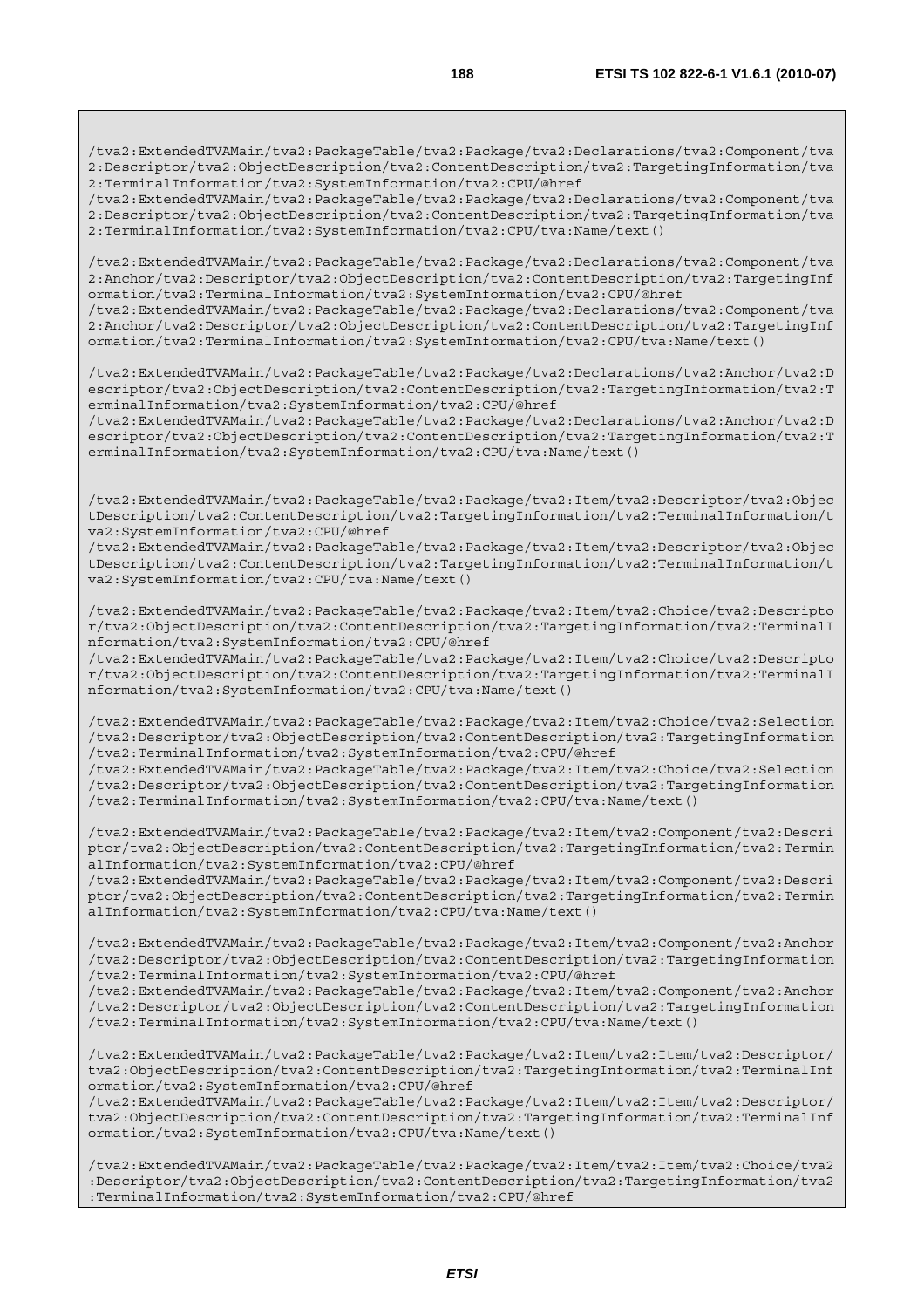```
/tva2:ExtendedTVAMain/tva2:PackageTable/tva2:Package/tva2:Declarations/tva2:Component/tva2:Descriptor/tva2:ObjectDescription/tva2:ContentDescription/tva2:TargetingInformation/tva2:TerminalInformation/tva2:SystemInformation/tva2:CPU/@href
/tva2:ExtendedTVAMain/tva2:PackageTable/tva2:Package/tva2:Declarations/tva2:Component/tva2:Descriptor/tva2:ObjectDescription/tva2:ContentDescription/tva2:TargetingInformation/tva2:TerminalInformation/tva2:SystemInformation/tva2:CPU/tva:Name/text()

/tva2:ExtendedTVAMain/tva2:PackageTable/tva2:Package/tva2:Declarations/tva2:Component/tva2:Anchor/tva2:Descriptor/tva2:ObjectDescription/tva2:ContentDescription/tva2:TargetingInformation/tva2:TerminalInformation/tva2:SystemInformation/tva2:CPU/@href
/tva2:ExtendedTVAMain/tva2:PackageTable/tva2:Package/tva2:Declarations/tva2:Component/tva2:Anchor/tva2:Descriptor/tva2:ObjectDescription/tva2:ContentDescription/tva2:TargetingInformation/tva2:TerminalInformation/tva2:SystemInformation/tva2:CPU/tva:Name/text()

/tva2:ExtendedTVAMain/tva2:PackageTable/tva2:Package/tva2:Declarations/tva2:Anchor/tva2:Descriptor/tva2:ObjectDescription/tva2:ContentDescription/tva2:TargetingInformation/tva2:TerminalInformation/tva2:SystemInformation/tva2:CPU/@href
/tva2:ExtendedTVAMain/tva2:PackageTable/tva2:Package/tva2:Declarations/tva2:Anchor/tva2:Descriptor/tva2:ObjectDescription/tva2:ContentDescription/tva2:TargetingInformation/tva2:TerminalInformation/tva2:SystemInformation/tva2:CPU/tva:Name/text()


/tva2:ExtendedTVAMain/tva2:PackageTable/tva2:Package/tva2:Item/tva2:Descriptor/tva2:ObjectDescription/tva2:ContentDescription/tva2:TargetingInformation/tva2:TerminalInformation/tva2:SystemInformation/tva2:CPU/@href
/tva2:ExtendedTVAMain/tva2:PackageTable/tva2:Package/tva2:Item/tva2:Descriptor/tva2:ObjectDescription/tva2:ContentDescription/tva2:TargetingInformation/tva2:TerminalInformation/tva2:SystemInformation/tva2:CPU/tva:Name/text()

/tva2:ExtendedTVAMain/tva2:PackageTable/tva2:Package/tva2:Item/tva2:Choice/tva2:Descriptor/tva2:ObjectDescription/tva2:ContentDescription/tva2:TargetingInformation/tva2:TerminalInformation/tva2:SystemInformation/tva2:CPU/@href
/tva2:ExtendedTVAMain/tva2:PackageTable/tva2:Package/tva2:Item/tva2:Choice/tva2:Descriptor/tva2:ObjectDescription/tva2:ContentDescription/tva2:TargetingInformation/tva2:TerminalInformation/tva2:SystemInformation/tva2:CPU/tva:Name/text()

/tva2:ExtendedTVAMain/tva2:PackageTable/tva2:Package/tva2:Item/tva2:Choice/tva2:Selection/tva2:Descriptor/tva2:ObjectDescription/tva2:ContentDescription/tva2:TargetingInformation/tva2:TerminalInformation/tva2:SystemInformation/tva2:CPU/@href
/tva2:ExtendedTVAMain/tva2:PackageTable/tva2:Package/tva2:Item/tva2:Choice/tva2:Selection/tva2:Descriptor/tva2:ObjectDescription/tva2:ContentDescription/tva2:TargetingInformation/tva2:TerminalInformation/tva2:SystemInformation/tva2:CPU/tva:Name/text()

/tva2:ExtendedTVAMain/tva2:PackageTable/tva2:Package/tva2:Item/tva2:Component/tva2:Descriptor/tva2:ObjectDescription/tva2:ContentDescription/tva2:TargetingInformation/tva2:TerminalInformation/tva2:SystemInformation/tva2:CPU/@href
/tva2:ExtendedTVAMain/tva2:PackageTable/tva2:Package/tva2:Item/tva2:Component/tva2:Descriptor/tva2:ObjectDescription/tva2:ContentDescription/tva2:TargetingInformation/tva2:TerminalInformation/tva2:SystemInformation/tva2:CPU/tva:Name/text()

/tva2:ExtendedTVAMain/tva2:PackageTable/tva2:Package/tva2:Item/tva2:Component/tva2:Anchor/tva2:Descriptor/tva2:ObjectDescription/tva2:ContentDescription/tva2:TargetingInformation/tva2:TerminalInformation/tva2:SystemInformation/tva2:CPU/@href
/tva2:ExtendedTVAMain/tva2:PackageTable/tva2:Package/tva2:Item/tva2:Component/tva2:Anchor/tva2:Descriptor/tva2:ObjectDescription/tva2:ContentDescription/tva2:TargetingInformation/tva2:TerminalInformation/tva2:SystemInformation/tva2:CPU/tva:Name/text()

/tva2:ExtendedTVAMain/tva2:PackageTable/tva2:Package/tva2:Item/tva2:Item/tva2:Descriptor/tva2:ObjectDescription/tva2:ContentDescription/tva2:TargetingInformation/tva2:TerminalInformation/tva2:SystemInformation/tva2:CPU/@href
/tva2:ExtendedTVAMain/tva2:PackageTable/tva2:Package/tva2:Item/tva2:Item/tva2:Descriptor/tva2:ObjectDescription/tva2:ContentDescription/tva2:TargetingInformation/tva2:TerminalInformation/tva2:SystemInformation/tva2:CPU/tva:Name/text()

/tva2:ExtendedTVAMain/tva2:PackageTable/tva2:Package/tva2:Item/tva2:Item/tva2:Choice/tva2:Descriptor/tva2:ObjectDescription/tva2:ContentDescription/tva2:TargetingInformation/tva2:TerminalInformation/tva2:SystemInformation/tva2:CPU/@href
```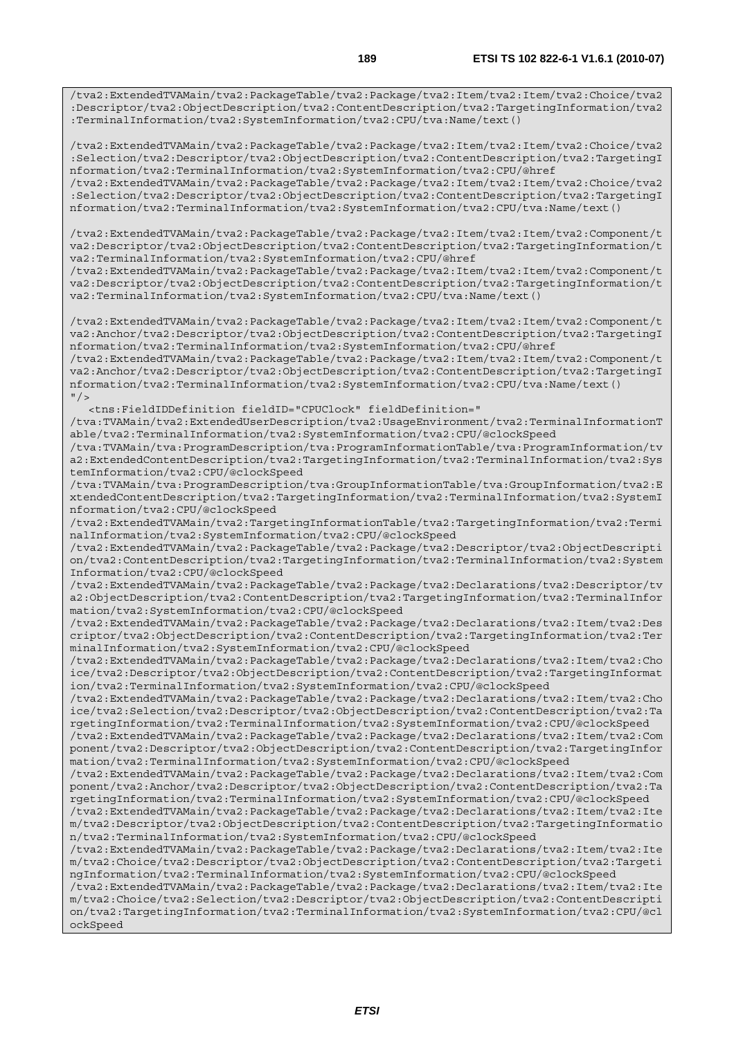```
/tva2:ExtendedTVAMain/tva2:PackageTable/tva2:Package/tva2:Item/tva2:Item/tva2:Choice/tva2
:Descriptor/tva2:ObjectDescription/tva2:ContentDescription/tva2:TargetingInformation/tva2
:TerminalInformation/tva2:SystemInformation/tva2:CPU/tva:Name/text()

/tva2:ExtendedTVAMain/tva2:PackageTable/tva2:Package/tva2:Item/tva2:Item/tva2:Choice/tva2
:Selection/tva2:Descriptor/tva2:ObjectDescription/tva2:ContentDescription/tva2:TargetingI
nformation/tva2:TerminalInformation/tva2:SystemInformation/tva2:CPU/@href
/tva2:ExtendedTVAMain/tva2:PackageTable/tva2:Package/tva2:Item/tva2:Item/tva2:Choice/tva2
:Selection/tva2:Descriptor/tva2:ObjectDescription/tva2:ContentDescription/tva2:TargetingI
nformation/tva2:TerminalInformation/tva2:SystemInformation/tva2:CPU/tva:Name/text()

/tva2:ExtendedTVAMain/tva2:PackageTable/tva2:Package/tva2:Item/tva2:Item/tva2:Component/t
va2:Descriptor/tva2:ObjectDescription/tva2:ContentDescription/tva2:TargetingInformation/t
va2:TerminalInformation/tva2:SystemInformation/tva2:CPU/@href
/tva2:ExtendedTVAMain/tva2:PackageTable/tva2:Package/tva2:Item/tva2:Item/tva2:Component/t
va2:Descriptor/tva2:ObjectDescription/tva2:ContentDescription/tva2:TargetingInformation/t
va2:TerminalInformation/tva2:SystemInformation/tva2:CPU/tva:Name/text()

/tva2:ExtendedTVAMain/tva2:PackageTable/tva2:Package/tva2:Item/tva2:Item/tva2:Component/t
va2:Anchor/tva2:Descriptor/tva2:ObjectDescription/tva2:ContentDescription/tva2:TargetingI
nformation/tva2:TerminalInformation/tva2:SystemInformation/tva2:CPU/@href
/tva2:ExtendedTVAMain/tva2:PackageTable/tva2:Package/tva2:Item/tva2:Item/tva2:Component/t
va2:Anchor/tva2:Descriptor/tva2:ObjectDescription/tva2:ContentDescription/tva2:TargetingI
nformation/tva2:TerminalInformation/tva2:SystemInformation/tva2:CPU/tva:Name/text()
"/>
   <tns:FieldIDDefinition fieldID="CPUClock" fieldDefinition="
/tva:TVAMain/tva2:ExtendedUserDescription/tva2:UsageEnvironment/tva2:TerminalInformationT
able/tva2:TerminalInformation/tva2:SystemInformation/tva2:CPU/@clockSpeed
/tva:TVAMain/tva:ProgramDescription/tva:ProgramInformationTable/tva:ProgramInformation/tv
a2:ExtendedContentDescription/tva2:TargetingInformation/tva2:TerminalInformation/tva2:Sys
temInformation/tva2:CPU/@clockSpeed
/tva:TVAMain/tva:ProgramDescription/tva:GroupInformationTable/tva:GroupInformation/tva2:E
xtendedContentDescription/tva2:TargetingInformation/tva2:TerminalInformation/tva2:SystemI
nformation/tva2:CPU/@clockSpeed
/tva2:ExtendedTVAMain/tva2:TargetingInformationTable/tva2:TargetingInformation/tva2:Termi
nalInformation/tva2:SystemInformation/tva2:CPU/@clockSpeed
/tva2:ExtendedTVAMain/tva2:PackageTable/tva2:Package/tva2:Descriptor/tva2:ObjectDescripti
on/tva2:ContentDescription/tva2:TargetingInformation/tva2:TerminalInformation/tva2:System
Information/tva2:CPU/@clockSpeed
/tva2:ExtendedTVAMain/tva2:PackageTable/tva2:Package/tva2:Declarations/tva2:Descriptor/tv
a2:ObjectDescription/tva2:ContentDescription/tva2:TargetingInformation/tva2:TerminalInfor
mation/tva2:SystemInformation/tva2:CPU/@clockSpeed
/tva2:ExtendedTVAMain/tva2:PackageTable/tva2:Package/tva2:Declarations/tva2:Item/tva2:Des
criptor/tva2:ObjectDescription/tva2:ContentDescription/tva2:TargetingInformation/tva2:Ter
minalInformation/tva2:SystemInformation/tva2:CPU/@clockSpeed
/tva2:ExtendedTVAMain/tva2:PackageTable/tva2:Package/tva2:Declarations/tva2:Item/tva2:Cho
ice/tva2:Descriptor/tva2:ObjectDescription/tva2:ContentDescription/tva2:TargetingInformat
ion/tva2:TerminalInformation/tva2:SystemInformation/tva2:CPU/@clockSpeed
/tva2:ExtendedTVAMain/tva2:PackageTable/tva2:Package/tva2:Declarations/tva2:Item/tva2:Cho
ice/tva2:Selection/tva2:Descriptor/tva2:ObjectDescription/tva2:ContentDescription/tva2:Ta
rgetingInformation/tva2:TerminalInformation/tva2:SystemInformation/tva2:CPU/@clockSpeed
/tva2:ExtendedTVAMain/tva2:PackageTable/tva2:Package/tva2:Declarations/tva2:Item/tva2:Com
ponent/tva2:Descriptor/tva2:ObjectDescription/tva2:ContentDescription/tva2:TargetingInfor
mation/tva2:TerminalInformation/tva2:SystemInformation/tva2:CPU/@clockSpeed
/tva2:ExtendedTVAMain/tva2:PackageTable/tva2:Package/tva2:Declarations/tva2:Item/tva2:Com
ponent/tva2:Anchor/tva2:Descriptor/tva2:ObjectDescription/tva2:ContentDescription/tva2:Ta
rgetingInformation/tva2:TerminalInformation/tva2:SystemInformation/tva2:CPU/@clockSpeed
/tva2:ExtendedTVAMain/tva2:PackageTable/tva2:Package/tva2:Declarations/tva2:Item/tva2:Ite
m/tva2:Descriptor/tva2:ObjectDescription/tva2:ContentDescription/tva2:TargetingInformatio
n/tva2:TerminalInformation/tva2:SystemInformation/tva2:CPU/@clockSpeed
/tva2:ExtendedTVAMain/tva2:PackageTable/tva2:Package/tva2:Declarations/tva2:Item/tva2:Ite
m/tva2:Choice/tva2:Descriptor/tva2:ObjectDescription/tva2:ContentDescription/tva2:Targeti
ngInformation/tva2:TerminalInformation/tva2:SystemInformation/tva2:CPU/@clockSpeed
/tva2:ExtendedTVAMain/tva2:PackageTable/tva2:Package/tva2:Declarations/tva2:Item/tva2:Ite
m/tva2:Choice/tva2:Selection/tva2:Descriptor/tva2:ObjectDescription/tva2:ContentDescripti
on/tva2:TargetingInformation/tva2:TerminalInformation/tva2:SystemInformation/tva2:CPU/@cl
ockSpeed
```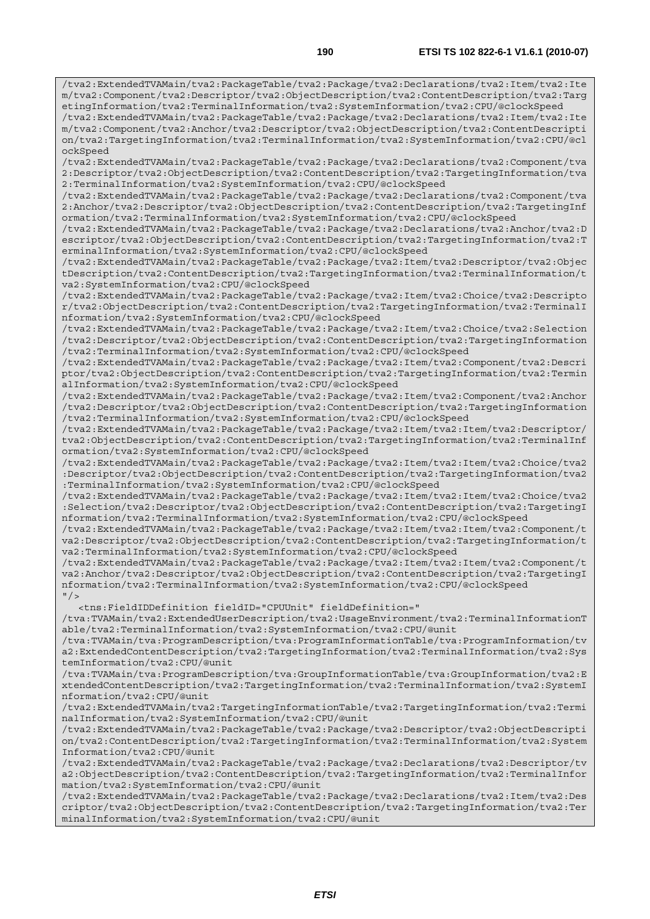```
/tva2:ExtendedTVAMain/tva2:PackageTable/tva2:Package/tva2:Declarations/tva2:Item/tva2:Item/tva2:Component/tva2:Descriptor/tva2:ObjectDescription/tva2:ContentDescription/tva2:TargetingInformation/tva2:TerminalInformation/tva2:SystemInformation/tva2:CPU/@clockSpeed
/tva2:ExtendedTVAMain/tva2:PackageTable/tva2:Package/tva2:Declarations/tva2:Item/tva2:Item/tva2:Component/tva2:Anchor/tva2:Descriptor/tva2:ObjectDescription/tva2:ContentDescription/tva2:TargetingInformation/tva2:TerminalInformation/tva2:SystemInformation/tva2:CPU/@clockSpeed
/tva2:ExtendedTVAMain/tva2:PackageTable/tva2:Package/tva2:Declarations/tva2:Component/tva2:Descriptor/tva2:ObjectDescription/tva2:ContentDescription/tva2:TargetingInformation/tva2:TerminalInformation/tva2:SystemInformation/tva2:CPU/@clockSpeed
/tva2:ExtendedTVAMain/tva2:PackageTable/tva2:Package/tva2:Declarations/tva2:Component/tva2:Anchor/tva2:Descriptor/tva2:ObjectDescription/tva2:ContentDescription/tva2:TargetingInformation/tva2:TerminalInformation/tva2:SystemInformation/tva2:CPU/@clockSpeed
/tva2:ExtendedTVAMain/tva2:PackageTable/tva2:Package/tva2:Declarations/tva2:Anchor/tva2:Descriptor/tva2:ObjectDescription/tva2:ContentDescription/tva2:TargetingInformation/tva2:TerminalInformation/tva2:SystemInformation/tva2:CPU/@clockSpeed
/tva2:ExtendedTVAMain/tva2:PackageTable/tva2:Package/tva2:Item/tva2:Descriptor/tva2:ObjectDescription/tva2:ContentDescription/tva2:TargetingInformation/tva2:TerminalInformation/tva2:SystemInformation/tva2:CPU/@clockSpeed
/tva2:ExtendedTVAMain/tva2:PackageTable/tva2:Package/tva2:Item/tva2:Choice/tva2:Descriptor/tva2:ObjectDescription/tva2:ContentDescription/tva2:TargetingInformation/tva2:TerminalInformation/tva2:SystemInformation/tva2:CPU/@clockSpeed
/tva2:ExtendedTVAMain/tva2:PackageTable/tva2:Package/tva2:Item/tva2:Choice/tva2:Selection/tva2:Descriptor/tva2:ObjectDescription/tva2:ContentDescription/tva2:TargetingInformation/tva2:TerminalInformation/tva2:SystemInformation/tva2:CPU/@clockSpeed
/tva2:ExtendedTVAMain/tva2:PackageTable/tva2:Package/tva2:Item/tva2:Component/tva2:Descriptor/tva2:ObjectDescription/tva2:ContentDescription/tva2:TargetingInformation/tva2:TerminalInformation/tva2:SystemInformation/tva2:CPU/@clockSpeed
/tva2:ExtendedTVAMain/tva2:PackageTable/tva2:Package/tva2:Item/tva2:Component/tva2:Anchor/tva2:Descriptor/tva2:ObjectDescription/tva2:ContentDescription/tva2:TargetingInformation/tva2:TerminalInformation/tva2:SystemInformation/tva2:CPU/@clockSpeed
/tva2:ExtendedTVAMain/tva2:PackageTable/tva2:Package/tva2:Item/tva2:Item/tva2:Descriptor/tva2:ObjectDescription/tva2:ContentDescription/tva2:TargetingInformation/tva2:TerminalInformation/tva2:SystemInformation/tva2:CPU/@clockSpeed
/tva2:ExtendedTVAMain/tva2:PackageTable/tva2:Package/tva2:Item/tva2:Item/tva2:Choice/tva2:Descriptor/tva2:ObjectDescription/tva2:ContentDescription/tva2:TargetingInformation/tva2:TerminalInformation/tva2:SystemInformation/tva2:CPU/@clockSpeed
/tva2:ExtendedTVAMain/tva2:PackageTable/tva2:Package/tva2:Item/tva2:Item/tva2:Choice/tva2:Selection/tva2:Descriptor/tva2:ObjectDescription/tva2:ContentDescription/tva2:TargetingInformation/tva2:TerminalInformation/tva2:SystemInformation/tva2:CPU/@clockSpeed
/tva2:ExtendedTVAMain/tva2:PackageTable/tva2:Package/tva2:Item/tva2:Item/tva2:Component/tva2:Descriptor/tva2:ObjectDescription/tva2:ContentDescription/tva2:TargetingInformation/tva2:TerminalInformation/tva2:SystemInformation/tva2:CPU/@clockSpeed
/tva2:ExtendedTVAMain/tva2:PackageTable/tva2:Package/tva2:Item/tva2:Item/tva2:Component/tva2:Anchor/tva2:Descriptor/tva2:ObjectDescription/tva2:ContentDescription/tva2:TargetingInformation/tva2:TerminalInformation/tva2:SystemInformation/tva2:CPU/@clockSpeed
"/>
   <tns:FieldIDDefinition fieldID="CPUUnit" fieldDefinition="
/tva:TVAMain/tva2:ExtendedUserDescription/tva2:UsageEnvironment/tva2:TerminalInformationTable/tva2:TerminalInformation/tva2:SystemInformation/tva2:CPU/@unit
/tva:TVAMain/tva:ProgramDescription/tva:ProgramInformationTable/tva:ProgramInformation/tva2:ExtendedContentDescription/tva2:TargetingInformation/tva2:TerminalInformation/tva2:SystemInformation/tva2:CPU/@unit
/tva:TVAMain/tva:ProgramDescription/tva:GroupInformationTable/tva:GroupInformation/tva2:ExtendedContentDescription/tva2:TargetingInformation/tva2:TerminalInformation/tva2:SystemInformation/tva2:CPU/@unit
/tva2:ExtendedTVAMain/tva2:TargetingInformationTable/tva2:TargetingInformation/tva2:TerminalInformation/tva2:SystemInformation/tva2:CPU/@unit
/tva2:ExtendedTVAMain/tva2:PackageTable/tva2:Package/tva2:Descriptor/tva2:ObjectDescription/tva2:ContentDescription/tva2:TargetingInformation/tva2:TerminalInformation/tva2:SystemInformation/tva2:CPU/@unit
/tva2:ExtendedTVAMain/tva2:PackageTable/tva2:Package/tva2:Declarations/tva2:Descriptor/tva2:ObjectDescription/tva2:ContentDescription/tva2:TargetingInformation/tva2:TerminalInformation/tva2:SystemInformation/tva2:CPU/@unit
/tva2:ExtendedTVAMain/tva2:PackageTable/tva2:Package/tva2:Declarations/tva2:Item/tva2:Descriptor/tva2:ObjectDescription/tva2:ContentDescription/tva2:TargetingInformation/tva2:TerminalInformation/tva2:SystemInformation/tva2:CPU/@unit
```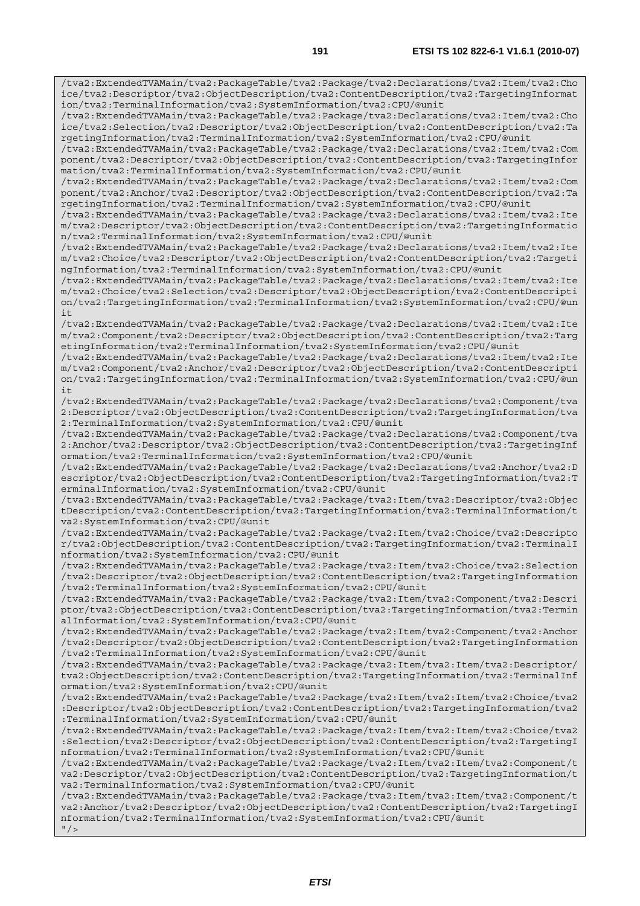```
/tva2:ExtendedTVAMain/tva2:PackageTable/tva2:Package/tva2:Declarations/tva2:Item/tva2:Choice/tva2:Descriptor/tva2:ObjectDescription/tva2:ContentDescription/tva2:TargetingInformation/tva2:TerminalInformation/tva2:SystemInformation/tva2:CPU/@unit
/tva2:ExtendedTVAMain/tva2:PackageTable/tva2:Package/tva2:Declarations/tva2:Item/tva2:Choice/tva2:Selection/tva2:Descriptor/tva2:ObjectDescription/tva2:ContentDescription/tva2:TargetingInformation/tva2:TerminalInformation/tva2:SystemInformation/tva2:CPU/@unit
/tva2:ExtendedTVAMain/tva2:PackageTable/tva2:Package/tva2:Declarations/tva2:Item/tva2:Component/tva2:Descriptor/tva2:ObjectDescription/tva2:ContentDescription/tva2:TargetingInformation/tva2:TerminalInformation/tva2:SystemInformation/tva2:CPU/@unit
/tva2:ExtendedTVAMain/tva2:PackageTable/tva2:Package/tva2:Declarations/tva2:Item/tva2:Component/tva2:Anchor/tva2:Descriptor/tva2:ObjectDescription/tva2:ContentDescription/tva2:TargetingInformation/tva2:TerminalInformation/tva2:SystemInformation/tva2:CPU/@unit
/tva2:ExtendedTVAMain/tva2:PackageTable/tva2:Package/tva2:Declarations/tva2:Item/tva2:Item/tva2:Descriptor/tva2:ObjectDescription/tva2:ContentDescription/tva2:TargetingInformation/tva2:TerminalInformation/tva2:SystemInformation/tva2:CPU/@unit
/tva2:ExtendedTVAMain/tva2:PackageTable/tva2:Package/tva2:Declarations/tva2:Item/tva2:Item/tva2:Choice/tva2:Descriptor/tva2:ObjectDescription/tva2:ContentDescription/tva2:TargetingInformation/tva2:TerminalInformation/tva2:SystemInformation/tva2:CPU/@unit
/tva2:ExtendedTVAMain/tva2:PackageTable/tva2:Package/tva2:Declarations/tva2:Item/tva2:Item/tva2:Choice/tva2:Selection/tva2:Descriptor/tva2:ObjectDescription/tva2:ContentDescription/tva2:TargetingInformation/tva2:TerminalInformation/tva2:SystemInformation/tva2:CPU/@unit
/tva2:ExtendedTVAMain/tva2:PackageTable/tva2:Package/tva2:Declarations/tva2:Item/tva2:Item/tva2:Component/tva2:Descriptor/tva2:ObjectDescription/tva2:ContentDescription/tva2:TargetingInformation/tva2:TerminalInformation/tva2:SystemInformation/tva2:CPU/@unit
/tva2:ExtendedTVAMain/tva2:PackageTable/tva2:Package/tva2:Declarations/tva2:Item/tva2:Item/tva2:Component/tva2:Anchor/tva2:Descriptor/tva2:ObjectDescription/tva2:ContentDescription/tva2:TargetingInformation/tva2:TerminalInformation/tva2:SystemInformation/tva2:CPU/@unit
/tva2:ExtendedTVAMain/tva2:PackageTable/tva2:Package/tva2:Declarations/tva2:Component/tva2:Descriptor/tva2:ObjectDescription/tva2:ContentDescription/tva2:TargetingInformation/tva2:TerminalInformation/tva2:SystemInformation/tva2:CPU/@unit
/tva2:ExtendedTVAMain/tva2:PackageTable/tva2:Package/tva2:Declarations/tva2:Component/tva2:Anchor/tva2:Descriptor/tva2:ObjectDescription/tva2:ContentDescription/tva2:TargetingInformation/tva2:TerminalInformation/tva2:SystemInformation/tva2:CPU/@unit
/tva2:ExtendedTVAMain/tva2:PackageTable/tva2:Package/tva2:Declarations/tva2:Anchor/tva2:Descriptor/tva2:ObjectDescription/tva2:ContentDescription/tva2:TargetingInformation/tva2:TerminalInformation/tva2:SystemInformation/tva2:CPU/@unit
/tva2:ExtendedTVAMain/tva2:PackageTable/tva2:Package/tva2:Item/tva2:Descriptor/tva2:ObjectDescription/tva2:ContentDescription/tva2:TargetingInformation/tva2:TerminalInformation/tva2:SystemInformation/tva2:CPU/@unit
/tva2:ExtendedTVAMain/tva2:PackageTable/tva2:Package/tva2:Item/tva2:Choice/tva2:Descriptor/tva2:ObjectDescription/tva2:ContentDescription/tva2:TargetingInformation/tva2:TerminalInformation/tva2:SystemInformation/tva2:CPU/@unit
/tva2:ExtendedTVAMain/tva2:PackageTable/tva2:Package/tva2:Item/tva2:Choice/tva2:Selection/tva2:Descriptor/tva2:ObjectDescription/tva2:ContentDescription/tva2:TargetingInformation/tva2:TerminalInformation/tva2:SystemInformation/tva2:CPU/@unit
/tva2:ExtendedTVAMain/tva2:PackageTable/tva2:Package/tva2:Item/tva2:Component/tva2:Descriptor/tva2:ObjectDescription/tva2:ContentDescription/tva2:TargetingInformation/tva2:TerminalInformation/tva2:SystemInformation/tva2:CPU/@unit
/tva2:ExtendedTVAMain/tva2:PackageTable/tva2:Package/tva2:Item/tva2:Component/tva2:Anchor/tva2:Descriptor/tva2:ObjectDescription/tva2:ContentDescription/tva2:TargetingInformation/tva2:TerminalInformation/tva2:SystemInformation/tva2:CPU/@unit
/tva2:ExtendedTVAMain/tva2:PackageTable/tva2:Package/tva2:Item/tva2:Item/tva2:Descriptor/tva2:ObjectDescription/tva2:ContentDescription/tva2:TargetingInformation/tva2:TerminalInformation/tva2:SystemInformation/tva2:CPU/@unit
/tva2:ExtendedTVAMain/tva2:PackageTable/tva2:Package/tva2:Item/tva2:Item/tva2:Choice/tva2:Descriptor/tva2:ObjectDescription/tva2:ContentDescription/tva2:TargetingInformation/tva2:TerminalInformation/tva2:SystemInformation/tva2:CPU/@unit
/tva2:ExtendedTVAMain/tva2:PackageTable/tva2:Package/tva2:Item/tva2:Item/tva2:Choice/tva2:Selection/tva2:Descriptor/tva2:ObjectDescription/tva2:ContentDescription/tva2:TargetingInformation/tva2:TerminalInformation/tva2:SystemInformation/tva2:CPU/@unit
/tva2:ExtendedTVAMain/tva2:PackageTable/tva2:Package/tva2:Item/tva2:Item/tva2:Component/tva2:Descriptor/tva2:ObjectDescription/tva2:ContentDescription/tva2:TargetingInformation/tva2:TerminalInformation/tva2:SystemInformation/tva2:CPU/@unit
/tva2:ExtendedTVAMain/tva2:PackageTable/tva2:Package/tva2:Item/tva2:Item/tva2:Component/tva2:Anchor/tva2:Descriptor/tva2:ObjectDescription/tva2:ContentDescription/tva2:TargetingInformation/tva2:TerminalInformation/tva2:SystemInformation/tva2:CPU/@unit
"/>
```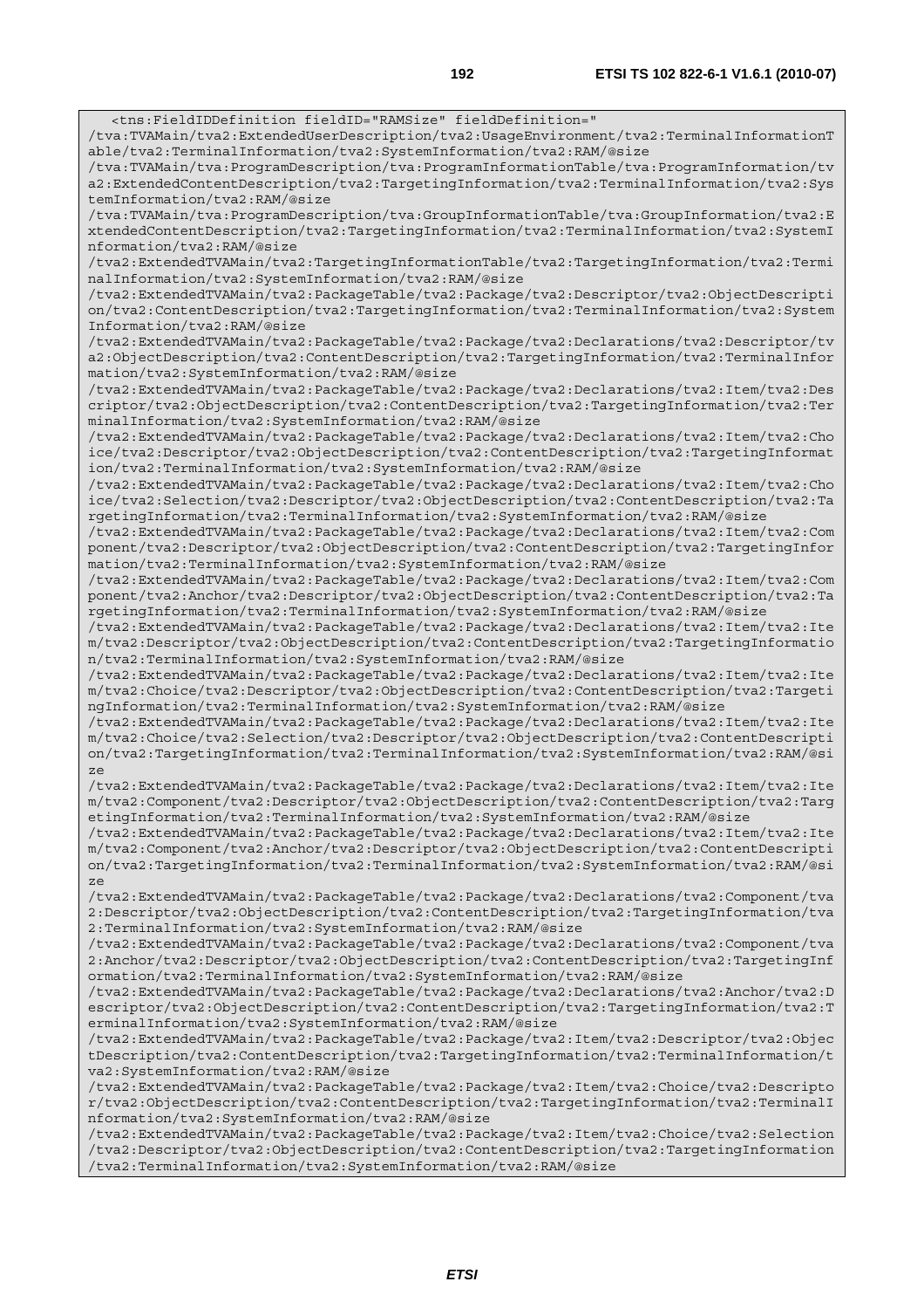```
   <tns:FieldIDDefinition fieldID="RAMSize" fieldDefinition="
/tva:TVAMain/tva2:ExtendedUserDescription/tva2:UsageEnvironment/tva2:TerminalInformationT
able/tva2:TerminalInformation/tva2:SystemInformation/tva2:RAM/@size
/tva:TVAMain/tva:ProgramDescription/tva:ProgramInformationTable/tva:ProgramInformation/tv
a2:ExtendedContentDescription/tva2:TargetingInformation/tva2:TerminalInformation/tva2:Sys
temInformation/tva2:RAM/@size
/tva:TVAMain/tva:ProgramDescription/tva:GroupInformationTable/tva:GroupInformation/tva2:E
xtendedContentDescription/tva2:TargetingInformation/tva2:TerminalInformation/tva2:SystemI
nformation/tva2:RAM/@size
/tva2:ExtendedTVAMain/tva2:TargetingInformationTable/tva2:TargetingInformation/tva2:Termi
nalInformation/tva2:SystemInformation/tva2:RAM/@size
/tva2:ExtendedTVAMain/tva2:PackageTable/tva2:Package/tva2:Descriptor/tva2:ObjectDescripti
on/tva2:ContentDescription/tva2:TargetingInformation/tva2:TerminalInformation/tva2:System
Information/tva2:RAM/@size
/tva2:ExtendedTVAMain/tva2:PackageTable/tva2:Package/tva2:Declarations/tva2:Descriptor/tv
a2:ObjectDescription/tva2:ContentDescription/tva2:TargetingInformation/tva2:TerminalInfor
mation/tva2:SystemInformation/tva2:RAM/@size
/tva2:ExtendedTVAMain/tva2:PackageTable/tva2:Package/tva2:Declarations/tva2:Item/tva2:Des
criptor/tva2:ObjectDescription/tva2:ContentDescription/tva2:TargetingInformation/tva2:Ter
minalInformation/tva2:SystemInformation/tva2:RAM/@size
/tva2:ExtendedTVAMain/tva2:PackageTable/tva2:Package/tva2:Declarations/tva2:Item/tva2:Cho
ice/tva2:Descriptor/tva2:ObjectDescription/tva2:ContentDescription/tva2:TargetingInformat
ion/tva2:TerminalInformation/tva2:SystemInformation/tva2:RAM/@size
/tva2:ExtendedTVAMain/tva2:PackageTable/tva2:Package/tva2:Declarations/tva2:Item/tva2:Cho
ice/tva2:Selection/tva2:Descriptor/tva2:ObjectDescription/tva2:ContentDescription/tva2:Ta
rgetingInformation/tva2:TerminalInformation/tva2:SystemInformation/tva2:RAM/@size
/tva2:ExtendedTVAMain/tva2:PackageTable/tva2:Package/tva2:Declarations/tva2:Item/tva2:Com
ponent/tva2:Descriptor/tva2:ObjectDescription/tva2:ContentDescription/tva2:TargetingInfor
mation/tva2:TerminalInformation/tva2:SystemInformation/tva2:RAM/@size
/tva2:ExtendedTVAMain/tva2:PackageTable/tva2:Package/tva2:Declarations/tva2:Item/tva2:Com
ponent/tva2:Anchor/tva2:Descriptor/tva2:ObjectDescription/tva2:ContentDescription/tva2:Ta
rgetingInformation/tva2:TerminalInformation/tva2:SystemInformation/tva2:RAM/@size
/tva2:ExtendedTVAMain/tva2:PackageTable/tva2:Package/tva2:Declarations/tva2:Item/tva2:Ite
m/tva2:Descriptor/tva2:ObjectDescription/tva2:ContentDescription/tva2:TargetingInformatio
n/tva2:TerminalInformation/tva2:SystemInformation/tva2:RAM/@size
/tva2:ExtendedTVAMain/tva2:PackageTable/tva2:Package/tva2:Declarations/tva2:Item/tva2:Ite
m/tva2:Choice/tva2:Descriptor/tva2:ObjectDescription/tva2:ContentDescription/tva2:Targeti
ngInformation/tva2:TerminalInformation/tva2:SystemInformation/tva2:RAM/@size
/tva2:ExtendedTVAMain/tva2:PackageTable/tva2:Package/tva2:Declarations/tva2:Item/tva2:Ite
m/tva2:Choice/tva2:Selection/tva2:Descriptor/tva2:ObjectDescription/tva2:ContentDescripti
on/tva2:TargetingInformation/tva2:TerminalInformation/tva2:SystemInformation/tva2:RAM/@si
ze
/tva2:ExtendedTVAMain/tva2:PackageTable/tva2:Package/tva2:Declarations/tva2:Item/tva2:Ite
m/tva2:Component/tva2:Descriptor/tva2:ObjectDescription/tva2:ContentDescription/tva2:Targ
etingInformation/tva2:TerminalInformation/tva2:SystemInformation/tva2:RAM/@size
/tva2:ExtendedTVAMain/tva2:PackageTable/tva2:Package/tva2:Declarations/tva2:Item/tva2:Ite
m/tva2:Component/tva2:Anchor/tva2:Descriptor/tva2:ObjectDescription/tva2:ContentDescripti
on/tva2:TargetingInformation/tva2:TerminalInformation/tva2:SystemInformation/tva2:RAM/@si
ze
/tva2:ExtendedTVAMain/tva2:PackageTable/tva2:Package/tva2:Declarations/tva2:Component/tva
2:Descriptor/tva2:ObjectDescription/tva2:ContentDescription/tva2:TargetingInformation/tva
2:TerminalInformation/tva2:SystemInformation/tva2:RAM/@size
/tva2:ExtendedTVAMain/tva2:PackageTable/tva2:Package/tva2:Declarations/tva2:Component/tva
2:Anchor/tva2:Descriptor/tva2:ObjectDescription/tva2:ContentDescription/tva2:TargetingInf
ormation/tva2:TerminalInformation/tva2:SystemInformation/tva2:RAM/@size
/tva2:ExtendedTVAMain/tva2:PackageTable/tva2:Package/tva2:Declarations/tva2:Anchor/tva2:D
escriptor/tva2:ObjectDescription/tva2:ContentDescription/tva2:TargetingInformation/tva2:T
erminalInformation/tva2:SystemInformation/tva2:RAM/@size
/tva2:ExtendedTVAMain/tva2:PackageTable/tva2:Package/tva2:Item/tva2:Descriptor/tva2:Objec
tDescription/tva2:ContentDescription/tva2:TargetingInformation/tva2:TerminalInformation/t
va2:SystemInformation/tva2:RAM/@size
/tva2:ExtendedTVAMain/tva2:PackageTable/tva2:Package/tva2:Item/tva2:Choice/tva2:Descripto
r/tva2:ObjectDescription/tva2:ContentDescription/tva2:TargetingInformation/tva2:TerminalI
nformation/tva2:SystemInformation/tva2:RAM/@size
/tva2:ExtendedTVAMain/tva2:PackageTable/tva2:Package/tva2:Item/tva2:Choice/tva2:Selection
/tva2:Descriptor/tva2:ObjectDescription/tva2:ContentDescription/tva2:TargetingInformation
/tva2:TerminalInformation/tva2:SystemInformation/tva2:RAM/@size
```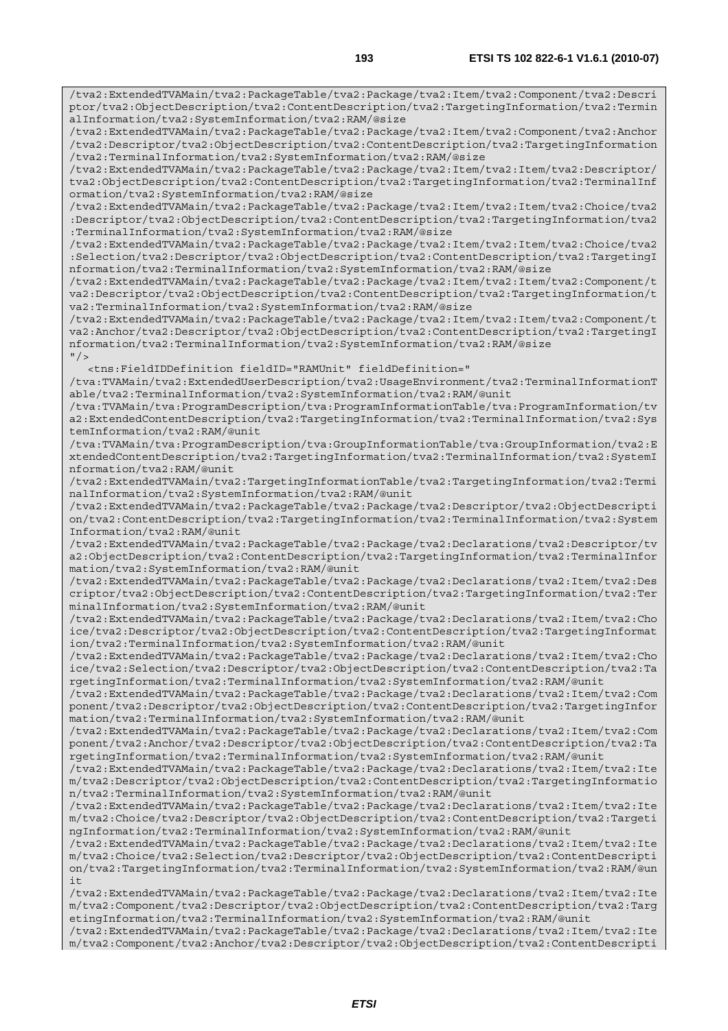```
/tva2:ExtendedTVAMain/tva2:PackageTable/tva2:Package/tva2:Item/tva2:Component/tva2:Descriptor/tva2:ObjectDescription/tva2:ContentDescription/tva2:TargetingInformation/tva2:TerminalInformation/tva2:SystemInformation/tva2:RAM/@size
/tva2:ExtendedTVAMain/tva2:PackageTable/tva2:Package/tva2:Item/tva2:Component/tva2:Anchor/tva2:Descriptor/tva2:ObjectDescription/tva2:ContentDescription/tva2:TargetingInformation/tva2:TerminalInformation/tva2:SystemInformation/tva2:RAM/@size
/tva2:ExtendedTVAMain/tva2:PackageTable/tva2:Package/tva2:Item/tva2:Item/tva2:Descriptor/tva2:ObjectDescription/tva2:ContentDescription/tva2:TargetingInformation/tva2:TerminalInformation/tva2:SystemInformation/tva2:RAM/@size
/tva2:ExtendedTVAMain/tva2:PackageTable/tva2:Package/tva2:Item/tva2:Item/tva2:Choice/tva2:Descriptor/tva2:ObjectDescription/tva2:ContentDescription/tva2:TargetingInformation/tva2:TerminalInformation/tva2:SystemInformation/tva2:RAM/@size
/tva2:ExtendedTVAMain/tva2:PackageTable/tva2:Package/tva2:Item/tva2:Item/tva2:Choice/tva2:Selection/tva2:Descriptor/tva2:ObjectDescription/tva2:ContentDescription/tva2:TargetingInformation/tva2:TerminalInformation/tva2:SystemInformation/tva2:RAM/@size
/tva2:ExtendedTVAMain/tva2:PackageTable/tva2:Package/tva2:Item/tva2:Item/tva2:Component/tva2:Descriptor/tva2:ObjectDescription/tva2:ContentDescription/tva2:TargetingInformation/tva2:TerminalInformation/tva2:SystemInformation/tva2:RAM/@size
/tva2:ExtendedTVAMain/tva2:PackageTable/tva2:Package/tva2:Item/tva2:Item/tva2:Component/tva2:Anchor/tva2:Descriptor/tva2:ObjectDescription/tva2:ContentDescription/tva2:TargetingInformation/tva2:TerminalInformation/tva2:SystemInformation/tva2:RAM/@size
"/>
   <tns:FieldIDDefinition fieldID="RAMUnit" fieldDefinition="
/tva:TVAMain/tva2:ExtendedUserDescription/tva2:UsageEnvironment/tva2:TerminalInformationTable/tva2:TerminalInformation/tva2:SystemInformation/tva2:RAM/@unit
/tva:TVAMain/tva:ProgramDescription/tva:ProgramInformationTable/tva:ProgramInformation/tva2:ExtendedContentDescription/tva2:TargetingInformation/tva2:TerminalInformation/tva2:SystemInformation/tva2:RAM/@unit
/tva:TVAMain/tva:ProgramDescription/tva:GroupInformationTable/tva:GroupInformation/tva2:ExtendedContentDescription/tva2:TargetingInformation/tva2:TerminalInformation/tva2:SystemInformation/tva2:RAM/@unit
/tva2:ExtendedTVAMain/tva2:TargetingInformationTable/tva2:TargetingInformation/tva2:TerminalInformation/tva2:SystemInformation/tva2:RAM/@unit
/tva2:ExtendedTVAMain/tva2:PackageTable/tva2:Package/tva2:Descriptor/tva2:ObjectDescription/tva2:ContentDescription/tva2:TargetingInformation/tva2:TerminalInformation/tva2:SystemInformation/tva2:RAM/@unit
/tva2:ExtendedTVAMain/tva2:PackageTable/tva2:Package/tva2:Declarations/tva2:Descriptor/tva2:ObjectDescription/tva2:ContentDescription/tva2:TargetingInformation/tva2:TerminalInformation/tva2:SystemInformation/tva2:RAM/@unit
/tva2:ExtendedTVAMain/tva2:PackageTable/tva2:Package/tva2:Declarations/tva2:Item/tva2:Descriptor/tva2:ObjectDescription/tva2:ContentDescription/tva2:TargetingInformation/tva2:TerminalInformation/tva2:SystemInformation/tva2:RAM/@unit
/tva2:ExtendedTVAMain/tva2:PackageTable/tva2:Package/tva2:Declarations/tva2:Item/tva2:Choice/tva2:Descriptor/tva2:ObjectDescription/tva2:ContentDescription/tva2:TargetingInformation/tva2:TerminalInformation/tva2:SystemInformation/tva2:RAM/@unit
/tva2:ExtendedTVAMain/tva2:PackageTable/tva2:Package/tva2:Declarations/tva2:Item/tva2:Choice/tva2:Selection/tva2:Descriptor/tva2:ObjectDescription/tva2:ContentDescription/tva2:TargetingInformation/tva2:TerminalInformation/tva2:SystemInformation/tva2:RAM/@unit
/tva2:ExtendedTVAMain/tva2:PackageTable/tva2:Package/tva2:Declarations/tva2:Item/tva2:Component/tva2:Descriptor/tva2:ObjectDescription/tva2:ContentDescription/tva2:TargetingInformation/tva2:TerminalInformation/tva2:SystemInformation/tva2:RAM/@unit
/tva2:ExtendedTVAMain/tva2:PackageTable/tva2:Package/tva2:Declarations/tva2:Item/tva2:Component/tva2:Anchor/tva2:Descriptor/tva2:ObjectDescription/tva2:ContentDescription/tva2:TargetingInformation/tva2:TerminalInformation/tva2:SystemInformation/tva2:RAM/@unit
/tva2:ExtendedTVAMain/tva2:PackageTable/tva2:Package/tva2:Declarations/tva2:Item/tva2:Item/tva2:Descriptor/tva2:ObjectDescription/tva2:ContentDescription/tva2:TargetingInformation/tva2:TerminalInformation/tva2:SystemInformation/tva2:RAM/@unit
/tva2:ExtendedTVAMain/tva2:PackageTable/tva2:Package/tva2:Declarations/tva2:Item/tva2:Item/tva2:Choice/tva2:Descriptor/tva2:ObjectDescription/tva2:ContentDescription/tva2:TargetingInformation/tva2:TerminalInformation/tva2:SystemInformation/tva2:RAM/@unit
/tva2:ExtendedTVAMain/tva2:PackageTable/tva2:Package/tva2:Declarations/tva2:Item/tva2:Item/tva2:Choice/tva2:Selection/tva2:Descriptor/tva2:ObjectDescription/tva2:ContentDescription/tva2:TargetingInformation/tva2:TerminalInformation/tva2:SystemInformation/tva2:RAM/@unit
/tva2:ExtendedTVAMain/tva2:PackageTable/tva2:Package/tva2:Declarations/tva2:Item/tva2:Item/tva2:Component/tva2:Descriptor/tva2:ObjectDescription/tva2:ContentDescription/tva2:TargetingInformation/tva2:TerminalInformation/tva2:SystemInformation/tva2:RAM/@unit
/tva2:ExtendedTVAMain/tva2:PackageTable/tva2:Package/tva2:Declarations/tva2:Item/tva2:Item/tva2:Component/tva2:Anchor/tva2:Descriptor/tva2:ObjectDescription/tva2:ContentDescripti
```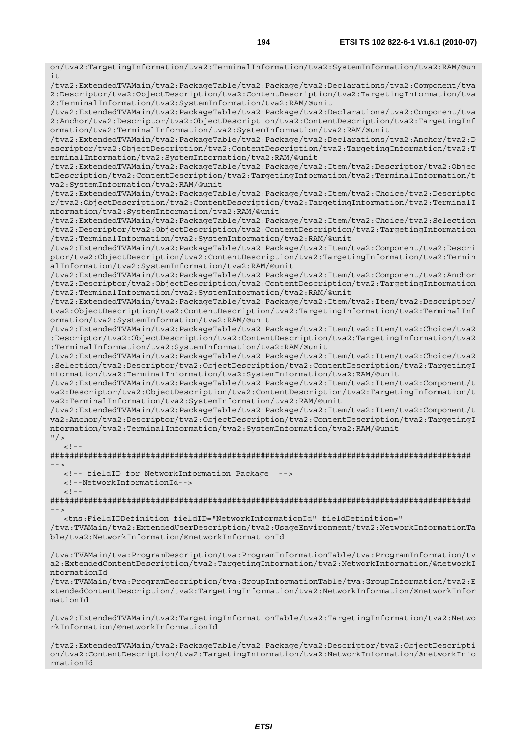```
on/tva2:TargetingInformation/tva2:TerminalInformation/tva2:SystemInformation/tva2:RAM/@unit
/tva2:ExtendedTVAMain/tva2:PackageTable/tva2:Package/tva2:Declarations/tva2:Component/tva2:Descriptor/tva2:ObjectDescription/tva2:ContentDescription/tva2:TargetingInformation/tva2:TerminalInformation/tva2:SystemInformation/tva2:RAM/@unit
/tva2:ExtendedTVAMain/tva2:PackageTable/tva2:Package/tva2:Declarations/tva2:Component/tva2:Anchor/tva2:Descriptor/tva2:ObjectDescription/tva2:ContentDescription/tva2:TargetingInformation/tva2:TerminalInformation/tva2:SystemInformation/tva2:RAM/@unit
/tva2:ExtendedTVAMain/tva2:PackageTable/tva2:Package/tva2:Declarations/tva2:Anchor/tva2:Descriptor/tva2:ObjectDescription/tva2:ContentDescription/tva2:TargetingInformation/tva2:TerminalInformation/tva2:SystemInformation/tva2:RAM/@unit
/tva2:ExtendedTVAMain/tva2:PackageTable/tva2:Package/tva2:Item/tva2:Descriptor/tva2:ObjectDescription/tva2:ContentDescription/tva2:TargetingInformation/tva2:TerminalInformation/tva2:SystemInformation/tva2:RAM/@unit
/tva2:ExtendedTVAMain/tva2:PackageTable/tva2:Package/tva2:Item/tva2:Choice/tva2:Descriptor/tva2:ObjectDescription/tva2:ContentDescription/tva2:TargetingInformation/tva2:TerminalInformation/tva2:SystemInformation/tva2:RAM/@unit
/tva2:ExtendedTVAMain/tva2:PackageTable/tva2:Package/tva2:Item/tva2:Choice/tva2:Selection/tva2:Descriptor/tva2:ObjectDescription/tva2:ContentDescription/tva2:TargetingInformation/tva2:TerminalInformation/tva2:SystemInformation/tva2:RAM/@unit
/tva2:ExtendedTVAMain/tva2:PackageTable/tva2:Package/tva2:Item/tva2:Component/tva2:Descriptor/tva2:ObjectDescription/tva2:ContentDescription/tva2:TargetingInformation/tva2:TerminalInformation/tva2:SystemInformation/tva2:RAM/@unit
/tva2:ExtendedTVAMain/tva2:PackageTable/tva2:Package/tva2:Item/tva2:Component/tva2:Anchor/tva2:Descriptor/tva2:ObjectDescription/tva2:ContentDescription/tva2:TargetingInformation/tva2:TerminalInformation/tva2:SystemInformation/tva2:RAM/@unit
/tva2:ExtendedTVAMain/tva2:PackageTable/tva2:Package/tva2:Item/tva2:Item/tva2:Descriptor/tva2:ObjectDescription/tva2:ContentDescription/tva2:TargetingInformation/tva2:TerminalInformation/tva2:SystemInformation/tva2:RAM/@unit
/tva2:ExtendedTVAMain/tva2:PackageTable/tva2:Package/tva2:Item/tva2:Item/tva2:Choice/tva2:Descriptor/tva2:ObjectDescription/tva2:ContentDescription/tva2:TargetingInformation/tva2:TerminalInformation/tva2:SystemInformation/tva2:RAM/@unit
/tva2:ExtendedTVAMain/tva2:PackageTable/tva2:Package/tva2:Item/tva2:Item/tva2:Choice/tva2:Selection/tva2:Descriptor/tva2:ObjectDescription/tva2:ContentDescription/tva2:TargetingInformation/tva2:TerminalInformation/tva2:SystemInformation/tva2:RAM/@unit
/tva2:ExtendedTVAMain/tva2:PackageTable/tva2:Package/tva2:Item/tva2:Item/tva2:Component/tva2:Descriptor/tva2:ObjectDescription/tva2:ContentDescription/tva2:TargetingInformation/tva2:TerminalInformation/tva2:SystemInformation/tva2:RAM/@unit
/tva2:ExtendedTVAMain/tva2:PackageTable/tva2:Package/tva2:Item/tva2:Item/tva2:Component/tva2:Anchor/tva2:Descriptor/tva2:ObjectDescription/tva2:ContentDescription/tva2:TargetingInformation/tva2:TerminalInformation/tva2:SystemInformation/tva2:RAM/@unit
"/>
   <!--
########################################################################################
-->
   <!-- fieldID for NetworkInformation Package  -->
   <!--NetworkInformationId-->
   <!--
########################################################################################
-->
   <tns:FieldIDDefinition fieldID="NetworkInformationId" fieldDefinition="
/tva:TVAMain/tva2:ExtendedUserDescription/tva2:UsageEnvironment/tva2:NetworkInformationTable/tva2:NetworkInformation/@networkInformationId

/tva:TVAMain/tva:ProgramDescription/tva:ProgramInformationTable/tva:ProgramInformation/tva2:ExtendedContentDescription/tva2:TargetingInformation/tva2:NetworkInformation/@networkInformationId
/tva:TVAMain/tva:ProgramDescription/tva:GroupInformationTable/tva:GroupInformation/tva2:ExtendedContentDescription/tva2:TargetingInformation/tva2:NetworkInformation/@networkInformationId

/tva2:ExtendedTVAMain/tva2:TargetingInformationTable/tva2:TargetingInformation/tva2:NetworkInformation/@networkInformationId

/tva2:ExtendedTVAMain/tva2:PackageTable/tva2:Package/tva2:Descriptor/tva2:ObjectDescription/tva2:ContentDescription/tva2:TargetingInformation/tva2:NetworkInformation/@networkInformationId
```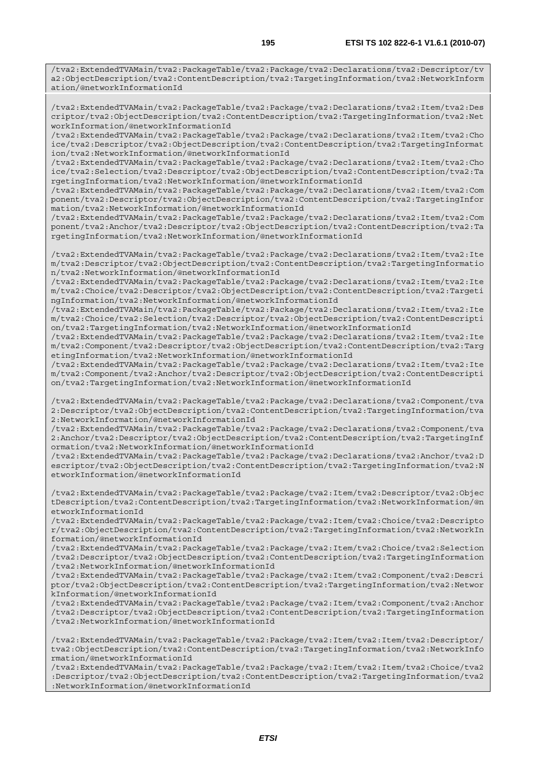```
/tva2:ExtendedTVAMain/tva2:PackageTable/tva2:Package/tva2:Declarations/tva2:Descriptor/tva2:ObjectDescription/tva2:ContentDescription/tva2:TargetingInformation/tva2:NetworkInformation/@networkInformationId

/tva2:ExtendedTVAMain/tva2:PackageTable/tva2:Package/tva2:Declarations/tva2:Item/tva2:Descriptor/tva2:ObjectDescription/tva2:ContentDescription/tva2:TargetingInformation/tva2:NetworkInformation/@networkInformationId
/tva2:ExtendedTVAMain/tva2:PackageTable/tva2:Package/tva2:Declarations/tva2:Item/tva2:Choice/tva2:Descriptor/tva2:ObjectDescription/tva2:ContentDescription/tva2:TargetingInformation/tva2:NetworkInformation/@networkInformationId
/tva2:ExtendedTVAMain/tva2:PackageTable/tva2:Package/tva2:Declarations/tva2:Item/tva2:Choice/tva2:Selection/tva2:Descriptor/tva2:ObjectDescription/tva2:ContentDescription/tva2:TargetingInformation/tva2:NetworkInformation/@networkInformationId
/tva2:ExtendedTVAMain/tva2:PackageTable/tva2:Package/tva2:Declarations/tva2:Item/tva2:Component/tva2:Descriptor/tva2:ObjectDescription/tva2:ContentDescription/tva2:TargetingInformation/tva2:NetworkInformation/@networkInformationId
/tva2:ExtendedTVAMain/tva2:PackageTable/tva2:Package/tva2:Declarations/tva2:Item/tva2:Component/tva2:Anchor/tva2:Descriptor/tva2:ObjectDescription/tva2:ContentDescription/tva2:TargetingInformation/tva2:NetworkInformation/@networkInformationId

/tva2:ExtendedTVAMain/tva2:PackageTable/tva2:Package/tva2:Declarations/tva2:Item/tva2:Item/tva2:Descriptor/tva2:ObjectDescription/tva2:ContentDescription/tva2:TargetingInformation/tva2:NetworkInformation/@networkInformationId
/tva2:ExtendedTVAMain/tva2:PackageTable/tva2:Package/tva2:Declarations/tva2:Item/tva2:Item/tva2:Choice/tva2:Descriptor/tva2:ObjectDescription/tva2:ContentDescription/tva2:TargetingInformation/tva2:NetworkInformation/@networkInformationId
/tva2:ExtendedTVAMain/tva2:PackageTable/tva2:Package/tva2:Declarations/tva2:Item/tva2:Item/tva2:Choice/tva2:Selection/tva2:Descriptor/tva2:ObjectDescription/tva2:ContentDescription/tva2:TargetingInformation/tva2:NetworkInformation/@networkInformationId
/tva2:ExtendedTVAMain/tva2:PackageTable/tva2:Package/tva2:Declarations/tva2:Item/tva2:Item/tva2:Component/tva2:Descriptor/tva2:ObjectDescription/tva2:ContentDescription/tva2:TargetingInformation/tva2:NetworkInformation/@networkInformationId
/tva2:ExtendedTVAMain/tva2:PackageTable/tva2:Package/tva2:Declarations/tva2:Item/tva2:Item/tva2:Component/tva2:Anchor/tva2:Descriptor/tva2:ObjectDescription/tva2:ContentDescription/tva2:TargetingInformation/tva2:NetworkInformation/@networkInformationId

/tva2:ExtendedTVAMain/tva2:PackageTable/tva2:Package/tva2:Declarations/tva2:Component/tva2:Descriptor/tva2:ObjectDescription/tva2:ContentDescription/tva2:TargetingInformation/tva2:NetworkInformation/@networkInformationId
/tva2:ExtendedTVAMain/tva2:PackageTable/tva2:Package/tva2:Declarations/tva2:Component/tva2:Anchor/tva2:Descriptor/tva2:ObjectDescription/tva2:ContentDescription/tva2:TargetingInformation/tva2:NetworkInformation/@networkInformationId
/tva2:ExtendedTVAMain/tva2:PackageTable/tva2:Package/tva2:Declarations/tva2:Anchor/tva2:Descriptor/tva2:ObjectDescription/tva2:ContentDescription/tva2:TargetingInformation/tva2:NetworkInformation/@networkInformationId

/tva2:ExtendedTVAMain/tva2:PackageTable/tva2:Package/tva2:Item/tva2:Descriptor/tva2:ObjectDescription/tva2:ContentDescription/tva2:TargetingInformation/tva2:NetworkInformation/@networkInformationId
/tva2:ExtendedTVAMain/tva2:PackageTable/tva2:Package/tva2:Item/tva2:Choice/tva2:Descriptor/tva2:ObjectDescription/tva2:ContentDescription/tva2:TargetingInformation/tva2:NetworkInformation/@networkInformationId
/tva2:ExtendedTVAMain/tva2:PackageTable/tva2:Package/tva2:Item/tva2:Choice/tva2:Selection/tva2:Descriptor/tva2:ObjectDescription/tva2:ContentDescription/tva2:TargetingInformation/tva2:NetworkInformation/@networkInformationId
/tva2:ExtendedTVAMain/tva2:PackageTable/tva2:Package/tva2:Item/tva2:Component/tva2:Descriptor/tva2:ObjectDescription/tva2:ContentDescription/tva2:TargetingInformation/tva2:NetworkInformation/@networkInformationId
/tva2:ExtendedTVAMain/tva2:PackageTable/tva2:Package/tva2:Item/tva2:Component/tva2:Anchor/tva2:Descriptor/tva2:ObjectDescription/tva2:ContentDescription/tva2:TargetingInformation/tva2:NetworkInformation/@networkInformationId

/tva2:ExtendedTVAMain/tva2:PackageTable/tva2:Package/tva2:Item/tva2:Item/tva2:Descriptor/tva2:ObjectDescription/tva2:ContentDescription/tva2:TargetingInformation/tva2:NetworkInformation/@networkInformationId
/tva2:ExtendedTVAMain/tva2:PackageTable/tva2:Package/tva2:Item/tva2:Item/tva2:Choice/tva2:Descriptor/tva2:ObjectDescription/tva2:ContentDescription/tva2:TargetingInformation/tva2:NetworkInformation/@networkInformationId
```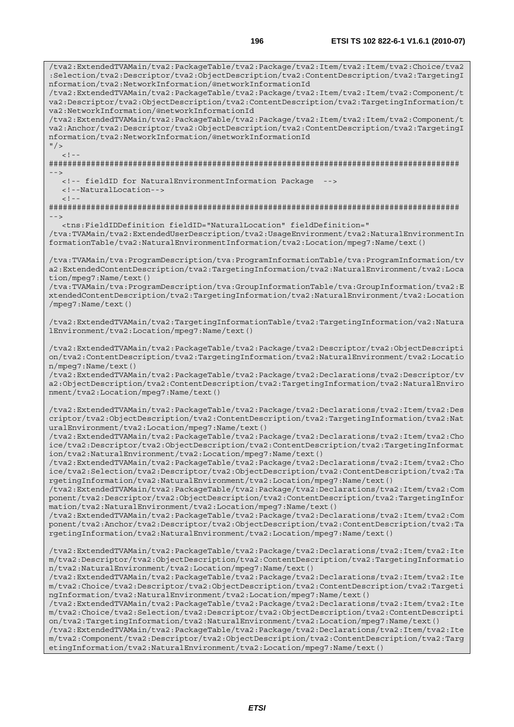```
/tva2:ExtendedTVAMain/tva2:PackageTable/tva2:Package/tva2:Item/tva2:Item/tva2:Choice/tva2
:Selection/tva2:Descriptor/tva2:ObjectDescription/tva2:ContentDescription/tva2:TargetingI
nformation/tva2:NetworkInformation/@networkInformationId
/tva2:ExtendedTVAMain/tva2:PackageTable/tva2:Package/tva2:Item/tva2:Item/tva2:Component/t
va2:Descriptor/tva2:ObjectDescription/tva2:ContentDescription/tva2:TargetingInformation/t
va2:NetworkInformation/@networkInformationId
/tva2:ExtendedTVAMain/tva2:PackageTable/tva2:Package/tva2:Item/tva2:Item/tva2:Component/t
va2:Anchor/tva2:Descriptor/tva2:ObjectDescription/tva2:ContentDescription/tva2:TargetingI
nformation/tva2:NetworkInformation/@networkInformationId
"/>
   <!--
#########################################################################################
-->
   <!-- fieldID for NaturalEnvironmentInformation Package  -->
   <!--NaturalLocation-->
   <!--
#########################################################################################
-->
   <tns:FieldIDDefinition fieldID="NaturalLocation" fieldDefinition="
/tva:TVAMain/tva2:ExtendedUserDescription/tva2:UsageEnvironment/tva2:NaturalEnvironmentIn
formationTable/tva2:NaturalEnvironmentInformation/tva2:Location/mpeg7:Name/text()

/tva:TVAMain/tva:ProgramDescription/tva:ProgramInformationTable/tva:ProgramInformation/tv
a2:ExtendedContentDescription/tva2:TargetingInformation/tva2:NaturalEnvironment/tva2:Loca
tion/mpeg7:Name/text()
/tva:TVAMain/tva:ProgramDescription/tva:GroupInformationTable/tva:GroupInformation/tva2:E
xtendedContentDescription/tva2:TargetingInformation/tva2:NaturalEnvironment/tva2:Location
/mpeg7:Name/text()

/tva2:ExtendedTVAMain/tva2:TargetingInformationTable/tva2:TargetingInformation/va2:Natura
lEnvironment/tva2:Location/mpeg7:Name/text()

/tva2:ExtendedTVAMain/tva2:PackageTable/tva2:Package/tva2:Descriptor/tva2:ObjectDescripti
on/tva2:ContentDescription/tva2:TargetingInformation/tva2:NaturalEnvironment/tva2:Locatio
n/mpeg7:Name/text()
/tva2:ExtendedTVAMain/tva2:PackageTable/tva2:Package/tva2:Declarations/tva2:Descriptor/tv
a2:ObjectDescription/tva2:ContentDescription/tva2:TargetingInformation/tva2:NaturalEnviro
nment/tva2:Location/mpeg7:Name/text()

/tva2:ExtendedTVAMain/tva2:PackageTable/tva2:Package/tva2:Declarations/tva2:Item/tva2:Des
criptor/tva2:ObjectDescription/tva2:ContentDescription/tva2:TargetingInformation/tva2:Nat
uralEnvironment/tva2:Location/mpeg7:Name/text()
/tva2:ExtendedTVAMain/tva2:PackageTable/tva2:Package/tva2:Declarations/tva2:Item/tva2:Cho
ice/tva2:Descriptor/tva2:ObjectDescription/tva2:ContentDescription/tva2:TargetingInformat
ion/tva2:NaturalEnvironment/tva2:Location/mpeg7:Name/text()
/tva2:ExtendedTVAMain/tva2:PackageTable/tva2:Package/tva2:Declarations/tva2:Item/tva2:Cho
ice/tva2:Selection/tva2:Descriptor/tva2:ObjectDescription/tva2:ContentDescription/tva2:Ta
rgetingInformation/tva2:NaturalEnvironment/tva2:Location/mpeg7:Name/text()
/tva2:ExtendedTVAMain/tva2:PackageTable/tva2:Package/tva2:Declarations/tva2:Item/tva2:Com
ponent/tva2:Descriptor/tva2:ObjectDescription/tva2:ContentDescription/tva2:TargetingInfor
mation/tva2:NaturalEnvironment/tva2:Location/mpeg7:Name/text()
/tva2:ExtendedTVAMain/tva2:PackageTable/tva2:Package/tva2:Declarations/tva2:Item/tva2:Com
ponent/tva2:Anchor/tva2:Descriptor/tva2:ObjectDescription/tva2:ContentDescription/tva2:Ta
rgetingInformation/tva2:NaturalEnvironment/tva2:Location/mpeg7:Name/text()

/tva2:ExtendedTVAMain/tva2:PackageTable/tva2:Package/tva2:Declarations/tva2:Item/tva2:Ite
m/tva2:Descriptor/tva2:ObjectDescription/tva2:ContentDescription/tva2:TargetingInformatio
n/tva2:NaturalEnvironment/tva2:Location/mpeg7:Name/text()
/tva2:ExtendedTVAMain/tva2:PackageTable/tva2:Package/tva2:Declarations/tva2:Item/tva2:Ite
m/tva2:Choice/tva2:Descriptor/tva2:ObjectDescription/tva2:ContentDescription/tva2:Targeti
ngInformation/tva2:NaturalEnvironment/tva2:Location/mpeg7:Name/text()
/tva2:ExtendedTVAMain/tva2:PackageTable/tva2:Package/tva2:Declarations/tva2:Item/tva2:Ite
m/tva2:Choice/tva2:Selection/tva2:Descriptor/tva2:ObjectDescription/tva2:ContentDescripti
on/tva2:TargetingInformation/tva2:NaturalEnvironment/tva2:Location/mpeg7:Name/text()
/tva2:ExtendedTVAMain/tva2:PackageTable/tva2:Package/tva2:Declarations/tva2:Item/tva2:Ite
m/tva2:Component/tva2:Descriptor/tva2:ObjectDescription/tva2:ContentDescription/tva2:Targ
etingInformation/tva2:NaturalEnvironment/tva2:Location/mpeg7:Name/text()
```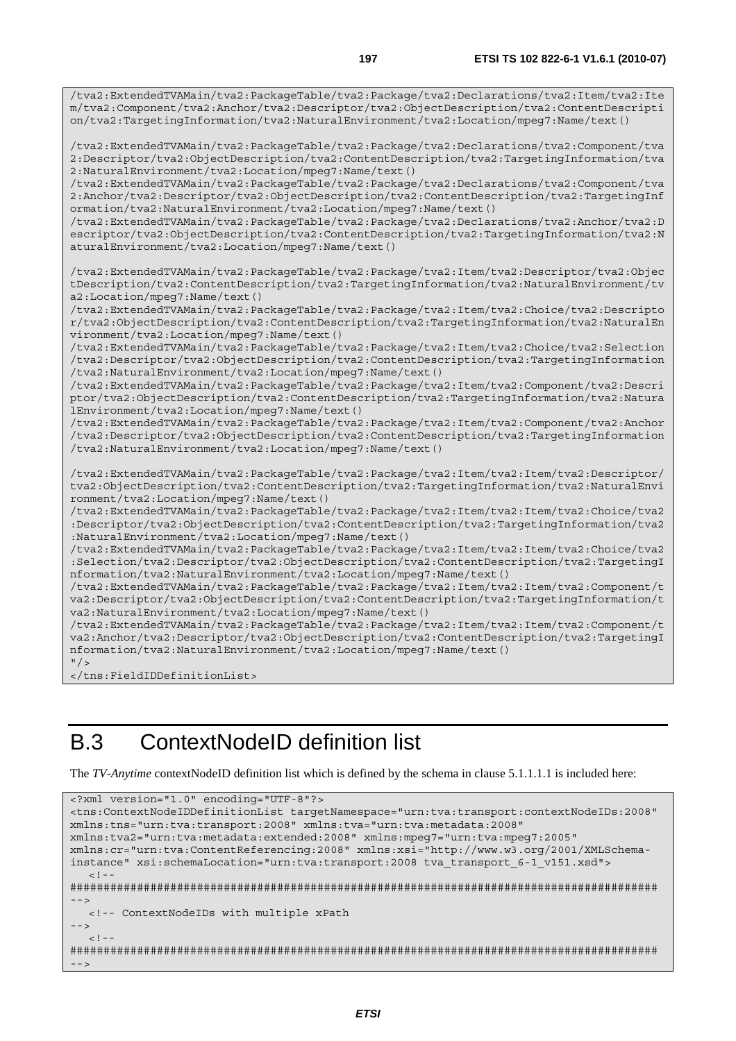```
/tva2:ExtendedTVAMain/tva2:PackageTable/tva2:Package/tva2:Declarations/tva2:Item/tva2:Ite
m/tva2:Component/tva2:Anchor/tva2:Descriptor/tva2:ObjectDescription/tva2:ContentDescripti
on/tva2:TargetingInformation/tva2:NaturalEnvironment/tva2:Location/mpeg7:Name/text()

/tva2:ExtendedTVAMain/tva2:PackageTable/tva2:Package/tva2:Declarations/tva2:Component/tva
2:Descriptor/tva2:ObjectDescription/tva2:ContentDescription/tva2:TargetingInformation/tva
2:NaturalEnvironment/tva2:Location/mpeg7:Name/text()
/tva2:ExtendedTVAMain/tva2:PackageTable/tva2:Package/tva2:Declarations/tva2:Component/tva
2:Anchor/tva2:Descriptor/tva2:ObjectDescription/tva2:ContentDescription/tva2:TargetingInf
ormation/tva2:NaturalEnvironment/tva2:Location/mpeg7:Name/text()
/tva2:ExtendedTVAMain/tva2:PackageTable/tva2:Package/tva2:Declarations/tva2:Anchor/tva2:D
escriptor/tva2:ObjectDescription/tva2:ContentDescription/tva2:TargetingInformation/tva2:N
aturalEnvironment/tva2:Location/mpeg7:Name/text()

/tva2:ExtendedTVAMain/tva2:PackageTable/tva2:Package/tva2:Item/tva2:Descriptor/tva2:Objec
tDescription/tva2:ContentDescription/tva2:TargetingInformation/tva2:NaturalEnvironment/tv
a2:Location/mpeg7:Name/text()
/tva2:ExtendedTVAMain/tva2:PackageTable/tva2:Package/tva2:Item/tva2:Choice/tva2:Descripto
r/tva2:ObjectDescription/tva2:ContentDescription/tva2:TargetingInformation/tva2:NaturalEn
vironment/tva2:Location/mpeg7:Name/text()
/tva2:ExtendedTVAMain/tva2:PackageTable/tva2:Package/tva2:Item/tva2:Choice/tva2:Selection
/tva2:Descriptor/tva2:ObjectDescription/tva2:ContentDescription/tva2:TargetingInformation
/tva2:NaturalEnvironment/tva2:Location/mpeg7:Name/text()
/tva2:ExtendedTVAMain/tva2:PackageTable/tva2:Package/tva2:Item/tva2:Component/tva2:Descri
ptor/tva2:ObjectDescription/tva2:ContentDescription/tva2:TargetingInformation/tva2:Natura
lEnvironment/tva2:Location/mpeg7:Name/text()
/tva2:ExtendedTVAMain/tva2:PackageTable/tva2:Package/tva2:Item/tva2:Component/tva2:Anchor
/tva2:Descriptor/tva2:ObjectDescription/tva2:ContentDescription/tva2:TargetingInformation
/tva2:NaturalEnvironment/tva2:Location/mpeg7:Name/text()

/tva2:ExtendedTVAMain/tva2:PackageTable/tva2:Package/tva2:Item/tva2:Item/tva2:Descriptor/
tva2:ObjectDescription/tva2:ContentDescription/tva2:TargetingInformation/tva2:NaturalEnvi
ronment/tva2:Location/mpeg7:Name/text()
/tva2:ExtendedTVAMain/tva2:PackageTable/tva2:Package/tva2:Item/tva2:Item/tva2:Choice/tva2
:Descriptor/tva2:ObjectDescription/tva2:ContentDescription/tva2:TargetingInformation/tva2
:NaturalEnvironment/tva2:Location/mpeg7:Name/text()
/tva2:ExtendedTVAMain/tva2:PackageTable/tva2:Package/tva2:Item/tva2:Item/tva2:Choice/tva2
:Selection/tva2:Descriptor/tva2:ObjectDescription/tva2:ContentDescription/tva2:TargetingI
nformation/tva2:NaturalEnvironment/tva2:Location/mpeg7:Name/text()
/tva2:ExtendedTVAMain/tva2:PackageTable/tva2:Package/tva2:Item/tva2:Item/tva2:Component/t
va2:Descriptor/tva2:ObjectDescription/tva2:ContentDescription/tva2:TargetingInformation/t
va2:NaturalEnvironment/tva2:Location/mpeg7:Name/text()
/tva2:ExtendedTVAMain/tva2:PackageTable/tva2:Package/tva2:Item/tva2:Item/tva2:Component/t
va2:Anchor/tva2:Descriptor/tva2:ObjectDescription/tva2:ContentDescription/tva2:TargetingI
nformation/tva2:NaturalEnvironment/tva2:Location/mpeg7:Name/text()
"/>
</tns:FieldIDDefinitionList>
```

# B.3 ContextNodeID definition list

The *TV-Anytime* contextNodeID definition list which is defined by the schema in clause 5.1.1.1.1 is included here:

```
<?xml version="1.0" encoding="UTF-8"?>
<tns:ContextNodeIDDefinitionList targetNamespace="urn:tva:transport:contextNodeIDs:2008"
xmlns:tns="urn:tva:transport:2008" xmlns:tva="urn:tva:metadata:2008"
xmlns:tva2="urn:tva:metadata:extended:2008" xmlns:mpeg7="urn:tva:mpeg7:2005"
xmlns:cr="urn:tva:ContentReferencing:2008" xmlns:xsi="http://www.w3.org/2001/XMLSchema-
instance" xsi:schemaLocation="urn:tva:transport:2008 tva_transport_6-1_v151.xsd">
   <!--
########################################################################################
-->
   <!-- ContextNodeIDs with multiple xPath
-->
   <!--
########################################################################################
-->
```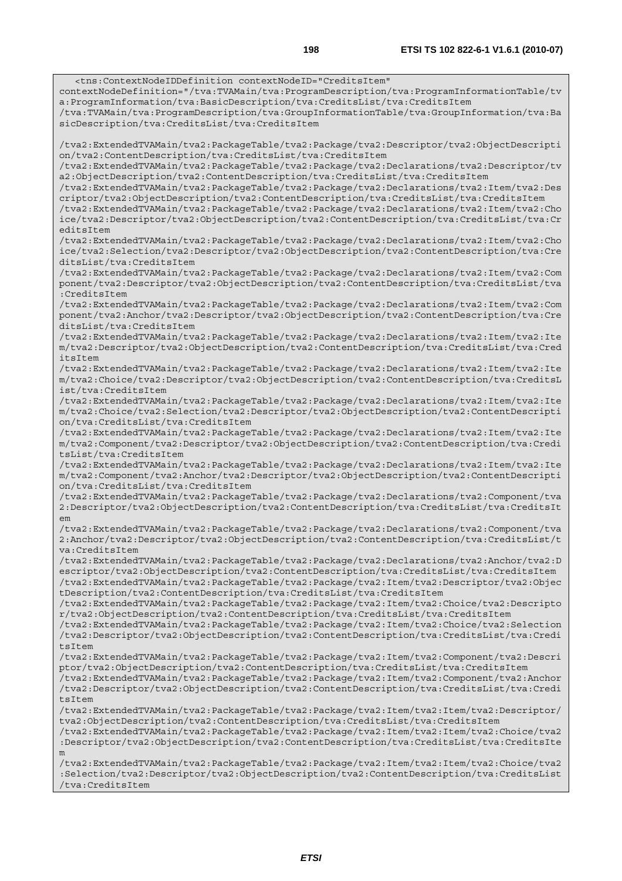```
   <tns:ContextNodeIDDefinition contextNodeID="CreditsItem" 
contextNodeDefinition="/tva:TVAMain/tva:ProgramDescription/tva:ProgramInformationTable/tv
a:ProgramInformation/tva:BasicDescription/tva:CreditsList/tva:CreditsItem 
/tva:TVAMain/tva:ProgramDescription/tva:GroupInformationTable/tva:GroupInformation/tva:Ba
sicDescription/tva:CreditsList/tva:CreditsItem 

/tva2:ExtendedTVAMain/tva2:PackageTable/tva2:Package/tva2:Descriptor/tva2:ObjectDescripti
on/tva2:ContentDescription/tva:CreditsList/tva:CreditsItem 
/tva2:ExtendedTVAMain/tva2:PackageTable/tva2:Package/tva2:Declarations/tva2:Descriptor/tv
a2:ObjectDescription/tva2:ContentDescription/tva:CreditsList/tva:CreditsItem 
/tva2:ExtendedTVAMain/tva2:PackageTable/tva2:Package/tva2:Declarations/tva2:Item/tva2:Des
criptor/tva2:ObjectDescription/tva2:ContentDescription/tva:CreditsList/tva:CreditsItem 
/tva2:ExtendedTVAMain/tva2:PackageTable/tva2:Package/tva2:Declarations/tva2:Item/tva2:Cho
ice/tva2:Descriptor/tva2:ObjectDescription/tva2:ContentDescription/tva:CreditsList/tva:Cr
editsItem 
/tva2:ExtendedTVAMain/tva2:PackageTable/tva2:Package/tva2:Declarations/tva2:Item/tva2:Cho
ice/tva2:Selection/tva2:Descriptor/tva2:ObjectDescription/tva2:ContentDescription/tva:Cre
ditsList/tva:CreditsItem 
/tva2:ExtendedTVAMain/tva2:PackageTable/tva2:Package/tva2:Declarations/tva2:Item/tva2:Com
ponent/tva2:Descriptor/tva2:ObjectDescription/tva2:ContentDescription/tva:CreditsList/tva
:CreditsItem 
/tva2:ExtendedTVAMain/tva2:PackageTable/tva2:Package/tva2:Declarations/tva2:Item/tva2:Com
ponent/tva2:Anchor/tva2:Descriptor/tva2:ObjectDescription/tva2:ContentDescription/tva:Cre
ditsList/tva:CreditsItem 
/tva2:ExtendedTVAMain/tva2:PackageTable/tva2:Package/tva2:Declarations/tva2:Item/tva2:Ite
m/tva2:Descriptor/tva2:ObjectDescription/tva2:ContentDescription/tva:CreditsList/tva:Cred
itsItem 
/tva2:ExtendedTVAMain/tva2:PackageTable/tva2:Package/tva2:Declarations/tva2:Item/tva2:Ite
m/tva2:Choice/tva2:Descriptor/tva2:ObjectDescription/tva2:ContentDescription/tva:CreditsL
ist/tva:CreditsItem 
/tva2:ExtendedTVAMain/tva2:PackageTable/tva2:Package/tva2:Declarations/tva2:Item/tva2:Ite
m/tva2:Choice/tva2:Selection/tva2:Descriptor/tva2:ObjectDescription/tva2:ContentDescripti
on/tva:CreditsList/tva:CreditsItem 
/tva2:ExtendedTVAMain/tva2:PackageTable/tva2:Package/tva2:Declarations/tva2:Item/tva2:Ite
m/tva2:Component/tva2:Descriptor/tva2:ObjectDescription/tva2:ContentDescription/tva:Credi
tsList/tva:CreditsItem 
/tva2:ExtendedTVAMain/tva2:PackageTable/tva2:Package/tva2:Declarations/tva2:Item/tva2:Ite
m/tva2:Component/tva2:Anchor/tva2:Descriptor/tva2:ObjectDescription/tva2:ContentDescripti
on/tva:CreditsList/tva:CreditsItem 
/tva2:ExtendedTVAMain/tva2:PackageTable/tva2:Package/tva2:Declarations/tva2:Component/tva
2:Descriptor/tva2:ObjectDescription/tva2:ContentDescription/tva:CreditsList/tva:CreditsIt
em 
/tva2:ExtendedTVAMain/tva2:PackageTable/tva2:Package/tva2:Declarations/tva2:Component/tva
2:Anchor/tva2:Descriptor/tva2:ObjectDescription/tva2:ContentDescription/tva:CreditsList/t
va:CreditsItem 
/tva2:ExtendedTVAMain/tva2:PackageTable/tva2:Package/tva2:Declarations/tva2:Anchor/tva2:D
escriptor/tva2:ObjectDescription/tva2:ContentDescription/tva:CreditsList/tva:CreditsItem 
/tva2:ExtendedTVAMain/tva2:PackageTable/tva2:Package/tva2:Item/tva2:Descriptor/tva2:Objec
tDescription/tva2:ContentDescription/tva:CreditsList/tva:CreditsItem 
/tva2:ExtendedTVAMain/tva2:PackageTable/tva2:Package/tva2:Item/tva2:Choice/tva2:Descripto
r/tva2:ObjectDescription/tva2:ContentDescription/tva:CreditsList/tva:CreditsItem 
/tva2:ExtendedTVAMain/tva2:PackageTable/tva2:Package/tva2:Item/tva2:Choice/tva2:Selection
/tva2:Descriptor/tva2:ObjectDescription/tva2:ContentDescription/tva:CreditsList/tva:Credi
tsItem 
/tva2:ExtendedTVAMain/tva2:PackageTable/tva2:Package/tva2:Item/tva2:Component/tva2:Descri
ptor/tva2:ObjectDescription/tva2:ContentDescription/tva:CreditsList/tva:CreditsItem 
/tva2:ExtendedTVAMain/tva2:PackageTable/tva2:Package/tva2:Item/tva2:Component/tva2:Anchor
/tva2:Descriptor/tva2:ObjectDescription/tva2:ContentDescription/tva:CreditsList/tva:Credi
tsItem 
/tva2:ExtendedTVAMain/tva2:PackageTable/tva2:Package/tva2:Item/tva2:Item/tva2:Descriptor/
tva2:ObjectDescription/tva2:ContentDescription/tva:CreditsList/tva:CreditsItem 
/tva2:ExtendedTVAMain/tva2:PackageTable/tva2:Package/tva2:Item/tva2:Item/tva2:Choice/tva2
:Descriptor/tva2:ObjectDescription/tva2:ContentDescription/tva:CreditsList/tva:CreditsIte
m 
/tva2:ExtendedTVAMain/tva2:PackageTable/tva2:Package/tva2:Item/tva2:Item/tva2:Choice/tva2
:Selection/tva2:Descriptor/tva2:ObjectDescription/tva2:ContentDescription/tva:CreditsList
/tva:CreditsItem
```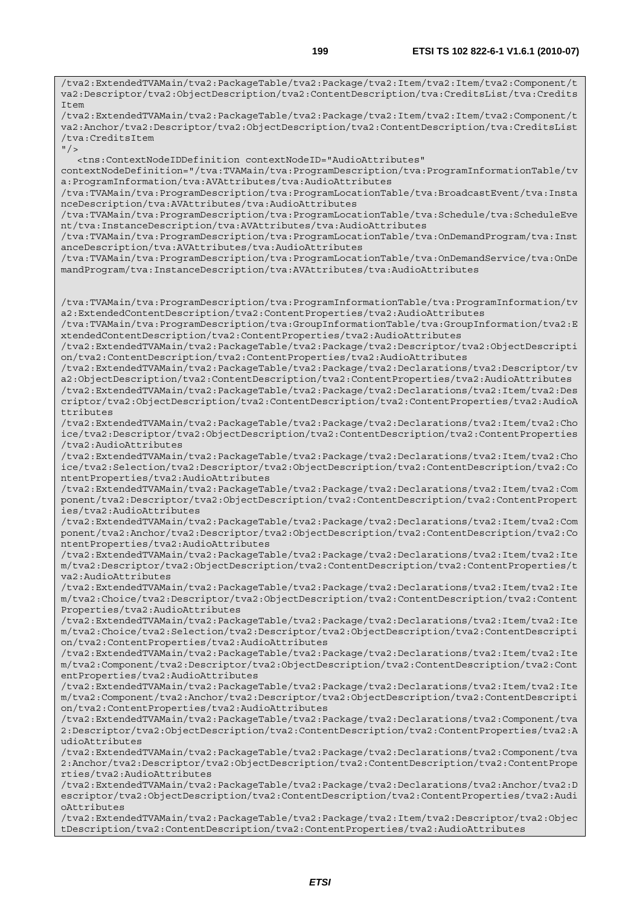```
/tva2:ExtendedTVAMain/tva2:PackageTable/tva2:Package/tva2:Item/tva2:Item/tva2:Component/t
va2:Descriptor/tva2:ObjectDescription/tva2:ContentDescription/tva:CreditsList/tva:Credits
Item
/tva2:ExtendedTVAMain/tva2:PackageTable/tva2:Package/tva2:Item/tva2:Item/tva2:Component/t
va2:Anchor/tva2:Descriptor/tva2:ObjectDescription/tva2:ContentDescription/tva:CreditsList
/tva:CreditsItem
"/>
   <tns:ContextNodeIDDefinition contextNodeID="AudioAttributes"
contextNodeDefinition="/tva:TVAMain/tva:ProgramDescription/tva:ProgramInformationTable/tv
a:ProgramInformation/tva:AVAttributes/tva:AudioAttributes
/tva:TVAMain/tva:ProgramDescription/tva:ProgramLocationTable/tva:BroadcastEvent/tva:Insta
nceDescription/tva:AVAttributes/tva:AudioAttributes
/tva:TVAMain/tva:ProgramDescription/tva:ProgramLocationTable/tva:Schedule/tva:ScheduleEve
nt/tva:InstanceDescription/tva:AVAttributes/tva:AudioAttributes
/tva:TVAMain/tva:ProgramDescription/tva:ProgramLocationTable/tva:OnDemandProgram/tva:Inst
anceDescription/tva:AVAttributes/tva:AudioAttributes
/tva:TVAMain/tva:ProgramDescription/tva:ProgramLocationTable/tva:OnDemandService/tva:OnDe
mandProgram/tva:InstanceDescription/tva:AVAttributes/tva:AudioAttributes


/tva:TVAMain/tva:ProgramDescription/tva:ProgramInformationTable/tva:ProgramInformation/tv
a2:ExtendedContentDescription/tva2:ContentProperties/tva2:AudioAttributes
/tva:TVAMain/tva:ProgramDescription/tva:GroupInformationTable/tva:GroupInformation/tva2:E
xtendedContentDescription/tva2:ContentProperties/tva2:AudioAttributes
/tva2:ExtendedTVAMain/tva2:PackageTable/tva2:Package/tva2:Descriptor/tva2:ObjectDescripti
on/tva2:ContentDescription/tva2:ContentProperties/tva2:AudioAttributes
/tva2:ExtendedTVAMain/tva2:PackageTable/tva2:Package/tva2:Declarations/tva2:Descriptor/tv
a2:ObjectDescription/tva2:ContentDescription/tva2:ContentProperties/tva2:AudioAttributes
/tva2:ExtendedTVAMain/tva2:PackageTable/tva2:Package/tva2:Declarations/tva2:Item/tva2:Des
criptor/tva2:ObjectDescription/tva2:ContentDescription/tva2:ContentProperties/tva2:AudioA
ttributes
/tva2:ExtendedTVAMain/tva2:PackageTable/tva2:Package/tva2:Declarations/tva2:Item/tva2:Cho
ice/tva2:Descriptor/tva2:ObjectDescription/tva2:ContentDescription/tva2:ContentProperties
/tva2:AudioAttributes
/tva2:ExtendedTVAMain/tva2:PackageTable/tva2:Package/tva2:Declarations/tva2:Item/tva2:Cho
ice/tva2:Selection/tva2:Descriptor/tva2:ObjectDescription/tva2:ContentDescription/tva2:Co
ntentProperties/tva2:AudioAttributes
/tva2:ExtendedTVAMain/tva2:PackageTable/tva2:Package/tva2:Declarations/tva2:Item/tva2:Com
ponent/tva2:Descriptor/tva2:ObjectDescription/tva2:ContentDescription/tva2:ContentPropert
ies/tva2:AudioAttributes
/tva2:ExtendedTVAMain/tva2:PackageTable/tva2:Package/tva2:Declarations/tva2:Item/tva2:Com
ponent/tva2:Anchor/tva2:Descriptor/tva2:ObjectDescription/tva2:ContentDescription/tva2:Co
ntentProperties/tva2:AudioAttributes
/tva2:ExtendedTVAMain/tva2:PackageTable/tva2:Package/tva2:Declarations/tva2:Item/tva2:Ite
m/tva2:Descriptor/tva2:ObjectDescription/tva2:ContentDescription/tva2:ContentProperties/t
va2:AudioAttributes
/tva2:ExtendedTVAMain/tva2:PackageTable/tva2:Package/tva2:Declarations/tva2:Item/tva2:Ite
m/tva2:Choice/tva2:Descriptor/tva2:ObjectDescription/tva2:ContentDescription/tva2:Content
Properties/tva2:AudioAttributes
/tva2:ExtendedTVAMain/tva2:PackageTable/tva2:Package/tva2:Declarations/tva2:Item/tva2:Ite
m/tva2:Choice/tva2:Selection/tva2:Descriptor/tva2:ObjectDescription/tva2:ContentDescripti
on/tva2:ContentProperties/tva2:AudioAttributes
/tva2:ExtendedTVAMain/tva2:PackageTable/tva2:Package/tva2:Declarations/tva2:Item/tva2:Ite
m/tva2:Component/tva2:Descriptor/tva2:ObjectDescription/tva2:ContentDescription/tva2:Cont
entProperties/tva2:AudioAttributes
/tva2:ExtendedTVAMain/tva2:PackageTable/tva2:Package/tva2:Declarations/tva2:Item/tva2:Ite
m/tva2:Component/tva2:Anchor/tva2:Descriptor/tva2:ObjectDescription/tva2:ContentDescripti
on/tva2:ContentProperties/tva2:AudioAttributes
/tva2:ExtendedTVAMain/tva2:PackageTable/tva2:Package/tva2:Declarations/tva2:Component/tva
2:Descriptor/tva2:ObjectDescription/tva2:ContentDescription/tva2:ContentProperties/tva2:A
udioAttributes
/tva2:ExtendedTVAMain/tva2:PackageTable/tva2:Package/tva2:Declarations/tva2:Component/tva
2:Anchor/tva2:Descriptor/tva2:ObjectDescription/tva2:ContentDescription/tva2:ContentPrope
rties/tva2:AudioAttributes
/tva2:ExtendedTVAMain/tva2:PackageTable/tva2:Package/tva2:Declarations/tva2:Anchor/tva2:D
escriptor/tva2:ObjectDescription/tva2:ContentDescription/tva2:ContentProperties/tva2:Audi
oAttributes
/tva2:ExtendedTVAMain/tva2:PackageTable/tva2:Package/tva2:Item/tva2:Descriptor/tva2:Objec
tDescription/tva2:ContentDescription/tva2:ContentProperties/tva2:AudioAttributes
```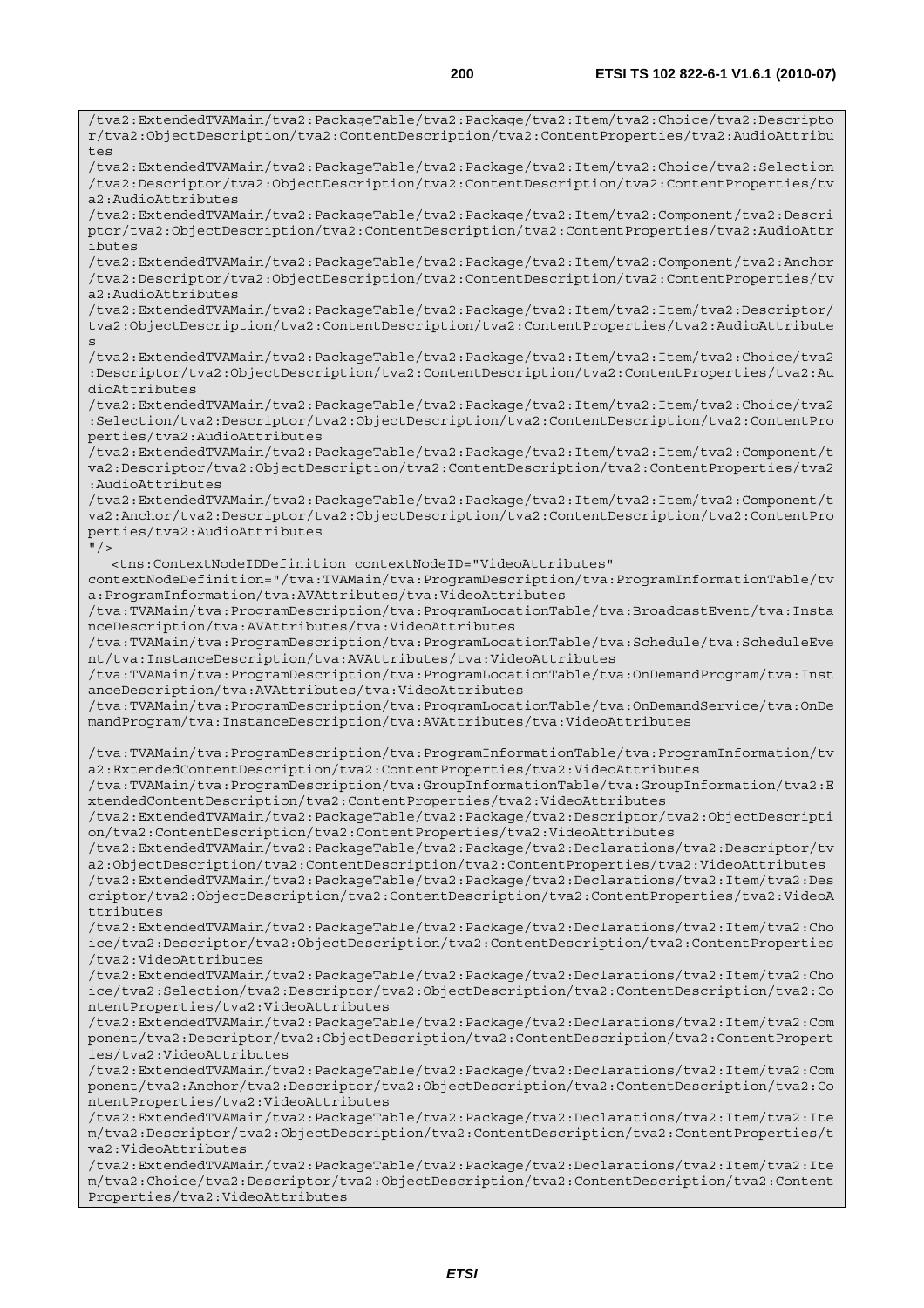```
/tva2:ExtendedTVAMain/tva2:PackageTable/tva2:Package/tva2:Item/tva2:Choice/tva2:Descripto
r/tva2:ObjectDescription/tva2:ContentDescription/tva2:ContentProperties/tva2:AudioAttribu
tes
/tva2:ExtendedTVAMain/tva2:PackageTable/tva2:Package/tva2:Item/tva2:Choice/tva2:Selection
/tva2:Descriptor/tva2:ObjectDescription/tva2:ContentDescription/tva2:ContentProperties/tv
a2:AudioAttributes
/tva2:ExtendedTVAMain/tva2:PackageTable/tva2:Package/tva2:Item/tva2:Component/tva2:Descri
ptor/tva2:ObjectDescription/tva2:ContentDescription/tva2:ContentProperties/tva2:AudioAttr
ibutes
/tva2:ExtendedTVAMain/tva2:PackageTable/tva2:Package/tva2:Item/tva2:Component/tva2:Anchor
/tva2:Descriptor/tva2:ObjectDescription/tva2:ContentDescription/tva2:ContentProperties/tv
a2:AudioAttributes
/tva2:ExtendedTVAMain/tva2:PackageTable/tva2:Package/tva2:Item/tva2:Item/tva2:Descriptor/
tva2:ObjectDescription/tva2:ContentDescription/tva2:ContentProperties/tva2:AudioAttribute
s
/tva2:ExtendedTVAMain/tva2:PackageTable/tva2:Package/tva2:Item/tva2:Item/tva2:Choice/tva2
:Descriptor/tva2:ObjectDescription/tva2:ContentDescription/tva2:ContentProperties/tva2:Au
dioAttributes
/tva2:ExtendedTVAMain/tva2:PackageTable/tva2:Package/tva2:Item/tva2:Item/tva2:Choice/tva2
:Selection/tva2:Descriptor/tva2:ObjectDescription/tva2:ContentDescription/tva2:ContentPro
perties/tva2:AudioAttributes
/tva2:ExtendedTVAMain/tva2:PackageTable/tva2:Package/tva2:Item/tva2:Item/tva2:Component/t
va2:Descriptor/tva2:ObjectDescription/tva2:ContentDescription/tva2:ContentProperties/tva2
:AudioAttributes
/tva2:ExtendedTVAMain/tva2:PackageTable/tva2:Package/tva2:Item/tva2:Item/tva2:Component/t
va2:Anchor/tva2:Descriptor/tva2:ObjectDescription/tva2:ContentDescription/tva2:ContentPro
perties/tva2:AudioAttributes
"/>
   <tns:ContextNodeIDDefinition contextNodeID="VideoAttributes"
contextNodeDefinition="/tva:TVAMain/tva:ProgramDescription/tva:ProgramInformationTable/tv
a:ProgramInformation/tva:AVAttributes/tva:VideoAttributes
/tva:TVAMain/tva:ProgramDescription/tva:ProgramLocationTable/tva:BroadcastEvent/tva:Insta
nceDescription/tva:AVAttributes/tva:VideoAttributes
/tva:TVAMain/tva:ProgramDescription/tva:ProgramLocationTable/tva:Schedule/tva:ScheduleEve
nt/tva:InstanceDescription/tva:AVAttributes/tva:VideoAttributes
/tva:TVAMain/tva:ProgramDescription/tva:ProgramLocationTable/tva:OnDemandProgram/tva:Inst
anceDescription/tva:AVAttributes/tva:VideoAttributes
/tva:TVAMain/tva:ProgramDescription/tva:ProgramLocationTable/tva:OnDemandService/tva:OnDe
mandProgram/tva:InstanceDescription/tva:AVAttributes/tva:VideoAttributes

/tva:TVAMain/tva:ProgramDescription/tva:ProgramInformationTable/tva:ProgramInformation/tv
a2:ExtendedContentDescription/tva2:ContentProperties/tva2:VideoAttributes
/tva:TVAMain/tva:ProgramDescription/tva:GroupInformationTable/tva:GroupInformation/tva2:E
xtendedContentDescription/tva2:ContentProperties/tva2:VideoAttributes
/tva2:ExtendedTVAMain/tva2:PackageTable/tva2:Package/tva2:Descriptor/tva2:ObjectDescripti
on/tva2:ContentDescription/tva2:ContentProperties/tva2:VideoAttributes
/tva2:ExtendedTVAMain/tva2:PackageTable/tva2:Package/tva2:Declarations/tva2:Descriptor/tv
a2:ObjectDescription/tva2:ContentDescription/tva2:ContentProperties/tva2:VideoAttributes
/tva2:ExtendedTVAMain/tva2:PackageTable/tva2:Package/tva2:Declarations/tva2:Item/tva2:Des
criptor/tva2:ObjectDescription/tva2:ContentDescription/tva2:ContentProperties/tva2:VideoA
ttributes
/tva2:ExtendedTVAMain/tva2:PackageTable/tva2:Package/tva2:Declarations/tva2:Item/tva2:Cho
ice/tva2:Descriptor/tva2:ObjectDescription/tva2:ContentDescription/tva2:ContentProperties
/tva2:VideoAttributes
/tva2:ExtendedTVAMain/tva2:PackageTable/tva2:Package/tva2:Declarations/tva2:Item/tva2:Cho
ice/tva2:Selection/tva2:Descriptor/tva2:ObjectDescription/tva2:ContentDescription/tva2:Co
ntentProperties/tva2:VideoAttributes
/tva2:ExtendedTVAMain/tva2:PackageTable/tva2:Package/tva2:Declarations/tva2:Item/tva2:Com
ponent/tva2:Descriptor/tva2:ObjectDescription/tva2:ContentDescription/tva2:ContentPropert
ies/tva2:VideoAttributes
/tva2:ExtendedTVAMain/tva2:PackageTable/tva2:Package/tva2:Declarations/tva2:Item/tva2:Com
ponent/tva2:Anchor/tva2:Descriptor/tva2:ObjectDescription/tva2:ContentDescription/tva2:Co
ntentProperties/tva2:VideoAttributes
/tva2:ExtendedTVAMain/tva2:PackageTable/tva2:Package/tva2:Declarations/tva2:Item/tva2:Ite
m/tva2:Descriptor/tva2:ObjectDescription/tva2:ContentDescription/tva2:ContentProperties/t
va2:VideoAttributes
/tva2:ExtendedTVAMain/tva2:PackageTable/tva2:Package/tva2:Declarations/tva2:Item/tva2:Ite
m/tva2:Choice/tva2:Descriptor/tva2:ObjectDescription/tva2:ContentDescription/tva2:Content
Properties/tva2:VideoAttributes
```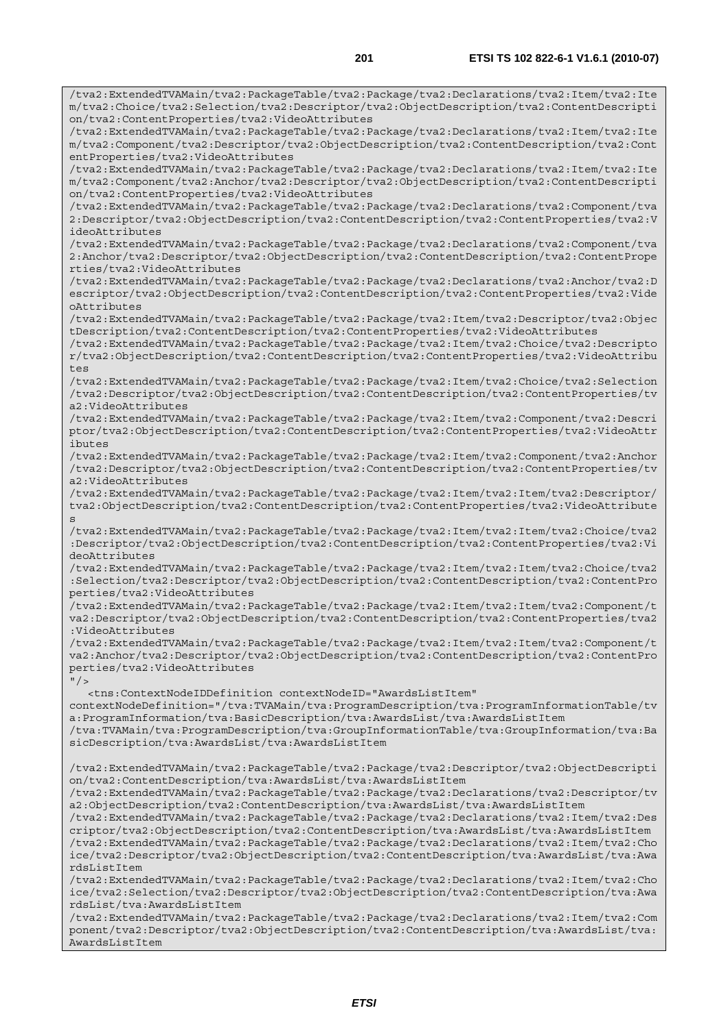```
/tva2:ExtendedTVAMain/tva2:PackageTable/tva2:Package/tva2:Declarations/tva2:Item/tva2:Item/tva2:Choice/tva2:Selection/tva2:Descriptor/tva2:ObjectDescription/tva2:ContentDescription/tva2:ContentProperties/tva2:VideoAttributes
/tva2:ExtendedTVAMain/tva2:PackageTable/tva2:Package/tva2:Declarations/tva2:Item/tva2:Item/tva2:Component/tva2:Descriptor/tva2:ObjectDescription/tva2:ContentDescription/tva2:ContentProperties/tva2:VideoAttributes
/tva2:ExtendedTVAMain/tva2:PackageTable/tva2:Package/tva2:Declarations/tva2:Item/tva2:Item/tva2:Component/tva2:Anchor/tva2:Descriptor/tva2:ObjectDescription/tva2:ContentDescription/tva2:ContentProperties/tva2:VideoAttributes
/tva2:ExtendedTVAMain/tva2:PackageTable/tva2:Package/tva2:Declarations/tva2:Component/tva2:Descriptor/tva2:ObjectDescription/tva2:ContentDescription/tva2:ContentProperties/tva2:VideoAttributes
/tva2:ExtendedTVAMain/tva2:PackageTable/tva2:Package/tva2:Declarations/tva2:Component/tva2:Anchor/tva2:Descriptor/tva2:ObjectDescription/tva2:ContentDescription/tva2:ContentProperties/tva2:VideoAttributes
/tva2:ExtendedTVAMain/tva2:PackageTable/tva2:Package/tva2:Declarations/tva2:Anchor/tva2:Descriptor/tva2:ObjectDescription/tva2:ContentDescription/tva2:ContentProperties/tva2:VideoAttributes
/tva2:ExtendedTVAMain/tva2:PackageTable/tva2:Package/tva2:Item/tva2:Descriptor/tva2:ObjectDescription/tva2:ContentDescription/tva2:ContentProperties/tva2:VideoAttributes
/tva2:ExtendedTVAMain/tva2:PackageTable/tva2:Package/tva2:Item/tva2:Choice/tva2:Descriptor/tva2:ObjectDescription/tva2:ContentDescription/tva2:ContentProperties/tva2:VideoAttributes
/tva2:ExtendedTVAMain/tva2:PackageTable/tva2:Package/tva2:Item/tva2:Choice/tva2:Selection/tva2:Descriptor/tva2:ObjectDescription/tva2:ContentDescription/tva2:ContentProperties/tva2:VideoAttributes
/tva2:ExtendedTVAMain/tva2:PackageTable/tva2:Package/tva2:Item/tva2:Component/tva2:Descriptor/tva2:ObjectDescription/tva2:ContentDescription/tva2:ContentProperties/tva2:VideoAttributes
/tva2:ExtendedTVAMain/tva2:PackageTable/tva2:Package/tva2:Item/tva2:Component/tva2:Anchor/tva2:Descriptor/tva2:ObjectDescription/tva2:ContentDescription/tva2:ContentProperties/tva2:VideoAttributes
/tva2:ExtendedTVAMain/tva2:PackageTable/tva2:Package/tva2:Item/tva2:Item/tva2:Descriptor/tva2:ObjectDescription/tva2:ContentDescription/tva2:ContentProperties/tva2:VideoAttributes
/tva2:ExtendedTVAMain/tva2:PackageTable/tva2:Package/tva2:Item/tva2:Item/tva2:Choice/tva2:Descriptor/tva2:ObjectDescription/tva2:ContentDescription/tva2:ContentProperties/tva2:VideoAttributes
/tva2:ExtendedTVAMain/tva2:PackageTable/tva2:Package/tva2:Item/tva2:Item/tva2:Choice/tva2:Selection/tva2:Descriptor/tva2:ObjectDescription/tva2:ContentDescription/tva2:ContentProperties/tva2:VideoAttributes
/tva2:ExtendedTVAMain/tva2:PackageTable/tva2:Package/tva2:Item/tva2:Item/tva2:Component/tva2:Descriptor/tva2:ObjectDescription/tva2:ContentDescription/tva2:ContentProperties/tva2:VideoAttributes
/tva2:ExtendedTVAMain/tva2:PackageTable/tva2:Package/tva2:Item/tva2:Item/tva2:Component/tva2:Anchor/tva2:Descriptor/tva2:ObjectDescription/tva2:ContentDescription/tva2:ContentProperties/tva2:VideoAttributes
"/>
   <tns:ContextNodeIDDefinition contextNodeID="AwardsListItem"
contextNodeDefinition="/tva:TVAMain/tva:ProgramDescription/tva:ProgramInformationTable/tva:ProgramInformation/tva:BasicDescription/tva:AwardsList/tva:AwardsListItem
/tva:TVAMain/tva:ProgramDescription/tva:GroupInformationTable/tva:GroupInformation/tva:BasicDescription/tva:AwardsList/tva:AwardsListItem

/tva2:ExtendedTVAMain/tva2:PackageTable/tva2:Package/tva2:Descriptor/tva2:ObjectDescription/tva2:ContentDescription/tva:AwardsList/tva:AwardsListItem
/tva2:ExtendedTVAMain/tva2:PackageTable/tva2:Package/tva2:Declarations/tva2:Descriptor/tva2:ObjectDescription/tva2:ContentDescription/tva:AwardsList/tva:AwardsListItem
/tva2:ExtendedTVAMain/tva2:PackageTable/tva2:Package/tva2:Declarations/tva2:Item/tva2:Descriptor/tva2:ObjectDescription/tva2:ContentDescription/tva:AwardsList/tva:AwardsListItem
/tva2:ExtendedTVAMain/tva2:PackageTable/tva2:Package/tva2:Declarations/tva2:Item/tva2:Choice/tva2:Descriptor/tva2:ObjectDescription/tva2:ContentDescription/tva:AwardsList/tva:AwardsListItem
/tva2:ExtendedTVAMain/tva2:PackageTable/tva2:Package/tva2:Declarations/tva2:Item/tva2:Choice/tva2:Selection/tva2:Descriptor/tva2:ObjectDescription/tva2:ContentDescription/tva:AwardsList/tva:AwardsListItem
/tva2:ExtendedTVAMain/tva2:PackageTable/tva2:Package/tva2:Declarations/tva2:Item/tva2:Component/tva2:Descriptor/tva2:ObjectDescription/tva2:ContentDescription/tva:AwardsList/tva:AwardsListItem
```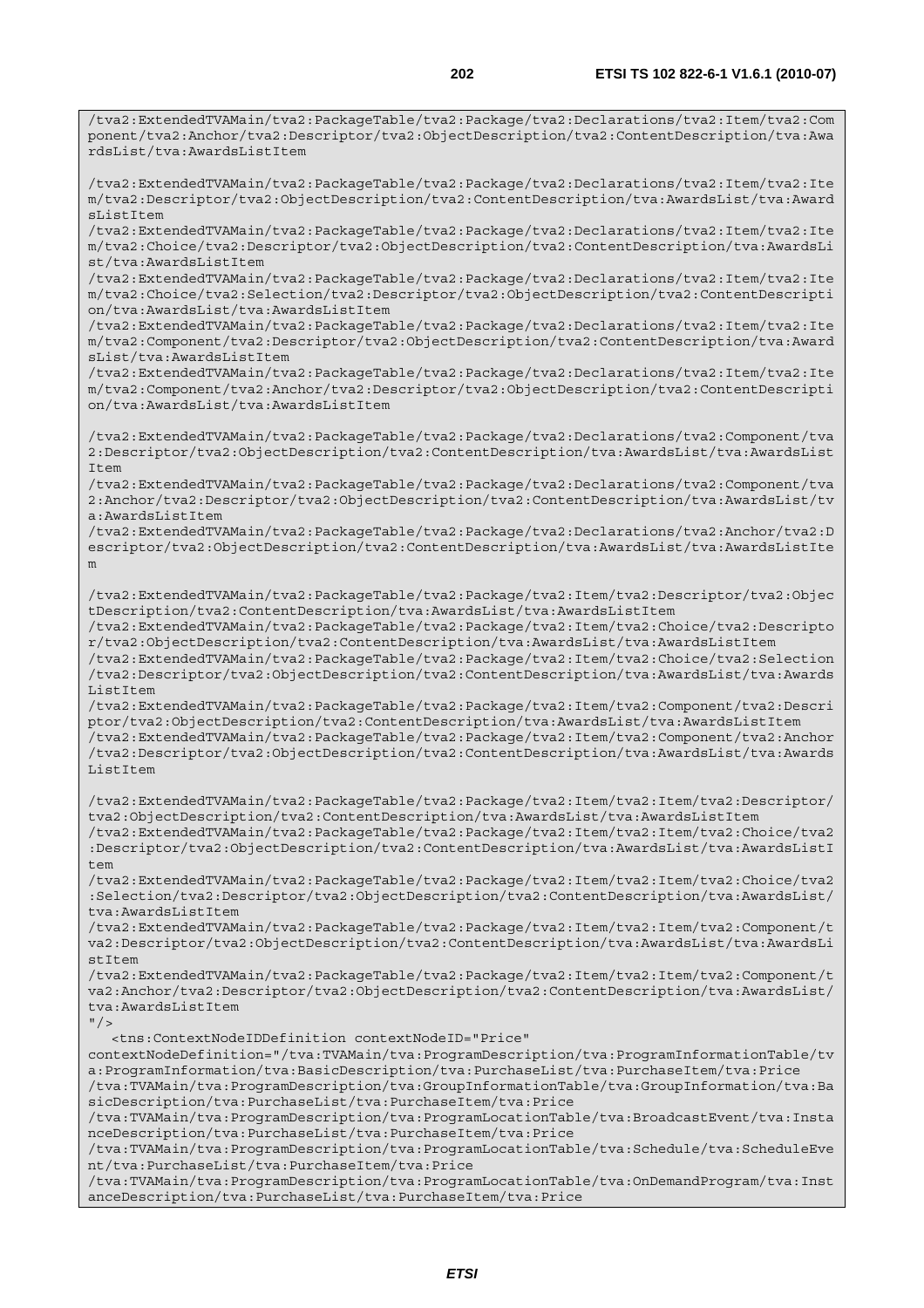```
/tva2:ExtendedTVAMain/tva2:PackageTable/tva2:Package/tva2:Declarations/tva2:Item/tva2:Component/tva2:Anchor/tva2:Descriptor/tva2:ObjectDescription/tva2:ContentDescription/tva:AwardsList/tva:AwardsListItem

/tva2:ExtendedTVAMain/tva2:PackageTable/tva2:Package/tva2:Declarations/tva2:Item/tva2:Item/tva2:Descriptor/tva2:ObjectDescription/tva2:ContentDescription/tva:AwardsList/tva:AwardsListItem
/tva2:ExtendedTVAMain/tva2:PackageTable/tva2:Package/tva2:Declarations/tva2:Item/tva2:Item/tva2:Choice/tva2:Descriptor/tva2:ObjectDescription/tva2:ContentDescription/tva:AwardsList/tva:AwardsListItem
/tva2:ExtendedTVAMain/tva2:PackageTable/tva2:Package/tva2:Declarations/tva2:Item/tva2:Item/tva2:Choice/tva2:Selection/tva2:Descriptor/tva2:ObjectDescription/tva2:ContentDescription/tva:AwardsList/tva:AwardsListItem
/tva2:ExtendedTVAMain/tva2:PackageTable/tva2:Package/tva2:Declarations/tva2:Item/tva2:Item/tva2:Component/tva2:Descriptor/tva2:ObjectDescription/tva2:ContentDescription/tva:AwardsList/tva:AwardsListItem
/tva2:ExtendedTVAMain/tva2:PackageTable/tva2:Package/tva2:Declarations/tva2:Item/tva2:Item/tva2:Component/tva2:Anchor/tva2:Descriptor/tva2:ObjectDescription/tva2:ContentDescription/tva:AwardsList/tva:AwardsListItem

/tva2:ExtendedTVAMain/tva2:PackageTable/tva2:Package/tva2:Declarations/tva2:Component/tva2:Descriptor/tva2:ObjectDescription/tva2:ContentDescription/tva:AwardsList/tva:AwardsListItem
/tva2:ExtendedTVAMain/tva2:PackageTable/tva2:Package/tva2:Declarations/tva2:Component/tva2:Anchor/tva2:Descriptor/tva2:ObjectDescription/tva2:ContentDescription/tva:AwardsList/tva:AwardsListItem
/tva2:ExtendedTVAMain/tva2:PackageTable/tva2:Package/tva2:Declarations/tva2:Anchor/tva2:Descriptor/tva2:ObjectDescription/tva2:ContentDescription/tva:AwardsList/tva:AwardsListItem

/tva2:ExtendedTVAMain/tva2:PackageTable/tva2:Package/tva2:Item/tva2:Descriptor/tva2:ObjectDescription/tva2:ContentDescription/tva:AwardsList/tva:AwardsListItem
/tva2:ExtendedTVAMain/tva2:PackageTable/tva2:Package/tva2:Item/tva2:Choice/tva2:Descriptor/tva2:ObjectDescription/tva2:ContentDescription/tva:AwardsList/tva:AwardsListItem
/tva2:ExtendedTVAMain/tva2:PackageTable/tva2:Package/tva2:Item/tva2:Choice/tva2:Selection/tva2:Descriptor/tva2:ObjectDescription/tva2:ContentDescription/tva:AwardsList/tva:AwardsListItem
/tva2:ExtendedTVAMain/tva2:PackageTable/tva2:Package/tva2:Item/tva2:Component/tva2:Descriptor/tva2:ObjectDescription/tva2:ContentDescription/tva:AwardsList/tva:AwardsListItem
/tva2:ExtendedTVAMain/tva2:PackageTable/tva2:Package/tva2:Item/tva2:Component/tva2:Anchor/tva2:Descriptor/tva2:ObjectDescription/tva2:ContentDescription/tva:AwardsList/tva:AwardsListItem

/tva2:ExtendedTVAMain/tva2:PackageTable/tva2:Package/tva2:Item/tva2:Item/tva2:Descriptor/tva2:ObjectDescription/tva2:ContentDescription/tva:AwardsList/tva:AwardsListItem
/tva2:ExtendedTVAMain/tva2:PackageTable/tva2:Package/tva2:Item/tva2:Item/tva2:Choice/tva2:Descriptor/tva2:ObjectDescription/tva2:ContentDescription/tva:AwardsList/tva:AwardsListItem
/tva2:ExtendedTVAMain/tva2:PackageTable/tva2:Package/tva2:Item/tva2:Item/tva2:Choice/tva2:Selection/tva2:Descriptor/tva2:ObjectDescription/tva2:ContentDescription/tva:AwardsList/tva:AwardsListItem
/tva2:ExtendedTVAMain/tva2:PackageTable/tva2:Package/tva2:Item/tva2:Item/tva2:Component/tva2:Descriptor/tva2:ObjectDescription/tva2:ContentDescription/tva:AwardsList/tva:AwardsListItem
/tva2:ExtendedTVAMain/tva2:PackageTable/tva2:Package/tva2:Item/tva2:Item/tva2:Component/tva2:Anchor/tva2:Descriptor/tva2:ObjectDescription/tva2:ContentDescription/tva:AwardsList/tva:AwardsListItem
"/>
   <tns:ContextNodeIDDefinition contextNodeID="Price"
contextNodeDefinition="/tva:TVAMain/tva:ProgramDescription/tva:ProgramInformationTable/tva:ProgramInformation/tva:BasicDescription/tva:PurchaseList/tva:PurchaseItem/tva:Price
/tva:TVAMain/tva:ProgramDescription/tva:GroupInformationTable/tva:GroupInformation/tva:BasicDescription/tva:PurchaseList/tva:PurchaseItem/tva:Price
/tva:TVAMain/tva:ProgramDescription/tva:ProgramLocationTable/tva:BroadcastEvent/tva:InstanceDescription/tva:PurchaseList/tva:PurchaseItem/tva:Price
/tva:TVAMain/tva:ProgramDescription/tva:ProgramLocationTable/tva:Schedule/tva:ScheduleEvent/tva:PurchaseList/tva:PurchaseItem/tva:Price
/tva:TVAMain/tva:ProgramDescription/tva:ProgramLocationTable/tva:OnDemandProgram/tva:InstanceDescription/tva:PurchaseList/tva:PurchaseItem/tva:Price
```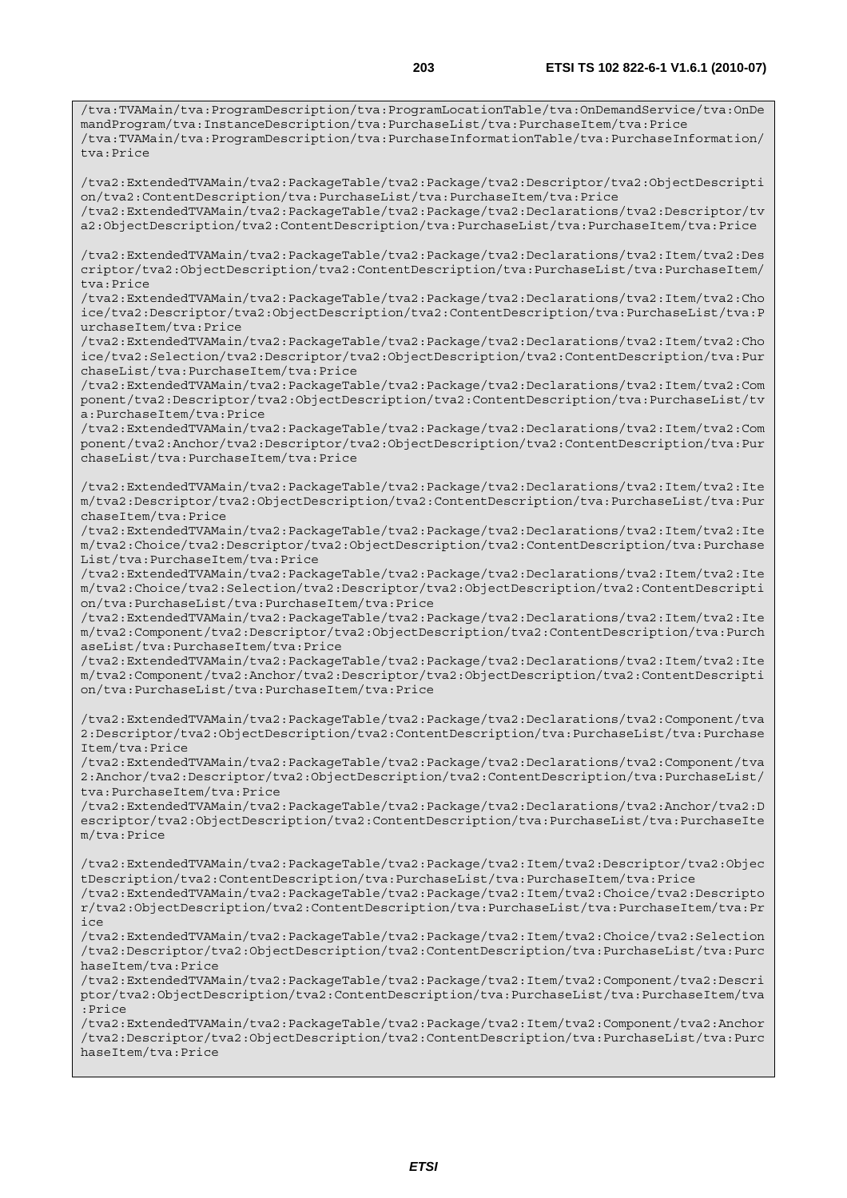```
/tva:TVAMain/tva:ProgramDescription/tva:ProgramLocationTable/tva:OnDemandService/tva:OnDemandProgram/tva:InstanceDescription/tva:PurchaseList/tva:PurchaseItem/tva:Price
/tva:TVAMain/tva:ProgramDescription/tva:PurchaseInformationTable/tva:PurchaseInformation/tva:Price

/tva2:ExtendedTVAMain/tva2:PackageTable/tva2:Package/tva2:Descriptor/tva2:ObjectDescription/tva2:ContentDescription/tva:PurchaseList/tva:PurchaseItem/tva:Price
/tva2:ExtendedTVAMain/tva2:PackageTable/tva2:Package/tva2:Declarations/tva2:Descriptor/tva2:ObjectDescription/tva2:ContentDescription/tva:PurchaseList/tva:PurchaseItem/tva:Price

/tva2:ExtendedTVAMain/tva2:PackageTable/tva2:Package/tva2:Declarations/tva2:Item/tva2:Descriptor/tva2:ObjectDescription/tva2:ContentDescription/tva:PurchaseList/tva:PurchaseItem/tva:Price
/tva2:ExtendedTVAMain/tva2:PackageTable/tva2:Package/tva2:Declarations/tva2:Item/tva2:Choice/tva2:Descriptor/tva2:ObjectDescription/tva2:ContentDescription/tva:PurchaseList/tva:PurchaseItem/tva:Price
/tva2:ExtendedTVAMain/tva2:PackageTable/tva2:Package/tva2:Declarations/tva2:Item/tva2:Choice/tva2:Selection/tva2:Descriptor/tva2:ObjectDescription/tva2:ContentDescription/tva:PurchaseList/tva:PurchaseItem/tva:Price
/tva2:ExtendedTVAMain/tva2:PackageTable/tva2:Package/tva2:Declarations/tva2:Item/tva2:Component/tva2:Descriptor/tva2:ObjectDescription/tva2:ContentDescription/tva:PurchaseList/tva:PurchaseItem/tva:Price
/tva2:ExtendedTVAMain/tva2:PackageTable/tva2:Package/tva2:Declarations/tva2:Item/tva2:Component/tva2:Anchor/tva2:Descriptor/tva2:ObjectDescription/tva2:ContentDescription/tva:PurchaseList/tva:PurchaseItem/tva:Price

/tva2:ExtendedTVAMain/tva2:PackageTable/tva2:Package/tva2:Declarations/tva2:Item/tva2:Item/tva2:Descriptor/tva2:ObjectDescription/tva2:ContentDescription/tva:PurchaseList/tva:PurchaseItem/tva:Price
/tva2:ExtendedTVAMain/tva2:PackageTable/tva2:Package/tva2:Declarations/tva2:Item/tva2:Item/tva2:Choice/tva2:Descriptor/tva2:ObjectDescription/tva2:ContentDescription/tva:PurchaseList/tva:PurchaseItem/tva:Price
/tva2:ExtendedTVAMain/tva2:PackageTable/tva2:Package/tva2:Declarations/tva2:Item/tva2:Item/tva2:Choice/tva2:Selection/tva2:Descriptor/tva2:ObjectDescription/tva2:ContentDescription/tva:PurchaseList/tva:PurchaseItem/tva:Price
/tva2:ExtendedTVAMain/tva2:PackageTable/tva2:Package/tva2:Declarations/tva2:Item/tva2:Item/tva2:Component/tva2:Descriptor/tva2:ObjectDescription/tva2:ContentDescription/tva:PurchaseList/tva:PurchaseItem/tva:Price
/tva2:ExtendedTVAMain/tva2:PackageTable/tva2:Package/tva2:Declarations/tva2:Item/tva2:Item/tva2:Component/tva2:Anchor/tva2:Descriptor/tva2:ObjectDescription/tva2:ContentDescription/tva:PurchaseList/tva:PurchaseItem/tva:Price

/tva2:ExtendedTVAMain/tva2:PackageTable/tva2:Package/tva2:Declarations/tva2:Component/tva2:Descriptor/tva2:ObjectDescription/tva2:ContentDescription/tva:PurchaseList/tva:PurchaseItem/tva:Price
/tva2:ExtendedTVAMain/tva2:PackageTable/tva2:Package/tva2:Declarations/tva2:Component/tva2:Anchor/tva2:Descriptor/tva2:ObjectDescription/tva2:ContentDescription/tva:PurchaseList/tva:PurchaseItem/tva:Price
/tva2:ExtendedTVAMain/tva2:PackageTable/tva2:Package/tva2:Declarations/tva2:Anchor/tva2:Descriptor/tva2:ObjectDescription/tva2:ContentDescription/tva:PurchaseList/tva:PurchaseItem/tva:Price

/tva2:ExtendedTVAMain/tva2:PackageTable/tva2:Package/tva2:Item/tva2:Descriptor/tva2:ObjectDescription/tva2:ContentDescription/tva:PurchaseList/tva:PurchaseItem/tva:Price
/tva2:ExtendedTVAMain/tva2:PackageTable/tva2:Package/tva2:Item/tva2:Choice/tva2:Descriptor/tva2:ObjectDescription/tva2:ContentDescription/tva:PurchaseList/tva:PurchaseItem/tva:Price
/tva2:ExtendedTVAMain/tva2:PackageTable/tva2:Package/tva2:Item/tva2:Choice/tva2:Selection/tva2:Descriptor/tva2:ObjectDescription/tva2:ContentDescription/tva:PurchaseList/tva:PurchaseItem/tva:Price
/tva2:ExtendedTVAMain/tva2:PackageTable/tva2:Package/tva2:Item/tva2:Component/tva2:Descriptor/tva2:ObjectDescription/tva2:ContentDescription/tva:PurchaseList/tva:PurchaseItem/tva:Price
/tva2:ExtendedTVAMain/tva2:PackageTable/tva2:Package/tva2:Item/tva2:Component/tva2:Anchor/tva2:Descriptor/tva2:ObjectDescription/tva2:ContentDescription/tva:PurchaseList/tva:PurchaseItem/tva:Price
```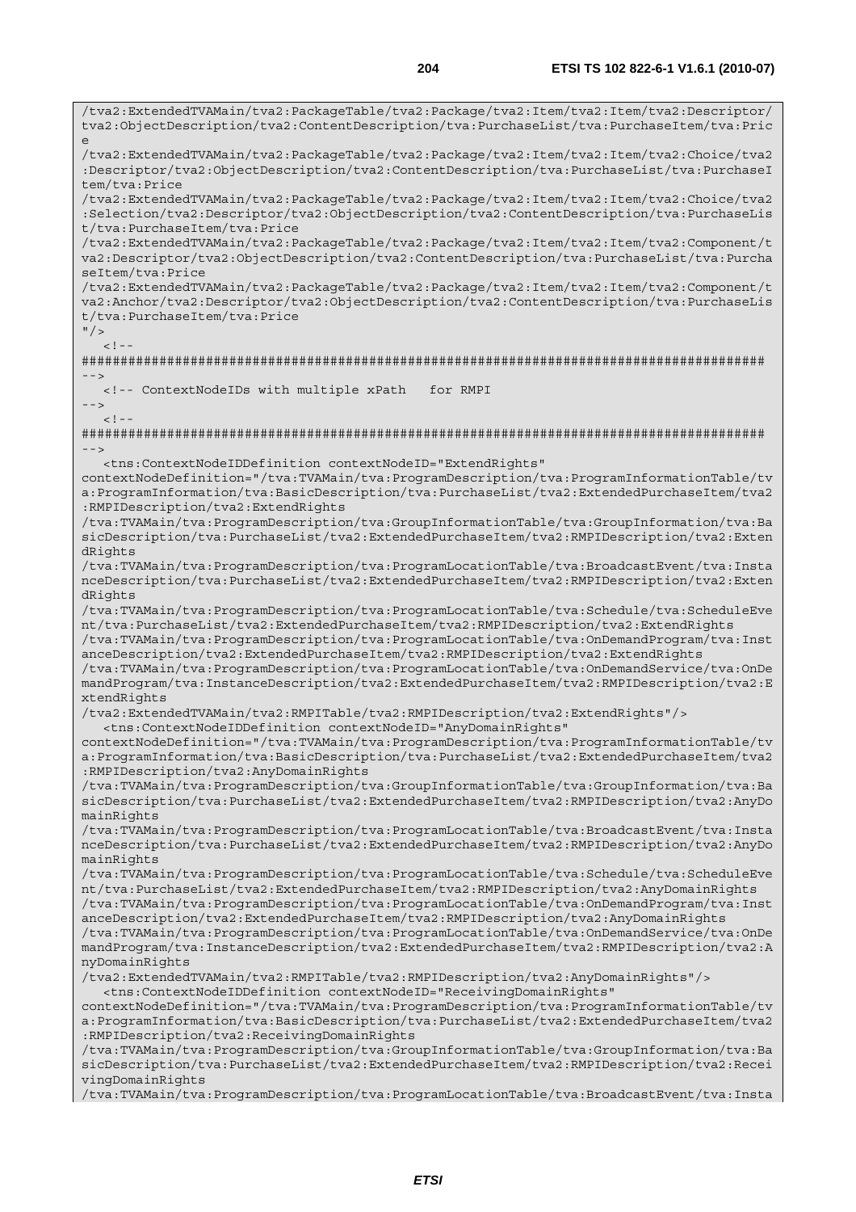```
/tva2:ExtendedTVAMain/tva2:PackageTable/tva2:Package/tva2:Item/tva2:Item/tva2:Descriptor/
tva2:ObjectDescription/tva2:ContentDescription/tva:PurchaseList/tva:PurchaseItem/tva:Pric
e
/tva2:ExtendedTVAMain/tva2:PackageTable/tva2:Package/tva2:Item/tva2:Item/tva2:Choice/tva2
:Descriptor/tva2:ObjectDescription/tva2:ContentDescription/tva:PurchaseList/tva:PurchaseI
tem/tva:Price
/tva2:ExtendedTVAMain/tva2:PackageTable/tva2:Package/tva2:Item/tva2:Item/tva2:Choice/tva2
:Selection/tva2:Descriptor/tva2:ObjectDescription/tva2:ContentDescription/tva:PurchaseLis
t/tva:PurchaseItem/tva:Price
/tva2:ExtendedTVAMain/tva2:PackageTable/tva2:Package/tva2:Item/tva2:Item/tva2:Component/t
va2:Descriptor/tva2:ObjectDescription/tva2:ContentDescription/tva:PurchaseList/tva:Purcha
seItem/tva:Price
/tva2:ExtendedTVAMain/tva2:PackageTable/tva2:Package/tva2:Item/tva2:Item/tva2:Component/t
va2:Anchor/tva2:Descriptor/tva2:ObjectDescription/tva2:ContentDescription/tva:PurchaseLis
t/tva:PurchaseItem/tva:Price
"/>
   <!--
#########################################################################################
-->
   <!-- ContextNodeIDs with multiple xPath   for RMPI
-->
   <!--
#########################################################################################
-->
   <tns:ContextNodeIDDefinition contextNodeID="ExtendRights"
contextNodeDefinition="/tva:TVAMain/tva:ProgramDescription/tva:ProgramInformationTable/tv
a:ProgramInformation/tva:BasicDescription/tva:PurchaseList/tva2:ExtendedPurchaseItem/tva2
:RMPIDescription/tva2:ExtendRights
/tva:TVAMain/tva:ProgramDescription/tva:GroupInformationTable/tva:GroupInformation/tva:Ba
sicDescription/tva:PurchaseList/tva2:ExtendedPurchaseItem/tva2:RMPIDescription/tva2:Exten
dRights
/tva:TVAMain/tva:ProgramDescription/tva:ProgramLocationTable/tva:BroadcastEvent/tva:Insta
nceDescription/tva:PurchaseList/tva2:ExtendedPurchaseItem/tva2:RMPIDescription/tva2:Exten
dRights
/tva:TVAMain/tva:ProgramDescription/tva:ProgramLocationTable/tva:Schedule/tva:ScheduleEve
nt/tva:PurchaseList/tva2:ExtendedPurchaseItem/tva2:RMPIDescription/tva2:ExtendRights
/tva:TVAMain/tva:ProgramDescription/tva:ProgramLocationTable/tva:OnDemandProgram/tva:Inst
anceDescription/tva2:ExtendedPurchaseItem/tva2:RMPIDescription/tva2:ExtendRights
/tva:TVAMain/tva:ProgramDescription/tva:ProgramLocationTable/tva:OnDemandService/tva:OnDe
mandProgram/tva:InstanceDescription/tva2:ExtendedPurchaseItem/tva2:RMPIDescription/tva2:E
xtendRights
/tva2:ExtendedTVAMain/tva2:RMPITable/tva2:RMPIDescription/tva2:ExtendRights"/>
   <tns:ContextNodeIDDefinition contextNodeID="AnyDomainRights"
contextNodeDefinition="/tva:TVAMain/tva:ProgramDescription/tva:ProgramInformationTable/tv
a:ProgramInformation/tva:BasicDescription/tva:PurchaseList/tva2:ExtendedPurchaseItem/tva2
:RMPIDescription/tva2:AnyDomainRights
/tva:TVAMain/tva:ProgramDescription/tva:GroupInformationTable/tva:GroupInformation/tva:Ba
sicDescription/tva:PurchaseList/tva2:ExtendedPurchaseItem/tva2:RMPIDescription/tva2:AnyDo
mainRights
/tva:TVAMain/tva:ProgramDescription/tva:ProgramLocationTable/tva:BroadcastEvent/tva:Insta
nceDescription/tva:PurchaseList/tva2:ExtendedPurchaseItem/tva2:RMPIDescription/tva2:AnyDo
mainRights
/tva:TVAMain/tva:ProgramDescription/tva:ProgramLocationTable/tva:Schedule/tva:ScheduleEve
nt/tva:PurchaseList/tva2:ExtendedPurchaseItem/tva2:RMPIDescription/tva2:AnyDomainRights
/tva:TVAMain/tva:ProgramDescription/tva:ProgramLocationTable/tva:OnDemandProgram/tva:Inst
anceDescription/tva2:ExtendedPurchaseItem/tva2:RMPIDescription/tva2:AnyDomainRights
/tva:TVAMain/tva:ProgramDescription/tva:ProgramLocationTable/tva:OnDemandService/tva:OnDe
mandProgram/tva:InstanceDescription/tva2:ExtendedPurchaseItem/tva2:RMPIDescription/tva2:A
nyDomainRights
/tva2:ExtendedTVAMain/tva2:RMPITable/tva2:RMPIDescription/tva2:AnyDomainRights"/>
   <tns:ContextNodeIDDefinition contextNodeID="ReceivingDomainRights"
contextNodeDefinition="/tva:TVAMain/tva:ProgramDescription/tva:ProgramInformationTable/tv
a:ProgramInformation/tva:BasicDescription/tva:PurchaseList/tva2:ExtendedPurchaseItem/tva2
:RMPIDescription/tva2:ReceivingDomainRights
/tva:TVAMain/tva:ProgramDescription/tva:GroupInformationTable/tva:GroupInformation/tva:Ba
sicDescription/tva:PurchaseList/tva2:ExtendedPurchaseItem/tva2:RMPIDescription/tva2:Recei
vingDomainRights
/tva:TVAMain/tva:ProgramDescription/tva:ProgramLocationTable/tva:BroadcastEvent/tva:Insta
```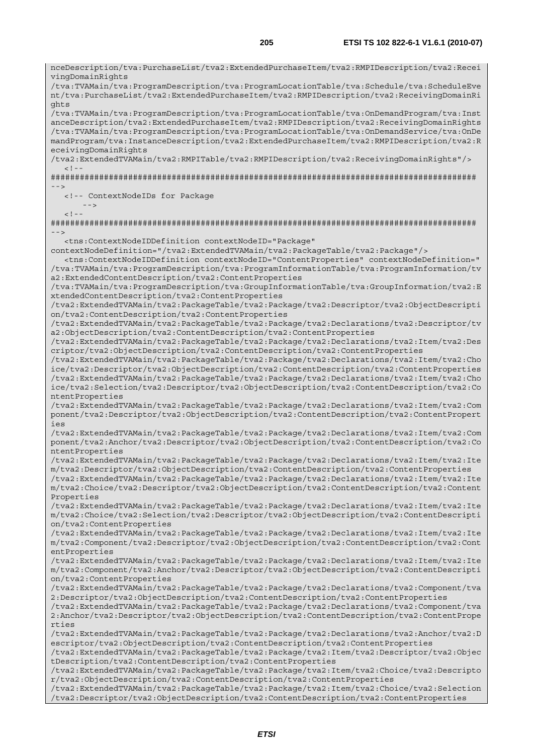```
nceDescription/tva:PurchaseList/tva2:ExtendedPurchaseItem/tva2:RMPIDescription/tva2:ReceivingDomainRights
/tva:TVAMain/tva:ProgramDescription/tva:ProgramLocationTable/tva:Schedule/tva:ScheduleEvent/tva:PurchaseList/tva2:ExtendedPurchaseItem/tva2:RMPIDescription/tva2:ReceivingDomainRights
/tva:TVAMain/tva:ProgramDescription/tva:ProgramLocationTable/tva:OnDemandProgram/tva:InstanceDescription/tva2:ExtendedPurchaseItem/tva2:RMPIDescription/tva2:ReceivingDomainRights
/tva:TVAMain/tva:ProgramDescription/tva:ProgramLocationTable/tva:OnDemandService/tva:OnDemandProgram/tva:InstanceDescription/tva2:ExtendedPurchaseItem/tva2:RMPIDescription/tva2:ReceivingDomainRights
/tva2:ExtendedTVAMain/tva2:RMPITable/tva2:RMPIDescription/tva2:ReceivingDomainRights"/>
   <!--
########################################################################################
-->
   <!-- ContextNodeIDs for Package
        -->
   <!--
########################################################################################
-->
   <tns:ContextNodeIDDefinition contextNodeID="Package"
contextNodeDefinition="/tva2:ExtendedTVAMain/tva2:PackageTable/tva2:Package"/>
   <tns:ContextNodeIDDefinition contextNodeID="ContentProperties" contextNodeDefinition="
/tva:TVAMain/tva:ProgramDescription/tva:ProgramInformationTable/tva:ProgramInformation/tva2:ExtendedContentDescription/tva2:ContentProperties
/tva:TVAMain/tva:ProgramDescription/tva:GroupInformationTable/tva:GroupInformation/tva2:ExtendedContentDescription/tva2:ContentProperties
/tva2:ExtendedTVAMain/tva2:PackageTable/tva2:Package/tva2:Descriptor/tva2:ObjectDescription/tva2:ContentDescription/tva2:ContentProperties
/tva2:ExtendedTVAMain/tva2:PackageTable/tva2:Package/tva2:Declarations/tva2:Descriptor/tva2:ObjectDescription/tva2:ContentDescription/tva2:ContentProperties
/tva2:ExtendedTVAMain/tva2:PackageTable/tva2:Package/tva2:Declarations/tva2:Item/tva2:Descriptor/tva2:ObjectDescription/tva2:ContentDescription/tva2:ContentProperties
/tva2:ExtendedTVAMain/tva2:PackageTable/tva2:Package/tva2:Declarations/tva2:Item/tva2:Choice/tva2:Descriptor/tva2:ObjectDescription/tva2:ContentDescription/tva2:ContentProperties
/tva2:ExtendedTVAMain/tva2:PackageTable/tva2:Package/tva2:Declarations/tva2:Item/tva2:Choice/tva2:Selection/tva2:Descriptor/tva2:ObjectDescription/tva2:ContentDescription/tva2:ContentProperties
/tva2:ExtendedTVAMain/tva2:PackageTable/tva2:Package/tva2:Declarations/tva2:Item/tva2:Component/tva2:Descriptor/tva2:ObjectDescription/tva2:ContentDescription/tva2:ContentProperties
/tva2:ExtendedTVAMain/tva2:PackageTable/tva2:Package/tva2:Declarations/tva2:Item/tva2:Component/tva2:Anchor/tva2:Descriptor/tva2:ObjectDescription/tva2:ContentDescription/tva2:ContentProperties
/tva2:ExtendedTVAMain/tva2:PackageTable/tva2:Package/tva2:Declarations/tva2:Item/tva2:Item/tva2:Descriptor/tva2:ObjectDescription/tva2:ContentDescription/tva2:ContentProperties
/tva2:ExtendedTVAMain/tva2:PackageTable/tva2:Package/tva2:Declarations/tva2:Item/tva2:Item/tva2:Choice/tva2:Descriptor/tva2:ObjectDescription/tva2:ContentDescription/tva2:ContentProperties
/tva2:ExtendedTVAMain/tva2:PackageTable/tva2:Package/tva2:Declarations/tva2:Item/tva2:Item/tva2:Choice/tva2:Selection/tva2:Descriptor/tva2:ObjectDescription/tva2:ContentDescription/tva2:ContentProperties
/tva2:ExtendedTVAMain/tva2:PackageTable/tva2:Package/tva2:Declarations/tva2:Item/tva2:Item/tva2:Component/tva2:Descriptor/tva2:ObjectDescription/tva2:ContentDescription/tva2:ContentProperties
/tva2:ExtendedTVAMain/tva2:PackageTable/tva2:Package/tva2:Declarations/tva2:Item/tva2:Item/tva2:Component/tva2:Anchor/tva2:Descriptor/tva2:ObjectDescription/tva2:ContentDescription/tva2:ContentProperties
/tva2:ExtendedTVAMain/tva2:PackageTable/tva2:Package/tva2:Declarations/tva2:Component/tva2:Descriptor/tva2:ObjectDescription/tva2:ContentDescription/tva2:ContentProperties
/tva2:ExtendedTVAMain/tva2:PackageTable/tva2:Package/tva2:Declarations/tva2:Component/tva2:Anchor/tva2:Descriptor/tva2:ObjectDescription/tva2:ContentDescription/tva2:ContentProperties
/tva2:ExtendedTVAMain/tva2:PackageTable/tva2:Package/tva2:Declarations/tva2:Anchor/tva2:Descriptor/tva2:ObjectDescription/tva2:ContentDescription/tva2:ContentProperties
/tva2:ExtendedTVAMain/tva2:PackageTable/tva2:Package/tva2:Item/tva2:Descriptor/tva2:ObjectDescription/tva2:ContentDescription/tva2:ContentProperties
/tva2:ExtendedTVAMain/tva2:PackageTable/tva2:Package/tva2:Item/tva2:Choice/tva2:Descriptor/tva2:ObjectDescription/tva2:ContentDescription/tva2:ContentProperties
/tva2:ExtendedTVAMain/tva2:PackageTable/tva2:Package/tva2:Item/tva2:Choice/tva2:Selection/tva2:Descriptor/tva2:ObjectDescription/tva2:ContentDescription/tva2:ContentProperties
```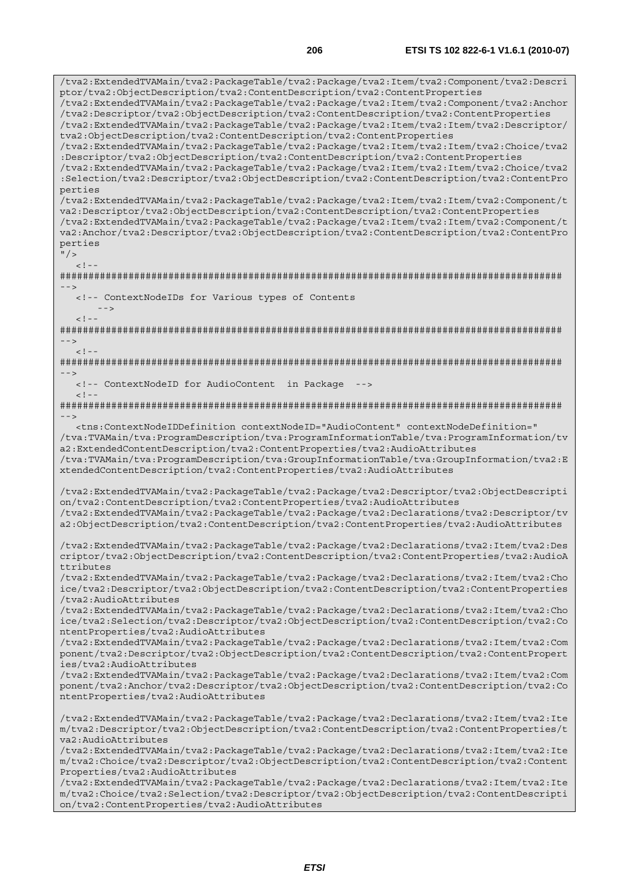```
/tva2:ExtendedTVAMain/tva2:PackageTable/tva2:Package/tva2:Item/tva2:Component/tva2:Descri
ptor/tva2:ObjectDescription/tva2:ContentDescription/tva2:ContentProperties
/tva2:ExtendedTVAMain/tva2:PackageTable/tva2:Package/tva2:Item/tva2:Component/tva2:Anchor
/tva2:Descriptor/tva2:ObjectDescription/tva2:ContentDescription/tva2:ContentProperties
/tva2:ExtendedTVAMain/tva2:PackageTable/tva2:Package/tva2:Item/tva2:Item/tva2:Descriptor/
tva2:ObjectDescription/tva2:ContentDescription/tva2:ContentProperties
/tva2:ExtendedTVAMain/tva2:PackageTable/tva2:Package/tva2:Item/tva2:Item/tva2:Choice/tva2
:Descriptor/tva2:ObjectDescription/tva2:ContentDescription/tva2:ContentProperties
/tva2:ExtendedTVAMain/tva2:PackageTable/tva2:Package/tva2:Item/tva2:Item/tva2:Choice/tva2
:Selection/tva2:Descriptor/tva2:ObjectDescription/tva2:ContentDescription/tva2:ContentPro
perties
/tva2:ExtendedTVAMain/tva2:PackageTable/tva2:Package/tva2:Item/tva2:Item/tva2:Component/t
va2:Descriptor/tva2:ObjectDescription/tva2:ContentDescription/tva2:ContentProperties
/tva2:ExtendedTVAMain/tva2:PackageTable/tva2:Package/tva2:Item/tva2:Item/tva2:Component/t
va2:Anchor/tva2:Descriptor/tva2:ObjectDescription/tva2:ContentDescription/tva2:ContentPro
perties
"/>
   <!--
#######################################################################################
-->
   <!-- ContextNodeIDs for Various types of Contents
      -->
   <!--
#######################################################################################
-->
   <!--
#######################################################################################
-->
   <!-- ContextNodeID for AudioContent  in Package  -->
   <!--
#######################################################################################
-->
   <tns:ContextNodeIDDefinition contextNodeID="AudioContent" contextNodeDefinition="
/tva:TVAMain/tva:ProgramDescription/tva:ProgramInformationTable/tva:ProgramInformation/tv
a2:ExtendedContentDescription/tva2:ContentProperties/tva2:AudioAttributes
/tva:TVAMain/tva:ProgramDescription/tva:GroupInformationTable/tva:GroupInformation/tva2:E
xtendedContentDescription/tva2:ContentProperties/tva2:AudioAttributes

/tva2:ExtendedTVAMain/tva2:PackageTable/tva2:Package/tva2:Descriptor/tva2:ObjectDescripti
on/tva2:ContentDescription/tva2:ContentProperties/tva2:AudioAttributes
/tva2:ExtendedTVAMain/tva2:PackageTable/tva2:Package/tva2:Declarations/tva2:Descriptor/tv
a2:ObjectDescription/tva2:ContentDescription/tva2:ContentProperties/tva2:AudioAttributes

/tva2:ExtendedTVAMain/tva2:PackageTable/tva2:Package/tva2:Declarations/tva2:Item/tva2:Des
criptor/tva2:ObjectDescription/tva2:ContentDescription/tva2:ContentProperties/tva2:AudioA
ttributes
/tva2:ExtendedTVAMain/tva2:PackageTable/tva2:Package/tva2:Declarations/tva2:Item/tva2:Cho
ice/tva2:Descriptor/tva2:ObjectDescription/tva2:ContentDescription/tva2:ContentProperties
/tva2:AudioAttributes
/tva2:ExtendedTVAMain/tva2:PackageTable/tva2:Package/tva2:Declarations/tva2:Item/tva2:Cho
ice/tva2:Selection/tva2:Descriptor/tva2:ObjectDescription/tva2:ContentDescription/tva2:Co
ntentProperties/tva2:AudioAttributes
/tva2:ExtendedTVAMain/tva2:PackageTable/tva2:Package/tva2:Declarations/tva2:Item/tva2:Com
ponent/tva2:Descriptor/tva2:ObjectDescription/tva2:ContentDescription/tva2:ContentPropert
ies/tva2:AudioAttributes
/tva2:ExtendedTVAMain/tva2:PackageTable/tva2:Package/tva2:Declarations/tva2:Item/tva2:Com
ponent/tva2:Anchor/tva2:Descriptor/tva2:ObjectDescription/tva2:ContentDescription/tva2:Co
ntentProperties/tva2:AudioAttributes

/tva2:ExtendedTVAMain/tva2:PackageTable/tva2:Package/tva2:Declarations/tva2:Item/tva2:Ite
m/tva2:Descriptor/tva2:ObjectDescription/tva2:ContentDescription/tva2:ContentProperties/t
va2:AudioAttributes
/tva2:ExtendedTVAMain/tva2:PackageTable/tva2:Package/tva2:Declarations/tva2:Item/tva2:Ite
m/tva2:Choice/tva2:Descriptor/tva2:ObjectDescription/tva2:ContentDescription/tva2:Content
Properties/tva2:AudioAttributes
/tva2:ExtendedTVAMain/tva2:PackageTable/tva2:Package/tva2:Declarations/tva2:Item/tva2:Ite
m/tva2:Choice/tva2:Selection/tva2:Descriptor/tva2:ObjectDescription/tva2:ContentDescripti
on/tva2:ContentProperties/tva2:AudioAttributes
```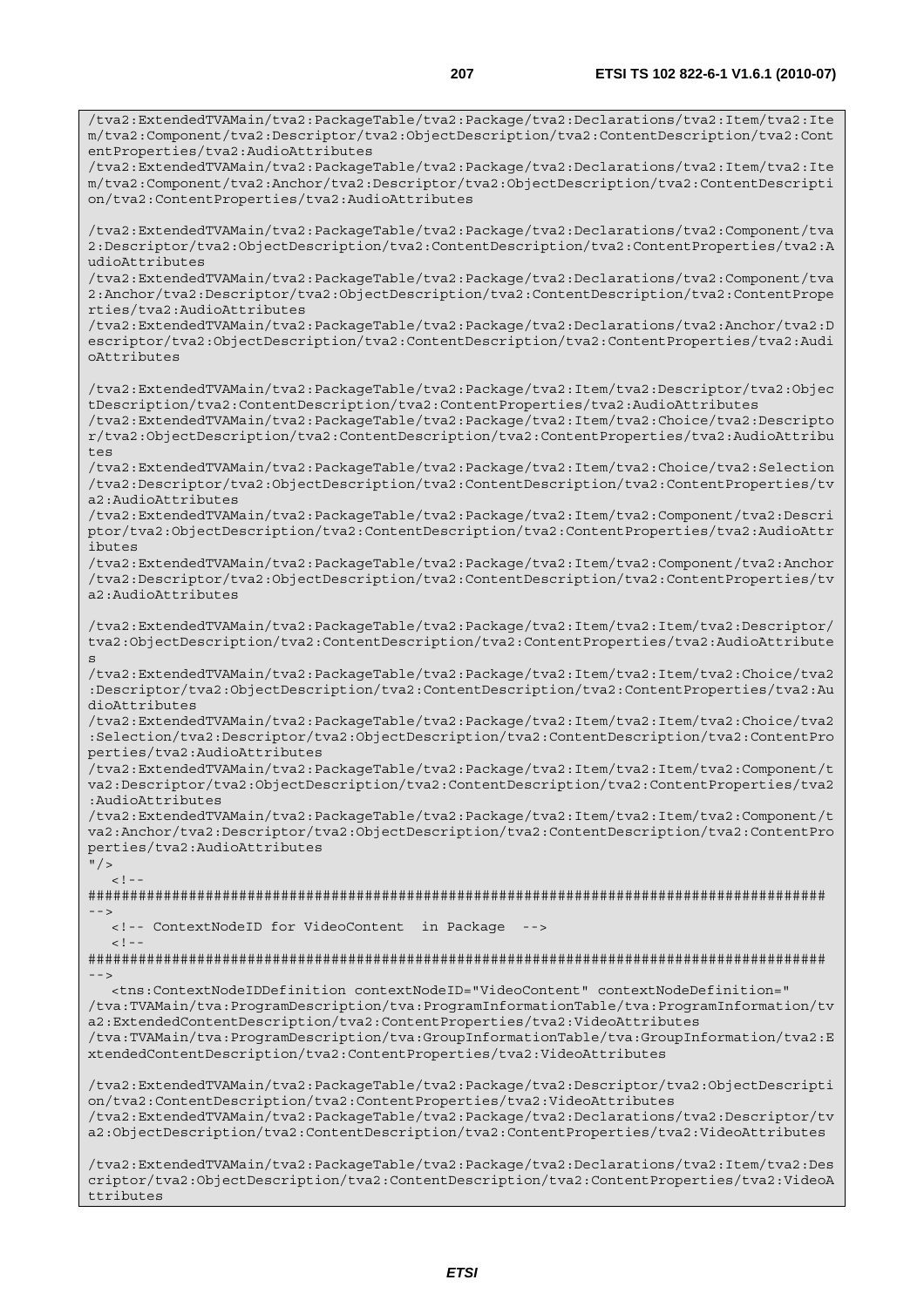```
/tva2:ExtendedTVAMain/tva2:PackageTable/tva2:Package/tva2:Declarations/tva2:Item/tva2:Item/tva2:Component/tva2:Descriptor/tva2:ObjectDescription/tva2:ContentDescription/tva2:ContentProperties/tva2:AudioAttributes
/tva2:ExtendedTVAMain/tva2:PackageTable/tva2:Package/tva2:Declarations/tva2:Item/tva2:Item/tva2:Component/tva2:Anchor/tva2:Descriptor/tva2:ObjectDescription/tva2:ContentDescription/tva2:ContentProperties/tva2:AudioAttributes

/tva2:ExtendedTVAMain/tva2:PackageTable/tva2:Package/tva2:Declarations/tva2:Component/tva2:Descriptor/tva2:ObjectDescription/tva2:ContentDescription/tva2:ContentProperties/tva2:AudioAttributes
/tva2:ExtendedTVAMain/tva2:PackageTable/tva2:Package/tva2:Declarations/tva2:Component/tva2:Anchor/tva2:Descriptor/tva2:ObjectDescription/tva2:ContentDescription/tva2:ContentProperties/tva2:AudioAttributes
/tva2:ExtendedTVAMain/tva2:PackageTable/tva2:Package/tva2:Declarations/tva2:Anchor/tva2:Descriptor/tva2:ObjectDescription/tva2:ContentDescription/tva2:ContentProperties/tva2:AudioAttributes

/tva2:ExtendedTVAMain/tva2:PackageTable/tva2:Package/tva2:Item/tva2:Descriptor/tva2:ObjectDescription/tva2:ContentDescription/tva2:ContentProperties/tva2:AudioAttributes
/tva2:ExtendedTVAMain/tva2:PackageTable/tva2:Package/tva2:Item/tva2:Choice/tva2:Descriptor/tva2:ObjectDescription/tva2:ContentDescription/tva2:ContentProperties/tva2:AudioAttributes
/tva2:ExtendedTVAMain/tva2:PackageTable/tva2:Package/tva2:Item/tva2:Choice/tva2:Selection/tva2:Descriptor/tva2:ObjectDescription/tva2:ContentDescription/tva2:ContentProperties/tva2:AudioAttributes
/tva2:ExtendedTVAMain/tva2:PackageTable/tva2:Package/tva2:Item/tva2:Component/tva2:Descriptor/tva2:ObjectDescription/tva2:ContentDescription/tva2:ContentProperties/tva2:AudioAttributes
/tva2:ExtendedTVAMain/tva2:PackageTable/tva2:Package/tva2:Item/tva2:Component/tva2:Anchor/tva2:Descriptor/tva2:ObjectDescription/tva2:ContentDescription/tva2:ContentProperties/tva2:AudioAttributes

/tva2:ExtendedTVAMain/tva2:PackageTable/tva2:Package/tva2:Item/tva2:Item/tva2:Descriptor/tva2:ObjectDescription/tva2:ContentDescription/tva2:ContentProperties/tva2:AudioAttributes
/tva2:ExtendedTVAMain/tva2:PackageTable/tva2:Package/tva2:Item/tva2:Item/tva2:Choice/tva2:Descriptor/tva2:ObjectDescription/tva2:ContentDescription/tva2:ContentProperties/tva2:AudioAttributes
/tva2:ExtendedTVAMain/tva2:PackageTable/tva2:Package/tva2:Item/tva2:Item/tva2:Choice/tva2:Selection/tva2:Descriptor/tva2:ObjectDescription/tva2:ContentDescription/tva2:ContentProperties/tva2:AudioAttributes
/tva2:ExtendedTVAMain/tva2:PackageTable/tva2:Package/tva2:Item/tva2:Item/tva2:Component/tva2:Descriptor/tva2:ObjectDescription/tva2:ContentDescription/tva2:ContentProperties/tva2:AudioAttributes
/tva2:ExtendedTVAMain/tva2:PackageTable/tva2:Package/tva2:Item/tva2:Item/tva2:Component/tva2:Anchor/tva2:Descriptor/tva2:ObjectDescription/tva2:ContentDescription/tva2:ContentProperties/tva2:AudioAttributes
"/>
   <!--
########################################################################################
-->
   <!-- ContextNodeID for VideoContent  in Package  -->
   <!--
########################################################################################
-->
   <tns:ContextNodeIDDefinition contextNodeID="VideoContent" contextNodeDefinition="
/tva:TVAMain/tva:ProgramDescription/tva:ProgramInformationTable/tva:ProgramInformation/tva2:ExtendedContentDescription/tva2:ContentProperties/tva2:VideoAttributes
/tva:TVAMain/tva:ProgramDescription/tva:GroupInformationTable/tva:GroupInformation/tva2:ExtendedContentDescription/tva2:ContentProperties/tva2:VideoAttributes

/tva2:ExtendedTVAMain/tva2:PackageTable/tva2:Package/tva2:Descriptor/tva2:ObjectDescription/tva2:ContentDescription/tva2:ContentProperties/tva2:VideoAttributes
/tva2:ExtendedTVAMain/tva2:PackageTable/tva2:Package/tva2:Declarations/tva2:Descriptor/tva2:ObjectDescription/tva2:ContentDescription/tva2:ContentProperties/tva2:VideoAttributes

/tva2:ExtendedTVAMain/tva2:PackageTable/tva2:Package/tva2:Declarations/tva2:Item/tva2:Descriptor/tva2:ObjectDescription/tva2:ContentDescription/tva2:ContentProperties/tva2:VideoAttributes
```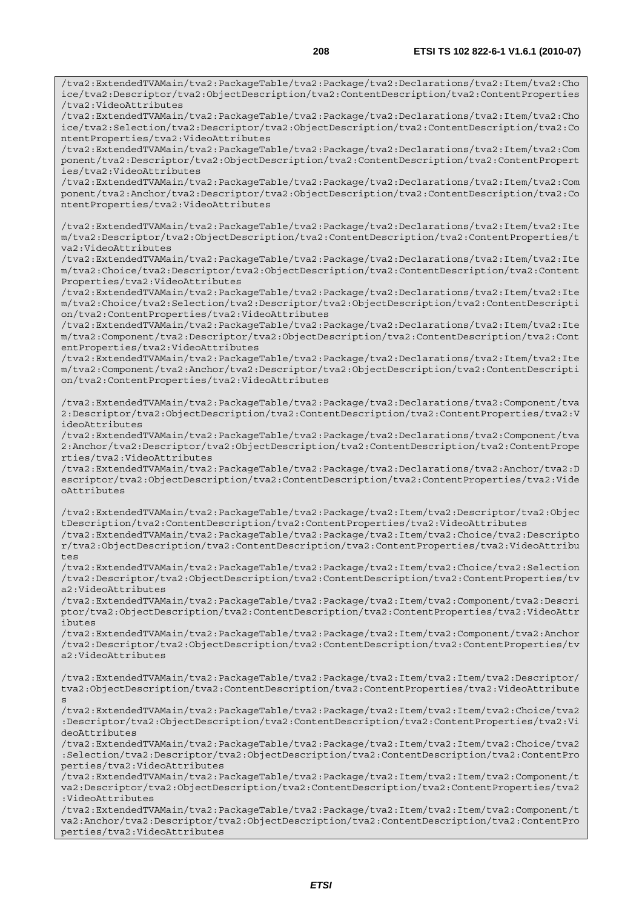```
/tva2:ExtendedTVAMain/tva2:PackageTable/tva2:Package/tva2:Declarations/tva2:Item/tva2:Choice/tva2:Descriptor/tva2:ObjectDescription/tva2:ContentDescription/tva2:ContentProperties/tva2:VideoAttributes
/tva2:ExtendedTVAMain/tva2:PackageTable/tva2:Package/tva2:Declarations/tva2:Item/tva2:Choice/tva2:Selection/tva2:Descriptor/tva2:ObjectDescription/tva2:ContentDescription/tva2:ContentProperties/tva2:VideoAttributes
/tva2:ExtendedTVAMain/tva2:PackageTable/tva2:Package/tva2:Declarations/tva2:Item/tva2:Component/tva2:Descriptor/tva2:ObjectDescription/tva2:ContentDescription/tva2:ContentProperties/tva2:VideoAttributes
/tva2:ExtendedTVAMain/tva2:PackageTable/tva2:Package/tva2:Declarations/tva2:Item/tva2:Component/tva2:Anchor/tva2:Descriptor/tva2:ObjectDescription/tva2:ContentDescription/tva2:ContentProperties/tva2:VideoAttributes

/tva2:ExtendedTVAMain/tva2:PackageTable/tva2:Package/tva2:Declarations/tva2:Item/tva2:Item/tva2:Descriptor/tva2:ObjectDescription/tva2:ContentDescription/tva2:ContentProperties/tva2:VideoAttributes
/tva2:ExtendedTVAMain/tva2:PackageTable/tva2:Package/tva2:Declarations/tva2:Item/tva2:Item/tva2:Choice/tva2:Descriptor/tva2:ObjectDescription/tva2:ContentDescription/tva2:ContentProperties/tva2:VideoAttributes
/tva2:ExtendedTVAMain/tva2:PackageTable/tva2:Package/tva2:Declarations/tva2:Item/tva2:Item/tva2:Choice/tva2:Selection/tva2:Descriptor/tva2:ObjectDescription/tva2:ContentDescription/tva2:ContentProperties/tva2:VideoAttributes
/tva2:ExtendedTVAMain/tva2:PackageTable/tva2:Package/tva2:Declarations/tva2:Item/tva2:Item/tva2:Component/tva2:Descriptor/tva2:ObjectDescription/tva2:ContentDescription/tva2:ContentProperties/tva2:VideoAttributes
/tva2:ExtendedTVAMain/tva2:PackageTable/tva2:Package/tva2:Declarations/tva2:Item/tva2:Item/tva2:Component/tva2:Anchor/tva2:Descriptor/tva2:ObjectDescription/tva2:ContentDescription/tva2:ContentProperties/tva2:VideoAttributes

/tva2:ExtendedTVAMain/tva2:PackageTable/tva2:Package/tva2:Declarations/tva2:Component/tva2:Descriptor/tva2:ObjectDescription/tva2:ContentDescription/tva2:ContentProperties/tva2:VideoAttributes
/tva2:ExtendedTVAMain/tva2:PackageTable/tva2:Package/tva2:Declarations/tva2:Component/tva2:Anchor/tva2:Descriptor/tva2:ObjectDescription/tva2:ContentDescription/tva2:ContentProperties/tva2:VideoAttributes
/tva2:ExtendedTVAMain/tva2:PackageTable/tva2:Package/tva2:Declarations/tva2:Anchor/tva2:Descriptor/tva2:ObjectDescription/tva2:ContentDescription/tva2:ContentProperties/tva2:VideoAttributes

/tva2:ExtendedTVAMain/tva2:PackageTable/tva2:Package/tva2:Item/tva2:Descriptor/tva2:ObjectDescription/tva2:ContentDescription/tva2:ContentProperties/tva2:VideoAttributes
/tva2:ExtendedTVAMain/tva2:PackageTable/tva2:Package/tva2:Item/tva2:Choice/tva2:Descriptor/tva2:ObjectDescription/tva2:ContentDescription/tva2:ContentProperties/tva2:VideoAttributes
/tva2:ExtendedTVAMain/tva2:PackageTable/tva2:Package/tva2:Item/tva2:Choice/tva2:Selection/tva2:Descriptor/tva2:ObjectDescription/tva2:ContentDescription/tva2:ContentProperties/tva2:VideoAttributes
/tva2:ExtendedTVAMain/tva2:PackageTable/tva2:Package/tva2:Item/tva2:Component/tva2:Descriptor/tva2:ObjectDescription/tva2:ContentDescription/tva2:ContentProperties/tva2:VideoAttributes
/tva2:ExtendedTVAMain/tva2:PackageTable/tva2:Package/tva2:Item/tva2:Component/tva2:Anchor/tva2:Descriptor/tva2:ObjectDescription/tva2:ContentDescription/tva2:ContentProperties/tva2:VideoAttributes

/tva2:ExtendedTVAMain/tva2:PackageTable/tva2:Package/tva2:Item/tva2:Item/tva2:Descriptor/tva2:ObjectDescription/tva2:ContentDescription/tva2:ContentProperties/tva2:VideoAttributes
/tva2:ExtendedTVAMain/tva2:PackageTable/tva2:Package/tva2:Item/tva2:Item/tva2:Choice/tva2:Descriptor/tva2:ObjectDescription/tva2:ContentDescription/tva2:ContentProperties/tva2:VideoAttributes
/tva2:ExtendedTVAMain/tva2:PackageTable/tva2:Package/tva2:Item/tva2:Item/tva2:Choice/tva2:Selection/tva2:Descriptor/tva2:ObjectDescription/tva2:ContentDescription/tva2:ContentProperties/tva2:VideoAttributes
/tva2:ExtendedTVAMain/tva2:PackageTable/tva2:Package/tva2:Item/tva2:Item/tva2:Component/tva2:Descriptor/tva2:ObjectDescription/tva2:ContentDescription/tva2:ContentProperties/tva2:VideoAttributes
/tva2:ExtendedTVAMain/tva2:PackageTable/tva2:Package/tva2:Item/tva2:Item/tva2:Component/tva2:Anchor/tva2:Descriptor/tva2:ObjectDescription/tva2:ContentDescription/tva2:ContentProperties/tva2:VideoAttributes
```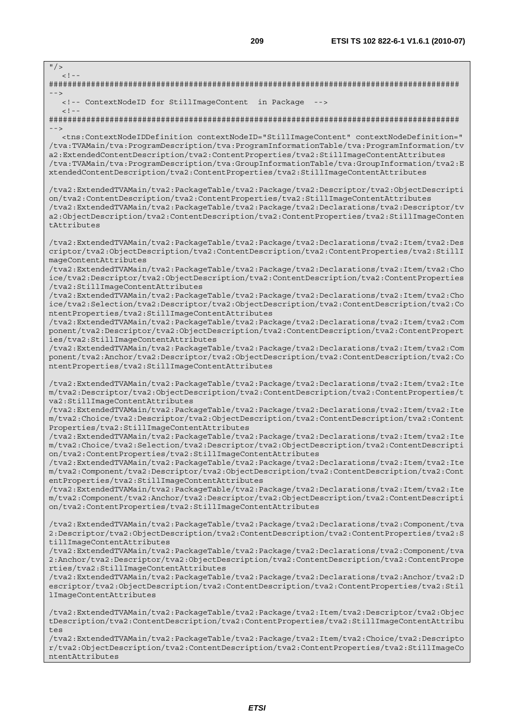```
"/>
   <!--
########################################################################################
-->
   <!-- ContextNodeID for StillImageContent  in Package  -->
   <!--
########################################################################################
-->
   <tns:ContextNodeIDDefinition contextNodeID="StillImageContent" contextNodeDefinition="
/tva:TVAMain/tva:ProgramDescription/tva:ProgramInformationTable/tva:ProgramInformation/tv
a2:ExtendedContentDescription/tva2:ContentProperties/tva2:StillImageContentAttributes
/tva:TVAMain/tva:ProgramDescription/tva:GroupInformationTable/tva:GroupInformation/tva2:E
xtendedContentDescription/tva2:ContentProperties/tva2:StillImageContentAttributes

/tva2:ExtendedTVAMain/tva2:PackageTable/tva2:Package/tva2:Descriptor/tva2:ObjectDescripti
on/tva2:ContentDescription/tva2:ContentProperties/tva2:StillImageContentAttributes
/tva2:ExtendedTVAMain/tva2:PackageTable/tva2:Package/tva2:Declarations/tva2:Descriptor/tv
a2:ObjectDescription/tva2:ContentDescription/tva2:ContentProperties/tva2:StillImageConten
tAttributes

/tva2:ExtendedTVAMain/tva2:PackageTable/tva2:Package/tva2:Declarations/tva2:Item/tva2:Des
criptor/tva2:ObjectDescription/tva2:ContentDescription/tva2:ContentProperties/tva2:StillI
mageContentAttributes
/tva2:ExtendedTVAMain/tva2:PackageTable/tva2:Package/tva2:Declarations/tva2:Item/tva2:Cho
ice/tva2:Descriptor/tva2:ObjectDescription/tva2:ContentDescription/tva2:ContentProperties
/tva2:StillImageContentAttributes
/tva2:ExtendedTVAMain/tva2:PackageTable/tva2:Package/tva2:Declarations/tva2:Item/tva2:Cho
ice/tva2:Selection/tva2:Descriptor/tva2:ObjectDescription/tva2:ContentDescription/tva2:Co
ntentProperties/tva2:StillImageContentAttributes
/tva2:ExtendedTVAMain/tva2:PackageTable/tva2:Package/tva2:Declarations/tva2:Item/tva2:Com
ponent/tva2:Descriptor/tva2:ObjectDescription/tva2:ContentDescription/tva2:ContentPropert
ies/tva2:StillImageContentAttributes
/tva2:ExtendedTVAMain/tva2:PackageTable/tva2:Package/tva2:Declarations/tva2:Item/tva2:Com
ponent/tva2:Anchor/tva2:Descriptor/tva2:ObjectDescription/tva2:ContentDescription/tva2:Co
ntentProperties/tva2:StillImageContentAttributes

/tva2:ExtendedTVAMain/tva2:PackageTable/tva2:Package/tva2:Declarations/tva2:Item/tva2:Ite
m/tva2:Descriptor/tva2:ObjectDescription/tva2:ContentDescription/tva2:ContentProperties/t
va2:StillImageContentAttributes
/tva2:ExtendedTVAMain/tva2:PackageTable/tva2:Package/tva2:Declarations/tva2:Item/tva2:Ite
m/tva2:Choice/tva2:Descriptor/tva2:ObjectDescription/tva2:ContentDescription/tva2:Content
Properties/tva2:StillImageContentAttributes
/tva2:ExtendedTVAMain/tva2:PackageTable/tva2:Package/tva2:Declarations/tva2:Item/tva2:Ite
m/tva2:Choice/tva2:Selection/tva2:Descriptor/tva2:ObjectDescription/tva2:ContentDescripti
on/tva2:ContentProperties/tva2:StillImageContentAttributes
/tva2:ExtendedTVAMain/tva2:PackageTable/tva2:Package/tva2:Declarations/tva2:Item/tva2:Ite
m/tva2:Component/tva2:Descriptor/tva2:ObjectDescription/tva2:ContentDescription/tva2:Cont
entProperties/tva2:StillImageContentAttributes
/tva2:ExtendedTVAMain/tva2:PackageTable/tva2:Package/tva2:Declarations/tva2:Item/tva2:Ite
m/tva2:Component/tva2:Anchor/tva2:Descriptor/tva2:ObjectDescription/tva2:ContentDescripti
on/tva2:ContentProperties/tva2:StillImageContentAttributes

/tva2:ExtendedTVAMain/tva2:PackageTable/tva2:Package/tva2:Declarations/tva2:Component/tva
2:Descriptor/tva2:ObjectDescription/tva2:ContentDescription/tva2:ContentProperties/tva2:S
tillImageContentAttributes
/tva2:ExtendedTVAMain/tva2:PackageTable/tva2:Package/tva2:Declarations/tva2:Component/tva
2:Anchor/tva2:Descriptor/tva2:ObjectDescription/tva2:ContentDescription/tva2:ContentPrope
rties/tva2:StillImageContentAttributes
/tva2:ExtendedTVAMain/tva2:PackageTable/tva2:Package/tva2:Declarations/tva2:Anchor/tva2:D
escriptor/tva2:ObjectDescription/tva2:ContentDescription/tva2:ContentProperties/tva2:Stil
lImageContentAttributes

/tva2:ExtendedTVAMain/tva2:PackageTable/tva2:Package/tva2:Item/tva2:Descriptor/tva2:Objec
tDescription/tva2:ContentDescription/tva2:ContentProperties/tva2:StillImageContentAttribu
tes
/tva2:ExtendedTVAMain/tva2:PackageTable/tva2:Package/tva2:Item/tva2:Choice/tva2:Descripto
r/tva2:ObjectDescription/tva2:ContentDescription/tva2:ContentProperties/tva2:StillImageCo
ntentAttributes
```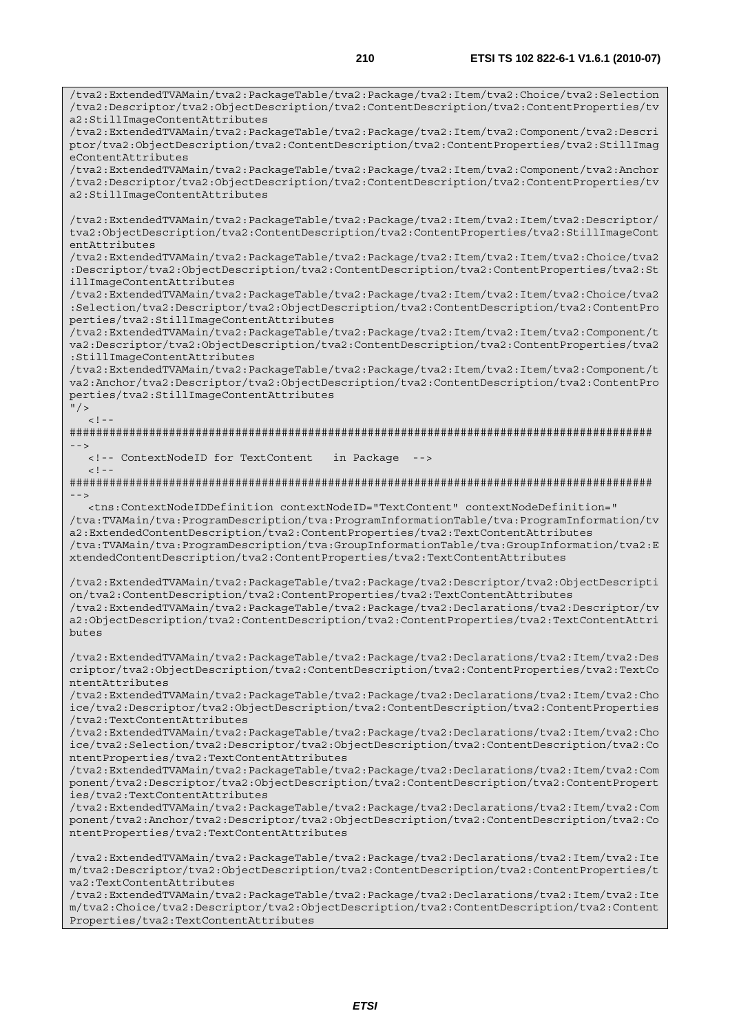```
/tva2:ExtendedTVAMain/tva2:PackageTable/tva2:Package/tva2:Item/tva2:Choice/tva2:Selection
/tva2:Descriptor/tva2:ObjectDescription/tva2:ContentDescription/tva2:ContentProperties/tv
a2:StillImageContentAttributes
/tva2:ExtendedTVAMain/tva2:PackageTable/tva2:Package/tva2:Item/tva2:Component/tva2:Descri
ptor/tva2:ObjectDescription/tva2:ContentDescription/tva2:ContentProperties/tva2:StillImag
eContentAttributes
/tva2:ExtendedTVAMain/tva2:PackageTable/tva2:Package/tva2:Item/tva2:Component/tva2:Anchor
/tva2:Descriptor/tva2:ObjectDescription/tva2:ContentDescription/tva2:ContentProperties/tv
a2:StillImageContentAttributes

/tva2:ExtendedTVAMain/tva2:PackageTable/tva2:Package/tva2:Item/tva2:Item/tva2:Descriptor/
tva2:ObjectDescription/tva2:ContentDescription/tva2:ContentProperties/tva2:StillImageCont
entAttributes
/tva2:ExtendedTVAMain/tva2:PackageTable/tva2:Package/tva2:Item/tva2:Item/tva2:Choice/tva2
:Descriptor/tva2:ObjectDescription/tva2:ContentDescription/tva2:ContentProperties/tva2:St
illImageContentAttributes
/tva2:ExtendedTVAMain/tva2:PackageTable/tva2:Package/tva2:Item/tva2:Item/tva2:Choice/tva2
:Selection/tva2:Descriptor/tva2:ObjectDescription/tva2:ContentDescription/tva2:ContentPro
perties/tva2:StillImageContentAttributes
/tva2:ExtendedTVAMain/tva2:PackageTable/tva2:Package/tva2:Item/tva2:Item/tva2:Component/t
va2:Descriptor/tva2:ObjectDescription/tva2:ContentDescription/tva2:ContentProperties/tva2
:StillImageContentAttributes
/tva2:ExtendedTVAMain/tva2:PackageTable/tva2:Package/tva2:Item/tva2:Item/tva2:Component/t
va2:Anchor/tva2:Descriptor/tva2:ObjectDescription/tva2:ContentDescription/tva2:ContentPro
perties/tva2:StillImageContentAttributes
"/>
   <!--
########################################################################################
-->
   <!-- ContextNodeID for TextContent   in Package  -->
   <!--
########################################################################################
-->
   <tns:ContextNodeIDDefinition contextNodeID="TextContent" contextNodeDefinition="
/tva:TVAMain/tva:ProgramDescription/tva:ProgramInformationTable/tva:ProgramInformation/tv
a2:ExtendedContentDescription/tva2:ContentProperties/tva2:TextContentAttributes
/tva:TVAMain/tva:ProgramDescription/tva:GroupInformationTable/tva:GroupInformation/tva2:E
xtendedContentDescription/tva2:ContentProperties/tva2:TextContentAttributes

/tva2:ExtendedTVAMain/tva2:PackageTable/tva2:Package/tva2:Descriptor/tva2:ObjectDescripti
on/tva2:ContentDescription/tva2:ContentProperties/tva2:TextContentAttributes
/tva2:ExtendedTVAMain/tva2:PackageTable/tva2:Package/tva2:Declarations/tva2:Descriptor/tv
a2:ObjectDescription/tva2:ContentDescription/tva2:ContentProperties/tva2:TextContentAttri
butes

/tva2:ExtendedTVAMain/tva2:PackageTable/tva2:Package/tva2:Declarations/tva2:Item/tva2:Des
criptor/tva2:ObjectDescription/tva2:ContentDescription/tva2:ContentProperties/tva2:TextCo
ntentAttributes
/tva2:ExtendedTVAMain/tva2:PackageTable/tva2:Package/tva2:Declarations/tva2:Item/tva2:Cho
ice/tva2:Descriptor/tva2:ObjectDescription/tva2:ContentDescription/tva2:ContentProperties
/tva2:TextContentAttributes
/tva2:ExtendedTVAMain/tva2:PackageTable/tva2:Package/tva2:Declarations/tva2:Item/tva2:Cho
ice/tva2:Selection/tva2:Descriptor/tva2:ObjectDescription/tva2:ContentDescription/tva2:Co
ntentProperties/tva2:TextContentAttributes
/tva2:ExtendedTVAMain/tva2:PackageTable/tva2:Package/tva2:Declarations/tva2:Item/tva2:Com
ponent/tva2:Descriptor/tva2:ObjectDescription/tva2:ContentDescription/tva2:ContentPropert
ies/tva2:TextContentAttributes
/tva2:ExtendedTVAMain/tva2:PackageTable/tva2:Package/tva2:Declarations/tva2:Item/tva2:Com
ponent/tva2:Anchor/tva2:Descriptor/tva2:ObjectDescription/tva2:ContentDescription/tva2:Co
ntentProperties/tva2:TextContentAttributes

/tva2:ExtendedTVAMain/tva2:PackageTable/tva2:Package/tva2:Declarations/tva2:Item/tva2:Ite
m/tva2:Descriptor/tva2:ObjectDescription/tva2:ContentDescription/tva2:ContentProperties/t
va2:TextContentAttributes
/tva2:ExtendedTVAMain/tva2:PackageTable/tva2:Package/tva2:Declarations/tva2:Item/tva2:Ite
m/tva2:Choice/tva2:Descriptor/tva2:ObjectDescription/tva2:ContentDescription/tva2:Content
Properties/tva2:TextContentAttributes
```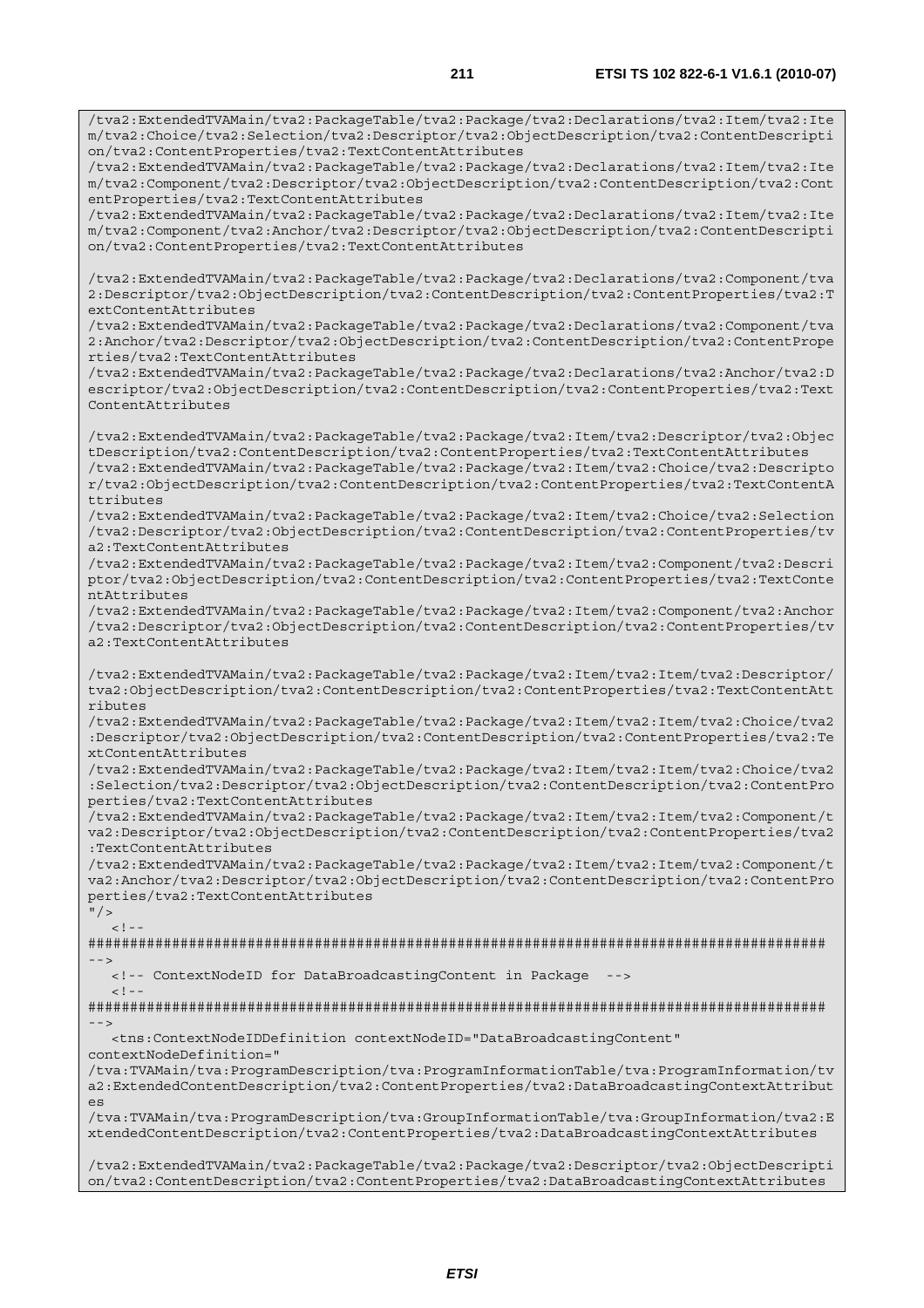```
/tva2:ExtendedTVAMain/tva2:PackageTable/tva2:Package/tva2:Declarations/tva2:Item/tva2:Item/tva2:Choice/tva2:Selection/tva2:Descriptor/tva2:ObjectDescription/tva2:ContentDescription/tva2:ContentProperties/tva2:TextContentAttributes
/tva2:ExtendedTVAMain/tva2:PackageTable/tva2:Package/tva2:Declarations/tva2:Item/tva2:Item/tva2:Component/tva2:Descriptor/tva2:ObjectDescription/tva2:ContentDescription/tva2:ContentProperties/tva2:TextContentAttributes
/tva2:ExtendedTVAMain/tva2:PackageTable/tva2:Package/tva2:Declarations/tva2:Item/tva2:Item/tva2:Component/tva2:Anchor/tva2:Descriptor/tva2:ObjectDescription/tva2:ContentDescription/tva2:ContentProperties/tva2:TextContentAttributes

/tva2:ExtendedTVAMain/tva2:PackageTable/tva2:Package/tva2:Declarations/tva2:Component/tva2:Descriptor/tva2:ObjectDescription/tva2:ContentDescription/tva2:ContentProperties/tva2:TextContentAttributes
/tva2:ExtendedTVAMain/tva2:PackageTable/tva2:Package/tva2:Declarations/tva2:Component/tva2:Anchor/tva2:Descriptor/tva2:ObjectDescription/tva2:ContentDescription/tva2:ContentProperties/tva2:TextContentAttributes
/tva2:ExtendedTVAMain/tva2:PackageTable/tva2:Package/tva2:Declarations/tva2:Anchor/tva2:Descriptor/tva2:ObjectDescription/tva2:ContentDescription/tva2:ContentProperties/tva2:TextContentAttributes

/tva2:ExtendedTVAMain/tva2:PackageTable/tva2:Package/tva2:Item/tva2:Descriptor/tva2:ObjectDescription/tva2:ContentDescription/tva2:ContentProperties/tva2:TextContentAttributes
/tva2:ExtendedTVAMain/tva2:PackageTable/tva2:Package/tva2:Item/tva2:Choice/tva2:Descriptor/tva2:ObjectDescription/tva2:ContentDescription/tva2:ContentProperties/tva2:TextContentAttributes
/tva2:ExtendedTVAMain/tva2:PackageTable/tva2:Package/tva2:Item/tva2:Choice/tva2:Selection/tva2:Descriptor/tva2:ObjectDescription/tva2:ContentDescription/tva2:ContentProperties/tva2:TextContentAttributes
/tva2:ExtendedTVAMain/tva2:PackageTable/tva2:Package/tva2:Item/tva2:Component/tva2:Descriptor/tva2:ObjectDescription/tva2:ContentDescription/tva2:ContentProperties/tva2:TextContentAttributes
/tva2:ExtendedTVAMain/tva2:PackageTable/tva2:Package/tva2:Item/tva2:Component/tva2:Anchor/tva2:Descriptor/tva2:ObjectDescription/tva2:ContentDescription/tva2:ContentProperties/tva2:TextContentAttributes

/tva2:ExtendedTVAMain/tva2:PackageTable/tva2:Package/tva2:Item/tva2:Item/tva2:Descriptor/tva2:ObjectDescription/tva2:ContentDescription/tva2:ContentProperties/tva2:TextContentAttributes
/tva2:ExtendedTVAMain/tva2:PackageTable/tva2:Package/tva2:Item/tva2:Item/tva2:Choice/tva2:Descriptor/tva2:ObjectDescription/tva2:ContentDescription/tva2:ContentProperties/tva2:TextContentAttributes
/tva2:ExtendedTVAMain/tva2:PackageTable/tva2:Package/tva2:Item/tva2:Item/tva2:Choice/tva2:Selection/tva2:Descriptor/tva2:ObjectDescription/tva2:ContentDescription/tva2:ContentProperties/tva2:TextContentAttributes
/tva2:ExtendedTVAMain/tva2:PackageTable/tva2:Package/tva2:Item/tva2:Item/tva2:Component/tva2:Descriptor/tva2:ObjectDescription/tva2:ContentDescription/tva2:ContentProperties/tva2:TextContentAttributes
/tva2:ExtendedTVAMain/tva2:PackageTable/tva2:Package/tva2:Item/tva2:Item/tva2:Component/tva2:Anchor/tva2:Descriptor/tva2:ObjectDescription/tva2:ContentDescription/tva2:ContentProperties/tva2:TextContentAttributes
"/>
   <!--
########################################################################################
-->
   <!-- ContextNodeID for DataBroadcastingContent in Package  -->
   <!--
########################################################################################
-->
   <tns:ContextNodeIDDefinition contextNodeID="DataBroadcastingContent"
contextNodeDefinition="
/tva:TVAMain/tva:ProgramDescription/tva:ProgramInformationTable/tva:ProgramInformation/tva2:ExtendedContentDescription/tva2:ContentProperties/tva2:DataBroadcastingContextAttributes
/tva:TVAMain/tva:ProgramDescription/tva:GroupInformationTable/tva:GroupInformation/tva2:ExtendedContentDescription/tva2:ContentProperties/tva2:DataBroadcastingContextAttributes

/tva2:ExtendedTVAMain/tva2:PackageTable/tva2:Package/tva2:Descriptor/tva2:ObjectDescription/tva2:ContentDescription/tva2:ContentProperties/tva2:DataBroadcastingContextAttributes
```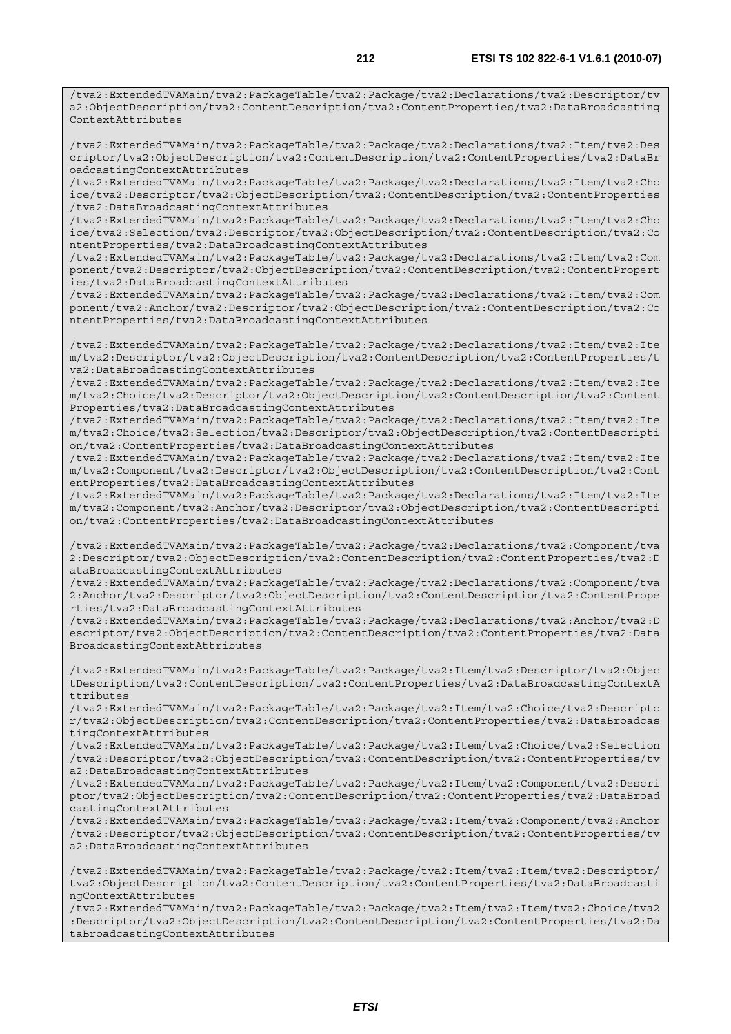```
/tva2:ExtendedTVAMain/tva2:PackageTable/tva2:Package/tva2:Declarations/tva2:Descriptor/tva2:ObjectDescription/tva2:ContentDescription/tva2:ContentProperties/tva2:DataBroadcastingContextAttributes

/tva2:ExtendedTVAMain/tva2:PackageTable/tva2:Package/tva2:Declarations/tva2:Item/tva2:Descriptor/tva2:ObjectDescription/tva2:ContentDescription/tva2:ContentProperties/tva2:DataBroadcastingContextAttributes
/tva2:ExtendedTVAMain/tva2:PackageTable/tva2:Package/tva2:Declarations/tva2:Item/tva2:Choice/tva2:Descriptor/tva2:ObjectDescription/tva2:ContentDescription/tva2:ContentProperties/tva2:DataBroadcastingContextAttributes
/tva2:ExtendedTVAMain/tva2:PackageTable/tva2:Package/tva2:Declarations/tva2:Item/tva2:Choice/tva2:Selection/tva2:Descriptor/tva2:ObjectDescription/tva2:ContentDescription/tva2:ContentProperties/tva2:DataBroadcastingContextAttributes
/tva2:ExtendedTVAMain/tva2:PackageTable/tva2:Package/tva2:Declarations/tva2:Item/tva2:Component/tva2:Descriptor/tva2:ObjectDescription/tva2:ContentDescription/tva2:ContentProperties/tva2:DataBroadcastingContextAttributes
/tva2:ExtendedTVAMain/tva2:PackageTable/tva2:Package/tva2:Declarations/tva2:Item/tva2:Component/tva2:Anchor/tva2:Descriptor/tva2:ObjectDescription/tva2:ContentDescription/tva2:ContentProperties/tva2:DataBroadcastingContextAttributes

/tva2:ExtendedTVAMain/tva2:PackageTable/tva2:Package/tva2:Declarations/tva2:Item/tva2:Item/tva2:Descriptor/tva2:ObjectDescription/tva2:ContentDescription/tva2:ContentProperties/tva2:DataBroadcastingContextAttributes
/tva2:ExtendedTVAMain/tva2:PackageTable/tva2:Package/tva2:Declarations/tva2:Item/tva2:Item/tva2:Choice/tva2:Descriptor/tva2:ObjectDescription/tva2:ContentDescription/tva2:ContentProperties/tva2:DataBroadcastingContextAttributes
/tva2:ExtendedTVAMain/tva2:PackageTable/tva2:Package/tva2:Declarations/tva2:Item/tva2:Item/tva2:Choice/tva2:Selection/tva2:Descriptor/tva2:ObjectDescription/tva2:ContentDescription/tva2:ContentProperties/tva2:DataBroadcastingContextAttributes
/tva2:ExtendedTVAMain/tva2:PackageTable/tva2:Package/tva2:Declarations/tva2:Item/tva2:Item/tva2:Component/tva2:Descriptor/tva2:ObjectDescription/tva2:ContentDescription/tva2:ContentProperties/tva2:DataBroadcastingContextAttributes
/tva2:ExtendedTVAMain/tva2:PackageTable/tva2:Package/tva2:Declarations/tva2:Item/tva2:Item/tva2:Component/tva2:Anchor/tva2:Descriptor/tva2:ObjectDescription/tva2:ContentDescription/tva2:ContentProperties/tva2:DataBroadcastingContextAttributes

/tva2:ExtendedTVAMain/tva2:PackageTable/tva2:Package/tva2:Declarations/tva2:Component/tva2:Descriptor/tva2:ObjectDescription/tva2:ContentDescription/tva2:ContentProperties/tva2:DataBroadcastingContextAttributes
/tva2:ExtendedTVAMain/tva2:PackageTable/tva2:Package/tva2:Declarations/tva2:Component/tva2:Anchor/tva2:Descriptor/tva2:ObjectDescription/tva2:ContentDescription/tva2:ContentProperties/tva2:DataBroadcastingContextAttributes
/tva2:ExtendedTVAMain/tva2:PackageTable/tva2:Package/tva2:Declarations/tva2:Anchor/tva2:Descriptor/tva2:ObjectDescription/tva2:ContentDescription/tva2:ContentProperties/tva2:DataBroadcastingContextAttributes

/tva2:ExtendedTVAMain/tva2:PackageTable/tva2:Package/tva2:Item/tva2:Descriptor/tva2:ObjectDescription/tva2:ContentDescription/tva2:ContentProperties/tva2:DataBroadcastingContextAttributes
/tva2:ExtendedTVAMain/tva2:PackageTable/tva2:Package/tva2:Item/tva2:Choice/tva2:Descriptor/tva2:ObjectDescription/tva2:ContentDescription/tva2:ContentProperties/tva2:DataBroadcastingContextAttributes
/tva2:ExtendedTVAMain/tva2:PackageTable/tva2:Package/tva2:Item/tva2:Choice/tva2:Selection/tva2:Descriptor/tva2:ObjectDescription/tva2:ContentDescription/tva2:ContentProperties/tva2:DataBroadcastingContextAttributes
/tva2:ExtendedTVAMain/tva2:PackageTable/tva2:Package/tva2:Item/tva2:Component/tva2:Descriptor/tva2:ObjectDescription/tva2:ContentDescription/tva2:ContentProperties/tva2:DataBroadcastingContextAttributes
/tva2:ExtendedTVAMain/tva2:PackageTable/tva2:Package/tva2:Item/tva2:Component/tva2:Anchor/tva2:Descriptor/tva2:ObjectDescription/tva2:ContentDescription/tva2:ContentProperties/tva2:DataBroadcastingContextAttributes

/tva2:ExtendedTVAMain/tva2:PackageTable/tva2:Package/tva2:Item/tva2:Item/tva2:Descriptor/tva2:ObjectDescription/tva2:ContentDescription/tva2:ContentProperties/tva2:DataBroadcastingContextAttributes
/tva2:ExtendedTVAMain/tva2:PackageTable/tva2:Package/tva2:Item/tva2:Item/tva2:Choice/tva2:Descriptor/tva2:ObjectDescription/tva2:ContentDescription/tva2:ContentProperties/tva2:DataBroadcastingContextAttributes
```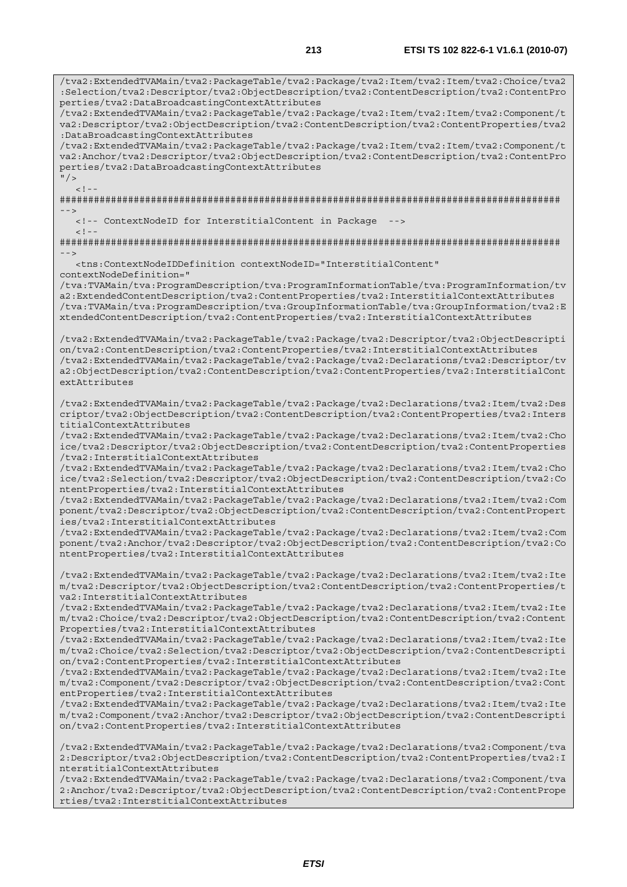```
/tva2:ExtendedTVAMain/tva2:PackageTable/tva2:Package/tva2:Item/tva2:Item/tva2:Choice/tva2
:Selection/tva2:Descriptor/tva2:ObjectDescription/tva2:ContentDescription/tva2:ContentPro
perties/tva2:DataBroadcastingContextAttributes
/tva2:ExtendedTVAMain/tva2:PackageTable/tva2:Package/tva2:Item/tva2:Item/tva2:Component/t
va2:Descriptor/tva2:ObjectDescription/tva2:ContentDescription/tva2:ContentProperties/tva2
:DataBroadcastingContextAttributes
/tva2:ExtendedTVAMain/tva2:PackageTable/tva2:Package/tva2:Item/tva2:Item/tva2:Component/t
va2:Anchor/tva2:Descriptor/tva2:ObjectDescription/tva2:ContentDescription/tva2:ContentPro
perties/tva2:DataBroadcastingContextAttributes
"/>
   <!--
########################################################################################
-->
   <!-- ContextNodeID for InterstitialContent in Package  -->
   <!--
########################################################################################
-->
   <tns:ContextNodeIDDefinition contextNodeID="InterstitialContent"
contextNodeDefinition="
/tva:TVAMain/tva:ProgramDescription/tva:ProgramInformationTable/tva:ProgramInformation/tv
a2:ExtendedContentDescription/tva2:ContentProperties/tva2:InterstitialContextAttributes
/tva:TVAMain/tva:ProgramDescription/tva:GroupInformationTable/tva:GroupInformation/tva2:E
xtendedContentDescription/tva2:ContentProperties/tva2:InterstitialContextAttributes

/tva2:ExtendedTVAMain/tva2:PackageTable/tva2:Package/tva2:Descriptor/tva2:ObjectDescripti
on/tva2:ContentDescription/tva2:ContentProperties/tva2:InterstitialContextAttributes
/tva2:ExtendedTVAMain/tva2:PackageTable/tva2:Package/tva2:Declarations/tva2:Descriptor/tv
a2:ObjectDescription/tva2:ContentDescription/tva2:ContentProperties/tva2:InterstitialCont
extAttributes

/tva2:ExtendedTVAMain/tva2:PackageTable/tva2:Package/tva2:Declarations/tva2:Item/tva2:Des
criptor/tva2:ObjectDescription/tva2:ContentDescription/tva2:ContentProperties/tva2:Inters
titialContextAttributes
/tva2:ExtendedTVAMain/tva2:PackageTable/tva2:Package/tva2:Declarations/tva2:Item/tva2:Cho
ice/tva2:Descriptor/tva2:ObjectDescription/tva2:ContentDescription/tva2:ContentProperties
/tva2:InterstitialContextAttributes
/tva2:ExtendedTVAMain/tva2:PackageTable/tva2:Package/tva2:Declarations/tva2:Item/tva2:Cho
ice/tva2:Selection/tva2:Descriptor/tva2:ObjectDescription/tva2:ContentDescription/tva2:Co
ntentProperties/tva2:InterstitialContextAttributes
/tva2:ExtendedTVAMain/tva2:PackageTable/tva2:Package/tva2:Declarations/tva2:Item/tva2:Com
ponent/tva2:Descriptor/tva2:ObjectDescription/tva2:ContentDescription/tva2:ContentPropert
ies/tva2:InterstitialContextAttributes
/tva2:ExtendedTVAMain/tva2:PackageTable/tva2:Package/tva2:Declarations/tva2:Item/tva2:Com
ponent/tva2:Anchor/tva2:Descriptor/tva2:ObjectDescription/tva2:ContentDescription/tva2:Co
ntentProperties/tva2:InterstitialContextAttributes

/tva2:ExtendedTVAMain/tva2:PackageTable/tva2:Package/tva2:Declarations/tva2:Item/tva2:Ite
m/tva2:Descriptor/tva2:ObjectDescription/tva2:ContentDescription/tva2:ContentProperties/t
va2:InterstitialContextAttributes
/tva2:ExtendedTVAMain/tva2:PackageTable/tva2:Package/tva2:Declarations/tva2:Item/tva2:Ite
m/tva2:Choice/tva2:Descriptor/tva2:ObjectDescription/tva2:ContentDescription/tva2:Content
Properties/tva2:InterstitialContextAttributes
/tva2:ExtendedTVAMain/tva2:PackageTable/tva2:Package/tva2:Declarations/tva2:Item/tva2:Ite
m/tva2:Choice/tva2:Selection/tva2:Descriptor/tva2:ObjectDescription/tva2:ContentDescripti
on/tva2:ContentProperties/tva2:InterstitialContextAttributes
/tva2:ExtendedTVAMain/tva2:PackageTable/tva2:Package/tva2:Declarations/tva2:Item/tva2:Ite
m/tva2:Component/tva2:Descriptor/tva2:ObjectDescription/tva2:ContentDescription/tva2:Cont
entProperties/tva2:InterstitialContextAttributes
/tva2:ExtendedTVAMain/tva2:PackageTable/tva2:Package/tva2:Declarations/tva2:Item/tva2:Ite
m/tva2:Component/tva2:Anchor/tva2:Descriptor/tva2:ObjectDescription/tva2:ContentDescripti
on/tva2:ContentProperties/tva2:InterstitialContextAttributes

/tva2:ExtendedTVAMain/tva2:PackageTable/tva2:Package/tva2:Declarations/tva2:Component/tva
2:Descriptor/tva2:ObjectDescription/tva2:ContentDescription/tva2:ContentProperties/tva2:I
nterstitialContextAttributes
/tva2:ExtendedTVAMain/tva2:PackageTable/tva2:Package/tva2:Declarations/tva2:Component/tva
2:Anchor/tva2:Descriptor/tva2:ObjectDescription/tva2:ContentDescription/tva2:ContentPrope
rties/tva2:InterstitialContextAttributes
```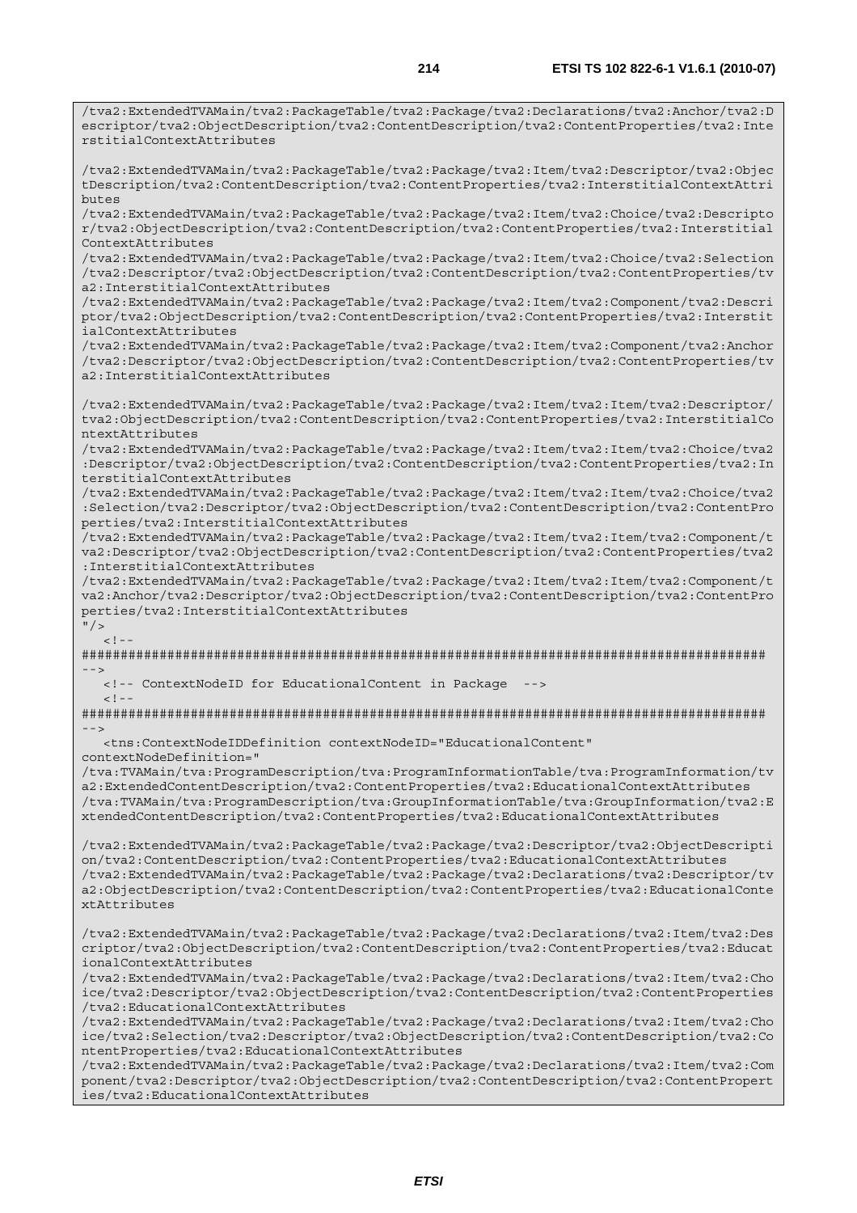```
/tva2:ExtendedTVAMain/tva2:PackageTable/tva2:Package/tva2:Declarations/tva2:Anchor/tva2:Descriptor/tva2:ObjectDescription/tva2:ContentDescription/tva2:ContentProperties/tva2:InterstitialContextAttributes

/tva2:ExtendedTVAMain/tva2:PackageTable/tva2:Package/tva2:Item/tva2:Descriptor/tva2:ObjectDescription/tva2:ContentDescription/tva2:ContentProperties/tva2:InterstitialContextAttributes
/tva2:ExtendedTVAMain/tva2:PackageTable/tva2:Package/tva2:Item/tva2:Choice/tva2:Descriptor/tva2:ObjectDescription/tva2:ContentDescription/tva2:ContentProperties/tva2:InterstitialContextAttributes
/tva2:ExtendedTVAMain/tva2:PackageTable/tva2:Package/tva2:Item/tva2:Choice/tva2:Selection/tva2:Descriptor/tva2:ObjectDescription/tva2:ContentDescription/tva2:ContentProperties/tva2:InterstitialContextAttributes
/tva2:ExtendedTVAMain/tva2:PackageTable/tva2:Package/tva2:Item/tva2:Component/tva2:Descriptor/tva2:ObjectDescription/tva2:ContentDescription/tva2:ContentProperties/tva2:InterstitialContextAttributes
/tva2:ExtendedTVAMain/tva2:PackageTable/tva2:Package/tva2:Item/tva2:Component/tva2:Anchor/tva2:Descriptor/tva2:ObjectDescription/tva2:ContentDescription/tva2:ContentProperties/tva2:InterstitialContextAttributes

/tva2:ExtendedTVAMain/tva2:PackageTable/tva2:Package/tva2:Item/tva2:Item/tva2:Descriptor/tva2:ObjectDescription/tva2:ContentDescription/tva2:ContentProperties/tva2:InterstitialContextAttributes
/tva2:ExtendedTVAMain/tva2:PackageTable/tva2:Package/tva2:Item/tva2:Item/tva2:Choice/tva2:Descriptor/tva2:ObjectDescription/tva2:ContentDescription/tva2:ContentProperties/tva2:InterstitialContextAttributes
/tva2:ExtendedTVAMain/tva2:PackageTable/tva2:Package/tva2:Item/tva2:Item/tva2:Choice/tva2:Selection/tva2:Descriptor/tva2:ObjectDescription/tva2:ContentDescription/tva2:ContentProperties/tva2:InterstitialContextAttributes
/tva2:ExtendedTVAMain/tva2:PackageTable/tva2:Package/tva2:Item/tva2:Item/tva2:Component/tva2:Descriptor/tva2:ObjectDescription/tva2:ContentDescription/tva2:ContentProperties/tva2:InterstitialContextAttributes
/tva2:ExtendedTVAMain/tva2:PackageTable/tva2:Package/tva2:Item/tva2:Item/tva2:Component/tva2:Anchor/tva2:Descriptor/tva2:ObjectDescription/tva2:ContentDescription/tva2:ContentProperties/tva2:InterstitialContextAttributes
"/>
   <!--
########################################################################################
-->
   <!-- ContextNodeID for EducationalContent in Package  -->
   <!--
########################################################################################
-->
   <tns:ContextNodeIDDefinition contextNodeID="EducationalContent"
contextNodeDefinition="
/tva:TVAMain/tva:ProgramDescription/tva:ProgramInformationTable/tva:ProgramInformation/tva2:ExtendedContentDescription/tva2:ContentProperties/tva2:EducationalContextAttributes
/tva:TVAMain/tva:ProgramDescription/tva:GroupInformationTable/tva:GroupInformation/tva2:ExtendedContentDescription/tva2:ContentProperties/tva2:EducationalContextAttributes

/tva2:ExtendedTVAMain/tva2:PackageTable/tva2:Package/tva2:Descriptor/tva2:ObjectDescription/tva2:ContentDescription/tva2:ContentProperties/tva2:EducationalContextAttributes
/tva2:ExtendedTVAMain/tva2:PackageTable/tva2:Package/tva2:Declarations/tva2:Descriptor/tva2:ObjectDescription/tva2:ContentDescription/tva2:ContentProperties/tva2:EducationalContextAttributes

/tva2:ExtendedTVAMain/tva2:PackageTable/tva2:Package/tva2:Declarations/tva2:Item/tva2:Descriptor/tva2:ObjectDescription/tva2:ContentDescription/tva2:ContentProperties/tva2:EducationalContextAttributes
/tva2:ExtendedTVAMain/tva2:PackageTable/tva2:Package/tva2:Declarations/tva2:Item/tva2:Choice/tva2:Descriptor/tva2:ObjectDescription/tva2:ContentDescription/tva2:ContentProperties/tva2:EducationalContextAttributes
/tva2:ExtendedTVAMain/tva2:PackageTable/tva2:Package/tva2:Declarations/tva2:Item/tva2:Choice/tva2:Selection/tva2:Descriptor/tva2:ObjectDescription/tva2:ContentDescription/tva2:ContentProperties/tva2:EducationalContextAttributes
/tva2:ExtendedTVAMain/tva2:PackageTable/tva2:Package/tva2:Declarations/tva2:Item/tva2:Component/tva2:Descriptor/tva2:ObjectDescription/tva2:ContentDescription/tva2:ContentProperties/tva2:EducationalContextAttributes
```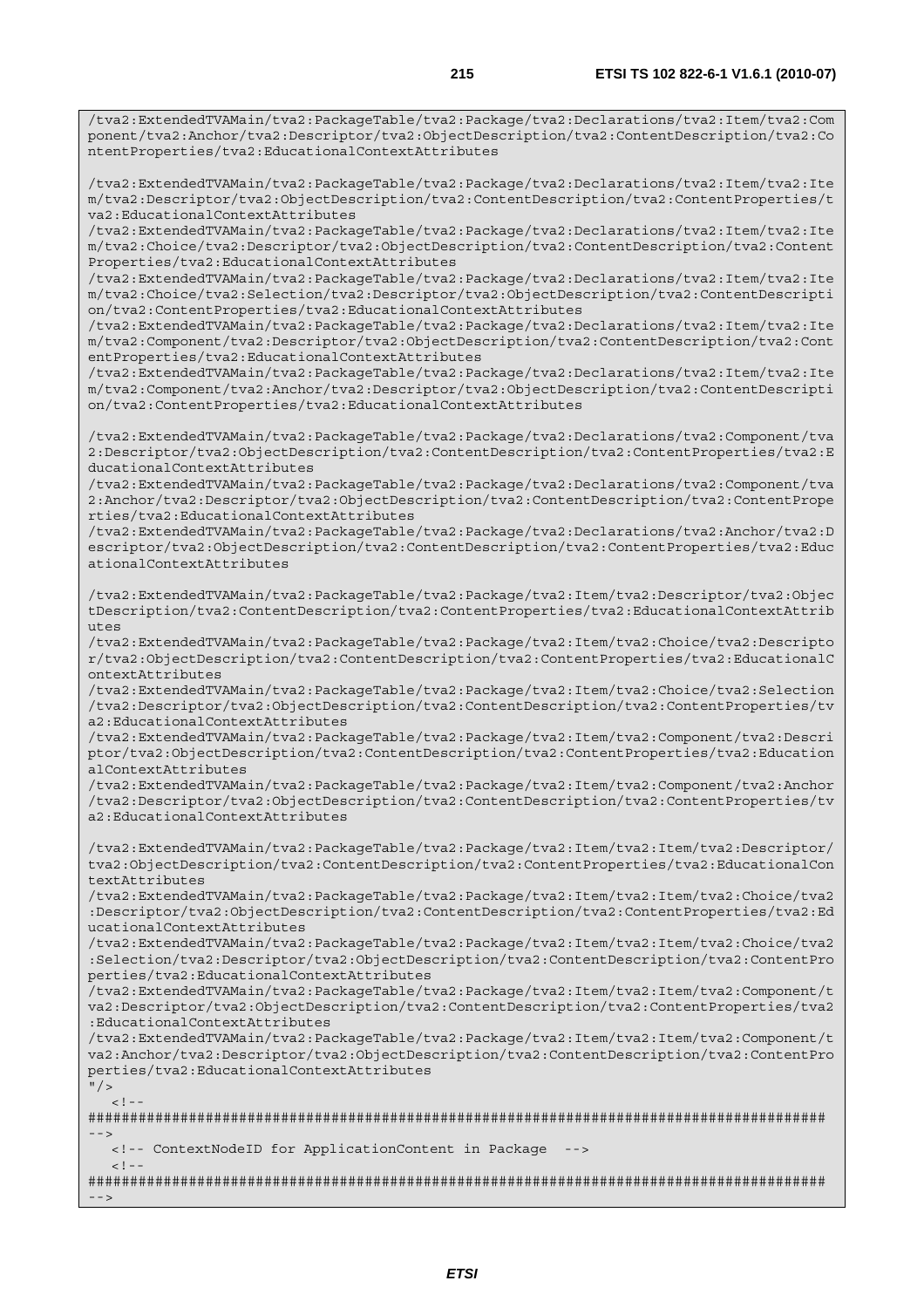```
/tva2:ExtendedTVAMain/tva2:PackageTable/tva2:Package/tva2:Declarations/tva2:Item/tva2:Component/tva2:Anchor/tva2:Descriptor/tva2:ObjectDescription/tva2:ContentDescription/tva2:ContentProperties/tva2:EducationalContextAttributes

/tva2:ExtendedTVAMain/tva2:PackageTable/tva2:Package/tva2:Declarations/tva2:Item/tva2:Item/tva2:Descriptor/tva2:ObjectDescription/tva2:ContentDescription/tva2:ContentProperties/tva2:EducationalContextAttributes
/tva2:ExtendedTVAMain/tva2:PackageTable/tva2:Package/tva2:Declarations/tva2:Item/tva2:Item/tva2:Choice/tva2:Descriptor/tva2:ObjectDescription/tva2:ContentDescription/tva2:ContentProperties/tva2:EducationalContextAttributes
/tva2:ExtendedTVAMain/tva2:PackageTable/tva2:Package/tva2:Declarations/tva2:Item/tva2:Item/tva2:Choice/tva2:Selection/tva2:Descriptor/tva2:ObjectDescription/tva2:ContentDescription/tva2:ContentProperties/tva2:EducationalContextAttributes
/tva2:ExtendedTVAMain/tva2:PackageTable/tva2:Package/tva2:Declarations/tva2:Item/tva2:Item/tva2:Component/tva2:Descriptor/tva2:ObjectDescription/tva2:ContentDescription/tva2:ContentProperties/tva2:EducationalContextAttributes
/tva2:ExtendedTVAMain/tva2:PackageTable/tva2:Package/tva2:Declarations/tva2:Item/tva2:Item/tva2:Component/tva2:Anchor/tva2:Descriptor/tva2:ObjectDescription/tva2:ContentDescription/tva2:ContentProperties/tva2:EducationalContextAttributes

/tva2:ExtendedTVAMain/tva2:PackageTable/tva2:Package/tva2:Declarations/tva2:Component/tva2:Descriptor/tva2:ObjectDescription/tva2:ContentDescription/tva2:ContentProperties/tva2:EducationalContextAttributes
/tva2:ExtendedTVAMain/tva2:PackageTable/tva2:Package/tva2:Declarations/tva2:Component/tva2:Anchor/tva2:Descriptor/tva2:ObjectDescription/tva2:ContentDescription/tva2:ContentProperties/tva2:EducationalContextAttributes
/tva2:ExtendedTVAMain/tva2:PackageTable/tva2:Package/tva2:Declarations/tva2:Anchor/tva2:Descriptor/tva2:ObjectDescription/tva2:ContentDescription/tva2:ContentProperties/tva2:EducationalContextAttributes

/tva2:ExtendedTVAMain/tva2:PackageTable/tva2:Package/tva2:Item/tva2:Descriptor/tva2:ObjectDescription/tva2:ContentDescription/tva2:ContentProperties/tva2:EducationalContextAttributes
/tva2:ExtendedTVAMain/tva2:PackageTable/tva2:Package/tva2:Item/tva2:Choice/tva2:Descriptor/tva2:ObjectDescription/tva2:ContentDescription/tva2:ContentProperties/tva2:EducationalContextAttributes
/tva2:ExtendedTVAMain/tva2:PackageTable/tva2:Package/tva2:Item/tva2:Choice/tva2:Selection/tva2:Descriptor/tva2:ObjectDescription/tva2:ContentDescription/tva2:ContentProperties/tva2:EducationalContextAttributes
/tva2:ExtendedTVAMain/tva2:PackageTable/tva2:Package/tva2:Item/tva2:Component/tva2:Descriptor/tva2:ObjectDescription/tva2:ContentDescription/tva2:ContentProperties/tva2:EducationalContextAttributes
/tva2:ExtendedTVAMain/tva2:PackageTable/tva2:Package/tva2:Item/tva2:Component/tva2:Anchor/tva2:Descriptor/tva2:ObjectDescription/tva2:ContentDescription/tva2:ContentProperties/tva2:EducationalContextAttributes

/tva2:ExtendedTVAMain/tva2:PackageTable/tva2:Package/tva2:Item/tva2:Item/tva2:Descriptor/tva2:ObjectDescription/tva2:ContentDescription/tva2:ContentProperties/tva2:EducationalContextAttributes
/tva2:ExtendedTVAMain/tva2:PackageTable/tva2:Package/tva2:Item/tva2:Item/tva2:Choice/tva2:Descriptor/tva2:ObjectDescription/tva2:ContentDescription/tva2:ContentProperties/tva2:EducationalContextAttributes
/tva2:ExtendedTVAMain/tva2:PackageTable/tva2:Package/tva2:Item/tva2:Item/tva2:Choice/tva2:Selection/tva2:Descriptor/tva2:ObjectDescription/tva2:ContentDescription/tva2:ContentProperties/tva2:EducationalContextAttributes
/tva2:ExtendedTVAMain/tva2:PackageTable/tva2:Package/tva2:Item/tva2:Item/tva2:Component/tva2:Descriptor/tva2:ObjectDescription/tva2:ContentDescription/tva2:ContentProperties/tva2:EducationalContextAttributes
/tva2:ExtendedTVAMain/tva2:PackageTable/tva2:Package/tva2:Item/tva2:Item/tva2:Component/tva2:Anchor/tva2:Descriptor/tva2:ObjectDescription/tva2:ContentDescription/tva2:ContentProperties/tva2:EducationalContextAttributes
"/>
   <!--
########################################################################################
-->
   <!-- ContextNodeID for ApplicationContent in Package  -->
   <!--
########################################################################################
-->
```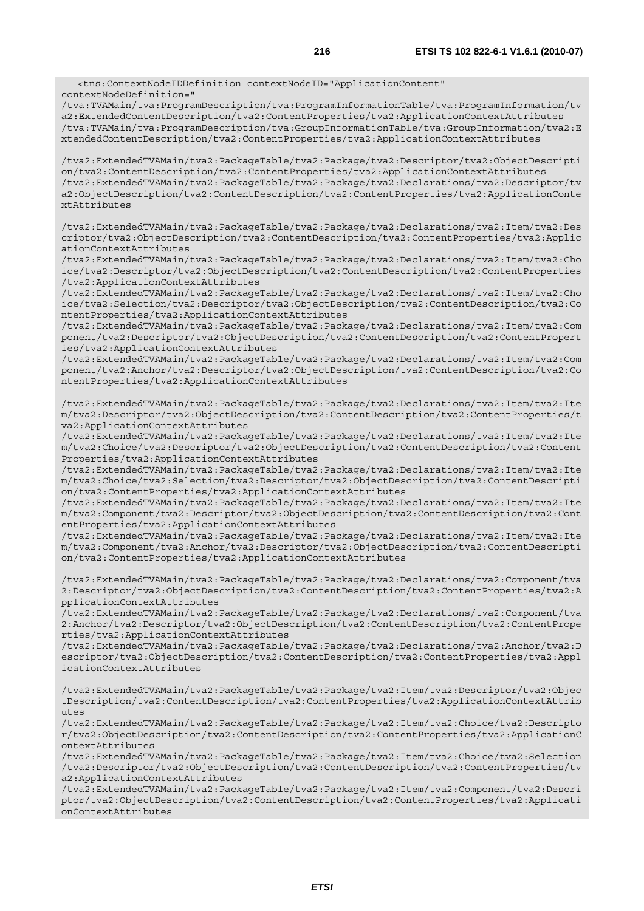```
   <tns:ContextNodeIDDefinition contextNodeID="ApplicationContent" 
contextNodeDefinition="
/tva:TVAMain/tva:ProgramDescription/tva:ProgramInformationTable/tva:ProgramInformation/tv
a2:ExtendedContentDescription/tva2:ContentProperties/tva2:ApplicationContextAttributes 
/tva:TVAMain/tva:ProgramDescription/tva:GroupInformationTable/tva:GroupInformation/tva2:E
xtendedContentDescription/tva2:ContentProperties/tva2:ApplicationContextAttributes 

/tva2:ExtendedTVAMain/tva2:PackageTable/tva2:Package/tva2:Descriptor/tva2:ObjectDescripti
on/tva2:ContentDescription/tva2:ContentProperties/tva2:ApplicationContextAttributes 
/tva2:ExtendedTVAMain/tva2:PackageTable/tva2:Package/tva2:Declarations/tva2:Descriptor/tv
a2:ObjectDescription/tva2:ContentDescription/tva2:ContentProperties/tva2:ApplicationConte
xtAttributes 

/tva2:ExtendedTVAMain/tva2:PackageTable/tva2:Package/tva2:Declarations/tva2:Item/tva2:Des
criptor/tva2:ObjectDescription/tva2:ContentDescription/tva2:ContentProperties/tva2:Applic
ationContextAttributes 
/tva2:ExtendedTVAMain/tva2:PackageTable/tva2:Package/tva2:Declarations/tva2:Item/tva2:Cho
ice/tva2:Descriptor/tva2:ObjectDescription/tva2:ContentDescription/tva2:ContentProperties
/tva2:ApplicationContextAttributes 
/tva2:ExtendedTVAMain/tva2:PackageTable/tva2:Package/tva2:Declarations/tva2:Item/tva2:Cho
ice/tva2:Selection/tva2:Descriptor/tva2:ObjectDescription/tva2:ContentDescription/tva2:Co
ntentProperties/tva2:ApplicationContextAttributes 
/tva2:ExtendedTVAMain/tva2:PackageTable/tva2:Package/tva2:Declarations/tva2:Item/tva2:Com
ponent/tva2:Descriptor/tva2:ObjectDescription/tva2:ContentDescription/tva2:ContentPropert
ies/tva2:ApplicationContextAttributes 
/tva2:ExtendedTVAMain/tva2:PackageTable/tva2:Package/tva2:Declarations/tva2:Item/tva2:Com
ponent/tva2:Anchor/tva2:Descriptor/tva2:ObjectDescription/tva2:ContentDescription/tva2:Co
ntentProperties/tva2:ApplicationContextAttributes 

/tva2:ExtendedTVAMain/tva2:PackageTable/tva2:Package/tva2:Declarations/tva2:Item/tva2:Ite
m/tva2:Descriptor/tva2:ObjectDescription/tva2:ContentDescription/tva2:ContentProperties/t
va2:ApplicationContextAttributes 
/tva2:ExtendedTVAMain/tva2:PackageTable/tva2:Package/tva2:Declarations/tva2:Item/tva2:Ite
m/tva2:Choice/tva2:Descriptor/tva2:ObjectDescription/tva2:ContentDescription/tva2:Content
Properties/tva2:ApplicationContextAttributes 
/tva2:ExtendedTVAMain/tva2:PackageTable/tva2:Package/tva2:Declarations/tva2:Item/tva2:Ite
m/tva2:Choice/tva2:Selection/tva2:Descriptor/tva2:ObjectDescription/tva2:ContentDescripti
on/tva2:ContentProperties/tva2:ApplicationContextAttributes 
/tva2:ExtendedTVAMain/tva2:PackageTable/tva2:Package/tva2:Declarations/tva2:Item/tva2:Ite
m/tva2:Component/tva2:Descriptor/tva2:ObjectDescription/tva2:ContentDescription/tva2:Cont
entProperties/tva2:ApplicationContextAttributes 
/tva2:ExtendedTVAMain/tva2:PackageTable/tva2:Package/tva2:Declarations/tva2:Item/tva2:Ite
m/tva2:Component/tva2:Anchor/tva2:Descriptor/tva2:ObjectDescription/tva2:ContentDescripti
on/tva2:ContentProperties/tva2:ApplicationContextAttributes 

/tva2:ExtendedTVAMain/tva2:PackageTable/tva2:Package/tva2:Declarations/tva2:Component/tva
2:Descriptor/tva2:ObjectDescription/tva2:ContentDescription/tva2:ContentProperties/tva2:A
pplicationContextAttributes 
/tva2:ExtendedTVAMain/tva2:PackageTable/tva2:Package/tva2:Declarations/tva2:Component/tva
2:Anchor/tva2:Descriptor/tva2:ObjectDescription/tva2:ContentDescription/tva2:ContentPrope
rties/tva2:ApplicationContextAttributes 
/tva2:ExtendedTVAMain/tva2:PackageTable/tva2:Package/tva2:Declarations/tva2:Anchor/tva2:D
escriptor/tva2:ObjectDescription/tva2:ContentDescription/tva2:ContentProperties/tva2:Appl
icationContextAttributes 

/tva2:ExtendedTVAMain/tva2:PackageTable/tva2:Package/tva2:Item/tva2:Descriptor/tva2:Objec
tDescription/tva2:ContentDescription/tva2:ContentProperties/tva2:ApplicationContextAttrib
utes 
/tva2:ExtendedTVAMain/tva2:PackageTable/tva2:Package/tva2:Item/tva2:Choice/tva2:Descripto
r/tva2:ObjectDescription/tva2:ContentDescription/tva2:ContentProperties/tva2:ApplicationC
ontextAttributes 
/tva2:ExtendedTVAMain/tva2:PackageTable/tva2:Package/tva2:Item/tva2:Choice/tva2:Selection
/tva2:Descriptor/tva2:ObjectDescription/tva2:ContentDescription/tva2:ContentProperties/tv
a2:ApplicationContextAttributes 
/tva2:ExtendedTVAMain/tva2:PackageTable/tva2:Package/tva2:Item/tva2:Component/tva2:Descri
ptor/tva2:ObjectDescription/tva2:ContentDescription/tva2:ContentProperties/tva2:Applicati
onContextAttributes 
```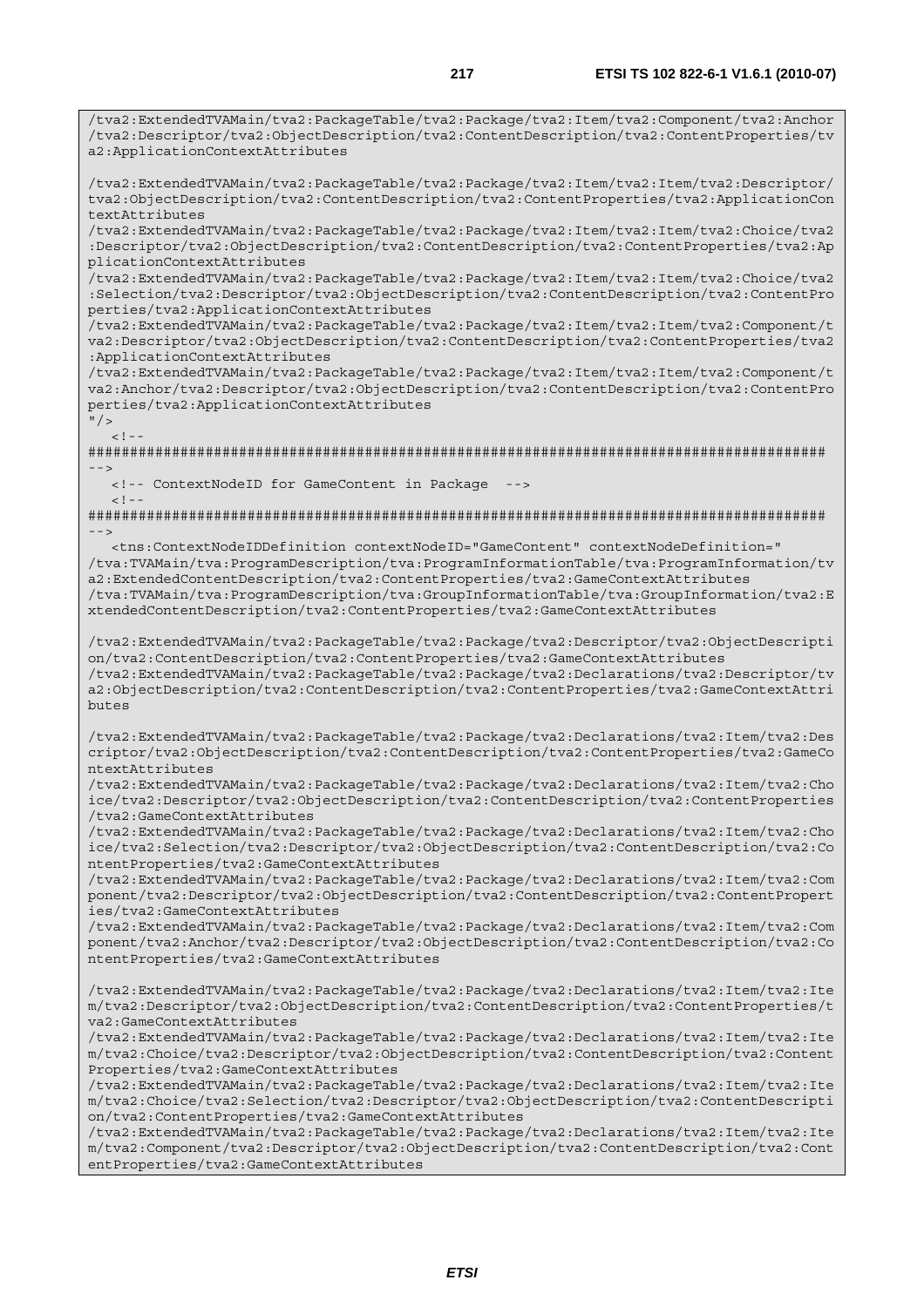```
/tva2:ExtendedTVAMain/tva2:PackageTable/tva2:Package/tva2:Item/tva2:Component/tva2:Anchor
/tva2:Descriptor/tva2:ObjectDescription/tva2:ContentDescription/tva2:ContentProperties/tv
a2:ApplicationContextAttributes

/tva2:ExtendedTVAMain/tva2:PackageTable/tva2:Package/tva2:Item/tva2:Item/tva2:Descriptor/
tva2:ObjectDescription/tva2:ContentDescription/tva2:ContentProperties/tva2:ApplicationCon
textAttributes
/tva2:ExtendedTVAMain/tva2:PackageTable/tva2:Package/tva2:Item/tva2:Item/tva2:Choice/tva2
:Descriptor/tva2:ObjectDescription/tva2:ContentDescription/tva2:ContentProperties/tva2:Ap
plicationContextAttributes
/tva2:ExtendedTVAMain/tva2:PackageTable/tva2:Package/tva2:Item/tva2:Item/tva2:Choice/tva2
:Selection/tva2:Descriptor/tva2:ObjectDescription/tva2:ContentDescription/tva2:ContentPro
perties/tva2:ApplicationContextAttributes
/tva2:ExtendedTVAMain/tva2:PackageTable/tva2:Package/tva2:Item/tva2:Item/tva2:Component/t
va2:Descriptor/tva2:ObjectDescription/tva2:ContentDescription/tva2:ContentProperties/tva2
:ApplicationContextAttributes
/tva2:ExtendedTVAMain/tva2:PackageTable/tva2:Package/tva2:Item/tva2:Item/tva2:Component/t
va2:Anchor/tva2:Descriptor/tva2:ObjectDescription/tva2:ContentDescription/tva2:ContentPro
perties/tva2:ApplicationContextAttributes
"/>
   <!--
########################################################################################
-->
   <!-- ContextNodeID for GameContent in Package  -->
   <!--
########################################################################################
-->
   <tns:ContextNodeIDDefinition contextNodeID="GameContent" contextNodeDefinition="
/tva:TVAMain/tva:ProgramDescription/tva:ProgramInformationTable/tva:ProgramInformation/tv
a2:ExtendedContentDescription/tva2:ContentProperties/tva2:GameContextAttributes
/tva:TVAMain/tva:ProgramDescription/tva:GroupInformationTable/tva:GroupInformation/tva2:E
xtendedContentDescription/tva2:ContentProperties/tva2:GameContextAttributes

/tva2:ExtendedTVAMain/tva2:PackageTable/tva2:Package/tva2:Descriptor/tva2:ObjectDescripti
on/tva2:ContentDescription/tva2:ContentProperties/tva2:GameContextAttributes
/tva2:ExtendedTVAMain/tva2:PackageTable/tva2:Package/tva2:Declarations/tva2:Descriptor/tv
a2:ObjectDescription/tva2:ContentDescription/tva2:ContentProperties/tva2:GameContextAttri
butes

/tva2:ExtendedTVAMain/tva2:PackageTable/tva2:Package/tva2:Declarations/tva2:Item/tva2:Des
criptor/tva2:ObjectDescription/tva2:ContentDescription/tva2:ContentProperties/tva2:GameCo
ntextAttributes
/tva2:ExtendedTVAMain/tva2:PackageTable/tva2:Package/tva2:Declarations/tva2:Item/tva2:Cho
ice/tva2:Descriptor/tva2:ObjectDescription/tva2:ContentDescription/tva2:ContentProperties
/tva2:GameContextAttributes
/tva2:ExtendedTVAMain/tva2:PackageTable/tva2:Package/tva2:Declarations/tva2:Item/tva2:Cho
ice/tva2:Selection/tva2:Descriptor/tva2:ObjectDescription/tva2:ContentDescription/tva2:Co
ntentProperties/tva2:GameContextAttributes
/tva2:ExtendedTVAMain/tva2:PackageTable/tva2:Package/tva2:Declarations/tva2:Item/tva2:Com
ponent/tva2:Descriptor/tva2:ObjectDescription/tva2:ContentDescription/tva2:ContentPropert
ies/tva2:GameContextAttributes
/tva2:ExtendedTVAMain/tva2:PackageTable/tva2:Package/tva2:Declarations/tva2:Item/tva2:Com
ponent/tva2:Anchor/tva2:Descriptor/tva2:ObjectDescription/tva2:ContentDescription/tva2:Co
ntentProperties/tva2:GameContextAttributes

/tva2:ExtendedTVAMain/tva2:PackageTable/tva2:Package/tva2:Declarations/tva2:Item/tva2:Ite
m/tva2:Descriptor/tva2:ObjectDescription/tva2:ContentDescription/tva2:ContentProperties/t
va2:GameContextAttributes
/tva2:ExtendedTVAMain/tva2:PackageTable/tva2:Package/tva2:Declarations/tva2:Item/tva2:Ite
m/tva2:Choice/tva2:Descriptor/tva2:ObjectDescription/tva2:ContentDescription/tva2:Content
Properties/tva2:GameContextAttributes
/tva2:ExtendedTVAMain/tva2:PackageTable/tva2:Package/tva2:Declarations/tva2:Item/tva2:Ite
m/tva2:Choice/tva2:Selection/tva2:Descriptor/tva2:ObjectDescription/tva2:ContentDescripti
on/tva2:ContentProperties/tva2:GameContextAttributes
/tva2:ExtendedTVAMain/tva2:PackageTable/tva2:Package/tva2:Declarations/tva2:Item/tva2:Ite
m/tva2:Component/tva2:Descriptor/tva2:ObjectDescription/tva2:ContentDescription/tva2:Cont
entProperties/tva2:GameContextAttributes
```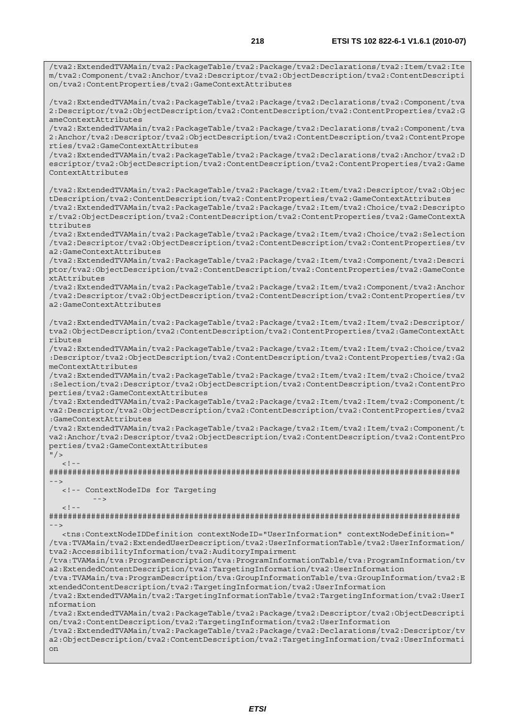```
/tva2:ExtendedTVAMain/tva2:PackageTable/tva2:Package/tva2:Declarations/tva2:Item/tva2:Item/tva2:Component/tva2:Anchor/tva2:Descriptor/tva2:ObjectDescription/tva2:ContentDescription/tva2:ContentProperties/tva2:GameContextAttributes

/tva2:ExtendedTVAMain/tva2:PackageTable/tva2:Package/tva2:Declarations/tva2:Component/tva2:Descriptor/tva2:ObjectDescription/tva2:ContentDescription/tva2:ContentProperties/tva2:GameContextAttributes
/tva2:ExtendedTVAMain/tva2:PackageTable/tva2:Package/tva2:Declarations/tva2:Component/tva2:Anchor/tva2:Descriptor/tva2:ObjectDescription/tva2:ContentDescription/tva2:ContentProperties/tva2:GameContextAttributes
/tva2:ExtendedTVAMain/tva2:PackageTable/tva2:Package/tva2:Declarations/tva2:Anchor/tva2:Descriptor/tva2:ObjectDescription/tva2:ContentDescription/tva2:ContentProperties/tva2:GameContextAttributes

/tva2:ExtendedTVAMain/tva2:PackageTable/tva2:Package/tva2:Item/tva2:Descriptor/tva2:ObjectDescription/tva2:ContentDescription/tva2:ContentProperties/tva2:GameContextAttributes
/tva2:ExtendedTVAMain/tva2:PackageTable/tva2:Package/tva2:Item/tva2:Choice/tva2:Descriptor/tva2:ObjectDescription/tva2:ContentDescription/tva2:ContentProperties/tva2:GameContextAttributes
/tva2:ExtendedTVAMain/tva2:PackageTable/tva2:Package/tva2:Item/tva2:Choice/tva2:Selection/tva2:Descriptor/tva2:ObjectDescription/tva2:ContentDescription/tva2:ContentProperties/tva2:GameContextAttributes
/tva2:ExtendedTVAMain/tva2:PackageTable/tva2:Package/tva2:Item/tva2:Component/tva2:Descriptor/tva2:ObjectDescription/tva2:ContentDescription/tva2:ContentProperties/tva2:GameContextAttributes
/tva2:ExtendedTVAMain/tva2:PackageTable/tva2:Package/tva2:Item/tva2:Component/tva2:Anchor/tva2:Descriptor/tva2:ObjectDescription/tva2:ContentDescription/tva2:ContentProperties/tva2:GameContextAttributes

/tva2:ExtendedTVAMain/tva2:PackageTable/tva2:Package/tva2:Item/tva2:Item/tva2:Descriptor/tva2:ObjectDescription/tva2:ContentDescription/tva2:ContentProperties/tva2:GameContextAttributes
/tva2:ExtendedTVAMain/tva2:PackageTable/tva2:Package/tva2:Item/tva2:Item/tva2:Choice/tva2:Descriptor/tva2:ObjectDescription/tva2:ContentDescription/tva2:ContentProperties/tva2:GameContextAttributes
/tva2:ExtendedTVAMain/tva2:PackageTable/tva2:Package/tva2:Item/tva2:Item/tva2:Choice/tva2:Selection/tva2:Descriptor/tva2:ObjectDescription/tva2:ContentDescription/tva2:ContentProperties/tva2:GameContextAttributes
/tva2:ExtendedTVAMain/tva2:PackageTable/tva2:Package/tva2:Item/tva2:Item/tva2:Component/tva2:Descriptor/tva2:ObjectDescription/tva2:ContentDescription/tva2:ContentProperties/tva2:GameContextAttributes
/tva2:ExtendedTVAMain/tva2:PackageTable/tva2:Package/tva2:Item/tva2:Item/tva2:Component/tva2:Anchor/tva2:Descriptor/tva2:ObjectDescription/tva2:ContentDescription/tva2:ContentProperties/tva2:GameContextAttributes
"/>
   <!--
########################################################################################
-->
   <!-- ContextNodeIDs for Targeting
         -->
   <!--
########################################################################################
-->
   <tns:ContextNodeIDDefinition contextNodeID="UserInformation" contextNodeDefinition="
/tva:TVAMain/tva2:ExtendedUserDescription/tva2:UserInformationTable/tva2:UserInformation/tva2:AccessibilityInformation/tva2:AuditoryImpairment
/tva:TVAMain/tva:ProgramDescription/tva:ProgramInformationTable/tva:ProgramInformation/tva2:ExtendedContentDescription/tva2:TargetingInformation/tva2:UserInformation
/tva:TVAMain/tva:ProgramDescription/tva:GroupInformationTable/tva:GroupInformation/tva2:ExtendedContentDescription/tva2:TargetingInformation/tva2:UserInformation
/tva2:ExtendedTVAMain/tva2:TargetingInformationTable/tva2:TargetingInformation/tva2:UserInformation
/tva2:ExtendedTVAMain/tva2:PackageTable/tva2:Package/tva2:Descriptor/tva2:ObjectDescription/tva2:ContentDescription/tva2:TargetingInformation/tva2:UserInformation
/tva2:ExtendedTVAMain/tva2:PackageTable/tva2:Package/tva2:Declarations/tva2:Descriptor/tva2:ObjectDescription/tva2:ContentDescription/tva2:TargetingInformation/tva2:UserInformation
```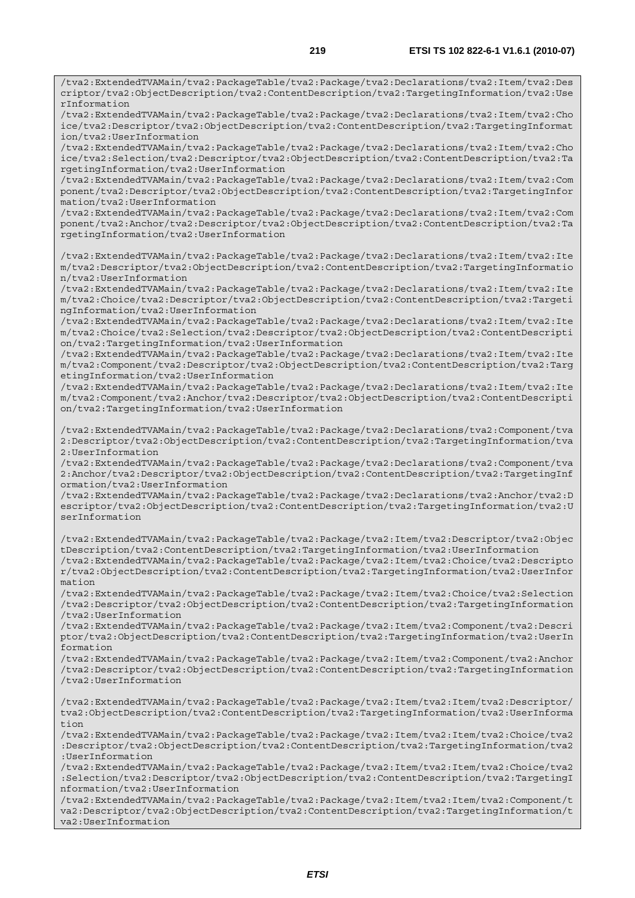```
/tva2:ExtendedTVAMain/tva2:PackageTable/tva2:Package/tva2:Declarations/tva2:Item/tva2:Descriptor/tva2:ObjectDescription/tva2:ContentDescription/tva2:TargetingInformation/tva2:UserInformation
/tva2:ExtendedTVAMain/tva2:PackageTable/tva2:Package/tva2:Declarations/tva2:Item/tva2:Choice/tva2:Descriptor/tva2:ObjectDescription/tva2:ContentDescription/tva2:TargetingInformation/tva2:UserInformation
/tva2:ExtendedTVAMain/tva2:PackageTable/tva2:Package/tva2:Declarations/tva2:Item/tva2:Choice/tva2:Selection/tva2:Descriptor/tva2:ObjectDescription/tva2:ContentDescription/tva2:TargetingInformation/tva2:UserInformation
/tva2:ExtendedTVAMain/tva2:PackageTable/tva2:Package/tva2:Declarations/tva2:Item/tva2:Component/tva2:Descriptor/tva2:ObjectDescription/tva2:ContentDescription/tva2:TargetingInformation/tva2:UserInformation
/tva2:ExtendedTVAMain/tva2:PackageTable/tva2:Package/tva2:Declarations/tva2:Item/tva2:Component/tva2:Anchor/tva2:Descriptor/tva2:ObjectDescription/tva2:ContentDescription/tva2:TargetingInformation/tva2:UserInformation

/tva2:ExtendedTVAMain/tva2:PackageTable/tva2:Package/tva2:Declarations/tva2:Item/tva2:Item/tva2:Descriptor/tva2:ObjectDescription/tva2:ContentDescription/tva2:TargetingInformation/tva2:UserInformation
/tva2:ExtendedTVAMain/tva2:PackageTable/tva2:Package/tva2:Declarations/tva2:Item/tva2:Item/tva2:Choice/tva2:Descriptor/tva2:ObjectDescription/tva2:ContentDescription/tva2:TargetingInformation/tva2:UserInformation
/tva2:ExtendedTVAMain/tva2:PackageTable/tva2:Package/tva2:Declarations/tva2:Item/tva2:Item/tva2:Choice/tva2:Selection/tva2:Descriptor/tva2:ObjectDescription/tva2:ContentDescription/tva2:TargetingInformation/tva2:UserInformation
/tva2:ExtendedTVAMain/tva2:PackageTable/tva2:Package/tva2:Declarations/tva2:Item/tva2:Item/tva2:Component/tva2:Descriptor/tva2:ObjectDescription/tva2:ContentDescription/tva2:TargetingInformation/tva2:UserInformation
/tva2:ExtendedTVAMain/tva2:PackageTable/tva2:Package/tva2:Declarations/tva2:Item/tva2:Item/tva2:Component/tva2:Anchor/tva2:Descriptor/tva2:ObjectDescription/tva2:ContentDescription/tva2:TargetingInformation/tva2:UserInformation

/tva2:ExtendedTVAMain/tva2:PackageTable/tva2:Package/tva2:Declarations/tva2:Component/tva2:Descriptor/tva2:ObjectDescription/tva2:ContentDescription/tva2:TargetingInformation/tva2:UserInformation
/tva2:ExtendedTVAMain/tva2:PackageTable/tva2:Package/tva2:Declarations/tva2:Component/tva2:Anchor/tva2:Descriptor/tva2:ObjectDescription/tva2:ContentDescription/tva2:TargetingInformation/tva2:UserInformation
/tva2:ExtendedTVAMain/tva2:PackageTable/tva2:Package/tva2:Declarations/tva2:Anchor/tva2:Descriptor/tva2:ObjectDescription/tva2:ContentDescription/tva2:TargetingInformation/tva2:UserInformation

/tva2:ExtendedTVAMain/tva2:PackageTable/tva2:Package/tva2:Item/tva2:Descriptor/tva2:ObjectDescription/tva2:ContentDescription/tva2:TargetingInformation/tva2:UserInformation
/tva2:ExtendedTVAMain/tva2:PackageTable/tva2:Package/tva2:Item/tva2:Choice/tva2:Descriptor/tva2:ObjectDescription/tva2:ContentDescription/tva2:TargetingInformation/tva2:UserInformation
/tva2:ExtendedTVAMain/tva2:PackageTable/tva2:Package/tva2:Item/tva2:Choice/tva2:Selection/tva2:Descriptor/tva2:ObjectDescription/tva2:ContentDescription/tva2:TargetingInformation/tva2:UserInformation
/tva2:ExtendedTVAMain/tva2:PackageTable/tva2:Package/tva2:Item/tva2:Component/tva2:Descriptor/tva2:ObjectDescription/tva2:ContentDescription/tva2:TargetingInformation/tva2:UserInformation
/tva2:ExtendedTVAMain/tva2:PackageTable/tva2:Package/tva2:Item/tva2:Component/tva2:Anchor/tva2:Descriptor/tva2:ObjectDescription/tva2:ContentDescription/tva2:TargetingInformation/tva2:UserInformation

/tva2:ExtendedTVAMain/tva2:PackageTable/tva2:Package/tva2:Item/tva2:Item/tva2:Descriptor/tva2:ObjectDescription/tva2:ContentDescription/tva2:TargetingInformation/tva2:UserInformation
/tva2:ExtendedTVAMain/tva2:PackageTable/tva2:Package/tva2:Item/tva2:Item/tva2:Choice/tva2:Descriptor/tva2:ObjectDescription/tva2:ContentDescription/tva2:TargetingInformation/tva2:UserInformation
/tva2:ExtendedTVAMain/tva2:PackageTable/tva2:Package/tva2:Item/tva2:Item/tva2:Choice/tva2:Selection/tva2:Descriptor/tva2:ObjectDescription/tva2:ContentDescription/tva2:TargetingInformation/tva2:UserInformation
/tva2:ExtendedTVAMain/tva2:PackageTable/tva2:Package/tva2:Item/tva2:Item/tva2:Component/tva2:Descriptor/tva2:ObjectDescription/tva2:ContentDescription/tva2:TargetingInformation/tva2:UserInformation
```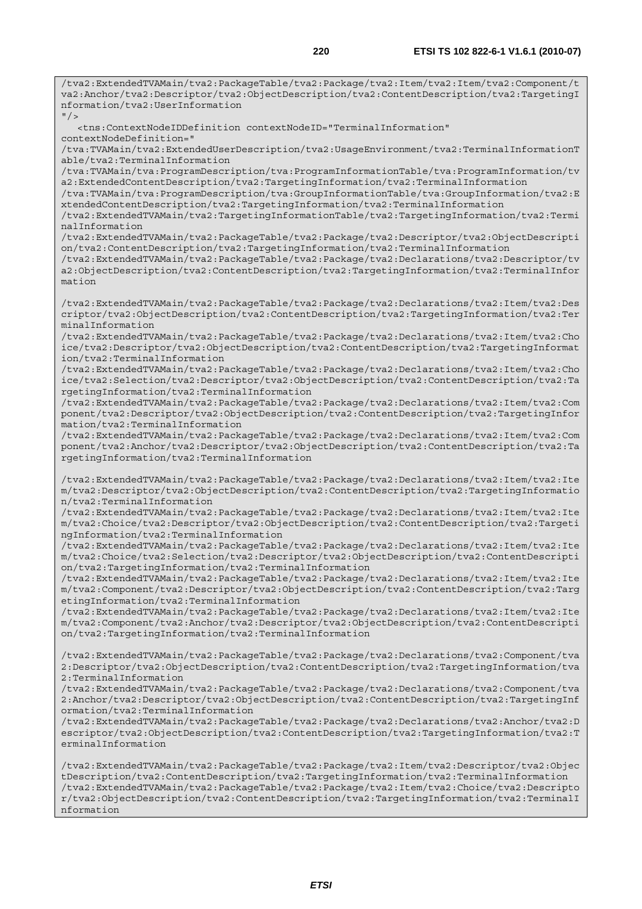```
/tva2:ExtendedTVAMain/tva2:PackageTable/tva2:Package/tva2:Item/tva2:Item/tva2:Component/tva2:Anchor/tva2:Descriptor/tva2:ObjectDescription/tva2:ContentDescription/tva2:TargetingInformation/tva2:UserInformation
"/>
   <tns:ContextNodeIDDefinition contextNodeID="TerminalInformation"
contextNodeDefinition="
/tva:TVAMain/tva2:ExtendedUserDescription/tva2:UsageEnvironment/tva2:TerminalInformationTable/tva2:TerminalInformation
/tva:TVAMain/tva:ProgramDescription/tva:ProgramInformationTable/tva:ProgramInformation/tva2:ExtendedContentDescription/tva2:TargetingInformation/tva2:TerminalInformation
/tva:TVAMain/tva:ProgramDescription/tva:GroupInformationTable/tva:GroupInformation/tva2:ExtendedContentDescription/tva2:TargetingInformation/tva2:TerminalInformation
/tva2:ExtendedTVAMain/tva2:TargetingInformationTable/tva2:TargetingInformation/tva2:TerminalInformation
/tva2:ExtendedTVAMain/tva2:PackageTable/tva2:Package/tva2:Descriptor/tva2:ObjectDescription/tva2:ContentDescription/tva2:TargetingInformation/tva2:TerminalInformation
/tva2:ExtendedTVAMain/tva2:PackageTable/tva2:Package/tva2:Declarations/tva2:Descriptor/tva2:ObjectDescription/tva2:ContentDescription/tva2:TargetingInformation/tva2:TerminalInformation

/tva2:ExtendedTVAMain/tva2:PackageTable/tva2:Package/tva2:Declarations/tva2:Item/tva2:Descriptor/tva2:ObjectDescription/tva2:ContentDescription/tva2:TargetingInformation/tva2:TerminalInformation
/tva2:ExtendedTVAMain/tva2:PackageTable/tva2:Package/tva2:Declarations/tva2:Item/tva2:Choice/tva2:Descriptor/tva2:ObjectDescription/tva2:ContentDescription/tva2:TargetingInformation/tva2:TerminalInformation
/tva2:ExtendedTVAMain/tva2:PackageTable/tva2:Package/tva2:Declarations/tva2:Item/tva2:Choice/tva2:Selection/tva2:Descriptor/tva2:ObjectDescription/tva2:ContentDescription/tva2:TargetingInformation/tva2:TerminalInformation
/tva2:ExtendedTVAMain/tva2:PackageTable/tva2:Package/tva2:Declarations/tva2:Item/tva2:Component/tva2:Descriptor/tva2:ObjectDescription/tva2:ContentDescription/tva2:TargetingInformation/tva2:TerminalInformation
/tva2:ExtendedTVAMain/tva2:PackageTable/tva2:Package/tva2:Declarations/tva2:Item/tva2:Component/tva2:Anchor/tva2:Descriptor/tva2:ObjectDescription/tva2:ContentDescription/tva2:TargetingInformation/tva2:TerminalInformation

/tva2:ExtendedTVAMain/tva2:PackageTable/tva2:Package/tva2:Declarations/tva2:Item/tva2:Item/tva2:Descriptor/tva2:ObjectDescription/tva2:ContentDescription/tva2:TargetingInformation/tva2:TerminalInformation
/tva2:ExtendedTVAMain/tva2:PackageTable/tva2:Package/tva2:Declarations/tva2:Item/tva2:Item/tva2:Choice/tva2:Descriptor/tva2:ObjectDescription/tva2:ContentDescription/tva2:TargetingInformation/tva2:TerminalInformation
/tva2:ExtendedTVAMain/tva2:PackageTable/tva2:Package/tva2:Declarations/tva2:Item/tva2:Item/tva2:Choice/tva2:Selection/tva2:Descriptor/tva2:ObjectDescription/tva2:ContentDescription/tva2:TargetingInformation/tva2:TerminalInformation
/tva2:ExtendedTVAMain/tva2:PackageTable/tva2:Package/tva2:Declarations/tva2:Item/tva2:Item/tva2:Component/tva2:Descriptor/tva2:ObjectDescription/tva2:ContentDescription/tva2:TargetingInformation/tva2:TerminalInformation
/tva2:ExtendedTVAMain/tva2:PackageTable/tva2:Package/tva2:Declarations/tva2:Item/tva2:Item/tva2:Component/tva2:Anchor/tva2:Descriptor/tva2:ObjectDescription/tva2:ContentDescription/tva2:TargetingInformation/tva2:TerminalInformation

/tva2:ExtendedTVAMain/tva2:PackageTable/tva2:Package/tva2:Declarations/tva2:Component/tva2:Descriptor/tva2:ObjectDescription/tva2:ContentDescription/tva2:TargetingInformation/tva2:TerminalInformation
/tva2:ExtendedTVAMain/tva2:PackageTable/tva2:Package/tva2:Declarations/tva2:Component/tva2:Anchor/tva2:Descriptor/tva2:ObjectDescription/tva2:ContentDescription/tva2:TargetingInformation/tva2:TerminalInformation
/tva2:ExtendedTVAMain/tva2:PackageTable/tva2:Package/tva2:Declarations/tva2:Anchor/tva2:Descriptor/tva2:ObjectDescription/tva2:ContentDescription/tva2:TargetingInformation/tva2:TerminalInformation

/tva2:ExtendedTVAMain/tva2:PackageTable/tva2:Package/tva2:Item/tva2:Descriptor/tva2:ObjectDescription/tva2:ContentDescription/tva2:TargetingInformation/tva2:TerminalInformation
/tva2:ExtendedTVAMain/tva2:PackageTable/tva2:Package/tva2:Item/tva2:Choice/tva2:Descriptor/tva2:ObjectDescription/tva2:ContentDescription/tva2:TargetingInformation/tva2:TerminalInformation
```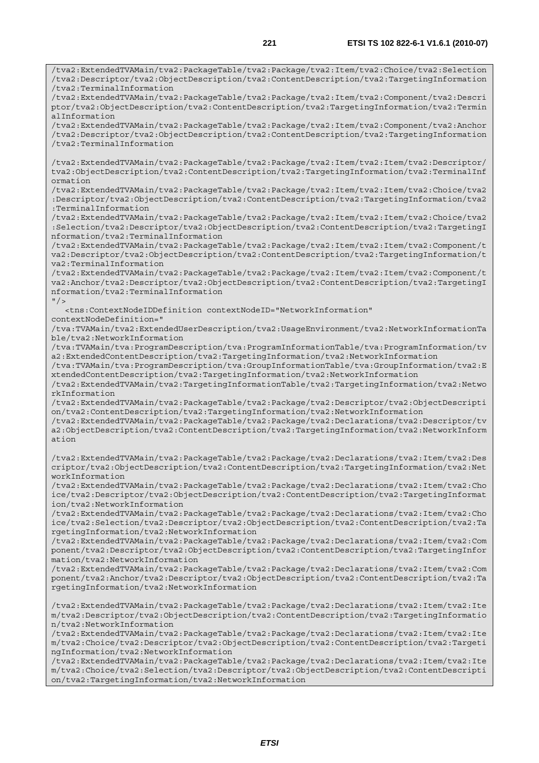```
/tva2:ExtendedTVAMain/tva2:PackageTable/tva2:Package/tva2:Item/tva2:Choice/tva2:Selection
/tva2:Descriptor/tva2:ObjectDescription/tva2:ContentDescription/tva2:TargetingInformation
/tva2:TerminalInformation
/tva2:ExtendedTVAMain/tva2:PackageTable/tva2:Package/tva2:Item/tva2:Component/tva2:Descri
ptor/tva2:ObjectDescription/tva2:ContentDescription/tva2:TargetingInformation/tva2:Termin
alInformation
/tva2:ExtendedTVAMain/tva2:PackageTable/tva2:Package/tva2:Item/tva2:Component/tva2:Anchor
/tva2:Descriptor/tva2:ObjectDescription/tva2:ContentDescription/tva2:TargetingInformation
/tva2:TerminalInformation

/tva2:ExtendedTVAMain/tva2:PackageTable/tva2:Package/tva2:Item/tva2:Item/tva2:Descriptor/
tva2:ObjectDescription/tva2:ContentDescription/tva2:TargetingInformation/tva2:TerminalInf
ormation
/tva2:ExtendedTVAMain/tva2:PackageTable/tva2:Package/tva2:Item/tva2:Item/tva2:Choice/tva2
:Descriptor/tva2:ObjectDescription/tva2:ContentDescription/tva2:TargetingInformation/tva2
:TerminalInformation
/tva2:ExtendedTVAMain/tva2:PackageTable/tva2:Package/tva2:Item/tva2:Item/tva2:Choice/tva2
:Selection/tva2:Descriptor/tva2:ObjectDescription/tva2:ContentDescription/tva2:TargetingI
nformation/tva2:TerminalInformation
/tva2:ExtendedTVAMain/tva2:PackageTable/tva2:Package/tva2:Item/tva2:Item/tva2:Component/t
va2:Descriptor/tva2:ObjectDescription/tva2:ContentDescription/tva2:TargetingInformation/t
va2:TerminalInformation
/tva2:ExtendedTVAMain/tva2:PackageTable/tva2:Package/tva2:Item/tva2:Item/tva2:Component/t
va2:Anchor/tva2:Descriptor/tva2:ObjectDescription/tva2:ContentDescription/tva2:TargetingI
nformation/tva2:TerminalInformation
"/>
   <tns:ContextNodeIDDefinition contextNodeID="NetworkInformation"
contextNodeDefinition="
/tva:TVAMain/tva2:ExtendedUserDescription/tva2:UsageEnvironment/tva2:NetworkInformationTa
ble/tva2:NetworkInformation
/tva:TVAMain/tva:ProgramDescription/tva:ProgramInformationTable/tva:ProgramInformation/tv
a2:ExtendedContentDescription/tva2:TargetingInformation/tva2:NetworkInformation
/tva:TVAMain/tva:ProgramDescription/tva:GroupInformationTable/tva:GroupInformation/tva2:E
xtendedContentDescription/tva2:TargetingInformation/tva2:NetworkInformation
/tva2:ExtendedTVAMain/tva2:TargetingInformationTable/tva2:TargetingInformation/tva2:Netwo
rkInformation
/tva2:ExtendedTVAMain/tva2:PackageTable/tva2:Package/tva2:Descriptor/tva2:ObjectDescripti
on/tva2:ContentDescription/tva2:TargetingInformation/tva2:NetworkInformation
/tva2:ExtendedTVAMain/tva2:PackageTable/tva2:Package/tva2:Declarations/tva2:Descriptor/tv
a2:ObjectDescription/tva2:ContentDescription/tva2:TargetingInformation/tva2:NetworkInform
ation

/tva2:ExtendedTVAMain/tva2:PackageTable/tva2:Package/tva2:Declarations/tva2:Item/tva2:Des
criptor/tva2:ObjectDescription/tva2:ContentDescription/tva2:TargetingInformation/tva2:Net
workInformation
/tva2:ExtendedTVAMain/tva2:PackageTable/tva2:Package/tva2:Declarations/tva2:Item/tva2:Cho
ice/tva2:Descriptor/tva2:ObjectDescription/tva2:ContentDescription/tva2:TargetingInformat
ion/tva2:NetworkInformation
/tva2:ExtendedTVAMain/tva2:PackageTable/tva2:Package/tva2:Declarations/tva2:Item/tva2:Cho
ice/tva2:Selection/tva2:Descriptor/tva2:ObjectDescription/tva2:ContentDescription/tva2:Ta
rgetingInformation/tva2:NetworkInformation
/tva2:ExtendedTVAMain/tva2:PackageTable/tva2:Package/tva2:Declarations/tva2:Item/tva2:Com
ponent/tva2:Descriptor/tva2:ObjectDescription/tva2:ContentDescription/tva2:TargetingInfor
mation/tva2:NetworkInformation
/tva2:ExtendedTVAMain/tva2:PackageTable/tva2:Package/tva2:Declarations/tva2:Item/tva2:Com
ponent/tva2:Anchor/tva2:Descriptor/tva2:ObjectDescription/tva2:ContentDescription/tva2:Ta
rgetingInformation/tva2:NetworkInformation

/tva2:ExtendedTVAMain/tva2:PackageTable/tva2:Package/tva2:Declarations/tva2:Item/tva2:Ite
m/tva2:Descriptor/tva2:ObjectDescription/tva2:ContentDescription/tva2:TargetingInformatio
n/tva2:NetworkInformation
/tva2:ExtendedTVAMain/tva2:PackageTable/tva2:Package/tva2:Declarations/tva2:Item/tva2:Ite
m/tva2:Choice/tva2:Descriptor/tva2:ObjectDescription/tva2:ContentDescription/tva2:Targeti
ngInformation/tva2:NetworkInformation
/tva2:ExtendedTVAMain/tva2:PackageTable/tva2:Package/tva2:Declarations/tva2:Item/tva2:Ite
m/tva2:Choice/tva2:Selection/tva2:Descriptor/tva2:ObjectDescription/tva2:ContentDescripti
on/tva2:TargetingInformation/tva2:NetworkInformation
```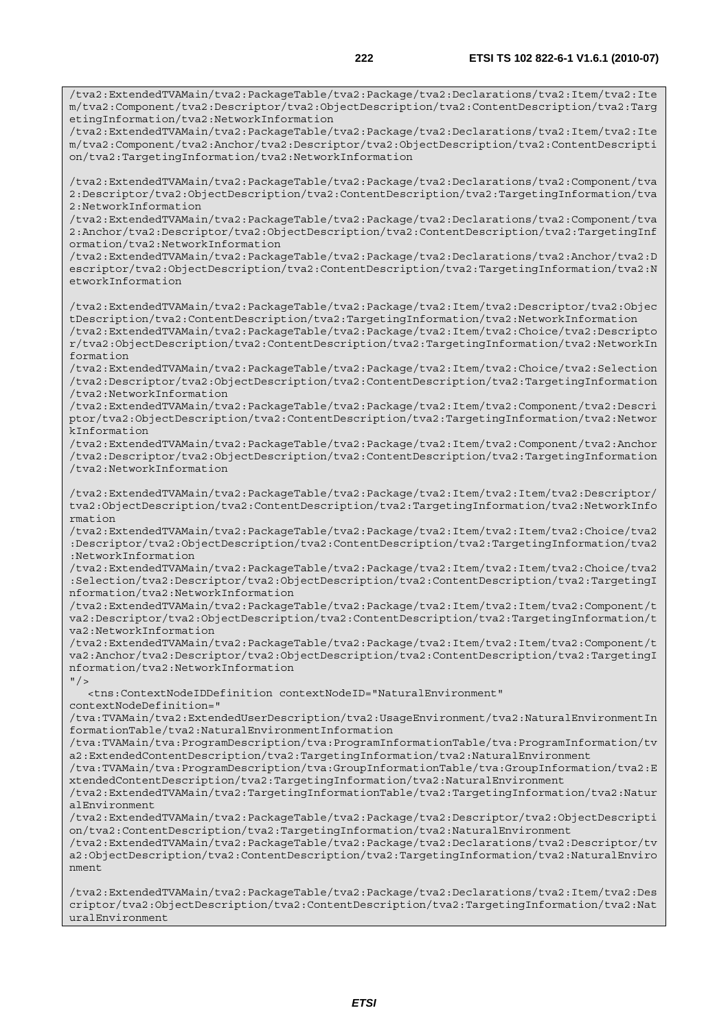```
/tva2:ExtendedTVAMain/tva2:PackageTable/tva2:Package/tva2:Declarations/tva2:Item/tva2:Item/tva2:Component/tva2:Descriptor/tva2:ObjectDescription/tva2:ContentDescription/tva2:TargetingInformation/tva2:NetworkInformation
/tva2:ExtendedTVAMain/tva2:PackageTable/tva2:Package/tva2:Declarations/tva2:Item/tva2:Item/tva2:Component/tva2:Anchor/tva2:Descriptor/tva2:ObjectDescription/tva2:ContentDescription/tva2:TargetingInformation/tva2:NetworkInformation

/tva2:ExtendedTVAMain/tva2:PackageTable/tva2:Package/tva2:Declarations/tva2:Component/tva2:Descriptor/tva2:ObjectDescription/tva2:ContentDescription/tva2:TargetingInformation/tva2:NetworkInformation
/tva2:ExtendedTVAMain/tva2:PackageTable/tva2:Package/tva2:Declarations/tva2:Component/tva2:Anchor/tva2:Descriptor/tva2:ObjectDescription/tva2:ContentDescription/tva2:TargetingInformation/tva2:NetworkInformation
/tva2:ExtendedTVAMain/tva2:PackageTable/tva2:Package/tva2:Declarations/tva2:Anchor/tva2:Descriptor/tva2:ObjectDescription/tva2:ContentDescription/tva2:TargetingInformation/tva2:NetworkInformation

/tva2:ExtendedTVAMain/tva2:PackageTable/tva2:Package/tva2:Item/tva2:Descriptor/tva2:ObjectDescription/tva2:ContentDescription/tva2:TargetingInformation/tva2:NetworkInformation
/tva2:ExtendedTVAMain/tva2:PackageTable/tva2:Package/tva2:Item/tva2:Choice/tva2:Descriptor/tva2:ObjectDescription/tva2:ContentDescription/tva2:TargetingInformation/tva2:NetworkInformation
/tva2:ExtendedTVAMain/tva2:PackageTable/tva2:Package/tva2:Item/tva2:Choice/tva2:Selection/tva2:Descriptor/tva2:ObjectDescription/tva2:ContentDescription/tva2:TargetingInformation/tva2:NetworkInformation
/tva2:ExtendedTVAMain/tva2:PackageTable/tva2:Package/tva2:Item/tva2:Component/tva2:Descriptor/tva2:ObjectDescription/tva2:ContentDescription/tva2:TargetingInformation/tva2:NetworkInformation
/tva2:ExtendedTVAMain/tva2:PackageTable/tva2:Package/tva2:Item/tva2:Component/tva2:Anchor/tva2:Descriptor/tva2:ObjectDescription/tva2:ContentDescription/tva2:TargetingInformation/tva2:NetworkInformation

/tva2:ExtendedTVAMain/tva2:PackageTable/tva2:Package/tva2:Item/tva2:Item/tva2:Descriptor/tva2:ObjectDescription/tva2:ContentDescription/tva2:TargetingInformation/tva2:NetworkInformation
/tva2:ExtendedTVAMain/tva2:PackageTable/tva2:Package/tva2:Item/tva2:Item/tva2:Choice/tva2:Descriptor/tva2:ObjectDescription/tva2:ContentDescription/tva2:TargetingInformation/tva2:NetworkInformation
/tva2:ExtendedTVAMain/tva2:PackageTable/tva2:Package/tva2:Item/tva2:Item/tva2:Choice/tva2:Selection/tva2:Descriptor/tva2:ObjectDescription/tva2:ContentDescription/tva2:TargetingInformation/tva2:NetworkInformation
/tva2:ExtendedTVAMain/tva2:PackageTable/tva2:Package/tva2:Item/tva2:Item/tva2:Component/tva2:Descriptor/tva2:ObjectDescription/tva2:ContentDescription/tva2:TargetingInformation/tva2:NetworkInformation
/tva2:ExtendedTVAMain/tva2:PackageTable/tva2:Package/tva2:Item/tva2:Item/tva2:Component/tva2:Anchor/tva2:Descriptor/tva2:ObjectDescription/tva2:ContentDescription/tva2:TargetingInformation/tva2:NetworkInformation
"/>
   <tns:ContextNodeIDDefinition contextNodeID="NaturalEnvironment"
contextNodeDefinition="
/tva:TVAMain/tva2:ExtendedUserDescription/tva2:UsageEnvironment/tva2:NaturalEnvironmentInformationTable/tva2:NaturalEnvironmentInformation
/tva:TVAMain/tva:ProgramDescription/tva:ProgramInformationTable/tva:ProgramInformation/tva2:ExtendedContentDescription/tva2:TargetingInformation/tva2:NaturalEnvironment
/tva:TVAMain/tva:ProgramDescription/tva:GroupInformationTable/tva:GroupInformation/tva2:ExtendedContentDescription/tva2:TargetingInformation/tva2:NaturalEnvironment
/tva2:ExtendedTVAMain/tva2:TargetingInformationTable/tva2:TargetingInformation/tva2:NaturalEnvironment
/tva2:ExtendedTVAMain/tva2:PackageTable/tva2:Package/tva2:Descriptor/tva2:ObjectDescription/tva2:ContentDescription/tva2:TargetingInformation/tva2:NaturalEnvironment
/tva2:ExtendedTVAMain/tva2:PackageTable/tva2:Package/tva2:Declarations/tva2:Descriptor/tva2:ObjectDescription/tva2:ContentDescription/tva2:TargetingInformation/tva2:NaturalEnvironment

/tva2:ExtendedTVAMain/tva2:PackageTable/tva2:Package/tva2:Declarations/tva2:Item/tva2:Descriptor/tva2:ObjectDescription/tva2:ContentDescription/tva2:TargetingInformation/tva2:NaturalEnvironment
```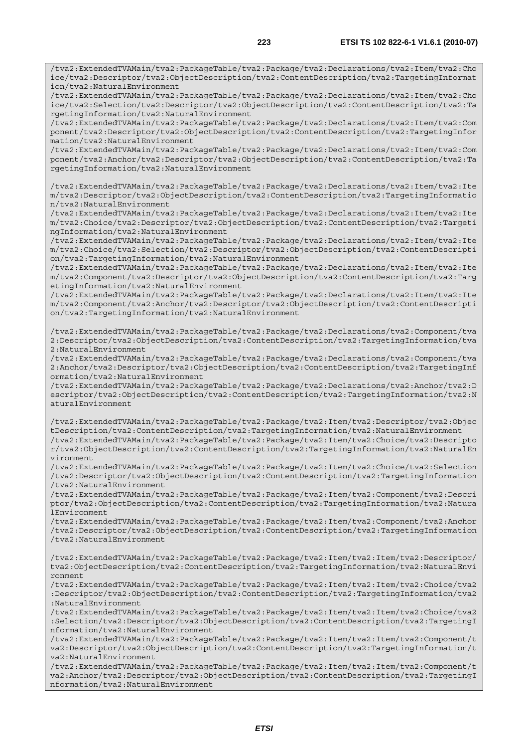```
/tva2:ExtendedTVAMain/tva2:PackageTable/tva2:Package/tva2:Declarations/tva2:Item/tva2:Choice/tva2:Descriptor/tva2:ObjectDescription/tva2:ContentDescription/tva2:TargetingInformation/tva2:NaturalEnvironment
/tva2:ExtendedTVAMain/tva2:PackageTable/tva2:Package/tva2:Declarations/tva2:Item/tva2:Choice/tva2:Selection/tva2:Descriptor/tva2:ObjectDescription/tva2:ContentDescription/tva2:TargetingInformation/tva2:NaturalEnvironment
/tva2:ExtendedTVAMain/tva2:PackageTable/tva2:Package/tva2:Declarations/tva2:Item/tva2:Component/tva2:Descriptor/tva2:ObjectDescription/tva2:ContentDescription/tva2:TargetingInformation/tva2:NaturalEnvironment
/tva2:ExtendedTVAMain/tva2:PackageTable/tva2:Package/tva2:Declarations/tva2:Item/tva2:Component/tva2:Anchor/tva2:Descriptor/tva2:ObjectDescription/tva2:ContentDescription/tva2:TargetingInformation/tva2:NaturalEnvironment

/tva2:ExtendedTVAMain/tva2:PackageTable/tva2:Package/tva2:Declarations/tva2:Item/tva2:Item/tva2:Descriptor/tva2:ObjectDescription/tva2:ContentDescription/tva2:TargetingInformation/tva2:NaturalEnvironment
/tva2:ExtendedTVAMain/tva2:PackageTable/tva2:Package/tva2:Declarations/tva2:Item/tva2:Item/tva2:Choice/tva2:Descriptor/tva2:ObjectDescription/tva2:ContentDescription/tva2:TargetingInformation/tva2:NaturalEnvironment
/tva2:ExtendedTVAMain/tva2:PackageTable/tva2:Package/tva2:Declarations/tva2:Item/tva2:Item/tva2:Choice/tva2:Selection/tva2:Descriptor/tva2:ObjectDescription/tva2:ContentDescription/tva2:TargetingInformation/tva2:NaturalEnvironment
/tva2:ExtendedTVAMain/tva2:PackageTable/tva2:Package/tva2:Declarations/tva2:Item/tva2:Item/tva2:Component/tva2:Descriptor/tva2:ObjectDescription/tva2:ContentDescription/tva2:TargetingInformation/tva2:NaturalEnvironment
/tva2:ExtendedTVAMain/tva2:PackageTable/tva2:Package/tva2:Declarations/tva2:Item/tva2:Item/tva2:Component/tva2:Anchor/tva2:Descriptor/tva2:ObjectDescription/tva2:ContentDescription/tva2:TargetingInformation/tva2:NaturalEnvironment

/tva2:ExtendedTVAMain/tva2:PackageTable/tva2:Package/tva2:Declarations/tva2:Component/tva2:Descriptor/tva2:ObjectDescription/tva2:ContentDescription/tva2:TargetingInformation/tva2:NaturalEnvironment
/tva2:ExtendedTVAMain/tva2:PackageTable/tva2:Package/tva2:Declarations/tva2:Component/tva2:Anchor/tva2:Descriptor/tva2:ObjectDescription/tva2:ContentDescription/tva2:TargetingInformation/tva2:NaturalEnvironment
/tva2:ExtendedTVAMain/tva2:PackageTable/tva2:Package/tva2:Declarations/tva2:Anchor/tva2:Descriptor/tva2:ObjectDescription/tva2:ContentDescription/tva2:TargetingInformation/tva2:NaturalEnvironment

/tva2:ExtendedTVAMain/tva2:PackageTable/tva2:Package/tva2:Item/tva2:Descriptor/tva2:ObjectDescription/tva2:ContentDescription/tva2:TargetingInformation/tva2:NaturalEnvironment
/tva2:ExtendedTVAMain/tva2:PackageTable/tva2:Package/tva2:Item/tva2:Choice/tva2:Descriptor/tva2:ObjectDescription/tva2:ContentDescription/tva2:TargetingInformation/tva2:NaturalEnvironment
/tva2:ExtendedTVAMain/tva2:PackageTable/tva2:Package/tva2:Item/tva2:Choice/tva2:Selection/tva2:Descriptor/tva2:ObjectDescription/tva2:ContentDescription/tva2:TargetingInformation/tva2:NaturalEnvironment
/tva2:ExtendedTVAMain/tva2:PackageTable/tva2:Package/tva2:Item/tva2:Component/tva2:Descriptor/tva2:ObjectDescription/tva2:ContentDescription/tva2:TargetingInformation/tva2:NaturalEnvironment
/tva2:ExtendedTVAMain/tva2:PackageTable/tva2:Package/tva2:Item/tva2:Component/tva2:Anchor/tva2:Descriptor/tva2:ObjectDescription/tva2:ContentDescription/tva2:TargetingInformation/tva2:NaturalEnvironment

/tva2:ExtendedTVAMain/tva2:PackageTable/tva2:Package/tva2:Item/tva2:Item/tva2:Descriptor/tva2:ObjectDescription/tva2:ContentDescription/tva2:TargetingInformation/tva2:NaturalEnvironment
/tva2:ExtendedTVAMain/tva2:PackageTable/tva2:Package/tva2:Item/tva2:Item/tva2:Choice/tva2:Descriptor/tva2:ObjectDescription/tva2:ContentDescription/tva2:TargetingInformation/tva2:NaturalEnvironment
/tva2:ExtendedTVAMain/tva2:PackageTable/tva2:Package/tva2:Item/tva2:Item/tva2:Choice/tva2:Selection/tva2:Descriptor/tva2:ObjectDescription/tva2:ContentDescription/tva2:TargetingInformation/tva2:NaturalEnvironment
/tva2:ExtendedTVAMain/tva2:PackageTable/tva2:Package/tva2:Item/tva2:Item/tva2:Component/tva2:Descriptor/tva2:ObjectDescription/tva2:ContentDescription/tva2:TargetingInformation/tva2:NaturalEnvironment
/tva2:ExtendedTVAMain/tva2:PackageTable/tva2:Package/tva2:Item/tva2:Item/tva2:Component/tva2:Anchor/tva2:Descriptor/tva2:ObjectDescription/tva2:ContentDescription/tva2:TargetingInformation/tva2:NaturalEnvironment
```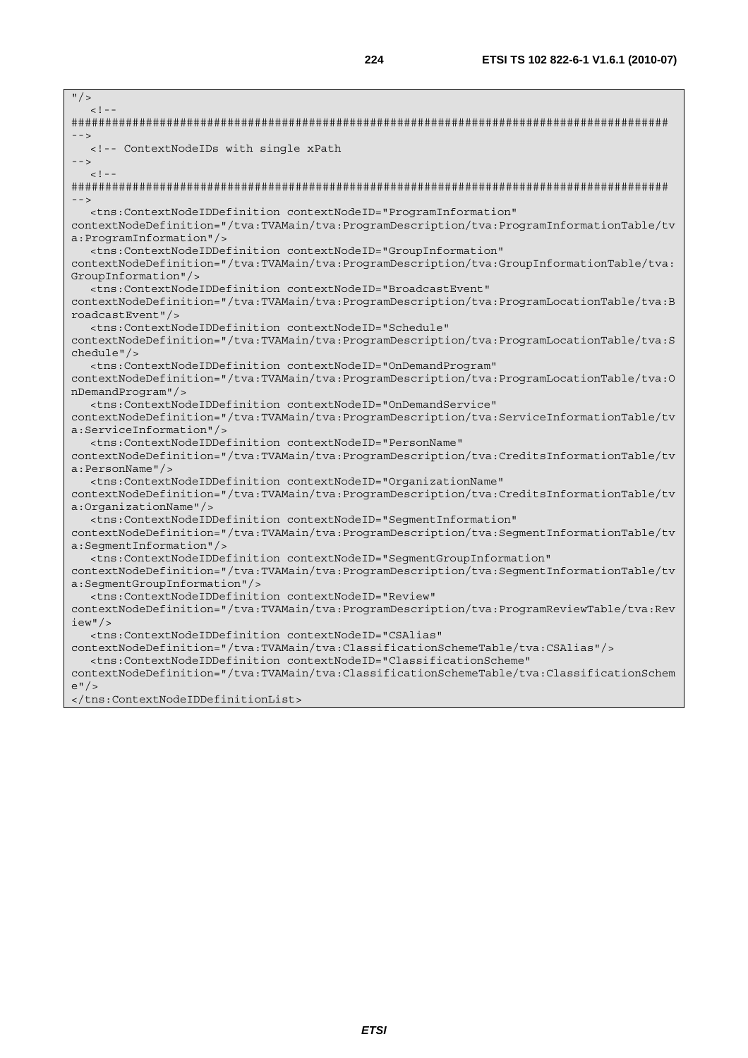```
"/>
   <!--
#########################################################################################
-->
   <!-- ContextNodeIDs with single xPath
-->
   <!--
#########################################################################################
-->
   <tns:ContextNodeIDDefinition contextNodeID="ProgramInformation"
contextNodeDefinition="/tva:TVAMain/tva:ProgramDescription/tva:ProgramInformationTable/tv
a:ProgramInformation"/>
   <tns:ContextNodeIDDefinition contextNodeID="GroupInformation"
contextNodeDefinition="/tva:TVAMain/tva:ProgramDescription/tva:GroupInformationTable/tva:
GroupInformation"/>
   <tns:ContextNodeIDDefinition contextNodeID="BroadcastEvent"
contextNodeDefinition="/tva:TVAMain/tva:ProgramDescription/tva:ProgramLocationTable/tva:B
roadcastEvent"/>
   <tns:ContextNodeIDDefinition contextNodeID="Schedule"
contextNodeDefinition="/tva:TVAMain/tva:ProgramDescription/tva:ProgramLocationTable/tva:S
chedule"/>
   <tns:ContextNodeIDDefinition contextNodeID="OnDemandProgram"
contextNodeDefinition="/tva:TVAMain/tva:ProgramDescription/tva:ProgramLocationTable/tva:O
nDemandProgram"/>
   <tns:ContextNodeIDDefinition contextNodeID="OnDemandService"
contextNodeDefinition="/tva:TVAMain/tva:ProgramDescription/tva:ServiceInformationTable/tv
a:ServiceInformation"/>
   <tns:ContextNodeIDDefinition contextNodeID="PersonName"
contextNodeDefinition="/tva:TVAMain/tva:ProgramDescription/tva:CreditsInformationTable/tv
a:PersonName"/>
   <tns:ContextNodeIDDefinition contextNodeID="OrganizationName"
contextNodeDefinition="/tva:TVAMain/tva:ProgramDescription/tva:CreditsInformationTable/tv
a:OrganizationName"/>
   <tns:ContextNodeIDDefinition contextNodeID="SegmentInformation"
contextNodeDefinition="/tva:TVAMain/tva:ProgramDescription/tva:SegmentInformationTable/tv
a:SegmentInformation"/>
   <tns:ContextNodeIDDefinition contextNodeID="SegmentGroupInformation"
contextNodeDefinition="/tva:TVAMain/tva:ProgramDescription/tva:SegmentInformationTable/tv
a:SegmentGroupInformation"/>
   <tns:ContextNodeIDDefinition contextNodeID="Review"
contextNodeDefinition="/tva:TVAMain/tva:ProgramDescription/tva:ProgramReviewTable/tva:Rev
iew"/>
   <tns:ContextNodeIDDefinition contextNodeID="CSAlias"
contextNodeDefinition="/tva:TVAMain/tva:ClassificationSchemeTable/tva:CSAlias"/>
   <tns:ContextNodeIDDefinition contextNodeID="ClassificationScheme"
contextNodeDefinition="/tva:TVAMain/tva:ClassificationSchemeTable/tva:ClassificationSchem
e"/>
</tns:ContextNodeIDDefinitionList>
```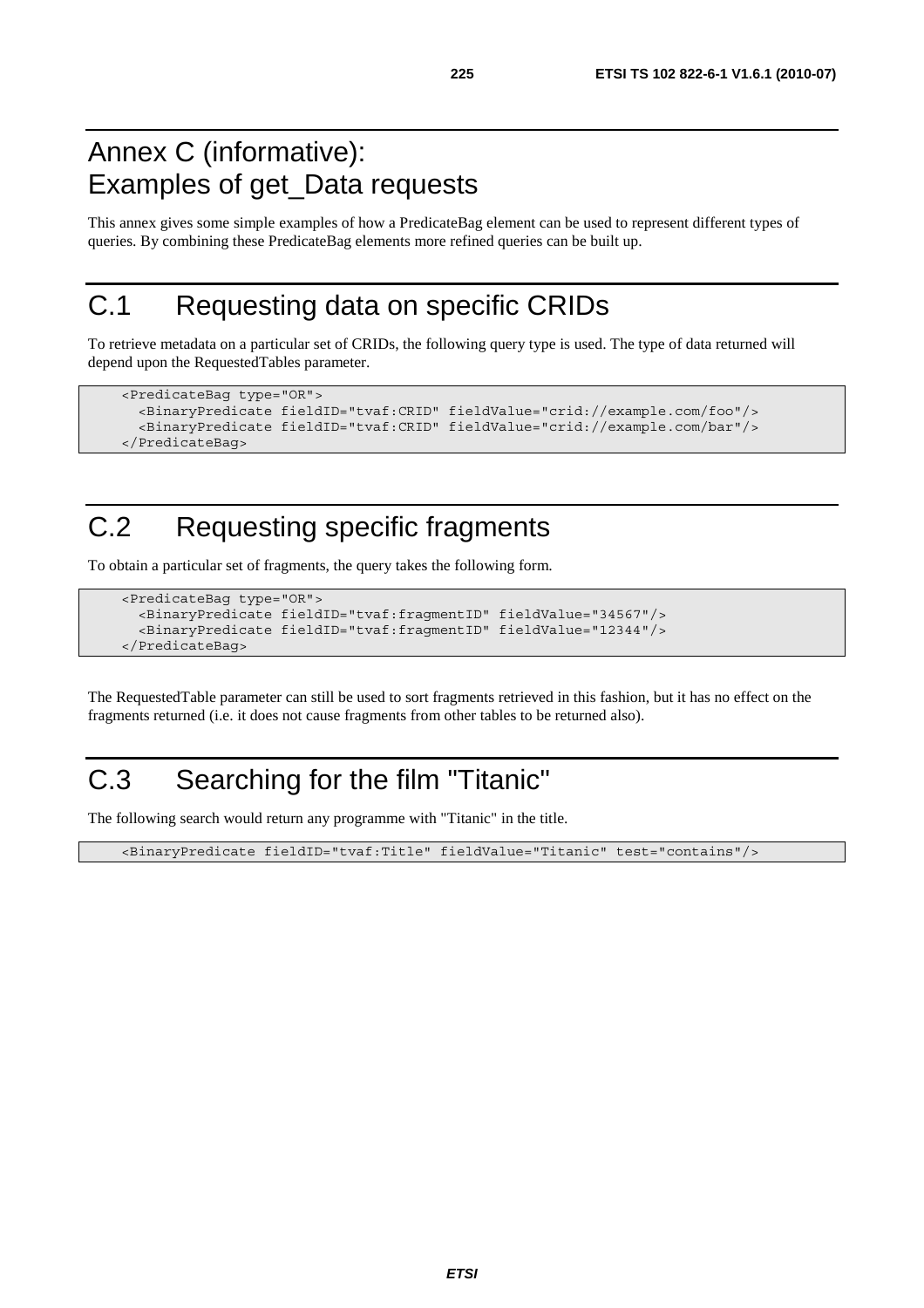# Annex C (informative): Examples of get_Data requests

This annex gives some simple examples of how a PredicateBag element can be used to represent different types of queries. By combining these PredicateBag elements more refined queries can be built up.

# C.1 Requesting data on specific CRIDs

To retrieve metadata on a particular set of CRIDs, the following query type is used. The type of data returned will depend upon the RequestedTables parameter.

```
<PredicateBag type="OR">
  <BinaryPredicate fieldID="tvaf:CRID" fieldValue="crid://example.com/foo"/>
  <BinaryPredicate fieldID="tvaf:CRID" fieldValue="crid://example.com/bar"/>
</PredicateBag>
```

# C.2 Requesting specific fragments

To obtain a particular set of fragments, the query takes the following form.

```
<PredicateBag type="OR">
  <BinaryPredicate fieldID="tvaf:fragmentID" fieldValue="34567"/>
  <BinaryPredicate fieldID="tvaf:fragmentID" fieldValue="12344"/>
</PredicateBag>
```

The RequestedTable parameter can still be used to sort fragments retrieved in this fashion, but it has no effect on the fragments returned (i.e. it does not cause fragments from other tables to be returned also).

# C.3 Searching for the film "Titanic"

The following search would return any programme with "Titanic" in the title.

```
<BinaryPredicate fieldID="tvaf:Title" fieldValue="Titanic" test="contains"/>
```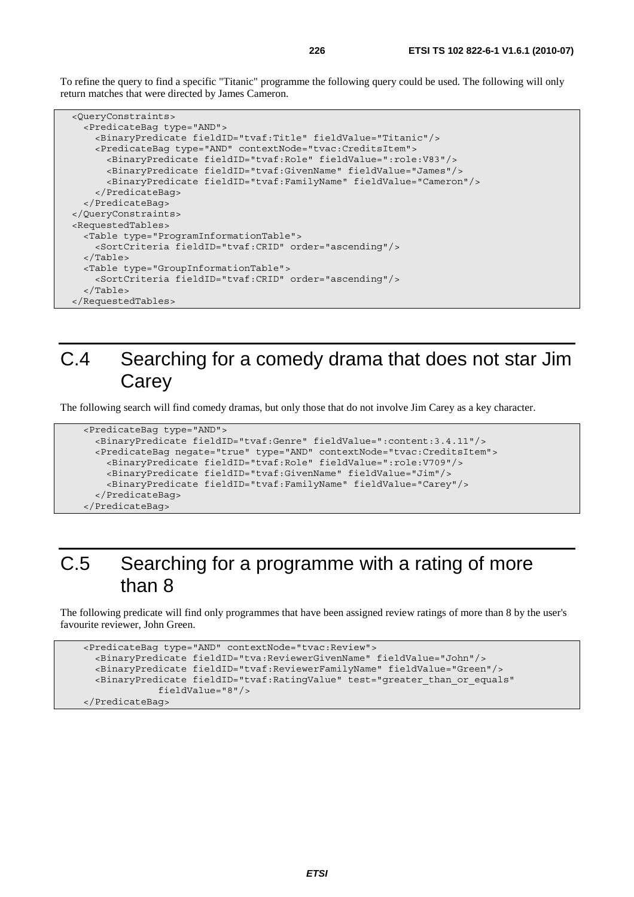To refine the query to find a specific "Titanic" programme the following query could be used. The following will only return matches that were directed by James Cameron.

```
<QueryConstraints>
  <PredicateBag type="AND">
    <BinaryPredicate fieldID="tvaf:Title" fieldValue="Titanic"/>
    <PredicateBag type="AND" contextNode="tvac:CreditsItem">
      <BinaryPredicate fieldID="tvaf:Role" fieldValue=":role:V83"/>
      <BinaryPredicate fieldID="tvaf:GivenName" fieldValue="James"/>
      <BinaryPredicate fieldID="tvaf:FamilyName" fieldValue="Cameron"/>
    </PredicateBag>
  </PredicateBag>
</QueryConstraints>
<RequestedTables>
  <Table type="ProgramInformationTable">
    <SortCriteria fieldID="tvaf:CRID" order="ascending"/>
  </Table>
  <Table type="GroupInformationTable">
    <SortCriteria fieldID="tvaf:CRID" order="ascending"/>
  </Table>
</RequestedTables>
```

# C.4 Searching for a comedy drama that does not star Jim Carey

The following search will find comedy dramas, but only those that do not involve Jim Carey as a key character.

```
<PredicateBag type="AND">
  <BinaryPredicate fieldID="tvaf:Genre" fieldValue=":content:3.4.11"/>
  <PredicateBag negate="true" type="AND" contextNode="tvac:CreditsItem">
    <BinaryPredicate fieldID="tvaf:Role" fieldValue=":role:V709"/>
    <BinaryPredicate fieldID="tvaf:GivenName" fieldValue="Jim"/>
    <BinaryPredicate fieldID="tvaf:FamilyName" fieldValue="Carey"/>
  </PredicateBag>
</PredicateBag>
```

# C.5 Searching for a programme with a rating of more than 8

The following predicate will find only programmes that have been assigned review ratings of more than 8 by the user's favourite reviewer, John Green.

```
<PredicateBag type="AND" contextNode="tvac:Review">
  <BinaryPredicate fieldID="tva:ReviewerGivenName" fieldValue="John"/>
  <BinaryPredicate fieldID="tvaf:ReviewerFamilyName" fieldValue="Green"/>
  <BinaryPredicate fieldID="tvaf:RatingValue" test="greater_than_or_equals"
            fieldValue="8"/>
</PredicateBag>
```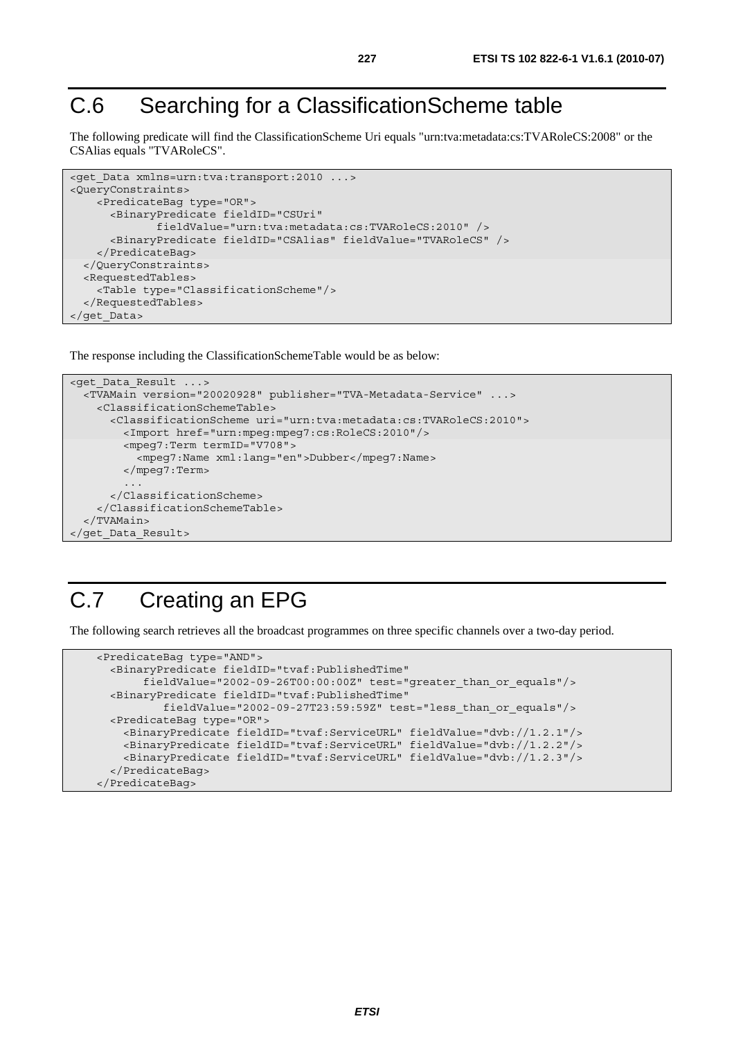# C.6 Searching for a ClassificationScheme table

The following predicate will find the ClassificationScheme Uri equals "urn:tva:metadata:cs:TVARoleCS:2008" or the CSAlias equals "TVARoleCS".

```
<get_Data xmlns=urn:tva:transport:2010 ...>
<QueryConstraints>
    <PredicateBag type="OR">
      <BinaryPredicate fieldID="CSUri"
             fieldValue="urn:tva:metadata:cs:TVARoleCS:2010" />
      <BinaryPredicate fieldID="CSAlias" fieldValue="TVARoleCS" />
    </PredicateBag>
  </QueryConstraints>
  <RequestedTables>
    <Table type="ClassificationScheme"/>
  </RequestedTables>
</get_Data>
```

The response including the ClassificationSchemeTable would be as below:

```
<get_Data_Result ...>
  <TVAMain version="20020928" publisher="TVA-Metadata-Service" ...>
    <ClassificationSchemeTable>
      <ClassificationScheme uri="urn:tva:metadata:cs:TVARoleCS:2010">
        <Import href="urn:mpeg:mpeg7:cs:RoleCS:2010"/>
        <mpeg7:Term termID="V708">
          <mpeg7:Name xml:lang="en">Dubber</mpeg7:Name>
        </mpeg7:Term>
        ...
      </ClassificationScheme>
    </ClassificationSchemeTable>
  </TVAMain>
</get_Data_Result>
```

# C.7 Creating an EPG

The following search retrieves all the broadcast programmes on three specific channels over a two-day period.

```
    <PredicateBag type="AND">
      <BinaryPredicate fieldID="tvaf:PublishedTime"
           fieldValue="2002-09-26T00:00:00Z" test="greater_than_or_equals"/>
      <BinaryPredicate fieldID="tvaf:PublishedTime"
             fieldValue="2002-09-27T23:59:59Z" test="less_than_or_equals"/>
      <PredicateBag type="OR">
        <BinaryPredicate fieldID="tvaf:ServiceURL" fieldValue="dvb://1.2.1"/>
        <BinaryPredicate fieldID="tvaf:ServiceURL" fieldValue="dvb://1.2.2"/>
        <BinaryPredicate fieldID="tvaf:ServiceURL" fieldValue="dvb://1.2.3"/>
      </PredicateBag>
    </PredicateBag>
```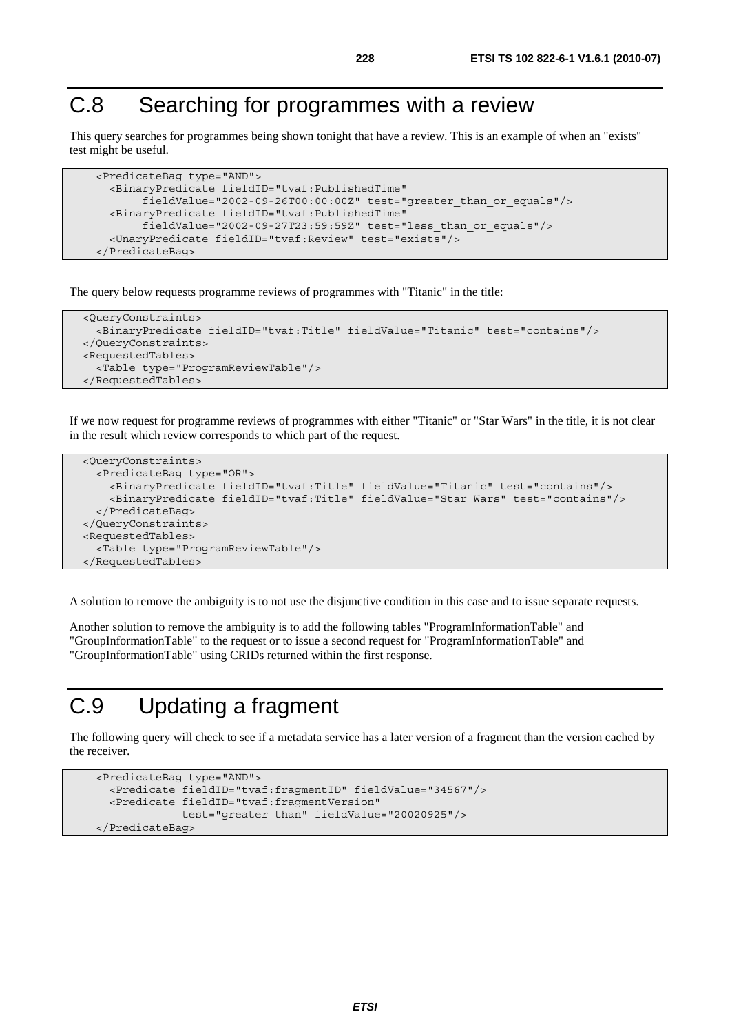# C.8 Searching for programmes with a review

This query searches for programmes being shown tonight that have a review. This is an example of when an "exists" test might be useful.

```
<PredicateBag type="AND">
  <BinaryPredicate fieldID="tvaf:PublishedTime"
       fieldValue="2002-09-26T00:00:00Z" test="greater_than_or_equals"/>
  <BinaryPredicate fieldID="tvaf:PublishedTime"
       fieldValue="2002-09-27T23:59:59Z" test="less_than_or_equals"/>
  <UnaryPredicate fieldID="tvaf:Review" test="exists"/>
</PredicateBag>
```

The query below requests programme reviews of programmes with "Titanic" in the title:

```
<QueryConstraints>
  <BinaryPredicate fieldID="tvaf:Title" fieldValue="Titanic" test="contains"/>
</QueryConstraints>
<RequestedTables>
  <Table type="ProgramReviewTable"/>
</RequestedTables>
```

If we now request for programme reviews of programmes with either "Titanic" or "Star Wars" in the title, it is not clear in the result which review corresponds to which part of the request.

```
<QueryConstraints>
  <PredicateBag type="OR">
    <BinaryPredicate fieldID="tvaf:Title" fieldValue="Titanic" test="contains"/>
    <BinaryPredicate fieldID="tvaf:Title" fieldValue="Star Wars" test="contains"/>
  </PredicateBag>
</QueryConstraints>
<RequestedTables>
  <Table type="ProgramReviewTable"/>
</RequestedTables>
```

A solution to remove the ambiguity is to not use the disjunctive condition in this case and to issue separate requests.

Another solution to remove the ambiguity is to add the following tables "ProgramInformationTable" and "GroupInformationTable" to the request or to issue a second request for "ProgramInformationTable" and "GroupInformationTable" using CRIDs returned within the first response.

# C.9 Updating a fragment

The following query will check to see if a metadata service has a later version of a fragment than the version cached by the receiver.

```
<PredicateBag type="AND">
  <Predicate fieldID="tvaf:fragmentID" fieldValue="34567"/>
  <Predicate fieldID="tvaf:fragmentVersion"
            test="greater_than" fieldValue="20020925"/>
</PredicateBag>
```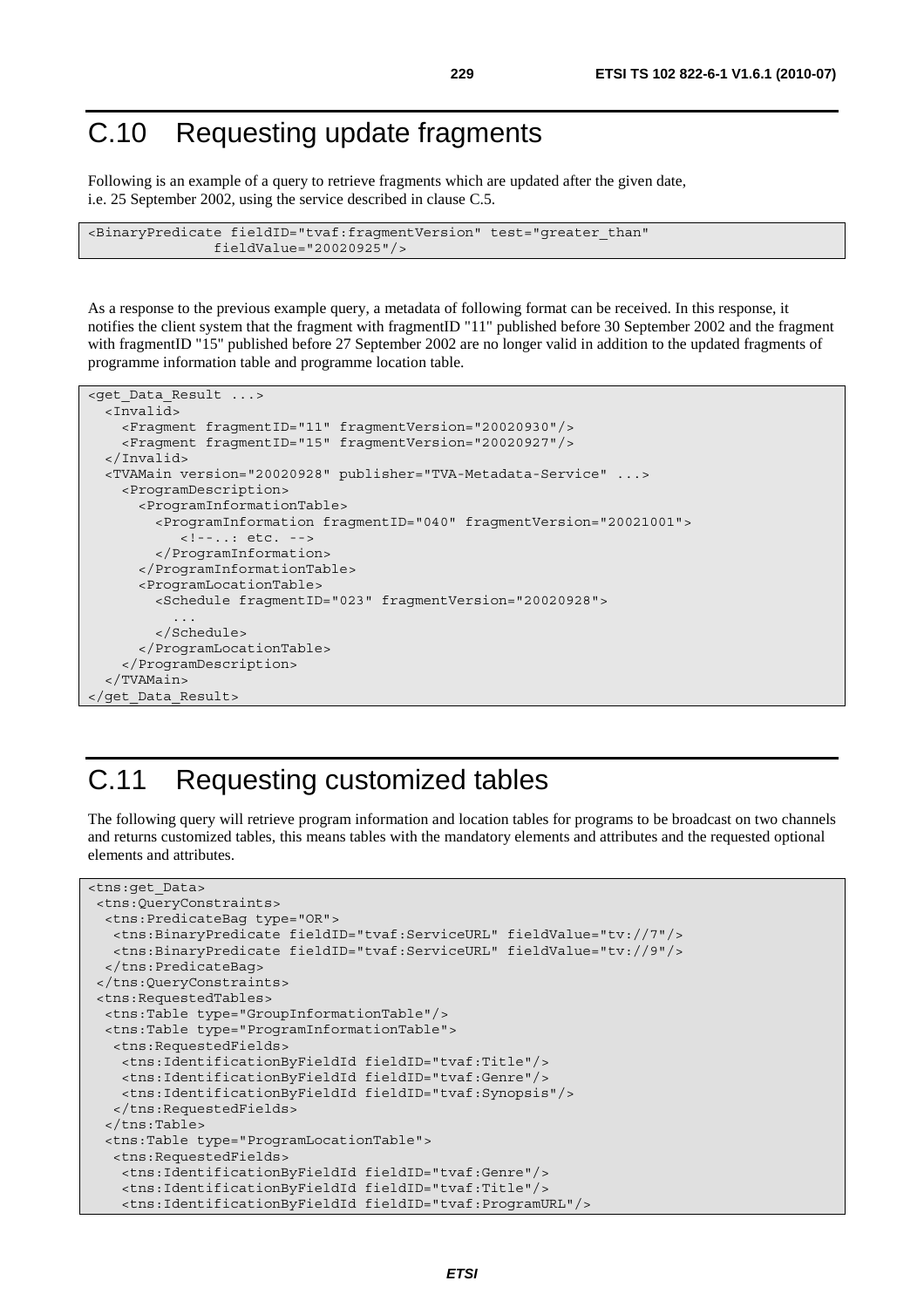# C.10 Requesting update fragments

Following is an example of a query to retrieve fragments which are updated after the given date, i.e. 25 September 2002, using the service described in clause C.5.

```
<BinaryPredicate fieldID="tvaf:fragmentVersion" test="greater_than"
              fieldValue="20020925"/>
```

As a response to the previous example query, a metadata of following format can be received. In this response, it notifies the client system that the fragment with fragmentID "11" published before 30 September 2002 and the fragment with fragmentID "15" published before 27 September 2002 are no longer valid in addition to the updated fragments of programme information table and programme location table.

```
<get_Data_Result ...>
  <Invalid>
    <Fragment fragmentID="11" fragmentVersion="20020930"/>
    <Fragment fragmentID="15" fragmentVersion="20020927"/>
  </Invalid>
  <TVAMain version="20020928" publisher="TVA-Metadata-Service" ...>
    <ProgramDescription>
      <ProgramInformationTable>
        <ProgramInformation fragmentID="040" fragmentVersion="20021001">
           <!--..: etc. -->
        </ProgramInformation>
      </ProgramInformationTable>
      <ProgramLocationTable>
        <Schedule fragmentID="023" fragmentVersion="20020928">
          ...
        </Schedule>
      </ProgramLocationTable>
    </ProgramDescription>
  </TVAMain>
</get_Data_Result>
```

# C.11 Requesting customized tables

The following query will retrieve program information and location tables for programs to be broadcast on two channels and returns customized tables, this means tables with the mandatory elements and attributes and the requested optional elements and attributes.

```
<tns:get_Data>
 <tns:QueryConstraints>
  <tns:PredicateBag type="OR">
   <tns:BinaryPredicate fieldID="tvaf:ServiceURL" fieldValue="tv://7"/>
   <tns:BinaryPredicate fieldID="tvaf:ServiceURL" fieldValue="tv://9"/>
  </tns:PredicateBag>
 </tns:QueryConstraints>
 <tns:RequestedTables>
  <tns:Table type="GroupInformationTable"/>
  <tns:Table type="ProgramInformationTable">
   <tns:RequestedFields>
    <tns:IdentificationByFieldId fieldID="tvaf:Title"/>
    <tns:IdentificationByFieldId fieldID="tvaf:Genre"/>
    <tns:IdentificationByFieldId fieldID="tvaf:Synopsis"/>
   </tns:RequestedFields>
  </tns:Table>
  <tns:Table type="ProgramLocationTable">
   <tns:RequestedFields>
    <tns:IdentificationByFieldId fieldID="tvaf:Genre"/>
    <tns:IdentificationByFieldId fieldID="tvaf:Title"/>
    <tns:IdentificationByFieldId fieldID="tvaf:ProgramURL"/>
```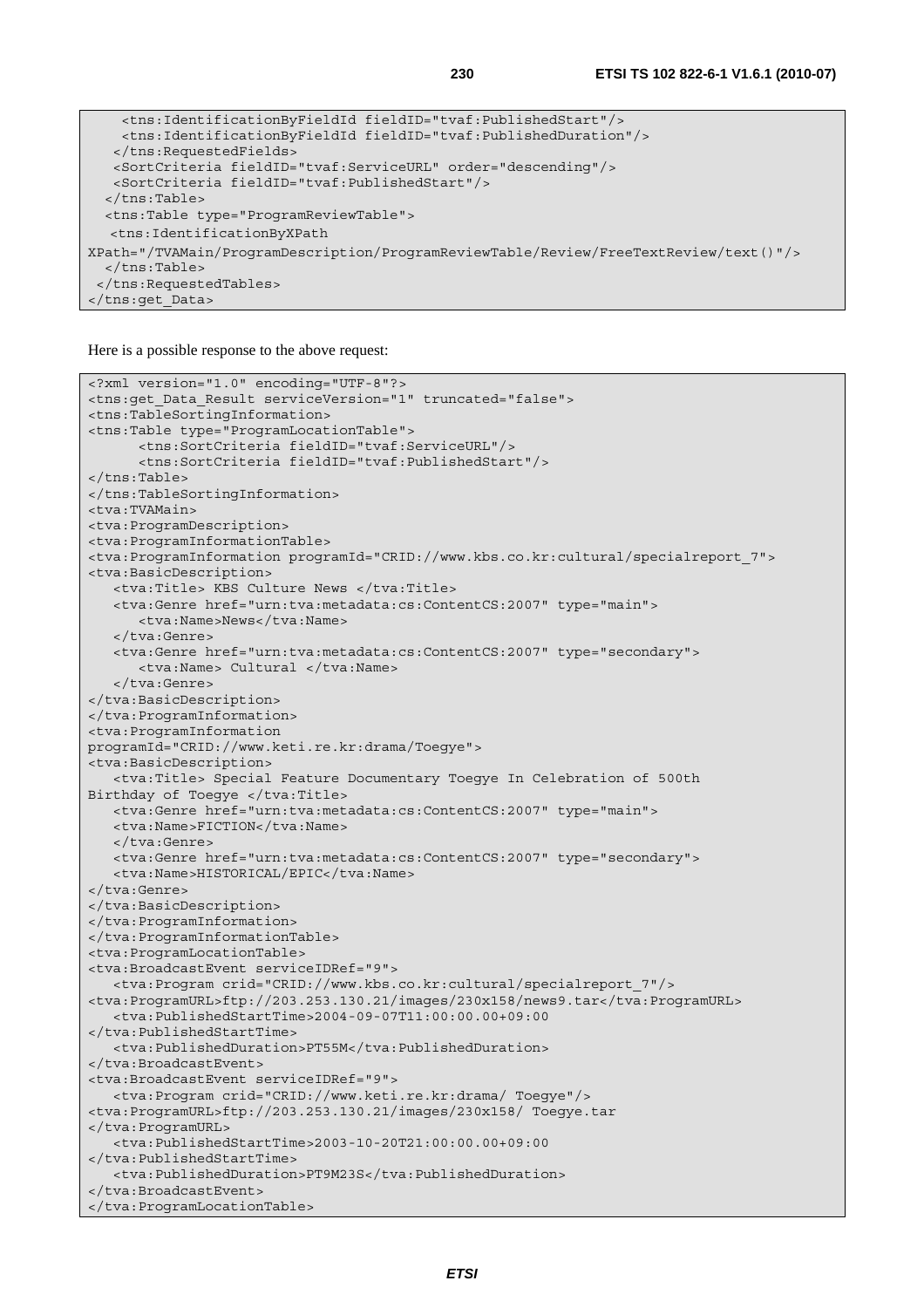```
    <tns:IdentificationByFieldId fieldID="tvaf:PublishedStart"/>
    <tns:IdentificationByFieldId fieldID="tvaf:PublishedDuration"/>
   </tns:RequestedFields>
   <SortCriteria fieldID="tvaf:ServiceURL" order="descending"/>
   <SortCriteria fieldID="tvaf:PublishedStart"/>
  </tns:Table>
  <tns:Table type="ProgramReviewTable">
   <tns:IdentificationByXPath 
XPath="/TVAMain/ProgramDescription/ProgramReviewTable/Review/FreeTextReview/text()"/>
  </tns:Table>
 </tns:RequestedTables>
</tns:get_Data>
```

Here is a possible response to the above request:

```
<?xml version="1.0" encoding="UTF-8"?>
<tns:get_Data_Result serviceVersion="1" truncated="false">
<tns:TableSortingInformation>
<tns:Table type="ProgramLocationTable">
      <tns:SortCriteria fieldID="tvaf:ServiceURL"/>
      <tns:SortCriteria fieldID="tvaf:PublishedStart"/>
</tns:Table>
</tns:TableSortingInformation>
<tva:TVAMain>
<tva:ProgramDescription>
<tva:ProgramInformationTable>
<tva:ProgramInformation programId="CRID://www.kbs.co.kr:cultural/specialreport_7">
<tva:BasicDescription>
   <tva:Title> KBS Culture News </tva:Title>
   <tva:Genre href="urn:tva:metadata:cs:ContentCS:2007" type="main">
      <tva:Name>News</tva:Name>
   </tva:Genre>
   <tva:Genre href="urn:tva:metadata:cs:ContentCS:2007" type="secondary">
      <tva:Name> Cultural </tva:Name>
   </tva:Genre>
</tva:BasicDescription>
</tva:ProgramInformation>
<tva:ProgramInformation 
programId="CRID://www.keti.re.kr:drama/Toegye">
<tva:BasicDescription>
   <tva:Title> Special Feature Documentary Toegye In Celebration of 500th 
Birthday of Toegye </tva:Title>
   <tva:Genre href="urn:tva:metadata:cs:ContentCS:2007" type="main">
   <tva:Name>FICTION</tva:Name>
   </tva:Genre>
   <tva:Genre href="urn:tva:metadata:cs:ContentCS:2007" type="secondary">
   <tva:Name>HISTORICAL/EPIC</tva:Name>
</tva:Genre>
</tva:BasicDescription>
</tva:ProgramInformation>
</tva:ProgramInformationTable>
<tva:ProgramLocationTable>
<tva:BroadcastEvent serviceIDRef="9">
   <tva:Program crid="CRID://www.kbs.co.kr:cultural/specialreport_7"/>
<tva:ProgramURL>ftp://203.253.130.21/images/230x158/news9.tar</tva:ProgramURL>
   <tva:PublishedStartTime>2004-09-07T11:00:00.00+09:00
</tva:PublishedStartTime>
   <tva:PublishedDuration>PT55M</tva:PublishedDuration>
</tva:BroadcastEvent>
<tva:BroadcastEvent serviceIDRef="9">
   <tva:Program crid="CRID://www.keti.re.kr:drama/ Toegye"/>
<tva:ProgramURL>ftp://203.253.130.21/images/230x158/ Toegye.tar
</tva:ProgramURL>
   <tva:PublishedStartTime>2003-10-20T21:00:00.00+09:00
</tva:PublishedStartTime>
   <tva:PublishedDuration>PT9M23S</tva:PublishedDuration>
</tva:BroadcastEvent>
</tva:ProgramLocationTable>
```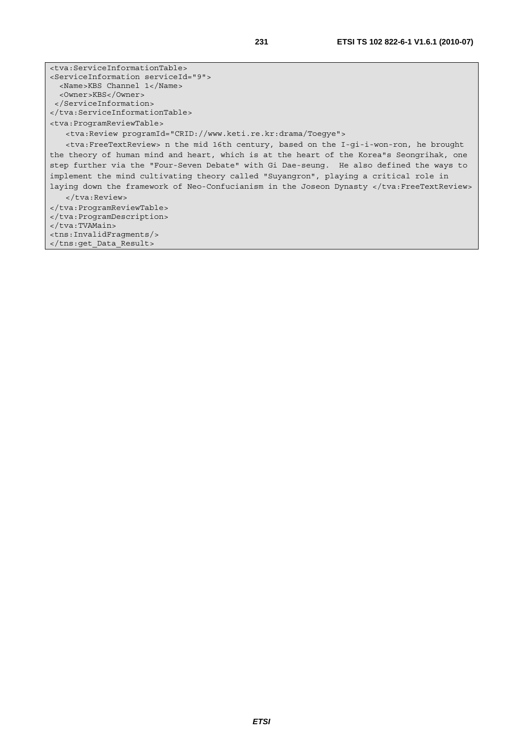```
<tva:ServiceInformationTable>
<ServiceInformation serviceId="9">
  <Name>KBS Channel 1</Name>
  <Owner>KBS</Owner>
 </ServiceInformation>
</tva:ServiceInformationTable>
<tva:ProgramReviewTable>
   <tva:Review programId="CRID://www.keti.re.kr:drama/Toegye">
   <tva:FreeTextReview> n the mid 16th century, based on the I-gi-i-won-ron, he brought 
the theory of human mind and heart, which is at the heart of the Korea"s Seongrihak, one 
step further via the "Four-Seven Debate" with Gi Dae-seung.  He also defined the ways to 
implement the mind cultivating theory called "Suyangron", playing a critical role in 
laying down the framework of Neo-Confucianism in the Joseon Dynasty </tva:FreeTextReview>
   </tva:Review>
</tva:ProgramReviewTable>
</tva:ProgramDescription>
</tva:TVAMain>
<tns:InvalidFragments/>
</tns:get_Data_Result>
```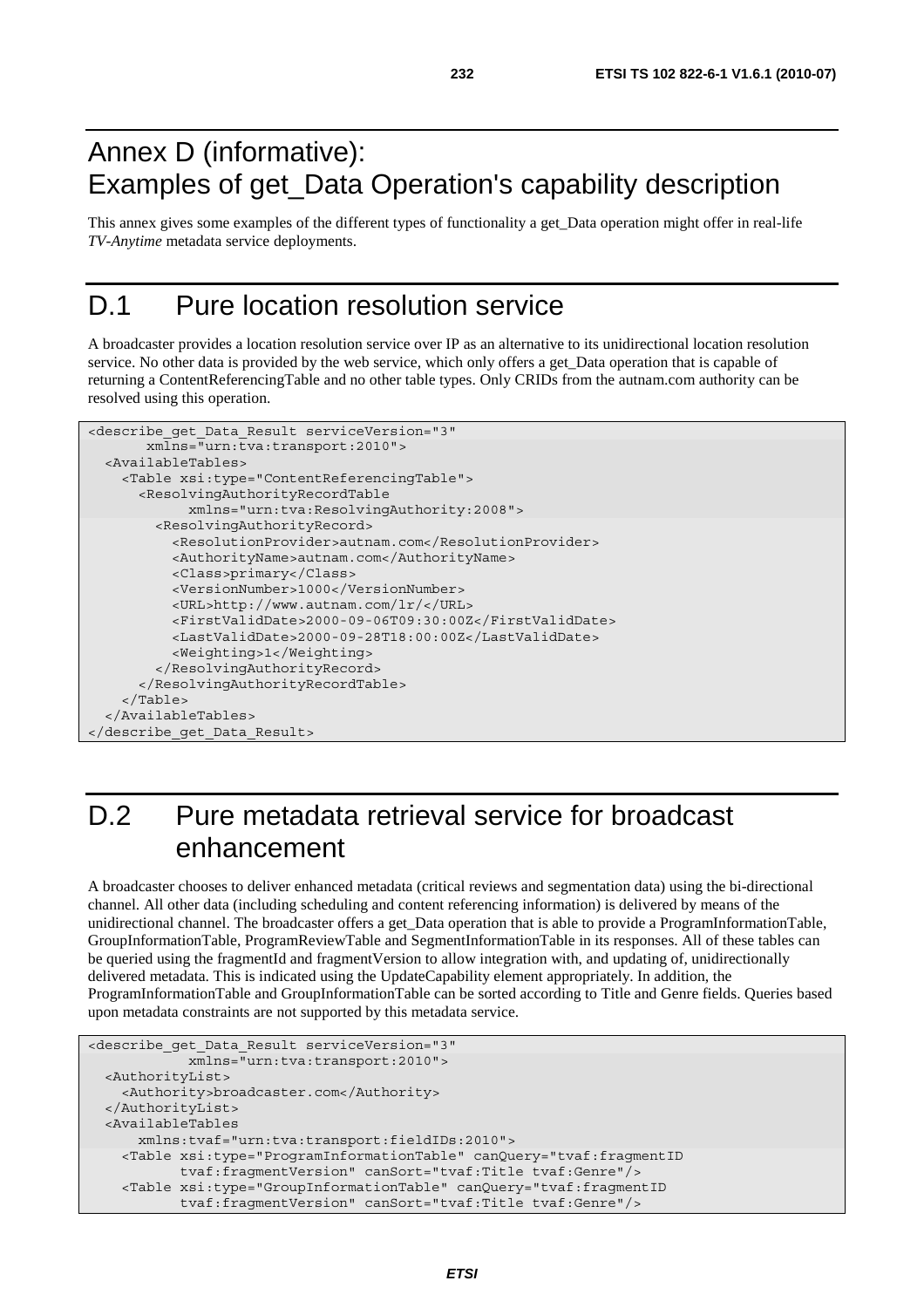# Annex D (informative): Examples of get_Data Operation's capability description

This annex gives some examples of the different types of functionality a get_Data operation might offer in real-life *TV-Anytime* metadata service deployments.

# D.1 Pure location resolution service

A broadcaster provides a location resolution service over IP as an alternative to its unidirectional location resolution service. No other data is provided by the web service, which only offers a get_Data operation that is capable of returning a ContentReferencingTable and no other table types. Only CRIDs from the autnam.com authority can be resolved using this operation.

```
<describe_get_Data_Result serviceVersion="3"
       xmlns="urn:tva:transport:2010">
  <AvailableTables>
    <Table xsi:type="ContentReferencingTable">
      <ResolvingAuthorityRecordTable
            xmlns="urn:tva:ResolvingAuthority:2008">
        <ResolvingAuthorityRecord>
          <ResolutionProvider>autnam.com</ResolutionProvider>
          <AuthorityName>autnam.com</AuthorityName>
          <Class>primary</Class>
          <VersionNumber>1000</VersionNumber>
          <URL>http://www.autnam.com/lr/</URL>
          <FirstValidDate>2000-09-06T09:30:00Z</FirstValidDate>
          <LastValidDate>2000-09-28T18:00:00Z</LastValidDate>
          <Weighting>1</Weighting>
        </ResolvingAuthorityRecord>
      </ResolvingAuthorityRecordTable>
    </Table>
  </AvailableTables>
</describe_get_Data_Result>
```

# D.2 Pure metadata retrieval service for broadcast enhancement

A broadcaster chooses to deliver enhanced metadata (critical reviews and segmentation data) using the bi-directional channel. All other data (including scheduling and content referencing information) is delivered by means of the unidirectional channel. The broadcaster offers a get_Data operation that is able to provide a ProgramInformationTable, GroupInformationTable, ProgramReviewTable and SegmentInformationTable in its responses. All of these tables can be queried using the fragmentId and fragmentVersion to allow integration with, and updating of, unidirectionally delivered metadata. This is indicated using the UpdateCapability element appropriately. In addition, the ProgramInformationTable and GroupInformationTable can be sorted according to Title and Genre fields. Queries based upon metadata constraints are not supported by this metadata service.

```
<describe_get_Data_Result serviceVersion="3"
            xmlns="urn:tva:transport:2010">
  <AuthorityList>
    <Authority>broadcaster.com</Authority>
  </AuthorityList>
  <AvailableTables
      xmlns:tvaf="urn:tva:transport:fieldIDs:2010">
    <Table xsi:type="ProgramInformationTable" canQuery="tvaf:fragmentID
           tvaf:fragmentVersion" canSort="tvaf:Title tvaf:Genre"/>
    <Table xsi:type="GroupInformationTable" canQuery="tvaf:fragmentID
           tvaf:fragmentVersion" canSort="tvaf:Title tvaf:Genre"/>
```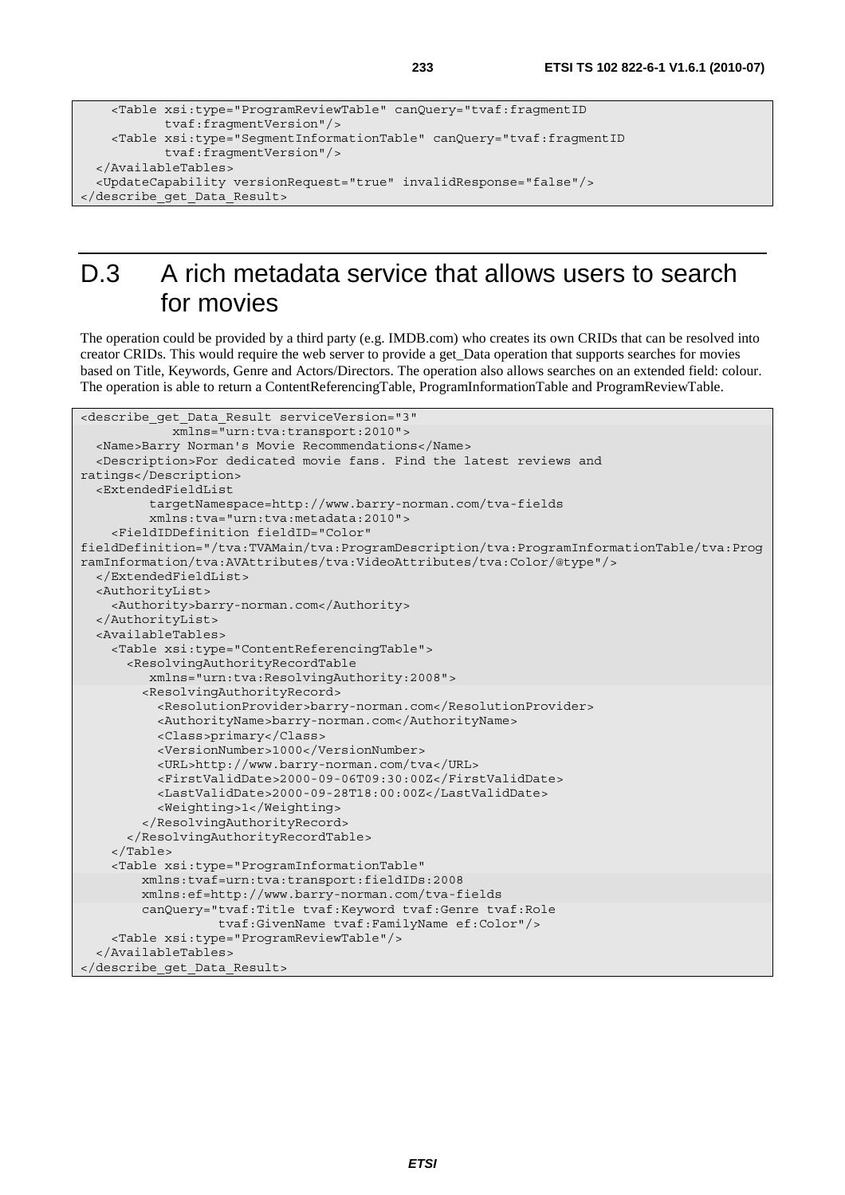```
    <Table xsi:type="ProgramReviewTable" canQuery="tvaf:fragmentID
          tvaf:fragmentVersion"/>
    <Table xsi:type="SegmentInformationTable" canQuery="tvaf:fragmentID
          tvaf:fragmentVersion"/>
  </AvailableTables>
  <UpdateCapability versionRequest="true" invalidResponse="false"/>
</describe_get_Data_Result>
```

# D.3 A rich metadata service that allows users to search for movies

The operation could be provided by a third party (e.g. IMDB.com) who creates its own CRIDs that can be resolved into creator CRIDs. This would require the web server to provide a get_Data operation that supports searches for movies based on Title, Keywords, Genre and Actors/Directors. The operation also allows searches on an extended field: colour. The operation is able to return a ContentReferencingTable, ProgramInformationTable and ProgramReviewTable.

```
<describe_get_Data_Result serviceVersion="3"
           xmlns="urn:tva:transport:2010">
  <Name>Barry Norman's Movie Recommendations</Name>
  <Description>For dedicated movie fans. Find the latest reviews and
ratings</Description>
  <ExtendedFieldList
         targetNamespace=http://www.barry-norman.com/tva-fields
         xmlns:tva="urn:tva:metadata:2010">
    <FieldIDDefinition fieldID="Color"
fieldDefinition="/tva:TVAMain/tva:ProgramDescription/tva:ProgramInformationTable/tva:Prog
ramInformation/tva:AVAttributes/tva:VideoAttributes/tva:Color/@type"/>
  </ExtendedFieldList>
  <AuthorityList>
    <Authority>barry-norman.com</Authority>
  </AuthorityList>
  <AvailableTables>
    <Table xsi:type="ContentReferencingTable">
      <ResolvingAuthorityRecordTable
         xmlns="urn:tva:ResolvingAuthority:2008">
        <ResolvingAuthorityRecord>
          <ResolutionProvider>barry-norman.com</ResolutionProvider>
          <AuthorityName>barry-norman.com</AuthorityName>
          <Class>primary</Class>
          <VersionNumber>1000</VersionNumber>
          <URL>http://www.barry-norman.com/tva</URL>
          <FirstValidDate>2000-09-06T09:30:00Z</FirstValidDate>
          <LastValidDate>2000-09-28T18:00:00Z</LastValidDate>
          <Weighting>1</Weighting>
        </ResolvingAuthorityRecord>
      </ResolvingAuthorityRecordTable>
    </Table>
    <Table xsi:type="ProgramInformationTable"
        xmlns:tvaf=urn:tva:transport:fieldIDs:2008
        xmlns:ef=http://www.barry-norman.com/tva-fields
        canQuery="tvaf:Title tvaf:Keyword tvaf:Genre tvaf:Role
                 tvaf:GivenName tvaf:FamilyName ef:Color"/>
    <Table xsi:type="ProgramReviewTable"/>
  </AvailableTables>
</describe_get_Data_Result>
```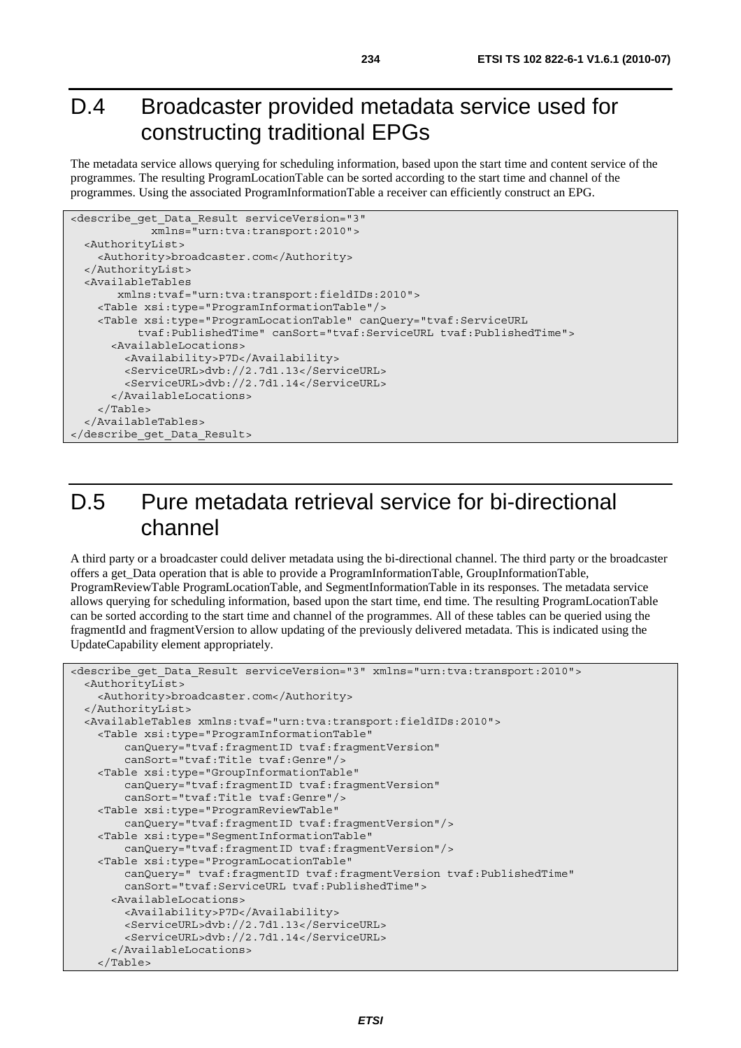# D.4 Broadcaster provided metadata service used for constructing traditional EPGs

The metadata service allows querying for scheduling information, based upon the start time and content service of the programmes. The resulting ProgramLocationTable can be sorted according to the start time and channel of the programmes. Using the associated ProgramInformationTable a receiver can efficiently construct an EPG.

```
<describe_get_Data_Result serviceVersion="3"
           xmlns="urn:tva:transport:2010">
  <AuthorityList>
    <Authority>broadcaster.com</Authority>
  </AuthorityList>
  <AvailableTables
       xmlns:tvaf="urn:tva:transport:fieldIDs:2010">
    <Table xsi:type="ProgramInformationTable"/>
    <Table xsi:type="ProgramLocationTable" canQuery="tvaf:ServiceURL
         tvaf:PublishedTime" canSort="tvaf:ServiceURL tvaf:PublishedTime">
      <AvailableLocations>
        <Availability>P7D</Availability>
        <ServiceURL>dvb://2.7d1.13</ServiceURL>
        <ServiceURL>dvb://2.7d1.14</ServiceURL>
      </AvailableLocations>
    </Table>
  </AvailableTables>
</describe_get_Data_Result>
```

# D.5 Pure metadata retrieval service for bi-directional channel

A third party or a broadcaster could deliver metadata using the bi-directional channel. The third party or the broadcaster offers a get_Data operation that is able to provide a ProgramInformationTable, GroupInformationTable, ProgramReviewTable ProgramLocationTable, and SegmentInformationTable in its responses. The metadata service allows querying for scheduling information, based upon the start time, end time. The resulting ProgramLocationTable can be sorted according to the start time and channel of the programmes. All of these tables can be queried using the fragmentId and fragmentVersion to allow updating of the previously delivered metadata. This is indicated using the UpdateCapability element appropriately.

```
<describe_get_Data_Result serviceVersion="3" xmlns="urn:tva:transport:2010">
  <AuthorityList>
    <Authority>broadcaster.com</Authority>
  </AuthorityList>
  <AvailableTables xmlns:tvaf="urn:tva:transport:fieldIDs:2010">
    <Table xsi:type="ProgramInformationTable"
        canQuery="tvaf:fragmentID tvaf:fragmentVersion"
        canSort="tvaf:Title tvaf:Genre"/>
    <Table xsi:type="GroupInformationTable"
        canQuery="tvaf:fragmentID tvaf:fragmentVersion"
        canSort="tvaf:Title tvaf:Genre"/>
    <Table xsi:type="ProgramReviewTable"
        canQuery="tvaf:fragmentID tvaf:fragmentVersion"/>
    <Table xsi:type="SegmentInformationTable"
        canQuery="tvaf:fragmentID tvaf:fragmentVersion"/>
    <Table xsi:type="ProgramLocationTable"
        canQuery=" tvaf:fragmentID tvaf:fragmentVersion tvaf:PublishedTime"
        canSort="tvaf:ServiceURL tvaf:PublishedTime">
      <AvailableLocations>
        <Availability>P7D</Availability>
        <ServiceURL>dvb://2.7d1.13</ServiceURL>
        <ServiceURL>dvb://2.7d1.14</ServiceURL>
      </AvailableLocations>
    </Table>
```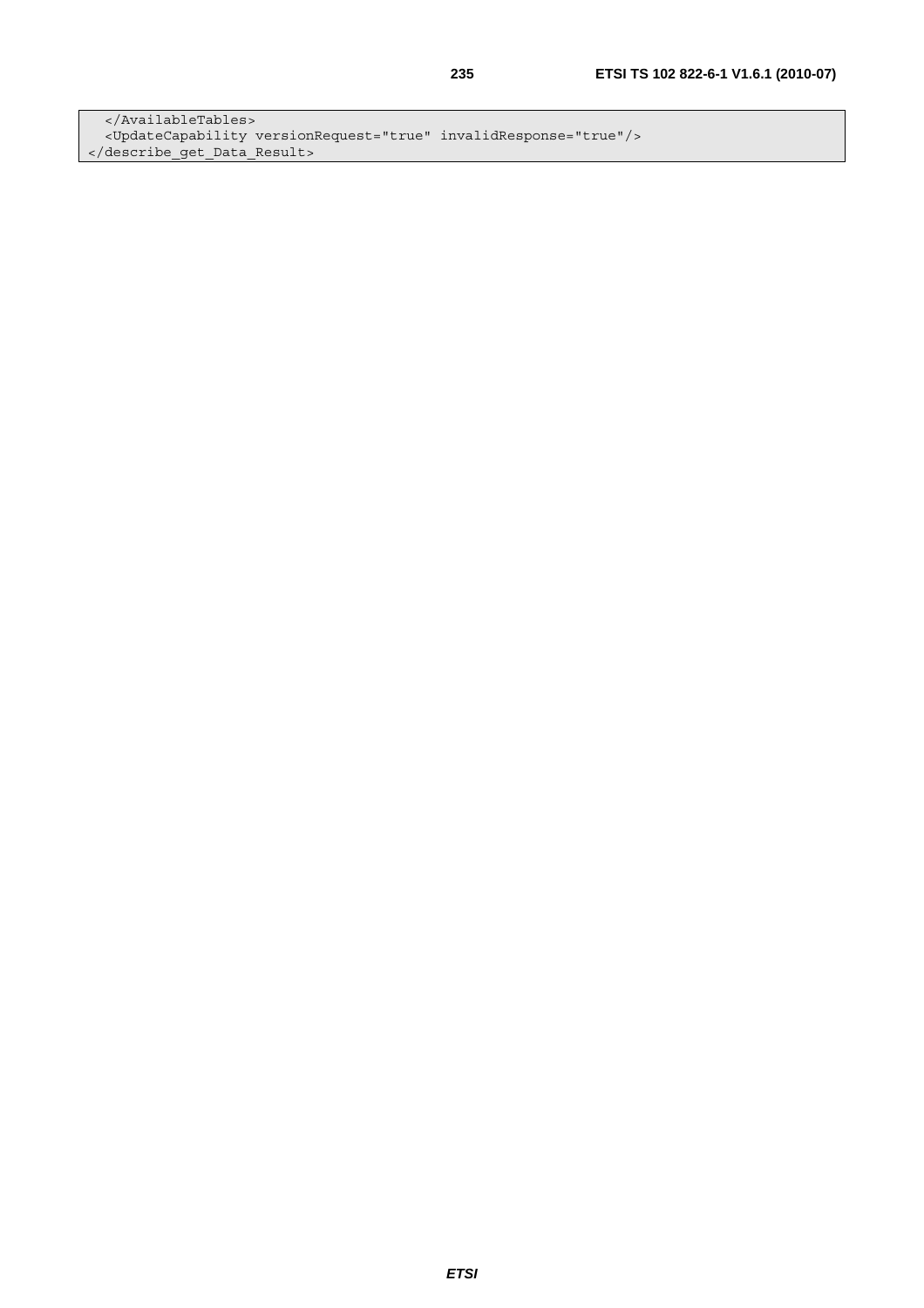```
  </AvailableTables>
  <UpdateCapability versionRequest="true" invalidResponse="true"/>
</describe_get_Data_Result>
```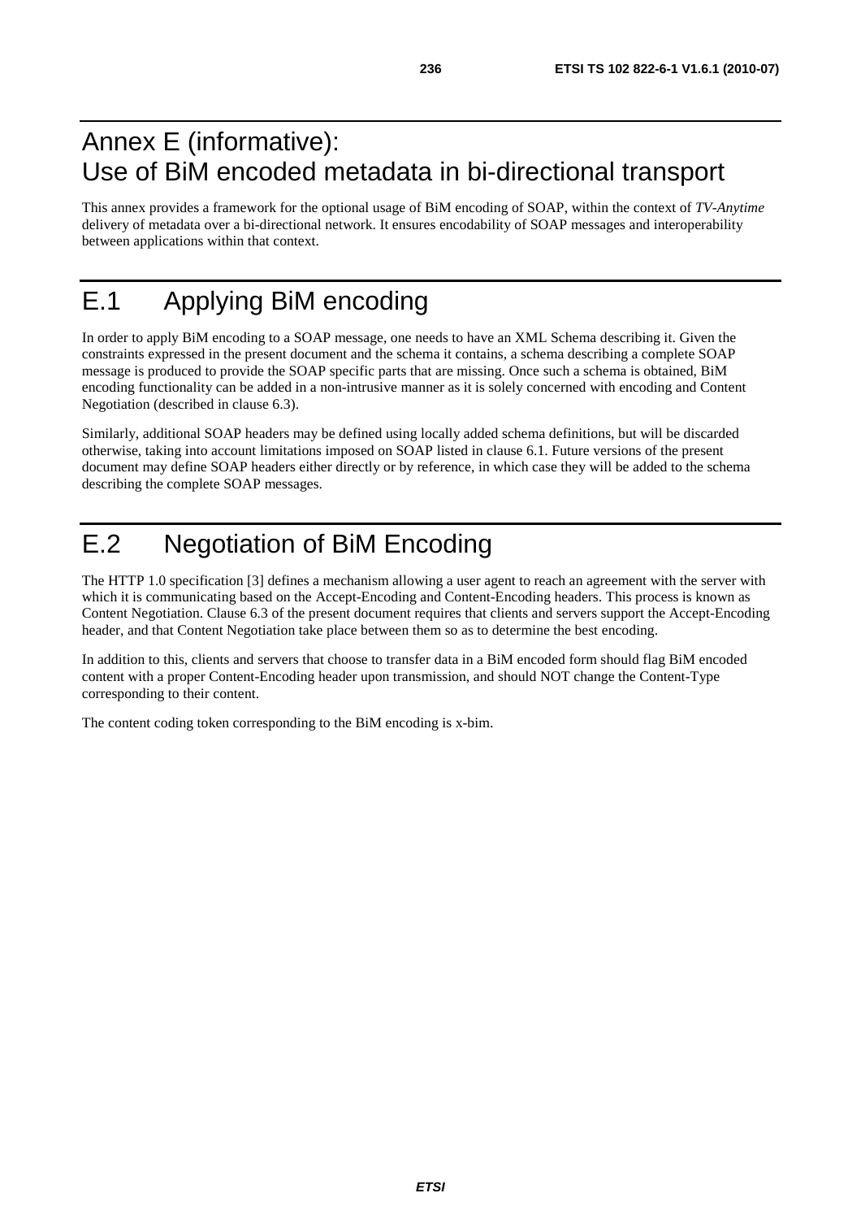# Annex E (informative): Use of BiM encoded metadata in bi-directional transport

This annex provides a framework for the optional usage of BiM encoding of SOAP, within the context of *TV-Anytime* delivery of metadata over a bi-directional network. It ensures encodability of SOAP messages and interoperability between applications within that context.

# E.1 Applying BiM encoding

In order to apply BiM encoding to a SOAP message, one needs to have an XML Schema describing it. Given the constraints expressed in the present document and the schema it contains, a schema describing a complete SOAP message is produced to provide the SOAP specific parts that are missing. Once such a schema is obtained, BiM encoding functionality can be added in a non-intrusive manner as it is solely concerned with encoding and Content Negotiation (described in clause 6.3).

Similarly, additional SOAP headers may be defined using locally added schema definitions, but will be discarded otherwise, taking into account limitations imposed on SOAP listed in clause 6.1. Future versions of the present document may define SOAP headers either directly or by reference, in which case they will be added to the schema describing the complete SOAP messages.

# E.2 Negotiation of BiM Encoding

The HTTP 1.0 specification [3] defines a mechanism allowing a user agent to reach an agreement with the server with which it is communicating based on the Accept-Encoding and Content-Encoding headers. This process is known as Content Negotiation. Clause 6.3 of the present document requires that clients and servers support the Accept-Encoding header, and that Content Negotiation take place between them so as to determine the best encoding.

In addition to this, clients and servers that choose to transfer data in a BiM encoded form should flag BiM encoded content with a proper Content-Encoding header upon transmission, and should NOT change the Content-Type corresponding to their content.

The content coding token corresponding to the BiM encoding is x-bim.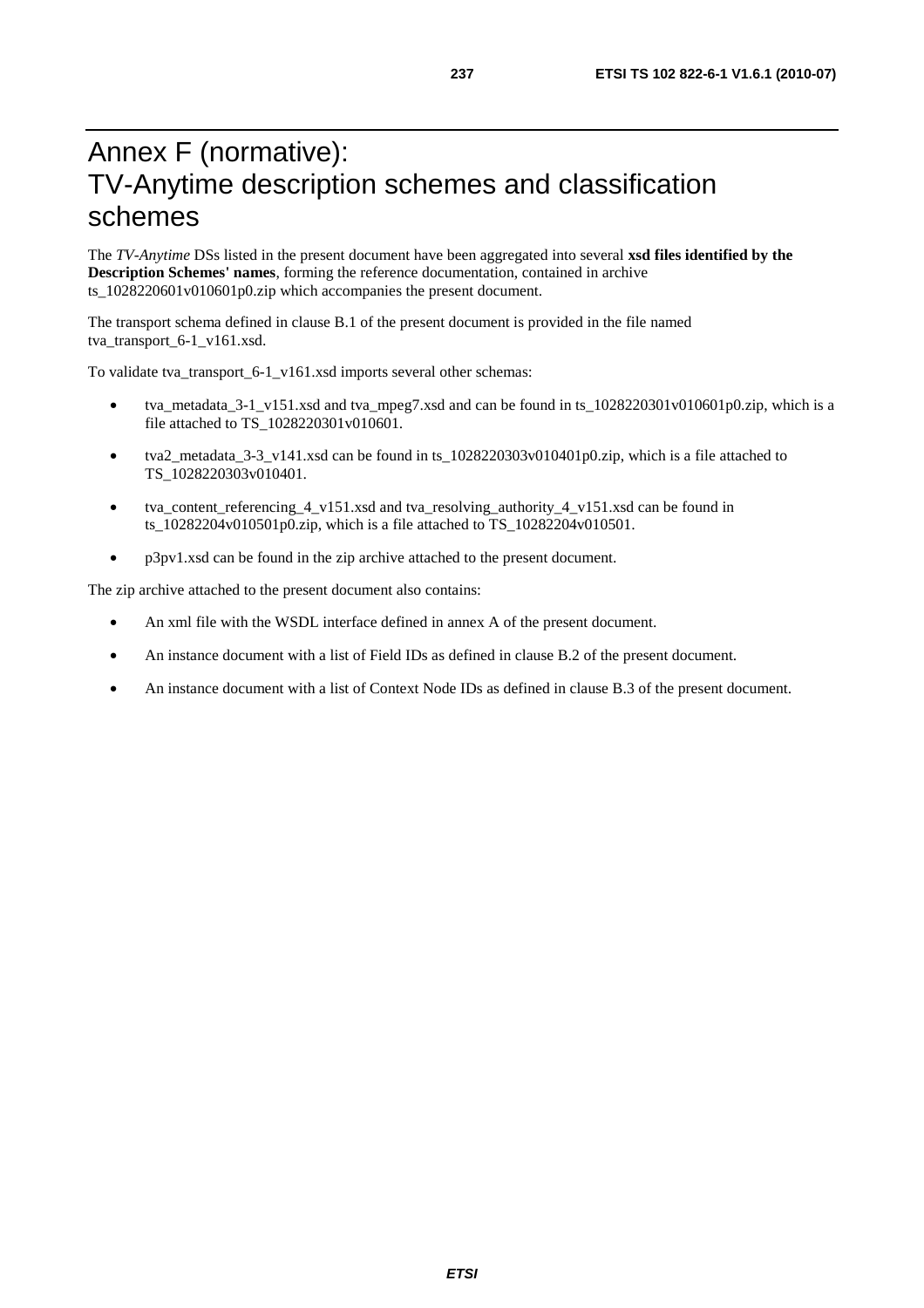# Annex F (normative): TV-Anytime description schemes and classification schemes

The *TV-Anytime* DSs listed in the present document have been aggregated into several **xsd files identified by the Description Schemes' names**, forming the reference documentation, contained in archive ts_1028220601v010601p0.zip which accompanies the present document.

The transport schema defined in clause B.1 of the present document is provided in the file named tva_transport_6-1_v161.xsd.

To validate tva_transport_6-1_v161.xsd imports several other schemas:

- tva_metadata_3-1_v151.xsd and tva_mpeg7.xsd and can be found in ts_1028220301v010601p0.zip, which is a file attached to TS_1028220301v010601.
- tva2_metadata_3-3_v141.xsd can be found in ts_1028220303v010401p0.zip, which is a file attached to TS_1028220303v010401.
- tva_content_referencing_4_v151.xsd and tva_resolving_authority_4_v151.xsd can be found in ts_10282204v010501p0.zip, which is a file attached to TS_10282204v010501.
- p3pv1.xsd can be found in the zip archive attached to the present document.

The zip archive attached to the present document also contains:

- An xml file with the WSDL interface defined in annex A of the present document.
- An instance document with a list of Field IDs as defined in clause B.2 of the present document.
- An instance document with a list of Context Node IDs as defined in clause B.3 of the present document.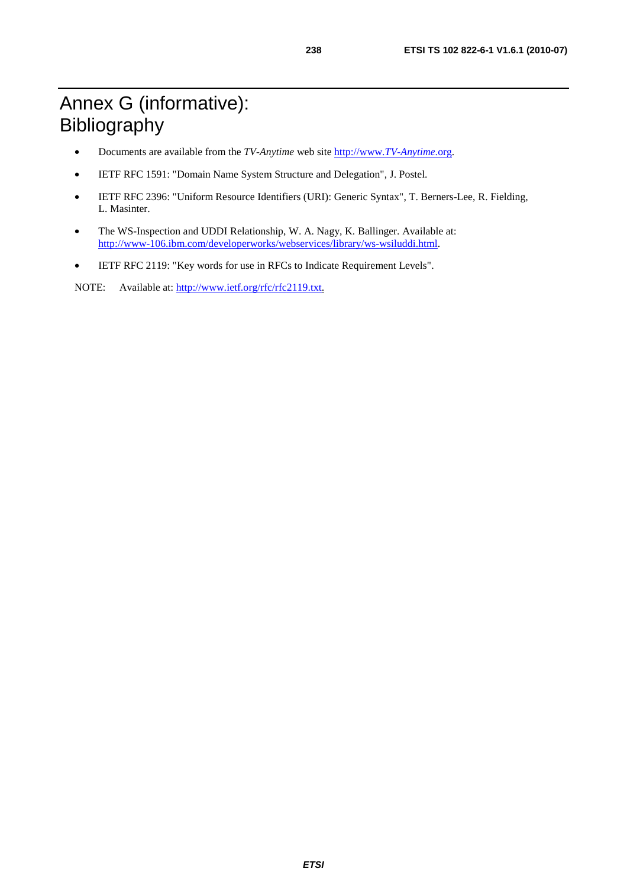# Annex G (informative): Bibliography

- Documents are available from the *TV-Anytime* web site http://www.*TV-Anytime*.org.
- IETF RFC 1591: "Domain Name System Structure and Delegation", J. Postel.
- IETF RFC 2396: "Uniform Resource Identifiers (URI): Generic Syntax", T. Berners-Lee, R. Fielding, L. Masinter.
- The WS-Inspection and UDDI Relationship, W. A. Nagy, K. Ballinger. Available at: http://www-106.ibm.com/developerworks/webservices/library/ws-wsiluddi.html.
- IETF RFC 2119: "Key words for use in RFCs to Indicate Requirement Levels".

NOTE: Available at: http://www.ietf.org/rfc/rfc2119.txt.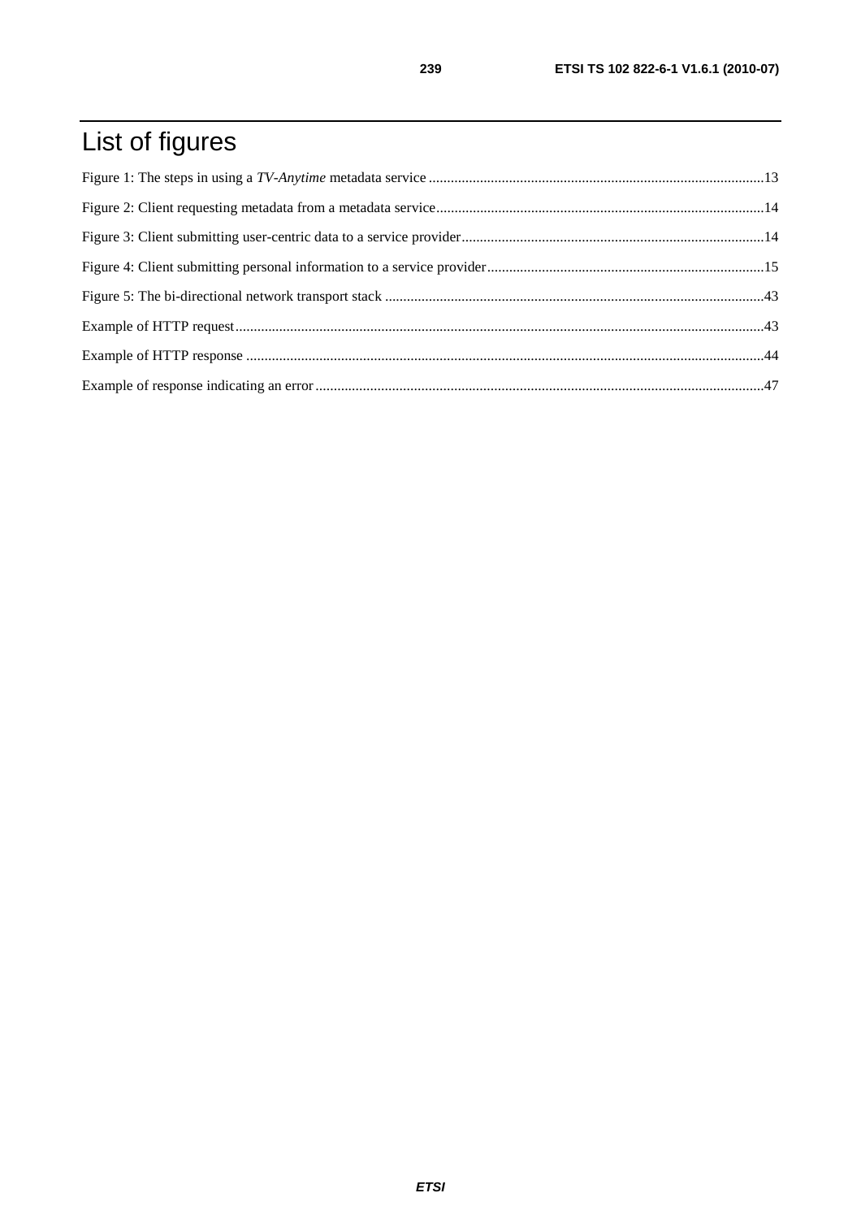# List of figures

Figure 1: The steps in using a *TV-Anytime* metadata service ............................................................................................13

Figure 2: Client requesting metadata from a metadata service..........................................................................................14

Figure 3: Client submitting user-centric data to a service provider...................................................................................14

Figure 4: Client submitting personal information to a service provider............................................................................15

Figure 5: The bi-directional network transport stack .......................................................................................................43

Example of HTTP request.................................................................................................................................................43

Example of HTTP response .............................................................................................................................................44

Example of response indicating an error..........................................................................................................................47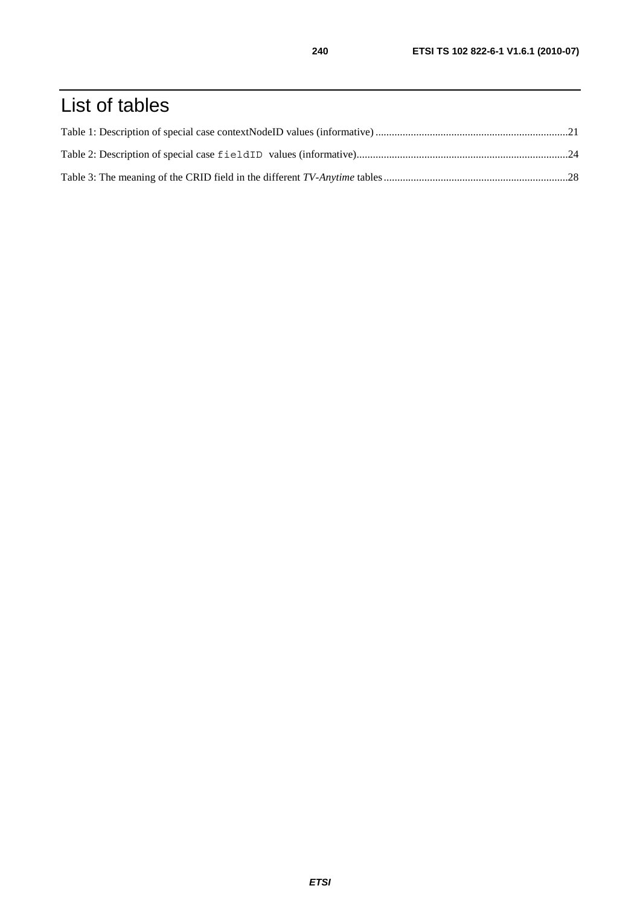# List of tables

Table 1: Description of special case contextNodeID values (informative) .......................................................................21

Table 2: Description of special case `fieldID` values (informative)..............................................................................24

Table 3: The meaning of the CRID field in the different *TV-Anytime* tables....................................................................28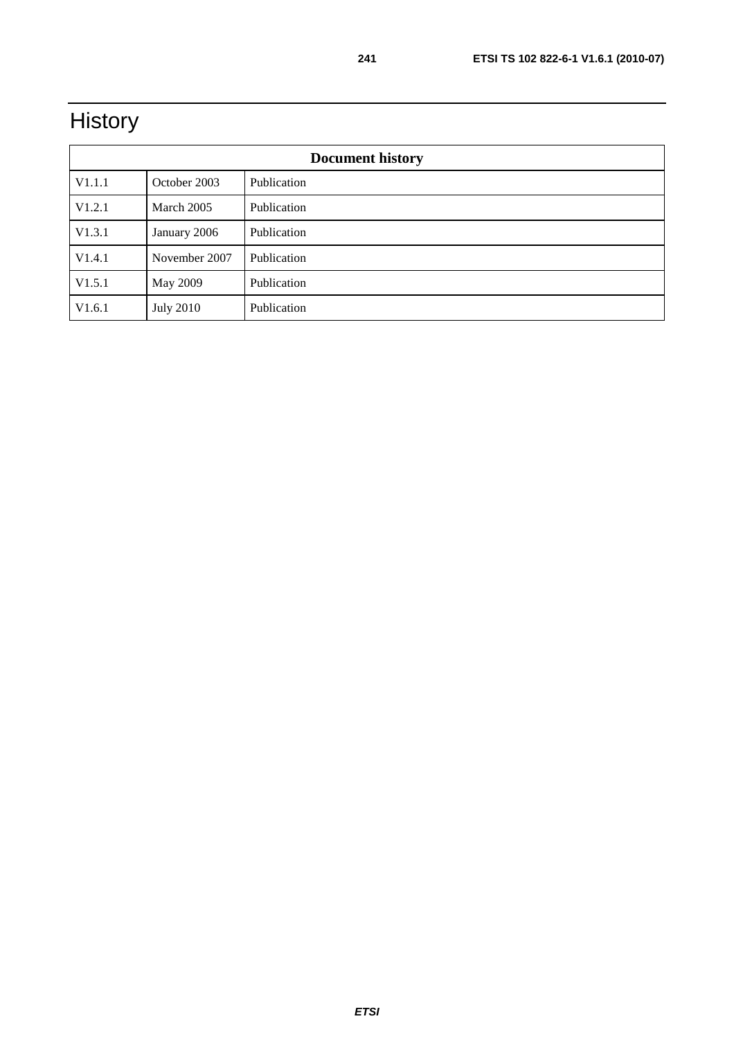# History

| Document history | | |
|---|---|---|
| V1.1.1 | October 2003 | Publication |
| V1.2.1 | March 2005 | Publication |
| V1.3.1 | January 2006 | Publication |
| V1.4.1 | November 2007 | Publication |
| V1.5.1 | May 2009 | Publication |
| V1.6.1 | July 2010 | Publication |